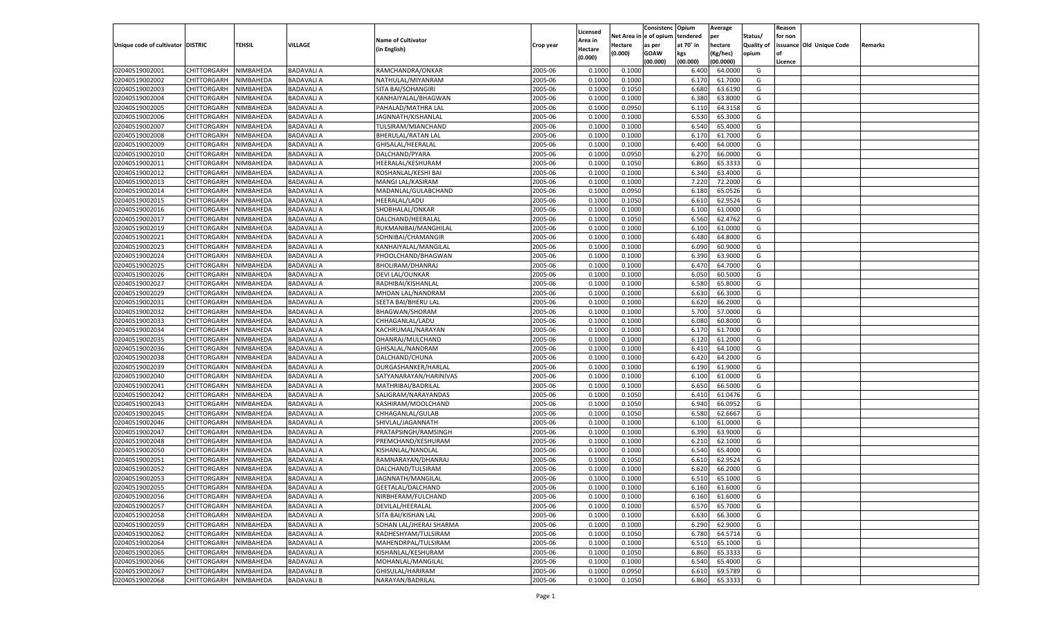| Unique code of cultivator | DISTRIC | TEHSIL | VILLAGE | Name of Cultivator (in English) | Crop year | Licensed Area in Hectare (0.000) | Net Area in Hectare (0.000) | Consistenc e of opium as per GOAW (00.000) | Opium tendered at 70° in kgs (00.000) | Average per hectare (Kg/hec) (00.0000) | Status/ Quality of opium | Reason for non issuance of Licence | Old Unique Code | Remarks |
|---|---|---|---|---|---|---|---|---|---|---|---|---|---|---|
| 02040519002001 | CHITTORGARH | NIMBAHEDA | BADAVALI A | RAMCHANDRA/ONKAR | 2005-06 | 0.1000 | 0.1000 | | 6.400 | 64.0000 | G | | | |
| 02040519002002 | CHITTORGARH | NIMBAHEDA | BADAVALI A | NATHULAL/MIYANRAM | 2005-06 | 0.1000 | 0.1000 | | 6.170 | 61.7000 | G | | | |
| 02040519002003 | CHITTORGARH | NIMBAHEDA | BADAVALI A | SITA BAI/SOHANGIRI | 2005-06 | 0.1000 | 0.1050 | | 6.680 | 63.6190 | G | | | |
| 02040519002004 | CHITTORGARH | NIMBAHEDA | BADAVALI A | KANHAIYALAL/BHAGWAN | 2005-06 | 0.1000 | 0.1000 | | 6.380 | 63.8000 | G | | | |
| 02040519002005 | CHITTORGARH | NIMBAHEDA | BADAVALI A | PAHALAD/MATHRA LAL | 2005-06 | 0.1000 | 0.0950 | | 6.110 | 64.3158 | G | | | |
| 02040519002006 | CHITTORGARH | NIMBAHEDA | BADAVALI A | JAGNNATH/KISHANLAL | 2005-06 | 0.1000 | 0.1000 | | 6.530 | 65.3000 | G | | | |
| 02040519002007 | CHITTORGARH | NIMBAHEDA | BADAVALI A | TULSIRAM/MIANCHAND | 2005-06 | 0.1000 | 0.1000 | | 6.540 | 65.4000 | G | | | |
| 02040519002008 | CHITTORGARH | NIMBAHEDA | BADAVALI A | BHERULAL/RATAN LAL | 2005-06 | 0.1000 | 0.1000 | | 6.170 | 61.7000 | G | | | |
| 02040519002009 | CHITTORGARH | NIMBAHEDA | BADAVALI A | GHISALAL/HEERALAL | 2005-06 | 0.1000 | 0.1000 | | 6.400 | 64.0000 | G | | | |
| 02040519002010 | CHITTORGARH | NIMBAHEDA | BADAVALI A | DALCHAND/PYARA | 2005-06 | 0.1000 | 0.0950 | | 6.270 | 66.0000 | G | | | |
| 02040519002011 | CHITTORGARH | NIMBAHEDA | BADAVALI A | HEERALAL/KESHURAM | 2005-06 | 0.1000 | 0.1050 | | 6.860 | 65.3333 | G | | | |
| 02040519002012 | CHITTORGARH | NIMBAHEDA | BADAVALI A | ROSHANLAL/KESHI BAI | 2005-06 | 0.1000 | 0.1000 | | 6.340 | 63.4000 | G | | | |
| 02040519002013 | CHITTORGARH | NIMBAHEDA | BADAVALI A | MANGI LAL/KASIRAM | 2005-06 | 0.1000 | 0.1000 | | 7.220 | 72.2000 | G | | | |
| 02040519002014 | CHITTORGARH | NIMBAHEDA | BADAVALI A | MADANLAL/GULABCHAND | 2005-06 | 0.1000 | 0.0950 | | 6.180 | 65.0526 | G | | | |
| 02040519002015 | CHITTORGARH | NIMBAHEDA | BADAVALI A | HEERALAL/LADU | 2005-06 | 0.1000 | 0.1050 | | 6.610 | 62.9524 | G | | | |
| 02040519002016 | CHITTORGARH | NIMBAHEDA | BADAVALI A | SHOBHALAL/ONKAR | 2005-06 | 0.1000 | 0.1000 | | 6.100 | 61.0000 | G | | | |
| 02040519002017 | CHITTORGARH | NIMBAHEDA | BADAVALI A | DALCHAND/HEERALAL | 2005-06 | 0.1000 | 0.1050 | | 6.560 | 62.4762 | G | | | |
| 02040519002019 | CHITTORGARH | NIMBAHEDA | BADAVALI A | RUKMANIBAI/MANGHILAL | 2005-06 | 0.1000 | 0.1000 | | 6.100 | 61.0000 | G | | | |
| 02040519002021 | CHITTORGARH | NIMBAHEDA | BADAVALI A | SOHNIBAI/CHAMANGIR | 2005-06 | 0.1000 | 0.1000 | | 6.480 | 64.8000 | G | | | |
| 02040519002023 | CHITTORGARH | NIMBAHEDA | BADAVALI A | KANHAIYALAL/MANGILAL | 2005-06 | 0.1000 | 0.1000 | | 6.090 | 60.9000 | G | | | |
| 02040519002024 | CHITTORGARH | NIMBAHEDA | BADAVALI A | PHOOLCHAND/BHAGWAN | 2005-06 | 0.1000 | 0.1000 | | 6.390 | 63.9000 | G | | | |
| 02040519002025 | CHITTORGARH | NIMBAHEDA | BADAVALI A | BHOLIRAM/DHANRAJ | 2005-06 | 0.1000 | 0.1000 | | 6.470 | 64.7000 | G | | | |
| 02040519002026 | CHITTORGARH | NIMBAHEDA | BADAVALI A | DEVI LAL/OUNKAR | 2005-06 | 0.1000 | 0.1000 | | 6.050 | 60.5000 | G | | | |
| 02040519002027 | CHITTORGARH | NIMBAHEDA | BADAVALI A | RADHIBAI/KISHANLAL | 2005-06 | 0.1000 | 0.1000 | | 6.580 | 65.8000 | G | | | |
| 02040519002029 | CHITTORGARH | NIMBAHEDA | BADAVALI A | MHDAN LAL/NANDRAM | 2005-06 | 0.1000 | 0.1000 | | 6.630 | 66.3000 | G | | | |
| 02040519002031 | CHITTORGARH | NIMBAHEDA | BADAVALI A | SEETA BAI/BHERU LAL | 2005-06 | 0.1000 | 0.1000 | | 6.620 | 66.2000 | G | | | |
| 02040519002032 | CHITTORGARH | NIMBAHEDA | BADAVALI A | BHAGWAN/SHORAM | 2005-06 | 0.1000 | 0.1000 | | 5.700 | 57.0000 | G | | | |
| 02040519002033 | CHITTORGARH | NIMBAHEDA | BADAVALI A | CHHAGANLAL/LADU | 2005-06 | 0.1000 | 0.1000 | | 6.080 | 60.8000 | G | | | |
| 02040519002034 | CHITTORGARH | NIMBAHEDA | BADAVALI A | KACHRUMAL/NARAYAN | 2005-06 | 0.1000 | 0.1000 | | 6.170 | 61.7000 | G | | | |
| 02040519002035 | CHITTORGARH | NIMBAHEDA | BADAVALI A | DHANRAJ/MULCHAND | 2005-06 | 0.1000 | 0.1000 | | 6.120 | 61.2000 | G | | | |
| 02040519002036 | CHITTORGARH | NIMBAHEDA | BADAVALI A | GHISALAL/NANDRAM | 2005-06 | 0.1000 | 0.1000 | | 6.410 | 64.1000 | G | | | |
| 02040519002038 | CHITTORGARH | NIMBAHEDA | BADAVALI A | DALCHAND/CHUNA | 2005-06 | 0.1000 | 0.1000 | | 6.420 | 64.2000 | G | | | |
| 02040519002039 | CHITTORGARH | NIMBAHEDA | BADAVALI A | DURGASHANKER/HARLAL | 2005-06 | 0.1000 | 0.1000 | | 6.190 | 61.9000 | G | | | |
| 02040519002040 | CHITTORGARH | NIMBAHEDA | BADAVALI A | SATYANARAYAN/HARINIVAS | 2005-06 | 0.1000 | 0.1000 | | 6.100 | 61.0000 | G | | | |
| 02040519002041 | CHITTORGARH | NIMBAHEDA | BADAVALI A | MATHRIBAI/BADRILAL | 2005-06 | 0.1000 | 0.1000 | | 6.650 | 66.5000 | G | | | |
| 02040519002042 | CHITTORGARH | NIMBAHEDA | BADAVALI A | SALIGRAM/NARAYANDAS | 2005-06 | 0.1000 | 0.1050 | | 6.410 | 61.0476 | G | | | |
| 02040519002043 | CHITTORGARH | NIMBAHEDA | BADAVALI A | KASHIRAM/MOOLCHAND | 2005-06 | 0.1000 | 0.1050 | | 6.940 | 66.0952 | G | | | |
| 02040519002045 | CHITTORGARH | NIMBAHEDA | BADAVALI A | CHHAGANLAL/GULAB | 2005-06 | 0.1000 | 0.1050 | | 6.580 | 62.6667 | G | | | |
| 02040519002046 | CHITTORGARH | NIMBAHEDA | BADAVALI A | SHIVLAL/JAGANNATH | 2005-06 | 0.1000 | 0.1000 | | 6.100 | 61.0000 | G | | | |
| 02040519002047 | CHITTORGARH | NIMBAHEDA | BADAVALI A | PRATAPSINGH/RAMSINGH | 2005-06 | 0.1000 | 0.1000 | | 6.390 | 63.9000 | G | | | |
| 02040519002048 | CHITTORGARH | NIMBAHEDA | BADAVALI A | PREMCHAND/KESHURAM | 2005-06 | 0.1000 | 0.1000 | | 6.210 | 62.1000 | G | | | |
| 02040519002050 | CHITTORGARH | NIMBAHEDA | BADAVALI A | KISHANLAL/NANDLAL | 2005-06 | 0.1000 | 0.1000 | | 6.540 | 65.4000 | G | | | |
| 02040519002051 | CHITTORGARH | NIMBAHEDA | BADAVALI A | RAMNARAYAN/DHANRAJ | 2005-06 | 0.1000 | 0.1050 | | 6.610 | 62.9524 | G | | | |
| 02040519002052 | CHITTORGARH | NIMBAHEDA | BADAVALI A | DALCHAND/TULSIRAM | 2005-06 | 0.1000 | 0.1000 | | 6.620 | 66.2000 | G | | | |
| 02040519002053 | CHITTORGARH | NIMBAHEDA | BADAVALI A | JAGNNATH/MANGILAL | 2005-06 | 0.1000 | 0.1000 | | 6.510 | 65.1000 | G | | | |
| 02040519002055 | CHITTORGARH | NIMBAHEDA | BADAVALI A | GEETALAL/DALCHAND | 2005-06 | 0.1000 | 0.1000 | | 6.160 | 61.6000 | G | | | |
| 02040519002056 | CHITTORGARH | NIMBAHEDA | BADAVALI A | NIRBHERAM/FULCHAND | 2005-06 | 0.1000 | 0.1000 | | 6.160 | 61.6000 | G | | | |
| 02040519002057 | CHITTORGARH | NIMBAHEDA | BADAVALI A | DEVILAL/HEERALAL | 2005-06 | 0.1000 | 0.1000 | | 6.570 | 65.7000 | G | | | |
| 02040519002058 | CHITTORGARH | NIMBAHEDA | BADAVALI A | SITA BAI/KISHAN LAL | 2005-06 | 0.1000 | 0.1000 | | 6.630 | 66.3000 | G | | | |
| 02040519002059 | CHITTORGARH | NIMBAHEDA | BADAVALI A | SOHAN LAL/JHERAJ SHARMA | 2005-06 | 0.1000 | 0.1000 | | 6.290 | 62.9000 | G | | | |
| 02040519002062 | CHITTORGARH | NIMBAHEDA | BADAVALI A | RADHESHYAM/TULSIRAM | 2005-06 | 0.1000 | 0.1050 | | 6.780 | 64.5714 | G | | | |
| 02040519002064 | CHITTORGARH | NIMBAHEDA | BADAVALI A | MAHENDRPAL/TULSIRAM | 2005-06 | 0.1000 | 0.1000 | | 6.510 | 65.1000 | G | | | |
| 02040519002065 | CHITTORGARH | NIMBAHEDA | BADAVALI A | KISHANLAL/KESHURAM | 2005-06 | 0.1000 | 0.1050 | | 6.860 | 65.3333 | G | | | |
| 02040519002066 | CHITTORGARH | NIMBAHEDA | BADAVALI A | MOHANLAL/MANGILAL | 2005-06 | 0.1000 | 0.1000 | | 6.540 | 65.4000 | G | | | |
| 02040519002067 | CHITTORGARH | NIMBAHEDA | BADAVALI B | GHISULAL/HARIRAM | 2005-06 | 0.1000 | 0.0950 | | 6.610 | 69.5789 | G | | | |
| 02040519002068 | CHITTORGARH | NIMBAHEDA | BADAVALI B | NARAYAN/BADRILAL | 2005-06 | 0.1000 | 0.1050 | | 6.860 | 65.3333 | G | | | |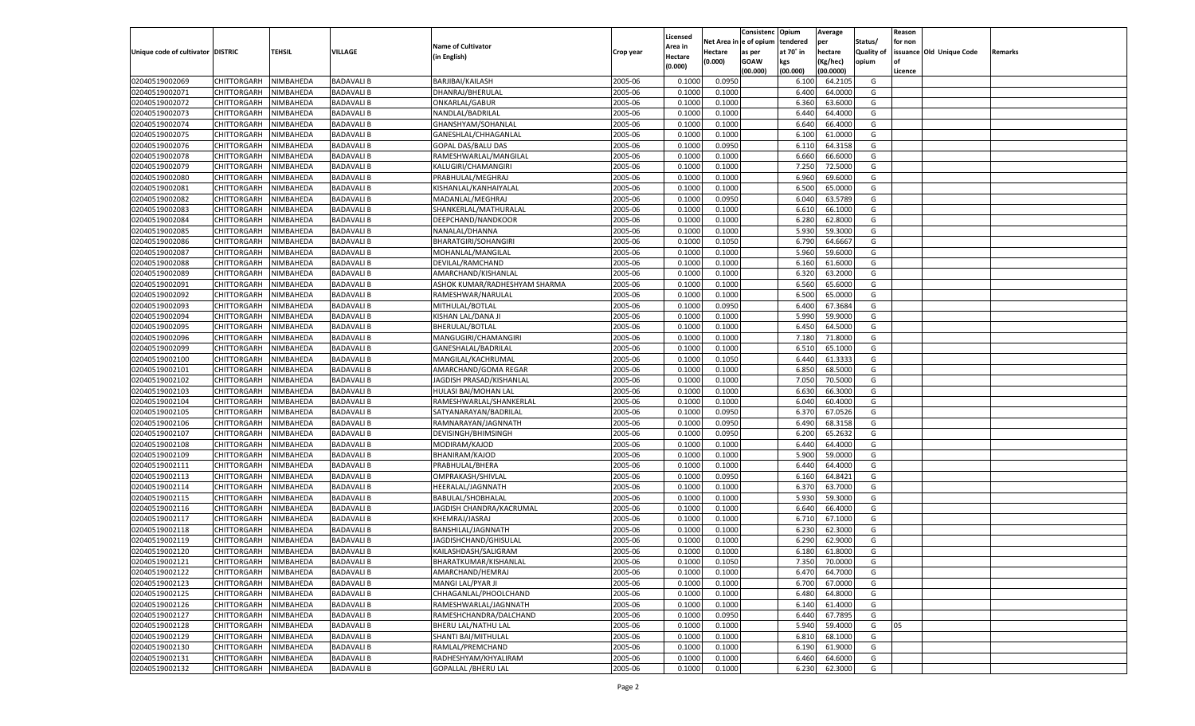| Unique code of cultivator | DISTRIC | TEHSIL | VILLAGE | Name of Cultivator (in English) | Crop year | Licensed Area in Hectare (0.000) | Net Area in Hectare (0.000) | Consistenc e of opium as per GOAW (00.000) | Opium tendered at 70˚ in kgs (00.000) | Average per hectare (Kg/hec) (00.0000) | Status/ Quality of opium | Reason for non issuance of Licence | Old Unique Code | Remarks |
|---|---|---|---|---|---|---|---|---|---|---|---|---|---|---|
| 02040519002069 | CHITTORGARH | NIMBAHEDA | BADAVALI B | BARJIBAI/KAILASH | 2005-06 | 0.1000 | 0.0950 | | 6.100 | 64.2105 | G | | | |
| 02040519002071 | CHITTORGARH | NIMBAHEDA | BADAVALI B | DHANRAJ/BHERULAL | 2005-06 | 0.1000 | 0.1000 | | 6.400 | 64.0000 | G | | | |
| 02040519002072 | CHITTORGARH | NIMBAHEDA | BADAVALI B | ONKARLAL/GABUR | 2005-06 | 0.1000 | 0.1000 | | 6.360 | 63.6000 | G | | | |
| 02040519002073 | CHITTORGARH | NIMBAHEDA | BADAVALI B | NANDLAL/BADRILAL | 2005-06 | 0.1000 | 0.1000 | | 6.440 | 64.4000 | G | | | |
| 02040519002074 | CHITTORGARH | NIMBAHEDA | BADAVALI B | GHANSHYAM/SOHANLAL | 2005-06 | 0.1000 | 0.1000 | | 6.640 | 66.4000 | G | | | |
| 02040519002075 | CHITTORGARH | NIMBAHEDA | BADAVALI B | GANESHLAL/CHHAGANLAL | 2005-06 | 0.1000 | 0.1000 | | 6.100 | 61.0000 | G | | | |
| 02040519002076 | CHITTORGARH | NIMBAHEDA | BADAVALI B | GOPAL DAS/BALU DAS | 2005-06 | 0.1000 | 0.0950 | | 6.110 | 64.3158 | G | | | |
| 02040519002078 | CHITTORGARH | NIMBAHEDA | BADAVALI B | RAMESHWARLAL/MANGILAL | 2005-06 | 0.1000 | 0.1000 | | 6.660 | 66.6000 | G | | | |
| 02040519002079 | CHITTORGARH | NIMBAHEDA | BADAVALI B | KALUGIRI/CHAMANGIRI | 2005-06 | 0.1000 | 0.1000 | | 7.250 | 72.5000 | G | | | |
| 02040519002080 | CHITTORGARH | NIMBAHEDA | BADAVALI B | PRABHULAL/MEGHRAJ | 2005-06 | 0.1000 | 0.1000 | | 6.960 | 69.6000 | G | | | |
| 02040519002081 | CHITTORGARH | NIMBAHEDA | BADAVALI B | KISHANLAL/KANHAIYALAL | 2005-06 | 0.1000 | 0.1000 | | 6.500 | 65.0000 | G | | | |
| 02040519002082 | CHITTORGARH | NIMBAHEDA | BADAVALI B | MADANLAL/MEGHRAJ | 2005-06 | 0.1000 | 0.0950 | | 6.040 | 63.5789 | G | | | |
| 02040519002083 | CHITTORGARH | NIMBAHEDA | BADAVALI B | SHANKERLAL/MATHURALAL | 2005-06 | 0.1000 | 0.1000 | | 6.610 | 66.1000 | G | | | |
| 02040519002084 | CHITTORGARH | NIMBAHEDA | BADAVALI B | DEEPCHAND/NANDKOOR | 2005-06 | 0.1000 | 0.1000 | | 6.280 | 62.8000 | G | | | |
| 02040519002085 | CHITTORGARH | NIMBAHEDA | BADAVALI B | NANALAL/DHANNA | 2005-06 | 0.1000 | 0.1000 | | 5.930 | 59.3000 | G | | | |
| 02040519002086 | CHITTORGARH | NIMBAHEDA | BADAVALI B | BHARATGIRI/SOHANGIRI | 2005-06 | 0.1000 | 0.1050 | | 6.790 | 64.6667 | G | | | |
| 02040519002087 | CHITTORGARH | NIMBAHEDA | BADAVALI B | MOHANLAL/MANGILAL | 2005-06 | 0.1000 | 0.1000 | | 5.960 | 59.6000 | G | | | |
| 02040519002088 | CHITTORGARH | NIMBAHEDA | BADAVALI B | DEVILAL/RAMCHAND | 2005-06 | 0.1000 | 0.1000 | | 6.160 | 61.6000 | G | | | |
| 02040519002089 | CHITTORGARH | NIMBAHEDA | BADAVALI B | AMARCHAND/KISHANLAL | 2005-06 | 0.1000 | 0.1000 | | 6.320 | 63.2000 | G | | | |
| 02040519002091 | CHITTORGARH | NIMBAHEDA | BADAVALI B | ASHOK KUMAR/RADHESHYAM SHARMA | 2005-06 | 0.1000 | 0.1000 | | 6.560 | 65.6000 | G | | | |
| 02040519002092 | CHITTORGARH | NIMBAHEDA | BADAVALI B | RAMESHWAR/NARULAL | 2005-06 | 0.1000 | 0.1000 | | 6.500 | 65.0000 | G | | | |
| 02040519002093 | CHITTORGARH | NIMBAHEDA | BADAVALI B | MITHULAL/BOTLAL | 2005-06 | 0.1000 | 0.0950 | | 6.400 | 67.3684 | G | | | |
| 02040519002094 | CHITTORGARH | NIMBAHEDA | BADAVALI B | KISHAN LAL/DANA JI | 2005-06 | 0.1000 | 0.1000 | | 5.990 | 59.9000 | G | | | |
| 02040519002095 | CHITTORGARH | NIMBAHEDA | BADAVALI B | BHERULAL/BOTLAL | 2005-06 | 0.1000 | 0.1000 | | 6.450 | 64.5000 | G | | | |
| 02040519002096 | CHITTORGARH | NIMBAHEDA | BADAVALI B | MANGUGIRI/CHAMANGIRI | 2005-06 | 0.1000 | 0.1000 | | 7.180 | 71.8000 | G | | | |
| 02040519002099 | CHITTORGARH | NIMBAHEDA | BADAVALI B | GANESHALAL/BADRILAL | 2005-06 | 0.1000 | 0.1000 | | 6.510 | 65.1000 | G | | | |
| 02040519002100 | CHITTORGARH | NIMBAHEDA | BADAVALI B | MANGILAL/KACHRUMAL | 2005-06 | 0.1000 | 0.1050 | | 6.440 | 61.3333 | G | | | |
| 02040519002101 | CHITTORGARH | NIMBAHEDA | BADAVALI B | AMARCHAND/GOMA REGAR | 2005-06 | 0.1000 | 0.1000 | | 6.850 | 68.5000 | G | | | |
| 02040519002102 | CHITTORGARH | NIMBAHEDA | BADAVALI B | JAGDISH PRASAD/KISHANLAL | 2005-06 | 0.1000 | 0.1000 | | 7.050 | 70.5000 | G | | | |
| 02040519002103 | CHITTORGARH | NIMBAHEDA | BADAVALI B | HULASI BAI/MOHAN LAL | 2005-06 | 0.1000 | 0.1000 | | 6.630 | 66.3000 | G | | | |
| 02040519002104 | CHITTORGARH | NIMBAHEDA | BADAVALI B | RAMESHWARLAL/SHANKERLAL | 2005-06 | 0.1000 | 0.1000 | | 6.040 | 60.4000 | G | | | |
| 02040519002105 | CHITTORGARH | NIMBAHEDA | BADAVALI B | SATYANARAYAN/BADRILAL | 2005-06 | 0.1000 | 0.0950 | | 6.370 | 67.0526 | G | | | |
| 02040519002106 | CHITTORGARH | NIMBAHEDA | BADAVALI B | RAMNARAYAN/JAGNNATH | 2005-06 | 0.1000 | 0.0950 | | 6.490 | 68.3158 | G | | | |
| 02040519002107 | CHITTORGARH | NIMBAHEDA | BADAVALI B | DEVISINGH/BHIMSINGH | 2005-06 | 0.1000 | 0.0950 | | 6.200 | 65.2632 | G | | | |
| 02040519002108 | CHITTORGARH | NIMBAHEDA | BADAVALI B | MODIRAM/KAJOD | 2005-06 | 0.1000 | 0.1000 | | 6.440 | 64.4000 | G | | | |
| 02040519002109 | CHITTORGARH | NIMBAHEDA | BADAVALI B | BHANIRAM/KAJOD | 2005-06 | 0.1000 | 0.1000 | | 5.900 | 59.0000 | G | | | |
| 02040519002111 | CHITTORGARH | NIMBAHEDA | BADAVALI B | PRABHULAL/BHERA | 2005-06 | 0.1000 | 0.1000 | | 6.440 | 64.4000 | G | | | |
| 02040519002113 | CHITTORGARH | NIMBAHEDA | BADAVALI B | OMPRAKASH/SHIVLAL | 2005-06 | 0.1000 | 0.0950 | | 6.160 | 64.8421 | G | | | |
| 02040519002114 | CHITTORGARH | NIMBAHEDA | BADAVALI B | HEERALAL/JAGNNATH | 2005-06 | 0.1000 | 0.1000 | | 6.370 | 63.7000 | G | | | |
| 02040519002115 | CHITTORGARH | NIMBAHEDA | BADAVALI B | BABULAL/SHOBHALAL | 2005-06 | 0.1000 | 0.1000 | | 5.930 | 59.3000 | G | | | |
| 02040519002116 | CHITTORGARH | NIMBAHEDA | BADAVALI B | JAGDISH CHANDRA/KACRUMAL | 2005-06 | 0.1000 | 0.1000 | | 6.640 | 66.4000 | G | | | |
| 02040519002117 | CHITTORGARH | NIMBAHEDA | BADAVALI B | KHEMRAJ/JASRAJ | 2005-06 | 0.1000 | 0.1000 | | 6.710 | 67.1000 | G | | | |
| 02040519002118 | CHITTORGARH | NIMBAHEDA | BADAVALI B | BANSHILAL/JAGNNATH | 2005-06 | 0.1000 | 0.1000 | | 6.230 | 62.3000 | G | | | |
| 02040519002119 | CHITTORGARH | NIMBAHEDA | BADAVALI B | JAGDISHCHAND/GHISULAL | 2005-06 | 0.1000 | 0.1000 | | 6.290 | 62.9000 | G | | | |
| 02040519002120 | CHITTORGARH | NIMBAHEDA | BADAVALI B | KAILASHDASH/SALIGRAM | 2005-06 | 0.1000 | 0.1000 | | 6.180 | 61.8000 | G | | | |
| 02040519002121 | CHITTORGARH | NIMBAHEDA | BADAVALI B | BHARATKUMAR/KISHANLAL | 2005-06 | 0.1000 | 0.1050 | | 7.350 | 70.0000 | G | | | |
| 02040519002122 | CHITTORGARH | NIMBAHEDA | BADAVALI B | AMARCHAND/HEMRAJ | 2005-06 | 0.1000 | 0.1000 | | 6.470 | 64.7000 | G | | | |
| 02040519002123 | CHITTORGARH | NIMBAHEDA | BADAVALI B | MANGI LAL/PYAR JI | 2005-06 | 0.1000 | 0.1000 | | 6.700 | 67.0000 | G | | | |
| 02040519002125 | CHITTORGARH | NIMBAHEDA | BADAVALI B | CHHAGANLAL/PHOOLCHAND | 2005-06 | 0.1000 | 0.1000 | | 6.480 | 64.8000 | G | | | |
| 02040519002126 | CHITTORGARH | NIMBAHEDA | BADAVALI B | RAMESHWARLAL/JAGNNATH | 2005-06 | 0.1000 | 0.1000 | | 6.140 | 61.4000 | G | | | |
| 02040519002127 | CHITTORGARH | NIMBAHEDA | BADAVALI B | RAMESHCHANDRA/DALCHAND | 2005-06 | 0.1000 | 0.0950 | | 6.440 | 67.7895 | G | | | |
| 02040519002128 | CHITTORGARH | NIMBAHEDA | BADAVALI B | BHERU LAL/NATHU LAL | 2005-06 | 0.1000 | 0.1000 | | 5.940 | 59.4000 | G | 05 | | |
| 02040519002129 | CHITTORGARH | NIMBAHEDA | BADAVALI B | SHANTI BAI/MITHULAL | 2005-06 | 0.1000 | 0.1000 | | 6.810 | 68.1000 | G | | | |
| 02040519002130 | CHITTORGARH | NIMBAHEDA | BADAVALI B | RAMLAL/PREMCHAND | 2005-06 | 0.1000 | 0.1000 | | 6.190 | 61.9000 | G | | | |
| 02040519002131 | CHITTORGARH | NIMBAHEDA | BADAVALI B | RADHESHYAM/KHYALIRAM | 2005-06 | 0.1000 | 0.1000 | | 6.460 | 64.6000 | G | | | |
| 02040519002132 | CHITTORGARH | NIMBAHEDA | BADAVALI B | GOPALLAL /BHERU LAL | 2005-06 | 0.1000 | 0.1000 | | 6.230 | 62.3000 | G | | | |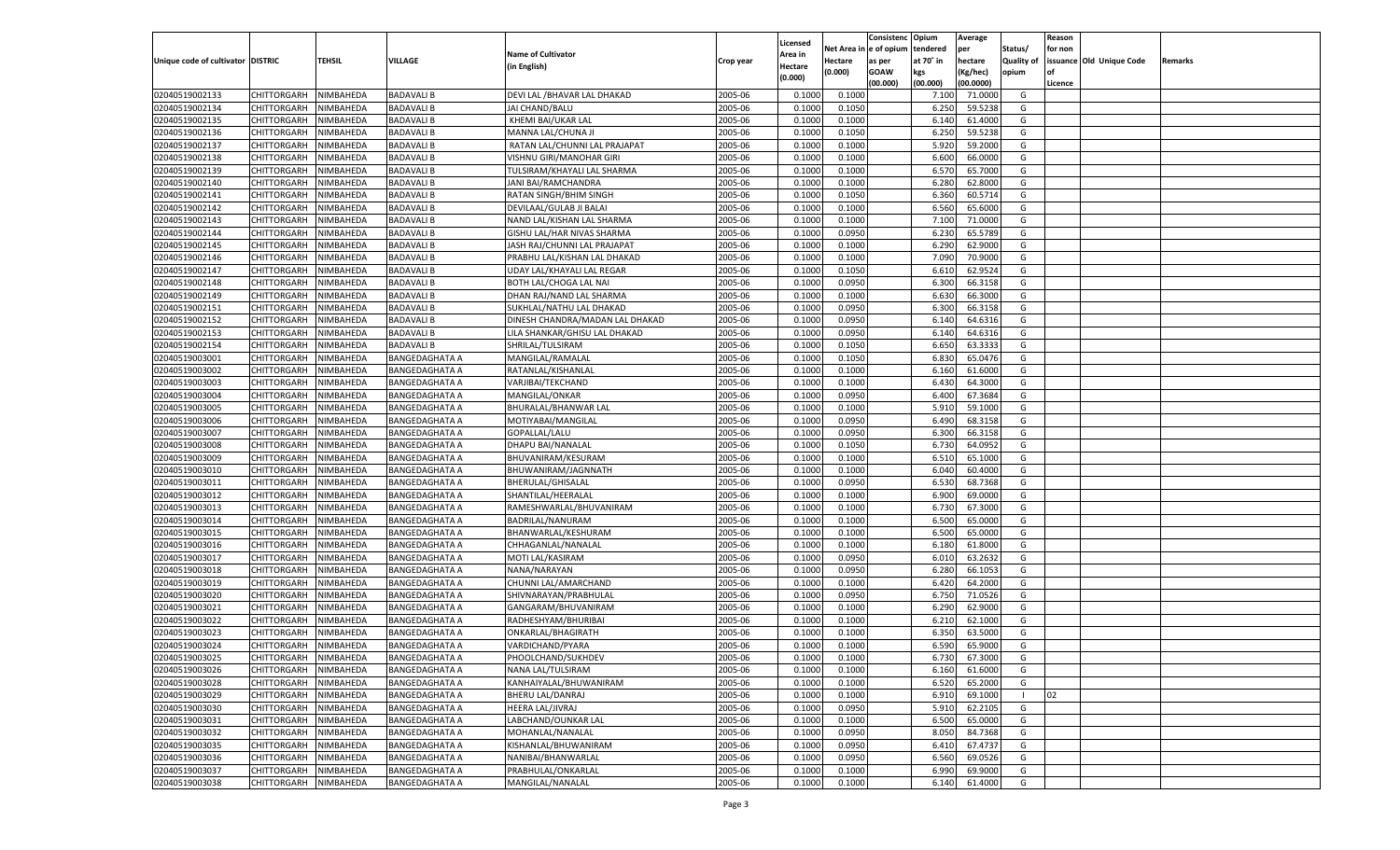| Unique code of cultivator | DISTRIC | TEHSIL | VILLAGE | Name of Cultivator (in English) | Crop year | Licensed Area in Hectare (0.000) | Net Area in Hectare (0.000) | Consistence of opium as per GOAW (00.000) | Opium tendered at 70° in kgs (00.000) | Average per hectare (Kg/hec) (00.0000) | Status/ Quality of opium | Reason for non issuance of Licence | Old Unique Code | Remarks |
|---|---|---|---|---|---|---|---|---|---|---|---|---|---|---|
| 02040519002133 | CHITTORGARH | NIMBAHEDA | BADAVALI B | DEVI LAL /BHAVAR LAL DHAKAD | 2005-06 | 0.1000 | 0.1000 | | 7.100 | 71.0000 | G | | | |
| 02040519002134 | CHITTORGARH | NIMBAHEDA | BADAVALI B | JAI CHAND/BALU | 2005-06 | 0.1000 | 0.1050 | | 6.250 | 59.5238 | G | | | |
| 02040519002135 | CHITTORGARH | NIMBAHEDA | BADAVALI B | KHEMI BAI/UKAR LAL | 2005-06 | 0.1000 | 0.1000 | | 6.140 | 61.4000 | G | | | |
| 02040519002136 | CHITTORGARH | NIMBAHEDA | BADAVALI B | MANNA LAL/CHUNA JI | 2005-06 | 0.1000 | 0.1050 | | 6.250 | 59.5238 | G | | | |
| 02040519002137 | CHITTORGARH | NIMBAHEDA | BADAVALI B | RATAN LAL/CHUNNI LAL PRAJAPAT | 2005-06 | 0.1000 | 0.1000 | | 5.920 | 59.2000 | G | | | |
| 02040519002138 | CHITTORGARH | NIMBAHEDA | BADAVALI B | VISHNU GIRI/MANOHAR GIRI | 2005-06 | 0.1000 | 0.1000 | | 6.600 | 66.0000 | G | | | |
| 02040519002139 | CHITTORGARH | NIMBAHEDA | BADAVALI B | TULSIRAM/KHAYALI LAL SHARMA | 2005-06 | 0.1000 | 0.1000 | | 6.570 | 65.7000 | G | | | |
| 02040519002140 | CHITTORGARH | NIMBAHEDA | BADAVALI B | JANI BAI/RAMCHANDRA | 2005-06 | 0.1000 | 0.1000 | | 6.280 | 62.8000 | G | | | |
| 02040519002141 | CHITTORGARH | NIMBAHEDA | BADAVALI B | RATAN SINGH/BHIM SINGH | 2005-06 | 0.1000 | 0.1050 | | 6.360 | 60.5714 | G | | | |
| 02040519002142 | CHITTORGARH | NIMBAHEDA | BADAVALI B | DEVILAAL/GULAB JI BALAI | 2005-06 | 0.1000 | 0.1000 | | 6.560 | 65.6000 | G | | | |
| 02040519002143 | CHITTORGARH | NIMBAHEDA | BADAVALI B | NAND LAL/KISHAN LAL SHARMA | 2005-06 | 0.1000 | 0.1000 | | 7.100 | 71.0000 | G | | | |
| 02040519002144 | CHITTORGARH | NIMBAHEDA | BADAVALI B | GISHU LAL/HAR NIVAS SHARMA | 2005-06 | 0.1000 | 0.0950 | | 6.230 | 65.5789 | G | | | |
| 02040519002145 | CHITTORGARH | NIMBAHEDA | BADAVALI B | JASH RAJ/CHUNNI LAL PRAJAPAT | 2005-06 | 0.1000 | 0.1000 | | 6.290 | 62.9000 | G | | | |
| 02040519002146 | CHITTORGARH | NIMBAHEDA | BADAVALI B | PRABHU LAL/KISHAN LAL DHAKAD | 2005-06 | 0.1000 | 0.1000 | | 7.090 | 70.9000 | G | | | |
| 02040519002147 | CHITTORGARH | NIMBAHEDA | BADAVALI B | UDAY LAL/KHAYALI LAL REGAR | 2005-06 | 0.1000 | 0.1050 | | 6.610 | 62.9524 | G | | | |
| 02040519002148 | CHITTORGARH | NIMBAHEDA | BADAVALI B | BOTH LAL/CHOGA LAL NAI | 2005-06 | 0.1000 | 0.0950 | | 6.300 | 66.3158 | G | | | |
| 02040519002149 | CHITTORGARH | NIMBAHEDA | BADAVALI B | DHAN RAJ/NAND LAL SHARMA | 2005-06 | 0.1000 | 0.1000 | | 6.630 | 66.3000 | G | | | |
| 02040519002151 | CHITTORGARH | NIMBAHEDA | BADAVALI B | SUKHLAL/NATHU LAL DHAKAD | 2005-06 | 0.1000 | 0.0950 | | 6.300 | 66.3158 | G | | | |
| 02040519002152 | CHITTORGARH | NIMBAHEDA | BADAVALI B | DINESH CHANDRA/MADAN LAL DHAKAD | 2005-06 | 0.1000 | 0.0950 | | 6.140 | 64.6316 | G | | | |
| 02040519002153 | CHITTORGARH | NIMBAHEDA | BADAVALI B | LILA SHANKAR/GHISU LAL DHAKAD | 2005-06 | 0.1000 | 0.0950 | | 6.140 | 64.6316 | G | | | |
| 02040519002154 | CHITTORGARH | NIMBAHEDA | BADAVALI B | SHRILAL/TULSIRAM | 2005-06 | 0.1000 | 0.1050 | | 6.650 | 63.3333 | G | | | |
| 02040519003001 | CHITTORGARH | NIMBAHEDA | BANGEDAGHATA A | MANGILAL/RAMALAL | 2005-06 | 0.1000 | 0.1050 | | 6.830 | 65.0476 | G | | | |
| 02040519003002 | CHITTORGARH | NIMBAHEDA | BANGEDAGHATA A | RATANLAL/KISHANLAL | 2005-06 | 0.1000 | 0.1000 | | 6.160 | 61.6000 | G | | | |
| 02040519003003 | CHITTORGARH | NIMBAHEDA | BANGEDAGHATA A | VARJIBAI/TEKCHAND | 2005-06 | 0.1000 | 0.1000 | | 6.430 | 64.3000 | G | | | |
| 02040519003004 | CHITTORGARH | NIMBAHEDA | BANGEDAGHATA A | MANGILAL/ONKAR | 2005-06 | 0.1000 | 0.0950 | | 6.400 | 67.3684 | G | | | |
| 02040519003005 | CHITTORGARH | NIMBAHEDA | BANGEDAGHATA A | BHURALAL/BHANWAR LAL | 2005-06 | 0.1000 | 0.1000 | | 5.910 | 59.1000 | G | | | |
| 02040519003006 | CHITTORGARH | NIMBAHEDA | BANGEDAGHATA A | MOTIYABAI/MANGILAL | 2005-06 | 0.1000 | 0.0950 | | 6.490 | 68.3158 | G | | | |
| 02040519003007 | CHITTORGARH | NIMBAHEDA | BANGEDAGHATA A | GOPALLAL/LALU | 2005-06 | 0.1000 | 0.0950 | | 6.300 | 66.3158 | G | | | |
| 02040519003008 | CHITTORGARH | NIMBAHEDA | BANGEDAGHATA A | DHAPU BAI/NANALAL | 2005-06 | 0.1000 | 0.1050 | | 6.730 | 64.0952 | G | | | |
| 02040519003009 | CHITTORGARH | NIMBAHEDA | BANGEDAGHATA A | BHUVANIRAM/KESURAM | 2005-06 | 0.1000 | 0.1000 | | 6.510 | 65.1000 | G | | | |
| 02040519003010 | CHITTORGARH | NIMBAHEDA | BANGEDAGHATA A | BHUWANIRAM/JAGNNATH | 2005-06 | 0.1000 | 0.1000 | | 6.040 | 60.4000 | G | | | |
| 02040519003011 | CHITTORGARH | NIMBAHEDA | BANGEDAGHATA A | BHERULAL/GHISALAL | 2005-06 | 0.1000 | 0.0950 | | 6.530 | 68.7368 | G | | | |
| 02040519003012 | CHITTORGARH | NIMBAHEDA | BANGEDAGHATA A | SHANTILAL/HEERALAL | 2005-06 | 0.1000 | 0.1000 | | 6.900 | 69.0000 | G | | | |
| 02040519003013 | CHITTORGARH | NIMBAHEDA | BANGEDAGHATA A | RAMESHWARLAL/BHUVANIRAM | 2005-06 | 0.1000 | 0.1000 | | 6.730 | 67.3000 | G | | | |
| 02040519003014 | CHITTORGARH | NIMBAHEDA | BANGEDAGHATA A | BADRILAL/NANURAM | 2005-06 | 0.1000 | 0.1000 | | 6.500 | 65.0000 | G | | | |
| 02040519003015 | CHITTORGARH | NIMBAHEDA | BANGEDAGHATA A | BHANWARLAL/KESHURAM | 2005-06 | 0.1000 | 0.1000 | | 6.500 | 65.0000 | G | | | |
| 02040519003016 | CHITTORGARH | NIMBAHEDA | BANGEDAGHATA A | CHHAGANLAL/NANALAL | 2005-06 | 0.1000 | 0.1000 | | 6.180 | 61.8000 | G | | | |
| 02040519003017 | CHITTORGARH | NIMBAHEDA | BANGEDAGHATA A | MOTI LAL/KASIRAM | 2005-06 | 0.1000 | 0.0950 | | 6.010 | 63.2632 | G | | | |
| 02040519003018 | CHITTORGARH | NIMBAHEDA | BANGEDAGHATA A | NANA/NARAYAN | 2005-06 | 0.1000 | 0.0950 | | 6.280 | 66.1053 | G | | | |
| 02040519003019 | CHITTORGARH | NIMBAHEDA | BANGEDAGHATA A | CHUNNI LAL/AMARCHAND | 2005-06 | 0.1000 | 0.1000 | | 6.420 | 64.2000 | G | | | |
| 02040519003020 | CHITTORGARH | NIMBAHEDA | BANGEDAGHATA A | SHIVNARAYAN/PRABHULAL | 2005-06 | 0.1000 | 0.0950 | | 6.750 | 71.0526 | G | | | |
| 02040519003021 | CHITTORGARH | NIMBAHEDA | BANGEDAGHATA A | GANGARAM/BHUVANIRAM | 2005-06 | 0.1000 | 0.1000 | | 6.290 | 62.9000 | G | | | |
| 02040519003022 | CHITTORGARH | NIMBAHEDA | BANGEDAGHATA A | RADHESHYAM/BHURIBAI | 2005-06 | 0.1000 | 0.1000 | | 6.210 | 62.1000 | G | | | |
| 02040519003023 | CHITTORGARH | NIMBAHEDA | BANGEDAGHATA A | ONKARLAL/BHAGIRATH | 2005-06 | 0.1000 | 0.1000 | | 6.350 | 63.5000 | G | | | |
| 02040519003024 | CHITTORGARH | NIMBAHEDA | BANGEDAGHATA A | VARDICHAND/PYARA | 2005-06 | 0.1000 | 0.1000 | | 6.590 | 65.9000 | G | | | |
| 02040519003025 | CHITTORGARH | NIMBAHEDA | BANGEDAGHATA A | PHOOLCHAND/SUKHDEV | 2005-06 | 0.1000 | 0.1000 | | 6.730 | 67.3000 | G | | | |
| 02040519003026 | CHITTORGARH | NIMBAHEDA | BANGEDAGHATA A | NANA LAL/TULSIRAM | 2005-06 | 0.1000 | 0.1000 | | 6.160 | 61.6000 | G | | | |
| 02040519003028 | CHITTORGARH | NIMBAHEDA | BANGEDAGHATA A | KANHAIYALAL/BHUWANIRAM | 2005-06 | 0.1000 | 0.1000 | | 6.520 | 65.2000 | G | | | |
| 02040519003029 | CHITTORGARH | NIMBAHEDA | BANGEDAGHATA A | BHERU LAL/DANRAJ | 2005-06 | 0.1000 | 0.1000 | | 6.910 | 69.1000 | I | 02 | | |
| 02040519003030 | CHITTORGARH | NIMBAHEDA | BANGEDAGHATA A | HEERA LAL/JIVRAJ | 2005-06 | 0.1000 | 0.0950 | | 5.910 | 62.2105 | G | | | |
| 02040519003031 | CHITTORGARH | NIMBAHEDA | BANGEDAGHATA A | LABCHAND/OUNKAR LAL | 2005-06 | 0.1000 | 0.1000 | | 6.500 | 65.0000 | G | | | |
| 02040519003032 | CHITTORGARH | NIMBAHEDA | BANGEDAGHATA A | MOHANLAL/NANALAL | 2005-06 | 0.1000 | 0.0950 | | 8.050 | 84.7368 | G | | | |
| 02040519003035 | CHITTORGARH | NIMBAHEDA | BANGEDAGHATA A | KISHANLAL/BHUWANIRAM | 2005-06 | 0.1000 | 0.0950 | | 6.410 | 67.4737 | G | | | |
| 02040519003036 | CHITTORGARH | NIMBAHEDA | BANGEDAGHATA A | NANIBAI/BHANWARLAL | 2005-06 | 0.1000 | 0.0950 | | 6.560 | 69.0526 | G | | | |
| 02040519003037 | CHITTORGARH | NIMBAHEDA | BANGEDAGHATA A | PRABHULAL/ONKARLAL | 2005-06 | 0.1000 | 0.1000 | | 6.990 | 69.9000 | G | | | |
| 02040519003038 | CHITTORGARH | NIMBAHEDA | BANGEDAGHATA A | MANGILAL/NANALAL | 2005-06 | 0.1000 | 0.1000 | | 6.140 | 61.4000 | G | | | |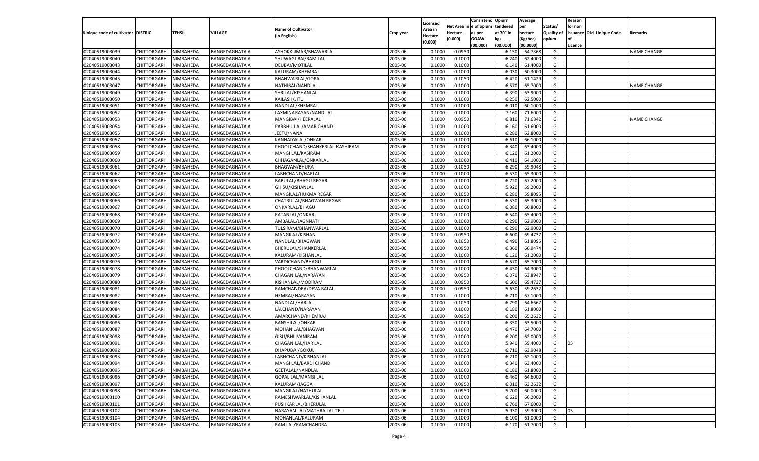| Unique code of cultivator | DISTRIC | TEHSIL | VILLAGE | Name of Cultivator (in English) | Crop year | Licensed Area in Hectare (0.000) | Net Area in Hectare (0.000) | Consistence of opium as per GOAW (00.000) | Opium tendered at 70° in kgs (00.000) | Average per hectare (Kg/hec) (00.0000) | Status/ Quality of opium | Reason for non issuance of Licence | Old Unique Code | Remarks |
|---|---|---|---|---|---|---|---|---|---|---|---|---|---|---|
| 02040519003039 | CHITTORGARH | NIMBAHEDA | BANGEDAGHATA A | ASHOKKUMAR/BHAWARLAL | 2005-06 | 0.1000 | 0.0950 | | 6.150 | 64.7368 | G | | | NAME CHANGE |
| 02040519003040 | CHITTORGARH | NIMBAHEDA | BANGEDAGHATA A | SHUWAGI BAI/RAM LAL | 2005-06 | 0.1000 | 0.1000 | | 6.240 | 62.4000 | G | | | |
| 02040519003043 | CHITTORGARH | NIMBAHEDA | BANGEDAGHATA A | DEUBAI/MOTILAL | 2005-06 | 0.1000 | 0.1000 | | 6.140 | 61.4000 | G | | | |
| 02040519003044 | CHITTORGARH | NIMBAHEDA | BANGEDAGHATA A | KALURAM/KHEMRAJ | 2005-06 | 0.1000 | 0.1000 | | 6.030 | 60.3000 | G | | | |
| 02040519003045 | CHITTORGARH | NIMBAHEDA | BANGEDAGHATA A | BHANWARLAL/GOPAL | 2005-06 | 0.1000 | 0.1050 | | 6.420 | 61.1429 | G | | | |
| 02040519003047 | CHITTORGARH | NIMBAHEDA | BANGEDAGHATA A | NATHIBAI/NANDLAL | 2005-06 | 0.1000 | 0.1000 | | 6.570 | 65.7000 | G | | | NAME CHANGE |
| 02040519003049 | CHITTORGARH | NIMBAHEDA | BANGEDAGHATA A | SHRILAL/KISHANLAL | 2005-06 | 0.1000 | 0.1000 | | 6.390 | 63.9000 | G | | | |
| 02040519003050 | CHITTORGARH | NIMBAHEDA | BANGEDAGHATA A | KAILASH/JITU | 2005-06 | 0.1000 | 0.1000 | | 6.250 | 62.5000 | G | | | |
| 02040519003051 | CHITTORGARH | NIMBAHEDA | BANGEDAGHATA A | NANDLAL/KHEMRAJ | 2005-06 | 0.1000 | 0.1000 | | 6.010 | 60.1000 | G | | | |
| 02040519003052 | CHITTORGARH | NIMBAHEDA | BANGEDAGHATA A | LAXMINARAYAN/NAND LAL | 2005-06 | 0.1000 | 0.1000 | | 7.160 | 71.6000 | G | | | |
| 02040519003053 | CHITTORGARH | NIMBAHEDA | BANGEDAGHATA A | MANGIBAI/HEERALAL | 2005-06 | 0.1000 | 0.0950 | | 6.810 | 71.6842 | G | | | NAME CHANGE |
| 02040519003054 | CHITTORGARH | NIMBAHEDA | BANGEDAGHATA A | PARBHU LAL/AMAR CHAND | 2005-06 | 0.1000 | 0.1000 | | 6.160 | 61.6000 | G | | | |
| 02040519003055 | CHITTORGARH | NIMBAHEDA | BANGEDAGHATA A | JEETU/NANA | 2005-06 | 0.1000 | 0.1000 | | 6.280 | 62.8000 | G | | | |
| 02040519003057 | CHITTORGARH | NIMBAHEDA | BANGEDAGHATA A | KANHAIYALAL/ONKAR | 2005-06 | 0.1000 | 0.1000 | | 6.610 | 66.1000 | G | | | |
| 02040519003058 | CHITTORGARH | NIMBAHEDA | BANGEDAGHATA A | PHOOLCHAND/SHANKERLAL-KASHIRAM | 2005-06 | 0.1000 | 0.1000 | | 6.340 | 63.4000 | G | | | |
| 02040519003059 | CHITTORGARH | NIMBAHEDA | BANGEDAGHATA A | MANGI LAL/KASIRAM | 2005-06 | 0.1000 | 0.1000 | | 6.120 | 61.2000 | G | | | |
| 02040519003060 | CHITTORGARH | NIMBAHEDA | BANGEDAGHATA A | CHHAGANLAL/ONKARLAL | 2005-06 | 0.1000 | 0.1000 | | 6.410 | 64.1000 | G | | | |
| 02040519003061 | CHITTORGARH | NIMBAHEDA | BANGEDAGHATA A | BHAGVAN/BHURA | 2005-06 | 0.1000 | 0.1050 | | 6.290 | 59.9048 | G | | | |
| 02040519003062 | CHITTORGARH | NIMBAHEDA | BANGEDAGHATA A | LABHCHAND/HARLAL | 2005-06 | 0.1000 | 0.1000 | | 6.530 | 65.3000 | G | | | |
| 02040519003063 | CHITTORGARH | NIMBAHEDA | BANGEDAGHATA A | BABULAL/BHAGU REGAR | 2005-06 | 0.1000 | 0.1000 | | 6.720 | 67.2000 | G | | | |
| 02040519003064 | CHITTORGARH | NIMBAHEDA | BANGEDAGHATA A | GHISU/KISHANLAL | 2005-06 | 0.1000 | 0.1000 | | 5.920 | 59.2000 | G | | | |
| 02040519003065 | CHITTORGARH | NIMBAHEDA | BANGEDAGHATA A | MANGILAL/HUKMA REGAR | 2005-06 | 0.1000 | 0.1050 | | 6.280 | 59.8095 | G | | | |
| 02040519003066 | CHITTORGARH | NIMBAHEDA | BANGEDAGHATA A | CHATRULAL/BHAGWAN REGAR | 2005-06 | 0.1000 | 0.1000 | | 6.530 | 65.3000 | G | | | |
| 02040519003067 | CHITTORGARH | NIMBAHEDA | BANGEDAGHATA A | ONKARLAL/BHAGU | 2005-06 | 0.1000 | 0.1000 | | 6.080 | 60.8000 | G | | | |
| 02040519003068 | CHITTORGARH | NIMBAHEDA | BANGEDAGHATA A | RATANLAL/ONKAR | 2005-06 | 0.1000 | 0.1000 | | 6.540 | 65.4000 | G | | | |
| 02040519003069 | CHITTORGARH | NIMBAHEDA | BANGEDAGHATA A | AMBALAL/JAGNNATH | 2005-06 | 0.1000 | 0.1000 | | 6.290 | 62.9000 | G | | | |
| 02040519003070 | CHITTORGARH | NIMBAHEDA | BANGEDAGHATA A | TULSIRAM/BHANWARLAL | 2005-06 | 0.1000 | 0.1000 | | 6.290 | 62.9000 | G | | | |
| 02040519003072 | CHITTORGARH | NIMBAHEDA | BANGEDAGHATA A | MANGILAL/KISHAN | 2005-06 | 0.1000 | 0.0950 | | 6.600 | 69.4737 | G | | | |
| 02040519003073 | CHITTORGARH | NIMBAHEDA | BANGEDAGHATA A | NANDLAL/BHAGWAN | 2005-06 | 0.1000 | 0.1050 | | 6.490 | 61.8095 | G | | | |
| 02040519003074 | CHITTORGARH | NIMBAHEDA | BANGEDAGHATA A | BHERULAL/SHANKERLAL | 2005-06 | 0.1000 | 0.0950 | | 6.360 | 66.9474 | G | | | |
| 02040519003075 | CHITTORGARH | NIMBAHEDA | BANGEDAGHATA A | KALURAM/KISHANLAL | 2005-06 | 0.1000 | 0.1000 | | 6.120 | 61.2000 | G | | | |
| 02040519003076 | CHITTORGARH | NIMBAHEDA | BANGEDAGHATA A | VARDICHAND/BHAGU | 2005-06 | 0.1000 | 0.1000 | | 6.570 | 65.7000 | G | | | |
| 02040519003078 | CHITTORGARH | NIMBAHEDA | BANGEDAGHATA A | PHOOLCHAND/BHANWARLAL | 2005-06 | 0.1000 | 0.1000 | | 6.430 | 64.3000 | G | | | |
| 02040519003079 | CHITTORGARH | NIMBAHEDA | BANGEDAGHATA A | CHAGAN LAL/NARAYAN | 2005-06 | 0.1000 | 0.0950 | | 6.070 | 63.8947 | G | | | |
| 02040519003080 | CHITTORGARH | NIMBAHEDA | BANGEDAGHATA A | KISHANLAL/MODIRAM | 2005-06 | 0.1000 | 0.0950 | | 6.600 | 69.4737 | G | | | |
| 02040519003081 | CHITTORGARH | NIMBAHEDA | BANGEDAGHATA A | RAMCHANDRA/DEVA BALAI | 2005-06 | 0.1000 | 0.0950 | | 5.630 | 59.2632 | G | | | |
| 02040519003082 | CHITTORGARH | NIMBAHEDA | BANGEDAGHATA A | HEMRAJ/NARAYAN | 2005-06 | 0.1000 | 0.1000 | | 6.710 | 67.1000 | G | | | |
| 02040519003083 | CHITTORGARH | NIMBAHEDA | BANGEDAGHATA A | NANDLAL/HARLAL | 2005-06 | 0.1000 | 0.1050 | | 6.790 | 64.6667 | G | | | |
| 02040519003084 | CHITTORGARH | NIMBAHEDA | BANGEDAGHATA A | LALCHAND/NARAYAN | 2005-06 | 0.1000 | 0.1000 | | 6.180 | 61.8000 | G | | | |
| 02040519003085 | CHITTORGARH | NIMBAHEDA | BANGEDAGHATA A | AMARCHAND/KHEMRAJ | 2005-06 | 0.1000 | 0.0950 | | 6.200 | 65.2632 | G | | | |
| 02040519003086 | CHITTORGARH | NIMBAHEDA | BANGEDAGHATA A | BANSHILAL/ONKAR | 2005-06 | 0.1000 | 0.1000 | | 6.350 | 63.5000 | G | | | |
| 02040519003087 | CHITTORGARH | NIMBAHEDA | BANGEDAGHATA A | MOHAN LAL/BHAGVAN | 2005-06 | 0.1000 | 0.1000 | | 6.470 | 64.7000 | G | | | |
| 02040519003088 | CHITTORGARH | NIMBAHEDA | BANGEDAGHATA A | GISU/BHUVANIRAM | 2005-06 | 0.1000 | 0.1000 | | 6.200 | 62.0000 | G | | | |
| 02040519003091 | CHITTORGARH | NIMBAHEDA | BANGEDAGHATA A | CHAGAN LAL/HAR LAL | 2005-06 | 0.1000 | 0.1000 | | 5.940 | 59.4000 | G | 05 | | |
| 02040519003092 | CHITTORGARH | NIMBAHEDA | BANGEDAGHATA A | DHAPUBAI/GOKUL | 2005-06 | 0.1000 | 0.1050 | | 6.710 | 63.9048 | G | | | |
| 02040519003093 | CHITTORGARH | NIMBAHEDA | BANGEDAGHATA A | LABHCHAND/KISHANLAL | 2005-06 | 0.1000 | 0.1000 | | 6.210 | 62.1000 | G | | | |
| 02040519003094 | CHITTORGARH | NIMBAHEDA | BANGEDAGHATA A | MANGI LAL/BARDI CHAND | 2005-06 | 0.1000 | 0.1000 | | 6.340 | 63.4000 | G | | | |
| 02040519003095 | CHITTORGARH | NIMBAHEDA | BANGEDAGHATA A | GEETALAL/NANDLAL | 2005-06 | 0.1000 | 0.1000 | | 6.180 | 61.8000 | G | | | |
| 02040519003096 | CHITTORGARH | NIMBAHEDA | BANGEDAGHATA A | GOPAL LAL/MANGI LAL | 2005-06 | 0.1000 | 0.1000 | | 6.460 | 64.6000 | G | | | |
| 02040519003097 | CHITTORGARH | NIMBAHEDA | BANGEDAGHATA A | KALURAM/JAGGA | 2005-06 | 0.1000 | 0.0950 | | 6.010 | 63.2632 | G | | | |
| 02040519003098 | CHITTORGARH | NIMBAHEDA | BANGEDAGHATA A | MANGILAL/NATHULAL | 2005-06 | 0.1000 | 0.0950 | | 5.700 | 60.0000 | G | | | |
| 02040519003100 | CHITTORGARH | NIMBAHEDA | BANGEDAGHATA A | RAMESHWARLAL/KISHANLAL | 2005-06 | 0.1000 | 0.1000 | | 6.620 | 66.2000 | G | | | |
| 02040519003101 | CHITTORGARH | NIMBAHEDA | BANGEDAGHATA A | PUSHKARLAL/BHERULAL | 2005-06 | 0.1000 | 0.1000 | | 6.760 | 67.6000 | G | | | |
| 02040519003102 | CHITTORGARH | NIMBAHEDA | BANGEDAGHATA A | NARAYAN LAL/MATHRA LAL TELI | 2005-06 | 0.1000 | 0.1000 | | 5.930 | 59.3000 | G | 05 | | |
| 02040519003104 | CHITTORGARH | NIMBAHEDA | BANGEDAGHATA A | MOHANLAL/KALURAM | 2005-06 | 0.1000 | 0.1000 | | 6.100 | 61.0000 | G | | | |
| 02040519003105 | CHITTORGARH | NIMBAHEDA | BANGEDAGHATA A | RAM LAL/RAMCHANDRA | 2005-06 | 0.1000 | 0.1000 | | 6.170 | 61.7000 | G | | | |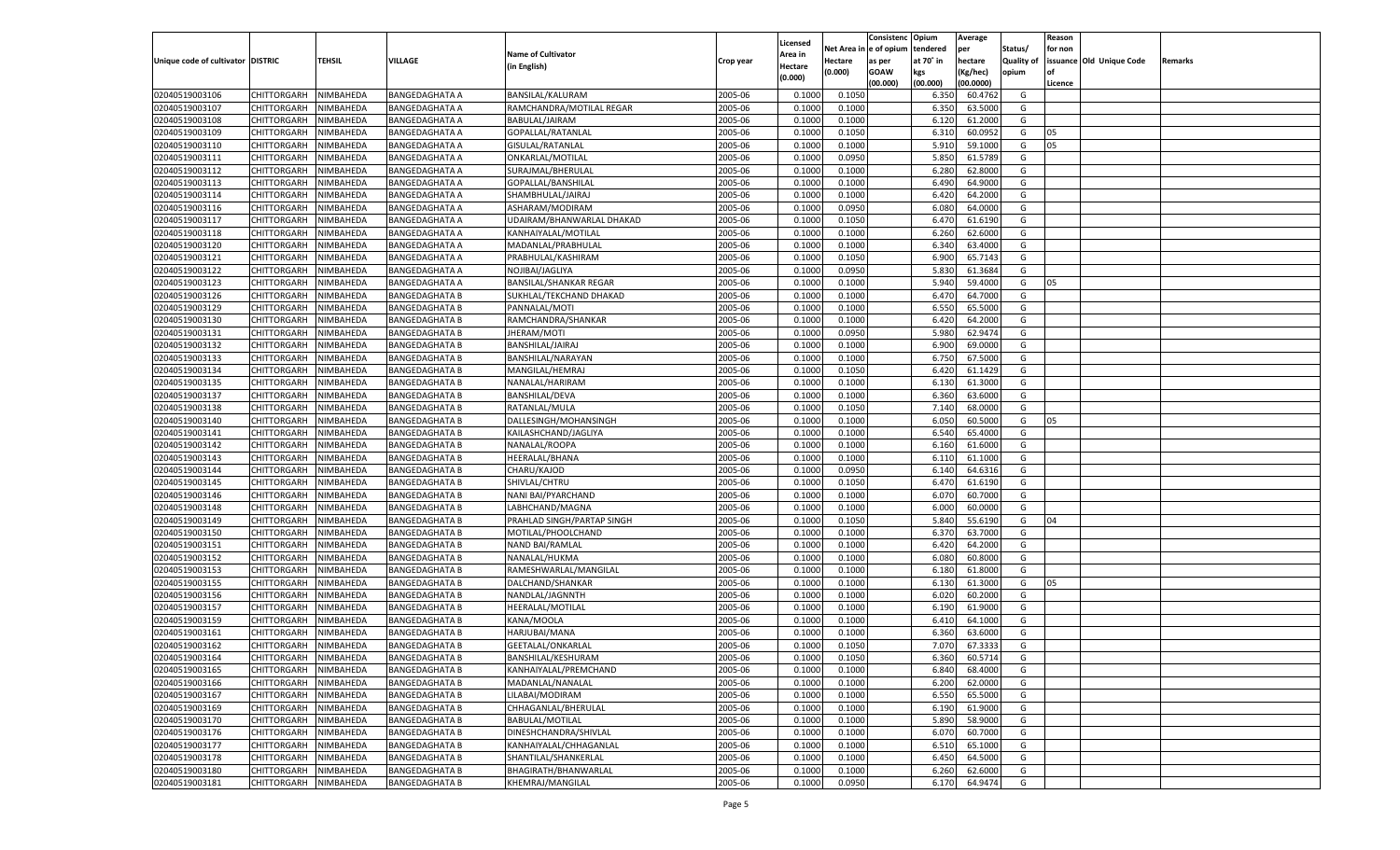| Unique code of cultivator | DISTRIC | TEHSIL | VILLAGE | Name of Cultivator (in English) | Crop year | Licensed Area in Hectare (0.000) | Net Area in Hectare (0.000) | Consistenc e of opium as per GOAW (00.000) | Opium tendered at 70° in kgs (00.000) | Average per hectare (Kg/hec) (00.0000) | Status/ Quality of opium | Reason for non issuance of Licence | Old Unique Code | Remarks |
|---|---|---|---|---|---|---|---|---|---|---|---|---|---|---|
| 02040519003106 | CHITTORGARH | NIMBAHEDA | BANGEDAGHATA A | BANSILAL/KALURAM | 2005-06 | 0.1000 | 0.1050 | | 6.350 | 60.4762 | G | | | |
| 02040519003107 | CHITTORGARH | NIMBAHEDA | BANGEDAGHATA A | RAMCHANDRA/MOTILAL REGAR | 2005-06 | 0.1000 | 0.1000 | | 6.350 | 63.5000 | G | | | |
| 02040519003108 | CHITTORGARH | NIMBAHEDA | BANGEDAGHATA A | BABULAL/JAIRAM | 2005-06 | 0.1000 | 0.1000 | | 6.120 | 61.2000 | G | | | |
| 02040519003109 | CHITTORGARH | NIMBAHEDA | BANGEDAGHATA A | GOPALLAL/RATANLAL | 2005-06 | 0.1000 | 0.1050 | | 6.310 | 60.0952 | G | 05 | | |
| 02040519003110 | CHITTORGARH | NIMBAHEDA | BANGEDAGHATA A | GISULAL/RATANLAL | 2005-06 | 0.1000 | 0.1000 | | 5.910 | 59.1000 | G | 05 | | |
| 02040519003111 | CHITTORGARH | NIMBAHEDA | BANGEDAGHATA A | ONKARLAL/MOTILAL | 2005-06 | 0.1000 | 0.0950 | | 5.850 | 61.5789 | G | | | |
| 02040519003112 | CHITTORGARH | NIMBAHEDA | BANGEDAGHATA A | SURAJMAL/BHERULAL | 2005-06 | 0.1000 | 0.1000 | | 6.280 | 62.8000 | G | | | |
| 02040519003113 | CHITTORGARH | NIMBAHEDA | BANGEDAGHATA A | GOPALLAL/BANSHILAL | 2005-06 | 0.1000 | 0.1000 | | 6.490 | 64.9000 | G | | | |
| 02040519003114 | CHITTORGARH | NIMBAHEDA | BANGEDAGHATA A | SHAMBHULAL/JAIRAJ | 2005-06 | 0.1000 | 0.1000 | | 6.420 | 64.2000 | G | | | |
| 02040519003116 | CHITTORGARH | NIMBAHEDA | BANGEDAGHATA A | ASHARAM/MODIRAM | 2005-06 | 0.1000 | 0.0950 | | 6.080 | 64.0000 | G | | | |
| 02040519003117 | CHITTORGARH | NIMBAHEDA | BANGEDAGHATA A | UDAIRAM/BHANWARLAL DHAKAD | 2005-06 | 0.1000 | 0.1050 | | 6.470 | 61.6190 | G | | | |
| 02040519003118 | CHITTORGARH | NIMBAHEDA | BANGEDAGHATA A | KANHAIYALAL/MOTILAL | 2005-06 | 0.1000 | 0.1000 | | 6.260 | 62.6000 | G | | | |
| 02040519003120 | CHITTORGARH | NIMBAHEDA | BANGEDAGHATA A | MADANLAL/PRABHULAL | 2005-06 | 0.1000 | 0.1000 | | 6.340 | 63.4000 | G | | | |
| 02040519003121 | CHITTORGARH | NIMBAHEDA | BANGEDAGHATA A | PRABHULAL/KASHIRAM | 2005-06 | 0.1000 | 0.1050 | | 6.900 | 65.7143 | G | | | |
| 02040519003122 | CHITTORGARH | NIMBAHEDA | BANGEDAGHATA A | NOJIBAI/JAGLIYA | 2005-06 | 0.1000 | 0.0950 | | 5.830 | 61.3684 | G | | | |
| 02040519003123 | CHITTORGARH | NIMBAHEDA | BANGEDAGHATA A | BANSILAL/SHANKAR REGAR | 2005-06 | 0.1000 | 0.1000 | | 5.940 | 59.4000 | G | 05 | | |
| 02040519003126 | CHITTORGARH | NIMBAHEDA | BANGEDAGHATA B | SUKHLAL/TEKCHAND DHAKAD | 2005-06 | 0.1000 | 0.1000 | | 6.470 | 64.7000 | G | | | |
| 02040519003129 | CHITTORGARH | NIMBAHEDA | BANGEDAGHATA B | PANNALAL/MOTI | 2005-06 | 0.1000 | 0.1000 | | 6.550 | 65.5000 | G | | | |
| 02040519003130 | CHITTORGARH | NIMBAHEDA | BANGEDAGHATA B | RAMCHANDRA/SHANKAR | 2005-06 | 0.1000 | 0.1000 | | 6.420 | 64.2000 | G | | | |
| 02040519003131 | CHITTORGARH | NIMBAHEDA | BANGEDAGHATA B | JHERAM/MOTI | 2005-06 | 0.1000 | 0.0950 | | 5.980 | 62.9474 | G | | | |
| 02040519003132 | CHITTORGARH | NIMBAHEDA | BANGEDAGHATA B | BANSHILAL/JAIRAJ | 2005-06 | 0.1000 | 0.1000 | | 6.900 | 69.0000 | G | | | |
| 02040519003133 | CHITTORGARH | NIMBAHEDA | BANGEDAGHATA B | BANSHILAL/NARAYAN | 2005-06 | 0.1000 | 0.1000 | | 6.750 | 67.5000 | G | | | |
| 02040519003134 | CHITTORGARH | NIMBAHEDA | BANGEDAGHATA B | MANGILAL/HEMRAJ | 2005-06 | 0.1000 | 0.1050 | | 6.420 | 61.1429 | G | | | |
| 02040519003135 | CHITTORGARH | NIMBAHEDA | BANGEDAGHATA B | NANALAL/HARIRAM | 2005-06 | 0.1000 | 0.1000 | | 6.130 | 61.3000 | G | | | |
| 02040519003137 | CHITTORGARH | NIMBAHEDA | BANGEDAGHATA B | BANSHILAL/DEVA | 2005-06 | 0.1000 | 0.1000 | | 6.360 | 63.6000 | G | | | |
| 02040519003138 | CHITTORGARH | NIMBAHEDA | BANGEDAGHATA B | RATANLAL/MULA | 2005-06 | 0.1000 | 0.1050 | | 7.140 | 68.0000 | G | | | |
| 02040519003140 | CHITTORGARH | NIMBAHEDA | BANGEDAGHATA B | DALLESINGH/MOHANSINGH | 2005-06 | 0.1000 | 0.1000 | | 6.050 | 60.5000 | G | 05 | | |
| 02040519003141 | CHITTORGARH | NIMBAHEDA | BANGEDAGHATA B | KAILASHCHAND/JAGLIYA | 2005-06 | 0.1000 | 0.1000 | | 6.540 | 65.4000 | G | | | |
| 02040519003142 | CHITTORGARH | NIMBAHEDA | BANGEDAGHATA B | NANALAL/ROOPA | 2005-06 | 0.1000 | 0.1000 | | 6.160 | 61.6000 | G | | | |
| 02040519003143 | CHITTORGARH | NIMBAHEDA | BANGEDAGHATA B | HEERALAL/BHANA | 2005-06 | 0.1000 | 0.1000 | | 6.110 | 61.1000 | G | | | |
| 02040519003144 | CHITTORGARH | NIMBAHEDA | BANGEDAGHATA B | CHARU/KAJOD | 2005-06 | 0.1000 | 0.0950 | | 6.140 | 64.6316 | G | | | |
| 02040519003145 | CHITTORGARH | NIMBAHEDA | BANGEDAGHATA B | SHIVLAL/CHTRU | 2005-06 | 0.1000 | 0.1050 | | 6.470 | 61.6190 | G | | | |
| 02040519003146 | CHITTORGARH | NIMBAHEDA | BANGEDAGHATA B | NANI BAI/PYARCHAND | 2005-06 | 0.1000 | 0.1000 | | 6.070 | 60.7000 | G | | | |
| 02040519003148 | CHITTORGARH | NIMBAHEDA | BANGEDAGHATA B | LABHCHAND/MAGNA | 2005-06 | 0.1000 | 0.1000 | | 6.000 | 60.0000 | G | | | |
| 02040519003149 | CHITTORGARH | NIMBAHEDA | BANGEDAGHATA B | PRAHLAD SINGH/PARTAP SINGH | 2005-06 | 0.1000 | 0.1050 | | 5.840 | 55.6190 | G | 04 | | |
| 02040519003150 | CHITTORGARH | NIMBAHEDA | BANGEDAGHATA B | MOTILAL/PHOOLCHAND | 2005-06 | 0.1000 | 0.1000 | | 6.370 | 63.7000 | G | | | |
| 02040519003151 | CHITTORGARH | NIMBAHEDA | BANGEDAGHATA B | NAND BAI/RAMLAL | 2005-06 | 0.1000 | 0.1000 | | 6.420 | 64.2000 | G | | | |
| 02040519003152 | CHITTORGARH | NIMBAHEDA | BANGEDAGHATA B | NANALAL/HUKMA | 2005-06 | 0.1000 | 0.1000 | | 6.080 | 60.8000 | G | | | |
| 02040519003153 | CHITTORGARH | NIMBAHEDA | BANGEDAGHATA B | RAMESHWARLAL/MANGILAL | 2005-06 | 0.1000 | 0.1000 | | 6.180 | 61.8000 | G | | | |
| 02040519003155 | CHITTORGARH | NIMBAHEDA | BANGEDAGHATA B | DALCHAND/SHANKAR | 2005-06 | 0.1000 | 0.1000 | | 6.130 | 61.3000 | G | 05 | | |
| 02040519003156 | CHITTORGARH | NIMBAHEDA | BANGEDAGHATA B | NANDLAL/JAGNNTH | 2005-06 | 0.1000 | 0.1000 | | 6.020 | 60.2000 | G | | | |
| 02040519003157 | CHITTORGARH | NIMBAHEDA | BANGEDAGHATA B | HEERALAL/MOTILAL | 2005-06 | 0.1000 | 0.1000 | | 6.190 | 61.9000 | G | | | |
| 02040519003159 | CHITTORGARH | NIMBAHEDA | BANGEDAGHATA B | KANA/MOOLA | 2005-06 | 0.1000 | 0.1000 | | 6.410 | 64.1000 | G | | | |
| 02040519003161 | CHITTORGARH | NIMBAHEDA | BANGEDAGHATA B | HARJUBAI/MANA | 2005-06 | 0.1000 | 0.1000 | | 6.360 | 63.6000 | G | | | |
| 02040519003162 | CHITTORGARH | NIMBAHEDA | BANGEDAGHATA B | GEETALAL/ONKARLAL | 2005-06 | 0.1000 | 0.1050 | | 7.070 | 67.3333 | G | | | |
| 02040519003164 | CHITTORGARH | NIMBAHEDA | BANGEDAGHATA B | BANSHILAL/KESHURAM | 2005-06 | 0.1000 | 0.1050 | | 6.360 | 60.5714 | G | | | |
| 02040519003165 | CHITTORGARH | NIMBAHEDA | BANGEDAGHATA B | KANHAIYALAL/PREMCHAND | 2005-06 | 0.1000 | 0.1000 | | 6.840 | 68.4000 | G | | | |
| 02040519003166 | CHITTORGARH | NIMBAHEDA | BANGEDAGHATA B | MADANLAL/NANALAL | 2005-06 | 0.1000 | 0.1000 | | 6.200 | 62.0000 | G | | | |
| 02040519003167 | CHITTORGARH | NIMBAHEDA | BANGEDAGHATA B | LILABAI/MODIRAM | 2005-06 | 0.1000 | 0.1000 | | 6.550 | 65.5000 | G | | | |
| 02040519003169 | CHITTORGARH | NIMBAHEDA | BANGEDAGHATA B | CHHAGANLAL/BHERULAL | 2005-06 | 0.1000 | 0.1000 | | 6.190 | 61.9000 | G | | | |
| 02040519003170 | CHITTORGARH | NIMBAHEDA | BANGEDAGHATA B | BABULAL/MOTILAL | 2005-06 | 0.1000 | 0.1000 | | 5.890 | 58.9000 | G | | | |
| 02040519003176 | CHITTORGARH | NIMBAHEDA | BANGEDAGHATA B | DINESHCHANDRA/SHIVLAL | 2005-06 | 0.1000 | 0.1000 | | 6.070 | 60.7000 | G | | | |
| 02040519003177 | CHITTORGARH | NIMBAHEDA | BANGEDAGHATA B | KANHAIYALAL/CHHAGANLAL | 2005-06 | 0.1000 | 0.1000 | | 6.510 | 65.1000 | G | | | |
| 02040519003178 | CHITTORGARH | NIMBAHEDA | BANGEDAGHATA B | SHANTILAL/SHANKERLAL | 2005-06 | 0.1000 | 0.1000 | | 6.450 | 64.5000 | G | | | |
| 02040519003180 | CHITTORGARH | NIMBAHEDA | BANGEDAGHATA B | BHAGIRATH/BHANWARLAL | 2005-06 | 0.1000 | 0.1000 | | 6.260 | 62.6000 | G | | | |
| 02040519003181 | CHITTORGARH | NIMBAHEDA | BANGEDAGHATA B | KHEMRAJ/MANGILAL | 2005-06 | 0.1000 | 0.0950 | | 6.170 | 64.9474 | G | | | |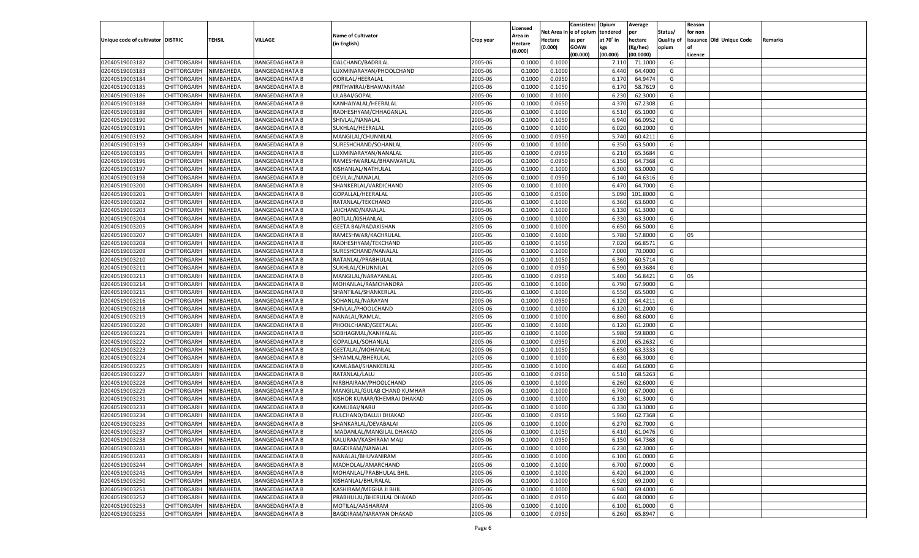| Unique code of cultivator | DISTRIC | TEHSIL | VILLAGE | Name of Cultivator (in English) | Crop year | Licensed Area in Hectare (0.000) | Net Area in Hectare (0.000) | Consistenc e of opium as per GOAW (00.000) | Opium tendered at 70˚ in kgs (00.000) | Average per hectare (Kg/hec) (00.0000) | Status/ Quality of opium | Reason for non issuance of Licence | Old Unique Code | Remarks |
|---|---|---|---|---|---|---|---|---|---|---|---|---|---|---|
| 02040519003182 | CHITTORGARH | NIMBAHEDA | BANGEDAGHATA B | DALCHAND/BADRILAL | 2005-06 | 0.1000 | 0.1000 | | 7.110 | 71.1000 | G | | | |
| 02040519003183 | CHITTORGARH | NIMBAHEDA | BANGEDAGHATA B | LUXMINARAYAN/PHOOLCHAND | 2005-06 | 0.1000 | 0.1000 | | 6.440 | 64.4000 | G | | | |
| 02040519003184 | CHITTORGARH | NIMBAHEDA | BANGEDAGHATA B | GORILAL/HEERALAL | 2005-06 | 0.1000 | 0.0950 | | 6.170 | 64.9474 | G | | | |
| 02040519003185 | CHITTORGARH | NIMBAHEDA | BANGEDAGHATA B | PRITHWIRAJ/BHAWANIRAM | 2005-06 | 0.1000 | 0.1050 | | 6.170 | 58.7619 | G | | | |
| 02040519003186 | CHITTORGARH | NIMBAHEDA | BANGEDAGHATA B | LILABAI/GOPAL | 2005-06 | 0.1000 | 0.1000 | | 6.230 | 62.3000 | G | | | |
| 02040519003188 | CHITTORGARH | NIMBAHEDA | BANGEDAGHATA B | KANHAIYALAL/HEERALAL | 2005-06 | 0.1000 | 0.0650 | | 4.370 | 67.2308 | G | | | |
| 02040519003189 | CHITTORGARH | NIMBAHEDA | BANGEDAGHATA B | RADHESHYAM/CHHAGANLAL | 2005-06 | 0.1000 | 0.1000 | | 6.510 | 65.1000 | G | | | |
| 02040519003190 | CHITTORGARH | NIMBAHEDA | BANGEDAGHATA B | SHIVLAL/NANALAL | 2005-06 | 0.1000 | 0.1050 | | 6.940 | 66.0952 | G | | | |
| 02040519003191 | CHITTORGARH | NIMBAHEDA | BANGEDAGHATA B | SUKHLAL/HEERALAL | 2005-06 | 0.1000 | 0.1000 | | 6.020 | 60.2000 | G | | | |
| 02040519003192 | CHITTORGARH | NIMBAHEDA | BANGEDAGHATA B | MANGILAL/CHUNNILAL | 2005-06 | 0.1000 | 0.0950 | | 5.740 | 60.4211 | G | | | |
| 02040519003193 | CHITTORGARH | NIMBAHEDA | BANGEDAGHATA B | SURESHCHAND/SOHANLAL | 2005-06 | 0.1000 | 0.1000 | | 6.350 | 63.5000 | G | | | |
| 02040519003195 | CHITTORGARH | NIMBAHEDA | BANGEDAGHATA B | LUXMINARAYAN/NANALAL | 2005-06 | 0.1000 | 0.0950 | | 6.210 | 65.3684 | G | | | |
| 02040519003196 | CHITTORGARH | NIMBAHEDA | BANGEDAGHATA B | RAMESHWARLAL/BHANWARLAL | 2005-06 | 0.1000 | 0.0950 | | 6.150 | 64.7368 | G | | | |
| 02040519003197 | CHITTORGARH | NIMBAHEDA | BANGEDAGHATA B | KISHANLAL/NATHULAL | 2005-06 | 0.1000 | 0.1000 | | 6.300 | 63.0000 | G | | | |
| 02040519003198 | CHITTORGARH | NIMBAHEDA | BANGEDAGHATA B | DEVILAL/NANALAL | 2005-06 | 0.1000 | 0.0950 | | 6.140 | 64.6316 | G | | | |
| 02040519003200 | CHITTORGARH | NIMBAHEDA | BANGEDAGHATA B | SHANKERLAL/VARDICHAND | 2005-06 | 0.1000 | 0.1000 | | 6.470 | 64.7000 | G | | | |
| 02040519003201 | CHITTORGARH | NIMBAHEDA | BANGEDAGHATA B | GOPALLAL/HEERALAL | 2005-06 | 0.1000 | 0.0500 | | 5.090 | 101.8000 | G | | | |
| 02040519003202 | CHITTORGARH | NIMBAHEDA | BANGEDAGHATA B | RATANLAL/TEKCHAND | 2005-06 | 0.1000 | 0.1000 | | 6.360 | 63.6000 | G | | | |
| 02040519003203 | CHITTORGARH | NIMBAHEDA | BANGEDAGHATA B | JAICHAND/NANALAL | 2005-06 | 0.1000 | 0.1000 | | 6.130 | 61.3000 | G | | | |
| 02040519003204 | CHITTORGARH | NIMBAHEDA | BANGEDAGHATA B | BOTLAL/KISHANLAL | 2005-06 | 0.1000 | 0.1000 | | 6.330 | 63.3000 | G | | | |
| 02040519003205 | CHITTORGARH | NIMBAHEDA | BANGEDAGHATA B | GEETA BAI/RADAKISHAN | 2005-06 | 0.1000 | 0.1000 | | 6.650 | 66.5000 | G | | | |
| 02040519003207 | CHITTORGARH | NIMBAHEDA | BANGEDAGHATA B | RAMESHWAR/KACHRULAL | 2005-06 | 0.1000 | 0.1000 | | 5.780 | 57.8000 | G | 05 | | |
| 02040519003208 | CHITTORGARH | NIMBAHEDA | BANGEDAGHATA B | RADHESHYAM/TEKCHAND | 2005-06 | 0.1000 | 0.1050 | | 7.020 | 66.8571 | G | | | |
| 02040519003209 | CHITTORGARH | NIMBAHEDA | BANGEDAGHATA B | SURESHCHAND/NANALAL | 2005-06 | 0.1000 | 0.1000 | | 7.000 | 70.0000 | G | | | |
| 02040519003210 | CHITTORGARH | NIMBAHEDA | BANGEDAGHATA B | RATANLAL/PRABHULAL | 2005-06 | 0.1000 | 0.1050 | | 6.360 | 60.5714 | G | | | |
| 02040519003211 | CHITTORGARH | NIMBAHEDA | BANGEDAGHATA B | SUKHLAL/CHUNNILAL | 2005-06 | 0.1000 | 0.0950 | | 6.590 | 69.3684 | G | | | |
| 02040519003213 | CHITTORGARH | NIMBAHEDA | BANGEDAGHATA B | MANGILAL/NARAYANLAL | 2005-06 | 0.1000 | 0.0950 | | 5.400 | 56.8421 | G | 05 | | |
| 02040519003214 | CHITTORGARH | NIMBAHEDA | BANGEDAGHATA B | MOHANLAL/RAMCHANDRA | 2005-06 | 0.1000 | 0.1000 | | 6.790 | 67.9000 | G | | | |
| 02040519003215 | CHITTORGARH | NIMBAHEDA | BANGEDAGHATA B | SHANTILAL/SHANKERLAL | 2005-06 | 0.1000 | 0.1000 | | 6.550 | 65.5000 | G | | | |
| 02040519003216 | CHITTORGARH | NIMBAHEDA | BANGEDAGHATA B | SOHANLAL/NARAYAN | 2005-06 | 0.1000 | 0.0950 | | 6.120 | 64.4211 | G | | | |
| 02040519003218 | CHITTORGARH | NIMBAHEDA | BANGEDAGHATA B | SHIVLAL/PHOOLCHAND | 2005-06 | 0.1000 | 0.1000 | | 6.120 | 61.2000 | G | | | |
| 02040519003219 | CHITTORGARH | NIMBAHEDA | BANGEDAGHATA B | NANALAL/RAMLAL | 2005-06 | 0.1000 | 0.1000 | | 6.860 | 68.6000 | G | | | |
| 02040519003220 | CHITTORGARH | NIMBAHEDA | BANGEDAGHATA B | PHOOLCHAND/GEETALAL | 2005-06 | 0.1000 | 0.1000 | | 6.120 | 61.2000 | G | | | |
| 02040519003221 | CHITTORGARH | NIMBAHEDA | BANGEDAGHATA B | SOBHAGMAL/KANIYALAL | 2005-06 | 0.1000 | 0.1000 | | 5.980 | 59.8000 | G | | | |
| 02040519003222 | CHITTORGARH | NIMBAHEDA | BANGEDAGHATA B | GOPALLAL/SOHANLAL | 2005-06 | 0.1000 | 0.0950 | | 6.200 | 65.2632 | G | | | |
| 02040519003223 | CHITTORGARH | NIMBAHEDA | BANGEDAGHATA B | GEETALAL/MOHANLAL | 2005-06 | 0.1000 | 0.1050 | | 6.650 | 63.3333 | G | | | |
| 02040519003224 | CHITTORGARH | NIMBAHEDA | BANGEDAGHATA B | SHYAMLAL/BHERULAL | 2005-06 | 0.1000 | 0.1000 | | 6.630 | 66.3000 | G | | | |
| 02040519003225 | CHITTORGARH | NIMBAHEDA | BANGEDAGHATA B | KAMLABAI/SHANKERLAL | 2005-06 | 0.1000 | 0.1000 | | 6.460 | 64.6000 | G | | | |
| 02040519003227 | CHITTORGARH | NIMBAHEDA | BANGEDAGHATA B | RATANLAL/LALU | 2005-06 | 0.1000 | 0.0950 | | 6.510 | 68.5263 | G | | | |
| 02040519003228 | CHITTORGARH | NIMBAHEDA | BANGEDAGHATA B | NIRBHAIRAM/PHOOLCHAND | 2005-06 | 0.1000 | 0.1000 | | 6.260 | 62.6000 | G | | | |
| 02040519003229 | CHITTORGARH | NIMBAHEDA | BANGEDAGHATA B | MANGILAL/GULAB CHAND KUMHAR | 2005-06 | 0.1000 | 0.1000 | | 6.700 | 67.0000 | G | | | |
| 02040519003231 | CHITTORGARH | NIMBAHEDA | BANGEDAGHATA B | KISHOR KUMAR/KHEMRAJ DHAKAD | 2005-06 | 0.1000 | 0.1000 | | 6.130 | 61.3000 | G | | | |
| 02040519003233 | CHITTORGARH | NIMBAHEDA | BANGEDAGHATA B | KAMLIBAI/NARU | 2005-06 | 0.1000 | 0.1000 | | 6.330 | 63.3000 | G | | | |
| 02040519003234 | CHITTORGARH | NIMBAHEDA | BANGEDAGHATA B | FULCHAND/DALUJI DHAKAD | 2005-06 | 0.1000 | 0.0950 | | 5.960 | 62.7368 | G | | | |
| 02040519003235 | CHITTORGARH | NIMBAHEDA | BANGEDAGHATA B | SHANKARLAL/DEVABALAI | 2005-06 | 0.1000 | 0.1000 | | 6.270 | 62.7000 | G | | | |
| 02040519003237 | CHITTORGARH | NIMBAHEDA | BANGEDAGHATA B | MADANLAL/MANGILAL DHAKAD | 2005-06 | 0.1000 | 0.1050 | | 6.410 | 61.0476 | G | | | |
| 02040519003238 | CHITTORGARH | NIMBAHEDA | BANGEDAGHATA B | KALURAM/KASHIRAM MALI | 2005-06 | 0.1000 | 0.0950 | | 6.150 | 64.7368 | G | | | |
| 02040519003241 | CHITTORGARH | NIMBAHEDA | BANGEDAGHATA B | BAGDIRAM/NANALAL | 2005-06 | 0.1000 | 0.1000 | | 6.230 | 62.3000 | G | | | |
| 02040519003243 | CHITTORGARH | NIMBAHEDA | BANGEDAGHATA B | NANALAL/BHUVANIRAM | 2005-06 | 0.1000 | 0.1000 | | 6.100 | 61.0000 | G | | | |
| 02040519003244 | CHITTORGARH | NIMBAHEDA | BANGEDAGHATA B | MADHOLAL/AMARCHAND | 2005-06 | 0.1000 | 0.1000 | | 6.700 | 67.0000 | G | | | |
| 02040519003245 | CHITTORGARH | NIMBAHEDA | BANGEDAGHATA B | MOHANLAL/PRABHULAL BHIL | 2005-06 | 0.1000 | 0.1000 | | 6.420 | 64.2000 | G | | | |
| 02040519003250 | CHITTORGARH | NIMBAHEDA | BANGEDAGHATA B | KISHANLAL/BHURALAL | 2005-06 | 0.1000 | 0.1000 | | 6.920 | 69.2000 | G | | | |
| 02040519003251 | CHITTORGARH | NIMBAHEDA | BANGEDAGHATA B | KASHIRAM/MEGHA JI BHIL | 2005-06 | 0.1000 | 0.1000 | | 6.940 | 69.4000 | G | | | |
| 02040519003252 | CHITTORGARH | NIMBAHEDA | BANGEDAGHATA B | PRABHULAL/BHERULAL DHAKAD | 2005-06 | 0.1000 | 0.0950 | | 6.460 | 68.0000 | G | | | |
| 02040519003253 | CHITTORGARH | NIMBAHEDA | BANGEDAGHATA B | MOTILAL/AASHARAM | 2005-06 | 0.1000 | 0.1000 | | 6.100 | 61.0000 | G | | | |
| 02040519003255 | CHITTORGARH | NIMBAHEDA | BANGEDAGHATA B | BAGDIRAM/NARAYAN DHAKAD | 2005-06 | 0.1000 | 0.0950 | | 6.260 | 65.8947 | G | | | |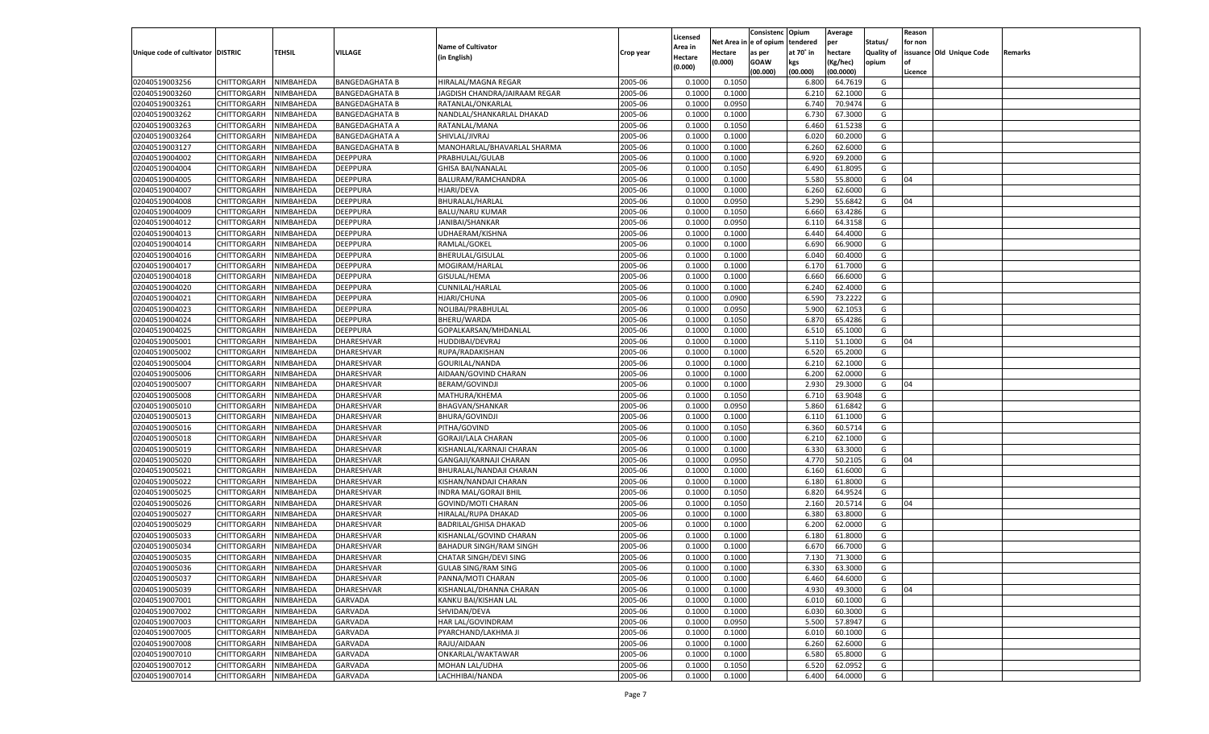| Unique code of cultivator | DISTRIC | TEHSIL | VILLAGE | Name of Cultivator (in English) | Crop year | Licensed Area in Hectare (0.000) | Net Area in Hectare (0.000) | Consistenc e of opium as per GOAW (00.000) | Opium tendered at 70° in kgs (00.000) | Average per hectare (Kg/hec) (00.0000) | Status/ Quality of opium | Reason for non issuance of Licence | Old Unique Code | Remarks |
|---|---|---|---|---|---|---|---|---|---|---|---|---|---|---|
| 02040519003256 | CHITTORGARH | NIMBAHEDA | BANGEDAGHATA B | HIRALAL/MAGNA REGAR | 2005-06 | 0.1000 | 0.1050 | | 6.800 | 64.7619 | G | | | |
| 02040519003260 | CHITTORGARH | NIMBAHEDA | BANGEDAGHATA B | JAGDISH CHANDRA/JAIRAAM REGAR | 2005-06 | 0.1000 | 0.1000 | | 6.210 | 62.1000 | G | | | |
| 02040519003261 | CHITTORGARH | NIMBAHEDA | BANGEDAGHATA B | RATANLAL/ONKARLAL | 2005-06 | 0.1000 | 0.0950 | | 6.740 | 70.9474 | G | | | |
| 02040519003262 | CHITTORGARH | NIMBAHEDA | BANGEDAGHATA B | NANDLAL/SHANKARLAL DHAKAD | 2005-06 | 0.1000 | 0.1000 | | 6.730 | 67.3000 | G | | | |
| 02040519003263 | CHITTORGARH | NIMBAHEDA | BANGEDAGHATA A | RATANLAL/MANA | 2005-06 | 0.1000 | 0.1050 | | 6.460 | 61.5238 | G | | | |
| 02040519003264 | CHITTORGARH | NIMBAHEDA | BANGEDAGHATA A | SHIVLAL/JIVRAJ | 2005-06 | 0.1000 | 0.1000 | | 6.020 | 60.2000 | G | | | |
| 02040519003127 | CHITTORGARH | NIMBAHEDA | BANGEDAGHATA B | MANOHARLAL/BHAVARLAL SHARMA | 2005-06 | 0.1000 | 0.1000 | | 6.260 | 62.6000 | G | | | |
| 02040519004002 | CHITTORGARH | NIMBAHEDA | DEEPPURA | PRABHULAL/GULAB | 2005-06 | 0.1000 | 0.1000 | | 6.920 | 69.2000 | G | | | |
| 02040519004004 | CHITTORGARH | NIMBAHEDA | DEEPPURA | GHISA BAI/NANALAL | 2005-06 | 0.1000 | 0.1050 | | 6.490 | 61.8095 | G | | | |
| 02040519004005 | CHITTORGARH | NIMBAHEDA | DEEPPURA | BALURAM/RAMCHANDRA | 2005-06 | 0.1000 | 0.1000 | | 5.580 | 55.8000 | G | 04 | | |
| 02040519004007 | CHITTORGARH | NIMBAHEDA | DEEPPURA | HJARI/DEVA | 2005-06 | 0.1000 | 0.1000 | | 6.260 | 62.6000 | G | | | |
| 02040519004008 | CHITTORGARH | NIMBAHEDA | DEEPPURA | BHURALAL/HARLAL | 2005-06 | 0.1000 | 0.0950 | | 5.290 | 55.6842 | G | 04 | | |
| 02040519004009 | CHITTORGARH | NIMBAHEDA | DEEPPURA | BALU/NARU KUMAR | 2005-06 | 0.1000 | 0.1050 | | 6.660 | 63.4286 | G | | | |
| 02040519004012 | CHITTORGARH | NIMBAHEDA | DEEPPURA | JANIBAI/SHANKAR | 2005-06 | 0.1000 | 0.0950 | | 6.110 | 64.3158 | G | | | |
| 02040519004013 | CHITTORGARH | NIMBAHEDA | DEEPPURA | UDHAERAM/KISHNA | 2005-06 | 0.1000 | 0.1000 | | 6.440 | 64.4000 | G | | | |
| 02040519004014 | CHITTORGARH | NIMBAHEDA | DEEPPURA | RAMLAL/GOKEL | 2005-06 | 0.1000 | 0.1000 | | 6.690 | 66.9000 | G | | | |
| 02040519004016 | CHITTORGARH | NIMBAHEDA | DEEPPURA | BHERULAL/GISULAL | 2005-06 | 0.1000 | 0.1000 | | 6.040 | 60.4000 | G | | | |
| 02040519004017 | CHITTORGARH | NIMBAHEDA | DEEPPURA | MOGIRAM/HARLAL | 2005-06 | 0.1000 | 0.1000 | | 6.170 | 61.7000 | G | | | |
| 02040519004018 | CHITTORGARH | NIMBAHEDA | DEEPPURA | GISULAL/HEMA | 2005-06 | 0.1000 | 0.1000 | | 6.660 | 66.6000 | G | | | |
| 02040519004020 | CHITTORGARH | NIMBAHEDA | DEEPPURA | CUNNILAL/HARLAL | 2005-06 | 0.1000 | 0.1000 | | 6.240 | 62.4000 | G | | | |
| 02040519004021 | CHITTORGARH | NIMBAHEDA | DEEPPURA | HJARI/CHUNA | 2005-06 | 0.1000 | 0.0900 | | 6.590 | 73.2222 | G | | | |
| 02040519004023 | CHITTORGARH | NIMBAHEDA | DEEPPURA | NOLIBAI/PRABHULAL | 2005-06 | 0.1000 | 0.0950 | | 5.900 | 62.1053 | G | | | |
| 02040519004024 | CHITTORGARH | NIMBAHEDA | DEEPPURA | BHERU/WARDA | 2005-06 | 0.1000 | 0.1050 | | 6.870 | 65.4286 | G | | | |
| 02040519004025 | CHITTORGARH | NIMBAHEDA | DEEPPURA | GOPALKARSAN/MHDANLAL | 2005-06 | 0.1000 | 0.1000 | | 6.510 | 65.1000 | G | | | |
| 02040519005001 | CHITTORGARH | NIMBAHEDA | DHARESHVAR | HUDDIBAI/DEVRAJ | 2005-06 | 0.1000 | 0.1000 | | 5.110 | 51.1000 | G | 04 | | |
| 02040519005002 | CHITTORGARH | NIMBAHEDA | DHARESHVAR | RUPA/RADAKISHAN | 2005-06 | 0.1000 | 0.1000 | | 6.520 | 65.2000 | G | | | |
| 02040519005004 | CHITTORGARH | NIMBAHEDA | DHARESHVAR | GOURILAL/NANDA | 2005-06 | 0.1000 | 0.1000 | | 6.210 | 62.1000 | G | | | |
| 02040519005006 | CHITTORGARH | NIMBAHEDA | DHARESHVAR | AIDAAN/GOVIND CHARAN | 2005-06 | 0.1000 | 0.1000 | | 6.200 | 62.0000 | G | | | |
| 02040519005007 | CHITTORGARH | NIMBAHEDA | DHARESHVAR | BERAM/GOVINDJI | 2005-06 | 0.1000 | 0.1000 | | 2.930 | 29.3000 | G | 04 | | |
| 02040519005008 | CHITTORGARH | NIMBAHEDA | DHARESHVAR | MATHURA/KHEMA | 2005-06 | 0.1000 | 0.1050 | | 6.710 | 63.9048 | G | | | |
| 02040519005010 | CHITTORGARH | NIMBAHEDA | DHARESHVAR | BHAGVAN/SHANKAR | 2005-06 | 0.1000 | 0.0950 | | 5.860 | 61.6842 | G | | | |
| 02040519005013 | CHITTORGARH | NIMBAHEDA | DHARESHVAR | BHURA/GOVINDJI | 2005-06 | 0.1000 | 0.1000 | | 6.110 | 61.1000 | G | | | |
| 02040519005016 | CHITTORGARH | NIMBAHEDA | DHARESHVAR | PITHA/GOVIND | 2005-06 | 0.1000 | 0.1050 | | 6.360 | 60.5714 | G | | | |
| 02040519005018 | CHITTORGARH | NIMBAHEDA | DHARESHVAR | GORAJI/LALA CHARAN | 2005-06 | 0.1000 | 0.1000 | | 6.210 | 62.1000 | G | | | |
| 02040519005019 | CHITTORGARH | NIMBAHEDA | DHARESHVAR | KISHANLAL/KARNAJI CHARAN | 2005-06 | 0.1000 | 0.1000 | | 6.330 | 63.3000 | G | | | |
| 02040519005020 | CHITTORGARH | NIMBAHEDA | DHARESHVAR | GANGAJI/KARNAJI CHARAN | 2005-06 | 0.1000 | 0.0950 | | 4.770 | 50.2105 | G | 04 | | |
| 02040519005021 | CHITTORGARH | NIMBAHEDA | DHARESHVAR | BHURALAL/NANDAJI CHARAN | 2005-06 | 0.1000 | 0.1000 | | 6.160 | 61.6000 | G | | | |
| 02040519005022 | CHITTORGARH | NIMBAHEDA | DHARESHVAR | KISHAN/NANDAJI CHARAN | 2005-06 | 0.1000 | 0.1000 | | 6.180 | 61.8000 | G | | | |
| 02040519005025 | CHITTORGARH | NIMBAHEDA | DHARESHVAR | INDRA MAL/GORAJI BHIL | 2005-06 | 0.1000 | 0.1050 | | 6.820 | 64.9524 | G | | | |
| 02040519005026 | CHITTORGARH | NIMBAHEDA | DHARESHVAR | GOVIND/MOTI CHARAN | 2005-06 | 0.1000 | 0.1050 | | 2.160 | 20.5714 | G | 04 | | |
| 02040519005027 | CHITTORGARH | NIMBAHEDA | DHARESHVAR | HIRALAL/RUPA DHAKAD | 2005-06 | 0.1000 | 0.1000 | | 6.380 | 63.8000 | G | | | |
| 02040519005029 | CHITTORGARH | NIMBAHEDA | DHARESHVAR | BADRILAL/GHISA DHAKAD | 2005-06 | 0.1000 | 0.1000 | | 6.200 | 62.0000 | G | | | |
| 02040519005033 | CHITTORGARH | NIMBAHEDA | DHARESHVAR | KISHANLAL/GOVIND CHARAN | 2005-06 | 0.1000 | 0.1000 | | 6.180 | 61.8000 | G | | | |
| 02040519005034 | CHITTORGARH | NIMBAHEDA | DHARESHVAR | BAHADUR SINGH/RAM SINGH | 2005-06 | 0.1000 | 0.1000 | | 6.670 | 66.7000 | G | | | |
| 02040519005035 | CHITTORGARH | NIMBAHEDA | DHARESHVAR | CHATAR SINGH/DEVI SING | 2005-06 | 0.1000 | 0.1000 | | 7.130 | 71.3000 | G | | | |
| 02040519005036 | CHITTORGARH | NIMBAHEDA | DHARESHVAR | GULAB SING/RAM SING | 2005-06 | 0.1000 | 0.1000 | | 6.330 | 63.3000 | G | | | |
| 02040519005037 | CHITTORGARH | NIMBAHEDA | DHARESHVAR | PANNA/MOTI CHARAN | 2005-06 | 0.1000 | 0.1000 | | 6.460 | 64.6000 | G | | | |
| 02040519005039 | CHITTORGARH | NIMBAHEDA | DHARESHVAR | KISHANLAL/DHANNA CHARAN | 2005-06 | 0.1000 | 0.1000 | | 4.930 | 49.3000 | G | 04 | | |
| 02040519007001 | CHITTORGARH | NIMBAHEDA | GARVADA | KANKU BAI/KISHAN LAL | 2005-06 | 0.1000 | 0.1000 | | 6.010 | 60.1000 | G | | | |
| 02040519007002 | CHITTORGARH | NIMBAHEDA | GARVADA | SHVIDAN/DEVA | 2005-06 | 0.1000 | 0.1000 | | 6.030 | 60.3000 | G | | | |
| 02040519007003 | CHITTORGARH | NIMBAHEDA | GARVADA | HAR LAL/GOVINDRAM | 2005-06 | 0.1000 | 0.0950 | | 5.500 | 57.8947 | G | | | |
| 02040519007005 | CHITTORGARH | NIMBAHEDA | GARVADA | PYARCHAND/LAKHMA JI | 2005-06 | 0.1000 | 0.1000 | | 6.010 | 60.1000 | G | | | |
| 02040519007008 | CHITTORGARH | NIMBAHEDA | GARVADA | RAJU/AIDAAN | 2005-06 | 0.1000 | 0.1000 | | 6.260 | 62.6000 | G | | | |
| 02040519007010 | CHITTORGARH | NIMBAHEDA | GARVADA | ONKARLAL/WAKTAWAR | 2005-06 | 0.1000 | 0.1000 | | 6.580 | 65.8000 | G | | | |
| 02040519007012 | CHITTORGARH | NIMBAHEDA | GARVADA | MOHAN LAL/UDHA | 2005-06 | 0.1000 | 0.1050 | | 6.520 | 62.0952 | G | | | |
| 02040519007014 | CHITTORGARH | NIMBAHEDA | GARVADA | LACHHIBAI/NANDA | 2005-06 | 0.1000 | 0.1000 | | 6.400 | 64.0000 | G | | | |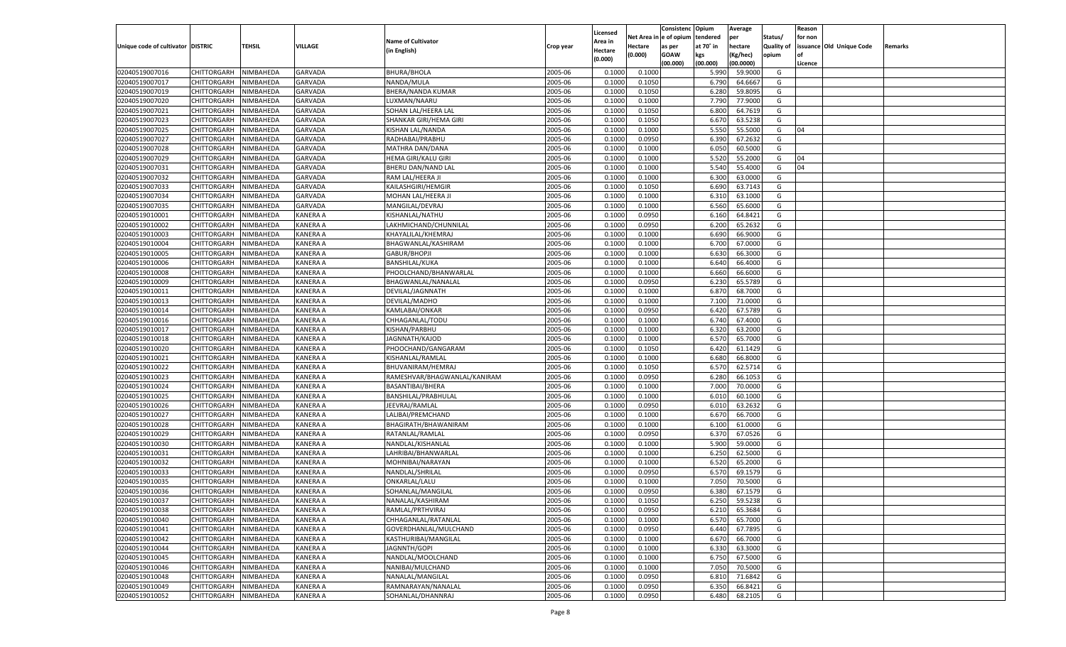| Unique code of cultivator | DISTRIC | TEHSIL | VILLAGE | Name of Cultivator (in English) | Crop year | Licensed Area in Hectare (0.000) | Net Area in Hectare (0.000) | Consistenc e of opium as per GOAW (00.000) | Opium tendered at 70˚ in kgs (00.000) | Average per hectare (Kg/hec) (00.0000) | Status/ Quality of opium | Reason for non issuance of Licence | Old Unique Code | Remarks |
|---|---|---|---|---|---|---|---|---|---|---|---|---|---|---|
| 02040519007016 | CHITTORGARH | NIMBAHEDA | GARVADA | BHURA/BHOLA | 2005-06 | 0.1000 | 0.1000 | | 5.990 | 59.9000 | G | | | |
| 02040519007017 | CHITTORGARH | NIMBAHEDA | GARVADA | NANDA/MULA | 2005-06 | 0.1000 | 0.1050 | | 6.790 | 64.6667 | G | | | |
| 02040519007019 | CHITTORGARH | NIMBAHEDA | GARVADA | BHERA/NANDA KUMAR | 2005-06 | 0.1000 | 0.1050 | | 6.280 | 59.8095 | G | | | |
| 02040519007020 | CHITTORGARH | NIMBAHEDA | GARVADA | LUXMAN/NAARU | 2005-06 | 0.1000 | 0.1000 | | 7.790 | 77.9000 | G | | | |
| 02040519007021 | CHITTORGARH | NIMBAHEDA | GARVADA | SOHAN LAL/HEERA LAL | 2005-06 | 0.1000 | 0.1050 | | 6.800 | 64.7619 | G | | | |
| 02040519007023 | CHITTORGARH | NIMBAHEDA | GARVADA | SHANKAR GIRI/HEMA GIRI | 2005-06 | 0.1000 | 0.1050 | | 6.670 | 63.5238 | G | | | |
| 02040519007025 | CHITTORGARH | NIMBAHEDA | GARVADA | KISHAN LAL/NANDA | 2005-06 | 0.1000 | 0.1000 | | 5.550 | 55.5000 | G | 04 | | |
| 02040519007027 | CHITTORGARH | NIMBAHEDA | GARVADA | RADHABAI/PRABHU | 2005-06 | 0.1000 | 0.0950 | | 6.390 | 67.2632 | G | | | |
| 02040519007028 | CHITTORGARH | NIMBAHEDA | GARVADA | MATHRA DAN/DANA | 2005-06 | 0.1000 | 0.1000 | | 6.050 | 60.5000 | G | | | |
| 02040519007029 | CHITTORGARH | NIMBAHEDA | GARVADA | HEMA GIRI/KALU GIRI | 2005-06 | 0.1000 | 0.1000 | | 5.520 | 55.2000 | G | 04 | | |
| 02040519007031 | CHITTORGARH | NIMBAHEDA | GARVADA | BHERU DAN/NAND LAL | 2005-06 | 0.1000 | 0.1000 | | 5.540 | 55.4000 | G | 04 | | |
| 02040519007032 | CHITTORGARH | NIMBAHEDA | GARVADA | RAM LAL/HEERA JI | 2005-06 | 0.1000 | 0.1000 | | 6.300 | 63.0000 | G | | | |
| 02040519007033 | CHITTORGARH | NIMBAHEDA | GARVADA | KAILASHGIRI/HEMGIR | 2005-06 | 0.1000 | 0.1050 | | 6.690 | 63.7143 | G | | | |
| 02040519007034 | CHITTORGARH | NIMBAHEDA | GARVADA | MOHAN LAL/HEERA JI | 2005-06 | 0.1000 | 0.1000 | | 6.310 | 63.1000 | G | | | |
| 02040519007035 | CHITTORGARH | NIMBAHEDA | GARVADA | MANGILAL/DEVRAJ | 2005-06 | 0.1000 | 0.1000 | | 6.560 | 65.6000 | G | | | |
| 02040519010001 | CHITTORGARH | NIMBAHEDA | KANERA A | KISHANLAL/NATHU | 2005-06 | 0.1000 | 0.0950 | | 6.160 | 64.8421 | G | | | |
| 02040519010002 | CHITTORGARH | NIMBAHEDA | KANERA A | LAKHMICHAND/CHUNNILAL | 2005-06 | 0.1000 | 0.0950 | | 6.200 | 65.2632 | G | | | |
| 02040519010003 | CHITTORGARH | NIMBAHEDA | KANERA A | KHAYALILAL/KHEMRAJ | 2005-06 | 0.1000 | 0.1000 | | 6.690 | 66.9000 | G | | | |
| 02040519010004 | CHITTORGARH | NIMBAHEDA | KANERA A | BHAGWANLAL/KASHIRAM | 2005-06 | 0.1000 | 0.1000 | | 6.700 | 67.0000 | G | | | |
| 02040519010005 | CHITTORGARH | NIMBAHEDA | KANERA A | GABUR/BHOPJI | 2005-06 | 0.1000 | 0.1000 | | 6.630 | 66.3000 | G | | | |
| 02040519010006 | CHITTORGARH | NIMBAHEDA | KANERA A | BANSHILAL/KUKA | 2005-06 | 0.1000 | 0.1000 | | 6.640 | 66.4000 | G | | | |
| 02040519010008 | CHITTORGARH | NIMBAHEDA | KANERA A | PHOOLCHAND/BHANWARLAL | 2005-06 | 0.1000 | 0.1000 | | 6.660 | 66.6000 | G | | | |
| 02040519010009 | CHITTORGARH | NIMBAHEDA | KANERA A | BHAGWANLAL/NANALAL | 2005-06 | 0.1000 | 0.0950 | | 6.230 | 65.5789 | G | | | |
| 02040519010011 | CHITTORGARH | NIMBAHEDA | KANERA A | DEVILAL/JAGNNATH | 2005-06 | 0.1000 | 0.1000 | | 6.870 | 68.7000 | G | | | |
| 02040519010013 | CHITTORGARH | NIMBAHEDA | KANERA A | DEVILAL/MADHO | 2005-06 | 0.1000 | 0.1000 | | 7.100 | 71.0000 | G | | | |
| 02040519010014 | CHITTORGARH | NIMBAHEDA | KANERA A | KAMLABAI/ONKAR | 2005-06 | 0.1000 | 0.0950 | | 6.420 | 67.5789 | G | | | |
| 02040519010016 | CHITTORGARH | NIMBAHEDA | KANERA A | CHHAGANLAL/TODU | 2005-06 | 0.1000 | 0.1000 | | 6.740 | 67.4000 | G | | | |
| 02040519010017 | CHITTORGARH | NIMBAHEDA | KANERA A | KISHAN/PARBHU | 2005-06 | 0.1000 | 0.1000 | | 6.320 | 63.2000 | G | | | |
| 02040519010018 | CHITTORGARH | NIMBAHEDA | KANERA A | JAGNNATH/KAJOD | 2005-06 | 0.1000 | 0.1000 | | 6.570 | 65.7000 | G | | | |
| 02040519010020 | CHITTORGARH | NIMBAHEDA | KANERA A | PHOOCHAND/GANGARAM | 2005-06 | 0.1000 | 0.1050 | | 6.420 | 61.1429 | G | | | |
| 02040519010021 | CHITTORGARH | NIMBAHEDA | KANERA A | KISHANLAL/RAMLAL | 2005-06 | 0.1000 | 0.1000 | | 6.680 | 66.8000 | G | | | |
| 02040519010022 | CHITTORGARH | NIMBAHEDA | KANERA A | BHUVANIRAM/HEMRAJ | 2005-06 | 0.1000 | 0.1050 | | 6.570 | 62.5714 | G | | | |
| 02040519010023 | CHITTORGARH | NIMBAHEDA | KANERA A | RAMESHVAR/BHAGWANLAL/KANIRAM | 2005-06 | 0.1000 | 0.0950 | | 6.280 | 66.1053 | G | | | |
| 02040519010024 | CHITTORGARH | NIMBAHEDA | KANERA A | BASANTIBAI/BHERA | 2005-06 | 0.1000 | 0.1000 | | 7.000 | 70.0000 | G | | | |
| 02040519010025 | CHITTORGARH | NIMBAHEDA | KANERA A | BANSHILAL/PRABHULAL | 2005-06 | 0.1000 | 0.1000 | | 6.010 | 60.1000 | G | | | |
| 02040519010026 | CHITTORGARH | NIMBAHEDA | KANERA A | JEEVRAJ/RAMLAL | 2005-06 | 0.1000 | 0.0950 | | 6.010 | 63.2632 | G | | | |
| 02040519010027 | CHITTORGARH | NIMBAHEDA | KANERA A | LALIBAI/PREMCHAND | 2005-06 | 0.1000 | 0.1000 | | 6.670 | 66.7000 | G | | | |
| 02040519010028 | CHITTORGARH | NIMBAHEDA | KANERA A | BHAGIRATH/BHAWANIRAM | 2005-06 | 0.1000 | 0.1000 | | 6.100 | 61.0000 | G | | | |
| 02040519010029 | CHITTORGARH | NIMBAHEDA | KANERA A | RATANLAL/RAMLAL | 2005-06 | 0.1000 | 0.0950 | | 6.370 | 67.0526 | G | | | |
| 02040519010030 | CHITTORGARH | NIMBAHEDA | KANERA A | NANDLAL/KISHANLAL | 2005-06 | 0.1000 | 0.1000 | | 5.900 | 59.0000 | G | | | |
| 02040519010031 | CHITTORGARH | NIMBAHEDA | KANERA A | LAHRIBAI/BHANWARLAL | 2005-06 | 0.1000 | 0.1000 | | 6.250 | 62.5000 | G | | | |
| 02040519010032 | CHITTORGARH | NIMBAHEDA | KANERA A | MOHNIBAI/NARAYAN | 2005-06 | 0.1000 | 0.1000 | | 6.520 | 65.2000 | G | | | |
| 02040519010033 | CHITTORGARH | NIMBAHEDA | KANERA A | NANDLAL/SHRILAL | 2005-06 | 0.1000 | 0.0950 | | 6.570 | 69.1579 | G | | | |
| 02040519010035 | CHITTORGARH | NIMBAHEDA | KANERA A | ONKARLAL/LALU | 2005-06 | 0.1000 | 0.1000 | | 7.050 | 70.5000 | G | | | |
| 02040519010036 | CHITTORGARH | NIMBAHEDA | KANERA A | SOHANLAL/MANGILAL | 2005-06 | 0.1000 | 0.0950 | | 6.380 | 67.1579 | G | | | |
| 02040519010037 | CHITTORGARH | NIMBAHEDA | KANERA A | NANALAL/KASHIRAM | 2005-06 | 0.1000 | 0.1050 | | 6.250 | 59.5238 | G | | | |
| 02040519010038 | CHITTORGARH | NIMBAHEDA | KANERA A | RAMLAL/PRTHVIRAJ | 2005-06 | 0.1000 | 0.0950 | | 6.210 | 65.3684 | G | | | |
| 02040519010040 | CHITTORGARH | NIMBAHEDA | KANERA A | CHHAGANLAL/RATANLAL | 2005-06 | 0.1000 | 0.1000 | | 6.570 | 65.7000 | G | | | |
| 02040519010041 | CHITTORGARH | NIMBAHEDA | KANERA A | GOVERDHANLAL/MULCHAND | 2005-06 | 0.1000 | 0.0950 | | 6.440 | 67.7895 | G | | | |
| 02040519010042 | CHITTORGARH | NIMBAHEDA | KANERA A | KASTHURIBAI/MANGILAL | 2005-06 | 0.1000 | 0.1000 | | 6.670 | 66.7000 | G | | | |
| 02040519010044 | CHITTORGARH | NIMBAHEDA | KANERA A | JAGNNTH/GOPI | 2005-06 | 0.1000 | 0.1000 | | 6.330 | 63.3000 | G | | | |
| 02040519010045 | CHITTORGARH | NIMBAHEDA | KANERA A | NANDLAL/MOOLCHAND | 2005-06 | 0.1000 | 0.1000 | | 6.750 | 67.5000 | G | | | |
| 02040519010046 | CHITTORGARH | NIMBAHEDA | KANERA A | NANIBAI/MULCHAND | 2005-06 | 0.1000 | 0.1000 | | 7.050 | 70.5000 | G | | | |
| 02040519010048 | CHITTORGARH | NIMBAHEDA | KANERA A | NANALAL/MANGILAL | 2005-06 | 0.1000 | 0.0950 | | 6.810 | 71.6842 | G | | | |
| 02040519010049 | CHITTORGARH | NIMBAHEDA | KANERA A | RAMNARAYAN/NANALAL | 2005-06 | 0.1000 | 0.0950 | | 6.350 | 66.8421 | G | | | |
| 02040519010052 | CHITTORGARH | NIMBAHEDA | KANERA A | SOHANLAL/DHANNRAJ | 2005-06 | 0.1000 | 0.0950 | | 6.480 | 68.2105 | G | | | |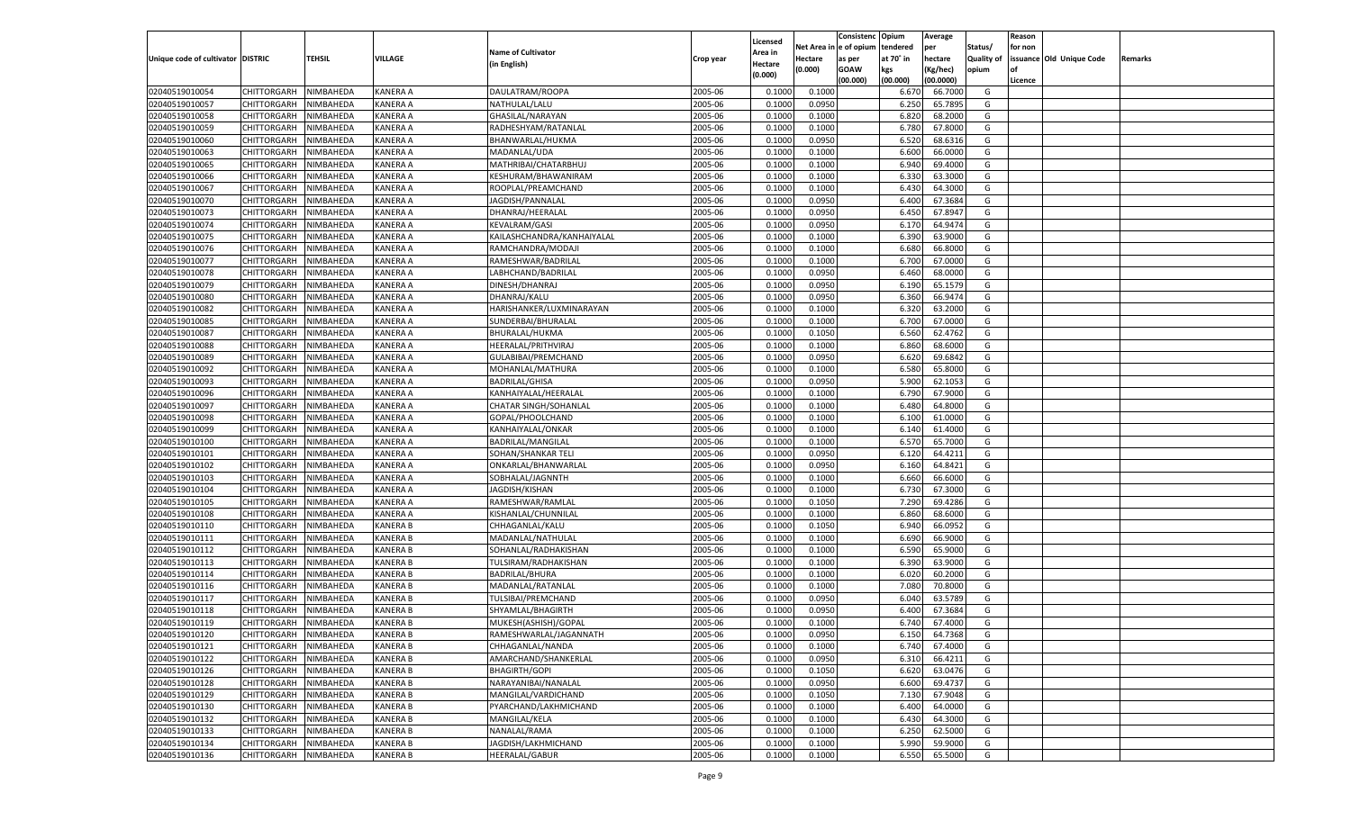| Unique code of cultivator | DISTRIC | TEHSIL | VILLAGE | Name of Cultivator (in English) | Crop year | Licensed Area in Hectare (0.000) | Net Area in Hectare (0.000) | Consistenc e of opium as per GOAW (00.000) | Opium tendered at 70° in kgs (00.000) | Average per hectare (Kg/hec) (00.0000) | Status/ Quality of opium | Reason for non issuance of Licence | Old Unique Code | Remarks |
|---|---|---|---|---|---|---|---|---|---|---|---|---|---|---|
| 02040519010054 | CHITTORGARH | NIMBAHEDA | KANERA A | DAULATRAM/ROOPA | 2005-06 | 0.1000 | 0.1000 | | 6.670 | 66.7000 | G | | | |
| 02040519010057 | CHITTORGARH | NIMBAHEDA | KANERA A | NATHULAL/LALU | 2005-06 | 0.1000 | 0.0950 | | 6.250 | 65.7895 | G | | | |
| 02040519010058 | CHITTORGARH | NIMBAHEDA | KANERA A | GHASILAL/NARAYAN | 2005-06 | 0.1000 | 0.1000 | | 6.820 | 68.2000 | G | | | |
| 02040519010059 | CHITTORGARH | NIMBAHEDA | KANERA A | RADHESHYAM/RATANLAL | 2005-06 | 0.1000 | 0.1000 | | 6.780 | 67.8000 | G | | | |
| 02040519010060 | CHITTORGARH | NIMBAHEDA | KANERA A | BHANWARLAL/HUKMA | 2005-06 | 0.1000 | 0.0950 | | 6.520 | 68.6316 | G | | | |
| 02040519010063 | CHITTORGARH | NIMBAHEDA | KANERA A | MADANLAL/UDA | 2005-06 | 0.1000 | 0.1000 | | 6.600 | 66.0000 | G | | | |
| 02040519010065 | CHITTORGARH | NIMBAHEDA | KANERA A | MATHRIBAI/CHATARBHUJ | 2005-06 | 0.1000 | 0.1000 | | 6.940 | 69.4000 | G | | | |
| 02040519010066 | CHITTORGARH | NIMBAHEDA | KANERA A | KESHURAM/BHAWANIRAM | 2005-06 | 0.1000 | 0.1000 | | 6.330 | 63.3000 | G | | | |
| 02040519010067 | CHITTORGARH | NIMBAHEDA | KANERA A | ROOPLAL/PREAMCHAND | 2005-06 | 0.1000 | 0.1000 | | 6.430 | 64.3000 | G | | | |
| 02040519010070 | CHITTORGARH | NIMBAHEDA | KANERA A | JAGDISH/PANNALAL | 2005-06 | 0.1000 | 0.0950 | | 6.400 | 67.3684 | G | | | |
| 02040519010073 | CHITTORGARH | NIMBAHEDA | KANERA A | DHANRAJ/HEERALAL | 2005-06 | 0.1000 | 0.0950 | | 6.450 | 67.8947 | G | | | |
| 02040519010074 | CHITTORGARH | NIMBAHEDA | KANERA A | KEVALRAM/GASI | 2005-06 | 0.1000 | 0.0950 | | 6.170 | 64.9474 | G | | | |
| 02040519010075 | CHITTORGARH | NIMBAHEDA | KANERA A | KAILASHCHANDRA/KANHAIYALAL | 2005-06 | 0.1000 | 0.1000 | | 6.390 | 63.9000 | G | | | |
| 02040519010076 | CHITTORGARH | NIMBAHEDA | KANERA A | RAMCHANDRA/MODAJI | 2005-06 | 0.1000 | 0.1000 | | 6.680 | 66.8000 | G | | | |
| 02040519010077 | CHITTORGARH | NIMBAHEDA | KANERA A | RAMESHWAR/BADRILAL | 2005-06 | 0.1000 | 0.1000 | | 6.700 | 67.0000 | G | | | |
| 02040519010078 | CHITTORGARH | NIMBAHEDA | KANERA A | LABHCHAND/BADRILAL | 2005-06 | 0.1000 | 0.0950 | | 6.460 | 68.0000 | G | | | |
| 02040519010079 | CHITTORGARH | NIMBAHEDA | KANERA A | DINESH/DHANRAJ | 2005-06 | 0.1000 | 0.0950 | | 6.190 | 65.1579 | G | | | |
| 02040519010080 | CHITTORGARH | NIMBAHEDA | KANERA A | DHANRAJ/KALU | 2005-06 | 0.1000 | 0.0950 | | 6.360 | 66.9474 | G | | | |
| 02040519010082 | CHITTORGARH | NIMBAHEDA | KANERA A | HARISHANKER/LUXMINARAYAN | 2005-06 | 0.1000 | 0.1000 | | 6.320 | 63.2000 | G | | | |
| 02040519010085 | CHITTORGARH | NIMBAHEDA | KANERA A | SUNDERBAI/BHURALAL | 2005-06 | 0.1000 | 0.1000 | | 6.700 | 67.0000 | G | | | |
| 02040519010087 | CHITTORGARH | NIMBAHEDA | KANERA A | BHURALAL/HUKMA | 2005-06 | 0.1000 | 0.1050 | | 6.560 | 62.4762 | G | | | |
| 02040519010088 | CHITTORGARH | NIMBAHEDA | KANERA A | HEERALAL/PRITHVIRAJ | 2005-06 | 0.1000 | 0.1000 | | 6.860 | 68.6000 | G | | | |
| 02040519010089 | CHITTORGARH | NIMBAHEDA | KANERA A | GULABIBAI/PREMCHAND | 2005-06 | 0.1000 | 0.0950 | | 6.620 | 69.6842 | G | | | |
| 02040519010092 | CHITTORGARH | NIMBAHEDA | KANERA A | MOHANLAL/MATHURA | 2005-06 | 0.1000 | 0.1000 | | 6.580 | 65.8000 | G | | | |
| 02040519010093 | CHITTORGARH | NIMBAHEDA | KANERA A | BADRILAL/GHISA | 2005-06 | 0.1000 | 0.0950 | | 5.900 | 62.1053 | G | | | |
| 02040519010096 | CHITTORGARH | NIMBAHEDA | KANERA A | KANHAIYALAL/HEERALAL | 2005-06 | 0.1000 | 0.1000 | | 6.790 | 67.9000 | G | | | |
| 02040519010097 | CHITTORGARH | NIMBAHEDA | KANERA A | CHATAR SINGH/SOHANLAL | 2005-06 | 0.1000 | 0.1000 | | 6.480 | 64.8000 | G | | | |
| 02040519010098 | CHITTORGARH | NIMBAHEDA | KANERA A | GOPAL/PHOOLCHAND | 2005-06 | 0.1000 | 0.1000 | | 6.100 | 61.0000 | G | | | |
| 02040519010099 | CHITTORGARH | NIMBAHEDA | KANERA A | KANHAIYALAL/ONKAR | 2005-06 | 0.1000 | 0.1000 | | 6.140 | 61.4000 | G | | | |
| 02040519010100 | CHITTORGARH | NIMBAHEDA | KANERA A | BADRILAL/MANGILAL | 2005-06 | 0.1000 | 0.1000 | | 6.570 | 65.7000 | G | | | |
| 02040519010101 | CHITTORGARH | NIMBAHEDA | KANERA A | SOHAN/SHANKAR TELI | 2005-06 | 0.1000 | 0.0950 | | 6.120 | 64.4211 | G | | | |
| 02040519010102 | CHITTORGARH | NIMBAHEDA | KANERA A | ONKARLAL/BHANWARLAL | 2005-06 | 0.1000 | 0.0950 | | 6.160 | 64.8421 | G | | | |
| 02040519010103 | CHITTORGARH | NIMBAHEDA | KANERA A | SOBHALAL/JAGNNTH | 2005-06 | 0.1000 | 0.1000 | | 6.660 | 66.6000 | G | | | |
| 02040519010104 | CHITTORGARH | NIMBAHEDA | KANERA A | JAGDISH/KISHAN | 2005-06 | 0.1000 | 0.1000 | | 6.730 | 67.3000 | G | | | |
| 02040519010105 | CHITTORGARH | NIMBAHEDA | KANERA A | RAMESHWAR/RAMLAL | 2005-06 | 0.1000 | 0.1050 | | 7.290 | 69.4286 | G | | | |
| 02040519010108 | CHITTORGARH | NIMBAHEDA | KANERA A | KISHANLAL/CHUNNILAL | 2005-06 | 0.1000 | 0.1000 | | 6.860 | 68.6000 | G | | | |
| 02040519010110 | CHITTORGARH | NIMBAHEDA | KANERA B | CHHAGANLAL/KALU | 2005-06 | 0.1000 | 0.1050 | | 6.940 | 66.0952 | G | | | |
| 02040519010111 | CHITTORGARH | NIMBAHEDA | KANERA B | MADANLAL/NATHULAL | 2005-06 | 0.1000 | 0.1000 | | 6.690 | 66.9000 | G | | | |
| 02040519010112 | CHITTORGARH | NIMBAHEDA | KANERA B | SOHANLAL/RADHAKISHAN | 2005-06 | 0.1000 | 0.1000 | | 6.590 | 65.9000 | G | | | |
| 02040519010113 | CHITTORGARH | NIMBAHEDA | KANERA B | TULSIRAM/RADHAKISHAN | 2005-06 | 0.1000 | 0.1000 | | 6.390 | 63.9000 | G | | | |
| 02040519010114 | CHITTORGARH | NIMBAHEDA | KANERA B | BADRILAL/BHURA | 2005-06 | 0.1000 | 0.1000 | | 6.020 | 60.2000 | G | | | |
| 02040519010116 | CHITTORGARH | NIMBAHEDA | KANERA B | MADANLAL/RATANLAL | 2005-06 | 0.1000 | 0.1000 | | 7.080 | 70.8000 | G | | | |
| 02040519010117 | CHITTORGARH | NIMBAHEDA | KANERA B | TULSIBAI/PREMCHAND | 2005-06 | 0.1000 | 0.0950 | | 6.040 | 63.5789 | G | | | |
| 02040519010118 | CHITTORGARH | NIMBAHEDA | KANERA B | SHYAMLAL/BHAGIRTH | 2005-06 | 0.1000 | 0.0950 | | 6.400 | 67.3684 | G | | | |
| 02040519010119 | CHITTORGARH | NIMBAHEDA | KANERA B | MUKESH(ASHISH)/GOPAL | 2005-06 | 0.1000 | 0.1000 | | 6.740 | 67.4000 | G | | | |
| 02040519010120 | CHITTORGARH | NIMBAHEDA | KANERA B | RAMESHWARLAL/JAGANNATH | 2005-06 | 0.1000 | 0.0950 | | 6.150 | 64.7368 | G | | | |
| 02040519010121 | CHITTORGARH | NIMBAHEDA | KANERA B | CHHAGANLAL/NANDA | 2005-06 | 0.1000 | 0.1000 | | 6.740 | 67.4000 | G | | | |
| 02040519010122 | CHITTORGARH | NIMBAHEDA | KANERA B | AMARCHAND/SHANKERLAL | 2005-06 | 0.1000 | 0.0950 | | 6.310 | 66.4211 | G | | | |
| 02040519010126 | CHITTORGARH | NIMBAHEDA | KANERA B | BHAGIRTH/GOPI | 2005-06 | 0.1000 | 0.1050 | | 6.620 | 63.0476 | G | | | |
| 02040519010128 | CHITTORGARH | NIMBAHEDA | KANERA B | NARAYANIBAI/NANALAL | 2005-06 | 0.1000 | 0.0950 | | 6.600 | 69.4737 | G | | | |
| 02040519010129 | CHITTORGARH | NIMBAHEDA | KANERA B | MANGILAL/VARDICHAND | 2005-06 | 0.1000 | 0.1050 | | 7.130 | 67.9048 | G | | | |
| 02040519010130 | CHITTORGARH | NIMBAHEDA | KANERA B | PYARCHAND/LAKHMICHAND | 2005-06 | 0.1000 | 0.1000 | | 6.400 | 64.0000 | G | | | |
| 02040519010132 | CHITTORGARH | NIMBAHEDA | KANERA B | MANGILAL/KELA | 2005-06 | 0.1000 | 0.1000 | | 6.430 | 64.3000 | G | | | |
| 02040519010133 | CHITTORGARH | NIMBAHEDA | KANERA B | NANALAL/RAMA | 2005-06 | 0.1000 | 0.1000 | | 6.250 | 62.5000 | G | | | |
| 02040519010134 | CHITTORGARH | NIMBAHEDA | KANERA B | JAGDISH/LAKHMICHAND | 2005-06 | 0.1000 | 0.1000 | | 5.990 | 59.9000 | G | | | |
| 02040519010136 | CHITTORGARH | NIMBAHEDA | KANERA B | HEERALAL/GABUR | 2005-06 | 0.1000 | 0.1000 | | 6.550 | 65.5000 | G | | | |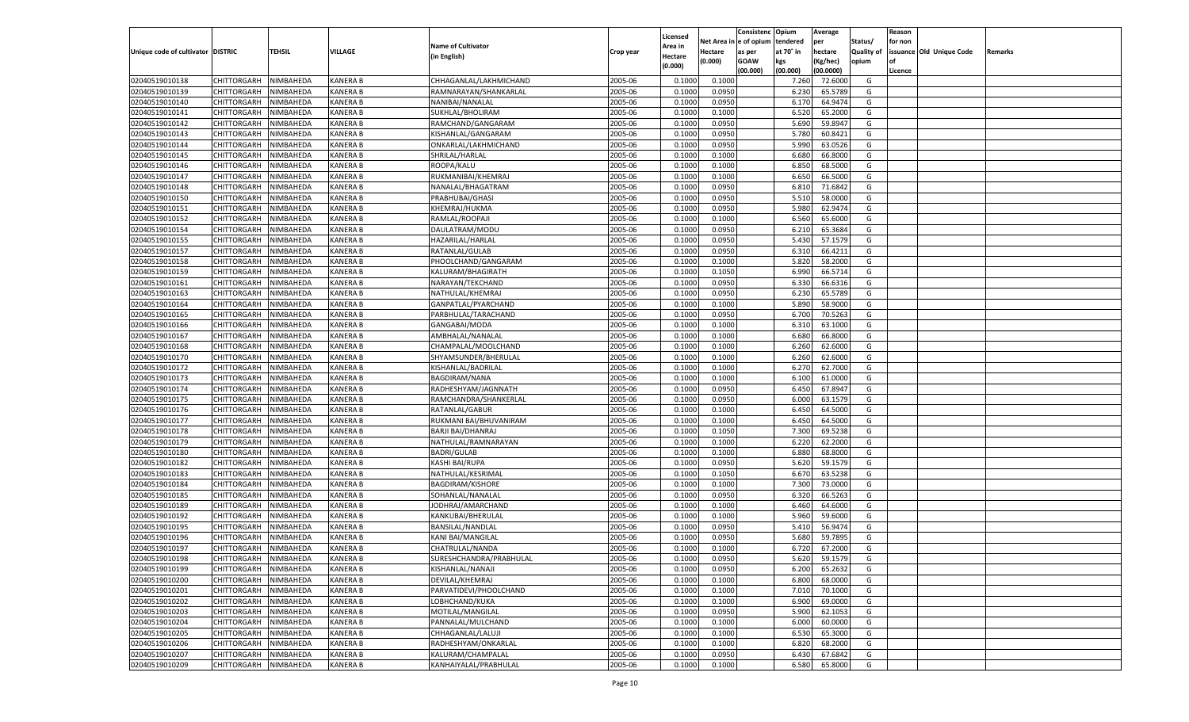| Unique code of cultivator | DISTRIC | TEHSIL | VILLAGE | Name of Cultivator (in English) | Crop year | Licensed Area in Hectare (0.000) | Net Area in Hectare (0.000) | Consistenc e of opium as per GOAW (00.000) | Opium tendered at 70˚ in kgs (00.000) | Average per hectare (Kg/hec) (00.0000) | Status/ Quality of opium | Reason for non issuance of Licence | Old Unique Code | Remarks |
|---|---|---|---|---|---|---|---|---|---|---|---|---|---|---|
| 02040519010138 | CHITTORGARH | NIMBAHEDA | KANERA B | CHHAGANLAL/LAKHMICHAND | 2005-06 | 0.1000 | 0.1000 | | 7.260 | 72.6000 | G | | | |
| 02040519010139 | CHITTORGARH | NIMBAHEDA | KANERA B | RAMNARAYAN/SHANKARLAL | 2005-06 | 0.1000 | 0.0950 | | 6.230 | 65.5789 | G | | | |
| 02040519010140 | CHITTORGARH | NIMBAHEDA | KANERA B | NANIBAI/NANALAL | 2005-06 | 0.1000 | 0.0950 | | 6.170 | 64.9474 | G | | | |
| 02040519010141 | CHITTORGARH | NIMBAHEDA | KANERA B | SUKHLAL/BHOLIRAM | 2005-06 | 0.1000 | 0.1000 | | 6.520 | 65.2000 | G | | | |
| 02040519010142 | CHITTORGARH | NIMBAHEDA | KANERA B | RAMCHAND/GANGARAM | 2005-06 | 0.1000 | 0.0950 | | 5.690 | 59.8947 | G | | | |
| 02040519010143 | CHITTORGARH | NIMBAHEDA | KANERA B | KISHANLAL/GANGARAM | 2005-06 | 0.1000 | 0.0950 | | 5.780 | 60.8421 | G | | | |
| 02040519010144 | CHITTORGARH | NIMBAHEDA | KANERA B | ONKARLAL/LAKHMICHAND | 2005-06 | 0.1000 | 0.0950 | | 5.990 | 63.0526 | G | | | |
| 02040519010145 | CHITTORGARH | NIMBAHEDA | KANERA B | SHRILAL/HARLAL | 2005-06 | 0.1000 | 0.1000 | | 6.680 | 66.8000 | G | | | |
| 02040519010146 | CHITTORGARH | NIMBAHEDA | KANERA B | ROOPA/KALU | 2005-06 | 0.1000 | 0.1000 | | 6.850 | 68.5000 | G | | | |
| 02040519010147 | CHITTORGARH | NIMBAHEDA | KANERA B | RUKMANIBAI/KHEMRAJ | 2005-06 | 0.1000 | 0.1000 | | 6.650 | 66.5000 | G | | | |
| 02040519010148 | CHITTORGARH | NIMBAHEDA | KANERA B | NANALAL/BHAGATRAM | 2005-06 | 0.1000 | 0.0950 | | 6.810 | 71.6842 | G | | | |
| 02040519010150 | CHITTORGARH | NIMBAHEDA | KANERA B | PRABHUBAI/GHASI | 2005-06 | 0.1000 | 0.0950 | | 5.510 | 58.0000 | G | | | |
| 02040519010151 | CHITTORGARH | NIMBAHEDA | KANERA B | KHEMRAJ/HUKMA | 2005-06 | 0.1000 | 0.0950 | | 5.980 | 62.9474 | G | | | |
| 02040519010152 | CHITTORGARH | NIMBAHEDA | KANERA B | RAMLAL/ROOPAJI | 2005-06 | 0.1000 | 0.1000 | | 6.560 | 65.6000 | G | | | |
| 02040519010154 | CHITTORGARH | NIMBAHEDA | KANERA B | DAULATRAM/MODU | 2005-06 | 0.1000 | 0.0950 | | 6.210 | 65.3684 | G | | | |
| 02040519010155 | CHITTORGARH | NIMBAHEDA | KANERA B | HAZARILAL/HARLAL | 2005-06 | 0.1000 | 0.0950 | | 5.430 | 57.1579 | G | | | |
| 02040519010157 | CHITTORGARH | NIMBAHEDA | KANERA B | RATANLAL/GULAB | 2005-06 | 0.1000 | 0.0950 | | 6.310 | 66.4211 | G | | | |
| 02040519010158 | CHITTORGARH | NIMBAHEDA | KANERA B | PHOOLCHAND/GANGARAM | 2005-06 | 0.1000 | 0.1000 | | 5.820 | 58.2000 | G | | | |
| 02040519010159 | CHITTORGARH | NIMBAHEDA | KANERA B | KALURAM/BHAGIRATH | 2005-06 | 0.1000 | 0.1050 | | 6.990 | 66.5714 | G | | | |
| 02040519010161 | CHITTORGARH | NIMBAHEDA | KANERA B | NARAYAN/TEKCHAND | 2005-06 | 0.1000 | 0.0950 | | 6.330 | 66.6316 | G | | | |
| 02040519010163 | CHITTORGARH | NIMBAHEDA | KANERA B | NATHULAL/KHEMRAJ | 2005-06 | 0.1000 | 0.0950 | | 6.230 | 65.5789 | G | | | |
| 02040519010164 | CHITTORGARH | NIMBAHEDA | KANERA B | GANPATLAL/PYARCHAND | 2005-06 | 0.1000 | 0.1000 | | 5.890 | 58.9000 | G | | | |
| 02040519010165 | CHITTORGARH | NIMBAHEDA | KANERA B | PARBHULAL/TARACHAND | 2005-06 | 0.1000 | 0.0950 | | 6.700 | 70.5263 | G | | | |
| 02040519010166 | CHITTORGARH | NIMBAHEDA | KANERA B | GANGABAI/MODA | 2005-06 | 0.1000 | 0.1000 | | 6.310 | 63.1000 | G | | | |
| 02040519010167 | CHITTORGARH | NIMBAHEDA | KANERA B | AMBHALAL/NANALAL | 2005-06 | 0.1000 | 0.1000 | | 6.680 | 66.8000 | G | | | |
| 02040519010168 | CHITTORGARH | NIMBAHEDA | KANERA B | CHAMPALAL/MOOLCHAND | 2005-06 | 0.1000 | 0.1000 | | 6.260 | 62.6000 | G | | | |
| 02040519010170 | CHITTORGARH | NIMBAHEDA | KANERA B | SHYAMSUNDER/BHERULAL | 2005-06 | 0.1000 | 0.1000 | | 6.260 | 62.6000 | G | | | |
| 02040519010172 | CHITTORGARH | NIMBAHEDA | KANERA B | KISHANLAL/BADRILAL | 2005-06 | 0.1000 | 0.1000 | | 6.270 | 62.7000 | G | | | |
| 02040519010173 | CHITTORGARH | NIMBAHEDA | KANERA B | BAGDIRAM/NANA | 2005-06 | 0.1000 | 0.1000 | | 6.100 | 61.0000 | G | | | |
| 02040519010174 | CHITTORGARH | NIMBAHEDA | KANERA B | RADHESHYAM/JAGNNATH | 2005-06 | 0.1000 | 0.0950 | | 6.450 | 67.8947 | G | | | |
| 02040519010175 | CHITTORGARH | NIMBAHEDA | KANERA B | RAMCHANDRA/SHANKERLAL | 2005-06 | 0.1000 | 0.0950 | | 6.000 | 63.1579 | G | | | |
| 02040519010176 | CHITTORGARH | NIMBAHEDA | KANERA B | RATANLAL/GABUR | 2005-06 | 0.1000 | 0.1000 | | 6.450 | 64.5000 | G | | | |
| 02040519010177 | CHITTORGARH | NIMBAHEDA | KANERA B | RUKMANI BAI/BHUVANIRAM | 2005-06 | 0.1000 | 0.1000 | | 6.450 | 64.5000 | G | | | |
| 02040519010178 | CHITTORGARH | NIMBAHEDA | KANERA B | BARJI BAI/DHANRAJ | 2005-06 | 0.1000 | 0.1050 | | 7.300 | 69.5238 | G | | | |
| 02040519010179 | CHITTORGARH | NIMBAHEDA | KANERA B | NATHULAL/RAMNARAYAN | 2005-06 | 0.1000 | 0.1000 | | 6.220 | 62.2000 | G | | | |
| 02040519010180 | CHITTORGARH | NIMBAHEDA | KANERA B | BADRI/GULAB | 2005-06 | 0.1000 | 0.1000 | | 6.880 | 68.8000 | G | | | |
| 02040519010182 | CHITTORGARH | NIMBAHEDA | KANERA B | KASHI BAI/RUPA | 2005-06 | 0.1000 | 0.0950 | | 5.620 | 59.1579 | G | | | |
| 02040519010183 | CHITTORGARH | NIMBAHEDA | KANERA B | NATHULAL/KESRIMAL | 2005-06 | 0.1000 | 0.1050 | | 6.670 | 63.5238 | G | | | |
| 02040519010184 | CHITTORGARH | NIMBAHEDA | KANERA B | BAGDIRAM/KISHORE | 2005-06 | 0.1000 | 0.1000 | | 7.300 | 73.0000 | G | | | |
| 02040519010185 | CHITTORGARH | NIMBAHEDA | KANERA B | SOHANLAL/NANALAL | 2005-06 | 0.1000 | 0.0950 | | 6.320 | 66.5263 | G | | | |
| 02040519010189 | CHITTORGARH | NIMBAHEDA | KANERA B | JODHRAJ/AMARCHAND | 2005-06 | 0.1000 | 0.1000 | | 6.460 | 64.6000 | G | | | |
| 02040519010192 | CHITTORGARH | NIMBAHEDA | KANERA B | KANKUBAI/BHERULAL | 2005-06 | 0.1000 | 0.1000 | | 5.960 | 59.6000 | G | | | |
| 02040519010195 | CHITTORGARH | NIMBAHEDA | KANERA B | BANSILAL/NANDLAL | 2005-06 | 0.1000 | 0.0950 | | 5.410 | 56.9474 | G | | | |
| 02040519010196 | CHITTORGARH | NIMBAHEDA | KANERA B | KANI BAI/MANGILAL | 2005-06 | 0.1000 | 0.0950 | | 5.680 | 59.7895 | G | | | |
| 02040519010197 | CHITTORGARH | NIMBAHEDA | KANERA B | CHATRULAL/NANDA | 2005-06 | 0.1000 | 0.1000 | | 6.720 | 67.2000 | G | | | |
| 02040519010198 | CHITTORGARH | NIMBAHEDA | KANERA B | SURESHCHANDRA/PRABHULAL | 2005-06 | 0.1000 | 0.0950 | | 5.620 | 59.1579 | G | | | |
| 02040519010199 | CHITTORGARH | NIMBAHEDA | KANERA B | KISHANLAL/NANAJI | 2005-06 | 0.1000 | 0.0950 | | 6.200 | 65.2632 | G | | | |
| 02040519010200 | CHITTORGARH | NIMBAHEDA | KANERA B | DEVILAL/KHEMRAJ | 2005-06 | 0.1000 | 0.1000 | | 6.800 | 68.0000 | G | | | |
| 02040519010201 | CHITTORGARH | NIMBAHEDA | KANERA B | PARVATIDEVI/PHOOLCHAND | 2005-06 | 0.1000 | 0.1000 | | 7.010 | 70.1000 | G | | | |
| 02040519010202 | CHITTORGARH | NIMBAHEDA | KANERA B | LOBHCHAND/KUKA | 2005-06 | 0.1000 | 0.1000 | | 6.900 | 69.0000 | G | | | |
| 02040519010203 | CHITTORGARH | NIMBAHEDA | KANERA B | MOTILAL/MANGILAL | 2005-06 | 0.1000 | 0.0950 | | 5.900 | 62.1053 | G | | | |
| 02040519010204 | CHITTORGARH | NIMBAHEDA | KANERA B | PANNALAL/MULCHAND | 2005-06 | 0.1000 | 0.1000 | | 6.000 | 60.0000 | G | | | |
| 02040519010205 | CHITTORGARH | NIMBAHEDA | KANERA B | CHHAGANLAL/LALUJI | 2005-06 | 0.1000 | 0.1000 | | 6.530 | 65.3000 | G | | | |
| 02040519010206 | CHITTORGARH | NIMBAHEDA | KANERA B | RADHESHYAM/ONKARLAL | 2005-06 | 0.1000 | 0.1000 | | 6.820 | 68.2000 | G | | | |
| 02040519010207 | CHITTORGARH | NIMBAHEDA | KANERA B | KALURAM/CHAMPALAL | 2005-06 | 0.1000 | 0.0950 | | 6.430 | 67.6842 | G | | | |
| 02040519010209 | CHITTORGARH | NIMBAHEDA | KANERA B | KANHAIYALAL/PRABHULAL | 2005-06 | 0.1000 | 0.1000 | | 6.580 | 65.8000 | G | | | |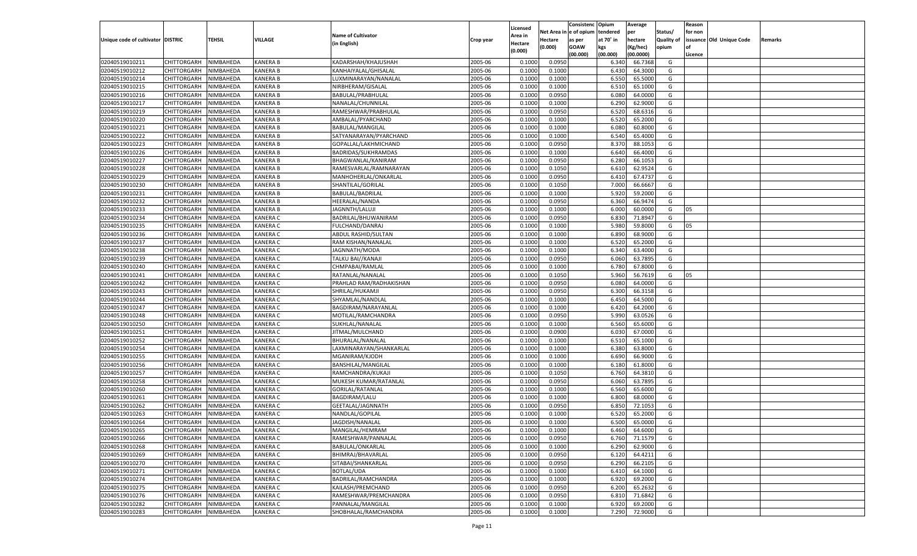| Unique code of cultivator | DISTRIC | TEHSIL | VILLAGE | Name of Cultivator (in English) | Crop year | Licensed Area in Hectare (0.000) | Net Area in Hectare (0.000) | Consistenc e of opium as per GOAW (00.000) | Opium tendered at 70° in kgs (00.000) | Average per hectare (Kg/hec) (00.0000) | Status/ Quality of opium | Reason for non issuance of Licence | Old Unique Code | Remarks |
|---|---|---|---|---|---|---|---|---|---|---|---|---|---|---|
| 02040519010211 | CHITTORGARH | NIMBAHEDA | KANERA B | KADARSHAH/KHAJUSHAH | 2005-06 | 0.1000 | 0.0950 | | 6.340 | 66.7368 | G | | | |
| 02040519010212 | CHITTORGARH | NIMBAHEDA | KANERA B | KANHAIYALAL/GHISALAL | 2005-06 | 0.1000 | 0.1000 | | 6.430 | 64.3000 | G | | | |
| 02040519010214 | CHITTORGARH | NIMBAHEDA | KANERA B | LUXMINARAYAN/NANALAL | 2005-06 | 0.1000 | 0.1000 | | 6.550 | 65.5000 | G | | | |
| 02040519010215 | CHITTORGARH | NIMBAHEDA | KANERA B | NIRBHERAM/GISALAL | 2005-06 | 0.1000 | 0.1000 | | 6.510 | 65.1000 | G | | | |
| 02040519010216 | CHITTORGARH | NIMBAHEDA | KANERA B | BABULAL/PRABHULAL | 2005-06 | 0.1000 | 0.0950 | | 6.080 | 64.0000 | G | | | |
| 02040519010217 | CHITTORGARH | NIMBAHEDA | KANERA B | NANALAL/CHUNNILAL | 2005-06 | 0.1000 | 0.1000 | | 6.290 | 62.9000 | G | | | |
| 02040519010219 | CHITTORGARH | NIMBAHEDA | KANERA B | RAMESHWAR/PRABHULAL | 2005-06 | 0.1000 | 0.0950 | | 6.520 | 68.6316 | G | | | |
| 02040519010220 | CHITTORGARH | NIMBAHEDA | KANERA B | AMBALAL/PYARCHAND | 2005-06 | 0.1000 | 0.1000 | | 6.520 | 65.2000 | G | | | |
| 02040519010221 | CHITTORGARH | NIMBAHEDA | KANERA B | BABULAL/MANGILAL | 2005-06 | 0.1000 | 0.1000 | | 6.080 | 60.8000 | G | | | |
| 02040519010222 | CHITTORGARH | NIMBAHEDA | KANERA B | SATYANARAYAN/PYARCHAND | 2005-06 | 0.1000 | 0.1000 | | 6.540 | 65.4000 | G | | | |
| 02040519010223 | CHITTORGARH | NIMBAHEDA | KANERA B | GOPALLAL/LAKHMICHAND | 2005-06 | 0.1000 | 0.0950 | | 8.370 | 88.1053 | G | | | |
| 02040519010226 | CHITTORGARH | NIMBAHEDA | KANERA B | BADRIDAS/SUKHRAMDAS | 2005-06 | 0.1000 | 0.1000 | | 6.640 | 66.4000 | G | | | |
| 02040519010227 | CHITTORGARH | NIMBAHEDA | KANERA B | BHAGWANLAL/KANIRAM | 2005-06 | 0.1000 | 0.0950 | | 6.280 | 66.1053 | G | | | |
| 02040519010228 | CHITTORGARH | NIMBAHEDA | KANERA B | RAMESVARLAL/RAMNARAYAN | 2005-06 | 0.1000 | 0.1050 | | 6.610 | 62.9524 | G | | | |
| 02040519010229 | CHITTORGARH | NIMBAHEDA | KANERA B | MANHOHERLAL/ONKARLAL | 2005-06 | 0.1000 | 0.0950 | | 6.410 | 67.4737 | G | | | |
| 02040519010230 | CHITTORGARH | NIMBAHEDA | KANERA B | SHANTILAL/GORILAL | 2005-06 | 0.1000 | 0.1050 | | 7.000 | 66.6667 | G | | | |
| 02040519010231 | CHITTORGARH | NIMBAHEDA | KANERA B | BABULAL/BADRILAL | 2005-06 | 0.1000 | 0.1000 | | 5.920 | 59.2000 | G | | | |
| 02040519010232 | CHITTORGARH | NIMBAHEDA | KANERA B | HEERALAL/NANDA | 2005-06 | 0.1000 | 0.0950 | | 6.360 | 66.9474 | G | | | |
| 02040519010233 | CHITTORGARH | NIMBAHEDA | KANERA B | JAGNNTH/LALUJI | 2005-06 | 0.1000 | 0.1000 | | 6.000 | 60.0000 | G | 05 | | |
| 02040519010234 | CHITTORGARH | NIMBAHEDA | KANERA C | BADRILAL/BHUWANIRAM | 2005-06 | 0.1000 | 0.0950 | | 6.830 | 71.8947 | G | | | |
| 02040519010235 | CHITTORGARH | NIMBAHEDA | KANERA C | FULCHAND/DANRAJ | 2005-06 | 0.1000 | 0.1000 | | 5.980 | 59.8000 | G | 05 | | |
| 02040519010236 | CHITTORGARH | NIMBAHEDA | KANERA C | ABDUL RASHID/SULTAN | 2005-06 | 0.1000 | 0.1000 | | 6.890 | 68.9000 | G | | | |
| 02040519010237 | CHITTORGARH | NIMBAHEDA | KANERA C | RAM KISHAN/NANALAL | 2005-06 | 0.1000 | 0.1000 | | 6.520 | 65.2000 | G | | | |
| 02040519010238 | CHITTORGARH | NIMBAHEDA | KANERA C | JAGNNATH/MODA | 2005-06 | 0.1000 | 0.1000 | | 6.340 | 63.4000 | G | | | |
| 02040519010239 | CHITTORGARH | NIMBAHEDA | KANERA C | TALKU BAI//KANAJI | 2005-06 | 0.1000 | 0.0950 | | 6.060 | 63.7895 | G | | | |
| 02040519010240 | CHITTORGARH | NIMBAHEDA | KANERA C | CHMPABAI/RAMLAL | 2005-06 | 0.1000 | 0.1000 | | 6.780 | 67.8000 | G | | | |
| 02040519010241 | CHITTORGARH | NIMBAHEDA | KANERA C | RATANLAL/NANALAL | 2005-06 | 0.1000 | 0.1050 | | 5.960 | 56.7619 | G | 05 | | |
| 02040519010242 | CHITTORGARH | NIMBAHEDA | KANERA C | PRAHLAD RAM/RADHAKISHAN | 2005-06 | 0.1000 | 0.0950 | | 6.080 | 64.0000 | G | | | |
| 02040519010243 | CHITTORGARH | NIMBAHEDA | KANERA C | SHRILAL/HUKAMJI | 2005-06 | 0.1000 | 0.0950 | | 6.300 | 66.3158 | G | | | |
| 02040519010244 | CHITTORGARH | NIMBAHEDA | KANERA C | SHYAMLAL/NANDLAL | 2005-06 | 0.1000 | 0.1000 | | 6.450 | 64.5000 | G | | | |
| 02040519010247 | CHITTORGARH | NIMBAHEDA | KANERA C | BAGDIRAM/NARAYANLAL | 2005-06 | 0.1000 | 0.1000 | | 6.420 | 64.2000 | G | | | |
| 02040519010248 | CHITTORGARH | NIMBAHEDA | KANERA C | MOTILAL/RAMCHANDRA | 2005-06 | 0.1000 | 0.0950 | | 5.990 | 63.0526 | G | | | |
| 02040519010250 | CHITTORGARH | NIMBAHEDA | KANERA C | SUKHLAL/NANALAL | 2005-06 | 0.1000 | 0.1000 | | 6.560 | 65.6000 | G | | | |
| 02040519010251 | CHITTORGARH | NIMBAHEDA | KANERA C | JITMAL/MULCHAND | 2005-06 | 0.1000 | 0.0900 | | 6.030 | 67.0000 | G | | | |
| 02040519010252 | CHITTORGARH | NIMBAHEDA | KANERA C | BHURALAL/NANALAL | 2005-06 | 0.1000 | 0.1000 | | 6.510 | 65.1000 | G | | | |
| 02040519010254 | CHITTORGARH | NIMBAHEDA | KANERA C | LAXMINARAYAN/SHANKARLAL | 2005-06 | 0.1000 | 0.1000 | | 6.380 | 63.8000 | G | | | |
| 02040519010255 | CHITTORGARH | NIMBAHEDA | KANERA C | MGANIRAM/KJODH | 2005-06 | 0.1000 | 0.1000 | | 6.690 | 66.9000 | G | | | |
| 02040519010256 | CHITTORGARH | NIMBAHEDA | KANERA C | BANSHILAL/MANGILAL | 2005-06 | 0.1000 | 0.1000 | | 6.180 | 61.8000 | G | | | |
| 02040519010257 | CHITTORGARH | NIMBAHEDA | KANERA C | RAMCHANDRA/KUKAJI | 2005-06 | 0.1000 | 0.1050 | | 6.760 | 64.3810 | G | | | |
| 02040519010258 | CHITTORGARH | NIMBAHEDA | KANERA C | MUKESH KUMAR/RATANLAL | 2005-06 | 0.1000 | 0.0950 | | 6.060 | 63.7895 | G | | | |
| 02040519010260 | CHITTORGARH | NIMBAHEDA | KANERA C | GORILAL/RATANLAL | 2005-06 | 0.1000 | 0.1000 | | 6.560 | 65.6000 | G | | | |
| 02040519010261 | CHITTORGARH | NIMBAHEDA | KANERA C | BAGDIRAM/LALU | 2005-06 | 0.1000 | 0.1000 | | 6.800 | 68.0000 | G | | | |
| 02040519010262 | CHITTORGARH | NIMBAHEDA | KANERA C | GEETALAL/JAGNNATH | 2005-06 | 0.1000 | 0.0950 | | 6.850 | 72.1053 | G | | | |
| 02040519010263 | CHITTORGARH | NIMBAHEDA | KANERA C | NANDLAL/GOPILAL | 2005-06 | 0.1000 | 0.1000 | | 6.520 | 65.2000 | G | | | |
| 02040519010264 | CHITTORGARH | NIMBAHEDA | KANERA C | JAGDISH/NANALAL | 2005-06 | 0.1000 | 0.1000 | | 6.500 | 65.0000 | G | | | |
| 02040519010265 | CHITTORGARH | NIMBAHEDA | KANERA C | MANGILAL/HEMRAM | 2005-06 | 0.1000 | 0.1000 | | 6.460 | 64.6000 | G | | | |
| 02040519010266 | CHITTORGARH | NIMBAHEDA | KANERA C | RAMESHWAR/PANNALAL | 2005-06 | 0.1000 | 0.0950 | | 6.760 | 71.1579 | G | | | |
| 02040519010268 | CHITTORGARH | NIMBAHEDA | KANERA C | BABULAL/ONKARLAL | 2005-06 | 0.1000 | 0.1000 | | 6.290 | 62.9000 | G | | | |
| 02040519010269 | CHITTORGARH | NIMBAHEDA | KANERA C | BHIMRAJ/BHAVARLAL | 2005-06 | 0.1000 | 0.0950 | | 6.120 | 64.4211 | G | | | |
| 02040519010270 | CHITTORGARH | NIMBAHEDA | KANERA C | SITABAI/SHANKARLAL | 2005-06 | 0.1000 | 0.0950 | | 6.290 | 66.2105 | G | | | |
| 02040519010271 | CHITTORGARH | NIMBAHEDA | KANERA C | BOTLAL/UDA | 2005-06 | 0.1000 | 0.1000 | | 6.410 | 64.1000 | G | | | |
| 02040519010274 | CHITTORGARH | NIMBAHEDA | KANERA C | BADRILAL/RAMCHANDRA | 2005-06 | 0.1000 | 0.1000 | | 6.920 | 69.2000 | G | | | |
| 02040519010275 | CHITTORGARH | NIMBAHEDA | KANERA C | KAILASH/PREMCHAND | 2005-06 | 0.1000 | 0.0950 | | 6.200 | 65.2632 | G | | | |
| 02040519010276 | CHITTORGARH | NIMBAHEDA | KANERA C | RAMESHWAR/PREMCHANDRA | 2005-06 | 0.1000 | 0.0950 | | 6.810 | 71.6842 | G | | | |
| 02040519010282 | CHITTORGARH | NIMBAHEDA | KANERA C | PANNALAL/MANGILAL | 2005-06 | 0.1000 | 0.1000 | | 6.920 | 69.2000 | G | | | |
| 02040519010283 | CHITTORGARH | NIMBAHEDA | KANERA C | SHOBHALAL/RAMCHANDRA | 2005-06 | 0.1000 | 0.1000 | | 7.290 | 72.9000 | G | | | |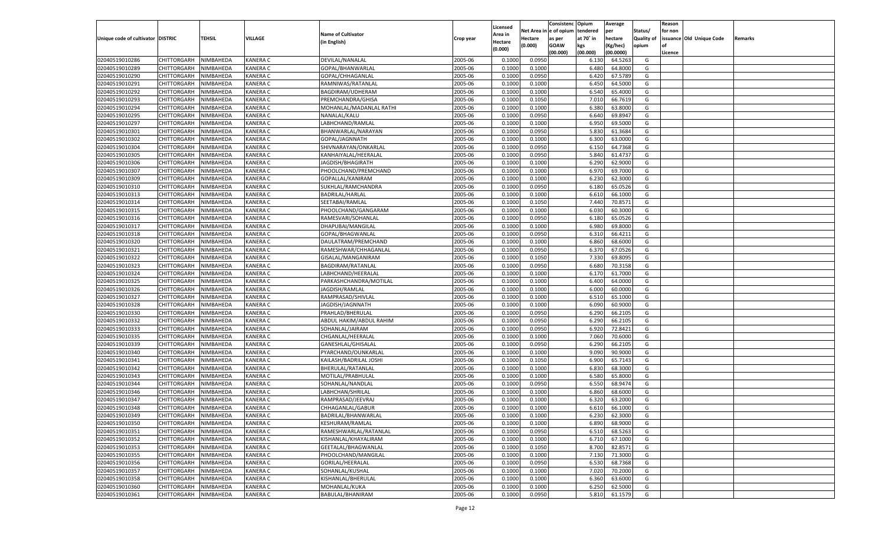| Unique code of cultivator | DISTRIC | TEHSIL | VILLAGE | Name of Cultivator (in English) | Crop year | Licensed Area in Hectare (0.000) | Net Area in Hectare (0.000) | Consistence of opium as per GOAW (00.000) | Opium tendered at 70° in kgs (00.000) | Average per hectare (Kg/hec) (00.0000) | Status/ Quality of opium | Reason for non issuance of Licence | Old Unique Code | Remarks |
|---|---|---|---|---|---|---|---|---|---|---|---|---|---|---|
| 02040519010286 | CHITTORGARH | NIMBAHEDA | KANERA C | DEVILAL/NANALAL | 2005-06 | 0.1000 | 0.0950 | | 6.130 | 64.5263 | G | | | |
| 02040519010289 | CHITTORGARH | NIMBAHEDA | KANERA C | GOPAL/BHANWARLAL | 2005-06 | 0.1000 | 0.1000 | | 6.480 | 64.8000 | G | | | |
| 02040519010290 | CHITTORGARH | NIMBAHEDA | KANERA C | GOPAL/CHHAGANLAL | 2005-06 | 0.1000 | 0.0950 | | 6.420 | 67.5789 | G | | | |
| 02040519010291 | CHITTORGARH | NIMBAHEDA | KANERA C | RAMNIWAS/RATANLAL | 2005-06 | 0.1000 | 0.1000 | | 6.450 | 64.5000 | G | | | |
| 02040519010292 | CHITTORGARH | NIMBAHEDA | KANERA C | BAGDIRAM/UDHERAM | 2005-06 | 0.1000 | 0.1000 | | 6.540 | 65.4000 | G | | | |
| 02040519010293 | CHITTORGARH | NIMBAHEDA | KANERA C | PREMCHANDRA/GHISA | 2005-06 | 0.1000 | 0.1050 | | 7.010 | 66.7619 | G | | | |
| 02040519010294 | CHITTORGARH | NIMBAHEDA | KANERA C | MOHANLAL/MADANLAL RATHI | 2005-06 | 0.1000 | 0.1000 | | 6.380 | 63.8000 | G | | | |
| 02040519010295 | CHITTORGARH | NIMBAHEDA | KANERA C | NANALAL/KALU | 2005-06 | 0.1000 | 0.0950 | | 6.640 | 69.8947 | G | | | |
| 02040519010297 | CHITTORGARH | NIMBAHEDA | KANERA C | LABHCHAND/RAMLAL | 2005-06 | 0.1000 | 0.1000 | | 6.950 | 69.5000 | G | | | |
| 02040519010301 | CHITTORGARH | NIMBAHEDA | KANERA C | BHANWARLAL/NARAYAN | 2005-06 | 0.1000 | 0.0950 | | 5.830 | 61.3684 | G | | | |
| 02040519010302 | CHITTORGARH | NIMBAHEDA | KANERA C | GOPAL/JAGNNATH | 2005-06 | 0.1000 | 0.1000 | | 6.300 | 63.0000 | G | | | |
| 02040519010304 | CHITTORGARH | NIMBAHEDA | KANERA C | SHIVNARAYAN/ONKARLAL | 2005-06 | 0.1000 | 0.0950 | | 6.150 | 64.7368 | G | | | |
| 02040519010305 | CHITTORGARH | NIMBAHEDA | KANERA C | KANHAIYALAL/HEERALAL | 2005-06 | 0.1000 | 0.0950 | | 5.840 | 61.4737 | G | | | |
| 02040519010306 | CHITTORGARH | NIMBAHEDA | KANERA C | JAGDISH/BHAGIRATH | 2005-06 | 0.1000 | 0.1000 | | 6.290 | 62.9000 | G | | | |
| 02040519010307 | CHITTORGARH | NIMBAHEDA | KANERA C | PHOOLCHAND/PREMCHAND | 2005-06 | 0.1000 | 0.1000 | | 6.970 | 69.7000 | G | | | |
| 02040519010309 | CHITTORGARH | NIMBAHEDA | KANERA C | GOPALLAL/KANIRAM | 2005-06 | 0.1000 | 0.1000 | | 6.230 | 62.3000 | G | | | |
| 02040519010310 | CHITTORGARH | NIMBAHEDA | KANERA C | SUKHLAL/RAMCHANDRA | 2005-06 | 0.1000 | 0.0950 | | 6.180 | 65.0526 | G | | | |
| 02040519010313 | CHITTORGARH | NIMBAHEDA | KANERA C | BADRILAL/HARLAL | 2005-06 | 0.1000 | 0.1000 | | 6.610 | 66.1000 | G | | | |
| 02040519010314 | CHITTORGARH | NIMBAHEDA | KANERA C | SEETABAI/RAMLAL | 2005-06 | 0.1000 | 0.1050 | | 7.440 | 70.8571 | G | | | |
| 02040519010315 | CHITTORGARH | NIMBAHEDA | KANERA C | PHOOLCHAND/GANGARAM | 2005-06 | 0.1000 | 0.1000 | | 6.030 | 60.3000 | G | | | |
| 02040519010316 | CHITTORGARH | NIMBAHEDA | KANERA C | RAMESVARI/SOHANLAL | 2005-06 | 0.1000 | 0.0950 | | 6.180 | 65.0526 | G | | | |
| 02040519010317 | CHITTORGARH | NIMBAHEDA | KANERA C | DHAPUBAI/MANGILAL | 2005-06 | 0.1000 | 0.1000 | | 6.980 | 69.8000 | G | | | |
| 02040519010318 | CHITTORGARH | NIMBAHEDA | KANERA C | GOPAL/BHAGWANLAL | 2005-06 | 0.1000 | 0.0950 | | 6.310 | 66.4211 | G | | | |
| 02040519010320 | CHITTORGARH | NIMBAHEDA | KANERA C | DAULATRAM/PREMCHAND | 2005-06 | 0.1000 | 0.1000 | | 6.860 | 68.6000 | G | | | |
| 02040519010321 | CHITTORGARH | NIMBAHEDA | KANERA C | RAMESHWAR/CHHAGANLAL | 2005-06 | 0.1000 | 0.0950 | | 6.370 | 67.0526 | G | | | |
| 02040519010322 | CHITTORGARH | NIMBAHEDA | KANERA C | GISALAL/MANGANIRAM | 2005-06 | 0.1000 | 0.1050 | | 7.330 | 69.8095 | G | | | |
| 02040519010323 | CHITTORGARH | NIMBAHEDA | KANERA C | BAGDIRAM/RATANLAL | 2005-06 | 0.1000 | 0.0950 | | 6.680 | 70.3158 | G | | | |
| 02040519010324 | CHITTORGARH | NIMBAHEDA | KANERA C | LABHCHAND/HEERALAL | 2005-06 | 0.1000 | 0.1000 | | 6.170 | 61.7000 | G | | | |
| 02040519010325 | CHITTORGARH | NIMBAHEDA | KANERA C | PARKASHCHANDRA/MOTILAL | 2005-06 | 0.1000 | 0.1000 | | 6.400 | 64.0000 | G | | | |
| 02040519010326 | CHITTORGARH | NIMBAHEDA | KANERA C | JAGDISH/RAMLAL | 2005-06 | 0.1000 | 0.1000 | | 6.000 | 60.0000 | G | | | |
| 02040519010327 | CHITTORGARH | NIMBAHEDA | KANERA C | RAMPRASAD/SHIVLAL | 2005-06 | 0.1000 | 0.1000 | | 6.510 | 65.1000 | G | | | |
| 02040519010328 | CHITTORGARH | NIMBAHEDA | KANERA C | JAGDISH/JAGNNATH | 2005-06 | 0.1000 | 0.1000 | | 6.090 | 60.9000 | G | | | |
| 02040519010330 | CHITTORGARH | NIMBAHEDA | KANERA C | PRAHLAD/BHERULAL | 2005-06 | 0.1000 | 0.0950 | | 6.290 | 66.2105 | G | | | |
| 02040519010332 | CHITTORGARH | NIMBAHEDA | KANERA C | ABDUL HAKIM/ABDUL RAHIM | 2005-06 | 0.1000 | 0.0950 | | 6.290 | 66.2105 | G | | | |
| 02040519010333 | CHITTORGARH | NIMBAHEDA | KANERA C | SOHANLAL/JAIRAM | 2005-06 | 0.1000 | 0.0950 | | 6.920 | 72.8421 | G | | | |
| 02040519010335 | CHITTORGARH | NIMBAHEDA | KANERA C | CHGANLAL/HEERALAL | 2005-06 | 0.1000 | 0.1000 | | 7.060 | 70.6000 | G | | | |
| 02040519010339 | CHITTORGARH | NIMBAHEDA | KANERA C | GANESHLAL/GHISALAL | 2005-06 | 0.1000 | 0.0950 | | 6.290 | 66.2105 | G | | | |
| 02040519010340 | CHITTORGARH | NIMBAHEDA | KANERA C | PYARCHAND/OUNKARLAL | 2005-06 | 0.1000 | 0.1000 | | 9.090 | 90.9000 | G | | | |
| 02040519010341 | CHITTORGARH | NIMBAHEDA | KANERA C | KAILASH/BADRILAL JOSHI | 2005-06 | 0.1000 | 0.1050 | | 6.900 | 65.7143 | G | | | |
| 02040519010342 | CHITTORGARH | NIMBAHEDA | KANERA C | BHERULAL/RATANLAL | 2005-06 | 0.1000 | 0.1000 | | 6.830 | 68.3000 | G | | | |
| 02040519010343 | CHITTORGARH | NIMBAHEDA | KANERA C | MOTILAL/PRABHULAL | 2005-06 | 0.1000 | 0.1000 | | 6.580 | 65.8000 | G | | | |
| 02040519010344 | CHITTORGARH | NIMBAHEDA | KANERA C | SOHANLAL/NANDLAL | 2005-06 | 0.1000 | 0.0950 | | 6.550 | 68.9474 | G | | | |
| 02040519010346 | CHITTORGARH | NIMBAHEDA | KANERA C | LABHCHAN/SHRILAL | 2005-06 | 0.1000 | 0.1000 | | 6.860 | 68.6000 | G | | | |
| 02040519010347 | CHITTORGARH | NIMBAHEDA | KANERA C | RAMPRASAD/JEEVRAJ | 2005-06 | 0.1000 | 0.1000 | | 6.320 | 63.2000 | G | | | |
| 02040519010348 | CHITTORGARH | NIMBAHEDA | KANERA C | CHHAGANLAL/GABUR | 2005-06 | 0.1000 | 0.1000 | | 6.610 | 66.1000 | G | | | |
| 02040519010349 | CHITTORGARH | NIMBAHEDA | KANERA C | BADRILAL/BHANWARLAL | 2005-06 | 0.1000 | 0.1000 | | 6.230 | 62.3000 | G | | | |
| 02040519010350 | CHITTORGARH | NIMBAHEDA | KANERA C | KESHURAM/RAMLAL | 2005-06 | 0.1000 | 0.1000 | | 6.890 | 68.9000 | G | | | |
| 02040519010351 | CHITTORGARH | NIMBAHEDA | KANERA C | RAMESHWARLAL/RATANLAL | 2005-06 | 0.1000 | 0.0950 | | 6.510 | 68.5263 | G | | | |
| 02040519010352 | CHITTORGARH | NIMBAHEDA | KANERA C | KISHANLAL/KHAYALIRAM | 2005-06 | 0.1000 | 0.1000 | | 6.710 | 67.1000 | G | | | |
| 02040519010353 | CHITTORGARH | NIMBAHEDA | KANERA C | GEETALAL/BHAGWANLAL | 2005-06 | 0.1000 | 0.1050 | | 8.700 | 82.8571 | G | | | |
| 02040519010355 | CHITTORGARH | NIMBAHEDA | KANERA C | PHOOLCHAND/MANGILAL | 2005-06 | 0.1000 | 0.1000 | | 7.130 | 71.3000 | G | | | |
| 02040519010356 | CHITTORGARH | NIMBAHEDA | KANERA C | GORILAL/HEERALAL | 2005-06 | 0.1000 | 0.0950 | | 6.530 | 68.7368 | G | | | |
| 02040519010357 | CHITTORGARH | NIMBAHEDA | KANERA C | SOHANLAL/KUSHAL | 2005-06 | 0.1000 | 0.1000 | | 7.020 | 70.2000 | G | | | |
| 02040519010358 | CHITTORGARH | NIMBAHEDA | KANERA C | KISHANLAL/BHERULAL | 2005-06 | 0.1000 | 0.1000 | | 6.360 | 63.6000 | G | | | |
| 02040519010360 | CHITTORGARH | NIMBAHEDA | KANERA C | MOHANLAL/KUKA | 2005-06 | 0.1000 | 0.1000 | | 6.250 | 62.5000 | G | | | |
| 02040519010361 | CHITTORGARH | NIMBAHEDA | KANERA C | BABULAL/BHANIRAM | 2005-06 | 0.1000 | 0.0950 | | 5.810 | 61.1579 | G | | | |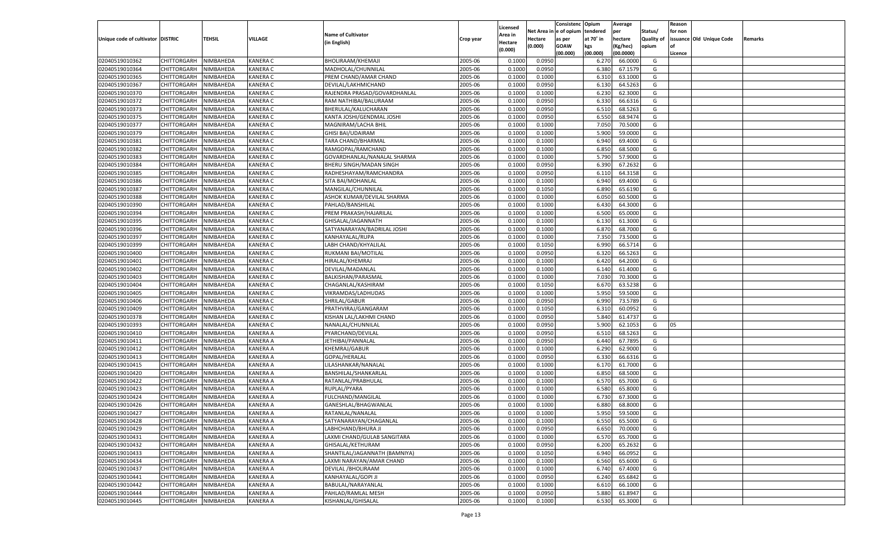| Unique code of cultivator | DISTRIC | TEHSIL | VILLAGE | Name of Cultivator (in English) | Crop year | Licensed Area in Hectare (0.000) | Net Area in Hectare (0.000) | Consistenc e of opium as per GOAW (00.000) | Opium tendered at 70˚ in kgs (00.000) | Average per hectare (Kg/hec) (00.0000) | Status/ Quality of opium | Reason for non issuance of Licence | Old Unique Code | Remarks |
|---|---|---|---|---|---|---|---|---|---|---|---|---|---|---|
| 02040519010362 | CHITTORGARH | NIMBAHEDA | KANERA C | BHOLIRAAM/KHEMAJI | 2005-06 | 0.1000 | 0.0950 | | 6.270 | 66.0000 | G | | | |
| 02040519010364 | CHITTORGARH | NIMBAHEDA | KANERA C | MADHOLAL/CHUNNILAL | 2005-06 | 0.1000 | 0.0950 | | 6.380 | 67.1579 | G | | | |
| 02040519010365 | CHITTORGARH | NIMBAHEDA | KANERA C | PREM CHAND/AMAR CHAND | 2005-06 | 0.1000 | 0.1000 | | 6.310 | 63.1000 | G | | | |
| 02040519010367 | CHITTORGARH | NIMBAHEDA | KANERA C | DEVILAL/LAKHMICHAND | 2005-06 | 0.1000 | 0.0950 | | 6.130 | 64.5263 | G | | | |
| 02040519010370 | CHITTORGARH | NIMBAHEDA | KANERA C | RAJENDRA PRASAD/GOVARDHANLAL | 2005-06 | 0.1000 | 0.1000 | | 6.230 | 62.3000 | G | | | |
| 02040519010372 | CHITTORGARH | NIMBAHEDA | KANERA C | RAM NATHIBAI/BALURAAM | 2005-06 | 0.1000 | 0.0950 | | 6.330 | 66.6316 | G | | | |
| 02040519010373 | CHITTORGARH | NIMBAHEDA | KANERA C | BHERULAL/KALUCHARAN | 2005-06 | 0.1000 | 0.0950 | | 6.510 | 68.5263 | G | | | |
| 02040519010375 | CHITTORGARH | NIMBAHEDA | KANERA C | KANTA JOSHI/GENDMAL JOSHI | 2005-06 | 0.1000 | 0.0950 | | 6.550 | 68.9474 | G | | | |
| 02040519010377 | CHITTORGARH | NIMBAHEDA | KANERA C | MAGNIRAM/LACHA BHIL | 2005-06 | 0.1000 | 0.1000 | | 7.050 | 70.5000 | G | | | |
| 02040519010379 | CHITTORGARH | NIMBAHEDA | KANERA C | GHISI BAI/UDAIRAM | 2005-06 | 0.1000 | 0.1000 | | 5.900 | 59.0000 | G | | | |
| 02040519010381 | CHITTORGARH | NIMBAHEDA | KANERA C | TARA CHAND/BHARMAL | 2005-06 | 0.1000 | 0.1000 | | 6.940 | 69.4000 | G | | | |
| 02040519010382 | CHITTORGARH | NIMBAHEDA | KANERA C | RAMGOPAL/RAMCHAND | 2005-06 | 0.1000 | 0.1000 | | 6.850 | 68.5000 | G | | | |
| 02040519010383 | CHITTORGARH | NIMBAHEDA | KANERA C | GOVARDHANLAL/NANALAL SHARMA | 2005-06 | 0.1000 | 0.1000 | | 5.790 | 57.9000 | G | | | |
| 02040519010384 | CHITTORGARH | NIMBAHEDA | KANERA C | BHERU SINGH/MADAN SINGH | 2005-06 | 0.1000 | 0.0950 | | 6.390 | 67.2632 | G | | | |
| 02040519010385 | CHITTORGARH | NIMBAHEDA | KANERA C | RADHESHAYAM/RAMCHANDRA | 2005-06 | 0.1000 | 0.0950 | | 6.110 | 64.3158 | G | | | |
| 02040519010386 | CHITTORGARH | NIMBAHEDA | KANERA C | SITA BAI/MOHANLAL | 2005-06 | 0.1000 | 0.1000 | | 6.940 | 69.4000 | G | | | |
| 02040519010387 | CHITTORGARH | NIMBAHEDA | KANERA C | MANGILAL/CHUNNILAL | 2005-06 | 0.1000 | 0.1050 | | 6.890 | 65.6190 | G | | | |
| 02040519010388 | CHITTORGARH | NIMBAHEDA | KANERA C | ASHOK KUMAR/DEVILAL SHARMA | 2005-06 | 0.1000 | 0.1000 | | 6.050 | 60.5000 | G | | | |
| 02040519010390 | CHITTORGARH | NIMBAHEDA | KANERA C | PAHLAD/BANSHILAL | 2005-06 | 0.1000 | 0.1000 | | 6.430 | 64.3000 | G | | | |
| 02040519010394 | CHITTORGARH | NIMBAHEDA | KANERA C | PREM PRAKASH/HAJARILAL | 2005-06 | 0.1000 | 0.1000 | | 6.500 | 65.0000 | G | | | |
| 02040519010395 | CHITTORGARH | NIMBAHEDA | KANERA C | GHISALAL/JAGANNATH | 2005-06 | 0.1000 | 0.1000 | | 6.130 | 61.3000 | G | | | |
| 02040519010396 | CHITTORGARH | NIMBAHEDA | KANERA C | SATYANARAYAN/BADRILAL JOSHI | 2005-06 | 0.1000 | 0.1000 | | 6.870 | 68.7000 | G | | | |
| 02040519010397 | CHITTORGARH | NIMBAHEDA | KANERA C | KANHAYALAL/RUPA | 2005-06 | 0.1000 | 0.1000 | | 7.350 | 73.5000 | G | | | |
| 02040519010399 | CHITTORGARH | NIMBAHEDA | KANERA C | LABH CHAND/KHYALILAL | 2005-06 | 0.1000 | 0.1050 | | 6.990 | 66.5714 | G | | | |
| 02040519010400 | CHITTORGARH | NIMBAHEDA | KANERA C | RUKMANI BAI/MOTILAL | 2005-06 | 0.1000 | 0.0950 | | 6.320 | 66.5263 | G | | | |
| 02040519010401 | CHITTORGARH | NIMBAHEDA | KANERA C | HIRALAL/KHEMRAJ | 2005-06 | 0.1000 | 0.1000 | | 6.420 | 64.2000 | G | | | |
| 02040519010402 | CHITTORGARH | NIMBAHEDA | KANERA C | DEVILAL/MADANLAL | 2005-06 | 0.1000 | 0.1000 | | 6.140 | 61.4000 | G | | | |
| 02040519010403 | CHITTORGARH | NIMBAHEDA | KANERA C | BALKISHAN/PARASMAL | 2005-06 | 0.1000 | 0.1000 | | 7.030 | 70.3000 | G | | | |
| 02040519010404 | CHITTORGARH | NIMBAHEDA | KANERA C | CHAGANLAL/KASHIRAM | 2005-06 | 0.1000 | 0.1050 | | 6.670 | 63.5238 | G | | | |
| 02040519010405 | CHITTORGARH | NIMBAHEDA | KANERA C | VIKRAMDAS/LADHUDAS | 2005-06 | 0.1000 | 0.1000 | | 5.950 | 59.5000 | G | | | |
| 02040519010406 | CHITTORGARH | NIMBAHEDA | KANERA C | SHRILAL/GABUR | 2005-06 | 0.1000 | 0.0950 | | 6.990 | 73.5789 | G | | | |
| 02040519010409 | CHITTORGARH | NIMBAHEDA | KANERA C | PRATHVIRAJ/GANGARAM | 2005-06 | 0.1000 | 0.1050 | | 6.310 | 60.0952 | G | | | |
| 02040519010378 | CHITTORGARH | NIMBAHEDA | KANERA C | KISHAN LAL/LAKHMI CHAND | 2005-06 | 0.1000 | 0.0950 | | 5.840 | 61.4737 | G | | | |
| 02040519010393 | CHITTORGARH | NIMBAHEDA | KANERA C | NANALAL/CHUNNILAL | 2005-06 | 0.1000 | 0.0950 | | 5.900 | 62.1053 | G | 05 | | |
| 02040519010410 | CHITTORGARH | NIMBAHEDA | KANERA A | PYARCHAND/DEVILAL | 2005-06 | 0.1000 | 0.0950 | | 6.510 | 68.5263 | G | | | |
| 02040519010411 | CHITTORGARH | NIMBAHEDA | KANERA A | JETHIBAI/PANNALAL | 2005-06 | 0.1000 | 0.0950 | | 6.440 | 67.7895 | G | | | |
| 02040519010412 | CHITTORGARH | NIMBAHEDA | KANERA A | KHEMRAJ/GABUR | 2005-06 | 0.1000 | 0.1000 | | 6.290 | 62.9000 | G | | | |
| 02040519010413 | CHITTORGARH | NIMBAHEDA | KANERA A | GOPAL/HERALAL | 2005-06 | 0.1000 | 0.0950 | | 6.330 | 66.6316 | G | | | |
| 02040519010415 | CHITTORGARH | NIMBAHEDA | KANERA A | LILASHANKAR/NANALAL | 2005-06 | 0.1000 | 0.1000 | | 6.170 | 61.7000 | G | | | |
| 02040519010420 | CHITTORGARH | NIMBAHEDA | KANERA A | BANSHILAL/SHANKARLAL | 2005-06 | 0.1000 | 0.1000 | | 6.850 | 68.5000 | G | | | |
| 02040519010422 | CHITTORGARH | NIMBAHEDA | KANERA A | RATANLAL/PRABHULAL | 2005-06 | 0.1000 | 0.1000 | | 6.570 | 65.7000 | G | | | |
| 02040519010423 | CHITTORGARH | NIMBAHEDA | KANERA A | RUPLAL/PYARA | 2005-06 | 0.1000 | 0.1000 | | 6.580 | 65.8000 | G | | | |
| 02040519010424 | CHITTORGARH | NIMBAHEDA | KANERA A | FULCHAND/MANGILAL | 2005-06 | 0.1000 | 0.1000 | | 6.730 | 67.3000 | G | | | |
| 02040519010426 | CHITTORGARH | NIMBAHEDA | KANERA A | GANESHLAL/BHAGWANLAL | 2005-06 | 0.1000 | 0.1000 | | 6.880 | 68.8000 | G | | | |
| 02040519010427 | CHITTORGARH | NIMBAHEDA | KANERA A | RATANLAL/NANALAL | 2005-06 | 0.1000 | 0.1000 | | 5.950 | 59.5000 | G | | | |
| 02040519010428 | CHITTORGARH | NIMBAHEDA | KANERA A | SATYANARAYAN/CHAGANLAL | 2005-06 | 0.1000 | 0.1000 | | 6.550 | 65.5000 | G | | | |
| 02040519010429 | CHITTORGARH | NIMBAHEDA | KANERA A | LABHCHAND/BHURA JI | 2005-06 | 0.1000 | 0.0950 | | 6.650 | 70.0000 | G | | | |
| 02040519010431 | CHITTORGARH | NIMBAHEDA | KANERA A | LAXMI CHAND/GULAB SANGITARA | 2005-06 | 0.1000 | 0.1000 | | 6.570 | 65.7000 | G | | | |
| 02040519010432 | CHITTORGARH | NIMBAHEDA | KANERA A | GHISALAL/KETHURAM | 2005-06 | 0.1000 | 0.0950 | | 6.200 | 65.2632 | G | | | |
| 02040519010433 | CHITTORGARH | NIMBAHEDA | KANERA A | SHANTILAL/JAGANNATH (BAMNIYA) | 2005-06 | 0.1000 | 0.1050 | | 6.940 | 66.0952 | G | | | |
| 02040519010434 | CHITTORGARH | NIMBAHEDA | KANERA A | LAXMI NARAYAN/AMAR CHAND | 2005-06 | 0.1000 | 0.1000 | | 6.560 | 65.6000 | G | | | |
| 02040519010437 | CHITTORGARH | NIMBAHEDA | KANERA A | DEVILAL /BHOLIRAAM | 2005-06 | 0.1000 | 0.1000 | | 6.740 | 67.4000 | G | | | |
| 02040519010441 | CHITTORGARH | NIMBAHEDA | KANERA A | KANHAYALAL/GOPI JI | 2005-06 | 0.1000 | 0.0950 | | 6.240 | 65.6842 | G | | | |
| 02040519010442 | CHITTORGARH | NIMBAHEDA | KANERA A | BABULAL/NARAYANLAL | 2005-06 | 0.1000 | 0.1000 | | 6.610 | 66.1000 | G | | | |
| 02040519010444 | CHITTORGARH | NIMBAHEDA | KANERA A | PAHLAD/RAMLAL MESH | 2005-06 | 0.1000 | 0.0950 | | 5.880 | 61.8947 | G | | | |
| 02040519010445 | CHITTORGARH | NIMBAHEDA | KANERA A | KISHANLAL/GHISALAL | 2005-06 | 0.1000 | 0.1000 | | 6.530 | 65.3000 | G | | | |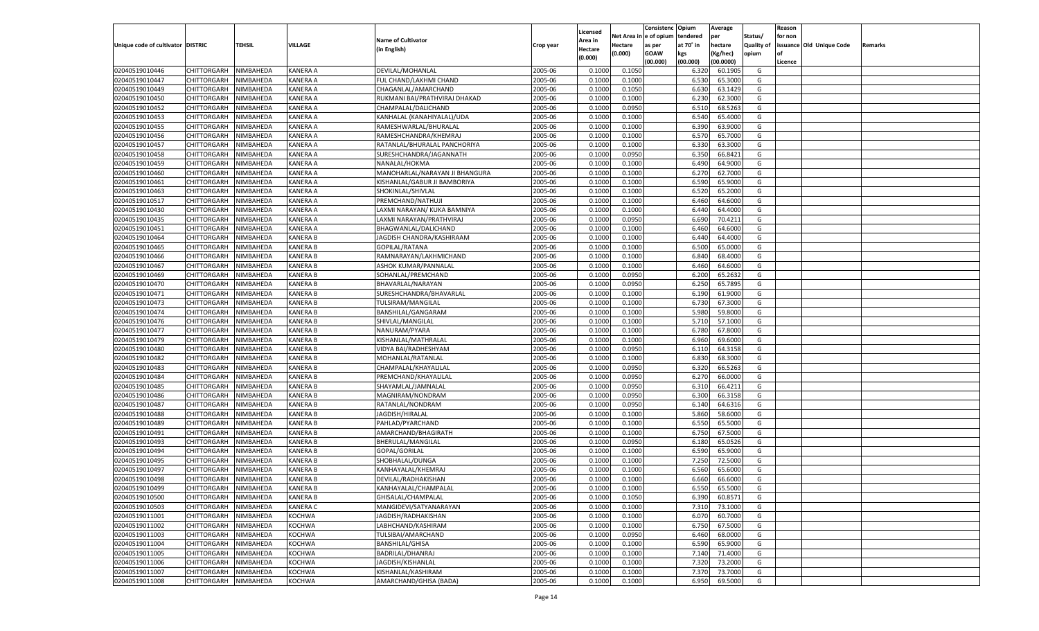| Unique code of cultivator | DISTRIC | TEHSIL | VILLAGE | Name of Cultivator (in English) | Crop year | Licensed Area in Hectare (0.000) | Net Area in Hectare (0.000) | Consistenc e of opium as per GOAW (00.000) | Opium tendered at 70° in kgs (00.000) | Average per hectare (Kg/hec) (00.0000) | Status/ Quality of opium | Reason for non issuance of Licence | Old Unique Code | Remarks |
|---|---|---|---|---|---|---|---|---|---|---|---|---|---|---|
| 02040519010446 | CHITTORGARH | NIMBAHEDA | KANERA A | DEVILAL/MOHANLAL | 2005-06 | 0.1000 | 0.1050 | | 6.320 | 60.1905 | G | | | |
| 02040519010447 | CHITTORGARH | NIMBAHEDA | KANERA A | FUL CHAND/LAKHMI CHAND | 2005-06 | 0.1000 | 0.1000 | | 6.530 | 65.3000 | G | | | |
| 02040519010449 | CHITTORGARH | NIMBAHEDA | KANERA A | CHAGANLAL/AMARCHAND | 2005-06 | 0.1000 | 0.1050 | | 6.630 | 63.1429 | G | | | |
| 02040519010450 | CHITTORGARH | NIMBAHEDA | KANERA A | RUKMANI BAI/PRATHVIRAJ DHAKAD | 2005-06 | 0.1000 | 0.1000 | | 6.230 | 62.3000 | G | | | |
| 02040519010452 | CHITTORGARH | NIMBAHEDA | KANERA A | CHAMPALAL/DALICHAND | 2005-06 | 0.1000 | 0.0950 | | 6.510 | 68.5263 | G | | | |
| 02040519010453 | CHITTORGARH | NIMBAHEDA | KANERA A | KANHALAL (KANAHIYALAL)/UDA | 2005-06 | 0.1000 | 0.1000 | | 6.540 | 65.4000 | G | | | |
| 02040519010455 | CHITTORGARH | NIMBAHEDA | KANERA A | RAMESHWARLAL/BHURALAL | 2005-06 | 0.1000 | 0.1000 | | 6.390 | 63.9000 | G | | | |
| 02040519010456 | CHITTORGARH | NIMBAHEDA | KANERA A | RAMESHCHANDRA/KHEMRAJ | 2005-06 | 0.1000 | 0.1000 | | 6.570 | 65.7000 | G | | | |
| 02040519010457 | CHITTORGARH | NIMBAHEDA | KANERA A | RATANLAL/BHURALAL PANCHORIYA | 2005-06 | 0.1000 | 0.1000 | | 6.330 | 63.3000 | G | | | |
| 02040519010458 | CHITTORGARH | NIMBAHEDA | KANERA A | SURESHCHANDRA/JAGANNATH | 2005-06 | 0.1000 | 0.0950 | | 6.350 | 66.8421 | G | | | |
| 02040519010459 | CHITTORGARH | NIMBAHEDA | KANERA A | NANALAL/HOKMA | 2005-06 | 0.1000 | 0.1000 | | 6.490 | 64.9000 | G | | | |
| 02040519010460 | CHITTORGARH | NIMBAHEDA | KANERA A | MANOHARLAL/NARAYAN JI BHANGURA | 2005-06 | 0.1000 | 0.1000 | | 6.270 | 62.7000 | G | | | |
| 02040519010461 | CHITTORGARH | NIMBAHEDA | KANERA A | KISHANLAL/GABUR JI BAMBORIYA | 2005-06 | 0.1000 | 0.1000 | | 6.590 | 65.9000 | G | | | |
| 02040519010463 | CHITTORGARH | NIMBAHEDA | KANERA A | SHOKINLAL/SHIVLAL | 2005-06 | 0.1000 | 0.1000 | | 6.520 | 65.2000 | G | | | |
| 02040519010517 | CHITTORGARH | NIMBAHEDA | KANERA A | PREMCHAND/NATHUJI | 2005-06 | 0.1000 | 0.1000 | | 6.460 | 64.6000 | G | | | |
| 02040519010430 | CHITTORGARH | NIMBAHEDA | KANERA A | LAXMI NARAYAN/ KUKA BAMNIYA | 2005-06 | 0.1000 | 0.1000 | | 6.440 | 64.4000 | G | | | |
| 02040519010435 | CHITTORGARH | NIMBAHEDA | KANERA A | LAXMI NARAYAN/PRATHVIRAJ | 2005-06 | 0.1000 | 0.0950 | | 6.690 | 70.4211 | G | | | |
| 02040519010451 | CHITTORGARH | NIMBAHEDA | KANERA A | BHAGWANLAL/DALICHAND | 2005-06 | 0.1000 | 0.1000 | | 6.460 | 64.6000 | G | | | |
| 02040519010464 | CHITTORGARH | NIMBAHEDA | KANERA B | JAGDISH CHANDRA/KASHIRAAM | 2005-06 | 0.1000 | 0.1000 | | 6.440 | 64.4000 | G | | | |
| 02040519010465 | CHITTORGARH | NIMBAHEDA | KANERA B | GOPILAL/RATANA | 2005-06 | 0.1000 | 0.1000 | | 6.500 | 65.0000 | G | | | |
| 02040519010466 | CHITTORGARH | NIMBAHEDA | KANERA B | RAMNARAYAN/LAKHMICHAND | 2005-06 | 0.1000 | 0.1000 | | 6.840 | 68.4000 | G | | | |
| 02040519010467 | CHITTORGARH | NIMBAHEDA | KANERA B | ASHOK KUMAR/PANNALAL | 2005-06 | 0.1000 | 0.1000 | | 6.460 | 64.6000 | G | | | |
| 02040519010469 | CHITTORGARH | NIMBAHEDA | KANERA B | SOHANLAL/PREMCHAND | 2005-06 | 0.1000 | 0.0950 | | 6.200 | 65.2632 | G | | | |
| 02040519010470 | CHITTORGARH | NIMBAHEDA | KANERA B | BHAVARLAL/NARAYAN | 2005-06 | 0.1000 | 0.0950 | | 6.250 | 65.7895 | G | | | |
| 02040519010471 | CHITTORGARH | NIMBAHEDA | KANERA B | SURESHCHANDRA/BHAVARLAL | 2005-06 | 0.1000 | 0.1000 | | 6.190 | 61.9000 | G | | | |
| 02040519010473 | CHITTORGARH | NIMBAHEDA | KANERA B | TULSIRAM/MANGILAL | 2005-06 | 0.1000 | 0.1000 | | 6.730 | 67.3000 | G | | | |
| 02040519010474 | CHITTORGARH | NIMBAHEDA | KANERA B | BANSHILAL/GANGARAM | 2005-06 | 0.1000 | 0.1000 | | 5.980 | 59.8000 | G | | | |
| 02040519010476 | CHITTORGARH | NIMBAHEDA | KANERA B | SHIVLAL/MANGILAL | 2005-06 | 0.1000 | 0.1000 | | 5.710 | 57.1000 | G | | | |
| 02040519010477 | CHITTORGARH | NIMBAHEDA | KANERA B | NANURAM/PYARA | 2005-06 | 0.1000 | 0.1000 | | 6.780 | 67.8000 | G | | | |
| 02040519010479 | CHITTORGARH | NIMBAHEDA | KANERA B | KISHANLAL/MATHRALAL | 2005-06 | 0.1000 | 0.1000 | | 6.960 | 69.6000 | G | | | |
| 02040519010480 | CHITTORGARH | NIMBAHEDA | KANERA B | VIDYA BAI/RADHESHYAM | 2005-06 | 0.1000 | 0.0950 | | 6.110 | 64.3158 | G | | | |
| 02040519010482 | CHITTORGARH | NIMBAHEDA | KANERA B | MOHANLAL/RATANLAL | 2005-06 | 0.1000 | 0.1000 | | 6.830 | 68.3000 | G | | | |
| 02040519010483 | CHITTORGARH | NIMBAHEDA | KANERA B | CHAMPALAL/KHAYALILAL | 2005-06 | 0.1000 | 0.0950 | | 6.320 | 66.5263 | G | | | |
| 02040519010484 | CHITTORGARH | NIMBAHEDA | KANERA B | PREMCHAND/KHAYALILAL | 2005-06 | 0.1000 | 0.0950 | | 6.270 | 66.0000 | G | | | |
| 02040519010485 | CHITTORGARH | NIMBAHEDA | KANERA B | SHAYAMLAL/JAMNALAL | 2005-06 | 0.1000 | 0.0950 | | 6.310 | 66.4211 | G | | | |
| 02040519010486 | CHITTORGARH | NIMBAHEDA | KANERA B | MAGNIRAM/NONDRAM | 2005-06 | 0.1000 | 0.0950 | | 6.300 | 66.3158 | G | | | |
| 02040519010487 | CHITTORGARH | NIMBAHEDA | KANERA B | RATANLAL/NONDRAM | 2005-06 | 0.1000 | 0.0950 | | 6.140 | 64.6316 | G | | | |
| 02040519010488 | CHITTORGARH | NIMBAHEDA | KANERA B | JAGDISH/HIRALAL | 2005-06 | 0.1000 | 0.1000 | | 5.860 | 58.6000 | G | | | |
| 02040519010489 | CHITTORGARH | NIMBAHEDA | KANERA B | PAHLAD/PYARCHAND | 2005-06 | 0.1000 | 0.1000 | | 6.550 | 65.5000 | G | | | |
| 02040519010491 | CHITTORGARH | NIMBAHEDA | KANERA B | AMARCHAND/BHAGIRATH | 2005-06 | 0.1000 | 0.1000 | | 6.750 | 67.5000 | G | | | |
| 02040519010493 | CHITTORGARH | NIMBAHEDA | KANERA B | BHERULAL/MANGILAL | 2005-06 | 0.1000 | 0.0950 | | 6.180 | 65.0526 | G | | | |
| 02040519010494 | CHITTORGARH | NIMBAHEDA | KANERA B | GOPAL/GORILAL | 2005-06 | 0.1000 | 0.1000 | | 6.590 | 65.9000 | G | | | |
| 02040519010495 | CHITTORGARH | NIMBAHEDA | KANERA B | SHOBHALAL/DUNGA | 2005-06 | 0.1000 | 0.1000 | | 7.250 | 72.5000 | G | | | |
| 02040519010497 | CHITTORGARH | NIMBAHEDA | KANERA B | KANHAYALAL/KHEMRAJ | 2005-06 | 0.1000 | 0.1000 | | 6.560 | 65.6000 | G | | | |
| 02040519010498 | CHITTORGARH | NIMBAHEDA | KANERA B | DEVILAL/RADHAKISHAN | 2005-06 | 0.1000 | 0.1000 | | 6.660 | 66.6000 | G | | | |
| 02040519010499 | CHITTORGARH | NIMBAHEDA | KANERA B | KANHAYALAL/CHAMPALAL | 2005-06 | 0.1000 | 0.1000 | | 6.550 | 65.5000 | G | | | |
| 02040519010500 | CHITTORGARH | NIMBAHEDA | KANERA B | GHISALAL/CHAMPALAL | 2005-06 | 0.1000 | 0.1050 | | 6.390 | 60.8571 | G | | | |
| 02040519010503 | CHITTORGARH | NIMBAHEDA | KANERA C | MANGIDEVI/SATYANARAYAN | 2005-06 | 0.1000 | 0.1000 | | 7.310 | 73.1000 | G | | | |
| 02040519011001 | CHITTORGARH | NIMBAHEDA | KOCHWA | JAGDISH/RADHAKISHAN | 2005-06 | 0.1000 | 0.1000 | | 6.070 | 60.7000 | G | | | |
| 02040519011002 | CHITTORGARH | NIMBAHEDA | KOCHWA | LABHCHAND/KASHIRAM | 2005-06 | 0.1000 | 0.1000 | | 6.750 | 67.5000 | G | | | |
| 02040519011003 | CHITTORGARH | NIMBAHEDA | KOCHWA | TULSIBAI/AMARCHAND | 2005-06 | 0.1000 | 0.0950 | | 6.460 | 68.0000 | G | | | |
| 02040519011004 | CHITTORGARH | NIMBAHEDA | KOCHWA | BANSHILAL/GHISA | 2005-06 | 0.1000 | 0.1000 | | 6.590 | 65.9000 | G | | | |
| 02040519011005 | CHITTORGARH | NIMBAHEDA | KOCHWA | BADRILAL/DHANRAJ | 2005-06 | 0.1000 | 0.1000 | | 7.140 | 71.4000 | G | | | |
| 02040519011006 | CHITTORGARH | NIMBAHEDA | KOCHWA | JAGDISH/KISHANLAL | 2005-06 | 0.1000 | 0.1000 | | 7.320 | 73.2000 | G | | | |
| 02040519011007 | CHITTORGARH | NIMBAHEDA | KOCHWA | KISHANLAL/KASHIRAM | 2005-06 | 0.1000 | 0.1000 | | 7.370 | 73.7000 | G | | | |
| 02040519011008 | CHITTORGARH | NIMBAHEDA | KOCHWA | AMARCHAND/GHISA (BADA) | 2005-06 | 0.1000 | 0.1000 | | 6.950 | 69.5000 | G | | | |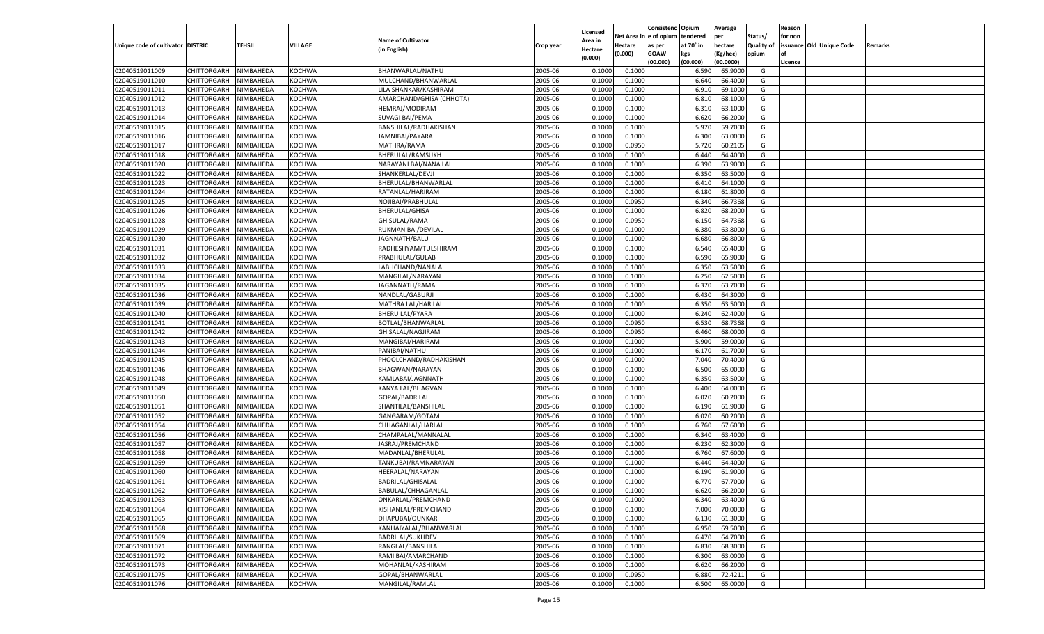| Unique code of cultivator | DISTRIC | TEHSIL | VILLAGE | Name of Cultivator (in English) | Crop year | Licensed Area in Hectare (0.000) | Net Area in Hectare (0.000) | Consistenc e of opium as per GOAW (00.000) | Opium tendered at 70° in kgs (00.000) | Average per hectare (Kg/hec) (00.0000) | Status/ Quality of opium | Reason for non issuance of Licence | Old Unique Code | Remarks |
|---|---|---|---|---|---|---|---|---|---|---|---|---|---|---|
| 02040519011009 | CHITTORGARH | NIMBAHEDA | KOCHWA | BHANWARLAL/NATHU | 2005-06 | 0.1000 | 0.1000 | | 6.590 | 65.9000 | G | | | |
| 02040519011010 | CHITTORGARH | NIMBAHEDA | KOCHWA | MULCHAND/BHANWARLAL | 2005-06 | 0.1000 | 0.1000 | | 6.640 | 66.4000 | G | | | |
| 02040519011011 | CHITTORGARH | NIMBAHEDA | KOCHWA | LILA SHANKAR/KASHIRAM | 2005-06 | 0.1000 | 0.1000 | | 6.910 | 69.1000 | G | | | |
| 02040519011012 | CHITTORGARH | NIMBAHEDA | KOCHWA | AMARCHAND/GHISA (CHHOTA) | 2005-06 | 0.1000 | 0.1000 | | 6.810 | 68.1000 | G | | | |
| 02040519011013 | CHITTORGARH | NIMBAHEDA | KOCHWA | HEMRAJ/MODIRAM | 2005-06 | 0.1000 | 0.1000 | | 6.310 | 63.1000 | G | | | |
| 02040519011014 | CHITTORGARH | NIMBAHEDA | KOCHWA | SUVAGI BAI/PEMA | 2005-06 | 0.1000 | 0.1000 | | 6.620 | 66.2000 | G | | | |
| 02040519011015 | CHITTORGARH | NIMBAHEDA | KOCHWA | BANSHILAL/RADHAKISHAN | 2005-06 | 0.1000 | 0.1000 | | 5.970 | 59.7000 | G | | | |
| 02040519011016 | CHITTORGARH | NIMBAHEDA | KOCHWA | JAMNIBAI/PAYARA | 2005-06 | 0.1000 | 0.1000 | | 6.300 | 63.0000 | G | | | |
| 02040519011017 | CHITTORGARH | NIMBAHEDA | KOCHWA | MATHRA/RAMA | 2005-06 | 0.1000 | 0.0950 | | 5.720 | 60.2105 | G | | | |
| 02040519011018 | CHITTORGARH | NIMBAHEDA | KOCHWA | BHERULAL/RAMSUKH | 2005-06 | 0.1000 | 0.1000 | | 6.440 | 64.4000 | G | | | |
| 02040519011020 | CHITTORGARH | NIMBAHEDA | KOCHWA | NARAYANI BAI/NANA LAL | 2005-06 | 0.1000 | 0.1000 | | 6.390 | 63.9000 | G | | | |
| 02040519011022 | CHITTORGARH | NIMBAHEDA | KOCHWA | SHANKERLAL/DEVJI | 2005-06 | 0.1000 | 0.1000 | | 6.350 | 63.5000 | G | | | |
| 02040519011023 | CHITTORGARH | NIMBAHEDA | KOCHWA | BHERULAL/BHANWARLAL | 2005-06 | 0.1000 | 0.1000 | | 6.410 | 64.1000 | G | | | |
| 02040519011024 | CHITTORGARH | NIMBAHEDA | KOCHWA | RATANLAL/HARIRAM | 2005-06 | 0.1000 | 0.1000 | | 6.180 | 61.8000 | G | | | |
| 02040519011025 | CHITTORGARH | NIMBAHEDA | KOCHWA | NOJIBAI/PRABHULAL | 2005-06 | 0.1000 | 0.0950 | | 6.340 | 66.7368 | G | | | |
| 02040519011026 | CHITTORGARH | NIMBAHEDA | KOCHWA | BHERULAL/GHISA | 2005-06 | 0.1000 | 0.1000 | | 6.820 | 68.2000 | G | | | |
| 02040519011028 | CHITTORGARH | NIMBAHEDA | KOCHWA | GHISULAL/RAMA | 2005-06 | 0.1000 | 0.0950 | | 6.150 | 64.7368 | G | | | |
| 02040519011029 | CHITTORGARH | NIMBAHEDA | KOCHWA | RUKMANIBAI/DEVILAL | 2005-06 | 0.1000 | 0.1000 | | 6.380 | 63.8000 | G | | | |
| 02040519011030 | CHITTORGARH | NIMBAHEDA | KOCHWA | JAGNNATH/BALU | 2005-06 | 0.1000 | 0.1000 | | 6.680 | 66.8000 | G | | | |
| 02040519011031 | CHITTORGARH | NIMBAHEDA | KOCHWA | RADHESHYAM/TULSHIRAM | 2005-06 | 0.1000 | 0.1000 | | 6.540 | 65.4000 | G | | | |
| 02040519011032 | CHITTORGARH | NIMBAHEDA | KOCHWA | PRABHULAL/GULAB | 2005-06 | 0.1000 | 0.1000 | | 6.590 | 65.9000 | G | | | |
| 02040519011033 | CHITTORGARH | NIMBAHEDA | KOCHWA | LABHCHAND/NANALAL | 2005-06 | 0.1000 | 0.1000 | | 6.350 | 63.5000 | G | | | |
| 02040519011034 | CHITTORGARH | NIMBAHEDA | KOCHWA | MANGILAL/NARAYAN | 2005-06 | 0.1000 | 0.1000 | | 6.250 | 62.5000 | G | | | |
| 02040519011035 | CHITTORGARH | NIMBAHEDA | KOCHWA | JAGANNATH/RAMA | 2005-06 | 0.1000 | 0.1000 | | 6.370 | 63.7000 | G | | | |
| 02040519011036 | CHITTORGARH | NIMBAHEDA | KOCHWA | NANDLAL/GABURJI | 2005-06 | 0.1000 | 0.1000 | | 6.430 | 64.3000 | G | | | |
| 02040519011039 | CHITTORGARH | NIMBAHEDA | KOCHWA | MATHRA LAL/HAR LAL | 2005-06 | 0.1000 | 0.1000 | | 6.350 | 63.5000 | G | | | |
| 02040519011040 | CHITTORGARH | NIMBAHEDA | KOCHWA | BHERU LAL/PYARA | 2005-06 | 0.1000 | 0.1000 | | 6.240 | 62.4000 | G | | | |
| 02040519011041 | CHITTORGARH | NIMBAHEDA | KOCHWA | BOTLAL/BHANWARLAL | 2005-06 | 0.1000 | 0.0950 | | 6.530 | 68.7368 | G | | | |
| 02040519011042 | CHITTORGARH | NIMBAHEDA | KOCHWA | GHISALAL/NAGJIRAM | 2005-06 | 0.1000 | 0.0950 | | 6.460 | 68.0000 | G | | | |
| 02040519011043 | CHITTORGARH | NIMBAHEDA | KOCHWA | MANGIBAI/HARIRAM | 2005-06 | 0.1000 | 0.1000 | | 5.900 | 59.0000 | G | | | |
| 02040519011044 | CHITTORGARH | NIMBAHEDA | KOCHWA | PANIBAI/NATHU | 2005-06 | 0.1000 | 0.1000 | | 6.170 | 61.7000 | G | | | |
| 02040519011045 | CHITTORGARH | NIMBAHEDA | KOCHWA | PHOOLCHAND/RADHAKISHAN | 2005-06 | 0.1000 | 0.1000 | | 7.040 | 70.4000 | G | | | |
| 02040519011046 | CHITTORGARH | NIMBAHEDA | KOCHWA | BHAGWAN/NARAYAN | 2005-06 | 0.1000 | 0.1000 | | 6.500 | 65.0000 | G | | | |
| 02040519011048 | CHITTORGARH | NIMBAHEDA | KOCHWA | KAMLABAI/JAGNNATH | 2005-06 | 0.1000 | 0.1000 | | 6.350 | 63.5000 | G | | | |
| 02040519011049 | CHITTORGARH | NIMBAHEDA | KOCHWA | KANYA LAL/BHAGVAN | 2005-06 | 0.1000 | 0.1000 | | 6.400 | 64.0000 | G | | | |
| 02040519011050 | CHITTORGARH | NIMBAHEDA | KOCHWA | GOPAL/BADRILAL | 2005-06 | 0.1000 | 0.1000 | | 6.020 | 60.2000 | G | | | |
| 02040519011051 | CHITTORGARH | NIMBAHEDA | KOCHWA | SHANTILAL/BANSHILAL | 2005-06 | 0.1000 | 0.1000 | | 6.190 | 61.9000 | G | | | |
| 02040519011052 | CHITTORGARH | NIMBAHEDA | KOCHWA | GANGARAM/GOTAM | 2005-06 | 0.1000 | 0.1000 | | 6.020 | 60.2000 | G | | | |
| 02040519011054 | CHITTORGARH | NIMBAHEDA | KOCHWA | CHHAGANLAL/HARLAL | 2005-06 | 0.1000 | 0.1000 | | 6.760 | 67.6000 | G | | | |
| 02040519011056 | CHITTORGARH | NIMBAHEDA | KOCHWA | CHAMPALAL/MANNALAL | 2005-06 | 0.1000 | 0.1000 | | 6.340 | 63.4000 | G | | | |
| 02040519011057 | CHITTORGARH | NIMBAHEDA | KOCHWA | JASRAJ/PREMCHAND | 2005-06 | 0.1000 | 0.1000 | | 6.230 | 62.3000 | G | | | |
| 02040519011058 | CHITTORGARH | NIMBAHEDA | KOCHWA | MADANLAL/BHERULAL | 2005-06 | 0.1000 | 0.1000 | | 6.760 | 67.6000 | G | | | |
| 02040519011059 | CHITTORGARH | NIMBAHEDA | KOCHWA | TANKUBAI/RAMNARAYAN | 2005-06 | 0.1000 | 0.1000 | | 6.440 | 64.4000 | G | | | |
| 02040519011060 | CHITTORGARH | NIMBAHEDA | KOCHWA | HEERALAL/NARAYAN | 2005-06 | 0.1000 | 0.1000 | | 6.190 | 61.9000 | G | | | |
| 02040519011061 | CHITTORGARH | NIMBAHEDA | KOCHWA | BADRILAL/GHISALAL | 2005-06 | 0.1000 | 0.1000 | | 6.770 | 67.7000 | G | | | |
| 02040519011062 | CHITTORGARH | NIMBAHEDA | KOCHWA | BABULAL/CHHAGANLAL | 2005-06 | 0.1000 | 0.1000 | | 6.620 | 66.2000 | G | | | |
| 02040519011063 | CHITTORGARH | NIMBAHEDA | KOCHWA | ONKARLAL/PREMCHAND | 2005-06 | 0.1000 | 0.1000 | | 6.340 | 63.4000 | G | | | |
| 02040519011064 | CHITTORGARH | NIMBAHEDA | KOCHWA | KISHANLAL/PREMCHAND | 2005-06 | 0.1000 | 0.1000 | | 7.000 | 70.0000 | G | | | |
| 02040519011065 | CHITTORGARH | NIMBAHEDA | KOCHWA | DHAPUBAI/OUNKAR | 2005-06 | 0.1000 | 0.1000 | | 6.130 | 61.3000 | G | | | |
| 02040519011068 | CHITTORGARH | NIMBAHEDA | KOCHWA | KANHAIYALAL/BHANWARLAL | 2005-06 | 0.1000 | 0.1000 | | 6.950 | 69.5000 | G | | | |
| 02040519011069 | CHITTORGARH | NIMBAHEDA | KOCHWA | BADRILAL/SUKHDEV | 2005-06 | 0.1000 | 0.1000 | | 6.470 | 64.7000 | G | | | |
| 02040519011071 | CHITTORGARH | NIMBAHEDA | KOCHWA | RANGLAL/BANSHILAL | 2005-06 | 0.1000 | 0.1000 | | 6.830 | 68.3000 | G | | | |
| 02040519011072 | CHITTORGARH | NIMBAHEDA | KOCHWA | RAMI BAI/AMARCHAND | 2005-06 | 0.1000 | 0.1000 | | 6.300 | 63.0000 | G | | | |
| 02040519011073 | CHITTORGARH | NIMBAHEDA | KOCHWA | MOHANLAL/KASHIRAM | 2005-06 | 0.1000 | 0.1000 | | 6.620 | 66.2000 | G | | | |
| 02040519011075 | CHITTORGARH | NIMBAHEDA | KOCHWA | GOPAL/BHANWARLAL | 2005-06 | 0.1000 | 0.0950 | | 6.880 | 72.4211 | G | | | |
| 02040519011076 | CHITTORGARH | NIMBAHEDA | KOCHWA | MANGILAL/RAMLAL | 2005-06 | 0.1000 | 0.1000 | | 6.500 | 65.0000 | G | | | |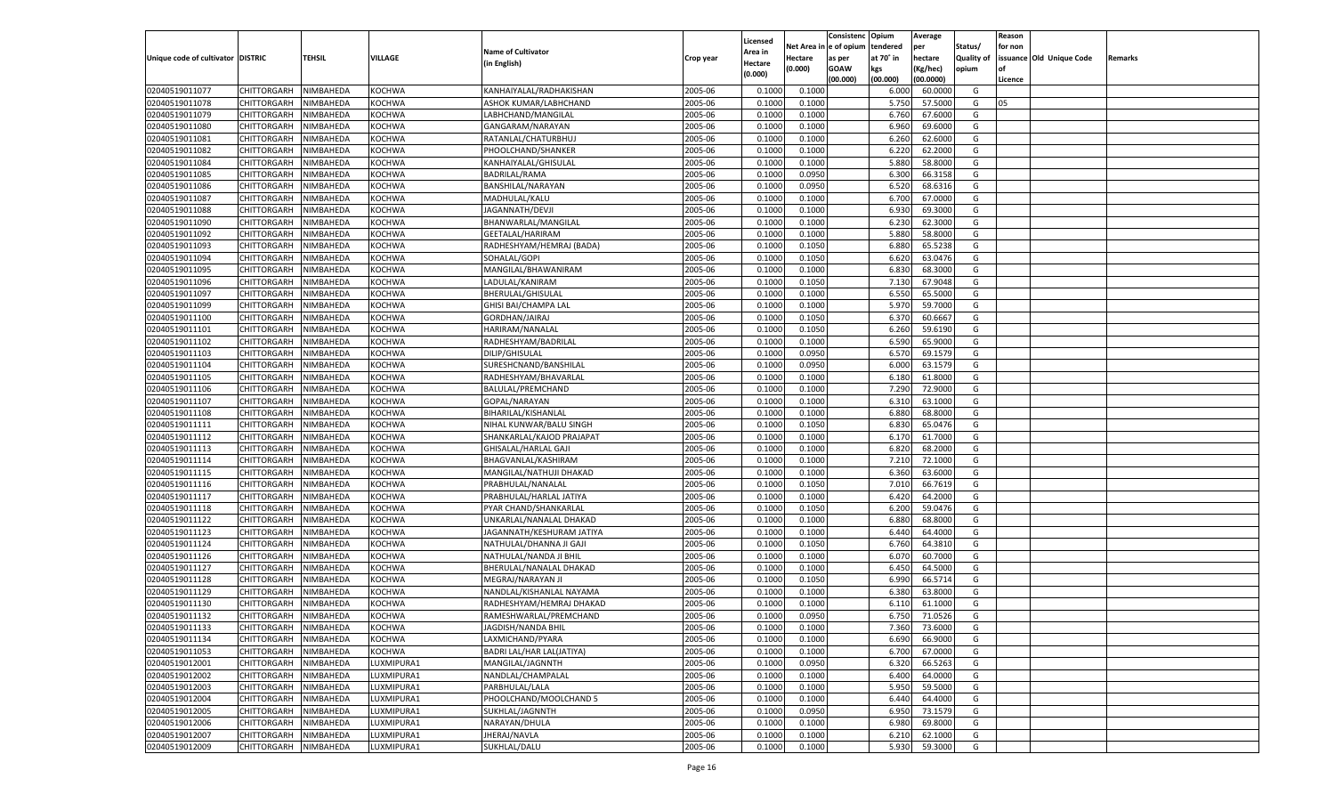| Unique code of cultivator | DISTRIC | TEHSIL | VILLAGE | Name of Cultivator (in English) | Crop year | Licensed Area in Hectare (0.000) | Net Area in Hectare (0.000) | Consistenc e of opium as per GOAW (00.000) | Opium tendered at 70° in kgs (00.000) | Average per hectare (Kg/hec) (00.0000) | Status/ Quality of opium | Reason for non issuance of Licence | Old Unique Code | Remarks |
|---|---|---|---|---|---|---|---|---|---|---|---|---|---|---|
| 02040519011077 | CHITTORGARH | NIMBAHEDA | KOCHWA | KANHAIYALAL/RADHAKISHAN | 2005-06 | 0.1000 | 0.1000 | | 6.000 | 60.0000 | G | | | |
| 02040519011078 | CHITTORGARH | NIMBAHEDA | KOCHWA | ASHOK KUMAR/LABHCHAND | 2005-06 | 0.1000 | 0.1000 | | 5.750 | 57.5000 | G | 05 | | |
| 02040519011079 | CHITTORGARH | NIMBAHEDA | KOCHWA | LABHCHAND/MANGILAL | 2005-06 | 0.1000 | 0.1000 | | 6.760 | 67.6000 | G | | | |
| 02040519011080 | CHITTORGARH | NIMBAHEDA | KOCHWA | GANGARAM/NARAYAN | 2005-06 | 0.1000 | 0.1000 | | 6.960 | 69.6000 | G | | | |
| 02040519011081 | CHITTORGARH | NIMBAHEDA | KOCHWA | RATANLAL/CHATURBHUJ | 2005-06 | 0.1000 | 0.1000 | | 6.260 | 62.6000 | G | | | |
| 02040519011082 | CHITTORGARH | NIMBAHEDA | KOCHWA | PHOOLCHAND/SHANKER | 2005-06 | 0.1000 | 0.1000 | | 6.220 | 62.2000 | G | | | |
| 02040519011084 | CHITTORGARH | NIMBAHEDA | KOCHWA | KANHAIYALAL/GHISULAL | 2005-06 | 0.1000 | 0.1000 | | 5.880 | 58.8000 | G | | | |
| 02040519011085 | CHITTORGARH | NIMBAHEDA | KOCHWA | BADRILAL/RAMA | 2005-06 | 0.1000 | 0.0950 | | 6.300 | 66.3158 | G | | | |
| 02040519011086 | CHITTORGARH | NIMBAHEDA | KOCHWA | BANSHILAL/NARAYAN | 2005-06 | 0.1000 | 0.0950 | | 6.520 | 68.6316 | G | | | |
| 02040519011087 | CHITTORGARH | NIMBAHEDA | KOCHWA | MADHULAL/KALU | 2005-06 | 0.1000 | 0.1000 | | 6.700 | 67.0000 | G | | | |
| 02040519011088 | CHITTORGARH | NIMBAHEDA | KOCHWA | JAGANNATH/DEVJI | 2005-06 | 0.1000 | 0.1000 | | 6.930 | 69.3000 | G | | | |
| 02040519011090 | CHITTORGARH | NIMBAHEDA | KOCHWA | BHANWARLAL/MANGILAL | 2005-06 | 0.1000 | 0.1000 | | 6.230 | 62.3000 | G | | | |
| 02040519011092 | CHITTORGARH | NIMBAHEDA | KOCHWA | GEETALAL/HARIRAM | 2005-06 | 0.1000 | 0.1000 | | 5.880 | 58.8000 | G | | | |
| 02040519011093 | CHITTORGARH | NIMBAHEDA | KOCHWA | RADHESHYAM/HEMRAJ (BADA) | 2005-06 | 0.1000 | 0.1050 | | 6.880 | 65.5238 | G | | | |
| 02040519011094 | CHITTORGARH | NIMBAHEDA | KOCHWA | SOHALAL/GOPI | 2005-06 | 0.1000 | 0.1050 | | 6.620 | 63.0476 | G | | | |
| 02040519011095 | CHITTORGARH | NIMBAHEDA | KOCHWA | MANGILAL/BHAWANIRAM | 2005-06 | 0.1000 | 0.1000 | | 6.830 | 68.3000 | G | | | |
| 02040519011096 | CHITTORGARH | NIMBAHEDA | KOCHWA | LADULAL/KANIRAM | 2005-06 | 0.1000 | 0.1050 | | 7.130 | 67.9048 | G | | | |
| 02040519011097 | CHITTORGARH | NIMBAHEDA | KOCHWA | BHERULAL/GHISULAL | 2005-06 | 0.1000 | 0.1000 | | 6.550 | 65.5000 | G | | | |
| 02040519011099 | CHITTORGARH | NIMBAHEDA | KOCHWA | GHISI BAI/CHAMPA LAL | 2005-06 | 0.1000 | 0.1000 | | 5.970 | 59.7000 | G | | | |
| 02040519011100 | CHITTORGARH | NIMBAHEDA | KOCHWA | GORDHAN/JAIRAJ | 2005-06 | 0.1000 | 0.1050 | | 6.370 | 60.6667 | G | | | |
| 02040519011101 | CHITTORGARH | NIMBAHEDA | KOCHWA | HARIRAM/NANALAL | 2005-06 | 0.1000 | 0.1050 | | 6.260 | 59.6190 | G | | | |
| 02040519011102 | CHITTORGARH | NIMBAHEDA | KOCHWA | RADHESHYAM/BADRILAL | 2005-06 | 0.1000 | 0.1000 | | 6.590 | 65.9000 | G | | | |
| 02040519011103 | CHITTORGARH | NIMBAHEDA | KOCHWA | DILIP/GHISULAL | 2005-06 | 0.1000 | 0.0950 | | 6.570 | 69.1579 | G | | | |
| 02040519011104 | CHITTORGARH | NIMBAHEDA | KOCHWA | SURESHCNAND/BANSHILAL | 2005-06 | 0.1000 | 0.0950 | | 6.000 | 63.1579 | G | | | |
| 02040519011105 | CHITTORGARH | NIMBAHEDA | KOCHWA | RADHESHYAM/BHAVARLAL | 2005-06 | 0.1000 | 0.1000 | | 6.180 | 61.8000 | G | | | |
| 02040519011106 | CHITTORGARH | NIMBAHEDA | KOCHWA | BALULAL/PREMCHAND | 2005-06 | 0.1000 | 0.1000 | | 7.290 | 72.9000 | G | | | |
| 02040519011107 | CHITTORGARH | NIMBAHEDA | KOCHWA | GOPAL/NARAYAN | 2005-06 | 0.1000 | 0.1000 | | 6.310 | 63.1000 | G | | | |
| 02040519011108 | CHITTORGARH | NIMBAHEDA | KOCHWA | BIHARILAL/KISHANLAL | 2005-06 | 0.1000 | 0.1000 | | 6.880 | 68.8000 | G | | | |
| 02040519011111 | CHITTORGARH | NIMBAHEDA | KOCHWA | NIHAL KUNWAR/BALU SINGH | 2005-06 | 0.1000 | 0.1050 | | 6.830 | 65.0476 | G | | | |
| 02040519011112 | CHITTORGARH | NIMBAHEDA | KOCHWA | SHANKARLAL/KAJOD PRAJAPAT | 2005-06 | 0.1000 | 0.1000 | | 6.170 | 61.7000 | G | | | |
| 02040519011113 | CHITTORGARH | NIMBAHEDA | KOCHWA | GHISALAL/HARLAL GAJI | 2005-06 | 0.1000 | 0.1000 | | 6.820 | 68.2000 | G | | | |
| 02040519011114 | CHITTORGARH | NIMBAHEDA | KOCHWA | BHAGVANLAL/KASHIRAM | 2005-06 | 0.1000 | 0.1000 | | 7.210 | 72.1000 | G | | | |
| 02040519011115 | CHITTORGARH | NIMBAHEDA | KOCHWA | MANGILAL/NATHUJI DHAKAD | 2005-06 | 0.1000 | 0.1000 | | 6.360 | 63.6000 | G | | | |
| 02040519011116 | CHITTORGARH | NIMBAHEDA | KOCHWA | PRABHULAL/NANALAL | 2005-06 | 0.1000 | 0.1050 | | 7.010 | 66.7619 | G | | | |
| 02040519011117 | CHITTORGARH | NIMBAHEDA | KOCHWA | PRABHULAL/HARLAL JATIYA | 2005-06 | 0.1000 | 0.1000 | | 6.420 | 64.2000 | G | | | |
| 02040519011118 | CHITTORGARH | NIMBAHEDA | KOCHWA | PYAR CHAND/SHANKARLAL | 2005-06 | 0.1000 | 0.1050 | | 6.200 | 59.0476 | G | | | |
| 02040519011122 | CHITTORGARH | NIMBAHEDA | KOCHWA | UNKARLAL/NANALAL DHAKAD | 2005-06 | 0.1000 | 0.1000 | | 6.880 | 68.8000 | G | | | |
| 02040519011123 | CHITTORGARH | NIMBAHEDA | KOCHWA | JAGANNATH/KESHURAM JATIYA | 2005-06 | 0.1000 | 0.1000 | | 6.440 | 64.4000 | G | | | |
| 02040519011124 | CHITTORGARH | NIMBAHEDA | KOCHWA | NATHULAL/DHANNA JI GAJI | 2005-06 | 0.1000 | 0.1050 | | 6.760 | 64.3810 | G | | | |
| 02040519011126 | CHITTORGARH | NIMBAHEDA | KOCHWA | NATHULAL/NANDA JI BHIL | 2005-06 | 0.1000 | 0.1000 | | 6.070 | 60.7000 | G | | | |
| 02040519011127 | CHITTORGARH | NIMBAHEDA | KOCHWA | BHERULAL/NANALAL DHAKAD | 2005-06 | 0.1000 | 0.1000 | | 6.450 | 64.5000 | G | | | |
| 02040519011128 | CHITTORGARH | NIMBAHEDA | KOCHWA | MEGRAJ/NARAYAN JI | 2005-06 | 0.1000 | 0.1050 | | 6.990 | 66.5714 | G | | | |
| 02040519011129 | CHITTORGARH | NIMBAHEDA | KOCHWA | NANDLAL/KISHANLAL NAYAMA | 2005-06 | 0.1000 | 0.1000 | | 6.380 | 63.8000 | G | | | |
| 02040519011130 | CHITTORGARH | NIMBAHEDA | KOCHWA | RADHESHYAM/HEMRAJ DHAKAD | 2005-06 | 0.1000 | 0.1000 | | 6.110 | 61.1000 | G | | | |
| 02040519011132 | CHITTORGARH | NIMBAHEDA | KOCHWA | RAMESHWARLAL/PREMCHAND | 2005-06 | 0.1000 | 0.0950 | | 6.750 | 71.0526 | G | | | |
| 02040519011133 | CHITTORGARH | NIMBAHEDA | KOCHWA | JAGDISH/NANDA BHIL | 2005-06 | 0.1000 | 0.1000 | | 7.360 | 73.6000 | G | | | |
| 02040519011134 | CHITTORGARH | NIMBAHEDA | KOCHWA | LAXMICHAND/PYARA | 2005-06 | 0.1000 | 0.1000 | | 6.690 | 66.9000 | G | | | |
| 02040519011053 | CHITTORGARH | NIMBAHEDA | KOCHWA | BADRI LAL/HAR LAL(JATIYA) | 2005-06 | 0.1000 | 0.1000 | | 6.700 | 67.0000 | G | | | |
| 02040519012001 | CHITTORGARH | NIMBAHEDA | LUXMIPURA1 | MANGILAL/JAGNNTH | 2005-06 | 0.1000 | 0.0950 | | 6.320 | 66.5263 | G | | | |
| 02040519012002 | CHITTORGARH | NIMBAHEDA | LUXMIPURA1 | NANDLAL/CHAMPALAL | 2005-06 | 0.1000 | 0.1000 | | 6.400 | 64.0000 | G | | | |
| 02040519012003 | CHITTORGARH | NIMBAHEDA | LUXMIPURA1 | PARBHULAL/LALA | 2005-06 | 0.1000 | 0.1000 | | 5.950 | 59.5000 | G | | | |
| 02040519012004 | CHITTORGARH | NIMBAHEDA | LUXMIPURA1 | PHOOLCHAND/MOOLCHAND 5 | 2005-06 | 0.1000 | 0.1000 | | 6.440 | 64.4000 | G | | | |
| 02040519012005 | CHITTORGARH | NIMBAHEDA | LUXMIPURA1 | SUKHLAL/JAGNNTH | 2005-06 | 0.1000 | 0.0950 | | 6.950 | 73.1579 | G | | | |
| 02040519012006 | CHITTORGARH | NIMBAHEDA | LUXMIPURA1 | NARAYAN/DHULA | 2005-06 | 0.1000 | 0.1000 | | 6.980 | 69.8000 | G | | | |
| 02040519012007 | CHITTORGARH | NIMBAHEDA | LUXMIPURA1 | JHERAJ/NAVLA | 2005-06 | 0.1000 | 0.1000 | | 6.210 | 62.1000 | G | | | |
| 02040519012009 | CHITTORGARH | NIMBAHEDA | LUXMIPURA1 | SUKHLAL/DALU | 2005-06 | 0.1000 | 0.1000 | | 5.930 | 59.3000 | G | | | |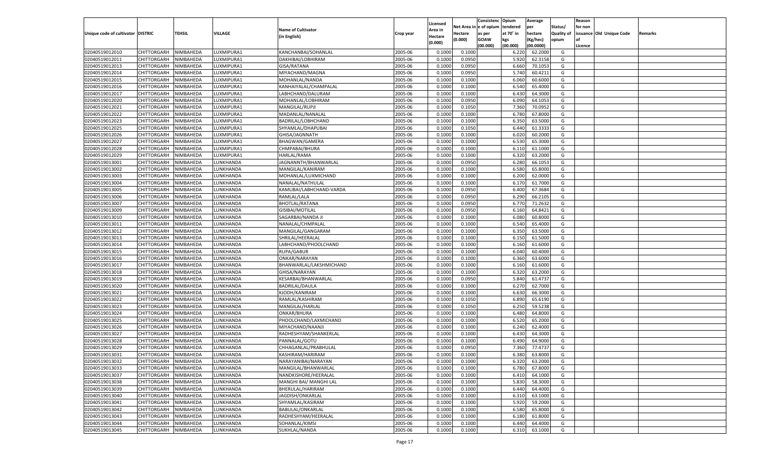| Unique code of cultivator | DISTRIC | TEHSIL | VILLAGE | Name of Cultivator (in English) | Crop year | Licensed Area in Hectare (0.000) | Net Area in Hectare (0.000) | Consistenc e of opium as per GOAW (00.000) | Opium tendered at 70˚ in kgs (00.000) | Average per hectare (Kg/hec) (00.0000) | Status/ Quality of opium | Reason for non issuance of Licence | Old Unique Code | Remarks |
|---|---|---|---|---|---|---|---|---|---|---|---|---|---|---|
| 02040519012010 | CHITTORGARH | NIMBAHEDA | LUXMIPURA1 | KANCHANBAI/SOHANLAL | 2005-06 | 0.1000 | 0.1000 | | 6.220 | 62.2000 | G | | | |
| 02040519012011 | CHITTORGARH | NIMBAHEDA | LUXMIPURA1 | DAKHIBAI/LOBHIRAM | 2005-06 | 0.1000 | 0.0950 | | 5.920 | 62.3158 | G | | | |
| 02040519012013 | CHITTORGARH | NIMBAHEDA | LUXMIPURA1 | GISA/RATANA | 2005-06 | 0.1000 | 0.0950 | | 6.660 | 70.1053 | G | | | |
| 02040519012014 | CHITTORGARH | NIMBAHEDA | LUXMIPURA1 | MIYACHAND/MAGNA | 2005-06 | 0.1000 | 0.0950 | | 5.740 | 60.4211 | G | | | |
| 02040519012015 | CHITTORGARH | NIMBAHEDA | LUXMIPURA1 | MOHANLAL/NANDA | 2005-06 | 0.1000 | 0.1000 | | 6.060 | 60.6000 | G | | | |
| 02040519012016 | CHITTORGARH | NIMBAHEDA | LUXMIPURA1 | KANHAIYALAL/CHAMPALAL | 2005-06 | 0.1000 | 0.1000 | | 6.540 | 65.4000 | G | | | |
| 02040519012017 | CHITTORGARH | NIMBAHEDA | LUXMIPURA1 | LABHCHAND/DALURAM | 2005-06 | 0.1000 | 0.1000 | | 6.430 | 64.3000 | G | | | |
| 02040519012020 | CHITTORGARH | NIMBAHEDA | LUXMIPURA1 | MOHANLAL/LOBHIRAM | 2005-06 | 0.1000 | 0.0950 | | 6.090 | 64.1053 | G | | | |
| 02040519012021 | CHITTORGARH | NIMBAHEDA | LUXMIPURA1 | MANGILAL/RUPJI | 2005-06 | 0.1000 | 0.1050 | | 7.360 | 70.0952 | G | | | |
| 02040519012022 | CHITTORGARH | NIMBAHEDA | LUXMIPURA1 | MADANLAL/NANALAL | 2005-06 | 0.1000 | 0.1000 | | 6.780 | 67.8000 | G | | | |
| 02040519012023 | CHITTORGARH | NIMBAHEDA | LUXMIPURA1 | BADRILAL/LOBHCHAND | 2005-06 | 0.1000 | 0.1000 | | 6.350 | 63.5000 | G | | | |
| 02040519012025 | CHITTORGARH | NIMBAHEDA | LUXMIPURA1 | SHYAMLAL/DHAPUBAI | 2005-06 | 0.1000 | 0.1050 | | 6.440 | 61.3333 | G | | | |
| 02040519012026 | CHITTORGARH | NIMBAHEDA | LUXMIPURA1 | GHISA/JAGNNATH | 2005-06 | 0.1000 | 0.1000 | | 6.020 | 60.2000 | G | | | |
| 02040519012027 | CHITTORGARH | NIMBAHEDA | LUXMIPURA1 | BHAGWAN/GAMERA | 2005-06 | 0.1000 | 0.1000 | | 6.530 | 65.3000 | G | | | |
| 02040519012028 | CHITTORGARH | NIMBAHEDA | LUXMIPURA1 | CHMPABAI/BHURA | 2005-06 | 0.1000 | 0.1000 | | 6.110 | 61.1000 | G | | | |
| 02040519012029 | CHITTORGARH | NIMBAHEDA | LUXMIPURA1 | HARLAL/RAMA | 2005-06 | 0.1000 | 0.1000 | | 6.320 | 63.2000 | G | | | |
| 02040519013001 | CHITTORGARH | NIMBAHEDA | LUNKHANDA | JAGNANNTH/BHANWARLAL | 2005-06 | 0.1000 | 0.0950 | | 6.280 | 66.1053 | G | | | |
| 02040519013002 | CHITTORGARH | NIMBAHEDA | LUNKHANDA | MANGILAL/KANIRAM | 2005-06 | 0.1000 | 0.1000 | | 6.580 | 65.8000 | G | | | |
| 02040519013003 | CHITTORGARH | NIMBAHEDA | LUNKHANDA | MOHANLAL/LUXMICHAND | 2005-06 | 0.1000 | 0.1000 | | 6.200 | 62.0000 | G | | | |
| 02040519013004 | CHITTORGARH | NIMBAHEDA | LUNKHANDA | NANALAL/NATHULAL | 2005-06 | 0.1000 | 0.1000 | | 6.170 | 61.7000 | G | | | |
| 02040519013005 | CHITTORGARH | NIMBAHEDA | LUNKHANDA | KAMLIBAI/LABHCHAND-VARDA | 2005-06 | 0.1000 | 0.0950 | | 6.400 | 67.3684 | G | | | |
| 02040519013006 | CHITTORGARH | NIMBAHEDA | LUNKHANDA | RAMLAL/LALA | 2005-06 | 0.1000 | 0.0950 | | 6.290 | 66.2105 | G | | | |
| 02040519013007 | CHITTORGARH | NIMBAHEDA | LUNKHANDA | BHOTLAL/RATANA | 2005-06 | 0.1000 | 0.0950 | | 6.770 | 71.2632 | G | | | |
| 02040519013009 | CHITTORGARH | NIMBAHEDA | LUNKHANDA | GISIBAI/MOTILAL | 2005-06 | 0.1000 | 0.0950 | | 6.160 | 64.8421 | G | | | |
| 02040519013010 | CHITTORGARH | NIMBAHEDA | LUNKHANDA | SAGARBAI/NANDA JI | 2005-06 | 0.1000 | 0.1000 | | 6.080 | 60.8000 | G | | | |
| 02040519013011 | CHITTORGARH | NIMBAHEDA | LUNKHANDA | NANALAL/CHMPALAL | 2005-06 | 0.1000 | 0.1000 | | 6.540 | 65.4000 | G | | | |
| 02040519013012 | CHITTORGARH | NIMBAHEDA | LUNKHANDA | MANGILAL/GANGARAM | 2005-06 | 0.1000 | 0.1000 | | 6.350 | 63.5000 | G | | | |
| 02040519013013 | CHITTORGARH | NIMBAHEDA | LUNKHANDA | SHRILAL/HEERALAL | 2005-06 | 0.1000 | 0.1000 | | 6.150 | 61.5000 | G | | | |
| 02040519013014 | CHITTORGARH | NIMBAHEDA | LUNKHANDA | LABHCHAND/PHOOLCHAND | 2005-06 | 0.1000 | 0.1000 | | 6.160 | 61.6000 | G | | | |
| 02040519013015 | CHITTORGARH | NIMBAHEDA | LUNKHANDA | RUPA/GABUR | 2005-06 | 0.1000 | 0.1000 | | 6.040 | 60.4000 | G | | | |
| 02040519013016 | CHITTORGARH | NIMBAHEDA | LUNKHANDA | ONKAR/NARAYAN | 2005-06 | 0.1000 | 0.1000 | | 6.360 | 63.6000 | G | | | |
| 02040519013017 | CHITTORGARH | NIMBAHEDA | LUNKHANDA | BHANWARLAL/LAKSHMICHAND | 2005-06 | 0.1000 | 0.1000 | | 6.160 | 61.6000 | G | | | |
| 02040519013018 | CHITTORGARH | NIMBAHEDA | LUNKHANDA | GHISA/NARAYAN | 2005-06 | 0.1000 | 0.1000 | | 6.320 | 63.2000 | G | | | |
| 02040519013019 | CHITTORGARH | NIMBAHEDA | LUNKHANDA | KESARBAI/BHANWARLAL | 2005-06 | 0.1000 | 0.0950 | | 5.840 | 61.4737 | G | | | |
| 02040519013020 | CHITTORGARH | NIMBAHEDA | LUNKHANDA | BADRILAL/DAULA | 2005-06 | 0.1000 | 0.1000 | | 6.270 | 62.7000 | G | | | |
| 02040519013021 | CHITTORGARH | NIMBAHEDA | LUNKHANDA | KJODH/KANIRAM | 2005-06 | 0.1000 | 0.1000 | | 6.630 | 66.3000 | G | | | |
| 02040519013022 | CHITTORGARH | NIMBAHEDA | LUNKHANDA | RAMLAL/KASHIRAM | 2005-06 | 0.1000 | 0.1050 | | 6.890 | 65.6190 | G | | | |
| 02040519013023 | CHITTORGARH | NIMBAHEDA | LUNKHANDA | MANGILAL/HARLAL | 2005-06 | 0.1000 | 0.1050 | | 6.250 | 59.5238 | G | | | |
| 02040519013024 | CHITTORGARH | NIMBAHEDA | LUNKHANDA | ONKAR/BHURA | 2005-06 | 0.1000 | 0.1000 | | 6.480 | 64.8000 | G | | | |
| 02040519013025 | CHITTORGARH | NIMBAHEDA | LUNKHANDA | PHOOLCHAND/LAXMICHAND | 2005-06 | 0.1000 | 0.1000 | | 6.520 | 65.2000 | G | | | |
| 02040519013026 | CHITTORGARH | NIMBAHEDA | LUNKHANDA | MIYACHAND/NAANJI | 2005-06 | 0.1000 | 0.1000 | | 6.240 | 62.4000 | G | | | |
| 02040519013027 | CHITTORGARH | NIMBAHEDA | LUNKHANDA | RADHESHYAM/SHANKERLAL | 2005-06 | 0.1000 | 0.1000 | | 6.430 | 64.3000 | G | | | |
| 02040519013028 | CHITTORGARH | NIMBAHEDA | LUNKHANDA | PANNALAL/GOTU | 2005-06 | 0.1000 | 0.1000 | | 6.490 | 64.9000 | G | | | |
| 02040519013029 | CHITTORGARH | NIMBAHEDA | LUNKHANDA | CHHAGANLAL/PRABHULAL | 2005-06 | 0.1000 | 0.0950 | | 7.360 | 77.4737 | G | | | |
| 02040519013031 | CHITTORGARH | NIMBAHEDA | LUNKHANDA | KASHIRAM/HARIRAM | 2005-06 | 0.1000 | 0.1000 | | 6.380 | 63.8000 | G | | | |
| 02040519013032 | CHITTORGARH | NIMBAHEDA | LUNKHANDA | NARAYANIBAI/NARAYAN | 2005-06 | 0.1000 | 0.1000 | | 6.320 | 63.2000 | G | | | |
| 02040519013033 | CHITTORGARH | NIMBAHEDA | LUNKHANDA | MANGILAL/BHANWARLAL | 2005-06 | 0.1000 | 0.1000 | | 6.780 | 67.8000 | G | | | |
| 02040519013037 | CHITTORGARH | NIMBAHEDA | LUNKHANDA | NANDKISHORE/HEERALAL | 2005-06 | 0.1000 | 0.1000 | | 6.410 | 64.1000 | G | | | |
| 02040519013038 | CHITTORGARH | NIMBAHEDA | LUNKHANDA | MANGHI BAI/ MANGHI LAL | 2005-06 | 0.1000 | 0.1000 | | 5.830 | 58.3000 | G | | | |
| 02040519013039 | CHITTORGARH | NIMBAHEDA | LUNKHANDA | BHERULAL/HARIRAM | 2005-06 | 0.1000 | 0.1000 | | 6.440 | 64.4000 | G | | | |
| 02040519013040 | CHITTORGARH | NIMBAHEDA | LUNKHANDA | JAGDISH/ONKARLAL | 2005-06 | 0.1000 | 0.1000 | | 6.310 | 63.1000 | G | | | |
| 02040519013041 | CHITTORGARH | NIMBAHEDA | LUNKHANDA | SHYAMLAL/KASIRAM | 2005-06 | 0.1000 | 0.1000 | | 5.920 | 59.2000 | G | | | |
| 02040519013042 | CHITTORGARH | NIMBAHEDA | LUNKHANDA | BABULAL/ONKARLAL | 2005-06 | 0.1000 | 0.1000 | | 6.580 | 65.8000 | G | | | |
| 02040519013043 | CHITTORGARH | NIMBAHEDA | LUNKHANDA | RADHESHYAM/HEERALAL | 2005-06 | 0.1000 | 0.1000 | | 6.180 | 61.8000 | G | | | |
| 02040519013044 | CHITTORGARH | NIMBAHEDA | LUNKHANDA | SOHANLAL/KIMSI | 2005-06 | 0.1000 | 0.1000 | | 6.440 | 64.4000 | G | | | |
| 02040519013045 | CHITTORGARH | NIMBAHEDA | LUNKHANDA | SUKHLAL/NANDA | 2005-06 | 0.1000 | 0.1000 | | 6.310 | 63.1000 | G | | | |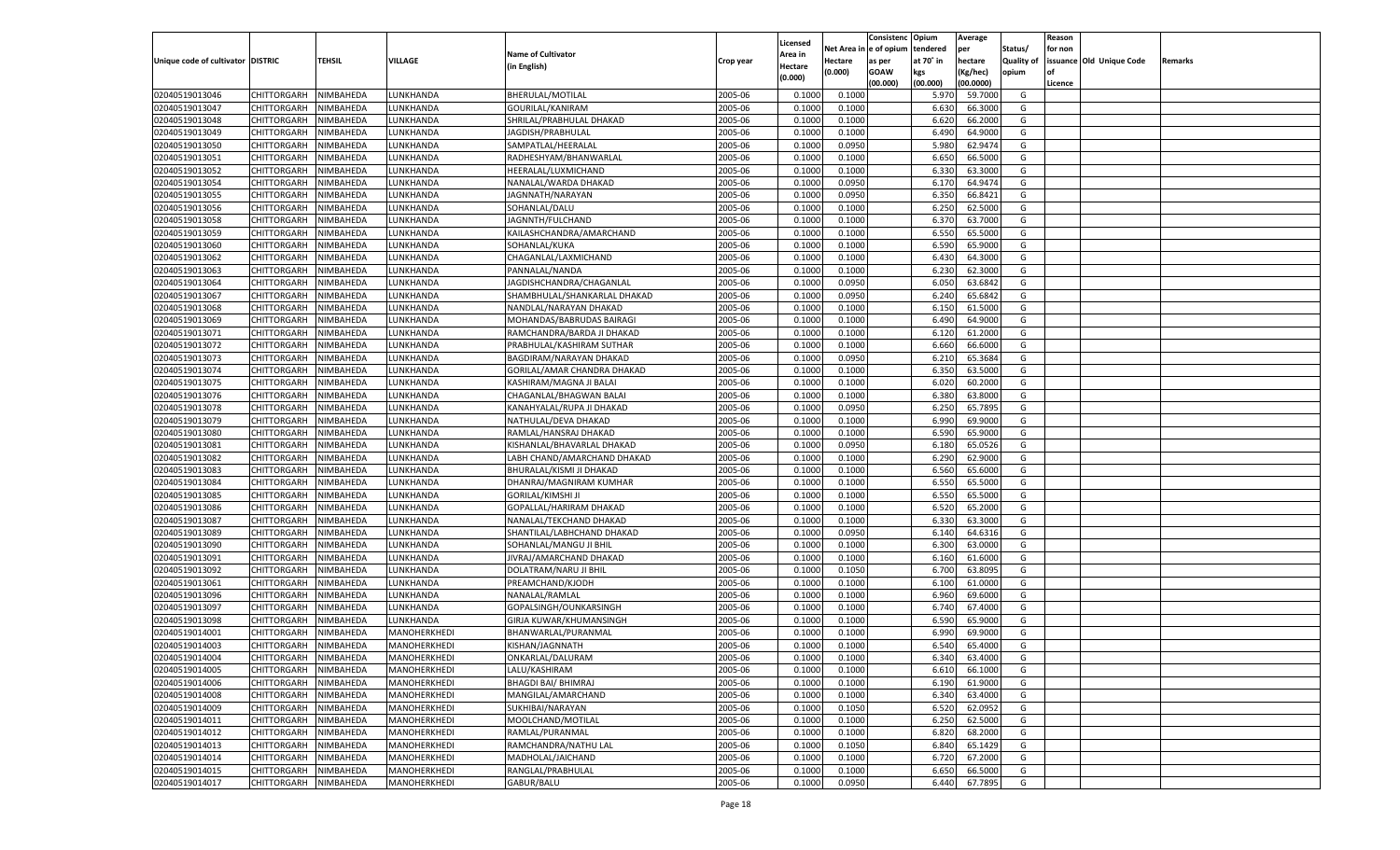| Unique code of cultivator | DISTRIC | TEHSIL | VILLAGE | Name of Cultivator (in English) | Crop year | Licensed Area in Hectare (0.000) | Net Area in Hectare (0.000) | Consistenc e of opium as per GOAW (00.000) | Opium tendered at 70˚ in kgs (00.000) | Average per hectare (Kg/hec) (00.0000) | Status/ Quality of opium | Reason for non issuance of Licence | Old Unique Code | Remarks |
|---|---|---|---|---|---|---|---|---|---|---|---|---|---|---|
| 02040519013046 | CHITTORGARH | NIMBAHEDA | LUNKHANDA | BHERULAL/MOTILAL | 2005-06 | 0.1000 | 0.1000 | | 5.970 | 59.7000 | G | | | |
| 02040519013047 | CHITTORGARH | NIMBAHEDA | LUNKHANDA | GOURILAL/KANIRAM | 2005-06 | 0.1000 | 0.1000 | | 6.630 | 66.3000 | G | | | |
| 02040519013048 | CHITTORGARH | NIMBAHEDA | LUNKHANDA | SHRILAL/PRABHULAL DHAKAD | 2005-06 | 0.1000 | 0.1000 | | 6.620 | 66.2000 | G | | | |
| 02040519013049 | CHITTORGARH | NIMBAHEDA | LUNKHANDA | JAGDISH/PRABHULAL | 2005-06 | 0.1000 | 0.1000 | | 6.490 | 64.9000 | G | | | |
| 02040519013050 | CHITTORGARH | NIMBAHEDA | LUNKHANDA | SAMPATLAL/HEERALAL | 2005-06 | 0.1000 | 0.0950 | | 5.980 | 62.9474 | G | | | |
| 02040519013051 | CHITTORGARH | NIMBAHEDA | LUNKHANDA | RADHESHYAM/BHANWARLAL | 2005-06 | 0.1000 | 0.1000 | | 6.650 | 66.5000 | G | | | |
| 02040519013052 | CHITTORGARH | NIMBAHEDA | LUNKHANDA | HEERALAL/LUXMICHAND | 2005-06 | 0.1000 | 0.1000 | | 6.330 | 63.3000 | G | | | |
| 02040519013054 | CHITTORGARH | NIMBAHEDA | LUNKHANDA | NANALAL/WARDA DHAKAD | 2005-06 | 0.1000 | 0.0950 | | 6.170 | 64.9474 | G | | | |
| 02040519013055 | CHITTORGARH | NIMBAHEDA | LUNKHANDA | JAGNNATH/NARAYAN | 2005-06 | 0.1000 | 0.0950 | | 6.350 | 66.8421 | G | | | |
| 02040519013056 | CHITTORGARH | NIMBAHEDA | LUNKHANDA | SOHANLAL/DALU | 2005-06 | 0.1000 | 0.1000 | | 6.250 | 62.5000 | G | | | |
| 02040519013058 | CHITTORGARH | NIMBAHEDA | LUNKHANDA | JAGNNTH/FULCHAND | 2005-06 | 0.1000 | 0.1000 | | 6.370 | 63.7000 | G | | | |
| 02040519013059 | CHITTORGARH | NIMBAHEDA | LUNKHANDA | KAILASHCHANDRA/AMARCHAND | 2005-06 | 0.1000 | 0.1000 | | 6.550 | 65.5000 | G | | | |
| 02040519013060 | CHITTORGARH | NIMBAHEDA | LUNKHANDA | SOHANLAL/KUKA | 2005-06 | 0.1000 | 0.1000 | | 6.590 | 65.9000 | G | | | |
| 02040519013062 | CHITTORGARH | NIMBAHEDA | LUNKHANDA | CHAGANLAL/LAXMICHAND | 2005-06 | 0.1000 | 0.1000 | | 6.430 | 64.3000 | G | | | |
| 02040519013063 | CHITTORGARH | NIMBAHEDA | LUNKHANDA | PANNALAL/NANDA | 2005-06 | 0.1000 | 0.1000 | | 6.230 | 62.3000 | G | | | |
| 02040519013064 | CHITTORGARH | NIMBAHEDA | LUNKHANDA | JAGDISHCHANDRA/CHAGANLAL | 2005-06 | 0.1000 | 0.0950 | | 6.050 | 63.6842 | G | | | |
| 02040519013067 | CHITTORGARH | NIMBAHEDA | LUNKHANDA | SHAMBHULAL/SHANKARLAL DHAKAD | 2005-06 | 0.1000 | 0.0950 | | 6.240 | 65.6842 | G | | | |
| 02040519013068 | CHITTORGARH | NIMBAHEDA | LUNKHANDA | NANDLAL/NARAYAN DHAKAD | 2005-06 | 0.1000 | 0.1000 | | 6.150 | 61.5000 | G | | | |
| 02040519013069 | CHITTORGARH | NIMBAHEDA | LUNKHANDA | MOHANDAS/BABRUDAS BAIRAGI | 2005-06 | 0.1000 | 0.1000 | | 6.490 | 64.9000 | G | | | |
| 02040519013071 | CHITTORGARH | NIMBAHEDA | LUNKHANDA | RAMCHANDRA/BARDA JI DHAKAD | 2005-06 | 0.1000 | 0.1000 | | 6.120 | 61.2000 | G | | | |
| 02040519013072 | CHITTORGARH | NIMBAHEDA | LUNKHANDA | PRABHULAL/KASHIRAM SUTHAR | 2005-06 | 0.1000 | 0.1000 | | 6.660 | 66.6000 | G | | | |
| 02040519013073 | CHITTORGARH | NIMBAHEDA | LUNKHANDA | BAGDIRAM/NARAYAN DHAKAD | 2005-06 | 0.1000 | 0.0950 | | 6.210 | 65.3684 | G | | | |
| 02040519013074 | CHITTORGARH | NIMBAHEDA | LUNKHANDA | GORILAL/AMAR CHANDRA DHAKAD | 2005-06 | 0.1000 | 0.1000 | | 6.350 | 63.5000 | G | | | |
| 02040519013075 | CHITTORGARH | NIMBAHEDA | LUNKHANDA | KASHIRAM/MAGNA JI BALAI | 2005-06 | 0.1000 | 0.1000 | | 6.020 | 60.2000 | G | | | |
| 02040519013076 | CHITTORGARH | NIMBAHEDA | LUNKHANDA | CHAGANLAL/BHAGWAN BALAI | 2005-06 | 0.1000 | 0.1000 | | 6.380 | 63.8000 | G | | | |
| 02040519013078 | CHITTORGARH | NIMBAHEDA | LUNKHANDA | KANAHYALAL/RUPA JI DHAKAD | 2005-06 | 0.1000 | 0.0950 | | 6.250 | 65.7895 | G | | | |
| 02040519013079 | CHITTORGARH | NIMBAHEDA | LUNKHANDA | NATHULAL/DEVA DHAKAD | 2005-06 | 0.1000 | 0.1000 | | 6.990 | 69.9000 | G | | | |
| 02040519013080 | CHITTORGARH | NIMBAHEDA | LUNKHANDA | RAMLAL/HANSRAJ DHAKAD | 2005-06 | 0.1000 | 0.1000 | | 6.590 | 65.9000 | G | | | |
| 02040519013081 | CHITTORGARH | NIMBAHEDA | LUNKHANDA | KISHANLAL/BHAVARLAL DHAKAD | 2005-06 | 0.1000 | 0.0950 | | 6.180 | 65.0526 | G | | | |
| 02040519013082 | CHITTORGARH | NIMBAHEDA | LUNKHANDA | LABH CHAND/AMARCHAND DHAKAD | 2005-06 | 0.1000 | 0.1000 | | 6.290 | 62.9000 | G | | | |
| 02040519013083 | CHITTORGARH | NIMBAHEDA | LUNKHANDA | BHURALAL/KISMI JI DHAKAD | 2005-06 | 0.1000 | 0.1000 | | 6.560 | 65.6000 | G | | | |
| 02040519013084 | CHITTORGARH | NIMBAHEDA | LUNKHANDA | DHANRAJ/MAGNIRAM KUMHAR | 2005-06 | 0.1000 | 0.1000 | | 6.550 | 65.5000 | G | | | |
| 02040519013085 | CHITTORGARH | NIMBAHEDA | LUNKHANDA | GORILAL/KIMSHI JI | 2005-06 | 0.1000 | 0.1000 | | 6.550 | 65.5000 | G | | | |
| 02040519013086 | CHITTORGARH | NIMBAHEDA | LUNKHANDA | GOPALLAL/HARIRAM DHAKAD | 2005-06 | 0.1000 | 0.1000 | | 6.520 | 65.2000 | G | | | |
| 02040519013087 | CHITTORGARH | NIMBAHEDA | LUNKHANDA | NANALAL/TEKCHAND DHAKAD | 2005-06 | 0.1000 | 0.1000 | | 6.330 | 63.3000 | G | | | |
| 02040519013089 | CHITTORGARH | NIMBAHEDA | LUNKHANDA | SHANTILAL/LABHCHAND DHAKAD | 2005-06 | 0.1000 | 0.0950 | | 6.140 | 64.6316 | G | | | |
| 02040519013090 | CHITTORGARH | NIMBAHEDA | LUNKHANDA | SOHANLAL/MANGU JI BHIL | 2005-06 | 0.1000 | 0.1000 | | 6.300 | 63.0000 | G | | | |
| 02040519013091 | CHITTORGARH | NIMBAHEDA | LUNKHANDA | JIVRAJ/AMARCHAND DHAKAD | 2005-06 | 0.1000 | 0.1000 | | 6.160 | 61.6000 | G | | | |
| 02040519013092 | CHITTORGARH | NIMBAHEDA | LUNKHANDA | DOLATRAM/NARU JI BHIL | 2005-06 | 0.1000 | 0.1050 | | 6.700 | 63.8095 | G | | | |
| 02040519013061 | CHITTORGARH | NIMBAHEDA | LUNKHANDA | PREAMCHAND/KJODH | 2005-06 | 0.1000 | 0.1000 | | 6.100 | 61.0000 | G | | | |
| 02040519013096 | CHITTORGARH | NIMBAHEDA | LUNKHANDA | NANALAL/RAMLAL | 2005-06 | 0.1000 | 0.1000 | | 6.960 | 69.6000 | G | | | |
| 02040519013097 | CHITTORGARH | NIMBAHEDA | LUNKHANDA | GOPALSINGH/OUNKARSINGH | 2005-06 | 0.1000 | 0.1000 | | 6.740 | 67.4000 | G | | | |
| 02040519013098 | CHITTORGARH | NIMBAHEDA | LUNKHANDA | GIRJA KUWAR/KHUMANSINGH | 2005-06 | 0.1000 | 0.1000 | | 6.590 | 65.9000 | G | | | |
| 02040519014001 | CHITTORGARH | NIMBAHEDA | MANOHERKHEDI | BHANWARLAL/PURANMAL | 2005-06 | 0.1000 | 0.1000 | | 6.990 | 69.9000 | G | | | |
| 02040519014003 | CHITTORGARH | NIMBAHEDA | MANOHERKHEDI | KISHAN/JAGNNATH | 2005-06 | 0.1000 | 0.1000 | | 6.540 | 65.4000 | G | | | |
| 02040519014004 | CHITTORGARH | NIMBAHEDA | MANOHERKHEDI | ONKARLAL/DALURAM | 2005-06 | 0.1000 | 0.1000 | | 6.340 | 63.4000 | G | | | |
| 02040519014005 | CHITTORGARH | NIMBAHEDA | MANOHERKHEDI | LALU/KASHIRAM | 2005-06 | 0.1000 | 0.1000 | | 6.610 | 66.1000 | G | | | |
| 02040519014006 | CHITTORGARH | NIMBAHEDA | MANOHERKHEDI | BHAGDI BAI/ BHIMRAJ | 2005-06 | 0.1000 | 0.1000 | | 6.190 | 61.9000 | G | | | |
| 02040519014008 | CHITTORGARH | NIMBAHEDA | MANOHERKHEDI | MANGILAL/AMARCHAND | 2005-06 | 0.1000 | 0.1000 | | 6.340 | 63.4000 | G | | | |
| 02040519014009 | CHITTORGARH | NIMBAHEDA | MANOHERKHEDI | SUKHIBAI/NARAYAN | 2005-06 | 0.1000 | 0.1050 | | 6.520 | 62.0952 | G | | | |
| 02040519014011 | CHITTORGARH | NIMBAHEDA | MANOHERKHEDI | MOOLCHAND/MOTILAL | 2005-06 | 0.1000 | 0.1000 | | 6.250 | 62.5000 | G | | | |
| 02040519014012 | CHITTORGARH | NIMBAHEDA | MANOHERKHEDI | RAMLAL/PURANMAL | 2005-06 | 0.1000 | 0.1000 | | 6.820 | 68.2000 | G | | | |
| 02040519014013 | CHITTORGARH | NIMBAHEDA | MANOHERKHEDI | RAMCHANDRA/NATHU LAL | 2005-06 | 0.1000 | 0.1050 | | 6.840 | 65.1429 | G | | | |
| 02040519014014 | CHITTORGARH | NIMBAHEDA | MANOHERKHEDI | MADHOLAL/JAICHAND | 2005-06 | 0.1000 | 0.1000 | | 6.720 | 67.2000 | G | | | |
| 02040519014015 | CHITTORGARH | NIMBAHEDA | MANOHERKHEDI | RANGLAL/PRABHULAL | 2005-06 | 0.1000 | 0.1000 | | 6.650 | 66.5000 | G | | | |
| 02040519014017 | CHITTORGARH | NIMBAHEDA | MANOHERKHEDI | GABUR/BALU | 2005-06 | 0.1000 | 0.0950 | | 6.440 | 67.7895 | G | | | |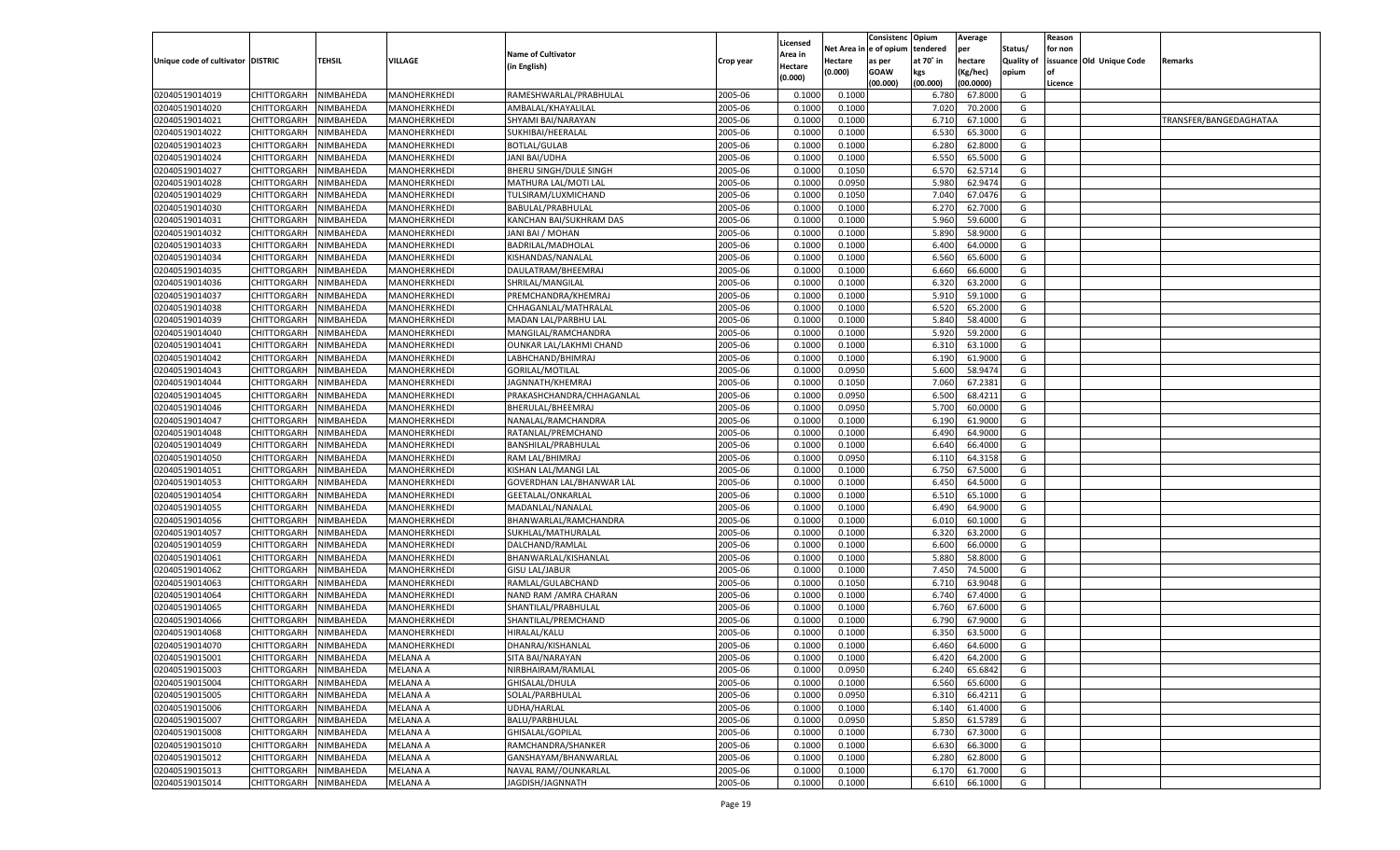| Unique code of cultivator | DISTRIC | TEHSIL | VILLAGE | Name of Cultivator (in English) | Crop year | Licensed Area in Hectare (0.000) | Net Area in Hectare (0.000) | Consistence of opium as per GOAW (00.000) | Opium tendered at 70° in kgs (00.000) | Average per hectare (Kg/hec) (00.0000) | Status/ Quality of opium | Reason for non issuance of Licence | Old Unique Code | Remarks |
|---|---|---|---|---|---|---|---|---|---|---|---|---|---|---|
| 02040519014019 | CHITTORGARH | NIMBAHEDA | MANOHERKHEDI | RAMESHWARLAL/PRABHULAL | 2005-06 | 0.1000 | 0.1000 | | 6.780 | 67.8000 | G | | | |
| 02040519014020 | CHITTORGARH | NIMBAHEDA | MANOHERKHEDI | AMBALAL/KHAYALILAL | 2005-06 | 0.1000 | 0.1000 | | 7.020 | 70.2000 | G | | | |
| 02040519014021 | CHITTORGARH | NIMBAHEDA | MANOHERKHEDI | SHYAMI BAI/NARAYAN | 2005-06 | 0.1000 | 0.1000 | | 6.710 | 67.1000 | G | | | TRANSFER/BANGEDAGHATAA |
| 02040519014022 | CHITTORGARH | NIMBAHEDA | MANOHERKHEDI | SUKHIBAI/HEERALAL | 2005-06 | 0.1000 | 0.1000 | | 6.530 | 65.3000 | G | | | |
| 02040519014023 | CHITTORGARH | NIMBAHEDA | MANOHERKHEDI | BOTLAL/GULAB | 2005-06 | 0.1000 | 0.1000 | | 6.280 | 62.8000 | G | | | |
| 02040519014024 | CHITTORGARH | NIMBAHEDA | MANOHERKHEDI | JANI BAI/UDHA | 2005-06 | 0.1000 | 0.1000 | | 6.550 | 65.5000 | G | | | |
| 02040519014027 | CHITTORGARH | NIMBAHEDA | MANOHERKHEDI | BHERU SINGH/DULE SINGH | 2005-06 | 0.1000 | 0.1050 | | 6.570 | 62.5714 | G | | | |
| 02040519014028 | CHITTORGARH | NIMBAHEDA | MANOHERKHEDI | MATHURA LAL/MOTI LAL | 2005-06 | 0.1000 | 0.0950 | | 5.980 | 62.9474 | G | | | |
| 02040519014029 | CHITTORGARH | NIMBAHEDA | MANOHERKHEDI | TULSIRAM/LUXMICHAND | 2005-06 | 0.1000 | 0.1050 | | 7.040 | 67.0476 | G | | | |
| 02040519014030 | CHITTORGARH | NIMBAHEDA | MANOHERKHEDI | BABULAL/PRABHULAL | 2005-06 | 0.1000 | 0.1000 | | 6.270 | 62.7000 | G | | | |
| 02040519014031 | CHITTORGARH | NIMBAHEDA | MANOHERKHEDI | KANCHAN BAI/SUKHRAM DAS | 2005-06 | 0.1000 | 0.1000 | | 5.960 | 59.6000 | G | | | |
| 02040519014032 | CHITTORGARH | NIMBAHEDA | MANOHERKHEDI | JANI BAI / MOHAN | 2005-06 | 0.1000 | 0.1000 | | 5.890 | 58.9000 | G | | | |
| 02040519014033 | CHITTORGARH | NIMBAHEDA | MANOHERKHEDI | BADRILAL/MADHOLAL | 2005-06 | 0.1000 | 0.1000 | | 6.400 | 64.0000 | G | | | |
| 02040519014034 | CHITTORGARH | NIMBAHEDA | MANOHERKHEDI | KISHANDAS/NANALAL | 2005-06 | 0.1000 | 0.1000 | | 6.560 | 65.6000 | G | | | |
| 02040519014035 | CHITTORGARH | NIMBAHEDA | MANOHERKHEDI | DAULATRAM/BHEEMRAJ | 2005-06 | 0.1000 | 0.1000 | | 6.660 | 66.6000 | G | | | |
| 02040519014036 | CHITTORGARH | NIMBAHEDA | MANOHERKHEDI | SHRILAL/MANGILAL | 2005-06 | 0.1000 | 0.1000 | | 6.320 | 63.2000 | G | | | |
| 02040519014037 | CHITTORGARH | NIMBAHEDA | MANOHERKHEDI | PREMCHANDRA/KHEMRAJ | 2005-06 | 0.1000 | 0.1000 | | 5.910 | 59.1000 | G | | | |
| 02040519014038 | CHITTORGARH | NIMBAHEDA | MANOHERKHEDI | CHHAGANLAL/MATHRALAL | 2005-06 | 0.1000 | 0.1000 | | 6.520 | 65.2000 | G | | | |
| 02040519014039 | CHITTORGARH | NIMBAHEDA | MANOHERKHEDI | MADAN LAL/PARBHU LAL | 2005-06 | 0.1000 | 0.1000 | | 5.840 | 58.4000 | G | | | |
| 02040519014040 | CHITTORGARH | NIMBAHEDA | MANOHERKHEDI | MANGILAL/RAMCHANDRA | 2005-06 | 0.1000 | 0.1000 | | 5.920 | 59.2000 | G | | | |
| 02040519014041 | CHITTORGARH | NIMBAHEDA | MANOHERKHEDI | OUNKAR LAL/LAKHMI CHAND | 2005-06 | 0.1000 | 0.1000 | | 6.310 | 63.1000 | G | | | |
| 02040519014042 | CHITTORGARH | NIMBAHEDA | MANOHERKHEDI | LABHCHAND/BHIMRAJ | 2005-06 | 0.1000 | 0.1000 | | 6.190 | 61.9000 | G | | | |
| 02040519014043 | CHITTORGARH | NIMBAHEDA | MANOHERKHEDI | GORILAL/MOTILAL | 2005-06 | 0.1000 | 0.0950 | | 5.600 | 58.9474 | G | | | |
| 02040519014044 | CHITTORGARH | NIMBAHEDA | MANOHERKHEDI | JAGNNATH/KHEMRAJ | 2005-06 | 0.1000 | 0.1050 | | 7.060 | 67.2381 | G | | | |
| 02040519014045 | CHITTORGARH | NIMBAHEDA | MANOHERKHEDI | PRAKASHCHANDRA/CHHAGANLAL | 2005-06 | 0.1000 | 0.0950 | | 6.500 | 68.4211 | G | | | |
| 02040519014046 | CHITTORGARH | NIMBAHEDA | MANOHERKHEDI | BHERULAL/BHEEMRAJ | 2005-06 | 0.1000 | 0.0950 | | 5.700 | 60.0000 | G | | | |
| 02040519014047 | CHITTORGARH | NIMBAHEDA | MANOHERKHEDI | NANALAL/RAMCHANDRA | 2005-06 | 0.1000 | 0.1000 | | 6.190 | 61.9000 | G | | | |
| 02040519014048 | CHITTORGARH | NIMBAHEDA | MANOHERKHEDI | RATANLAL/PREMCHAND | 2005-06 | 0.1000 | 0.1000 | | 6.490 | 64.9000 | G | | | |
| 02040519014049 | CHITTORGARH | NIMBAHEDA | MANOHERKHEDI | BANSHILAL/PRABHULAL | 2005-06 | 0.1000 | 0.1000 | | 6.640 | 66.4000 | G | | | |
| 02040519014050 | CHITTORGARH | NIMBAHEDA | MANOHERKHEDI | RAM LAL/BHIMRAJ | 2005-06 | 0.1000 | 0.0950 | | 6.110 | 64.3158 | G | | | |
| 02040519014051 | CHITTORGARH | NIMBAHEDA | MANOHERKHEDI | KISHAN LAL/MANGI LAL | 2005-06 | 0.1000 | 0.1000 | | 6.750 | 67.5000 | G | | | |
| 02040519014053 | CHITTORGARH | NIMBAHEDA | MANOHERKHEDI | GOVERDHAN LAL/BHANWAR LAL | 2005-06 | 0.1000 | 0.1000 | | 6.450 | 64.5000 | G | | | |
| 02040519014054 | CHITTORGARH | NIMBAHEDA | MANOHERKHEDI | GEETALAL/ONKARLAL | 2005-06 | 0.1000 | 0.1000 | | 6.510 | 65.1000 | G | | | |
| 02040519014055 | CHITTORGARH | NIMBAHEDA | MANOHERKHEDI | MADANLAL/NANALAL | 2005-06 | 0.1000 | 0.1000 | | 6.490 | 64.9000 | G | | | |
| 02040519014056 | CHITTORGARH | NIMBAHEDA | MANOHERKHEDI | BHANWARLAL/RAMCHANDRA | 2005-06 | 0.1000 | 0.1000 | | 6.010 | 60.1000 | G | | | |
| 02040519014057 | CHITTORGARH | NIMBAHEDA | MANOHERKHEDI | SUKHLAL/MATHURALAL | 2005-06 | 0.1000 | 0.1000 | | 6.320 | 63.2000 | G | | | |
| 02040519014059 | CHITTORGARH | NIMBAHEDA | MANOHERKHEDI | DALCHAND/RAMLAL | 2005-06 | 0.1000 | 0.1000 | | 6.600 | 66.0000 | G | | | |
| 02040519014061 | CHITTORGARH | NIMBAHEDA | MANOHERKHEDI | BHANWARLAL/KISHANLAL | 2005-06 | 0.1000 | 0.1000 | | 5.880 | 58.8000 | G | | | |
| 02040519014062 | CHITTORGARH | NIMBAHEDA | MANOHERKHEDI | GISU LAL/JABUR | 2005-06 | 0.1000 | 0.1000 | | 7.450 | 74.5000 | G | | | |
| 02040519014063 | CHITTORGARH | NIMBAHEDA | MANOHERKHEDI | RAMLAL/GULABCHAND | 2005-06 | 0.1000 | 0.1050 | | 6.710 | 63.9048 | G | | | |
| 02040519014064 | CHITTORGARH | NIMBAHEDA | MANOHERKHEDI | NAND RAM /AMRA CHARAN | 2005-06 | 0.1000 | 0.1000 | | 6.740 | 67.4000 | G | | | |
| 02040519014065 | CHITTORGARH | NIMBAHEDA | MANOHERKHEDI | SHANTILAL/PRABHULAL | 2005-06 | 0.1000 | 0.1000 | | 6.760 | 67.6000 | G | | | |
| 02040519014066 | CHITTORGARH | NIMBAHEDA | MANOHERKHEDI | SHANTILAL/PREMCHAND | 2005-06 | 0.1000 | 0.1000 | | 6.790 | 67.9000 | G | | | |
| 02040519014068 | CHITTORGARH | NIMBAHEDA | MANOHERKHEDI | HIRALAL/KALU | 2005-06 | 0.1000 | 0.1000 | | 6.350 | 63.5000 | G | | | |
| 02040519014070 | CHITTORGARH | NIMBAHEDA | MANOHERKHEDI | DHANRAJ/KISHANLAL | 2005-06 | 0.1000 | 0.1000 | | 6.460 | 64.6000 | G | | | |
| 02040519015001 | CHITTORGARH | NIMBAHEDA | MELANA A | SITA BAI/NARAYAN | 2005-06 | 0.1000 | 0.1000 | | 6.420 | 64.2000 | G | | | |
| 02040519015003 | CHITTORGARH | NIMBAHEDA | MELANA A | NIRBHAIRAM/RAMLAL | 2005-06 | 0.1000 | 0.0950 | | 6.240 | 65.6842 | G | | | |
| 02040519015004 | CHITTORGARH | NIMBAHEDA | MELANA A | GHISALAL/DHULA | 2005-06 | 0.1000 | 0.1000 | | 6.560 | 65.6000 | G | | | |
| 02040519015005 | CHITTORGARH | NIMBAHEDA | MELANA A | SOLAL/PARBHULAL | 2005-06 | 0.1000 | 0.0950 | | 6.310 | 66.4211 | G | | | |
| 02040519015006 | CHITTORGARH | NIMBAHEDA | MELANA A | UDHA/HARLAL | 2005-06 | 0.1000 | 0.1000 | | 6.140 | 61.4000 | G | | | |
| 02040519015007 | CHITTORGARH | NIMBAHEDA | MELANA A | BALU/PARBHULAL | 2005-06 | 0.1000 | 0.0950 | | 5.850 | 61.5789 | G | | | |
| 02040519015008 | CHITTORGARH | NIMBAHEDA | MELANA A | GHISALAL/GOPILAL | 2005-06 | 0.1000 | 0.1000 | | 6.730 | 67.3000 | G | | | |
| 02040519015010 | CHITTORGARH | NIMBAHEDA | MELANA A | RAMCHANDRA/SHANKER | 2005-06 | 0.1000 | 0.1000 | | 6.630 | 66.3000 | G | | | |
| 02040519015012 | CHITTORGARH | NIMBAHEDA | MELANA A | GANSHAYAM/BHANWARLAL | 2005-06 | 0.1000 | 0.1000 | | 6.280 | 62.8000 | G | | | |
| 02040519015013 | CHITTORGARH | NIMBAHEDA | MELANA A | NAVAL RAM//OUNKARLAL | 2005-06 | 0.1000 | 0.1000 | | 6.170 | 61.7000 | G | | | |
| 02040519015014 | CHITTORGARH | NIMBAHEDA | MELANA A | JAGDISH/JAGNNATH | 2005-06 | 0.1000 | 0.1000 | | 6.610 | 66.1000 | G | | | |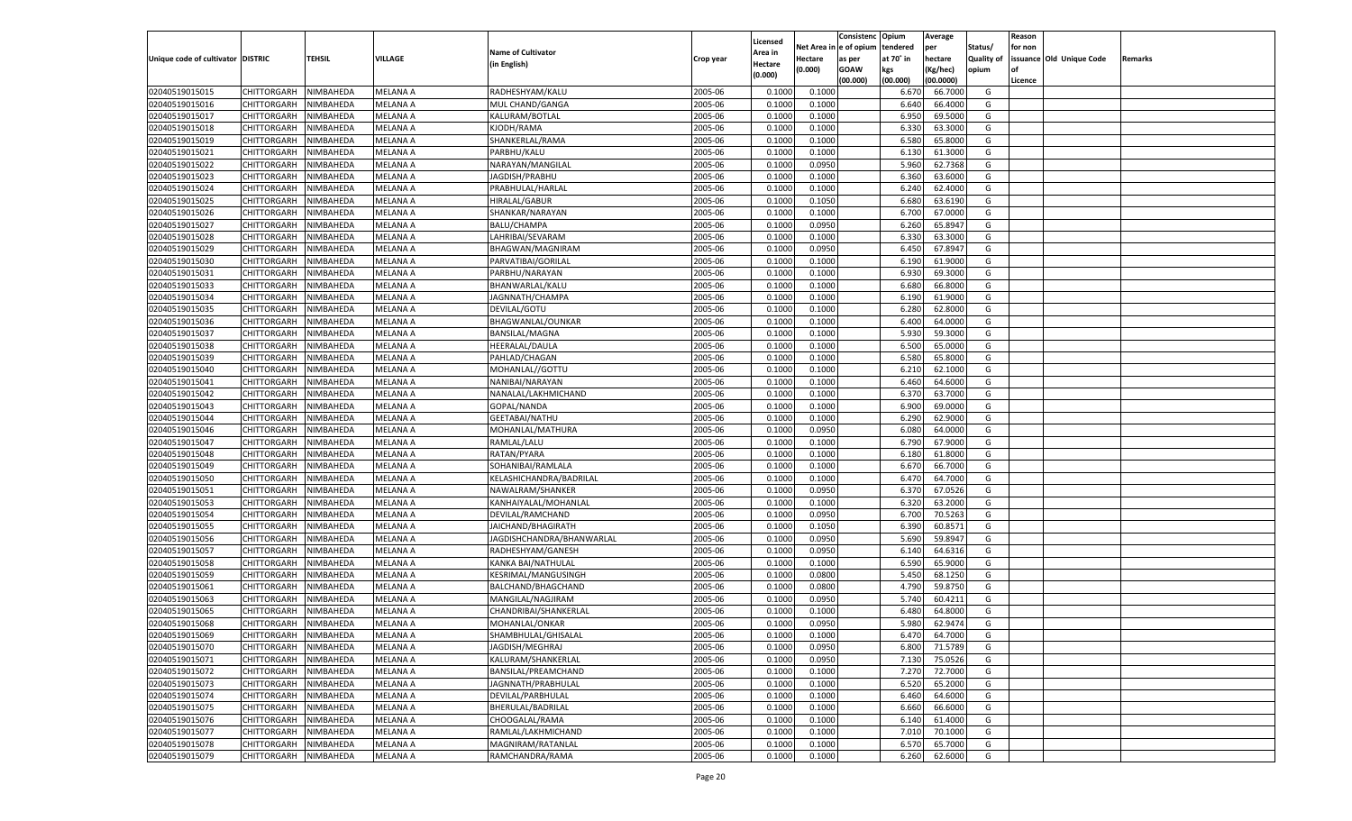| Unique code of cultivator | DISTRIC | TEHSIL | VILLAGE | Name of Cultivator (in English) | Crop year | Licensed Area in Hectare (0.000) | Net Area in Hectare (0.000) | Consistenc e of opium as per GOAW (00.000) | Opium tendered at 70° in kgs (00.000) | Average per hectare (Kg/hec) (00.0000) | Status/ Quality of opium | Reason for non issuance of Licence | Old Unique Code | Remarks |
|---|---|---|---|---|---|---|---|---|---|---|---|---|---|---|
| 02040519015015 | CHITTORGARH | NIMBAHEDA | MELANA A | RADHESHYAM/KALU | 2005-06 | 0.1000 | 0.1000 | | 6.670 | 66.7000 | G | | | |
| 02040519015016 | CHITTORGARH | NIMBAHEDA | MELANA A | MUL CHAND/GANGA | 2005-06 | 0.1000 | 0.1000 | | 6.640 | 66.4000 | G | | | |
| 02040519015017 | CHITTORGARH | NIMBAHEDA | MELANA A | KALURAM/BOTLAL | 2005-06 | 0.1000 | 0.1000 | | 6.950 | 69.5000 | G | | | |
| 02040519015018 | CHITTORGARH | NIMBAHEDA | MELANA A | KJODH/RAMA | 2005-06 | 0.1000 | 0.1000 | | 6.330 | 63.3000 | G | | | |
| 02040519015019 | CHITTORGARH | NIMBAHEDA | MELANA A | SHANKERLAL/RAMA | 2005-06 | 0.1000 | 0.1000 | | 6.580 | 65.8000 | G | | | |
| 02040519015021 | CHITTORGARH | NIMBAHEDA | MELANA A | PARBHU/KALU | 2005-06 | 0.1000 | 0.1000 | | 6.130 | 61.3000 | G | | | |
| 02040519015022 | CHITTORGARH | NIMBAHEDA | MELANA A | NARAYAN/MANGILAL | 2005-06 | 0.1000 | 0.0950 | | 5.960 | 62.7368 | G | | | |
| 02040519015023 | CHITTORGARH | NIMBAHEDA | MELANA A | JAGDISH/PRABHU | 2005-06 | 0.1000 | 0.1000 | | 6.360 | 63.6000 | G | | | |
| 02040519015024 | CHITTORGARH | NIMBAHEDA | MELANA A | PRABHULAL/HARLAL | 2005-06 | 0.1000 | 0.1000 | | 6.240 | 62.4000 | G | | | |
| 02040519015025 | CHITTORGARH | NIMBAHEDA | MELANA A | HIRALAL/GABUR | 2005-06 | 0.1000 | 0.1050 | | 6.680 | 63.6190 | G | | | |
| 02040519015026 | CHITTORGARH | NIMBAHEDA | MELANA A | SHANKAR/NARAYAN | 2005-06 | 0.1000 | 0.1000 | | 6.700 | 67.0000 | G | | | |
| 02040519015027 | CHITTORGARH | NIMBAHEDA | MELANA A | BALU/CHAMPA | 2005-06 | 0.1000 | 0.0950 | | 6.260 | 65.8947 | G | | | |
| 02040519015028 | CHITTORGARH | NIMBAHEDA | MELANA A | LAHRIBAI/SEVARAM | 2005-06 | 0.1000 | 0.1000 | | 6.330 | 63.3000 | G | | | |
| 02040519015029 | CHITTORGARH | NIMBAHEDA | MELANA A | BHAGWAN/MAGNIRAM | 2005-06 | 0.1000 | 0.0950 | | 6.450 | 67.8947 | G | | | |
| 02040519015030 | CHITTORGARH | NIMBAHEDA | MELANA A | PARVATIBAI/GORILAL | 2005-06 | 0.1000 | 0.1000 | | 6.190 | 61.9000 | G | | | |
| 02040519015031 | CHITTORGARH | NIMBAHEDA | MELANA A | PARBHU/NARAYAN | 2005-06 | 0.1000 | 0.1000 | | 6.930 | 69.3000 | G | | | |
| 02040519015033 | CHITTORGARH | NIMBAHEDA | MELANA A | BHANWARLAL/KALU | 2005-06 | 0.1000 | 0.1000 | | 6.680 | 66.8000 | G | | | |
| 02040519015034 | CHITTORGARH | NIMBAHEDA | MELANA A | JAGNNATH/CHAMPA | 2005-06 | 0.1000 | 0.1000 | | 6.190 | 61.9000 | G | | | |
| 02040519015035 | CHITTORGARH | NIMBAHEDA | MELANA A | DEVILAL/GOTU | 2005-06 | 0.1000 | 0.1000 | | 6.280 | 62.8000 | G | | | |
| 02040519015036 | CHITTORGARH | NIMBAHEDA | MELANA A | BHAGWANLAL/OUNKAR | 2005-06 | 0.1000 | 0.1000 | | 6.400 | 64.0000 | G | | | |
| 02040519015037 | CHITTORGARH | NIMBAHEDA | MELANA A | BANSILAL/MAGNA | 2005-06 | 0.1000 | 0.1000 | | 5.930 | 59.3000 | G | | | |
| 02040519015038 | CHITTORGARH | NIMBAHEDA | MELANA A | HEERALAL/DAULA | 2005-06 | 0.1000 | 0.1000 | | 6.500 | 65.0000 | G | | | |
| 02040519015039 | CHITTORGARH | NIMBAHEDA | MELANA A | PAHLAD/CHAGAN | 2005-06 | 0.1000 | 0.1000 | | 6.580 | 65.8000 | G | | | |
| 02040519015040 | CHITTORGARH | NIMBAHEDA | MELANA A | MOHANLAL//GOTTU | 2005-06 | 0.1000 | 0.1000 | | 6.210 | 62.1000 | G | | | |
| 02040519015041 | CHITTORGARH | NIMBAHEDA | MELANA A | NANIBAI/NARAYAN | 2005-06 | 0.1000 | 0.1000 | | 6.460 | 64.6000 | G | | | |
| 02040519015042 | CHITTORGARH | NIMBAHEDA | MELANA A | NANALAL/LAKHMICHAND | 2005-06 | 0.1000 | 0.1000 | | 6.370 | 63.7000 | G | | | |
| 02040519015043 | CHITTORGARH | NIMBAHEDA | MELANA A | GOPAL/NANDA | 2005-06 | 0.1000 | 0.1000 | | 6.900 | 69.0000 | G | | | |
| 02040519015044 | CHITTORGARH | NIMBAHEDA | MELANA A | GEETABAI/NATHU | 2005-06 | 0.1000 | 0.1000 | | 6.290 | 62.9000 | G | | | |
| 02040519015046 | CHITTORGARH | NIMBAHEDA | MELANA A | MOHANLAL/MATHURA | 2005-06 | 0.1000 | 0.0950 | | 6.080 | 64.0000 | G | | | |
| 02040519015047 | CHITTORGARH | NIMBAHEDA | MELANA A | RAMLAL/LALU | 2005-06 | 0.1000 | 0.1000 | | 6.790 | 67.9000 | G | | | |
| 02040519015048 | CHITTORGARH | NIMBAHEDA | MELANA A | RATAN/PYARA | 2005-06 | 0.1000 | 0.1000 | | 6.180 | 61.8000 | G | | | |
| 02040519015049 | CHITTORGARH | NIMBAHEDA | MELANA A | SOHANIBAI/RAMLALA | 2005-06 | 0.1000 | 0.1000 | | 6.670 | 66.7000 | G | | | |
| 02040519015050 | CHITTORGARH | NIMBAHEDA | MELANA A | KELASHICHANDRA/BADRILAL | 2005-06 | 0.1000 | 0.1000 | | 6.470 | 64.7000 | G | | | |
| 02040519015051 | CHITTORGARH | NIMBAHEDA | MELANA A | NAWALRAM/SHANKER | 2005-06 | 0.1000 | 0.0950 | | 6.370 | 67.0526 | G | | | |
| 02040519015053 | CHITTORGARH | NIMBAHEDA | MELANA A | KANHAIYALAL/MOHANLAL | 2005-06 | 0.1000 | 0.1000 | | 6.320 | 63.2000 | G | | | |
| 02040519015054 | CHITTORGARH | NIMBAHEDA | MELANA A | DEVILAL/RAMCHAND | 2005-06 | 0.1000 | 0.0950 | | 6.700 | 70.5263 | G | | | |
| 02040519015055 | CHITTORGARH | NIMBAHEDA | MELANA A | JAICHAND/BHAGIRATH | 2005-06 | 0.1000 | 0.1050 | | 6.390 | 60.8571 | G | | | |
| 02040519015056 | CHITTORGARH | NIMBAHEDA | MELANA A | JAGDISHCHANDRA/BHANWARLAL | 2005-06 | 0.1000 | 0.0950 | | 5.690 | 59.8947 | G | | | |
| 02040519015057 | CHITTORGARH | NIMBAHEDA | MELANA A | RADHESHYAM/GANESH | 2005-06 | 0.1000 | 0.0950 | | 6.140 | 64.6316 | G | | | |
| 02040519015058 | CHITTORGARH | NIMBAHEDA | MELANA A | KANKA BAI/NATHULAL | 2005-06 | 0.1000 | 0.1000 | | 6.590 | 65.9000 | G | | | |
| 02040519015059 | CHITTORGARH | NIMBAHEDA | MELANA A | KESRIMAL/MANGUSINGH | 2005-06 | 0.1000 | 0.0800 | | 5.450 | 68.1250 | G | | | |
| 02040519015061 | CHITTORGARH | NIMBAHEDA | MELANA A | BALCHAND/BHAGCHAND | 2005-06 | 0.1000 | 0.0800 | | 4.790 | 59.8750 | G | | | |
| 02040519015063 | CHITTORGARH | NIMBAHEDA | MELANA A | MANGILAL/NAGJIRAM | 2005-06 | 0.1000 | 0.0950 | | 5.740 | 60.4211 | G | | | |
| 02040519015065 | CHITTORGARH | NIMBAHEDA | MELANA A | CHANDRIBAI/SHANKERLAL | 2005-06 | 0.1000 | 0.1000 | | 6.480 | 64.8000 | G | | | |
| 02040519015068 | CHITTORGARH | NIMBAHEDA | MELANA A | MOHANLAL/ONKAR | 2005-06 | 0.1000 | 0.0950 | | 5.980 | 62.9474 | G | | | |
| 02040519015069 | CHITTORGARH | NIMBAHEDA | MELANA A | SHAMBHULAL/GHISALAL | 2005-06 | 0.1000 | 0.1000 | | 6.470 | 64.7000 | G | | | |
| 02040519015070 | CHITTORGARH | NIMBAHEDA | MELANA A | JAGDISH/MEGHRAJ | 2005-06 | 0.1000 | 0.0950 | | 6.800 | 71.5789 | G | | | |
| 02040519015071 | CHITTORGARH | NIMBAHEDA | MELANA A | KALURAM/SHANKERLAL | 2005-06 | 0.1000 | 0.0950 | | 7.130 | 75.0526 | G | | | |
| 02040519015072 | CHITTORGARH | NIMBAHEDA | MELANA A | BANSILAL/PREAMCHAND | 2005-06 | 0.1000 | 0.1000 | | 7.270 | 72.7000 | G | | | |
| 02040519015073 | CHITTORGARH | NIMBAHEDA | MELANA A | JAGNNATH/PRABHULAL | 2005-06 | 0.1000 | 0.1000 | | 6.520 | 65.2000 | G | | | |
| 02040519015074 | CHITTORGARH | NIMBAHEDA | MELANA A | DEVILAL/PARBHULAL | 2005-06 | 0.1000 | 0.1000 | | 6.460 | 64.6000 | G | | | |
| 02040519015075 | CHITTORGARH | NIMBAHEDA | MELANA A | BHERULAL/BADRILAL | 2005-06 | 0.1000 | 0.1000 | | 6.660 | 66.6000 | G | | | |
| 02040519015076 | CHITTORGARH | NIMBAHEDA | MELANA A | CHOOGALAL/RAMA | 2005-06 | 0.1000 | 0.1000 | | 6.140 | 61.4000 | G | | | |
| 02040519015077 | CHITTORGARH | NIMBAHEDA | MELANA A | RAMLAL/LAKHMICHAND | 2005-06 | 0.1000 | 0.1000 | | 7.010 | 70.1000 | G | | | |
| 02040519015078 | CHITTORGARH | NIMBAHEDA | MELANA A | MAGNIRAM/RATANLAL | 2005-06 | 0.1000 | 0.1000 | | 6.570 | 65.7000 | G | | | |
| 02040519015079 | CHITTORGARH | NIMBAHEDA | MELANA A | RAMCHANDRA/RAMA | 2005-06 | 0.1000 | 0.1000 | | 6.260 | 62.6000 | G | | | |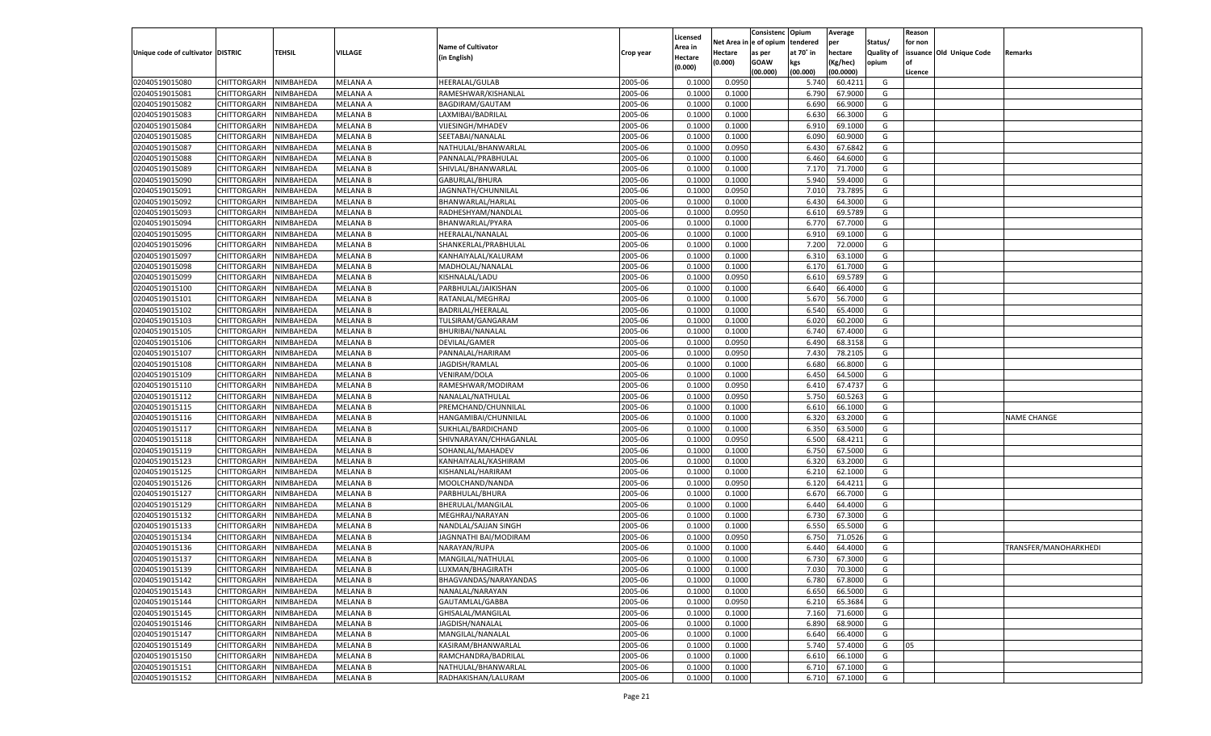| Unique code of cultivator | DISTRIC | TEHSIL | VILLAGE | Name of Cultivator (in English) | Crop year | Licensed Area in Hectare (0.000) | Net Area in Hectare (0.000) | Consistenc e of opium as per GOAW (00.000) | Opium tendered at 70° in kgs (00.000) | Average per hectare (Kg/hec) (00.0000) | Status/ Quality of opium | Reason for non issuance of Licence | Old Unique Code | Remarks |
|---|---|---|---|---|---|---|---|---|---|---|---|---|---|---|
| 02040519015080 | CHITTORGARH | NIMBAHEDA | MELANA A | HEERALAL/GULAB | 2005-06 | 0.1000 | 0.0950 | | 5.740 | 60.4211 | G | | | |
| 02040519015081 | CHITTORGARH | NIMBAHEDA | MELANA A | RAMESHWAR/KISHANLAL | 2005-06 | 0.1000 | 0.1000 | | 6.790 | 67.9000 | G | | | |
| 02040519015082 | CHITTORGARH | NIMBAHEDA | MELANA A | BAGDIRAM/GAUTAM | 2005-06 | 0.1000 | 0.1000 | | 6.690 | 66.9000 | G | | | |
| 02040519015083 | CHITTORGARH | NIMBAHEDA | MELANA B | LAXMIBAI/BADRILAL | 2005-06 | 0.1000 | 0.1000 | | 6.630 | 66.3000 | G | | | |
| 02040519015084 | CHITTORGARH | NIMBAHEDA | MELANA B | VIJESINGH/MHADEV | 2005-06 | 0.1000 | 0.1000 | | 6.910 | 69.1000 | G | | | |
| 02040519015085 | CHITTORGARH | NIMBAHEDA | MELANA B | SEETABAI/NANALAL | 2005-06 | 0.1000 | 0.1000 | | 6.090 | 60.9000 | G | | | |
| 02040519015087 | CHITTORGARH | NIMBAHEDA | MELANA B | NATHULAL/BHANWARLAL | 2005-06 | 0.1000 | 0.0950 | | 6.430 | 67.6842 | G | | | |
| 02040519015088 | CHITTORGARH | NIMBAHEDA | MELANA B | PANNALAL/PRABHULAL | 2005-06 | 0.1000 | 0.1000 | | 6.460 | 64.6000 | G | | | |
| 02040519015089 | CHITTORGARH | NIMBAHEDA | MELANA B | SHIVLAL/BHANWARLAL | 2005-06 | 0.1000 | 0.1000 | | 7.170 | 71.7000 | G | | | |
| 02040519015090 | CHITTORGARH | NIMBAHEDA | MELANA B | GABURLAL/BHURA | 2005-06 | 0.1000 | 0.1000 | | 5.940 | 59.4000 | G | | | |
| 02040519015091 | CHITTORGARH | NIMBAHEDA | MELANA B | JAGNNATH/CHUNNILAL | 2005-06 | 0.1000 | 0.0950 | | 7.010 | 73.7895 | G | | | |
| 02040519015092 | CHITTORGARH | NIMBAHEDA | MELANA B | BHANWARLAL/HARLAL | 2005-06 | 0.1000 | 0.1000 | | 6.430 | 64.3000 | G | | | |
| 02040519015093 | CHITTORGARH | NIMBAHEDA | MELANA B | RADHESHYAM/NANDLAL | 2005-06 | 0.1000 | 0.0950 | | 6.610 | 69.5789 | G | | | |
| 02040519015094 | CHITTORGARH | NIMBAHEDA | MELANA B | BHANWARLAL/PYARA | 2005-06 | 0.1000 | 0.1000 | | 6.770 | 67.7000 | G | | | |
| 02040519015095 | CHITTORGARH | NIMBAHEDA | MELANA B | HEERALAL/NANALAL | 2005-06 | 0.1000 | 0.1000 | | 6.910 | 69.1000 | G | | | |
| 02040519015096 | CHITTORGARH | NIMBAHEDA | MELANA B | SHANKERLAL/PRABHULAL | 2005-06 | 0.1000 | 0.1000 | | 7.200 | 72.0000 | G | | | |
| 02040519015097 | CHITTORGARH | NIMBAHEDA | MELANA B | KANHAIYALAL/KALURAM | 2005-06 | 0.1000 | 0.1000 | | 6.310 | 63.1000 | G | | | |
| 02040519015098 | CHITTORGARH | NIMBAHEDA | MELANA B | MADHOLAL/NANALAL | 2005-06 | 0.1000 | 0.1000 | | 6.170 | 61.7000 | G | | | |
| 02040519015099 | CHITTORGARH | NIMBAHEDA | MELANA B | KISHNALAL/LADU | 2005-06 | 0.1000 | 0.0950 | | 6.610 | 69.5789 | G | | | |
| 02040519015100 | CHITTORGARH | NIMBAHEDA | MELANA B | PARBHULAL/JAIKISHAN | 2005-06 | 0.1000 | 0.1000 | | 6.640 | 66.4000 | G | | | |
| 02040519015101 | CHITTORGARH | NIMBAHEDA | MELANA B | RATANLAL/MEGHRAJ | 2005-06 | 0.1000 | 0.1000 | | 5.670 | 56.7000 | G | | | |
| 02040519015102 | CHITTORGARH | NIMBAHEDA | MELANA B | BADRILAL/HEERALAL | 2005-06 | 0.1000 | 0.1000 | | 6.540 | 65.4000 | G | | | |
| 02040519015103 | CHITTORGARH | NIMBAHEDA | MELANA B | TULSIRAM/GANGARAM | 2005-06 | 0.1000 | 0.1000 | | 6.020 | 60.2000 | G | | | |
| 02040519015105 | CHITTORGARH | NIMBAHEDA | MELANA B | BHURIBAI/NANALAL | 2005-06 | 0.1000 | 0.1000 | | 6.740 | 67.4000 | G | | | |
| 02040519015106 | CHITTORGARH | NIMBAHEDA | MELANA B | DEVILAL/GAMER | 2005-06 | 0.1000 | 0.0950 | | 6.490 | 68.3158 | G | | | |
| 02040519015107 | CHITTORGARH | NIMBAHEDA | MELANA B | PANNALAL/HARIRAM | 2005-06 | 0.1000 | 0.0950 | | 7.430 | 78.2105 | G | | | |
| 02040519015108 | CHITTORGARH | NIMBAHEDA | MELANA B | JAGDISH/RAMLAL | 2005-06 | 0.1000 | 0.1000 | | 6.680 | 66.8000 | G | | | |
| 02040519015109 | CHITTORGARH | NIMBAHEDA | MELANA B | VENIRAM/DOLA | 2005-06 | 0.1000 | 0.1000 | | 6.450 | 64.5000 | G | | | |
| 02040519015110 | CHITTORGARH | NIMBAHEDA | MELANA B | RAMESHWAR/MODIRAM | 2005-06 | 0.1000 | 0.0950 | | 6.410 | 67.4737 | G | | | |
| 02040519015112 | CHITTORGARH | NIMBAHEDA | MELANA B | NANALAL/NATHULAL | 2005-06 | 0.1000 | 0.0950 | | 5.750 | 60.5263 | G | | | |
| 02040519015115 | CHITTORGARH | NIMBAHEDA | MELANA B | PREMCHAND/CHUNNILAL | 2005-06 | 0.1000 | 0.1000 | | 6.610 | 66.1000 | G | | | |
| 02040519015116 | CHITTORGARH | NIMBAHEDA | MELANA B | HANGAMIBAI/CHUNNILAL | 2005-06 | 0.1000 | 0.1000 | | 6.320 | 63.2000 | G | | | NAME CHANGE |
| 02040519015117 | CHITTORGARH | NIMBAHEDA | MELANA B | SUKHLAL/BARDICHAND | 2005-06 | 0.1000 | 0.1000 | | 6.350 | 63.5000 | G | | | |
| 02040519015118 | CHITTORGARH | NIMBAHEDA | MELANA B | SHIVNARAYAN/CHHAGANLAL | 2005-06 | 0.1000 | 0.0950 | | 6.500 | 68.4211 | G | | | |
| 02040519015119 | CHITTORGARH | NIMBAHEDA | MELANA B | SOHANLAL/MAHADEV | 2005-06 | 0.1000 | 0.1000 | | 6.750 | 67.5000 | G | | | |
| 02040519015123 | CHITTORGARH | NIMBAHEDA | MELANA B | KANHAIYALAL/KASHIRAM | 2005-06 | 0.1000 | 0.1000 | | 6.320 | 63.2000 | G | | | |
| 02040519015125 | CHITTORGARH | NIMBAHEDA | MELANA B | KISHANLAL/HARIRAM | 2005-06 | 0.1000 | 0.1000 | | 6.210 | 62.1000 | G | | | |
| 02040519015126 | CHITTORGARH | NIMBAHEDA | MELANA B | MOOLCHAND/NANDA | 2005-06 | 0.1000 | 0.0950 | | 6.120 | 64.4211 | G | | | |
| 02040519015127 | CHITTORGARH | NIMBAHEDA | MELANA B | PARBHULAL/BHURA | 2005-06 | 0.1000 | 0.1000 | | 6.670 | 66.7000 | G | | | |
| 02040519015129 | CHITTORGARH | NIMBAHEDA | MELANA B | BHERULAL/MANGILAL | 2005-06 | 0.1000 | 0.1000 | | 6.440 | 64.4000 | G | | | |
| 02040519015132 | CHITTORGARH | NIMBAHEDA | MELANA B | MEGHRAJ/NARAYAN | 2005-06 | 0.1000 | 0.1000 | | 6.730 | 67.3000 | G | | | |
| 02040519015133 | CHITTORGARH | NIMBAHEDA | MELANA B | NANDLAL/SAJJAN SINGH | 2005-06 | 0.1000 | 0.1000 | | 6.550 | 65.5000 | G | | | |
| 02040519015134 | CHITTORGARH | NIMBAHEDA | MELANA B | JAGNNATHI BAI/MODIRAM | 2005-06 | 0.1000 | 0.0950 | | 6.750 | 71.0526 | G | | | |
| 02040519015136 | CHITTORGARH | NIMBAHEDA | MELANA B | NARAYAN/RUPA | 2005-06 | 0.1000 | 0.1000 | | 6.440 | 64.4000 | G | | | TRANSFER/MANOHARKHEDI |
| 02040519015137 | CHITTORGARH | NIMBAHEDA | MELANA B | MANGILAL/NATHULAL | 2005-06 | 0.1000 | 0.1000 | | 6.730 | 67.3000 | G | | | |
| 02040519015139 | CHITTORGARH | NIMBAHEDA | MELANA B | LUXMAN/BHAGIRATH | 2005-06 | 0.1000 | 0.1000 | | 7.030 | 70.3000 | G | | | |
| 02040519015142 | CHITTORGARH | NIMBAHEDA | MELANA B | BHAGVANDAS/NARAYANDAS | 2005-06 | 0.1000 | 0.1000 | | 6.780 | 67.8000 | G | | | |
| 02040519015143 | CHITTORGARH | NIMBAHEDA | MELANA B | NANALAL/NARAYAN | 2005-06 | 0.1000 | 0.1000 | | 6.650 | 66.5000 | G | | | |
| 02040519015144 | CHITTORGARH | NIMBAHEDA | MELANA B | GAUTAMLAL/GABBA | 2005-06 | 0.1000 | 0.0950 | | 6.210 | 65.3684 | G | | | |
| 02040519015145 | CHITTORGARH | NIMBAHEDA | MELANA B | GHISALAL/MANGILAL | 2005-06 | 0.1000 | 0.1000 | | 7.160 | 71.6000 | G | | | |
| 02040519015146 | CHITTORGARH | NIMBAHEDA | MELANA B | JAGDISH/NANALAL | 2005-06 | 0.1000 | 0.1000 | | 6.890 | 68.9000 | G | | | |
| 02040519015147 | CHITTORGARH | NIMBAHEDA | MELANA B | MANGILAL/NANALAL | 2005-06 | 0.1000 | 0.1000 | | 6.640 | 66.4000 | G | | | |
| 02040519015149 | CHITTORGARH | NIMBAHEDA | MELANA B | KASIRAM/BHANWARLAL | 2005-06 | 0.1000 | 0.1000 | | 5.740 | 57.4000 | G | 05 | | |
| 02040519015150 | CHITTORGARH | NIMBAHEDA | MELANA B | RAMCHANDRA/BADRILAL | 2005-06 | 0.1000 | 0.1000 | | 6.610 | 66.1000 | G | | | |
| 02040519015151 | CHITTORGARH | NIMBAHEDA | MELANA B | NATHULAL/BHANWARLAL | 2005-06 | 0.1000 | 0.1000 | | 6.710 | 67.1000 | G | | | |
| 02040519015152 | CHITTORGARH | NIMBAHEDA | MELANA B | RADHAKISHAN/LALURAM | 2005-06 | 0.1000 | 0.1000 | | 6.710 | 67.1000 | G | | | |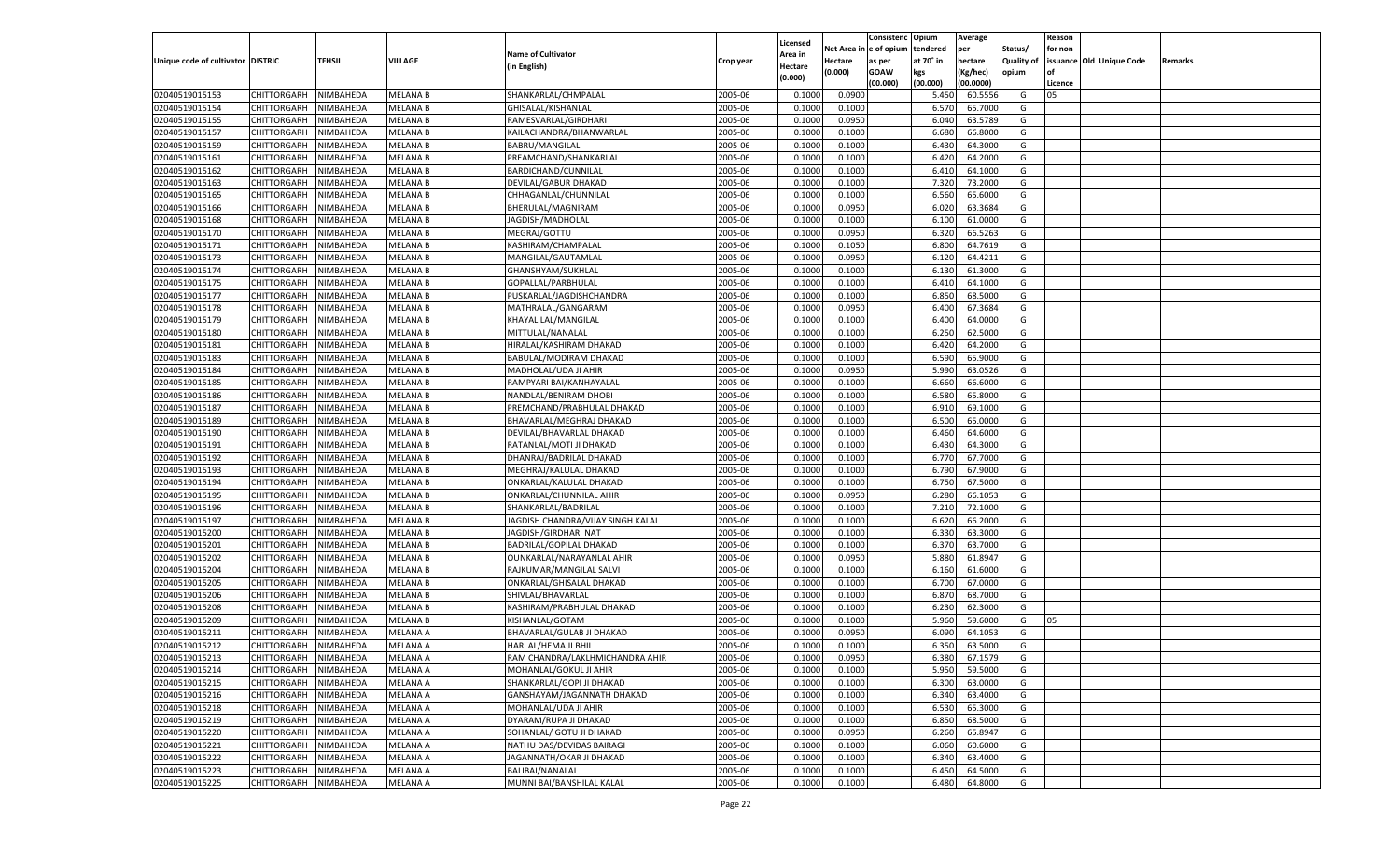| Unique code of cultivator | DISTRIC | TEHSIL | VILLAGE | Name of Cultivator (in English) | Crop year | Licensed Area in Hectare (0.000) | Net Area in Hectare (0.000) | Consistenc e of opium as per GOAW (00.000) | Opium tendered at 70° in kgs (00.000) | Average per hectare (Kg/hec) (00.0000) | Status/ Quality of opium | Reason for non issuance of Licence | Old Unique Code | Remarks |
|---|---|---|---|---|---|---|---|---|---|---|---|---|---|---|
| 02040519015153 | CHITTORGARH | NIMBAHEDA | MELANA B | SHANKARLAL/CHMPALAL | 2005-06 | 0.1000 | 0.0900 | | 5.450 | 60.5556 | G | 05 | | |
| 02040519015154 | CHITTORGARH | NIMBAHEDA | MELANA B | GHISALAL/KISHANLAL | 2005-06 | 0.1000 | 0.1000 | | 6.570 | 65.7000 | G | | | |
| 02040519015155 | CHITTORGARH | NIMBAHEDA | MELANA B | RAMESVARLAL/GIRDHARI | 2005-06 | 0.1000 | 0.0950 | | 6.040 | 63.5789 | G | | | |
| 02040519015157 | CHITTORGARH | NIMBAHEDA | MELANA B | KAILACHANDRA/BHANWARLAL | 2005-06 | 0.1000 | 0.1000 | | 6.680 | 66.8000 | G | | | |
| 02040519015159 | CHITTORGARH | NIMBAHEDA | MELANA B | BABRU/MANGILAL | 2005-06 | 0.1000 | 0.1000 | | 6.430 | 64.3000 | G | | | |
| 02040519015161 | CHITTORGARH | NIMBAHEDA | MELANA B | PREAMCHAND/SHANKARLAL | 2005-06 | 0.1000 | 0.1000 | | 6.420 | 64.2000 | G | | | |
| 02040519015162 | CHITTORGARH | NIMBAHEDA | MELANA B | BARDICHAND/CUNNILAL | 2005-06 | 0.1000 | 0.1000 | | 6.410 | 64.1000 | G | | | |
| 02040519015163 | CHITTORGARH | NIMBAHEDA | MELANA B | DEVILAL/GABUR DHAKAD | 2005-06 | 0.1000 | 0.1000 | | 7.320 | 73.2000 | G | | | |
| 02040519015165 | CHITTORGARH | NIMBAHEDA | MELANA B | CHHAGANLAL/CHUNNILAL | 2005-06 | 0.1000 | 0.1000 | | 6.560 | 65.6000 | G | | | |
| 02040519015166 | CHITTORGARH | NIMBAHEDA | MELANA B | BHERULAL/MAGNIRAM | 2005-06 | 0.1000 | 0.0950 | | 6.020 | 63.3684 | G | | | |
| 02040519015168 | CHITTORGARH | NIMBAHEDA | MELANA B | JAGDISH/MADHOLAL | 2005-06 | 0.1000 | 0.1000 | | 6.100 | 61.0000 | G | | | |
| 02040519015170 | CHITTORGARH | NIMBAHEDA | MELANA B | MEGRAJ/GOTTU | 2005-06 | 0.1000 | 0.0950 | | 6.320 | 66.5263 | G | | | |
| 02040519015171 | CHITTORGARH | NIMBAHEDA | MELANA B | KASHIRAM/CHAMPALAL | 2005-06 | 0.1000 | 0.1050 | | 6.800 | 64.7619 | G | | | |
| 02040519015173 | CHITTORGARH | NIMBAHEDA | MELANA B | MANGILAL/GAUTAMLAL | 2005-06 | 0.1000 | 0.0950 | | 6.120 | 64.4211 | G | | | |
| 02040519015174 | CHITTORGARH | NIMBAHEDA | MELANA B | GHANSHYAM/SUKHLAL | 2005-06 | 0.1000 | 0.1000 | | 6.130 | 61.3000 | G | | | |
| 02040519015175 | CHITTORGARH | NIMBAHEDA | MELANA B | GOPALLAL/PARBHULAL | 2005-06 | 0.1000 | 0.1000 | | 6.410 | 64.1000 | G | | | |
| 02040519015177 | CHITTORGARH | NIMBAHEDA | MELANA B | PUSKARLAL/JAGDISHCHANDRA | 2005-06 | 0.1000 | 0.1000 | | 6.850 | 68.5000 | G | | | |
| 02040519015178 | CHITTORGARH | NIMBAHEDA | MELANA B | MATHRALAL/GANGARAM | 2005-06 | 0.1000 | 0.0950 | | 6.400 | 67.3684 | G | | | |
| 02040519015179 | CHITTORGARH | NIMBAHEDA | MELANA B | KHAYALILAL/MANGILAL | 2005-06 | 0.1000 | 0.1000 | | 6.400 | 64.0000 | G | | | |
| 02040519015180 | CHITTORGARH | NIMBAHEDA | MELANA B | MITTULAL/NANALAL | 2005-06 | 0.1000 | 0.1000 | | 6.250 | 62.5000 | G | | | |
| 02040519015181 | CHITTORGARH | NIMBAHEDA | MELANA B | HIRALAL/KASHIRAM DHAKAD | 2005-06 | 0.1000 | 0.1000 | | 6.420 | 64.2000 | G | | | |
| 02040519015183 | CHITTORGARH | NIMBAHEDA | MELANA B | BABULAL/MODIRAM DHAKAD | 2005-06 | 0.1000 | 0.1000 | | 6.590 | 65.9000 | G | | | |
| 02040519015184 | CHITTORGARH | NIMBAHEDA | MELANA B | MADHOLAL/UDA JI AHIR | 2005-06 | 0.1000 | 0.0950 | | 5.990 | 63.0526 | G | | | |
| 02040519015185 | CHITTORGARH | NIMBAHEDA | MELANA B | RAMPYARI BAI/KANHAYALAL | 2005-06 | 0.1000 | 0.1000 | | 6.660 | 66.6000 | G | | | |
| 02040519015186 | CHITTORGARH | NIMBAHEDA | MELANA B | NANDLAL/BENIRAM DHOBI | 2005-06 | 0.1000 | 0.1000 | | 6.580 | 65.8000 | G | | | |
| 02040519015187 | CHITTORGARH | NIMBAHEDA | MELANA B | PREMCHAND/PRABHULAL DHAKAD | 2005-06 | 0.1000 | 0.1000 | | 6.910 | 69.1000 | G | | | |
| 02040519015189 | CHITTORGARH | NIMBAHEDA | MELANA B | BHAVARLAL/MEGHRAJ DHAKAD | 2005-06 | 0.1000 | 0.1000 | | 6.500 | 65.0000 | G | | | |
| 02040519015190 | CHITTORGARH | NIMBAHEDA | MELANA B | DEVILAL/BHAVARLAL DHAKAD | 2005-06 | 0.1000 | 0.1000 | | 6.460 | 64.6000 | G | | | |
| 02040519015191 | CHITTORGARH | NIMBAHEDA | MELANA B | RATANLAL/MOTI JI DHAKAD | 2005-06 | 0.1000 | 0.1000 | | 6.430 | 64.3000 | G | | | |
| 02040519015192 | CHITTORGARH | NIMBAHEDA | MELANA B | DHANRAJ/BADRILAL DHAKAD | 2005-06 | 0.1000 | 0.1000 | | 6.770 | 67.7000 | G | | | |
| 02040519015193 | CHITTORGARH | NIMBAHEDA | MELANA B | MEGHRAJ/KALULAL DHAKAD | 2005-06 | 0.1000 | 0.1000 | | 6.790 | 67.9000 | G | | | |
| 02040519015194 | CHITTORGARH | NIMBAHEDA | MELANA B | ONKARLAL/KALULAL DHAKAD | 2005-06 | 0.1000 | 0.1000 | | 6.750 | 67.5000 | G | | | |
| 02040519015195 | CHITTORGARH | NIMBAHEDA | MELANA B | ONKARLAL/CHUNNILAL AHIR | 2005-06 | 0.1000 | 0.0950 | | 6.280 | 66.1053 | G | | | |
| 02040519015196 | CHITTORGARH | NIMBAHEDA | MELANA B | SHANKARLAL/BADRILAL | 2005-06 | 0.1000 | 0.1000 | | 7.210 | 72.1000 | G | | | |
| 02040519015197 | CHITTORGARH | NIMBAHEDA | MELANA B | JAGDISH CHANDRA/VIJAY SINGH KALAL | 2005-06 | 0.1000 | 0.1000 | | 6.620 | 66.2000 | G | | | |
| 02040519015200 | CHITTORGARH | NIMBAHEDA | MELANA B | JAGDISH/GIRDHARI NAT | 2005-06 | 0.1000 | 0.1000 | | 6.330 | 63.3000 | G | | | |
| 02040519015201 | CHITTORGARH | NIMBAHEDA | MELANA B | BADRILAL/GOPILAL DHAKAD | 2005-06 | 0.1000 | 0.1000 | | 6.370 | 63.7000 | G | | | |
| 02040519015202 | CHITTORGARH | NIMBAHEDA | MELANA B | OUNKARLAL/NARAYANLAL AHIR | 2005-06 | 0.1000 | 0.0950 | | 5.880 | 61.8947 | G | | | |
| 02040519015204 | CHITTORGARH | NIMBAHEDA | MELANA B | RAJKUMAR/MANGILAL SALVI | 2005-06 | 0.1000 | 0.1000 | | 6.160 | 61.6000 | G | | | |
| 02040519015205 | CHITTORGARH | NIMBAHEDA | MELANA B | ONKARLAL/GHISALAL DHAKAD | 2005-06 | 0.1000 | 0.1000 | | 6.700 | 67.0000 | G | | | |
| 02040519015206 | CHITTORGARH | NIMBAHEDA | MELANA B | SHIVLAL/BHAVARLAL | 2005-06 | 0.1000 | 0.1000 | | 6.870 | 68.7000 | G | | | |
| 02040519015208 | CHITTORGARH | NIMBAHEDA | MELANA B | KASHIRAM/PRABHULAL DHAKAD | 2005-06 | 0.1000 | 0.1000 | | 6.230 | 62.3000 | G | | | |
| 02040519015209 | CHITTORGARH | NIMBAHEDA | MELANA B | KISHANLAL/GOTAM | 2005-06 | 0.1000 | 0.1000 | | 5.960 | 59.6000 | G | 05 | | |
| 02040519015211 | CHITTORGARH | NIMBAHEDA | MELANA A | BHAVARLAL/GULAB JI DHAKAD | 2005-06 | 0.1000 | 0.0950 | | 6.090 | 64.1053 | G | | | |
| 02040519015212 | CHITTORGARH | NIMBAHEDA | MELANA A | HARLAL/HEMA JI BHIL | 2005-06 | 0.1000 | 0.1000 | | 6.350 | 63.5000 | G | | | |
| 02040519015213 | CHITTORGARH | NIMBAHEDA | MELANA A | RAM CHANDRA/LAKLHMICHANDRA AHIR | 2005-06 | 0.1000 | 0.0950 | | 6.380 | 67.1579 | G | | | |
| 02040519015214 | CHITTORGARH | NIMBAHEDA | MELANA A | MOHANLAL/GOKUL JI AHIR | 2005-06 | 0.1000 | 0.1000 | | 5.950 | 59.5000 | G | | | |
| 02040519015215 | CHITTORGARH | NIMBAHEDA | MELANA A | SHANKARLAL/GOPI JI DHAKAD | 2005-06 | 0.1000 | 0.1000 | | 6.300 | 63.0000 | G | | | |
| 02040519015216 | CHITTORGARH | NIMBAHEDA | MELANA A | GANSHAYAM/JAGANNATH DHAKAD | 2005-06 | 0.1000 | 0.1000 | | 6.340 | 63.4000 | G | | | |
| 02040519015218 | CHITTORGARH | NIMBAHEDA | MELANA A | MOHANLAL/UDA JI AHIR | 2005-06 | 0.1000 | 0.1000 | | 6.530 | 65.3000 | G | | | |
| 02040519015219 | CHITTORGARH | NIMBAHEDA | MELANA A | DYARAM/RUPA JI DHAKAD | 2005-06 | 0.1000 | 0.1000 | | 6.850 | 68.5000 | G | | | |
| 02040519015220 | CHITTORGARH | NIMBAHEDA | MELANA A | SOHANLAL/ GOTU JI DHAKAD | 2005-06 | 0.1000 | 0.0950 | | 6.260 | 65.8947 | G | | | |
| 02040519015221 | CHITTORGARH | NIMBAHEDA | MELANA A | NATHU DAS/DEVIDAS BAIRAGI | 2005-06 | 0.1000 | 0.1000 | | 6.060 | 60.6000 | G | | | |
| 02040519015222 | CHITTORGARH | NIMBAHEDA | MELANA A | JAGANNATH/OKAR JI DHAKAD | 2005-06 | 0.1000 | 0.1000 | | 6.340 | 63.4000 | G | | | |
| 02040519015223 | CHITTORGARH | NIMBAHEDA | MELANA A | BALIBAI/NANALAL | 2005-06 | 0.1000 | 0.1000 | | 6.450 | 64.5000 | G | | | |
| 02040519015225 | CHITTORGARH | NIMBAHEDA | MELANA A | MUNNI BAI/BANSHILAL KALAL | 2005-06 | 0.1000 | 0.1000 | | 6.480 | 64.8000 | G | | | |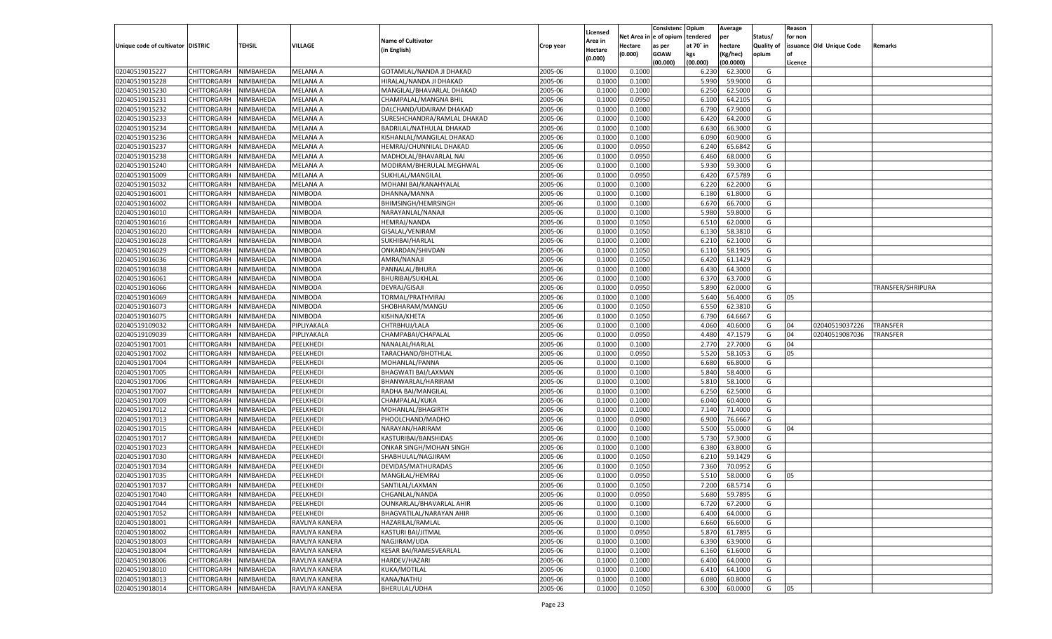| Unique code of cultivator | DISTRIC | TEHSIL | VILLAGE | Name of Cultivator (in English) | Crop year | Licensed Area in Hectare (0.000) | Net Area in Hectare (0.000) | Consistence of opium as per GOAW (00.000) | Opium tendered at 70° in kgs (00.000) | Average per hectare (Kg/hec) (00.0000) | Status/ Quality of opium | Reason for non issuance of Licence | Old Unique Code | Remarks |
|---|---|---|---|---|---|---|---|---|---|---|---|---|---|---|
| 02040519015227 | CHITTORGARH | NIMBAHEDA | MELANA A | GOTAMLAL/NANDA JI DHAKAD | 2005-06 | 0.1000 | 0.1000 | | 6.230 | 62.3000 | G | | | |
| 02040519015228 | CHITTORGARH | NIMBAHEDA | MELANA A | HIRALAL/NANDA JI DHAKAD | 2005-06 | 0.1000 | 0.1000 | | 5.990 | 59.9000 | G | | | |
| 02040519015230 | CHITTORGARH | NIMBAHEDA | MELANA A | MANGILAL/BHAVARLAL DHAKAD | 2005-06 | 0.1000 | 0.1000 | | 6.250 | 62.5000 | G | | | |
| 02040519015231 | CHITTORGARH | NIMBAHEDA | MELANA A | CHAMPALAL/MANGNA BHIL | 2005-06 | 0.1000 | 0.0950 | | 6.100 | 64.2105 | G | | | |
| 02040519015232 | CHITTORGARH | NIMBAHEDA | MELANA A | DALCHAND/UDAIRAM DHAKAD | 2005-06 | 0.1000 | 0.1000 | | 6.790 | 67.9000 | G | | | |
| 02040519015233 | CHITTORGARH | NIMBAHEDA | MELANA A | SURESHCHANDRA/RAMLAL DHAKAD | 2005-06 | 0.1000 | 0.1000 | | 6.420 | 64.2000 | G | | | |
| 02040519015234 | CHITTORGARH | NIMBAHEDA | MELANA A | BADRILAL/NATHULAL DHAKAD | 2005-06 | 0.1000 | 0.1000 | | 6.630 | 66.3000 | G | | | |
| 02040519015236 | CHITTORGARH | NIMBAHEDA | MELANA A | KISHANLAL/MANGILAL DHAKAD | 2005-06 | 0.1000 | 0.1000 | | 6.090 | 60.9000 | G | | | |
| 02040519015237 | CHITTORGARH | NIMBAHEDA | MELANA A | HEMRAJ/CHUNNILAL DHAKAD | 2005-06 | 0.1000 | 0.0950 | | 6.240 | 65.6842 | G | | | |
| 02040519015238 | CHITTORGARH | NIMBAHEDA | MELANA A | MADHOLAL/BHAVARLAL NAI | 2005-06 | 0.1000 | 0.0950 | | 6.460 | 68.0000 | G | | | |
| 02040519015240 | CHITTORGARH | NIMBAHEDA | MELANA A | MODIRAM/BHERULAL MEGHWAL | 2005-06 | 0.1000 | 0.1000 | | 5.930 | 59.3000 | G | | | |
| 02040519015009 | CHITTORGARH | NIMBAHEDA | MELANA A | SUKHLAL/MANGILAL | 2005-06 | 0.1000 | 0.0950 | | 6.420 | 67.5789 | G | | | |
| 02040519015032 | CHITTORGARH | NIMBAHEDA | MELANA A | MOHANI BAI/KANAHYALAL | 2005-06 | 0.1000 | 0.1000 | | 6.220 | 62.2000 | G | | | |
| 02040519016001 | CHITTORGARH | NIMBAHEDA | NIMBODA | DHANNA/MANNA | 2005-06 | 0.1000 | 0.1000 | | 6.180 | 61.8000 | G | | | |
| 02040519016002 | CHITTORGARH | NIMBAHEDA | NIMBODA | BHIMSINGH/HEMRSINGH | 2005-06 | 0.1000 | 0.1000 | | 6.670 | 66.7000 | G | | | |
| 02040519016010 | CHITTORGARH | NIMBAHEDA | NIMBODA | NARAYANLAL/NANAJI | 2005-06 | 0.1000 | 0.1000 | | 5.980 | 59.8000 | G | | | |
| 02040519016016 | CHITTORGARH | NIMBAHEDA | NIMBODA | HEMRAJ/NANDA | 2005-06 | 0.1000 | 0.1050 | | 6.510 | 62.0000 | G | | | |
| 02040519016020 | CHITTORGARH | NIMBAHEDA | NIMBODA | GISALAL/VENIRAM | 2005-06 | 0.1000 | 0.1050 | | 6.130 | 58.3810 | G | | | |
| 02040519016028 | CHITTORGARH | NIMBAHEDA | NIMBODA | SUKHIBAI/HARLAL | 2005-06 | 0.1000 | 0.1000 | | 6.210 | 62.1000 | G | | | |
| 02040519016029 | CHITTORGARH | NIMBAHEDA | NIMBODA | ONKARDAN/SHIVDAN | 2005-06 | 0.1000 | 0.1050 | | 6.110 | 58.1905 | G | | | |
| 02040519016036 | CHITTORGARH | NIMBAHEDA | NIMBODA | AMRA/NANAJI | 2005-06 | 0.1000 | 0.1050 | | 6.420 | 61.1429 | G | | | |
| 02040519016038 | CHITTORGARH | NIMBAHEDA | NIMBODA | PANNALAL/BHURA | 2005-06 | 0.1000 | 0.1000 | | 6.430 | 64.3000 | G | | | |
| 02040519016061 | CHITTORGARH | NIMBAHEDA | NIMBODA | BHURIBAI/SUKHLAL | 2005-06 | 0.1000 | 0.1000 | | 6.370 | 63.7000 | G | | | |
| 02040519016066 | CHITTORGARH | NIMBAHEDA | NIMBODA | DEVRAJ/GISAJI | 2005-06 | 0.1000 | 0.0950 | | 5.890 | 62.0000 | G | | | TRANSFER/SHRIPURA |
| 02040519016069 | CHITTORGARH | NIMBAHEDA | NIMBODA | TORMAL/PRATHVIRAJ | 2005-06 | 0.1000 | 0.1000 | | 5.640 | 56.4000 | G | 05 | | |
| 02040519016073 | CHITTORGARH | NIMBAHEDA | NIMBODA | SHOBHARAM/MANGU | 2005-06 | 0.1000 | 0.1050 | | 6.550 | 62.3810 | G | | | |
| 02040519016075 | CHITTORGARH | NIMBAHEDA | NIMBODA | KISHNA/KHETA | 2005-06 | 0.1000 | 0.1050 | | 6.790 | 64.6667 | G | | | |
| 02040519109032 | CHITTORGARH | NIMBAHEDA | PIPLIYAKALA | CHTRBHUJ/LALA | 2005-06 | 0.1000 | 0.1000 | | 4.060 | 40.6000 | G | 04 | 02040519037226 | TRANSFER |
| 02040519109039 | CHITTORGARH | NIMBAHEDA | PIPLIYAKALA | CHAMPABAI/CHAPALAL | 2005-06 | 0.1000 | 0.0950 | | 4.480 | 47.1579 | G | 04 | 02040519087036 | TRANSFER |
| 02040519017001 | CHITTORGARH | NIMBAHEDA | PEELKHEDI | NANALAL/HARLAL | 2005-06 | 0.1000 | 0.1000 | | 2.770 | 27.7000 | G | 04 | | |
| 02040519017002 | CHITTORGARH | NIMBAHEDA | PEELKHEDI | TARACHAND/BHOTHLAL | 2005-06 | 0.1000 | 0.0950 | | 5.520 | 58.1053 | G | 05 | | |
| 02040519017004 | CHITTORGARH | NIMBAHEDA | PEELKHEDI | MOHANLAL/PANNA | 2005-06 | 0.1000 | 0.1000 | | 6.680 | 66.8000 | G | | | |
| 02040519017005 | CHITTORGARH | NIMBAHEDA | PEELKHEDI | BHAGWATI BAI/LAXMAN | 2005-06 | 0.1000 | 0.1000 | | 5.840 | 58.4000 | G | | | |
| 02040519017006 | CHITTORGARH | NIMBAHEDA | PEELKHEDI | BHANWARLAL/HARIRAM | 2005-06 | 0.1000 | 0.1000 | | 5.810 | 58.1000 | G | | | |
| 02040519017007 | CHITTORGARH | NIMBAHEDA | PEELKHEDI | RADHA BAI/MANGILAL | 2005-06 | 0.1000 | 0.1000 | | 6.250 | 62.5000 | G | | | |
| 02040519017009 | CHITTORGARH | NIMBAHEDA | PEELKHEDI | CHAMPALAL/KUKA | 2005-06 | 0.1000 | 0.1000 | | 6.040 | 60.4000 | G | | | |
| 02040519017012 | CHITTORGARH | NIMBAHEDA | PEELKHEDI | MOHANLAL/BHAGIRTH | 2005-06 | 0.1000 | 0.1000 | | 7.140 | 71.4000 | G | | | |
| 02040519017013 | CHITTORGARH | NIMBAHEDA | PEELKHEDI | PHOOLCHAND/MADHO | 2005-06 | 0.1000 | 0.0900 | | 6.900 | 76.6667 | G | | | |
| 02040519017015 | CHITTORGARH | NIMBAHEDA | PEELKHEDI | NARAYAN/HARIRAM | 2005-06 | 0.1000 | 0.1000 | | 5.500 | 55.0000 | G | 04 | | |
| 02040519017017 | CHITTORGARH | NIMBAHEDA | PEELKHEDI | KASTURIBAI/BANSHIDAS | 2005-06 | 0.1000 | 0.1000 | | 5.730 | 57.3000 | G | | | |
| 02040519017023 | CHITTORGARH | NIMBAHEDA | PEELKHEDI | ONKAR SINGH/MOHAN SINGH | 2005-06 | 0.1000 | 0.1000 | | 6.380 | 63.8000 | G | | | |
| 02040519017030 | CHITTORGARH | NIMBAHEDA | PEELKHEDI | SHABHULAL/NAGJIRAM | 2005-06 | 0.1000 | 0.1050 | | 6.210 | 59.1429 | G | | | |
| 02040519017034 | CHITTORGARH | NIMBAHEDA | PEELKHEDI | DEVIDAS/MATHURADAS | 2005-06 | 0.1000 | 0.1050 | | 7.360 | 70.0952 | G | | | |
| 02040519017035 | CHITTORGARH | NIMBAHEDA | PEELKHEDI | MANGILAL/HEMRAJ | 2005-06 | 0.1000 | 0.0950 | | 5.510 | 58.0000 | G | 05 | | |
| 02040519017037 | CHITTORGARH | NIMBAHEDA | PEELKHEDI | SANTILAL/LAXMAN | 2005-06 | 0.1000 | 0.1050 | | 7.200 | 68.5714 | G | | | |
| 02040519017040 | CHITTORGARH | NIMBAHEDA | PEELKHEDI | CHGANLAL/NANDA | 2005-06 | 0.1000 | 0.0950 | | 5.680 | 59.7895 | G | | | |
| 02040519017044 | CHITTORGARH | NIMBAHEDA | PEELKHEDI | OUNKARLAL/BHAVARLAL AHIR | 2005-06 | 0.1000 | 0.1000 | | 6.720 | 67.2000 | G | | | |
| 02040519017052 | CHITTORGARH | NIMBAHEDA | PEELKHEDI | BHAGVATILAL/NARAYAN AHIR | 2005-06 | 0.1000 | 0.1000 | | 6.400 | 64.0000 | G | | | |
| 02040519018001 | CHITTORGARH | NIMBAHEDA | RAVLIYA KANERA | HAZARILAL/RAMLAL | 2005-06 | 0.1000 | 0.1000 | | 6.660 | 66.6000 | G | | | |
| 02040519018002 | CHITTORGARH | NIMBAHEDA | RAVLIYA KANERA | KASTURI BAI/JITMAL | 2005-06 | 0.1000 | 0.0950 | | 5.870 | 61.7895 | G | | | |
| 02040519018003 | CHITTORGARH | NIMBAHEDA | RAVLIYA KANERA | NAGJIRAM/UDA | 2005-06 | 0.1000 | 0.1000 | | 6.390 | 63.9000 | G | | | |
| 02040519018004 | CHITTORGARH | NIMBAHEDA | RAVLIYA KANERA | KESAR BAI/RAMESVEARLAL | 2005-06 | 0.1000 | 0.1000 | | 6.160 | 61.6000 | G | | | |
| 02040519018006 | CHITTORGARH | NIMBAHEDA | RAVLIYA KANERA | HARDEV/HAZARI | 2005-06 | 0.1000 | 0.1000 | | 6.400 | 64.0000 | G | | | |
| 02040519018010 | CHITTORGARH | NIMBAHEDA | RAVLIYA KANERA | KUKA/MOTILAL | 2005-06 | 0.1000 | 0.1000 | | 6.410 | 64.1000 | G | | | |
| 02040519018013 | CHITTORGARH | NIMBAHEDA | RAVLIYA KANERA | KANA/NATHU | 2005-06 | 0.1000 | 0.1000 | | 6.080 | 60.8000 | G | | | |
| 02040519018014 | CHITTORGARH | NIMBAHEDA | RAVLIYA KANERA | BHERULAL/UDHA | 2005-06 | 0.1000 | 0.1050 | | 6.300 | 60.0000 | G | 05 | | |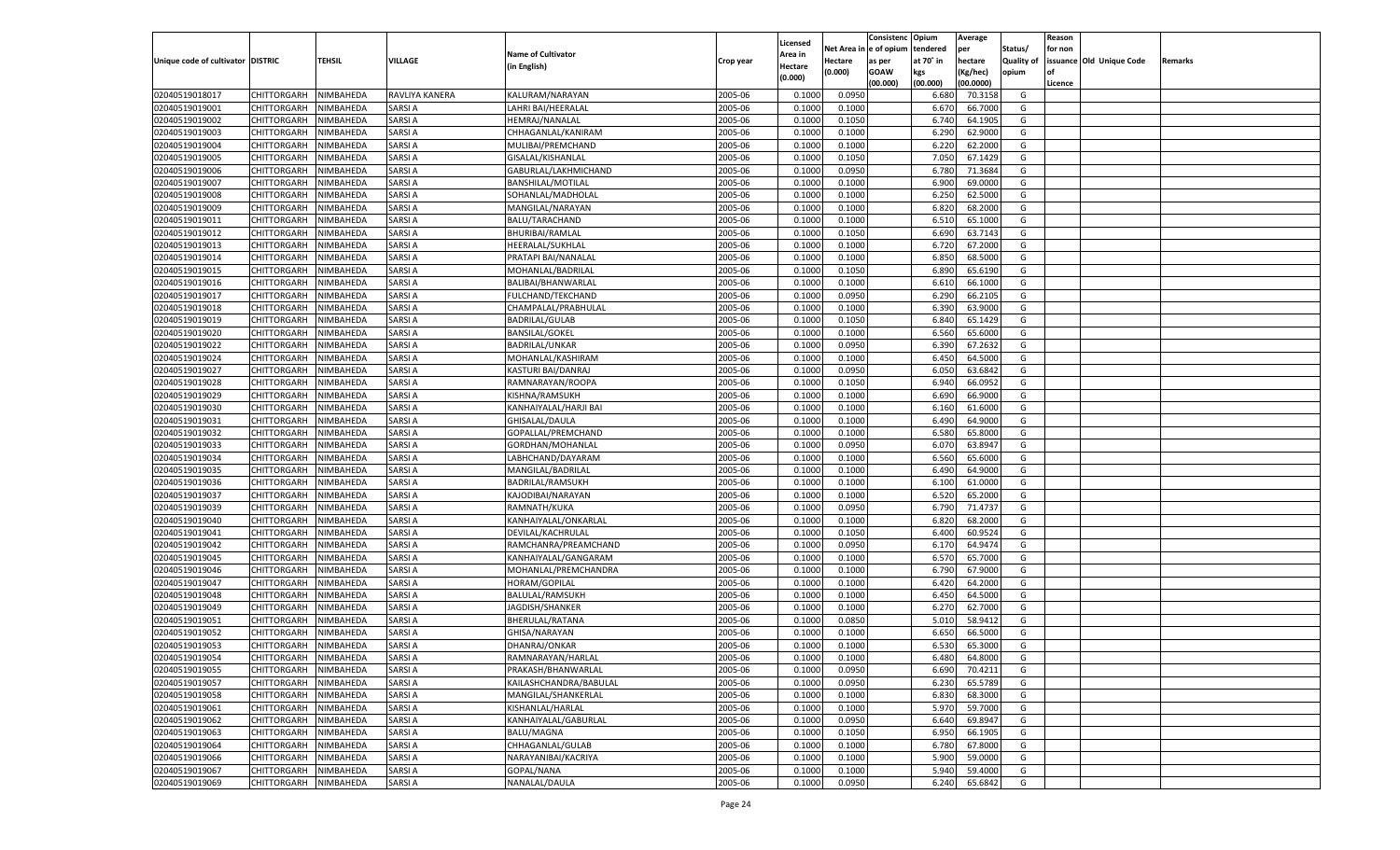| Unique code of cultivator | DISTRIC | TEHSIL | VILLAGE | Name of Cultivator (in English) | Crop year | Licensed Area in Hectare (0.000) | Net Area in Hectare (0.000) | Consistenc e of opium as per GOAW (00.000) | Opium tendered at 70° in kgs (00.000) | Average per hectare (Kg/hec) (00.0000) | Status/ Quality of opium | Reason for non issuance of Licence | Old Unique Code | Remarks |
|---|---|---|---|---|---|---|---|---|---|---|---|---|---|---|
| 02040519018017 | CHITTORGARH | NIMBAHEDA | RAVLIYA KANERA | KALURAM/NARAYAN | 2005-06 | 0.1000 | 0.0950 | | 6.680 | 70.3158 | G | | | |
| 02040519019001 | CHITTORGARH | NIMBAHEDA | SARSI A | LAHRI BAI/HEERALAL | 2005-06 | 0.1000 | 0.1000 | | 6.670 | 66.7000 | G | | | |
| 02040519019002 | CHITTORGARH | NIMBAHEDA | SARSI A | HEMRAJ/NANALAL | 2005-06 | 0.1000 | 0.1050 | | 6.740 | 64.1905 | G | | | |
| 02040519019003 | CHITTORGARH | NIMBAHEDA | SARSI A | CHHAGANLAL/KANIRAM | 2005-06 | 0.1000 | 0.1000 | | 6.290 | 62.9000 | G | | | |
| 02040519019004 | CHITTORGARH | NIMBAHEDA | SARSI A | MULIBAI/PREMCHAND | 2005-06 | 0.1000 | 0.1000 | | 6.220 | 62.2000 | G | | | |
| 02040519019005 | CHITTORGARH | NIMBAHEDA | SARSI A | GISALAL/KISHANLAL | 2005-06 | 0.1000 | 0.1050 | | 7.050 | 67.1429 | G | | | |
| 02040519019006 | CHITTORGARH | NIMBAHEDA | SARSI A | GABURLAL/LAKHMICHAND | 2005-06 | 0.1000 | 0.0950 | | 6.780 | 71.3684 | G | | | |
| 02040519019007 | CHITTORGARH | NIMBAHEDA | SARSI A | BANSHILAL/MOTILAL | 2005-06 | 0.1000 | 0.1000 | | 6.900 | 69.0000 | G | | | |
| 02040519019008 | CHITTORGARH | NIMBAHEDA | SARSI A | SOHANLAL/MADHOLAL | 2005-06 | 0.1000 | 0.1000 | | 6.250 | 62.5000 | G | | | |
| 02040519019009 | CHITTORGARH | NIMBAHEDA | SARSI A | MANGILAL/NARAYAN | 2005-06 | 0.1000 | 0.1000 | | 6.820 | 68.2000 | G | | | |
| 02040519019011 | CHITTORGARH | NIMBAHEDA | SARSI A | BALU/TARACHAND | 2005-06 | 0.1000 | 0.1000 | | 6.510 | 65.1000 | G | | | |
| 02040519019012 | CHITTORGARH | NIMBAHEDA | SARSI A | BHURIBAI/RAMLAL | 2005-06 | 0.1000 | 0.1050 | | 6.690 | 63.7143 | G | | | |
| 02040519019013 | CHITTORGARH | NIMBAHEDA | SARSI A | HEERALAL/SUKHLAL | 2005-06 | 0.1000 | 0.1000 | | 6.720 | 67.2000 | G | | | |
| 02040519019014 | CHITTORGARH | NIMBAHEDA | SARSI A | PRATAPI BAI/NANALAL | 2005-06 | 0.1000 | 0.1000 | | 6.850 | 68.5000 | G | | | |
| 02040519019015 | CHITTORGARH | NIMBAHEDA | SARSI A | MOHANLAL/BADRILAL | 2005-06 | 0.1000 | 0.1050 | | 6.890 | 65.6190 | G | | | |
| 02040519019016 | CHITTORGARH | NIMBAHEDA | SARSI A | BALIBAI/BHANWARLAL | 2005-06 | 0.1000 | 0.1000 | | 6.610 | 66.1000 | G | | | |
| 02040519019017 | CHITTORGARH | NIMBAHEDA | SARSI A | FULCHAND/TEKCHAND | 2005-06 | 0.1000 | 0.0950 | | 6.290 | 66.2105 | G | | | |
| 02040519019018 | CHITTORGARH | NIMBAHEDA | SARSI A | CHAMPALAL/PRABHULAL | 2005-06 | 0.1000 | 0.1000 | | 6.390 | 63.9000 | G | | | |
| 02040519019019 | CHITTORGARH | NIMBAHEDA | SARSI A | BADRILAL/GULAB | 2005-06 | 0.1000 | 0.1050 | | 6.840 | 65.1429 | G | | | |
| 02040519019020 | CHITTORGARH | NIMBAHEDA | SARSI A | BANSILAL/GOKEL | 2005-06 | 0.1000 | 0.1000 | | 6.560 | 65.6000 | G | | | |
| 02040519019022 | CHITTORGARH | NIMBAHEDA | SARSI A | BADRILAL/UNKAR | 2005-06 | 0.1000 | 0.0950 | | 6.390 | 67.2632 | G | | | |
| 02040519019024 | CHITTORGARH | NIMBAHEDA | SARSI A | MOHANLAL/KASHIRAM | 2005-06 | 0.1000 | 0.1000 | | 6.450 | 64.5000 | G | | | |
| 02040519019027 | CHITTORGARH | NIMBAHEDA | SARSI A | KASTURI BAI/DANRAJ | 2005-06 | 0.1000 | 0.0950 | | 6.050 | 63.6842 | G | | | |
| 02040519019028 | CHITTORGARH | NIMBAHEDA | SARSI A | RAMNARAYAN/ROOPA | 2005-06 | 0.1000 | 0.1050 | | 6.940 | 66.0952 | G | | | |
| 02040519019029 | CHITTORGARH | NIMBAHEDA | SARSI A | KISHNA/RAMSUKH | 2005-06 | 0.1000 | 0.1000 | | 6.690 | 66.9000 | G | | | |
| 02040519019030 | CHITTORGARH | NIMBAHEDA | SARSI A | KANHAIYALAL/HARJI BAI | 2005-06 | 0.1000 | 0.1000 | | 6.160 | 61.6000 | G | | | |
| 02040519019031 | CHITTORGARH | NIMBAHEDA | SARSI A | GHISALAL/DAULA | 2005-06 | 0.1000 | 0.1000 | | 6.490 | 64.9000 | G | | | |
| 02040519019032 | CHITTORGARH | NIMBAHEDA | SARSI A | GOPALLAL/PREMCHAND | 2005-06 | 0.1000 | 0.1000 | | 6.580 | 65.8000 | G | | | |
| 02040519019033 | CHITTORGARH | NIMBAHEDA | SARSI A | GORDHAN/MOHANLAL | 2005-06 | 0.1000 | 0.0950 | | 6.070 | 63.8947 | G | | | |
| 02040519019034 | CHITTORGARH | NIMBAHEDA | SARSI A | LABHCHAND/DAYARAM | 2005-06 | 0.1000 | 0.1000 | | 6.560 | 65.6000 | G | | | |
| 02040519019035 | CHITTORGARH | NIMBAHEDA | SARSI A | MANGILAL/BADRILAL | 2005-06 | 0.1000 | 0.1000 | | 6.490 | 64.9000 | G | | | |
| 02040519019036 | CHITTORGARH | NIMBAHEDA | SARSI A | BADRILAL/RAMSUKH | 2005-06 | 0.1000 | 0.1000 | | 6.100 | 61.0000 | G | | | |
| 02040519019037 | CHITTORGARH | NIMBAHEDA | SARSI A | KAJODIBAI/NARAYAN | 2005-06 | 0.1000 | 0.1000 | | 6.520 | 65.2000 | G | | | |
| 02040519019039 | CHITTORGARH | NIMBAHEDA | SARSI A | RAMNATH/KUKA | 2005-06 | 0.1000 | 0.0950 | | 6.790 | 71.4737 | G | | | |
| 02040519019040 | CHITTORGARH | NIMBAHEDA | SARSI A | KANHAIYALAL/ONKARLAL | 2005-06 | 0.1000 | 0.1000 | | 6.820 | 68.2000 | G | | | |
| 02040519019041 | CHITTORGARH | NIMBAHEDA | SARSI A | DEVILAL/KACHRULAL | 2005-06 | 0.1000 | 0.1050 | | 6.400 | 60.9524 | G | | | |
| 02040519019042 | CHITTORGARH | NIMBAHEDA | SARSI A | RAMCHANRA/PREAMCHAND | 2005-06 | 0.1000 | 0.0950 | | 6.170 | 64.9474 | G | | | |
| 02040519019045 | CHITTORGARH | NIMBAHEDA | SARSI A | KANHAIYALAL/GANGARAM | 2005-06 | 0.1000 | 0.1000 | | 6.570 | 65.7000 | G | | | |
| 02040519019046 | CHITTORGARH | NIMBAHEDA | SARSI A | MOHANLAL/PREMCHANDRA | 2005-06 | 0.1000 | 0.1000 | | 6.790 | 67.9000 | G | | | |
| 02040519019047 | CHITTORGARH | NIMBAHEDA | SARSI A | HORAM/GOPILAL | 2005-06 | 0.1000 | 0.1000 | | 6.420 | 64.2000 | G | | | |
| 02040519019048 | CHITTORGARH | NIMBAHEDA | SARSI A | BALULAL/RAMSUKH | 2005-06 | 0.1000 | 0.1000 | | 6.450 | 64.5000 | G | | | |
| 02040519019049 | CHITTORGARH | NIMBAHEDA | SARSI A | JAGDISH/SHANKER | 2005-06 | 0.1000 | 0.1000 | | 6.270 | 62.7000 | G | | | |
| 02040519019051 | CHITTORGARH | NIMBAHEDA | SARSI A | BHERULAL/RATANA | 2005-06 | 0.1000 | 0.0850 | | 5.010 | 58.9412 | G | | | |
| 02040519019052 | CHITTORGARH | NIMBAHEDA | SARSI A | GHISA/NARAYAN | 2005-06 | 0.1000 | 0.1000 | | 6.650 | 66.5000 | G | | | |
| 02040519019053 | CHITTORGARH | NIMBAHEDA | SARSI A | DHANRAJ/ONKAR | 2005-06 | 0.1000 | 0.1000 | | 6.530 | 65.3000 | G | | | |
| 02040519019054 | CHITTORGARH | NIMBAHEDA | SARSI A | RAMNARAYAN/HARLAL | 2005-06 | 0.1000 | 0.1000 | | 6.480 | 64.8000 | G | | | |
| 02040519019055 | CHITTORGARH | NIMBAHEDA | SARSI A | PRAKASH/BHANWARLAL | 2005-06 | 0.1000 | 0.0950 | | 6.690 | 70.4211 | G | | | |
| 02040519019057 | CHITTORGARH | NIMBAHEDA | SARSI A | KAILASHCHANDRA/BABULAL | 2005-06 | 0.1000 | 0.0950 | | 6.230 | 65.5789 | G | | | |
| 02040519019058 | CHITTORGARH | NIMBAHEDA | SARSI A | MANGILAL/SHANKERLAL | 2005-06 | 0.1000 | 0.1000 | | 6.830 | 68.3000 | G | | | |
| 02040519019061 | CHITTORGARH | NIMBAHEDA | SARSI A | KISHANLAL/HARLAL | 2005-06 | 0.1000 | 0.1000 | | 5.970 | 59.7000 | G | | | |
| 02040519019062 | CHITTORGARH | NIMBAHEDA | SARSI A | KANHAIYALAL/GABURLAL | 2005-06 | 0.1000 | 0.0950 | | 6.640 | 69.8947 | G | | | |
| 02040519019063 | CHITTORGARH | NIMBAHEDA | SARSI A | BALU/MAGNA | 2005-06 | 0.1000 | 0.1050 | | 6.950 | 66.1905 | G | | | |
| 02040519019064 | CHITTORGARH | NIMBAHEDA | SARSI A | CHHAGANLAL/GULAB | 2005-06 | 0.1000 | 0.1000 | | 6.780 | 67.8000 | G | | | |
| 02040519019066 | CHITTORGARH | NIMBAHEDA | SARSI A | NARAYANIBAI/KACRIYA | 2005-06 | 0.1000 | 0.1000 | | 5.900 | 59.0000 | G | | | |
| 02040519019067 | CHITTORGARH | NIMBAHEDA | SARSI A | GOPAL/NANA | 2005-06 | 0.1000 | 0.1000 | | 5.940 | 59.4000 | G | | | |
| 02040519019069 | CHITTORGARH | NIMBAHEDA | SARSI A | NANALAL/DAULA | 2005-06 | 0.1000 | 0.0950 | | 6.240 | 65.6842 | G | | | |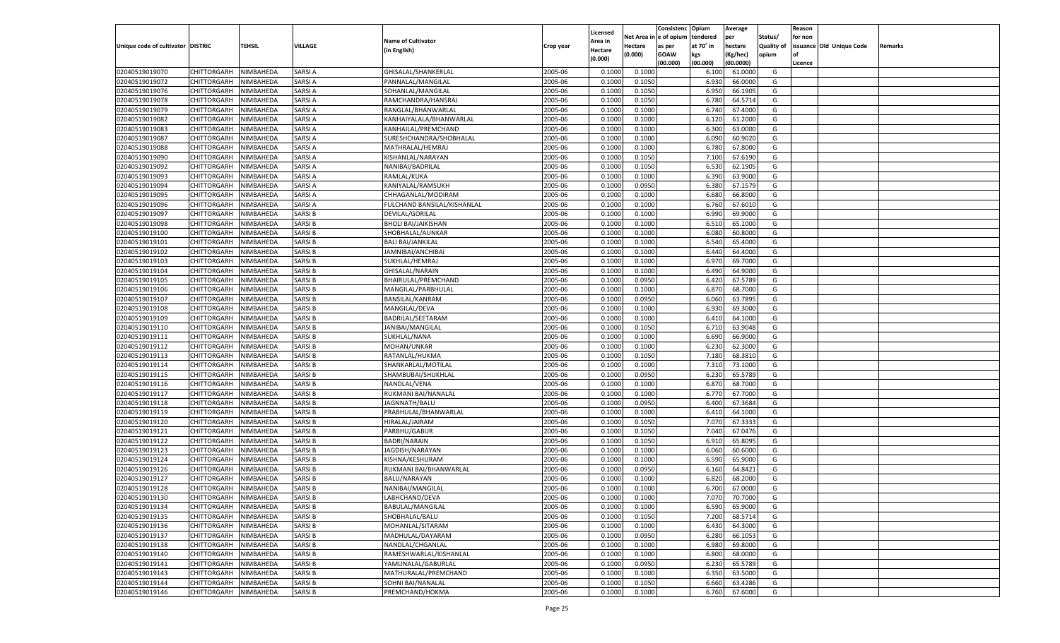| Unique code of cultivator | DISTRIC | TEHSIL | VILLAGE | Name of Cultivator (in English) | Crop year | Licensed Area in Hectare (0.000) | Net Area in Hectare (0.000) | Consistenc e of opium as per GOAW (00.000) | Opium tendered at 70˚ in kgs (00.000) | Average per hectare (Kg/hec) (00.0000) | Status/ Quality of opium | Reason for non issuance of Licence | Old Unique Code | Remarks |
|---|---|---|---|---|---|---|---|---|---|---|---|---|---|---|
| 02040519019070 | CHITTORGARH | NIMBAHEDA | SARSI A | GHISALAL/SHANKERLAL | 2005-06 | 0.1000 | 0.1000 | | 6.100 | 61.0000 | G | | | |
| 02040519019072 | CHITTORGARH | NIMBAHEDA | SARSI A | PANNALAL/MANGILAL | 2005-06 | 0.1000 | 0.1050 | | 6.930 | 66.0000 | G | | | |
| 02040519019076 | CHITTORGARH | NIMBAHEDA | SARSI A | SOHANLAL/MANGILAL | 2005-06 | 0.1000 | 0.1050 | | 6.950 | 66.1905 | G | | | |
| 02040519019078 | CHITTORGARH | NIMBAHEDA | SARSI A | RAMCHANDRA/HANSRAJ | 2005-06 | 0.1000 | 0.1050 | | 6.780 | 64.5714 | G | | | |
| 02040519019079 | CHITTORGARH | NIMBAHEDA | SARSI A | RANGLAL/BHANWARLAL | 2005-06 | 0.1000 | 0.1000 | | 6.740 | 67.4000 | G | | | |
| 02040519019082 | CHITTORGARH | NIMBAHEDA | SARSI A | KANHAIYALALA/BHANWARLAL | 2005-06 | 0.1000 | 0.1000 | | 6.120 | 61.2000 | G | | | |
| 02040519019083 | CHITTORGARH | NIMBAHEDA | SARSI A | KANHAILAL/PREMCHAND | 2005-06 | 0.1000 | 0.1000 | | 6.300 | 63.0000 | G | | | |
| 02040519019087 | CHITTORGARH | NIMBAHEDA | SARSI A | SURESHCHANDRA/SHOBHALAL | 2005-06 | 0.1000 | 0.1000 | | 6.090 | 60.9020 | G | | | |
| 02040519019088 | CHITTORGARH | NIMBAHEDA | SARSI A | MATHRALAL/HEMRAJ | 2005-06 | 0.1000 | 0.1000 | | 6.780 | 67.8000 | G | | | |
| 02040519019090 | CHITTORGARH | NIMBAHEDA | SARSI A | KISHANLAL/NARAYAN | 2005-06 | 0.1000 | 0.1050 | | 7.100 | 67.6190 | G | | | |
| 02040519019092 | CHITTORGARH | NIMBAHEDA | SARSI A | NANIBAI/BADRILAL | 2005-06 | 0.1000 | 0.1050 | | 6.530 | 62.1905 | G | | | |
| 02040519019093 | CHITTORGARH | NIMBAHEDA | SARSI A | RAMLAL/KUKA | 2005-06 | 0.1000 | 0.1000 | | 6.390 | 63.9000 | G | | | |
| 02040519019094 | CHITTORGARH | NIMBAHEDA | SARSI A | KANIYALAL/RAMSUKH | 2005-06 | 0.1000 | 0.0950 | | 6.380 | 67.1579 | G | | | |
| 02040519019095 | CHITTORGARH | NIMBAHEDA | SARSI A | CHHAGANLAL/MODIRAM | 2005-06 | 0.1000 | 0.1000 | | 6.680 | 66.8000 | G | | | |
| 02040519019096 | CHITTORGARH | NIMBAHEDA | SARSI A | FULCHAND BANSILAL/KISHANLAL | 2005-06 | 0.1000 | 0.1000 | | 6.760 | 67.6010 | G | | | |
| 02040519019097 | CHITTORGARH | NIMBAHEDA | SARSI B | DEVILAL/GORILAL | 2005-06 | 0.1000 | 0.1000 | | 6.990 | 69.9000 | G | | | |
| 02040519019098 | CHITTORGARH | NIMBAHEDA | SARSI B | BHOLI BAI/JAIKISHAN | 2005-06 | 0.1000 | 0.1000 | | 6.510 | 65.1000 | G | | | |
| 02040519019100 | CHITTORGARH | NIMBAHEDA | SARSI B | SHOBHALAL/AUNKAR | 2005-06 | 0.1000 | 0.1000 | | 6.080 | 60.8000 | G | | | |
| 02040519019101 | CHITTORGARH | NIMBAHEDA | SARSI B | BALI BAI/JANKILAL | 2005-06 | 0.1000 | 0.1000 | | 6.540 | 65.4000 | G | | | |
| 02040519019102 | CHITTORGARH | NIMBAHEDA | SARSI B | JAMNIBAI/ANCHIBAI | 2005-06 | 0.1000 | 0.1000 | | 6.440 | 64.4000 | G | | | |
| 02040519019103 | CHITTORGARH | NIMBAHEDA | SARSI B | SUKHLAL/HEMRAJ | 2005-06 | 0.1000 | 0.1000 | | 6.970 | 69.7000 | G | | | |
| 02040519019104 | CHITTORGARH | NIMBAHEDA | SARSI B | GHISALAL/NARAIN | 2005-06 | 0.1000 | 0.1000 | | 6.490 | 64.9000 | G | | | |
| 02040519019105 | CHITTORGARH | NIMBAHEDA | SARSI B | BHAIRULAL/PREMCHAND | 2005-06 | 0.1000 | 0.0950 | | 6.420 | 67.5789 | G | | | |
| 02040519019106 | CHITTORGARH | NIMBAHEDA | SARSI B | MANGILAL/PARBHULAL | 2005-06 | 0.1000 | 0.1000 | | 6.870 | 68.7000 | G | | | |
| 02040519019107 | CHITTORGARH | NIMBAHEDA | SARSI B | BANSILAL/KANRAM | 2005-06 | 0.1000 | 0.0950 | | 6.060 | 63.7895 | G | | | |
| 02040519019108 | CHITTORGARH | NIMBAHEDA | SARSI B | MANGILAL/DEVA | 2005-06 | 0.1000 | 0.1000 | | 6.930 | 69.3000 | G | | | |
| 02040519019109 | CHITTORGARH | NIMBAHEDA | SARSI B | BADRILAL/SEETARAM | 2005-06 | 0.1000 | 0.1000 | | 6.410 | 64.1000 | G | | | |
| 02040519019110 | CHITTORGARH | NIMBAHEDA | SARSI B | JANIBAI/MANGILAL | 2005-06 | 0.1000 | 0.1050 | | 6.710 | 63.9048 | G | | | |
| 02040519019111 | CHITTORGARH | NIMBAHEDA | SARSI B | SUKHLAL/NANA | 2005-06 | 0.1000 | 0.1000 | | 6.690 | 66.9000 | G | | | |
| 02040519019112 | CHITTORGARH | NIMBAHEDA | SARSI B | MOHAN/UNKAR | 2005-06 | 0.1000 | 0.1000 | | 6.230 | 62.3000 | G | | | |
| 02040519019113 | CHITTORGARH | NIMBAHEDA | SARSI B | RATANLAL/HUKMA | 2005-06 | 0.1000 | 0.1050 | | 7.180 | 68.3810 | G | | | |
| 02040519019114 | CHITTORGARH | NIMBAHEDA | SARSI B | SHANKARLAL/MOTILAL | 2005-06 | 0.1000 | 0.1000 | | 7.310 | 73.1000 | G | | | |
| 02040519019115 | CHITTORGARH | NIMBAHEDA | SARSI B | SHAMBUBAI/SHUKHLAL | 2005-06 | 0.1000 | 0.0950 | | 6.230 | 65.5789 | G | | | |
| 02040519019116 | CHITTORGARH | NIMBAHEDA | SARSI B | NANDLAL/VENA | 2005-06 | 0.1000 | 0.1000 | | 6.870 | 68.7000 | G | | | |
| 02040519019117 | CHITTORGARH | NIMBAHEDA | SARSI B | RUKMANI BAI/NANALAL | 2005-06 | 0.1000 | 0.1000 | | 6.770 | 67.7000 | G | | | |
| 02040519019118 | CHITTORGARH | NIMBAHEDA | SARSI B | JAGNNATH/BALU | 2005-06 | 0.1000 | 0.0950 | | 6.400 | 67.3684 | G | | | |
| 02040519019119 | CHITTORGARH | NIMBAHEDA | SARSI B | PRABHULAL/BHANWARLAL | 2005-06 | 0.1000 | 0.1000 | | 6.410 | 64.1000 | G | | | |
| 02040519019120 | CHITTORGARH | NIMBAHEDA | SARSI B | HIRALAL/JAIRAM | 2005-06 | 0.1000 | 0.1050 | | 7.070 | 67.3333 | G | | | |
| 02040519019121 | CHITTORGARH | NIMBAHEDA | SARSI B | PARBHU/GABUR | 2005-06 | 0.1000 | 0.1050 | | 7.040 | 67.0476 | G | | | |
| 02040519019122 | CHITTORGARH | NIMBAHEDA | SARSI B | BADRI/NARAIN | 2005-06 | 0.1000 | 0.1050 | | 6.910 | 65.8095 | G | | | |
| 02040519019123 | CHITTORGARH | NIMBAHEDA | SARSI B | JAGDISH/NARAYAN | 2005-06 | 0.1000 | 0.1000 | | 6.060 | 60.6000 | G | | | |
| 02040519019124 | CHITTORGARH | NIMBAHEDA | SARSI B | KISHNA/KESHURAM | 2005-06 | 0.1000 | 0.1000 | | 6.590 | 65.9000 | G | | | |
| 02040519019126 | CHITTORGARH | NIMBAHEDA | SARSI B | RUKMANI BAI/BHANWARLAL | 2005-06 | 0.1000 | 0.0950 | | 6.160 | 64.8421 | G | | | |
| 02040519019127 | CHITTORGARH | NIMBAHEDA | SARSI B | BALU/NARAYAN | 2005-06 | 0.1000 | 0.1000 | | 6.820 | 68.2000 | G | | | |
| 02040519019128 | CHITTORGARH | NIMBAHEDA | SARSI B | NANIBAI/MANGILAL | 2005-06 | 0.1000 | 0.1000 | | 6.700 | 67.0000 | G | | | |
| 02040519019130 | CHITTORGARH | NIMBAHEDA | SARSI B | LABHCHAND/DEVA | 2005-06 | 0.1000 | 0.1000 | | 7.070 | 70.7000 | G | | | |
| 02040519019134 | CHITTORGARH | NIMBAHEDA | SARSI B | BABULAL/MANGILAL | 2005-06 | 0.1000 | 0.1000 | | 6.590 | 65.9000 | G | | | |
| 02040519019135 | CHITTORGARH | NIMBAHEDA | SARSI B | SHOBHALAL/BALU | 2005-06 | 0.1000 | 0.1050 | | 7.200 | 68.5714 | G | | | |
| 02040519019136 | CHITTORGARH | NIMBAHEDA | SARSI B | MOHANLAL/SITARAM | 2005-06 | 0.1000 | 0.1000 | | 6.430 | 64.3000 | G | | | |
| 02040519019137 | CHITTORGARH | NIMBAHEDA | SARSI B | MADHULAL/DAYARAM | 2005-06 | 0.1000 | 0.0950 | | 6.280 | 66.1053 | G | | | |
| 02040519019138 | CHITTORGARH | NIMBAHEDA | SARSI B | NANDLAL/CHGANLAL | 2005-06 | 0.1000 | 0.1000 | | 6.980 | 69.8000 | G | | | |
| 02040519019140 | CHITTORGARH | NIMBAHEDA | SARSI B | RAMESHWARLAL/KISHANLAL | 2005-06 | 0.1000 | 0.1000 | | 6.800 | 68.0000 | G | | | |
| 02040519019141 | CHITTORGARH | NIMBAHEDA | SARSI B | YAMUNALAL/GABURLAL | 2005-06 | 0.1000 | 0.0950 | | 6.230 | 65.5789 | G | | | |
| 02040519019143 | CHITTORGARH | NIMBAHEDA | SARSI B | MATHURALAL/PREMCHAND | 2005-06 | 0.1000 | 0.1000 | | 6.350 | 63.5000 | G | | | |
| 02040519019144 | CHITTORGARH | NIMBAHEDA | SARSI B | SOHNI BAI/NANALAL | 2005-06 | 0.1000 | 0.1050 | | 6.660 | 63.4286 | G | | | |
| 02040519019146 | CHITTORGARH | NIMBAHEDA | SARSI B | PREMCHAND/HOKMA | 2005-06 | 0.1000 | 0.1000 | | 6.760 | 67.6000 | G | | | |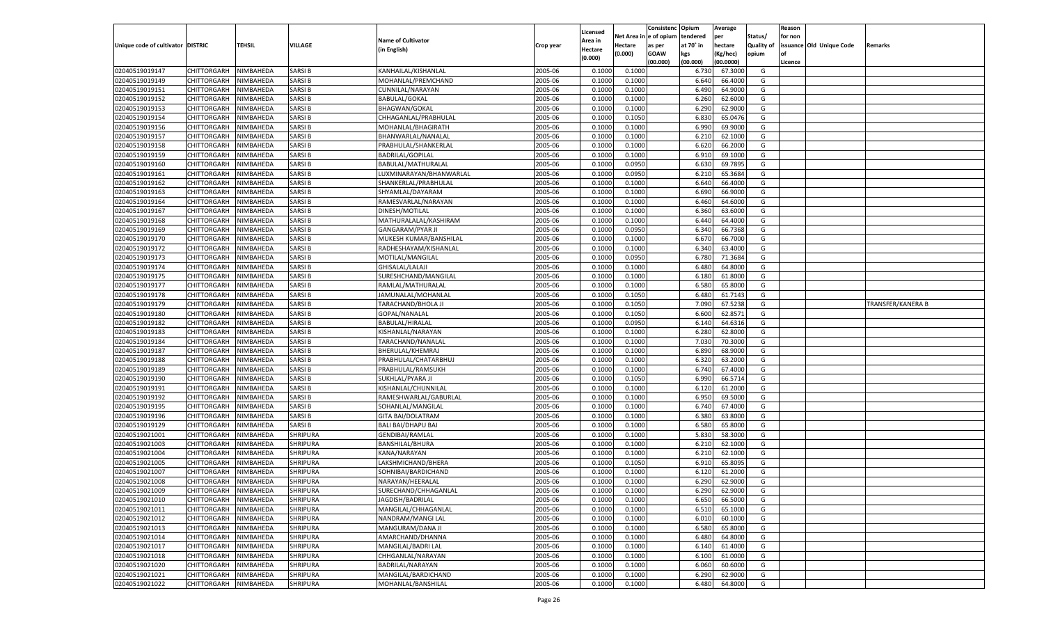| Unique code of cultivator | DISTRIC | TEHSIL | VILLAGE | Name of Cultivator (in English) | Crop year | Licensed Area in Hectare (0.000) | Net Area in Hectare (0.000) | Consistenc e of opium as per GOAW (00.000) | Opium tendered at 70° in kgs (00.000) | Average per hectare (Kg/hec) (00.0000) | Status/ Quality of opium | Reason for non issuance of Licence | Old Unique Code | Remarks |
|---|---|---|---|---|---|---|---|---|---|---|---|---|---|---|
| 02040519019147 | CHITTORGARH | NIMBAHEDA | SARSI B | KANHAILAL/KISHANLAL | 2005-06 | 0.1000 | 0.1000 | | 6.730 | 67.3000 | G | | | |
| 02040519019149 | CHITTORGARH | NIMBAHEDA | SARSI B | MOHANLAL/PREMCHAND | 2005-06 | 0.1000 | 0.1000 | | 6.640 | 66.4000 | G | | | |
| 02040519019151 | CHITTORGARH | NIMBAHEDA | SARSI B | CUNNILAL/NARAYAN | 2005-06 | 0.1000 | 0.1000 | | 6.490 | 64.9000 | G | | | |
| 02040519019152 | CHITTORGARH | NIMBAHEDA | SARSI B | BABULAL/GOKAL | 2005-06 | 0.1000 | 0.1000 | | 6.260 | 62.6000 | G | | | |
| 02040519019153 | CHITTORGARH | NIMBAHEDA | SARSI B | BHAGWAN/GOKAL | 2005-06 | 0.1000 | 0.1000 | | 6.290 | 62.9000 | G | | | |
| 02040519019154 | CHITTORGARH | NIMBAHEDA | SARSI B | CHHAGANLAL/PRABHULAL | 2005-06 | 0.1000 | 0.1050 | | 6.830 | 65.0476 | G | | | |
| 02040519019156 | CHITTORGARH | NIMBAHEDA | SARSI B | MOHANLAL/BHAGIRATH | 2005-06 | 0.1000 | 0.1000 | | 6.990 | 69.9000 | G | | | |
| 02040519019157 | CHITTORGARH | NIMBAHEDA | SARSI B | BHANWARLAL/NANALAL | 2005-06 | 0.1000 | 0.1000 | | 6.210 | 62.1000 | G | | | |
| 02040519019158 | CHITTORGARH | NIMBAHEDA | SARSI B | PRABHULAL/SHANKERLAL | 2005-06 | 0.1000 | 0.1000 | | 6.620 | 66.2000 | G | | | |
| 02040519019159 | CHITTORGARH | NIMBAHEDA | SARSI B | BADRILAL/GOPILAL | 2005-06 | 0.1000 | 0.1000 | | 6.910 | 69.1000 | G | | | |
| 02040519019160 | CHITTORGARH | NIMBAHEDA | SARSI B | BABULAL/MATHURALAL | 2005-06 | 0.1000 | 0.0950 | | 6.630 | 69.7895 | G | | | |
| 02040519019161 | CHITTORGARH | NIMBAHEDA | SARSI B | LUXMINARAYAN/BHANWARLAL | 2005-06 | 0.1000 | 0.0950 | | 6.210 | 65.3684 | G | | | |
| 02040519019162 | CHITTORGARH | NIMBAHEDA | SARSI B | SHANKERLAL/PRABHULAL | 2005-06 | 0.1000 | 0.1000 | | 6.640 | 66.4000 | G | | | |
| 02040519019163 | CHITTORGARH | NIMBAHEDA | SARSI B | SHYAMLAL/DAYARAM | 2005-06 | 0.1000 | 0.1000 | | 6.690 | 66.9000 | G | | | |
| 02040519019164 | CHITTORGARH | NIMBAHEDA | SARSI B | RAMESVARLAL/NARAYAN | 2005-06 | 0.1000 | 0.1000 | | 6.460 | 64.6000 | G | | | |
| 02040519019167 | CHITTORGARH | NIMBAHEDA | SARSI B | DINESH/MOTILAL | 2005-06 | 0.1000 | 0.1000 | | 6.360 | 63.6000 | G | | | |
| 02040519019168 | CHITTORGARH | NIMBAHEDA | SARSI B | MATHURALALAL/KASHIRAM | 2005-06 | 0.1000 | 0.1000 | | 6.440 | 64.4000 | G | | | |
| 02040519019169 | CHITTORGARH | NIMBAHEDA | SARSI B | GANGARAM/PYAR JI | 2005-06 | 0.1000 | 0.0950 | | 6.340 | 66.7368 | G | | | |
| 02040519019170 | CHITTORGARH | NIMBAHEDA | SARSI B | MUKESH KUMAR/BANSHILAL | 2005-06 | 0.1000 | 0.1000 | | 6.670 | 66.7000 | G | | | |
| 02040519019172 | CHITTORGARH | NIMBAHEDA | SARSI B | RADHESHAYAM/KISHANLAL | 2005-06 | 0.1000 | 0.1000 | | 6.340 | 63.4000 | G | | | |
| 02040519019173 | CHITTORGARH | NIMBAHEDA | SARSI B | MOTILAL/MANGILAL | 2005-06 | 0.1000 | 0.0950 | | 6.780 | 71.3684 | G | | | |
| 02040519019174 | CHITTORGARH | NIMBAHEDA | SARSI B | GHISALAL/LALAJI | 2005-06 | 0.1000 | 0.1000 | | 6.480 | 64.8000 | G | | | |
| 02040519019175 | CHITTORGARH | NIMBAHEDA | SARSI B | SURESHCHAND/MANGILAL | 2005-06 | 0.1000 | 0.1000 | | 6.180 | 61.8000 | G | | | |
| 02040519019177 | CHITTORGARH | NIMBAHEDA | SARSI B | RAMLAL/MATHURALAL | 2005-06 | 0.1000 | 0.1000 | | 6.580 | 65.8000 | G | | | |
| 02040519019178 | CHITTORGARH | NIMBAHEDA | SARSI B | JAMUNALAL/MOHANLAL | 2005-06 | 0.1000 | 0.1050 | | 6.480 | 61.7143 | G | | | |
| 02040519019179 | CHITTORGARH | NIMBAHEDA | SARSI B | TARACHAND/BHOLA JI | 2005-06 | 0.1000 | 0.1050 | | 7.090 | 67.5238 | G | | | TRANSFER/KANERA B |
| 02040519019180 | CHITTORGARH | NIMBAHEDA | SARSI B | GOPAL/NANALAL | 2005-06 | 0.1000 | 0.1050 | | 6.600 | 62.8571 | G | | | |
| 02040519019182 | CHITTORGARH | NIMBAHEDA | SARSI B | BABULAL/HIRALAL | 2005-06 | 0.1000 | 0.0950 | | 6.140 | 64.6316 | G | | | |
| 02040519019183 | CHITTORGARH | NIMBAHEDA | SARSI B | KISHANLAL/NARAYAN | 2005-06 | 0.1000 | 0.1000 | | 6.280 | 62.8000 | G | | | |
| 02040519019184 | CHITTORGARH | NIMBAHEDA | SARSI B | TARACHAND/NANALAL | 2005-06 | 0.1000 | 0.1000 | | 7.030 | 70.3000 | G | | | |
| 02040519019187 | CHITTORGARH | NIMBAHEDA | SARSI B | BHERULAL/KHEMRAJ | 2005-06 | 0.1000 | 0.1000 | | 6.890 | 68.9000 | G | | | |
| 02040519019188 | CHITTORGARH | NIMBAHEDA | SARSI B | PRABHULAL/CHATARBHUJ | 2005-06 | 0.1000 | 0.1000 | | 6.320 | 63.2000 | G | | | |
| 02040519019189 | CHITTORGARH | NIMBAHEDA | SARSI B | PRABHULAL/RAMSUKH | 2005-06 | 0.1000 | 0.1000 | | 6.740 | 67.4000 | G | | | |
| 02040519019190 | CHITTORGARH | NIMBAHEDA | SARSI B | SUKHLAL/PYARA JI | 2005-06 | 0.1000 | 0.1050 | | 6.990 | 66.5714 | G | | | |
| 02040519019191 | CHITTORGARH | NIMBAHEDA | SARSI B | KISHANLAL/CHUNNILAL | 2005-06 | 0.1000 | 0.1000 | | 6.120 | 61.2000 | G | | | |
| 02040519019192 | CHITTORGARH | NIMBAHEDA | SARSI B | RAMESHWARLAL/GABURLAL | 2005-06 | 0.1000 | 0.1000 | | 6.950 | 69.5000 | G | | | |
| 02040519019195 | CHITTORGARH | NIMBAHEDA | SARSI B | SOHANLAL/MANGILAL | 2005-06 | 0.1000 | 0.1000 | | 6.740 | 67.4000 | G | | | |
| 02040519019196 | CHITTORGARH | NIMBAHEDA | SARSI B | GITA BAI/DOLATRAM | 2005-06 | 0.1000 | 0.1000 | | 6.380 | 63.8000 | G | | | |
| 02040519019129 | CHITTORGARH | NIMBAHEDA | SARSI B | BALI BAI/DHAPU BAI | 2005-06 | 0.1000 | 0.1000 | | 6.580 | 65.8000 | G | | | |
| 02040519021001 | CHITTORGARH | NIMBAHEDA | SHRIPURA | GENDIBAI/RAMLAL | 2005-06 | 0.1000 | 0.1000 | | 5.830 | 58.3000 | G | | | |
| 02040519021003 | CHITTORGARH | NIMBAHEDA | SHRIPURA | BANSHILAL/BHURA | 2005-06 | 0.1000 | 0.1000 | | 6.210 | 62.1000 | G | | | |
| 02040519021004 | CHITTORGARH | NIMBAHEDA | SHRIPURA | KANA/NARAYAN | 2005-06 | 0.1000 | 0.1000 | | 6.210 | 62.1000 | G | | | |
| 02040519021005 | CHITTORGARH | NIMBAHEDA | SHRIPURA | LAKSHMICHAND/BHERA | 2005-06 | 0.1000 | 0.1050 | | 6.910 | 65.8095 | G | | | |
| 02040519021007 | CHITTORGARH | NIMBAHEDA | SHRIPURA | SOHNIBAI/BARDICHAND | 2005-06 | 0.1000 | 0.1000 | | 6.120 | 61.2000 | G | | | |
| 02040519021008 | CHITTORGARH | NIMBAHEDA | SHRIPURA | NARAYAN/HEERALAL | 2005-06 | 0.1000 | 0.1000 | | 6.290 | 62.9000 | G | | | |
| 02040519021009 | CHITTORGARH | NIMBAHEDA | SHRIPURA | SURECHAND/CHHAGANLAL | 2005-06 | 0.1000 | 0.1000 | | 6.290 | 62.9000 | G | | | |
| 02040519021010 | CHITTORGARH | NIMBAHEDA | SHRIPURA | JAGDISH/BADRILAL | 2005-06 | 0.1000 | 0.1000 | | 6.650 | 66.5000 | G | | | |
| 02040519021011 | CHITTORGARH | NIMBAHEDA | SHRIPURA | MANGILAL/CHHAGANLAL | 2005-06 | 0.1000 | 0.1000 | | 6.510 | 65.1000 | G | | | |
| 02040519021012 | CHITTORGARH | NIMBAHEDA | SHRIPURA | NANDRAM/MANGI LAL | 2005-06 | 0.1000 | 0.1000 | | 6.010 | 60.1000 | G | | | |
| 02040519021013 | CHITTORGARH | NIMBAHEDA | SHRIPURA | MANGURAM/DANA JI | 2005-06 | 0.1000 | 0.1000 | | 6.580 | 65.8000 | G | | | |
| 02040519021014 | CHITTORGARH | NIMBAHEDA | SHRIPURA | AMARCHAND/DHANNA | 2005-06 | 0.1000 | 0.1000 | | 6.480 | 64.8000 | G | | | |
| 02040519021017 | CHITTORGARH | NIMBAHEDA | SHRIPURA | MANGILAL/BADRI LAL | 2005-06 | 0.1000 | 0.1000 | | 6.140 | 61.4000 | G | | | |
| 02040519021018 | CHITTORGARH | NIMBAHEDA | SHRIPURA | CHHGANLAL/NARAYAN | 2005-06 | 0.1000 | 0.1000 | | 6.100 | 61.0000 | G | | | |
| 02040519021020 | CHITTORGARH | NIMBAHEDA | SHRIPURA | BADRILAL/NARAYAN | 2005-06 | 0.1000 | 0.1000 | | 6.060 | 60.6000 | G | | | |
| 02040519021021 | CHITTORGARH | NIMBAHEDA | SHRIPURA | MANGILAL/BARDICHAND | 2005-06 | 0.1000 | 0.1000 | | 6.290 | 62.9000 | G | | | |
| 02040519021022 | CHITTORGARH | NIMBAHEDA | SHRIPURA | MOHANLAL/BANSHILAL | 2005-06 | 0.1000 | 0.1000 | | 6.480 | 64.8000 | G | | | |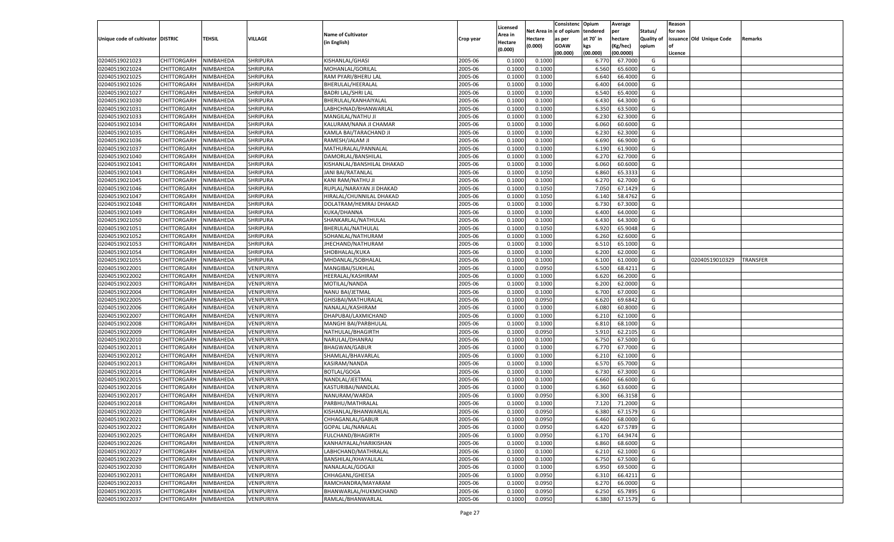| Unique code of cultivator | DISTRIC | TEHSIL | VILLAGE | Name of Cultivator (in English) | Crop year | Licensed Area in Hectare (0.000) | Net Area in Hectare (0.000) | Consistence of opium as per GOAW (00.000) | Opium tendered at 70° in kgs (00.000) | Average per hectare (Kg/hec) (00.0000) | Status/ Quality of opium | Reason for non issuance of Licence | Old Unique Code | Remarks |
|---|---|---|---|---|---|---|---|---|---|---|---|---|---|---|
| 02040519021023 | CHITTORGARH | NIMBAHEDA | SHRIPURA | KISHANLAL/GHASI | 2005-06 | 0.1000 | 0.1000 | | 6.770 | 67.7000 | G | | | |
| 02040519021024 | CHITTORGARH | NIMBAHEDA | SHRIPURA | MOHANLAL/GORILAL | 2005-06 | 0.1000 | 0.1000 | | 6.560 | 65.6000 | G | | | |
| 02040519021025 | CHITTORGARH | NIMBAHEDA | SHRIPURA | RAM PYARI/BHERU LAL | 2005-06 | 0.1000 | 0.1000 | | 6.640 | 66.4000 | G | | | |
| 02040519021026 | CHITTORGARH | NIMBAHEDA | SHRIPURA | BHERULAL/HEERALAL | 2005-06 | 0.1000 | 0.1000 | | 6.400 | 64.0000 | G | | | |
| 02040519021027 | CHITTORGARH | NIMBAHEDA | SHRIPURA | BADRI LAL/SHRI LAL | 2005-06 | 0.1000 | 0.1000 | | 6.540 | 65.4000 | G | | | |
| 02040519021030 | CHITTORGARH | NIMBAHEDA | SHRIPURA | BHERULAL/KANHAIYALAL | 2005-06 | 0.1000 | 0.1000 | | 6.430 | 64.3000 | G | | | |
| 02040519021031 | CHITTORGARH | NIMBAHEDA | SHRIPURA | LABHCHNAD/BHANWARLAL | 2005-06 | 0.1000 | 0.1000 | | 6.350 | 63.5000 | G | | | |
| 02040519021033 | CHITTORGARH | NIMBAHEDA | SHRIPURA | MANGILAL/NATHU JI | 2005-06 | 0.1000 | 0.1000 | | 6.230 | 62.3000 | G | | | |
| 02040519021034 | CHITTORGARH | NIMBAHEDA | SHRIPURA | KALURAM/NANA JI CHAMAR | 2005-06 | 0.1000 | 0.1000 | | 6.060 | 60.6000 | G | | | |
| 02040519021035 | CHITTORGARH | NIMBAHEDA | SHRIPURA | KAMLA BAI/TARACHAND JI | 2005-06 | 0.1000 | 0.1000 | | 6.230 | 62.3000 | G | | | |
| 02040519021036 | CHITTORGARH | NIMBAHEDA | SHRIPURA | RAMESH/JALAM JI | 2005-06 | 0.1000 | 0.1000 | | 6.690 | 66.9000 | G | | | |
| 02040519021037 | CHITTORGARH | NIMBAHEDA | SHRIPURA | MATHURALAL/PANNALAL | 2005-06 | 0.1000 | 0.1000 | | 6.190 | 61.9000 | G | | | |
| 02040519021040 | CHITTORGARH | NIMBAHEDA | SHRIPURA | DAMORLAL/BANSHILAL | 2005-06 | 0.1000 | 0.1000 | | 6.270 | 62.7000 | G | | | |
| 02040519021041 | CHITTORGARH | NIMBAHEDA | SHRIPURA | KISHANLAL/BANSHILAL DHAKAD | 2005-06 | 0.1000 | 0.1000 | | 6.060 | 60.6000 | G | | | |
| 02040519021043 | CHITTORGARH | NIMBAHEDA | SHRIPURA | JANI BAI/RATANLAL | 2005-06 | 0.1000 | 0.1050 | | 6.860 | 65.3333 | G | | | |
| 02040519021045 | CHITTORGARH | NIMBAHEDA | SHRIPURA | KANI RAM/NATHU JI | 2005-06 | 0.1000 | 0.1000 | | 6.270 | 62.7000 | G | | | |
| 02040519021046 | CHITTORGARH | NIMBAHEDA | SHRIPURA | RUPLAL/NARAYAN JI DHAKAD | 2005-06 | 0.1000 | 0.1050 | | 7.050 | 67.1429 | G | | | |
| 02040519021047 | CHITTORGARH | NIMBAHEDA | SHRIPURA | HIRALAL/CHUNNILAL DHAKAD | 2005-06 | 0.1000 | 0.1050 | | 6.140 | 58.4762 | G | | | |
| 02040519021048 | CHITTORGARH | NIMBAHEDA | SHRIPURA | DOLATRAM/HEMRAJ DHAKAD | 2005-06 | 0.1000 | 0.1000 | | 6.730 | 67.3000 | G | | | |
| 02040519021049 | CHITTORGARH | NIMBAHEDA | SHRIPURA | KUKA/DHANNA | 2005-06 | 0.1000 | 0.1000 | | 6.400 | 64.0000 | G | | | |
| 02040519021050 | CHITTORGARH | NIMBAHEDA | SHRIPURA | SHANKARLAL/NATHULAL | 2005-06 | 0.1000 | 0.1000 | | 6.430 | 64.3000 | G | | | |
| 02040519021051 | CHITTORGARH | NIMBAHEDA | SHRIPURA | BHERULAL/NATHULAL | 2005-06 | 0.1000 | 0.1050 | | 6.920 | 65.9048 | G | | | |
| 02040519021052 | CHITTORGARH | NIMBAHEDA | SHRIPURA | SOHANLAL/NATHURAM | 2005-06 | 0.1000 | 0.1000 | | 6.260 | 62.6000 | G | | | |
| 02040519021053 | CHITTORGARH | NIMBAHEDA | SHRIPURA | JHECHAND/NATHURAM | 2005-06 | 0.1000 | 0.1000 | | 6.510 | 65.1000 | G | | | |
| 02040519021054 | CHITTORGARH | NIMBAHEDA | SHRIPURA | SHOBHALAL/KUKA | 2005-06 | 0.1000 | 0.1000 | | 6.200 | 62.0000 | G | | | |
| 02040519021055 | CHITTORGARH | NIMBAHEDA | SHRIPURA | MHDANLAL/SOBHALAL | 2005-06 | 0.1000 | 0.1000 | | 6.100 | 61.0000 | G | | 02040519010329 | TRANSFER |
| 02040519022001 | CHITTORGARH | NIMBAHEDA | VENIPURIYA | MANGIBAI/SUKHLAL | 2005-06 | 0.1000 | 0.0950 | | 6.500 | 68.4211 | G | | | |
| 02040519022002 | CHITTORGARH | NIMBAHEDA | VENIPURIYA | HEERALAL/KASHIRAM | 2005-06 | 0.1000 | 0.1000 | | 6.620 | 66.2000 | G | | | |
| 02040519022003 | CHITTORGARH | NIMBAHEDA | VENIPURIYA | MOTILAL/NANDA | 2005-06 | 0.1000 | 0.1000 | | 6.200 | 62.0000 | G | | | |
| 02040519022004 | CHITTORGARH | NIMBAHEDA | VENIPURIYA | NANU BAI/JETMAL | 2005-06 | 0.1000 | 0.1000 | | 6.700 | 67.0000 | G | | | |
| 02040519022005 | CHITTORGARH | NIMBAHEDA | VENIPURIYA | GHISIBAI/MATHURALAL | 2005-06 | 0.1000 | 0.0950 | | 6.620 | 69.6842 | G | | | |
| 02040519022006 | CHITTORGARH | NIMBAHEDA | VENIPURIYA | NANALAL/KASHIRAM | 2005-06 | 0.1000 | 0.1000 | | 6.080 | 60.8000 | G | | | |
| 02040519022007 | CHITTORGARH | NIMBAHEDA | VENIPURIYA | DHAPUBAI/LAXMICHAND | 2005-06 | 0.1000 | 0.1000 | | 6.210 | 62.1000 | G | | | |
| 02040519022008 | CHITTORGARH | NIMBAHEDA | VENIPURIYA | MANGHI BAI/PARBHULAL | 2005-06 | 0.1000 | 0.1000 | | 6.810 | 68.1000 | G | | | |
| 02040519022009 | CHITTORGARH | NIMBAHEDA | VENIPURIYA | NATHULAL/BHAGIRTH | 2005-06 | 0.1000 | 0.0950 | | 5.910 | 62.2105 | G | | | |
| 02040519022010 | CHITTORGARH | NIMBAHEDA | VENIPURIYA | NARULAL/DHANRAJ | 2005-06 | 0.1000 | 0.1000 | | 6.750 | 67.5000 | G | | | |
| 02040519022011 | CHITTORGARH | NIMBAHEDA | VENIPURIYA | BHAGWAN/GABUR | 2005-06 | 0.1000 | 0.1000 | | 6.770 | 67.7000 | G | | | |
| 02040519022012 | CHITTORGARH | NIMBAHEDA | VENIPURIYA | SHAMLAL/BHAVARLAL | 2005-06 | 0.1000 | 0.1000 | | 6.210 | 62.1000 | G | | | |
| 02040519022013 | CHITTORGARH | NIMBAHEDA | VENIPURIYA | KASIRAM/NANDA | 2005-06 | 0.1000 | 0.1000 | | 6.570 | 65.7000 | G | | | |
| 02040519022014 | CHITTORGARH | NIMBAHEDA | VENIPURIYA | BOTLAL/GOGA | 2005-06 | 0.1000 | 0.1000 | | 6.730 | 67.3000 | G | | | |
| 02040519022015 | CHITTORGARH | NIMBAHEDA | VENIPURIYA | NANDLAL/JEETMAL | 2005-06 | 0.1000 | 0.1000 | | 6.660 | 66.6000 | G | | | |
| 02040519022016 | CHITTORGARH | NIMBAHEDA | VENIPURIYA | KASTURIBAI/NANDLAL | 2005-06 | 0.1000 | 0.1000 | | 6.360 | 63.6000 | G | | | |
| 02040519022017 | CHITTORGARH | NIMBAHEDA | VENIPURIYA | NANURAM/WARDA | 2005-06 | 0.1000 | 0.0950 | | 6.300 | 66.3158 | G | | | |
| 02040519022018 | CHITTORGARH | NIMBAHEDA | VENIPURIYA | PARBHU/MATHRALAL | 2005-06 | 0.1000 | 0.1000 | | 7.120 | 71.2000 | G | | | |
| 02040519022020 | CHITTORGARH | NIMBAHEDA | VENIPURIYA | KISHANLAL/BHANWARLAL | 2005-06 | 0.1000 | 0.0950 | | 6.380 | 67.1579 | G | | | |
| 02040519022021 | CHITTORGARH | NIMBAHEDA | VENIPURIYA | CHHAGANLAL/GABUR | 2005-06 | 0.1000 | 0.0950 | | 6.460 | 68.0000 | G | | | |
| 02040519022022 | CHITTORGARH | NIMBAHEDA | VENIPURIYA | GOPAL LAL/NANALAL | 2005-06 | 0.1000 | 0.0950 | | 6.420 | 67.5789 | G | | | |
| 02040519022025 | CHITTORGARH | NIMBAHEDA | VENIPURIYA | FULCHAND/BHAGIRTH | 2005-06 | 0.1000 | 0.0950 | | 6.170 | 64.9474 | G | | | |
| 02040519022026 | CHITTORGARH | NIMBAHEDA | VENIPURIYA | KANHAIYALAL/HARIKISHAN | 2005-06 | 0.1000 | 0.1000 | | 6.860 | 68.6000 | G | | | |
| 02040519022027 | CHITTORGARH | NIMBAHEDA | VENIPURIYA | LABHCHAND/MATHRALAL | 2005-06 | 0.1000 | 0.1000 | | 6.210 | 62.1000 | G | | | |
| 02040519022029 | CHITTORGARH | NIMBAHEDA | VENIPURIYA | BANSHILAL/KHAYALILAL | 2005-06 | 0.1000 | 0.1000 | | 6.750 | 67.5000 | G | | | |
| 02040519022030 | CHITTORGARH | NIMBAHEDA | VENIPURIYA | NANALALAL/GOGAJI | 2005-06 | 0.1000 | 0.1000 | | 6.950 | 69.5000 | G | | | |
| 02040519022031 | CHITTORGARH | NIMBAHEDA | VENIPURIYA | CHHAGANL/GHEESA | 2005-06 | 0.1000 | 0.0950 | | 6.310 | 66.4211 | G | | | |
| 02040519022033 | CHITTORGARH | NIMBAHEDA | VENIPURIYA | RAMCHANDRA/MAYARAM | 2005-06 | 0.1000 | 0.0950 | | 6.270 | 66.0000 | G | | | |
| 02040519022035 | CHITTORGARH | NIMBAHEDA | VENIPURIYA | BHANWARLAL/HUKMICHAND | 2005-06 | 0.1000 | 0.0950 | | 6.250 | 65.7895 | G | | | |
| 02040519022037 | CHITTORGARH | NIMBAHEDA | VENIPURIYA | RAMLAL/BHANWARLAL | 2005-06 | 0.1000 | 0.0950 | | 6.380 | 67.1579 | G | | | |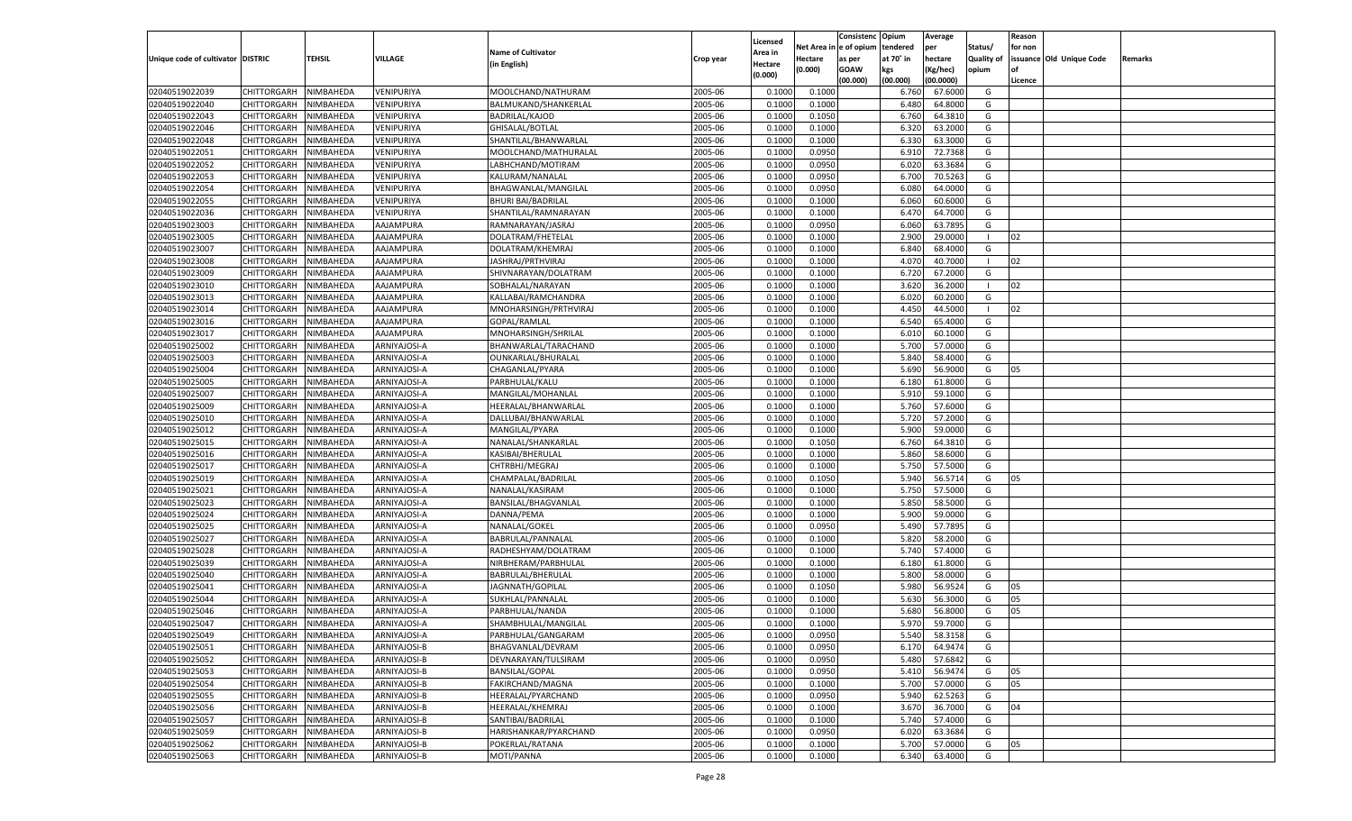| Unique code of cultivator | DISTRIC | TEHSIL | VILLAGE | Name of Cultivator (in English) | Crop year | Licensed Area in Hectare (0.000) | Net Area in Hectare (0.000) | Consistenc e of opium as per GOAW (00.000) | Opium tendered at 70° in kgs (00.000) | Average per hectare (Kg/hec) (00.0000) | Status/ Quality of opium | Reason for non issuance of Licence | Old Unique Code | Remarks |
|---|---|---|---|---|---|---|---|---|---|---|---|---|---|---|
| 02040519022039 | CHITTORGARH | NIMBAHEDA | VENIPURIYA | MOOLCHAND/NATHURAM | 2005-06 | 0.1000 | 0.1000 | | 6.760 | 67.6000 | G | | | |
| 02040519022040 | CHITTORGARH | NIMBAHEDA | VENIPURIYA | BALMUKAND/SHANKERLAL | 2005-06 | 0.1000 | 0.1000 | | 6.480 | 64.8000 | G | | | |
| 02040519022043 | CHITTORGARH | NIMBAHEDA | VENIPURIYA | BADRILAL/KAJOD | 2005-06 | 0.1000 | 0.1050 | | 6.760 | 64.3810 | G | | | |
| 02040519022046 | CHITTORGARH | NIMBAHEDA | VENIPURIYA | GHISALAL/BOTLAL | 2005-06 | 0.1000 | 0.1000 | | 6.320 | 63.2000 | G | | | |
| 02040519022048 | CHITTORGARH | NIMBAHEDA | VENIPURIYA | SHANTILAL/BHANWARLAL | 2005-06 | 0.1000 | 0.1000 | | 6.330 | 63.3000 | G | | | |
| 02040519022051 | CHITTORGARH | NIMBAHEDA | VENIPURIYA | MOOLCHAND/MATHURALAL | 2005-06 | 0.1000 | 0.0950 | | 6.910 | 72.7368 | G | | | |
| 02040519022052 | CHITTORGARH | NIMBAHEDA | VENIPURIYA | LABHCHAND/MOTIRAM | 2005-06 | 0.1000 | 0.0950 | | 6.020 | 63.3684 | G | | | |
| 02040519022053 | CHITTORGARH | NIMBAHEDA | VENIPURIYA | KALURAM/NANALAL | 2005-06 | 0.1000 | 0.0950 | | 6.700 | 70.5263 | G | | | |
| 02040519022054 | CHITTORGARH | NIMBAHEDA | VENIPURIYA | BHAGWANLAL/MANGILAL | 2005-06 | 0.1000 | 0.0950 | | 6.080 | 64.0000 | G | | | |
| 02040519022055 | CHITTORGARH | NIMBAHEDA | VENIPURIYA | BHURI BAI/BADRILAL | 2005-06 | 0.1000 | 0.1000 | | 6.060 | 60.6000 | G | | | |
| 02040519022036 | CHITTORGARH | NIMBAHEDA | VENIPURIYA | SHANTILAL/RAMNARAYAN | 2005-06 | 0.1000 | 0.1000 | | 6.470 | 64.7000 | G | | | |
| 02040519023003 | CHITTORGARH | NIMBAHEDA | AAJAMPURA | RAMNARAYAN/JASRAJ | 2005-06 | 0.1000 | 0.0950 | | 6.060 | 63.7895 | G | | | |
| 02040519023005 | CHITTORGARH | NIMBAHEDA | AAJAMPURA | DOLATRAM/FHETELAL | 2005-06 | 0.1000 | 0.1000 | | 2.900 | 29.0000 | I | 02 | | |
| 02040519023007 | CHITTORGARH | NIMBAHEDA | AAJAMPURA | DOLATRAM/KHEMRAJ | 2005-06 | 0.1000 | 0.1000 | | 6.840 | 68.4000 | G | | | |
| 02040519023008 | CHITTORGARH | NIMBAHEDA | AAJAMPURA | JASHRAJ/PRTHVIRAJ | 2005-06 | 0.1000 | 0.1000 | | 4.070 | 40.7000 | I | 02 | | |
| 02040519023009 | CHITTORGARH | NIMBAHEDA | AAJAMPURA | SHIVNARAYAN/DOLATRAM | 2005-06 | 0.1000 | 0.1000 | | 6.720 | 67.2000 | G | | | |
| 02040519023010 | CHITTORGARH | NIMBAHEDA | AAJAMPURA | SOBHALAL/NARAYAN | 2005-06 | 0.1000 | 0.1000 | | 3.620 | 36.2000 | I | 02 | | |
| 02040519023013 | CHITTORGARH | NIMBAHEDA | AAJAMPURA | KALLABAI/RAMCHANDRA | 2005-06 | 0.1000 | 0.1000 | | 6.020 | 60.2000 | G | | | |
| 02040519023014 | CHITTORGARH | NIMBAHEDA | AAJAMPURA | MNOHARSINGH/PRTHVIRAJ | 2005-06 | 0.1000 | 0.1000 | | 4.450 | 44.5000 | I | 02 | | |
| 02040519023016 | CHITTORGARH | NIMBAHEDA | AAJAMPURA | GOPAL/RAMLAL | 2005-06 | 0.1000 | 0.1000 | | 6.540 | 65.4000 | G | | | |
| 02040519023017 | CHITTORGARH | NIMBAHEDA | AAJAMPURA | MNOHARSINGH/SHRILAL | 2005-06 | 0.1000 | 0.1000 | | 6.010 | 60.1000 | G | | | |
| 02040519025002 | CHITTORGARH | NIMBAHEDA | ARNIYAJOSI-A | BHANWARLAL/TARACHAND | 2005-06 | 0.1000 | 0.1000 | | 5.700 | 57.0000 | G | | | |
| 02040519025003 | CHITTORGARH | NIMBAHEDA | ARNIYAJOSI-A | OUNKARLAL/BHURALAL | 2005-06 | 0.1000 | 0.1000 | | 5.840 | 58.4000 | G | | | |
| 02040519025004 | CHITTORGARH | NIMBAHEDA | ARNIYAJOSI-A | CHAGANLAL/PYARA | 2005-06 | 0.1000 | 0.1000 | | 5.690 | 56.9000 | G | 05 | | |
| 02040519025005 | CHITTORGARH | NIMBAHEDA | ARNIYAJOSI-A | PARBHULAL/KALU | 2005-06 | 0.1000 | 0.1000 | | 6.180 | 61.8000 | G | | | |
| 02040519025007 | CHITTORGARH | NIMBAHEDA | ARNIYAJOSI-A | MANGILAL/MOHANLAL | 2005-06 | 0.1000 | 0.1000 | | 5.910 | 59.1000 | G | | | |
| 02040519025009 | CHITTORGARH | NIMBAHEDA | ARNIYAJOSI-A | HEERALAL/BHANWARLAL | 2005-06 | 0.1000 | 0.1000 | | 5.760 | 57.6000 | G | | | |
| 02040519025010 | CHITTORGARH | NIMBAHEDA | ARNIYAJOSI-A | DALLUBAI/BHANWARLAL | 2005-06 | 0.1000 | 0.1000 | | 5.720 | 57.2000 | G | | | |
| 02040519025012 | CHITTORGARH | NIMBAHEDA | ARNIYAJOSI-A | MANGILAL/PYARA | 2005-06 | 0.1000 | 0.1000 | | 5.900 | 59.0000 | G | | | |
| 02040519025015 | CHITTORGARH | NIMBAHEDA | ARNIYAJOSI-A | NANALAL/SHANKARLAL | 2005-06 | 0.1000 | 0.1050 | | 6.760 | 64.3810 | G | | | |
| 02040519025016 | CHITTORGARH | NIMBAHEDA | ARNIYAJOSI-A | KASIBAI/BHERULAL | 2005-06 | 0.1000 | 0.1000 | | 5.860 | 58.6000 | G | | | |
| 02040519025017 | CHITTORGARH | NIMBAHEDA | ARNIYAJOSI-A | CHTRBHJ/MEGRAJ | 2005-06 | 0.1000 | 0.1000 | | 5.750 | 57.5000 | G | | | |
| 02040519025019 | CHITTORGARH | NIMBAHEDA | ARNIYAJOSI-A | CHAMPALAL/BADRILAL | 2005-06 | 0.1000 | 0.1050 | | 5.940 | 56.5714 | G | 05 | | |
| 02040519025021 | CHITTORGARH | NIMBAHEDA | ARNIYAJOSI-A | NANALAL/KASIRAM | 2005-06 | 0.1000 | 0.1000 | | 5.750 | 57.5000 | G | | | |
| 02040519025023 | CHITTORGARH | NIMBAHEDA | ARNIYAJOSI-A | BANSILAL/BHAGVANLAL | 2005-06 | 0.1000 | 0.1000 | | 5.850 | 58.5000 | G | | | |
| 02040519025024 | CHITTORGARH | NIMBAHEDA | ARNIYAJOSI-A | DANNA/PEMA | 2005-06 | 0.1000 | 0.1000 | | 5.900 | 59.0000 | G | | | |
| 02040519025025 | CHITTORGARH | NIMBAHEDA | ARNIYAJOSI-A | NANALAL/GOKEL | 2005-06 | 0.1000 | 0.0950 | | 5.490 | 57.7895 | G | | | |
| 02040519025027 | CHITTORGARH | NIMBAHEDA | ARNIYAJOSI-A | BABRULAL/PANNALAL | 2005-06 | 0.1000 | 0.1000 | | 5.820 | 58.2000 | G | | | |
| 02040519025028 | CHITTORGARH | NIMBAHEDA | ARNIYAJOSI-A | RADHESHYAM/DOLATRAM | 2005-06 | 0.1000 | 0.1000 | | 5.740 | 57.4000 | G | | | |
| 02040519025039 | CHITTORGARH | NIMBAHEDA | ARNIYAJOSI-A | NIRBHERAM/PARBHULAL | 2005-06 | 0.1000 | 0.1000 | | 6.180 | 61.8000 | G | | | |
| 02040519025040 | CHITTORGARH | NIMBAHEDA | ARNIYAJOSI-A | BABRULAL/BHERULAL | 2005-06 | 0.1000 | 0.1000 | | 5.800 | 58.0000 | G | | | |
| 02040519025041 | CHITTORGARH | NIMBAHEDA | ARNIYAJOSI-A | JAGNNATH/GOPILAL | 2005-06 | 0.1000 | 0.1050 | | 5.980 | 56.9524 | G | 05 | | |
| 02040519025044 | CHITTORGARH | NIMBAHEDA | ARNIYAJOSI-A | SUKHLAL/PANNALAL | 2005-06 | 0.1000 | 0.1000 | | 5.630 | 56.3000 | G | 05 | | |
| 02040519025046 | CHITTORGARH | NIMBAHEDA | ARNIYAJOSI-A | PARBHULAL/NANDA | 2005-06 | 0.1000 | 0.1000 | | 5.680 | 56.8000 | G | 05 | | |
| 02040519025047 | CHITTORGARH | NIMBAHEDA | ARNIYAJOSI-A | SHAMBHULAL/MANGILAL | 2005-06 | 0.1000 | 0.1000 | | 5.970 | 59.7000 | G | | | |
| 02040519025049 | CHITTORGARH | NIMBAHEDA | ARNIYAJOSI-A | PARBHULAL/GANGARAM | 2005-06 | 0.1000 | 0.0950 | | 5.540 | 58.3158 | G | | | |
| 02040519025051 | CHITTORGARH | NIMBAHEDA | ARNIYAJOSI-B | BHAGVANLAL/DEVRAM | 2005-06 | 0.1000 | 0.0950 | | 6.170 | 64.9474 | G | | | |
| 02040519025052 | CHITTORGARH | NIMBAHEDA | ARNIYAJOSI-B | DEVNARAYAN/TULSIRAM | 2005-06 | 0.1000 | 0.0950 | | 5.480 | 57.6842 | G | | | |
| 02040519025053 | CHITTORGARH | NIMBAHEDA | ARNIYAJOSI-B | BANSILAL/GOPAL | 2005-06 | 0.1000 | 0.0950 | | 5.410 | 56.9474 | G | 05 | | |
| 02040519025054 | CHITTORGARH | NIMBAHEDA | ARNIYAJOSI-B | FAKIRCHAND/MAGNA | 2005-06 | 0.1000 | 0.1000 | | 5.700 | 57.0000 | G | 05 | | |
| 02040519025055 | CHITTORGARH | NIMBAHEDA | ARNIYAJOSI-B | HEERALAL/PYARCHAND | 2005-06 | 0.1000 | 0.0950 | | 5.940 | 62.5263 | G | | | |
| 02040519025056 | CHITTORGARH | NIMBAHEDA | ARNIYAJOSI-B | HEERALAL/KHEMRAJ | 2005-06 | 0.1000 | 0.1000 | | 3.670 | 36.7000 | G | 04 | | |
| 02040519025057 | CHITTORGARH | NIMBAHEDA | ARNIYAJOSI-B | SANTIBAI/BADRILAL | 2005-06 | 0.1000 | 0.1000 | | 5.740 | 57.4000 | G | | | |
| 02040519025059 | CHITTORGARH | NIMBAHEDA | ARNIYAJOSI-B | HARISHANKAR/PYARCHAND | 2005-06 | 0.1000 | 0.0950 | | 6.020 | 63.3684 | G | | | |
| 02040519025062 | CHITTORGARH | NIMBAHEDA | ARNIYAJOSI-B | POKERLAL/RATANA | 2005-06 | 0.1000 | 0.1000 | | 5.700 | 57.0000 | G | 05 | | |
| 02040519025063 | CHITTORGARH | NIMBAHEDA | ARNIYAJOSI-B | MOTI/PANNA | 2005-06 | 0.1000 | 0.1000 | | 6.340 | 63.4000 | G | | | |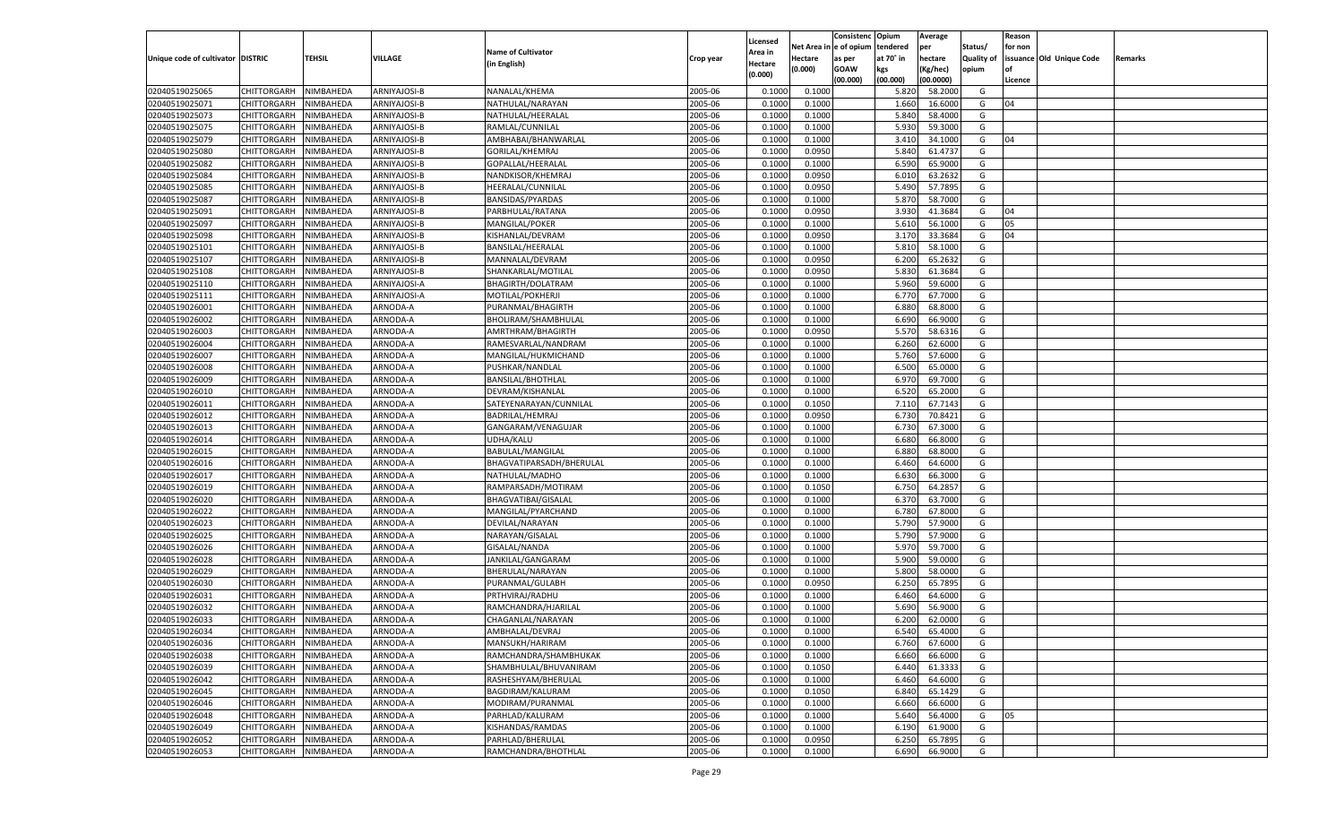| Unique code of cultivator | DISTRIC | TEHSIL | VILLAGE | Name of Cultivator (in English) | Crop year | Licensed Area in Hectare (0.000) | Net Area in Hectare (0.000) | Consistenc e of opium as per GOAW (00.000) | Opium tendered at 70˚ in kgs (00.000) | Average per hectare (Kg/hec) (00.0000) | Status/ Quality of opium | Reason for non issuance of Licence | Old Unique Code | Remarks |
|---|---|---|---|---|---|---|---|---|---|---|---|---|---|---|
| 02040519025065 | CHITTORGARH | NIMBAHEDA | ARNIYAJOSI-B | NANALAL/KHEMA | 2005-06 | 0.1000 | 0.1000 | | 5.820 | 58.2000 | G | | | |
| 02040519025071 | CHITTORGARH | NIMBAHEDA | ARNIYAJOSI-B | NATHULAL/NARAYAN | 2005-06 | 0.1000 | 0.1000 | | 1.660 | 16.6000 | G | 04 | | |
| 02040519025073 | CHITTORGARH | NIMBAHEDA | ARNIYAJOSI-B | NATHULAL/HEERALAL | 2005-06 | 0.1000 | 0.1000 | | 5.840 | 58.4000 | G | | | |
| 02040519025075 | CHITTORGARH | NIMBAHEDA | ARNIYAJOSI-B | RAMLAL/CUNNILAL | 2005-06 | 0.1000 | 0.1000 | | 5.930 | 59.3000 | G | | | |
| 02040519025079 | CHITTORGARH | NIMBAHEDA | ARNIYAJOSI-B | AMBHABAI/BHANWARLAL | 2005-06 | 0.1000 | 0.1000 | | 3.410 | 34.1000 | G | 04 | | |
| 02040519025080 | CHITTORGARH | NIMBAHEDA | ARNIYAJOSI-B | GORILAL/KHEMRAJ | 2005-06 | 0.1000 | 0.0950 | | 5.840 | 61.4737 | G | | | |
| 02040519025082 | CHITTORGARH | NIMBAHEDA | ARNIYAJOSI-B | GOPALLAL/HEERALAL | 2005-06 | 0.1000 | 0.1000 | | 6.590 | 65.9000 | G | | | |
| 02040519025084 | CHITTORGARH | NIMBAHEDA | ARNIYAJOSI-B | NANDKISOR/KHEMRAJ | 2005-06 | 0.1000 | 0.0950 | | 6.010 | 63.2632 | G | | | |
| 02040519025085 | CHITTORGARH | NIMBAHEDA | ARNIYAJOSI-B | HEERALAL/CUNNILAL | 2005-06 | 0.1000 | 0.0950 | | 5.490 | 57.7895 | G | | | |
| 02040519025087 | CHITTORGARH | NIMBAHEDA | ARNIYAJOSI-B | BANSIDAS/PYARDAS | 2005-06 | 0.1000 | 0.1000 | | 5.870 | 58.7000 | G | | | |
| 02040519025091 | CHITTORGARH | NIMBAHEDA | ARNIYAJOSI-B | PARBHULAL/RATANA | 2005-06 | 0.1000 | 0.0950 | | 3.930 | 41.3684 | G | 04 | | |
| 02040519025097 | CHITTORGARH | NIMBAHEDA | ARNIYAJOSI-B | MANGILAL/POKER | 2005-06 | 0.1000 | 0.1000 | | 5.610 | 56.1000 | G | 05 | | |
| 02040519025098 | CHITTORGARH | NIMBAHEDA | ARNIYAJOSI-B | KISHANLAL/DEVRAM | 2005-06 | 0.1000 | 0.0950 | | 3.170 | 33.3684 | G | 04 | | |
| 02040519025101 | CHITTORGARH | NIMBAHEDA | ARNIYAJOSI-B | BANSILAL/HEERALAL | 2005-06 | 0.1000 | 0.1000 | | 5.810 | 58.1000 | G | | | |
| 02040519025107 | CHITTORGARH | NIMBAHEDA | ARNIYAJOSI-B | MANNALAL/DEVRAM | 2005-06 | 0.1000 | 0.0950 | | 6.200 | 65.2632 | G | | | |
| 02040519025108 | CHITTORGARH | NIMBAHEDA | ARNIYAJOSI-B | SHANKARLAL/MOTILAL | 2005-06 | 0.1000 | 0.0950 | | 5.830 | 61.3684 | G | | | |
| 02040519025110 | CHITTORGARH | NIMBAHEDA | ARNIYAJOSI-A | BHAGIRTH/DOLATRAM | 2005-06 | 0.1000 | 0.1000 | | 5.960 | 59.6000 | G | | | |
| 02040519025111 | CHITTORGARH | NIMBAHEDA | ARNIYAJOSI-A | MOTILAL/POKHERJI | 2005-06 | 0.1000 | 0.1000 | | 6.770 | 67.7000 | G | | | |
| 02040519026001 | CHITTORGARH | NIMBAHEDA | ARNODA-A | PURANMAL/BHAGIRTH | 2005-06 | 0.1000 | 0.1000 | | 6.880 | 68.8000 | G | | | |
| 02040519026002 | CHITTORGARH | NIMBAHEDA | ARNODA-A | BHOLIRAM/SHAMBHULAL | 2005-06 | 0.1000 | 0.1000 | | 6.690 | 66.9000 | G | | | |
| 02040519026003 | CHITTORGARH | NIMBAHEDA | ARNODA-A | AMRTHRAM/BHAGIRTH | 2005-06 | 0.1000 | 0.0950 | | 5.570 | 58.6316 | G | | | |
| 02040519026004 | CHITTORGARH | NIMBAHEDA | ARNODA-A | RAMESVARLAL/NANDRAM | 2005-06 | 0.1000 | 0.1000 | | 6.260 | 62.6000 | G | | | |
| 02040519026007 | CHITTORGARH | NIMBAHEDA | ARNODA-A | MANGILAL/HUKMICHAND | 2005-06 | 0.1000 | 0.1000 | | 5.760 | 57.6000 | G | | | |
| 02040519026008 | CHITTORGARH | NIMBAHEDA | ARNODA-A | PUSHKAR/NANDLAL | 2005-06 | 0.1000 | 0.1000 | | 6.500 | 65.0000 | G | | | |
| 02040519026009 | CHITTORGARH | NIMBAHEDA | ARNODA-A | BANSILAL/BHOTHLAL | 2005-06 | 0.1000 | 0.1000 | | 6.970 | 69.7000 | G | | | |
| 02040519026010 | CHITTORGARH | NIMBAHEDA | ARNODA-A | DEVRAM/KISHANLAL | 2005-06 | 0.1000 | 0.1000 | | 6.520 | 65.2000 | G | | | |
| 02040519026011 | CHITTORGARH | NIMBAHEDA | ARNODA-A | SATEYENARAYAN/CUNNILAL | 2005-06 | 0.1000 | 0.1050 | | 7.110 | 67.7143 | G | | | |
| 02040519026012 | CHITTORGARH | NIMBAHEDA | ARNODA-A | BADRILAL/HEMRAJ | 2005-06 | 0.1000 | 0.0950 | | 6.730 | 70.8421 | G | | | |
| 02040519026013 | CHITTORGARH | NIMBAHEDA | ARNODA-A | GANGARAM/VENAGUJAR | 2005-06 | 0.1000 | 0.1000 | | 6.730 | 67.3000 | G | | | |
| 02040519026014 | CHITTORGARH | NIMBAHEDA | ARNODA-A | UDHA/KALU | 2005-06 | 0.1000 | 0.1000 | | 6.680 | 66.8000 | G | | | |
| 02040519026015 | CHITTORGARH | NIMBAHEDA | ARNODA-A | BABULAL/MANGILAL | 2005-06 | 0.1000 | 0.1000 | | 6.880 | 68.8000 | G | | | |
| 02040519026016 | CHITTORGARH | NIMBAHEDA | ARNODA-A | BHAGVATIPARSADH/BHERULAL | 2005-06 | 0.1000 | 0.1000 | | 6.460 | 64.6000 | G | | | |
| 02040519026017 | CHITTORGARH | NIMBAHEDA | ARNODA-A | NATHULAL/MADHO | 2005-06 | 0.1000 | 0.1000 | | 6.630 | 66.3000 | G | | | |
| 02040519026019 | CHITTORGARH | NIMBAHEDA | ARNODA-A | RAMPARSADH/MOTIRAM | 2005-06 | 0.1000 | 0.1050 | | 6.750 | 64.2857 | G | | | |
| 02040519026020 | CHITTORGARH | NIMBAHEDA | ARNODA-A | BHAGVATIBAI/GISALAL | 2005-06 | 0.1000 | 0.1000 | | 6.370 | 63.7000 | G | | | |
| 02040519026022 | CHITTORGARH | NIMBAHEDA | ARNODA-A | MANGILAL/PYARCHAND | 2005-06 | 0.1000 | 0.1000 | | 6.780 | 67.8000 | G | | | |
| 02040519026023 | CHITTORGARH | NIMBAHEDA | ARNODA-A | DEVILAL/NARAYAN | 2005-06 | 0.1000 | 0.1000 | | 5.790 | 57.9000 | G | | | |
| 02040519026025 | CHITTORGARH | NIMBAHEDA | ARNODA-A | NARAYAN/GISALAL | 2005-06 | 0.1000 | 0.1000 | | 5.790 | 57.9000 | G | | | |
| 02040519026026 | CHITTORGARH | NIMBAHEDA | ARNODA-A | GISALAL/NANDA | 2005-06 | 0.1000 | 0.1000 | | 5.970 | 59.7000 | G | | | |
| 02040519026028 | CHITTORGARH | NIMBAHEDA | ARNODA-A | JANKILAL/GANGARAM | 2005-06 | 0.1000 | 0.1000 | | 5.900 | 59.0000 | G | | | |
| 02040519026029 | CHITTORGARH | NIMBAHEDA | ARNODA-A | BHERULAL/NARAYAN | 2005-06 | 0.1000 | 0.1000 | | 5.800 | 58.0000 | G | | | |
| 02040519026030 | CHITTORGARH | NIMBAHEDA | ARNODA-A | PURANMAL/GULABH | 2005-06 | 0.1000 | 0.0950 | | 6.250 | 65.7895 | G | | | |
| 02040519026031 | CHITTORGARH | NIMBAHEDA | ARNODA-A | PRTHVIRAJ/RADHU | 2005-06 | 0.1000 | 0.1000 | | 6.460 | 64.6000 | G | | | |
| 02040519026032 | CHITTORGARH | NIMBAHEDA | ARNODA-A | RAMCHANDRA/HJARILAL | 2005-06 | 0.1000 | 0.1000 | | 5.690 | 56.9000 | G | | | |
| 02040519026033 | CHITTORGARH | NIMBAHEDA | ARNODA-A | CHAGANLAL/NARAYAN | 2005-06 | 0.1000 | 0.1000 | | 6.200 | 62.0000 | G | | | |
| 02040519026034 | CHITTORGARH | NIMBAHEDA | ARNODA-A | AMBHALAL/DEVRAJ | 2005-06 | 0.1000 | 0.1000 | | 6.540 | 65.4000 | G | | | |
| 02040519026036 | CHITTORGARH | NIMBAHEDA | ARNODA-A | MANSUKH/HARIRAM | 2005-06 | 0.1000 | 0.1000 | | 6.760 | 67.6000 | G | | | |
| 02040519026038 | CHITTORGARH | NIMBAHEDA | ARNODA-A | RAMCHANDRA/SHAMBHUKAK | 2005-06 | 0.1000 | 0.1000 | | 6.660 | 66.6000 | G | | | |
| 02040519026039 | CHITTORGARH | NIMBAHEDA | ARNODA-A | SHAMBHULAL/BHUVANIRAM | 2005-06 | 0.1000 | 0.1050 | | 6.440 | 61.3333 | G | | | |
| 02040519026042 | CHITTORGARH | NIMBAHEDA | ARNODA-A | RASHESHYAM/BHERULAL | 2005-06 | 0.1000 | 0.1000 | | 6.460 | 64.6000 | G | | | |
| 02040519026045 | CHITTORGARH | NIMBAHEDA | ARNODA-A | BAGDIRAM/KALURAM | 2005-06 | 0.1000 | 0.1050 | | 6.840 | 65.1429 | G | | | |
| 02040519026046 | CHITTORGARH | NIMBAHEDA | ARNODA-A | MODIRAM/PURANMAL | 2005-06 | 0.1000 | 0.1000 | | 6.660 | 66.6000 | G | | | |
| 02040519026048 | CHITTORGARH | NIMBAHEDA | ARNODA-A | PARHLAD/KALURAM | 2005-06 | 0.1000 | 0.1000 | | 5.640 | 56.4000 | G | 05 | | |
| 02040519026049 | CHITTORGARH | NIMBAHEDA | ARNODA-A | KISHANDAS/RAMDAS | 2005-06 | 0.1000 | 0.1000 | | 6.190 | 61.9000 | G | | | |
| 02040519026052 | CHITTORGARH | NIMBAHEDA | ARNODA-A | PARHLAD/BHERULAL | 2005-06 | 0.1000 | 0.0950 | | 6.250 | 65.7895 | G | | | |
| 02040519026053 | CHITTORGARH | NIMBAHEDA | ARNODA-A | RAMCHANDRA/BHOTHLAL | 2005-06 | 0.1000 | 0.1000 | | 6.690 | 66.9000 | G | | | |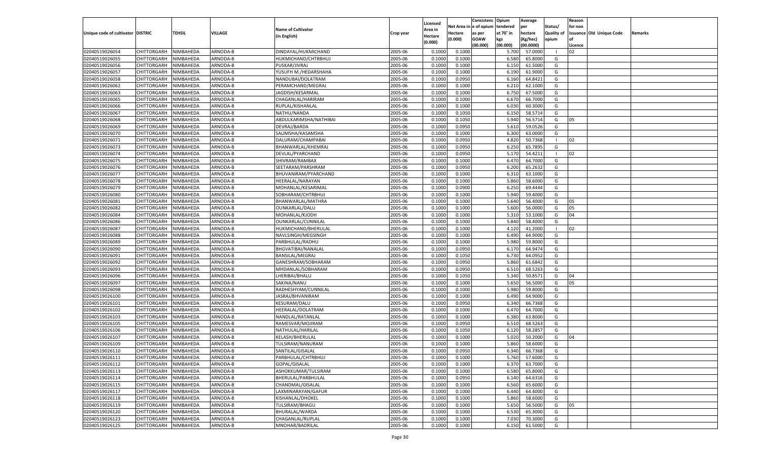| Unique code of cultivator | DISTRIC | TEHSIL | VILLAGE | Name of Cultivator (in English) | Crop year | Licensed Area in Hectare (0.000) | Net Area in Hectare (0.000) | Consistenc e of opium as per GOAW (00.000) | Opium tendered at 70° in kgs (00.000) | Average per hectare (Kg/hec) (00.0000) | Status/ Quality of opium | Reason for non issuance of Licence | Old Unique Code | Remarks |
|---|---|---|---|---|---|---|---|---|---|---|---|---|---|---|
| 02040519026054 | CHITTORGARH | NIMBAHEDA | ARNODA-B | DINDAYAL/HUKMICHAND | 2005-06 | 0.1000 | 0.1000 | | 5.700 | 57.0000 | I | 02 | | |
| 02040519026055 | CHITTORGARH | NIMBAHEDA | ARNODA-B | HUKMICHAND/CHTRBHUJ | 2005-06 | 0.1000 | 0.1000 | | 6.580 | 65.8000 | G | | | |
| 02040519026056 | CHITTORGARH | NIMBAHEDA | ARNODA-B | PUSKAR/JIVRAJ | 2005-06 | 0.1000 | 0.1000 | | 6.150 | 61.5000 | G | | | |
| 02040519026057 | CHITTORGARH | NIMBAHEDA | ARNODA-B | YUSUFH M./HEDARSHAHA | 2005-06 | 0.1000 | 0.1000 | | 6.190 | 61.9000 | G | | | |
| 02040519026058 | CHITTORGARH | NIMBAHEDA | ARNODA-B | NANDUBAI/DOLATRAM | 2005-06 | 0.1000 | 0.0950 | | 6.160 | 64.8421 | G | | | |
| 02040519026062 | CHITTORGARH | NIMBAHEDA | ARNODA-B | PERAMCHAND/MEGRAJ | 2005-06 | 0.1000 | 0.1000 | | 6.210 | 62.1000 | G | | | |
| 02040519026063 | CHITTORGARH | NIMBAHEDA | ARNODA-B | JAGDISH/KESARMAL | 2005-06 | 0.1000 | 0.1000 | | 6.750 | 67.5000 | G | | | |
| 02040519026065 | CHITTORGARH | NIMBAHEDA | ARNODA-B | CHAGANLAL/HARIRAM | 2005-06 | 0.1000 | 0.1000 | | 6.670 | 66.7000 | G | | | |
| 02040519026066 | CHITTORGARH | NIMBAHEDA | ARNODA-B | RUPLAL/KISHANLAL | 2005-06 | 0.1000 | 0.1000 | | 6.030 | 60.3000 | G | | | |
| 02040519026067 | CHITTORGARH | NIMBAHEDA | ARNODA-B | NATHU/NANDA | 2005-06 | 0.1000 | 0.1050 | | 6.150 | 58.5714 | G | | | |
| 02040519026068 | CHITTORGARH | NIMBAHEDA | ARNODA-B | ABDULKARIMSHA/NATHIBAI | 2005-06 | 0.1000 | 0.1050 | | 5.940 | 56.5714 | G | 05 | | |
| 02040519026069 | CHITTORGARH | NIMBAHEDA | ARNODA-B | DEVRAJ/BARDA | 2005-06 | 0.1000 | 0.0950 | | 5.610 | 59.0526 | G | | | |
| 02040519026070 | CHITTORGARH | NIMBAHEDA | ARNODA-B | SALIMSHA/KASAMSHA | 2005-06 | 0.1000 | 0.1000 | | 6.300 | 63.0000 | G | | | |
| 02040519026071 | CHITTORGARH | NIMBAHEDA | ARNODA-B | DALURAM/CHAMPABAI | 2005-06 | 0.1000 | 0.0950 | | 4.820 | 50.7368 | I | 02 | | |
| 02040519026073 | CHITTORGARH | NIMBAHEDA | ARNODA-B | BHANWARLAL/KHEMRAJ | 2005-06 | 0.1000 | 0.0950 | | 6.250 | 65.7895 | G | | | |
| 02040519026074 | CHITTORGARH | NIMBAHEDA | ARNODA-B | DEVLAL/PYARCHAND | 2005-06 | 0.1000 | 0.0950 | | 5.170 | 54.4211 | I | 02 | | |
| 02040519026075 | CHITTORGARH | NIMBAHEDA | ARNODA-B | SHIVRAM/RAMBAX | 2005-06 | 0.1000 | 0.1000 | | 6.470 | 64.7000 | G | | | |
| 02040519026076 | CHITTORGARH | NIMBAHEDA | ARNODA-B | SEETARAM/PARSHRAM | 2005-06 | 0.1000 | 0.0950 | | 6.200 | 65.2632 | G | | | |
| 02040519026077 | CHITTORGARH | NIMBAHEDA | ARNODA-B | BHUVANIRAM/PYARCHAND | 2005-06 | 0.1000 | 0.1000 | | 6.310 | 63.1000 | G | | | |
| 02040519026078 | CHITTORGARH | NIMBAHEDA | ARNODA-B | HEERALAL/NARAYAN | 2005-06 | 0.1000 | 0.1000 | | 5.860 | 58.6000 | G | | | |
| 02040519026079 | CHITTORGARH | NIMBAHEDA | ARNODA-B | MOHANLAL/KESARIMAL | 2005-06 | 0.1000 | 0.0900 | | 6.250 | 69.4444 | G | | | |
| 02040519026080 | CHITTORGARH | NIMBAHEDA | ARNODA-B | SOBHARAM/CHTRBHUJ | 2005-06 | 0.1000 | 0.1000 | | 5.940 | 59.4000 | G | | | |
| 02040519026081 | CHITTORGARH | NIMBAHEDA | ARNODA-B | BHANWARLAL/MATHRA | 2005-06 | 0.1000 | 0.1000 | | 5.640 | 56.4000 | G | 05 | | |
| 02040519026082 | CHITTORGARH | NIMBAHEDA | ARNODA-B | OUNKARLAL/DALU | 2005-06 | 0.1000 | 0.1000 | | 5.600 | 56.0000 | G | 05 | | |
| 02040519026084 | CHITTORGARH | NIMBAHEDA | ARNODA-B | MOHANLAL/KJODH | 2005-06 | 0.1000 | 0.1000 | | 5.310 | 53.1000 | G | 04 | | |
| 02040519026086 | CHITTORGARH | NIMBAHEDA | ARNODA-B | OUNKARLAL/CUNNILAL | 2005-06 | 0.1000 | 0.1000 | | 5.840 | 58.4000 | G | | | |
| 02040519026087 | CHITTORGARH | NIMBAHEDA | ARNODA-B | HUKMICHAND/BHERULAL | 2005-06 | 0.1000 | 0.1000 | | 4.120 | 41.2000 | I | 02 | | |
| 02040519026088 | CHITTORGARH | NIMBAHEDA | ARNODA-B | NAVLSINGH/MEGSINGH | 2005-06 | 0.1000 | 0.1000 | | 6.490 | 64.9000 | G | | | |
| 02040519026089 | CHITTORGARH | NIMBAHEDA | ARNODA-B | PARBHULAL/RADHU | 2005-06 | 0.1000 | 0.1000 | | 5.980 | 59.8000 | G | | | |
| 02040519026090 | CHITTORGARH | NIMBAHEDA | ARNODA-B | BHGVATIBAI/NANALAL | 2005-06 | 0.1000 | 0.0950 | | 6.170 | 64.9474 | G | | | |
| 02040519026091 | CHITTORGARH | NIMBAHEDA | ARNODA-B | BANSILAL/MEGRAJ | 2005-06 | 0.1000 | 0.1050 | | 6.730 | 64.0952 | G | | | |
| 02040519026092 | CHITTORGARH | NIMBAHEDA | ARNODA-B | GANESHRAM/SOBHARAM | 2005-06 | 0.1000 | 0.0950 | | 5.860 | 61.6842 | G | | | |
| 02040519026093 | CHITTORGARH | NIMBAHEDA | ARNODA-B | MHDANLAL/SOBHARAM | 2005-06 | 0.1000 | 0.0950 | | 6.510 | 68.5263 | G | | | |
| 02040519026096 | CHITTORGARH | NIMBAHEDA | ARNODA-B | LHERIBAI/BHALU | 2005-06 | 0.1000 | 0.1050 | | 5.340 | 50.8571 | G | 04 | | |
| 02040519026097 | CHITTORGARH | NIMBAHEDA | ARNODA-B | SAKINA/NANU | 2005-06 | 0.1000 | 0.1000 | | 5.650 | 56.5000 | G | 05 | | |
| 02040519026098 | CHITTORGARH | NIMBAHEDA | ARNODA-B | RADHESHYAM/CUNNILAL | 2005-06 | 0.1000 | 0.1000 | | 5.980 | 59.8000 | G | | | |
| 02040519026100 | CHITTORGARH | NIMBAHEDA | ARNODA-B | JASRAJ/BHVANIRAM | 2005-06 | 0.1000 | 0.1000 | | 6.490 | 64.9000 | G | | | |
| 02040519026101 | CHITTORGARH | NIMBAHEDA | ARNODA-B | KESURAM/DALU | 2005-06 | 0.1000 | 0.0950 | | 6.340 | 66.7368 | G | | | |
| 02040519026102 | CHITTORGARH | NIMBAHEDA | ARNODA-B | HEERALAL/DOLATRAM | 2005-06 | 0.1000 | 0.1000 | | 6.470 | 64.7000 | G | | | |
| 02040519026103 | CHITTORGARH | NIMBAHEDA | ARNODA-B | NANDLAL/RATANLAL | 2005-06 | 0.1000 | 0.1000 | | 6.380 | 63.8000 | G | | | |
| 02040519026105 | CHITTORGARH | NIMBAHEDA | ARNODA-B | RAMESVAR/MOJIRAM | 2005-06 | 0.1000 | 0.0950 | | 6.510 | 68.5263 | G | | | |
| 02040519026106 | CHITTORGARH | NIMBAHEDA | ARNODA-B | NATHULAL/HARILAL | 2005-06 | 0.1000 | 0.1050 | | 6.120 | 58.2857 | G | | | |
| 02040519026107 | CHITTORGARH | NIMBAHEDA | ARNODA-B | KELASH/BHERULAL | 2005-06 | 0.1000 | 0.1000 | | 5.020 | 50.2000 | G | 04 | | |
| 02040519026109 | CHITTORGARH | NIMBAHEDA | ARNODA-B | TULSIRAM/NANURAM | 2005-06 | 0.1000 | 0.1000 | | 5.860 | 58.6000 | G | | | |
| 02040519026110 | CHITTORGARH | NIMBAHEDA | ARNODA-B | SANTILAL/GISALAL | 2005-06 | 0.1000 | 0.0950 | | 6.340 | 66.7368 | G | | | |
| 02040519026111 | CHITTORGARH | NIMBAHEDA | ARNODA-B | PARBHULAL/CHTRBHUJ | 2005-06 | 0.1000 | 0.1000 | | 5.760 | 57.6000 | G | | | |
| 02040519026112 | CHITTORGARH | NIMBAHEDA | ARNODA-B | GOPAL/GISALAL | 2005-06 | 0.1000 | 0.1000 | | 6.370 | 63.7000 | G | | | |
| 02040519026113 | CHITTORGARH | NIMBAHEDA | ARNODA-B | ASHOKKUMAR/TULSIRAM | 2005-06 | 0.1000 | 0.1000 | | 6.580 | 65.8000 | G | | | |
| 02040519026114 | CHITTORGARH | NIMBAHEDA | ARNODA-B | BHERULAL/PARBHULAL | 2005-06 | 0.1000 | 0.0950 | | 6.140 | 64.6316 | G | | | |
| 02040519026115 | CHITTORGARH | NIMBAHEDA | ARNODA-B | CHANDMAL/GISALAL | 2005-06 | 0.1000 | 0.1000 | | 6.560 | 65.6000 | G | | | |
| 02040519026117 | CHITTORGARH | NIMBAHEDA | ARNODA-B | LAXMINARAYAN/GAFUR | 2005-06 | 0.1000 | 0.1000 | | 6.440 | 64.4000 | G | | | |
| 02040519026118 | CHITTORGARH | NIMBAHEDA | ARNODA-B | KISHANLAL/DHOKEL | 2005-06 | 0.1000 | 0.1000 | | 5.860 | 58.6000 | G | | | |
| 02040519026119 | CHITTORGARH | NIMBAHEDA | ARNODA-B | TULSIRAM/BHAGU | 2005-06 | 0.1000 | 0.1000 | | 5.650 | 56.5000 | G | 05 | | |
| 02040519026120 | CHITTORGARH | NIMBAHEDA | ARNODA-B | BHURALAL/WARDA | 2005-06 | 0.1000 | 0.1000 | | 6.530 | 65.3000 | G | | | |
| 02040519026123 | CHITTORGARH | NIMBAHEDA | ARNODA-B | CHAGANLAL/RUPLAL | 2005-06 | 0.1000 | 0.1000 | | 7.030 | 70.3000 | G | | | |
| 02040519026125 | CHITTORGARH | NIMBAHEDA | ARNODA-B | MNOHAR/BADRILAL | 2005-06 | 0.1000 | 0.1000 | | 6.150 | 61.5000 | G | | | |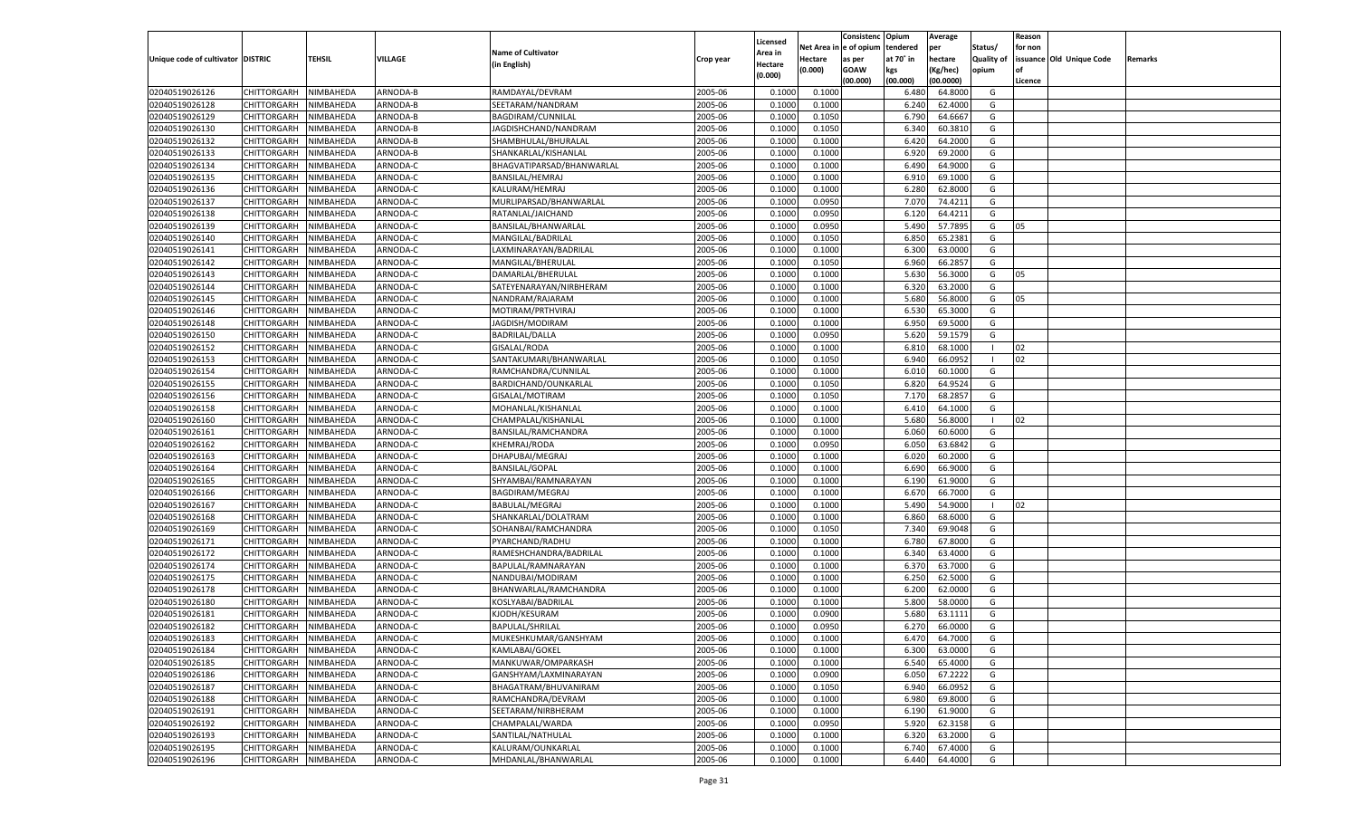| Unique code of cultivator | DISTRIC | TEHSIL | VILLAGE | Name of Cultivator (in English) | Crop year | Licensed Area in Hectare (0.000) | Net Area in Hectare (0.000) | Consistence of opium as per GOAW (00.000) | Opium tendered at 70° in kgs (00.000) | Average per hectare (Kg/hec) (00.0000) | Status/ Quality of opium | Reason for non issuance of Licence | Old Unique Code | Remarks |
|---|---|---|---|---|---|---|---|---|---|---|---|---|---|---|
| 02040519026126 | CHITTORGARH | NIMBAHEDA | ARNODA-B | RAMDAYAL/DEVRAM | 2005-06 | 0.1000 | 0.1000 | | 6.480 | 64.8000 | G | | | |
| 02040519026128 | CHITTORGARH | NIMBAHEDA | ARNODA-B | SEETARAM/NANDRAM | 2005-06 | 0.1000 | 0.1000 | | 6.240 | 62.4000 | G | | | |
| 02040519026129 | CHITTORGARH | NIMBAHEDA | ARNODA-B | BAGDIRAM/CUNNILAL | 2005-06 | 0.1000 | 0.1050 | | 6.790 | 64.6667 | G | | | |
| 02040519026130 | CHITTORGARH | NIMBAHEDA | ARNODA-B | JAGDISHCHAND/NANDRAM | 2005-06 | 0.1000 | 0.1050 | | 6.340 | 60.3810 | G | | | |
| 02040519026132 | CHITTORGARH | NIMBAHEDA | ARNODA-B | SHAMBHULAL/BHURALAL | 2005-06 | 0.1000 | 0.1000 | | 6.420 | 64.2000 | G | | | |
| 02040519026133 | CHITTORGARH | NIMBAHEDA | ARNODA-B | SHANKARLAL/KISHANLAL | 2005-06 | 0.1000 | 0.1000 | | 6.920 | 69.2000 | G | | | |
| 02040519026134 | CHITTORGARH | NIMBAHEDA | ARNODA-C | BHAGVATIPARSAD/BHANWARLAL | 2005-06 | 0.1000 | 0.1000 | | 6.490 | 64.9000 | G | | | |
| 02040519026135 | CHITTORGARH | NIMBAHEDA | ARNODA-C | BANSILAL/HEMRAJ | 2005-06 | 0.1000 | 0.1000 | | 6.910 | 69.1000 | G | | | |
| 02040519026136 | CHITTORGARH | NIMBAHEDA | ARNODA-C | KALURAM/HEMRAJ | 2005-06 | 0.1000 | 0.1000 | | 6.280 | 62.8000 | G | | | |
| 02040519026137 | CHITTORGARH | NIMBAHEDA | ARNODA-C | MURLIPARSAD/BHANWARLAL | 2005-06 | 0.1000 | 0.0950 | | 7.070 | 74.4211 | G | | | |
| 02040519026138 | CHITTORGARH | NIMBAHEDA | ARNODA-C | RATANLAL/JAICHAND | 2005-06 | 0.1000 | 0.0950 | | 6.120 | 64.4211 | G | | | |
| 02040519026139 | CHITTORGARH | NIMBAHEDA | ARNODA-C | BANSILAL/BHANWARLAL | 2005-06 | 0.1000 | 0.0950 | | 5.490 | 57.7895 | G | 05 | | |
| 02040519026140 | CHITTORGARH | NIMBAHEDA | ARNODA-C | MANGILAL/BADRILAL | 2005-06 | 0.1000 | 0.1050 | | 6.850 | 65.2381 | G | | | |
| 02040519026141 | CHITTORGARH | NIMBAHEDA | ARNODA-C | LAXMINARAYAN/BADRILAL | 2005-06 | 0.1000 | 0.1000 | | 6.300 | 63.0000 | G | | | |
| 02040519026142 | CHITTORGARH | NIMBAHEDA | ARNODA-C | MANGILAL/BHERULAL | 2005-06 | 0.1000 | 0.1050 | | 6.960 | 66.2857 | G | | | |
| 02040519026143 | CHITTORGARH | NIMBAHEDA | ARNODA-C | DAMARLAL/BHERULAL | 2005-06 | 0.1000 | 0.1000 | | 5.630 | 56.3000 | G | 05 | | |
| 02040519026144 | CHITTORGARH | NIMBAHEDA | ARNODA-C | SATEYENARAYAN/NIRBHERAM | 2005-06 | 0.1000 | 0.1000 | | 6.320 | 63.2000 | G | | | |
| 02040519026145 | CHITTORGARH | NIMBAHEDA | ARNODA-C | NANDRAM/RAJARAM | 2005-06 | 0.1000 | 0.1000 | | 5.680 | 56.8000 | G | 05 | | |
| 02040519026146 | CHITTORGARH | NIMBAHEDA | ARNODA-C | MOTIRAM/PRTHVIRAJ | 2005-06 | 0.1000 | 0.1000 | | 6.530 | 65.3000 | G | | | |
| 02040519026148 | CHITTORGARH | NIMBAHEDA | ARNODA-C | JAGDISH/MODIRAM | 2005-06 | 0.1000 | 0.1000 | | 6.950 | 69.5000 | G | | | |
| 02040519026150 | CHITTORGARH | NIMBAHEDA | ARNODA-C | BADRILAL/DALLA | 2005-06 | 0.1000 | 0.0950 | | 5.620 | 59.1579 | G | | | |
| 02040519026152 | CHITTORGARH | NIMBAHEDA | ARNODA-C | GISALAL/RODA | 2005-06 | 0.1000 | 0.1000 | | 6.810 | 68.1000 | I | 02 | | |
| 02040519026153 | CHITTORGARH | NIMBAHEDA | ARNODA-C | SANTAKUMARI/BHANWARLAL | 2005-06 | 0.1000 | 0.1050 | | 6.940 | 66.0952 | I | 02 | | |
| 02040519026154 | CHITTORGARH | NIMBAHEDA | ARNODA-C | RAMCHANDRA/CUNNILAL | 2005-06 | 0.1000 | 0.1000 | | 6.010 | 60.1000 | G | | | |
| 02040519026155 | CHITTORGARH | NIMBAHEDA | ARNODA-C | BARDICHAND/OUNKARLAL | 2005-06 | 0.1000 | 0.1050 | | 6.820 | 64.9524 | G | | | |
| 02040519026156 | CHITTORGARH | NIMBAHEDA | ARNODA-C | GISALAL/MOTIRAM | 2005-06 | 0.1000 | 0.1050 | | 7.170 | 68.2857 | G | | | |
| 02040519026158 | CHITTORGARH | NIMBAHEDA | ARNODA-C | MOHANLAL/KISHANLAL | 2005-06 | 0.1000 | 0.1000 | | 6.410 | 64.1000 | G | | | |
| 02040519026160 | CHITTORGARH | NIMBAHEDA | ARNODA-C | CHAMPALAL/KISHANLAL | 2005-06 | 0.1000 | 0.1000 | | 5.680 | 56.8000 | I | 02 | | |
| 02040519026161 | CHITTORGARH | NIMBAHEDA | ARNODA-C | BANSILAL/RAMCHANDRA | 2005-06 | 0.1000 | 0.1000 | | 6.060 | 60.6000 | G | | | |
| 02040519026162 | CHITTORGARH | NIMBAHEDA | ARNODA-C | KHEMRAJ/RODA | 2005-06 | 0.1000 | 0.0950 | | 6.050 | 63.6842 | G | | | |
| 02040519026163 | CHITTORGARH | NIMBAHEDA | ARNODA-C | DHAPUBAI/MEGRAJ | 2005-06 | 0.1000 | 0.1000 | | 6.020 | 60.2000 | G | | | |
| 02040519026164 | CHITTORGARH | NIMBAHEDA | ARNODA-C | BANSILAL/GOPAL | 2005-06 | 0.1000 | 0.1000 | | 6.690 | 66.9000 | G | | | |
| 02040519026165 | CHITTORGARH | NIMBAHEDA | ARNODA-C | SHYAMBAI/RAMNARAYAN | 2005-06 | 0.1000 | 0.1000 | | 6.190 | 61.9000 | G | | | |
| 02040519026166 | CHITTORGARH | NIMBAHEDA | ARNODA-C | BAGDIRAM/MEGRAJ | 2005-06 | 0.1000 | 0.1000 | | 6.670 | 66.7000 | G | | | |
| 02040519026167 | CHITTORGARH | NIMBAHEDA | ARNODA-C | BABULAL/MEGRAJ | 2005-06 | 0.1000 | 0.1000 | | 5.490 | 54.9000 | I | 02 | | |
| 02040519026168 | CHITTORGARH | NIMBAHEDA | ARNODA-C | SHANKARLAL/DOLATRAM | 2005-06 | 0.1000 | 0.1000 | | 6.860 | 68.6000 | G | | | |
| 02040519026169 | CHITTORGARH | NIMBAHEDA | ARNODA-C | SOHANBAI/RAMCHANDRA | 2005-06 | 0.1000 | 0.1050 | | 7.340 | 69.9048 | G | | | |
| 02040519026171 | CHITTORGARH | NIMBAHEDA | ARNODA-C | PYARCHAND/RADHU | 2005-06 | 0.1000 | 0.1000 | | 6.780 | 67.8000 | G | | | |
| 02040519026172 | CHITTORGARH | NIMBAHEDA | ARNODA-C | RAMESHCHANDRA/BADRILAL | 2005-06 | 0.1000 | 0.1000 | | 6.340 | 63.4000 | G | | | |
| 02040519026174 | CHITTORGARH | NIMBAHEDA | ARNODA-C | BAPULAL/RAMNARAYAN | 2005-06 | 0.1000 | 0.1000 | | 6.370 | 63.7000 | G | | | |
| 02040519026175 | CHITTORGARH | NIMBAHEDA | ARNODA-C | NANDUBAI/MODIRAM | 2005-06 | 0.1000 | 0.1000 | | 6.250 | 62.5000 | G | | | |
| 02040519026178 | CHITTORGARH | NIMBAHEDA | ARNODA-C | BHANWARLAL/RAMCHANDRA | 2005-06 | 0.1000 | 0.1000 | | 6.200 | 62.0000 | G | | | |
| 02040519026180 | CHITTORGARH | NIMBAHEDA | ARNODA-C | KOSLYABAI/BADRILAL | 2005-06 | 0.1000 | 0.1000 | | 5.800 | 58.0000 | G | | | |
| 02040519026181 | CHITTORGARH | NIMBAHEDA | ARNODA-C | KJODH/KESURAM | 2005-06 | 0.1000 | 0.0900 | | 5.680 | 63.1111 | G | | | |
| 02040519026182 | CHITTORGARH | NIMBAHEDA | ARNODA-C | BAPULAL/SHRILAL | 2005-06 | 0.1000 | 0.0950 | | 6.270 | 66.0000 | G | | | |
| 02040519026183 | CHITTORGARH | NIMBAHEDA | ARNODA-C | MUKESHKUMAR/GANSHYAM | 2005-06 | 0.1000 | 0.1000 | | 6.470 | 64.7000 | G | | | |
| 02040519026184 | CHITTORGARH | NIMBAHEDA | ARNODA-C | KAMLABAI/GOKEL | 2005-06 | 0.1000 | 0.1000 | | 6.300 | 63.0000 | G | | | |
| 02040519026185 | CHITTORGARH | NIMBAHEDA | ARNODA-C | MANKUWAR/OMPARKASH | 2005-06 | 0.1000 | 0.1000 | | 6.540 | 65.4000 | G | | | |
| 02040519026186 | CHITTORGARH | NIMBAHEDA | ARNODA-C | GANSHYAM/LAXMINARAYAN | 2005-06 | 0.1000 | 0.0900 | | 6.050 | 67.2222 | G | | | |
| 02040519026187 | CHITTORGARH | NIMBAHEDA | ARNODA-C | BHAGATRAM/BHUVANIRAM | 2005-06 | 0.1000 | 0.1050 | | 6.940 | 66.0952 | G | | | |
| 02040519026188 | CHITTORGARH | NIMBAHEDA | ARNODA-C | RAMCHANDRA/DEVRAM | 2005-06 | 0.1000 | 0.1000 | | 6.980 | 69.8000 | G | | | |
| 02040519026191 | CHITTORGARH | NIMBAHEDA | ARNODA-C | SEETARAM/NIRBHERAM | 2005-06 | 0.1000 | 0.1000 | | 6.190 | 61.9000 | G | | | |
| 02040519026192 | CHITTORGARH | NIMBAHEDA | ARNODA-C | CHAMPALAL/WARDA | 2005-06 | 0.1000 | 0.0950 | | 5.920 | 62.3158 | G | | | |
| 02040519026193 | CHITTORGARH | NIMBAHEDA | ARNODA-C | SANTILAL/NATHULAL | 2005-06 | 0.1000 | 0.1000 | | 6.320 | 63.2000 | G | | | |
| 02040519026195 | CHITTORGARH | NIMBAHEDA | ARNODA-C | KALURAM/OUNKARLAL | 2005-06 | 0.1000 | 0.1000 | | 6.740 | 67.4000 | G | | | |
| 02040519026196 | CHITTORGARH | NIMBAHEDA | ARNODA-C | MHDANLAL/BHANWARLAL | 2005-06 | 0.1000 | 0.1000 | | 6.440 | 64.4000 | G | | | |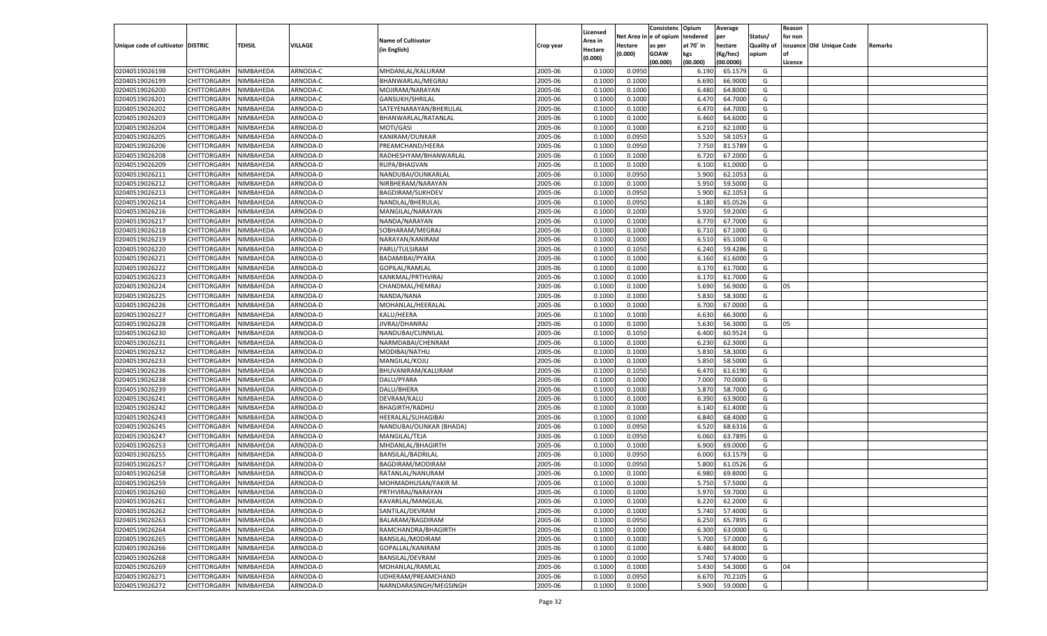| Unique code of cultivator | DISTRIC | TEHSIL | VILLAGE | Name of Cultivator (in English) | Crop year | Licensed Area in Hectare (0.000) | Net Area in Hectare (0.000) | Consistence of opium as per GOAW (00.000) | Opium tendered at 70° in kgs (00.000) | Average per hectare (Kg/hec) (00.0000) | Status/ Quality of opium | Reason for non issuance of Licence | Old Unique Code | Remarks |
|---|---|---|---|---|---|---|---|---|---|---|---|---|---|---|
| 02040519026198 | CHITTORGARH | NIMBAHEDA | ARNODA-C | MHDANLAL/KALURAM | 2005-06 | 0.1000 | 0.0950 | | 6.190 | 65.1579 | G | | | |
| 02040519026199 | CHITTORGARH | NIMBAHEDA | ARNODA-C | BHANWARLAL/MEGRAJ | 2005-06 | 0.1000 | 0.1000 | | 6.690 | 66.9000 | G | | | |
| 02040519026200 | CHITTORGARH | NIMBAHEDA | ARNODA-C | MOJIRAM/NARAYAN | 2005-06 | 0.1000 | 0.1000 | | 6.480 | 64.8000 | G | | | |
| 02040519026201 | CHITTORGARH | NIMBAHEDA | ARNODA-C | GANSUKH/SHRILAL | 2005-06 | 0.1000 | 0.1000 | | 6.470 | 64.7000 | G | | | |
| 02040519026202 | CHITTORGARH | NIMBAHEDA | ARNODA-D | SATEYENARAYAN/BHERULAL | 2005-06 | 0.1000 | 0.1000 | | 6.470 | 64.7000 | G | | | |
| 02040519026203 | CHITTORGARH | NIMBAHEDA | ARNODA-D | BHANWARLAL/RATANLAL | 2005-06 | 0.1000 | 0.1000 | | 6.460 | 64.6000 | G | | | |
| 02040519026204 | CHITTORGARH | NIMBAHEDA | ARNODA-D | MOTI/GASI | 2005-06 | 0.1000 | 0.1000 | | 6.210 | 62.1000 | G | | | |
| 02040519026205 | CHITTORGARH | NIMBAHEDA | ARNODA-D | KANIRAM/OUNKAR | 2005-06 | 0.1000 | 0.0950 | | 5.520 | 58.1053 | G | | | |
| 02040519026206 | CHITTORGARH | NIMBAHEDA | ARNODA-D | PREAMCHAND/HEERA | 2005-06 | 0.1000 | 0.0950 | | 7.750 | 81.5789 | G | | | |
| 02040519026208 | CHITTORGARH | NIMBAHEDA | ARNODA-D | RADHESHYAM/BHANWARLAL | 2005-06 | 0.1000 | 0.1000 | | 6.720 | 67.2000 | G | | | |
| 02040519026209 | CHITTORGARH | NIMBAHEDA | ARNODA-D | RUPA/BHAGVAN | 2005-06 | 0.1000 | 0.1000 | | 6.100 | 61.0000 | G | | | |
| 02040519026211 | CHITTORGARH | NIMBAHEDA | ARNODA-D | NANDUBAI/OUNKARLAL | 2005-06 | 0.1000 | 0.0950 | | 5.900 | 62.1053 | G | | | |
| 02040519026212 | CHITTORGARH | NIMBAHEDA | ARNODA-D | NIRBHERAM/NARAYAN | 2005-06 | 0.1000 | 0.1000 | | 5.950 | 59.5000 | G | | | |
| 02040519026213 | CHITTORGARH | NIMBAHEDA | ARNODA-D | BAGDIRAM/SUKHDEV | 2005-06 | 0.1000 | 0.0950 | | 5.900 | 62.1053 | G | | | |
| 02040519026214 | CHITTORGARH | NIMBAHEDA | ARNODA-D | NANDLAL/BHERULAL | 2005-06 | 0.1000 | 0.0950 | | 6.180 | 65.0526 | G | | | |
| 02040519026216 | CHITTORGARH | NIMBAHEDA | ARNODA-D | MANGILAL/NARAYAN | 2005-06 | 0.1000 | 0.1000 | | 5.920 | 59.2000 | G | | | |
| 02040519026217 | CHITTORGARH | NIMBAHEDA | ARNODA-D | NANDA/NARAYAN | 2005-06 | 0.1000 | 0.1000 | | 6.770 | 67.7000 | G | | | |
| 02040519026218 | CHITTORGARH | NIMBAHEDA | ARNODA-D | SOBHARAM/MEGRAJ | 2005-06 | 0.1000 | 0.1000 | | 6.710 | 67.1000 | G | | | |
| 02040519026219 | CHITTORGARH | NIMBAHEDA | ARNODA-D | NARAYAN/KANIRAM | 2005-06 | 0.1000 | 0.1000 | | 6.510 | 65.1000 | G | | | |
| 02040519026220 | CHITTORGARH | NIMBAHEDA | ARNODA-D | PARU/TULSIRAM | 2005-06 | 0.1000 | 0.1050 | | 6.240 | 59.4286 | G | | | |
| 02040519026221 | CHITTORGARH | NIMBAHEDA | ARNODA-D | BADAMIBAI/PYARA | 2005-06 | 0.1000 | 0.1000 | | 6.160 | 61.6000 | G | | | |
| 02040519026222 | CHITTORGARH | NIMBAHEDA | ARNODA-D | GOPILAL/RAMLAL | 2005-06 | 0.1000 | 0.1000 | | 6.170 | 61.7000 | G | | | |
| 02040519026223 | CHITTORGARH | NIMBAHEDA | ARNODA-D | KANKMAL/PRTHVIRAJ | 2005-06 | 0.1000 | 0.1000 | | 6.170 | 61.7000 | G | | | |
| 02040519026224 | CHITTORGARH | NIMBAHEDA | ARNODA-D | CHANDMAL/HEMRAJ | 2005-06 | 0.1000 | 0.1000 | | 5.690 | 56.9000 | G | 05 | | |
| 02040519026225 | CHITTORGARH | NIMBAHEDA | ARNODA-D | NANDA/NANA | 2005-06 | 0.1000 | 0.1000 | | 5.830 | 58.3000 | G | | | |
| 02040519026226 | CHITTORGARH | NIMBAHEDA | ARNODA-D | MOHANLAL/HEERALAL | 2005-06 | 0.1000 | 0.1000 | | 6.700 | 67.0000 | G | | | |
| 02040519026227 | CHITTORGARH | NIMBAHEDA | ARNODA-D | KALU/HEERA | 2005-06 | 0.1000 | 0.1000 | | 6.630 | 66.3000 | G | | | |
| 02040519026228 | CHITTORGARH | NIMBAHEDA | ARNODA-D | JIVRAJ/DHANRAJ | 2005-06 | 0.1000 | 0.1000 | | 5.630 | 56.3000 | G | 05 | | |
| 02040519026230 | CHITTORGARH | NIMBAHEDA | ARNODA-D | NANDUBAI/CUNNILAL | 2005-06 | 0.1000 | 0.1050 | | 6.400 | 60.9524 | G | | | |
| 02040519026231 | CHITTORGARH | NIMBAHEDA | ARNODA-D | NARMDABAI/CHENRAM | 2005-06 | 0.1000 | 0.1000 | | 6.230 | 62.3000 | G | | | |
| 02040519026232 | CHITTORGARH | NIMBAHEDA | ARNODA-D | MODIBAI/NATHU | 2005-06 | 0.1000 | 0.1000 | | 5.830 | 58.3000 | G | | | |
| 02040519026233 | CHITTORGARH | NIMBAHEDA | ARNODA-D | MANGILAL/KOJU | 2005-06 | 0.1000 | 0.1000 | | 5.850 | 58.5000 | G | | | |
| 02040519026236 | CHITTORGARH | NIMBAHEDA | ARNODA-D | BHUVANIRAM/KALURAM | 2005-06 | 0.1000 | 0.1050 | | 6.470 | 61.6190 | G | | | |
| 02040519026238 | CHITTORGARH | NIMBAHEDA | ARNODA-D | DALU/PYARA | 2005-06 | 0.1000 | 0.1000 | | 7.000 | 70.0000 | G | | | |
| 02040519026239 | CHITTORGARH | NIMBAHEDA | ARNODA-D | DALU/BHERA | 2005-06 | 0.1000 | 0.1000 | | 5.870 | 58.7000 | G | | | |
| 02040519026241 | CHITTORGARH | NIMBAHEDA | ARNODA-D | DEVRAM/KALU | 2005-06 | 0.1000 | 0.1000 | | 6.390 | 63.9000 | G | | | |
| 02040519026242 | CHITTORGARH | NIMBAHEDA | ARNODA-D | BHAGIRTH/RADHU | 2005-06 | 0.1000 | 0.1000 | | 6.140 | 61.4000 | G | | | |
| 02040519026243 | CHITTORGARH | NIMBAHEDA | ARNODA-D | HEERALAL/SUHAGIBAI | 2005-06 | 0.1000 | 0.1000 | | 6.840 | 68.4000 | G | | | |
| 02040519026245 | CHITTORGARH | NIMBAHEDA | ARNODA-D | NANDUBAI/OUNKAR (BHADA) | 2005-06 | 0.1000 | 0.0950 | | 6.520 | 68.6316 | G | | | |
| 02040519026247 | CHITTORGARH | NIMBAHEDA | ARNODA-D | MANGILAL/TEJA | 2005-06 | 0.1000 | 0.0950 | | 6.060 | 63.7895 | G | | | |
| 02040519026253 | CHITTORGARH | NIMBAHEDA | ARNODA-D | MHDANLAL/BHAGIRTH | 2005-06 | 0.1000 | 0.1000 | | 6.900 | 69.0000 | G | | | |
| 02040519026255 | CHITTORGARH | NIMBAHEDA | ARNODA-D | BANSILAL/BADRILAL | 2005-06 | 0.1000 | 0.0950 | | 6.000 | 63.1579 | G | | | |
| 02040519026257 | CHITTORGARH | NIMBAHEDA | ARNODA-D | BAGDIRAM/MODIRAM | 2005-06 | 0.1000 | 0.0950 | | 5.800 | 61.0526 | G | | | |
| 02040519026258 | CHITTORGARH | NIMBAHEDA | ARNODA-D | RATANLAL/NANURAM | 2005-06 | 0.1000 | 0.1000 | | 6.980 | 69.8000 | G | | | |
| 02040519026259 | CHITTORGARH | NIMBAHEDA | ARNODA-D | MOHMADHUSAN/FAKIR M. | 2005-06 | 0.1000 | 0.1000 | | 5.750 | 57.5000 | G | | | |
| 02040519026260 | CHITTORGARH | NIMBAHEDA | ARNODA-D | PRTHVIRAJ/NARAYAN | 2005-06 | 0.1000 | 0.1000 | | 5.970 | 59.7000 | G | | | |
| 02040519026261 | CHITTORGARH | NIMBAHEDA | ARNODA-D | KAVARLAL/MANGILAL | 2005-06 | 0.1000 | 0.1000 | | 6.220 | 62.2000 | G | | | |
| 02040519026262 | CHITTORGARH | NIMBAHEDA | ARNODA-D | SANTILAL/DEVRAM | 2005-06 | 0.1000 | 0.1000 | | 5.740 | 57.4000 | G | | | |
| 02040519026263 | CHITTORGARH | NIMBAHEDA | ARNODA-D | BALARAM/BAGDIRAM | 2005-06 | 0.1000 | 0.0950 | | 6.250 | 65.7895 | G | | | |
| 02040519026264 | CHITTORGARH | NIMBAHEDA | ARNODA-D | RAMCHANDRA/BHAGIRTH | 2005-06 | 0.1000 | 0.1000 | | 6.300 | 63.0000 | G | | | |
| 02040519026265 | CHITTORGARH | NIMBAHEDA | ARNODA-D | BANSILAL/MODIRAM | 2005-06 | 0.1000 | 0.1000 | | 5.700 | 57.0000 | G | | | |
| 02040519026266 | CHITTORGARH | NIMBAHEDA | ARNODA-D | GOPALLAL/KANIRAM | 2005-06 | 0.1000 | 0.1000 | | 6.480 | 64.8000 | G | | | |
| 02040519026268 | CHITTORGARH | NIMBAHEDA | ARNODA-D | BANSILAL/DEVRAM | 2005-06 | 0.1000 | 0.1000 | | 5.740 | 57.4000 | G | | | |
| 02040519026269 | CHITTORGARH | NIMBAHEDA | ARNODA-D | MOHANLAL/RAMLAL | 2005-06 | 0.1000 | 0.1000 | | 5.430 | 54.3000 | G | 04 | | |
| 02040519026271 | CHITTORGARH | NIMBAHEDA | ARNODA-D | UDHERAM/PREAMCHAND | 2005-06 | 0.1000 | 0.0950 | | 6.670 | 70.2105 | G | | | |
| 02040519026272 | CHITTORGARH | NIMBAHEDA | ARNODA-D | NARNDARASINGH/MEGSINGH | 2005-06 | 0.1000 | 0.1000 | | 5.900 | 59.0000 | G | | | |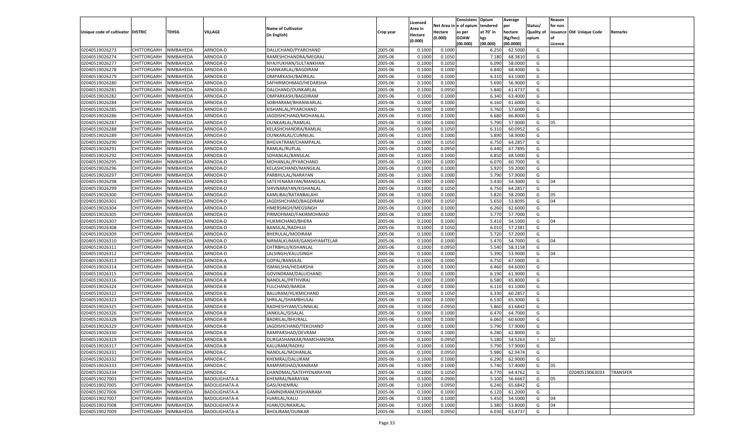| Unique code of cultivator | DISTRIC | TEHSIL | VILLAGE | Name of Cultivator (in English) | Crop year | Licensed Area in Hectare (0.000) | Net Area in Hectare (0.000) | Consistenc e of opium as per GOAW (00.000) | Opium tendered at 70˚ in kgs (00.000) | Average per hectare (Kg/hec) (00.0000) | Status/ Quality of opium | Reason for non issuance of Licence | Old Unique Code | Remarks |
|---|---|---|---|---|---|---|---|---|---|---|---|---|---|---|
| 02040519026273 | CHITTORGARH | NIMBAHEDA | ARNODA-D | DALLICHAND/PYARCHAND | 2005-06 | 0.1000 | 0.1000 | | 6.250 | 62.5000 | G | | | |
| 02040519026274 | CHITTORGARH | NIMBAHEDA | ARNODA-D | RAMESHCHANDRA/MEGRAJ | 2005-06 | 0.1000 | 0.1050 | | 7.180 | 68.3810 | G | | | |
| 02040519026277 | CHITTORGARH | NIMBAHEDA | ARNODA-D | NYAJYUKHAN/SULTANKHAN | 2005-06 | 0.1000 | 0.1050 | | 6.090 | 58.0000 | G | | | |
| 02040519026278 | CHITTORGARH | NIMBAHEDA | ARNODA-D | SHANKARLAL/BAGDIRAM | 2005-06 | 0.1000 | 0.1000 | | 6.840 | 68.4000 | G | | | |
| 02040519026279 | CHITTORGARH | NIMBAHEDA | ARNODA-D | OMPARKASH/BADRILAL | 2005-06 | 0.1000 | 0.1000 | | 6.310 | 63.1000 | G | | | |
| 02040519026280 | CHITTORGARH | NIMBAHEDA | ARNODA-D | SAFHIRMOHMAD/HEDARSHA | 2005-06 | 0.1000 | 0.1000 | | 5.690 | 56.9000 | G | | | |
| 02040519026281 | CHITTORGARH | NIMBAHEDA | ARNODA-D | DALCHAND/OUNKARLAL | 2005-06 | 0.1000 | 0.0950 | | 5.840 | 61.4737 | G | | | |
| 02040519026282 | CHITTORGARH | NIMBAHEDA | ARNODA-D | OMPARKASH/BAGDIRAM | 2005-06 | 0.1000 | 0.1000 | | 6.340 | 63.4000 | G | | | |
| 02040519026284 | CHITTORGARH | NIMBAHEDA | ARNODA-D | SOBHARAM/BHANWARLAL | 2005-06 | 0.1000 | 0.1000 | | 6.160 | 61.6000 | G | | | |
| 02040519026285 | CHITTORGARH | NIMBAHEDA | ARNODA-D | KISHANLAL/PYARCHAND | 2005-06 | 0.1000 | 0.1000 | | 5.760 | 57.6000 | G | | | |
| 02040519026286 | CHITTORGARH | NIMBAHEDA | ARNODA-D | JAGDISHCHAND/MOHANLAL | 2005-06 | 0.1000 | 0.1000 | | 6.680 | 66.8000 | G | | | |
| 02040519026287 | CHITTORGARH | NIMBAHEDA | ARNODA-D | OUNKARLAL/RAMLAL | 2005-06 | 0.1000 | 0.1000 | | 5.790 | 57.9000 | G | 05 | | |
| 02040519026288 | CHITTORGARH | NIMBAHEDA | ARNODA-D | KELASHCHANDRA/RAMLAL | 2005-06 | 0.1000 | 0.1050 | | 6.310 | 60.0952 | G | | | |
| 02040519026289 | CHITTORGARH | NIMBAHEDA | ARNODA-D | OUNKARLAL/CUNNILAL | 2005-06 | 0.1000 | 0.1000 | | 5.890 | 58.9000 | G | | | |
| 02040519026290 | CHITTORGARH | NIMBAHEDA | ARNODA-D | BHGVATRAM/CHAMPALAL | 2005-06 | 0.1000 | 0.1050 | | 6.750 | 64.2857 | G | | | |
| 02040519026291 | CHITTORGARH | NIMBAHEDA | ARNODA-D | RAMLAL/RUPLAL | 2005-06 | 0.1000 | 0.0950 | | 6.440 | 67.7895 | G | | | |
| 02040519026292 | CHITTORGARH | NIMBAHEDA | ARNODA-D | SOHANLAL/BANSILAL | 2005-06 | 0.1000 | 0.1000 | | 6.850 | 68.5000 | G | | | |
| 02040519026295 | CHITTORGARH | NIMBAHEDA | ARNODA-D | MOHANLAL/PYARCHAND | 2005-06 | 0.1000 | 0.1000 | | 6.070 | 60.7000 | G | | | |
| 02040519026296 | CHITTORGARH | NIMBAHEDA | ARNODA-D | KELASHCHAND/MANGILAL | 2005-06 | 0.1000 | 0.1000 | | 5.920 | 59.2000 | G | | | |
| 02040519026297 | CHITTORGARH | NIMBAHEDA | ARNODA-D | PARBHULAL/NARAYAN | 2005-06 | 0.1000 | 0.1000 | | 5.790 | 57.9000 | G | | | |
| 02040519026298 | CHITTORGARH | NIMBAHEDA | ARNODA-D | SATEYENARAYAN/MANGILAL | 2005-06 | 0.1000 | 0.1000 | | 5.430 | 54.3000 | G | 04 | | |
| 02040519026299 | CHITTORGARH | NIMBAHEDA | ARNODA-D | SHIVNARAYAN/KISHANLAL | 2005-06 | 0.1000 | 0.1050 | | 6.750 | 64.2857 | G | | | |
| 02040519026300 | CHITTORGARH | NIMBAHEDA | ARNODA-D | KAMLIBAI/RATANBALAHI | 2005-06 | 0.1000 | 0.1000 | | 5.820 | 58.2000 | G | 05 | | |
| 02040519026301 | CHITTORGARH | NIMBAHEDA | ARNODA-D | JAGDISHCHAND/BAGDIRAM | 2005-06 | 0.1000 | 0.1050 | | 5.650 | 53.8095 | G | 04 | | |
| 02040519026304 | CHITTORGARH | NIMBAHEDA | ARNODA-D | HMERSINGH/MEGSINGH | 2005-06 | 0.1000 | 0.1000 | | 6.260 | 62.6000 | G | | | |
| 02040519026305 | CHITTORGARH | NIMBAHEDA | ARNODA-D | PIRMOHMAD/FAKIRMOHMAD | 2005-06 | 0.1000 | 0.1000 | | 5.770 | 57.7000 | G | | | |
| 02040519026307 | CHITTORGARH | NIMBAHEDA | ARNODA-D | HUKMICHAND/BHERA | 2005-06 | 0.1000 | 0.1000 | | 5.410 | 54.1000 | G | 04 | | |
| 02040519026308 | CHITTORGARH | NIMBAHEDA | ARNODA-D | BANSILAL/RADHUJI | 2005-06 | 0.1000 | 0.1050 | | 6.010 | 57.2381 | G | | | |
| 02040519026309 | CHITTORGARH | NIMBAHEDA | ARNODA-D | BHERULAL/MODIRAM | 2005-06 | 0.1000 | 0.1000 | | 5.720 | 57.2000 | G | | | |
| 02040519026310 | CHITTORGARH | NIMBAHEDA | ARNODA-D | NIRMALKUMAR/GANSHYAMTELAR | 2005-06 | 0.1000 | 0.1000 | | 5.470 | 54.7000 | G | 04 | | |
| 02040519026311 | CHITTORGARH | NIMBAHEDA | ARNODA-D | CHTRBHUJ/KISHANLAL | 2005-06 | 0.1000 | 0.0950 | | 5.540 | 58.3158 | G | | | |
| 02040519026312 | CHITTORGARH | NIMBAHEDA | ARNODA-D | LALSINGH/KALUSINGH | 2005-06 | 0.1000 | 0.1000 | | 5.390 | 53.9000 | G | 04 | | |
| 02040519026313 | CHITTORGARH | NIMBAHEDA | ARNODA-A | GOPAL/BANSILAL | 2005-06 | 0.1000 | 0.1000 | | 6.750 | 67.5000 | G | | | |
| 02040519026314 | CHITTORGARH | NIMBAHEDA | ARNODA-B | ISMAILSHA/HEDARSHA | 2005-06 | 0.1000 | 0.1000 | | 6.460 | 64.6000 | G | | | |
| 02040519026315 | CHITTORGARH | NIMBAHEDA | ARNODA-B | GOVINDRAM/DALLICHAND | 2005-06 | 0.1000 | 0.1000 | | 6.190 | 61.9000 | G | | | |
| 02040519026316 | CHITTORGARH | NIMBAHEDA | ARNODA-B | NANDLAL/PRTHVIRAJ | 2005-06 | 0.1000 | 0.1000 | | 6.580 | 65.8000 | G | | | |
| 02040519026324 | CHITTORGARH | NIMBAHEDA | ARNODA-B | FULCHAND/BARDA | 2005-06 | 0.1000 | 0.1000 | | 6.110 | 61.1000 | G | | | |
| 02040519026322 | CHITTORGARH | NIMBAHEDA | ARNODA-B | BALURAM/HUKMICHAND | 2005-06 | 0.1000 | 0.1050 | | 6.330 | 60.2857 | G | | | |
| 02040519026323 | CHITTORGARH | NIMBAHEDA | ARNODA-B | SHRILAL/SHAMBHULAL | 2005-06 | 0.1000 | 0.1000 | | 6.530 | 65.3000 | G | | | |
| 02040519026325 | CHITTORGARH | NIMBAHEDA | ARNODA-B | RADHESHYAM/CUNNILAL | 2005-06 | 0.1000 | 0.0950 | | 5.860 | 61.6842 | G | | | |
| 02040519026326 | CHITTORGARH | NIMBAHEDA | ARNODA-B | JANKILAL/GISALAL | 2005-06 | 0.1000 | 0.1000 | | 6.470 | 64.7000 | G | | | |
| 02040519026328 | CHITTORGARH | NIMBAHEDA | ARNODA-B | BADRILAL/BHURALL | 2005-06 | 0.1000 | 0.1000 | | 6.060 | 60.6000 | G | | | |
| 02040519026329 | CHITTORGARH | NIMBAHEDA | ARNODA-B | JAGDISHCHAND/TEKCHAND | 2005-06 | 0.1000 | 0.1000 | | 5.790 | 57.9000 | G | | | |
| 02040519026330 | CHITTORGARH | NIMBAHEDA | ARNODA-B | RAMPARSHAD/DEVRAM | 2005-06 | 0.1000 | 0.1000 | | 6.280 | 62.8000 | G | | | |
| 02040519026319 | CHITTORGARH | NIMBAHEDA | ARNODA-B | DURGASHANKAR/RAMCHANDRA | 2005-06 | 0.1000 | 0.0950 | | 5.180 | 54.5263 | I | 02 | | |
| 02040519026317 | CHITTORGARH | NIMBAHEDA | ARNODA-B | KALURAM/RADHU | 2005-06 | 0.1000 | 0.1000 | | 5.790 | 57.9000 | G | | | |
| 02040519026331 | CHITTORGARH | NIMBAHEDA | ARNODA-C | NANDLAL/MOHANLAL | 2005-06 | 0.1000 | 0.0950 | | 5.980 | 62.9474 | G | | | |
| 02040519026332 | CHITTORGARH | NIMBAHEDA | ARNODA-C | KHEMRAJ/DALURAM | 2005-06 | 0.1000 | 0.1000 | | 6.290 | 62.9000 | G | | | |
| 02040519026333 | CHITTORGARH | NIMBAHEDA | ARNODA-C | RAMPARSHAD/KANIRAM | 2005-06 | 0.1000 | 0.1000 | | 5.740 | 57.4000 | G | 05 | | |
| 02040519026334 | CHITTORGARH | NIMBAHEDA | ARNODA-C | CHANDMAL/SATEHYENARAYAN | 2005-06 | 0.1000 | 0.1050 | | 6.770 | 64.4762 | G | | 02040519063033 | TRANSFER |
| 02040519027003 | CHITTORGARH | NIMBAHEDA | BADOLIGHATA-A | KHEMRAJ/NARAYAN | 2005-06 | 0.1000 | 0.0900 | | 5.100 | 56.6667 | G | 05 | | |
| 02040519027005 | CHITTORGARH | NIMBAHEDA | BADOLIGHATA-A | GASI/KHEMRAJ | 2005-06 | 0.1000 | 0.0950 | | 6.240 | 65.6842 | G | | | |
| 02040519027006 | CHITTORGARH | NIMBAHEDA | BADOLIGHATA-A | GAMNDIRAM/KISHANRAM | 2005-06 | 0.1000 | 0.1000 | | 6.120 | 61.2000 | G | | | |
| 02040519027007 | CHITTORGARH | NIMBAHEDA | BADOLIGHATA-A | HJARILAL/KALU | 2005-06 | 0.1000 | 0.1000 | | 5.450 | 54.5000 | G | 04 | | |
| 02040519027008 | CHITTORGARH | NIMBAHEDA | BADOLIGHATA-A | HJARI/OUNKARLAL | 2005-06 | 0.1000 | 0.1000 | | 5.380 | 53.8000 | G | 04 | | |
| 02040519027009 | CHITTORGARH | NIMBAHEDA | BADOLIGHATA-A | BHOLIRAM/OUNKAR | 2005-06 | 0.1000 | 0.0950 | | 6.030 | 63.4737 | G | | | |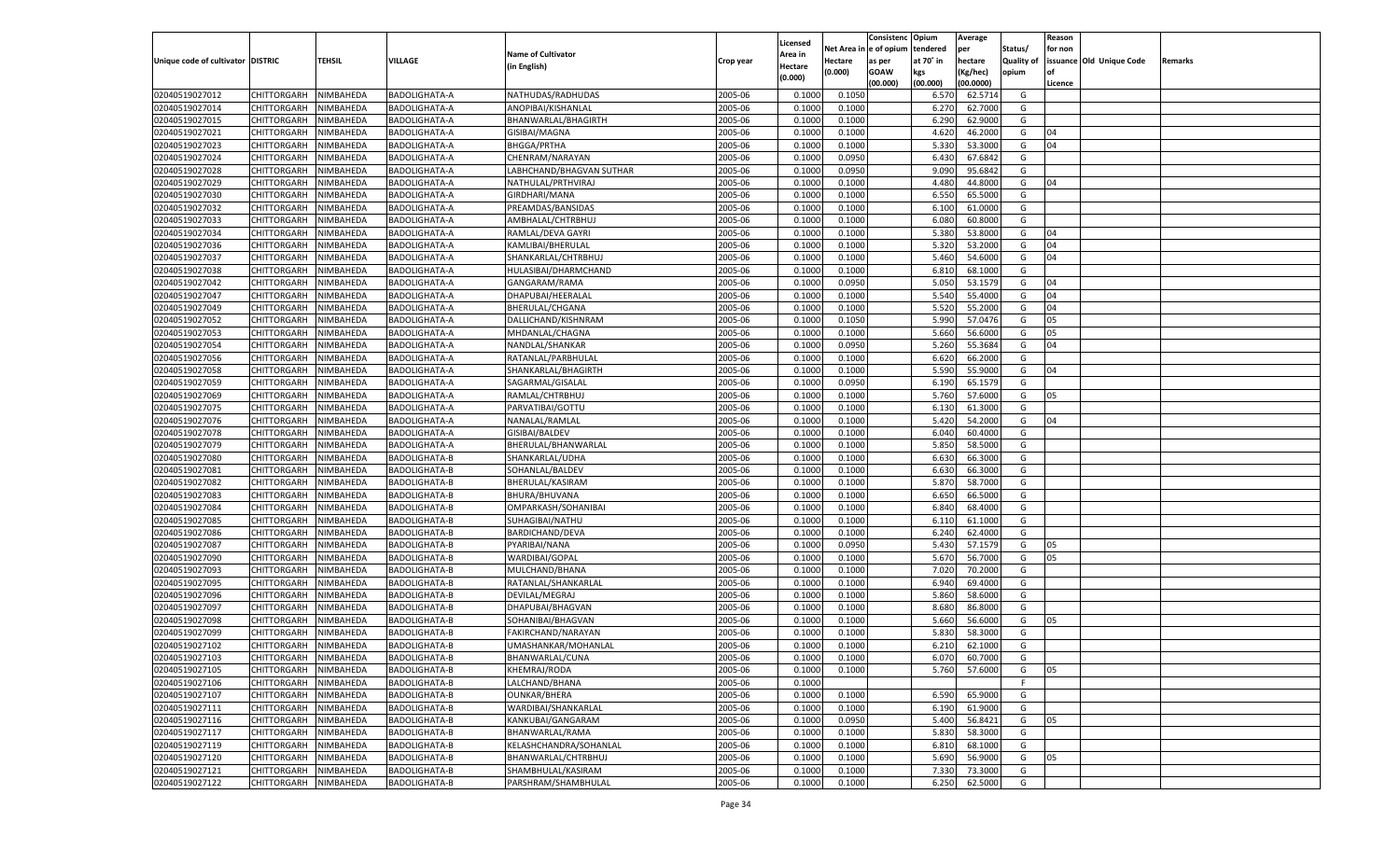| Unique code of cultivator | DISTRIC | TEHSIL | VILLAGE | Name of Cultivator (in English) | Crop year | Licensed Area in Hectare (0.000) | Net Area in Hectare (0.000) | Consistence of opium as per GOAW (00.000) | Opium tendered at 70° in kgs (00.000) | Average per hectare (Kg/hec) (00.0000) | Status/ Quality of opium | Reason for non issuance of Licence | Old Unique Code | Remarks |
|---|---|---|---|---|---|---|---|---|---|---|---|---|---|---|
| 02040519027012 | CHITTORGARH | NIMBAHEDA | BADOLIGHATA-A | NATHUDAS/RADHUDAS | 2005-06 | 0.1000 | 0.1050 | | 6.570 | 62.5714 | G | | | |
| 02040519027014 | CHITTORGARH | NIMBAHEDA | BADOLIGHATA-A | ANOPIBAI/KISHANLAL | 2005-06 | 0.1000 | 0.1000 | | 6.270 | 62.7000 | G | | | |
| 02040519027015 | CHITTORGARH | NIMBAHEDA | BADOLIGHATA-A | BHANWARLAL/BHAGIRTH | 2005-06 | 0.1000 | 0.1000 | | 6.290 | 62.9000 | G | | | |
| 02040519027021 | CHITTORGARH | NIMBAHEDA | BADOLIGHATA-A | GISIBAI/MAGNA | 2005-06 | 0.1000 | 0.1000 | | 4.620 | 46.2000 | G | 04 | | |
| 02040519027023 | CHITTORGARH | NIMBAHEDA | BADOLIGHATA-A | BHGGA/PRTHA | 2005-06 | 0.1000 | 0.1000 | | 5.330 | 53.3000 | G | 04 | | |
| 02040519027024 | CHITTORGARH | NIMBAHEDA | BADOLIGHATA-A | CHENRAM/NARAYAN | 2005-06 | 0.1000 | 0.0950 | | 6.430 | 67.6842 | G | | | |
| 02040519027028 | CHITTORGARH | NIMBAHEDA | BADOLIGHATA-A | LABHCHAND/BHAGVAN SUTHAR | 2005-06 | 0.1000 | 0.0950 | | 9.090 | 95.6842 | G | | | |
| 02040519027029 | CHITTORGARH | NIMBAHEDA | BADOLIGHATA-A | NATHULAL/PRTHVIRAJ | 2005-06 | 0.1000 | 0.1000 | | 4.480 | 44.8000 | G | 04 | | |
| 02040519027030 | CHITTORGARH | NIMBAHEDA | BADOLIGHATA-A | GIRDHARI/MANA | 2005-06 | 0.1000 | 0.1000 | | 6.550 | 65.5000 | G | | | |
| 02040519027032 | CHITTORGARH | NIMBAHEDA | BADOLIGHATA-A | PREAMDAS/BANSIDAS | 2005-06 | 0.1000 | 0.1000 | | 6.100 | 61.0000 | G | | | |
| 02040519027033 | CHITTORGARH | NIMBAHEDA | BADOLIGHATA-A | AMBHALAL/CHTRBHUJ | 2005-06 | 0.1000 | 0.1000 | | 6.080 | 60.8000 | G | | | |
| 02040519027034 | CHITTORGARH | NIMBAHEDA | BADOLIGHATA-A | RAMLAL/DEVA GAYRI | 2005-06 | 0.1000 | 0.1000 | | 5.380 | 53.8000 | G | 04 | | |
| 02040519027036 | CHITTORGARH | NIMBAHEDA | BADOLIGHATA-A | KAMLIBAI/BHERULAL | 2005-06 | 0.1000 | 0.1000 | | 5.320 | 53.2000 | G | 04 | | |
| 02040519027037 | CHITTORGARH | NIMBAHEDA | BADOLIGHATA-A | SHANKARLAL/CHTRBHUJ | 2005-06 | 0.1000 | 0.1000 | | 5.460 | 54.6000 | G | 04 | | |
| 02040519027038 | CHITTORGARH | NIMBAHEDA | BADOLIGHATA-A | HULASIBAI/DHARMCHAND | 2005-06 | 0.1000 | 0.1000 | | 6.810 | 68.1000 | G | | | |
| 02040519027042 | CHITTORGARH | NIMBAHEDA | BADOLIGHATA-A | GANGARAM/RAMA | 2005-06 | 0.1000 | 0.0950 | | 5.050 | 53.1579 | G | 04 | | |
| 02040519027047 | CHITTORGARH | NIMBAHEDA | BADOLIGHATA-A | DHAPUBAI/HEERALAL | 2005-06 | 0.1000 | 0.1000 | | 5.540 | 55.4000 | G | 04 | | |
| 02040519027049 | CHITTORGARH | NIMBAHEDA | BADOLIGHATA-A | BHERULAL/CHGANA | 2005-06 | 0.1000 | 0.1000 | | 5.520 | 55.2000 | G | 04 | | |
| 02040519027052 | CHITTORGARH | NIMBAHEDA | BADOLIGHATA-A | DALLICHAND/KISHNRAM | 2005-06 | 0.1000 | 0.1050 | | 5.990 | 57.0476 | G | 05 | | |
| 02040519027053 | CHITTORGARH | NIMBAHEDA | BADOLIGHATA-A | MHDANLAL/CHAGNA | 2005-06 | 0.1000 | 0.1000 | | 5.660 | 56.6000 | G | 05 | | |
| 02040519027054 | CHITTORGARH | NIMBAHEDA | BADOLIGHATA-A | NANDLAL/SHANKAR | 2005-06 | 0.1000 | 0.0950 | | 5.260 | 55.3684 | G | 04 | | |
| 02040519027056 | CHITTORGARH | NIMBAHEDA | BADOLIGHATA-A | RATANLAL/PARBHULAL | 2005-06 | 0.1000 | 0.1000 | | 6.620 | 66.2000 | G | | | |
| 02040519027058 | CHITTORGARH | NIMBAHEDA | BADOLIGHATA-A | SHANKARLAL/BHAGIRTH | 2005-06 | 0.1000 | 0.1000 | | 5.590 | 55.9000 | G | 04 | | |
| 02040519027059 | CHITTORGARH | NIMBAHEDA | BADOLIGHATA-A | SAGARMAL/GISALAL | 2005-06 | 0.1000 | 0.0950 | | 6.190 | 65.1579 | G | | | |
| 02040519027069 | CHITTORGARH | NIMBAHEDA | BADOLIGHATA-A | RAMLAL/CHTRBHUJ | 2005-06 | 0.1000 | 0.1000 | | 5.760 | 57.6000 | G | 05 | | |
| 02040519027075 | CHITTORGARH | NIMBAHEDA | BADOLIGHATA-A | PARVATIBAI/GOTTU | 2005-06 | 0.1000 | 0.1000 | | 6.130 | 61.3000 | G | | | |
| 02040519027076 | CHITTORGARH | NIMBAHEDA | BADOLIGHATA-A | NANALAL/RAMLAL | 2005-06 | 0.1000 | 0.1000 | | 5.420 | 54.2000 | G | 04 | | |
| 02040519027078 | CHITTORGARH | NIMBAHEDA | BADOLIGHATA-A | GISIBAI/BALDEV | 2005-06 | 0.1000 | 0.1000 | | 6.040 | 60.4000 | G | | | |
| 02040519027079 | CHITTORGARH | NIMBAHEDA | BADOLIGHATA-A | BHERULAL/BHANWARLAL | 2005-06 | 0.1000 | 0.1000 | | 5.850 | 58.5000 | G | | | |
| 02040519027080 | CHITTORGARH | NIMBAHEDA | BADOLIGHATA-B | SHANKARLAL/UDHA | 2005-06 | 0.1000 | 0.1000 | | 6.630 | 66.3000 | G | | | |
| 02040519027081 | CHITTORGARH | NIMBAHEDA | BADOLIGHATA-B | SOHANLAL/BALDEV | 2005-06 | 0.1000 | 0.1000 | | 6.630 | 66.3000 | G | | | |
| 02040519027082 | CHITTORGARH | NIMBAHEDA | BADOLIGHATA-B | BHERULAL/KASIRAM | 2005-06 | 0.1000 | 0.1000 | | 5.870 | 58.7000 | G | | | |
| 02040519027083 | CHITTORGARH | NIMBAHEDA | BADOLIGHATA-B | BHURA/BHUVANA | 2005-06 | 0.1000 | 0.1000 | | 6.650 | 66.5000 | G | | | |
| 02040519027084 | CHITTORGARH | NIMBAHEDA | BADOLIGHATA-B | OMPARKASH/SOHANIBAI | 2005-06 | 0.1000 | 0.1000 | | 6.840 | 68.4000 | G | | | |
| 02040519027085 | CHITTORGARH | NIMBAHEDA | BADOLIGHATA-B | SUHAGIBAI/NATHU | 2005-06 | 0.1000 | 0.1000 | | 6.110 | 61.1000 | G | | | |
| 02040519027086 | CHITTORGARH | NIMBAHEDA | BADOLIGHATA-B | BARDICHAND/DEVA | 2005-06 | 0.1000 | 0.1000 | | 6.240 | 62.4000 | G | | | |
| 02040519027087 | CHITTORGARH | NIMBAHEDA | BADOLIGHATA-B | PYARIBAI/NANA | 2005-06 | 0.1000 | 0.0950 | | 5.430 | 57.1579 | G | 05 | | |
| 02040519027090 | CHITTORGARH | NIMBAHEDA | BADOLIGHATA-B | WARDIBAI/GOPAL | 2005-06 | 0.1000 | 0.1000 | | 5.670 | 56.7000 | G | 05 | | |
| 02040519027093 | CHITTORGARH | NIMBAHEDA | BADOLIGHATA-B | MULCHAND/BHANA | 2005-06 | 0.1000 | 0.1000 | | 7.020 | 70.2000 | G | | | |
| 02040519027095 | CHITTORGARH | NIMBAHEDA | BADOLIGHATA-B | RATANLAL/SHANKARLAL | 2005-06 | 0.1000 | 0.1000 | | 6.940 | 69.4000 | G | | | |
| 02040519027096 | CHITTORGARH | NIMBAHEDA | BADOLIGHATA-B | DEVILAL/MEGRAJ | 2005-06 | 0.1000 | 0.1000 | | 5.860 | 58.6000 | G | | | |
| 02040519027097 | CHITTORGARH | NIMBAHEDA | BADOLIGHATA-B | DHAPUBAI/BHAGVAN | 2005-06 | 0.1000 | 0.1000 | | 8.680 | 86.8000 | G | | | |
| 02040519027098 | CHITTORGARH | NIMBAHEDA | BADOLIGHATA-B | SOHANIBAI/BHAGVAN | 2005-06 | 0.1000 | 0.1000 | | 5.660 | 56.6000 | G | 05 | | |
| 02040519027099 | CHITTORGARH | NIMBAHEDA | BADOLIGHATA-B | FAKIRCHAND/NARAYAN | 2005-06 | 0.1000 | 0.1000 | | 5.830 | 58.3000 | G | | | |
| 02040519027102 | CHITTORGARH | NIMBAHEDA | BADOLIGHATA-B | UMASHANKAR/MOHANLAL | 2005-06 | 0.1000 | 0.1000 | | 6.210 | 62.1000 | G | | | |
| 02040519027103 | CHITTORGARH | NIMBAHEDA | BADOLIGHATA-B | BHANWARLAL/CUNA | 2005-06 | 0.1000 | 0.1000 | | 6.070 | 60.7000 | G | | | |
| 02040519027105 | CHITTORGARH | NIMBAHEDA | BADOLIGHATA-B | KHEMRAJ/RODA | 2005-06 | 0.1000 | 0.1000 | | 5.760 | 57.6000 | G | 05 | | |
| 02040519027106 | CHITTORGARH | NIMBAHEDA | BADOLIGHATA-B | LALCHAND/BHANA | 2005-06 | 0.1000 | | | | | F | | | |
| 02040519027107 | CHITTORGARH | NIMBAHEDA | BADOLIGHATA-B | OUNKAR/BHERA | 2005-06 | 0.1000 | 0.1000 | | 6.590 | 65.9000 | G | | | |
| 02040519027111 | CHITTORGARH | NIMBAHEDA | BADOLIGHATA-B | WARDIBAI/SHANKARLAL | 2005-06 | 0.1000 | 0.1000 | | 6.190 | 61.9000 | G | | | |
| 02040519027116 | CHITTORGARH | NIMBAHEDA | BADOLIGHATA-B | KANKUBAI/GANGARAM | 2005-06 | 0.1000 | 0.0950 | | 5.400 | 56.8421 | G | 05 | | |
| 02040519027117 | CHITTORGARH | NIMBAHEDA | BADOLIGHATA-B | BHANWARLAL/RAMA | 2005-06 | 0.1000 | 0.1000 | | 5.830 | 58.3000 | G | | | |
| 02040519027119 | CHITTORGARH | NIMBAHEDA | BADOLIGHATA-B | KELASHCHANDRA/SOHANLAL | 2005-06 | 0.1000 | 0.1000 | | 6.810 | 68.1000 | G | | | |
| 02040519027120 | CHITTORGARH | NIMBAHEDA | BADOLIGHATA-B | BHANWARLAL/CHTRBHUJ | 2005-06 | 0.1000 | 0.1000 | | 5.690 | 56.9000 | G | 05 | | |
| 02040519027121 | CHITTORGARH | NIMBAHEDA | BADOLIGHATA-B | SHAMBHULAL/KASIRAM | 2005-06 | 0.1000 | 0.1000 | | 7.330 | 73.3000 | G | | | |
| 02040519027122 | CHITTORGARH | NIMBAHEDA | BADOLIGHATA-B | PARSHRAM/SHAMBHULAL | 2005-06 | 0.1000 | 0.1000 | | 6.250 | 62.5000 | G | | | |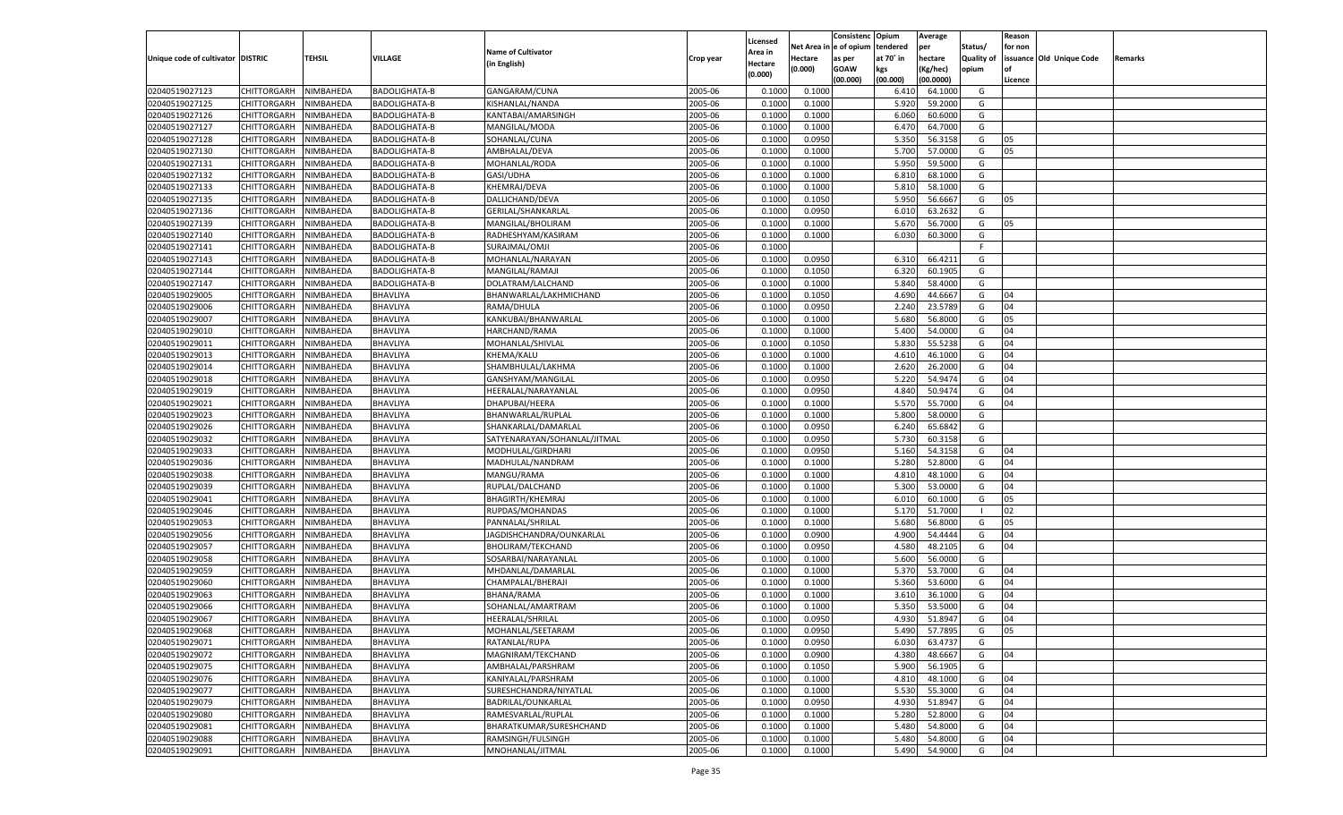| Unique code of cultivator | DISTRIC | TEHSIL | VILLAGE | Name of Cultivator (in English) | Crop year | Licensed Area in Hectare (0.000) | Net Area in Hectare (0.000) | Consistenc e of opium as per GOAW (00.000) | Opium tendered at 70° in kgs (00.000) | Average per hectare (Kg/hec) (00.0000) | Status/ Quality of opium | Reason for non issuance of Licence | Old Unique Code | Remarks |
|---|---|---|---|---|---|---|---|---|---|---|---|---|---|---|
| 02040519027123 | CHITTORGARH | NIMBAHEDA | BADOLIGHATA-B | GANGARAM/CUNA | 2005-06 | 0.1000 | 0.1000 | | 6.410 | 64.1000 | G | | | |
| 02040519027125 | CHITTORGARH | NIMBAHEDA | BADOLIGHATA-B | KISHANLAL/NANDA | 2005-06 | 0.1000 | 0.1000 | | 5.920 | 59.2000 | G | | | |
| 02040519027126 | CHITTORGARH | NIMBAHEDA | BADOLIGHATA-B | KANTABAI/AMARSINGH | 2005-06 | 0.1000 | 0.1000 | | 6.060 | 60.6000 | G | | | |
| 02040519027127 | CHITTORGARH | NIMBAHEDA | BADOLIGHATA-B | MANGILAL/MODA | 2005-06 | 0.1000 | 0.1000 | | 6.470 | 64.7000 | G | | | |
| 02040519027128 | CHITTORGARH | NIMBAHEDA | BADOLIGHATA-B | SOHANLAL/CUNA | 2005-06 | 0.1000 | 0.0950 | | 5.350 | 56.3158 | G | 05 | | |
| 02040519027130 | CHITTORGARH | NIMBAHEDA | BADOLIGHATA-B | AMBHALAL/DEVA | 2005-06 | 0.1000 | 0.1000 | | 5.700 | 57.0000 | G | 05 | | |
| 02040519027131 | CHITTORGARH | NIMBAHEDA | BADOLIGHATA-B | MOHANLAL/RODA | 2005-06 | 0.1000 | 0.1000 | | 5.950 | 59.5000 | G | | | |
| 02040519027132 | CHITTORGARH | NIMBAHEDA | BADOLIGHATA-B | GASI/UDHA | 2005-06 | 0.1000 | 0.1000 | | 6.810 | 68.1000 | G | | | |
| 02040519027133 | CHITTORGARH | NIMBAHEDA | BADOLIGHATA-B | KHEMRAJ/DEVA | 2005-06 | 0.1000 | 0.1000 | | 5.810 | 58.1000 | G | | | |
| 02040519027135 | CHITTORGARH | NIMBAHEDA | BADOLIGHATA-B | DALLICHAND/DEVA | 2005-06 | 0.1000 | 0.1050 | | 5.950 | 56.6667 | G | 05 | | |
| 02040519027136 | CHITTORGARH | NIMBAHEDA | BADOLIGHATA-B | GERILAL/SHANKARLAL | 2005-06 | 0.1000 | 0.0950 | | 6.010 | 63.2632 | G | | | |
| 02040519027139 | CHITTORGARH | NIMBAHEDA | BADOLIGHATA-B | MANGILAL/BHOLIRAM | 2005-06 | 0.1000 | 0.1000 | | 5.670 | 56.7000 | G | 05 | | |
| 02040519027140 | CHITTORGARH | NIMBAHEDA | BADOLIGHATA-B | RADHESHYAM/KASIRAM | 2005-06 | 0.1000 | 0.1000 | | 6.030 | 60.3000 | G | | | |
| 02040519027141 | CHITTORGARH | NIMBAHEDA | BADOLIGHATA-B | SURAJMAL/OMJI | 2005-06 | 0.1000 | | | | | F | | | |
| 02040519027143 | CHITTORGARH | NIMBAHEDA | BADOLIGHATA-B | MOHANLAL/NARAYAN | 2005-06 | 0.1000 | 0.0950 | | 6.310 | 66.4211 | G | | | |
| 02040519027144 | CHITTORGARH | NIMBAHEDA | BADOLIGHATA-B | MANGILAL/RAMAJI | 2005-06 | 0.1000 | 0.1050 | | 6.320 | 60.1905 | G | | | |
| 02040519027147 | CHITTORGARH | NIMBAHEDA | BADOLIGHATA-B | DOLATRAM/LALCHAND | 2005-06 | 0.1000 | 0.1000 | | 5.840 | 58.4000 | G | | | |
| 02040519029005 | CHITTORGARH | NIMBAHEDA | BHAVLIYA | BHANWARLAL/LAKHMICHAND | 2005-06 | 0.1000 | 0.1050 | | 4.690 | 44.6667 | G | 04 | | |
| 02040519029006 | CHITTORGARH | NIMBAHEDA | BHAVLIYA | RAMA/DHULA | 2005-06 | 0.1000 | 0.0950 | | 2.240 | 23.5789 | G | 04 | | |
| 02040519029007 | CHITTORGARH | NIMBAHEDA | BHAVLIYA | KANKUBAI/BHANWARLAL | 2005-06 | 0.1000 | 0.1000 | | 5.680 | 56.8000 | G | 05 | | |
| 02040519029010 | CHITTORGARH | NIMBAHEDA | BHAVLIYA | HARCHAND/RAMA | 2005-06 | 0.1000 | 0.1000 | | 5.400 | 54.0000 | G | 04 | | |
| 02040519029011 | CHITTORGARH | NIMBAHEDA | BHAVLIYA | MOHANLAL/SHIVLAL | 2005-06 | 0.1000 | 0.1050 | | 5.830 | 55.5238 | G | 04 | | |
| 02040519029013 | CHITTORGARH | NIMBAHEDA | BHAVLIYA | KHEMA/KALU | 2005-06 | 0.1000 | 0.1000 | | 4.610 | 46.1000 | G | 04 | | |
| 02040519029014 | CHITTORGARH | NIMBAHEDA | BHAVLIYA | SHAMBHULAL/LAKHMA | 2005-06 | 0.1000 | 0.1000 | | 2.620 | 26.2000 | G | 04 | | |
| 02040519029018 | CHITTORGARH | NIMBAHEDA | BHAVLIYA | GANSHYAM/MANGILAL | 2005-06 | 0.1000 | 0.0950 | | 5.220 | 54.9474 | G | 04 | | |
| 02040519029019 | CHITTORGARH | NIMBAHEDA | BHAVLIYA | HEERALAL/NARAYANLAL | 2005-06 | 0.1000 | 0.0950 | | 4.840 | 50.9474 | G | 04 | | |
| 02040519029021 | CHITTORGARH | NIMBAHEDA | BHAVLIYA | DHAPUBAI/HEERA | 2005-06 | 0.1000 | 0.1000 | | 5.570 | 55.7000 | G | 04 | | |
| 02040519029023 | CHITTORGARH | NIMBAHEDA | BHAVLIYA | BHANWARLAL/RUPLAL | 2005-06 | 0.1000 | 0.1000 | | 5.800 | 58.0000 | G | | | |
| 02040519029026 | CHITTORGARH | NIMBAHEDA | BHAVLIYA | SHANKARLAL/DAMARLAL | 2005-06 | 0.1000 | 0.0950 | | 6.240 | 65.6842 | G | | | |
| 02040519029032 | CHITTORGARH | NIMBAHEDA | BHAVLIYA | SATYENARAYAN/SOHANLAL/JITMAL | 2005-06 | 0.1000 | 0.0950 | | 5.730 | 60.3158 | G | | | |
| 02040519029033 | CHITTORGARH | NIMBAHEDA | BHAVLIYA | MODHULAL/GIRDHARI | 2005-06 | 0.1000 | 0.0950 | | 5.160 | 54.3158 | G | 04 | | |
| 02040519029036 | CHITTORGARH | NIMBAHEDA | BHAVLIYA | MADHULAL/NANDRAM | 2005-06 | 0.1000 | 0.1000 | | 5.280 | 52.8000 | G | 04 | | |
| 02040519029038 | CHITTORGARH | NIMBAHEDA | BHAVLIYA | MANGU/RAMA | 2005-06 | 0.1000 | 0.1000 | | 4.810 | 48.1000 | G | 04 | | |
| 02040519029039 | CHITTORGARH | NIMBAHEDA | BHAVLIYA | RUPLAL/DALCHAND | 2005-06 | 0.1000 | 0.1000 | | 5.300 | 53.0000 | G | 04 | | |
| 02040519029041 | CHITTORGARH | NIMBAHEDA | BHAVLIYA | BHAGIRTH/KHEMRAJ | 2005-06 | 0.1000 | 0.1000 | | 6.010 | 60.1000 | G | 05 | | |
| 02040519029046 | CHITTORGARH | NIMBAHEDA | BHAVLIYA | RUPDAS/MOHANDAS | 2005-06 | 0.1000 | 0.1000 | | 5.170 | 51.7000 | I | 02 | | |
| 02040519029053 | CHITTORGARH | NIMBAHEDA | BHAVLIYA | PANNALAL/SHRILAL | 2005-06 | 0.1000 | 0.1000 | | 5.680 | 56.8000 | G | 05 | | |
| 02040519029056 | CHITTORGARH | NIMBAHEDA | BHAVLIYA | JAGDISHCHANDRA/OUNKARLAL | 2005-06 | 0.1000 | 0.0900 | | 4.900 | 54.4444 | G | 04 | | |
| 02040519029057 | CHITTORGARH | NIMBAHEDA | BHAVLIYA | BHOLIRAM/TEKCHAND | 2005-06 | 0.1000 | 0.0950 | | 4.580 | 48.2105 | G | 04 | | |
| 02040519029058 | CHITTORGARH | NIMBAHEDA | BHAVLIYA | SOSARBAI/NARAYANLAL | 2005-06 | 0.1000 | 0.1000 | | 5.600 | 56.0000 | G | | | |
| 02040519029059 | CHITTORGARH | NIMBAHEDA | BHAVLIYA | MHDANLAL/DAMARLAL | 2005-06 | 0.1000 | 0.1000 | | 5.370 | 53.7000 | G | 04 | | |
| 02040519029060 | CHITTORGARH | NIMBAHEDA | BHAVLIYA | CHAMPALAL/BHERAJI | 2005-06 | 0.1000 | 0.1000 | | 5.360 | 53.6000 | G | 04 | | |
| 02040519029063 | CHITTORGARH | NIMBAHEDA | BHAVLIYA | BHANA/RAMA | 2005-06 | 0.1000 | 0.1000 | | 3.610 | 36.1000 | G | 04 | | |
| 02040519029066 | CHITTORGARH | NIMBAHEDA | BHAVLIYA | SOHANLAL/AMARTRAM | 2005-06 | 0.1000 | 0.1000 | | 5.350 | 53.5000 | G | 04 | | |
| 02040519029067 | CHITTORGARH | NIMBAHEDA | BHAVLIYA | HEERALAL/SHRILAL | 2005-06 | 0.1000 | 0.0950 | | 4.930 | 51.8947 | G | 04 | | |
| 02040519029068 | CHITTORGARH | NIMBAHEDA | BHAVLIYA | MOHANLAL/SEETARAM | 2005-06 | 0.1000 | 0.0950 | | 5.490 | 57.7895 | G | 05 | | |
| 02040519029071 | CHITTORGARH | NIMBAHEDA | BHAVLIYA | RATANLAL/RUPA | 2005-06 | 0.1000 | 0.0950 | | 6.030 | 63.4737 | G | | | |
| 02040519029072 | CHITTORGARH | NIMBAHEDA | BHAVLIYA | MAGNIRAM/TEKCHAND | 2005-06 | 0.1000 | 0.0900 | | 4.380 | 48.6667 | G | 04 | | |
| 02040519029075 | CHITTORGARH | NIMBAHEDA | BHAVLIYA | AMBHALAL/PARSHRAM | 2005-06 | 0.1000 | 0.1050 | | 5.900 | 56.1905 | G | | | |
| 02040519029076 | CHITTORGARH | NIMBAHEDA | BHAVLIYA | KANIYALAL/PARSHRAM | 2005-06 | 0.1000 | 0.1000 | | 4.810 | 48.1000 | G | 04 | | |
| 02040519029077 | CHITTORGARH | NIMBAHEDA | BHAVLIYA | SURESHCHANDRA/NIYATLAL | 2005-06 | 0.1000 | 0.1000 | | 5.530 | 55.3000 | G | 04 | | |
| 02040519029079 | CHITTORGARH | NIMBAHEDA | BHAVLIYA | BADRILAL/OUNKARLAL | 2005-06 | 0.1000 | 0.0950 | | 4.930 | 51.8947 | G | 04 | | |
| 02040519029080 | CHITTORGARH | NIMBAHEDA | BHAVLIYA | RAMESVARLAL/RUPLAL | 2005-06 | 0.1000 | 0.1000 | | 5.280 | 52.8000 | G | 04 | | |
| 02040519029081 | CHITTORGARH | NIMBAHEDA | BHAVLIYA | BHARATKUMAR/SURESHCHAND | 2005-06 | 0.1000 | 0.1000 | | 5.480 | 54.8000 | G | 04 | | |
| 02040519029088 | CHITTORGARH | NIMBAHEDA | BHAVLIYA | RAMSINGH/FULSINGH | 2005-06 | 0.1000 | 0.1000 | | 5.480 | 54.8000 | G | 04 | | |
| 02040519029091 | CHITTORGARH | NIMBAHEDA | BHAVLIYA | MNOHANLAL/JITMAL | 2005-06 | 0.1000 | 0.1000 | | 5.490 | 54.9000 | G | 04 | | |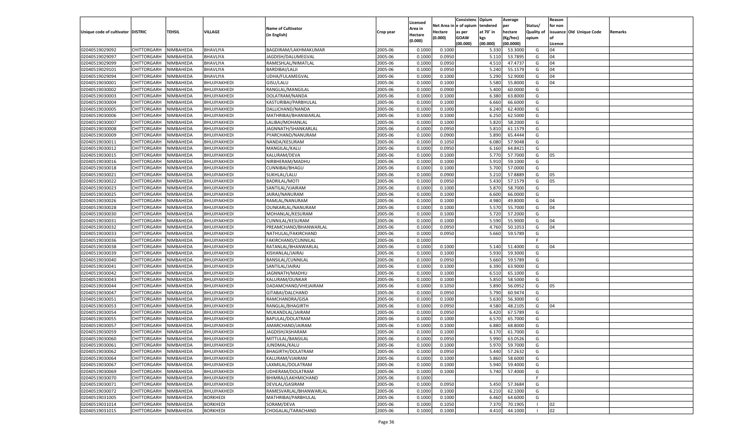| Unique code of cultivator | DISTRIC | TEHSIL | VILLAGE | Name of Cultivator (in English) | Crop year | Licensed Area in Hectare (0.000) | Net Area in Hectare (0.000) | Consistence of opium as per GOAW (00.000) | Opium tendered at 70° in kgs (00.000) | Average per hectare (Kg/hec) (00.0000) | Status/ Quality of opium | Reason for non issuance of Licence | Old Unique Code | Remarks |
|---|---|---|---|---|---|---|---|---|---|---|---|---|---|---|
| 02040519029092 | CHITTORGARH | NIMBAHEDA | BHAVLIYA | BAGDIRAM/LAKHMAKUMAR | 2005-06 | 0.1000 | 0.1000 | | 5.330 | 53.3000 | G | 04 | | |
| 02040519029097 | CHITTORGARH | NIMBAHEDA | BHAVLIYA | JAGDISH/DALUMEGVAL | 2005-06 | 0.1000 | 0.0950 | | 5.110 | 53.7895 | G | 04 | | |
| 02040519029099 | CHITTORGARH | NIMBAHEDA | BHAVLIYA | RAMESHLAL/NIMATLAL | 2005-06 | 0.1000 | 0.0950 | | 4.510 | 47.4737 | G | 04 | | |
| 02040519029101 | CHITTORGARH | NIMBAHEDA | BHAVLIYA | BARDIBAI/LALJI | 2005-06 | 0.1000 | 0.0950 | | 5.240 | 55.1579 | G | 04 | | |
| 02040519029094 | CHITTORGARH | NIMBAHEDA | BHAVLIYA | UDHA/FULAMEGVAL | 2005-06 | 0.1000 | 0.1000 | | 5.290 | 52.9000 | G | 04 | | |
| 02040519030001 | CHITTORGARH | NIMBAHEDA | BHUJIYAKHEDI | GISU/LALU | 2005-06 | 0.1000 | 0.1000 | | 5.580 | 55.8000 | G | 04 | | |
| 02040519030002 | CHITTORGARH | NIMBAHEDA | BHUJIYAKHEDI | RANGLAL/MANGILAL | 2005-06 | 0.1000 | 0.0900 | | 5.400 | 60.0000 | G | | | |
| 02040519030003 | CHITTORGARH | NIMBAHEDA | BHUJIYAKHEDI | DOLATRAM/NANDA | 2005-06 | 0.1000 | 0.1000 | | 6.380 | 63.8000 | G | | | |
| 02040519030004 | CHITTORGARH | NIMBAHEDA | BHUJIYAKHEDI | KASTURIBAI/PARBHULAL | 2005-06 | 0.1000 | 0.1000 | | 6.660 | 66.6000 | G | | | |
| 02040519030005 | CHITTORGARH | NIMBAHEDA | BHUJIYAKHEDI | DALLICHAND/NANDA | 2005-06 | 0.1000 | 0.1000 | | 6.240 | 62.4000 | G | | | |
| 02040519030006 | CHITTORGARH | NIMBAHEDA | BHUJIYAKHEDI | MATHRIBAI/BHANWARLAL | 2005-06 | 0.1000 | 0.1000 | | 6.250 | 62.5000 | G | | | |
| 02040519030007 | CHITTORGARH | NIMBAHEDA | BHUJIYAKHEDI | LALIBAI/MOHANLAL | 2005-06 | 0.1000 | 0.1000 | | 5.820 | 58.2000 | G | | | |
| 02040519030008 | CHITTORGARH | NIMBAHEDA | BHUJIYAKHEDI | JAGNNATH/SHANKARLAL | 2005-06 | 0.1000 | 0.0950 | | 5.810 | 61.1579 | G | | | |
| 02040519030009 | CHITTORGARH | NIMBAHEDA | BHUJIYAKHEDI | PYARCHAND/NANURAM | 2005-06 | 0.1000 | 0.0900 | | 5.890 | 65.4444 | G | | | |
| 02040519030011 | CHITTORGARH | NIMBAHEDA | BHUJIYAKHEDI | NANDA/KESURAM | 2005-06 | 0.1000 | 0.1050 | | 6.080 | 57.9048 | G | | | |
| 02040519030012 | CHITTORGARH | NIMBAHEDA | BHUJIYAKHEDI | MANGILAL/KALU | 2005-06 | 0.1000 | 0.0950 | | 6.160 | 64.8421 | G | | | |
| 02040519030015 | CHITTORGARH | NIMBAHEDA | BHUJIYAKHEDI | KALURAM/DEVA | 2005-06 | 0.1000 | 0.1000 | | 5.770 | 57.7000 | G | 05 | | |
| 02040519030016 | CHITTORGARH | NIMBAHEDA | BHUJIYAKHEDI | NIRBHERAM/MADHU | 2005-06 | 0.1000 | 0.1000 | | 5.910 | 59.1000 | G | | | |
| 02040519030018 | CHITTORGARH | NIMBAHEDA | BHUJIYAKHEDI | CUNNIBAI/BHAGU | 2005-06 | 0.1000 | 0.1000 | | 5.700 | 57.0000 | G | | | |
| 02040519030021 | CHITTORGARH | NIMBAHEDA | BHUJIYAKHEDI | SUKHLAL/LALU | 2005-06 | 0.1000 | 0.0900 | | 5.210 | 57.8889 | G | 05 | | |
| 02040519030022 | CHITTORGARH | NIMBAHEDA | BHUJIYAKHEDI | BADRILAL/MOTI | 2005-06 | 0.1000 | 0.0950 | | 5.430 | 57.1579 | G | 05 | | |
| 02040519030023 | CHITTORGARH | NIMBAHEDA | BHUJIYAKHEDI | SANTILAL/VJAIRAM | 2005-06 | 0.1000 | 0.1000 | | 5.870 | 58.7000 | G | | | |
| 02040519030025 | CHITTORGARH | NIMBAHEDA | BHUJIYAKHEDI | JAIRAJ/NANURAM | 2005-06 | 0.1000 | 0.1000 | | 6.600 | 66.0000 | G | | | |
| 02040519030026 | CHITTORGARH | NIMBAHEDA | BHUJIYAKHEDI | RAMLAL/NANURAM | 2005-06 | 0.1000 | 0.1000 | | 4.980 | 49.8000 | G | 04 | | |
| 02040519030028 | CHITTORGARH | NIMBAHEDA | BHUJIYAKHEDI | OUNKARLAL/NANURAM | 2005-06 | 0.1000 | 0.1000 | | 5.570 | 55.7000 | G | 04 | | |
| 02040519030030 | CHITTORGARH | NIMBAHEDA | BHUJIYAKHEDI | MOHANLAL/KESURAM | 2005-06 | 0.1000 | 0.1000 | | 5.720 | 57.2000 | G | | | |
| 02040519030031 | CHITTORGARH | NIMBAHEDA | BHUJIYAKHEDI | CUNNILAL/KESURAM | 2005-06 | 0.1000 | 0.1000 | | 5.590 | 55.9000 | G | 04 | | |
| 02040519030032 | CHITTORGARH | NIMBAHEDA | BHUJIYAKHEDI | PREAMCHAND/BHANWARLAL | 2005-06 | 0.1000 | 0.0950 | | 4.760 | 50.1053 | G | 04 | | |
| 02040519030033 | CHITTORGARH | NIMBAHEDA | BHUJIYAKHEDI | NATHULAL/FAKIRCHAND | 2005-06 | 0.1000 | 0.0950 | | 5.660 | 59.5789 | G | | | |
| 02040519030036 | CHITTORGARH | NIMBAHEDA | BHUJIYAKHEDI | FAKIRCHAND/CUNNILAL | 2005-06 | 0.1000 | | | | | F | | | |
| 02040519030038 | CHITTORGARH | NIMBAHEDA | BHUJIYAKHEDI | RATANLAL/BHANWARLAL | 2005-06 | 0.1000 | 0.1000 | | 5.140 | 51.4000 | G | 04 | | |
| 02040519030039 | CHITTORGARH | NIMBAHEDA | BHUJIYAKHEDI | KISHANLAL/JAIRAJ | 2005-06 | 0.1000 | 0.1000 | | 5.930 | 59.3000 | G | | | |
| 02040519030040 | CHITTORGARH | NIMBAHEDA | BHUJIYAKHEDI | BANSILAL/CUNNILAL | 2005-06 | 0.1000 | 0.0950 | | 5.660 | 59.5789 | G | | | |
| 02040519030041 | CHITTORGARH | NIMBAHEDA | BHUJIYAKHEDI | SANTILAL/JAIRAJ | 2005-06 | 0.1000 | 0.1000 | | 6.390 | 63.9000 | G | | | |
| 02040519030042 | CHITTORGARH | NIMBAHEDA | BHUJIYAKHEDI | JAGNNATH/MADHU | 2005-06 | 0.1000 | 0.1000 | | 6.510 | 65.1000 | G | | | |
| 02040519030043 | CHITTORGARH | NIMBAHEDA | BHUJIYAKHEDI | KALURAM/OUNKAR | 2005-06 | 0.1000 | 0.1000 | | 5.850 | 58.5000 | G | | | |
| 02040519030044 | CHITTORGARH | NIMBAHEDA | BHUJIYAKHEDI | DADAMCHAND/VHEJAIRAM | 2005-06 | 0.1000 | 0.1050 | | 5.890 | 56.0952 | G | 05 | | |
| 02040519030047 | CHITTORGARH | NIMBAHEDA | BHUJIYAKHEDI | GITABAI/DALCHAND | 2005-06 | 0.1000 | 0.0950 | | 5.790 | 60.9474 | G | | | |
| 02040519030051 | CHITTORGARH | NIMBAHEDA | BHUJIYAKHEDI | RAMCHANDRA/GISA | 2005-06 | 0.1000 | 0.1000 | | 5.630 | 56.3000 | G | | | |
| 02040519030053 | CHITTORGARH | NIMBAHEDA | BHUJIYAKHEDI | RANGLAL/BHAGIRTH | 2005-06 | 0.1000 | 0.0950 | | 4.580 | 48.2105 | G | 04 | | |
| 02040519030054 | CHITTORGARH | NIMBAHEDA | BHUJIYAKHEDI | MUKANDLAL/JAIRAM | 2005-06 | 0.1000 | 0.0950 | | 6.420 | 67.5789 | G | | | |
| 02040519030055 | CHITTORGARH | NIMBAHEDA | BHUJIYAKHEDI | BAPULAL/DOLATRAM | 2005-06 | 0.1000 | 0.1000 | | 6.570 | 65.7000 | G | | | |
| 02040519030057 | CHITTORGARH | NIMBAHEDA | BHUJIYAKHEDI | AMARCHAND/JAIRAM | 2005-06 | 0.1000 | 0.1000 | | 6.880 | 68.8000 | G | | | |
| 02040519030059 | CHITTORGARH | NIMBAHEDA | BHUJIYAKHEDI | JAGDISH/ASHARAM | 2005-06 | 0.1000 | 0.1000 | | 6.170 | 61.7000 | G | | | |
| 02040519030060 | CHITTORGARH | NIMBAHEDA | BHUJIYAKHEDI | MITTULAL/BANSILAL | 2005-06 | 0.1000 | 0.0950 | | 5.990 | 63.0526 | G | | | |
| 02040519030061 | CHITTORGARH | NIMBAHEDA | BHUJIYAKHEDI | JUNDMAL/KALU | 2005-06 | 0.1000 | 0.1000 | | 5.970 | 59.7000 | G | | | |
| 02040519030062 | CHITTORGARH | NIMBAHEDA | BHUJIYAKHEDI | BHAGIRTH/DOLATRAM | 2005-06 | 0.1000 | 0.0950 | | 5.440 | 57.2632 | G | | | |
| 02040519030064 | CHITTORGARH | NIMBAHEDA | BHUJIYAKHEDI | KALURAM/VJAIRAM | 2005-06 | 0.1000 | 0.1000 | | 5.860 | 58.6000 | G | | | |
| 02040519030067 | CHITTORGARH | NIMBAHEDA | BHUJIYAKHEDI | LAXMILAL/DOLATRAM | 2005-06 | 0.1000 | 0.1000 | | 5.940 | 59.4000 | G | | | |
| 02040519030069 | CHITTORGARH | NIMBAHEDA | BHUJIYAKHEDI | UDHERAM/DOLATRAM | 2005-06 | 0.1000 | 0.1000 | | 5.740 | 57.4000 | G | | | |
| 02040519030070 | CHITTORGARH | NIMBAHEDA | BHUJIYAKHEDI | BHIMRAJ/LAKHMICHAND | 2005-06 | 0.1000 | | | | | F | | | |
| 02040519030071 | CHITTORGARH | NIMBAHEDA | BHUJIYAKHEDI | DEVILAL/GASIRAM | 2005-06 | 0.1000 | 0.0950 | | 5.450 | 57.3684 | G | | | |
| 02040519030072 | CHITTORGARH | NIMBAHEDA | BHUJIYAKHEDI | RAMESVARLAL/BHANWARLAL | 2005-06 | 0.1000 | 0.1000 | | 6.210 | 62.1000 | G | | | |
| 02040519031005 | CHITTORGARH | NIMBAHEDA | BORKHEDI | MATHRIBAI/PARBHULAL | 2005-06 | 0.1000 | 0.1000 | | 6.460 | 64.6000 | G | | | |
| 02040519031014 | CHITTORGARH | NIMBAHEDA | BORKHEDI | SORAM/DEVA | 2005-06 | 0.1000 | 0.1050 | | 7.370 | 70.1905 | I | 02 | | |
| 02040519031015 | CHITTORGARH | NIMBAHEDA | BORKHEDI | CHOGALAL/TARACHAND | 2005-06 | 0.1000 | 0.1000 | | 4.410 | 44.1000 | I | 02 | | |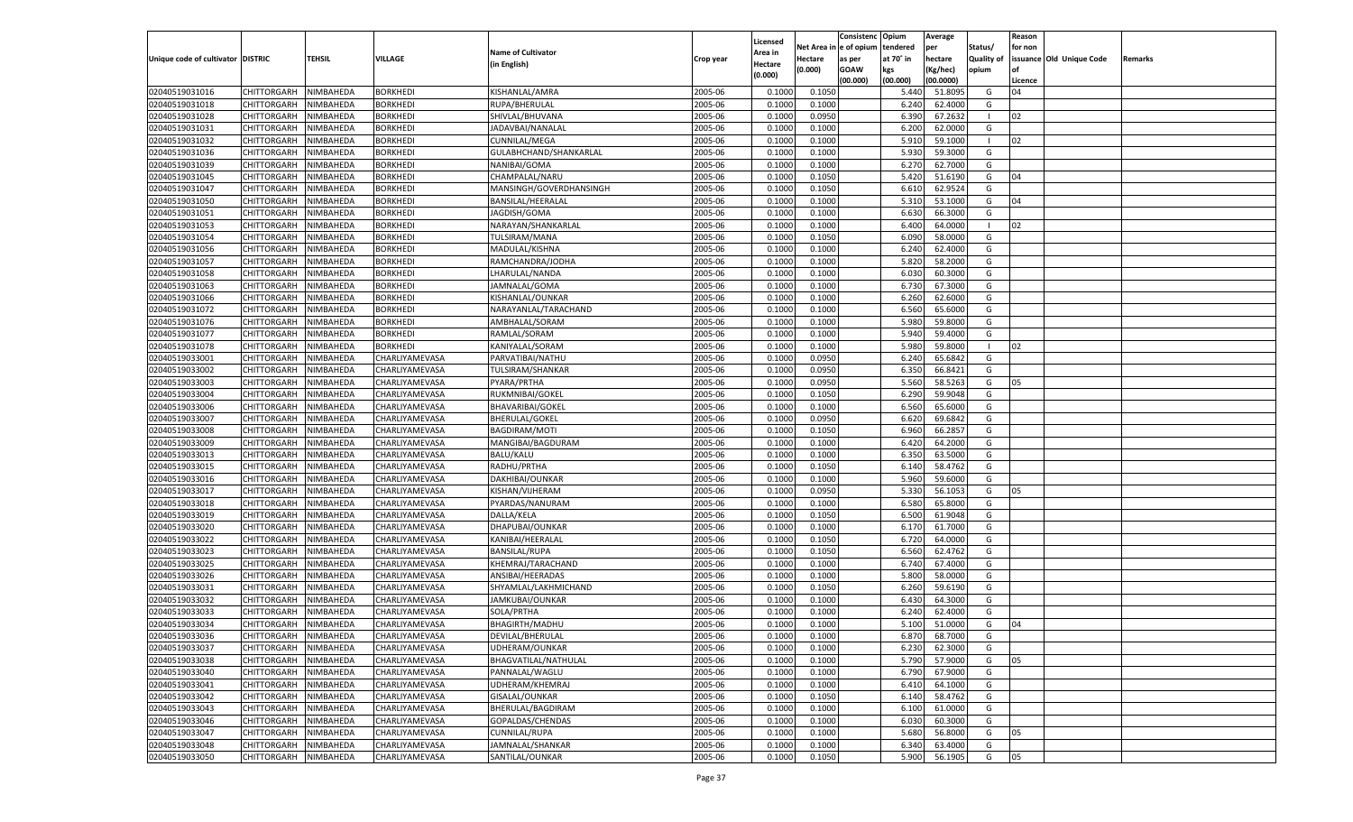| Unique code of cultivator | DISTRIC | TEHSIL | VILLAGE | Name of Cultivator (in English) | Crop year | Licensed Area in Hectare (0.000) | Net Area in Hectare (0.000) | Consistenc e of opium as per GOAW (00.000) | Opium tendered at 70˚ in kgs (00.000) | Average per hectare (Kg/hec) (00.0000) | Status/ Quality of opium | Reason for non issuance of Licence | Old Unique Code | Remarks |
|---|---|---|---|---|---|---|---|---|---|---|---|---|---|---|
| 02040519031016 | CHITTORGARH | NIMBAHEDA | BORKHEDI | KISHANLAL/AMRA | 2005-06 | 0.1000 | 0.1050 | | 5.440 | 51.8095 | G | 04 | | |
| 02040519031018 | CHITTORGARH | NIMBAHEDA | BORKHEDI | RUPA/BHERULAL | 2005-06 | 0.1000 | 0.1000 | | 6.240 | 62.4000 | G | | | |
| 02040519031028 | CHITTORGARH | NIMBAHEDA | BORKHEDI | SHIVLAL/BHUVANA | 2005-06 | 0.1000 | 0.0950 | | 6.390 | 67.2632 | I | 02 | | |
| 02040519031031 | CHITTORGARH | NIMBAHEDA | BORKHEDI | JADAVBAI/NANALAL | 2005-06 | 0.1000 | 0.1000 | | 6.200 | 62.0000 | G | | | |
| 02040519031032 | CHITTORGARH | NIMBAHEDA | BORKHEDI | CUNNILAL/MEGA | 2005-06 | 0.1000 | 0.1000 | | 5.910 | 59.1000 | I | 02 | | |
| 02040519031036 | CHITTORGARH | NIMBAHEDA | BORKHEDI | GULABHCHAND/SHANKARLAL | 2005-06 | 0.1000 | 0.1000 | | 5.930 | 59.3000 | G | | | |
| 02040519031039 | CHITTORGARH | NIMBAHEDA | BORKHEDI | NANIBAI/GOMA | 2005-06 | 0.1000 | 0.1000 | | 6.270 | 62.7000 | G | | | |
| 02040519031045 | CHITTORGARH | NIMBAHEDA | BORKHEDI | CHAMPALAL/NARU | 2005-06 | 0.1000 | 0.1050 | | 5.420 | 51.6190 | G | 04 | | |
| 02040519031047 | CHITTORGARH | NIMBAHEDA | BORKHEDI | MANSINGH/GOVERDHANSINGH | 2005-06 | 0.1000 | 0.1050 | | 6.610 | 62.9524 | G | | | |
| 02040519031050 | CHITTORGARH | NIMBAHEDA | BORKHEDI | BANSILAL/HEERALAL | 2005-06 | 0.1000 | 0.1000 | | 5.310 | 53.1000 | G | 04 | | |
| 02040519031051 | CHITTORGARH | NIMBAHEDA | BORKHEDI | JAGDISH/GOMA | 2005-06 | 0.1000 | 0.1000 | | 6.630 | 66.3000 | G | | | |
| 02040519031053 | CHITTORGARH | NIMBAHEDA | BORKHEDI | NARAYAN/SHANKARLAL | 2005-06 | 0.1000 | 0.1000 | | 6.400 | 64.0000 | I | 02 | | |
| 02040519031054 | CHITTORGARH | NIMBAHEDA | BORKHEDI | TULSIRAM/MANA | 2005-06 | 0.1000 | 0.1050 | | 6.090 | 58.0000 | G | | | |
| 02040519031056 | CHITTORGARH | NIMBAHEDA | BORKHEDI | MADULAL/KISHNA | 2005-06 | 0.1000 | 0.1000 | | 6.240 | 62.4000 | G | | | |
| 02040519031057 | CHITTORGARH | NIMBAHEDA | BORKHEDI | RAMCHANDRA/JODHA | 2005-06 | 0.1000 | 0.1000 | | 5.820 | 58.2000 | G | | | |
| 02040519031058 | CHITTORGARH | NIMBAHEDA | BORKHEDI | LHARULAL/NANDA | 2005-06 | 0.1000 | 0.1000 | | 6.030 | 60.3000 | G | | | |
| 02040519031063 | CHITTORGARH | NIMBAHEDA | BORKHEDI | JAMNALAL/GOMA | 2005-06 | 0.1000 | 0.1000 | | 6.730 | 67.3000 | G | | | |
| 02040519031066 | CHITTORGARH | NIMBAHEDA | BORKHEDI | KISHANLAL/OUNKAR | 2005-06 | 0.1000 | 0.1000 | | 6.260 | 62.6000 | G | | | |
| 02040519031072 | CHITTORGARH | NIMBAHEDA | BORKHEDI | NARAYANLAL/TARACHAND | 2005-06 | 0.1000 | 0.1000 | | 6.560 | 65.6000 | G | | | |
| 02040519031076 | CHITTORGARH | NIMBAHEDA | BORKHEDI | AMBHALAL/SORAM | 2005-06 | 0.1000 | 0.1000 | | 5.980 | 59.8000 | G | | | |
| 02040519031077 | CHITTORGARH | NIMBAHEDA | BORKHEDI | RAMLAL/SORAM | 2005-06 | 0.1000 | 0.1000 | | 5.940 | 59.4000 | G | | | |
| 02040519031078 | CHITTORGARH | NIMBAHEDA | BORKHEDI | KANIYALAL/SORAM | 2005-06 | 0.1000 | 0.1000 | | 5.980 | 59.8000 | I | 02 | | |
| 02040519033001 | CHITTORGARH | NIMBAHEDA | CHARLIYAMEVASA | PARVATIBAI/NATHU | 2005-06 | 0.1000 | 0.0950 | | 6.240 | 65.6842 | G | | | |
| 02040519033002 | CHITTORGARH | NIMBAHEDA | CHARLIYAMEVASA | TULSIRAM/SHANKAR | 2005-06 | 0.1000 | 0.0950 | | 6.350 | 66.8421 | G | | | |
| 02040519033003 | CHITTORGARH | NIMBAHEDA | CHARLIYAMEVASA | PYARA/PRTHA | 2005-06 | 0.1000 | 0.0950 | | 5.560 | 58.5263 | G | 05 | | |
| 02040519033004 | CHITTORGARH | NIMBAHEDA | CHARLIYAMEVASA | RUKMNIBAI/GOKEL | 2005-06 | 0.1000 | 0.1050 | | 6.290 | 59.9048 | G | | | |
| 02040519033006 | CHITTORGARH | NIMBAHEDA | CHARLIYAMEVASA | BHAVARIBAI/GOKEL | 2005-06 | 0.1000 | 0.1000 | | 6.560 | 65.6000 | G | | | |
| 02040519033007 | CHITTORGARH | NIMBAHEDA | CHARLIYAMEVASA | BHERULAL/GOKEL | 2005-06 | 0.1000 | 0.0950 | | 6.620 | 69.6842 | G | | | |
| 02040519033008 | CHITTORGARH | NIMBAHEDA | CHARLIYAMEVASA | BAGDIRAM/MOTI | 2005-06 | 0.1000 | 0.1050 | | 6.960 | 66.2857 | G | | | |
| 02040519033009 | CHITTORGARH | NIMBAHEDA | CHARLIYAMEVASA | MANGIBAI/BAGDURAM | 2005-06 | 0.1000 | 0.1000 | | 6.420 | 64.2000 | G | | | |
| 02040519033013 | CHITTORGARH | NIMBAHEDA | CHARLIYAMEVASA | BALU/KALU | 2005-06 | 0.1000 | 0.1000 | | 6.350 | 63.5000 | G | | | |
| 02040519033015 | CHITTORGARH | NIMBAHEDA | CHARLIYAMEVASA | RADHU/PRTHA | 2005-06 | 0.1000 | 0.1050 | | 6.140 | 58.4762 | G | | | |
| 02040519033016 | CHITTORGARH | NIMBAHEDA | CHARLIYAMEVASA | DAKHIBAI/OUNKAR | 2005-06 | 0.1000 | 0.1000 | | 5.960 | 59.6000 | G | | | |
| 02040519033017 | CHITTORGARH | NIMBAHEDA | CHARLIYAMEVASA | KISHAN/VIJHERAM | 2005-06 | 0.1000 | 0.0950 | | 5.330 | 56.1053 | G | 05 | | |
| 02040519033018 | CHITTORGARH | NIMBAHEDA | CHARLIYAMEVASA | PYARDAS/NANURAM | 2005-06 | 0.1000 | 0.1000 | | 6.580 | 65.8000 | G | | | |
| 02040519033019 | CHITTORGARH | NIMBAHEDA | CHARLIYAMEVASA | DALLA/KELA | 2005-06 | 0.1000 | 0.1050 | | 6.500 | 61.9048 | G | | | |
| 02040519033020 | CHITTORGARH | NIMBAHEDA | CHARLIYAMEVASA | DHAPUBAI/OUNKAR | 2005-06 | 0.1000 | 0.1000 | | 6.170 | 61.7000 | G | | | |
| 02040519033022 | CHITTORGARH | NIMBAHEDA | CHARLIYAMEVASA | KANIBAI/HEERALAL | 2005-06 | 0.1000 | 0.1050 | | 6.720 | 64.0000 | G | | | |
| 02040519033023 | CHITTORGARH | NIMBAHEDA | CHARLIYAMEVASA | BANSILAL/RUPA | 2005-06 | 0.1000 | 0.1050 | | 6.560 | 62.4762 | G | | | |
| 02040519033025 | CHITTORGARH | NIMBAHEDA | CHARLIYAMEVASA | KHEMRAJ/TARACHAND | 2005-06 | 0.1000 | 0.1000 | | 6.740 | 67.4000 | G | | | |
| 02040519033026 | CHITTORGARH | NIMBAHEDA | CHARLIYAMEVASA | ANSIBAI/HEERADAS | 2005-06 | 0.1000 | 0.1000 | | 5.800 | 58.0000 | G | | | |
| 02040519033031 | CHITTORGARH | NIMBAHEDA | CHARLIYAMEVASA | SHYAMLAL/LAKHMICHAND | 2005-06 | 0.1000 | 0.1050 | | 6.260 | 59.6190 | G | | | |
| 02040519033032 | CHITTORGARH | NIMBAHEDA | CHARLIYAMEVASA | JAMKUBAI/OUNKAR | 2005-06 | 0.1000 | 0.1000 | | 6.430 | 64.3000 | G | | | |
| 02040519033033 | CHITTORGARH | NIMBAHEDA | CHARLIYAMEVASA | SOLA/PRTHA | 2005-06 | 0.1000 | 0.1000 | | 6.240 | 62.4000 | G | | | |
| 02040519033034 | CHITTORGARH | NIMBAHEDA | CHARLIYAMEVASA | BHAGIRTH/MADHU | 2005-06 | 0.1000 | 0.1000 | | 5.100 | 51.0000 | G | 04 | | |
| 02040519033036 | CHITTORGARH | NIMBAHEDA | CHARLIYAMEVASA | DEVILAL/BHERULAL | 2005-06 | 0.1000 | 0.1000 | | 6.870 | 68.7000 | G | | | |
| 02040519033037 | CHITTORGARH | NIMBAHEDA | CHARLIYAMEVASA | UDHERAM/OUNKAR | 2005-06 | 0.1000 | 0.1000 | | 6.230 | 62.3000 | G | | | |
| 02040519033038 | CHITTORGARH | NIMBAHEDA | CHARLIYAMEVASA | BHAGVATILAL/NATHULAL | 2005-06 | 0.1000 | 0.1000 | | 5.790 | 57.9000 | G | 05 | | |
| 02040519033040 | CHITTORGARH | NIMBAHEDA | CHARLIYAMEVASA | PANNALAL/WAGLU | 2005-06 | 0.1000 | 0.1000 | | 6.790 | 67.9000 | G | | | |
| 02040519033041 | CHITTORGARH | NIMBAHEDA | CHARLIYAMEVASA | UDHERAM/KHEMRAJ | 2005-06 | 0.1000 | 0.1000 | | 6.410 | 64.1000 | G | | | |
| 02040519033042 | CHITTORGARH | NIMBAHEDA | CHARLIYAMEVASA | GISALAL/OUNKAR | 2005-06 | 0.1000 | 0.1050 | | 6.140 | 58.4762 | G | | | |
| 02040519033043 | CHITTORGARH | NIMBAHEDA | CHARLIYAMEVASA | BHERULAL/BAGDIRAM | 2005-06 | 0.1000 | 0.1000 | | 6.100 | 61.0000 | G | | | |
| 02040519033046 | CHITTORGARH | NIMBAHEDA | CHARLIYAMEVASA | GOPALDAS/CHENDAS | 2005-06 | 0.1000 | 0.1000 | | 6.030 | 60.3000 | G | | | |
| 02040519033047 | CHITTORGARH | NIMBAHEDA | CHARLIYAMEVASA | CUNNILAL/RUPA | 2005-06 | 0.1000 | 0.1000 | | 5.680 | 56.8000 | G | 05 | | |
| 02040519033048 | CHITTORGARH | NIMBAHEDA | CHARLIYAMEVASA | JAMNALAL/SHANKAR | 2005-06 | 0.1000 | 0.1000 | | 6.340 | 63.4000 | G | | | |
| 02040519033050 | CHITTORGARH | NIMBAHEDA | CHARLIYAMEVASA | SANTILAL/OUNKAR | 2005-06 | 0.1000 | 0.1050 | | 5.900 | 56.1905 | G | 05 | | |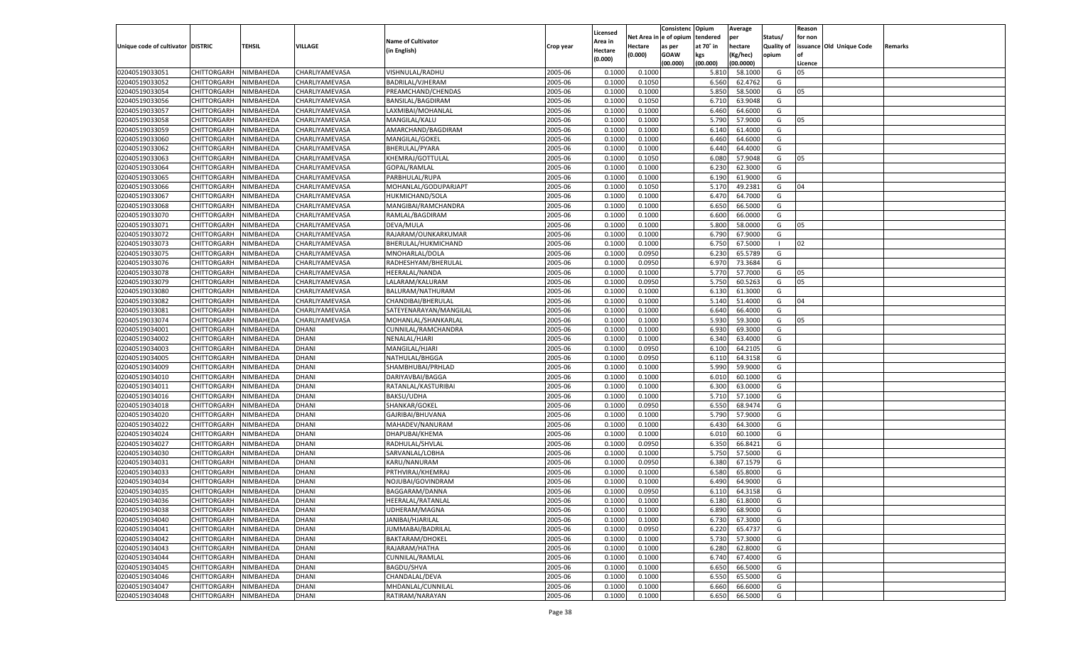| Unique code of cultivator | DISTRIC | TEHSIL | VILLAGE | Name of Cultivator (in English) | Crop year | Licensed Area in Hectare (0.000) | Net Area in Hectare (0.000) | Consistenc e of opium as per GOAW (00.000) | Opium tendered at 70˚ in kgs (00.000) | Average per hectare (Kg/hec) (00.0000) | Status/ Quality of opium | Reason for non issuance of Licence | Old Unique Code | Remarks |
|---|---|---|---|---|---|---|---|---|---|---|---|---|---|---|
| 02040519033051 | CHITTORGARH | NIMBAHEDA | CHARLIYAMEVASA | VISHNULAL/RADHU | 2005-06 | 0.1000 | 0.1000 | | 5.810 | 58.1000 | G | 05 | | |
| 02040519033052 | CHITTORGARH | NIMBAHEDA | CHARLIYAMEVASA | BADRILAL/VJHERAM | 2005-06 | 0.1000 | 0.1050 | | 6.560 | 62.4762 | G | | | |
| 02040519033054 | CHITTORGARH | NIMBAHEDA | CHARLIYAMEVASA | PREAMCHAND/CHENDAS | 2005-06 | 0.1000 | 0.1000 | | 5.850 | 58.5000 | G | 05 | | |
| 02040519033056 | CHITTORGARH | NIMBAHEDA | CHARLIYAMEVASA | BANSILAL/BAGDIRAM | 2005-06 | 0.1000 | 0.1050 | | 6.710 | 63.9048 | G | | | |
| 02040519033057 | CHITTORGARH | NIMBAHEDA | CHARLIYAMEVASA | LAXMIBAI/MOHANLAL | 2005-06 | 0.1000 | 0.1000 | | 6.460 | 64.6000 | G | | | |
| 02040519033058 | CHITTORGARH | NIMBAHEDA | CHARLIYAMEVASA | MANGILAL/KALU | 2005-06 | 0.1000 | 0.1000 | | 5.790 | 57.9000 | G | 05 | | |
| 02040519033059 | CHITTORGARH | NIMBAHEDA | CHARLIYAMEVASA | AMARCHAND/BAGDIRAM | 2005-06 | 0.1000 | 0.1000 | | 6.140 | 61.4000 | G | | | |
| 02040519033060 | CHITTORGARH | NIMBAHEDA | CHARLIYAMEVASA | MANGILAL/GOKEL | 2005-06 | 0.1000 | 0.1000 | | 6.460 | 64.6000 | G | | | |
| 02040519033062 | CHITTORGARH | NIMBAHEDA | CHARLIYAMEVASA | BHERULAL/PYARA | 2005-06 | 0.1000 | 0.1000 | | 6.440 | 64.4000 | G | | | |
| 02040519033063 | CHITTORGARH | NIMBAHEDA | CHARLIYAMEVASA | KHEMRAJ/GOTTULAL | 2005-06 | 0.1000 | 0.1050 | | 6.080 | 57.9048 | G | 05 | | |
| 02040519033064 | CHITTORGARH | NIMBAHEDA | CHARLIYAMEVASA | GOPAL/RAMLAL | 2005-06 | 0.1000 | 0.1000 | | 6.230 | 62.3000 | G | | | |
| 02040519033065 | CHITTORGARH | NIMBAHEDA | CHARLIYAMEVASA | PARBHULAL/RUPA | 2005-06 | 0.1000 | 0.1000 | | 6.190 | 61.9000 | G | | | |
| 02040519033066 | CHITTORGARH | NIMBAHEDA | CHARLIYAMEVASA | MOHANLAL/GODUPARJAPT | 2005-06 | 0.1000 | 0.1050 | | 5.170 | 49.2381 | G | 04 | | |
| 02040519033067 | CHITTORGARH | NIMBAHEDA | CHARLIYAMEVASA | HUKMICHAND/SOLA | 2005-06 | 0.1000 | 0.1000 | | 6.470 | 64.7000 | G | | | |
| 02040519033068 | CHITTORGARH | NIMBAHEDA | CHARLIYAMEVASA | MANGIBAI/RAMCHANDRA | 2005-06 | 0.1000 | 0.1000 | | 6.650 | 66.5000 | G | | | |
| 02040519033070 | CHITTORGARH | NIMBAHEDA | CHARLIYAMEVASA | RAMLAL/BAGDIRAM | 2005-06 | 0.1000 | 0.1000 | | 6.600 | 66.0000 | G | | | |
| 02040519033071 | CHITTORGARH | NIMBAHEDA | CHARLIYAMEVASA | DEVA/MULA | 2005-06 | 0.1000 | 0.1000 | | 5.800 | 58.0000 | G | 05 | | |
| 02040519033072 | CHITTORGARH | NIMBAHEDA | CHARLIYAMEVASA | RAJARAM/OUNKARKUMAR | 2005-06 | 0.1000 | 0.1000 | | 6.790 | 67.9000 | G | | | |
| 02040519033073 | CHITTORGARH | NIMBAHEDA | CHARLIYAMEVASA | BHERULAL/HUKMICHAND | 2005-06 | 0.1000 | 0.1000 | | 6.750 | 67.5000 | I | 02 | | |
| 02040519033075 | CHITTORGARH | NIMBAHEDA | CHARLIYAMEVASA | MNOHARLAL/DOLA | 2005-06 | 0.1000 | 0.0950 | | 6.230 | 65.5789 | G | | | |
| 02040519033076 | CHITTORGARH | NIMBAHEDA | CHARLIYAMEVASA | RADHESHYAM/BHERULAL | 2005-06 | 0.1000 | 0.0950 | | 6.970 | 73.3684 | G | | | |
| 02040519033078 | CHITTORGARH | NIMBAHEDA | CHARLIYAMEVASA | HEERALAL/NANDA | 2005-06 | 0.1000 | 0.1000 | | 5.770 | 57.7000 | G | 05 | | |
| 02040519033079 | CHITTORGARH | NIMBAHEDA | CHARLIYAMEVASA | LALARAM/KALURAM | 2005-06 | 0.1000 | 0.0950 | | 5.750 | 60.5263 | G | 05 | | |
| 02040519033080 | CHITTORGARH | NIMBAHEDA | CHARLIYAMEVASA | BALURAM/NATHURAM | 2005-06 | 0.1000 | 0.1000 | | 6.130 | 61.3000 | G | | | |
| 02040519033082 | CHITTORGARH | NIMBAHEDA | CHARLIYAMEVASA | CHANDIBAI/BHERULAL | 2005-06 | 0.1000 | 0.1000 | | 5.140 | 51.4000 | G | 04 | | |
| 02040519033081 | CHITTORGARH | NIMBAHEDA | CHARLIYAMEVASA | SATEYENARAYAN/MANGILAL | 2005-06 | 0.1000 | 0.1000 | | 6.640 | 66.4000 | G | | | |
| 02040519033074 | CHITTORGARH | NIMBAHEDA | CHARLIYAMEVASA | MOHANLAL/SHANKARLAL | 2005-06 | 0.1000 | 0.1000 | | 5.930 | 59.3000 | G | 05 | | |
| 02040519034001 | CHITTORGARH | NIMBAHEDA | DHANI | CUNNILAL/RAMCHANDRA | 2005-06 | 0.1000 | 0.1000 | | 6.930 | 69.3000 | G | | | |
| 02040519034002 | CHITTORGARH | NIMBAHEDA | DHANI | NENALAL/HJARI | 2005-06 | 0.1000 | 0.1000 | | 6.340 | 63.4000 | G | | | |
| 02040519034003 | CHITTORGARH | NIMBAHEDA | DHANI | MANGILAL/HJARI | 2005-06 | 0.1000 | 0.0950 | | 6.100 | 64.2105 | G | | | |
| 02040519034005 | CHITTORGARH | NIMBAHEDA | DHANI | NATHULAL/BHGGA | 2005-06 | 0.1000 | 0.0950 | | 6.110 | 64.3158 | G | | | |
| 02040519034009 | CHITTORGARH | NIMBAHEDA | DHANI | SHAMBHUBAI/PRHLAD | 2005-06 | 0.1000 | 0.1000 | | 5.990 | 59.9000 | G | | | |
| 02040519034010 | CHITTORGARH | NIMBAHEDA | DHANI | DARIYAVBAI/BAGGA | 2005-06 | 0.1000 | 0.1000 | | 6.010 | 60.1000 | G | | | |
| 02040519034011 | CHITTORGARH | NIMBAHEDA | DHANI | RATANLAL/KASTURIBAI | 2005-06 | 0.1000 | 0.1000 | | 6.300 | 63.0000 | G | | | |
| 02040519034016 | CHITTORGARH | NIMBAHEDA | DHANI | BAKSU/UDHA | 2005-06 | 0.1000 | 0.1000 | | 5.710 | 57.1000 | G | | | |
| 02040519034018 | CHITTORGARH | NIMBAHEDA | DHANI | SHANKAR/GOKEL | 2005-06 | 0.1000 | 0.0950 | | 6.550 | 68.9474 | G | | | |
| 02040519034020 | CHITTORGARH | NIMBAHEDA | DHANI | GAJRIBAI/BHUVANA | 2005-06 | 0.1000 | 0.1000 | | 5.790 | 57.9000 | G | | | |
| 02040519034022 | CHITTORGARH | NIMBAHEDA | DHANI | MAHADEV/NANURAM | 2005-06 | 0.1000 | 0.1000 | | 6.430 | 64.3000 | G | | | |
| 02040519034024 | CHITTORGARH | NIMBAHEDA | DHANI | DHAPUBAI/KHEMA | 2005-06 | 0.1000 | 0.1000 | | 6.010 | 60.1000 | G | | | |
| 02040519034027 | CHITTORGARH | NIMBAHEDA | DHANI | RADHULAL/SHVLAL | 2005-06 | 0.1000 | 0.0950 | | 6.350 | 66.8421 | G | | | |
| 02040519034030 | CHITTORGARH | NIMBAHEDA | DHANI | SARVANLAL/LOBHA | 2005-06 | 0.1000 | 0.1000 | | 5.750 | 57.5000 | G | | | |
| 02040519034031 | CHITTORGARH | NIMBAHEDA | DHANI | KARU/NANURAM | 2005-06 | 0.1000 | 0.0950 | | 6.380 | 67.1579 | G | | | |
| 02040519034033 | CHITTORGARH | NIMBAHEDA | DHANI | PRTHVIRAJ/KHEMRAJ | 2005-06 | 0.1000 | 0.1000 | | 6.580 | 65.8000 | G | | | |
| 02040519034034 | CHITTORGARH | NIMBAHEDA | DHANI | NOJUBAI/GOVINDRAM | 2005-06 | 0.1000 | 0.1000 | | 6.490 | 64.9000 | G | | | |
| 02040519034035 | CHITTORGARH | NIMBAHEDA | DHANI | BAGGARAM/DANNA | 2005-06 | 0.1000 | 0.0950 | | 6.110 | 64.3158 | G | | | |
| 02040519034036 | CHITTORGARH | NIMBAHEDA | DHANI | HEERALAL/RATANLAL | 2005-06 | 0.1000 | 0.1000 | | 6.180 | 61.8000 | G | | | |
| 02040519034038 | CHITTORGARH | NIMBAHEDA | DHANI | UDHERAM/MAGNA | 2005-06 | 0.1000 | 0.1000 | | 6.890 | 68.9000 | G | | | |
| 02040519034040 | CHITTORGARH | NIMBAHEDA | DHANI | JANIBAI/HJARILAL | 2005-06 | 0.1000 | 0.1000 | | 6.730 | 67.3000 | G | | | |
| 02040519034041 | CHITTORGARH | NIMBAHEDA | DHANI | JUMMABAI/BADRILAL | 2005-06 | 0.1000 | 0.0950 | | 6.220 | 65.4737 | G | | | |
| 02040519034042 | CHITTORGARH | NIMBAHEDA | DHANI | BAKTARAM/DHOKEL | 2005-06 | 0.1000 | 0.1000 | | 5.730 | 57.3000 | G | | | |
| 02040519034043 | CHITTORGARH | NIMBAHEDA | DHANI | RAJARAM/HATHA | 2005-06 | 0.1000 | 0.1000 | | 6.280 | 62.8000 | G | | | |
| 02040519034044 | CHITTORGARH | NIMBAHEDA | DHANI | CUNNILAL/RAMLAL | 2005-06 | 0.1000 | 0.1000 | | 6.740 | 67.4000 | G | | | |
| 02040519034045 | CHITTORGARH | NIMBAHEDA | DHANI | BAGDU/SHVA | 2005-06 | 0.1000 | 0.1000 | | 6.650 | 66.5000 | G | | | |
| 02040519034046 | CHITTORGARH | NIMBAHEDA | DHANI | CHANDALAL/DEVA | 2005-06 | 0.1000 | 0.1000 | | 6.550 | 65.5000 | G | | | |
| 02040519034047 | CHITTORGARH | NIMBAHEDA | DHANI | MHDANLAL/CUNNILAL | 2005-06 | 0.1000 | 0.1000 | | 6.660 | 66.6000 | G | | | |
| 02040519034048 | CHITTORGARH | NIMBAHEDA | DHANI | RATIRAM/NARAYAN | 2005-06 | 0.1000 | 0.1000 | | 6.650 | 66.5000 | G | | | |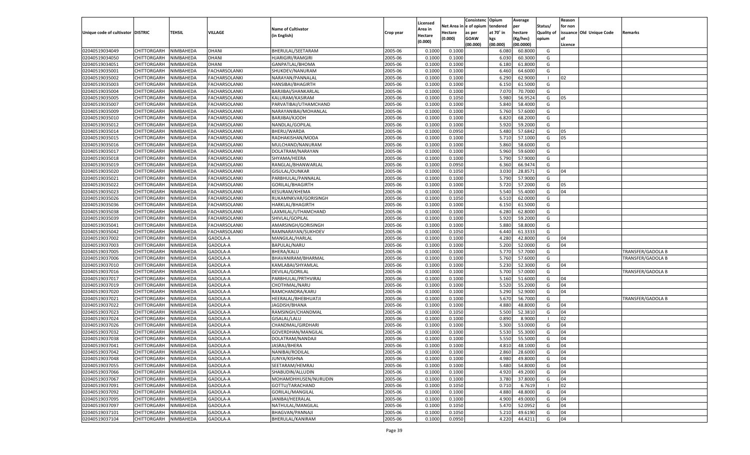| Unique code of cultivator | DISTRIC | TEHSIL | VILLAGE | Name of Cultivator (in English) | Crop year | Licensed Area in Hectare (0.000) | Net Area in Hectare (0.000) | Consistenc e of opium as per GOAW (00.000) | Opium tendered at 70˚ in kgs (00.000) | Average per hectare (Kg/hec) (00.0000) | Status/ Quality of opium | Reason for non issuance of Licence | Old Unique Code | Remarks |
|---|---|---|---|---|---|---|---|---|---|---|---|---|---|---|
| 02040519034049 | CHITTORGARH | NIMBAHEDA | DHANI | BHERULAL/SEETARAM | 2005-06 | 0.1000 | 0.1000 | | 6.080 | 60.8000 | G | | | |
| 02040519034050 | CHITTORGARH | NIMBAHEDA | DHANI | HJARIGIRI/RAMGIRI | 2005-06 | 0.1000 | 0.1000 | | 6.030 | 60.3000 | G | | | |
| 02040519034051 | CHITTORGARH | NIMBAHEDA | DHANI | GANPATLAL/BHOMA | 2005-06 | 0.1000 | 0.1000 | | 6.180 | 61.8000 | G | | | |
| 02040519035001 | CHITTORGARH | NIMBAHEDA | FACHARSOLANKI | SHUKDEV/NANURAM | 2005-06 | 0.1000 | 0.1000 | | 6.460 | 64.6000 | G | | | |
| 02040519035002 | CHITTORGARH | NIMBAHEDA | FACHARSOLANKI | NARAYAN/PANNALAL | 2005-06 | 0.1000 | 0.1000 | | 6.290 | 62.9000 | I | 02 | | |
| 02040519035003 | CHITTORGARH | NIMBAHEDA | FACHARSOLANKI | HANSIBAI/BHAGIRTH | 2005-06 | 0.1000 | 0.1000 | | 6.150 | 61.5000 | G | | | |
| 02040519035004 | CHITTORGARH | NIMBAHEDA | FACHARSOLANKI | BARJIBAI/SHANKARLAL | 2005-06 | 0.1000 | 0.1000 | | 7.070 | 70.7000 | G | | | |
| 02040519035005 | CHITTORGARH | NIMBAHEDA | FACHARSOLANKI | KALURAM/KASIRAM | 2005-06 | 0.1000 | 0.1050 | | 5.980 | 56.9524 | G | 05 | | |
| 02040519035007 | CHITTORGARH | NIMBAHEDA | FACHARSOLANKI | PARVATIBAI/UTHAMCHAND | 2005-06 | 0.1000 | 0.1000 | | 5.840 | 58.4000 | G | | | |
| 02040519035009 | CHITTORGARH | NIMBAHEDA | FACHARSOLANKI | NARAYANIBAI/MOHANLAL | 2005-06 | 0.1000 | 0.1000 | | 5.760 | 57.6000 | G | | | |
| 02040519035010 | CHITTORGARH | NIMBAHEDA | FACHARSOLANKI | BARJIBAI/KJODH | 2005-06 | 0.1000 | 0.1000 | | 6.820 | 68.2000 | G | | | |
| 02040519035012 | CHITTORGARH | NIMBAHEDA | FACHARSOLANKI | NANDLAL/GOPILAL | 2005-06 | 0.1000 | 0.1000 | | 5.920 | 59.2000 | G | | | |
| 02040519035014 | CHITTORGARH | NIMBAHEDA | FACHARSOLANKI | BHERU/WARDA | 2005-06 | 0.1000 | 0.0950 | | 5.480 | 57.6842 | G | 05 | | |
| 02040519035015 | CHITTORGARH | NIMBAHEDA | FACHARSOLANKI | RADHAKISHAN/MODA | 2005-06 | 0.1000 | 0.1000 | | 5.710 | 57.1000 | G | 05 | | |
| 02040519035016 | CHITTORGARH | NIMBAHEDA | FACHARSOLANKI | MULCHAND/NANURAM | 2005-06 | 0.1000 | 0.1000 | | 5.860 | 58.6000 | G | | | |
| 02040519035017 | CHITTORGARH | NIMBAHEDA | FACHARSOLANKI | DOLATRAM/NARAYAN | 2005-06 | 0.1000 | 0.1000 | | 5.960 | 59.6000 | G | | | |
| 02040519035018 | CHITTORGARH | NIMBAHEDA | FACHARSOLANKI | SHYAMA/HEERA | 2005-06 | 0.1000 | 0.1000 | | 5.790 | 57.9000 | G | | | |
| 02040519035019 | CHITTORGARH | NIMBAHEDA | FACHARSOLANKI | RANGLAL/BHANWARLAL | 2005-06 | 0.1000 | 0.0950 | | 6.360 | 66.9474 | G | | | |
| 02040519035020 | CHITTORGARH | NIMBAHEDA | FACHARSOLANKI | GISULAL/OUNKAR | 2005-06 | 0.1000 | 0.1050 | | 3.030 | 28.8571 | G | 04 | | |
| 02040519035021 | CHITTORGARH | NIMBAHEDA | FACHARSOLANKI | PARBHULAL/PANNALAL | 2005-06 | 0.1000 | 0.1000 | | 5.790 | 57.9000 | G | | | |
| 02040519035022 | CHITTORGARH | NIMBAHEDA | FACHARSOLANKI | GORILAL/BHAGIRTH | 2005-06 | 0.1000 | 0.1000 | | 5.720 | 57.2000 | G | 05 | | |
| 02040519035023 | CHITTORGARH | NIMBAHEDA | FACHARSOLANKI | KESURAM/KHEMA | 2005-06 | 0.1000 | 0.1000 | | 5.540 | 55.4000 | G | 04 | | |
| 02040519035026 | CHITTORGARH | NIMBAHEDA | FACHARSOLANKI | RUKAMNKVAR/GORISINGH | 2005-06 | 0.1000 | 0.1050 | | 6.510 | 62.0000 | G | | | |
| 02040519035036 | CHITTORGARH | NIMBAHEDA | FACHARSOLANKI | HARKLAL/BHAGIRTH | 2005-06 | 0.1000 | 0.1000 | | 6.150 | 61.5000 | G | | | |
| 02040519035038 | CHITTORGARH | NIMBAHEDA | FACHARSOLANKI | LAXMILAL/UTHAMCHAND | 2005-06 | 0.1000 | 0.1000 | | 6.280 | 62.8000 | G | | | |
| 02040519035039 | CHITTORGARH | NIMBAHEDA | FACHARSOLANKI | SHIVLAL/GOPILAL | 2005-06 | 0.1000 | 0.1000 | | 5.920 | 59.2000 | G | | | |
| 02040519035041 | CHITTORGARH | NIMBAHEDA | FACHARSOLANKI | AMARSINGH/GORISINGH | 2005-06 | 0.1000 | 0.1000 | | 5.880 | 58.8000 | G | | | |
| 02040519035042 | CHITTORGARH | NIMBAHEDA | FACHARSOLANKI | RAMNARAYAN/SUKHDEV | 2005-06 | 0.1000 | 0.1050 | | 6.440 | 61.3333 | G | | | |
| 02040519037002 | CHITTORGARH | NIMBAHEDA | GADOLA-A | MANGILAL/HARLAL | 2005-06 | 0.1000 | 0.1000 | | 4.280 | 42.8000 | G | 04 | | |
| 02040519037003 | CHITTORGARH | NIMBAHEDA | GADOLA-A | BAPULAL/NARU | 2005-06 | 0.1000 | 0.1000 | | 5.200 | 52.0000 | G | 04 | | |
| 02040519037005 | CHITTORGARH | NIMBAHEDA | GADOLA-A | BHERA/KALU | 2005-06 | 0.1000 | 0.1000 | | 5.770 | 57.7000 | G | | | TRANSFER/GADOLA B |
| 02040519037006 | CHITTORGARH | NIMBAHEDA | GADOLA-A | BHAVANIRAM/BHARMAL | 2005-06 | 0.1000 | 0.1000 | | 5.760 | 57.6000 | G | | | TRANSFER/GADOLA B |
| 02040519037010 | CHITTORGARH | NIMBAHEDA | GADOLA-A | KAMLABAI/SHYAMLAL | 2005-06 | 0.1000 | 0.1000 | | 5.230 | 52.3000 | G | 04 | | |
| 02040519037016 | CHITTORGARH | NIMBAHEDA | GADOLA-A | DEVILAL/GORILAL | 2005-06 | 0.1000 | 0.1000 | | 5.700 | 57.0000 | G | | | TRANSFER/GADOLA B |
| 02040519037017 | CHITTORGARH | NIMBAHEDA | GADOLA-A | PARBHULAL/PRTHVIRAJ | 2005-06 | 0.1000 | 0.1000 | | 5.160 | 51.6000 | G | 04 | | |
| 02040519037019 | CHITTORGARH | NIMBAHEDA | GADOLA-A | CHOTHMAL/NARU | 2005-06 | 0.1000 | 0.1000 | | 5.520 | 55.2000 | G | 04 | | |
| 02040519037020 | CHITTORGARH | NIMBAHEDA | GADOLA-A | RAMCHANDRA/KARU | 2005-06 | 0.1000 | 0.1000 | | 5.290 | 52.9000 | G | 04 | | |
| 02040519037021 | CHITTORGARH | NIMBAHEDA | GADOLA-A | HEERALAL/BHEBHUATJI | 2005-06 | 0.1000 | 0.1000 | | 5.670 | 56.7000 | G | | | TRANSFER/GADOLA B |
| 02040519037022 | CHITTORGARH | NIMBAHEDA | GADOLA-A | JAGDISH/BHANA | 2005-06 | 0.1000 | 0.1000 | | 4.880 | 48.8000 | G | 04 | | |
| 02040519037023 | CHITTORGARH | NIMBAHEDA | GADOLA-A | RAMSINGH/CHANDMAL | 2005-06 | 0.1000 | 0.1050 | | 5.500 | 52.3810 | G | 04 | | |
| 02040519037024 | CHITTORGARH | NIMBAHEDA | GADOLA-A | GISALAL/LALU | 2005-06 | 0.1000 | 0.1000 | | 0.890 | 8.9000 | I | 02 | | |
| 02040519037026 | CHITTORGARH | NIMBAHEDA | GADOLA-A | CHANDMAL/GIRDHARI | 2005-06 | 0.1000 | 0.1000 | | 5.300 | 53.0000 | G | 04 | | |
| 02040519037032 | CHITTORGARH | NIMBAHEDA | GADOLA-A | GOVERDHAN/MANGILAL | 2005-06 | 0.1000 | 0.1000 | | 5.530 | 55.3000 | G | 04 | | |
| 02040519037038 | CHITTORGARH | NIMBAHEDA | GADOLA-A | DOLATRAM/NANDAJI | 2005-06 | 0.1000 | 0.1000 | | 5.550 | 55.5000 | G | 04 | | |
| 02040519037041 | CHITTORGARH | NIMBAHEDA | GADOLA-A | JASRAJ/BHERA | 2005-06 | 0.1000 | 0.1000 | | 4.810 | 48.1000 | G | 04 | | |
| 02040519037042 | CHITTORGARH | NIMBAHEDA | GADOLA-A | NANIBAI/RODILAL | 2005-06 | 0.1000 | 0.1000 | | 2.860 | 28.6000 | G | 04 | | |
| 02040519037048 | CHITTORGARH | NIMBAHEDA | GADOLA-A | JUNYA/KISHNA | 2005-06 | 0.1000 | 0.1000 | | 4.980 | 49.8000 | G | 04 | | |
| 02040519037055 | CHITTORGARH | NIMBAHEDA | GADOLA-A | SEETARAM/HEMRAJ | 2005-06 | 0.1000 | 0.1000 | | 5.480 | 54.8000 | G | 04 | | |
| 02040519037066 | CHITTORGARH | NIMBAHEDA | GADOLA-A | SHABUDIN/ALLUDIN | 2005-06 | 0.1000 | 0.1000 | | 4.920 | 49.2000 | G | 04 | | |
| 02040519037067 | CHITTORGARH | NIMBAHEDA | GADOLA-A | MOHAMDHHUSEN/NURUDIN | 2005-06 | 0.1000 | 0.1000 | | 3.780 | 37.8000 | G | 04 | | |
| 02040519037091 | CHITTORGARH | NIMBAHEDA | GADOLA-A | GOTTU/TARACHAND | 2005-06 | 0.1000 | 0.1050 | | 0.710 | 6.7619 | I | 02 | | |
| 02040519037092 | CHITTORGARH | NIMBAHEDA | GADOLA-A | GORILAL/MANGILAL | 2005-06 | 0.1000 | 0.1000 | | 4.880 | 48.8000 | G | 04 | | |
| 02040519037095 | CHITTORGARH | NIMBAHEDA | GADOLA-A | JANIBAI/HEERALAL | 2005-06 | 0.1000 | 0.1000 | | 4.900 | 49.0000 | G | 04 | | |
| 02040519037097 | CHITTORGARH | NIMBAHEDA | GADOLA-A | NATHULAL/MANGILAL | 2005-06 | 0.1000 | 0.1050 | | 5.470 | 52.0952 | G | 04 | | |
| 02040519037101 | CHITTORGARH | NIMBAHEDA | GADOLA-A | BHAGVAN/PANNAJI | 2005-06 | 0.1000 | 0.1050 | | 5.210 | 49.6190 | G | 04 | | |
| 02040519037104 | CHITTORGARH | NIMBAHEDA | GADOLA-A | BHERULAL/KANIRAM | 2005-06 | 0.1000 | 0.0950 | | 4.220 | 44.4211 | G | 04 | | |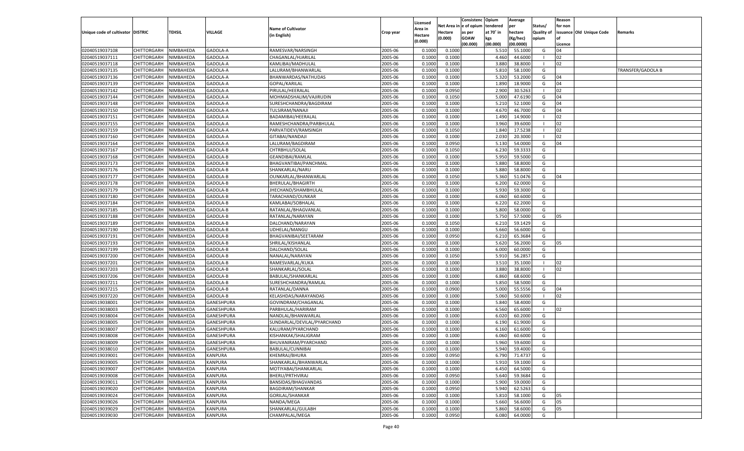| Unique code of cultivator | DISTRIC | TEHSIL | VILLAGE | Name of Cultivator (in English) | Crop year | Licensed Area in Hectare (0.000) | Net Area in Hectare (0.000) | Consistenc e of opium as per GOAW (00.000) | Opium tendered at 70˚ in kgs (00.000) | Average per hectare (Kg/hec) (00.0000) | Status/ Quality of opium | Reason for non issuance of Licence | Old Unique Code | Remarks |
|---|---|---|---|---|---|---|---|---|---|---|---|---|---|---|
| 02040519037108 | CHITTORGARH | NIMBAHEDA | GADOLA-A | RAMESVAR/NARSINGH | 2005-06 | 0.1000 | 0.1000 | | 5.510 | 55.1000 | G | 04 | | |
| 02040519037111 | CHITTORGARH | NIMBAHEDA | GADOLA-A | CHAGANLAL/HJARILAL | 2005-06 | 0.1000 | 0.1000 | | 4.460 | 44.6000 | I | 02 | | |
| 02040519037118 | CHITTORGARH | NIMBAHEDA | GADOLA-A | KAMLIBAI/MADHULAL | 2005-06 | 0.1000 | 0.1000 | | 3.880 | 38.8000 | I | 02 | | |
| 02040519037135 | CHITTORGARH | NIMBAHEDA | GADOLA-A | LALURAM/BHANWARLAL | 2005-06 | 0.1000 | 0.1000 | | 5.810 | 58.1000 | G | | | TRANSFER/GADOLA B |
| 02040519037136 | CHITTORGARH | NIMBAHEDA | GADOLA-A | BHANWARDAS/NATHUDAS | 2005-06 | 0.1000 | 0.1000 | | 5.320 | 53.2000 | G | 04 | | |
| 02040519037139 | CHITTORGARH | NIMBAHEDA | GADOLA-A | GOPAL/KARILAL | 2005-06 | 0.1000 | 0.1000 | | 1.890 | 18.9000 | G | 04 | | |
| 02040519037142 | CHITTORGARH | NIMBAHEDA | GADOLA-A | PIRULAL/HEERALAL | 2005-06 | 0.1000 | 0.0950 | | 2.900 | 30.5263 | I | 02 | | |
| 02040519037144 | CHITTORGARH | NIMBAHEDA | GADOLA-A | MOHMADSHALIM/VAJIRUDIN | 2005-06 | 0.1000 | 0.1050 | | 5.000 | 47.6190 | G | 04 | | |
| 02040519037148 | CHITTORGARH | NIMBAHEDA | GADOLA-A | SURESHCHANDRA/BAGDIRAM | 2005-06 | 0.1000 | 0.1000 | | 5.210 | 52.1000 | G | 04 | | |
| 02040519037150 | CHITTORGARH | NIMBAHEDA | GADOLA-A | TULSIRAM/NANAJI | 2005-06 | 0.1000 | 0.1000 | | 4.670 | 46.7000 | G | 04 | | |
| 02040519037151 | CHITTORGARH | NIMBAHEDA | GADOLA-A | BADAMIBAI/HEERALAL | 2005-06 | 0.1000 | 0.1000 | | 1.490 | 14.9000 | I | 02 | | |
| 02040519037155 | CHITTORGARH | NIMBAHEDA | GADOLA-A | RAMESHCHANDRA/PARBHULAL | 2005-06 | 0.1000 | 0.1000 | | 3.960 | 39.6000 | I | 02 | | |
| 02040519037159 | CHITTORGARH | NIMBAHEDA | GADOLA-A | PARVATIDEVI/RAMSINGH | 2005-06 | 0.1000 | 0.1050 | | 1.840 | 17.5238 | I | 02 | | |
| 02040519037160 | CHITTORGARH | NIMBAHEDA | GADOLA-A | GITABAI/NANDAJI | 2005-06 | 0.1000 | 0.1000 | | 2.030 | 20.3000 | I | 02 | | |
| 02040519037164 | CHITTORGARH | NIMBAHEDA | GADOLA-A | LALURAM/BAGDIRAM | 2005-06 | 0.1000 | 0.0950 | | 5.130 | 54.0000 | G | 04 | | |
| 02040519037167 | CHITTORGARH | NIMBAHEDA | GADOLA-B | CHTRBHUJ/SOLAL | 2005-06 | 0.1000 | 0.1050 | | 6.230 | 59.3333 | G | | | |
| 02040519037168 | CHITTORGARH | NIMBAHEDA | GADOLA-B | GEANDIBAI/RAMLAL | 2005-06 | 0.1000 | 0.1000 | | 5.950 | 59.5000 | G | | | |
| 02040519037173 | CHITTORGARH | NIMBAHEDA | GADOLA-B | BHAGVANTIBAI/PANCHMAL | 2005-06 | 0.1000 | 0.1000 | | 5.880 | 58.8000 | G | | | |
| 02040519037176 | CHITTORGARH | NIMBAHEDA | GADOLA-B | SHANKARLAL/NARU | 2005-06 | 0.1000 | 0.1000 | | 5.880 | 58.8000 | G | | | |
| 02040519037177 | CHITTORGARH | NIMBAHEDA | GADOLA-B | OUNKARLAL/BHANWARLAL | 2005-06 | 0.1000 | 0.1050 | | 5.360 | 51.0476 | G | 04 | | |
| 02040519037178 | CHITTORGARH | NIMBAHEDA | GADOLA-B | BHERULAL/BHAGIRTH | 2005-06 | 0.1000 | 0.1000 | | 6.200 | 62.0000 | G | | | |
| 02040519037179 | CHITTORGARH | NIMBAHEDA | GADOLA-B | JHECHAND/SHAMBHULAL | 2005-06 | 0.1000 | 0.1000 | | 5.930 | 59.3000 | G | | | |
| 02040519037180 | CHITTORGARH | NIMBAHEDA | GADOLA-B | TARACHAND/OUNKAR | 2005-06 | 0.1000 | 0.1000 | | 6.060 | 60.6000 | G | | | |
| 02040519037184 | CHITTORGARH | NIMBAHEDA | GADOLA-B | KAMLABAI/SOBHALAL | 2005-06 | 0.1000 | 0.1000 | | 6.220 | 62.2000 | G | | | |
| 02040519037185 | CHITTORGARH | NIMBAHEDA | GADOLA-B | RATANLAL/BHAGVANLAL | 2005-06 | 0.1000 | 0.1000 | | 5.800 | 58.0000 | G | | | |
| 02040519037188 | CHITTORGARH | NIMBAHEDA | GADOLA-B | RATANLAL/NARAYAN | 2005-06 | 0.1000 | 0.1000 | | 5.750 | 57.5000 | G | 05 | | |
| 02040519037189 | CHITTORGARH | NIMBAHEDA | GADOLA-B | DALCHAND/NARAYAN | 2005-06 | 0.1000 | 0.1050 | | 6.210 | 59.1429 | G | | | |
| 02040519037190 | CHITTORGARH | NIMBAHEDA | GADOLA-B | UDHELAL/MANGU | 2005-06 | 0.1000 | 0.1000 | | 5.660 | 56.6000 | G | | | |
| 02040519037191 | CHITTORGARH | NIMBAHEDA | GADOLA-B | BHAGVANIBAI/SEETARAM | 2005-06 | 0.1000 | 0.0950 | | 6.210 | 65.3684 | G | | | |
| 02040519037193 | CHITTORGARH | NIMBAHEDA | GADOLA-B | SHRILAL/KISHANLAL | 2005-06 | 0.1000 | 0.1000 | | 5.620 | 56.2000 | G | 05 | | |
| 02040519037199 | CHITTORGARH | NIMBAHEDA | GADOLA-B | DALCHAND/SOLAL | 2005-06 | 0.1000 | 0.1000 | | 6.000 | 60.0000 | G | | | |
| 02040519037200 | CHITTORGARH | NIMBAHEDA | GADOLA-B | NANALAL/NARAYAN | 2005-06 | 0.1000 | 0.1050 | | 5.910 | 56.2857 | G | | | |
| 02040519037201 | CHITTORGARH | NIMBAHEDA | GADOLA-B | RAMESVARLAL/KUKA | 2005-06 | 0.1000 | 0.1000 | | 3.510 | 35.1000 | I | 02 | | |
| 02040519037203 | CHITTORGARH | NIMBAHEDA | GADOLA-B | SHANKARLAL/SOLAL | 2005-06 | 0.1000 | 0.1000 | | 3.880 | 38.8000 | I | 02 | | |
| 02040519037206 | CHITTORGARH | NIMBAHEDA | GADOLA-B | BABULAL/SHANKARLAL | 2005-06 | 0.1000 | 0.1000 | | 6.860 | 68.6000 | G | | | |
| 02040519037211 | CHITTORGARH | NIMBAHEDA | GADOLA-B | SURESHCHANDRA/RAMLAL | 2005-06 | 0.1000 | 0.1000 | | 5.850 | 58.5000 | G | | | |
| 02040519037215 | CHITTORGARH | NIMBAHEDA | GADOLA-B | RATANLAL/DANNA | 2005-06 | 0.1000 | 0.0900 | | 5.000 | 55.5556 | G | 04 | | |
| 02040519037220 | CHITTORGARH | NIMBAHEDA | GADOLA-B | KELASHDAS/NARAYANDAS | 2005-06 | 0.1000 | 0.1000 | | 5.060 | 50.6000 | I | 02 | | |
| 02040519038001 | CHITTORGARH | NIMBAHEDA | GANESHPURA | GOVINDRAM/CHAGANLAL | 2005-06 | 0.1000 | 0.1000 | | 5.840 | 58.4000 | G | | | |
| 02040519038003 | CHITTORGARH | NIMBAHEDA | GANESHPURA | PARBHULAL/HARIRAM | 2005-06 | 0.1000 | 0.1000 | | 6.560 | 65.6000 | I | 02 | | |
| 02040519038004 | CHITTORGARH | NIMBAHEDA | GANESHPURA | NANDLAL/BHANWARLAL | 2005-06 | 0.1000 | 0.1000 | | 6.020 | 60.2000 | G | | | |
| 02040519038005 | CHITTORGARH | NIMBAHEDA | GANESHPURA | SUNDARLAL/DEVILAL/PYARCHAND | 2005-06 | 0.1000 | 0.1000 | | 6.190 | 61.9000 | G | | | |
| 02040519038007 | CHITTORGARH | NIMBAHEDA | GANESHPURA | KALURAM/PYARCHAND | 2005-06 | 0.1000 | 0.1000 | | 6.160 | 61.6000 | G | | | |
| 02040519038008 | CHITTORGARH | NIMBAHEDA | GANESHPURA | KISHANKAK/SHALIGRAM | 2005-06 | 0.1000 | 0.1000 | | 6.060 | 60.6000 | G | | | |
| 02040519038009 | CHITTORGARH | NIMBAHEDA | GANESHPURA | BHUVANIRAM/PYARCHAND | 2005-06 | 0.1000 | 0.1000 | | 5.960 | 59.6000 | G | | | |
| 02040519038010 | CHITTORGARH | NIMBAHEDA | GANESHPURA | BABULAL/CUNNIBAI | 2005-06 | 0.1000 | 0.1000 | | 5.940 | 59.4000 | G | | | |
| 02040519039001 | CHITTORGARH | NIMBAHEDA | KANPURA | KHEMRAJ/BHURA | 2005-06 | 0.1000 | 0.0950 | | 6.790 | 71.4737 | G | | | |
| 02040519039005 | CHITTORGARH | NIMBAHEDA | KANPURA | SHANKARLAL/BHANWARLAL | 2005-06 | 0.1000 | 0.1000 | | 5.910 | 59.1000 | G | | | |
| 02040519039007 | CHITTORGARH | NIMBAHEDA | KANPURA | MOTIYABAI/SHANKARLAL | 2005-06 | 0.1000 | 0.1000 | | 6.450 | 64.5000 | G | | | |
| 02040519039008 | CHITTORGARH | NIMBAHEDA | KANPURA | BHERU/PRTHVIRAJ | 2005-06 | 0.1000 | 0.0950 | | 5.640 | 59.3684 | G | | | |
| 02040519039011 | CHITTORGARH | NIMBAHEDA | KANPURA | BANSIDAS/BHAGVANDAS | 2005-06 | 0.1000 | 0.1000 | | 5.900 | 59.0000 | G | | | |
| 02040519039020 | CHITTORGARH | NIMBAHEDA | KANPURA | BAGDIRAM/SHANKAR | 2005-06 | 0.1000 | 0.0950 | | 5.940 | 62.5263 | G | | | |
| 02040519039024 | CHITTORGARH | NIMBAHEDA | KANPURA | GORILAL/SHANKAR | 2005-06 | 0.1000 | 0.1000 | | 5.810 | 58.1000 | G | 05 | | |
| 02040519039026 | CHITTORGARH | NIMBAHEDA | KANPURA | NANDA/MEGA | 2005-06 | 0.1000 | 0.1000 | | 5.660 | 56.6000 | G | 05 | | |
| 02040519039029 | CHITTORGARH | NIMBAHEDA | KANPURA | SHANKARLAL/GULABH | 2005-06 | 0.1000 | 0.1000 | | 5.860 | 58.6000 | G | 05 | | |
| 02040519039030 | CHITTORGARH | NIMBAHEDA | KANPURA | CHAMPALAL/MEGA | 2005-06 | 0.1000 | 0.0950 | | 6.080 | 64.0000 | G | | | |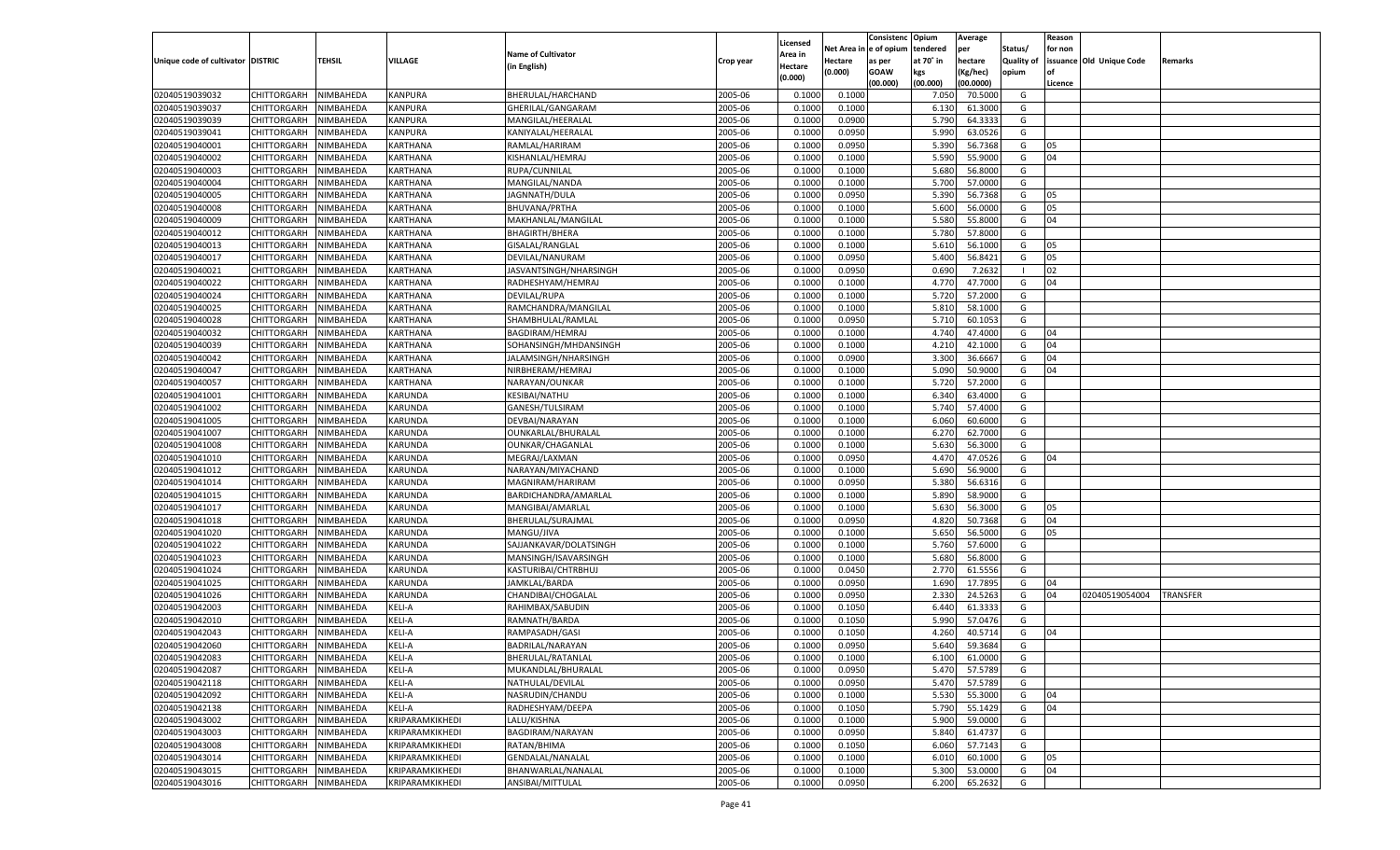| Unique code of cultivator | DISTRIC | TEHSIL | VILLAGE | Name of Cultivator (in English) | Crop year | Licensed Area in Hectare (0.000) | Net Area in Hectare (0.000) | Consistenc e of opium as per GOAW (00.000) | Opium tendered at 70° in kgs (00.000) | Average per hectare (Kg/hec) (00.0000) | Status/ Quality of opium | Reason for non issuance of Licence | Old Unique Code | Remarks |
|---|---|---|---|---|---|---|---|---|---|---|---|---|---|---|
| 02040519039032 | CHITTORGARH | NIMBAHEDA | KANPURA | BHERULAL/HARCHAND | 2005-06 | 0.1000 | 0.1000 | | 7.050 | 70.5000 | G | | | |
| 02040519039037 | CHITTORGARH | NIMBAHEDA | KANPURA | GHERILAL/GANGARAM | 2005-06 | 0.1000 | 0.1000 | | 6.130 | 61.3000 | G | | | |
| 02040519039039 | CHITTORGARH | NIMBAHEDA | KANPURA | MANGILAL/HEERALAL | 2005-06 | 0.1000 | 0.0900 | | 5.790 | 64.3333 | G | | | |
| 02040519039041 | CHITTORGARH | NIMBAHEDA | KANPURA | KANIYALAL/HEERALAL | 2005-06 | 0.1000 | 0.0950 | | 5.990 | 63.0526 | G | | | |
| 02040519040001 | CHITTORGARH | NIMBAHEDA | KARTHANA | RAMLAL/HARIRAM | 2005-06 | 0.1000 | 0.0950 | | 5.390 | 56.7368 | G | 05 | | |
| 02040519040002 | CHITTORGARH | NIMBAHEDA | KARTHANA | KISHANLAL/HEMRAJ | 2005-06 | 0.1000 | 0.1000 | | 5.590 | 55.9000 | G | 04 | | |
| 02040519040003 | CHITTORGARH | NIMBAHEDA | KARTHANA | RUPA/CUNNILAL | 2005-06 | 0.1000 | 0.1000 | | 5.680 | 56.8000 | G | | | |
| 02040519040004 | CHITTORGARH | NIMBAHEDA | KARTHANA | MANGILAL/NANDA | 2005-06 | 0.1000 | 0.1000 | | 5.700 | 57.0000 | G | | | |
| 02040519040005 | CHITTORGARH | NIMBAHEDA | KARTHANA | JAGNNATH/DULA | 2005-06 | 0.1000 | 0.0950 | | 5.390 | 56.7368 | G | 05 | | |
| 02040519040008 | CHITTORGARH | NIMBAHEDA | KARTHANA | BHUVANA/PRTHA | 2005-06 | 0.1000 | 0.1000 | | 5.600 | 56.0000 | G | 05 | | |
| 02040519040009 | CHITTORGARH | NIMBAHEDA | KARTHANA | MAKHANLAL/MANGILAL | 2005-06 | 0.1000 | 0.1000 | | 5.580 | 55.8000 | G | 04 | | |
| 02040519040012 | CHITTORGARH | NIMBAHEDA | KARTHANA | BHAGIRTH/BHERA | 2005-06 | 0.1000 | 0.1000 | | 5.780 | 57.8000 | G | | | |
| 02040519040013 | CHITTORGARH | NIMBAHEDA | KARTHANA | GISALAL/RANGLAL | 2005-06 | 0.1000 | 0.1000 | | 5.610 | 56.1000 | G | 05 | | |
| 02040519040017 | CHITTORGARH | NIMBAHEDA | KARTHANA | DEVILAL/NANURAM | 2005-06 | 0.1000 | 0.0950 | | 5.400 | 56.8421 | G | 05 | | |
| 02040519040021 | CHITTORGARH | NIMBAHEDA | KARTHANA | JASVANTSINGH/NHARSINGH | 2005-06 | 0.1000 | 0.0950 | | 0.690 | 7.2632 | I | 02 | | |
| 02040519040022 | CHITTORGARH | NIMBAHEDA | KARTHANA | RADHESHYAM/HEMRAJ | 2005-06 | 0.1000 | 0.1000 | | 4.770 | 47.7000 | G | 04 | | |
| 02040519040024 | CHITTORGARH | NIMBAHEDA | KARTHANA | DEVILAL/RUPA | 2005-06 | 0.1000 | 0.1000 | | 5.720 | 57.2000 | G | | | |
| 02040519040025 | CHITTORGARH | NIMBAHEDA | KARTHANA | RAMCHANDRA/MANGILAL | 2005-06 | 0.1000 | 0.1000 | | 5.810 | 58.1000 | G | | | |
| 02040519040028 | CHITTORGARH | NIMBAHEDA | KARTHANA | SHAMBHULAL/RAMLAL | 2005-06 | 0.1000 | 0.0950 | | 5.710 | 60.1053 | G | | | |
| 02040519040032 | CHITTORGARH | NIMBAHEDA | KARTHANA | BAGDIRAM/HEMRAJ | 2005-06 | 0.1000 | 0.1000 | | 4.740 | 47.4000 | G | 04 | | |
| 02040519040039 | CHITTORGARH | NIMBAHEDA | KARTHANA | SOHANSINGH/MHDANSINGH | 2005-06 | 0.1000 | 0.1000 | | 4.210 | 42.1000 | G | 04 | | |
| 02040519040042 | CHITTORGARH | NIMBAHEDA | KARTHANA | JALAMSINGH/NHARSINGH | 2005-06 | 0.1000 | 0.0900 | | 3.300 | 36.6667 | G | 04 | | |
| 02040519040047 | CHITTORGARH | NIMBAHEDA | KARTHANA | NIRBHERAM/HEMRAJ | 2005-06 | 0.1000 | 0.1000 | | 5.090 | 50.9000 | G | 04 | | |
| 02040519040057 | CHITTORGARH | NIMBAHEDA | KARTHANA | NARAYAN/OUNKAR | 2005-06 | 0.1000 | 0.1000 | | 5.720 | 57.2000 | G | | | |
| 02040519041001 | CHITTORGARH | NIMBAHEDA | KARUNDA | KESIBAI/NATHU | 2005-06 | 0.1000 | 0.1000 | | 6.340 | 63.4000 | G | | | |
| 02040519041002 | CHITTORGARH | NIMBAHEDA | KARUNDA | GANESH/TULSIRAM | 2005-06 | 0.1000 | 0.1000 | | 5.740 | 57.4000 | G | | | |
| 02040519041005 | CHITTORGARH | NIMBAHEDA | KARUNDA | DEVBAI/NARAYAN | 2005-06 | 0.1000 | 0.1000 | | 6.060 | 60.6000 | G | | | |
| 02040519041007 | CHITTORGARH | NIMBAHEDA | KARUNDA | OUNKARLAL/BHURALAL | 2005-06 | 0.1000 | 0.1000 | | 6.270 | 62.7000 | G | | | |
| 02040519041008 | CHITTORGARH | NIMBAHEDA | KARUNDA | OUNKAR/CHAGANLAL | 2005-06 | 0.1000 | 0.1000 | | 5.630 | 56.3000 | G | | | |
| 02040519041010 | CHITTORGARH | NIMBAHEDA | KARUNDA | MEGRAJ/LAXMAN | 2005-06 | 0.1000 | 0.0950 | | 4.470 | 47.0526 | G | 04 | | |
| 02040519041012 | CHITTORGARH | NIMBAHEDA | KARUNDA | NARAYAN/MIYACHAND | 2005-06 | 0.1000 | 0.1000 | | 5.690 | 56.9000 | G | | | |
| 02040519041014 | CHITTORGARH | NIMBAHEDA | KARUNDA | MAGNIRAM/HARIRAM | 2005-06 | 0.1000 | 0.0950 | | 5.380 | 56.6316 | G | | | |
| 02040519041015 | CHITTORGARH | NIMBAHEDA | KARUNDA | BARDICHANDRA/AMARLAL | 2005-06 | 0.1000 | 0.1000 | | 5.890 | 58.9000 | G | | | |
| 02040519041017 | CHITTORGARH | NIMBAHEDA | KARUNDA | MANGIBAI/AMARLAL | 2005-06 | 0.1000 | 0.1000 | | 5.630 | 56.3000 | G | 05 | | |
| 02040519041018 | CHITTORGARH | NIMBAHEDA | KARUNDA | BHERULAL/SURAJMAL | 2005-06 | 0.1000 | 0.0950 | | 4.820 | 50.7368 | G | 04 | | |
| 02040519041020 | CHITTORGARH | NIMBAHEDA | KARUNDA | MANGU/JIVA | 2005-06 | 0.1000 | 0.1000 | | 5.650 | 56.5000 | G | 05 | | |
| 02040519041022 | CHITTORGARH | NIMBAHEDA | KARUNDA | SAJJANKAVAR/DOLATSINGH | 2005-06 | 0.1000 | 0.1000 | | 5.760 | 57.6000 | G | | | |
| 02040519041023 | CHITTORGARH | NIMBAHEDA | KARUNDA | MANSINGH/ISAVARSINGH | 2005-06 | 0.1000 | 0.1000 | | 5.680 | 56.8000 | G | | | |
| 02040519041024 | CHITTORGARH | NIMBAHEDA | KARUNDA | KASTURIBAI/CHTRBHUJ | 2005-06 | 0.1000 | 0.0450 | | 2.770 | 61.5556 | G | | | |
| 02040519041025 | CHITTORGARH | NIMBAHEDA | KARUNDA | JAMKLAL/BARDA | 2005-06 | 0.1000 | 0.0950 | | 1.690 | 17.7895 | G | 04 | | |
| 02040519041026 | CHITTORGARH | NIMBAHEDA | KARUNDA | CHANDIBAI/CHOGALAL | 2005-06 | 0.1000 | 0.0950 | | 2.330 | 24.5263 | G | 04 | 02040519054004 | TRANSFER |
| 02040519042003 | CHITTORGARH | NIMBAHEDA | KELI-A | RAHIMBAX/SABUDIN | 2005-06 | 0.1000 | 0.1050 | | 6.440 | 61.3333 | G | | | |
| 02040519042010 | CHITTORGARH | NIMBAHEDA | KELI-A | RAMNATH/BARDA | 2005-06 | 0.1000 | 0.1050 | | 5.990 | 57.0476 | G | | | |
| 02040519042043 | CHITTORGARH | NIMBAHEDA | KELI-A | RAMPASADH/GASI | 2005-06 | 0.1000 | 0.1050 | | 4.260 | 40.5714 | G | 04 | | |
| 02040519042060 | CHITTORGARH | NIMBAHEDA | KELI-A | BADRILAL/NARAYAN | 2005-06 | 0.1000 | 0.0950 | | 5.640 | 59.3684 | G | | | |
| 02040519042083 | CHITTORGARH | NIMBAHEDA | KELI-A | BHERULAL/RATANLAL | 2005-06 | 0.1000 | 0.1000 | | 6.100 | 61.0000 | G | | | |
| 02040519042087 | CHITTORGARH | NIMBAHEDA | KELI-A | MUKANDLAL/BHURALAL | 2005-06 | 0.1000 | 0.0950 | | 5.470 | 57.5789 | G | | | |
| 02040519042118 | CHITTORGARH | NIMBAHEDA | KELI-A | NATHULAL/DEVILAL | 2005-06 | 0.1000 | 0.0950 | | 5.470 | 57.5789 | G | | | |
| 02040519042092 | CHITTORGARH | NIMBAHEDA | KELI-A | NASRUDIN/CHANDU | 2005-06 | 0.1000 | 0.1000 | | 5.530 | 55.3000 | G | 04 | | |
| 02040519042138 | CHITTORGARH | NIMBAHEDA | KELI-A | RADHESHYAM/DEEPA | 2005-06 | 0.1000 | 0.1050 | | 5.790 | 55.1429 | G | 04 | | |
| 02040519043002 | CHITTORGARH | NIMBAHEDA | KRIPARAMKIKHEDI | LALU/KISHNA | 2005-06 | 0.1000 | 0.1000 | | 5.900 | 59.0000 | G | | | |
| 02040519043003 | CHITTORGARH | NIMBAHEDA | KRIPARAMKIKHEDI | BAGDIRAM/NARAYAN | 2005-06 | 0.1000 | 0.0950 | | 5.840 | 61.4737 | G | | | |
| 02040519043008 | CHITTORGARH | NIMBAHEDA | KRIPARAMKIKHEDI | RATAN/BHIMA | 2005-06 | 0.1000 | 0.1050 | | 6.060 | 57.7143 | G | | | |
| 02040519043014 | CHITTORGARH | NIMBAHEDA | KRIPARAMKIKHEDI | GENDALAL/NANALAL | 2005-06 | 0.1000 | 0.1000 | | 6.010 | 60.1000 | G | 05 | | |
| 02040519043015 | CHITTORGARH | NIMBAHEDA | KRIPARAMKIKHEDI | BHANWARLAL/NANALAL | 2005-06 | 0.1000 | 0.1000 | | 5.300 | 53.0000 | G | 04 | | |
| 02040519043016 | CHITTORGARH | NIMBAHEDA | KRIPARAMKIKHEDI | ANSIBAI/MITTULAL | 2005-06 | 0.1000 | 0.0950 | | 6.200 | 65.2632 | G | | | |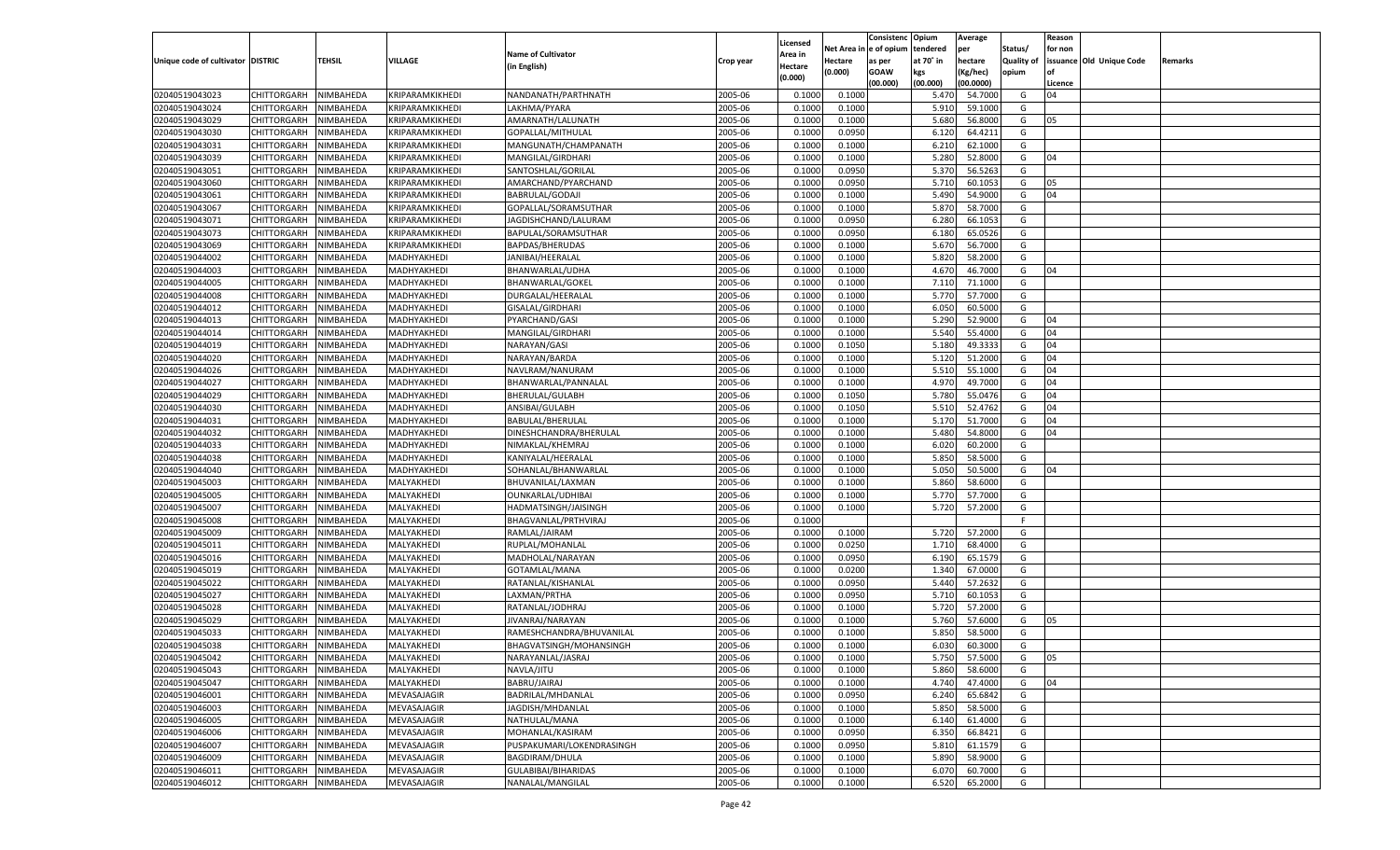| Unique code of cultivator | DISTRIC | TEHSIL | VILLAGE | Name of Cultivator (in English) | Crop year | Licensed Area in Hectare (0.000) | Net Area in Hectare (0.000) | Consistenc e of opium as per GOAW (00.000) | Opium tendered at 70˚ in kgs (00.000) | Average per hectare (Kg/hec) (00.0000) | Status/ Quality of opium | Reason for non issuance of Licence | Old Unique Code | Remarks |
|---|---|---|---|---|---|---|---|---|---|---|---|---|---|---|
| 02040519043023 | CHITTORGARH | NIMBAHEDA | KRIPARAMKIKHEDI | NANDANATH/PARTHNATH | 2005-06 | 0.1000 | 0.1000 | | 5.470 | 54.7000 | G | 04 | | |
| 02040519043024 | CHITTORGARH | NIMBAHEDA | KRIPARAMKIKHEDI | LAKHMA/PYARA | 2005-06 | 0.1000 | 0.1000 | | 5.910 | 59.1000 | G | | | |
| 02040519043029 | CHITTORGARH | NIMBAHEDA | KRIPARAMKIKHEDI | AMARNATH/LALUNATH | 2005-06 | 0.1000 | 0.1000 | | 5.680 | 56.8000 | G | 05 | | |
| 02040519043030 | CHITTORGARH | NIMBAHEDA | KRIPARAMKIKHEDI | GOPALLAL/MITHULAL | 2005-06 | 0.1000 | 0.0950 | | 6.120 | 64.4211 | G | | | |
| 02040519043031 | CHITTORGARH | NIMBAHEDA | KRIPARAMKIKHEDI | MANGUNATH/CHAMPANATH | 2005-06 | 0.1000 | 0.1000 | | 6.210 | 62.1000 | G | | | |
| 02040519043039 | CHITTORGARH | NIMBAHEDA | KRIPARAMKIKHEDI | MANGILAL/GIRDHARI | 2005-06 | 0.1000 | 0.1000 | | 5.280 | 52.8000 | G | 04 | | |
| 02040519043051 | CHITTORGARH | NIMBAHEDA | KRIPARAMKIKHEDI | SANTOSHLAL/GORILAL | 2005-06 | 0.1000 | 0.0950 | | 5.370 | 56.5263 | G | | | |
| 02040519043060 | CHITTORGARH | NIMBAHEDA | KRIPARAMKIKHEDI | AMARCHAND/PYARCHAND | 2005-06 | 0.1000 | 0.0950 | | 5.710 | 60.1053 | G | 05 | | |
| 02040519043061 | CHITTORGARH | NIMBAHEDA | KRIPARAMKIKHEDI | BABRULAL/GODAJI | 2005-06 | 0.1000 | 0.1000 | | 5.490 | 54.9000 | G | 04 | | |
| 02040519043067 | CHITTORGARH | NIMBAHEDA | KRIPARAMKIKHEDI | GOPALLAL/SORAMSUTHAR | 2005-06 | 0.1000 | 0.1000 | | 5.870 | 58.7000 | G | | | |
| 02040519043071 | CHITTORGARH | NIMBAHEDA | KRIPARAMKIKHEDI | JAGDISHCHAND/LALURAM | 2005-06 | 0.1000 | 0.0950 | | 6.280 | 66.1053 | G | | | |
| 02040519043073 | CHITTORGARH | NIMBAHEDA | KRIPARAMKIKHEDI | BAPULAL/SORAMSUTHAR | 2005-06 | 0.1000 | 0.0950 | | 6.180 | 65.0526 | G | | | |
| 02040519043069 | CHITTORGARH | NIMBAHEDA | KRIPARAMKIKHEDI | BAPDAS/BHERUDAS | 2005-06 | 0.1000 | 0.1000 | | 5.670 | 56.7000 | G | | | |
| 02040519044002 | CHITTORGARH | NIMBAHEDA | MADHYAKHEDI | JANIBAI/HEERALAL | 2005-06 | 0.1000 | 0.1000 | | 5.820 | 58.2000 | G | | | |
| 02040519044003 | CHITTORGARH | NIMBAHEDA | MADHYAKHEDI | BHANWARLAL/UDHA | 2005-06 | 0.1000 | 0.1000 | | 4.670 | 46.7000 | G | 04 | | |
| 02040519044005 | CHITTORGARH | NIMBAHEDA | MADHYAKHEDI | BHANWARLAL/GOKEL | 2005-06 | 0.1000 | 0.1000 | | 7.110 | 71.1000 | G | | | |
| 02040519044008 | CHITTORGARH | NIMBAHEDA | MADHYAKHEDI | DURGALAL/HEERALAL | 2005-06 | 0.1000 | 0.1000 | | 5.770 | 57.7000 | G | | | |
| 02040519044012 | CHITTORGARH | NIMBAHEDA | MADHYAKHEDI | GISALAL/GIRDHARI | 2005-06 | 0.1000 | 0.1000 | | 6.050 | 60.5000 | G | | | |
| 02040519044013 | CHITTORGARH | NIMBAHEDA | MADHYAKHEDI | PYARCHAND/GASI | 2005-06 | 0.1000 | 0.1000 | | 5.290 | 52.9000 | G | 04 | | |
| 02040519044014 | CHITTORGARH | NIMBAHEDA | MADHYAKHEDI | MANGILAL/GIRDHARI | 2005-06 | 0.1000 | 0.1000 | | 5.540 | 55.4000 | G | 04 | | |
| 02040519044019 | CHITTORGARH | NIMBAHEDA | MADHYAKHEDI | NARAYAN/GASI | 2005-06 | 0.1000 | 0.1050 | | 5.180 | 49.3333 | G | 04 | | |
| 02040519044020 | CHITTORGARH | NIMBAHEDA | MADHYAKHEDI | NARAYAN/BARDA | 2005-06 | 0.1000 | 0.1000 | | 5.120 | 51.2000 | G | 04 | | |
| 02040519044026 | CHITTORGARH | NIMBAHEDA | MADHYAKHEDI | NAVLRAM/NANURAM | 2005-06 | 0.1000 | 0.1000 | | 5.510 | 55.1000 | G | 04 | | |
| 02040519044027 | CHITTORGARH | NIMBAHEDA | MADHYAKHEDI | BHANWARLAL/PANNALAL | 2005-06 | 0.1000 | 0.1000 | | 4.970 | 49.7000 | G | 04 | | |
| 02040519044029 | CHITTORGARH | NIMBAHEDA | MADHYAKHEDI | BHERULAL/GULABH | 2005-06 | 0.1000 | 0.1050 | | 5.780 | 55.0476 | G | 04 | | |
| 02040519044030 | CHITTORGARH | NIMBAHEDA | MADHYAKHEDI | ANSIBAI/GULABH | 2005-06 | 0.1000 | 0.1050 | | 5.510 | 52.4762 | G | 04 | | |
| 02040519044031 | CHITTORGARH | NIMBAHEDA | MADHYAKHEDI | BABULAL/BHERULAL | 2005-06 | 0.1000 | 0.1000 | | 5.170 | 51.7000 | G | 04 | | |
| 02040519044032 | CHITTORGARH | NIMBAHEDA | MADHYAKHEDI | DINESHCHANDRA/BHERULAL | 2005-06 | 0.1000 | 0.1000 | | 5.480 | 54.8000 | G | 04 | | |
| 02040519044033 | CHITTORGARH | NIMBAHEDA | MADHYAKHEDI | NIMAKLAL/KHEMRAJ | 2005-06 | 0.1000 | 0.1000 | | 6.020 | 60.2000 | G | | | |
| 02040519044038 | CHITTORGARH | NIMBAHEDA | MADHYAKHEDI | KANIYALAL/HEERALAL | 2005-06 | 0.1000 | 0.1000 | | 5.850 | 58.5000 | G | | | |
| 02040519044040 | CHITTORGARH | NIMBAHEDA | MADHYAKHEDI | SOHANLAL/BHANWARLAL | 2005-06 | 0.1000 | 0.1000 | | 5.050 | 50.5000 | G | 04 | | |
| 02040519045003 | CHITTORGARH | NIMBAHEDA | MALYAKHEDI | BHUVANILAL/LAXMAN | 2005-06 | 0.1000 | 0.1000 | | 5.860 | 58.6000 | G | | | |
| 02040519045005 | CHITTORGARH | NIMBAHEDA | MALYAKHEDI | OUNKARLAL/UDHIBAI | 2005-06 | 0.1000 | 0.1000 | | 5.770 | 57.7000 | G | | | |
| 02040519045007 | CHITTORGARH | NIMBAHEDA | MALYAKHEDI | HADMATSINGH/JAISINGH | 2005-06 | 0.1000 | 0.1000 | | 5.720 | 57.2000 | G | | | |
| 02040519045008 | CHITTORGARH | NIMBAHEDA | MALYAKHEDI | BHAGVANLAL/PRTHVIRAJ | 2005-06 | 0.1000 | | | | | F | | | |
| 02040519045009 | CHITTORGARH | NIMBAHEDA | MALYAKHEDI | RAMLAL/JAIRAM | 2005-06 | 0.1000 | 0.1000 | | 5.720 | 57.2000 | G | | | |
| 02040519045011 | CHITTORGARH | NIMBAHEDA | MALYAKHEDI | RUPLAL/MOHANLAL | 2005-06 | 0.1000 | 0.0250 | | 1.710 | 68.4000 | G | | | |
| 02040519045016 | CHITTORGARH | NIMBAHEDA | MALYAKHEDI | MADHOLAL/NARAYAN | 2005-06 | 0.1000 | 0.0950 | | 6.190 | 65.1579 | G | | | |
| 02040519045019 | CHITTORGARH | NIMBAHEDA | MALYAKHEDI | GOTAMLAL/MANA | 2005-06 | 0.1000 | 0.0200 | | 1.340 | 67.0000 | G | | | |
| 02040519045022 | CHITTORGARH | NIMBAHEDA | MALYAKHEDI | RATANLAL/KISHANLAL | 2005-06 | 0.1000 | 0.0950 | | 5.440 | 57.2632 | G | | | |
| 02040519045027 | CHITTORGARH | NIMBAHEDA | MALYAKHEDI | LAXMAN/PRTHA | 2005-06 | 0.1000 | 0.0950 | | 5.710 | 60.1053 | G | | | |
| 02040519045028 | CHITTORGARH | NIMBAHEDA | MALYAKHEDI | RATANLAL/JODHRAJ | 2005-06 | 0.1000 | 0.1000 | | 5.720 | 57.2000 | G | | | |
| 02040519045029 | CHITTORGARH | NIMBAHEDA | MALYAKHEDI | JIVANRAJ/NARAYAN | 2005-06 | 0.1000 | 0.1000 | | 5.760 | 57.6000 | G | 05 | | |
| 02040519045033 | CHITTORGARH | NIMBAHEDA | MALYAKHEDI | RAMESHCHANDRA/BHUVANILAL | 2005-06 | 0.1000 | 0.1000 | | 5.850 | 58.5000 | G | | | |
| 02040519045038 | CHITTORGARH | NIMBAHEDA | MALYAKHEDI | BHAGVATSINGH/MOHANSINGH | 2005-06 | 0.1000 | 0.1000 | | 6.030 | 60.3000 | G | | | |
| 02040519045042 | CHITTORGARH | NIMBAHEDA | MALYAKHEDI | NARAYANLAL/JASRAJ | 2005-06 | 0.1000 | 0.1000 | | 5.750 | 57.5000 | G | 05 | | |
| 02040519045043 | CHITTORGARH | NIMBAHEDA | MALYAKHEDI | NAVLA/JITU | 2005-06 | 0.1000 | 0.1000 | | 5.860 | 58.6000 | G | | | |
| 02040519045047 | CHITTORGARH | NIMBAHEDA | MALYAKHEDI | BABRU/JAIRAJ | 2005-06 | 0.1000 | 0.1000 | | 4.740 | 47.4000 | G | 04 | | |
| 02040519046001 | CHITTORGARH | NIMBAHEDA | MEVASAJAGIR | BADRILAL/MHDANLAL | 2005-06 | 0.1000 | 0.0950 | | 6.240 | 65.6842 | G | | | |
| 02040519046003 | CHITTORGARH | NIMBAHEDA | MEVASAJAGIR | JAGDISH/MHDANLAL | 2005-06 | 0.1000 | 0.1000 | | 5.850 | 58.5000 | G | | | |
| 02040519046005 | CHITTORGARH | NIMBAHEDA | MEVASAJAGIR | NATHULAL/MANA | 2005-06 | 0.1000 | 0.1000 | | 6.140 | 61.4000 | G | | | |
| 02040519046006 | CHITTORGARH | NIMBAHEDA | MEVASAJAGIR | MOHANLAL/KASIRAM | 2005-06 | 0.1000 | 0.0950 | | 6.350 | 66.8421 | G | | | |
| 02040519046007 | CHITTORGARH | NIMBAHEDA | MEVASAJAGIR | PUSPAKUMARI/LOKENDRASINGH | 2005-06 | 0.1000 | 0.0950 | | 5.810 | 61.1579 | G | | | |
| 02040519046009 | CHITTORGARH | NIMBAHEDA | MEVASAJAGIR | BAGDIRAM/DHULA | 2005-06 | 0.1000 | 0.1000 | | 5.890 | 58.9000 | G | | | |
| 02040519046011 | CHITTORGARH | NIMBAHEDA | MEVASAJAGIR | GULABIBAI/BIHARIDAS | 2005-06 | 0.1000 | 0.1000 | | 6.070 | 60.7000 | G | | | |
| 02040519046012 | CHITTORGARH | NIMBAHEDA | MEVASAJAGIR | NANALAL/MANGILAL | 2005-06 | 0.1000 | 0.1000 | | 6.520 | 65.2000 | G | | | |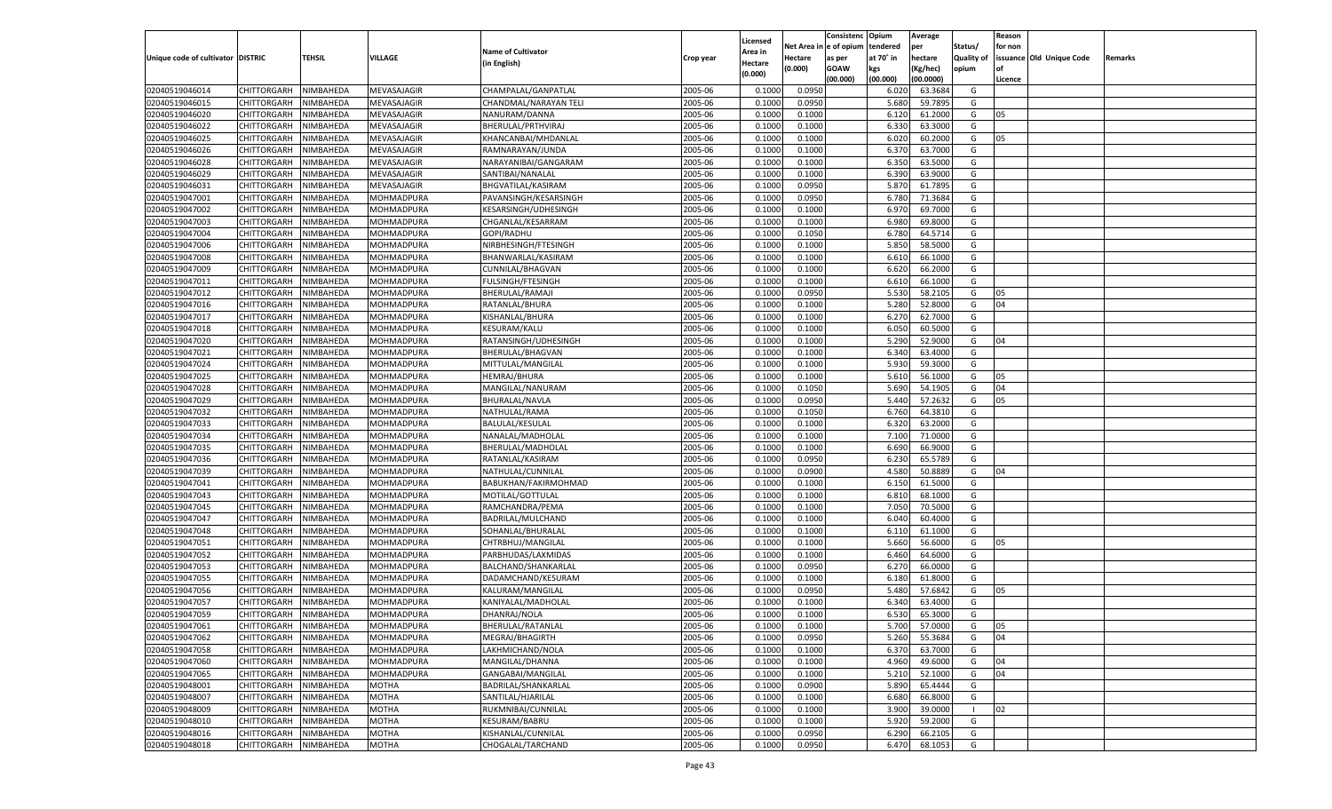| Unique code of cultivator | DISTRIC | TEHSIL | VILLAGE | Name of Cultivator (in English) | Crop year | Licensed Area in Hectare (0.000) | Net Area in Hectare (0.000) | Consistenc e of opium as per GOAW (00.000) | Opium tendered at 70˚ in kgs (00.000) | Average per hectare (Kg/hec) (00.0000) | Status/ Quality of opium | Reason for non issuance of Licence | Old Unique Code | Remarks |
|---|---|---|---|---|---|---|---|---|---|---|---|---|---|---|
| 02040519046014 | CHITTORGARH | NIMBAHEDA | MEVASAJAGIR | CHAMPALAL/GANPATLAL | 2005-06 | 0.1000 | 0.0950 | | 6.020 | 63.3684 | G | | | |
| 02040519046015 | CHITTORGARH | NIMBAHEDA | MEVASAJAGIR | CHANDMAL/NARAYAN TELI | 2005-06 | 0.1000 | 0.0950 | | 5.680 | 59.7895 | G | | | |
| 02040519046020 | CHITTORGARH | NIMBAHEDA | MEVASAJAGIR | NANURAM/DANNA | 2005-06 | 0.1000 | 0.1000 | | 6.120 | 61.2000 | G | 05 | | |
| 02040519046022 | CHITTORGARH | NIMBAHEDA | MEVASAJAGIR | BHERULAL/PRTHVIRAJ | 2005-06 | 0.1000 | 0.1000 | | 6.330 | 63.3000 | G | | | |
| 02040519046025 | CHITTORGARH | NIMBAHEDA | MEVASAJAGIR | KHANCANBAI/MHDANLAL | 2005-06 | 0.1000 | 0.1000 | | 6.020 | 60.2000 | G | 05 | | |
| 02040519046026 | CHITTORGARH | NIMBAHEDA | MEVASAJAGIR | RAMNARAYAN/JUNDA | 2005-06 | 0.1000 | 0.1000 | | 6.370 | 63.7000 | G | | | |
| 02040519046028 | CHITTORGARH | NIMBAHEDA | MEVASAJAGIR | NARAYANIBAI/GANGARAM | 2005-06 | 0.1000 | 0.1000 | | 6.350 | 63.5000 | G | | | |
| 02040519046029 | CHITTORGARH | NIMBAHEDA | MEVASAJAGIR | SANTIBAI/NANALAL | 2005-06 | 0.1000 | 0.1000 | | 6.390 | 63.9000 | G | | | |
| 02040519046031 | CHITTORGARH | NIMBAHEDA | MEVASAJAGIR | BHGVATILAL/KASIRAM | 2005-06 | 0.1000 | 0.0950 | | 5.870 | 61.7895 | G | | | |
| 02040519047001 | CHITTORGARH | NIMBAHEDA | MOHMADPURA | PAVANSINGH/KESARSINGH | 2005-06 | 0.1000 | 0.0950 | | 6.780 | 71.3684 | G | | | |
| 02040519047002 | CHITTORGARH | NIMBAHEDA | MOHMADPURA | KESARSINGH/UDHESINGH | 2005-06 | 0.1000 | 0.1000 | | 6.970 | 69.7000 | G | | | |
| 02040519047003 | CHITTORGARH | NIMBAHEDA | MOHMADPURA | CHGANLAL/KESARRAM | 2005-06 | 0.1000 | 0.1000 | | 6.980 | 69.8000 | G | | | |
| 02040519047004 | CHITTORGARH | NIMBAHEDA | MOHMADPURA | GOPI/RADHU | 2005-06 | 0.1000 | 0.1050 | | 6.780 | 64.5714 | G | | | |
| 02040519047006 | CHITTORGARH | NIMBAHEDA | MOHMADPURA | NIRBHESINGH/FTESINGH | 2005-06 | 0.1000 | 0.1000 | | 5.850 | 58.5000 | G | | | |
| 02040519047008 | CHITTORGARH | NIMBAHEDA | MOHMADPURA | BHANWARLAL/KASIRAM | 2005-06 | 0.1000 | 0.1000 | | 6.610 | 66.1000 | G | | | |
| 02040519047009 | CHITTORGARH | NIMBAHEDA | MOHMADPURA | CUNNILAL/BHAGVAN | 2005-06 | 0.1000 | 0.1000 | | 6.620 | 66.2000 | G | | | |
| 02040519047011 | CHITTORGARH | NIMBAHEDA | MOHMADPURA | FULSINGH/FTESINGH | 2005-06 | 0.1000 | 0.1000 | | 6.610 | 66.1000 | G | | | |
| 02040519047012 | CHITTORGARH | NIMBAHEDA | MOHMADPURA | BHERULAL/RAMAJI | 2005-06 | 0.1000 | 0.0950 | | 5.530 | 58.2105 | G | 05 | | |
| 02040519047016 | CHITTORGARH | NIMBAHEDA | MOHMADPURA | RATANLAL/BHURA | 2005-06 | 0.1000 | 0.1000 | | 5.280 | 52.8000 | G | 04 | | |
| 02040519047017 | CHITTORGARH | NIMBAHEDA | MOHMADPURA | KISHANLAL/BHURA | 2005-06 | 0.1000 | 0.1000 | | 6.270 | 62.7000 | G | | | |
| 02040519047018 | CHITTORGARH | NIMBAHEDA | MOHMADPURA | KESURAM/KALU | 2005-06 | 0.1000 | 0.1000 | | 6.050 | 60.5000 | G | | | |
| 02040519047020 | CHITTORGARH | NIMBAHEDA | MOHMADPURA | RATANSINGH/UDHESINGH | 2005-06 | 0.1000 | 0.1000 | | 5.290 | 52.9000 | G | 04 | | |
| 02040519047021 | CHITTORGARH | NIMBAHEDA | MOHMADPURA | BHERULAL/BHAGVAN | 2005-06 | 0.1000 | 0.1000 | | 6.340 | 63.4000 | G | | | |
| 02040519047024 | CHITTORGARH | NIMBAHEDA | MOHMADPURA | MITTULAL/MANGILAL | 2005-06 | 0.1000 | 0.1000 | | 5.930 | 59.3000 | G | | | |
| 02040519047025 | CHITTORGARH | NIMBAHEDA | MOHMADPURA | HEMRAJ/BHURA | 2005-06 | 0.1000 | 0.1000 | | 5.610 | 56.1000 | G | 05 | | |
| 02040519047028 | CHITTORGARH | NIMBAHEDA | MOHMADPURA | MANGILAL/NANURAM | 2005-06 | 0.1000 | 0.1050 | | 5.690 | 54.1905 | G | 04 | | |
| 02040519047029 | CHITTORGARH | NIMBAHEDA | MOHMADPURA | BHURALAL/NAVLA | 2005-06 | 0.1000 | 0.0950 | | 5.440 | 57.2632 | G | 05 | | |
| 02040519047032 | CHITTORGARH | NIMBAHEDA | MOHMADPURA | NATHULAL/RAMA | 2005-06 | 0.1000 | 0.1050 | | 6.760 | 64.3810 | G | | | |
| 02040519047033 | CHITTORGARH | NIMBAHEDA | MOHMADPURA | BALULAL/KESULAL | 2005-06 | 0.1000 | 0.1000 | | 6.320 | 63.2000 | G | | | |
| 02040519047034 | CHITTORGARH | NIMBAHEDA | MOHMADPURA | NANALAL/MADHOLAL | 2005-06 | 0.1000 | 0.1000 | | 7.100 | 71.0000 | G | | | |
| 02040519047035 | CHITTORGARH | NIMBAHEDA | MOHMADPURA | BHERULAL/MADHOLAL | 2005-06 | 0.1000 | 0.1000 | | 6.690 | 66.9000 | G | | | |
| 02040519047036 | CHITTORGARH | NIMBAHEDA | MOHMADPURA | RATANLAL/KASIRAM | 2005-06 | 0.1000 | 0.0950 | | 6.230 | 65.5789 | G | | | |
| 02040519047039 | CHITTORGARH | NIMBAHEDA | MOHMADPURA | NATHULAL/CUNNILAL | 2005-06 | 0.1000 | 0.0900 | | 4.580 | 50.8889 | G | 04 | | |
| 02040519047041 | CHITTORGARH | NIMBAHEDA | MOHMADPURA | BABUKHAN/FAKIRMOHMAD | 2005-06 | 0.1000 | 0.1000 | | 6.150 | 61.5000 | G | | | |
| 02040519047043 | CHITTORGARH | NIMBAHEDA | MOHMADPURA | MOTILAL/GOTTULAL | 2005-06 | 0.1000 | 0.1000 | | 6.810 | 68.1000 | G | | | |
| 02040519047045 | CHITTORGARH | NIMBAHEDA | MOHMADPURA | RAMCHANDRA/PEMA | 2005-06 | 0.1000 | 0.1000 | | 7.050 | 70.5000 | G | | | |
| 02040519047047 | CHITTORGARH | NIMBAHEDA | MOHMADPURA | BADRILAL/MULCHAND | 2005-06 | 0.1000 | 0.1000 | | 6.040 | 60.4000 | G | | | |
| 02040519047048 | CHITTORGARH | NIMBAHEDA | MOHMADPURA | SOHANLAL/BHURALAL | 2005-06 | 0.1000 | 0.1000 | | 6.110 | 61.1000 | G | | | |
| 02040519047051 | CHITTORGARH | NIMBAHEDA | MOHMADPURA | CHTRBHUJ/MANGILAL | 2005-06 | 0.1000 | 0.1000 | | 5.660 | 56.6000 | G | 05 | | |
| 02040519047052 | CHITTORGARH | NIMBAHEDA | MOHMADPURA | PARBHUDAS/LAXMIDAS | 2005-06 | 0.1000 | 0.1000 | | 6.460 | 64.6000 | G | | | |
| 02040519047053 | CHITTORGARH | NIMBAHEDA | MOHMADPURA | BALCHAND/SHANKARLAL | 2005-06 | 0.1000 | 0.0950 | | 6.270 | 66.0000 | G | | | |
| 02040519047055 | CHITTORGARH | NIMBAHEDA | MOHMADPURA | DADAMCHAND/KESURAM | 2005-06 | 0.1000 | 0.1000 | | 6.180 | 61.8000 | G | | | |
| 02040519047056 | CHITTORGARH | NIMBAHEDA | MOHMADPURA | KALURAM/MANGILAL | 2005-06 | 0.1000 | 0.0950 | | 5.480 | 57.6842 | G | 05 | | |
| 02040519047057 | CHITTORGARH | NIMBAHEDA | MOHMADPURA | KANIYALAL/MADHOLAL | 2005-06 | 0.1000 | 0.1000 | | 6.340 | 63.4000 | G | | | |
| 02040519047059 | CHITTORGARH | NIMBAHEDA | MOHMADPURA | DHANRAJ/NOLA | 2005-06 | 0.1000 | 0.1000 | | 6.530 | 65.3000 | G | | | |
| 02040519047061 | CHITTORGARH | NIMBAHEDA | MOHMADPURA | BHERULAL/RATANLAL | 2005-06 | 0.1000 | 0.1000 | | 5.700 | 57.0000 | G | 05 | | |
| 02040519047062 | CHITTORGARH | NIMBAHEDA | MOHMADPURA | MEGRAJ/BHAGIRTH | 2005-06 | 0.1000 | 0.0950 | | 5.260 | 55.3684 | G | 04 | | |
| 02040519047058 | CHITTORGARH | NIMBAHEDA | MOHMADPURA | LAKHMICHAND/NOLA | 2005-06 | 0.1000 | 0.1000 | | 6.370 | 63.7000 | G | | | |
| 02040519047060 | CHITTORGARH | NIMBAHEDA | MOHMADPURA | MANGILAL/DHANNA | 2005-06 | 0.1000 | 0.1000 | | 4.960 | 49.6000 | G | 04 | | |
| 02040519047065 | CHITTORGARH | NIMBAHEDA | MOHMADPURA | GANGABAI/MANGILAL | 2005-06 | 0.1000 | 0.1000 | | 5.210 | 52.1000 | G | 04 | | |
| 02040519048001 | CHITTORGARH | NIMBAHEDA | MOTHA | BADRILAL/SHANKARLAL | 2005-06 | 0.1000 | 0.0900 | | 5.890 | 65.4444 | G | | | |
| 02040519048007 | CHITTORGARH | NIMBAHEDA | MOTHA | SANTILAL/HJARILAL | 2005-06 | 0.1000 | 0.1000 | | 6.680 | 66.8000 | G | | | |
| 02040519048009 | CHITTORGARH | NIMBAHEDA | MOTHA | RUKMNIBAI/CUNNILAL | 2005-06 | 0.1000 | 0.1000 | | 3.900 | 39.0000 | I | 02 | | |
| 02040519048010 | CHITTORGARH | NIMBAHEDA | MOTHA | KESURAM/BABRU | 2005-06 | 0.1000 | 0.1000 | | 5.920 | 59.2000 | G | | | |
| 02040519048016 | CHITTORGARH | NIMBAHEDA | MOTHA | KISHANLAL/CUNNILAL | 2005-06 | 0.1000 | 0.0950 | | 6.290 | 66.2105 | G | | | |
| 02040519048018 | CHITTORGARH | NIMBAHEDA | MOTHA | CHOGALAL/TARCHAND | 2005-06 | 0.1000 | 0.0950 | | 6.470 | 68.1053 | G | | | |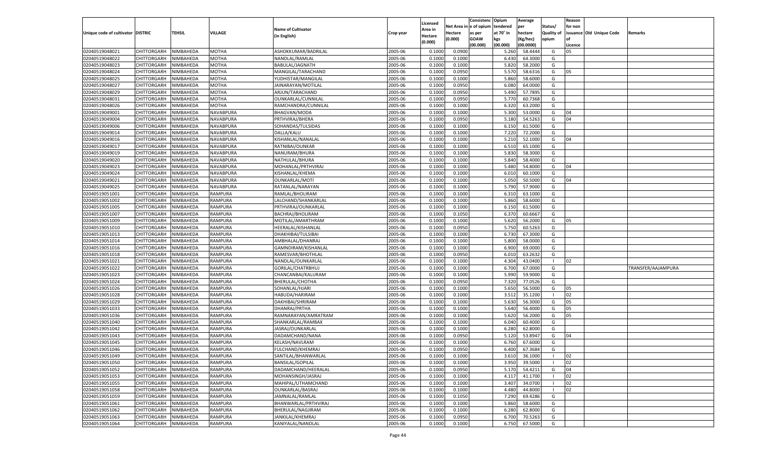| Unique code of cultivator | DISTRIC | TEHSIL | VILLAGE | Name of Cultivator (in English) | Crop year | Licensed Area in Hectare (0.000) | Net Area in Hectare (0.000) | Consistenc e of opium as per GOAW (00.000) | Opium tendered at 70° in kgs (00.000) | Average per hectare (Kg/hec) (00.0000) | Status/ Quality of opium | Reason for non issuance of Licence | Old Unique Code | Remarks |
|---|---|---|---|---|---|---|---|---|---|---|---|---|---|---|
| 02040519048021 | CHITTORGARH | NIMBAHEDA | MOTHA | ASHOKKUMAR/BADRILAL | 2005-06 | 0.1000 | 0.0900 | | 5.260 | 58.4444 | G | 05 | | |
| 02040519048022 | CHITTORGARH | NIMBAHEDA | MOTHA | NANDLAL/RAMLAL | 2005-06 | 0.1000 | 0.1000 | | 6.430 | 64.3000 | G | | | |
| 02040519048023 | CHITTORGARH | NIMBAHEDA | MOTHA | BABULAL/JAGNATH | 2005-06 | 0.1000 | 0.1000 | | 5.820 | 58.2000 | G | | | |
| 02040519048024 | CHITTORGARH | NIMBAHEDA | MOTHA | MANGILAL/TARACHAND | 2005-06 | 0.1000 | 0.0950 | | 5.570 | 58.6316 | G | 05 | | |
| 02040519048025 | CHITTORGARH | NIMBAHEDA | MOTHA | YUDHISTAR/MANGILAL | 2005-06 | 0.1000 | 0.1000 | | 5.860 | 58.6000 | G | | | |
| 02040519048027 | CHITTORGARH | NIMBAHEDA | MOTHA | JAINARAYAN/MOTILAL | 2005-06 | 0.1000 | 0.0950 | | 6.080 | 64.0000 | G | | | |
| 02040519048029 | CHITTORGARH | NIMBAHEDA | MOTHA | ARJUN/TARACHAND | 2005-06 | 0.1000 | 0.0950 | | 5.490 | 57.7895 | G | | | |
| 02040519048031 | CHITTORGARH | NIMBAHEDA | MOTHA | OUNKARLAL/CUNNILAL | 2005-06 | 0.1000 | 0.0950 | | 5.770 | 60.7368 | G | | | |
| 02040519048026 | CHITTORGARH | NIMBAHEDA | MOTHA | RAMCHANDRA/CUNNILAL | 2005-06 | 0.1000 | 0.1000 | | 6.320 | 63.2000 | G | | | |
| 02040519049001 | CHITTORGARH | NIMBAHEDA | NAVABPURA | BHAGVAN/MODA | 2005-06 | 0.1000 | 0.1000 | | 5.300 | 53.0000 | G | 04 | | |
| 02040519049004 | CHITTORGARH | NIMBAHEDA | NAVABPURA | PRTHVIRAJ/BHERA | 2005-06 | 0.1000 | 0.0950 | | 5.180 | 54.5263 | G | 04 | | |
| 02040519049006 | CHITTORGARH | NIMBAHEDA | NAVABPURA | SOHANDAS/TULSIDAS | 2005-06 | 0.1000 | 0.1000 | | 6.150 | 61.5000 | G | | | |
| 02040519049014 | CHITTORGARH | NIMBAHEDA | NAVABPURA | DALLA/KALU | 2005-06 | 0.1000 | 0.1000 | | 7.220 | 72.2000 | G | | | |
| 02040519049016 | CHITTORGARH | NIMBAHEDA | NAVABPURA | KISHANLAL/NANALAL | 2005-06 | 0.1000 | 0.1000 | | 5.210 | 52.1000 | G | 04 | | |
| 02040519049017 | CHITTORGARH | NIMBAHEDA | NAVABPURA | RATNIBAI/OUNKAR | 2005-06 | 0.1000 | 0.1000 | | 6.510 | 65.1000 | G | | | |
| 02040519049019 | CHITTORGARH | NIMBAHEDA | NAVABPURA | NANURAM/BHURA | 2005-06 | 0.1000 | 0.1000 | | 5.830 | 58.3000 | G | | | |
| 02040519049020 | CHITTORGARH | NIMBAHEDA | NAVABPURA | NATHULAL/BHURA | 2005-06 | 0.1000 | 0.1000 | | 5.840 | 58.4000 | G | | | |
| 02040519049023 | CHITTORGARH | NIMBAHEDA | NAVABPURA | MOHANLAL/PRTHVIRAJ | 2005-06 | 0.1000 | 0.1000 | | 5.480 | 54.8000 | G | 04 | | |
| 02040519049024 | CHITTORGARH | NIMBAHEDA | NAVABPURA | KISHANLAL/KHEMA | 2005-06 | 0.1000 | 0.1000 | | 6.010 | 60.1000 | G | | | |
| 02040519049021 | CHITTORGARH | NIMBAHEDA | NAVABPURA | OUNKARLAL/MOTI | 2005-06 | 0.1000 | 0.1000 | | 5.050 | 50.5000 | G | 04 | | |
| 02040519049025 | CHITTORGARH | NIMBAHEDA | NAVABPURA | RATANLAL/NARAYAN | 2005-06 | 0.1000 | 0.1000 | | 5.790 | 57.9000 | G | | | |
| 02040519051001 | CHITTORGARH | NIMBAHEDA | RAMPURA | RAMLAL/BHOLIRAM | 2005-06 | 0.1000 | 0.1000 | | 6.310 | 63.1000 | G | | | |
| 02040519051002 | CHITTORGARH | NIMBAHEDA | RAMPURA | LALCHAND/SHANKARLAL | 2005-06 | 0.1000 | 0.1000 | | 5.860 | 58.6000 | G | | | |
| 02040519051005 | CHITTORGARH | NIMBAHEDA | RAMPURA | PRTHVIRAJ/OUNKARLAL | 2005-06 | 0.1000 | 0.1000 | | 6.150 | 61.5000 | G | | | |
| 02040519051007 | CHITTORGARH | NIMBAHEDA | RAMPURA | BACHRAJ/BHOLIRAM | 2005-06 | 0.1000 | 0.1050 | | 6.370 | 60.6667 | G | | | |
| 02040519051009 | CHITTORGARH | NIMBAHEDA | RAMPURA | MOTILAL/AMARTHRAM | 2005-06 | 0.1000 | 0.1000 | | 5.620 | 56.2000 | G | 05 | | |
| 02040519051010 | CHITTORGARH | NIMBAHEDA | RAMPURA | HEERALAL/KISHANLAL | 2005-06 | 0.1000 | 0.0950 | | 5.750 | 60.5263 | G | | | |
| 02040519051013 | CHITTORGARH | NIMBAHEDA | RAMPURA | DHAKHIBAI/TULSIBAI | 2005-06 | 0.1000 | 0.1000 | | 6.730 | 67.3000 | G | | | |
| 02040519051014 | CHITTORGARH | NIMBAHEDA | RAMPURA | AMBHALAL/DHANRAJ | 2005-06 | 0.1000 | 0.1000 | | 5.800 | 58.0000 | G | | | |
| 02040519051016 | CHITTORGARH | NIMBAHEDA | RAMPURA | GAMNDIRAM/KISHANLAL | 2005-06 | 0.1000 | 0.1000 | | 6.900 | 69.0000 | G | | | |
| 02040519051018 | CHITTORGARH | NIMBAHEDA | RAMPURA | RAMESVAR/BHOTHLAL | 2005-06 | 0.1000 | 0.0950 | | 6.010 | 63.2632 | G | | | |
| 02040519051021 | CHITTORGARH | NIMBAHEDA | RAMPURA | NANDLAL/OUNKARLAL | 2005-06 | 0.1000 | 0.1000 | | 4.304 | 43.0400 | I | 02 | | |
| 02040519051022 | CHITTORGARH | NIMBAHEDA | RAMPURA | GORILAL/CHATRBHUJ | 2005-06 | 0.1000 | 0.1000 | | 6.700 | 67.0000 | G | | | TRANSFER/AAJAMPURA |
| 02040519051023 | CHITTORGARH | NIMBAHEDA | RAMPURA | CHANCANBAI/KALURAM | 2005-06 | 0.1000 | 0.1000 | | 5.990 | 59.9000 | G | | | |
| 02040519051024 | CHITTORGARH | NIMBAHEDA | RAMPURA | BHERULAL/CHOTHA | 2005-06 | 0.1000 | 0.0950 | | 7.320 | 77.0526 | G | | | |
| 02040519051026 | CHITTORGARH | NIMBAHEDA | RAMPURA | SOHANLAL/HJARI | 2005-06 | 0.1000 | 0.1000 | | 5.650 | 56.5000 | G | 05 | | |
| 02040519051028 | CHITTORGARH | NIMBAHEDA | RAMPURA | HABUDA/HARIRAM | 2005-06 | 0.1000 | 0.1000 | | 3.512 | 35.1200 | I | 02 | | |
| 02040519051029 | CHITTORGARH | NIMBAHEDA | RAMPURA | DAKHIBAI/SHRIRAM | 2005-06 | 0.1000 | 0.1000 | | 5.630 | 56.3000 | G | 05 | | |
| 02040519051033 | CHITTORGARH | NIMBAHEDA | RAMPURA | DHANRAJ/PRTHA | 2005-06 | 0.1000 | 0.1000 | | 5.640 | 56.4000 | G | 05 | | |
| 02040519051036 | CHITTORGARH | NIMBAHEDA | RAMPURA | RAMNARAYAN/AMRATRAM | 2005-06 | 0.1000 | 0.1000 | | 5.620 | 56.2000 | G | 05 | | |
| 02040519051040 | CHITTORGARH | NIMBAHEDA | RAMPURA | SHANKARLAL/RAMBAX | 2005-06 | 0.1000 | 0.1000 | | 6.040 | 60.4000 | G | | | |
| 02040519051042 | CHITTORGARH | NIMBAHEDA | RAMPURA | JASRAJ/OUNKARLAL | 2005-06 | 0.1000 | 0.1000 | | 6.280 | 62.8000 | G | | | |
| 02040519051043 | CHITTORGARH | NIMBAHEDA | RAMPURA | DADAMCHAND/NANA | 2005-06 | 0.1000 | 0.0950 | | 5.120 | 53.8947 | G | 04 | | |
| 02040519051045 | CHITTORGARH | NIMBAHEDA | RAMPURA | KELASH/NAVLRAM | 2005-06 | 0.1000 | 0.1000 | | 6.760 | 67.6000 | G | | | |
| 02040519051046 | CHITTORGARH | NIMBAHEDA | RAMPURA | FULCHAND/KHEMRAJ | 2005-06 | 0.1000 | 0.0950 | | 6.400 | 67.3684 | G | | | |
| 02040519051049 | CHITTORGARH | NIMBAHEDA | RAMPURA | SANTILAL/BHANWARLAL | 2005-06 | 0.1000 | 0.1000 | | 3.610 | 36.1000 | I | 02 | | |
| 02040519051050 | CHITTORGARH | NIMBAHEDA | RAMPURA | BANSILAL/GOPILAL | 2005-06 | 0.1000 | 0.1000 | | 3.950 | 39.5000 | I | 02 | | |
| 02040519051052 | CHITTORGARH | NIMBAHEDA | RAMPURA | DADAMCHAND/HEERALAL | 2005-06 | 0.1000 | 0.0950 | | 5.170 | 54.4211 | G | 04 | | |
| 02040519051053 | CHITTORGARH | NIMBAHEDA | RAMPURA | MOHANSINGH/JASRAJ | 2005-06 | 0.1000 | 0.1000 | | 4.117 | 41.1700 | I | 02 | | |
| 02040519051055 | CHITTORGARH | NIMBAHEDA | RAMPURA | MAHIPAL/UTHAMCHAND | 2005-06 | 0.1000 | 0.1000 | | 3.407 | 34.0700 | I | 02 | | |
| 02040519051058 | CHITTORGARH | NIMBAHEDA | RAMPURA | OUNKARLAL/BASRAJ | 2005-06 | 0.1000 | 0.1000 | | 4.480 | 44.8000 | I | 02 | | |
| 02040519051059 | CHITTORGARH | NIMBAHEDA | RAMPURA | JAMNALAL/RAMLAL | 2005-06 | 0.1000 | 0.1050 | | 7.290 | 69.4286 | G | | | |
| 02040519051061 | CHITTORGARH | NIMBAHEDA | RAMPURA | BHANWARLAL/PRTHVIRAJ | 2005-06 | 0.1000 | 0.1000 | | 5.860 | 58.6000 | G | | | |
| 02040519051062 | CHITTORGARH | NIMBAHEDA | RAMPURA | BHERULAL/NAGJIRAM | 2005-06 | 0.1000 | 0.1000 | | 6.280 | 62.8000 | G | | | |
| 02040519051063 | CHITTORGARH | NIMBAHEDA | RAMPURA | JANKILAL/KHEMRAJ | 2005-06 | 0.1000 | 0.0950 | | 6.700 | 70.5263 | G | | | |
| 02040519051064 | CHITTORGARH | NIMBAHEDA | RAMPURA | KANIYALAL/NANDLAL | 2005-06 | 0.1000 | 0.1000 | | 6.750 | 67.5000 | G | | | |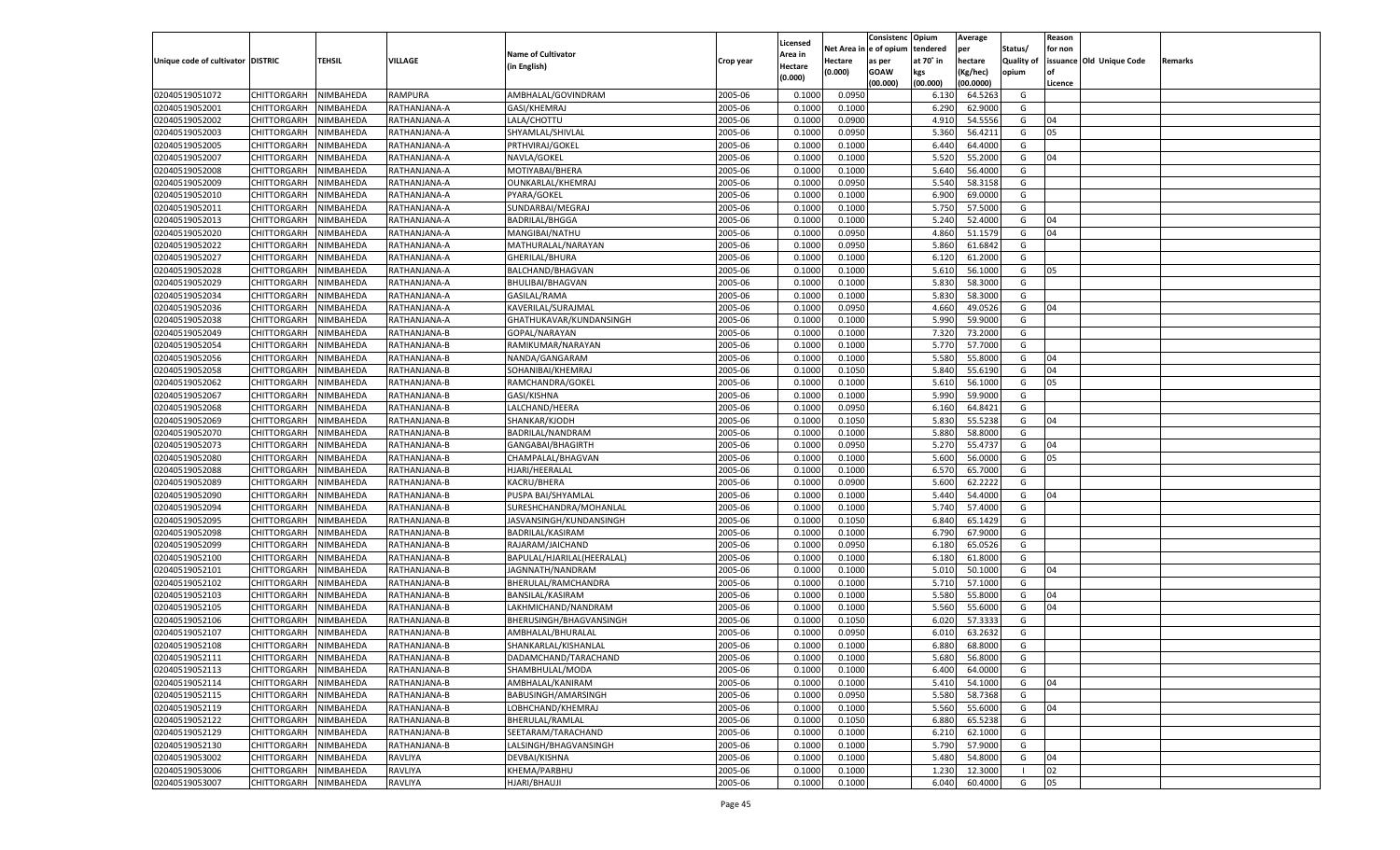| Unique code of cultivator | DISTRIC | TEHSIL | VILLAGE | Name of Cultivator (in English) | Crop year | Licensed Area in Hectare (0.000) | Net Area in Hectare (0.000) | Consistenc e of opium as per GOAW (00.000) | Opium tendered at 70° in kgs (00.000) | Average per hectare (Kg/hec) (00.0000) | Status/ Quality of opium | Reason for non issuance of Licence | Old Unique Code | Remarks |
|---|---|---|---|---|---|---|---|---|---|---|---|---|---|---|
| 02040519051072 | CHITTORGARH | NIMBAHEDA | RAMPURA | AMBHALAL/GOVINDRAM | 2005-06 | 0.1000 | 0.0950 | | 6.130 | 64.5263 | G | | | |
| 02040519052001 | CHITTORGARH | NIMBAHEDA | RATHANJANA-A | GASI/KHEMRAJ | 2005-06 | 0.1000 | 0.1000 | | 6.290 | 62.9000 | G | | | |
| 02040519052002 | CHITTORGARH | NIMBAHEDA | RATHANJANA-A | LALA/CHOTTU | 2005-06 | 0.1000 | 0.0900 | | 4.910 | 54.5556 | G | 04 | | |
| 02040519052003 | CHITTORGARH | NIMBAHEDA | RATHANJANA-A | SHYAMLAL/SHIVLAL | 2005-06 | 0.1000 | 0.0950 | | 5.360 | 56.4211 | G | 05 | | |
| 02040519052005 | CHITTORGARH | NIMBAHEDA | RATHANJANA-A | PRTHVIRAJ/GOKEL | 2005-06 | 0.1000 | 0.1000 | | 6.440 | 64.4000 | G | | | |
| 02040519052007 | CHITTORGARH | NIMBAHEDA | RATHANJANA-A | NAVLA/GOKEL | 2005-06 | 0.1000 | 0.1000 | | 5.520 | 55.2000 | G | 04 | | |
| 02040519052008 | CHITTORGARH | NIMBAHEDA | RATHANJANA-A | MOTIYABAI/BHERA | 2005-06 | 0.1000 | 0.1000 | | 5.640 | 56.4000 | G | | | |
| 02040519052009 | CHITTORGARH | NIMBAHEDA | RATHANJANA-A | OUNKARLAL/KHEMRAJ | 2005-06 | 0.1000 | 0.0950 | | 5.540 | 58.3158 | G | | | |
| 02040519052010 | CHITTORGARH | NIMBAHEDA | RATHANJANA-A | PYARA/GOKEL | 2005-06 | 0.1000 | 0.1000 | | 6.900 | 69.0000 | G | | | |
| 02040519052011 | CHITTORGARH | NIMBAHEDA | RATHANJANA-A | SUNDARBAI/MEGRAJ | 2005-06 | 0.1000 | 0.1000 | | 5.750 | 57.5000 | G | | | |
| 02040519052013 | CHITTORGARH | NIMBAHEDA | RATHANJANA-A | BADRILAL/BHGGA | 2005-06 | 0.1000 | 0.1000 | | 5.240 | 52.4000 | G | 04 | | |
| 02040519052020 | CHITTORGARH | NIMBAHEDA | RATHANJANA-A | MANGIBAI/NATHU | 2005-06 | 0.1000 | 0.0950 | | 4.860 | 51.1579 | G | 04 | | |
| 02040519052022 | CHITTORGARH | NIMBAHEDA | RATHANJANA-A | MATHURALAL/NARAYAN | 2005-06 | 0.1000 | 0.0950 | | 5.860 | 61.6842 | G | | | |
| 02040519052027 | CHITTORGARH | NIMBAHEDA | RATHANJANA-A | GHERILAL/BHURA | 2005-06 | 0.1000 | 0.1000 | | 6.120 | 61.2000 | G | | | |
| 02040519052028 | CHITTORGARH | NIMBAHEDA | RATHANJANA-A | BALCHAND/BHAGVAN | 2005-06 | 0.1000 | 0.1000 | | 5.610 | 56.1000 | G | 05 | | |
| 02040519052029 | CHITTORGARH | NIMBAHEDA | RATHANJANA-A | BHULIBAI/BHAGVAN | 2005-06 | 0.1000 | 0.1000 | | 5.830 | 58.3000 | G | | | |
| 02040519052034 | CHITTORGARH | NIMBAHEDA | RATHANJANA-A | GASILAL/RAMA | 2005-06 | 0.1000 | 0.1000 | | 5.830 | 58.3000 | G | | | |
| 02040519052036 | CHITTORGARH | NIMBAHEDA | RATHANJANA-A | KAVERILAL/SURAJMAL | 2005-06 | 0.1000 | 0.0950 | | 4.660 | 49.0526 | G | 04 | | |
| 02040519052038 | CHITTORGARH | NIMBAHEDA | RATHANJANA-A | GHATHUKAVAR/KUNDANSINGH | 2005-06 | 0.1000 | 0.1000 | | 5.990 | 59.9000 | G | | | |
| 02040519052049 | CHITTORGARH | NIMBAHEDA | RATHANJANA-B | GOPAL/NARAYAN | 2005-06 | 0.1000 | 0.1000 | | 7.320 | 73.2000 | G | | | |
| 02040519052054 | CHITTORGARH | NIMBAHEDA | RATHANJANA-B | RAMIKUMAR/NARAYAN | 2005-06 | 0.1000 | 0.1000 | | 5.770 | 57.7000 | G | | | |
| 02040519052056 | CHITTORGARH | NIMBAHEDA | RATHANJANA-B | NANDA/GANGARAM | 2005-06 | 0.1000 | 0.1000 | | 5.580 | 55.8000 | G | 04 | | |
| 02040519052058 | CHITTORGARH | NIMBAHEDA | RATHANJANA-B | SOHANIBAI/KHEMRAJ | 2005-06 | 0.1000 | 0.1050 | | 5.840 | 55.6190 | G | 04 | | |
| 02040519052062 | CHITTORGARH | NIMBAHEDA | RATHANJANA-B | RAMCHANDRA/GOKEL | 2005-06 | 0.1000 | 0.1000 | | 5.610 | 56.1000 | G | 05 | | |
| 02040519052067 | CHITTORGARH | NIMBAHEDA | RATHANJANA-B | GASI/KISHNA | 2005-06 | 0.1000 | 0.1000 | | 5.990 | 59.9000 | G | | | |
| 02040519052068 | CHITTORGARH | NIMBAHEDA | RATHANJANA-B | LALCHAND/HEERA | 2005-06 | 0.1000 | 0.0950 | | 6.160 | 64.8421 | G | | | |
| 02040519052069 | CHITTORGARH | NIMBAHEDA | RATHANJANA-B | SHANKAR/KJODH | 2005-06 | 0.1000 | 0.1050 | | 5.830 | 55.5238 | G | 04 | | |
| 02040519052070 | CHITTORGARH | NIMBAHEDA | RATHANJANA-B | BADRILAL/NANDRAM | 2005-06 | 0.1000 | 0.1000 | | 5.880 | 58.8000 | G | | | |
| 02040519052073 | CHITTORGARH | NIMBAHEDA | RATHANJANA-B | GANGABAI/BHAGIRTH | 2005-06 | 0.1000 | 0.0950 | | 5.270 | 55.4737 | G | 04 | | |
| 02040519052080 | CHITTORGARH | NIMBAHEDA | RATHANJANA-B | CHAMPALAL/BHAGVAN | 2005-06 | 0.1000 | 0.1000 | | 5.600 | 56.0000 | G | 05 | | |
| 02040519052088 | CHITTORGARH | NIMBAHEDA | RATHANJANA-B | HJARI/HEERALAL | 2005-06 | 0.1000 | 0.1000 | | 6.570 | 65.7000 | G | | | |
| 02040519052089 | CHITTORGARH | NIMBAHEDA | RATHANJANA-B | KACRU/BHERA | 2005-06 | 0.1000 | 0.0900 | | 5.600 | 62.2222 | G | | | |
| 02040519052090 | CHITTORGARH | NIMBAHEDA | RATHANJANA-B | PUSPA BAI/SHYAMLAL | 2005-06 | 0.1000 | 0.1000 | | 5.440 | 54.4000 | G | 04 | | |
| 02040519052094 | CHITTORGARH | NIMBAHEDA | RATHANJANA-B | SURESHCHANDRA/MOHANLAL | 2005-06 | 0.1000 | 0.1000 | | 5.740 | 57.4000 | G | | | |
| 02040519052095 | CHITTORGARH | NIMBAHEDA | RATHANJANA-B | JASVANSINGH/KUNDANSINGH | 2005-06 | 0.1000 | 0.1050 | | 6.840 | 65.1429 | G | | | |
| 02040519052098 | CHITTORGARH | NIMBAHEDA | RATHANJANA-B | BADRILAL/KASIRAM | 2005-06 | 0.1000 | 0.1000 | | 6.790 | 67.9000 | G | | | |
| 02040519052099 | CHITTORGARH | NIMBAHEDA | RATHANJANA-B | RAJARAM/JAICHAND | 2005-06 | 0.1000 | 0.0950 | | 6.180 | 65.0526 | G | | | |
| 02040519052100 | CHITTORGARH | NIMBAHEDA | RATHANJANA-B | BAPULAL/HJARILAL(HEERALAL) | 2005-06 | 0.1000 | 0.1000 | | 6.180 | 61.8000 | G | | | |
| 02040519052101 | CHITTORGARH | NIMBAHEDA | RATHANJANA-B | JAGNNATH/NANDRAM | 2005-06 | 0.1000 | 0.1000 | | 5.010 | 50.1000 | G | 04 | | |
| 02040519052102 | CHITTORGARH | NIMBAHEDA | RATHANJANA-B | BHERULAL/RAMCHANDRA | 2005-06 | 0.1000 | 0.1000 | | 5.710 | 57.1000 | G | | | |
| 02040519052103 | CHITTORGARH | NIMBAHEDA | RATHANJANA-B | BANSILAL/KASIRAM | 2005-06 | 0.1000 | 0.1000 | | 5.580 | 55.8000 | G | 04 | | |
| 02040519052105 | CHITTORGARH | NIMBAHEDA | RATHANJANA-B | LAKHMICHAND/NANDRAM | 2005-06 | 0.1000 | 0.1000 | | 5.560 | 55.6000 | G | 04 | | |
| 02040519052106 | CHITTORGARH | NIMBAHEDA | RATHANJANA-B | BHERUSINGH/BHAGVANSINGH | 2005-06 | 0.1000 | 0.1050 | | 6.020 | 57.3333 | G | | | |
| 02040519052107 | CHITTORGARH | NIMBAHEDA | RATHANJANA-B | AMBHALAL/BHURALAL | 2005-06 | 0.1000 | 0.0950 | | 6.010 | 63.2632 | G | | | |
| 02040519052108 | CHITTORGARH | NIMBAHEDA | RATHANJANA-B | SHANKARLAL/KISHANLAL | 2005-06 | 0.1000 | 0.1000 | | 6.880 | 68.8000 | G | | | |
| 02040519052111 | CHITTORGARH | NIMBAHEDA | RATHANJANA-B | DADAMCHAND/TARACHAND | 2005-06 | 0.1000 | 0.1000 | | 5.680 | 56.8000 | G | | | |
| 02040519052113 | CHITTORGARH | NIMBAHEDA | RATHANJANA-B | SHAMBHULAL/MODA | 2005-06 | 0.1000 | 0.1000 | | 6.400 | 64.0000 | G | | | |
| 02040519052114 | CHITTORGARH | NIMBAHEDA | RATHANJANA-B | AMBHALAL/KANIRAM | 2005-06 | 0.1000 | 0.1000 | | 5.410 | 54.1000 | G | 04 | | |
| 02040519052115 | CHITTORGARH | NIMBAHEDA | RATHANJANA-B | BABUSINGH/AMARSINGH | 2005-06 | 0.1000 | 0.0950 | | 5.580 | 58.7368 | G | | | |
| 02040519052119 | CHITTORGARH | NIMBAHEDA | RATHANJANA-B | LOBHCHAND/KHEMRAJ | 2005-06 | 0.1000 | 0.1000 | | 5.560 | 55.6000 | G | 04 | | |
| 02040519052122 | CHITTORGARH | NIMBAHEDA | RATHANJANA-B | BHERULAL/RAMLAL | 2005-06 | 0.1000 | 0.1050 | | 6.880 | 65.5238 | G | | | |
| 02040519052129 | CHITTORGARH | NIMBAHEDA | RATHANJANA-B | SEETARAM/TARACHAND | 2005-06 | 0.1000 | 0.1000 | | 6.210 | 62.1000 | G | | | |
| 02040519052130 | CHITTORGARH | NIMBAHEDA | RATHANJANA-B | LALSINGH/BHAGVANSINGH | 2005-06 | 0.1000 | 0.1000 | | 5.790 | 57.9000 | G | | | |
| 02040519053002 | CHITTORGARH | NIMBAHEDA | RAVLIYA | DEVBAI/KISHNA | 2005-06 | 0.1000 | 0.1000 | | 5.480 | 54.8000 | G | 04 | | |
| 02040519053006 | CHITTORGARH | NIMBAHEDA | RAVLIYA | KHEMA/PARBHU | 2005-06 | 0.1000 | 0.1000 | | 1.230 | 12.3000 | I | 02 | | |
| 02040519053007 | CHITTORGARH | NIMBAHEDA | RAVLIYA | HJARI/BHAUJI | 2005-06 | 0.1000 | 0.1000 | | 6.040 | 60.4000 | G | 05 | | |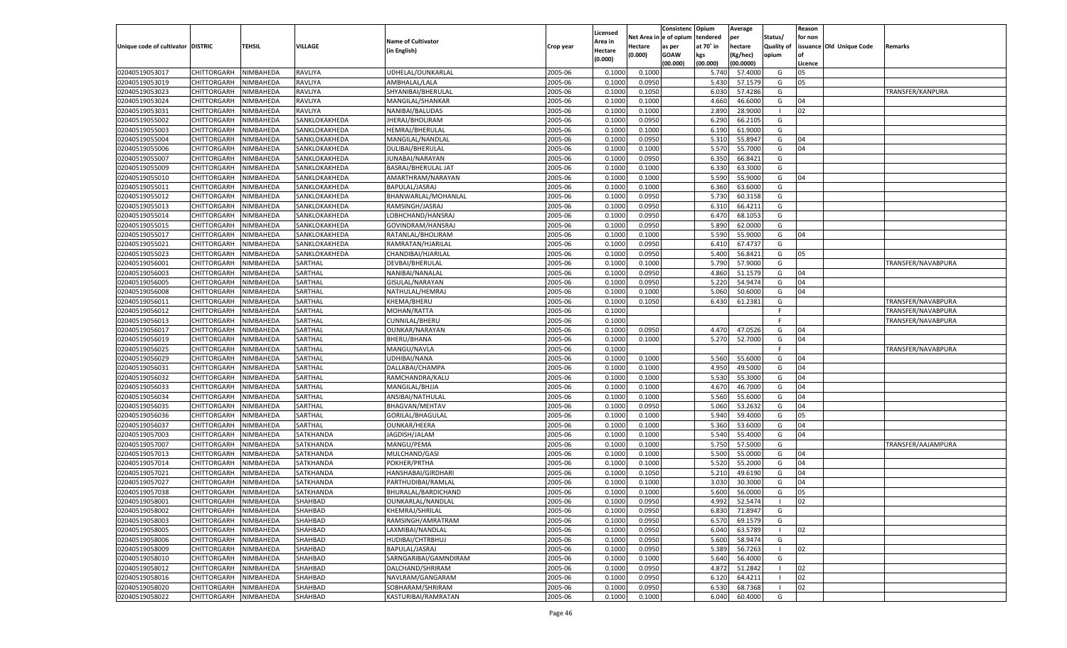| Unique code of cultivator | DISTRIC | TEHSIL | VILLAGE | Name of Cultivator (in English) | Crop year | Licensed Area in Hectare (0.000) | Net Area in Hectare (0.000) | Consistence of opium as per GOAW (00.000) | Opium tendered at 70° in kgs (00.000) | Average per hectare (Kg/hec) (00.0000) | Status/ Quality of opium | Reason for non issuance of Licence | Old Unique Code | Remarks |
|---|---|---|---|---|---|---|---|---|---|---|---|---|---|---|
| 02040519053017 | CHITTORGARH | NIMBAHEDA | RAVLIYA | UDHELAL/OUNKARLAL | 2005-06 | 0.1000 | 0.1000 | | 5.740 | 57.4000 | G | 05 | | |
| 02040519053019 | CHITTORGARH | NIMBAHEDA | RAVLIYA | AMBHALAL/LALA | 2005-06 | 0.1000 | 0.0950 | | 5.430 | 57.1579 | G | 05 | | |
| 02040519053023 | CHITTORGARH | NIMBAHEDA | RAVLIYA | SHYANIBAI/BHERULAL | 2005-06 | 0.1000 | 0.1050 | | 6.030 | 57.4286 | G | | | TRANSFER/KANPURA |
| 02040519053024 | CHITTORGARH | NIMBAHEDA | RAVLIYA | MANGILAL/SHANKAR | 2005-06 | 0.1000 | 0.1000 | | 4.660 | 46.6000 | G | 04 | | |
| 02040519053031 | CHITTORGARH | NIMBAHEDA | RAVLIYA | NANIBAI/BALUDAS | 2005-06 | 0.1000 | 0.1000 | | 2.890 | 28.9000 | I | 02 | | |
| 02040519055002 | CHITTORGARH | NIMBAHEDA | SANKLOKAKHEDA | JHERAJ/BHOLIRAM | 2005-06 | 0.1000 | 0.0950 | | 6.290 | 66.2105 | G | | | |
| 02040519055003 | CHITTORGARH | NIMBAHEDA | SANKLOKAKHEDA | HEMRAJ/BHERULAL | 2005-06 | 0.1000 | 0.1000 | | 6.190 | 61.9000 | G | | | |
| 02040519055004 | CHITTORGARH | NIMBAHEDA | SANKLOKAKHEDA | MANGILAL/NANDLAL | 2005-06 | 0.1000 | 0.0950 | | 5.310 | 55.8947 | G | 04 | | |
| 02040519055006 | CHITTORGARH | NIMBAHEDA | SANKLOKAKHEDA | DULIBAI/BHERULAL | 2005-06 | 0.1000 | 0.1000 | | 5.570 | 55.7000 | G | 04 | | |
| 02040519055007 | CHITTORGARH | NIMBAHEDA | SANKLOKAKHEDA | JUNABAI/NARAYAN | 2005-06 | 0.1000 | 0.0950 | | 6.350 | 66.8421 | G | | | |
| 02040519055009 | CHITTORGARH | NIMBAHEDA | SANKLOKAKHEDA | BASRAJ/BHERULAL JAT | 2005-06 | 0.1000 | 0.1000 | | 6.330 | 63.3000 | G | | | |
| 02040519055010 | CHITTORGARH | NIMBAHEDA | SANKLOKAKHEDA | AMARTHRAM/NARAYAN | 2005-06 | 0.1000 | 0.1000 | | 5.590 | 55.9000 | G | 04 | | |
| 02040519055011 | CHITTORGARH | NIMBAHEDA | SANKLOKAKHEDA | BAPULAL/JASRAJ | 2005-06 | 0.1000 | 0.1000 | | 6.360 | 63.6000 | G | | | |
| 02040519055012 | CHITTORGARH | NIMBAHEDA | SANKLOKAKHEDA | BHANWARLAL/MOHANLAL | 2005-06 | 0.1000 | 0.0950 | | 5.730 | 60.3158 | G | | | |
| 02040519055013 | CHITTORGARH | NIMBAHEDA | SANKLOKAKHEDA | RAMSINGH/JASRAJ | 2005-06 | 0.1000 | 0.0950 | | 6.310 | 66.4211 | G | | | |
| 02040519055014 | CHITTORGARH | NIMBAHEDA | SANKLOKAKHEDA | LOBHCHAND/HANSRAJ | 2005-06 | 0.1000 | 0.0950 | | 6.470 | 68.1053 | G | | | |
| 02040519055015 | CHITTORGARH | NIMBAHEDA | SANKLOKAKHEDA | GOVINDRAM/HANSRAJ | 2005-06 | 0.1000 | 0.0950 | | 5.890 | 62.0000 | G | | | |
| 02040519055017 | CHITTORGARH | NIMBAHEDA | SANKLOKAKHEDA | RATANLAL/BHOLIRAM | 2005-06 | 0.1000 | 0.1000 | | 5.590 | 55.9000 | G | 04 | | |
| 02040519055021 | CHITTORGARH | NIMBAHEDA | SANKLOKAKHEDA | RAMRATAN/HJARILAL | 2005-06 | 0.1000 | 0.0950 | | 6.410 | 67.4737 | G | | | |
| 02040519055023 | CHITTORGARH | NIMBAHEDA | SANKLOKAKHEDA | CHANDIBAI/HJARILAL | 2005-06 | 0.1000 | 0.0950 | | 5.400 | 56.8421 | G | 05 | | |
| 02040519056001 | CHITTORGARH | NIMBAHEDA | SARTHAL | DEVBAI/BHERULAL | 2005-06 | 0.1000 | 0.1000 | | 5.790 | 57.9000 | G | | | TRANSFER/NAVABPURA |
| 02040519056003 | CHITTORGARH | NIMBAHEDA | SARTHAL | NANIBAI/NANALAL | 2005-06 | 0.1000 | 0.0950 | | 4.860 | 51.1579 | G | 04 | | |
| 02040519056005 | CHITTORGARH | NIMBAHEDA | SARTHAL | GISULAL/NARAYAN | 2005-06 | 0.1000 | 0.0950 | | 5.220 | 54.9474 | G | 04 | | |
| 02040519056008 | CHITTORGARH | NIMBAHEDA | SARTHAL | NATHULAL/HEMRAJ | 2005-06 | 0.1000 | 0.1000 | | 5.060 | 50.6000 | G | 04 | | |
| 02040519056011 | CHITTORGARH | NIMBAHEDA | SARTHAL | KHEMA/BHERU | 2005-06 | 0.1000 | 0.1050 | | 6.430 | 61.2381 | G | | | TRANSFER/NAVABPURA |
| 02040519056012 | CHITTORGARH | NIMBAHEDA | SARTHAL | MOHAN/RATTA | 2005-06 | 0.1000 | | | | | F | | | TRANSFER/NAVABPURA |
| 02040519056013 | CHITTORGARH | NIMBAHEDA | SARTHAL | CUNNILAL/BHERU | 2005-06 | 0.1000 | | | | | F | | | TRANSFER/NAVABPURA |
| 02040519056017 | CHITTORGARH | NIMBAHEDA | SARTHAL | OUNKAR/NARAYAN | 2005-06 | 0.1000 | 0.0950 | | 4.470 | 47.0526 | G | 04 | | |
| 02040519056019 | CHITTORGARH | NIMBAHEDA | SARTHAL | BHERU/BHANA | 2005-06 | 0.1000 | 0.1000 | | 5.270 | 52.7000 | G | 04 | | |
| 02040519056025 | CHITTORGARH | NIMBAHEDA | SARTHAL | MANGU/NAVLA | 2005-06 | 0.1000 | | | | | F | | | TRANSFER/NAVABPURA |
| 02040519056029 | CHITTORGARH | NIMBAHEDA | SARTHAL | UDHIBAI/NANA | 2005-06 | 0.1000 | 0.1000 | | 5.560 | 55.6000 | G | 04 | | |
| 02040519056031 | CHITTORGARH | NIMBAHEDA | SARTHAL | DALLABAI/CHAMPA | 2005-06 | 0.1000 | 0.1000 | | 4.950 | 49.5000 | G | 04 | | |
| 02040519056032 | CHITTORGARH | NIMBAHEDA | SARTHAL | RAMCHANDRA/KALU | 2005-06 | 0.1000 | 0.1000 | | 5.530 | 55.3000 | G | 04 | | |
| 02040519056033 | CHITTORGARH | NIMBAHEDA | SARTHAL | MANGILAL/BHJJA | 2005-06 | 0.1000 | 0.1000 | | 4.670 | 46.7000 | G | 04 | | |
| 02040519056034 | CHITTORGARH | NIMBAHEDA | SARTHAL | ANSIBAI/NATHULAL | 2005-06 | 0.1000 | 0.1000 | | 5.560 | 55.6000 | G | 04 | | |
| 02040519056035 | CHITTORGARH | NIMBAHEDA | SARTHAL | BHAGVAN/MEHTAV | 2005-06 | 0.1000 | 0.0950 | | 5.060 | 53.2632 | G | 04 | | |
| 02040519056036 | CHITTORGARH | NIMBAHEDA | SARTHAL | GORILAL/BHAGULAL | 2005-06 | 0.1000 | 0.1000 | | 5.940 | 59.4000 | G | 05 | | |
| 02040519056037 | CHITTORGARH | NIMBAHEDA | SARTHAL | OUNKAR/HEERA | 2005-06 | 0.1000 | 0.1000 | | 5.360 | 53.6000 | G | 04 | | |
| 02040519057003 | CHITTORGARH | NIMBAHEDA | SATKHANDA | JAGDISH/JALAM | 2005-06 | 0.1000 | 0.1000 | | 5.540 | 55.4000 | G | 04 | | |
| 02040519057007 | CHITTORGARH | NIMBAHEDA | SATKHANDA | MANGU/PEMA | 2005-06 | 0.1000 | 0.1000 | | 5.750 | 57.5000 | G | | | TRANSFER/AAJAMPURA |
| 02040519057013 | CHITTORGARH | NIMBAHEDA | SATKHANDA | MULCHAND/GASI | 2005-06 | 0.1000 | 0.1000 | | 5.500 | 55.0000 | G | 04 | | |
| 02040519057014 | CHITTORGARH | NIMBAHEDA | SATKHANDA | POKHER/PRTHA | 2005-06 | 0.1000 | 0.1000 | | 5.520 | 55.2000 | G | 04 | | |
| 02040519057021 | CHITTORGARH | NIMBAHEDA | SATKHANDA | HANSHABAI/GIRDHARI | 2005-06 | 0.1000 | 0.1050 | | 5.210 | 49.6190 | G | 04 | | |
| 02040519057027 | CHITTORGARH | NIMBAHEDA | SATKHANDA | PARTHUDIBAI/RAMLAL | 2005-06 | 0.1000 | 0.1000 | | 3.030 | 30.3000 | G | 04 | | |
| 02040519057038 | CHITTORGARH | NIMBAHEDA | SATKHANDA | BHURALAL/BARDICHAND | 2005-06 | 0.1000 | 0.1000 | | 5.600 | 56.0000 | G | 05 | | |
| 02040519058001 | CHITTORGARH | NIMBAHEDA | SHAHBAD | OUNKARLAL/NANDLAL | 2005-06 | 0.1000 | 0.0950 | | 4.992 | 52.5474 | I | 02 | | |
| 02040519058002 | CHITTORGARH | NIMBAHEDA | SHAHBAD | KHEMRAJ/SHRILAL | 2005-06 | 0.1000 | 0.0950 | | 6.830 | 71.8947 | G | | | |
| 02040519058003 | CHITTORGARH | NIMBAHEDA | SHAHBAD | RAMSINGH/AMRATRAM | 2005-06 | 0.1000 | 0.0950 | | 6.570 | 69.1579 | G | | | |
| 02040519058005 | CHITTORGARH | NIMBAHEDA | SHAHBAD | LAXMIBAI/NANDLAL | 2005-06 | 0.1000 | 0.0950 | | 6.040 | 63.5789 | I | 02 | | |
| 02040519058006 | CHITTORGARH | NIMBAHEDA | SHAHBAD | HUDIBAI/CHTRBHUJ | 2005-06 | 0.1000 | 0.0950 | | 5.600 | 58.9474 | G | | | |
| 02040519058009 | CHITTORGARH | NIMBAHEDA | SHAHBAD | BAPULAL/JASRAJ | 2005-06 | 0.1000 | 0.0950 | | 5.389 | 56.7263 | I | 02 | | |
| 02040519058010 | CHITTORGARH | NIMBAHEDA | SHAHBAD | SARNGARIBAI/GAMNDIRAM | 2005-06 | 0.1000 | 0.1000 | | 5.640 | 56.4000 | G | | | |
| 02040519058012 | CHITTORGARH | NIMBAHEDA | SHAHBAD | DALCHAND/SHRIRAM | 2005-06 | 0.1000 | 0.0950 | | 4.872 | 51.2842 | I | 02 | | |
| 02040519058016 | CHITTORGARH | NIMBAHEDA | SHAHBAD | NAVLRAM/GANGARAM | 2005-06 | 0.1000 | 0.0950 | | 6.120 | 64.4211 | I | 02 | | |
| 02040519058020 | CHITTORGARH | NIMBAHEDA | SHAHBAD | SOBHARAM/SHRIRAM | 2005-06 | 0.1000 | 0.0950 | | 6.530 | 68.7368 | I | 02 | | |
| 02040519058022 | CHITTORGARH | NIMBAHEDA | SHAHBAD | KASTURIBAI/RAMRATAN | 2005-06 | 0.1000 | 0.1000 | | 6.040 | 60.4000 | G | | | |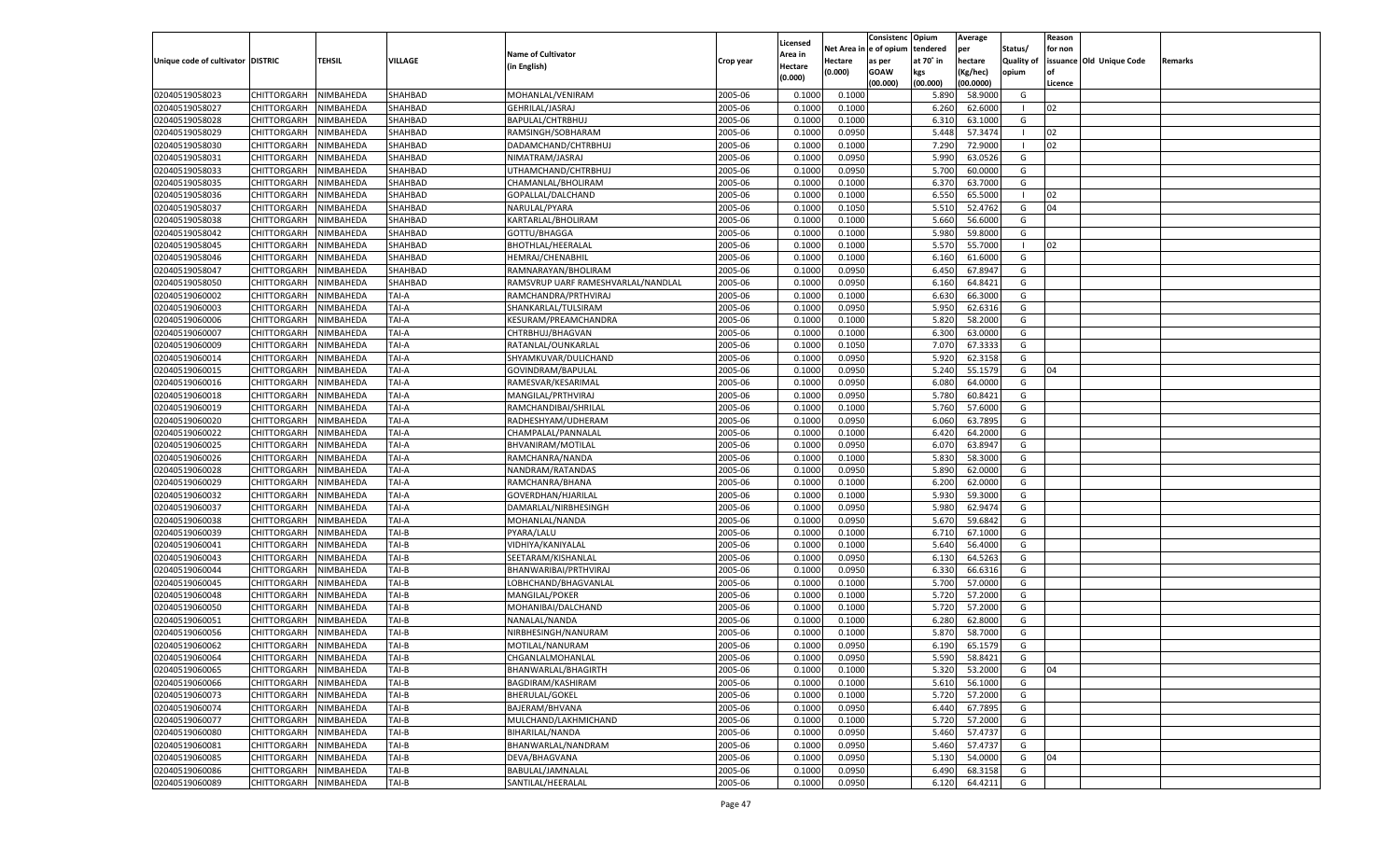| Unique code of cultivator | DISTRIC | TEHSIL | VILLAGE | Name of Cultivator (in English) | Crop year | Licensed Area in Hectare (0.000) | Net Area in Hectare (0.000) | Consistence of opium as per GOAW (00.000) | Opium tendered at 70° in kgs (00.000) | Average per hectare (Kg/hec) (00.0000) | Status/ Quality of opium | Reason for non issuance of Licence | Old Unique Code | Remarks |
|---|---|---|---|---|---|---|---|---|---|---|---|---|---|---|
| 02040519058023 | CHITTORGARH | NIMBAHEDA | SHAHBAD | MOHANLAL/VENIRAM | 2005-06 | 0.1000 | 0.1000 | | 5.890 | 58.9000 | G | | | |
| 02040519058027 | CHITTORGARH | NIMBAHEDA | SHAHBAD | GEHRILAL/JASRAJ | 2005-06 | 0.1000 | 0.1000 | | 6.260 | 62.6000 | I | 02 | | |
| 02040519058028 | CHITTORGARH | NIMBAHEDA | SHAHBAD | BAPULAL/CHTRBHUJ | 2005-06 | 0.1000 | 0.1000 | | 6.310 | 63.1000 | G | | | |
| 02040519058029 | CHITTORGARH | NIMBAHEDA | SHAHBAD | RAMSINGH/SOBHARAM | 2005-06 | 0.1000 | 0.0950 | | 5.448 | 57.3474 | I | 02 | | |
| 02040519058030 | CHITTORGARH | NIMBAHEDA | SHAHBAD | DADAMCHAND/CHTRBHUJ | 2005-06 | 0.1000 | 0.1000 | | 7.290 | 72.9000 | I | 02 | | |
| 02040519058031 | CHITTORGARH | NIMBAHEDA | SHAHBAD | NIMATRAM/JASRAJ | 2005-06 | 0.1000 | 0.0950 | | 5.990 | 63.0526 | G | | | |
| 02040519058033 | CHITTORGARH | NIMBAHEDA | SHAHBAD | UTHAMCHAND/CHTRBHUJ | 2005-06 | 0.1000 | 0.0950 | | 5.700 | 60.0000 | G | | | |
| 02040519058035 | CHITTORGARH | NIMBAHEDA | SHAHBAD | CHAMANLAL/BHOLIRAM | 2005-06 | 0.1000 | 0.1000 | | 6.370 | 63.7000 | G | | | |
| 02040519058036 | CHITTORGARH | NIMBAHEDA | SHAHBAD | GOPALLAL/DALCHAND | 2005-06 | 0.1000 | 0.1000 | | 6.550 | 65.5000 | I | 02 | | |
| 02040519058037 | CHITTORGARH | NIMBAHEDA | SHAHBAD | NARULAL/PYARA | 2005-06 | 0.1000 | 0.1050 | | 5.510 | 52.4762 | G | 04 | | |
| 02040519058038 | CHITTORGARH | NIMBAHEDA | SHAHBAD | KARTARLAL/BHOLIRAM | 2005-06 | 0.1000 | 0.1000 | | 5.660 | 56.6000 | G | | | |
| 02040519058042 | CHITTORGARH | NIMBAHEDA | SHAHBAD | GOTTU/BHAGGA | 2005-06 | 0.1000 | 0.1000 | | 5.980 | 59.8000 | G | | | |
| 02040519058045 | CHITTORGARH | NIMBAHEDA | SHAHBAD | BHOTHLAL/HEERALAL | 2005-06 | 0.1000 | 0.1000 | | 5.570 | 55.7000 | I | 02 | | |
| 02040519058046 | CHITTORGARH | NIMBAHEDA | SHAHBAD | HEMRAJ/CHENABHIL | 2005-06 | 0.1000 | 0.1000 | | 6.160 | 61.6000 | G | | | |
| 02040519058047 | CHITTORGARH | NIMBAHEDA | SHAHBAD | RAMNARAYAN/BHOLIRAM | 2005-06 | 0.1000 | 0.0950 | | 6.450 | 67.8947 | G | | | |
| 02040519058050 | CHITTORGARH | NIMBAHEDA | SHAHBAD | RAMSVRUP UARF RAMESHVARLAL/NANDLAL | 2005-06 | 0.1000 | 0.0950 | | 6.160 | 64.8421 | G | | | |
| 02040519060002 | CHITTORGARH | NIMBAHEDA | TAI-A | RAMCHANDRA/PRTHVIRAJ | 2005-06 | 0.1000 | 0.1000 | | 6.630 | 66.3000 | G | | | |
| 02040519060003 | CHITTORGARH | NIMBAHEDA | TAI-A | SHANKARLAL/TULSIRAM | 2005-06 | 0.1000 | 0.0950 | | 5.950 | 62.6316 | G | | | |
| 02040519060006 | CHITTORGARH | NIMBAHEDA | TAI-A | KESURAM/PREAMCHANDRA | 2005-06 | 0.1000 | 0.1000 | | 5.820 | 58.2000 | G | | | |
| 02040519060007 | CHITTORGARH | NIMBAHEDA | TAI-A | CHTRBHUJ/BHAGVAN | 2005-06 | 0.1000 | 0.1000 | | 6.300 | 63.0000 | G | | | |
| 02040519060009 | CHITTORGARH | NIMBAHEDA | TAI-A | RATANLAL/OUNKARLAL | 2005-06 | 0.1000 | 0.1050 | | 7.070 | 67.3333 | G | | | |
| 02040519060014 | CHITTORGARH | NIMBAHEDA | TAI-A | SHYAMKUVAR/DULICHAND | 2005-06 | 0.1000 | 0.0950 | | 5.920 | 62.3158 | G | | | |
| 02040519060015 | CHITTORGARH | NIMBAHEDA | TAI-A | GOVINDRAM/BAPULAL | 2005-06 | 0.1000 | 0.0950 | | 5.240 | 55.1579 | G | 04 | | |
| 02040519060016 | CHITTORGARH | NIMBAHEDA | TAI-A | RAMESVAR/KESARIMAL | 2005-06 | 0.1000 | 0.0950 | | 6.080 | 64.0000 | G | | | |
| 02040519060018 | CHITTORGARH | NIMBAHEDA | TAI-A | MANGILAL/PRTHVIRAJ | 2005-06 | 0.1000 | 0.0950 | | 5.780 | 60.8421 | G | | | |
| 02040519060019 | CHITTORGARH | NIMBAHEDA | TAI-A | RAMCHANDIBAI/SHRILAL | 2005-06 | 0.1000 | 0.1000 | | 5.760 | 57.6000 | G | | | |
| 02040519060020 | CHITTORGARH | NIMBAHEDA | TAI-A | RADHESHYAM/UDHERAM | 2005-06 | 0.1000 | 0.0950 | | 6.060 | 63.7895 | G | | | |
| 02040519060022 | CHITTORGARH | NIMBAHEDA | TAI-A | CHAMPALAL/PANNALAL | 2005-06 | 0.1000 | 0.1000 | | 6.420 | 64.2000 | G | | | |
| 02040519060025 | CHITTORGARH | NIMBAHEDA | TAI-A | BHVANIRAM/MOTILAL | 2005-06 | 0.1000 | 0.0950 | | 6.070 | 63.8947 | G | | | |
| 02040519060026 | CHITTORGARH | NIMBAHEDA | TAI-A | RAMCHANRA/NANDA | 2005-06 | 0.1000 | 0.1000 | | 5.830 | 58.3000 | G | | | |
| 02040519060028 | CHITTORGARH | NIMBAHEDA | TAI-A | NANDRAM/RATANDAS | 2005-06 | 0.1000 | 0.0950 | | 5.890 | 62.0000 | G | | | |
| 02040519060029 | CHITTORGARH | NIMBAHEDA | TAI-A | RAMCHANRA/BHANA | 2005-06 | 0.1000 | 0.1000 | | 6.200 | 62.0000 | G | | | |
| 02040519060032 | CHITTORGARH | NIMBAHEDA | TAI-A | GOVERDHAN/HJARILAL | 2005-06 | 0.1000 | 0.1000 | | 5.930 | 59.3000 | G | | | |
| 02040519060037 | CHITTORGARH | NIMBAHEDA | TAI-A | DAMARLAL/NIRBHESINGH | 2005-06 | 0.1000 | 0.0950 | | 5.980 | 62.9474 | G | | | |
| 02040519060038 | CHITTORGARH | NIMBAHEDA | TAI-A | MOHANLAL/NANDA | 2005-06 | 0.1000 | 0.0950 | | 5.670 | 59.6842 | G | | | |
| 02040519060039 | CHITTORGARH | NIMBAHEDA | TAI-B | PYARA/LALU | 2005-06 | 0.1000 | 0.1000 | | 6.710 | 67.1000 | G | | | |
| 02040519060041 | CHITTORGARH | NIMBAHEDA | TAI-B | VIDHIYA/KANIYALAL | 2005-06 | 0.1000 | 0.1000 | | 5.640 | 56.4000 | G | | | |
| 02040519060043 | CHITTORGARH | NIMBAHEDA | TAI-B | SEETARAM/KISHANLAL | 2005-06 | 0.1000 | 0.0950 | | 6.130 | 64.5263 | G | | | |
| 02040519060044 | CHITTORGARH | NIMBAHEDA | TAI-B | BHANWARIBAI/PRTHVIRAJ | 2005-06 | 0.1000 | 0.0950 | | 6.330 | 66.6316 | G | | | |
| 02040519060045 | CHITTORGARH | NIMBAHEDA | TAI-B | LOBHCHAND/BHAGVANLAL | 2005-06 | 0.1000 | 0.1000 | | 5.700 | 57.0000 | G | | | |
| 02040519060048 | CHITTORGARH | NIMBAHEDA | TAI-B | MANGILAL/POKER | 2005-06 | 0.1000 | 0.1000 | | 5.720 | 57.2000 | G | | | |
| 02040519060050 | CHITTORGARH | NIMBAHEDA | TAI-B | MOHANIBAI/DALCHAND | 2005-06 | 0.1000 | 0.1000 | | 5.720 | 57.2000 | G | | | |
| 02040519060051 | CHITTORGARH | NIMBAHEDA | TAI-B | NANALAL/NANDA | 2005-06 | 0.1000 | 0.1000 | | 6.280 | 62.8000 | G | | | |
| 02040519060056 | CHITTORGARH | NIMBAHEDA | TAI-B | NIRBHESINGH/NANURAM | 2005-06 | 0.1000 | 0.1000 | | 5.870 | 58.7000 | G | | | |
| 02040519060062 | CHITTORGARH | NIMBAHEDA | TAI-B | MOTILAL/NANURAM | 2005-06 | 0.1000 | 0.0950 | | 6.190 | 65.1579 | G | | | |
| 02040519060064 | CHITTORGARH | NIMBAHEDA | TAI-B | CHGANLALMOHANLAL | 2005-06 | 0.1000 | 0.0950 | | 5.590 | 58.8421 | G | | | |
| 02040519060065 | CHITTORGARH | NIMBAHEDA | TAI-B | BHANWARLAL/BHAGIRTH | 2005-06 | 0.1000 | 0.1000 | | 5.320 | 53.2000 | G | 04 | | |
| 02040519060066 | CHITTORGARH | NIMBAHEDA | TAI-B | BAGDIRAM/KASHIRAM | 2005-06 | 0.1000 | 0.1000 | | 5.610 | 56.1000 | G | | | |
| 02040519060073 | CHITTORGARH | NIMBAHEDA | TAI-B | BHERULAL/GOKEL | 2005-06 | 0.1000 | 0.1000 | | 5.720 | 57.2000 | G | | | |
| 02040519060074 | CHITTORGARH | NIMBAHEDA | TAI-B | BAJERAM/BHVANA | 2005-06 | 0.1000 | 0.0950 | | 6.440 | 67.7895 | G | | | |
| 02040519060077 | CHITTORGARH | NIMBAHEDA | TAI-B | MULCHAND/LAKHMICHAND | 2005-06 | 0.1000 | 0.1000 | | 5.720 | 57.2000 | G | | | |
| 02040519060080 | CHITTORGARH | NIMBAHEDA | TAI-B | BIHARILAL/NANDA | 2005-06 | 0.1000 | 0.0950 | | 5.460 | 57.4737 | G | | | |
| 02040519060081 | CHITTORGARH | NIMBAHEDA | TAI-B | BHANWARLAL/NANDRAM | 2005-06 | 0.1000 | 0.0950 | | 5.460 | 57.4737 | G | | | |
| 02040519060085 | CHITTORGARH | NIMBAHEDA | TAI-B | DEVA/BHAGVANA | 2005-06 | 0.1000 | 0.0950 | | 5.130 | 54.0000 | G | 04 | | |
| 02040519060086 | CHITTORGARH | NIMBAHEDA | TAI-B | BABULAL/JAMNALAL | 2005-06 | 0.1000 | 0.0950 | | 6.490 | 68.3158 | G | | | |
| 02040519060089 | CHITTORGARH | NIMBAHEDA | TAI-B | SANTILAL/HEERALAL | 2005-06 | 0.1000 | 0.0950 | | 6.120 | 64.4211 | G | | | |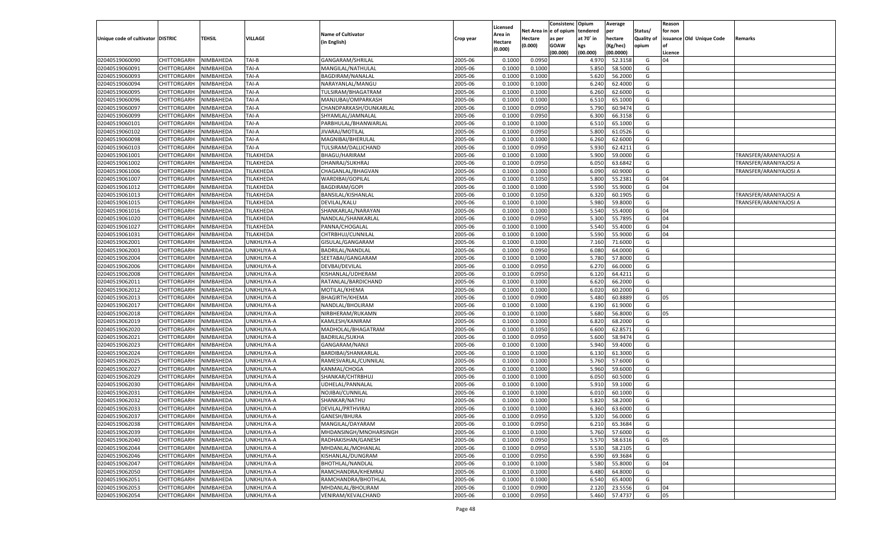| Unique code of cultivator | DISTRIC | TEHSIL | VILLAGE | Name of Cultivator (in English) | Crop year | Licensed Area in Hectare (0.000) | Net Area in Hectare (0.000) | Consistenc e of opium as per GOAW (00.000) | Opium tendered at 70° in kgs (00.000) | Average per hectare (Kg/hec) (00.0000) | Status/ Quality of opium | Reason for non issuance of Licence | Old Unique Code | Remarks |
|---|---|---|---|---|---|---|---|---|---|---|---|---|---|---|
| 02040519060090 | CHITTORGARH | NIMBAHEDA | TAI-B | GANGARAM/SHRILAL | 2005-06 | 0.1000 | 0.0950 | | 4.970 | 52.3158 | G | 04 | | |
| 02040519060091 | CHITTORGARH | NIMBAHEDA | TAI-A | MANGILAL/NATHULAL | 2005-06 | 0.1000 | 0.1000 | | 5.850 | 58.5000 | G | | | |
| 02040519060093 | CHITTORGARH | NIMBAHEDA | TAI-A | BAGDIRAM/NANALAL | 2005-06 | 0.1000 | 0.1000 | | 5.620 | 56.2000 | G | | | |
| 02040519060094 | CHITTORGARH | NIMBAHEDA | TAI-A | NARAYANLAL/MANGU | 2005-06 | 0.1000 | 0.1000 | | 6.240 | 62.4000 | G | | | |
| 02040519060095 | CHITTORGARH | NIMBAHEDA | TAI-A | TULSIRAM/BHAGATRAM | 2005-06 | 0.1000 | 0.1000 | | 6.260 | 62.6000 | G | | | |
| 02040519060096 | CHITTORGARH | NIMBAHEDA | TAI-A | MANJUBAI/OMPARKASH | 2005-06 | 0.1000 | 0.1000 | | 6.510 | 65.1000 | G | | | |
| 02040519060097 | CHITTORGARH | NIMBAHEDA | TAI-A | CHANDPARKASH/OUNKARLAL | 2005-06 | 0.1000 | 0.0950 | | 5.790 | 60.9474 | G | | | |
| 02040519060099 | CHITTORGARH | NIMBAHEDA | TAI-A | SHYAMLAL/JAMNALAL | 2005-06 | 0.1000 | 0.0950 | | 6.300 | 66.3158 | G | | | |
| 02040519060101 | CHITTORGARH | NIMBAHEDA | TAI-A | PARBHULAL/BHANWARLAL | 2005-06 | 0.1000 | 0.1000 | | 6.510 | 65.1000 | G | | | |
| 02040519060102 | CHITTORGARH | NIMBAHEDA | TAI-A | JIVARAJ/MOTILAL | 2005-06 | 0.1000 | 0.0950 | | 5.800 | 61.0526 | G | | | |
| 02040519060098 | CHITTORGARH | NIMBAHEDA | TAI-A | MAGNIBAI/BHERULAL | 2005-06 | 0.1000 | 0.1000 | | 6.260 | 62.6000 | G | | | |
| 02040519060103 | CHITTORGARH | NIMBAHEDA | TAI-A | TULSIRAM/DALLICHAND | 2005-06 | 0.1000 | 0.0950 | | 5.930 | 62.4211 | G | | | |
| 02040519061001 | CHITTORGARH | NIMBAHEDA | TILAKHEDA | BHAGU/HARIRAM | 2005-06 | 0.1000 | 0.1000 | | 5.900 | 59.0000 | G | | | TRANSFER/ARANIYAJOSI A |
| 02040519061002 | CHITTORGARH | NIMBAHEDA | TILAKHEDA | DHANRAJ/SUKHRAJ | 2005-06 | 0.1000 | 0.0950 | | 6.050 | 63.6842 | G | | | TRANSFER/ARANIYAJOSI A |
| 02040519061006 | CHITTORGARH | NIMBAHEDA | TILAKHEDA | CHAGANLAL/BHAGVAN | 2005-06 | 0.1000 | 0.1000 | | 6.090 | 60.9000 | G | | | TRANSFER/ARANIYAJOSI A |
| 02040519061007 | CHITTORGARH | NIMBAHEDA | TILAKHEDA | WARDIBAI/GOPILAL | 2005-06 | 0.1000 | 0.1050 | | 5.800 | 55.2381 | G | 04 | | |
| 02040519061012 | CHITTORGARH | NIMBAHEDA | TILAKHEDA | BAGDIRAM/GOPI | 2005-06 | 0.1000 | 0.1000 | | 5.590 | 55.9000 | G | 04 | | |
| 02040519061013 | CHITTORGARH | NIMBAHEDA | TILAKHEDA | BANSILAL/KISHANLAL | 2005-06 | 0.1000 | 0.1050 | | 6.320 | 60.1905 | G | | | TRANSFER/ARANIYAJOSI A |
| 02040519061015 | CHITTORGARH | NIMBAHEDA | TILAKHEDA | DEVILAL/KALU | 2005-06 | 0.1000 | 0.1000 | | 5.980 | 59.8000 | G | | | TRANSFER/ARANIYAJOSI A |
| 02040519061016 | CHITTORGARH | NIMBAHEDA | TILAKHEDA | SHANKARLAL/NARAYAN | 2005-06 | 0.1000 | 0.1000 | | 5.540 | 55.4000 | G | 04 | | |
| 02040519061020 | CHITTORGARH | NIMBAHEDA | TILAKHEDA | NANDLAL/SHANKARLAL | 2005-06 | 0.1000 | 0.0950 | | 5.300 | 55.7895 | G | 04 | | |
| 02040519061027 | CHITTORGARH | NIMBAHEDA | TILAKHEDA | PANNA/CHOGALAL | 2005-06 | 0.1000 | 0.1000 | | 5.540 | 55.4000 | G | 04 | | |
| 02040519061031 | CHITTORGARH | NIMBAHEDA | TILAKHEDA | CHTRBHUJ/CUNNILAL | 2005-06 | 0.1000 | 0.1000 | | 5.590 | 55.9000 | G | 04 | | |
| 02040519062001 | CHITTORGARH | NIMBAHEDA | UNKHLIYA-A | GISULAL/GANGARAM | 2005-06 | 0.1000 | 0.1000 | | 7.160 | 71.6000 | G | | | |
| 02040519062003 | CHITTORGARH | NIMBAHEDA | UNKHLIYA-A | BADRILAL/NANDLAL | 2005-06 | 0.1000 | 0.0950 | | 6.080 | 64.0000 | G | | | |
| 02040519062004 | CHITTORGARH | NIMBAHEDA | UNKHLIYA-A | SEETABAI/GANGARAM | 2005-06 | 0.1000 | 0.1000 | | 5.780 | 57.8000 | G | | | |
| 02040519062006 | CHITTORGARH | NIMBAHEDA | UNKHLIYA-A | DEVBAI/DEVILAL | 2005-06 | 0.1000 | 0.0950 | | 6.270 | 66.0000 | G | | | |
| 02040519062008 | CHITTORGARH | NIMBAHEDA | UNKHLIYA-A | KISHANLAL/UDHERAM | 2005-06 | 0.1000 | 0.0950 | | 6.120 | 64.4211 | G | | | |
| 02040519062011 | CHITTORGARH | NIMBAHEDA | UNKHLIYA-A | RATANLAL/BARDICHAND | 2005-06 | 0.1000 | 0.1000 | | 6.620 | 66.2000 | G | | | |
| 02040519062012 | CHITTORGARH | NIMBAHEDA | UNKHLIYA-A | MOTILAL/KHEMA | 2005-06 | 0.1000 | 0.1000 | | 6.020 | 60.2000 | G | | | |
| 02040519062013 | CHITTORGARH | NIMBAHEDA | UNKHLIYA-A | BHAGIRTH/KHEMA | 2005-06 | 0.1000 | 0.0900 | | 5.480 | 60.8889 | G | 05 | | |
| 02040519062017 | CHITTORGARH | NIMBAHEDA | UNKHLIYA-A | NANDLAL/BHOLIRAM | 2005-06 | 0.1000 | 0.1000 | | 6.190 | 61.9000 | G | | | |
| 02040519062018 | CHITTORGARH | NIMBAHEDA | UNKHLIYA-A | NIRBHERAM/RUKAMN | 2005-06 | 0.1000 | 0.1000 | | 5.680 | 56.8000 | G | 05 | | |
| 02040519062019 | CHITTORGARH | NIMBAHEDA | UNKHLIYA-A | KAMLESH/KANIRAM | 2005-06 | 0.1000 | 0.1000 | | 6.820 | 68.2000 | G | | | |
| 02040519062020 | CHITTORGARH | NIMBAHEDA | UNKHLIYA-A | MADHOLAL/BHAGATRAM | 2005-06 | 0.1000 | 0.1050 | | 6.600 | 62.8571 | G | | | |
| 02040519062021 | CHITTORGARH | NIMBAHEDA | UNKHLIYA-A | BADRILAL/SUKHA | 2005-06 | 0.1000 | 0.0950 | | 5.600 | 58.9474 | G | | | |
| 02040519062023 | CHITTORGARH | NIMBAHEDA | UNKHLIYA-A | GANGARAM/NANJI | 2005-06 | 0.1000 | 0.1000 | | 5.940 | 59.4000 | G | | | |
| 02040519062024 | CHITTORGARH | NIMBAHEDA | UNKHLIYA-A | BARDIBAI/SHANKARLAL | 2005-06 | 0.1000 | 0.1000 | | 6.130 | 61.3000 | G | | | |
| 02040519062025 | CHITTORGARH | NIMBAHEDA | UNKHLIYA-A | RAMESVARLAL/CUNNILAL | 2005-06 | 0.1000 | 0.1000 | | 5.760 | 57.6000 | G | | | |
| 02040519062027 | CHITTORGARH | NIMBAHEDA | UNKHLIYA-A | KANMAL/CHOGA | 2005-06 | 0.1000 | 0.1000 | | 5.960 | 59.6000 | G | | | |
| 02040519062029 | CHITTORGARH | NIMBAHEDA | UNKHLIYA-A | SHANKAR/CHTRBHUJ | 2005-06 | 0.1000 | 0.1000 | | 6.050 | 60.5000 | G | | | |
| 02040519062030 | CHITTORGARH | NIMBAHEDA | UNKHLIYA-A | UDHELAL/PANNALAL | 2005-06 | 0.1000 | 0.1000 | | 5.910 | 59.1000 | G | | | |
| 02040519062031 | CHITTORGARH | NIMBAHEDA | UNKHLIYA-A | NOJIBAI/CUNNILAL | 2005-06 | 0.1000 | 0.1000 | | 6.010 | 60.1000 | G | | | |
| 02040519062032 | CHITTORGARH | NIMBAHEDA | UNKHLIYA-A | SHANKAR/NATHU | 2005-06 | 0.1000 | 0.1000 | | 5.820 | 58.2000 | G | | | |
| 02040519062033 | CHITTORGARH | NIMBAHEDA | UNKHLIYA-A | DEVILAL/PRTHVIRAJ | 2005-06 | 0.1000 | 0.1000 | | 6.360 | 63.6000 | G | | | |
| 02040519062037 | CHITTORGARH | NIMBAHEDA | UNKHLIYA-A | GANESH/BHURA | 2005-06 | 0.1000 | 0.0950 | | 5.320 | 56.0000 | G | | | |
| 02040519062038 | CHITTORGARH | NIMBAHEDA | UNKHLIYA-A | MANGILAL/DAYARAM | 2005-06 | 0.1000 | 0.0950 | | 6.210 | 65.3684 | G | | | |
| 02040519062039 | CHITTORGARH | NIMBAHEDA | UNKHLIYA-A | MHDANSINGH/MNOHARSINGH | 2005-06 | 0.1000 | 0.1000 | | 5.760 | 57.6000 | G | | | |
| 02040519062040 | CHITTORGARH | NIMBAHEDA | UNKHLIYA-A | RADHAKISHAN/GANESH | 2005-06 | 0.1000 | 0.0950 | | 5.570 | 58.6316 | G | 05 | | |
| 02040519062044 | CHITTORGARH | NIMBAHEDA | UNKHLIYA-A | MHDANLAL/MOHANLAL | 2005-06 | 0.1000 | 0.0950 | | 5.530 | 58.2105 | G | | | |
| 02040519062046 | CHITTORGARH | NIMBAHEDA | UNKHLIYA-A | KISHANLAL/DUNGRAM | 2005-06 | 0.1000 | 0.0950 | | 6.590 | 69.3684 | G | | | |
| 02040519062047 | CHITTORGARH | NIMBAHEDA | UNKHLIYA-A | BHOTHLAL/NANDLAL | 2005-06 | 0.1000 | 0.1000 | | 5.580 | 55.8000 | G | 04 | | |
| 02040519062050 | CHITTORGARH | NIMBAHEDA | UNKHLIYA-A | RAMCHANDRA/KHEMRAJ | 2005-06 | 0.1000 | 0.1000 | | 6.480 | 64.8000 | G | | | |
| 02040519062051 | CHITTORGARH | NIMBAHEDA | UNKHLIYA-A | RAMCHANDRA/BHOTHLAL | 2005-06 | 0.1000 | 0.1000 | | 6.540 | 65.4000 | G | | | |
| 02040519062053 | CHITTORGARH | NIMBAHEDA | UNKHLIYA-A | MHDANLAL/BHOLIRAM | 2005-06 | 0.1000 | 0.0900 | | 2.120 | 23.5556 | G | 04 | | |
| 02040519062054 | CHITTORGARH | NIMBAHEDA | UNKHLIYA-A | VENIRAM/KEVALCHAND | 2005-06 | 0.1000 | 0.0950 | | 5.460 | 57.4737 | G | 05 | | |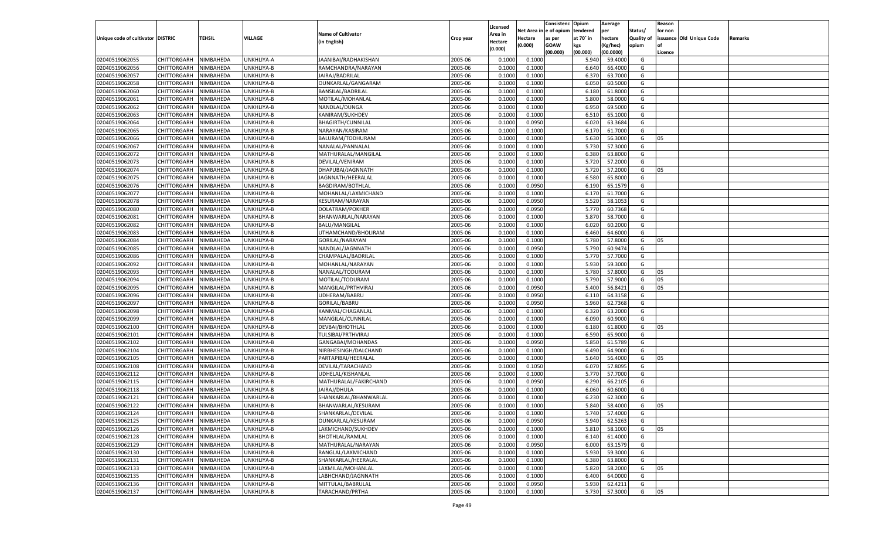| Unique code of cultivator | DISTRIC | TEHSIL | VILLAGE | Name of Cultivator (in English) | Crop year | Licensed Area in Hectare (0.000) | Net Area in Hectare (0.000) | Consistenc e of opium as per GOAW (00.000) | Opium tendered at 70° in kgs (00.000) | Average per hectare (Kg/hec) (00.0000) | Status/ Quality of opium | Reason for non issuance of Licence | Old Unique Code | Remarks |
|---|---|---|---|---|---|---|---|---|---|---|---|---|---|---|
| 02040519062055 | CHITTORGARH | NIMBAHEDA | UNKHLIYA-A | JAANIBAI/RADHAKISHAN | 2005-06 | 0.1000 | 0.1000 | | 5.940 | 59.4000 | G | | | |
| 02040519062056 | CHITTORGARH | NIMBAHEDA | UNKHLIYA-B | RAMCHANDRA/NARAYAN | 2005-06 | 0.1000 | 0.1000 | | 6.640 | 66.4000 | G | | | |
| 02040519062057 | CHITTORGARH | NIMBAHEDA | UNKHLIYA-B | JAIRAJ/BADRILAL | 2005-06 | 0.1000 | 0.1000 | | 6.370 | 63.7000 | G | | | |
| 02040519062058 | CHITTORGARH | NIMBAHEDA | UNKHLIYA-B | OUNKARLAL/GANGARAM | 2005-06 | 0.1000 | 0.1000 | | 6.050 | 60.5000 | G | | | |
| 02040519062060 | CHITTORGARH | NIMBAHEDA | UNKHLIYA-B | BANSILAL/BADRILAL | 2005-06 | 0.1000 | 0.1000 | | 6.180 | 61.8000 | G | | | |
| 02040519062061 | CHITTORGARH | NIMBAHEDA | UNKHLIYA-B | MOTILAL/MOHANLAL | 2005-06 | 0.1000 | 0.1000 | | 5.800 | 58.0000 | G | | | |
| 02040519062062 | CHITTORGARH | NIMBAHEDA | UNKHLIYA-B | NANDLAL/DUNGA | 2005-06 | 0.1000 | 0.1000 | | 6.950 | 69.5000 | G | | | |
| 02040519062063 | CHITTORGARH | NIMBAHEDA | UNKHLIYA-B | KANIRAM/SUKHDEV | 2005-06 | 0.1000 | 0.1000 | | 6.510 | 65.1000 | G | | | |
| 02040519062064 | CHITTORGARH | NIMBAHEDA | UNKHLIYA-B | BHAGIRTH/CUNNILAL | 2005-06 | 0.1000 | 0.0950 | | 6.020 | 63.3684 | G | | | |
| 02040519062065 | CHITTORGARH | NIMBAHEDA | UNKHLIYA-B | NARAYAN/KASIRAM | 2005-06 | 0.1000 | 0.1000 | | 6.170 | 61.7000 | G | | | |
| 02040519062066 | CHITTORGARH | NIMBAHEDA | UNKHLIYA-B | BALURAM/TODHURAM | 2005-06 | 0.1000 | 0.1000 | | 5.630 | 56.3000 | G | 05 | | |
| 02040519062067 | CHITTORGARH | NIMBAHEDA | UNKHLIYA-B | NANALAL/PANNALAL | 2005-06 | 0.1000 | 0.1000 | | 5.730 | 57.3000 | G | | | |
| 02040519062072 | CHITTORGARH | NIMBAHEDA | UNKHLIYA-B | MATHURALAL/MANGILAL | 2005-06 | 0.1000 | 0.1000 | | 6.380 | 63.8000 | G | | | |
| 02040519062073 | CHITTORGARH | NIMBAHEDA | UNKHLIYA-B | DEVILAL/VENIRAM | 2005-06 | 0.1000 | 0.1000 | | 5.720 | 57.2000 | G | | | |
| 02040519062074 | CHITTORGARH | NIMBAHEDA | UNKHLIYA-B | DHAPUBAI/JAGNNATH | 2005-06 | 0.1000 | 0.1000 | | 5.720 | 57.2000 | G | 05 | | |
| 02040519062075 | CHITTORGARH | NIMBAHEDA | UNKHLIYA-B | JAGNNATH/HEERALAL | 2005-06 | 0.1000 | 0.1000 | | 6.580 | 65.8000 | G | | | |
| 02040519062076 | CHITTORGARH | NIMBAHEDA | UNKHLIYA-B | BAGDIRAM/BOTHLAL | 2005-06 | 0.1000 | 0.0950 | | 6.190 | 65.1579 | G | | | |
| 02040519062077 | CHITTORGARH | NIMBAHEDA | UNKHLIYA-B | MOHANLAL/LAXMICHAND | 2005-06 | 0.1000 | 0.1000 | | 6.170 | 61.7000 | G | | | |
| 02040519062078 | CHITTORGARH | NIMBAHEDA | UNKHLIYA-B | KESURAM/NARAYAN | 2005-06 | 0.1000 | 0.0950 | | 5.520 | 58.1053 | G | | | |
| 02040519062080 | CHITTORGARH | NIMBAHEDA | UNKHLIYA-B | DOLATRAM/POKHER | 2005-06 | 0.1000 | 0.0950 | | 5.770 | 60.7368 | G | | | |
| 02040519062081 | CHITTORGARH | NIMBAHEDA | UNKHLIYA-B | BHANWARLAL/NARAYAN | 2005-06 | 0.1000 | 0.1000 | | 5.870 | 58.7000 | G | | | |
| 02040519062082 | CHITTORGARH | NIMBAHEDA | UNKHLIYA-B | BALU/MANGILAL | 2005-06 | 0.1000 | 0.1000 | | 6.020 | 60.2000 | G | | | |
| 02040519062083 | CHITTORGARH | NIMBAHEDA | UNKHLIYA-B | UTHAMCHAND/BHOLIRAM | 2005-06 | 0.1000 | 0.1000 | | 6.460 | 64.6000 | G | | | |
| 02040519062084 | CHITTORGARH | NIMBAHEDA | UNKHLIYA-B | GORILAL/NARAYAN | 2005-06 | 0.1000 | 0.1000 | | 5.780 | 57.8000 | G | 05 | | |
| 02040519062085 | CHITTORGARH | NIMBAHEDA | UNKHLIYA-B | NANDLAL/JAGNNATH | 2005-06 | 0.1000 | 0.0950 | | 5.790 | 60.9474 | G | | | |
| 02040519062086 | CHITTORGARH | NIMBAHEDA | UNKHLIYA-B | CHAMPALAL/BADRILAL | 2005-06 | 0.1000 | 0.1000 | | 5.770 | 57.7000 | G | | | |
| 02040519062092 | CHITTORGARH | NIMBAHEDA | UNKHLIYA-B | MOHANLAL/NARAYAN | 2005-06 | 0.1000 | 0.1000 | | 5.930 | 59.3000 | G | | | |
| 02040519062093 | CHITTORGARH | NIMBAHEDA | UNKHLIYA-B | NANALAL/TODURAM | 2005-06 | 0.1000 | 0.1000 | | 5.780 | 57.8000 | G | 05 | | |
| 02040519062094 | CHITTORGARH | NIMBAHEDA | UNKHLIYA-B | MOTILAL/TODURAM | 2005-06 | 0.1000 | 0.1000 | | 5.790 | 57.9000 | G | 05 | | |
| 02040519062095 | CHITTORGARH | NIMBAHEDA | UNKHLIYA-B | MANGILAL/PRTHVIRAJ | 2005-06 | 0.1000 | 0.0950 | | 5.400 | 56.8421 | G | 05 | | |
| 02040519062096 | CHITTORGARH | NIMBAHEDA | UNKHLIYA-B | UDHERAM/BABRU | 2005-06 | 0.1000 | 0.0950 | | 6.110 | 64.3158 | G | | | |
| 02040519062097 | CHITTORGARH | NIMBAHEDA | UNKHLIYA-B | GORILAL/BABRU | 2005-06 | 0.1000 | 0.0950 | | 5.960 | 62.7368 | G | | | |
| 02040519062098 | CHITTORGARH | NIMBAHEDA | UNKHLIYA-B | KANMAL/CHAGANLAL | 2005-06 | 0.1000 | 0.1000 | | 6.320 | 63.2000 | G | | | |
| 02040519062099 | CHITTORGARH | NIMBAHEDA | UNKHLIYA-B | MANGILAL/CUNNILAL | 2005-06 | 0.1000 | 0.1000 | | 6.090 | 60.9000 | G | | | |
| 02040519062100 | CHITTORGARH | NIMBAHEDA | UNKHLIYA-B | DEVBAI/BHOTHLAL | 2005-06 | 0.1000 | 0.1000 | | 6.180 | 61.8000 | G | 05 | | |
| 02040519062101 | CHITTORGARH | NIMBAHEDA | UNKHLIYA-B | TULSIBAI/PRTHVIRAJ | 2005-06 | 0.1000 | 0.1000 | | 6.590 | 65.9000 | G | | | |
| 02040519062102 | CHITTORGARH | NIMBAHEDA | UNKHLIYA-B | GANGABAI/MOHANDAS | 2005-06 | 0.1000 | 0.0950 | | 5.850 | 61.5789 | G | | | |
| 02040519062104 | CHITTORGARH | NIMBAHEDA | UNKHLIYA-B | NIRBHESINGH/DALCHAND | 2005-06 | 0.1000 | 0.1000 | | 6.490 | 64.9000 | G | | | |
| 02040519062105 | CHITTORGARH | NIMBAHEDA | UNKHLIYA-B | PARTAPIBAI/HEERALAL | 2005-06 | 0.1000 | 0.1000 | | 5.640 | 56.4000 | G | 05 | | |
| 02040519062108 | CHITTORGARH | NIMBAHEDA | UNKHLIYA-B | DEVILAL/TARACHAND | 2005-06 | 0.1000 | 0.1050 | | 6.070 | 57.8095 | G | | | |
| 02040519062112 | CHITTORGARH | NIMBAHEDA | UNKHLIYA-B | UDHELAL/KISHANLAL | 2005-06 | 0.1000 | 0.1000 | | 5.770 | 57.7000 | G | | | |
| 02040519062115 | CHITTORGARH | NIMBAHEDA | UNKHLIYA-B | MATHURALAL/FAKIRCHAND | 2005-06 | 0.1000 | 0.0950 | | 6.290 | 66.2105 | G | | | |
| 02040519062118 | CHITTORGARH | NIMBAHEDA | UNKHLIYA-B | JAIRAJ/DHULA | 2005-06 | 0.1000 | 0.1000 | | 6.060 | 60.6000 | G | | | |
| 02040519062121 | CHITTORGARH | NIMBAHEDA | UNKHLIYA-B | SHANKARLAL/BHANWARLAL | 2005-06 | 0.1000 | 0.1000 | | 6.230 | 62.3000 | G | | | |
| 02040519062122 | CHITTORGARH | NIMBAHEDA | UNKHLIYA-B | BHANWARLAL/KESURAM | 2005-06 | 0.1000 | 0.1000 | | 5.840 | 58.4000 | G | 05 | | |
| 02040519062124 | CHITTORGARH | NIMBAHEDA | UNKHLIYA-B | SHANKARLAL/DEVILAL | 2005-06 | 0.1000 | 0.1000 | | 5.740 | 57.4000 | G | | | |
| 02040519062125 | CHITTORGARH | NIMBAHEDA | UNKHLIYA-B | OUNKARLAL/KESURAM | 2005-06 | 0.1000 | 0.0950 | | 5.940 | 62.5263 | G | | | |
| 02040519062126 | CHITTORGARH | NIMBAHEDA | UNKHLIYA-B | LAKMICHAND/SUKHDEV | 2005-06 | 0.1000 | 0.1000 | | 5.810 | 58.1000 | G | 05 | | |
| 02040519062128 | CHITTORGARH | NIMBAHEDA | UNKHLIYA-B | BHOTHLAL/RAMLAL | 2005-06 | 0.1000 | 0.1000 | | 6.140 | 61.4000 | G | | | |
| 02040519062129 | CHITTORGARH | NIMBAHEDA | UNKHLIYA-B | MATHURALAL/NARAYAN | 2005-06 | 0.1000 | 0.0950 | | 6.000 | 63.1579 | G | | | |
| 02040519062130 | CHITTORGARH | NIMBAHEDA | UNKHLIYA-B | RANGLAL/LAXMICHAND | 2005-06 | 0.1000 | 0.1000 | | 5.930 | 59.3000 | G | | | |
| 02040519062131 | CHITTORGARH | NIMBAHEDA | UNKHLIYA-B | SHANKARLAL/HEERALAL | 2005-06 | 0.1000 | 0.1000 | | 6.380 | 63.8000 | G | | | |
| 02040519062133 | CHITTORGARH | NIMBAHEDA | UNKHLIYA-B | LAXMILAL/MOHANLAL | 2005-06 | 0.1000 | 0.1000 | | 5.820 | 58.2000 | G | 05 | | |
| 02040519062135 | CHITTORGARH | NIMBAHEDA | UNKHLIYA-B | LABHCHAND/JAGNNATH | 2005-06 | 0.1000 | 0.1000 | | 6.400 | 64.0000 | G | | | |
| 02040519062136 | CHITTORGARH | NIMBAHEDA | UNKHLIYA-B | MITTULAL/BABRULAL | 2005-06 | 0.1000 | 0.0950 | | 5.930 | 62.4211 | G | | | |
| 02040519062137 | CHITTORGARH | NIMBAHEDA | UNKHLIYA-B | TARACHAND/PRTHA | 2005-06 | 0.1000 | 0.1000 | | 5.730 | 57.3000 | G | 05 | | |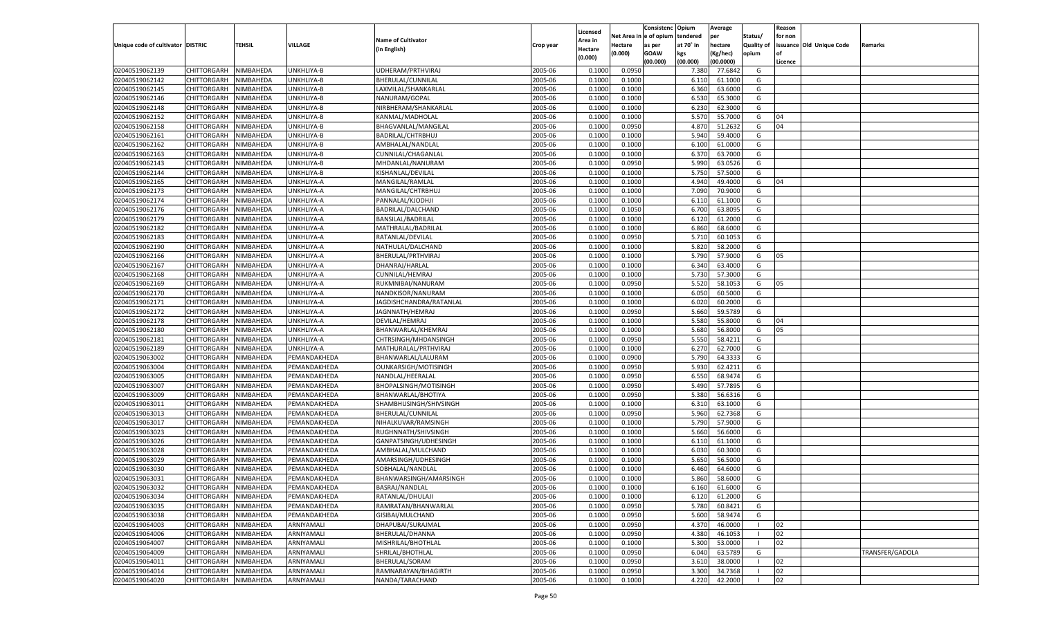| Unique code of cultivator | DISTRIC | TEHSIL | VILLAGE | Name of Cultivator (in English) | Crop year | Licensed Area in Hectare (0.000) | Net Area in Hectare (0.000) | Consistenc e of opium as per GOAW (00.000) | Opium tendered at 70˚ in kgs (00.000) | Average per hectare (Kg/hec) (00.0000) | Status/ Quality of opium | Reason for non issuance of Licence | Old Unique Code | Remarks |
|---|---|---|---|---|---|---|---|---|---|---|---|---|---|---|
| 02040519062139 | CHITTORGARH | NIMBAHEDA | UNKHLIYA-B | UDHERAM/PRTHVIRAJ | 2005-06 | 0.1000 | 0.0950 | | 7.380 | 77.6842 | G | | | |
| 02040519062142 | CHITTORGARH | NIMBAHEDA | UNKHLIYA-B | BHERULAL/CUNNILAL | 2005-06 | 0.1000 | 0.1000 | | 6.110 | 61.1000 | G | | | |
| 02040519062145 | CHITTORGARH | NIMBAHEDA | UNKHLIYA-B | LAXMILAL/SHANKARLAL | 2005-06 | 0.1000 | 0.1000 | | 6.360 | 63.6000 | G | | | |
| 02040519062146 | CHITTORGARH | NIMBAHEDA | UNKHLIYA-B | NANURAM/GOPAL | 2005-06 | 0.1000 | 0.1000 | | 6.530 | 65.3000 | G | | | |
| 02040519062148 | CHITTORGARH | NIMBAHEDA | UNKHLIYA-B | NIRBHERAM/SHANKARLAL | 2005-06 | 0.1000 | 0.1000 | | 6.230 | 62.3000 | G | | | |
| 02040519062152 | CHITTORGARH | NIMBAHEDA | UNKHLIYA-B | KANMAL/MADHOLAL | 2005-06 | 0.1000 | 0.1000 | | 5.570 | 55.7000 | G | 04 | | |
| 02040519062158 | CHITTORGARH | NIMBAHEDA | UNKHLIYA-B | BHAGVANLAL/MANGILAL | 2005-06 | 0.1000 | 0.0950 | | 4.870 | 51.2632 | G | 04 | | |
| 02040519062161 | CHITTORGARH | NIMBAHEDA | UNKHLIYA-B | BADRILAL/CHTRBHUJ | 2005-06 | 0.1000 | 0.1000 | | 5.940 | 59.4000 | G | | | |
| 02040519062162 | CHITTORGARH | NIMBAHEDA | UNKHLIYA-B | AMBHALAL/NANDLAL | 2005-06 | 0.1000 | 0.1000 | | 6.100 | 61.0000 | G | | | |
| 02040519062163 | CHITTORGARH | NIMBAHEDA | UNKHLIYA-B | CUNNILAL/CHAGANLAL | 2005-06 | 0.1000 | 0.1000 | | 6.370 | 63.7000 | G | | | |
| 02040519062143 | CHITTORGARH | NIMBAHEDA | UNKHLIYA-B | MHDANLAL/NANURAM | 2005-06 | 0.1000 | 0.0950 | | 5.990 | 63.0526 | G | | | |
| 02040519062144 | CHITTORGARH | NIMBAHEDA | UNKHLIYA-B | KISHANLAL/DEVILAL | 2005-06 | 0.1000 | 0.1000 | | 5.750 | 57.5000 | G | | | |
| 02040519062165 | CHITTORGARH | NIMBAHEDA | UNKHLIYA-A | MANGILAL/RAMLAL | 2005-06 | 0.1000 | 0.1000 | | 4.940 | 49.4000 | G | 04 | | |
| 02040519062173 | CHITTORGARH | NIMBAHEDA | UNKHLIYA-A | MANGILAL/CHTRBHUJ | 2005-06 | 0.1000 | 0.1000 | | 7.090 | 70.9000 | G | | | |
| 02040519062174 | CHITTORGARH | NIMBAHEDA | UNKHLIYA-A | PANNALAL/KJODHJI | 2005-06 | 0.1000 | 0.1000 | | 6.110 | 61.1000 | G | | | |
| 02040519062176 | CHITTORGARH | NIMBAHEDA | UNKHLIYA-A | BADRILAL/DALCHAND | 2005-06 | 0.1000 | 0.1050 | | 6.700 | 63.8095 | G | | | |
| 02040519062179 | CHITTORGARH | NIMBAHEDA | UNKHLIYA-A | BANSILAL/BADRILAL | 2005-06 | 0.1000 | 0.1000 | | 6.120 | 61.2000 | G | | | |
| 02040519062182 | CHITTORGARH | NIMBAHEDA | UNKHLIYA-A | MATHRALAL/BADRILAL | 2005-06 | 0.1000 | 0.1000 | | 6.860 | 68.6000 | G | | | |
| 02040519062183 | CHITTORGARH | NIMBAHEDA | UNKHLIYA-A | RATANLAL/DEVILAL | 2005-06 | 0.1000 | 0.0950 | | 5.710 | 60.1053 | G | | | |
| 02040519062190 | CHITTORGARH | NIMBAHEDA | UNKHLIYA-A | NATHULAL/DALCHAND | 2005-06 | 0.1000 | 0.1000 | | 5.820 | 58.2000 | G | | | |
| 02040519062166 | CHITTORGARH | NIMBAHEDA | UNKHLIYA-A | BHERULAL/PRTHVIRAJ | 2005-06 | 0.1000 | 0.1000 | | 5.790 | 57.9000 | G | 05 | | |
| 02040519062167 | CHITTORGARH | NIMBAHEDA | UNKHLIYA-A | DHANRAJ/HARLAL | 2005-06 | 0.1000 | 0.1000 | | 6.340 | 63.4000 | G | | | |
| 02040519062168 | CHITTORGARH | NIMBAHEDA | UNKHLIYA-A | CUNNILAL/HEMRAJ | 2005-06 | 0.1000 | 0.1000 | | 5.730 | 57.3000 | G | | | |
| 02040519062169 | CHITTORGARH | NIMBAHEDA | UNKHLIYA-A | RUKMNIBAI/NANURAM | 2005-06 | 0.1000 | 0.0950 | | 5.520 | 58.1053 | G | 05 | | |
| 02040519062170 | CHITTORGARH | NIMBAHEDA | UNKHLIYA-A | NANDKISOR/NANURAM | 2005-06 | 0.1000 | 0.1000 | | 6.050 | 60.5000 | G | | | |
| 02040519062171 | CHITTORGARH | NIMBAHEDA | UNKHLIYA-A | JAGDISHCHANDRA/RATANLAL | 2005-06 | 0.1000 | 0.1000 | | 6.020 | 60.2000 | G | | | |
| 02040519062172 | CHITTORGARH | NIMBAHEDA | UNKHLIYA-A | JAGNNATH/HEMRAJ | 2005-06 | 0.1000 | 0.0950 | | 5.660 | 59.5789 | G | | | |
| 02040519062178 | CHITTORGARH | NIMBAHEDA | UNKHLIYA-A | DEVILAL/HEMRAJ | 2005-06 | 0.1000 | 0.1000 | | 5.580 | 55.8000 | G | 04 | | |
| 02040519062180 | CHITTORGARH | NIMBAHEDA | UNKHLIYA-A | BHANWARLAL/KHEMRAJ | 2005-06 | 0.1000 | 0.1000 | | 5.680 | 56.8000 | G | 05 | | |
| 02040519062181 | CHITTORGARH | NIMBAHEDA | UNKHLIYA-A | CHTRSINGH/MHDANSINGH | 2005-06 | 0.1000 | 0.0950 | | 5.550 | 58.4211 | G | | | |
| 02040519062189 | CHITTORGARH | NIMBAHEDA | UNKHLIYA-A | MATHURALAL/PRTHVIRAJ | 2005-06 | 0.1000 | 0.1000 | | 6.270 | 62.7000 | G | | | |
| 02040519063002 | CHITTORGARH | NIMBAHEDA | PEMANDAKHEDA | BHANWARLAL/LALURAM | 2005-06 | 0.1000 | 0.0900 | | 5.790 | 64.3333 | G | | | |
| 02040519063004 | CHITTORGARH | NIMBAHEDA | PEMANDAKHEDA | OUNKARSIGH/MOTISINGH | 2005-06 | 0.1000 | 0.0950 | | 5.930 | 62.4211 | G | | | |
| 02040519063005 | CHITTORGARH | NIMBAHEDA | PEMANDAKHEDA | NANDLAL/HEERALAL | 2005-06 | 0.1000 | 0.0950 | | 6.550 | 68.9474 | G | | | |
| 02040519063007 | CHITTORGARH | NIMBAHEDA | PEMANDAKHEDA | BHOPALSINGH/MOTISINGH | 2005-06 | 0.1000 | 0.0950 | | 5.490 | 57.7895 | G | | | |
| 02040519063009 | CHITTORGARH | NIMBAHEDA | PEMANDAKHEDA | BHANWARLAL/BHOTIYA | 2005-06 | 0.1000 | 0.0950 | | 5.380 | 56.6316 | G | | | |
| 02040519063011 | CHITTORGARH | NIMBAHEDA | PEMANDAKHEDA | SHAMBHUSINGH/SHIVSINGH | 2005-06 | 0.1000 | 0.1000 | | 6.310 | 63.1000 | G | | | |
| 02040519063013 | CHITTORGARH | NIMBAHEDA | PEMANDAKHEDA | BHERULAL/CUNNILAL | 2005-06 | 0.1000 | 0.0950 | | 5.960 | 62.7368 | G | | | |
| 02040519063017 | CHITTORGARH | NIMBAHEDA | PEMANDAKHEDA | NIHALKUVAR/RAMSINGH | 2005-06 | 0.1000 | 0.1000 | | 5.790 | 57.9000 | G | | | |
| 02040519063023 | CHITTORGARH | NIMBAHEDA | PEMANDAKHEDA | RUGHNNATH/SHIVSINGH | 2005-06 | 0.1000 | 0.1000 | | 5.660 | 56.6000 | G | | | |
| 02040519063026 | CHITTORGARH | NIMBAHEDA | PEMANDAKHEDA | GANPATSINGH/UDHESINGH | 2005-06 | 0.1000 | 0.1000 | | 6.110 | 61.1000 | G | | | |
| 02040519063028 | CHITTORGARH | NIMBAHEDA | PEMANDAKHEDA | AMBHALAL/MULCHAND | 2005-06 | 0.1000 | 0.1000 | | 6.030 | 60.3000 | G | | | |
| 02040519063029 | CHITTORGARH | NIMBAHEDA | PEMANDAKHEDA | AMARSINGH/UDHESINGH | 2005-06 | 0.1000 | 0.1000 | | 5.650 | 56.5000 | G | | | |
| 02040519063030 | CHITTORGARH | NIMBAHEDA | PEMANDAKHEDA | SOBHALAL/NANDLAL | 2005-06 | 0.1000 | 0.1000 | | 6.460 | 64.6000 | G | | | |
| 02040519063031 | CHITTORGARH | NIMBAHEDA | PEMANDAKHEDA | BHANWARSINGH/AMARSINGH | 2005-06 | 0.1000 | 0.1000 | | 5.860 | 58.6000 | G | | | |
| 02040519063032 | CHITTORGARH | NIMBAHEDA | PEMANDAKHEDA | BASRAJ/NANDLAL | 2005-06 | 0.1000 | 0.1000 | | 6.160 | 61.6000 | G | | | |
| 02040519063034 | CHITTORGARH | NIMBAHEDA | PEMANDAKHEDA | RATANLAL/DHULAJI | 2005-06 | 0.1000 | 0.1000 | | 6.120 | 61.2000 | G | | | |
| 02040519063035 | CHITTORGARH | NIMBAHEDA | PEMANDAKHEDA | RAMRATAN/BHANWARLAL | 2005-06 | 0.1000 | 0.0950 | | 5.780 | 60.8421 | G | | | |
| 02040519063038 | CHITTORGARH | NIMBAHEDA | PEMANDAKHEDA | GISIBAI/MULCHAND | 2005-06 | 0.1000 | 0.0950 | | 5.600 | 58.9474 | G | | | |
| 02040519064003 | CHITTORGARH | NIMBAHEDA | ARNIYAMALI | DHAPUBAI/SURAJMAL | 2005-06 | 0.1000 | 0.0950 | | 4.370 | 46.0000 | I | 02 | | |
| 02040519064006 | CHITTORGARH | NIMBAHEDA | ARNIYAMALI | BHERULAL/DHANNA | 2005-06 | 0.1000 | 0.0950 | | 4.380 | 46.1053 | I | 02 | | |
| 02040519064007 | CHITTORGARH | NIMBAHEDA | ARNIYAMALI | MISHRILAL/BHOTHLAL | 2005-06 | 0.1000 | 0.1000 | | 5.300 | 53.0000 | I | 02 | | |
| 02040519064009 | CHITTORGARH | NIMBAHEDA | ARNIYAMALI | SHRILAL/BHOTHLAL | 2005-06 | 0.1000 | 0.0950 | | 6.040 | 63.5789 | G | | | TRANSFER/GADOLA |
| 02040519064011 | CHITTORGARH | NIMBAHEDA | ARNIYAMALI | BHERULAL/SORAM | 2005-06 | 0.1000 | 0.0950 | | 3.610 | 38.0000 | I | 02 | | |
| 02040519064014 | CHITTORGARH | NIMBAHEDA | ARNIYAMALI | RAMNARAYAN/BHAGIRTH | 2005-06 | 0.1000 | 0.0950 | | 3.300 | 34.7368 | I | 02 | | |
| 02040519064020 | CHITTORGARH | NIMBAHEDA | ARNIYAMALI | NANDA/TARACHAND | 2005-06 | 0.1000 | 0.1000 | | 4.220 | 42.2000 | I | 02 | | |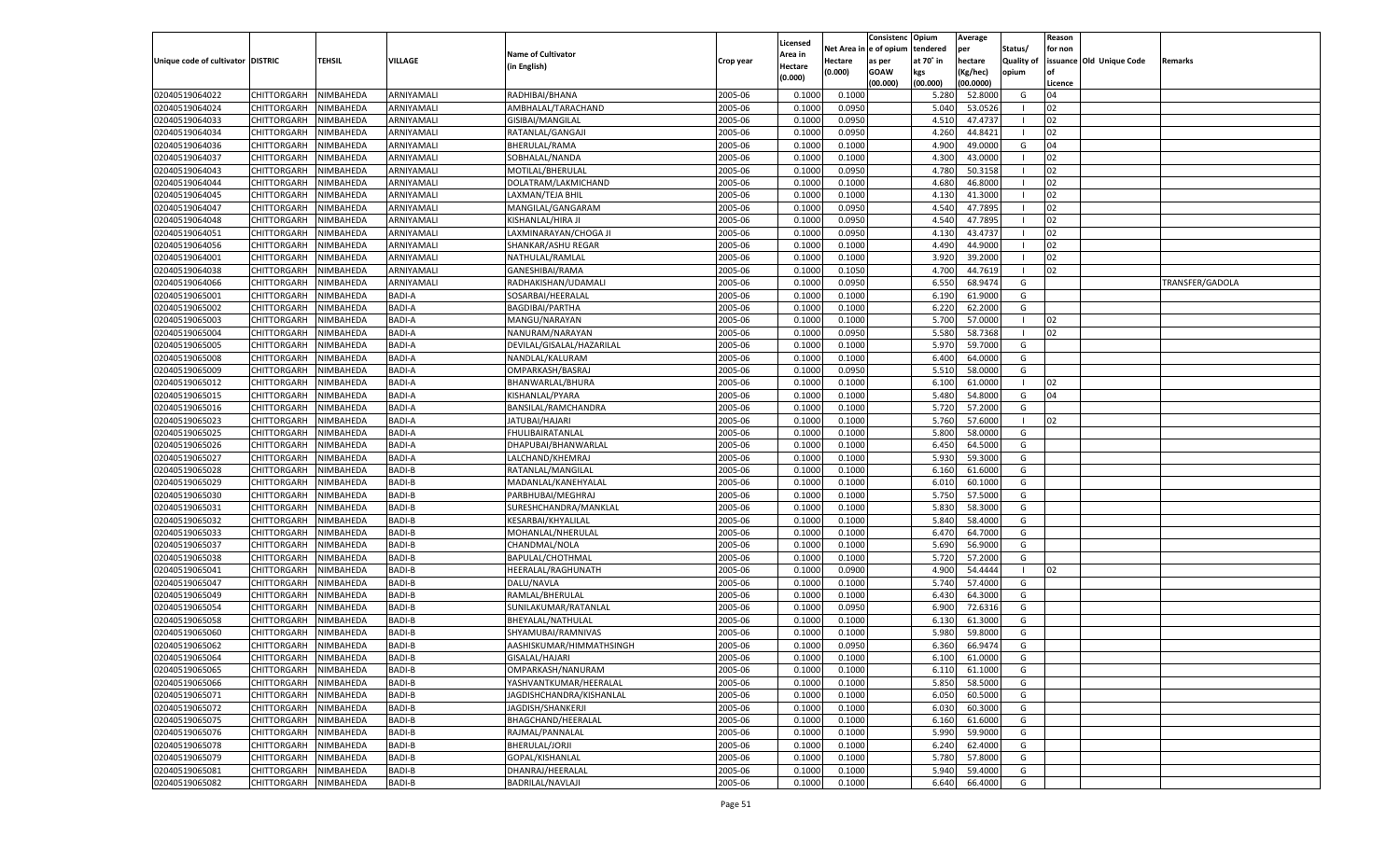| Unique code of cultivator | DISTRIC | TEHSIL | VILLAGE | Name of Cultivator (in English) | Crop year | Licensed Area in Hectare (0.000) | Net Area in Hectare (0.000) | Consistence of opium as per GOAW (00.000) | Opium tendered at 70° in kgs (00.000) | Average per hectare (Kg/hec) (00.0000) | Status/ Quality of opium | Reason for non issuance of Licence | Old Unique Code | Remarks |
|---|---|---|---|---|---|---|---|---|---|---|---|---|---|---|
| 02040519064022 | CHITTORGARH | NIMBAHEDA | ARNIYAMALI | RADHIBAI/BHANA | 2005-06 | 0.1000 | 0.1000 | | 5.280 | 52.8000 | G | 04 | | |
| 02040519064024 | CHITTORGARH | NIMBAHEDA | ARNIYAMALI | AMBHALAL/TARACHAND | 2005-06 | 0.1000 | 0.0950 | | 5.040 | 53.0526 | I | 02 | | |
| 02040519064033 | CHITTORGARH | NIMBAHEDA | ARNIYAMALI | GISIBAI/MANGILAL | 2005-06 | 0.1000 | 0.0950 | | 4.510 | 47.4737 | I | 02 | | |
| 02040519064034 | CHITTORGARH | NIMBAHEDA | ARNIYAMALI | RATANLAL/GANGAJI | 2005-06 | 0.1000 | 0.0950 | | 4.260 | 44.8421 | I | 02 | | |
| 02040519064036 | CHITTORGARH | NIMBAHEDA | ARNIYAMALI | BHERULAL/RAMA | 2005-06 | 0.1000 | 0.1000 | | 4.900 | 49.0000 | G | 04 | | |
| 02040519064037 | CHITTORGARH | NIMBAHEDA | ARNIYAMALI | SOBHALAL/NANDA | 2005-06 | 0.1000 | 0.1000 | | 4.300 | 43.0000 | I | 02 | | |
| 02040519064043 | CHITTORGARH | NIMBAHEDA | ARNIYAMALI | MOTILAL/BHERULAL | 2005-06 | 0.1000 | 0.0950 | | 4.780 | 50.3158 | I | 02 | | |
| 02040519064044 | CHITTORGARH | NIMBAHEDA | ARNIYAMALI | DOLATRAM/LAKMICHAND | 2005-06 | 0.1000 | 0.1000 | | 4.680 | 46.8000 | I | 02 | | |
| 02040519064045 | CHITTORGARH | NIMBAHEDA | ARNIYAMALI | LAXMAN/TEJA BHIL | 2005-06 | 0.1000 | 0.1000 | | 4.130 | 41.3000 | I | 02 | | |
| 02040519064047 | CHITTORGARH | NIMBAHEDA | ARNIYAMALI | MANGILAL/GANGARAM | 2005-06 | 0.1000 | 0.0950 | | 4.540 | 47.7895 | I | 02 | | |
| 02040519064048 | CHITTORGARH | NIMBAHEDA | ARNIYAMALI | KISHANLAL/HIRA JI | 2005-06 | 0.1000 | 0.0950 | | 4.540 | 47.7895 | I | 02 | | |
| 02040519064051 | CHITTORGARH | NIMBAHEDA | ARNIYAMALI | LAXMINARAYAN/CHOGA JI | 2005-06 | 0.1000 | 0.0950 | | 4.130 | 43.4737 | I | 02 | | |
| 02040519064056 | CHITTORGARH | NIMBAHEDA | ARNIYAMALI | SHANKAR/ASHU REGAR | 2005-06 | 0.1000 | 0.1000 | | 4.490 | 44.9000 | I | 02 | | |
| 02040519064001 | CHITTORGARH | NIMBAHEDA | ARNIYAMALI | NATHULAL/RAMLAL | 2005-06 | 0.1000 | 0.1000 | | 3.920 | 39.2000 | I | 02 | | |
| 02040519064038 | CHITTORGARH | NIMBAHEDA | ARNIYAMALI | GANESHIBAI/RAMA | 2005-06 | 0.1000 | 0.1050 | | 4.700 | 44.7619 | I | 02 | | |
| 02040519064066 | CHITTORGARH | NIMBAHEDA | ARNIYAMALI | RADHAKISHAN/UDAMALI | 2005-06 | 0.1000 | 0.0950 | | 6.550 | 68.9474 | G | | | TRANSFER/GADOLA |
| 02040519065001 | CHITTORGARH | NIMBAHEDA | BADI-A | SOSARBAI/HEERALAL | 2005-06 | 0.1000 | 0.1000 | | 6.190 | 61.9000 | G | | | |
| 02040519065002 | CHITTORGARH | NIMBAHEDA | BADI-A | BAGDIBAI/PARTHA | 2005-06 | 0.1000 | 0.1000 | | 6.220 | 62.2000 | G | | | |
| 02040519065003 | CHITTORGARH | NIMBAHEDA | BADI-A | MANGU/NARAYAN | 2005-06 | 0.1000 | 0.1000 | | 5.700 | 57.0000 | I | 02 | | |
| 02040519065004 | CHITTORGARH | NIMBAHEDA | BADI-A | NANURAM/NARAYAN | 2005-06 | 0.1000 | 0.0950 | | 5.580 | 58.7368 | I | 02 | | |
| 02040519065005 | CHITTORGARH | NIMBAHEDA | BADI-A | DEVILAL/GISALAL/HAZARILAL | 2005-06 | 0.1000 | 0.1000 | | 5.970 | 59.7000 | G | | | |
| 02040519065008 | CHITTORGARH | NIMBAHEDA | BADI-A | NANDLAL/KALURAM | 2005-06 | 0.1000 | 0.1000 | | 6.400 | 64.0000 | G | | | |
| 02040519065009 | CHITTORGARH | NIMBAHEDA | BADI-A | OMPARKASH/BASRAJ | 2005-06 | 0.1000 | 0.0950 | | 5.510 | 58.0000 | G | | | |
| 02040519065012 | CHITTORGARH | NIMBAHEDA | BADI-A | BHANWARLAL/BHURA | 2005-06 | 0.1000 | 0.1000 | | 6.100 | 61.0000 | I | 02 | | |
| 02040519065015 | CHITTORGARH | NIMBAHEDA | BADI-A | KISHANLAL/PYARA | 2005-06 | 0.1000 | 0.1000 | | 5.480 | 54.8000 | G | 04 | | |
| 02040519065016 | CHITTORGARH | NIMBAHEDA | BADI-A | BANSILAL/RAMCHANDRA | 2005-06 | 0.1000 | 0.1000 | | 5.720 | 57.2000 | G | | | |
| 02040519065023 | CHITTORGARH | NIMBAHEDA | BADI-A | JATUBAI/HAJARI | 2005-06 | 0.1000 | 0.1000 | | 5.760 | 57.6000 | I | 02 | | |
| 02040519065025 | CHITTORGARH | NIMBAHEDA | BADI-A | FHULIBAIRATANLAL | 2005-06 | 0.1000 | 0.1000 | | 5.800 | 58.0000 | G | | | |
| 02040519065026 | CHITTORGARH | NIMBAHEDA | BADI-A | DHAPUBAI/BHANWARLAL | 2005-06 | 0.1000 | 0.1000 | | 6.450 | 64.5000 | G | | | |
| 02040519065027 | CHITTORGARH | NIMBAHEDA | BADI-A | LALCHAND/KHEMRAJ | 2005-06 | 0.1000 | 0.1000 | | 5.930 | 59.3000 | G | | | |
| 02040519065028 | CHITTORGARH | NIMBAHEDA | BADI-B | RATANLAL/MANGILAL | 2005-06 | 0.1000 | 0.1000 | | 6.160 | 61.6000 | G | | | |
| 02040519065029 | CHITTORGARH | NIMBAHEDA | BADI-B | MADANLAL/KANEHYALAL | 2005-06 | 0.1000 | 0.1000 | | 6.010 | 60.1000 | G | | | |
| 02040519065030 | CHITTORGARH | NIMBAHEDA | BADI-B | PARBHUBAI/MEGHRAJ | 2005-06 | 0.1000 | 0.1000 | | 5.750 | 57.5000 | G | | | |
| 02040519065031 | CHITTORGARH | NIMBAHEDA | BADI-B | SURESHCHANDRA/MANKLAL | 2005-06 | 0.1000 | 0.1000 | | 5.830 | 58.3000 | G | | | |
| 02040519065032 | CHITTORGARH | NIMBAHEDA | BADI-B | KESARBAI/KHYALILAL | 2005-06 | 0.1000 | 0.1000 | | 5.840 | 58.4000 | G | | | |
| 02040519065033 | CHITTORGARH | NIMBAHEDA | BADI-B | MOHANLAL/NHERULAL | 2005-06 | 0.1000 | 0.1000 | | 6.470 | 64.7000 | G | | | |
| 02040519065037 | CHITTORGARH | NIMBAHEDA | BADI-B | CHANDMAL/NOLA | 2005-06 | 0.1000 | 0.1000 | | 5.690 | 56.9000 | G | | | |
| 02040519065038 | CHITTORGARH | NIMBAHEDA | BADI-B | BAPULAL/CHOTHMAL | 2005-06 | 0.1000 | 0.1000 | | 5.720 | 57.2000 | G | | | |
| 02040519065041 | CHITTORGARH | NIMBAHEDA | BADI-B | HEERALAL/RAGHUNATH | 2005-06 | 0.1000 | 0.0900 | | 4.900 | 54.4444 | I | 02 | | |
| 02040519065047 | CHITTORGARH | NIMBAHEDA | BADI-B | DALU/NAVLA | 2005-06 | 0.1000 | 0.1000 | | 5.740 | 57.4000 | G | | | |
| 02040519065049 | CHITTORGARH | NIMBAHEDA | BADI-B | RAMLAL/BHERULAL | 2005-06 | 0.1000 | 0.1000 | | 6.430 | 64.3000 | G | | | |
| 02040519065054 | CHITTORGARH | NIMBAHEDA | BADI-B | SUNILAKUMAR/RATANLAL | 2005-06 | 0.1000 | 0.0950 | | 6.900 | 72.6316 | G | | | |
| 02040519065058 | CHITTORGARH | NIMBAHEDA | BADI-B | BHEYALAL/NATHULAL | 2005-06 | 0.1000 | 0.1000 | | 6.130 | 61.3000 | G | | | |
| 02040519065060 | CHITTORGARH | NIMBAHEDA | BADI-B | SHYAMUBAI/RAMNIVAS | 2005-06 | 0.1000 | 0.1000 | | 5.980 | 59.8000 | G | | | |
| 02040519065062 | CHITTORGARH | NIMBAHEDA | BADI-B | AASHISKUMAR/HIMMATHSINGH | 2005-06 | 0.1000 | 0.0950 | | 6.360 | 66.9474 | G | | | |
| 02040519065064 | CHITTORGARH | NIMBAHEDA | BADI-B | GISALAL/HAJARI | 2005-06 | 0.1000 | 0.1000 | | 6.100 | 61.0000 | G | | | |
| 02040519065065 | CHITTORGARH | NIMBAHEDA | BADI-B | OMPARKASH/NANURAM | 2005-06 | 0.1000 | 0.1000 | | 6.110 | 61.1000 | G | | | |
| 02040519065066 | CHITTORGARH | NIMBAHEDA | BADI-B | YASHVANTKUMAR/HEERALAL | 2005-06 | 0.1000 | 0.1000 | | 5.850 | 58.5000 | G | | | |
| 02040519065071 | CHITTORGARH | NIMBAHEDA | BADI-B | JAGDISHCHANDRA/KISHANLAL | 2005-06 | 0.1000 | 0.1000 | | 6.050 | 60.5000 | G | | | |
| 02040519065072 | CHITTORGARH | NIMBAHEDA | BADI-B | JAGDISH/SHANKERJI | 2005-06 | 0.1000 | 0.1000 | | 6.030 | 60.3000 | G | | | |
| 02040519065075 | CHITTORGARH | NIMBAHEDA | BADI-B | BHAGCHAND/HEERALAL | 2005-06 | 0.1000 | 0.1000 | | 6.160 | 61.6000 | G | | | |
| 02040519065076 | CHITTORGARH | NIMBAHEDA | BADI-B | RAJMAL/PANNALAL | 2005-06 | 0.1000 | 0.1000 | | 5.990 | 59.9000 | G | | | |
| 02040519065078 | CHITTORGARH | NIMBAHEDA | BADI-B | BHERULAL/JORJI | 2005-06 | 0.1000 | 0.1000 | | 6.240 | 62.4000 | G | | | |
| 02040519065079 | CHITTORGARH | NIMBAHEDA | BADI-B | GOPAL/KISHANLAL | 2005-06 | 0.1000 | 0.1000 | | 5.780 | 57.8000 | G | | | |
| 02040519065081 | CHITTORGARH | NIMBAHEDA | BADI-B | DHANRAJ/HEERALAL | 2005-06 | 0.1000 | 0.1000 | | 5.940 | 59.4000 | G | | | |
| 02040519065082 | CHITTORGARH | NIMBAHEDA | BADI-B | BADRILAL/NAVLAJI | 2005-06 | 0.1000 | 0.1000 | | 6.640 | 66.4000 | G | | | |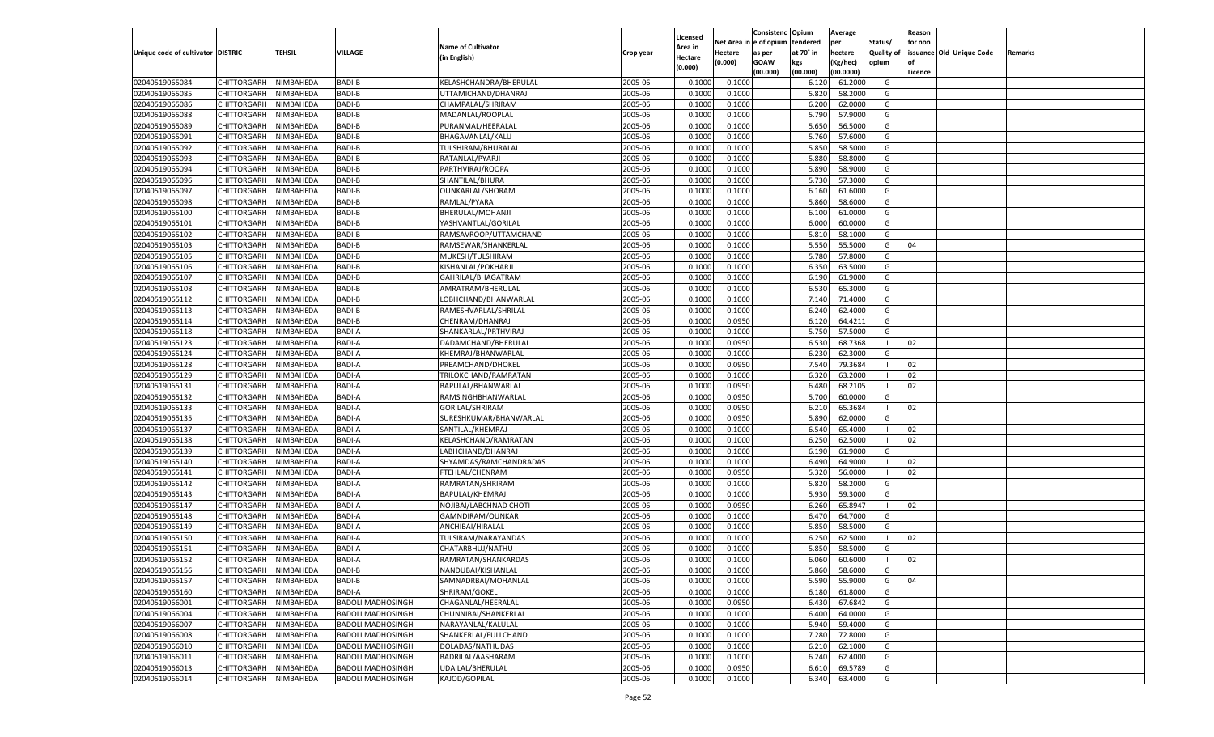| Unique code of cultivator | DISTRIC | TEHSIL | VILLAGE | Name of Cultivator (in English) | Crop year | Licensed Area in Hectare (0.000) | Net Area in Hectare (0.000) | Consistenc e of opium as per GOAW (00.000) | Opium tendered at 70° in kgs (00.000) | Average per hectare (Kg/hec) (00.0000) | Status/ Quality of opium | Reason for non issuance of Licence | Old Unique Code | Remarks |
|---|---|---|---|---|---|---|---|---|---|---|---|---|---|---|
| 02040519065084 | CHITTORGARH | NIMBAHEDA | BADI-B | KELASHCHANDRA/BHERULAL | 2005-06 | 0.1000 | 0.1000 | | 6.120 | 61.2000 | G | | | |
| 02040519065085 | CHITTORGARH | NIMBAHEDA | BADI-B | UTTAMICHAND/DHANRAJ | 2005-06 | 0.1000 | 0.1000 | | 5.820 | 58.2000 | G | | | |
| 02040519065086 | CHITTORGARH | NIMBAHEDA | BADI-B | CHAMPALAL/SHRIRAM | 2005-06 | 0.1000 | 0.1000 | | 6.200 | 62.0000 | G | | | |
| 02040519065088 | CHITTORGARH | NIMBAHEDA | BADI-B | MADANLAL/ROOPLAL | 2005-06 | 0.1000 | 0.1000 | | 5.790 | 57.9000 | G | | | |
| 02040519065089 | CHITTORGARH | NIMBAHEDA | BADI-B | PURANMAL/HEERALAL | 2005-06 | 0.1000 | 0.1000 | | 5.650 | 56.5000 | G | | | |
| 02040519065091 | CHITTORGARH | NIMBAHEDA | BADI-B | BHAGAVANLAL/KALU | 2005-06 | 0.1000 | 0.1000 | | 5.760 | 57.6000 | G | | | |
| 02040519065092 | CHITTORGARH | NIMBAHEDA | BADI-B | TULSHIRAM/BHURALAL | 2005-06 | 0.1000 | 0.1000 | | 5.850 | 58.5000 | G | | | |
| 02040519065093 | CHITTORGARH | NIMBAHEDA | BADI-B | RATANLAL/PYARJI | 2005-06 | 0.1000 | 0.1000 | | 5.880 | 58.8000 | G | | | |
| 02040519065094 | CHITTORGARH | NIMBAHEDA | BADI-B | PARTHVIRAJ/ROOPA | 2005-06 | 0.1000 | 0.1000 | | 5.890 | 58.9000 | G | | | |
| 02040519065096 | CHITTORGARH | NIMBAHEDA | BADI-B | SHANTILAL/BHURA | 2005-06 | 0.1000 | 0.1000 | | 5.730 | 57.3000 | G | | | |
| 02040519065097 | CHITTORGARH | NIMBAHEDA | BADI-B | OUNKARLAL/SHORAM | 2005-06 | 0.1000 | 0.1000 | | 6.160 | 61.6000 | G | | | |
| 02040519065098 | CHITTORGARH | NIMBAHEDA | BADI-B | RAMLAL/PYARA | 2005-06 | 0.1000 | 0.1000 | | 5.860 | 58.6000 | G | | | |
| 02040519065100 | CHITTORGARH | NIMBAHEDA | BADI-B | BHERULAL/MOHANJI | 2005-06 | 0.1000 | 0.1000 | | 6.100 | 61.0000 | G | | | |
| 02040519065101 | CHITTORGARH | NIMBAHEDA | BADI-B | YASHVANTLAL/GORILAL | 2005-06 | 0.1000 | 0.1000 | | 6.000 | 60.0000 | G | | | |
| 02040519065102 | CHITTORGARH | NIMBAHEDA | BADI-B | RAMSAVROOP/UTTAMCHAND | 2005-06 | 0.1000 | 0.1000 | | 5.810 | 58.1000 | G | | | |
| 02040519065103 | CHITTORGARH | NIMBAHEDA | BADI-B | RAMSEWAR/SHANKERLAL | 2005-06 | 0.1000 | 0.1000 | | 5.550 | 55.5000 | G | 04 | | |
| 02040519065105 | CHITTORGARH | NIMBAHEDA | BADI-B | MUKESH/TULSHIRAM | 2005-06 | 0.1000 | 0.1000 | | 5.780 | 57.8000 | G | | | |
| 02040519065106 | CHITTORGARH | NIMBAHEDA | BADI-B | KISHANLAL/POKHARJI | 2005-06 | 0.1000 | 0.1000 | | 6.350 | 63.5000 | G | | | |
| 02040519065107 | CHITTORGARH | NIMBAHEDA | BADI-B | GAHRILAL/BHAGATRAM | 2005-06 | 0.1000 | 0.1000 | | 6.190 | 61.9000 | G | | | |
| 02040519065108 | CHITTORGARH | NIMBAHEDA | BADI-B | AMRATRAM/BHERULAL | 2005-06 | 0.1000 | 0.1000 | | 6.530 | 65.3000 | G | | | |
| 02040519065112 | CHITTORGARH | NIMBAHEDA | BADI-B | LOBHCHAND/BHANWARLAL | 2005-06 | 0.1000 | 0.1000 | | 7.140 | 71.4000 | G | | | |
| 02040519065113 | CHITTORGARH | NIMBAHEDA | BADI-B | RAMESHVARLAL/SHRILAL | 2005-06 | 0.1000 | 0.1000 | | 6.240 | 62.4000 | G | | | |
| 02040519065114 | CHITTORGARH | NIMBAHEDA | BADI-B | CHENRAM/DHANRAJ | 2005-06 | 0.1000 | 0.0950 | | 6.120 | 64.4211 | G | | | |
| 02040519065118 | CHITTORGARH | NIMBAHEDA | BADI-A | SHANKARLAL/PRTHVIRAJ | 2005-06 | 0.1000 | 0.1000 | | 5.750 | 57.5000 | G | | | |
| 02040519065123 | CHITTORGARH | NIMBAHEDA | BADI-A | DADAMCHAND/BHERULAL | 2005-06 | 0.1000 | 0.0950 | | 6.530 | 68.7368 | I | 02 | | |
| 02040519065124 | CHITTORGARH | NIMBAHEDA | BADI-A | KHEMRAJ/BHANWARLAL | 2005-06 | 0.1000 | 0.1000 | | 6.230 | 62.3000 | G | | | |
| 02040519065128 | CHITTORGARH | NIMBAHEDA | BADI-A | PREAMCHAND/DHOKEL | 2005-06 | 0.1000 | 0.0950 | | 7.540 | 79.3684 | I | 02 | | |
| 02040519065129 | CHITTORGARH | NIMBAHEDA | BADI-A | TRILOKCHAND/RAMRATAN | 2005-06 | 0.1000 | 0.1000 | | 6.320 | 63.2000 | I | 02 | | |
| 02040519065131 | CHITTORGARH | NIMBAHEDA | BADI-A | BAPULAL/BHANWARLAL | 2005-06 | 0.1000 | 0.0950 | | 6.480 | 68.2105 | I | 02 | | |
| 02040519065132 | CHITTORGARH | NIMBAHEDA | BADI-A | RAMSINGHBHANWARLAL | 2005-06 | 0.1000 | 0.0950 | | 5.700 | 60.0000 | G | | | |
| 02040519065133 | CHITTORGARH | NIMBAHEDA | BADI-A | GORILAL/SHRIRAM | 2005-06 | 0.1000 | 0.0950 | | 6.210 | 65.3684 | I | 02 | | |
| 02040519065135 | CHITTORGARH | NIMBAHEDA | BADI-A | SURESHKUMAR/BHANWARLAL | 2005-06 | 0.1000 | 0.0950 | | 5.890 | 62.0000 | G | | | |
| 02040519065137 | CHITTORGARH | NIMBAHEDA | BADI-A | SANTILAL/KHEMRAJ | 2005-06 | 0.1000 | 0.1000 | | 6.540 | 65.4000 | I | 02 | | |
| 02040519065138 | CHITTORGARH | NIMBAHEDA | BADI-A | KELASHCHAND/RAMRATAN | 2005-06 | 0.1000 | 0.1000 | | 6.250 | 62.5000 | I | 02 | | |
| 02040519065139 | CHITTORGARH | NIMBAHEDA | BADI-A | LABHCHAND/DHANRAJ | 2005-06 | 0.1000 | 0.1000 | | 6.190 | 61.9000 | G | | | |
| 02040519065140 | CHITTORGARH | NIMBAHEDA | BADI-A | SHYAMDAS/RAMCHANDRADAS | 2005-06 | 0.1000 | 0.1000 | | 6.490 | 64.9000 | I | 02 | | |
| 02040519065141 | CHITTORGARH | NIMBAHEDA | BADI-A | FTEHLAL/CHENRAM | 2005-06 | 0.1000 | 0.0950 | | 5.320 | 56.0000 | I | 02 | | |
| 02040519065142 | CHITTORGARH | NIMBAHEDA | BADI-A | RAMRATAN/SHRIRAM | 2005-06 | 0.1000 | 0.1000 | | 5.820 | 58.2000 | G | | | |
| 02040519065143 | CHITTORGARH | NIMBAHEDA | BADI-A | BAPULAL/KHEMRAJ | 2005-06 | 0.1000 | 0.1000 | | 5.930 | 59.3000 | G | | | |
| 02040519065147 | CHITTORGARH | NIMBAHEDA | BADI-A | NOJIBAI/LABCHNAD CHOTI | 2005-06 | 0.1000 | 0.0950 | | 6.260 | 65.8947 | I | 02 | | |
| 02040519065148 | CHITTORGARH | NIMBAHEDA | BADI-A | GAMNDIRAM/OUNKAR | 2005-06 | 0.1000 | 0.1000 | | 6.470 | 64.7000 | G | | | |
| 02040519065149 | CHITTORGARH | NIMBAHEDA | BADI-A | ANCHIBAI/HIRALAL | 2005-06 | 0.1000 | 0.1000 | | 5.850 | 58.5000 | G | | | |
| 02040519065150 | CHITTORGARH | NIMBAHEDA | BADI-A | TULSIRAM/NARAYANDAS | 2005-06 | 0.1000 | 0.1000 | | 6.250 | 62.5000 | I | 02 | | |
| 02040519065151 | CHITTORGARH | NIMBAHEDA | BADI-A | CHATARBHUJ/NATHU | 2005-06 | 0.1000 | 0.1000 | | 5.850 | 58.5000 | G | | | |
| 02040519065152 | CHITTORGARH | NIMBAHEDA | BADI-A | RAMRATAN/SHANKARDAS | 2005-06 | 0.1000 | 0.1000 | | 6.060 | 60.6000 | I | 02 | | |
| 02040519065156 | CHITTORGARH | NIMBAHEDA | BADI-B | NANDUBAI/KISHANLAL | 2005-06 | 0.1000 | 0.1000 | | 5.860 | 58.6000 | G | | | |
| 02040519065157 | CHITTORGARH | NIMBAHEDA | BADI-B | SAMNADRBAI/MOHANLAL | 2005-06 | 0.1000 | 0.1000 | | 5.590 | 55.9000 | G | 04 | | |
| 02040519065160 | CHITTORGARH | NIMBAHEDA | BADI-A | SHRIRAM/GOKEL | 2005-06 | 0.1000 | 0.1000 | | 6.180 | 61.8000 | G | | | |
| 02040519066001 | CHITTORGARH | NIMBAHEDA | BADOLI MADHOSINGH | CHAGANLAL/HEERALAL | 2005-06 | 0.1000 | 0.0950 | | 6.430 | 67.6842 | G | | | |
| 02040519066004 | CHITTORGARH | NIMBAHEDA | BADOLI MADHOSINGH | CHUNNIBAI/SHANKERLAL | 2005-06 | 0.1000 | 0.1000 | | 6.400 | 64.0000 | G | | | |
| 02040519066007 | CHITTORGARH | NIMBAHEDA | BADOLI MADHOSINGH | NARAYANLAL/KALULAL | 2005-06 | 0.1000 | 0.1000 | | 5.940 | 59.4000 | G | | | |
| 02040519066008 | CHITTORGARH | NIMBAHEDA | BADOLI MADHOSINGH | SHANKERLAL/FULLCHAND | 2005-06 | 0.1000 | 0.1000 | | 7.280 | 72.8000 | G | | | |
| 02040519066010 | CHITTORGARH | NIMBAHEDA | BADOLI MADHOSINGH | DOLADAS/NATHUDAS | 2005-06 | 0.1000 | 0.1000 | | 6.210 | 62.1000 | G | | | |
| 02040519066011 | CHITTORGARH | NIMBAHEDA | BADOLI MADHOSINGH | BADRILAL/AASHARAM | 2005-06 | 0.1000 | 0.1000 | | 6.240 | 62.4000 | G | | | |
| 02040519066013 | CHITTORGARH | NIMBAHEDA | BADOLI MADHOSINGH | UDAILAL/BHERULAL | 2005-06 | 0.1000 | 0.0950 | | 6.610 | 69.5789 | G | | | |
| 02040519066014 | CHITTORGARH | NIMBAHEDA | BADOLI MADHOSINGH | KAJOD/GOPILAL | 2005-06 | 0.1000 | 0.1000 | | 6.340 | 63.4000 | G | | | |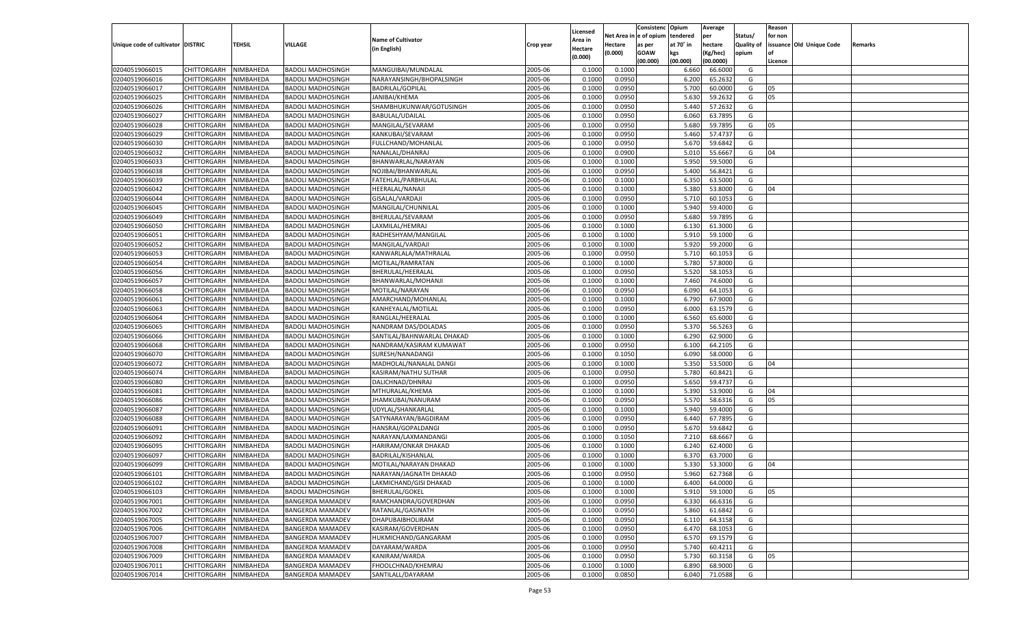| Unique code of cultivator | DISTRIC | TEHSIL | VILLAGE | Name of Cultivator (in English) | Crop year | Licensed Area in Hectare (0.000) | Net Area in Hectare (0.000) | Consistence of opium as per GOAW (00.000) | Opium tendered at 70° in kgs (00.000) | Average per hectare (Kg/hec) (00.0000) | Status/ Quality of opium | Reason for non issuance of Licence | Old Unique Code | Remarks |
|---|---|---|---|---|---|---|---|---|---|---|---|---|---|---|
| 02040519066015 | CHITTORGARH | NIMBAHEDA | BADOLI MADHOSINGH | MANGUIBAI/MUNDALAL | 2005-06 | 0.1000 | 0.1000 | | 6.660 | 66.6000 | G | | | |
| 02040519066016 | CHITTORGARH | NIMBAHEDA | BADOLI MADHOSINGH | NARAYANSINGH/BHOPALSINGH | 2005-06 | 0.1000 | 0.0950 | | 6.200 | 65.2632 | G | | | |
| 02040519066017 | CHITTORGARH | NIMBAHEDA | BADOLI MADHOSINGH | BADRILAL/GOPILAL | 2005-06 | 0.1000 | 0.0950 | | 5.700 | 60.0000 | G | 05 | | |
| 02040519066025 | CHITTORGARH | NIMBAHEDA | BADOLI MADHOSINGH | JANIBAI/KHEMA | 2005-06 | 0.1000 | 0.0950 | | 5.630 | 59.2632 | G | 05 | | |
| 02040519066026 | CHITTORGARH | NIMBAHEDA | BADOLI MADHOSINGH | SHAMBHUKUNWAR/GOTUSINGH | 2005-06 | 0.1000 | 0.0950 | | 5.440 | 57.2632 | G | | | |
| 02040519066027 | CHITTORGARH | NIMBAHEDA | BADOLI MADHOSINGH | BABULAL/UDAILAL | 2005-06 | 0.1000 | 0.0950 | | 6.060 | 63.7895 | G | | | |
| 02040519066028 | CHITTORGARH | NIMBAHEDA | BADOLI MADHOSINGH | MANGILAL/SEVARAM | 2005-06 | 0.1000 | 0.0950 | | 5.680 | 59.7895 | G | 05 | | |
| 02040519066029 | CHITTORGARH | NIMBAHEDA | BADOLI MADHOSINGH | KANKUBAI/SEVARAM | 2005-06 | 0.1000 | 0.0950 | | 5.460 | 57.4737 | G | | | |
| 02040519066030 | CHITTORGARH | NIMBAHEDA | BADOLI MADHOSINGH | FULLCHAND/MOHANLAL | 2005-06 | 0.1000 | 0.0950 | | 5.670 | 59.6842 | G | | | |
| 02040519066032 | CHITTORGARH | NIMBAHEDA | BADOLI MADHOSINGH | NANALAL/DHANRAJ | 2005-06 | 0.1000 | 0.0900 | | 5.010 | 55.6667 | G | 04 | | |
| 02040519066033 | CHITTORGARH | NIMBAHEDA | BADOLI MADHOSINGH | BHANWARLAL/NARAYAN | 2005-06 | 0.1000 | 0.1000 | | 5.950 | 59.5000 | G | | | |
| 02040519066038 | CHITTORGARH | NIMBAHEDA | BADOLI MADHOSINGH | NOJIBAI/BHANWARLAL | 2005-06 | 0.1000 | 0.0950 | | 5.400 | 56.8421 | G | | | |
| 02040519066039 | CHITTORGARH | NIMBAHEDA | BADOLI MADHOSINGH | FATEHLAL/PARBHULAL | 2005-06 | 0.1000 | 0.1000 | | 6.350 | 63.5000 | G | | | |
| 02040519066042 | CHITTORGARH | NIMBAHEDA | BADOLI MADHOSINGH | HEERALAL/NANAJI | 2005-06 | 0.1000 | 0.1000 | | 5.380 | 53.8000 | G | 04 | | |
| 02040519066044 | CHITTORGARH | NIMBAHEDA | BADOLI MADHOSINGH | GISALAL/VARDAJI | 2005-06 | 0.1000 | 0.0950 | | 5.710 | 60.1053 | G | | | |
| 02040519066045 | CHITTORGARH | NIMBAHEDA | BADOLI MADHOSINGH | MANGILAL/CHUNNILAL | 2005-06 | 0.1000 | 0.1000 | | 5.940 | 59.4000 | G | | | |
| 02040519066049 | CHITTORGARH | NIMBAHEDA | BADOLI MADHOSINGH | BHERULAL/SEVARAM | 2005-06 | 0.1000 | 0.0950 | | 5.680 | 59.7895 | G | | | |
| 02040519066050 | CHITTORGARH | NIMBAHEDA | BADOLI MADHOSINGH | LAXMILAL/HEMRAJ | 2005-06 | 0.1000 | 0.1000 | | 6.130 | 61.3000 | G | | | |
| 02040519066051 | CHITTORGARH | NIMBAHEDA | BADOLI MADHOSINGH | RADHESHYAM/MANGILAL | 2005-06 | 0.1000 | 0.1000 | | 5.910 | 59.1000 | G | | | |
| 02040519066052 | CHITTORGARH | NIMBAHEDA | BADOLI MADHOSINGH | MANGILAL/VARDAJI | 2005-06 | 0.1000 | 0.1000 | | 5.920 | 59.2000 | G | | | |
| 02040519066053 | CHITTORGARH | NIMBAHEDA | BADOLI MADHOSINGH | KANWARLALA/MATHRALAL | 2005-06 | 0.1000 | 0.0950 | | 5.710 | 60.1053 | G | | | |
| 02040519066054 | CHITTORGARH | NIMBAHEDA | BADOLI MADHOSINGH | MOTILAL/RAMRATAN | 2005-06 | 0.1000 | 0.1000 | | 5.780 | 57.8000 | G | | | |
| 02040519066056 | CHITTORGARH | NIMBAHEDA | BADOLI MADHOSINGH | BHERULAL/HEERALAL | 2005-06 | 0.1000 | 0.0950 | | 5.520 | 58.1053 | G | | | |
| 02040519066057 | CHITTORGARH | NIMBAHEDA | BADOLI MADHOSINGH | BHANWARLAL/MOHANJI | 2005-06 | 0.1000 | 0.1000 | | 7.460 | 74.6000 | G | | | |
| 02040519066058 | CHITTORGARH | NIMBAHEDA | BADOLI MADHOSINGH | MOTILAL/NARAYAN | 2005-06 | 0.1000 | 0.0950 | | 6.090 | 64.1053 | G | | | |
| 02040519066061 | CHITTORGARH | NIMBAHEDA | BADOLI MADHOSINGH | AMARCHAND/MOHANLAL | 2005-06 | 0.1000 | 0.1000 | | 6.790 | 67.9000 | G | | | |
| 02040519066063 | CHITTORGARH | NIMBAHEDA | BADOLI MADHOSINGH | KANHEYALAL/MOTILAL | 2005-06 | 0.1000 | 0.0950 | | 6.000 | 63.1579 | G | | | |
| 02040519066064 | CHITTORGARH | NIMBAHEDA | BADOLI MADHOSINGH | RANGLAL/HEERALAL | 2005-06 | 0.1000 | 0.1000 | | 6.560 | 65.6000 | G | | | |
| 02040519066065 | CHITTORGARH | NIMBAHEDA | BADOLI MADHOSINGH | NANDRAM DAS/DOLADAS | 2005-06 | 0.1000 | 0.0950 | | 5.370 | 56.5263 | G | | | |
| 02040519066066 | CHITTORGARH | NIMBAHEDA | BADOLI MADHOSINGH | SANTILAL/BAHNWARLAL DHAKAD | 2005-06 | 0.1000 | 0.1000 | | 6.290 | 62.9000 | G | | | |
| 02040519066068 | CHITTORGARH | NIMBAHEDA | BADOLI MADHOSINGH | NANDRAM/KASIRAM KUMAWAT | 2005-06 | 0.1000 | 0.0950 | | 6.100 | 64.2105 | G | | | |
| 02040519066070 | CHITTORGARH | NIMBAHEDA | BADOLI MADHOSINGH | SURESH/NANADANGI | 2005-06 | 0.1000 | 0.1050 | | 6.090 | 58.0000 | G | | | |
| 02040519066072 | CHITTORGARH | NIMBAHEDA | BADOLI MADHOSINGH | MADHOLAL/NANALAL DANGI | 2005-06 | 0.1000 | 0.1000 | | 5.350 | 53.5000 | G | 04 | | |
| 02040519066074 | CHITTORGARH | NIMBAHEDA | BADOLI MADHOSINGH | KASIRAM/NATHU SUTHAR | 2005-06 | 0.1000 | 0.0950 | | 5.780 | 60.8421 | G | | | |
| 02040519066080 | CHITTORGARH | NIMBAHEDA | BADOLI MADHOSINGH | DALICHNAD/DHNRAJ | 2005-06 | 0.1000 | 0.0950 | | 5.650 | 59.4737 | G | | | |
| 02040519066081 | CHITTORGARH | NIMBAHEDA | BADOLI MADHOSINGH | MTHURALAL/KHEMA | 2005-06 | 0.1000 | 0.1000 | | 5.390 | 53.9000 | G | 04 | | |
| 02040519066086 | CHITTORGARH | NIMBAHEDA | BADOLI MADHOSINGH | JHAMKUBAI/NANURAM | 2005-06 | 0.1000 | 0.0950 | | 5.570 | 58.6316 | G | 05 | | |
| 02040519066087 | CHITTORGARH | NIMBAHEDA | BADOLI MADHOSINGH | UDYLAL/SHANKARLAL | 2005-06 | 0.1000 | 0.1000 | | 5.940 | 59.4000 | G | | | |
| 02040519066088 | CHITTORGARH | NIMBAHEDA | BADOLI MADHOSINGH | SATYNARAYAN/BAGDIRAM | 2005-06 | 0.1000 | 0.0950 | | 6.440 | 67.7895 | G | | | |
| 02040519066091 | CHITTORGARH | NIMBAHEDA | BADOLI MADHOSINGH | HANSRAJ/GOPALDANGI | 2005-06 | 0.1000 | 0.0950 | | 5.670 | 59.6842 | G | | | |
| 02040519066092 | CHITTORGARH | NIMBAHEDA | BADOLI MADHOSINGH | NARAYAN/LAXMANDANGI | 2005-06 | 0.1000 | 0.1050 | | 7.210 | 68.6667 | G | | | |
| 02040519066095 | CHITTORGARH | NIMBAHEDA | BADOLI MADHOSINGH | HARIRAM/ONKAR DHAKAD | 2005-06 | 0.1000 | 0.1000 | | 6.240 | 62.4000 | G | | | |
| 02040519066097 | CHITTORGARH | NIMBAHEDA | BADOLI MADHOSINGH | BADRILAL/KISHANLAL | 2005-06 | 0.1000 | 0.1000 | | 6.370 | 63.7000 | G | | | |
| 02040519066099 | CHITTORGARH | NIMBAHEDA | BADOLI MADHOSINGH | MOTILAL/NARAYAN DHAKAD | 2005-06 | 0.1000 | 0.1000 | | 5.330 | 53.3000 | G | 04 | | |
| 02040519066101 | CHITTORGARH | NIMBAHEDA | BADOLI MADHOSINGH | NARAYAN/JAGNATH DHAKAD | 2005-06 | 0.1000 | 0.0950 | | 5.960 | 62.7368 | G | | | |
| 02040519066102 | CHITTORGARH | NIMBAHEDA | BADOLI MADHOSINGH | LAKMICHAND/GISI DHAKAD | 2005-06 | 0.1000 | 0.1000 | | 6.400 | 64.0000 | G | | | |
| 02040519066103 | CHITTORGARH | NIMBAHEDA | BADOLI MADHOSINGH | BHERULAL/GOKEL | 2005-06 | 0.1000 | 0.1000 | | 5.910 | 59.1000 | G | 05 | | |
| 02040519067001 | CHITTORGARH | NIMBAHEDA | BANGERDA MAMADEV | RAMCHANDRA/GOVERDHAN | 2005-06 | 0.1000 | 0.0950 | | 6.330 | 66.6316 | G | | | |
| 02040519067002 | CHITTORGARH | NIMBAHEDA | BANGERDA MAMADEV | RATANLAL/GASINATH | 2005-06 | 0.1000 | 0.0950 | | 5.860 | 61.6842 | G | | | |
| 02040519067005 | CHITTORGARH | NIMBAHEDA | BANGERDA MAMADEV | DHAPUBAIBHOLIRAM | 2005-06 | 0.1000 | 0.0950 | | 6.110 | 64.3158 | G | | | |
| 02040519067006 | CHITTORGARH | NIMBAHEDA | BANGERDA MAMADEV | KASIRAM/GOVERDHAN | 2005-06 | 0.1000 | 0.0950 | | 6.470 | 68.1053 | G | | | |
| 02040519067007 | CHITTORGARH | NIMBAHEDA | BANGERDA MAMADEV | HUKMICHAND/GANGARAM | 2005-06 | 0.1000 | 0.0950 | | 6.570 | 69.1579 | G | | | |
| 02040519067008 | CHITTORGARH | NIMBAHEDA | BANGERDA MAMADEV | DAYARAM/WARDA | 2005-06 | 0.1000 | 0.0950 | | 5.740 | 60.4211 | G | | | |
| 02040519067009 | CHITTORGARH | NIMBAHEDA | BANGERDA MAMADEV | KANIRAM/WARDA | 2005-06 | 0.1000 | 0.0950 | | 5.730 | 60.3158 | G | 05 | | |
| 02040519067011 | CHITTORGARH | NIMBAHEDA | BANGERDA MAMADEV | FHOOLCHNAD/KHEMRAJ | 2005-06 | 0.1000 | 0.1000 | | 6.890 | 68.9000 | G | | | |
| 02040519067014 | CHITTORGARH | NIMBAHEDA | BANGERDA MAMADEV | SANTILALL/DAYARAM | 2005-06 | 0.1000 | 0.0850 | | 6.040 | 71.0588 | G | | | |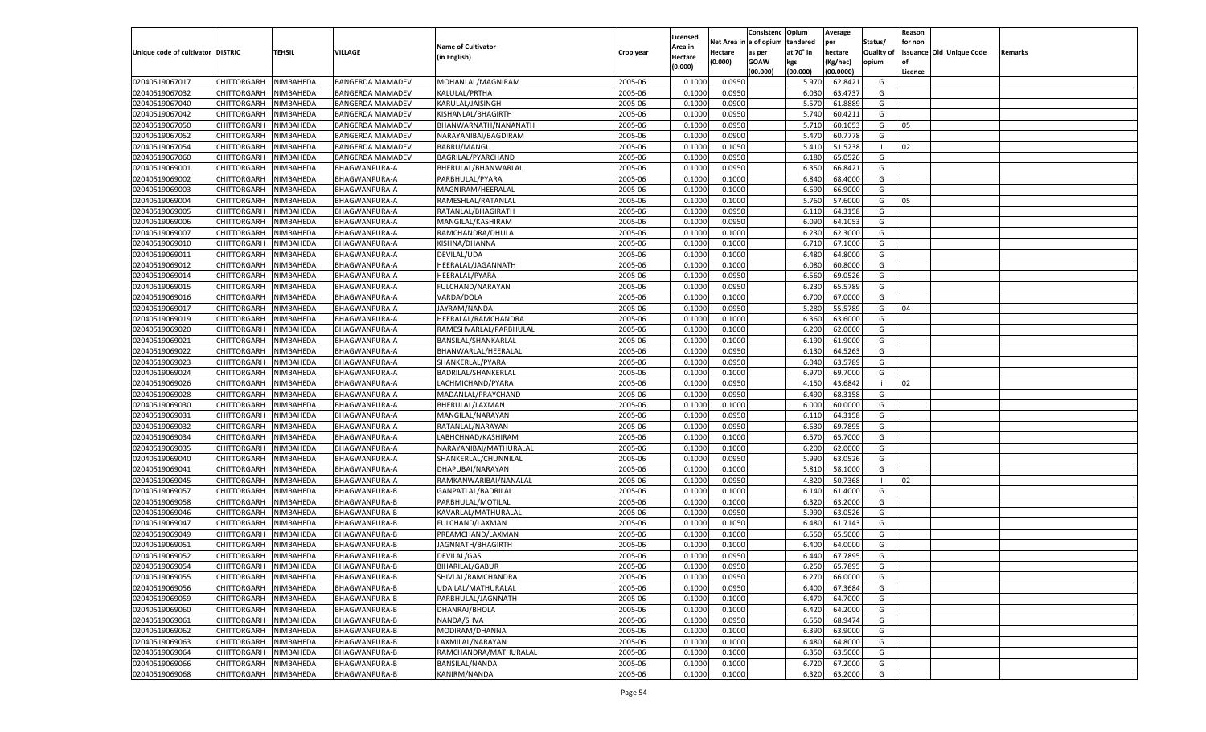| Unique code of cultivator | DISTRIC | TEHSIL | VILLAGE | Name of Cultivator (in English) | Crop year | Licensed Area in Hectare (0.000) | Net Area in Hectare (0.000) | Consistenc e of opium as per GOAW (00.000) | Opium tendered at 70° in kgs (00.000) | Average per hectare (Kg/hec) (00.0000) | Status/ Quality of opium | Reason for non issuance of Licence | Old Unique Code | Remarks |
|---|---|---|---|---|---|---|---|---|---|---|---|---|---|---|
| 02040519067017 | CHITTORGARH | NIMBAHEDA | BANGERDA MAMADEV | MOHANLAL/MAGNIRAM | 2005-06 | 0.1000 | 0.0950 | | 5.970 | 62.8421 | G | | | |
| 02040519067032 | CHITTORGARH | NIMBAHEDA | BANGERDA MAMADEV | KALULAL/PRTHA | 2005-06 | 0.1000 | 0.0950 | | 6.030 | 63.4737 | G | | | |
| 02040519067040 | CHITTORGARH | NIMBAHEDA | BANGERDA MAMADEV | KARULAL/JAISINGH | 2005-06 | 0.1000 | 0.0900 | | 5.570 | 61.8889 | G | | | |
| 02040519067042 | CHITTORGARH | NIMBAHEDA | BANGERDA MAMADEV | KISHANLAL/BHAGIRTH | 2005-06 | 0.1000 | 0.0950 | | 5.740 | 60.4211 | G | | | |
| 02040519067050 | CHITTORGARH | NIMBAHEDA | BANGERDA MAMADEV | BHANWARNATH/NANANATH | 2005-06 | 0.1000 | 0.0950 | | 5.710 | 60.1053 | G | 05 | | |
| 02040519067052 | CHITTORGARH | NIMBAHEDA | BANGERDA MAMADEV | NARAYANIBAI/BAGDIRAM | 2005-06 | 0.1000 | 0.0900 | | 5.470 | 60.7778 | G | | | |
| 02040519067054 | CHITTORGARH | NIMBAHEDA | BANGERDA MAMADEV | BABRU/MANGU | 2005-06 | 0.1000 | 0.1050 | | 5.410 | 51.5238 | I | 02 | | |
| 02040519067060 | CHITTORGARH | NIMBAHEDA | BANGERDA MAMADEV | BAGRILAL/PYARCHAND | 2005-06 | 0.1000 | 0.0950 | | 6.180 | 65.0526 | G | | | |
| 02040519069001 | CHITTORGARH | NIMBAHEDA | BHAGWANPURA-A | BHERULAL/BHANWARLAL | 2005-06 | 0.1000 | 0.0950 | | 6.350 | 66.8421 | G | | | |
| 02040519069002 | CHITTORGARH | NIMBAHEDA | BHAGWANPURA-A | PARBHULAL/PYARA | 2005-06 | 0.1000 | 0.1000 | | 6.840 | 68.4000 | G | | | |
| 02040519069003 | CHITTORGARH | NIMBAHEDA | BHAGWANPURA-A | MAGNIRAM/HEERALAL | 2005-06 | 0.1000 | 0.1000 | | 6.690 | 66.9000 | G | | | |
| 02040519069004 | CHITTORGARH | NIMBAHEDA | BHAGWANPURA-A | RAMESHLAL/RATANLAL | 2005-06 | 0.1000 | 0.1000 | | 5.760 | 57.6000 | G | 05 | | |
| 02040519069005 | CHITTORGARH | NIMBAHEDA | BHAGWANPURA-A | RATANLAL/BHAGIRATH | 2005-06 | 0.1000 | 0.0950 | | 6.110 | 64.3158 | G | | | |
| 02040519069006 | CHITTORGARH | NIMBAHEDA | BHAGWANPURA-A | MANGILAL/KASHIRAM | 2005-06 | 0.1000 | 0.0950 | | 6.090 | 64.1053 | G | | | |
| 02040519069007 | CHITTORGARH | NIMBAHEDA | BHAGWANPURA-A | RAMCHANDRA/DHULA | 2005-06 | 0.1000 | 0.1000 | | 6.230 | 62.3000 | G | | | |
| 02040519069010 | CHITTORGARH | NIMBAHEDA | BHAGWANPURA-A | KISHNA/DHANNA | 2005-06 | 0.1000 | 0.1000 | | 6.710 | 67.1000 | G | | | |
| 02040519069011 | CHITTORGARH | NIMBAHEDA | BHAGWANPURA-A | DEVILAL/UDA | 2005-06 | 0.1000 | 0.1000 | | 6.480 | 64.8000 | G | | | |
| 02040519069012 | CHITTORGARH | NIMBAHEDA | BHAGWANPURA-A | HEERALAL/JAGANNATH | 2005-06 | 0.1000 | 0.1000 | | 6.080 | 60.8000 | G | | | |
| 02040519069014 | CHITTORGARH | NIMBAHEDA | BHAGWANPURA-A | HEERALAL/PYARA | 2005-06 | 0.1000 | 0.0950 | | 6.560 | 69.0526 | G | | | |
| 02040519069015 | CHITTORGARH | NIMBAHEDA | BHAGWANPURA-A | FULCHAND/NARAYAN | 2005-06 | 0.1000 | 0.0950 | | 6.230 | 65.5789 | G | | | |
| 02040519069016 | CHITTORGARH | NIMBAHEDA | BHAGWANPURA-A | VARDA/DOLA | 2005-06 | 0.1000 | 0.1000 | | 6.700 | 67.0000 | G | | | |
| 02040519069017 | CHITTORGARH | NIMBAHEDA | BHAGWANPURA-A | JAYRAM/NANDA | 2005-06 | 0.1000 | 0.0950 | | 5.280 | 55.5789 | G | 04 | | |
| 02040519069019 | CHITTORGARH | NIMBAHEDA | BHAGWANPURA-A | HEERALAL/RAMCHANDRA | 2005-06 | 0.1000 | 0.1000 | | 6.360 | 63.6000 | G | | | |
| 02040519069020 | CHITTORGARH | NIMBAHEDA | BHAGWANPURA-A | RAMESHVARLAL/PARBHULAL | 2005-06 | 0.1000 | 0.1000 | | 6.200 | 62.0000 | G | | | |
| 02040519069021 | CHITTORGARH | NIMBAHEDA | BHAGWANPURA-A | BANSILAL/SHANKARLAL | 2005-06 | 0.1000 | 0.1000 | | 6.190 | 61.9000 | G | | | |
| 02040519069022 | CHITTORGARH | NIMBAHEDA | BHAGWANPURA-A | BHANWARLAL/HEERALAL | 2005-06 | 0.1000 | 0.0950 | | 6.130 | 64.5263 | G | | | |
| 02040519069023 | CHITTORGARH | NIMBAHEDA | BHAGWANPURA-A | SHANKERLAL/PYARA | 2005-06 | 0.1000 | 0.0950 | | 6.040 | 63.5789 | G | | | |
| 02040519069024 | CHITTORGARH | NIMBAHEDA | BHAGWANPURA-A | BADRILAL/SHANKERLAL | 2005-06 | 0.1000 | 0.1000 | | 6.970 | 69.7000 | G | | | |
| 02040519069026 | CHITTORGARH | NIMBAHEDA | BHAGWANPURA-A | LACHMICHAND/PYARA | 2005-06 | 0.1000 | 0.0950 | | 4.150 | 43.6842 | I | 02 | | |
| 02040519069028 | CHITTORGARH | NIMBAHEDA | BHAGWANPURA-A | MADANLAL/PRAYCHAND | 2005-06 | 0.1000 | 0.0950 | | 6.490 | 68.3158 | G | | | |
| 02040519069030 | CHITTORGARH | NIMBAHEDA | BHAGWANPURA-A | BHERULAL/LAXMAN | 2005-06 | 0.1000 | 0.1000 | | 6.000 | 60.0000 | G | | | |
| 02040519069031 | CHITTORGARH | NIMBAHEDA | BHAGWANPURA-A | MANGILAL/NARAYAN | 2005-06 | 0.1000 | 0.0950 | | 6.110 | 64.3158 | G | | | |
| 02040519069032 | CHITTORGARH | NIMBAHEDA | BHAGWANPURA-A | RATANLAL/NARAYAN | 2005-06 | 0.1000 | 0.0950 | | 6.630 | 69.7895 | G | | | |
| 02040519069034 | CHITTORGARH | NIMBAHEDA | BHAGWANPURA-A | LABHCHNAD/KASHIRAM | 2005-06 | 0.1000 | 0.1000 | | 6.570 | 65.7000 | G | | | |
| 02040519069035 | CHITTORGARH | NIMBAHEDA | BHAGWANPURA-A | NARAYANIBAI/MATHURALAL | 2005-06 | 0.1000 | 0.1000 | | 6.200 | 62.0000 | G | | | |
| 02040519069040 | CHITTORGARH | NIMBAHEDA | BHAGWANPURA-A | SHANKERLAL/CHUNNILAL | 2005-06 | 0.1000 | 0.0950 | | 5.990 | 63.0526 | G | | | |
| 02040519069041 | CHITTORGARH | NIMBAHEDA | BHAGWANPURA-A | DHAPUBAI/NARAYAN | 2005-06 | 0.1000 | 0.1000 | | 5.810 | 58.1000 | G | | | |
| 02040519069045 | CHITTORGARH | NIMBAHEDA | BHAGWANPURA-A | RAMKANWARIBAI/NANALAL | 2005-06 | 0.1000 | 0.0950 | | 4.820 | 50.7368 | I | 02 | | |
| 02040519069057 | CHITTORGARH | NIMBAHEDA | BHAGWANPURA-B | GANPATLAL/BADRILAL | 2005-06 | 0.1000 | 0.1000 | | 6.140 | 61.4000 | G | | | |
| 02040519069058 | CHITTORGARH | NIMBAHEDA | BHAGWANPURA-B | PARBHULAL/MOTILAL | 2005-06 | 0.1000 | 0.1000 | | 6.320 | 63.2000 | G | | | |
| 02040519069046 | CHITTORGARH | NIMBAHEDA | BHAGWANPURA-B | KAVARLAL/MATHURALAL | 2005-06 | 0.1000 | 0.0950 | | 5.990 | 63.0526 | G | | | |
| 02040519069047 | CHITTORGARH | NIMBAHEDA | BHAGWANPURA-B | FULCHAND/LAXMAN | 2005-06 | 0.1000 | 0.1050 | | 6.480 | 61.7143 | G | | | |
| 02040519069049 | CHITTORGARH | NIMBAHEDA | BHAGWANPURA-B | PREAMCHAND/LAXMAN | 2005-06 | 0.1000 | 0.1000 | | 6.550 | 65.5000 | G | | | |
| 02040519069051 | CHITTORGARH | NIMBAHEDA | BHAGWANPURA-B | JAGNNATH/BHAGIRTH | 2005-06 | 0.1000 | 0.1000 | | 6.400 | 64.0000 | G | | | |
| 02040519069052 | CHITTORGARH | NIMBAHEDA | BHAGWANPURA-B | DEVILAL/GASI | 2005-06 | 0.1000 | 0.0950 | | 6.440 | 67.7895 | G | | | |
| 02040519069054 | CHITTORGARH | NIMBAHEDA | BHAGWANPURA-B | BIHARILAL/GABUR | 2005-06 | 0.1000 | 0.0950 | | 6.250 | 65.7895 | G | | | |
| 02040519069055 | CHITTORGARH | NIMBAHEDA | BHAGWANPURA-B | SHIVLAL/RAMCHANDRA | 2005-06 | 0.1000 | 0.0950 | | 6.270 | 66.0000 | G | | | |
| 02040519069056 | CHITTORGARH | NIMBAHEDA | BHAGWANPURA-B | UDAILAL/MATHURALAL | 2005-06 | 0.1000 | 0.0950 | | 6.400 | 67.3684 | G | | | |
| 02040519069059 | CHITTORGARH | NIMBAHEDA | BHAGWANPURA-B | PARBHULAL/JAGNNATH | 2005-06 | 0.1000 | 0.1000 | | 6.470 | 64.7000 | G | | | |
| 02040519069060 | CHITTORGARH | NIMBAHEDA | BHAGWANPURA-B | DHANRAJ/BHOLA | 2005-06 | 0.1000 | 0.1000 | | 6.420 | 64.2000 | G | | | |
| 02040519069061 | CHITTORGARH | NIMBAHEDA | BHAGWANPURA-B | NANDA/SHVA | 2005-06 | 0.1000 | 0.0950 | | 6.550 | 68.9474 | G | | | |
| 02040519069062 | CHITTORGARH | NIMBAHEDA | BHAGWANPURA-B | MODIRAM/DHANNA | 2005-06 | 0.1000 | 0.1000 | | 6.390 | 63.9000 | G | | | |
| 02040519069063 | CHITTORGARH | NIMBAHEDA | BHAGWANPURA-B | LAXMILAL/NARAYAN | 2005-06 | 0.1000 | 0.1000 | | 6.480 | 64.8000 | G | | | |
| 02040519069064 | CHITTORGARH | NIMBAHEDA | BHAGWANPURA-B | RAMCHANDRA/MATHURALAL | 2005-06 | 0.1000 | 0.1000 | | 6.350 | 63.5000 | G | | | |
| 02040519069066 | CHITTORGARH | NIMBAHEDA | BHAGWANPURA-B | BANSILAL/NANDA | 2005-06 | 0.1000 | 0.1000 | | 6.720 | 67.2000 | G | | | |
| 02040519069068 | CHITTORGARH | NIMBAHEDA | BHAGWANPURA-B | KANIRM/NANDA | 2005-06 | 0.1000 | 0.1000 | | 6.320 | 63.2000 | G | | | |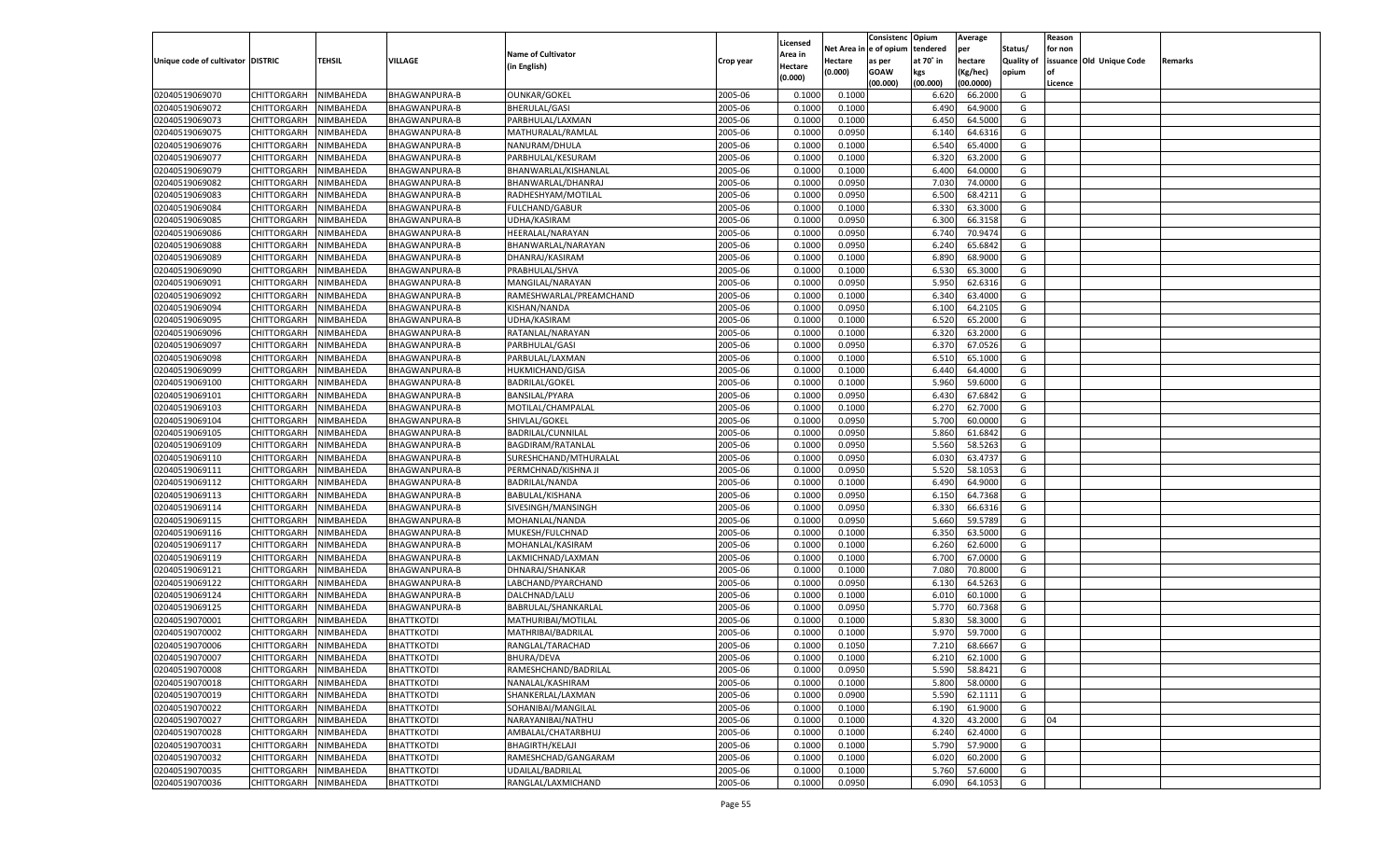| Unique code of cultivator | DISTRIC | TEHSIL | VILLAGE | Name of Cultivator (in English) | Crop year | Licensed Area in Hectare (0.000) | Net Area in Hectare (0.000) | Consistenc e of opium as per GOAW (00.000) | Opium tendered at 70° in kgs (00.000) | Average per hectare (Kg/hec) (00.0000) | Status/ Quality of opium | Reason for non issuance of Licence | Old Unique Code | Remarks |
|---|---|---|---|---|---|---|---|---|---|---|---|---|---|---|
| 02040519069070 | CHITTORGARH | NIMBAHEDA | BHAGWANPURA-B | OUNKAR/GOKEL | 2005-06 | 0.1000 | 0.1000 | | 6.620 | 66.2000 | G | | | |
| 02040519069072 | CHITTORGARH | NIMBAHEDA | BHAGWANPURA-B | BHERULAL/GASI | 2005-06 | 0.1000 | 0.1000 | | 6.490 | 64.9000 | G | | | |
| 02040519069073 | CHITTORGARH | NIMBAHEDA | BHAGWANPURA-B | PARBHULAL/LAXMAN | 2005-06 | 0.1000 | 0.1000 | | 6.450 | 64.5000 | G | | | |
| 02040519069075 | CHITTORGARH | NIMBAHEDA | BHAGWANPURA-B | MATHURALAL/RAMLAL | 2005-06 | 0.1000 | 0.0950 | | 6.140 | 64.6316 | G | | | |
| 02040519069076 | CHITTORGARH | NIMBAHEDA | BHAGWANPURA-B | NANURAM/DHULA | 2005-06 | 0.1000 | 0.1000 | | 6.540 | 65.4000 | G | | | |
| 02040519069077 | CHITTORGARH | NIMBAHEDA | BHAGWANPURA-B | PARBHULAL/KESURAM | 2005-06 | 0.1000 | 0.1000 | | 6.320 | 63.2000 | G | | | |
| 02040519069079 | CHITTORGARH | NIMBAHEDA | BHAGWANPURA-B | BHANWARLAL/KISHANLAL | 2005-06 | 0.1000 | 0.1000 | | 6.400 | 64.0000 | G | | | |
| 02040519069082 | CHITTORGARH | NIMBAHEDA | BHAGWANPURA-B | BHANWARLAL/DHANRAJ | 2005-06 | 0.1000 | 0.0950 | | 7.030 | 74.0000 | G | | | |
| 02040519069083 | CHITTORGARH | NIMBAHEDA | BHAGWANPURA-B | RADHESHYAM/MOTILAL | 2005-06 | 0.1000 | 0.0950 | | 6.500 | 68.4211 | G | | | |
| 02040519069084 | CHITTORGARH | NIMBAHEDA | BHAGWANPURA-B | FULCHAND/GABUR | 2005-06 | 0.1000 | 0.1000 | | 6.330 | 63.3000 | G | | | |
| 02040519069085 | CHITTORGARH | NIMBAHEDA | BHAGWANPURA-B | UDHA/KASIRAM | 2005-06 | 0.1000 | 0.0950 | | 6.300 | 66.3158 | G | | | |
| 02040519069086 | CHITTORGARH | NIMBAHEDA | BHAGWANPURA-B | HEERALAL/NARAYAN | 2005-06 | 0.1000 | 0.0950 | | 6.740 | 70.9474 | G | | | |
| 02040519069088 | CHITTORGARH | NIMBAHEDA | BHAGWANPURA-B | BHANWARLAL/NARAYAN | 2005-06 | 0.1000 | 0.0950 | | 6.240 | 65.6842 | G | | | |
| 02040519069089 | CHITTORGARH | NIMBAHEDA | BHAGWANPURA-B | DHANRAJ/KASIRAM | 2005-06 | 0.1000 | 0.1000 | | 6.890 | 68.9000 | G | | | |
| 02040519069090 | CHITTORGARH | NIMBAHEDA | BHAGWANPURA-B | PRABHULAL/SHVA | 2005-06 | 0.1000 | 0.1000 | | 6.530 | 65.3000 | G | | | |
| 02040519069091 | CHITTORGARH | NIMBAHEDA | BHAGWANPURA-B | MANGILAL/NARAYAN | 2005-06 | 0.1000 | 0.0950 | | 5.950 | 62.6316 | G | | | |
| 02040519069092 | CHITTORGARH | NIMBAHEDA | BHAGWANPURA-B | RAMESHWARLAL/PREAMCHAND | 2005-06 | 0.1000 | 0.1000 | | 6.340 | 63.4000 | G | | | |
| 02040519069094 | CHITTORGARH | NIMBAHEDA | BHAGWANPURA-B | KISHAN/NANDA | 2005-06 | 0.1000 | 0.0950 | | 6.100 | 64.2105 | G | | | |
| 02040519069095 | CHITTORGARH | NIMBAHEDA | BHAGWANPURA-B | UDHA/KASIRAM | 2005-06 | 0.1000 | 0.1000 | | 6.520 | 65.2000 | G | | | |
| 02040519069096 | CHITTORGARH | NIMBAHEDA | BHAGWANPURA-B | RATANLAL/NARAYAN | 2005-06 | 0.1000 | 0.1000 | | 6.320 | 63.2000 | G | | | |
| 02040519069097 | CHITTORGARH | NIMBAHEDA | BHAGWANPURA-B | PARBHULAL/GASI | 2005-06 | 0.1000 | 0.0950 | | 6.370 | 67.0526 | G | | | |
| 02040519069098 | CHITTORGARH | NIMBAHEDA | BHAGWANPURA-B | PARBULAL/LAXMAN | 2005-06 | 0.1000 | 0.1000 | | 6.510 | 65.1000 | G | | | |
| 02040519069099 | CHITTORGARH | NIMBAHEDA | BHAGWANPURA-B | HUKMICHAND/GISA | 2005-06 | 0.1000 | 0.1000 | | 6.440 | 64.4000 | G | | | |
| 02040519069100 | CHITTORGARH | NIMBAHEDA | BHAGWANPURA-B | BADRILAL/GOKEL | 2005-06 | 0.1000 | 0.1000 | | 5.960 | 59.6000 | G | | | |
| 02040519069101 | CHITTORGARH | NIMBAHEDA | BHAGWANPURA-B | BANSILAL/PYARA | 2005-06 | 0.1000 | 0.0950 | | 6.430 | 67.6842 | G | | | |
| 02040519069103 | CHITTORGARH | NIMBAHEDA | BHAGWANPURA-B | MOTILAL/CHAMPALAL | 2005-06 | 0.1000 | 0.1000 | | 6.270 | 62.7000 | G | | | |
| 02040519069104 | CHITTORGARH | NIMBAHEDA | BHAGWANPURA-B | SHIVLAL/GOKEL | 2005-06 | 0.1000 | 0.0950 | | 5.700 | 60.0000 | G | | | |
| 02040519069105 | CHITTORGARH | NIMBAHEDA | BHAGWANPURA-B | BADRILAL/CUNNILAL | 2005-06 | 0.1000 | 0.0950 | | 5.860 | 61.6842 | G | | | |
| 02040519069109 | CHITTORGARH | NIMBAHEDA | BHAGWANPURA-B | BAGDIRAM/RATANLAL | 2005-06 | 0.1000 | 0.0950 | | 5.560 | 58.5263 | G | | | |
| 02040519069110 | CHITTORGARH | NIMBAHEDA | BHAGWANPURA-B | SURESHCHAND/MTHURALAL | 2005-06 | 0.1000 | 0.0950 | | 6.030 | 63.4737 | G | | | |
| 02040519069111 | CHITTORGARH | NIMBAHEDA | BHAGWANPURA-B | PERMCHNAD/KISHNA JI | 2005-06 | 0.1000 | 0.0950 | | 5.520 | 58.1053 | G | | | |
| 02040519069112 | CHITTORGARH | NIMBAHEDA | BHAGWANPURA-B | BADRILAL/NANDA | 2005-06 | 0.1000 | 0.1000 | | 6.490 | 64.9000 | G | | | |
| 02040519069113 | CHITTORGARH | NIMBAHEDA | BHAGWANPURA-B | BABULAL/KISHANA | 2005-06 | 0.1000 | 0.0950 | | 6.150 | 64.7368 | G | | | |
| 02040519069114 | CHITTORGARH | NIMBAHEDA | BHAGWANPURA-B | SIVESINGH/MANSINGH | 2005-06 | 0.1000 | 0.0950 | | 6.330 | 66.6316 | G | | | |
| 02040519069115 | CHITTORGARH | NIMBAHEDA | BHAGWANPURA-B | MOHANLAL/NANDA | 2005-06 | 0.1000 | 0.0950 | | 5.660 | 59.5789 | G | | | |
| 02040519069116 | CHITTORGARH | NIMBAHEDA | BHAGWANPURA-B | MUKESH/FULCHNAD | 2005-06 | 0.1000 | 0.1000 | | 6.350 | 63.5000 | G | | | |
| 02040519069117 | CHITTORGARH | NIMBAHEDA | BHAGWANPURA-B | MOHANLAL/KASIRAM | 2005-06 | 0.1000 | 0.1000 | | 6.260 | 62.6000 | G | | | |
| 02040519069119 | CHITTORGARH | NIMBAHEDA | BHAGWANPURA-B | LAKMICHNAD/LAXMAN | 2005-06 | 0.1000 | 0.1000 | | 6.700 | 67.0000 | G | | | |
| 02040519069121 | CHITTORGARH | NIMBAHEDA | BHAGWANPURA-B | DHNARAJ/SHANKAR | 2005-06 | 0.1000 | 0.1000 | | 7.080 | 70.8000 | G | | | |
| 02040519069122 | CHITTORGARH | NIMBAHEDA | BHAGWANPURA-B | LABCHAND/PYARCHAND | 2005-06 | 0.1000 | 0.0950 | | 6.130 | 64.5263 | G | | | |
| 02040519069124 | CHITTORGARH | NIMBAHEDA | BHAGWANPURA-B | DALCHNAD/LALU | 2005-06 | 0.1000 | 0.1000 | | 6.010 | 60.1000 | G | | | |
| 02040519069125 | CHITTORGARH | NIMBAHEDA | BHAGWANPURA-B | BABRULAL/SHANKARLAL | 2005-06 | 0.1000 | 0.0950 | | 5.770 | 60.7368 | G | | | |
| 02040519070001 | CHITTORGARH | NIMBAHEDA | BHATTKOTDI | MATHURIBAI/MOTILAL | 2005-06 | 0.1000 | 0.1000 | | 5.830 | 58.3000 | G | | | |
| 02040519070002 | CHITTORGARH | NIMBAHEDA | BHATTKOTDI | MATHRIBAI/BADRILAL | 2005-06 | 0.1000 | 0.1000 | | 5.970 | 59.7000 | G | | | |
| 02040519070006 | CHITTORGARH | NIMBAHEDA | BHATTKOTDI | RANGLAL/TARACHAD | 2005-06 | 0.1000 | 0.1050 | | 7.210 | 68.6667 | G | | | |
| 02040519070007 | CHITTORGARH | NIMBAHEDA | BHATTKOTDI | BHURA/DEVA | 2005-06 | 0.1000 | 0.1000 | | 6.210 | 62.1000 | G | | | |
| 02040519070008 | CHITTORGARH | NIMBAHEDA | BHATTKOTDI | RAMESHCHAND/BADRILAL | 2005-06 | 0.1000 | 0.0950 | | 5.590 | 58.8421 | G | | | |
| 02040519070018 | CHITTORGARH | NIMBAHEDA | BHATTKOTDI | NANALAL/KASHIRAM | 2005-06 | 0.1000 | 0.1000 | | 5.800 | 58.0000 | G | | | |
| 02040519070019 | CHITTORGARH | NIMBAHEDA | BHATTKOTDI | SHANKERLAL/LAXMAN | 2005-06 | 0.1000 | 0.0900 | | 5.590 | 62.1111 | G | | | |
| 02040519070022 | CHITTORGARH | NIMBAHEDA | BHATTKOTDI | SOHANIBAI/MANGILAL | 2005-06 | 0.1000 | 0.1000 | | 6.190 | 61.9000 | G | | | |
| 02040519070027 | CHITTORGARH | NIMBAHEDA | BHATTKOTDI | NARAYANIBAI/NATHU | 2005-06 | 0.1000 | 0.1000 | | 4.320 | 43.2000 | G | 04 | | |
| 02040519070028 | CHITTORGARH | NIMBAHEDA | BHATTKOTDI | AMBALAL/CHATARBHUJ | 2005-06 | 0.1000 | 0.1000 | | 6.240 | 62.4000 | G | | | |
| 02040519070031 | CHITTORGARH | NIMBAHEDA | BHATTKOTDI | BHAGIRTH/KELAJI | 2005-06 | 0.1000 | 0.1000 | | 5.790 | 57.9000 | G | | | |
| 02040519070032 | CHITTORGARH | NIMBAHEDA | BHATTKOTDI | RAMESHCHAD/GANGARAM | 2005-06 | 0.1000 | 0.1000 | | 6.020 | 60.2000 | G | | | |
| 02040519070035 | CHITTORGARH | NIMBAHEDA | BHATTKOTDI | UDAILAL/BADRILAL | 2005-06 | 0.1000 | 0.1000 | | 5.760 | 57.6000 | G | | | |
| 02040519070036 | CHITTORGARH | NIMBAHEDA | BHATTKOTDI | RANGLAL/LAXMICHAND | 2005-06 | 0.1000 | 0.0950 | | 6.090 | 64.1053 | G | | | |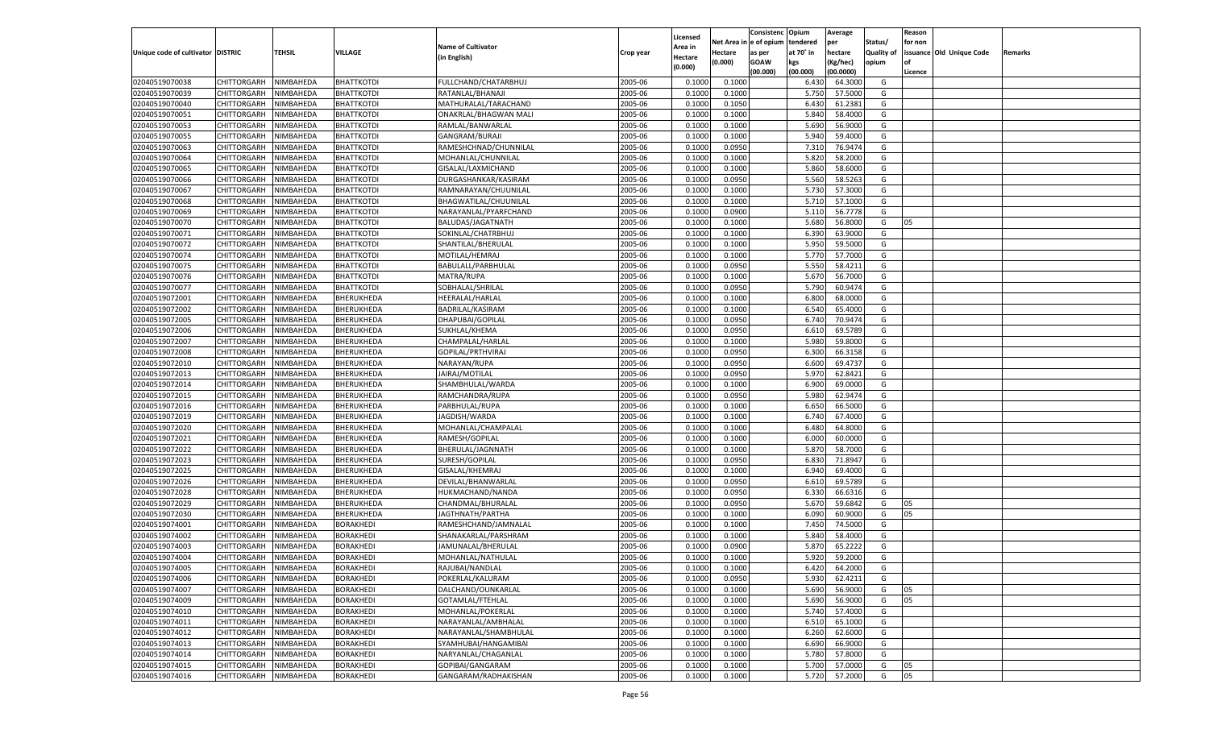| Unique code of cultivator | DISTRIC | TEHSIL | VILLAGE | Name of Cultivator (in English) | Crop year | Licensed Area in Hectare (0.000) | Net Area in Hectare (0.000) | Consistenc e of opium as per GOAW (00.000) | Opium tendered at 70° in kgs (00.000) | Average per hectare (Kg/hec) (00.0000) | Status/ Quality of opium | Reason for non issuance of Licence | Old Unique Code | Remarks |
|---|---|---|---|---|---|---|---|---|---|---|---|---|---|---|
| 02040519070038 | CHITTORGARH | NIMBAHEDA | BHATTKOTDI | FULLCHAND/CHATARBHUJ | 2005-06 | 0.1000 | 0.1000 | | 6.430 | 64.3000 | G | | | |
| 02040519070039 | CHITTORGARH | NIMBAHEDA | BHATTKOTDI | RATANLAL/BHANAJI | 2005-06 | 0.1000 | 0.1000 | | 5.750 | 57.5000 | G | | | |
| 02040519070040 | CHITTORGARH | NIMBAHEDA | BHATTKOTDI | MATHURALAL/TARACHAND | 2005-06 | 0.1000 | 0.1050 | | 6.430 | 61.2381 | G | | | |
| 02040519070051 | CHITTORGARH | NIMBAHEDA | BHATTKOTDI | ONAKRLAL/BHAGWAN MALI | 2005-06 | 0.1000 | 0.1000 | | 5.840 | 58.4000 | G | | | |
| 02040519070053 | CHITTORGARH | NIMBAHEDA | BHATTKOTDI | RAMLAL/BANWARLAL | 2005-06 | 0.1000 | 0.1000 | | 5.690 | 56.9000 | G | | | |
| 02040519070055 | CHITTORGARH | NIMBAHEDA | BHATTKOTDI | GANGRAM/BURAJI | 2005-06 | 0.1000 | 0.1000 | | 5.940 | 59.4000 | G | | | |
| 02040519070063 | CHITTORGARH | NIMBAHEDA | BHATTKOTDI | RAMESHCHNAD/CHUNNILAL | 2005-06 | 0.1000 | 0.0950 | | 7.310 | 76.9474 | G | | | |
| 02040519070064 | CHITTORGARH | NIMBAHEDA | BHATTKOTDI | MOHANLAL/CHUNNILAL | 2005-06 | 0.1000 | 0.1000 | | 5.820 | 58.2000 | G | | | |
| 02040519070065 | CHITTORGARH | NIMBAHEDA | BHATTKOTDI | GISALAL/LAXMICHAND | 2005-06 | 0.1000 | 0.1000 | | 5.860 | 58.6000 | G | | | |
| 02040519070066 | CHITTORGARH | NIMBAHEDA | BHATTKOTDI | DURGASHANKAR/KASIRAM | 2005-06 | 0.1000 | 0.0950 | | 5.560 | 58.5263 | G | | | |
| 02040519070067 | CHITTORGARH | NIMBAHEDA | BHATTKOTDI | RAMNARAYAN/CHUUNILAL | 2005-06 | 0.1000 | 0.1000 | | 5.730 | 57.3000 | G | | | |
| 02040519070068 | CHITTORGARH | NIMBAHEDA | BHATTKOTDI | BHAGWATILAL/CHUUNILAL | 2005-06 | 0.1000 | 0.1000 | | 5.710 | 57.1000 | G | | | |
| 02040519070069 | CHITTORGARH | NIMBAHEDA | BHATTKOTDI | NARAYANLAL/PYARFCHAND | 2005-06 | 0.1000 | 0.0900 | | 5.110 | 56.7778 | G | | | |
| 02040519070070 | CHITTORGARH | NIMBAHEDA | BHATTKOTDI | BALUDAS/JAGATNATH | 2005-06 | 0.1000 | 0.1000 | | 5.680 | 56.8000 | G | 05 | | |
| 02040519070071 | CHITTORGARH | NIMBAHEDA | BHATTKOTDI | SOKINLAL/CHATRBHUJ | 2005-06 | 0.1000 | 0.1000 | | 6.390 | 63.9000 | G | | | |
| 02040519070072 | CHITTORGARH | NIMBAHEDA | BHATTKOTDI | SHANTILAL/BHERULAL | 2005-06 | 0.1000 | 0.1000 | | 5.950 | 59.5000 | G | | | |
| 02040519070074 | CHITTORGARH | NIMBAHEDA | BHATTKOTDI | MOTILAL/HEMRAJ | 2005-06 | 0.1000 | 0.1000 | | 5.770 | 57.7000 | G | | | |
| 02040519070075 | CHITTORGARH | NIMBAHEDA | BHATTKOTDI | BABULALL/PARBHULAL | 2005-06 | 0.1000 | 0.0950 | | 5.550 | 58.4211 | G | | | |
| 02040519070076 | CHITTORGARH | NIMBAHEDA | BHATTKOTDI | MATRA/RUPA | 2005-06 | 0.1000 | 0.1000 | | 5.670 | 56.7000 | G | | | |
| 02040519070077 | CHITTORGARH | NIMBAHEDA | BHATTKOTDI | SOBHALAL/SHRILAL | 2005-06 | 0.1000 | 0.0950 | | 5.790 | 60.9474 | G | | | |
| 02040519072001 | CHITTORGARH | NIMBAHEDA | BHERUKHEDA | HEERALAL/HARLAL | 2005-06 | 0.1000 | 0.1000 | | 6.800 | 68.0000 | G | | | |
| 02040519072002 | CHITTORGARH | NIMBAHEDA | BHERUKHEDA | BADRILAL/KASIRAM | 2005-06 | 0.1000 | 0.1000 | | 6.540 | 65.4000 | G | | | |
| 02040519072005 | CHITTORGARH | NIMBAHEDA | BHERUKHEDA | DHAPUBAI/GOPILAL | 2005-06 | 0.1000 | 0.0950 | | 6.740 | 70.9474 | G | | | |
| 02040519072006 | CHITTORGARH | NIMBAHEDA | BHERUKHEDA | SUKHLAL/KHEMA | 2005-06 | 0.1000 | 0.0950 | | 6.610 | 69.5789 | G | | | |
| 02040519072007 | CHITTORGARH | NIMBAHEDA | BHERUKHEDA | CHAMPALAL/HARLAL | 2005-06 | 0.1000 | 0.1000 | | 5.980 | 59.8000 | G | | | |
| 02040519072008 | CHITTORGARH | NIMBAHEDA | BHERUKHEDA | GOPILAL/PRTHVIRAJ | 2005-06 | 0.1000 | 0.0950 | | 6.300 | 66.3158 | G | | | |
| 02040519072010 | CHITTORGARH | NIMBAHEDA | BHERUKHEDA | NARAYAN/RUPA | 2005-06 | 0.1000 | 0.0950 | | 6.600 | 69.4737 | G | | | |
| 02040519072013 | CHITTORGARH | NIMBAHEDA | BHERUKHEDA | JAIRAJ/MOTILAL | 2005-06 | 0.1000 | 0.0950 | | 5.970 | 62.8421 | G | | | |
| 02040519072014 | CHITTORGARH | NIMBAHEDA | BHERUKHEDA | SHAMBHULAL/WARDA | 2005-06 | 0.1000 | 0.1000 | | 6.900 | 69.0000 | G | | | |
| 02040519072015 | CHITTORGARH | NIMBAHEDA | BHERUKHEDA | RAMCHANDRA/RUPA | 2005-06 | 0.1000 | 0.0950 | | 5.980 | 62.9474 | G | | | |
| 02040519072016 | CHITTORGARH | NIMBAHEDA | BHERUKHEDA | PARBHULAL/RUPA | 2005-06 | 0.1000 | 0.1000 | | 6.650 | 66.5000 | G | | | |
| 02040519072019 | CHITTORGARH | NIMBAHEDA | BHERUKHEDA | JAGDISH/WARDA | 2005-06 | 0.1000 | 0.1000 | | 6.740 | 67.4000 | G | | | |
| 02040519072020 | CHITTORGARH | NIMBAHEDA | BHERUKHEDA | MOHANLAL/CHAMPALAL | 2005-06 | 0.1000 | 0.1000 | | 6.480 | 64.8000 | G | | | |
| 02040519072021 | CHITTORGARH | NIMBAHEDA | BHERUKHEDA | RAMESH/GOPILAL | 2005-06 | 0.1000 | 0.1000 | | 6.000 | 60.0000 | G | | | |
| 02040519072022 | CHITTORGARH | NIMBAHEDA | BHERUKHEDA | BHERULAL/JAGNNATH | 2005-06 | 0.1000 | 0.1000 | | 5.870 | 58.7000 | G | | | |
| 02040519072023 | CHITTORGARH | NIMBAHEDA | BHERUKHEDA | SURESH/GOPILAL | 2005-06 | 0.1000 | 0.0950 | | 6.830 | 71.8947 | G | | | |
| 02040519072025 | CHITTORGARH | NIMBAHEDA | BHERUKHEDA | GISALAL/KHEMRAJ | 2005-06 | 0.1000 | 0.1000 | | 6.940 | 69.4000 | G | | | |
| 02040519072026 | CHITTORGARH | NIMBAHEDA | BHERUKHEDA | DEVILAL/BHANWARLAL | 2005-06 | 0.1000 | 0.0950 | | 6.610 | 69.5789 | G | | | |
| 02040519072028 | CHITTORGARH | NIMBAHEDA | BHERUKHEDA | HUKMACHAND/NANDA | 2005-06 | 0.1000 | 0.0950 | | 6.330 | 66.6316 | G | | | |
| 02040519072029 | CHITTORGARH | NIMBAHEDA | BHERUKHEDA | CHANDMAL/BHURALAL | 2005-06 | 0.1000 | 0.0950 | | 5.670 | 59.6842 | G | 05 | | |
| 02040519072030 | CHITTORGARH | NIMBAHEDA | BHERUKHEDA | JAGTHNATH/PARTHA | 2005-06 | 0.1000 | 0.1000 | | 6.090 | 60.9000 | G | 05 | | |
| 02040519074001 | CHITTORGARH | NIMBAHEDA | BORAKHEDI | RAMESHCHAND/JAMNALAL | 2005-06 | 0.1000 | 0.1000 | | 7.450 | 74.5000 | G | | | |
| 02040519074002 | CHITTORGARH | NIMBAHEDA | BORAKHEDI | SHANAKARLAL/PARSHRAM | 2005-06 | 0.1000 | 0.1000 | | 5.840 | 58.4000 | G | | | |
| 02040519074003 | CHITTORGARH | NIMBAHEDA | BORAKHEDI | JAMUNALAL/BHERULAL | 2005-06 | 0.1000 | 0.0900 | | 5.870 | 65.2222 | G | | | |
| 02040519074004 | CHITTORGARH | NIMBAHEDA | BORAKHEDI | MOHANLAL/NATHULAL | 2005-06 | 0.1000 | 0.1000 | | 5.920 | 59.2000 | G | | | |
| 02040519074005 | CHITTORGARH | NIMBAHEDA | BORAKHEDI | RAJUBAI/NANDLAL | 2005-06 | 0.1000 | 0.1000 | | 6.420 | 64.2000 | G | | | |
| 02040519074006 | CHITTORGARH | NIMBAHEDA | BORAKHEDI | POKERLAL/KALURAM | 2005-06 | 0.1000 | 0.0950 | | 5.930 | 62.4211 | G | | | |
| 02040519074007 | CHITTORGARH | NIMBAHEDA | BORAKHEDI | DALCHAND/OUNKARLAL | 2005-06 | 0.1000 | 0.1000 | | 5.690 | 56.9000 | G | 05 | | |
| 02040519074009 | CHITTORGARH | NIMBAHEDA | BORAKHEDI | GOTAMLAL/FTEHLAL | 2005-06 | 0.1000 | 0.1000 | | 5.690 | 56.9000 | G | 05 | | |
| 02040519074010 | CHITTORGARH | NIMBAHEDA | BORAKHEDI | MOHANLAL/POKERLAL | 2005-06 | 0.1000 | 0.1000 | | 5.740 | 57.4000 | G | | | |
| 02040519074011 | CHITTORGARH | NIMBAHEDA | BORAKHEDI | NARAYANLAL/AMBHALAL | 2005-06 | 0.1000 | 0.1000 | | 6.510 | 65.1000 | G | | | |
| 02040519074012 | CHITTORGARH | NIMBAHEDA | BORAKHEDI | NARAYANLAL/SHAMBHULAL | 2005-06 | 0.1000 | 0.1000 | | 6.260 | 62.6000 | G | | | |
| 02040519074013 | CHITTORGARH | NIMBAHEDA | BORAKHEDI | SYAMHUBAI/HANGAMIBAI | 2005-06 | 0.1000 | 0.1000 | | 6.690 | 66.9000 | G | | | |
| 02040519074014 | CHITTORGARH | NIMBAHEDA | BORAKHEDI | NARYANLAL/CHAGANLAL | 2005-06 | 0.1000 | 0.1000 | | 5.780 | 57.8000 | G | | | |
| 02040519074015 | CHITTORGARH | NIMBAHEDA | BORAKHEDI | GOPIBAI/GANGARAM | 2005-06 | 0.1000 | 0.1000 | | 5.700 | 57.0000 | G | 05 | | |
| 02040519074016 | CHITTORGARH | NIMBAHEDA | BORAKHEDI | GANGARAM/RADHAKISHAN | 2005-06 | 0.1000 | 0.1000 | | 5.720 | 57.2000 | G | 05 | | |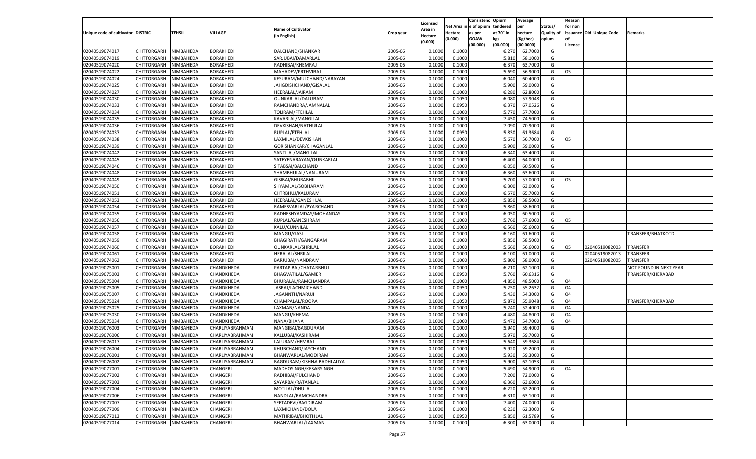| Unique code of cultivator | DISTRIC | TEHSIL | VILLAGE | Name of Cultivator (in English) | Crop year | Licensed Area in Hectare (0.000) | Net Area in Hectare (0.000) | Consistenc e of opium as per GOAW (00.000) | Opium tendered at 70° in kgs (00.000) | Average per hectare (Kg/hec) (00.0000) | Status/ Quality of opium | Reason for non issuance of Licence | Old Unique Code | Remarks |
|---|---|---|---|---|---|---|---|---|---|---|---|---|---|---|
| 02040519074017 | CHITTORGARH | NIMBAHEDA | BORAKHEDI | DALCHAND/SHANKAR | 2005-06 | 0.1000 | 0.1000 | | 6.270 | 62.7000 | G | | | |
| 02040519074019 | CHITTORGARH | NIMBAHEDA | BORAKHEDI | SARJUBAI/DAMARLAL | 2005-06 | 0.1000 | 0.1000 | | 5.810 | 58.1000 | G | | | |
| 02040519074020 | CHITTORGARH | NIMBAHEDA | BORAKHEDI | RADHIBAI/KHEMRAJ | 2005-06 | 0.1000 | 0.1000 | | 6.370 | 63.7000 | G | | | |
| 02040519074022 | CHITTORGARH | NIMBAHEDA | BORAKHEDI | MAHADEV/PRTHVIRAJ | 2005-06 | 0.1000 | 0.1000 | | 5.690 | 56.9000 | G | 05 | | |
| 02040519074024 | CHITTORGARH | NIMBAHEDA | BORAKHEDI | KESURAM/MULCHAND/NARAYAN | 2005-06 | 0.1000 | 0.1000 | | 6.040 | 60.4000 | G | | | |
| 02040519074025 | CHITTORGARH | NIMBAHEDA | BORAKHEDI | JAHGDISHCHAND/GISALAL | 2005-06 | 0.1000 | 0.1000 | | 5.900 | 59.0000 | G | | | |
| 02040519074027 | CHITTORGARH | NIMBAHEDA | BORAKHEDI | HEERALAL/JAIRAM | 2005-06 | 0.1000 | 0.1000 | | 6.280 | 62.8000 | G | | | |
| 02040519074030 | CHITTORGARH | NIMBAHEDA | BORAKHEDI | OUNKARLAL/DALURAM | 2005-06 | 0.1000 | 0.1050 | | 6.080 | 57.9048 | G | | | |
| 02040519074033 | CHITTORGARH | NIMBAHEDA | BORAKHEDI | RAMCHANDRA/JAMNALAL | 2005-06 | 0.1000 | 0.0950 | | 6.370 | 67.0526 | G | | | |
| 02040519074034 | CHITTORGARH | NIMBAHEDA | BORAKHEDI | TOLIRAM/FTEHLAL | 2005-06 | 0.1000 | 0.1000 | | 5.770 | 57.7000 | G | | | |
| 02040519074035 | CHITTORGARH | NIMBAHEDA | BORAKHEDI | KAVARLAL/MANGILAL | 2005-06 | 0.1000 | 0.1000 | | 7.450 | 74.5000 | G | | | |
| 02040519074036 | CHITTORGARH | NIMBAHEDA | BORAKHEDI | DEVKISHAN/NATHULAL | 2005-06 | 0.1000 | 0.1000 | | 7.090 | 70.9000 | G | | | |
| 02040519074037 | CHITTORGARH | NIMBAHEDA | BORAKHEDI | RUPLAL/FTEHLAL | 2005-06 | 0.1000 | 0.0950 | | 5.830 | 61.3684 | G | | | |
| 02040519074038 | CHITTORGARH | NIMBAHEDA | BORAKHEDI | LAXMILAL/DEVKISHAN | 2005-06 | 0.1000 | 0.1000 | | 5.670 | 56.7000 | G | 05 | | |
| 02040519074039 | CHITTORGARH | NIMBAHEDA | BORAKHEDI | GORISHANKAR/CHAGANLAL | 2005-06 | 0.1000 | 0.1000 | | 5.900 | 59.0000 | G | | | |
| 02040519074042 | CHITTORGARH | NIMBAHEDA | BORAKHEDI | SANTILAL/MANGILAL | 2005-06 | 0.1000 | 0.1000 | | 6.340 | 63.4000 | G | | | |
| 02040519074045 | CHITTORGARH | NIMBAHEDA | BORAKHEDI | SATEYENARAYAN/OUNKARLAL | 2005-06 | 0.1000 | 0.1000 | | 6.400 | 64.0000 | G | | | |
| 02040519074046 | CHITTORGARH | NIMBAHEDA | BORAKHEDI | SITABSAI/BALCHAND | 2005-06 | 0.1000 | 0.1000 | | 6.050 | 60.5000 | G | | | |
| 02040519074048 | CHITTORGARH | NIMBAHEDA | BORAKHEDI | SHAMBHULAL/NANURAM | 2005-06 | 0.1000 | 0.1000 | | 6.360 | 63.6000 | G | | | |
| 02040519074049 | CHITTORGARH | NIMBAHEDA | BORAKHEDI | GISIBAI/BHURABHIL | 2005-06 | 0.1000 | 0.1000 | | 5.700 | 57.0000 | G | 05 | | |
| 02040519074050 | CHITTORGARH | NIMBAHEDA | BORAKHEDI | SHYAMLAL/SOBHARAM | 2005-06 | 0.1000 | 0.1000 | | 6.300 | 63.0000 | G | | | |
| 02040519074051 | CHITTORGARH | NIMBAHEDA | BORAKHEDI | CHTRBHUJ/KALURAM | 2005-06 | 0.1000 | 0.1000 | | 6.570 | 65.7000 | G | | | |
| 02040519074053 | CHITTORGARH | NIMBAHEDA | BORAKHEDI | HEERALAL/GANESHLAL | 2005-06 | 0.1000 | 0.1000 | | 5.850 | 58.5000 | G | | | |
| 02040519074054 | CHITTORGARH | NIMBAHEDA | BORAKHEDI | RAMESVARLAL/PYARCHAND | 2005-06 | 0.1000 | 0.1000 | | 5.860 | 58.6000 | G | | | |
| 02040519074055 | CHITTORGARH | NIMBAHEDA | BORAKHEDI | RADHESHYAMDAS/MOHANDAS | 2005-06 | 0.1000 | 0.1000 | | 6.050 | 60.5000 | G | | | |
| 02040519074056 | CHITTORGARH | NIMBAHEDA | BORAKHEDI | RUPLAL/GANESHRAM | 2005-06 | 0.1000 | 0.1000 | | 5.760 | 57.6000 | G | 05 | | |
| 02040519074057 | CHITTORGARH | NIMBAHEDA | BORAKHEDI | KALU/CUNNILAL | 2005-06 | 0.1000 | 0.1000 | | 6.560 | 65.6000 | G | | | |
| 02040519074058 | CHITTORGARH | NIMBAHEDA | BORAKHEDI | MANGU/GASI | 2005-06 | 0.1000 | 0.1000 | | 6.160 | 61.6000 | G | | | TRANSFER/BHATKOTDI |
| 02040519074059 | CHITTORGARH | NIMBAHEDA | BORAKHEDI | BHAGIRATH/GANGARAM | 2005-06 | 0.1000 | 0.1000 | | 5.850 | 58.5000 | G | | | |
| 02040519074060 | CHITTORGARH | NIMBAHEDA | BORAKHEDI | OUNKARLAL/SHRILAL | 2005-06 | 0.1000 | 0.1000 | | 5.660 | 56.6000 | G | 05 | 02040519082003 | TRANSFER |
| 02040519074061 | CHITTORGARH | NIMBAHEDA | BORAKHEDI | HERALAL/SHRILAL | 2005-06 | 0.1000 | 0.1000 | | 6.100 | 61.0000 | G | | 02040519082013 | TRANSFER |
| 02040519074062 | CHITTORGARH | NIMBAHEDA | BORAKHEDI | BARJUBAI/NANDRAM | 2005-06 | 0.1000 | 0.1000 | | 5.800 | 58.0000 | G | | 02040519082005 | TRANSFER |
| 02040519075001 | CHITTORGARH | NIMBAHEDA | CHANDKHEDA | PARTAPIBAI/CHATARBHUJ | 2005-06 | 0.1000 | 0.1000 | | 6.210 | 62.1000 | G | | | NOT FOUND IN NEXT YEAR |
| 02040519075003 | CHITTORGARH | NIMBAHEDA | CHANDKHEDA | BHAGVATILAL/GAMER | 2005-06 | 0.1000 | 0.0950 | | 5.760 | 60.6316 | G | | | TRANSFER/KHERABAD |
| 02040519075004 | CHITTORGARH | NIMBAHEDA | CHANDKHEDA | BHURALAL/RAMCHANDRA | 2005-06 | 0.1000 | 0.1000 | | 4.850 | 48.5000 | G | 04 | | |
| 02040519075005 | CHITTORGARH | NIMBAHEDA | CHANDKHEDA | JASRAJ/LACHMICHAND | 2005-06 | 0.1000 | 0.0950 | | 5.250 | 55.2632 | G | 04 | | |
| 02040519075007 | CHITTORGARH | NIMBAHEDA | CHANDKHEDA | JAGANNTH/NARUJI | 2005-06 | 0.1000 | 0.1000 | | 5.430 | 54.3000 | G | 04 | | |
| 02040519075024 | CHITTORGARH | NIMBAHEDA | CHANDKHEDA | CHAMPALAL/ROOPA | 2005-06 | 0.1000 | 0.1050 | | 5.870 | 55.9048 | G | 04 | | TRANSFER/KHERABAD |
| 02040519075025 | CHITTORGARH | NIMBAHEDA | CHANDKHEDA | LAXMAN/NANDA | 2005-06 | 0.1000 | 0.1000 | | 5.240 | 52.4000 | G | 04 | | |
| 02040519075030 | CHITTORGARH | NIMBAHEDA | CHANDKHEDA | MANGU/KHEMA | 2005-06 | 0.1000 | 0.1000 | | 4.480 | 44.8000 | G | 04 | | |
| 02040519075034 | CHITTORGARH | NIMBAHEDA | CHANDKHEDA | NANA/BHANA | 2005-06 | 0.1000 | 0.1000 | | 5.470 | 54.7000 | G | 04 | | |
| 02040519076003 | CHITTORGARH | NIMBAHEDA | CHARLIYABRAHMAN | MANGIBAI/BAGDURAM | 2005-06 | 0.1000 | 0.1000 | | 5.940 | 59.4000 | G | | | |
| 02040519076006 | CHITTORGARH | NIMBAHEDA | CHARLIYABRAHMAN | KALLUBAI/KASHIRAM | 2005-06 | 0.1000 | 0.1000 | | 5.970 | 59.7000 | G | | | |
| 02040519076017 | CHITTORGARH | NIMBAHEDA | CHARLIYABRAHMAN | LALURAM/HEMRAJ | 2005-06 | 0.1000 | 0.0950 | | 5.640 | 59.3684 | G | | | |
| 02040519076004 | CHITTORGARH | NIMBAHEDA | CHARLIYABRAHMAN | KHUBCHAND/JAYCHAND | 2005-06 | 0.1000 | 0.1000 | | 5.920 | 59.2000 | G | | | |
| 02040519076001 | CHITTORGARH | NIMBAHEDA | CHARLIYABRAHMAN | BHANWARLAL/MODIRAM | 2005-06 | 0.1000 | 0.1000 | | 5.930 | 59.3000 | G | | | |
| 02040519076002 | CHITTORGARH | NIMBAHEDA | CHARLIYABRAHMAN | BAGDURAM/KISHNA BADHLALIYA | 2005-06 | 0.1000 | 0.0950 | | 5.900 | 62.1053 | G | | | |
| 02040519077001 | CHITTORGARH | NIMBAHEDA | CHANGERI | MADHOSINGH/KESARSINGH | 2005-06 | 0.1000 | 0.1000 | | 5.490 | 54.9000 | G | 04 | | |
| 02040519077002 | CHITTORGARH | NIMBAHEDA | CHANGERI | RADHIBAI/FULCHAND | 2005-06 | 0.1000 | 0.1000 | | 7.200 | 72.0000 | G | | | |
| 02040519077003 | CHITTORGARH | NIMBAHEDA | CHANGERI | SAYARBAI/RATANLAL | 2005-06 | 0.1000 | 0.1000 | | 6.360 | 63.6000 | G | | | |
| 02040519077004 | CHITTORGARH | NIMBAHEDA | CHANGERI | MOTILAL/DHULA | 2005-06 | 0.1000 | 0.1000 | | 6.220 | 62.2000 | G | | | |
| 02040519077006 | CHITTORGARH | NIMBAHEDA | CHANGERI | NANDLAL/RAMCHANDRA | 2005-06 | 0.1000 | 0.1000 | | 6.310 | 63.1000 | G | | | |
| 02040519077007 | CHITTORGARH | NIMBAHEDA | CHANGERI | SEETADEVI/BAGDIRAM | 2005-06 | 0.1000 | 0.1000 | | 7.400 | 74.0000 | G | | | |
| 02040519077009 | CHITTORGARH | NIMBAHEDA | CHANGERI | LAXMICHAND/DOLA | 2005-06 | 0.1000 | 0.1000 | | 6.230 | 62.3000 | G | | | |
| 02040519077013 | CHITTORGARH | NIMBAHEDA | CHANGERI | MATHRIBAI/BHOTHLAL | 2005-06 | 0.1000 | 0.0950 | | 5.850 | 61.5789 | G | | | |
| 02040519077014 | CHITTORGARH | NIMBAHEDA | CHANGERI | BHANWARLAL/LAXMAN | 2005-06 | 0.1000 | 0.1000 | | 6.300 | 63.0000 | G | | | |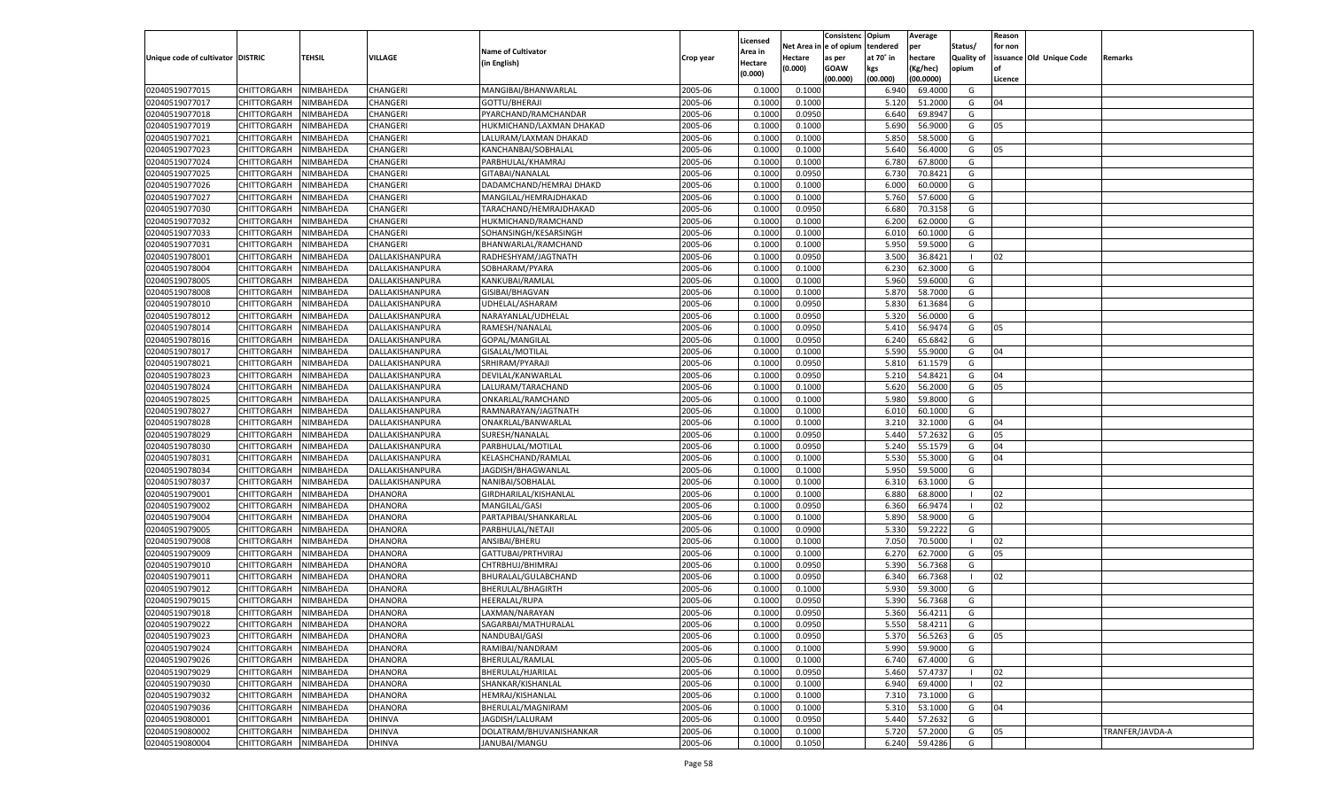| Unique code of cultivator | DISTRIC | TEHSIL | VILLAGE | Name of Cultivator (in English) | Crop year | Licensed Area in Hectare (0.000) | Net Area in Hectare (0.000) | Consistenc e of opium as per GOAW (00.000) | Opium tendered at 70° in kgs (00.000) | Average per hectare (Kg/hec) (00.0000) | Status/ Quality of opium | Reason for non issuance of Licence | Old Unique Code | Remarks |
|---|---|---|---|---|---|---|---|---|---|---|---|---|---|---|
| 02040519077015 | CHITTORGARH | NIMBAHEDA | CHANGERI | MANGIBAI/BHANWARLAL | 2005-06 | 0.1000 | 0.1000 | | 6.940 | 69.4000 | G | | | |
| 02040519077017 | CHITTORGARH | NIMBAHEDA | CHANGERI | GOTTU/BHERAJI | 2005-06 | 0.1000 | 0.1000 | | 5.120 | 51.2000 | G | 04 | | |
| 02040519077018 | CHITTORGARH | NIMBAHEDA | CHANGERI | PYARCHAND/RAMCHANDAR | 2005-06 | 0.1000 | 0.0950 | | 6.640 | 69.8947 | G | | | |
| 02040519077019 | CHITTORGARH | NIMBAHEDA | CHANGERI | HUKMICHAND/LAXMAN DHAKAD | 2005-06 | 0.1000 | 0.1000 | | 5.690 | 56.9000 | G | 05 | | |
| 02040519077021 | CHITTORGARH | NIMBAHEDA | CHANGERI | LALURAM/LAXMAN DHAKAD | 2005-06 | 0.1000 | 0.1000 | | 5.850 | 58.5000 | G | | | |
| 02040519077023 | CHITTORGARH | NIMBAHEDA | CHANGERI | KANCHANBAI/SOBHALAL | 2005-06 | 0.1000 | 0.1000 | | 5.640 | 56.4000 | G | 05 | | |
| 02040519077024 | CHITTORGARH | NIMBAHEDA | CHANGERI | PARBHULAL/KHAMRAJ | 2005-06 | 0.1000 | 0.1000 | | 6.780 | 67.8000 | G | | | |
| 02040519077025 | CHITTORGARH | NIMBAHEDA | CHANGERI | GITABAI/NANALAL | 2005-06 | 0.1000 | 0.0950 | | 6.730 | 70.8421 | G | | | |
| 02040519077026 | CHITTORGARH | NIMBAHEDA | CHANGERI | DADAMCHAND/HEMRAJ DHAKD | 2005-06 | 0.1000 | 0.1000 | | 6.000 | 60.0000 | G | | | |
| 02040519077027 | CHITTORGARH | NIMBAHEDA | CHANGERI | MANGILAL/HEMRAJDHAKAD | 2005-06 | 0.1000 | 0.1000 | | 5.760 | 57.6000 | G | | | |
| 02040519077030 | CHITTORGARH | NIMBAHEDA | CHANGERI | TARACHAND/HEMRAJDHAKAD | 2005-06 | 0.1000 | 0.0950 | | 6.680 | 70.3158 | G | | | |
| 02040519077032 | CHITTORGARH | NIMBAHEDA | CHANGERI | HUKMICHAND/RAMCHAND | 2005-06 | 0.1000 | 0.1000 | | 6.200 | 62.0000 | G | | | |
| 02040519077033 | CHITTORGARH | NIMBAHEDA | CHANGERI | SOHANSINGH/KESARSINGH | 2005-06 | 0.1000 | 0.1000 | | 6.010 | 60.1000 | G | | | |
| 02040519077031 | CHITTORGARH | NIMBAHEDA | CHANGERI | BHANWARLAL/RAMCHAND | 2005-06 | 0.1000 | 0.1000 | | 5.950 | 59.5000 | G | | | |
| 02040519078001 | CHITTORGARH | NIMBAHEDA | DALLAKISHANPURA | RADHESHYAM/JAGTNATH | 2005-06 | 0.1000 | 0.0950 | | 3.500 | 36.8421 | I | 02 | | |
| 02040519078004 | CHITTORGARH | NIMBAHEDA | DALLAKISHANPURA | SOBHARAM/PYARA | 2005-06 | 0.1000 | 0.1000 | | 6.230 | 62.3000 | G | | | |
| 02040519078005 | CHITTORGARH | NIMBAHEDA | DALLAKISHANPURA | KANKUBAI/RAMLAL | 2005-06 | 0.1000 | 0.1000 | | 5.960 | 59.6000 | G | | | |
| 02040519078008 | CHITTORGARH | NIMBAHEDA | DALLAKISHANPURA | GISIBAI/BHAGVAN | 2005-06 | 0.1000 | 0.1000 | | 5.870 | 58.7000 | G | | | |
| 02040519078010 | CHITTORGARH | NIMBAHEDA | DALLAKISHANPURA | UDHELAL/ASHARAM | 2005-06 | 0.1000 | 0.0950 | | 5.830 | 61.3684 | G | | | |
| 02040519078012 | CHITTORGARH | NIMBAHEDA | DALLAKISHANPURA | NARAYANLAL/UDHELAL | 2005-06 | 0.1000 | 0.0950 | | 5.320 | 56.0000 | G | | | |
| 02040519078014 | CHITTORGARH | NIMBAHEDA | DALLAKISHANPURA | RAMESH/NANALAL | 2005-06 | 0.1000 | 0.0950 | | 5.410 | 56.9474 | G | 05 | | |
| 02040519078016 | CHITTORGARH | NIMBAHEDA | DALLAKISHANPURA | GOPAL/MANGILAL | 2005-06 | 0.1000 | 0.0950 | | 6.240 | 65.6842 | G | | | |
| 02040519078017 | CHITTORGARH | NIMBAHEDA | DALLAKISHANPURA | GISALAL/MOTILAL | 2005-06 | 0.1000 | 0.1000 | | 5.590 | 55.9000 | G | 04 | | |
| 02040519078021 | CHITTORGARH | NIMBAHEDA | DALLAKISHANPURA | SRHIRAM/PYARAJI | 2005-06 | 0.1000 | 0.0950 | | 5.810 | 61.1579 | G | | | |
| 02040519078023 | CHITTORGARH | NIMBAHEDA | DALLAKISHANPURA | DEVILAL/KANWARLAL | 2005-06 | 0.1000 | 0.0950 | | 5.210 | 54.8421 | G | 04 | | |
| 02040519078024 | CHITTORGARH | NIMBAHEDA | DALLAKISHANPURA | LALURAM/TARACHAND | 2005-06 | 0.1000 | 0.1000 | | 5.620 | 56.2000 | G | 05 | | |
| 02040519078025 | CHITTORGARH | NIMBAHEDA | DALLAKISHANPURA | ONKARLAL/RAMCHAND | 2005-06 | 0.1000 | 0.1000 | | 5.980 | 59.8000 | G | | | |
| 02040519078027 | CHITTORGARH | NIMBAHEDA | DALLAKISHANPURA | RAMNARAYAN/JAGTNATH | 2005-06 | 0.1000 | 0.1000 | | 6.010 | 60.1000 | G | | | |
| 02040519078028 | CHITTORGARH | NIMBAHEDA | DALLAKISHANPURA | ONAKRLAL/BANWARLAL | 2005-06 | 0.1000 | 0.1000 | | 3.210 | 32.1000 | G | 04 | | |
| 02040519078029 | CHITTORGARH | NIMBAHEDA | DALLAKISHANPURA | SURESH/NANALAL | 2005-06 | 0.1000 | 0.0950 | | 5.440 | 57.2632 | G | 05 | | |
| 02040519078030 | CHITTORGARH | NIMBAHEDA | DALLAKISHANPURA | PARBHULAL/MOTILAL | 2005-06 | 0.1000 | 0.0950 | | 5.240 | 55.1579 | G | 04 | | |
| 02040519078031 | CHITTORGARH | NIMBAHEDA | DALLAKISHANPURA | KELASHCHAND/RAMLAL | 2005-06 | 0.1000 | 0.1000 | | 5.530 | 55.3000 | G | 04 | | |
| 02040519078034 | CHITTORGARH | NIMBAHEDA | DALLAKISHANPURA | JAGDISH/BHAGWANLAL | 2005-06 | 0.1000 | 0.1000 | | 5.950 | 59.5000 | G | | | |
| 02040519078037 | CHITTORGARH | NIMBAHEDA | DALLAKISHANPURA | NANIBAI/SOBHALAL | 2005-06 | 0.1000 | 0.1000 | | 6.310 | 63.1000 | G | | | |
| 02040519079001 | CHITTORGARH | NIMBAHEDA | DHANORA | GIRDHARILAL/KISHANLAL | 2005-06 | 0.1000 | 0.1000 | | 6.880 | 68.8000 | I | 02 | | |
| 02040519079002 | CHITTORGARH | NIMBAHEDA | DHANORA | MANGILAL/GASI | 2005-06 | 0.1000 | 0.0950 | | 6.360 | 66.9474 | I | 02 | | |
| 02040519079004 | CHITTORGARH | NIMBAHEDA | DHANORA | PARTAPIBAI/SHANKARLAL | 2005-06 | 0.1000 | 0.1000 | | 5.890 | 58.9000 | G | | | |
| 02040519079005 | CHITTORGARH | NIMBAHEDA | DHANORA | PARBHULAL/NETAJI | 2005-06 | 0.1000 | 0.0900 | | 5.330 | 59.2222 | G | | | |
| 02040519079008 | CHITTORGARH | NIMBAHEDA | DHANORA | ANSIBAI/BHERU | 2005-06 | 0.1000 | 0.1000 | | 7.050 | 70.5000 | I | 02 | | |
| 02040519079009 | CHITTORGARH | NIMBAHEDA | DHANORA | GATTUBAI/PRTHVIRAJ | 2005-06 | 0.1000 | 0.1000 | | 6.270 | 62.7000 | G | 05 | | |
| 02040519079010 | CHITTORGARH | NIMBAHEDA | DHANORA | CHTRBHUJ/BHIMRAJ | 2005-06 | 0.1000 | 0.0950 | | 5.390 | 56.7368 | G | | | |
| 02040519079011 | CHITTORGARH | NIMBAHEDA | DHANORA | BHURALAL/GULABCHAND | 2005-06 | 0.1000 | 0.0950 | | 6.340 | 66.7368 | I | 02 | | |
| 02040519079012 | CHITTORGARH | NIMBAHEDA | DHANORA | BHERULAL/BHAGIRTH | 2005-06 | 0.1000 | 0.1000 | | 5.930 | 59.3000 | G | | | |
| 02040519079015 | CHITTORGARH | NIMBAHEDA | DHANORA | HEERALAL/RUPA | 2005-06 | 0.1000 | 0.0950 | | 5.390 | 56.7368 | G | | | |
| 02040519079018 | CHITTORGARH | NIMBAHEDA | DHANORA | LAXMAN/NARAYAN | 2005-06 | 0.1000 | 0.0950 | | 5.360 | 56.4211 | G | | | |
| 02040519079022 | CHITTORGARH | NIMBAHEDA | DHANORA | SAGARBAI/MATHURALAL | 2005-06 | 0.1000 | 0.0950 | | 5.550 | 58.4211 | G | | | |
| 02040519079023 | CHITTORGARH | NIMBAHEDA | DHANORA | NANDUBAI/GASI | 2005-06 | 0.1000 | 0.0950 | | 5.370 | 56.5263 | G | 05 | | |
| 02040519079024 | CHITTORGARH | NIMBAHEDA | DHANORA | RAMIBAI/NANDRAM | 2005-06 | 0.1000 | 0.1000 | | 5.990 | 59.9000 | G | | | |
| 02040519079026 | CHITTORGARH | NIMBAHEDA | DHANORA | BHERULAL/RAMLAL | 2005-06 | 0.1000 | 0.1000 | | 6.740 | 67.4000 | G | | | |
| 02040519079029 | CHITTORGARH | NIMBAHEDA | DHANORA | BHERULAL/HJARILAL | 2005-06 | 0.1000 | 0.0950 | | 5.460 | 57.4737 | I | 02 | | |
| 02040519079030 | CHITTORGARH | NIMBAHEDA | DHANORA | SHANKAR/KISHANLAL | 2005-06 | 0.1000 | 0.1000 | | 6.940 | 69.4000 | I | 02 | | |
| 02040519079032 | CHITTORGARH | NIMBAHEDA | DHANORA | HEMRAJ/KISHANLAL | 2005-06 | 0.1000 | 0.1000 | | 7.310 | 73.1000 | G | | | |
| 02040519079036 | CHITTORGARH | NIMBAHEDA | DHANORA | BHERULAL/MAGNIRAM | 2005-06 | 0.1000 | 0.1000 | | 5.310 | 53.1000 | G | 04 | | |
| 02040519080001 | CHITTORGARH | NIMBAHEDA | DHINVA | JAGDISH/LALURAM | 2005-06 | 0.1000 | 0.0950 | | 5.440 | 57.2632 | G | | | |
| 02040519080002 | CHITTORGARH | NIMBAHEDA | DHINVA | DOLATRAM/BHUVANISHANKAR | 2005-06 | 0.1000 | 0.1000 | | 5.720 | 57.2000 | G | 05 | | TRANFER/JAVDA-A |
| 02040519080004 | CHITTORGARH | NIMBAHEDA | DHINVA | JANUBAI/MANGU | 2005-06 | 0.1000 | 0.1050 | | 6.240 | 59.4286 | G | | | |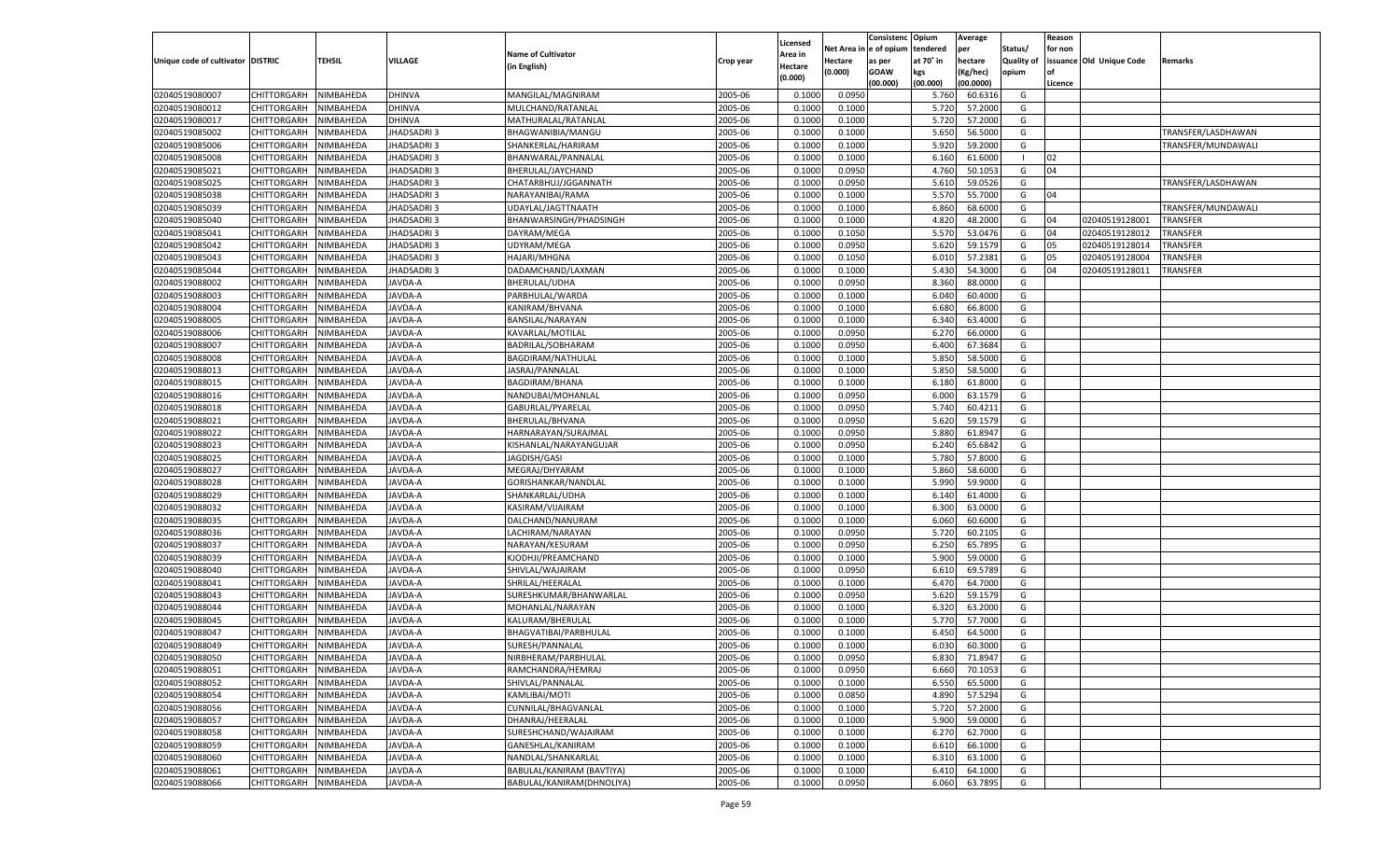| Unique code of cultivator | DISTRIC | TEHSIL | VILLAGE | Name of Cultivator (in English) | Crop year | Licensed Area in Hectare (0.000) | Net Area in Hectare (0.000) | Consistenc e of opium as per GOAW (00.000) | Opium tendered at 70˚ in kgs (00.000) | Average per hectare (Kg/hec) (00.0000) | Status/ Quality of opium | Reason for non issuance of Licence | Old Unique Code | Remarks |
|---|---|---|---|---|---|---|---|---|---|---|---|---|---|---|
| 02040519080007 | CHITTORGARH | NIMBAHEDA | DHINVA | MANGILAL/MAGNIRAM | 2005-06 | 0.1000 | 0.0950 | | 5.760 | 60.6316 | G | | | |
| 02040519080012 | CHITTORGARH | NIMBAHEDA | DHINVA | MULCHAND/RATANLAL | 2005-06 | 0.1000 | 0.1000 | | 5.720 | 57.2000 | G | | | |
| 02040519080017 | CHITTORGARH | NIMBAHEDA | DHINVA | MATHURALAL/RATANLAL | 2005-06 | 0.1000 | 0.1000 | | 5.720 | 57.2000 | G | | | |
| 02040519085002 | CHITTORGARH | NIMBAHEDA | JHADSADRI 3 | BHAGWANIBIA/MANGU | 2005-06 | 0.1000 | 0.1000 | | 5.650 | 56.5000 | G | | | TRANSFER/LASDHAWAN |
| 02040519085006 | CHITTORGARH | NIMBAHEDA | JHADSADRI 3 | SHANKERLAL/HARIRAM | 2005-06 | 0.1000 | 0.1000 | | 5.920 | 59.2000 | G | | | TRANSFER/MUNDAWALI |
| 02040519085008 | CHITTORGARH | NIMBAHEDA | JHADSADRI 3 | BHANWARAL/PANNALAL | 2005-06 | 0.1000 | 0.1000 | | 6.160 | 61.6000 | I | 02 | | |
| 02040519085021 | CHITTORGARH | NIMBAHEDA | JHADSADRI 3 | BHERULAL/JAYCHAND | 2005-06 | 0.1000 | 0.0950 | | 4.760 | 50.1053 | G | 04 | | |
| 02040519085025 | CHITTORGARH | NIMBAHEDA | JHADSADRI 3 | CHATARBHUJ/JGGANNATH | 2005-06 | 0.1000 | 0.0950 | | 5.610 | 59.0526 | G | | | TRANSFER/LASDHAWAN |
| 02040519085038 | CHITTORGARH | NIMBAHEDA | JHADSADRI 3 | NARAYANIBAI/RAMA | 2005-06 | 0.1000 | 0.1000 | | 5.570 | 55.7000 | G | 04 | | |
| 02040519085039 | CHITTORGARH | NIMBAHEDA | JHADSADRI 3 | UDAYLAL/JAGTTNAATH | 2005-06 | 0.1000 | 0.1000 | | 6.860 | 68.6000 | G | | | TRANSFER/MUNDAWALI |
| 02040519085040 | CHITTORGARH | NIMBAHEDA | JHADSADRI 3 | BHANWARSINGH/PHADSINGH | 2005-06 | 0.1000 | 0.1000 | | 4.820 | 48.2000 | G | 04 | 02040519128001 | TRANSFER |
| 02040519085041 | CHITTORGARH | NIMBAHEDA | JHADSADRI 3 | DAYRAM/MEGA | 2005-06 | 0.1000 | 0.1050 | | 5.570 | 53.0476 | G | 04 | 02040519128012 | TRANSFER |
| 02040519085042 | CHITTORGARH | NIMBAHEDA | JHADSADRI 3 | UDYRAM/MEGA | 2005-06 | 0.1000 | 0.0950 | | 5.620 | 59.1579 | G | 05 | 02040519128014 | TRANSFER |
| 02040519085043 | CHITTORGARH | NIMBAHEDA | JHADSADRI 3 | HAJARI/MHGNA | 2005-06 | 0.1000 | 0.1050 | | 6.010 | 57.2381 | G | 05 | 02040519128004 | TRANSFER |
| 02040519085044 | CHITTORGARH | NIMBAHEDA | JHADSADRI 3 | DADAMCHAND/LAXMAN | 2005-06 | 0.1000 | 0.1000 | | 5.430 | 54.3000 | G | 04 | 02040519128011 | TRANSFER |
| 02040519088002 | CHITTORGARH | NIMBAHEDA | JAVDA-A | BHERULAL/UDHA | 2005-06 | 0.1000 | 0.0950 | | 8.360 | 88.0000 | G | | | |
| 02040519088003 | CHITTORGARH | NIMBAHEDA | JAVDA-A | PARBHULAL/WARDA | 2005-06 | 0.1000 | 0.1000 | | 6.040 | 60.4000 | G | | | |
| 02040519088004 | CHITTORGARH | NIMBAHEDA | JAVDA-A | KANIRAM/BHVANA | 2005-06 | 0.1000 | 0.1000 | | 6.680 | 66.8000 | G | | | |
| 02040519088005 | CHITTORGARH | NIMBAHEDA | JAVDA-A | BANSILAL/NARAYAN | 2005-06 | 0.1000 | 0.1000 | | 6.340 | 63.4000 | G | | | |
| 02040519088006 | CHITTORGARH | NIMBAHEDA | JAVDA-A | KAVARLAL/MOTILAL | 2005-06 | 0.1000 | 0.0950 | | 6.270 | 66.0000 | G | | | |
| 02040519088007 | CHITTORGARH | NIMBAHEDA | JAVDA-A | BADRILAL/SOBHARAM | 2005-06 | 0.1000 | 0.0950 | | 6.400 | 67.3684 | G | | | |
| 02040519088008 | CHITTORGARH | NIMBAHEDA | JAVDA-A | BAGDIRAM/NATHULAL | 2005-06 | 0.1000 | 0.1000 | | 5.850 | 58.5000 | G | | | |
| 02040519088013 | CHITTORGARH | NIMBAHEDA | JAVDA-A | JASRAJ/PANNALAL | 2005-06 | 0.1000 | 0.1000 | | 5.850 | 58.5000 | G | | | |
| 02040519088015 | CHITTORGARH | NIMBAHEDA | JAVDA-A | BAGDIRAM/BHANA | 2005-06 | 0.1000 | 0.1000 | | 6.180 | 61.8000 | G | | | |
| 02040519088016 | CHITTORGARH | NIMBAHEDA | JAVDA-A | NANDUBAI/MOHANLAL | 2005-06 | 0.1000 | 0.0950 | | 6.000 | 63.1579 | G | | | |
| 02040519088018 | CHITTORGARH | NIMBAHEDA | JAVDA-A | GABURLAL/PYARELAL | 2005-06 | 0.1000 | 0.0950 | | 5.740 | 60.4211 | G | | | |
| 02040519088021 | CHITTORGARH | NIMBAHEDA | JAVDA-A | BHERULAL/BHVANA | 2005-06 | 0.1000 | 0.0950 | | 5.620 | 59.1579 | G | | | |
| 02040519088022 | CHITTORGARH | NIMBAHEDA | JAVDA-A | HARNARAYAN/SURAJMAL | 2005-06 | 0.1000 | 0.0950 | | 5.880 | 61.8947 | G | | | |
| 02040519088023 | CHITTORGARH | NIMBAHEDA | JAVDA-A | KISHANLAL/NARAYANGUJAR | 2005-06 | 0.1000 | 0.0950 | | 6.240 | 65.6842 | G | | | |
| 02040519088025 | CHITTORGARH | NIMBAHEDA | JAVDA-A | JAGDISH/GASI | 2005-06 | 0.1000 | 0.1000 | | 5.780 | 57.8000 | G | | | |
| 02040519088027 | CHITTORGARH | NIMBAHEDA | JAVDA-A | MEGRAJ/DHYARAM | 2005-06 | 0.1000 | 0.1000 | | 5.860 | 58.6000 | G | | | |
| 02040519088028 | CHITTORGARH | NIMBAHEDA | JAVDA-A | GORISHANKAR/NANDLAL | 2005-06 | 0.1000 | 0.1000 | | 5.990 | 59.9000 | G | | | |
| 02040519088029 | CHITTORGARH | NIMBAHEDA | JAVDA-A | SHANKARLAL/UDHA | 2005-06 | 0.1000 | 0.1000 | | 6.140 | 61.4000 | G | | | |
| 02040519088032 | CHITTORGARH | NIMBAHEDA | JAVDA-A | KASIRAM/VIJAIRAM | 2005-06 | 0.1000 | 0.1000 | | 6.300 | 63.0000 | G | | | |
| 02040519088035 | CHITTORGARH | NIMBAHEDA | JAVDA-A | DALCHAND/NANURAM | 2005-06 | 0.1000 | 0.1000 | | 6.060 | 60.6000 | G | | | |
| 02040519088036 | CHITTORGARH | NIMBAHEDA | JAVDA-A | LACHIRAM/NARAYAN | 2005-06 | 0.1000 | 0.0950 | | 5.720 | 60.2105 | G | | | |
| 02040519088037 | CHITTORGARH | NIMBAHEDA | JAVDA-A | NARAYAN/KESURAM | 2005-06 | 0.1000 | 0.0950 | | 6.250 | 65.7895 | G | | | |
| 02040519088039 | CHITTORGARH | NIMBAHEDA | JAVDA-A | KJODHJI/PREAMCHAND | 2005-06 | 0.1000 | 0.1000 | | 5.900 | 59.0000 | G | | | |
| 02040519088040 | CHITTORGARH | NIMBAHEDA | JAVDA-A | SHIVLAL/WAJAIRAM | 2005-06 | 0.1000 | 0.0950 | | 6.610 | 69.5789 | G | | | |
| 02040519088041 | CHITTORGARH | NIMBAHEDA | JAVDA-A | SHRILAL/HEERALAL | 2005-06 | 0.1000 | 0.1000 | | 6.470 | 64.7000 | G | | | |
| 02040519088043 | CHITTORGARH | NIMBAHEDA | JAVDA-A | SURESHKUMAR/BHANWARLAL | 2005-06 | 0.1000 | 0.0950 | | 5.620 | 59.1579 | G | | | |
| 02040519088044 | CHITTORGARH | NIMBAHEDA | JAVDA-A | MOHANLAL/NARAYAN | 2005-06 | 0.1000 | 0.1000 | | 6.320 | 63.2000 | G | | | |
| 02040519088045 | CHITTORGARH | NIMBAHEDA | JAVDA-A | KALURAM/BHERULAL | 2005-06 | 0.1000 | 0.1000 | | 5.770 | 57.7000 | G | | | |
| 02040519088047 | CHITTORGARH | NIMBAHEDA | JAVDA-A | BHAGVATIBAI/PARBHULAL | 2005-06 | 0.1000 | 0.1000 | | 6.450 | 64.5000 | G | | | |
| 02040519088049 | CHITTORGARH | NIMBAHEDA | JAVDA-A | SURESH/PANNALAL | 2005-06 | 0.1000 | 0.1000 | | 6.030 | 60.3000 | G | | | |
| 02040519088050 | CHITTORGARH | NIMBAHEDA | JAVDA-A | NIRBHERAM/PARBHULAL | 2005-06 | 0.1000 | 0.0950 | | 6.830 | 71.8947 | G | | | |
| 02040519088051 | CHITTORGARH | NIMBAHEDA | JAVDA-A | RAMCHANDRA/HEMRAJ | 2005-06 | 0.1000 | 0.0950 | | 6.660 | 70.1053 | G | | | |
| 02040519088052 | CHITTORGARH | NIMBAHEDA | JAVDA-A | SHIVLAL/PANNALAL | 2005-06 | 0.1000 | 0.1000 | | 6.550 | 65.5000 | G | | | |
| 02040519088054 | CHITTORGARH | NIMBAHEDA | JAVDA-A | KAMLIBAI/MOTI | 2005-06 | 0.1000 | 0.0850 | | 4.890 | 57.5294 | G | | | |
| 02040519088056 | CHITTORGARH | NIMBAHEDA | JAVDA-A | CUNNILAL/BHAGVANLAL | 2005-06 | 0.1000 | 0.1000 | | 5.720 | 57.2000 | G | | | |
| 02040519088057 | CHITTORGARH | NIMBAHEDA | JAVDA-A | DHANRAJ/HEERALAL | 2005-06 | 0.1000 | 0.1000 | | 5.900 | 59.0000 | G | | | |
| 02040519088058 | CHITTORGARH | NIMBAHEDA | JAVDA-A | SURESHCHAND/WAJAIRAM | 2005-06 | 0.1000 | 0.1000 | | 6.270 | 62.7000 | G | | | |
| 02040519088059 | CHITTORGARH | NIMBAHEDA | JAVDA-A | GANESHLAL/KANIRAM | 2005-06 | 0.1000 | 0.1000 | | 6.610 | 66.1000 | G | | | |
| 02040519088060 | CHITTORGARH | NIMBAHEDA | JAVDA-A | NANDLAL/SHANKARLAL | 2005-06 | 0.1000 | 0.1000 | | 6.310 | 63.1000 | G | | | |
| 02040519088061 | CHITTORGARH | NIMBAHEDA | JAVDA-A | BABULAL/KANIRAM (BAVTIYA) | 2005-06 | 0.1000 | 0.1000 | | 6.410 | 64.1000 | G | | | |
| 02040519088066 | CHITTORGARH | NIMBAHEDA | JAVDA-A | BABULAL/KANIRAM(DHNOLIYA) | 2005-06 | 0.1000 | 0.0950 | | 6.060 | 63.7895 | G | | | |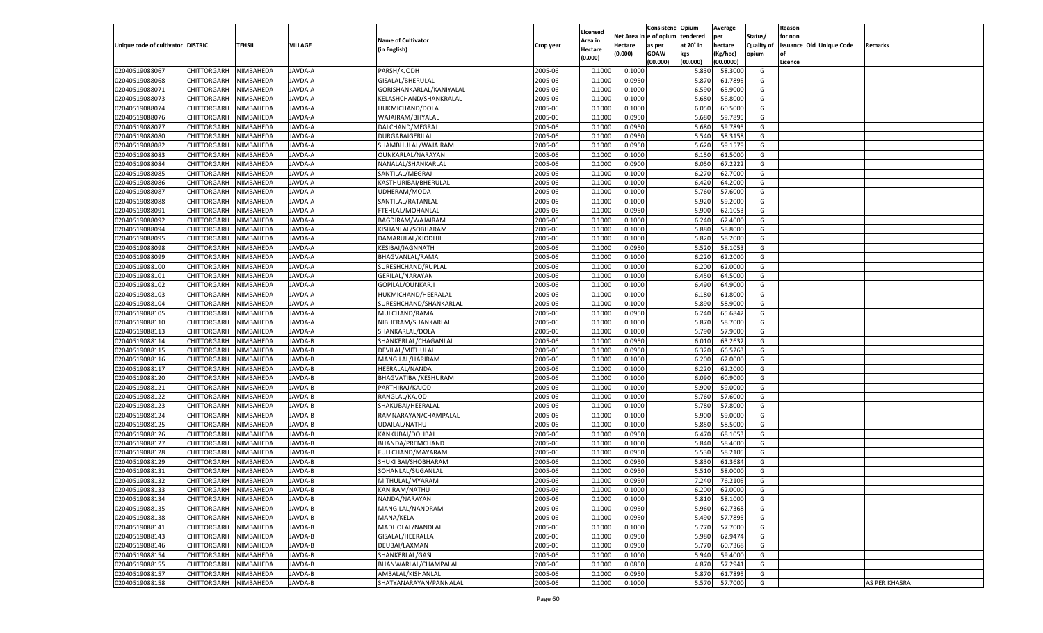| Unique code of cultivator | DISTRIC | TEHSIL | VILLAGE | Name of Cultivator (in English) | Crop year | Licensed Area in Hectare (0.000) | Net Area in Hectare (0.000) | Consistenc e of opium as per GOAW (00.000) | Opium tendered at 70° in kgs (00.000) | Average per hectare (Kg/hec) (00.0000) | Status/ Quality of opium | Reason for non issuance of Licence | Old Unique Code | Remarks |
|---|---|---|---|---|---|---|---|---|---|---|---|---|---|---|
| 02040519088067 | CHITTORGARH | NIMBAHEDA | JAVDA-A | PARSH/KJODH | 2005-06 | 0.1000 | 0.1000 | | 5.830 | 58.3000 | G | | | |
| 02040519088068 | CHITTORGARH | NIMBAHEDA | JAVDA-A | GISALAL/BHERULAL | 2005-06 | 0.1000 | 0.0950 | | 5.870 | 61.7895 | G | | | |
| 02040519088071 | CHITTORGARH | NIMBAHEDA | JAVDA-A | GORISHANKARLAL/KANIYALAL | 2005-06 | 0.1000 | 0.1000 | | 6.590 | 65.9000 | G | | | |
| 02040519088073 | CHITTORGARH | NIMBAHEDA | JAVDA-A | KELASHCHAND/SHANKRALAL | 2005-06 | 0.1000 | 0.1000 | | 5.680 | 56.8000 | G | | | |
| 02040519088074 | CHITTORGARH | NIMBAHEDA | JAVDA-A | HUKMICHAND/DOLA | 2005-06 | 0.1000 | 0.1000 | | 6.050 | 60.5000 | G | | | |
| 02040519088076 | CHITTORGARH | NIMBAHEDA | JAVDA-A | WAJAIRAM/BHYALAL | 2005-06 | 0.1000 | 0.0950 | | 5.680 | 59.7895 | G | | | |
| 02040519088077 | CHITTORGARH | NIMBAHEDA | JAVDA-A | DALCHAND/MEGRAJ | 2005-06 | 0.1000 | 0.0950 | | 5.680 | 59.7895 | G | | | |
| 02040519088080 | CHITTORGARH | NIMBAHEDA | JAVDA-A | DURGABAIGERILAL | 2005-06 | 0.1000 | 0.0950 | | 5.540 | 58.3158 | G | | | |
| 02040519088082 | CHITTORGARH | NIMBAHEDA | JAVDA-A | SHAMBHULAL/WAJAIRAM | 2005-06 | 0.1000 | 0.0950 | | 5.620 | 59.1579 | G | | | |
| 02040519088083 | CHITTORGARH | NIMBAHEDA | JAVDA-A | OUNKARLAL/NARAYAN | 2005-06 | 0.1000 | 0.1000 | | 6.150 | 61.5000 | G | | | |
| 02040519088084 | CHITTORGARH | NIMBAHEDA | JAVDA-A | NANALAL/SHANKARLAL | 2005-06 | 0.1000 | 0.0900 | | 6.050 | 67.2222 | G | | | |
| 02040519088085 | CHITTORGARH | NIMBAHEDA | JAVDA-A | SANTILAL/MEGRAJ | 2005-06 | 0.1000 | 0.1000 | | 6.270 | 62.7000 | G | | | |
| 02040519088086 | CHITTORGARH | NIMBAHEDA | JAVDA-A | KASTHURIBAI/BHERULAL | 2005-06 | 0.1000 | 0.1000 | | 6.420 | 64.2000 | G | | | |
| 02040519088087 | CHITTORGARH | NIMBAHEDA | JAVDA-A | UDHERAM/MODA | 2005-06 | 0.1000 | 0.1000 | | 5.760 | 57.6000 | G | | | |
| 02040519088088 | CHITTORGARH | NIMBAHEDA | JAVDA-A | SANTILAL/RATANLAL | 2005-06 | 0.1000 | 0.1000 | | 5.920 | 59.2000 | G | | | |
| 02040519088091 | CHITTORGARH | NIMBAHEDA | JAVDA-A | FTEHLAL/MOHANLAL | 2005-06 | 0.1000 | 0.0950 | | 5.900 | 62.1053 | G | | | |
| 02040519088092 | CHITTORGARH | NIMBAHEDA | JAVDA-A | BAGDIRAM/WAJAIRAM | 2005-06 | 0.1000 | 0.1000 | | 6.240 | 62.4000 | G | | | |
| 02040519088094 | CHITTORGARH | NIMBAHEDA | JAVDA-A | KISHANLAL/SOBHARAM | 2005-06 | 0.1000 | 0.1000 | | 5.880 | 58.8000 | G | | | |
| 02040519088095 | CHITTORGARH | NIMBAHEDA | JAVDA-A | DAMARULAL/KJODHJI | 2005-06 | 0.1000 | 0.1000 | | 5.820 | 58.2000 | G | | | |
| 02040519088098 | CHITTORGARH | NIMBAHEDA | JAVDA-A | KESIBAI/JAGNNATH | 2005-06 | 0.1000 | 0.0950 | | 5.520 | 58.1053 | G | | | |
| 02040519088099 | CHITTORGARH | NIMBAHEDA | JAVDA-A | BHAGVANLAL/RAMA | 2005-06 | 0.1000 | 0.1000 | | 6.220 | 62.2000 | G | | | |
| 02040519088100 | CHITTORGARH | NIMBAHEDA | JAVDA-A | SURESHCHAND/RUPLAL | 2005-06 | 0.1000 | 0.1000 | | 6.200 | 62.0000 | G | | | |
| 02040519088101 | CHITTORGARH | NIMBAHEDA | JAVDA-A | GERILAL/NARAYAN | 2005-06 | 0.1000 | 0.1000 | | 6.450 | 64.5000 | G | | | |
| 02040519088102 | CHITTORGARH | NIMBAHEDA | JAVDA-A | GOPILAL/OUNKARJI | 2005-06 | 0.1000 | 0.1000 | | 6.490 | 64.9000 | G | | | |
| 02040519088103 | CHITTORGARH | NIMBAHEDA | JAVDA-A | HUKMICHAND/HEERALAL | 2005-06 | 0.1000 | 0.1000 | | 6.180 | 61.8000 | G | | | |
| 02040519088104 | CHITTORGARH | NIMBAHEDA | JAVDA-A | SURESHCHAND/SHANKARLAL | 2005-06 | 0.1000 | 0.1000 | | 5.890 | 58.9000 | G | | | |
| 02040519088105 | CHITTORGARH | NIMBAHEDA | JAVDA-A | MULCHAND/RAMA | 2005-06 | 0.1000 | 0.0950 | | 6.240 | 65.6842 | G | | | |
| 02040519088110 | CHITTORGARH | NIMBAHEDA | JAVDA-A | NIBHERAM/SHANKARLAL | 2005-06 | 0.1000 | 0.1000 | | 5.870 | 58.7000 | G | | | |
| 02040519088113 | CHITTORGARH | NIMBAHEDA | JAVDA-A | SHANKARLAL/DOLA | 2005-06 | 0.1000 | 0.1000 | | 5.790 | 57.9000 | G | | | |
| 02040519088114 | CHITTORGARH | NIMBAHEDA | JAVDA-B | SHANKERLAL/CHAGANLAL | 2005-06 | 0.1000 | 0.0950 | | 6.010 | 63.2632 | G | | | |
| 02040519088115 | CHITTORGARH | NIMBAHEDA | JAVDA-B | DEVILAL/MITHULAL | 2005-06 | 0.1000 | 0.0950 | | 6.320 | 66.5263 | G | | | |
| 02040519088116 | CHITTORGARH | NIMBAHEDA | JAVDA-B | MANGILAL/HARIRAM | 2005-06 | 0.1000 | 0.1000 | | 6.200 | 62.0000 | G | | | |
| 02040519088117 | CHITTORGARH | NIMBAHEDA | JAVDA-B | HEERALAL/NANDA | 2005-06 | 0.1000 | 0.1000 | | 6.220 | 62.2000 | G | | | |
| 02040519088120 | CHITTORGARH | NIMBAHEDA | JAVDA-B | BHAGVATIBAI/KESHURAM | 2005-06 | 0.1000 | 0.1000 | | 6.090 | 60.9000 | G | | | |
| 02040519088121 | CHITTORGARH | NIMBAHEDA | JAVDA-B | PARTHIRAJ/KAJOD | 2005-06 | 0.1000 | 0.1000 | | 5.900 | 59.0000 | G | | | |
| 02040519088122 | CHITTORGARH | NIMBAHEDA | JAVDA-B | RANGLAL/KAJOD | 2005-06 | 0.1000 | 0.1000 | | 5.760 | 57.6000 | G | | | |
| 02040519088123 | CHITTORGARH | NIMBAHEDA | JAVDA-B | SHAKUBAI/HEERALAL | 2005-06 | 0.1000 | 0.1000 | | 5.780 | 57.8000 | G | | | |
| 02040519088124 | CHITTORGARH | NIMBAHEDA | JAVDA-B | RAMNARAYAN/CHAMPALAL | 2005-06 | 0.1000 | 0.1000 | | 5.900 | 59.0000 | G | | | |
| 02040519088125 | CHITTORGARH | NIMBAHEDA | JAVDA-B | UDAILAL/NATHU | 2005-06 | 0.1000 | 0.1000 | | 5.850 | 58.5000 | G | | | |
| 02040519088126 | CHITTORGARH | NIMBAHEDA | JAVDA-B | KANKUBAI/DOLIBAI | 2005-06 | 0.1000 | 0.0950 | | 6.470 | 68.1053 | G | | | |
| 02040519088127 | CHITTORGARH | NIMBAHEDA | JAVDA-B | BHANDA/PREMCHAND | 2005-06 | 0.1000 | 0.1000 | | 5.840 | 58.4000 | G | | | |
| 02040519088128 | CHITTORGARH | NIMBAHEDA | JAVDA-B | FULLCHAND/MAYARAM | 2005-06 | 0.1000 | 0.0950 | | 5.530 | 58.2105 | G | | | |
| 02040519088129 | CHITTORGARH | NIMBAHEDA | JAVDA-B | SHUKI BAI/SHOBHARAM | 2005-06 | 0.1000 | 0.0950 | | 5.830 | 61.3684 | G | | | |
| 02040519088131 | CHITTORGARH | NIMBAHEDA | JAVDA-B | SOHANLAL/SUGANLAL | 2005-06 | 0.1000 | 0.0950 | | 5.510 | 58.0000 | G | | | |
| 02040519088132 | CHITTORGARH | NIMBAHEDA | JAVDA-B | MITHULAL/MYARAM | 2005-06 | 0.1000 | 0.0950 | | 7.240 | 76.2105 | G | | | |
| 02040519088133 | CHITTORGARH | NIMBAHEDA | JAVDA-B | KANIRAM/NATHU | 2005-06 | 0.1000 | 0.1000 | | 6.200 | 62.0000 | G | | | |
| 02040519088134 | CHITTORGARH | NIMBAHEDA | JAVDA-B | NANDA/NARAYAN | 2005-06 | 0.1000 | 0.1000 | | 5.810 | 58.1000 | G | | | |
| 02040519088135 | CHITTORGARH | NIMBAHEDA | JAVDA-B | MANGILAL/NANDRAM | 2005-06 | 0.1000 | 0.0950 | | 5.960 | 62.7368 | G | | | |
| 02040519088138 | CHITTORGARH | NIMBAHEDA | JAVDA-B | MANA/KELA | 2005-06 | 0.1000 | 0.0950 | | 5.490 | 57.7895 | G | | | |
| 02040519088141 | CHITTORGARH | NIMBAHEDA | JAVDA-B | MADHOLAL/NANDLAL | 2005-06 | 0.1000 | 0.1000 | | 5.770 | 57.7000 | G | | | |
| 02040519088143 | CHITTORGARH | NIMBAHEDA | JAVDA-B | GISALAL/HEERALLA | 2005-06 | 0.1000 | 0.0950 | | 5.980 | 62.9474 | G | | | |
| 02040519088146 | CHITTORGARH | NIMBAHEDA | JAVDA-B | DEUBAI/LAXMAN | 2005-06 | 0.1000 | 0.0950 | | 5.770 | 60.7368 | G | | | |
| 02040519088154 | CHITTORGARH | NIMBAHEDA | JAVDA-B | SHANKERLAL/GASI | 2005-06 | 0.1000 | 0.1000 | | 5.940 | 59.4000 | G | | | |
| 02040519088155 | CHITTORGARH | NIMBAHEDA | JAVDA-B | BHANWARLAL/CHAMPALAL | 2005-06 | 0.1000 | 0.0850 | | 4.870 | 57.2941 | G | | | |
| 02040519088157 | CHITTORGARH | NIMBAHEDA | JAVDA-B | AMBALAL/KISHANLAL | 2005-06 | 0.1000 | 0.0950 | | 5.870 | 61.7895 | G | | | |
| 02040519088158 | CHITTORGARH | NIMBAHEDA | JAVDA-B | SHATYANARAYAN/PANNALAL | 2005-06 | 0.1000 | 0.1000 | | 5.570 | 57.7000 | G | | | AS PER KHASRA |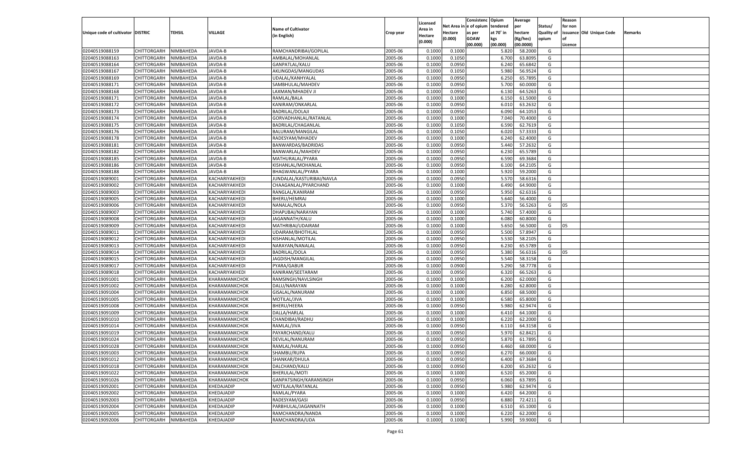| Unique code of cultivator | DISTRIC | TEHSIL | VILLAGE | Name of Cultivator (in English) | Crop year | Licensed Area in Hectare (0.000) | Net Area in Hectare (0.000) | Consistenc e of opium as per GOAW (00.000) | Opium tendered at 70° in kgs (00.000) | Average per hectare (Kg/hec) (00.0000) | Status/ Quality of opium | Reason for non issuance of Licence | Old Unique Code | Remarks |
|---|---|---|---|---|---|---|---|---|---|---|---|---|---|---|
| 02040519088159 | CHITTORGARH | NIMBAHEDA | JAVDA-B | RAMCHANDRIBAI/GOPILAL | 2005-06 | 0.1000 | 0.1000 | | 5.820 | 58.2000 | G | | | |
| 02040519088163 | CHITTORGARH | NIMBAHEDA | JAVDA-B | AMBALAL/MOHANLAL | 2005-06 | 0.1000 | 0.1050 | | 6.700 | 63.8095 | G | | | |
| 02040519088164 | CHITTORGARH | NIMBAHEDA | JAVDA-B | GANPATLAL/KALU | 2005-06 | 0.1000 | 0.0950 | | 6.240 | 65.6842 | G | | | |
| 02040519088167 | CHITTORGARH | NIMBAHEDA | JAVDA-B | AKLINGDAS/MANGUDAS | 2005-06 | 0.1000 | 0.1050 | | 5.980 | 56.9524 | G | | | |
| 02040519088169 | CHITTORGARH | NIMBAHEDA | JAVDA-B | UDALAL/KANHYALAL | 2005-06 | 0.1000 | 0.0950 | | 6.250 | 65.7895 | G | | | |
| 02040519088171 | CHITTORGARH | NIMBAHEDA | JAVDA-B | SAMBHULAL/MAHDEV | 2005-06 | 0.1000 | 0.0950 | | 5.700 | 60.0000 | G | | | |
| 02040519088168 | CHITTORGARH | NIMBAHEDA | JAVDA-B | LAXMAN/MHADEV JI | 2005-06 | 0.1000 | 0.0950 | | 6.130 | 64.5263 | G | | | |
| 02040519088171 | CHITTORGARH | NIMBAHEDA | JAVDA-B | RAMLAL/BALA | 2005-06 | 0.1000 | 0.1000 | | 6.150 | 61.5000 | G | | | |
| 02040519088172 | CHITTORGARH | NIMBAHEDA | JAVDA-B | KANIRAM/ONKARLAL | 2005-06 | 0.1000 | 0.0950 | | 6.010 | 63.2632 | G | | | |
| 02040519088173 | CHITTORGARH | NIMBAHEDA | JAVDA-B | BADRILAL/DOLAJI | 2005-06 | 0.1000 | 0.0950 | | 6.090 | 64.1053 | G | | | |
| 02040519088174 | CHITTORGARH | NIMBAHEDA | JAVDA-B | GORVADHANLAL/RATANLAL | 2005-06 | 0.1000 | 0.1000 | | 7.040 | 70.4000 | G | | | |
| 02040519088175 | CHITTORGARH | NIMBAHEDA | JAVDA-B | BADRILAL/CHAGANLAL | 2005-06 | 0.1000 | 0.1050 | | 6.590 | 62.7619 | G | | | |
| 02040519088176 | CHITTORGARH | NIMBAHEDA | JAVDA-B | BALURAM/MANGILAL | 2005-06 | 0.1000 | 0.1050 | | 6.020 | 57.3333 | G | | | |
| 02040519088178 | CHITTORGARH | NIMBAHEDA | JAVDA-B | RADESYAM/MHADEV | 2005-06 | 0.1000 | 0.1000 | | 6.240 | 62.4000 | G | | | |
| 02040519088181 | CHITTORGARH | NIMBAHEDA | JAVDA-B | BANWARDAS/BADRIDAS | 2005-06 | 0.1000 | 0.0950 | | 5.440 | 57.2632 | G | | | |
| 02040519088182 | CHITTORGARH | NIMBAHEDA | JAVDA-B | BANWARLAL/MAHDEV | 2005-06 | 0.1000 | 0.0950 | | 6.230 | 65.5789 | G | | | |
| 02040519088185 | CHITTORGARH | NIMBAHEDA | JAVDA-B | MATHURALAL/PYARA | 2005-06 | 0.1000 | 0.0950 | | 6.590 | 69.3684 | G | | | |
| 02040519088186 | CHITTORGARH | NIMBAHEDA | JAVDA-B | KISHANLAL/MOHANLAL | 2005-06 | 0.1000 | 0.0950 | | 6.100 | 64.2105 | G | | | |
| 02040519088188 | CHITTORGARH | NIMBAHEDA | JAVDA-B | BHAGWANLAL/PYARA | 2005-06 | 0.1000 | 0.1000 | | 5.920 | 59.2000 | G | | | |
| 02040519089001 | CHITTORGARH | NIMBAHEDA | KACHARIYAKHEDI | JUNDALAL/KASTURIBAI/NAVLA | 2005-06 | 0.1000 | 0.0950 | | 5.570 | 58.6316 | G | | | |
| 02040519089002 | CHITTORGARH | NIMBAHEDA | KACHARIYAKHEDI | CHAAGANLAL/PYARCHAND | 2005-06 | 0.1000 | 0.1000 | | 6.490 | 64.9000 | G | | | |
| 02040519089003 | CHITTORGARH | NIMBAHEDA | KACHARIYAKHEDI | RANGLAL/KANIRAM | 2005-06 | 0.1000 | 0.0950 | | 5.950 | 62.6316 | G | | | |
| 02040519089005 | CHITTORGARH | NIMBAHEDA | KACHARIYAKHEDI | BHERU/HEMRAJ | 2005-06 | 0.1000 | 0.1000 | | 5.640 | 56.4000 | G | | | |
| 02040519089006 | CHITTORGARH | NIMBAHEDA | KACHARIYAKHEDI | NANALAL/NOLA | 2005-06 | 0.1000 | 0.0950 | | 5.370 | 56.5263 | G | 05 | | |
| 02040519089007 | CHITTORGARH | NIMBAHEDA | KACHARIYAKHEDI | DHAPUBAI/NARAYAN | 2005-06 | 0.1000 | 0.1000 | | 5.740 | 57.4000 | G | | | |
| 02040519089008 | CHITTORGARH | NIMBAHEDA | KACHARIYAKHEDI | JAGANNATH/KALU | 2005-06 | 0.1000 | 0.1000 | | 6.080 | 60.8000 | G | | | |
| 02040519089009 | CHITTORGARH | NIMBAHEDA | KACHARIYAKHEDI | MATHRIBAI/UDAIRAM | 2005-06 | 0.1000 | 0.1000 | | 5.650 | 56.5000 | G | 05 | | |
| 02040519089011 | CHITTORGARH | NIMBAHEDA | KACHARIYAKHEDI | UDAIRAM/BHOTHLAL | 2005-06 | 0.1000 | 0.0950 | | 5.500 | 57.8947 | G | | | |
| 02040519089012 | CHITTORGARH | NIMBAHEDA | KACHARIYAKHEDI | KISHANLAL/MOTILAL | 2005-06 | 0.1000 | 0.0950 | | 5.530 | 58.2105 | G | | | |
| 02040519089013 | CHITTORGARH | NIMBAHEDA | KACHARIYAKHEDI | NARAYAN/NANALAL | 2005-06 | 0.1000 | 0.0950 | | 6.230 | 65.5789 | G | | | |
| 02040519089014 | CHITTORGARH | NIMBAHEDA | KACHARIYAKHEDI | BADRILAL/DOLA | 2005-06 | 0.1000 | 0.0950 | | 5.380 | 56.6316 | G | 05 | | |
| 02040519089015 | CHITTORGARH | NIMBAHEDA | KACHARIYAKHEDI | JAGDISH/MANGILAL | 2005-06 | 0.1000 | 0.0950 | | 5.540 | 58.3158 | G | | | |
| 02040519089017 | CHITTORGARH | NIMBAHEDA | KACHARIYAKHEDI | PYARA/GABUR | 2005-06 | 0.1000 | 0.0900 | | 5.290 | 58.7778 | G | | | |
| 02040519089018 | CHITTORGARH | NIMBAHEDA | KACHARIYAKHEDI | KANIRAM/SEETARAM | 2005-06 | 0.1000 | 0.0950 | | 6.320 | 66.5263 | G | | | |
| 02040519091001 | CHITTORGARH | NIMBAHEDA | KHARAMANKCHOK | RAMSINGH/NAVLSINGH | 2005-06 | 0.1000 | 0.1000 | | 6.200 | 62.0000 | G | | | |
| 02040519091002 | CHITTORGARH | NIMBAHEDA | KHARAMANKCHOK | DALU/NARAYAN | 2005-06 | 0.1000 | 0.1000 | | 6.280 | 62.8000 | G | | | |
| 02040519091004 | CHITTORGARH | NIMBAHEDA | KHARAMANKCHOK | GISALAL/NANURAM | 2005-06 | 0.1000 | 0.1000 | | 6.850 | 68.5000 | G | | | |
| 02040519091005 | CHITTORGARH | NIMBAHEDA | KHARAMANKCHOK | MOTILAL/JIVA | 2005-06 | 0.1000 | 0.1000 | | 6.580 | 65.8000 | G | | | |
| 02040519091008 | CHITTORGARH | NIMBAHEDA | KHARAMANKCHOK | BHERU/HEERA | 2005-06 | 0.1000 | 0.0950 | | 5.980 | 62.9474 | G | | | |
| 02040519091009 | CHITTORGARH | NIMBAHEDA | KHARAMANKCHOK | DALLA/HARLAL | 2005-06 | 0.1000 | 0.1000 | | 6.410 | 64.1000 | G | | | |
| 02040519091010 | CHITTORGARH | NIMBAHEDA | KHARAMANKCHOK | CHANDIBAI/RADHU | 2005-06 | 0.1000 | 0.1000 | | 6.220 | 62.2000 | G | | | |
| 02040519091014 | CHITTORGARH | NIMBAHEDA | KHARAMANKCHOK | RAMLAL/JIVA | 2005-06 | 0.1000 | 0.0950 | | 6.110 | 64.3158 | G | | | |
| 02040519091019 | CHITTORGARH | NIMBAHEDA | KHARAMANKCHOK | PAYARCHAND/KALU | 2005-06 | 0.1000 | 0.0950 | | 5.970 | 62.8421 | G | | | |
| 02040519091024 | CHITTORGARH | NIMBAHEDA | KHARAMANKCHOK | DEVILAL/NANURAM | 2005-06 | 0.1000 | 0.0950 | | 5.870 | 61.7895 | G | | | |
| 02040519091028 | CHITTORGARH | NIMBAHEDA | KHARAMANKCHOK | RAMLAL/HARLAL | 2005-06 | 0.1000 | 0.0950 | | 6.460 | 68.0000 | G | | | |
| 02040519091003 | CHITTORGARH | NIMBAHEDA | KHARAMANKCHOK | SHAMBU/RUPA | 2005-06 | 0.1000 | 0.0950 | | 6.270 | 66.0000 | G | | | |
| 02040519091012 | CHITTORGARH | NIMBAHEDA | KHARAMANKCHOK | SHANKAR/DHULA | 2005-06 | 0.1000 | 0.0950 | | 6.400 | 67.3684 | G | | | |
| 02040519091018 | CHITTORGARH | NIMBAHEDA | KHARAMANKCHOK | DALCHAND/KALU | 2005-06 | 0.1000 | 0.0950 | | 6.200 | 65.2632 | G | | | |
| 02040519091022 | CHITTORGARH | NIMBAHEDA | KHARAMANKCHOK | BHERULAL/MOTI | 2005-06 | 0.1000 | 0.1000 | | 6.520 | 65.2000 | G | | | |
| 02040519091026 | CHITTORGARH | NIMBAHEDA | KHARAMANKCHOK | GANPATSINGH/KARANSINGH | 2005-06 | 0.1000 | 0.0950 | | 6.060 | 63.7895 | G | | | |
| 02040519092001 | CHITTORGARH | NIMBAHEDA | KHEDAJADIP | MOTILALA/RATANLAL | 2005-06 | 0.1000 | 0.0950 | | 5.980 | 62.9474 | G | | | |
| 02040519092002 | CHITTORGARH | NIMBAHEDA | KHEDAJADIP | RAMLAL/PYARA | 2005-06 | 0.1000 | 0.1000 | | 6.420 | 64.2000 | G | | | |
| 02040519092003 | CHITTORGARH | NIMBAHEDA | KHEDAJADIP | RADESYAM/GASI | 2005-06 | 0.1000 | 0.0950 | | 6.880 | 72.4211 | G | | | |
| 02040519092004 | CHITTORGARH | NIMBAHEDA | KHEDAJADIP | PARBHULAL/JAGANNATH | 2005-06 | 0.1000 | 0.1000 | | 6.510 | 65.1000 | G | | | |
| 02040519092005 | CHITTORGARH | NIMBAHEDA | KHEDAJADIP | RAMCHANDRA/NANDA | 2005-06 | 0.1000 | 0.1000 | | 6.220 | 62.2000 | G | | | |
| 02040519092006 | CHITTORGARH | NIMBAHEDA | KHEDAJADIP | RAMCHANDRA/UDA | 2005-06 | 0.1000 | 0.1000 | | 5.990 | 59.9000 | G | | | |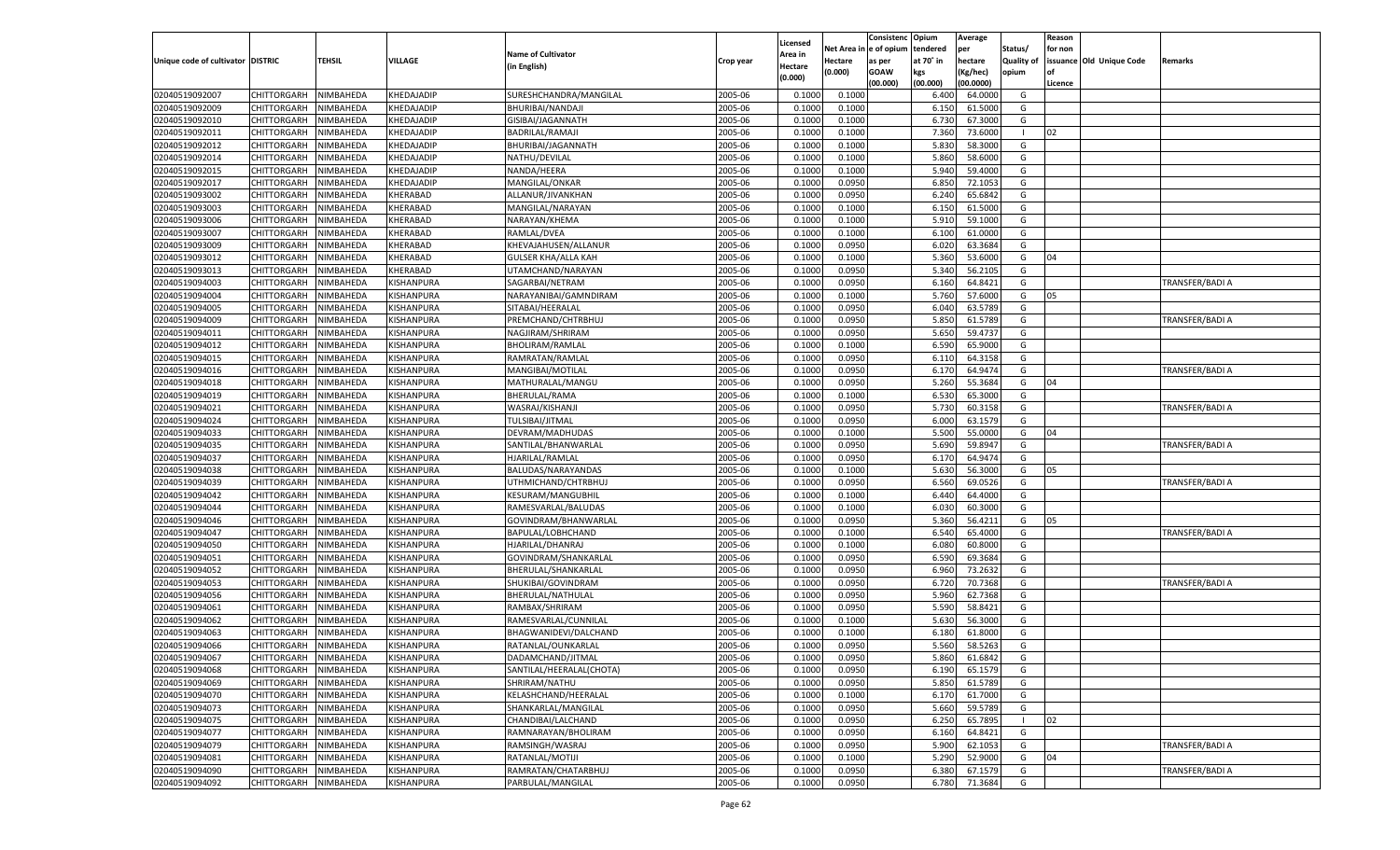| Unique code of cultivator | DISTRIC | TEHSIL | VILLAGE | Name of Cultivator (in English) | Crop year | Licensed Area in Hectare (0.000) | Net Area in Hectare (0.000) | Consistence of opium as per GOAW (00.000) | Opium tendered at 70° in kgs (00.000) | Average per hectare (Kg/hec) (00.0000) | Status/ Quality of opium | Reason for non issuance of Licence | Old Unique Code | Remarks |
|---|---|---|---|---|---|---|---|---|---|---|---|---|---|---|
| 02040519092007 | CHITTORGARH | NIMBAHEDA | KHEDAJADIP | SURESHCHANDRA/MANGILAL | 2005-06 | 0.1000 | 0.1000 | | 6.400 | 64.0000 | G | | | |
| 02040519092009 | CHITTORGARH | NIMBAHEDA | KHEDAJADIP | BHURIBAI/NANDAJI | 2005-06 | 0.1000 | 0.1000 | | 6.150 | 61.5000 | G | | | |
| 02040519092010 | CHITTORGARH | NIMBAHEDA | KHEDAJADIP | GISIBAI/JAGANNATH | 2005-06 | 0.1000 | 0.1000 | | 6.730 | 67.3000 | G | | | |
| 02040519092011 | CHITTORGARH | NIMBAHEDA | KHEDAJADIP | BADRILAL/RAMAJI | 2005-06 | 0.1000 | 0.1000 | | 7.360 | 73.6000 | I | 02 | | |
| 02040519092012 | CHITTORGARH | NIMBAHEDA | KHEDAJADIP | BHURIBAI/JAGANNATH | 2005-06 | 0.1000 | 0.1000 | | 5.830 | 58.3000 | G | | | |
| 02040519092014 | CHITTORGARH | NIMBAHEDA | KHEDAJADIP | NATHU/DEVILAL | 2005-06 | 0.1000 | 0.1000 | | 5.860 | 58.6000 | G | | | |
| 02040519092015 | CHITTORGARH | NIMBAHEDA | KHEDAJADIP | NANDA/HEERA | 2005-06 | 0.1000 | 0.1000 | | 5.940 | 59.4000 | G | | | |
| 02040519092017 | CHITTORGARH | NIMBAHEDA | KHEDAJADIP | MANGILAL/ONKAR | 2005-06 | 0.1000 | 0.0950 | | 6.850 | 72.1053 | G | | | |
| 02040519093002 | CHITTORGARH | NIMBAHEDA | KHERABAD | ALLANUR/JIVANKHAN | 2005-06 | 0.1000 | 0.0950 | | 6.240 | 65.6842 | G | | | |
| 02040519093003 | CHITTORGARH | NIMBAHEDA | KHERABAD | MANGILAL/NARAYAN | 2005-06 | 0.1000 | 0.1000 | | 6.150 | 61.5000 | G | | | |
| 02040519093006 | CHITTORGARH | NIMBAHEDA | KHERABAD | NARAYAN/KHEMA | 2005-06 | 0.1000 | 0.1000 | | 5.910 | 59.1000 | G | | | |
| 02040519093007 | CHITTORGARH | NIMBAHEDA | KHERABAD | RAMLAL/DVEA | 2005-06 | 0.1000 | 0.1000 | | 6.100 | 61.0000 | G | | | |
| 02040519093009 | CHITTORGARH | NIMBAHEDA | KHERABAD | KHEVAJAHUSEN/ALLANUR | 2005-06 | 0.1000 | 0.0950 | | 6.020 | 63.3684 | G | | | |
| 02040519093012 | CHITTORGARH | NIMBAHEDA | KHERABAD | GULSER KHA/ALLA KAH | 2005-06 | 0.1000 | 0.1000 | | 5.360 | 53.6000 | G | 04 | | |
| 02040519093013 | CHITTORGARH | NIMBAHEDA | KHERABAD | UTAMCHAND/NARAYAN | 2005-06 | 0.1000 | 0.0950 | | 5.340 | 56.2105 | G | | | |
| 02040519094003 | CHITTORGARH | NIMBAHEDA | KISHANPURA | SAGARBAI/NETRAM | 2005-06 | 0.1000 | 0.0950 | | 6.160 | 64.8421 | G | | | TRANSFER/BADI A |
| 02040519094004 | CHITTORGARH | NIMBAHEDA | KISHANPURA | NARAYANIBAI/GAMNDIRAM | 2005-06 | 0.1000 | 0.1000 | | 5.760 | 57.6000 | G | 05 | | |
| 02040519094005 | CHITTORGARH | NIMBAHEDA | KISHANPURA | SITABAI/HEERALAL | 2005-06 | 0.1000 | 0.0950 | | 6.040 | 63.5789 | G | | | |
| 02040519094009 | CHITTORGARH | NIMBAHEDA | KISHANPURA | PREMCHAND/CHTRBHUJ | 2005-06 | 0.1000 | 0.0950 | | 5.850 | 61.5789 | G | | | TRANSFER/BADI A |
| 02040519094011 | CHITTORGARH | NIMBAHEDA | KISHANPURA | NAGJIRAM/SHRIRAM | 2005-06 | 0.1000 | 0.0950 | | 5.650 | 59.4737 | G | | | |
| 02040519094012 | CHITTORGARH | NIMBAHEDA | KISHANPURA | BHOLIRAM/RAMLAL | 2005-06 | 0.1000 | 0.1000 | | 6.590 | 65.9000 | G | | | |
| 02040519094015 | CHITTORGARH | NIMBAHEDA | KISHANPURA | RAMRATAN/RAMLAL | 2005-06 | 0.1000 | 0.0950 | | 6.110 | 64.3158 | G | | | |
| 02040519094016 | CHITTORGARH | NIMBAHEDA | KISHANPURA | MANGIBAI/MOTILAL | 2005-06 | 0.1000 | 0.0950 | | 6.170 | 64.9474 | G | | | TRANSFER/BADI A |
| 02040519094018 | CHITTORGARH | NIMBAHEDA | KISHANPURA | MATHURALAL/MANGU | 2005-06 | 0.1000 | 0.0950 | | 5.260 | 55.3684 | G | 04 | | |
| 02040519094019 | CHITTORGARH | NIMBAHEDA | KISHANPURA | BHERULAL/RAMA | 2005-06 | 0.1000 | 0.1000 | | 6.530 | 65.3000 | G | | | |
| 02040519094021 | CHITTORGARH | NIMBAHEDA | KISHANPURA | WASRAJ/KISHANJI | 2005-06 | 0.1000 | 0.0950 | | 5.730 | 60.3158 | G | | | TRANSFER/BADI A |
| 02040519094024 | CHITTORGARH | NIMBAHEDA | KISHANPURA | TULSIBAI/JITMAL | 2005-06 | 0.1000 | 0.0950 | | 6.000 | 63.1579 | G | | | |
| 02040519094033 | CHITTORGARH | NIMBAHEDA | KISHANPURA | DEVRAM/MADHUDAS | 2005-06 | 0.1000 | 0.1000 | | 5.500 | 55.0000 | G | 04 | | |
| 02040519094035 | CHITTORGARH | NIMBAHEDA | KISHANPURA | SANTILAL/BHANWARLAL | 2005-06 | 0.1000 | 0.0950 | | 5.690 | 59.8947 | G | | | TRANSFER/BADI A |
| 02040519094037 | CHITTORGARH | NIMBAHEDA | KISHANPURA | HJARILAL/RAMLAL | 2005-06 | 0.1000 | 0.0950 | | 6.170 | 64.9474 | G | | | |
| 02040519094038 | CHITTORGARH | NIMBAHEDA | KISHANPURA | BALUDAS/NARAYANDAS | 2005-06 | 0.1000 | 0.1000 | | 5.630 | 56.3000 | G | 05 | | |
| 02040519094039 | CHITTORGARH | NIMBAHEDA | KISHANPURA | UTHMICHAND/CHTRBHUJ | 2005-06 | 0.1000 | 0.0950 | | 6.560 | 69.0526 | G | | | TRANSFER/BADI A |
| 02040519094042 | CHITTORGARH | NIMBAHEDA | KISHANPURA | KESURAM/MANGUBHIL | 2005-06 | 0.1000 | 0.1000 | | 6.440 | 64.4000 | G | | | |
| 02040519094044 | CHITTORGARH | NIMBAHEDA | KISHANPURA | RAMESVARLAL/BALUDAS | 2005-06 | 0.1000 | 0.1000 | | 6.030 | 60.3000 | G | | | |
| 02040519094046 | CHITTORGARH | NIMBAHEDA | KISHANPURA | GOVINDRAM/BHANWARLAL | 2005-06 | 0.1000 | 0.0950 | | 5.360 | 56.4211 | G | 05 | | |
| 02040519094047 | CHITTORGARH | NIMBAHEDA | KISHANPURA | BAPULAL/LOBHCHAND | 2005-06 | 0.1000 | 0.1000 | | 6.540 | 65.4000 | G | | | TRANSFER/BADI A |
| 02040519094050 | CHITTORGARH | NIMBAHEDA | KISHANPURA | HJARILAL/DHANRAJ | 2005-06 | 0.1000 | 0.1000 | | 6.080 | 60.8000 | G | | | |
| 02040519094051 | CHITTORGARH | NIMBAHEDA | KISHANPURA | GOVINDRAM/SHANKARLAL | 2005-06 | 0.1000 | 0.0950 | | 6.590 | 69.3684 | G | | | |
| 02040519094052 | CHITTORGARH | NIMBAHEDA | KISHANPURA | BHERULAL/SHANKARLAL | 2005-06 | 0.1000 | 0.0950 | | 6.960 | 73.2632 | G | | | |
| 02040519094053 | CHITTORGARH | NIMBAHEDA | KISHANPURA | SHUKIBAI/GOVINDRAM | 2005-06 | 0.1000 | 0.0950 | | 6.720 | 70.7368 | G | | | TRANSFER/BADI A |
| 02040519094056 | CHITTORGARH | NIMBAHEDA | KISHANPURA | BHERULAL/NATHULAL | 2005-06 | 0.1000 | 0.0950 | | 5.960 | 62.7368 | G | | | |
| 02040519094061 | CHITTORGARH | NIMBAHEDA | KISHANPURA | RAMBAX/SHRIRAM | 2005-06 | 0.1000 | 0.0950 | | 5.590 | 58.8421 | G | | | |
| 02040519094062 | CHITTORGARH | NIMBAHEDA | KISHANPURA | RAMESVARLAL/CUNNILAL | 2005-06 | 0.1000 | 0.1000 | | 5.630 | 56.3000 | G | | | |
| 02040519094063 | CHITTORGARH | NIMBAHEDA | KISHANPURA | BHAGWANIDEVI/DALCHAND | 2005-06 | 0.1000 | 0.1000 | | 6.180 | 61.8000 | G | | | |
| 02040519094066 | CHITTORGARH | NIMBAHEDA | KISHANPURA | RATANLAL/OUNKARLAL | 2005-06 | 0.1000 | 0.0950 | | 5.560 | 58.5263 | G | | | |
| 02040519094067 | CHITTORGARH | NIMBAHEDA | KISHANPURA | DADAMCHAND/JITMAL | 2005-06 | 0.1000 | 0.0950 | | 5.860 | 61.6842 | G | | | |
| 02040519094068 | CHITTORGARH | NIMBAHEDA | KISHANPURA | SANTILAL/HEERALAL(CHOTA) | 2005-06 | 0.1000 | 0.0950 | | 6.190 | 65.1579 | G | | | |
| 02040519094069 | CHITTORGARH | NIMBAHEDA | KISHANPURA | SHRIRAM/NATHU | 2005-06 | 0.1000 | 0.0950 | | 5.850 | 61.5789 | G | | | |
| 02040519094070 | CHITTORGARH | NIMBAHEDA | KISHANPURA | KELASHCHAND/HEERALAL | 2005-06 | 0.1000 | 0.1000 | | 6.170 | 61.7000 | G | | | |
| 02040519094073 | CHITTORGARH | NIMBAHEDA | KISHANPURA | SHANKARLAL/MANGILAL | 2005-06 | 0.1000 | 0.0950 | | 5.660 | 59.5789 | G | | | |
| 02040519094075 | CHITTORGARH | NIMBAHEDA | KISHANPURA | CHANDIBAI/LALCHAND | 2005-06 | 0.1000 | 0.0950 | | 6.250 | 65.7895 | I | 02 | | |
| 02040519094077 | CHITTORGARH | NIMBAHEDA | KISHANPURA | RAMNARAYAN/BHOLIRAM | 2005-06 | 0.1000 | 0.0950 | | 6.160 | 64.8421 | G | | | |
| 02040519094079 | CHITTORGARH | NIMBAHEDA | KISHANPURA | RAMSINGH/WASRAJ | 2005-06 | 0.1000 | 0.0950 | | 5.900 | 62.1053 | G | | | TRANSFER/BADI A |
| 02040519094081 | CHITTORGARH | NIMBAHEDA | KISHANPURA | RATANLAL/MOTIJI | 2005-06 | 0.1000 | 0.1000 | | 5.290 | 52.9000 | G | 04 | | |
| 02040519094090 | CHITTORGARH | NIMBAHEDA | KISHANPURA | RAMRATAN/CHATARBHUJ | 2005-06 | 0.1000 | 0.0950 | | 6.380 | 67.1579 | G | | | TRANSFER/BADI A |
| 02040519094092 | CHITTORGARH | NIMBAHEDA | KISHANPURA | PARBULAL/MANGILAL | 2005-06 | 0.1000 | 0.0950 | | 6.780 | 71.3684 | G | | | |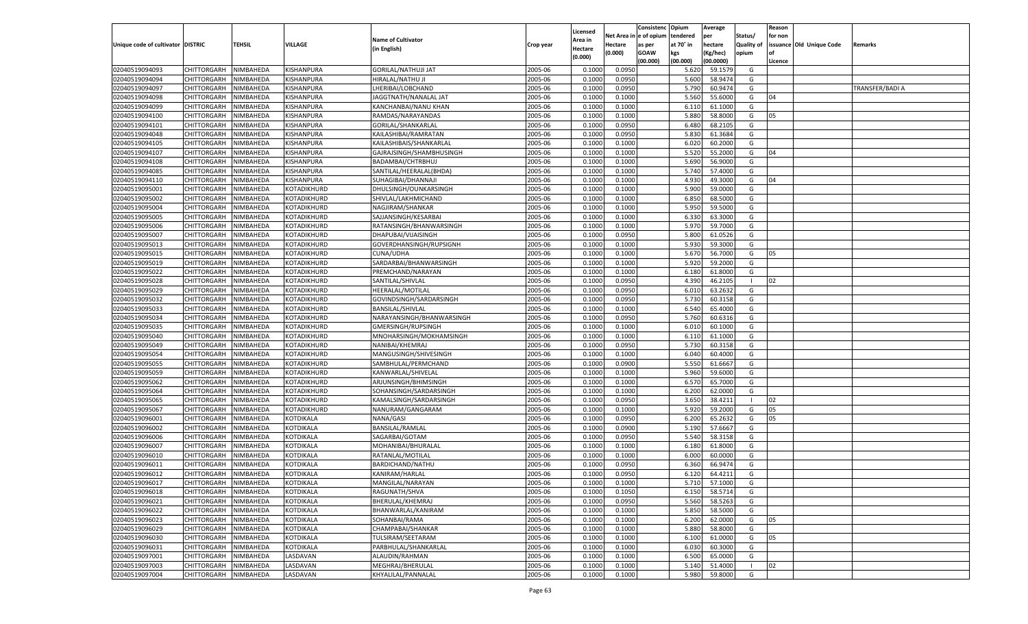| Unique code of cultivator | DISTRIC | TEHSIL | VILLAGE | Name of Cultivator (in English) | Crop year | Licensed Area in Hectare (0.000) | Net Area in Hectare (0.000) | Consistenc e of opium as per GOAW (00.000) | Opium tendered at 70° in kgs (00.000) | Average per hectare (Kg/hec) (00.0000) | Status/ Quality of opium | Reason for non issuance of Licence | Old Unique Code | Remarks |
|---|---|---|---|---|---|---|---|---|---|---|---|---|---|---|
| 02040519094093 | CHITTORGARH | NIMBAHEDA | KISHANPURA | GORILAL/NATHUJI JAT | 2005-06 | 0.1000 | 0.0950 | | 5.620 | 59.1579 | G | | | |
| 02040519094094 | CHITTORGARH | NIMBAHEDA | KISHANPURA | HIRALAL/NATHU JI | 2005-06 | 0.1000 | 0.0950 | | 5.600 | 58.9474 | G | | | |
| 02040519094097 | CHITTORGARH | NIMBAHEDA | KISHANPURA | LHERIBAI/LOBCHAND | 2005-06 | 0.1000 | 0.0950 | | 5.790 | 60.9474 | G | | | TRANSFER/BADI A |
| 02040519094098 | CHITTORGARH | NIMBAHEDA | KISHANPURA | JAGGTNATH/NANALAL JAT | 2005-06 | 0.1000 | 0.1000 | | 5.560 | 55.6000 | G | 04 | | |
| 02040519094099 | CHITTORGARH | NIMBAHEDA | KISHANPURA | KANCHANBAI/NANU KHAN | 2005-06 | 0.1000 | 0.1000 | | 6.110 | 61.1000 | G | | | |
| 02040519094100 | CHITTORGARH | NIMBAHEDA | KISHANPURA | RAMDAS/NARAYANDAS | 2005-06 | 0.1000 | 0.1000 | | 5.880 | 58.8000 | G | 05 | | |
| 02040519094101 | CHITTORGARH | NIMBAHEDA | KISHANPURA | GORILAL/SHANKARLAL | 2005-06 | 0.1000 | 0.0950 | | 6.480 | 68.2105 | G | | | |
| 02040519094048 | CHITTORGARH | NIMBAHEDA | KISHANPURA | KAILASHIBAI/RAMRATAN | 2005-06 | 0.1000 | 0.0950 | | 5.830 | 61.3684 | G | | | |
| 02040519094105 | CHITTORGARH | NIMBAHEDA | KISHANPURA | KAILASHIBAIS/SHANKARLAL | 2005-06 | 0.1000 | 0.1000 | | 6.020 | 60.2000 | G | | | |
| 02040519094107 | CHITTORGARH | NIMBAHEDA | KISHANPURA | GAJRAJSINGH/SHAMBHUSINGH | 2005-06 | 0.1000 | 0.1000 | | 5.520 | 55.2000 | G | 04 | | |
| 02040519094108 | CHITTORGARH | NIMBAHEDA | KISHANPURA | BADAMBAI/CHTRBHUJ | 2005-06 | 0.1000 | 0.1000 | | 5.690 | 56.9000 | G | | | |
| 02040519094085 | CHITTORGARH | NIMBAHEDA | KISHANPURA | SANTILAL/HEERALAL(BHDA) | 2005-06 | 0.1000 | 0.1000 | | 5.740 | 57.4000 | G | | | |
| 02040519094110 | CHITTORGARH | NIMBAHEDA | KISHANPURA | SUHAGIBAI/DHANNAJI | 2005-06 | 0.1000 | 0.1000 | | 4.930 | 49.3000 | G | 04 | | |
| 02040519095001 | CHITTORGARH | NIMBAHEDA | KOTADIKHURD | DHULSINGH/OUNKARSINGH | 2005-06 | 0.1000 | 0.1000 | | 5.900 | 59.0000 | G | | | |
| 02040519095002 | CHITTORGARH | NIMBAHEDA | KOTADIKHURD | SHIVLAL/LAKHMICHAND | 2005-06 | 0.1000 | 0.1000 | | 6.850 | 68.5000 | G | | | |
| 02040519095004 | CHITTORGARH | NIMBAHEDA | KOTADIKHURD | NAGJIRAM/SHANKAR | 2005-06 | 0.1000 | 0.1000 | | 5.950 | 59.5000 | G | | | |
| 02040519095005 | CHITTORGARH | NIMBAHEDA | KOTADIKHURD | SAJJANSINGH/KESARBAI | 2005-06 | 0.1000 | 0.1000 | | 6.330 | 63.3000 | G | | | |
| 02040519095006 | CHITTORGARH | NIMBAHEDA | KOTADIKHURD | RATANSINGH/BHANWARSINGH | 2005-06 | 0.1000 | 0.1000 | | 5.970 | 59.7000 | G | | | |
| 02040519095007 | CHITTORGARH | NIMBAHEDA | KOTADIKHURD | DHAPUBAI/VIJAISINGH | 2005-06 | 0.1000 | 0.0950 | | 5.800 | 61.0526 | G | | | |
| 02040519095013 | CHITTORGARH | NIMBAHEDA | KOTADIKHURD | GOVERDHANSINGH/RUPSIGNH | 2005-06 | 0.1000 | 0.1000 | | 5.930 | 59.3000 | G | | | |
| 02040519095015 | CHITTORGARH | NIMBAHEDA | KOTADIKHURD | CUNA/UDHA | 2005-06 | 0.1000 | 0.1000 | | 5.670 | 56.7000 | G | 05 | | |
| 02040519095019 | CHITTORGARH | NIMBAHEDA | KOTADIKHURD | SARDARBAI/BHANWARSINGH | 2005-06 | 0.1000 | 0.1000 | | 5.920 | 59.2000 | G | | | |
| 02040519095022 | CHITTORGARH | NIMBAHEDA | KOTADIKHURD | PREMCHAND/NARAYAN | 2005-06 | 0.1000 | 0.1000 | | 6.180 | 61.8000 | G | | | |
| 02040519095028 | CHITTORGARH | NIMBAHEDA | KOTADIKHURD | SANTILAL/SHIVLAL | 2005-06 | 0.1000 | 0.0950 | | 4.390 | 46.2105 | I | 02 | | |
| 02040519095029 | CHITTORGARH | NIMBAHEDA | KOTADIKHURD | HEERALAL/MOTILAL | 2005-06 | 0.1000 | 0.0950 | | 6.010 | 63.2632 | G | | | |
| 02040519095032 | CHITTORGARH | NIMBAHEDA | KOTADIKHURD | GOVINDSINGH/SARDARSINGH | 2005-06 | 0.1000 | 0.0950 | | 5.730 | 60.3158 | G | | | |
| 02040519095033 | CHITTORGARH | NIMBAHEDA | KOTADIKHURD | BANSILAL/SHIVLAL | 2005-06 | 0.1000 | 0.1000 | | 6.540 | 65.4000 | G | | | |
| 02040519095034 | CHITTORGARH | NIMBAHEDA | KOTADIKHURD | NARAYANSINGH/BHANWARSINGH | 2005-06 | 0.1000 | 0.0950 | | 5.760 | 60.6316 | G | | | |
| 02040519095035 | CHITTORGARH | NIMBAHEDA | KOTADIKHURD | GMERSINGH/RUPSINGH | 2005-06 | 0.1000 | 0.1000 | | 6.010 | 60.1000 | G | | | |
| 02040519095040 | CHITTORGARH | NIMBAHEDA | KOTADIKHURD | MNOHARSINGH/MOKHAMSINGH | 2005-06 | 0.1000 | 0.1000 | | 6.110 | 61.1000 | G | | | |
| 02040519095049 | CHITTORGARH | NIMBAHEDA | KOTADIKHURD | NANIBAI/KHEMRAJ | 2005-06 | 0.1000 | 0.0950 | | 5.730 | 60.3158 | G | | | |
| 02040519095054 | CHITTORGARH | NIMBAHEDA | KOTADIKHURD | MANGUSINGH/SHIVESINGH | 2005-06 | 0.1000 | 0.1000 | | 6.040 | 60.4000 | G | | | |
| 02040519095055 | CHITTORGARH | NIMBAHEDA | KOTADIKHURD | SAMBHULAL/PERMCHAND | 2005-06 | 0.1000 | 0.0900 | | 5.550 | 61.6667 | G | | | |
| 02040519095059 | CHITTORGARH | NIMBAHEDA | KOTADIKHURD | KANWARLAL/SHIVLAL | 2005-06 | 0.1000 | 0.1000 | | 5.960 | 59.6000 | G | | | |
| 02040519095062 | CHITTORGARH | NIMBAHEDA | KOTADIKHURD | ARJUNSINGH/BHIMSINGH | 2005-06 | 0.1000 | 0.1000 | | 6.570 | 65.7000 | G | | | |
| 02040519095064 | CHITTORGARH | NIMBAHEDA | KOTADIKHURD | SOHANSINGH/SARDARSINGH | 2005-06 | 0.1000 | 0.1000 | | 6.200 | 62.0000 | G | | | |
| 02040519095065 | CHITTORGARH | NIMBAHEDA | KOTADIKHURD | KAMALSINGH/SARDARSINGH | 2005-06 | 0.1000 | 0.0950 | | 3.650 | 38.4211 | I | 02 | | |
| 02040519095067 | CHITTORGARH | NIMBAHEDA | KOTADIKHURD | NANURAM/GANGARAM | 2005-06 | 0.1000 | 0.1000 | | 5.920 | 59.2000 | G | 05 | | |
| 02040519096001 | CHITTORGARH | NIMBAHEDA | KOTDIKALA | NANA/GASI | 2005-06 | 0.1000 | 0.0950 | | 6.200 | 65.2632 | G | 05 | | |
| 02040519096002 | CHITTORGARH | NIMBAHEDA | KOTDIKALA | BANSILAL/RAMLAL | 2005-06 | 0.1000 | 0.0900 | | 5.190 | 57.6667 | G | | | |
| 02040519096006 | CHITTORGARH | NIMBAHEDA | KOTDIKALA | SAGARBAI/GOTAM | 2005-06 | 0.1000 | 0.0950 | | 5.540 | 58.3158 | G | | | |
| 02040519096007 | CHITTORGARH | NIMBAHEDA | KOTDIKALA | MOHANIBAI/BHURALAL | 2005-06 | 0.1000 | 0.1000 | | 6.180 | 61.8000 | G | | | |
| 02040519096010 | CHITTORGARH | NIMBAHEDA | KOTDIKALA | RATANLAL/MOTILAL | 2005-06 | 0.1000 | 0.1000 | | 6.000 | 60.0000 | G | | | |
| 02040519096011 | CHITTORGARH | NIMBAHEDA | KOTDIKALA | BARDICHAND/NATHU | 2005-06 | 0.1000 | 0.0950 | | 6.360 | 66.9474 | G | | | |
| 02040519096012 | CHITTORGARH | NIMBAHEDA | KOTDIKALA | KANIRAM/HARLAL | 2005-06 | 0.1000 | 0.0950 | | 6.120 | 64.4211 | G | | | |
| 02040519096017 | CHITTORGARH | NIMBAHEDA | KOTDIKALA | MANGILAL/NARAYAN | 2005-06 | 0.1000 | 0.1000 | | 5.710 | 57.1000 | G | | | |
| 02040519096018 | CHITTORGARH | NIMBAHEDA | KOTDIKALA | RAGUNATH/SHVA | 2005-06 | 0.1000 | 0.1050 | | 6.150 | 58.5714 | G | | | |
| 02040519096021 | CHITTORGARH | NIMBAHEDA | KOTDIKALA | BHERULAL/KHEMRAJ | 2005-06 | 0.1000 | 0.0950 | | 5.560 | 58.5263 | G | | | |
| 02040519096022 | CHITTORGARH | NIMBAHEDA | KOTDIKALA | BHANWARLAL/KANIRAM | 2005-06 | 0.1000 | 0.1000 | | 5.850 | 58.5000 | G | | | |
| 02040519096023 | CHITTORGARH | NIMBAHEDA | KOTDIKALA | SOHANBAI/RAMA | 2005-06 | 0.1000 | 0.1000 | | 6.200 | 62.0000 | G | 05 | | |
| 02040519096029 | CHITTORGARH | NIMBAHEDA | KOTDIKALA | CHAMPABAI/SHANKAR | 2005-06 | 0.1000 | 0.1000 | | 5.880 | 58.8000 | G | | | |
| 02040519096030 | CHITTORGARH | NIMBAHEDA | KOTDIKALA | TULSIRAM/SEETARAM | 2005-06 | 0.1000 | 0.1000 | | 6.100 | 61.0000 | G | 05 | | |
| 02040519096031 | CHITTORGARH | NIMBAHEDA | KOTDIKALA | PARBHULAL/SHANKARLAL | 2005-06 | 0.1000 | 0.1000 | | 6.030 | 60.3000 | G | | | |
| 02040519097001 | CHITTORGARH | NIMBAHEDA | LASDAVAN | ALAUDIN/RAHMAN | 2005-06 | 0.1000 | 0.1000 | | 6.500 | 65.0000 | G | | | |
| 02040519097003 | CHITTORGARH | NIMBAHEDA | LASDAVAN | MEGHRAJ/BHERULAL | 2005-06 | 0.1000 | 0.1000 | | 5.140 | 51.4000 | I | 02 | | |
| 02040519097004 | CHITTORGARH | NIMBAHEDA | LASDAVAN | KHYALILAL/PANNALAL | 2005-06 | 0.1000 | 0.1000 | | 5.980 | 59.8000 | G | | | |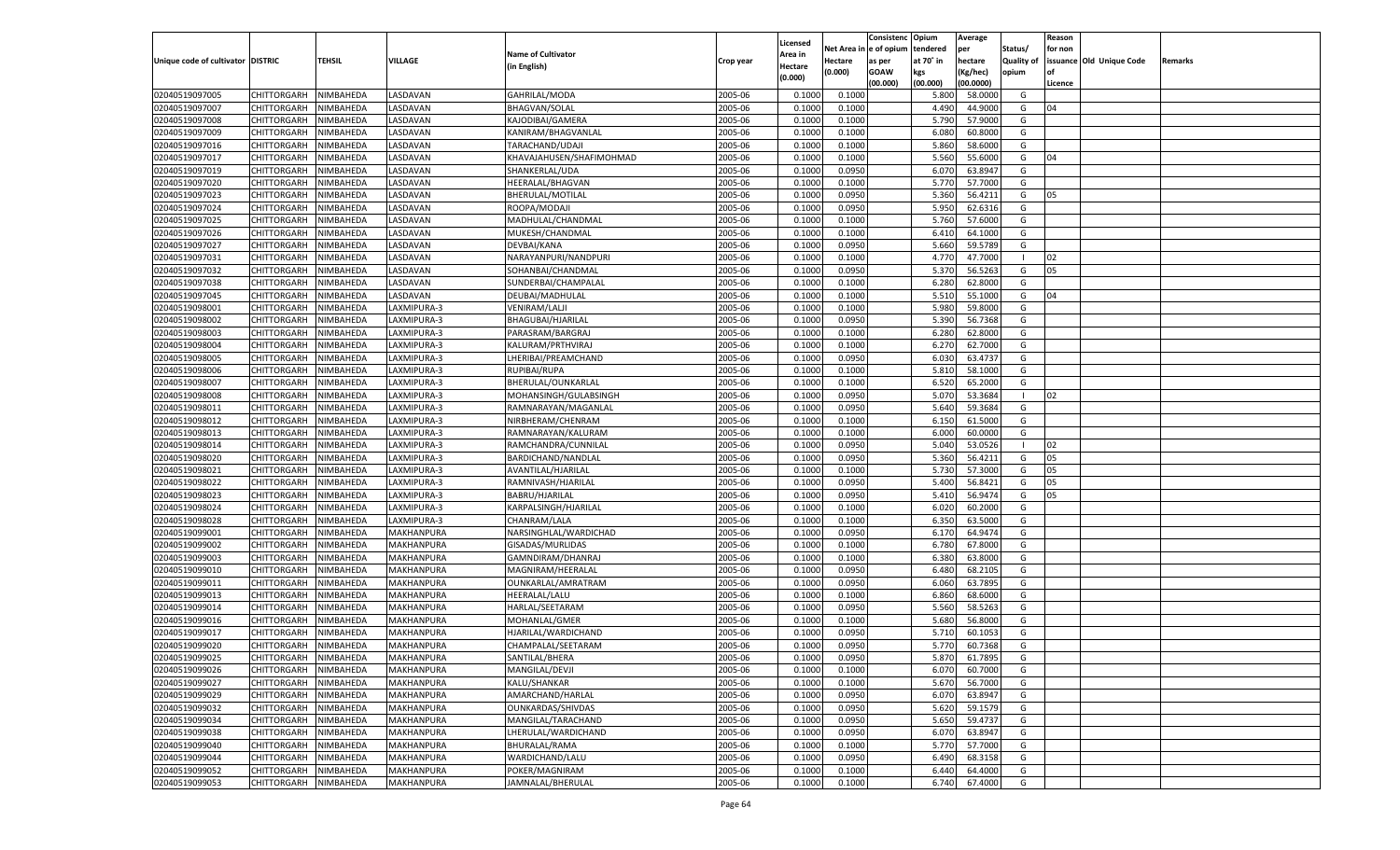| Unique code of cultivator | DISTRIC | TEHSIL | VILLAGE | Name of Cultivator (in English) | Crop year | Licensed Area in Hectare (0.000) | Net Area in Hectare (0.000) | Consistenc e of opium as per GOAW (00.000) | Opium tendered at 70° in kgs (00.000) | Average per hectare (Kg/hec) (00.0000) | Status/ Quality of opium | Reason for non issuance of Licence | Old Unique Code | Remarks |
|---|---|---|---|---|---|---|---|---|---|---|---|---|---|---|
| 02040519097005 | CHITTORGARH | NIMBAHEDA | LASDAVAN | GAHRILAL/MODA | 2005-06 | 0.1000 | 0.1000 | | 5.800 | 58.0000 | G | | | |
| 02040519097007 | CHITTORGARH | NIMBAHEDA | LASDAVAN | BHAGVAN/SOLAL | 2005-06 | 0.1000 | 0.1000 | | 4.490 | 44.9000 | G | 04 | | |
| 02040519097008 | CHITTORGARH | NIMBAHEDA | LASDAVAN | KAJODIBAI/GAMERA | 2005-06 | 0.1000 | 0.1000 | | 5.790 | 57.9000 | G | | | |
| 02040519097009 | CHITTORGARH | NIMBAHEDA | LASDAVAN | KANIRAM/BHAGVANLAL | 2005-06 | 0.1000 | 0.1000 | | 6.080 | 60.8000 | G | | | |
| 02040519097016 | CHITTORGARH | NIMBAHEDA | LASDAVAN | TARACHAND/UDAJI | 2005-06 | 0.1000 | 0.1000 | | 5.860 | 58.6000 | G | | | |
| 02040519097017 | CHITTORGARH | NIMBAHEDA | LASDAVAN | KHAVAJAHUSEN/SHAFIMOHMAD | 2005-06 | 0.1000 | 0.1000 | | 5.560 | 55.6000 | G | 04 | | |
| 02040519097019 | CHITTORGARH | NIMBAHEDA | LASDAVAN | SHANKERLAL/UDA | 2005-06 | 0.1000 | 0.0950 | | 6.070 | 63.8947 | G | | | |
| 02040519097020 | CHITTORGARH | NIMBAHEDA | LASDAVAN | HEERALAL/BHAGVAN | 2005-06 | 0.1000 | 0.1000 | | 5.770 | 57.7000 | G | | | |
| 02040519097023 | CHITTORGARH | NIMBAHEDA | LASDAVAN | BHERULAL/MOTILAL | 2005-06 | 0.1000 | 0.0950 | | 5.360 | 56.4211 | G | 05 | | |
| 02040519097024 | CHITTORGARH | NIMBAHEDA | LASDAVAN | ROOPA/MODAJI | 2005-06 | 0.1000 | 0.0950 | | 5.950 | 62.6316 | G | | | |
| 02040519097025 | CHITTORGARH | NIMBAHEDA | LASDAVAN | MADHULAL/CHANDMAL | 2005-06 | 0.1000 | 0.1000 | | 5.760 | 57.6000 | G | | | |
| 02040519097026 | CHITTORGARH | NIMBAHEDA | LASDAVAN | MUKESH/CHANDMAL | 2005-06 | 0.1000 | 0.1000 | | 6.410 | 64.1000 | G | | | |
| 02040519097027 | CHITTORGARH | NIMBAHEDA | LASDAVAN | DEVBAI/KANA | 2005-06 | 0.1000 | 0.0950 | | 5.660 | 59.5789 | G | | | |
| 02040519097031 | CHITTORGARH | NIMBAHEDA | LASDAVAN | NARAYANPURI/NANDPURI | 2005-06 | 0.1000 | 0.1000 | | 4.770 | 47.7000 | I | 02 | | |
| 02040519097032 | CHITTORGARH | NIMBAHEDA | LASDAVAN | SOHANBAI/CHANDMAL | 2005-06 | 0.1000 | 0.0950 | | 5.370 | 56.5263 | G | 05 | | |
| 02040519097038 | CHITTORGARH | NIMBAHEDA | LASDAVAN | SUNDERBAI/CHAMPALAL | 2005-06 | 0.1000 | 0.1000 | | 6.280 | 62.8000 | G | | | |
| 02040519097045 | CHITTORGARH | NIMBAHEDA | LASDAVAN | DEUBAI/MADHULAL | 2005-06 | 0.1000 | 0.1000 | | 5.510 | 55.1000 | G | 04 | | |
| 02040519098001 | CHITTORGARH | NIMBAHEDA | LAXMIPURA-3 | VENIRAM/LALJI | 2005-06 | 0.1000 | 0.1000 | | 5.980 | 59.8000 | G | | | |
| 02040519098002 | CHITTORGARH | NIMBAHEDA | LAXMIPURA-3 | BHAGUBAI/HJARILAL | 2005-06 | 0.1000 | 0.0950 | | 5.390 | 56.7368 | G | | | |
| 02040519098003 | CHITTORGARH | NIMBAHEDA | LAXMIPURA-3 | PARASRAM/BARGRAJ | 2005-06 | 0.1000 | 0.1000 | | 6.280 | 62.8000 | G | | | |
| 02040519098004 | CHITTORGARH | NIMBAHEDA | LAXMIPURA-3 | KALURAM/PRTHVIRAJ | 2005-06 | 0.1000 | 0.1000 | | 6.270 | 62.7000 | G | | | |
| 02040519098005 | CHITTORGARH | NIMBAHEDA | LAXMIPURA-3 | LHERIBAI/PREAMCHAND | 2005-06 | 0.1000 | 0.0950 | | 6.030 | 63.4737 | G | | | |
| 02040519098006 | CHITTORGARH | NIMBAHEDA | LAXMIPURA-3 | RUPIBAI/RUPA | 2005-06 | 0.1000 | 0.1000 | | 5.810 | 58.1000 | G | | | |
| 02040519098007 | CHITTORGARH | NIMBAHEDA | LAXMIPURA-3 | BHERULAL/OUNKARLAL | 2005-06 | 0.1000 | 0.1000 | | 6.520 | 65.2000 | G | | | |
| 02040519098008 | CHITTORGARH | NIMBAHEDA | LAXMIPURA-3 | MOHANSINGH/GULABSINGH | 2005-06 | 0.1000 | 0.0950 | | 5.070 | 53.3684 | I | 02 | | |
| 02040519098011 | CHITTORGARH | NIMBAHEDA | LAXMIPURA-3 | RAMNARAYAN/MAGANLAL | 2005-06 | 0.1000 | 0.0950 | | 5.640 | 59.3684 | G | | | |
| 02040519098012 | CHITTORGARH | NIMBAHEDA | LAXMIPURA-3 | NIRBHERAM/CHENRAM | 2005-06 | 0.1000 | 0.1000 | | 6.150 | 61.5000 | G | | | |
| 02040519098013 | CHITTORGARH | NIMBAHEDA | LAXMIPURA-3 | RAMNARAYAN/KALURAM | 2005-06 | 0.1000 | 0.1000 | | 6.000 | 60.0000 | G | | | |
| 02040519098014 | CHITTORGARH | NIMBAHEDA | LAXMIPURA-3 | RAMCHANDRA/CUNNILAL | 2005-06 | 0.1000 | 0.0950 | | 5.040 | 53.0526 | I | 02 | | |
| 02040519098020 | CHITTORGARH | NIMBAHEDA | LAXMIPURA-3 | BARDICHAND/NANDLAL | 2005-06 | 0.1000 | 0.0950 | | 5.360 | 56.4211 | G | 05 | | |
| 02040519098021 | CHITTORGARH | NIMBAHEDA | LAXMIPURA-3 | AVANTILAL/HJARILAL | 2005-06 | 0.1000 | 0.1000 | | 5.730 | 57.3000 | G | 05 | | |
| 02040519098022 | CHITTORGARH | NIMBAHEDA | LAXMIPURA-3 | RAMNIVASH/HJARILAL | 2005-06 | 0.1000 | 0.0950 | | 5.400 | 56.8421 | G | 05 | | |
| 02040519098023 | CHITTORGARH | NIMBAHEDA | LAXMIPURA-3 | BABRU/HJARILAL | 2005-06 | 0.1000 | 0.0950 | | 5.410 | 56.9474 | G | 05 | | |
| 02040519098024 | CHITTORGARH | NIMBAHEDA | LAXMIPURA-3 | KARPALSINGH/HJARILAL | 2005-06 | 0.1000 | 0.1000 | | 6.020 | 60.2000 | G | | | |
| 02040519098028 | CHITTORGARH | NIMBAHEDA | LAXMIPURA-3 | CHANRAM/LALA | 2005-06 | 0.1000 | 0.1000 | | 6.350 | 63.5000 | G | | | |
| 02040519099001 | CHITTORGARH | NIMBAHEDA | MAKHANPURA | NARSINGHLAL/WARDICHAD | 2005-06 | 0.1000 | 0.0950 | | 6.170 | 64.9474 | G | | | |
| 02040519099002 | CHITTORGARH | NIMBAHEDA | MAKHANPURA | GISADAS/MURLIDAS | 2005-06 | 0.1000 | 0.1000 | | 6.780 | 67.8000 | G | | | |
| 02040519099003 | CHITTORGARH | NIMBAHEDA | MAKHANPURA | GAMNDIRAM/DHANRAJ | 2005-06 | 0.1000 | 0.1000 | | 6.380 | 63.8000 | G | | | |
| 02040519099010 | CHITTORGARH | NIMBAHEDA | MAKHANPURA | MAGNIRAM/HEERALAL | 2005-06 | 0.1000 | 0.0950 | | 6.480 | 68.2105 | G | | | |
| 02040519099011 | CHITTORGARH | NIMBAHEDA | MAKHANPURA | OUNKARLAL/AMRATRAM | 2005-06 | 0.1000 | 0.0950 | | 6.060 | 63.7895 | G | | | |
| 02040519099013 | CHITTORGARH | NIMBAHEDA | MAKHANPURA | HEERALAL/LALU | 2005-06 | 0.1000 | 0.1000 | | 6.860 | 68.6000 | G | | | |
| 02040519099014 | CHITTORGARH | NIMBAHEDA | MAKHANPURA | HARLAL/SEETARAM | 2005-06 | 0.1000 | 0.0950 | | 5.560 | 58.5263 | G | | | |
| 02040519099016 | CHITTORGARH | NIMBAHEDA | MAKHANPURA | MOHANLAL/GMER | 2005-06 | 0.1000 | 0.1000 | | 5.680 | 56.8000 | G | | | |
| 02040519099017 | CHITTORGARH | NIMBAHEDA | MAKHANPURA | HJARILAL/WARDICHAND | 2005-06 | 0.1000 | 0.0950 | | 5.710 | 60.1053 | G | | | |
| 02040519099020 | CHITTORGARH | NIMBAHEDA | MAKHANPURA | CHAMPALAL/SEETARAM | 2005-06 | 0.1000 | 0.0950 | | 5.770 | 60.7368 | G | | | |
| 02040519099025 | CHITTORGARH | NIMBAHEDA | MAKHANPURA | SANTILAL/BHERA | 2005-06 | 0.1000 | 0.0950 | | 5.870 | 61.7895 | G | | | |
| 02040519099026 | CHITTORGARH | NIMBAHEDA | MAKHANPURA | MANGILAL/DEVJI | 2005-06 | 0.1000 | 0.1000 | | 6.070 | 60.7000 | G | | | |
| 02040519099027 | CHITTORGARH | NIMBAHEDA | MAKHANPURA | KALU/SHANKAR | 2005-06 | 0.1000 | 0.1000 | | 5.670 | 56.7000 | G | | | |
| 02040519099029 | CHITTORGARH | NIMBAHEDA | MAKHANPURA | AMARCHAND/HARLAL | 2005-06 | 0.1000 | 0.0950 | | 6.070 | 63.8947 | G | | | |
| 02040519099032 | CHITTORGARH | NIMBAHEDA | MAKHANPURA | OUNKARDAS/SHIVDAS | 2005-06 | 0.1000 | 0.0950 | | 5.620 | 59.1579 | G | | | |
| 02040519099034 | CHITTORGARH | NIMBAHEDA | MAKHANPURA | MANGILAL/TARACHAND | 2005-06 | 0.1000 | 0.0950 | | 5.650 | 59.4737 | G | | | |
| 02040519099038 | CHITTORGARH | NIMBAHEDA | MAKHANPURA | LHERULAL/WARDICHAND | 2005-06 | 0.1000 | 0.0950 | | 6.070 | 63.8947 | G | | | |
| 02040519099040 | CHITTORGARH | NIMBAHEDA | MAKHANPURA | BHURALAL/RAMA | 2005-06 | 0.1000 | 0.1000 | | 5.770 | 57.7000 | G | | | |
| 02040519099044 | CHITTORGARH | NIMBAHEDA | MAKHANPURA | WARDICHAND/LALU | 2005-06 | 0.1000 | 0.0950 | | 6.490 | 68.3158 | G | | | |
| 02040519099052 | CHITTORGARH | NIMBAHEDA | MAKHANPURA | POKER/MAGNIRAM | 2005-06 | 0.1000 | 0.1000 | | 6.440 | 64.4000 | G | | | |
| 02040519099053 | CHITTORGARH | NIMBAHEDA | MAKHANPURA | JAMNALAL/BHERULAL | 2005-06 | 0.1000 | 0.1000 | | 6.740 | 67.4000 | G | | | |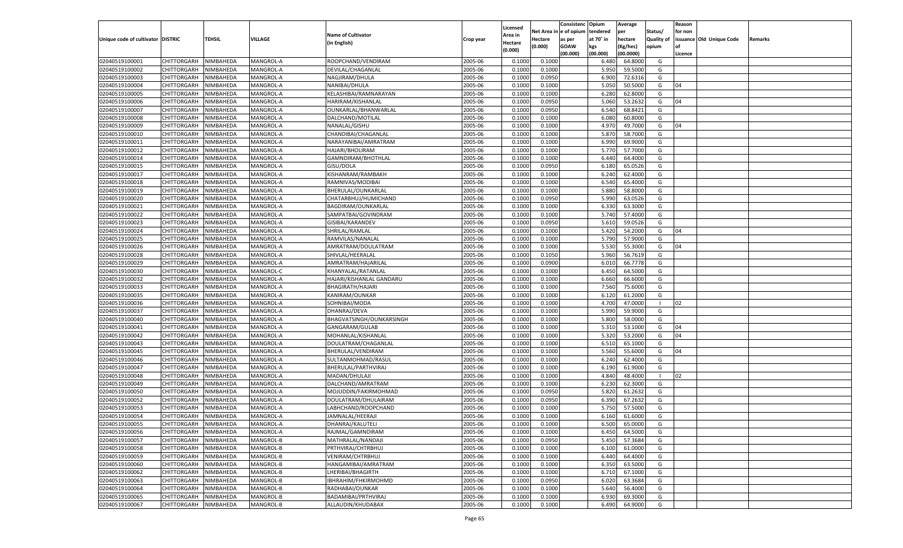| Unique code of cultivator | DISTRIC | TEHSIL | VILLAGE | Name of Cultivator (in English) | Crop year | Licensed Area in Hectare (0.000) | Net Area in Hectare (0.000) | Consistenc e of opium as per GOAW (00.000) | Opium tendered at 70˚ in kgs (00.000) | Average per hectare (Kg/hec) (00.0000) | Status/ Quality of opium | Reason for non issuance of Licence | Old Unique Code | Remarks |
|---|---|---|---|---|---|---|---|---|---|---|---|---|---|---|
| 02040519100001 | CHITTORGARH | NIMBAHEDA | MANGROL-A | ROOPCHAND/VENDIRAM | 2005-06 | 0.1000 | 0.1000 | | 6.480 | 64.8000 | G | | | |
| 02040519100002 | CHITTORGARH | NIMBAHEDA | MANGROL-A | DEVILAL/CHAGANLAL | 2005-06 | 0.1000 | 0.1000 | | 5.950 | 59.5000 | G | | | |
| 02040519100003 | CHITTORGARH | NIMBAHEDA | MANGROL-A | NAGJIRAM/DHULA | 2005-06 | 0.1000 | 0.0950 | | 6.900 | 72.6316 | G | | | |
| 02040519100004 | CHITTORGARH | NIMBAHEDA | MANGROL-A | NANIBAI/DHULA | 2005-06 | 0.1000 | 0.1000 | | 5.050 | 50.5000 | G | 04 | | |
| 02040519100005 | CHITTORGARH | NIMBAHEDA | MANGROL-A | KELASHIBAI/RAMNARAYAN | 2005-06 | 0.1000 | 0.1000 | | 6.280 | 62.8000 | G | | | |
| 02040519100006 | CHITTORGARH | NIMBAHEDA | MANGROL-A | HARIRAM/KISHANLAL | 2005-06 | 0.1000 | 0.0950 | | 5.060 | 53.2632 | G | 04 | | |
| 02040519100007 | CHITTORGARH | NIMBAHEDA | MANGROL-A | OUNKARLAL/BHANWARLAL | 2005-06 | 0.1000 | 0.0950 | | 6.540 | 68.8421 | G | | | |
| 02040519100008 | CHITTORGARH | NIMBAHEDA | MANGROL-A | DALCHAND/MOTILAL | 2005-06 | 0.1000 | 0.1000 | | 6.080 | 60.8000 | G | | | |
| 02040519100009 | CHITTORGARH | NIMBAHEDA | MANGROL-A | NANALAL/GISHU | 2005-06 | 0.1000 | 0.1000 | | 4.970 | 49.7000 | G | 04 | | |
| 02040519100010 | CHITTORGARH | NIMBAHEDA | MANGROL-A | CHANDIBAI/CHAGANLAL | 2005-06 | 0.1000 | 0.1000 | | 5.870 | 58.7000 | G | | | |
| 02040519100011 | CHITTORGARH | NIMBAHEDA | MANGROL-A | NARAYANIBAI/AMRATRAM | 2005-06 | 0.1000 | 0.1000 | | 6.990 | 69.9000 | G | | | |
| 02040519100012 | CHITTORGARH | NIMBAHEDA | MANGROL-A | HAJARI/BHOLIRAM | 2005-06 | 0.1000 | 0.1000 | | 5.770 | 57.7000 | G | | | |
| 02040519100014 | CHITTORGARH | NIMBAHEDA | MANGROL-A | GAMNDIRAM/BHOTHLAL | 2005-06 | 0.1000 | 0.1000 | | 6.440 | 64.4000 | G | | | |
| 02040519100015 | CHITTORGARH | NIMBAHEDA | MANGROL-A | GISU/DOLA | 2005-06 | 0.1000 | 0.0950 | | 6.180 | 65.0526 | G | | | |
| 02040519100017 | CHITTORGARH | NIMBAHEDA | MANGROL-A | KISHANRAM/RAMBAKH | 2005-06 | 0.1000 | 0.1000 | | 6.240 | 62.4000 | G | | | |
| 02040519100018 | CHITTORGARH | NIMBAHEDA | MANGROL-A | RAMNIVAS/MODIBAI | 2005-06 | 0.1000 | 0.1000 | | 6.540 | 65.4000 | G | | | |
| 02040519100019 | CHITTORGARH | NIMBAHEDA | MANGROL-A | BHERULAL/OUNKARLAL | 2005-06 | 0.1000 | 0.1000 | | 5.880 | 58.8000 | G | | | |
| 02040519100020 | CHITTORGARH | NIMBAHEDA | MANGROL-A | CHATARBHUJ/HUMICHAND | 2005-06 | 0.1000 | 0.0950 | | 5.990 | 63.0526 | G | | | |
| 02040519100021 | CHITTORGARH | NIMBAHEDA | MANGROL-A | BAGDIRAM/OUNKARLAL | 2005-06 | 0.1000 | 0.1000 | | 6.330 | 63.3000 | G | | | |
| 02040519100022 | CHITTORGARH | NIMBAHEDA | MANGROL-A | SAMPATBAI/GOVINDRAM | 2005-06 | 0.1000 | 0.1000 | | 5.740 | 57.4000 | G | | | |
| 02040519100023 | CHITTORGARH | NIMBAHEDA | MANGROL-A | GISIBAI/KARANDEV | 2005-06 | 0.1000 | 0.0950 | | 5.610 | 59.0526 | G | | | |
| 02040519100024 | CHITTORGARH | NIMBAHEDA | MANGROL-A | SHRILAL/RAMLAL | 2005-06 | 0.1000 | 0.1000 | | 5.420 | 54.2000 | G | 04 | | |
| 02040519100025 | CHITTORGARH | NIMBAHEDA | MANGROL-A | RAMVILAS/NANALAL | 2005-06 | 0.1000 | 0.1000 | | 5.790 | 57.9000 | G | | | |
| 02040519100026 | CHITTORGARH | NIMBAHEDA | MANGROL-A | AMRATRAM/DOULATRAM | 2005-06 | 0.1000 | 0.1000 | | 5.530 | 55.3000 | G | 04 | | |
| 02040519100028 | CHITTORGARH | NIMBAHEDA | MANGROL-A | SHIVLAL/HEERALAL | 2005-06 | 0.1000 | 0.1050 | | 5.960 | 56.7619 | G | | | |
| 02040519100029 | CHITTORGARH | NIMBAHEDA | MANGROL-A | AMRATRAM/HAJARILAL | 2005-06 | 0.1000 | 0.0900 | | 6.010 | 66.7778 | G | | | |
| 02040519100030 | CHITTORGARH | NIMBAHEDA | MANGROL-C | KHANYALAL/RATANLAL | 2005-06 | 0.1000 | 0.1000 | | 6.450 | 64.5000 | G | | | |
| 02040519100032 | CHITTORGARH | NIMBAHEDA | MANGROL-A | HAJARI/KISHANLAL GANDARU | 2005-06 | 0.1000 | 0.1000 | | 6.660 | 66.6000 | G | | | |
| 02040519100033 | CHITTORGARH | NIMBAHEDA | MANGROL-A | BHAGIRATH/HAJARI | 2005-06 | 0.1000 | 0.1000 | | 7.560 | 75.6000 | G | | | |
| 02040519100035 | CHITTORGARH | NIMBAHEDA | MANGROL-A | KANIRAM/OUNKAR | 2005-06 | 0.1000 | 0.1000 | | 6.120 | 61.2000 | G | | | |
| 02040519100036 | CHITTORGARH | NIMBAHEDA | MANGROL-A | SOHNIBAI/MODA | 2005-06 | 0.1000 | 0.1000 | | 4.700 | 47.0000 | I | 02 | | |
| 02040519100037 | CHITTORGARH | NIMBAHEDA | MANGROL-A | DHANRAJ/DEVA | 2005-06 | 0.1000 | 0.1000 | | 5.990 | 59.9000 | G | | | |
| 02040519100040 | CHITTORGARH | NIMBAHEDA | MANGROL-A | BHAGVATSINGH/OUNKARSINGH | 2005-06 | 0.1000 | 0.1000 | | 5.800 | 58.0000 | G | | | |
| 02040519100041 | CHITTORGARH | NIMBAHEDA | MANGROL-A | GANGARAM/GULAB | 2005-06 | 0.1000 | 0.1000 | | 5.310 | 53.1000 | G | 04 | | |
| 02040519100042 | CHITTORGARH | NIMBAHEDA | MANGROL-A | MOHANLAL/KISHANLAL | 2005-06 | 0.1000 | 0.1000 | | 5.320 | 53.2000 | G | 04 | | |
| 02040519100043 | CHITTORGARH | NIMBAHEDA | MANGROL-A | DOULATRAM/CHAGANLAL | 2005-06 | 0.1000 | 0.1000 | | 6.510 | 65.1000 | G | | | |
| 02040519100045 | CHITTORGARH | NIMBAHEDA | MANGROL-A | BHERULAL/VENDIRAM | 2005-06 | 0.1000 | 0.1000 | | 5.560 | 55.6000 | G | 04 | | |
| 02040519100046 | CHITTORGARH | NIMBAHEDA | MANGROL-A | SULTANMOHMAD/RASUL | 2005-06 | 0.1000 | 0.1000 | | 6.240 | 62.4000 | G | | | |
| 02040519100047 | CHITTORGARH | NIMBAHEDA | MANGROL-A | BHERULAL/PARTHVIRAJ | 2005-06 | 0.1000 | 0.1000 | | 6.190 | 61.9000 | G | | | |
| 02040519100048 | CHITTORGARH | NIMBAHEDA | MANGROL-A | MADAN/DHULAJI | 2005-06 | 0.1000 | 0.1000 | | 4.840 | 48.4000 | I | 02 | | |
| 02040519100049 | CHITTORGARH | NIMBAHEDA | MANGROL-A | DALCHAND/AMRATRAM | 2005-06 | 0.1000 | 0.1000 | | 6.230 | 62.3000 | G | | | |
| 02040519100050 | CHITTORGARH | NIMBAHEDA | MANGROL-A | MOJUDDIN/FAKIRMOHMAD | 2005-06 | 0.1000 | 0.0950 | | 5.820 | 61.2632 | G | | | |
| 02040519100052 | CHITTORGARH | NIMBAHEDA | MANGROL-A | DOULATRAM/DHULAIRAM | 2005-06 | 0.1000 | 0.0950 | | 6.390 | 67.2632 | G | | | |
| 02040519100053 | CHITTORGARH | NIMBAHEDA | MANGROL-A | LABHCHAND/ROOPCHAND | 2005-06 | 0.1000 | 0.1000 | | 5.750 | 57.5000 | G | | | |
| 02040519100054 | CHITTORGARH | NIMBAHEDA | MANGROL-A | JAMNALAL/HEERAJI | 2005-06 | 0.1000 | 0.1000 | | 6.160 | 61.6000 | G | | | |
| 02040519100055 | CHITTORGARH | NIMBAHEDA | MANGROL-A | DHANRAJ/KALUTELI | 2005-06 | 0.1000 | 0.1000 | | 6.500 | 65.0000 | G | | | |
| 02040519100056 | CHITTORGARH | NIMBAHEDA | MANGROL-A | RAJMAL/GAMNDIRAM | 2005-06 | 0.1000 | 0.1000 | | 6.450 | 64.5000 | G | | | |
| 02040519100057 | CHITTORGARH | NIMBAHEDA | MANGROL-B | MATHRALAL/NANDAJI | 2005-06 | 0.1000 | 0.0950 | | 5.450 | 57.3684 | G | | | |
| 02040519100058 | CHITTORGARH | NIMBAHEDA | MANGROL-B | PRTHVIRAJ/CHTRBHUJ | 2005-06 | 0.1000 | 0.1000 | | 6.100 | 61.0000 | G | | | |
| 02040519100059 | CHITTORGARH | NIMBAHEDA | MANGROL-B | VENIRAM/CHTRBHUJ | 2005-06 | 0.1000 | 0.1000 | | 6.440 | 64.4000 | G | | | |
| 02040519100060 | CHITTORGARH | NIMBAHEDA | MANGROL-B | HANGAMIBAI/AMRATRAM | 2005-06 | 0.1000 | 0.1000 | | 6.350 | 63.5000 | G | | | |
| 02040519100062 | CHITTORGARH | NIMBAHEDA | MANGROL-B | LHERIBAI/BHAGIRTH | 2005-06 | 0.1000 | 0.1000 | | 6.710 | 67.1000 | G | | | |
| 02040519100063 | CHITTORGARH | NIMBAHEDA | MANGROL-B | IBHRAHIM/FHKIRMOHMD | 2005-06 | 0.1000 | 0.0950 | | 6.020 | 63.3684 | G | | | |
| 02040519100064 | CHITTORGARH | NIMBAHEDA | MANGROL-B | RADHABAI/OUNKAR | 2005-06 | 0.1000 | 0.1000 | | 5.640 | 56.4000 | G | | | |
| 02040519100065 | CHITTORGARH | NIMBAHEDA | MANGROL-B | BADAMIBAI/PRTHVIRAJ | 2005-06 | 0.1000 | 0.1000 | | 6.930 | 69.3000 | G | | | |
| 02040519100067 | CHITTORGARH | NIMBAHEDA | MANGROL-B | ALLAUDIN/KHUDABAX | 2005-06 | 0.1000 | 0.1000 | | 6.490 | 64.9000 | G | | | |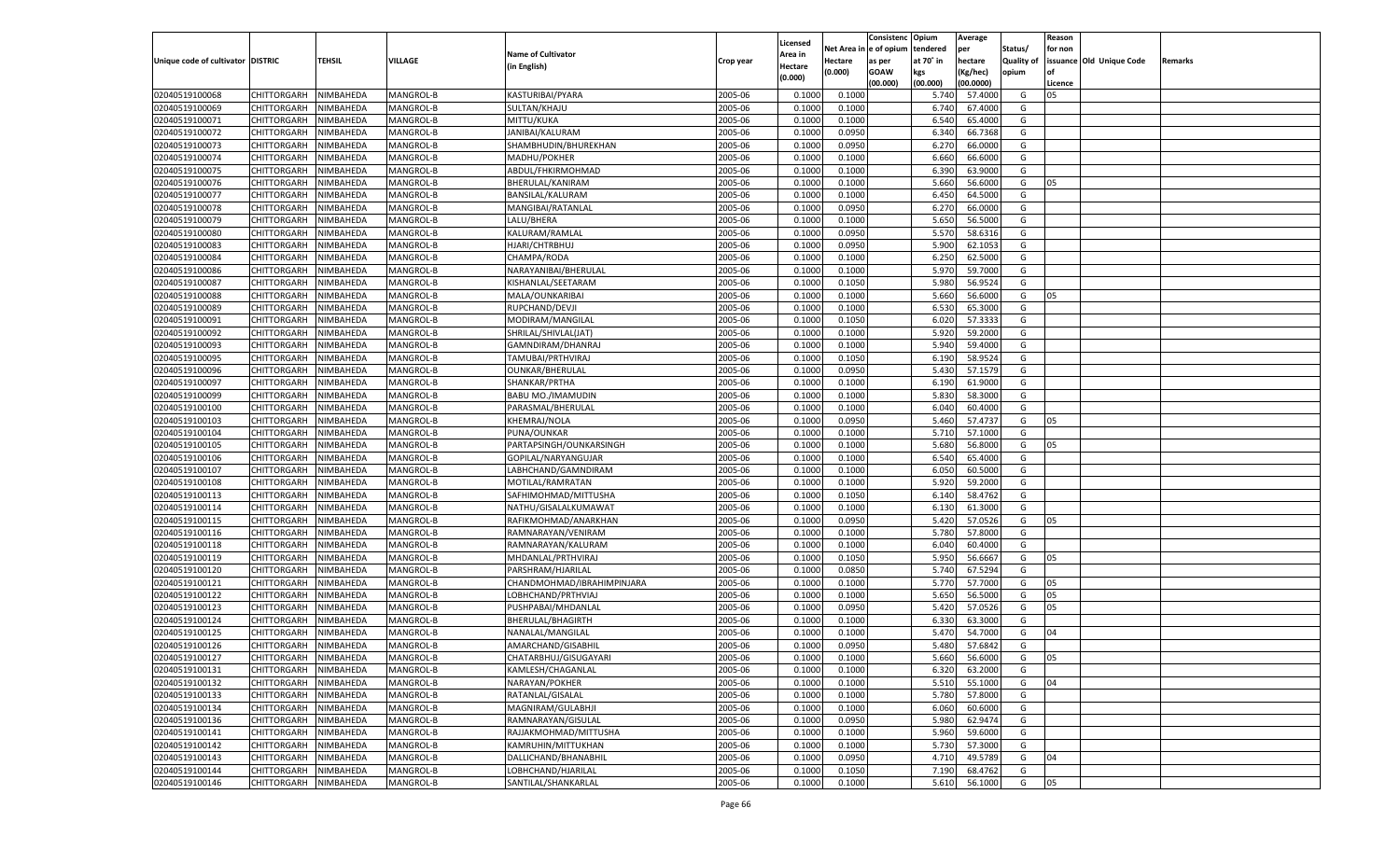| Unique code of cultivator | DISTRIC | TEHSIL | VILLAGE | Name of Cultivator (in English) | Crop year | Licensed Area in Hectare (0.000) | Net Area in Hectare (0.000) | Consistence of opium as per GOAW (00.000) | Opium tendered at 70˚ in kgs (00.000) | Average per hectare (Kg/hec) (00.0000) | Status/ Quality of opium | Reason for non issuance of Licence | Old Unique Code | Remarks |
|---|---|---|---|---|---|---|---|---|---|---|---|---|---|---|
| 02040519100068 | CHITTORGARH | NIMBAHEDA | MANGROL-B | KASTURIBAI/PYARA | 2005-06 | 0.1000 | 0.1000 | | 5.740 | 57.4000 | G | 05 | | |
| 02040519100069 | CHITTORGARH | NIMBAHEDA | MANGROL-B | SULTAN/KHAJU | 2005-06 | 0.1000 | 0.1000 | | 6.740 | 67.4000 | G | | | |
| 02040519100071 | CHITTORGARH | NIMBAHEDA | MANGROL-B | MITTU/KUKA | 2005-06 | 0.1000 | 0.1000 | | 6.540 | 65.4000 | G | | | |
| 02040519100072 | CHITTORGARH | NIMBAHEDA | MANGROL-B | JANIBAI/KALURAM | 2005-06 | 0.1000 | 0.0950 | | 6.340 | 66.7368 | G | | | |
| 02040519100073 | CHITTORGARH | NIMBAHEDA | MANGROL-B | SHAMBHUDIN/BHUREKHAN | 2005-06 | 0.1000 | 0.0950 | | 6.270 | 66.0000 | G | | | |
| 02040519100074 | CHITTORGARH | NIMBAHEDA | MANGROL-B | MADHU/POKHER | 2005-06 | 0.1000 | 0.1000 | | 6.660 | 66.6000 | G | | | |
| 02040519100075 | CHITTORGARH | NIMBAHEDA | MANGROL-B | ABDUL/FHKIRMOHMAD | 2005-06 | 0.1000 | 0.1000 | | 6.390 | 63.9000 | G | | | |
| 02040519100076 | CHITTORGARH | NIMBAHEDA | MANGROL-B | BHERULAL/KANIRAM | 2005-06 | 0.1000 | 0.1000 | | 5.660 | 56.6000 | G | 05 | | |
| 02040519100077 | CHITTORGARH | NIMBAHEDA | MANGROL-B | BANSILAL/KALURAM | 2005-06 | 0.1000 | 0.1000 | | 6.450 | 64.5000 | G | | | |
| 02040519100078 | CHITTORGARH | NIMBAHEDA | MANGROL-B | MANGIBAI/RATANLAL | 2005-06 | 0.1000 | 0.0950 | | 6.270 | 66.0000 | G | | | |
| 02040519100079 | CHITTORGARH | NIMBAHEDA | MANGROL-B | LALU/BHERA | 2005-06 | 0.1000 | 0.1000 | | 5.650 | 56.5000 | G | | | |
| 02040519100080 | CHITTORGARH | NIMBAHEDA | MANGROL-B | KALURAM/RAMLAL | 2005-06 | 0.1000 | 0.0950 | | 5.570 | 58.6316 | G | | | |
| 02040519100083 | CHITTORGARH | NIMBAHEDA | MANGROL-B | HJARI/CHTRBHUJ | 2005-06 | 0.1000 | 0.0950 | | 5.900 | 62.1053 | G | | | |
| 02040519100084 | CHITTORGARH | NIMBAHEDA | MANGROL-B | CHAMPA/RODA | 2005-06 | 0.1000 | 0.1000 | | 6.250 | 62.5000 | G | | | |
| 02040519100086 | CHITTORGARH | NIMBAHEDA | MANGROL-B | NARAYANIBAI/BHERULAL | 2005-06 | 0.1000 | 0.1000 | | 5.970 | 59.7000 | G | | | |
| 02040519100087 | CHITTORGARH | NIMBAHEDA | MANGROL-B | KISHANLAL/SEETARAM | 2005-06 | 0.1000 | 0.1050 | | 5.980 | 56.9524 | G | | | |
| 02040519100088 | CHITTORGARH | NIMBAHEDA | MANGROL-B | MALA/OUNKARIBAI | 2005-06 | 0.1000 | 0.1000 | | 5.660 | 56.6000 | G | 05 | | |
| 02040519100089 | CHITTORGARH | NIMBAHEDA | MANGROL-B | RUPCHAND/DEVJI | 2005-06 | 0.1000 | 0.1000 | | 6.530 | 65.3000 | G | | | |
| 02040519100091 | CHITTORGARH | NIMBAHEDA | MANGROL-B | MODIRAM/MANGILAL | 2005-06 | 0.1000 | 0.1050 | | 6.020 | 57.3333 | G | | | |
| 02040519100092 | CHITTORGARH | NIMBAHEDA | MANGROL-B | SHRILAL/SHIVLAL(JAT) | 2005-06 | 0.1000 | 0.1000 | | 5.920 | 59.2000 | G | | | |
| 02040519100093 | CHITTORGARH | NIMBAHEDA | MANGROL-B | GAMNDIRAM/DHANRAJ | 2005-06 | 0.1000 | 0.1000 | | 5.940 | 59.4000 | G | | | |
| 02040519100095 | CHITTORGARH | NIMBAHEDA | MANGROL-B | TAMUBAI/PRTHVIRAJ | 2005-06 | 0.1000 | 0.1050 | | 6.190 | 58.9524 | G | | | |
| 02040519100096 | CHITTORGARH | NIMBAHEDA | MANGROL-B | OUNKAR/BHERULAL | 2005-06 | 0.1000 | 0.0950 | | 5.430 | 57.1579 | G | | | |
| 02040519100097 | CHITTORGARH | NIMBAHEDA | MANGROL-B | SHANKAR/PRTHA | 2005-06 | 0.1000 | 0.1000 | | 6.190 | 61.9000 | G | | | |
| 02040519100099 | CHITTORGARH | NIMBAHEDA | MANGROL-B | BABU MO./IMAMUDIN | 2005-06 | 0.1000 | 0.1000 | | 5.830 | 58.3000 | G | | | |
| 02040519100100 | CHITTORGARH | NIMBAHEDA | MANGROL-B | PARASMAL/BHERULAL | 2005-06 | 0.1000 | 0.1000 | | 6.040 | 60.4000 | G | | | |
| 02040519100103 | CHITTORGARH | NIMBAHEDA | MANGROL-B | KHEMRAJ/NOLA | 2005-06 | 0.1000 | 0.0950 | | 5.460 | 57.4737 | G | 05 | | |
| 02040519100104 | CHITTORGARH | NIMBAHEDA | MANGROL-B | PUNA/OUNKAR | 2005-06 | 0.1000 | 0.1000 | | 5.710 | 57.1000 | G | | | |
| 02040519100105 | CHITTORGARH | NIMBAHEDA | MANGROL-B | PARTAPSINGH/OUNKARSINGH | 2005-06 | 0.1000 | 0.1000 | | 5.680 | 56.8000 | G | 05 | | |
| 02040519100106 | CHITTORGARH | NIMBAHEDA | MANGROL-B | GOPILAL/NARYANGUJAR | 2005-06 | 0.1000 | 0.1000 | | 6.540 | 65.4000 | G | | | |
| 02040519100107 | CHITTORGARH | NIMBAHEDA | MANGROL-B | LABHCHAND/GAMNDIRAM | 2005-06 | 0.1000 | 0.1000 | | 6.050 | 60.5000 | G | | | |
| 02040519100108 | CHITTORGARH | NIMBAHEDA | MANGROL-B | MOTILAL/RAMRATAN | 2005-06 | 0.1000 | 0.1000 | | 5.920 | 59.2000 | G | | | |
| 02040519100113 | CHITTORGARH | NIMBAHEDA | MANGROL-B | SAFHIMOHMAD/MITTUSHA | 2005-06 | 0.1000 | 0.1050 | | 6.140 | 58.4762 | G | | | |
| 02040519100114 | CHITTORGARH | NIMBAHEDA | MANGROL-B | NATHU/GISALALKUMAWAT | 2005-06 | 0.1000 | 0.1000 | | 6.130 | 61.3000 | G | | | |
| 02040519100115 | CHITTORGARH | NIMBAHEDA | MANGROL-B | RAFIKMOHMAD/ANARKHAN | 2005-06 | 0.1000 | 0.0950 | | 5.420 | 57.0526 | G | 05 | | |
| 02040519100116 | CHITTORGARH | NIMBAHEDA | MANGROL-B | RAMNARAYAN/VENIRAM | 2005-06 | 0.1000 | 0.1000 | | 5.780 | 57.8000 | G | | | |
| 02040519100118 | CHITTORGARH | NIMBAHEDA | MANGROL-B | RAMNARAYAN/KALURAM | 2005-06 | 0.1000 | 0.1000 | | 6.040 | 60.4000 | G | | | |
| 02040519100119 | CHITTORGARH | NIMBAHEDA | MANGROL-B | MHDANLAL/PRTHVIRAJ | 2005-06 | 0.1000 | 0.1050 | | 5.950 | 56.6667 | G | 05 | | |
| 02040519100120 | CHITTORGARH | NIMBAHEDA | MANGROL-B | PARSHRAM/HJARILAL | 2005-06 | 0.1000 | 0.0850 | | 5.740 | 67.5294 | G | | | |
| 02040519100121 | CHITTORGARH | NIMBAHEDA | MANGROL-B | CHANDMOHMAD/IBRAHIMPINJARA | 2005-06 | 0.1000 | 0.1000 | | 5.770 | 57.7000 | G | 05 | | |
| 02040519100122 | CHITTORGARH | NIMBAHEDA | MANGROL-B | LOBHCHAND/PRTHVIAJ | 2005-06 | 0.1000 | 0.1000 | | 5.650 | 56.5000 | G | 05 | | |
| 02040519100123 | CHITTORGARH | NIMBAHEDA | MANGROL-B | PUSHPABAI/MHDANLAL | 2005-06 | 0.1000 | 0.0950 | | 5.420 | 57.0526 | G | 05 | | |
| 02040519100124 | CHITTORGARH | NIMBAHEDA | MANGROL-B | BHERULAL/BHAGIRTH | 2005-06 | 0.1000 | 0.1000 | | 6.330 | 63.3000 | G | | | |
| 02040519100125 | CHITTORGARH | NIMBAHEDA | MANGROL-B | NANALAL/MANGILAL | 2005-06 | 0.1000 | 0.1000 | | 5.470 | 54.7000 | G | 04 | | |
| 02040519100126 | CHITTORGARH | NIMBAHEDA | MANGROL-B | AMARCHAND/GISABHIL | 2005-06 | 0.1000 | 0.0950 | | 5.480 | 57.6842 | G | | | |
| 02040519100127 | CHITTORGARH | NIMBAHEDA | MANGROL-B | CHATARBHUJ/GISUGAYARI | 2005-06 | 0.1000 | 0.1000 | | 5.660 | 56.6000 | G | 05 | | |
| 02040519100131 | CHITTORGARH | NIMBAHEDA | MANGROL-B | KAMLESH/CHAGANLAL | 2005-06 | 0.1000 | 0.1000 | | 6.320 | 63.2000 | G | | | |
| 02040519100132 | CHITTORGARH | NIMBAHEDA | MANGROL-B | NARAYAN/POKHER | 2005-06 | 0.1000 | 0.1000 | | 5.510 | 55.1000 | G | 04 | | |
| 02040519100133 | CHITTORGARH | NIMBAHEDA | MANGROL-B | RATANLAL/GISALAL | 2005-06 | 0.1000 | 0.1000 | | 5.780 | 57.8000 | G | | | |
| 02040519100134 | CHITTORGARH | NIMBAHEDA | MANGROL-B | MAGNIRAM/GULABHJI | 2005-06 | 0.1000 | 0.1000 | | 6.060 | 60.6000 | G | | | |
| 02040519100136 | CHITTORGARH | NIMBAHEDA | MANGROL-B | RAMNARAYAN/GISULAL | 2005-06 | 0.1000 | 0.0950 | | 5.980 | 62.9474 | G | | | |
| 02040519100141 | CHITTORGARH | NIMBAHEDA | MANGROL-B | RAJJAKMOHMAD/MITTUSHA | 2005-06 | 0.1000 | 0.1000 | | 5.960 | 59.6000 | G | | | |
| 02040519100142 | CHITTORGARH | NIMBAHEDA | MANGROL-B | KAMRUHIN/MITTUKHAN | 2005-06 | 0.1000 | 0.1000 | | 5.730 | 57.3000 | G | | | |
| 02040519100143 | CHITTORGARH | NIMBAHEDA | MANGROL-B | DALLICHAND/BHANABHIL | 2005-06 | 0.1000 | 0.0950 | | 4.710 | 49.5789 | G | 04 | | |
| 02040519100144 | CHITTORGARH | NIMBAHEDA | MANGROL-B | LOBHCHAND/HJARILAL | 2005-06 | 0.1000 | 0.1050 | | 7.190 | 68.4762 | G | | | |
| 02040519100146 | CHITTORGARH | NIMBAHEDA | MANGROL-B | SANTILAL/SHANKARLAL | 2005-06 | 0.1000 | 0.1000 | | 5.610 | 56.1000 | G | 05 | | |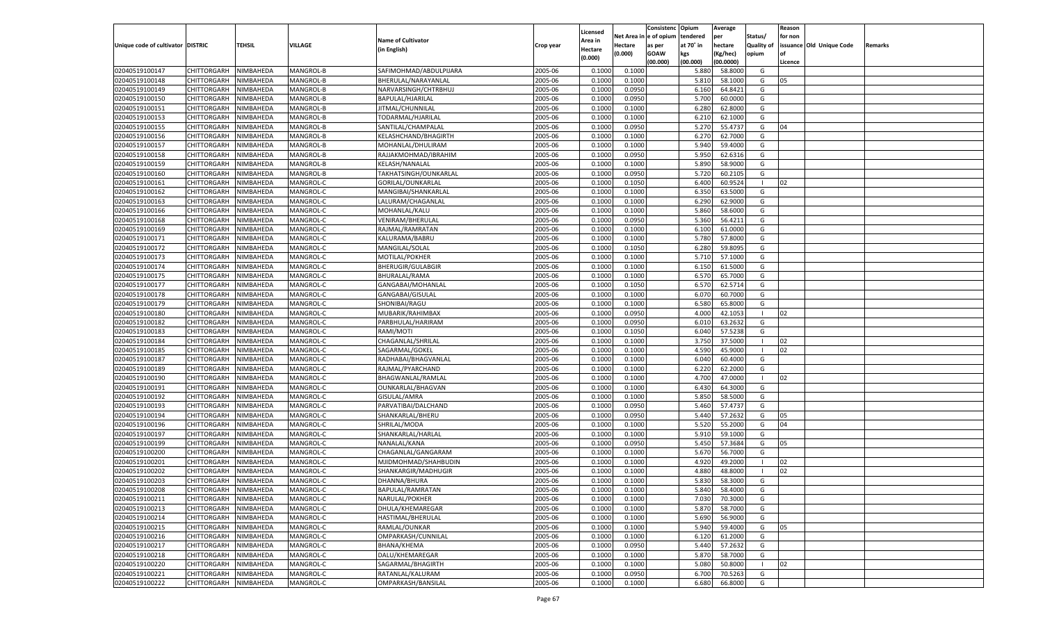| Unique code of cultivator | DISTRIC | TEHSIL | VILLAGE | Name of Cultivator (in English) | Crop year | Licensed Area in Hectare (0.000) | Net Area in Hectare (0.000) | Consistenc e of opium as per GOAW (00.000) | Opium tendered at 70° in kgs (00.000) | Average per hectare (Kg/hec) (00.0000) | Status/ Quality of opium | Reason for non issuance of Licence | Old Unique Code | Remarks |
|---|---|---|---|---|---|---|---|---|---|---|---|---|---|---|
| 02040519100147 | CHITTORGARH | NIMBAHEDA | MANGROL-B | SAFIMOHMAD/ABDULPIJARA | 2005-06 | 0.1000 | 0.1000 | | 5.880 | 58.8000 | G | | | |
| 02040519100148 | CHITTORGARH | NIMBAHEDA | MANGROL-B | BHERULAL/NARAYANLAL | 2005-06 | 0.1000 | 0.1000 | | 5.810 | 58.1000 | G | 05 | | |
| 02040519100149 | CHITTORGARH | NIMBAHEDA | MANGROL-B | NARVARSINGH/CHTRBHUJ | 2005-06 | 0.1000 | 0.0950 | | 6.160 | 64.8421 | G | | | |
| 02040519100150 | CHITTORGARH | NIMBAHEDA | MANGROL-B | BAPULAL/HJARILAL | 2005-06 | 0.1000 | 0.0950 | | 5.700 | 60.0000 | G | | | |
| 02040519100151 | CHITTORGARH | NIMBAHEDA | MANGROL-B | JITMAL/CHUNNILAL | 2005-06 | 0.1000 | 0.1000 | | 6.280 | 62.8000 | G | | | |
| 02040519100153 | CHITTORGARH | NIMBAHEDA | MANGROL-B | TODARMAL/HJARILAL | 2005-06 | 0.1000 | 0.1000 | | 6.210 | 62.1000 | G | | | |
| 02040519100155 | CHITTORGARH | NIMBAHEDA | MANGROL-B | SANTILAL/CHAMPALAL | 2005-06 | 0.1000 | 0.0950 | | 5.270 | 55.4737 | G | 04 | | |
| 02040519100156 | CHITTORGARH | NIMBAHEDA | MANGROL-B | KELASHCHAND/BHAGIRTH | 2005-06 | 0.1000 | 0.1000 | | 6.270 | 62.7000 | G | | | |
| 02040519100157 | CHITTORGARH | NIMBAHEDA | MANGROL-B | MOHANLAL/DHULIRAM | 2005-06 | 0.1000 | 0.1000 | | 5.940 | 59.4000 | G | | | |
| 02040519100158 | CHITTORGARH | NIMBAHEDA | MANGROL-B | RAJJAKMOHMAD/IBRAHIM | 2005-06 | 0.1000 | 0.0950 | | 5.950 | 62.6316 | G | | | |
| 02040519100159 | CHITTORGARH | NIMBAHEDA | MANGROL-B | KELASH/NANALAL | 2005-06 | 0.1000 | 0.1000 | | 5.890 | 58.9000 | G | | | |
| 02040519100160 | CHITTORGARH | NIMBAHEDA | MANGROL-B | TAKHATSINGH/OUNKARLAL | 2005-06 | 0.1000 | 0.0950 | | 5.720 | 60.2105 | G | | | |
| 02040519100161 | CHITTORGARH | NIMBAHEDA | MANGROL-C | GORILAL/OUNKARLAL | 2005-06 | 0.1000 | 0.1050 | | 6.400 | 60.9524 | I | 02 | | |
| 02040519100162 | CHITTORGARH | NIMBAHEDA | MANGROL-C | MANGIBAI/SHANKARLAL | 2005-06 | 0.1000 | 0.1000 | | 6.350 | 63.5000 | G | | | |
| 02040519100163 | CHITTORGARH | NIMBAHEDA | MANGROL-C | LALURAM/CHAGANLAL | 2005-06 | 0.1000 | 0.1000 | | 6.290 | 62.9000 | G | | | |
| 02040519100166 | CHITTORGARH | NIMBAHEDA | MANGROL-C | MOHANLAL/KALU | 2005-06 | 0.1000 | 0.1000 | | 5.860 | 58.6000 | G | | | |
| 02040519100168 | CHITTORGARH | NIMBAHEDA | MANGROL-C | VENIRAM/BHERULAL | 2005-06 | 0.1000 | 0.0950 | | 5.360 | 56.4211 | G | | | |
| 02040519100169 | CHITTORGARH | NIMBAHEDA | MANGROL-C | RAJMAL/RAMRATAN | 2005-06 | 0.1000 | 0.1000 | | 6.100 | 61.0000 | G | | | |
| 02040519100171 | CHITTORGARH | NIMBAHEDA | MANGROL-C | KALURAMA/BABRU | 2005-06 | 0.1000 | 0.1000 | | 5.780 | 57.8000 | G | | | |
| 02040519100172 | CHITTORGARH | NIMBAHEDA | MANGROL-C | MANGILAL/SOLAL | 2005-06 | 0.1000 | 0.1050 | | 6.280 | 59.8095 | G | | | |
| 02040519100173 | CHITTORGARH | NIMBAHEDA | MANGROL-C | MOTILAL/POKHER | 2005-06 | 0.1000 | 0.1000 | | 5.710 | 57.1000 | G | | | |
| 02040519100174 | CHITTORGARH | NIMBAHEDA | MANGROL-C | BHERUGIR/GULABGIR | 2005-06 | 0.1000 | 0.1000 | | 6.150 | 61.5000 | G | | | |
| 02040519100175 | CHITTORGARH | NIMBAHEDA | MANGROL-C | BHURALAL/RAMA | 2005-06 | 0.1000 | 0.1000 | | 6.570 | 65.7000 | G | | | |
| 02040519100177 | CHITTORGARH | NIMBAHEDA | MANGROL-C | GANGABAI/MOHANLAL | 2005-06 | 0.1000 | 0.1050 | | 6.570 | 62.5714 | G | | | |
| 02040519100178 | CHITTORGARH | NIMBAHEDA | MANGROL-C | GANGABAI/GISULAL | 2005-06 | 0.1000 | 0.1000 | | 6.070 | 60.7000 | G | | | |
| 02040519100179 | CHITTORGARH | NIMBAHEDA | MANGROL-C | SHONIBAI/RAGU | 2005-06 | 0.1000 | 0.1000 | | 6.580 | 65.8000 | G | | | |
| 02040519100180 | CHITTORGARH | NIMBAHEDA | MANGROL-C | MUBARIK/RAHIMBAX | 2005-06 | 0.1000 | 0.0950 | | 4.000 | 42.1053 | I | 02 | | |
| 02040519100182 | CHITTORGARH | NIMBAHEDA | MANGROL-C | PARBHULAL/HARIRAM | 2005-06 | 0.1000 | 0.0950 | | 6.010 | 63.2632 | G | | | |
| 02040519100183 | CHITTORGARH | NIMBAHEDA | MANGROL-C | RAMI/MOTI | 2005-06 | 0.1000 | 0.1050 | | 6.040 | 57.5238 | G | | | |
| 02040519100184 | CHITTORGARH | NIMBAHEDA | MANGROL-C | CHAGANLAL/SHRILAL | 2005-06 | 0.1000 | 0.1000 | | 3.750 | 37.5000 | I | 02 | | |
| 02040519100185 | CHITTORGARH | NIMBAHEDA | MANGROL-C | SAGARMAL/GOKEL | 2005-06 | 0.1000 | 0.1000 | | 4.590 | 45.9000 | I | 02 | | |
| 02040519100187 | CHITTORGARH | NIMBAHEDA | MANGROL-C | RADHABAI/BHAGVANLAL | 2005-06 | 0.1000 | 0.1000 | | 6.040 | 60.4000 | G | | | |
| 02040519100189 | CHITTORGARH | NIMBAHEDA | MANGROL-C | RAJMAL/PYARCHAND | 2005-06 | 0.1000 | 0.1000 | | 6.220 | 62.2000 | G | | | |
| 02040519100190 | CHITTORGARH | NIMBAHEDA | MANGROL-C | BHAGWANLAL/RAMLAL | 2005-06 | 0.1000 | 0.1000 | | 4.700 | 47.0000 | I | 02 | | |
| 02040519100191 | CHITTORGARH | NIMBAHEDA | MANGROL-C | OUNKARLAL/BHAGVAN | 2005-06 | 0.1000 | 0.1000 | | 6.430 | 64.3000 | G | | | |
| 02040519100192 | CHITTORGARH | NIMBAHEDA | MANGROL-C | GISULAL/AMRA | 2005-06 | 0.1000 | 0.1000 | | 5.850 | 58.5000 | G | | | |
| 02040519100193 | CHITTORGARH | NIMBAHEDA | MANGROL-C | PARVATIBAI/DALCHAND | 2005-06 | 0.1000 | 0.0950 | | 5.460 | 57.4737 | G | | | |
| 02040519100194 | CHITTORGARH | NIMBAHEDA | MANGROL-C | SHANKARLAL/BHERU | 2005-06 | 0.1000 | 0.0950 | | 5.440 | 57.2632 | G | 05 | | |
| 02040519100196 | CHITTORGARH | NIMBAHEDA | MANGROL-C | SHRILAL/MODA | 2005-06 | 0.1000 | 0.1000 | | 5.520 | 55.2000 | G | 04 | | |
| 02040519100197 | CHITTORGARH | NIMBAHEDA | MANGROL-C | SHANKARLAL/HARLAL | 2005-06 | 0.1000 | 0.1000 | | 5.910 | 59.1000 | G | | | |
| 02040519100199 | CHITTORGARH | NIMBAHEDA | MANGROL-C | NANALAL/KANA | 2005-06 | 0.1000 | 0.0950 | | 5.450 | 57.3684 | G | 05 | | |
| 02040519100200 | CHITTORGARH | NIMBAHEDA | MANGROL-C | CHAGANLAL/GANGARAM | 2005-06 | 0.1000 | 0.1000 | | 5.670 | 56.7000 | G | | | |
| 02040519100201 | CHITTORGARH | NIMBAHEDA | MANGROL-C | MJIDMOHMAD/SHAHBUDIN | 2005-06 | 0.1000 | 0.1000 | | 4.920 | 49.2000 | I | 02 | | |
| 02040519100202 | CHITTORGARH | NIMBAHEDA | MANGROL-C | SHANKARGIR/MADHUGIR | 2005-06 | 0.1000 | 0.1000 | | 4.880 | 48.8000 | I | 02 | | |
| 02040519100203 | CHITTORGARH | NIMBAHEDA | MANGROL-C | DHANNA/BHURA | 2005-06 | 0.1000 | 0.1000 | | 5.830 | 58.3000 | G | | | |
| 02040519100208 | CHITTORGARH | NIMBAHEDA | MANGROL-C | BAPULAL/RAMRATAN | 2005-06 | 0.1000 | 0.1000 | | 5.840 | 58.4000 | G | | | |
| 02040519100211 | CHITTORGARH | NIMBAHEDA | MANGROL-C | NARULAL/POKHER | 2005-06 | 0.1000 | 0.1000 | | 7.030 | 70.3000 | G | | | |
| 02040519100213 | CHITTORGARH | NIMBAHEDA | MANGROL-C | DHULA/KHEMAREGAR | 2005-06 | 0.1000 | 0.1000 | | 5.870 | 58.7000 | G | | | |
| 02040519100214 | CHITTORGARH | NIMBAHEDA | MANGROL-C | HASTIMAL/BHERULAL | 2005-06 | 0.1000 | 0.1000 | | 5.690 | 56.9000 | G | | | |
| 02040519100215 | CHITTORGARH | NIMBAHEDA | MANGROL-C | RAMLAL/OUNKAR | 2005-06 | 0.1000 | 0.1000 | | 5.940 | 59.4000 | G | 05 | | |
| 02040519100216 | CHITTORGARH | NIMBAHEDA | MANGROL-C | OMPARKASH/CUNNILAL | 2005-06 | 0.1000 | 0.1000 | | 6.120 | 61.2000 | G | | | |
| 02040519100217 | CHITTORGARH | NIMBAHEDA | MANGROL-C | BHANA/KHEMA | 2005-06 | 0.1000 | 0.0950 | | 5.440 | 57.2632 | G | | | |
| 02040519100218 | CHITTORGARH | NIMBAHEDA | MANGROL-C | DALU/KHEMAREGAR | 2005-06 | 0.1000 | 0.1000 | | 5.870 | 58.7000 | G | | | |
| 02040519100220 | CHITTORGARH | NIMBAHEDA | MANGROL-C | SAGARMAL/BHAGIRTH | 2005-06 | 0.1000 | 0.1000 | | 5.080 | 50.8000 | I | 02 | | |
| 02040519100221 | CHITTORGARH | NIMBAHEDA | MANGROL-C | RATANLAL/KALURAM | 2005-06 | 0.1000 | 0.0950 | | 6.700 | 70.5263 | G | | | |
| 02040519100222 | CHITTORGARH | NIMBAHEDA | MANGROL-C | OMPARKASH/BANSILAL | 2005-06 | 0.1000 | 0.1000 | | 6.680 | 66.8000 | G | | | |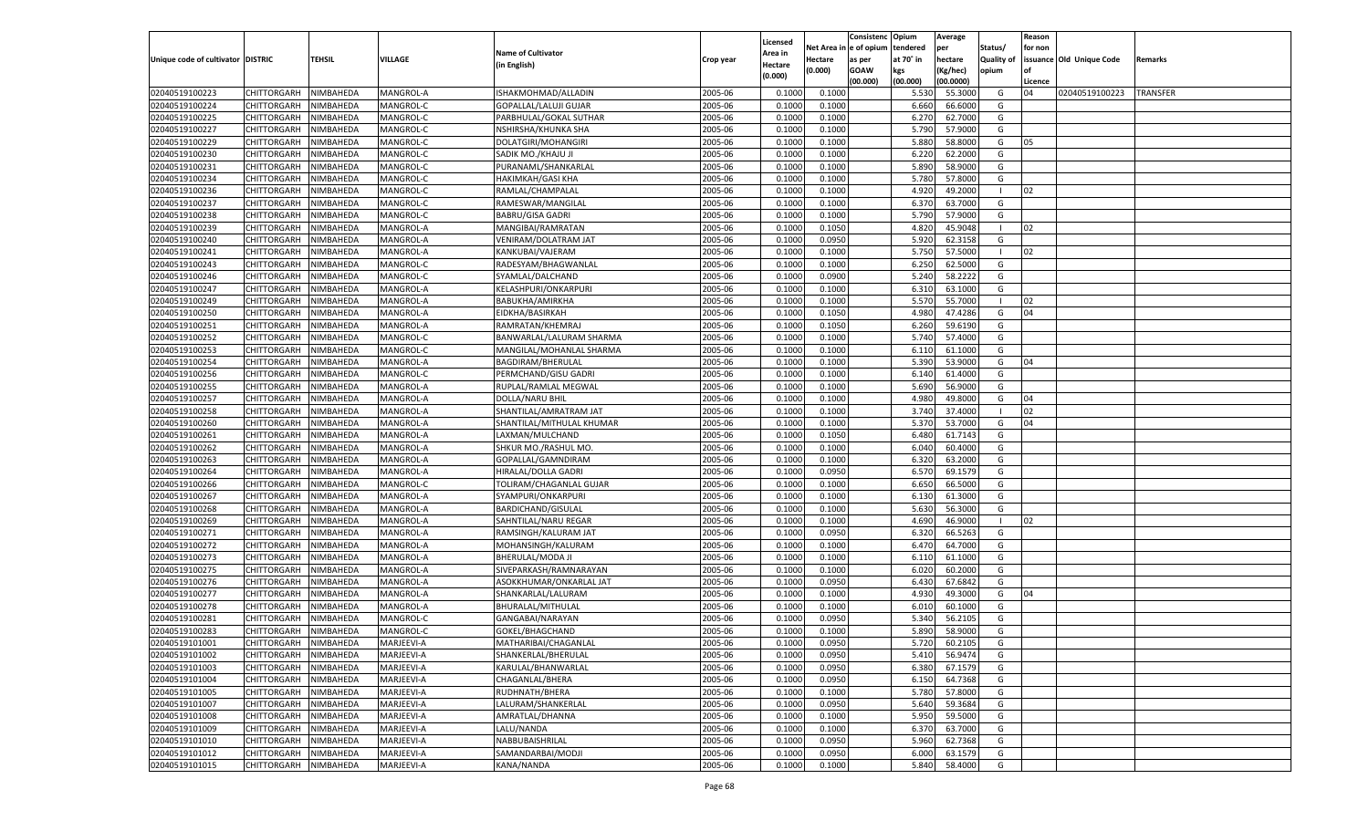| Unique code of cultivator | DISTRIC | TEHSIL | VILLAGE | Name of Cultivator (in English) | Crop year | Licensed Area in Hectare (0.000) | Net Area in Hectare (0.000) | Consistenc e of opium as per GOAW (00.000) | Opium tendered at 70° in kgs (00.000) | Average per hectare (Kg/hec) (00.0000) | Status/ Quality of opium | Reason for non issuance of Licence | Old Unique Code | Remarks |
|---|---|---|---|---|---|---|---|---|---|---|---|---|---|---|
| 02040519100223 | CHITTORGARH | NIMBAHEDA | MANGROL-A | ISHAKMOHMAD/ALLADIN | 2005-06 | 0.1000 | 0.1000 | | 5.530 | 55.3000 | G | 04 | 02040519100223 | TRANSFER |
| 02040519100224 | CHITTORGARH | NIMBAHEDA | MANGROL-C | GOPALLAL/LALUJI GUJAR | 2005-06 | 0.1000 | 0.1000 | | 6.660 | 66.6000 | G | | | |
| 02040519100225 | CHITTORGARH | NIMBAHEDA | MANGROL-C | PARBHULAL/GOKAL SUTHAR | 2005-06 | 0.1000 | 0.1000 | | 6.270 | 62.7000 | G | | | |
| 02040519100227 | CHITTORGARH | NIMBAHEDA | MANGROL-C | NSHIRSHA/KHUNKA SHA | 2005-06 | 0.1000 | 0.1000 | | 5.790 | 57.9000 | G | | | |
| 02040519100229 | CHITTORGARH | NIMBAHEDA | MANGROL-C | DOLATGIRI/MOHANGIRI | 2005-06 | 0.1000 | 0.1000 | | 5.880 | 58.8000 | G | 05 | | |
| 02040519100230 | CHITTORGARH | NIMBAHEDA | MANGROL-C | SADIK MO./KHAJU JI | 2005-06 | 0.1000 | 0.1000 | | 6.220 | 62.2000 | G | | | |
| 02040519100231 | CHITTORGARH | NIMBAHEDA | MANGROL-C | PURANAML/SHANKARLAL | 2005-06 | 0.1000 | 0.1000 | | 5.890 | 58.9000 | G | | | |
| 02040519100234 | CHITTORGARH | NIMBAHEDA | MANGROL-C | HAKIMKAH/GASI KHA | 2005-06 | 0.1000 | 0.1000 | | 5.780 | 57.8000 | G | | | |
| 02040519100236 | CHITTORGARH | NIMBAHEDA | MANGROL-C | RAMLAL/CHAMPALAL | 2005-06 | 0.1000 | 0.1000 | | 4.920 | 49.2000 | I | 02 | | |
| 02040519100237 | CHITTORGARH | NIMBAHEDA | MANGROL-C | RAMESWAR/MANGILAL | 2005-06 | 0.1000 | 0.1000 | | 6.370 | 63.7000 | G | | | |
| 02040519100238 | CHITTORGARH | NIMBAHEDA | MANGROL-C | BABRU/GISA GADRI | 2005-06 | 0.1000 | 0.1000 | | 5.790 | 57.9000 | G | | | |
| 02040519100239 | CHITTORGARH | NIMBAHEDA | MANGROL-A | MANGIBAI/RAMRATAN | 2005-06 | 0.1000 | 0.1050 | | 4.820 | 45.9048 | I | 02 | | |
| 02040519100240 | CHITTORGARH | NIMBAHEDA | MANGROL-A | VENIRAM/DOLATRAM JAT | 2005-06 | 0.1000 | 0.0950 | | 5.920 | 62.3158 | G | | | |
| 02040519100241 | CHITTORGARH | NIMBAHEDA | MANGROL-A | KANKUBAI/VAJERAM | 2005-06 | 0.1000 | 0.1000 | | 5.750 | 57.5000 | I | 02 | | |
| 02040519100243 | CHITTORGARH | NIMBAHEDA | MANGROL-C | RADESYAM/BHAGWANLAL | 2005-06 | 0.1000 | 0.1000 | | 6.250 | 62.5000 | G | | | |
| 02040519100246 | CHITTORGARH | NIMBAHEDA | MANGROL-C | SYAMLAL/DALCHAND | 2005-06 | 0.1000 | 0.0900 | | 5.240 | 58.2222 | G | | | |
| 02040519100247 | CHITTORGARH | NIMBAHEDA | MANGROL-A | KELASHPURI/ONKARPURI | 2005-06 | 0.1000 | 0.1000 | | 6.310 | 63.1000 | G | | | |
| 02040519100249 | CHITTORGARH | NIMBAHEDA | MANGROL-A | BABUKHA/AMIRKHA | 2005-06 | 0.1000 | 0.1000 | | 5.570 | 55.7000 | I | 02 | | |
| 02040519100250 | CHITTORGARH | NIMBAHEDA | MANGROL-A | EIDKHA/BASIRKAH | 2005-06 | 0.1000 | 0.1050 | | 4.980 | 47.4286 | G | 04 | | |
| 02040519100251 | CHITTORGARH | NIMBAHEDA | MANGROL-A | RAMRATAN/KHEMRAJ | 2005-06 | 0.1000 | 0.1050 | | 6.260 | 59.6190 | G | | | |
| 02040519100252 | CHITTORGARH | NIMBAHEDA | MANGROL-C | BANWARLAL/LALURAM SHARMA | 2005-06 | 0.1000 | 0.1000 | | 5.740 | 57.4000 | G | | | |
| 02040519100253 | CHITTORGARH | NIMBAHEDA | MANGROL-C | MANGILAL/MOHANLAL SHARMA | 2005-06 | 0.1000 | 0.1000 | | 6.110 | 61.1000 | G | | | |
| 02040519100254 | CHITTORGARH | NIMBAHEDA | MANGROL-A | BAGDIRAM/BHERULAL | 2005-06 | 0.1000 | 0.1000 | | 5.390 | 53.9000 | G | 04 | | |
| 02040519100256 | CHITTORGARH | NIMBAHEDA | MANGROL-C | PERMCHAND/GISU GADRI | 2005-06 | 0.1000 | 0.1000 | | 6.140 | 61.4000 | G | | | |
| 02040519100255 | CHITTORGARH | NIMBAHEDA | MANGROL-A | RUPLAL/RAMLAL MEGWAL | 2005-06 | 0.1000 | 0.1000 | | 5.690 | 56.9000 | G | | | |
| 02040519100257 | CHITTORGARH | NIMBAHEDA | MANGROL-A | DOLLA/NARU BHIL | 2005-06 | 0.1000 | 0.1000 | | 4.980 | 49.8000 | G | 04 | | |
| 02040519100258 | CHITTORGARH | NIMBAHEDA | MANGROL-A | SHANTILAL/AMRATRAM JAT | 2005-06 | 0.1000 | 0.1000 | | 3.740 | 37.4000 | I | 02 | | |
| 02040519100260 | CHITTORGARH | NIMBAHEDA | MANGROL-A | SHANTILAL/MITHULAL KHUMAR | 2005-06 | 0.1000 | 0.1000 | | 5.370 | 53.7000 | G | 04 | | |
| 02040519100261 | CHITTORGARH | NIMBAHEDA | MANGROL-A | LAXMAN/MULCHAND | 2005-06 | 0.1000 | 0.1050 | | 6.480 | 61.7143 | G | | | |
| 02040519100262 | CHITTORGARH | NIMBAHEDA | MANGROL-A | SHKUR MO./RASHUL MO. | 2005-06 | 0.1000 | 0.1000 | | 6.040 | 60.4000 | G | | | |
| 02040519100263 | CHITTORGARH | NIMBAHEDA | MANGROL-A | GOPALLAL/GAMNDIRAM | 2005-06 | 0.1000 | 0.1000 | | 6.320 | 63.2000 | G | | | |
| 02040519100264 | CHITTORGARH | NIMBAHEDA | MANGROL-A | HIRALAL/DOLLA GADRI | 2005-06 | 0.1000 | 0.0950 | | 6.570 | 69.1579 | G | | | |
| 02040519100266 | CHITTORGARH | NIMBAHEDA | MANGROL-C | TOLIRAM/CHAGANLAL GUJAR | 2005-06 | 0.1000 | 0.1000 | | 6.650 | 66.5000 | G | | | |
| 02040519100267 | CHITTORGARH | NIMBAHEDA | MANGROL-A | SYAMPURI/ONKARPURI | 2005-06 | 0.1000 | 0.1000 | | 6.130 | 61.3000 | G | | | |
| 02040519100268 | CHITTORGARH | NIMBAHEDA | MANGROL-A | BARDICHAND/GISULAL | 2005-06 | 0.1000 | 0.1000 | | 5.630 | 56.3000 | G | | | |
| 02040519100269 | CHITTORGARH | NIMBAHEDA | MANGROL-A | SAHNTILAL/NARU REGAR | 2005-06 | 0.1000 | 0.1000 | | 4.690 | 46.9000 | I | 02 | | |
| 02040519100271 | CHITTORGARH | NIMBAHEDA | MANGROL-A | RAMSINGH/KALURAM JAT | 2005-06 | 0.1000 | 0.0950 | | 6.320 | 66.5263 | G | | | |
| 02040519100272 | CHITTORGARH | NIMBAHEDA | MANGROL-A | MOHANSINGH/KALURAM | 2005-06 | 0.1000 | 0.1000 | | 6.470 | 64.7000 | G | | | |
| 02040519100273 | CHITTORGARH | NIMBAHEDA | MANGROL-A | BHERULAL/MODA JI | 2005-06 | 0.1000 | 0.1000 | | 6.110 | 61.1000 | G | | | |
| 02040519100275 | CHITTORGARH | NIMBAHEDA | MANGROL-A | SIVEPARKASH/RAMNARAYAN | 2005-06 | 0.1000 | 0.1000 | | 6.020 | 60.2000 | G | | | |
| 02040519100276 | CHITTORGARH | NIMBAHEDA | MANGROL-A | ASOKKHUMAR/ONKARLAL JAT | 2005-06 | 0.1000 | 0.0950 | | 6.430 | 67.6842 | G | | | |
| 02040519100277 | CHITTORGARH | NIMBAHEDA | MANGROL-A | SHANKARLAL/LALURAM | 2005-06 | 0.1000 | 0.1000 | | 4.930 | 49.3000 | G | 04 | | |
| 02040519100278 | CHITTORGARH | NIMBAHEDA | MANGROL-A | BHURALAL/MITHULAL | 2005-06 | 0.1000 | 0.1000 | | 6.010 | 60.1000 | G | | | |
| 02040519100281 | CHITTORGARH | NIMBAHEDA | MANGROL-C | GANGABAI/NARAYAN | 2005-06 | 0.1000 | 0.0950 | | 5.340 | 56.2105 | G | | | |
| 02040519100283 | CHITTORGARH | NIMBAHEDA | MANGROL-C | GOKEL/BHAGCHAND | 2005-06 | 0.1000 | 0.1000 | | 5.890 | 58.9000 | G | | | |
| 02040519101001 | CHITTORGARH | NIMBAHEDA | MARJEEVI-A | MATHARIBAI/CHAGANLAL | 2005-06 | 0.1000 | 0.0950 | | 5.720 | 60.2105 | G | | | |
| 02040519101002 | CHITTORGARH | NIMBAHEDA | MARJEEVI-A | SHANKERLAL/BHERULAL | 2005-06 | 0.1000 | 0.0950 | | 5.410 | 56.9474 | G | | | |
| 02040519101003 | CHITTORGARH | NIMBAHEDA | MARJEEVI-A | KARULAL/BHANWARLAL | 2005-06 | 0.1000 | 0.0950 | | 6.380 | 67.1579 | G | | | |
| 02040519101004 | CHITTORGARH | NIMBAHEDA | MARJEEVI-A | CHAGANLAL/BHERA | 2005-06 | 0.1000 | 0.0950 | | 6.150 | 64.7368 | G | | | |
| 02040519101005 | CHITTORGARH | NIMBAHEDA | MARJEEVI-A | RUDHNATH/BHERA | 2005-06 | 0.1000 | 0.1000 | | 5.780 | 57.8000 | G | | | |
| 02040519101007 | CHITTORGARH | NIMBAHEDA | MARJEEVI-A | LALURAM/SHANKERLAL | 2005-06 | 0.1000 | 0.0950 | | 5.640 | 59.3684 | G | | | |
| 02040519101008 | CHITTORGARH | NIMBAHEDA | MARJEEVI-A | AMRATLAL/DHANNA | 2005-06 | 0.1000 | 0.1000 | | 5.950 | 59.5000 | G | | | |
| 02040519101009 | CHITTORGARH | NIMBAHEDA | MARJEEVI-A | LALU/NANDA | 2005-06 | 0.1000 | 0.1000 | | 6.370 | 63.7000 | G | | | |
| 02040519101010 | CHITTORGARH | NIMBAHEDA | MARJEEVI-A | NABBUBAISHRILAL | 2005-06 | 0.1000 | 0.0950 | | 5.960 | 62.7368 | G | | | |
| 02040519101012 | CHITTORGARH | NIMBAHEDA | MARJEEVI-A | SAMANDARBAI/MODJI | 2005-06 | 0.1000 | 0.0950 | | 6.000 | 63.1579 | G | | | |
| 02040519101015 | CHITTORGARH | NIMBAHEDA | MARJEEVI-A | KANA/NANDA | 2005-06 | 0.1000 | 0.1000 | | 5.840 | 58.4000 | G | | | |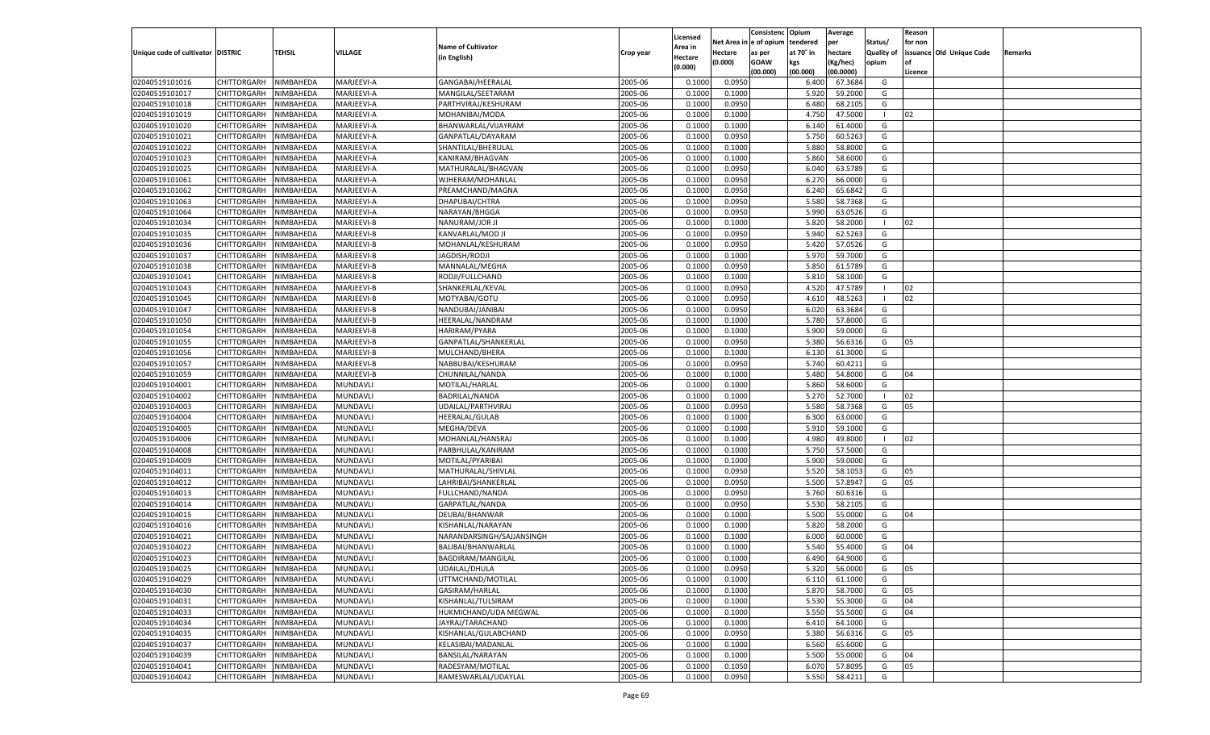| Unique code of cultivator | DISTRIC | TEHSIL | VILLAGE | Name of Cultivator (in English) | Crop year | Licensed Area in Hectare (0.000) | Net Area in Hectare (0.000) | Consistenc e of opium as per GOAW (00.000) | Opium tendered at 70˚ in kgs (00.000) | Average per hectare (Kg/hec) (00.0000) | Status/ Quality of opium | Reason for non issuance of Licence | Old Unique Code | Remarks |
|---|---|---|---|---|---|---|---|---|---|---|---|---|---|---|
| 02040519101016 | CHITTORGARH | NIMBAHEDA | MARJEEVI-A | GANGABAI/HEERALAL | 2005-06 | 0.1000 | 0.0950 | | 6.400 | 67.3684 | G | | | |
| 02040519101017 | CHITTORGARH | NIMBAHEDA | MARJEEVI-A | MANGILAL/SEETARAM | 2005-06 | 0.1000 | 0.1000 | | 5.920 | 59.2000 | G | | | |
| 02040519101018 | CHITTORGARH | NIMBAHEDA | MARJEEVI-A | PARTHVIRAJ/KESHURAM | 2005-06 | 0.1000 | 0.0950 | | 6.480 | 68.2105 | G | | | |
| 02040519101019 | CHITTORGARH | NIMBAHEDA | MARJEEVI-A | MOHANIBAI/MODA | 2005-06 | 0.1000 | 0.1000 | | 4.750 | 47.5000 | I | 02 | | |
| 02040519101020 | CHITTORGARH | NIMBAHEDA | MARJEEVI-A | BHANWARLAL/VIJAYRAM | 2005-06 | 0.1000 | 0.1000 | | 6.140 | 61.4000 | G | | | |
| 02040519101021 | CHITTORGARH | NIMBAHEDA | MARJEEVI-A | GANPATLAL/DAYARAM | 2005-06 | 0.1000 | 0.0950 | | 5.750 | 60.5263 | G | | | |
| 02040519101022 | CHITTORGARH | NIMBAHEDA | MARJEEVI-A | SHANTILAL/BHERULAL | 2005-06 | 0.1000 | 0.1000 | | 5.880 | 58.8000 | G | | | |
| 02040519101023 | CHITTORGARH | NIMBAHEDA | MARJEEVI-A | KANIRAM/BHAGVAN | 2005-06 | 0.1000 | 0.1000 | | 5.860 | 58.6000 | G | | | |
| 02040519101025 | CHITTORGARH | NIMBAHEDA | MARJEEVI-A | MATHURALAL/BHAGVAN | 2005-06 | 0.1000 | 0.0950 | | 6.040 | 63.5789 | G | | | |
| 02040519101061 | CHITTORGARH | NIMBAHEDA | MARJEEVI-A | WJHERAM/MOHANLAL | 2005-06 | 0.1000 | 0.0950 | | 6.270 | 66.0000 | G | | | |
| 02040519101062 | CHITTORGARH | NIMBAHEDA | MARJEEVI-A | PREAMCHAND/MAGNA | 2005-06 | 0.1000 | 0.0950 | | 6.240 | 65.6842 | G | | | |
| 02040519101063 | CHITTORGARH | NIMBAHEDA | MARJEEVI-A | DHAPUBAI/CHTRA | 2005-06 | 0.1000 | 0.0950 | | 5.580 | 58.7368 | G | | | |
| 02040519101064 | CHITTORGARH | NIMBAHEDA | MARJEEVI-A | NARAYAN/BHGGA | 2005-06 | 0.1000 | 0.0950 | | 5.990 | 63.0526 | G | | | |
| 02040519101034 | CHITTORGARH | NIMBAHEDA | MARJEEVI-B | NANURAM/JOR JI | 2005-06 | 0.1000 | 0.1000 | | 5.820 | 58.2000 | I | 02 | | |
| 02040519101035 | CHITTORGARH | NIMBAHEDA | MARJEEVI-B | KANVARLAL/MOD JI | 2005-06 | 0.1000 | 0.0950 | | 5.940 | 62.5263 | G | | | |
| 02040519101036 | CHITTORGARH | NIMBAHEDA | MARJEEVI-B | MOHANLAL/KESHURAM | 2005-06 | 0.1000 | 0.0950 | | 5.420 | 57.0526 | G | | | |
| 02040519101037 | CHITTORGARH | NIMBAHEDA | MARJEEVI-B | JAGDISH/RODJI | 2005-06 | 0.1000 | 0.1000 | | 5.970 | 59.7000 | G | | | |
| 02040519101038 | CHITTORGARH | NIMBAHEDA | MARJEEVI-B | MANNALAL/MEGHA | 2005-06 | 0.1000 | 0.0950 | | 5.850 | 61.5789 | G | | | |
| 02040519101041 | CHITTORGARH | NIMBAHEDA | MARJEEVI-B | RODJI/FULLCHAND | 2005-06 | 0.1000 | 0.1000 | | 5.810 | 58.1000 | G | | | |
| 02040519101043 | CHITTORGARH | NIMBAHEDA | MARJEEVI-B | SHANKERLAL/KEVAL | 2005-06 | 0.1000 | 0.0950 | | 4.520 | 47.5789 | I | 02 | | |
| 02040519101045 | CHITTORGARH | NIMBAHEDA | MARJEEVI-B | MOTYABAI/GOTU | 2005-06 | 0.1000 | 0.0950 | | 4.610 | 48.5263 | I | 02 | | |
| 02040519101047 | CHITTORGARH | NIMBAHEDA | MARJEEVI-B | NANDUBAI/JANIBAI | 2005-06 | 0.1000 | 0.0950 | | 6.020 | 63.3684 | G | | | |
| 02040519101050 | CHITTORGARH | NIMBAHEDA | MARJEEVI-B | HEERALAL/NANDRAM | 2005-06 | 0.1000 | 0.1000 | | 5.780 | 57.8000 | G | | | |
| 02040519101054 | CHITTORGARH | NIMBAHEDA | MARJEEVI-B | HARIRAM/PYARA | 2005-06 | 0.1000 | 0.1000 | | 5.900 | 59.0000 | G | | | |
| 02040519101055 | CHITTORGARH | NIMBAHEDA | MARJEEVI-B | GANPATLAL/SHANKERLAL | 2005-06 | 0.1000 | 0.0950 | | 5.380 | 56.6316 | G | 05 | | |
| 02040519101056 | CHITTORGARH | NIMBAHEDA | MARJEEVI-B | MULCHAND/BHERA | 2005-06 | 0.1000 | 0.1000 | | 6.130 | 61.3000 | G | | | |
| 02040519101057 | CHITTORGARH | NIMBAHEDA | MARJEEVI-B | NABBUBAI/KESHURAM | 2005-06 | 0.1000 | 0.0950 | | 5.740 | 60.4211 | G | | | |
| 02040519101059 | CHITTORGARH | NIMBAHEDA | MARJEEVI-B | CHUNNILAL/NANDA | 2005-06 | 0.1000 | 0.1000 | | 5.480 | 54.8000 | G | 04 | | |
| 02040519104001 | CHITTORGARH | NIMBAHEDA | MUNDAVLI | MOTILAL/HARLAL | 2005-06 | 0.1000 | 0.1000 | | 5.860 | 58.6000 | G | | | |
| 02040519104002 | CHITTORGARH | NIMBAHEDA | MUNDAVLI | BADRILAL/NANDA | 2005-06 | 0.1000 | 0.1000 | | 5.270 | 52.7000 | I | 02 | | |
| 02040519104003 | CHITTORGARH | NIMBAHEDA | MUNDAVLI | UDAILAL/PARTHVIRAJ | 2005-06 | 0.1000 | 0.0950 | | 5.580 | 58.7368 | G | 05 | | |
| 02040519104004 | CHITTORGARH | NIMBAHEDA | MUNDAVLI | HEERALAL/GULAB | 2005-06 | 0.1000 | 0.1000 | | 6.300 | 63.0000 | G | | | |
| 02040519104005 | CHITTORGARH | NIMBAHEDA | MUNDAVLI | MEGHA/DEVA | 2005-06 | 0.1000 | 0.1000 | | 5.910 | 59.1000 | G | | | |
| 02040519104006 | CHITTORGARH | NIMBAHEDA | MUNDAVLI | MOHANLAL/HANSRAJ | 2005-06 | 0.1000 | 0.1000 | | 4.980 | 49.8000 | I | 02 | | |
| 02040519104008 | CHITTORGARH | NIMBAHEDA | MUNDAVLI | PARBHULAL/KANIRAM | 2005-06 | 0.1000 | 0.1000 | | 5.750 | 57.5000 | G | | | |
| 02040519104009 | CHITTORGARH | NIMBAHEDA | MUNDAVLI | MOTILAL/PYARIBAI | 2005-06 | 0.1000 | 0.1000 | | 5.900 | 59.0000 | G | | | |
| 02040519104011 | CHITTORGARH | NIMBAHEDA | MUNDAVLI | MATHURALAL/SHIVLAL | 2005-06 | 0.1000 | 0.0950 | | 5.520 | 58.1053 | G | 05 | | |
| 02040519104012 | CHITTORGARH | NIMBAHEDA | MUNDAVLI | LAHRIBAI/SHANKERLAL | 2005-06 | 0.1000 | 0.0950 | | 5.500 | 57.8947 | G | 05 | | |
| 02040519104013 | CHITTORGARH | NIMBAHEDA | MUNDAVLI | FULLCHAND/NANDA | 2005-06 | 0.1000 | 0.0950 | | 5.760 | 60.6316 | G | | | |
| 02040519104014 | CHITTORGARH | NIMBAHEDA | MUNDAVLI | GARPATLAL/NANDA | 2005-06 | 0.1000 | 0.0950 | | 5.530 | 58.2105 | G | | | |
| 02040519104015 | CHITTORGARH | NIMBAHEDA | MUNDAVLI | DEUBAI/BHANWAR | 2005-06 | 0.1000 | 0.1000 | | 5.500 | 55.0000 | G | 04 | | |
| 02040519104016 | CHITTORGARH | NIMBAHEDA | MUNDAVLI | KISHANLAL/NARAYAN | 2005-06 | 0.1000 | 0.1000 | | 5.820 | 58.2000 | G | | | |
| 02040519104021 | CHITTORGARH | NIMBAHEDA | MUNDAVLI | NARANDARSINGH/SAJJANSINGH | 2005-06 | 0.1000 | 0.1000 | | 6.000 | 60.0000 | G | | | |
| 02040519104022 | CHITTORGARH | NIMBAHEDA | MUNDAVLI | BALIBAI/BHANWARLAL | 2005-06 | 0.1000 | 0.1000 | | 5.540 | 55.4000 | G | 04 | | |
| 02040519104023 | CHITTORGARH | NIMBAHEDA | MUNDAVLI | BAGDIRAM/MANGILAL | 2005-06 | 0.1000 | 0.1000 | | 6.490 | 64.9000 | G | | | |
| 02040519104025 | CHITTORGARH | NIMBAHEDA | MUNDAVLI | UDAILAL/DHULA | 2005-06 | 0.1000 | 0.0950 | | 5.320 | 56.0000 | G | 05 | | |
| 02040519104029 | CHITTORGARH | NIMBAHEDA | MUNDAVLI | UTTMCHAND/MOTILAL | 2005-06 | 0.1000 | 0.1000 | | 6.110 | 61.1000 | G | | | |
| 02040519104030 | CHITTORGARH | NIMBAHEDA | MUNDAVLI | GASIRAM/HARLAL | 2005-06 | 0.1000 | 0.1000 | | 5.870 | 58.7000 | G | 05 | | |
| 02040519104031 | CHITTORGARH | NIMBAHEDA | MUNDAVLI | KISHANLAL/TULSIRAM | 2005-06 | 0.1000 | 0.1000 | | 5.530 | 55.3000 | G | 04 | | |
| 02040519104033 | CHITTORGARH | NIMBAHEDA | MUNDAVLI | HUKMICHAND/UDA MEGWAL | 2005-06 | 0.1000 | 0.1000 | | 5.550 | 55.5000 | G | 04 | | |
| 02040519104034 | CHITTORGARH | NIMBAHEDA | MUNDAVLI | JAYRAJ/TARACHAND | 2005-06 | 0.1000 | 0.1000 | | 6.410 | 64.1000 | G | | | |
| 02040519104035 | CHITTORGARH | NIMBAHEDA | MUNDAVLI | KISHANLAL/GULABCHAND | 2005-06 | 0.1000 | 0.0950 | | 5.380 | 56.6316 | G | 05 | | |
| 02040519104037 | CHITTORGARH | NIMBAHEDA | MUNDAVLI | KELASIBAI/MADANLAL | 2005-06 | 0.1000 | 0.1000 | | 6.560 | 65.6000 | G | | | |
| 02040519104039 | CHITTORGARH | NIMBAHEDA | MUNDAVLI | BANSILAL/NARAYAN | 2005-06 | 0.1000 | 0.1000 | | 5.500 | 55.0000 | G | 04 | | |
| 02040519104041 | CHITTORGARH | NIMBAHEDA | MUNDAVLI | RADESYAM/MOTILAL | 2005-06 | 0.1000 | 0.1050 | | 6.070 | 57.8095 | G | 05 | | |
| 02040519104042 | CHITTORGARH | NIMBAHEDA | MUNDAVLI | RAMESWARLAL/UDAYLAL | 2005-06 | 0.1000 | 0.0950 | | 5.550 | 58.4211 | G | | | |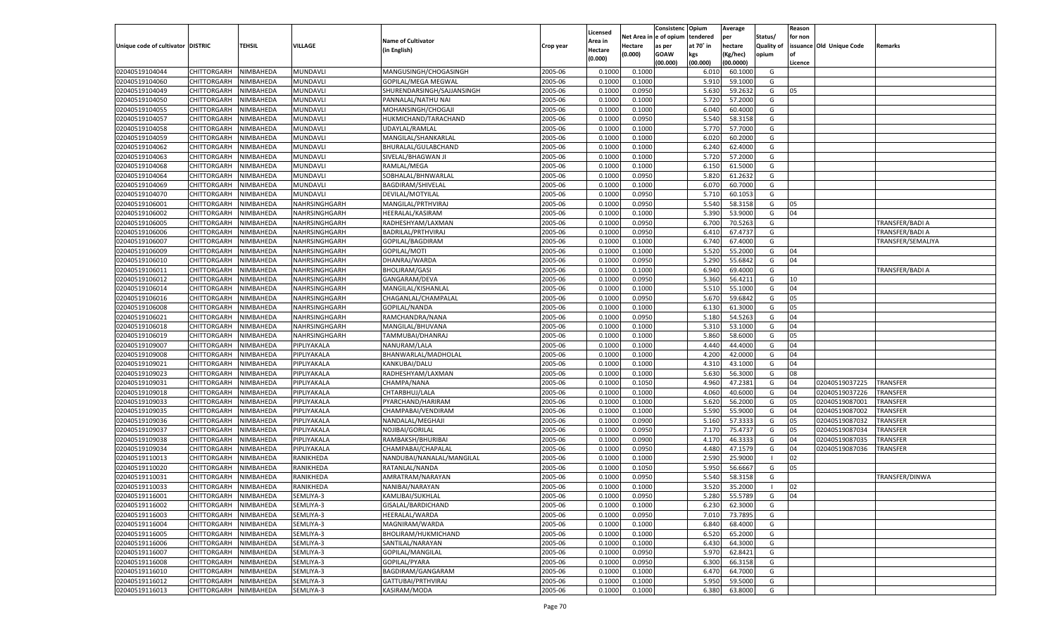| Unique code of cultivator | DISTRIC | TEHSIL | VILLAGE | Name of Cultivator (in English) | Crop year | Licensed Area in Hectare (0.000) | Net Area in Hectare (0.000) | Consistenc e of opium as per GOAW (00.000) | Opium tendered at 70° in kgs (00.000) | Average per hectare (Kg/hec) (00.0000) | Status/ Quality of opium | Reason for non issuance of Licence | Old Unique Code | Remarks |
|---|---|---|---|---|---|---|---|---|---|---|---|---|---|---|
| 02040519104044 | CHITTORGARH | NIMBAHEDA | MUNDAVLI | MANGUSINGH/CHOGASINGH | 2005-06 | 0.1000 | 0.1000 | | 6.010 | 60.1000 | G | | | |
| 02040519104060 | CHITTORGARH | NIMBAHEDA | MUNDAVLI | GOPILAL/MEGA MEGWAL | 2005-06 | 0.1000 | 0.1000 | | 5.910 | 59.1000 | G | | | |
| 02040519104049 | CHITTORGARH | NIMBAHEDA | MUNDAVLI | SHURENDARSINGH/SAJJANSINGH | 2005-06 | 0.1000 | 0.0950 | | 5.630 | 59.2632 | G | 05 | | |
| 02040519104050 | CHITTORGARH | NIMBAHEDA | MUNDAVLI | PANNALAL/NATHU NAI | 2005-06 | 0.1000 | 0.1000 | | 5.720 | 57.2000 | G | | | |
| 02040519104055 | CHITTORGARH | NIMBAHEDA | MUNDAVLI | MOHANSINGH/CHOGAJI | 2005-06 | 0.1000 | 0.1000 | | 6.040 | 60.4000 | G | | | |
| 02040519104057 | CHITTORGARH | NIMBAHEDA | MUNDAVLI | HUKMICHAND/TARACHAND | 2005-06 | 0.1000 | 0.0950 | | 5.540 | 58.3158 | G | | | |
| 02040519104058 | CHITTORGARH | NIMBAHEDA | MUNDAVLI | UDAYLAL/RAMLAL | 2005-06 | 0.1000 | 0.1000 | | 5.770 | 57.7000 | G | | | |
| 02040519104059 | CHITTORGARH | NIMBAHEDA | MUNDAVLI | MANGILAL/SHANKARLAL | 2005-06 | 0.1000 | 0.1000 | | 6.020 | 60.2000 | G | | | |
| 02040519104062 | CHITTORGARH | NIMBAHEDA | MUNDAVLI | BHURALAL/GULABCHAND | 2005-06 | 0.1000 | 0.1000 | | 6.240 | 62.4000 | G | | | |
| 02040519104063 | CHITTORGARH | NIMBAHEDA | MUNDAVLI | SIVELAL/BHAGWAN JI | 2005-06 | 0.1000 | 0.1000 | | 5.720 | 57.2000 | G | | | |
| 02040519104068 | CHITTORGARH | NIMBAHEDA | MUNDAVLI | RAMLAL/MEGA | 2005-06 | 0.1000 | 0.1000 | | 6.150 | 61.5000 | G | | | |
| 02040519104064 | CHITTORGARH | NIMBAHEDA | MUNDAVLI | SOBHALAL/BHNWARLAL | 2005-06 | 0.1000 | 0.0950 | | 5.820 | 61.2632 | G | | | |
| 02040519104069 | CHITTORGARH | NIMBAHEDA | MUNDAVLI | BAGDIRAM/SHIVELAL | 2005-06 | 0.1000 | 0.1000 | | 6.070 | 60.7000 | G | | | |
| 02040519104070 | CHITTORGARH | NIMBAHEDA | MUNDAVLI | DEVILAL/MOTYILAL | 2005-06 | 0.1000 | 0.0950 | | 5.710 | 60.1053 | G | | | |
| 02040519106001 | CHITTORGARH | NIMBAHEDA | NAHRSINGHGARH | MANGILAL/PRTHVIRAJ | 2005-06 | 0.1000 | 0.0950 | | 5.540 | 58.3158 | G | 05 | | |
| 02040519106002 | CHITTORGARH | NIMBAHEDA | NAHRSINGHGARH | HEERALAL/KASIRAM | 2005-06 | 0.1000 | 0.1000 | | 5.390 | 53.9000 | G | 04 | | |
| 02040519106005 | CHITTORGARH | NIMBAHEDA | NAHRSINGHGARH | RADHESHYAM/LAXMAN | 2005-06 | 0.1000 | 0.0950 | | 6.700 | 70.5263 | G | | | TRANSFER/BADI A |
| 02040519106006 | CHITTORGARH | NIMBAHEDA | NAHRSINGHGARH | BADRILAL/PRTHVIRAJ | 2005-06 | 0.1000 | 0.0950 | | 6.410 | 67.4737 | G | | | TRANSFER/BADI A |
| 02040519106007 | CHITTORGARH | NIMBAHEDA | NAHRSINGHGARH | GOPILAL/BAGDIRAM | 2005-06 | 0.1000 | 0.1000 | | 6.740 | 67.4000 | G | | | TRANSFER/SEMALIYA |
| 02040519106009 | CHITTORGARH | NIMBAHEDA | NAHRSINGHGARH | GOPILAL/MOTI | 2005-06 | 0.1000 | 0.1000 | | 5.520 | 55.2000 | G | 04 | | |
| 02040519106010 | CHITTORGARH | NIMBAHEDA | NAHRSINGHGARH | DHANRAJ/WARDA | 2005-06 | 0.1000 | 0.0950 | | 5.290 | 55.6842 | G | 04 | | |
| 02040519106011 | CHITTORGARH | NIMBAHEDA | NAHRSINGHGARH | BHOLIRAM/GASI | 2005-06 | 0.1000 | 0.1000 | | 6.940 | 69.4000 | G | | | TRANSFER/BADI A |
| 02040519106012 | CHITTORGARH | NIMBAHEDA | NAHRSINGHGARH | GANGARAM/DEVA | 2005-06 | 0.1000 | 0.0950 | | 5.360 | 56.4211 | G | 10 | | |
| 02040519106014 | CHITTORGARH | NIMBAHEDA | NAHRSINGHGARH | MANGILAL/KISHANLAL | 2005-06 | 0.1000 | 0.1000 | | 5.510 | 55.1000 | G | 04 | | |
| 02040519106016 | CHITTORGARH | NIMBAHEDA | NAHRSINGHGARH | CHAGANLAL/CHAMPALAL | 2005-06 | 0.1000 | 0.0950 | | 5.670 | 59.6842 | G | 05 | | |
| 02040519106008 | CHITTORGARH | NIMBAHEDA | NAHRSINGHGARH | GOPILAL/NANDA | 2005-06 | 0.1000 | 0.1000 | | 6.130 | 61.3000 | G | 05 | | |
| 02040519106021 | CHITTORGARH | NIMBAHEDA | NAHRSINGHGARH | RAMCHANDRA/NANA | 2005-06 | 0.1000 | 0.0950 | | 5.180 | 54.5263 | G | 04 | | |
| 02040519106018 | CHITTORGARH | NIMBAHEDA | NAHRSINGHGARH | MANGILAL/BHUVANA | 2005-06 | 0.1000 | 0.1000 | | 5.310 | 53.1000 | G | 04 | | |
| 02040519106019 | CHITTORGARH | NIMBAHEDA | NAHRSINGHGARH | TAMMUBAI/DHANRAJ | 2005-06 | 0.1000 | 0.1000 | | 5.860 | 58.6000 | G | 05 | | |
| 02040519109007 | CHITTORGARH | NIMBAHEDA | PIPLIYAKALA | NANURAM/LALA | 2005-06 | 0.1000 | 0.1000 | | 4.440 | 44.4000 | G | 04 | | |
| 02040519109008 | CHITTORGARH | NIMBAHEDA | PIPLIYAKALA | BHANWARLAL/MADHOLAL | 2005-06 | 0.1000 | 0.1000 | | 4.200 | 42.0000 | G | 04 | | |
| 02040519109021 | CHITTORGARH | NIMBAHEDA | PIPLIYAKALA | KANKUBAI/DALU | 2005-06 | 0.1000 | 0.1000 | | 4.310 | 43.1000 | G | 04 | | |
| 02040519109023 | CHITTORGARH | NIMBAHEDA | PIPLIYAKALA | RADHESHYAM/LAXMAN | 2005-06 | 0.1000 | 0.1000 | | 5.630 | 56.3000 | G | 08 | | |
| 02040519109031 | CHITTORGARH | NIMBAHEDA | PIPLIYAKALA | CHAMPA/NANA | 2005-06 | 0.1000 | 0.1050 | | 4.960 | 47.2381 | G | 04 | 02040519037225 | TRANSFER |
| 02040519109018 | CHITTORGARH | NIMBAHEDA | PIPLIYAKALA | CHTARBHUJ/LALA | 2005-06 | 0.1000 | 0.1000 | | 4.060 | 40.6000 | G | 04 | 02040519037226 | TRANSFER |
| 02040519109033 | CHITTORGARH | NIMBAHEDA | PIPLIYAKALA | PYARCHAND/HARIRAM | 2005-06 | 0.1000 | 0.1000 | | 5.620 | 56.2000 | G | 05 | 02040519087001 | TRANSFER |
| 02040519109035 | CHITTORGARH | NIMBAHEDA | PIPLIYAKALA | CHAMPABAI/VENDIRAM | 2005-06 | 0.1000 | 0.1000 | | 5.590 | 55.9000 | G | 04 | 02040519087002 | TRANSFER |
| 02040519109036 | CHITTORGARH | NIMBAHEDA | PIPLIYAKALA | NANDALAL/MEGHAJI | 2005-06 | 0.1000 | 0.0900 | | 5.160 | 57.3333 | G | 05 | 02040519087032 | TRANSFER |
| 02040519109037 | CHITTORGARH | NIMBAHEDA | PIPLIYAKALA | NOJIBAI/GORILAL | 2005-06 | 0.1000 | 0.0950 | | 7.170 | 75.4737 | G | 05 | 02040519087034 | TRANSFER |
| 02040519109038 | CHITTORGARH | NIMBAHEDA | PIPLIYAKALA | RAMBAKSH/BHURIBAI | 2005-06 | 0.1000 | 0.0900 | | 4.170 | 46.3333 | G | 04 | 02040519087035 | TRANSFER |
| 02040519109034 | CHITTORGARH | NIMBAHEDA | PIPLIYAKALA | CHAMPABAI/CHAPALAL | 2005-06 | 0.1000 | 0.0950 | | 4.480 | 47.1579 | G | 04 | 02040519087036 | TRANSFER |
| 02040519110013 | CHITTORGARH | NIMBAHEDA | RANIKHEDA | NANDUBAI/NANALAL/MANGILAL | 2005-06 | 0.1000 | 0.1000 | | 2.590 | 25.9000 | I | 02 | | |
| 02040519110020 | CHITTORGARH | NIMBAHEDA | RANIKHEDA | RATANLAL/NANDA | 2005-06 | 0.1000 | 0.1050 | | 5.950 | 56.6667 | G | 05 | | |
| 02040519110031 | CHITTORGARH | NIMBAHEDA | RANIKHEDA | AMRATRAM/NARAYAN | 2005-06 | 0.1000 | 0.0950 | | 5.540 | 58.3158 | G | | | TRANSFER/DINWA |
| 02040519110033 | CHITTORGARH | NIMBAHEDA | RANIKHEDA | NANIBAI/NARAYAN | 2005-06 | 0.1000 | 0.1000 | | 3.520 | 35.2000 | I | 02 | | |
| 02040519116001 | CHITTORGARH | NIMBAHEDA | SEMLIYA-3 | KAMLIBAI/SUKHLAL | 2005-06 | 0.1000 | 0.0950 | | 5.280 | 55.5789 | G | 04 | | |
| 02040519116002 | CHITTORGARH | NIMBAHEDA | SEMLIYA-3 | GISALAL/BARDICHAND | 2005-06 | 0.1000 | 0.1000 | | 6.230 | 62.3000 | G | | | |
| 02040519116003 | CHITTORGARH | NIMBAHEDA | SEMLIYA-3 | HEERALAL/WARDA | 2005-06 | 0.1000 | 0.0950 | | 7.010 | 73.7895 | G | | | |
| 02040519116004 | CHITTORGARH | NIMBAHEDA | SEMLIYA-3 | MAGNIRAM/WARDA | 2005-06 | 0.1000 | 0.1000 | | 6.840 | 68.4000 | G | | | |
| 02040519116005 | CHITTORGARH | NIMBAHEDA | SEMLIYA-3 | BHOLIRAM/HUKMICHAND | 2005-06 | 0.1000 | 0.1000 | | 6.520 | 65.2000 | G | | | |
| 02040519116006 | CHITTORGARH | NIMBAHEDA | SEMLIYA-3 | SANTILAL/NARAYAN | 2005-06 | 0.1000 | 0.1000 | | 6.430 | 64.3000 | G | | | |
| 02040519116007 | CHITTORGARH | NIMBAHEDA | SEMLIYA-3 | GOPILAL/MANGILAL | 2005-06 | 0.1000 | 0.0950 | | 5.970 | 62.8421 | G | | | |
| 02040519116008 | CHITTORGARH | NIMBAHEDA | SEMLIYA-3 | GOPILAL/PYARA | 2005-06 | 0.1000 | 0.0950 | | 6.300 | 66.3158 | G | | | |
| 02040519116010 | CHITTORGARH | NIMBAHEDA | SEMLIYA-3 | BAGDIRAM/GANGARAM | 2005-06 | 0.1000 | 0.1000 | | 6.470 | 64.7000 | G | | | |
| 02040519116012 | CHITTORGARH | NIMBAHEDA | SEMLIYA-3 | GATTUBAI/PRTHVIRAJ | 2005-06 | 0.1000 | 0.1000 | | 5.950 | 59.5000 | G | | | |
| 02040519116013 | CHITTORGARH | NIMBAHEDA | SEMLIYA-3 | KASIRAM/MODA | 2005-06 | 0.1000 | 0.1000 | | 6.380 | 63.8000 | G | | | |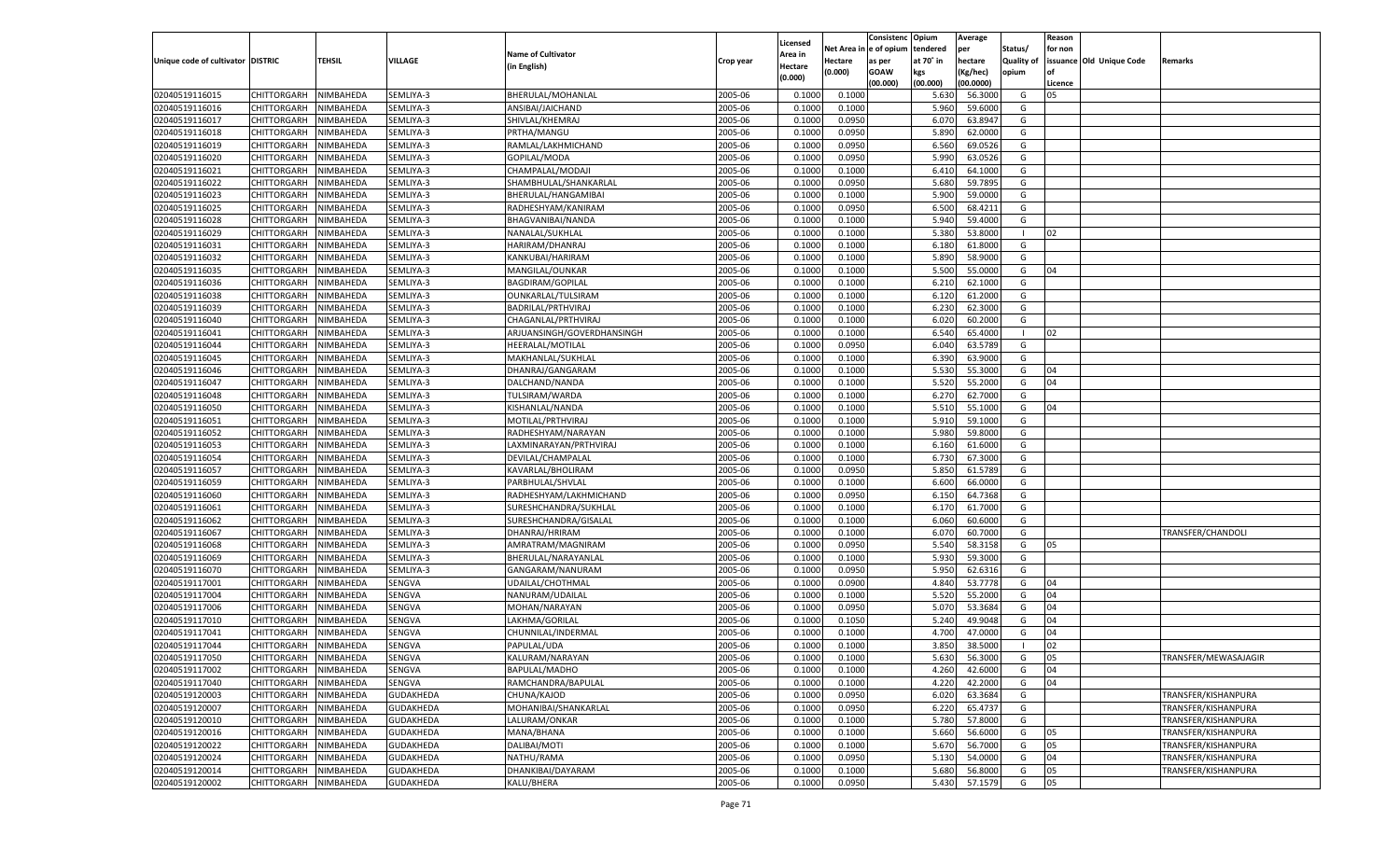| Unique code of cultivator | DISTRIC | TEHSIL | VILLAGE | Name of Cultivator (in English) | Crop year | Licensed Area in Hectare (0.000) | Net Area in Hectare (0.000) | Consistenc e of opium as per GOAW (00.000) | Opium tendered at 70° in kgs (00.000) | Average per hectare (Kg/hec) (00.0000) | Status/ Quality of opium | Reason for non issuance of Licence | Old Unique Code | Remarks |
|---|---|---|---|---|---|---|---|---|---|---|---|---|---|---|
| 02040519116015 | CHITTORGARH | NIMBAHEDA | SEMLIYA-3 | BHERULAL/MOHANLAL | 2005-06 | 0.1000 | 0.1000 | | 5.630 | 56.3000 | G | 05 | | |
| 02040519116016 | CHITTORGARH | NIMBAHEDA | SEMLIYA-3 | ANSIBAI/JAICHAND | 2005-06 | 0.1000 | 0.1000 | | 5.960 | 59.6000 | G | | | |
| 02040519116017 | CHITTORGARH | NIMBAHEDA | SEMLIYA-3 | SHIVLAL/KHEMRAJ | 2005-06 | 0.1000 | 0.0950 | | 6.070 | 63.8947 | G | | | |
| 02040519116018 | CHITTORGARH | NIMBAHEDA | SEMLIYA-3 | PRTHA/MANGU | 2005-06 | 0.1000 | 0.0950 | | 5.890 | 62.0000 | G | | | |
| 02040519116019 | CHITTORGARH | NIMBAHEDA | SEMLIYA-3 | RAMLAL/LAKHMICHAND | 2005-06 | 0.1000 | 0.0950 | | 6.560 | 69.0526 | G | | | |
| 02040519116020 | CHITTORGARH | NIMBAHEDA | SEMLIYA-3 | GOPILAL/MODA | 2005-06 | 0.1000 | 0.0950 | | 5.990 | 63.0526 | G | | | |
| 02040519116021 | CHITTORGARH | NIMBAHEDA | SEMLIYA-3 | CHAMPALAL/MODAJI | 2005-06 | 0.1000 | 0.1000 | | 6.410 | 64.1000 | G | | | |
| 02040519116022 | CHITTORGARH | NIMBAHEDA | SEMLIYA-3 | SHAMBHULAL/SHANKARLAL | 2005-06 | 0.1000 | 0.0950 | | 5.680 | 59.7895 | G | | | |
| 02040519116023 | CHITTORGARH | NIMBAHEDA | SEMLIYA-3 | BHERULAL/HANGAMIBAI | 2005-06 | 0.1000 | 0.1000 | | 5.900 | 59.0000 | G | | | |
| 02040519116025 | CHITTORGARH | NIMBAHEDA | SEMLIYA-3 | RADHESHYAM/KANIRAM | 2005-06 | 0.1000 | 0.0950 | | 6.500 | 68.4211 | G | | | |
| 02040519116028 | CHITTORGARH | NIMBAHEDA | SEMLIYA-3 | BHAGVANIBAI/NANDA | 2005-06 | 0.1000 | 0.1000 | | 5.940 | 59.4000 | G | | | |
| 02040519116029 | CHITTORGARH | NIMBAHEDA | SEMLIYA-3 | NANALAL/SUKHLAL | 2005-06 | 0.1000 | 0.1000 | | 5.380 | 53.8000 | I | 02 | | |
| 02040519116031 | CHITTORGARH | NIMBAHEDA | SEMLIYA-3 | HARIRAM/DHANRAJ | 2005-06 | 0.1000 | 0.1000 | | 6.180 | 61.8000 | G | | | |
| 02040519116032 | CHITTORGARH | NIMBAHEDA | SEMLIYA-3 | KANKUBAI/HARIRAM | 2005-06 | 0.1000 | 0.1000 | | 5.890 | 58.9000 | G | | | |
| 02040519116035 | CHITTORGARH | NIMBAHEDA | SEMLIYA-3 | MANGILAL/OUNKAR | 2005-06 | 0.1000 | 0.1000 | | 5.500 | 55.0000 | G | 04 | | |
| 02040519116036 | CHITTORGARH | NIMBAHEDA | SEMLIYA-3 | BAGDIRAM/GOPILAL | 2005-06 | 0.1000 | 0.1000 | | 6.210 | 62.1000 | G | | | |
| 02040519116038 | CHITTORGARH | NIMBAHEDA | SEMLIYA-3 | OUNKARLAL/TULSIRAM | 2005-06 | 0.1000 | 0.1000 | | 6.120 | 61.2000 | G | | | |
| 02040519116039 | CHITTORGARH | NIMBAHEDA | SEMLIYA-3 | BADRILAL/PRTHVIRAJ | 2005-06 | 0.1000 | 0.1000 | | 6.230 | 62.3000 | G | | | |
| 02040519116040 | CHITTORGARH | NIMBAHEDA | SEMLIYA-3 | CHAGANLAL/PRTHVIRAJ | 2005-06 | 0.1000 | 0.1000 | | 6.020 | 60.2000 | G | | | |
| 02040519116041 | CHITTORGARH | NIMBAHEDA | SEMLIYA-3 | ARJUANSINGH/GOVERDHANSINGH | 2005-06 | 0.1000 | 0.1000 | | 6.540 | 65.4000 | I | 02 | | |
| 02040519116044 | CHITTORGARH | NIMBAHEDA | SEMLIYA-3 | HEERALAL/MOTILAL | 2005-06 | 0.1000 | 0.0950 | | 6.040 | 63.5789 | G | | | |
| 02040519116045 | CHITTORGARH | NIMBAHEDA | SEMLIYA-3 | MAKHANLAL/SUKHLAL | 2005-06 | 0.1000 | 0.1000 | | 6.390 | 63.9000 | G | | | |
| 02040519116046 | CHITTORGARH | NIMBAHEDA | SEMLIYA-3 | DHANRAJ/GANGARAM | 2005-06 | 0.1000 | 0.1000 | | 5.530 | 55.3000 | G | 04 | | |
| 02040519116047 | CHITTORGARH | NIMBAHEDA | SEMLIYA-3 | DALCHAND/NANDA | 2005-06 | 0.1000 | 0.1000 | | 5.520 | 55.2000 | G | 04 | | |
| 02040519116048 | CHITTORGARH | NIMBAHEDA | SEMLIYA-3 | TULSIRAM/WARDA | 2005-06 | 0.1000 | 0.1000 | | 6.270 | 62.7000 | G | | | |
| 02040519116050 | CHITTORGARH | NIMBAHEDA | SEMLIYA-3 | KISHANLAL/NANDA | 2005-06 | 0.1000 | 0.1000 | | 5.510 | 55.1000 | G | 04 | | |
| 02040519116051 | CHITTORGARH | NIMBAHEDA | SEMLIYA-3 | MOTILAL/PRTHVIRAJ | 2005-06 | 0.1000 | 0.1000 | | 5.910 | 59.1000 | G | | | |
| 02040519116052 | CHITTORGARH | NIMBAHEDA | SEMLIYA-3 | RADHESHYAM/NARAYAN | 2005-06 | 0.1000 | 0.1000 | | 5.980 | 59.8000 | G | | | |
| 02040519116053 | CHITTORGARH | NIMBAHEDA | SEMLIYA-3 | LAXMINARAYAN/PRTHVIRAJ | 2005-06 | 0.1000 | 0.1000 | | 6.160 | 61.6000 | G | | | |
| 02040519116054 | CHITTORGARH | NIMBAHEDA | SEMLIYA-3 | DEVILAL/CHAMPALAL | 2005-06 | 0.1000 | 0.1000 | | 6.730 | 67.3000 | G | | | |
| 02040519116057 | CHITTORGARH | NIMBAHEDA | SEMLIYA-3 | KAVARLAL/BHOLIRAM | 2005-06 | 0.1000 | 0.0950 | | 5.850 | 61.5789 | G | | | |
| 02040519116059 | CHITTORGARH | NIMBAHEDA | SEMLIYA-3 | PARBHULAL/SHVLAL | 2005-06 | 0.1000 | 0.1000 | | 6.600 | 66.0000 | G | | | |
| 02040519116060 | CHITTORGARH | NIMBAHEDA | SEMLIYA-3 | RADHESHYAM/LAKHMICHAND | 2005-06 | 0.1000 | 0.0950 | | 6.150 | 64.7368 | G | | | |
| 02040519116061 | CHITTORGARH | NIMBAHEDA | SEMLIYA-3 | SURESHCHANDRA/SUKHLAL | 2005-06 | 0.1000 | 0.1000 | | 6.170 | 61.7000 | G | | | |
| 02040519116062 | CHITTORGARH | NIMBAHEDA | SEMLIYA-3 | SURESHCHANDRA/GISALAL | 2005-06 | 0.1000 | 0.1000 | | 6.060 | 60.6000 | G | | | |
| 02040519116067 | CHITTORGARH | NIMBAHEDA | SEMLIYA-3 | DHANRAJ/HRIRAM | 2005-06 | 0.1000 | 0.1000 | | 6.070 | 60.7000 | G | | | TRANSFER/CHANDOLI |
| 02040519116068 | CHITTORGARH | NIMBAHEDA | SEMLIYA-3 | AMRATRAM/MAGNIRAM | 2005-06 | 0.1000 | 0.0950 | | 5.540 | 58.3158 | G | 05 | | |
| 02040519116069 | CHITTORGARH | NIMBAHEDA | SEMLIYA-3 | BHERULAL/NARAYANLAL | 2005-06 | 0.1000 | 0.1000 | | 5.930 | 59.3000 | G | | | |
| 02040519116070 | CHITTORGARH | NIMBAHEDA | SEMLIYA-3 | GANGARAM/NANURAM | 2005-06 | 0.1000 | 0.0950 | | 5.950 | 62.6316 | G | | | |
| 02040519117001 | CHITTORGARH | NIMBAHEDA | SENGVA | UDAILAL/CHOTHMAL | 2005-06 | 0.1000 | 0.0900 | | 4.840 | 53.7778 | G | 04 | | |
| 02040519117004 | CHITTORGARH | NIMBAHEDA | SENGVA | NANURAM/UDAILAL | 2005-06 | 0.1000 | 0.1000 | | 5.520 | 55.2000 | G | 04 | | |
| 02040519117006 | CHITTORGARH | NIMBAHEDA | SENGVA | MOHAN/NARAYAN | 2005-06 | 0.1000 | 0.0950 | | 5.070 | 53.3684 | G | 04 | | |
| 02040519117010 | CHITTORGARH | NIMBAHEDA | SENGVA | LAKHMA/GORILAL | 2005-06 | 0.1000 | 0.1050 | | 5.240 | 49.9048 | G | 04 | | |
| 02040519117041 | CHITTORGARH | NIMBAHEDA | SENGVA | CHUNNILAL/INDERMAL | 2005-06 | 0.1000 | 0.1000 | | 4.700 | 47.0000 | G | 04 | | |
| 02040519117044 | CHITTORGARH | NIMBAHEDA | SENGVA | PAPULAL/UDA | 2005-06 | 0.1000 | 0.1000 | | 3.850 | 38.5000 | I | 02 | | |
| 02040519117050 | CHITTORGARH | NIMBAHEDA | SENGVA | KALURAM/NARAYAN | 2005-06 | 0.1000 | 0.1000 | | 5.630 | 56.3000 | G | 05 | | TRANSFER/MEWASAJAGIR |
| 02040519117002 | CHITTORGARH | NIMBAHEDA | SENGVA | BAPULAL/MADHO | 2005-06 | 0.1000 | 0.1000 | | 4.260 | 42.6000 | G | 04 | | |
| 02040519117040 | CHITTORGARH | NIMBAHEDA | SENGVA | RAMCHANDRA/BAPULAL | 2005-06 | 0.1000 | 0.1000 | | 4.220 | 42.2000 | G | 04 | | |
| 02040519120003 | CHITTORGARH | NIMBAHEDA | GUDAKHEDA | CHUNA/KAJOD | 2005-06 | 0.1000 | 0.0950 | | 6.020 | 63.3684 | G | | | TRANSFER/KISHANPURA |
| 02040519120007 | CHITTORGARH | NIMBAHEDA | GUDAKHEDA | MOHANIBAI/SHANKARLAL | 2005-06 | 0.1000 | 0.0950 | | 6.220 | 65.4737 | G | | | TRANSFER/KISHANPURA |
| 02040519120010 | CHITTORGARH | NIMBAHEDA | GUDAKHEDA | LALURAM/ONKAR | 2005-06 | 0.1000 | 0.1000 | | 5.780 | 57.8000 | G | | | TRANSFER/KISHANPURA |
| 02040519120016 | CHITTORGARH | NIMBAHEDA | GUDAKHEDA | MANA/BHANA | 2005-06 | 0.1000 | 0.1000 | | 5.660 | 56.6000 | G | 05 | | TRANSFER/KISHANPURA |
| 02040519120022 | CHITTORGARH | NIMBAHEDA | GUDAKHEDA | DALIBAI/MOTI | 2005-06 | 0.1000 | 0.1000 | | 5.670 | 56.7000 | G | 05 | | TRANSFER/KISHANPURA |
| 02040519120024 | CHITTORGARH | NIMBAHEDA | GUDAKHEDA | NATHU/RAMA | 2005-06 | 0.1000 | 0.0950 | | 5.130 | 54.0000 | G | 04 | | TRANSFER/KISHANPURA |
| 02040519120014 | CHITTORGARH | NIMBAHEDA | GUDAKHEDA | DHANKIBAI/DAYARAM | 2005-06 | 0.1000 | 0.1000 | | 5.680 | 56.8000 | G | 05 | | TRANSFER/KISHANPURA |
| 02040519120002 | CHITTORGARH | NIMBAHEDA | GUDAKHEDA | KALU/BHERA | 2005-06 | 0.1000 | 0.0950 | | 5.430 | 57.1579 | G | 05 | | |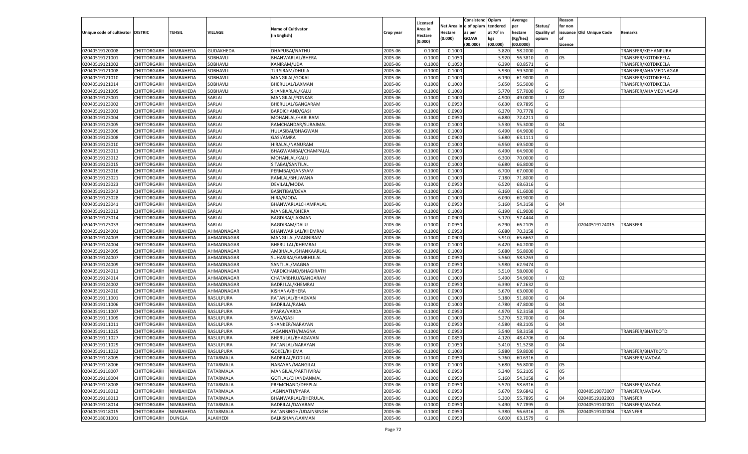| Unique code of cultivator | DISTRIC | TEHSIL | VILLAGE | Name of Cultivator (in English) | Crop year | Licensed Area in Hectare (0.000) | Net Area in Hectare (0.000) | Consistenc e of opium as per GOAW (00.000) | Opium tendered at 70˚ in kgs (00.000) | Average per hectare (Kg/hec) (00.0000) | Status/ Quality of opium | Reason for non issuance of Licence | Old Unique Code | Remarks |
|---|---|---|---|---|---|---|---|---|---|---|---|---|---|---|
| 02040519120008 | CHITTORGARH | NIMBAHEDA | GUDAKHEDA | DHAPUBAI/NATHU | 2005-06 | 0.1000 | 0.1000 | | 5.820 | 58.2000 | G | | | TRANSFER/KISHANPURA |
| 02040519121001 | CHITTORGARH | NIMBAHEDA | SOBHAVLI | BHANWARLAL/BHERA | 2005-06 | 0.1000 | 0.1050 | | 5.920 | 56.3810 | G | 05 | | TRANSFER/KOTDIKEELA |
| 02040519121002 | CHITTORGARH | NIMBAHEDA | SOBHAVLI | KANIRAM/UDA | 2005-06 | 0.1000 | 0.1050 | | 6.390 | 60.8571 | G | | | TRANSFER/KOTDIKEELA |
| 02040519121008 | CHITTORGARH | NIMBAHEDA | SOBHAVLI | TULSIRAM/DHULA | 2005-06 | 0.1000 | 0.1000 | | 5.930 | 59.3000 | G | | | TRANSFER/AHAMEDNAGAR |
| 02040519121010 | CHITTORGARH | NIMBAHEDA | SOBHAVLI | MANGILAL/GOKAL | 2005-06 | 0.1000 | 0.1000 | | 6.190 | 61.9000 | G | | | TRANSFER/KOTDIKEELA |
| 02040519121014 | CHITTORGARH | NIMBAHEDA | SOBHAVLI | BHERULAL/LAXMAN | 2005-06 | 0.1000 | 0.1000 | | 5.650 | 56.5000 | G | | | TRANSFER/KOTDIKEELA |
| 02040519121005 | CHITTORGARH | NIMBAHEDA | SOBHAVLI | SHANKARLAL/KALU | 2005-06 | 0.1000 | 0.1000 | | 5.770 | 57.7000 | G | 05 | | TRANSFER/AHAMEDNAGAR |
| 02040519123001 | CHITTORGARH | NIMBAHEDA | SARLAI | MANGILAL/PONKAR | 2005-06 | 0.1000 | 0.1000 | | 4.900 | 49.0000 | I | 02 | | |
| 02040519123002 | CHITTORGARH | NIMBAHEDA | SARLAI | BHERULAL/GANGARAM | 2005-06 | 0.1000 | 0.0950 | | 6.630 | 69.7895 | G | | | |
| 02040519123003 | CHITTORGARH | NIMBAHEDA | SARLAI | BARDICHAND/GASI | 2005-06 | 0.1000 | 0.0900 | | 6.370 | 70.7778 | G | | | |
| 02040519123004 | CHITTORGARH | NIMBAHEDA | SARLAI | MOHANLAL/HARI RAM | 2005-06 | 0.1000 | 0.0950 | | 6.880 | 72.4211 | G | | | |
| 02040519123005 | CHITTORGARH | NIMBAHEDA | SARLAI | RAMCHANDAR/SURAJMAL | 2005-06 | 0.1000 | 0.1000 | | 5.530 | 55.3000 | G | 04 | | |
| 02040519123006 | CHITTORGARH | NIMBAHEDA | SARLAI | HULASIBAI/BHAGWAN | 2005-06 | 0.1000 | 0.1000 | | 6.490 | 64.9000 | G | | | |
| 02040519123008 | CHITTORGARH | NIMBAHEDA | SARLAI | GASI/AMRA | 2005-06 | 0.1000 | 0.0900 | | 5.680 | 63.1111 | G | | | |
| 02040519123010 | CHITTORGARH | NIMBAHEDA | SARLAI | HIRALAL/NANURAM | 2005-06 | 0.1000 | 0.1000 | | 6.950 | 69.5000 | G | | | |
| 02040519123011 | CHITTORGARH | NIMBAHEDA | SARLAI | BHAGWANIBAI/CHAMPALAL | 2005-06 | 0.1000 | 0.1000 | | 6.490 | 64.9000 | G | | | |
| 02040519123012 | CHITTORGARH | NIMBAHEDA | SARLAI | MOHANLAL/KALU | 2005-06 | 0.1000 | 0.0900 | | 6.300 | 70.0000 | G | | | |
| 02040519123015 | CHITTORGARH | NIMBAHEDA | SARLAI | SITABAI/SANTILAL | 2005-06 | 0.1000 | 0.1000 | | 6.680 | 66.8000 | G | | | |
| 02040519123016 | CHITTORGARH | NIMBAHEDA | SARLAI | PERMBAI/GANSYAM | 2005-06 | 0.1000 | 0.1000 | | 6.700 | 67.0000 | G | | | |
| 02040519123021 | CHITTORGARH | NIMBAHEDA | SARLAI | RAMLAL/BHUWANA | 2005-06 | 0.1000 | 0.1000 | | 7.180 | 71.8000 | G | | | |
| 02040519123023 | CHITTORGARH | NIMBAHEDA | SARLAI | DEVILAL/MODA | 2005-06 | 0.1000 | 0.0950 | | 6.520 | 68.6316 | G | | | |
| 02040519123043 | CHITTORGARH | NIMBAHEDA | SARLAI | BASNTIBAI/DEVA | 2005-06 | 0.1000 | 0.1000 | | 6.160 | 61.6000 | G | | | |
| 02040519123028 | CHITTORGARH | NIMBAHEDA | SARLAI | HIRA/MODA | 2005-06 | 0.1000 | 0.1000 | | 6.090 | 60.9000 | G | | | |
| 02040519123041 | CHITTORGARH | NIMBAHEDA | SARLAI | BHANWARLALCHAMPALAL | 2005-06 | 0.1000 | 0.0950 | | 5.160 | 54.3158 | G | 04 | | |
| 02040519123013 | CHITTORGARH | NIMBAHEDA | SARLAI | MANGILAL/BHERA | 2005-06 | 0.1000 | 0.1000 | | 6.190 | 61.9000 | G | | | |
| 02040519123014 | CHITTORGARH | NIMBAHEDA | SARLAI | BAGDIBAI/LAXMAN | 2005-06 | 0.1000 | 0.0900 | | 5.170 | 57.4444 | G | | | |
| 02040519123033 | CHITTORGARH | NIMBAHEDA | SARLAI | BAGDIRAM/DALU | 2005-06 | 0.1000 | 0.0950 | | 6.290 | 66.2105 | G | | 02040519124015 | TRANSFER |
| 02040519124001 | CHITTORGARH | NIMBAHEDA | AHMADNAGAR | BHANWAR LAL/KHEMRAJ | 2005-06 | 0.1000 | 0.0950 | | 6.680 | 70.3158 | G | | | |
| 02040519124003 | CHITTORGARH | NIMBAHEDA | AHMADNAGAR | MANGI LAL/MAGNIRAM | 2005-06 | 0.1000 | 0.0900 | | 5.910 | 65.6667 | G | | | |
| 02040519124004 | CHITTORGARH | NIMBAHEDA | AHMADNAGAR | BHERU LAL/KHEMRAJ | 2005-06 | 0.1000 | 0.1000 | | 6.420 | 64.2000 | G | | | |
| 02040519124005 | CHITTORGARH | NIMBAHEDA | AHMADNAGAR | AMBHALAL/SHANKAARLAL | 2005-06 | 0.1000 | 0.1000 | | 5.680 | 56.8000 | G | | | |
| 02040519124007 | CHITTORGARH | NIMBAHEDA | AHMADNAGAR | SUHASIBAI/SAMBHULAL | 2005-06 | 0.1000 | 0.0950 | | 5.560 | 58.5263 | G | | | |
| 02040519124009 | CHITTORGARH | NIMBAHEDA | AHMADNAGAR | SANTILAL/MAGNA | 2005-06 | 0.1000 | 0.0950 | | 5.980 | 62.9474 | G | | | |
| 02040519124011 | CHITTORGARH | NIMBAHEDA | AHMADNAGAR | VARDICHAND/BHAGIRATH | 2005-06 | 0.1000 | 0.0950 | | 5.510 | 58.0000 | G | | | |
| 02040519124014 | CHITTORGARH | NIMBAHEDA | AHMADNAGAR | CHATARBHUJ/GANGARAM | 2005-06 | 0.1000 | 0.1000 | | 5.490 | 54.9000 | I | 02 | | |
| 02040519124002 | CHITTORGARH | NIMBAHEDA | AHMADNAGAR | BADRI LAL/KHEMRAJ | 2005-06 | 0.1000 | 0.0950 | | 6.390 | 67.2632 | G | | | |
| 02040519124010 | CHITTORGARH | NIMBAHEDA | AHMADNAGAR | KISHANA/BHERA | 2005-06 | 0.1000 | 0.0900 | | 5.670 | 63.0000 | G | | | |
| 02040519111001 | CHITTORGARH | NIMBAHEDA | RASULPURA | RATANLAL/BHAGVAN | 2005-06 | 0.1000 | 0.1000 | | 5.180 | 51.8000 | G | 04 | | |
| 02040519111006 | CHITTORGARH | NIMBAHEDA | RASULPURA | BADRILAL/RAMA | 2005-06 | 0.1000 | 0.1000 | | 4.780 | 47.8000 | G | 04 | | |
| 02040519111007 | CHITTORGARH | NIMBAHEDA | RASULPURA | PYARA/VARDA | 2005-06 | 0.1000 | 0.0950 | | 4.970 | 52.3158 | G | 04 | | |
| 02040519111009 | CHITTORGARH | NIMBAHEDA | RASULPURA | SAVA/GASI | 2005-06 | 0.1000 | 0.1000 | | 5.270 | 52.7000 | G | 04 | | |
| 02040519111011 | CHITTORGARH | NIMBAHEDA | RASULPURA | SHANKER/NARAYAN | 2005-06 | 0.1000 | 0.0950 | | 4.580 | 48.2105 | G | 04 | | |
| 02040519111025 | CHITTORGARH | NIMBAHEDA | RASULPURA | JAGANNATH/MAGNA | 2005-06 | 0.1000 | 0.0950 | | 5.540 | 58.3158 | G | | | TRANSFER/BHATKOTDI |
| 02040519111027 | CHITTORGARH | NIMBAHEDA | RASULPURA | BHERULAL/BHAGAVAN | 2005-06 | 0.1000 | 0.0850 | | 4.120 | 48.4706 | G | 04 | | |
| 02040519111029 | CHITTORGARH | NIMBAHEDA | RASULPURA | RATANLAL/NARAYAN | 2005-06 | 0.1000 | 0.1050 | | 5.410 | 51.5238 | G | 04 | | |
| 02040519111032 | CHITTORGARH | NIMBAHEDA | RASULPURA | GOKEL/KHEMA | 2005-06 | 0.1000 | 0.1000 | | 5.980 | 59.8000 | G | | | TRANSFER/BHATKOTDI |
| 02040519118005 | CHITTORGARH | NIMBAHEDA | TATARMALA | BADRILAL/RODILAL | 2005-06 | 0.1000 | 0.0950 | | 5.760 | 60.6316 | G | | | TRANSFER/JAVDAA |
| 02040519118006 | CHITTORGARH | NIMBAHEDA | TATARMALA | NARAYAN/MANGILAL | 2005-06 | 0.1000 | 0.1000 | | 5.680 | 56.8000 | G | 05 | | |
| 02040519118007 | CHITTORGARH | NIMBAHEDA | TATARMALA | MANGILAL/PARTHVIRAJ | 2005-06 | 0.1000 | 0.0950 | | 5.340 | 56.2105 | G | 05 | | |
| 02040519118004 | CHITTORGARH | NIMBAHEDA | TATARMALA | GOTILAL/CHANDANMAL | 2005-06 | 0.1000 | 0.0950 | | 5.160 | 54.3158 | G | 04 | | |
| 02040519118008 | CHITTORGARH | NIMBAHEDA | TATARMALA | PREMCHAND/DEEPLAL | 2005-06 | 0.1000 | 0.0950 | | 5.570 | 58.6316 | G | | | TRANSFER/JAVDAA |
| 02040519118012 | CHITTORGARH | NIMBAHEDA | TATARMALA | JAGNNATH/PYARA | 2005-06 | 0.1000 | 0.0950 | | 5.670 | 59.6842 | G | | 02040519073007 | TRANSFER/JAVDAA |
| 02040519118013 | CHITTORGARH | NIMBAHEDA | TATARMALA | BHANWARLAL/BHERULAL | 2005-06 | 0.1000 | 0.0950 | | 5.300 | 55.7895 | G | 04 | 02040519102003 | TRANSFER |
| 02040519118014 | CHITTORGARH | NIMBAHEDA | TATARMALA | BADRILAL/DAYARAM | 2005-06 | 0.1000 | 0.0950 | | 5.490 | 57.7895 | G | | 02040519102001 | TRANSFER/JAVDAA |
| 02040519118015 | CHITTORGARH | NIMBAHEDA | TATARMALA | RATANSINGH/UDAINSINGH | 2005-06 | 0.1000 | 0.0950 | | 5.380 | 56.6316 | G | 05 | 02040519102004 | TRASNFER |
| 02040518001001 | CHITTORGARH | DUNGLA | ALAKHEDI | BALKISHAN/LAXMAN | 2005-06 | 0.1000 | 0.0950 | | 6.000 | 63.1579 | G | | | |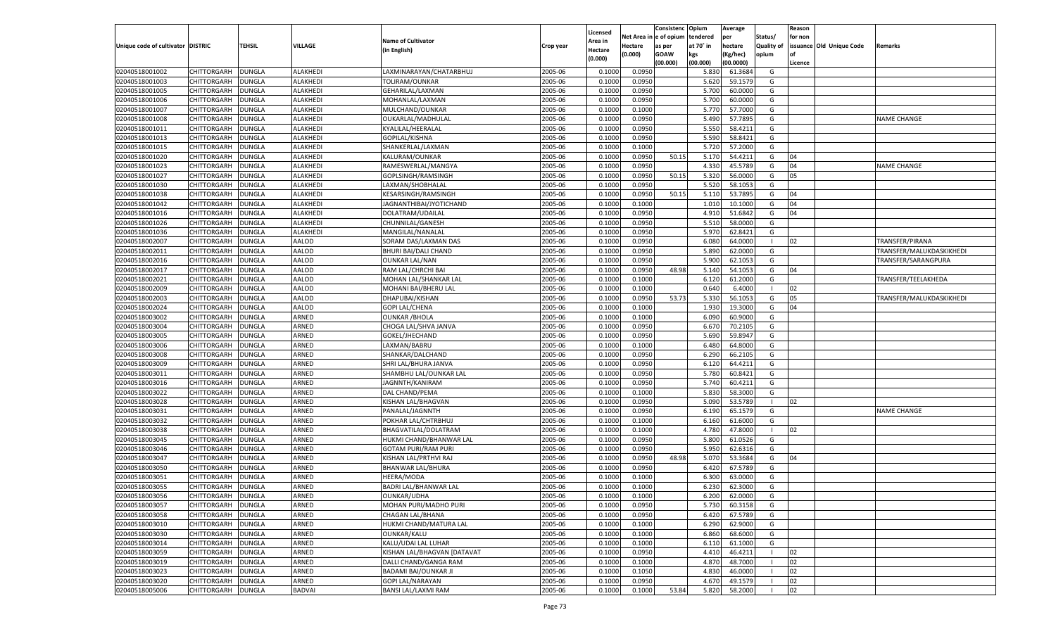| Unique code of cultivator | DISTRIC | TEHSIL | VILLAGE | Name of Cultivator (in English) | Crop year | Licensed Area in Hectare (0.000) | Net Area in Hectare (0.000) | Consistenc e of opium as per GOAW (00.000) | Opium tendered at 70° in kgs (00.000) | Average per hectare (Kg/hec) (00.0000) | Status/ Quality of opium | Reason for non issuance of Licence | Old Unique Code | Remarks |
|---|---|---|---|---|---|---|---|---|---|---|---|---|---|---|
| 02040518001002 | CHITTORGARH | DUNGLA | ALAKHEDI | LAXMINARAYAN/CHATARBHUJ | 2005-06 | 0.1000 | 0.0950 | | 5.830 | 61.3684 | G | | | |
| 02040518001003 | CHITTORGARH | DUNGLA | ALAKHEDI | TOLIRAM/OUNKAR | 2005-06 | 0.1000 | 0.0950 | | 5.620 | 59.1579 | G | | | |
| 02040518001005 | CHITTORGARH | DUNGLA | ALAKHEDI | GEHARILAL/LAXMAN | 2005-06 | 0.1000 | 0.0950 | | 5.700 | 60.0000 | G | | | |
| 02040518001006 | CHITTORGARH | DUNGLA | ALAKHEDI | MOHANLAL/LAXMAN | 2005-06 | 0.1000 | 0.0950 | | 5.700 | 60.0000 | G | | | |
| 02040518001007 | CHITTORGARH | DUNGLA | ALAKHEDI | MULCHAND/OUNKAR | 2005-06 | 0.1000 | 0.1000 | | 5.770 | 57.7000 | G | | | |
| 02040518001008 | CHITTORGARH | DUNGLA | ALAKHEDI | OUKARLAL/MADHULAL | 2005-06 | 0.1000 | 0.0950 | | 5.490 | 57.7895 | G | | | NAME CHANGE |
| 02040518001011 | CHITTORGARH | DUNGLA | ALAKHEDI | KYALILAL/HEERALAL | 2005-06 | 0.1000 | 0.0950 | | 5.550 | 58.4211 | G | | | |
| 02040518001013 | CHITTORGARH | DUNGLA | ALAKHEDI | GOPILAL/KISHNA | 2005-06 | 0.1000 | 0.0950 | | 5.590 | 58.8421 | G | | | |
| 02040518001015 | CHITTORGARH | DUNGLA | ALAKHEDI | SHANKERLAL/LAXMAN | 2005-06 | 0.1000 | 0.1000 | | 5.720 | 57.2000 | G | | | |
| 02040518001020 | CHITTORGARH | DUNGLA | ALAKHEDI | KALURAM/OUNKAR | 2005-06 | 0.1000 | 0.0950 | 50.15 | 5.170 | 54.4211 | G | 04 | | |
| 02040518001023 | CHITTORGARH | DUNGLA | ALAKHEDI | RAMESWERLAL/MANGYA | 2005-06 | 0.1000 | 0.0950 | | 4.330 | 45.5789 | G | 04 | | NAME CHANGE |
| 02040518001027 | CHITTORGARH | DUNGLA | ALAKHEDI | GOPLSINGH/RAMSINGH | 2005-06 | 0.1000 | 0.0950 | 50.15 | 5.320 | 56.0000 | G | 05 | | |
| 02040518001030 | CHITTORGARH | DUNGLA | ALAKHEDI | LAXMAN/SHOBHALAL | 2005-06 | 0.1000 | 0.0950 | | 5.520 | 58.1053 | G | | | |
| 02040518001038 | CHITTORGARH | DUNGLA | ALAKHEDI | KESARSINGH/RAMSINGH | 2005-06 | 0.1000 | 0.0950 | 50.15 | 5.110 | 53.7895 | G | 04 | | |
| 02040518001042 | CHITTORGARH | DUNGLA | ALAKHEDI | JAGNANTHIBAI/JYOTICHAND | 2005-06 | 0.1000 | 0.1000 | | 1.010 | 10.1000 | G | 04 | | |
| 02040518001016 | CHITTORGARH | DUNGLA | ALAKHEDI | DOLATRAM/UDAILAL | 2005-06 | 0.1000 | 0.0950 | | 4.910 | 51.6842 | G | 04 | | |
| 02040518001026 | CHITTORGARH | DUNGLA | ALAKHEDI | CHUNNILAL/GANESH | 2005-06 | 0.1000 | 0.0950 | | 5.510 | 58.0000 | G | | | |
| 02040518001036 | CHITTORGARH | DUNGLA | ALAKHEDI | MANGILAL/NANALAL | 2005-06 | 0.1000 | 0.0950 | | 5.970 | 62.8421 | G | | | |
| 02040518002007 | CHITTORGARH | DUNGLA | AALOD | SORAM DAS/LAXMAN DAS | 2005-06 | 0.1000 | 0.0950 | | 6.080 | 64.0000 | I | 02 | | TRANSFER/PIRANA |
| 02040518002011 | CHITTORGARH | DUNGLA | AALOD | BHURI BAI/DALI CHAND | 2005-06 | 0.1000 | 0.0950 | | 5.890 | 62.0000 | G | | | TRANSFER/MALUKDASKIKHEDI |
| 02040518002016 | CHITTORGARH | DUNGLA | AALOD | OUNKAR LAL/NAN | 2005-06 | 0.1000 | 0.0950 | | 5.900 | 62.1053 | G | | | TRANSFER/SARANGPURA |
| 02040518002017 | CHITTORGARH | DUNGLA | AALOD | RAM LAL/CHRCHI BAI | 2005-06 | 0.1000 | 0.0950 | 48.98 | 5.140 | 54.1053 | G | 04 | | |
| 02040518002021 | CHITTORGARH | DUNGLA | AALOD | MOHAN LAL/SHANKAR LAL | 2005-06 | 0.1000 | 0.1000 | | 6.120 | 61.2000 | G | | | TRANSFER/TEELAKHEDA |
| 02040518002009 | CHITTORGARH | DUNGLA | AALOD | MOHANI BAI/BHERU LAL | 2005-06 | 0.1000 | 0.1000 | | 0.640 | 6.4000 | I | 02 | | |
| 02040518002003 | CHITTORGARH | DUNGLA | AALOD | DHAPUBAI/KISHAN | 2005-06 | 0.1000 | 0.0950 | 53.73 | 5.330 | 56.1053 | G | 05 | | TRANSFER/MALUKDASKIKHEDI |
| 02040518002024 | CHITTORGARH | DUNGLA | AALOD | GOPI LAL/CHENA | 2005-06 | 0.1000 | 0.1000 | | 1.930 | 19.3000 | G | 04 | | |
| 02040518003002 | CHITTORGARH | DUNGLA | ARNED | OUNKAR /BHOLA | 2005-06 | 0.1000 | 0.1000 | | 6.090 | 60.9000 | G | | | |
| 02040518003004 | CHITTORGARH | DUNGLA | ARNED | CHOGA LAL/SHVA JANVA | 2005-06 | 0.1000 | 0.0950 | | 6.670 | 70.2105 | G | | | |
| 02040518003005 | CHITTORGARH | DUNGLA | ARNED | GOKEL/JHECHAND | 2005-06 | 0.1000 | 0.0950 | | 5.690 | 59.8947 | G | | | |
| 02040518003006 | CHITTORGARH | DUNGLA | ARNED | LAXMAN/BABRU | 2005-06 | 0.1000 | 0.1000 | | 6.480 | 64.8000 | G | | | |
| 02040518003008 | CHITTORGARH | DUNGLA | ARNED | SHANKAR/DALCHAND | 2005-06 | 0.1000 | 0.0950 | | 6.290 | 66.2105 | G | | | |
| 02040518003009 | CHITTORGARH | DUNGLA | ARNED | SHRI LAL/BHURA JANVA | 2005-06 | 0.1000 | 0.0950 | | 6.120 | 64.4211 | G | | | |
| 02040518003011 | CHITTORGARH | DUNGLA | ARNED | SHAMBHU LAL/OUNKAR LAL | 2005-06 | 0.1000 | 0.0950 | | 5.780 | 60.8421 | G | | | |
| 02040518003016 | CHITTORGARH | DUNGLA | ARNED | JAGNNTH/KANIRAM | 2005-06 | 0.1000 | 0.0950 | | 5.740 | 60.4211 | G | | | |
| 02040518003022 | CHITTORGARH | DUNGLA | ARNED | DAL CHAND/PEMA | 2005-06 | 0.1000 | 0.1000 | | 5.830 | 58.3000 | G | | | |
| 02040518003028 | CHITTORGARH | DUNGLA | ARNED | KISHAN LAL/BHAGVAN | 2005-06 | 0.1000 | 0.0950 | | 5.090 | 53.5789 | I | 02 | | |
| 02040518003031 | CHITTORGARH | DUNGLA | ARNED | PANALAL/JAGNNTH | 2005-06 | 0.1000 | 0.0950 | | 6.190 | 65.1579 | G | | | NAME CHANGE |
| 02040518003032 | CHITTORGARH | DUNGLA | ARNED | POKHAR LAL/CHTRBHUJ | 2005-06 | 0.1000 | 0.1000 | | 6.160 | 61.6000 | G | | | |
| 02040518003038 | CHITTORGARH | DUNGLA | ARNED | BHAGVATILAL/DOLATRAM | 2005-06 | 0.1000 | 0.1000 | | 4.780 | 47.8000 | I | 02 | | |
| 02040518003045 | CHITTORGARH | DUNGLA | ARNED | HUKMI CHAND/BHANWAR LAL | 2005-06 | 0.1000 | 0.0950 | | 5.800 | 61.0526 | G | | | |
| 02040518003046 | CHITTORGARH | DUNGLA | ARNED | GOTAM PURI/RAM PURI | 2005-06 | 0.1000 | 0.0950 | | 5.950 | 62.6316 | G | | | |
| 02040518003047 | CHITTORGARH | DUNGLA | ARNED | KISHAN LAL/PRTHVI RAJ | 2005-06 | 0.1000 | 0.0950 | 48.98 | 5.070 | 53.3684 | G | 04 | | |
| 02040518003050 | CHITTORGARH | DUNGLA | ARNED | BHANWAR LAL/BHURA | 2005-06 | 0.1000 | 0.0950 | | 6.420 | 67.5789 | G | | | |
| 02040518003051 | CHITTORGARH | DUNGLA | ARNED | HEERA/MODA | 2005-06 | 0.1000 | 0.1000 | | 6.300 | 63.0000 | G | | | |
| 02040518003055 | CHITTORGARH | DUNGLA | ARNED | BADRI LAL/BHANWAR LAL | 2005-06 | 0.1000 | 0.1000 | | 6.230 | 62.3000 | G | | | |
| 02040518003056 | CHITTORGARH | DUNGLA | ARNED | OUNKAR/UDHA | 2005-06 | 0.1000 | 0.1000 | | 6.200 | 62.0000 | G | | | |
| 02040518003057 | CHITTORGARH | DUNGLA | ARNED | MOHAN PURI/MADHO PURI | 2005-06 | 0.1000 | 0.0950 | | 5.730 | 60.3158 | G | | | |
| 02040518003058 | CHITTORGARH | DUNGLA | ARNED | CHAGAN LAL/BHANA | 2005-06 | 0.1000 | 0.0950 | | 6.420 | 67.5789 | G | | | |
| 02040518003010 | CHITTORGARH | DUNGLA | ARNED | HUKMI CHAND/MATURA LAL | 2005-06 | 0.1000 | 0.1000 | | 6.290 | 62.9000 | G | | | |
| 02040518003030 | CHITTORGARH | DUNGLA | ARNED | OUNKAR/KALU | 2005-06 | 0.1000 | 0.1000 | | 6.860 | 68.6000 | G | | | |
| 02040518003014 | CHITTORGARH | DUNGLA | ARNED | KALU/UDAI LAL LUHAR | 2005-06 | 0.1000 | 0.1000 | | 6.110 | 61.1000 | G | | | |
| 02040518003059 | CHITTORGARH | DUNGLA | ARNED | KISHAN LAL/BHAGVAN [DATAVAT | 2005-06 | 0.1000 | 0.0950 | | 4.410 | 46.4211 | I | 02 | | |
| 02040518003019 | CHITTORGARH | DUNGLA | ARNED | DALLI CHAND/GANGA RAM | 2005-06 | 0.1000 | 0.1000 | | 4.870 | 48.7000 | I | 02 | | |
| 02040518003023 | CHITTORGARH | DUNGLA | ARNED | BADAMI BAI/OUNKAR JI | 2005-06 | 0.1000 | 0.1050 | | 4.830 | 46.0000 | I | 02 | | |
| 02040518003020 | CHITTORGARH | DUNGLA | ARNED | GOPI LAL/NARAYAN | 2005-06 | 0.1000 | 0.0950 | | 4.670 | 49.1579 | I | 02 | | |
| 02040518005006 | CHITTORGARH | DUNGLA | BADVAI | BANSI LAL/LAXMI RAM | 2005-06 | 0.1000 | 0.1000 | 53.84 | 5.820 | 58.2000 | I | 02 | | |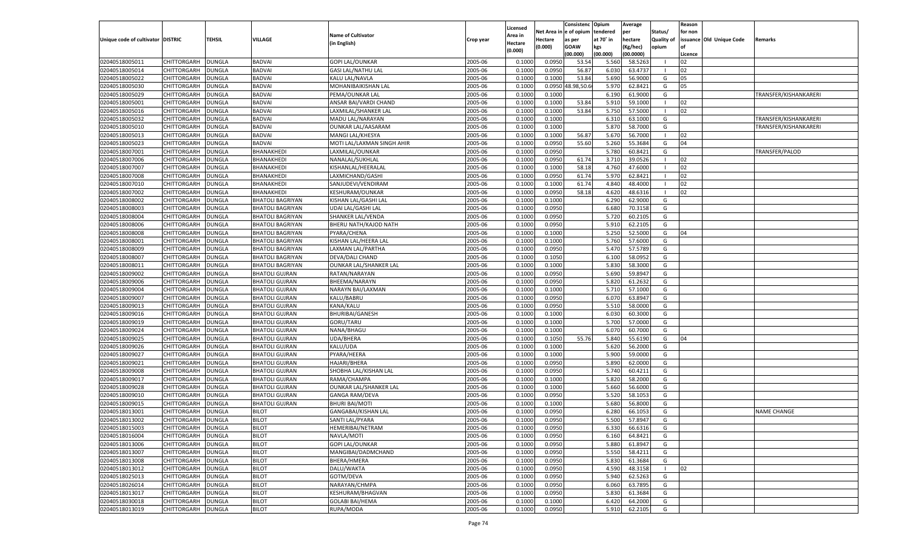| Unique code of cultivator | DISTRIC | TEHSIL | VILLAGE | Name of Cultivator (in English) | Crop year | Licensed Area in Hectare (0.000) | Net Area in Hectare (0.000) | Consistenc e of opium as per GOAW (00.000) | Opium tendered at 70° in kgs (00.000) | Average per hectare (Kg/hec) (00.0000) | Status/ Quality of opium | Reason for non issuance of Licence | Old Unique Code | Remarks |
|---|---|---|---|---|---|---|---|---|---|---|---|---|---|---|
| 02040518005011 | CHITTORGARH | DUNGLA | BADVAI | GOPI LAL/OUNKAR | 2005-06 | 0.1000 | 0.0950 | 53.54 | 5.560 | 58.5263 | I | 02 | | |
| 02040518005014 | CHITTORGARH | DUNGLA | BADVAI | GASI LAL/NATHU LAL | 2005-06 | 0.1000 | 0.0950 | 56.87 | 6.030 | 63.4737 | I | 02 | | |
| 02040518005022 | CHITTORGARH | DUNGLA | BADVAI | KALU LAL/NAVLA | 2005-06 | 0.1000 | 0.1000 | 53.84 | 5.690 | 56.9000 | G | 05 | | |
| 02040518005030 | CHITTORGARH | DUNGLA | BADVAI | MOHANIBAIKISHAN LAL | 2005-06 | 0.1000 | 0.0950 | 48.98,50.6 | 5.970 | 62.8421 | G | 05 | | |
| 02040518005029 | CHITTORGARH | DUNGLA | BADVAI | PEMA/OUNKAR LAL | 2005-06 | 0.1000 | 0.1000 | | 6.190 | 61.9000 | G | | | TRANSFER/KISHANKARERI |
| 02040518005001 | CHITTORGARH | DUNGLA | BADVAI | ANSAR BAI/VARDI CHAND | 2005-06 | 0.1000 | 0.1000 | 53.84 | 5.910 | 59.1000 | I | 02 | | |
| 02040518005016 | CHITTORGARH | DUNGLA | BADVAI | LAXMILAL/SHANKER LAL | 2005-06 | 0.1000 | 0.1000 | 53.84 | 5.750 | 57.5000 | I | 02 | | |
| 02040518005032 | CHITTORGARH | DUNGLA | BADVAI | MADU LAL/NARAYAN | 2005-06 | 0.1000 | 0.1000 | | 6.310 | 63.1000 | G | | | TRANSFER/KISHANKARERI |
| 02040518005010 | CHITTORGARH | DUNGLA | BADVAI | OUNKAR LAL/AASARAM | 2005-06 | 0.1000 | 0.1000 | | 5.870 | 58.7000 | G | | | TRANSFER/KISHANKARERI |
| 02040518005013 | CHITTORGARH | DUNGLA | BADVAI | MANGI LAL/KHESYA | 2005-06 | 0.1000 | 0.1000 | 56.87 | 5.670 | 56.7000 | I | 02 | | |
| 02040518005023 | CHITTORGARH | DUNGLA | BADVAI | MOTI LAL/LAXMAN SINGH AHIR | 2005-06 | 0.1000 | 0.0950 | 55.60 | 5.260 | 55.3684 | G | 04 | | |
| 02040518007001 | CHITTORGARH | DUNGLA | BHANAKHEDI | LAXMILAL/OUNKAR | 2005-06 | 0.1000 | 0.0950 | | 5.780 | 60.8421 | G | | | TRANSFER/PALOD |
| 02040518007006 | CHITTORGARH | DUNGLA | BHANAKHEDI | NANALAL/SUKHLAL | 2005-06 | 0.1000 | 0.0950 | 61.74 | 3.710 | 39.0526 | I | 02 | | |
| 02040518007007 | CHITTORGARH | DUNGLA | BHANAKHEDI | KISHANLAL/HEERALAL | 2005-06 | 0.1000 | 0.1000 | 58.18 | 4.760 | 47.6000 | I | 02 | | |
| 02040518007008 | CHITTORGARH | DUNGLA | BHANAKHEDI | LAXMICHAND/GASHI | 2005-06 | 0.1000 | 0.0950 | 61.74 | 5.970 | 62.8421 | I | 02 | | |
| 02040518007010 | CHITTORGARH | DUNGLA | BHANAKHEDI | SANJUDEVI/VENDIRAM | 2005-06 | 0.1000 | 0.1000 | 61.74 | 4.840 | 48.4000 | I | 02 | | |
| 02040518007002 | CHITTORGARH | DUNGLA | BHANAKHEDI | KESHURAM/OUNKAR | 2005-06 | 0.1000 | 0.0950 | 58.18 | 4.620 | 48.6316 | I | 02 | | |
| 02040518008002 | CHITTORGARH | DUNGLA | BHATOLI BAGRIYAN | KISHAN LAL/GASHI LAL | 2005-06 | 0.1000 | 0.1000 | | 6.290 | 62.9000 | G | | | |
| 02040518008003 | CHITTORGARH | DUNGLA | BHATOLI BAGRIYAN | UDAI LAL/GASHI LAL | 2005-06 | 0.1000 | 0.0950 | | 6.680 | 70.3158 | G | | | |
| 02040518008004 | CHITTORGARH | DUNGLA | BHATOLI BAGRIYAN | SHANKER LAL/VENDA | 2005-06 | 0.1000 | 0.0950 | | 5.720 | 60.2105 | G | | | |
| 02040518008006 | CHITTORGARH | DUNGLA | BHATOLI BAGRIYAN | BHERU NATH/KAJOD NATH | 2005-06 | 0.1000 | 0.0950 | | 5.910 | 62.2105 | G | | | |
| 02040518008008 | CHITTORGARH | DUNGLA | BHATOLI BAGRIYAN | PYARA/CHENA | 2005-06 | 0.1000 | 0.1000 | | 5.250 | 52.5000 | G | 04 | | |
| 02040518008001 | CHITTORGARH | DUNGLA | BHATOLI BAGRIYAN | KISHAN LAL/HEERA LAL | 2005-06 | 0.1000 | 0.1000 | | 5.760 | 57.6000 | G | | | |
| 02040518008009 | CHITTORGARH | DUNGLA | BHATOLI BAGRIYAN | LAXMAN LAL/PARTHA | 2005-06 | 0.1000 | 0.0950 | | 5.470 | 57.5789 | G | | | |
| 02040518008007 | CHITTORGARH | DUNGLA | BHATOLI BAGRIYAN | DEVA/DALI CHAND | 2005-06 | 0.1000 | 0.1050 | | 6.100 | 58.0952 | G | | | |
| 02040518008011 | CHITTORGARH | DUNGLA | BHATOLI BAGRIYAN | OUNKAR LAL/SHANKER LAL | 2005-06 | 0.1000 | 0.1000 | | 5.830 | 58.3000 | G | | | |
| 02040518009002 | CHITTORGARH | DUNGLA | BHATOLI GUJRAN | RATAN/NARAYAN | 2005-06 | 0.1000 | 0.0950 | | 5.690 | 59.8947 | G | | | |
| 02040518009006 | CHITTORGARH | DUNGLA | BHATOLI GUJRAN | BHEEMA/NARAYN | 2005-06 | 0.1000 | 0.0950 | | 5.820 | 61.2632 | G | | | |
| 02040518009004 | CHITTORGARH | DUNGLA | BHATOLI GUJRAN | NARAYN BAI/LAXMAN | 2005-06 | 0.1000 | 0.1000 | | 5.710 | 57.1000 | G | | | |
| 02040518009007 | CHITTORGARH | DUNGLA | BHATOLI GUJRAN | KALU/BABRU | 2005-06 | 0.1000 | 0.0950 | | 6.070 | 63.8947 | G | | | |
| 02040518009013 | CHITTORGARH | DUNGLA | BHATOLI GUJRAN | KANA/KALU | 2005-06 | 0.1000 | 0.0950 | | 5.510 | 58.0000 | G | | | |
| 02040518009016 | CHITTORGARH | DUNGLA | BHATOLI GUJRAN | BHURIBAI/GANESH | 2005-06 | 0.1000 | 0.1000 | | 6.030 | 60.3000 | G | | | |
| 02040518009019 | CHITTORGARH | DUNGLA | BHATOLI GUJRAN | GORU/TARU | 2005-06 | 0.1000 | 0.1000 | | 5.700 | 57.0000 | G | | | |
| 02040518009024 | CHITTORGARH | DUNGLA | BHATOLI GUJRAN | NANA/BHAGU | 2005-06 | 0.1000 | 0.1000 | | 6.070 | 60.7000 | G | | | |
| 02040518009025 | CHITTORGARH | DUNGLA | BHATOLI GUJRAN | UDA/BHERA | 2005-06 | 0.1000 | 0.1050 | 55.76 | 5.840 | 55.6190 | G | 04 | | |
| 02040518009026 | CHITTORGARH | DUNGLA | BHATOLI GUJRAN | KALU/UDA | 2005-06 | 0.1000 | 0.1000 | | 5.620 | 56.2000 | G | | | |
| 02040518009027 | CHITTORGARH | DUNGLA | BHATOLI GUJRAN | PYARA/HEERA | 2005-06 | 0.1000 | 0.1000 | | 5.900 | 59.0000 | G | | | |
| 02040518009021 | CHITTORGARH | DUNGLA | BHATOLI GUJRAN | HAJARI/BHERA | 2005-06 | 0.1000 | 0.0950 | | 5.890 | 62.0000 | G | | | |
| 02040518009008 | CHITTORGARH | DUNGLA | BHATOLI GUJRAN | SHOBHA LAL/KISHAN LAL | 2005-06 | 0.1000 | 0.0950 | | 5.740 | 60.4211 | G | | | |
| 02040518009017 | CHITTORGARH | DUNGLA | BHATOLI GUJRAN | RAMA/CHAMPA | 2005-06 | 0.1000 | 0.1000 | | 5.820 | 58.2000 | G | | | |
| 02040518009028 | CHITTORGARH | DUNGLA | BHATOLI GUJRAN | OUNKAR LAL/SHANKER LAL | 2005-06 | 0.1000 | 0.1000 | | 5.660 | 56.6000 | G | | | |
| 02040518009010 | CHITTORGARH | DUNGLA | BHATOLI GUJRAN | GANGA RAM/DEVA | 2005-06 | 0.1000 | 0.0950 | | 5.520 | 58.1053 | G | | | |
| 02040518009015 | CHITTORGARH | DUNGLA | BHATOLI GUJRAN | BHURI BAI/MOTI | 2005-06 | 0.1000 | 0.1000 | | 5.680 | 56.8000 | G | | | |
| 02040518013001 | CHITTORGARH | DUNGLA | BILOT | GANGABAI/KISHAN LAL | 2005-06 | 0.1000 | 0.0950 | | 6.280 | 66.1053 | G | | | NAME CHANGE |
| 02040518013002 | CHITTORGARH | DUNGLA | BILOT | SANTI LAL/PYARA | 2005-06 | 0.1000 | 0.0950 | | 5.500 | 57.8947 | G | | | |
| 02040518015003 | CHITTORGARH | DUNGLA | BILOT | HEMERIBAI/NETRAM | 2005-06 | 0.1000 | 0.0950 | | 6.330 | 66.6316 | G | | | |
| 02040518016004 | CHITTORGARH | DUNGLA | BILOT | NAVLA/MOTI | 2005-06 | 0.1000 | 0.0950 | | 6.160 | 64.8421 | G | | | |
| 02040518013006 | CHITTORGARH | DUNGLA | BILOT | GOPI LAL/OUNKAR | 2005-06 | 0.1000 | 0.0950 | | 5.880 | 61.8947 | G | | | |
| 02040518013007 | CHITTORGARH | DUNGLA | BILOT | MANGIBAI/DADMCHAND | 2005-06 | 0.1000 | 0.0950 | | 5.550 | 58.4211 | G | | | |
| 02040518013008 | CHITTORGARH | DUNGLA | BILOT | BHERA/HMERA | 2005-06 | 0.1000 | 0.0950 | | 5.830 | 61.3684 | G | | | |
| 02040518013012 | CHITTORGARH | DUNGLA | BILOT | DALU/WAKTA | 2005-06 | 0.1000 | 0.0950 | | 4.590 | 48.3158 | I | 02 | | |
| 02040518025013 | CHITTORGARH | DUNGLA | BILOT | GOTM/DEVA | 2005-06 | 0.1000 | 0.0950 | | 5.940 | 62.5263 | G | | | |
| 02040518026014 | CHITTORGARH | DUNGLA | BILOT | NARAYAN/CHMPA | 2005-06 | 0.1000 | 0.0950 | | 6.060 | 63.7895 | G | | | |
| 02040518013017 | CHITTORGARH | DUNGLA | BILOT | KESHURAM/BHAGVAN | 2005-06 | 0.1000 | 0.0950 | | 5.830 | 61.3684 | G | | | |
| 02040518030018 | CHITTORGARH | DUNGLA | BILOT | GOLABI BAI/HEMA | 2005-06 | 0.1000 | 0.1000 | | 6.420 | 64.2000 | G | | | |
| 02040518013019 | CHITTORGARH | DUNGLA | BILOT | RUPA/MODA | 2005-06 | 0.1000 | 0.0950 | | 5.910 | 62.2105 | G | | | |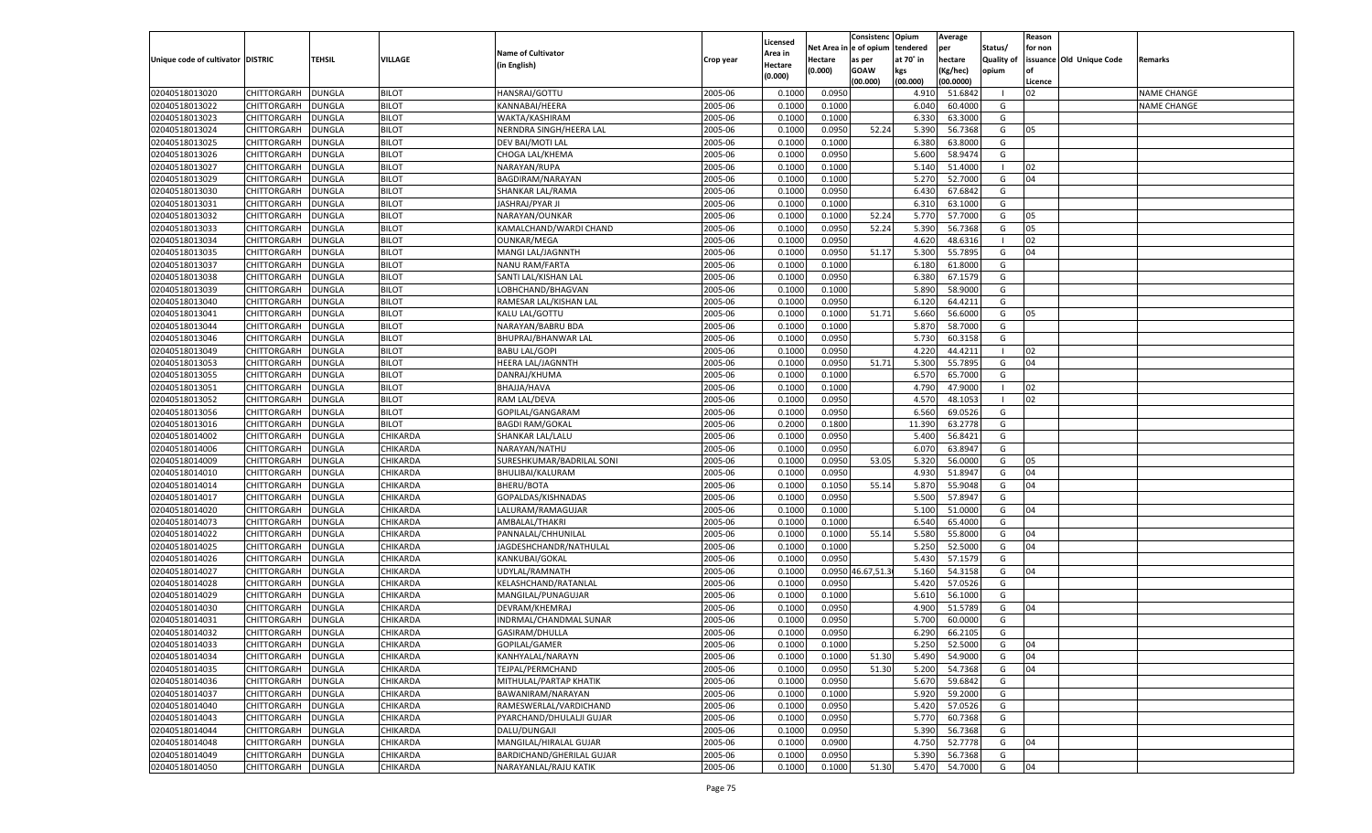| Unique code of cultivator | DISTRIC | TEHSIL | VILLAGE | Name of Cultivator (in English) | Crop year | Licensed Area in Hectare (0.000) | Net Area in Hectare (0.000) | Consistenc e of opium as per GOAW (00.000) | Opium tendered at 70° in kgs (00.000) | Average per hectare (Kg/hec) (00.0000) | Status/ Quality of opium | Reason for non issuance of Licence | Old Unique Code | Remarks |
|---|---|---|---|---|---|---|---|---|---|---|---|---|---|---|
| 02040518013020 | CHITTORGARH | DUNGLA | BILOT | HANSRAJ/GOTTU | 2005-06 | 0.1000 | 0.0950 | | 4.910 | 51.6842 | I | 02 | | NAME CHANGE |
| 02040518013022 | CHITTORGARH | DUNGLA | BILOT | KANNABAI/HEERA | 2005-06 | 0.1000 | 0.1000 | | 6.040 | 60.4000 | G | | | NAME CHANGE |
| 02040518013023 | CHITTORGARH | DUNGLA | BILOT | WAKTA/KASHIRAM | 2005-06 | 0.1000 | 0.1000 | | 6.330 | 63.3000 | G | | | |
| 02040518013024 | CHITTORGARH | DUNGLA | BILOT | NERNDRA SINGH/HEERA LAL | 2005-06 | 0.1000 | 0.0950 | 52.24 | 5.390 | 56.7368 | G | 05 | | |
| 02040518013025 | CHITTORGARH | DUNGLA | BILOT | DEV BAI/MOTI LAL | 2005-06 | 0.1000 | 0.1000 | | 6.380 | 63.8000 | G | | | |
| 02040518013026 | CHITTORGARH | DUNGLA | BILOT | CHOGA LAL/KHEMA | 2005-06 | 0.1000 | 0.0950 | | 5.600 | 58.9474 | G | | | |
| 02040518013027 | CHITTORGARH | DUNGLA | BILOT | NARAYAN/RUPA | 2005-06 | 0.1000 | 0.1000 | | 5.140 | 51.4000 | I | 02 | | |
| 02040518013029 | CHITTORGARH | DUNGLA | BILOT | BAGDIRAM/NARAYAN | 2005-06 | 0.1000 | 0.1000 | | 5.270 | 52.7000 | G | 04 | | |
| 02040518013030 | CHITTORGARH | DUNGLA | BILOT | SHANKAR LAL/RAMA | 2005-06 | 0.1000 | 0.0950 | | 6.430 | 67.6842 | G | | | |
| 02040518013031 | CHITTORGARH | DUNGLA | BILOT | JASHRAJ/PYAR JI | 2005-06 | 0.1000 | 0.1000 | | 6.310 | 63.1000 | G | | | |
| 02040518013032 | CHITTORGARH | DUNGLA | BILOT | NARAYAN/OUNKAR | 2005-06 | 0.1000 | 0.1000 | 52.24 | 5.770 | 57.7000 | G | 05 | | |
| 02040518013033 | CHITTORGARH | DUNGLA | BILOT | KAMALCHAND/WARDI CHAND | 2005-06 | 0.1000 | 0.0950 | 52.24 | 5.390 | 56.7368 | G | 05 | | |
| 02040518013034 | CHITTORGARH | DUNGLA | BILOT | OUNKAR/MEGA | 2005-06 | 0.1000 | 0.0950 | | 4.620 | 48.6316 | I | 02 | | |
| 02040518013035 | CHITTORGARH | DUNGLA | BILOT | MANGI LAL/JAGNNTH | 2005-06 | 0.1000 | 0.0950 | 51.17 | 5.300 | 55.7895 | G | 04 | | |
| 02040518013037 | CHITTORGARH | DUNGLA | BILOT | NANU RAM/FARTA | 2005-06 | 0.1000 | 0.1000 | | 6.180 | 61.8000 | G | | | |
| 02040518013038 | CHITTORGARH | DUNGLA | BILOT | SANTI LAL/KISHAN LAL | 2005-06 | 0.1000 | 0.0950 | | 6.380 | 67.1579 | G | | | |
| 02040518013039 | CHITTORGARH | DUNGLA | BILOT | LOBHCHAND/BHAGVAN | 2005-06 | 0.1000 | 0.1000 | | 5.890 | 58.9000 | G | | | |
| 02040518013040 | CHITTORGARH | DUNGLA | BILOT | RAMESAR LAL/KISHAN LAL | 2005-06 | 0.1000 | 0.0950 | | 6.120 | 64.4211 | G | | | |
| 02040518013041 | CHITTORGARH | DUNGLA | BILOT | KALU LAL/GOTTU | 2005-06 | 0.1000 | 0.1000 | 51.71 | 5.660 | 56.6000 | G | 05 | | |
| 02040518013044 | CHITTORGARH | DUNGLA | BILOT | NARAYAN/BABRU BDA | 2005-06 | 0.1000 | 0.1000 | | 5.870 | 58.7000 | G | | | |
| 02040518013046 | CHITTORGARH | DUNGLA | BILOT | BHUPRAJ/BHANWAR LAL | 2005-06 | 0.1000 | 0.0950 | | 5.730 | 60.3158 | G | | | |
| 02040518013049 | CHITTORGARH | DUNGLA | BILOT | BABU LAL/GOPI | 2005-06 | 0.1000 | 0.0950 | | 4.220 | 44.4211 | I | 02 | | |
| 02040518013053 | CHITTORGARH | DUNGLA | BILOT | HEERA LAL/JAGNNTH | 2005-06 | 0.1000 | 0.0950 | 51.71 | 5.300 | 55.7895 | G | 04 | | |
| 02040518013055 | CHITTORGARH | DUNGLA | BILOT | DANRAJ/KHUMA | 2005-06 | 0.1000 | 0.1000 | | 6.570 | 65.7000 | G | | | |
| 02040518013051 | CHITTORGARH | DUNGLA | BILOT | BHAJJA/HAVA | 2005-06 | 0.1000 | 0.1000 | | 4.790 | 47.9000 | I | 02 | | |
| 02040518013052 | CHITTORGARH | DUNGLA | BILOT | RAM LAL/DEVA | 2005-06 | 0.1000 | 0.0950 | | 4.570 | 48.1053 | I | 02 | | |
| 02040518013056 | CHITTORGARH | DUNGLA | BILOT | GOPILAL/GANGARAM | 2005-06 | 0.1000 | 0.0950 | | 6.560 | 69.0526 | G | | | |
| 02040518013016 | CHITTORGARH | DUNGLA | BILOT | BAGDI RAM/GOKAL | 2005-06 | 0.2000 | 0.1800 | | 11.390 | 63.2778 | G | | | |
| 02040518014002 | CHITTORGARH | DUNGLA | CHIKARDA | SHANKAR LAL/LALU | 2005-06 | 0.1000 | 0.0950 | | 5.400 | 56.8421 | G | | | |
| 02040518014006 | CHITTORGARH | DUNGLA | CHIKARDA | NARAYAN/NATHU | 2005-06 | 0.1000 | 0.0950 | | 6.070 | 63.8947 | G | | | |
| 02040518014009 | CHITTORGARH | DUNGLA | CHIKARDA | SURESHKUMAR/BADRILAL SONI | 2005-06 | 0.1000 | 0.0950 | 53.05 | 5.320 | 56.0000 | G | 05 | | |
| 02040518014010 | CHITTORGARH | DUNGLA | CHIKARDA | BHULIBAI/KALURAM | 2005-06 | 0.1000 | 0.0950 | | 4.930 | 51.8947 | G | 04 | | |
| 02040518014014 | CHITTORGARH | DUNGLA | CHIKARDA | BHERU/BOTA | 2005-06 | 0.1000 | 0.1050 | 55.14 | 5.870 | 55.9048 | G | 04 | | |
| 02040518014017 | CHITTORGARH | DUNGLA | CHIKARDA | GOPALDAS/KISHNADAS | 2005-06 | 0.1000 | 0.0950 | | 5.500 | 57.8947 | G | | | |
| 02040518014020 | CHITTORGARH | DUNGLA | CHIKARDA | LALURAM/RAMAGUJAR | 2005-06 | 0.1000 | 0.1000 | | 5.100 | 51.0000 | G | 04 | | |
| 02040518014073 | CHITTORGARH | DUNGLA | CHIKARDA | AMBALAL/THAKRI | 2005-06 | 0.1000 | 0.1000 | | 6.540 | 65.4000 | G | | | |
| 02040518014022 | CHITTORGARH | DUNGLA | CHIKARDA | PANNALAL/CHHUNILAL | 2005-06 | 0.1000 | 0.1000 | 55.14 | 5.580 | 55.8000 | G | 04 | | |
| 02040518014025 | CHITTORGARH | DUNGLA | CHIKARDA | JAGDESHCHANDR/NATHULAL | 2005-06 | 0.1000 | 0.1000 | | 5.250 | 52.5000 | G | 04 | | |
| 02040518014026 | CHITTORGARH | DUNGLA | CHIKARDA | KANKUBAI/GOKAL | 2005-06 | 0.1000 | 0.0950 | | 5.430 | 57.1579 | G | | | |
| 02040518014027 | CHITTORGARH | DUNGLA | CHIKARDA | UDYLAL/RAMNATH | 2005-06 | 0.1000 | 0.0950 | 46.67,51.3 | 5.160 | 54.3158 | G | 04 | | |
| 02040518014028 | CHITTORGARH | DUNGLA | CHIKARDA | KELASHCHAND/RATANLAL | 2005-06 | 0.1000 | 0.0950 | | 5.420 | 57.0526 | G | | | |
| 02040518014029 | CHITTORGARH | DUNGLA | CHIKARDA | MANGILAL/PUNAGUJAR | 2005-06 | 0.1000 | 0.1000 | | 5.610 | 56.1000 | G | | | |
| 02040518014030 | CHITTORGARH | DUNGLA | CHIKARDA | DEVRAM/KHEMRAJ | 2005-06 | 0.1000 | 0.0950 | | 4.900 | 51.5789 | G | 04 | | |
| 02040518014031 | CHITTORGARH | DUNGLA | CHIKARDA | INDRMAL/CHANDMAL SUNAR | 2005-06 | 0.1000 | 0.0950 | | 5.700 | 60.0000 | G | | | |
| 02040518014032 | CHITTORGARH | DUNGLA | CHIKARDA | GASIRAM/DHULLA | 2005-06 | 0.1000 | 0.0950 | | 6.290 | 66.2105 | G | | | |
| 02040518014033 | CHITTORGARH | DUNGLA | CHIKARDA | GOPILAL/GAMER | 2005-06 | 0.1000 | 0.1000 | | 5.250 | 52.5000 | G | 04 | | |
| 02040518014034 | CHITTORGARH | DUNGLA | CHIKARDA | KANHYALAL/NARAYN | 2005-06 | 0.1000 | 0.1000 | 51.30 | 5.490 | 54.9000 | G | 04 | | |
| 02040518014035 | CHITTORGARH | DUNGLA | CHIKARDA | TEJPAL/PERMCHAND | 2005-06 | 0.1000 | 0.0950 | 51.30 | 5.200 | 54.7368 | G | 04 | | |
| 02040518014036 | CHITTORGARH | DUNGLA | CHIKARDA | MITHULAL/PARTAP KHATIK | 2005-06 | 0.1000 | 0.0950 | | 5.670 | 59.6842 | G | | | |
| 02040518014037 | CHITTORGARH | DUNGLA | CHIKARDA | BAWANIRAM/NARAYAN | 2005-06 | 0.1000 | 0.1000 | | 5.920 | 59.2000 | G | | | |
| 02040518014040 | CHITTORGARH | DUNGLA | CHIKARDA | RAMESWERLAL/VARDICHAND | 2005-06 | 0.1000 | 0.0950 | | 5.420 | 57.0526 | G | | | |
| 02040518014043 | CHITTORGARH | DUNGLA | CHIKARDA | PYARCHAND/DHULALJI GUJAR | 2005-06 | 0.1000 | 0.0950 | | 5.770 | 60.7368 | G | | | |
| 02040518014044 | CHITTORGARH | DUNGLA | CHIKARDA | DALU/DUNGAJI | 2005-06 | 0.1000 | 0.0950 | | 5.390 | 56.7368 | G | | | |
| 02040518014048 | CHITTORGARH | DUNGLA | CHIKARDA | MANGILAL/HIRALAL GUJAR | 2005-06 | 0.1000 | 0.0900 | | 4.750 | 52.7778 | G | 04 | | |
| 02040518014049 | CHITTORGARH | DUNGLA | CHIKARDA | BARDICHAND/GHERILAL GUJAR | 2005-06 | 0.1000 | 0.0950 | | 5.390 | 56.7368 | G | | | |
| 02040518014050 | CHITTORGARH | DUNGLA | CHIKARDA | NARAYANLAL/RAJU KATIK | 2005-06 | 0.1000 | 0.1000 | 51.30 | 5.470 | 54.7000 | G | 04 | | |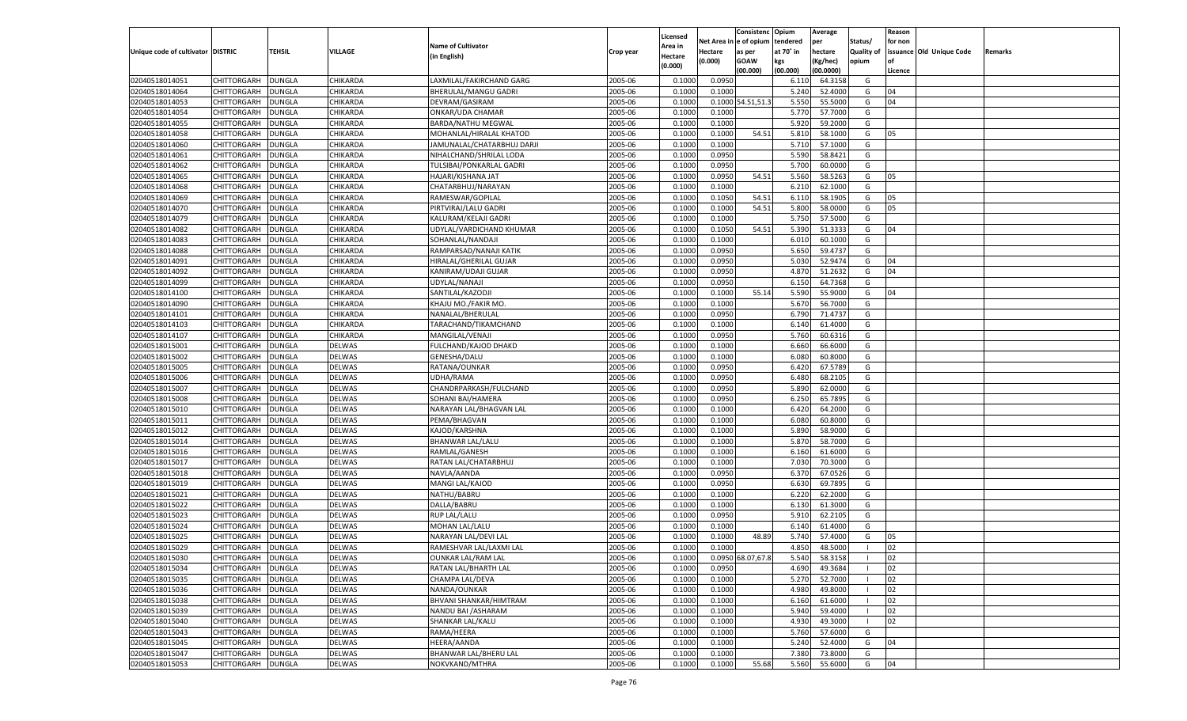| Unique code of cultivator | DISTRIC | TEHSIL | VILLAGE | Name of Cultivator (in English) | Crop year | Licensed Area in Hectare (0.000) | Net Area in Hectare (0.000) | Consistenc e of opium as per GOAW (00.000) | Opium tendered at 70° in kgs (00.000) | Average per hectare (Kg/hec) (00.0000) | Status/ Quality of opium | Reason for non issuance of Licence | Old Unique Code | Remarks |
|---|---|---|---|---|---|---|---|---|---|---|---|---|---|---|
| 02040518014051 | CHITTORGARH | DUNGLA | CHIKARDA | LAXMILAL/FAKIRCHAND GARG | 2005-06 | 0.1000 | 0.0950 | | 6.110 | 64.3158 | G | | | |
| 02040518014064 | CHITTORGARH | DUNGLA | CHIKARDA | BHERULAL/MANGU GADRI | 2005-06 | 0.1000 | 0.1000 | | 5.240 | 52.4000 | G | 04 | | |
| 02040518014053 | CHITTORGARH | DUNGLA | CHIKARDA | DEVRAM/GASIRAM | 2005-06 | 0.1000 | 0.1000 | 54.51,51.3 | 5.550 | 55.5000 | G | 04 | | |
| 02040518014054 | CHITTORGARH | DUNGLA | CHIKARDA | ONKAR/UDA CHAMAR | 2005-06 | 0.1000 | 0.1000 | | 5.770 | 57.7000 | G | | | |
| 02040518014055 | CHITTORGARH | DUNGLA | CHIKARDA | BARDA/NATHU MEGWAL | 2005-06 | 0.1000 | 0.1000 | | 5.920 | 59.2000 | G | | | |
| 02040518014058 | CHITTORGARH | DUNGLA | CHIKARDA | MOHANLAL/HIRALAL KHATOD | 2005-06 | 0.1000 | 0.1000 | 54.51 | 5.810 | 58.1000 | G | 05 | | |
| 02040518014060 | CHITTORGARH | DUNGLA | CHIKARDA | JAMUNALAL/CHATARBHUJ DARJI | 2005-06 | 0.1000 | 0.1000 | | 5.710 | 57.1000 | G | | | |
| 02040518014061 | CHITTORGARH | DUNGLA | CHIKARDA | NIHALCHAND/SHRILAL LODA | 2005-06 | 0.1000 | 0.0950 | | 5.590 | 58.8421 | G | | | |
| 02040518014062 | CHITTORGARH | DUNGLA | CHIKARDA | TULSIBAI/PONKARLAL GADRI | 2005-06 | 0.1000 | 0.0950 | | 5.700 | 60.0000 | G | | | |
| 02040518014065 | CHITTORGARH | DUNGLA | CHIKARDA | HAJARI/KISHANA JAT | 2005-06 | 0.1000 | 0.0950 | 54.51 | 5.560 | 58.5263 | G | 05 | | |
| 02040518014068 | CHITTORGARH | DUNGLA | CHIKARDA | CHATARBHUJ/NARAYAN | 2005-06 | 0.1000 | 0.1000 | | 6.210 | 62.1000 | G | | | |
| 02040518014069 | CHITTORGARH | DUNGLA | CHIKARDA | RAMESWAR/GOPILAL | 2005-06 | 0.1000 | 0.1050 | 54.51 | 6.110 | 58.1905 | G | 05 | | |
| 02040518014070 | CHITTORGARH | DUNGLA | CHIKARDA | PIRTVIRAJ/LALU GADRI | 2005-06 | 0.1000 | 0.1000 | 54.51 | 5.800 | 58.0000 | G | 05 | | |
| 02040518014079 | CHITTORGARH | DUNGLA | CHIKARDA | KALURAM/KELAJI GADRI | 2005-06 | 0.1000 | 0.1000 | | 5.750 | 57.5000 | G | | | |
| 02040518014082 | CHITTORGARH | DUNGLA | CHIKARDA | UDYLAL/VARDICHAND KHUMAR | 2005-06 | 0.1000 | 0.1050 | 54.51 | 5.390 | 51.3333 | G | 04 | | |
| 02040518014083 | CHITTORGARH | DUNGLA | CHIKARDA | SOHANLAL/NANDAJI | 2005-06 | 0.1000 | 0.1000 | | 6.010 | 60.1000 | G | | | |
| 02040518014088 | CHITTORGARH | DUNGLA | CHIKARDA | RAMPARSAD/NANAJI KATIK | 2005-06 | 0.1000 | 0.0950 | | 5.650 | 59.4737 | G | | | |
| 02040518014091 | CHITTORGARH | DUNGLA | CHIKARDA | HIRALAL/GHERILAL GUJAR | 2005-06 | 0.1000 | 0.0950 | | 5.030 | 52.9474 | G | 04 | | |
| 02040518014092 | CHITTORGARH | DUNGLA | CHIKARDA | KANIRAM/UDAJI GUJAR | 2005-06 | 0.1000 | 0.0950 | | 4.870 | 51.2632 | G | 04 | | |
| 02040518014099 | CHITTORGARH | DUNGLA | CHIKARDA | UDYLAL/NANAJI | 2005-06 | 0.1000 | 0.0950 | | 6.150 | 64.7368 | G | | | |
| 02040518014100 | CHITTORGARH | DUNGLA | CHIKARDA | SANTILAL/KAZODJI | 2005-06 | 0.1000 | 0.1000 | 55.14 | 5.590 | 55.9000 | G | 04 | | |
| 02040518014090 | CHITTORGARH | DUNGLA | CHIKARDA | KHAJU MO./FAKIR MO. | 2005-06 | 0.1000 | 0.1000 | | 5.670 | 56.7000 | G | | | |
| 02040518014101 | CHITTORGARH | DUNGLA | CHIKARDA | NANALAL/BHERULAL | 2005-06 | 0.1000 | 0.0950 | | 6.790 | 71.4737 | G | | | |
| 02040518014103 | CHITTORGARH | DUNGLA | CHIKARDA | TARACHAND/TIKAMCHAND | 2005-06 | 0.1000 | 0.1000 | | 6.140 | 61.4000 | G | | | |
| 02040518014107 | CHITTORGARH | DUNGLA | CHIKARDA | MANGILAL/VENAJI | 2005-06 | 0.1000 | 0.0950 | | 5.760 | 60.6316 | G | | | |
| 02040518015001 | CHITTORGARH | DUNGLA | DELWAS | FULCHAND/KAJOD DHAKD | 2005-06 | 0.1000 | 0.1000 | | 6.660 | 66.6000 | G | | | |
| 02040518015002 | CHITTORGARH | DUNGLA | DELWAS | GENESHA/DALU | 2005-06 | 0.1000 | 0.1000 | | 6.080 | 60.8000 | G | | | |
| 02040518015005 | CHITTORGARH | DUNGLA | DELWAS | RATANA/OUNKAR | 2005-06 | 0.1000 | 0.0950 | | 6.420 | 67.5789 | G | | | |
| 02040518015006 | CHITTORGARH | DUNGLA | DELWAS | UDHA/RAMA | 2005-06 | 0.1000 | 0.0950 | | 6.480 | 68.2105 | G | | | |
| 02040518015007 | CHITTORGARH | DUNGLA | DELWAS | CHANDRPARKASH/FULCHAND | 2005-06 | 0.1000 | 0.0950 | | 5.890 | 62.0000 | G | | | |
| 02040518015008 | CHITTORGARH | DUNGLA | DELWAS | SOHANI BAI/HAMERA | 2005-06 | 0.1000 | 0.0950 | | 6.250 | 65.7895 | G | | | |
| 02040518015010 | CHITTORGARH | DUNGLA | DELWAS | NARAYAN LAL/BHAGVAN LAL | 2005-06 | 0.1000 | 0.1000 | | 6.420 | 64.2000 | G | | | |
| 02040518015011 | CHITTORGARH | DUNGLA | DELWAS | PEMA/BHAGVAN | 2005-06 | 0.1000 | 0.1000 | | 6.080 | 60.8000 | G | | | |
| 02040518015012 | CHITTORGARH | DUNGLA | DELWAS | KAJOD/KARSHNA | 2005-06 | 0.1000 | 0.1000 | | 5.890 | 58.9000 | G | | | |
| 02040518015014 | CHITTORGARH | DUNGLA | DELWAS | BHANWAR LAL/LALU | 2005-06 | 0.1000 | 0.1000 | | 5.870 | 58.7000 | G | | | |
| 02040518015016 | CHITTORGARH | DUNGLA | DELWAS | RAMLAL/GANESH | 2005-06 | 0.1000 | 0.1000 | | 6.160 | 61.6000 | G | | | |
| 02040518015017 | CHITTORGARH | DUNGLA | DELWAS | RATAN LAL/CHATARBHUJ | 2005-06 | 0.1000 | 0.1000 | | 7.030 | 70.3000 | G | | | |
| 02040518015018 | CHITTORGARH | DUNGLA | DELWAS | NAVLA/AANDA | 2005-06 | 0.1000 | 0.0950 | | 6.370 | 67.0526 | G | | | |
| 02040518015019 | CHITTORGARH | DUNGLA | DELWAS | MANGI LAL/KAJOD | 2005-06 | 0.1000 | 0.0950 | | 6.630 | 69.7895 | G | | | |
| 02040518015021 | CHITTORGARH | DUNGLA | DELWAS | NATHU/BABRU | 2005-06 | 0.1000 | 0.1000 | | 6.220 | 62.2000 | G | | | |
| 02040518015022 | CHITTORGARH | DUNGLA | DELWAS | DALLA/BABRU | 2005-06 | 0.1000 | 0.1000 | | 6.130 | 61.3000 | G | | | |
| 02040518015023 | CHITTORGARH | DUNGLA | DELWAS | RUP LAL/LALU | 2005-06 | 0.1000 | 0.0950 | | 5.910 | 62.2105 | G | | | |
| 02040518015024 | CHITTORGARH | DUNGLA | DELWAS | MOHAN LAL/LALU | 2005-06 | 0.1000 | 0.1000 | | 6.140 | 61.4000 | G | | | |
| 02040518015025 | CHITTORGARH | DUNGLA | DELWAS | NARAYAN LAL/DEVI LAL | 2005-06 | 0.1000 | 0.1000 | 48.89 | 5.740 | 57.4000 | G | 05 | | |
| 02040518015029 | CHITTORGARH | DUNGLA | DELWAS | RAMESHVAR LAL/LAXMI LAL | 2005-06 | 0.1000 | 0.1000 | | 4.850 | 48.5000 | I | 02 | | |
| 02040518015030 | CHITTORGARH | DUNGLA | DELWAS | OUNKAR LAL/RAM LAL | 2005-06 | 0.1000 | 0.0950 | 68.07,67.8 | 5.540 | 58.3158 | I | 02 | | |
| 02040518015034 | CHITTORGARH | DUNGLA | DELWAS | RATAN LAL/BHARTH LAL | 2005-06 | 0.1000 | 0.0950 | | 4.690 | 49.3684 | I | 02 | | |
| 02040518015035 | CHITTORGARH | DUNGLA | DELWAS | CHAMPA LAL/DEVA | 2005-06 | 0.1000 | 0.1000 | | 5.270 | 52.7000 | I | 02 | | |
| 02040518015036 | CHITTORGARH | DUNGLA | DELWAS | NANDA/OUNKAR | 2005-06 | 0.1000 | 0.1000 | | 4.980 | 49.8000 | I | 02 | | |
| 02040518015038 | CHITTORGARH | DUNGLA | DELWAS | BHVANI SHANKAR/HIMTRAM | 2005-06 | 0.1000 | 0.1000 | | 6.160 | 61.6000 | I | 02 | | |
| 02040518015039 | CHITTORGARH | DUNGLA | DELWAS | NANDU BAI /ASHARAM | 2005-06 | 0.1000 | 0.1000 | | 5.940 | 59.4000 | I | 02 | | |
| 02040518015040 | CHITTORGARH | DUNGLA | DELWAS | SHANKAR LAL/KALU | 2005-06 | 0.1000 | 0.1000 | | 4.930 | 49.3000 | I | 02 | | |
| 02040518015043 | CHITTORGARH | DUNGLA | DELWAS | RAMA/HEERA | 2005-06 | 0.1000 | 0.1000 | | 5.760 | 57.6000 | G | | | |
| 02040518015045 | CHITTORGARH | DUNGLA | DELWAS | HEERA/AANDA | 2005-06 | 0.1000 | 0.1000 | | 5.240 | 52.4000 | G | 04 | | |
| 02040518015047 | CHITTORGARH | DUNGLA | DELWAS | BHANWAR LAL/BHERU LAL | 2005-06 | 0.1000 | 0.1000 | | 7.380 | 73.8000 | G | | | |
| 02040518015053 | CHITTORGARH | DUNGLA | DELWAS | NOKVKAND/MTHRA | 2005-06 | 0.1000 | 0.1000 | 55.68 | 5.560 | 55.6000 | G | 04 | | |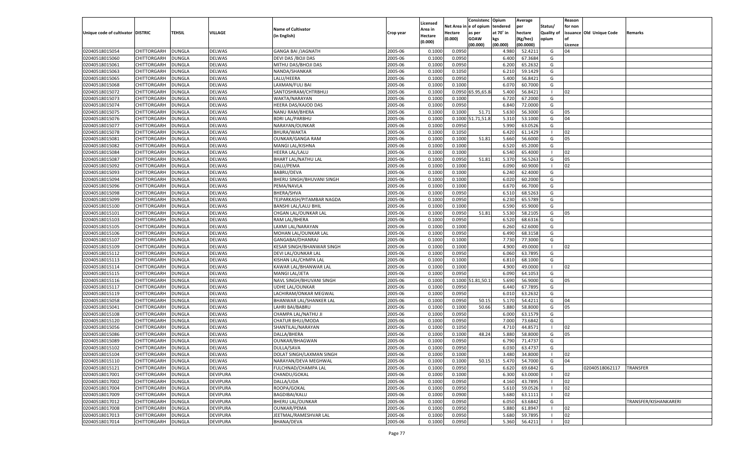| Unique code of cultivator | DISTRIC | TEHSIL | VILLAGE | Name of Cultivator (in English) | Crop year | Licensed Area in Hectare (0.000) | Net Area in Hectare (0.000) | Consistenc e of opium as per GOAW (00.000) | Opium tendered at 70° in kgs (00.000) | Average per hectare (Kg/hec) (00.0000) | Status/ Quality of opium | Reason for non issuance of Licence | Old Unique Code | Remarks |
|---|---|---|---|---|---|---|---|---|---|---|---|---|---|---|
| 02040518015054 | CHITTORGARH | DUNGLA | DELWAS | GANGA BAI /JAGNATH | 2005-06 | 0.1000 | 0.0950 | | 4.980 | 52.4211 | G | 04 | | |
| 02040518015060 | CHITTORGARH | DUNGLA | DELWAS | DEVI DAS /BOJI DAS | 2005-06 | 0.1000 | 0.0950 | | 6.400 | 67.3684 | G | | | |
| 02040518015061 | CHITTORGARH | DUNGLA | DELWAS | MITHU DAS/BHOJI DAS | 2005-06 | 0.1000 | 0.0950 | | 6.200 | 65.2632 | G | | | |
| 02040518015063 | CHITTORGARH | DUNGLA | DELWAS | NANDA/SHANKAR | 2005-06 | 0.1000 | 0.1050 | | 6.210 | 59.1429 | G | | | |
| 02040518015065 | CHITTORGARH | DUNGLA | DELWAS | LALU/HEERA | 2005-06 | 0.1000 | 0.0950 | | 5.400 | 56.8421 | G | | | |
| 02040518015068 | CHITTORGARH | DUNGLA | DELWAS | LAXMAN/FULI BAI | 2005-06 | 0.1000 | 0.1000 | | 6.070 | 60.7000 | G | | | |
| 02040518015072 | CHITTORGARH | DUNGLA | DELWAS | SANTOSHRAM/CHTRBHUJ | 2005-06 | 0.1000 | 0.0950 | 65.95,65.8 | 5.400 | 56.8421 | I | 02 | | |
| 02040518015073 | CHITTORGARH | DUNGLA | DELWAS | WAKTA/NARAYAN | 2005-06 | 0.1000 | 0.1000 | | 6.720 | 67.2000 | G | | | |
| 02040518015074 | CHITTORGARH | DUNGLA | DELWAS | HEERA DAS/KAJOD DAS | 2005-06 | 0.1000 | 0.0950 | | 6.840 | 72.0000 | G | | | |
| 02040518015075 | CHITTORGARH | DUNGLA | DELWAS | NANU RAM/BHERA | 2005-06 | 0.1000 | 0.1000 | 51.71 | 5.630 | 56.3000 | G | 05 | | |
| 02040518015076 | CHITTORGARH | DUNGLA | DELWAS | BDRI LAL/PARBHU | 2005-06 | 0.1000 | 0.1000 | 51.71,51.8 | 5.310 | 53.1000 | G | 04 | | |
| 02040518015077 | CHITTORGARH | DUNGLA | DELWAS | NARAYAN/OUNKAR | 2005-06 | 0.1000 | 0.0950 | | 5.990 | 63.0526 | G | | | |
| 02040518015078 | CHITTORGARH | DUNGLA | DELWAS | BHURA/WAKTA | 2005-06 | 0.1000 | 0.1050 | | 6.420 | 61.1429 | I | 02 | | |
| 02040518015081 | CHITTORGARH | DUNGLA | DELWAS | OUNKAR/GANGA RAM | 2005-06 | 0.1000 | 0.1000 | 51.81 | 5.660 | 56.6000 | G | 05 | | |
| 02040518015082 | CHITTORGARH | DUNGLA | DELWAS | MANGI LAL/KISHNA | 2005-06 | 0.1000 | 0.1000 | | 6.520 | 65.2000 | G | | | |
| 02040518015084 | CHITTORGARH | DUNGLA | DELWAS | HEERA LAL/LALU | 2005-06 | 0.1000 | 0.1000 | | 6.540 | 65.4000 | I | 02 | | |
| 02040518015087 | CHITTORGARH | DUNGLA | DELWAS | BHART LAL/NATHU LAL | 2005-06 | 0.1000 | 0.0950 | 51.81 | 5.370 | 56.5263 | G | 05 | | |
| 02040518015092 | CHITTORGARH | DUNGLA | DELWAS | DALU/PEMA | 2005-06 | 0.1000 | 0.1000 | | 6.090 | 60.9000 | I | 02 | | |
| 02040518015093 | CHITTORGARH | DUNGLA | DELWAS | BABRU/DEVA | 2005-06 | 0.1000 | 0.1000 | | 6.240 | 62.4000 | G | | | |
| 02040518015094 | CHITTORGARH | DUNGLA | DELWAS | BHERU SINGH/BHUVANI SINGH | 2005-06 | 0.1000 | 0.1000 | | 6.020 | 60.2000 | G | | | |
| 02040518015096 | CHITTORGARH | DUNGLA | DELWAS | PEMA/NAVLA | 2005-06 | 0.1000 | 0.1000 | | 6.670 | 66.7000 | G | | | |
| 02040518015098 | CHITTORGARH | DUNGLA | DELWAS | BHERA/SHVA | 2005-06 | 0.1000 | 0.0950 | | 6.510 | 68.5263 | G | | | |
| 02040518015099 | CHITTORGARH | DUNGLA | DELWAS | TEJPARKASH/PITAMBAR NAGDA | 2005-06 | 0.1000 | 0.0950 | | 6.230 | 65.5789 | G | | | |
| 02040518015100 | CHITTORGARH | DUNGLA | DELWAS | BANSHI LAL/LALU BHIL | 2005-06 | 0.1000 | 0.1000 | | 6.590 | 65.9000 | G | | | |
| 02040518015101 | CHITTORGARH | DUNGLA | DELWAS | CHGAN LAL/OUNKAR LAL | 2005-06 | 0.1000 | 0.0950 | 51.81 | 5.530 | 58.2105 | G | 05 | | |
| 02040518015103 | CHITTORGARH | DUNGLA | DELWAS | RAM LAL/BHERA | 2005-06 | 0.1000 | 0.0950 | | 6.520 | 68.6316 | G | | | |
| 02040518015105 | CHITTORGARH | DUNGLA | DELWAS | LAXMI LAL/NARAYAN | 2005-06 | 0.1000 | 0.1000 | | 6.260 | 62.6000 | G | | | |
| 02040518015106 | CHITTORGARH | DUNGLA | DELWAS | MOHAN LAL/OUNKAR LAL | 2005-06 | 0.1000 | 0.0950 | | 6.490 | 68.3158 | G | | | |
| 02040518015107 | CHITTORGARH | DUNGLA | DELWAS | GANGABAI/DHANRAJ | 2005-06 | 0.1000 | 0.1000 | | 7.730 | 77.3000 | G | | | |
| 02040518015109 | CHITTORGARH | DUNGLA | DELWAS | KESAR SINGH/BHANWAR SINGH | 2005-06 | 0.1000 | 0.1000 | | 4.900 | 49.0000 | I | 02 | | |
| 02040518015112 | CHITTORGARH | DUNGLA | DELWAS | DEVI LAL/OUNKAR LAL | 2005-06 | 0.1000 | 0.0950 | | 6.060 | 63.7895 | G | | | |
| 02040518015113 | CHITTORGARH | DUNGLA | DELWAS | KISHAN LAL/CHMPA LAL | 2005-06 | 0.1000 | 0.1000 | | 6.810 | 68.1000 | G | | | |
| 02040518015114 | CHITTORGARH | DUNGLA | DELWAS | KAWAR LAL/BHANWAR LAL | 2005-06 | 0.1000 | 0.1000 | | 4.900 | 49.0000 | I | 02 | | |
| 02040518015115 | CHITTORGARH | DUNGLA | DELWAS | MANGI LAL/JETA | 2005-06 | 0.1000 | 0.0950 | | 6.090 | 64.1053 | G | | | |
| 02040518015116 | CHITTORGARH | DUNGLA | DELWAS | NAVL SINGH/BHUVANI SINGH | 2005-06 | 0.1000 | 0.1000 | 51.81,50.1 | 5.690 | 56.9000 | G | 05 | | |
| 02040518015117 | CHITTORGARH | DUNGLA | DELWAS | UDHE LAL/OUNKAR | 2005-06 | 0.1000 | 0.0950 | | 6.440 | 67.7895 | G | | | |
| 02040518015119 | CHITTORGARH | DUNGLA | DELWAS | LACHIRAM/ONKAR MEGWAL | 2005-06 | 0.1000 | 0.0950 | | 6.010 | 63.2632 | G | | | |
| 02040518015058 | CHITTORGARH | DUNGLA | DELWAS | BHANWAR LAL/SHANKER LAL | 2005-06 | 0.1000 | 0.0950 | 50.15 | 5.170 | 54.4211 | G | 04 | | |
| 02040518015041 | CHITTORGARH | DUNGLA | DELWAS | LAHRI BAI/BABRU | 2005-06 | 0.1000 | 0.1000 | 50.66 | 5.880 | 58.8000 | G | 05 | | |
| 02040518015108 | CHITTORGARH | DUNGLA | DELWAS | CHAMPA LAL/NATHU JI | 2005-06 | 0.1000 | 0.0950 | | 6.000 | 63.1579 | G | | | |
| 02040518015120 | CHITTORGARH | DUNGLA | DELWAS | CHATUR BHUJ/MODA | 2005-06 | 0.1000 | 0.0950 | | 7.000 | 73.6842 | G | | | |
| 02040518015056 | CHITTORGARH | DUNGLA | DELWAS | SHANTILAL/NARAYAN | 2005-06 | 0.1000 | 0.1050 | | 4.710 | 44.8571 | I | 02 | | |
| 02040518015086 | CHITTORGARH | DUNGLA | DELWAS | DALLA/BHERA | 2005-06 | 0.1000 | 0.1000 | 48.24 | 5.880 | 58.8000 | G | 05 | | |
| 02040518015089 | CHITTORGARH | DUNGLA | DELWAS | OUNKAR/BHAGWAN | 2005-06 | 0.1000 | 0.0950 | | 6.790 | 71.4737 | G | | | |
| 02040518015102 | CHITTORGARH | DUNGLA | DELWAS | DULLA/SAVA | 2005-06 | 0.1000 | 0.0950 | | 6.030 | 63.4737 | G | | | |
| 02040518015104 | CHITTORGARH | DUNGLA | DELWAS | DOLAT SINGH/LAXMAN SINGH | 2005-06 | 0.1000 | 0.1000 | | 3.480 | 34.8000 | I | 02 | | |
| 02040518015110 | CHITTORGARH | DUNGLA | DELWAS | NARAYAN/DEVA MEGHWAL | 2005-06 | 0.1000 | 0.1000 | 50.15 | 5.470 | 54.7000 | G | 04 | | |
| 02040518015121 | CHITTORGARH | DUNGLA | DELWAS | FULCHNAD/CHAMPA LAL | 2005-06 | 0.1000 | 0.0950 | | 6.620 | 69.6842 | G | | 02040518062117 | TRANSFER |
| 02040518017001 | CHITTORGARH | DUNGLA | DEVIPURA | CHANDU/GOKAL | 2005-06 | 0.1000 | 0.1000 | | 6.300 | 63.0000 | I | 02 | | |
| 02040518017002 | CHITTORGARH | DUNGLA | DEVIPURA | DALLA/UDA | 2005-06 | 0.1000 | 0.0950 | | 4.160 | 43.7895 | I | 02 | | |
| 02040518017004 | CHITTORGARH | DUNGLA | DEVIPURA | ROOPA/GOKAL | 2005-06 | 0.1000 | 0.0950 | | 5.610 | 59.0526 | I | 02 | | |
| 02040518017009 | CHITTORGARH | DUNGLA | DEVIPURA | BAGDIBAI/KALU | 2005-06 | 0.1000 | 0.0900 | | 5.680 | 63.1111 | I | 02 | | |
| 02040518017012 | CHITTORGARH | DUNGLA | DEVIPURA | BHERU LAL/OUNKAR | 2005-06 | 0.1000 | 0.0950 | | 6.050 | 63.6842 | G | | | TRANSFER/KISHANKARERI |
| 02040518017008 | CHITTORGARH | DUNGLA | DEVIPURA | OUNKAR/PEMA | 2005-06 | 0.1000 | 0.0950 | | 5.880 | 61.8947 | I | 02 | | |
| 02040518017013 | CHITTORGARH | DUNGLA | DEVIPURA | JEETMAL/RAMESHVAR LAL | 2005-06 | 0.1000 | 0.0950 | | 5.680 | 59.7895 | I | 02 | | |
| 02040518017014 | CHITTORGARH | DUNGLA | DEVIPURA | BHANA/DEVA | 2005-06 | 0.1000 | 0.0950 | | 5.360 | 56.4211 | I | 02 | | |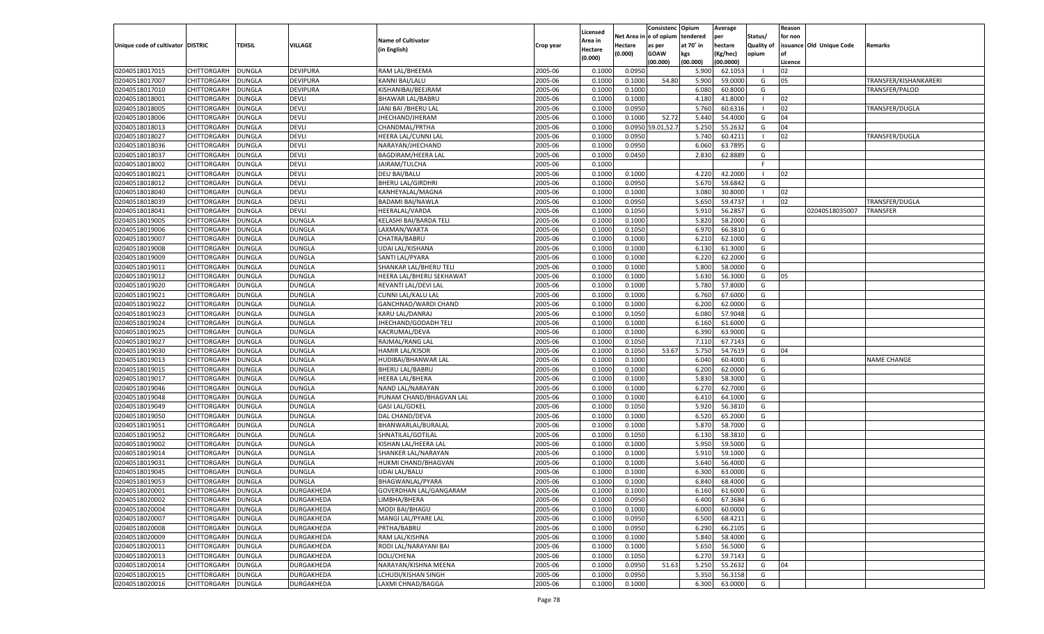| Unique code of cultivator | DISTRIC | TEHSIL | VILLAGE | Name of Cultivator (in English) | Crop year | Licensed Area in Hectare (0.000) | Net Area in Hectare (0.000) | Consistence of opium as per GOAW (00.000) | Opium tendered at 70° in kgs (00.000) | Average per hectare (Kg/hec) (00.0000) | Status/ Quality of opium | Reason for non issuance of Licence | Old Unique Code | Remarks |
|---|---|---|---|---|---|---|---|---|---|---|---|---|---|---|
| 02040518017015 | CHITTORGARH | DUNGLA | DEVIPURA | RAM LAL/BHEEMA | 2005-06 | 0.1000 | 0.0950 | | 5.900 | 62.1053 | I | 02 | | |
| 02040518017007 | CHITTORGARH | DUNGLA | DEVIPURA | KANNI BAI/LALU | 2005-06 | 0.1000 | 0.1000 | 54.80 | 5.900 | 59.0000 | G | 05 | | TRANSFER/KISHANKARERI |
| 02040518017010 | CHITTORGARH | DUNGLA | DEVIPURA | KISHANIBAI/BEEJRAM | 2005-06 | 0.1000 | 0.1000 | | 6.080 | 60.8000 | G | | | TRANSFER/PALOD |
| 02040518018001 | CHITTORGARH | DUNGLA | DEVLI | BHAWAR LAL/BABRU | 2005-06 | 0.1000 | 0.1000 | | 4.180 | 41.8000 | I | 02 | | |
| 02040518018005 | CHITTORGARH | DUNGLA | DEVLI | JANI BAI /BHERU LAL | 2005-06 | 0.1000 | 0.0950 | | 5.760 | 60.6316 | I | 02 | | TRANSFER/DUGLA |
| 02040518018006 | CHITTORGARH | DUNGLA | DEVLI | JHECHAND/JHERAM | 2005-06 | 0.1000 | 0.1000 | 52.72 | 5.440 | 54.4000 | G | 04 | | |
| 02040518018013 | CHITTORGARH | DUNGLA | DEVLI | CHANDMAL/PRTHA | 2005-06 | 0.1000 | 0.0950 | 59.01,52.7 | 5.250 | 55.2632 | G | 04 | | |
| 02040518018027 | CHITTORGARH | DUNGLA | DEVLI | HEERA LAL/CUNNI LAL | 2005-06 | 0.1000 | 0.0950 | | 5.740 | 60.4211 | I | 02 | | TRANSFER/DUGLA |
| 02040518018036 | CHITTORGARH | DUNGLA | DEVLI | NARAYAN/JHECHAND | 2005-06 | 0.1000 | 0.0950 | | 6.060 | 63.7895 | G | | | |
| 02040518018037 | CHITTORGARH | DUNGLA | DEVLI | BAGDIRAM/HEERA LAL | 2005-06 | 0.1000 | 0.0450 | | 2.830 | 62.8889 | G | | | |
| 02040518018002 | CHITTORGARH | DUNGLA | DEVLI | JAIRAM/TULCHA | 2005-06 | 0.1000 | | | | | F | | | |
| 02040518018021 | CHITTORGARH | DUNGLA | DEVLI | DEU BAI/BALU | 2005-06 | 0.1000 | 0.1000 | | 4.220 | 42.2000 | I | 02 | | |
| 02040518018012 | CHITTORGARH | DUNGLA | DEVLI | BHERU LAL/GIRDHRI | 2005-06 | 0.1000 | 0.0950 | | 5.670 | 59.6842 | G | | | |
| 02040518018040 | CHITTORGARH | DUNGLA | DEVLI | KANHEYALAL/MAGNA | 2005-06 | 0.1000 | 0.1000 | | 3.080 | 30.8000 | I | 02 | | |
| 02040518018039 | CHITTORGARH | DUNGLA | DEVLI | BADAMI BAI/NAWLA | 2005-06 | 0.1000 | 0.0950 | | 5.650 | 59.4737 | I | 02 | | TRANSFER/DUGLA |
| 02040518018041 | CHITTORGARH | DUNGLA | DEVLI | HEERALAL/VARDA | 2005-06 | 0.1000 | 0.1050 | | 5.910 | 56.2857 | G | | 02040518035007 | TRANSFER |
| 02040518019005 | CHITTORGARH | DUNGLA | DUNGLA | KELASHI BAI/BARDA TELI | 2005-06 | 0.1000 | 0.1000 | | 5.820 | 58.2000 | G | | | |
| 02040518019006 | CHITTORGARH | DUNGLA | DUNGLA | LAXMAN/WAKTA | 2005-06 | 0.1000 | 0.1050 | | 6.970 | 66.3810 | G | | | |
| 02040518019007 | CHITTORGARH | DUNGLA | DUNGLA | CHATRA/BABRU | 2005-06 | 0.1000 | 0.1000 | | 6.210 | 62.1000 | G | | | |
| 02040518019008 | CHITTORGARH | DUNGLA | DUNGLA | UDAI LAL/KISHANA | 2005-06 | 0.1000 | 0.1000 | | 6.130 | 61.3000 | G | | | |
| 02040518019009 | CHITTORGARH | DUNGLA | DUNGLA | SANTI LAL/PYARA | 2005-06 | 0.1000 | 0.1000 | | 6.220 | 62.2000 | G | | | |
| 02040518019011 | CHITTORGARH | DUNGLA | DUNGLA | SHANKAR LAL/BHERU TELI | 2005-06 | 0.1000 | 0.1000 | | 5.800 | 58.0000 | G | | | |
| 02040518019012 | CHITTORGARH | DUNGLA | DUNGLA | HEERA LAL/BHERU SEKHAWAT | 2005-06 | 0.1000 | 0.1000 | | 5.630 | 56.3000 | G | 05 | | |
| 02040518019020 | CHITTORGARH | DUNGLA | DUNGLA | REVANTI LAL/DEVI LAL | 2005-06 | 0.1000 | 0.1000 | | 5.780 | 57.8000 | G | | | |
| 02040518019021 | CHITTORGARH | DUNGLA | DUNGLA | CUNNI LAL/KALU LAL | 2005-06 | 0.1000 | 0.1000 | | 6.760 | 67.6000 | G | | | |
| 02040518019022 | CHITTORGARH | DUNGLA | DUNGLA | GANCHNAD/WARDI CHAND | 2005-06 | 0.1000 | 0.1000 | | 6.200 | 62.0000 | G | | | |
| 02040518019023 | CHITTORGARH | DUNGLA | DUNGLA | KARU LAL/DANRAJ | 2005-06 | 0.1000 | 0.1050 | | 6.080 | 57.9048 | G | | | |
| 02040518019024 | CHITTORGARH | DUNGLA | DUNGLA | JHECHAND/GODADH TELI | 2005-06 | 0.1000 | 0.1000 | | 6.160 | 61.6000 | G | | | |
| 02040518019025 | CHITTORGARH | DUNGLA | DUNGLA | KACRUMAL/DEVA | 2005-06 | 0.1000 | 0.1000 | | 6.390 | 63.9000 | G | | | |
| 02040518019027 | CHITTORGARH | DUNGLA | DUNGLA | RAJMAL/RANG LAL | 2005-06 | 0.1000 | 0.1050 | | 7.110 | 67.7143 | G | | | |
| 02040518019030 | CHITTORGARH | DUNGLA | DUNGLA | HAMIR LAL/KISOR | 2005-06 | 0.1000 | 0.1050 | 53.67 | 5.750 | 54.7619 | G | 04 | | |
| 02040518019013 | CHITTORGARH | DUNGLA | DUNGLA | HUDIBAI/BHANWAR LAL | 2005-06 | 0.1000 | 0.1000 | | 6.040 | 60.4000 | G | | | NAME CHANGE |
| 02040518019015 | CHITTORGARH | DUNGLA | DUNGLA | BHERU LAL/BABRU | 2005-06 | 0.1000 | 0.1000 | | 6.200 | 62.0000 | G | | | |
| 02040518019017 | CHITTORGARH | DUNGLA | DUNGLA | HEERA LAL/BHERA | 2005-06 | 0.1000 | 0.1000 | | 5.830 | 58.3000 | G | | | |
| 02040518019046 | CHITTORGARH | DUNGLA | DUNGLA | NAND LAL/NARAYAN | 2005-06 | 0.1000 | 0.1000 | | 6.270 | 62.7000 | G | | | |
| 02040518019048 | CHITTORGARH | DUNGLA | DUNGLA | PUNAM CHAND/BHAGVAN LAL | 2005-06 | 0.1000 | 0.1000 | | 6.410 | 64.1000 | G | | | |
| 02040518019049 | CHITTORGARH | DUNGLA | DUNGLA | GASI LAL/GOKEL | 2005-06 | 0.1000 | 0.1050 | | 5.920 | 56.3810 | G | | | |
| 02040518019050 | CHITTORGARH | DUNGLA | DUNGLA | DAL CHAND/DEVA | 2005-06 | 0.1000 | 0.1000 | | 6.520 | 65.2000 | G | | | |
| 02040518019051 | CHITTORGARH | DUNGLA | DUNGLA | BHANWARLAL/BURALAL | 2005-06 | 0.1000 | 0.1000 | | 5.870 | 58.7000 | G | | | |
| 02040518019052 | CHITTORGARH | DUNGLA | DUNGLA | SHNATILAL/GOTILAL | 2005-06 | 0.1000 | 0.1050 | | 6.130 | 58.3810 | G | | | |
| 02040518019002 | CHITTORGARH | DUNGLA | DUNGLA | KISHAN LAL/HEERA LAL | 2005-06 | 0.1000 | 0.1000 | | 5.950 | 59.5000 | G | | | |
| 02040518019014 | CHITTORGARH | DUNGLA | DUNGLA | SHANKER LAL/NARAYAN | 2005-06 | 0.1000 | 0.1000 | | 5.910 | 59.1000 | G | | | |
| 02040518019031 | CHITTORGARH | DUNGLA | DUNGLA | HUKMI CHAND/BHAGVAN | 2005-06 | 0.1000 | 0.1000 | | 5.640 | 56.4000 | G | | | |
| 02040518019045 | CHITTORGARH | DUNGLA | DUNGLA | UDAI LAL/BALU | 2005-06 | 0.1000 | 0.1000 | | 6.300 | 63.0000 | G | | | |
| 02040518019053 | CHITTORGARH | DUNGLA | DUNGLA | BHAGWANLAL/PYARA | 2005-06 | 0.1000 | 0.1000 | | 6.840 | 68.4000 | G | | | |
| 02040518020001 | CHITTORGARH | DUNGLA | DURGAKHEDA | GOVERDHAN LAL/GANGARAM | 2005-06 | 0.1000 | 0.1000 | | 6.160 | 61.6000 | G | | | |
| 02040518020002 | CHITTORGARH | DUNGLA | DURGAKHEDA | LIMBHA/BHERA | 2005-06 | 0.1000 | 0.0950 | | 6.400 | 67.3684 | G | | | |
| 02040518020004 | CHITTORGARH | DUNGLA | DURGAKHEDA | MODI BAI/BHAGU | 2005-06 | 0.1000 | 0.1000 | | 6.000 | 60.0000 | G | | | |
| 02040518020007 | CHITTORGARH | DUNGLA | DURGAKHEDA | MANGI LAL/PYARE LAL | 2005-06 | 0.1000 | 0.0950 | | 6.500 | 68.4211 | G | | | |
| 02040518020008 | CHITTORGARH | DUNGLA | DURGAKHEDA | PRTHA/BABRU | 2005-06 | 0.1000 | 0.0950 | | 6.290 | 66.2105 | G | | | |
| 02040518020009 | CHITTORGARH | DUNGLA | DURGAKHEDA | RAM LAL/KISHNA | 2005-06 | 0.1000 | 0.1000 | | 5.840 | 58.4000 | G | | | |
| 02040518020011 | CHITTORGARH | DUNGLA | DURGAKHEDA | RODI LAL/NARAYANI BAI | 2005-06 | 0.1000 | 0.1000 | | 5.650 | 56.5000 | G | | | |
| 02040518020013 | CHITTORGARH | DUNGLA | DURGAKHEDA | DOLI/CHENA | 2005-06 | 0.1000 | 0.1050 | | 6.270 | 59.7143 | G | | | |
| 02040518020014 | CHITTORGARH | DUNGLA | DURGAKHEDA | NARAYAN/KISHNA MEENA | 2005-06 | 0.1000 | 0.0950 | 51.63 | 5.250 | 55.2632 | G | 04 | | |
| 02040518020015 | CHITTORGARH | DUNGLA | DURGAKHEDA | LCHUDI/KISHAN SINGH | 2005-06 | 0.1000 | 0.0950 | | 5.350 | 56.3158 | G | | | |
| 02040518020016 | CHITTORGARH | DUNGLA | DURGAKHEDA | LAXMI CHNAD/BAGGA | 2005-06 | 0.1000 | 0.1000 | | 6.300 | 63.0000 | G | | | |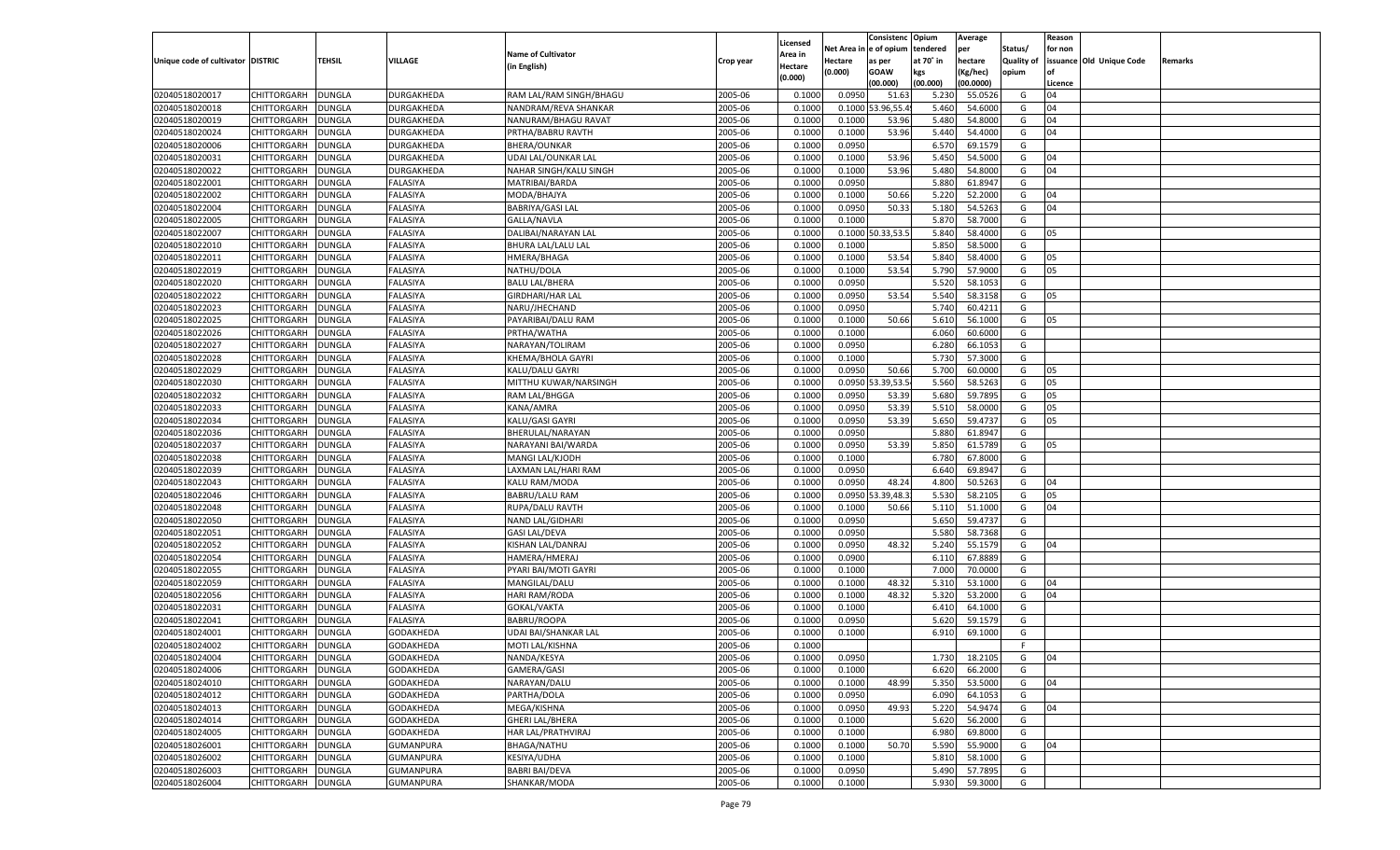| Unique code of cultivator | DISTRIC | TEHSIL | VILLAGE | Name of Cultivator (in English) | Crop year | Licensed Area in Hectare (0.000) | Net Area in Hectare (0.000) | Consistenc e of opium as per GOAW (00.000) | Opium tendered at 70˚ in kgs (00.000) | Average per hectare (Kg/hec) (00.0000) | Status/ Quality of opium | Reason for non issuance of Licence | Old Unique Code | Remarks |
|---|---|---|---|---|---|---|---|---|---|---|---|---|---|---|
| 02040518020017 | CHITTORGARH | DUNGLA | DURGAKHEDA | RAM LAL/RAM SINGH/BHAGU | 2005-06 | 0.1000 | 0.0950 | 51.63 | 5.230 | 55.0526 | G | 04 | | |
| 02040518020018 | CHITTORGARH | DUNGLA | DURGAKHEDA | NANDRAM/REVA SHANKAR | 2005-06 | 0.1000 | 0.1000 | 53.96,55.4 | 5.460 | 54.6000 | G | 04 | | |
| 02040518020019 | CHITTORGARH | DUNGLA | DURGAKHEDA | NANURAM/BHAGU RAVAT | 2005-06 | 0.1000 | 0.1000 | 53.96 | 5.480 | 54.8000 | G | 04 | | |
| 02040518020024 | CHITTORGARH | DUNGLA | DURGAKHEDA | PRTHA/BABRU RAVTH | 2005-06 | 0.1000 | 0.1000 | 53.96 | 5.440 | 54.4000 | G | 04 | | |
| 02040518020006 | CHITTORGARH | DUNGLA | DURGAKHEDA | BHERA/OUNKAR | 2005-06 | 0.1000 | 0.0950 | | 6.570 | 69.1579 | G | | | |
| 02040518020031 | CHITTORGARH | DUNGLA | DURGAKHEDA | UDAI LAL/OUNKAR LAL | 2005-06 | 0.1000 | 0.1000 | 53.96 | 5.450 | 54.5000 | G | 04 | | |
| 02040518020022 | CHITTORGARH | DUNGLA | DURGAKHEDA | NAHAR SINGH/KALU SINGH | 2005-06 | 0.1000 | 0.1000 | 53.96 | 5.480 | 54.8000 | G | 04 | | |
| 02040518022001 | CHITTORGARH | DUNGLA | FALASIYA | MATRIBAI/BARDA | 2005-06 | 0.1000 | 0.0950 | | 5.880 | 61.8947 | G | | | |
| 02040518022002 | CHITTORGARH | DUNGLA | FALASIYA | MODA/BHAJYA | 2005-06 | 0.1000 | 0.1000 | 50.66 | 5.220 | 52.2000 | G | 04 | | |
| 02040518022004 | CHITTORGARH | DUNGLA | FALASIYA | BABRIYA/GASI LAL | 2005-06 | 0.1000 | 0.0950 | 50.33 | 5.180 | 54.5263 | G | 04 | | |
| 02040518022005 | CHITTORGARH | DUNGLA | FALASIYA | GALLA/NAVLA | 2005-06 | 0.1000 | 0.1000 | | 5.870 | 58.7000 | G | | | |
| 02040518022007 | CHITTORGARH | DUNGLA | FALASIYA | DALIBAI/NARAYAN LAL | 2005-06 | 0.1000 | 0.1000 | 50.33,53.5 | 5.840 | 58.4000 | G | 05 | | |
| 02040518022010 | CHITTORGARH | DUNGLA | FALASIYA | BHURA LAL/LALU LAL | 2005-06 | 0.1000 | 0.1000 | | 5.850 | 58.5000 | G | | | |
| 02040518022011 | CHITTORGARH | DUNGLA | FALASIYA | HMERA/BHAGA | 2005-06 | 0.1000 | 0.1000 | 53.54 | 5.840 | 58.4000 | G | 05 | | |
| 02040518022019 | CHITTORGARH | DUNGLA | FALASIYA | NATHU/DOLA | 2005-06 | 0.1000 | 0.1000 | 53.54 | 5.790 | 57.9000 | G | 05 | | |
| 02040518022020 | CHITTORGARH | DUNGLA | FALASIYA | BALU LAL/BHERA | 2005-06 | 0.1000 | 0.0950 | | 5.520 | 58.1053 | G | | | |
| 02040518022022 | CHITTORGARH | DUNGLA | FALASIYA | GIRDHARI/HAR LAL | 2005-06 | 0.1000 | 0.0950 | 53.54 | 5.540 | 58.3158 | G | 05 | | |
| 02040518022023 | CHITTORGARH | DUNGLA | FALASIYA | NARU/JHECHAND | 2005-06 | 0.1000 | 0.0950 | | 5.740 | 60.4211 | G | | | |
| 02040518022025 | CHITTORGARH | DUNGLA | FALASIYA | PAYARIBAI/DALU RAM | 2005-06 | 0.1000 | 0.1000 | 50.66 | 5.610 | 56.1000 | G | 05 | | |
| 02040518022026 | CHITTORGARH | DUNGLA | FALASIYA | PRTHA/WATHA | 2005-06 | 0.1000 | 0.1000 | | 6.060 | 60.6000 | G | | | |
| 02040518022027 | CHITTORGARH | DUNGLA | FALASIYA | NARAYAN/TOLIRAM | 2005-06 | 0.1000 | 0.0950 | | 6.280 | 66.1053 | G | | | |
| 02040518022028 | CHITTORGARH | DUNGLA | FALASIYA | KHEMA/BHOLA GAYRI | 2005-06 | 0.1000 | 0.1000 | | 5.730 | 57.3000 | G | | | |
| 02040518022029 | CHITTORGARH | DUNGLA | FALASIYA | KALU/DALU GAYRI | 2005-06 | 0.1000 | 0.0950 | 50.66 | 5.700 | 60.0000 | G | 05 | | |
| 02040518022030 | CHITTORGARH | DUNGLA | FALASIYA | MITTHU KUWAR/NARSINGH | 2005-06 | 0.1000 | 0.0950 | 53.39,53.5 | 5.560 | 58.5263 | G | 05 | | |
| 02040518022032 | CHITTORGARH | DUNGLA | FALASIYA | RAM LAL/BHGGA | 2005-06 | 0.1000 | 0.0950 | 53.39 | 5.680 | 59.7895 | G | 05 | | |
| 02040518022033 | CHITTORGARH | DUNGLA | FALASIYA | KANA/AMRA | 2005-06 | 0.1000 | 0.0950 | 53.39 | 5.510 | 58.0000 | G | 05 | | |
| 02040518022034 | CHITTORGARH | DUNGLA | FALASIYA | KALU/GASI GAYRI | 2005-06 | 0.1000 | 0.0950 | 53.39 | 5.650 | 59.4737 | G | 05 | | |
| 02040518022036 | CHITTORGARH | DUNGLA | FALASIYA | BHERULAL/NARAYAN | 2005-06 | 0.1000 | 0.0950 | | 5.880 | 61.8947 | G | | | |
| 02040518022037 | CHITTORGARH | DUNGLA | FALASIYA | NARAYANI BAI/WARDA | 2005-06 | 0.1000 | 0.0950 | 53.39 | 5.850 | 61.5789 | G | 05 | | |
| 02040518022038 | CHITTORGARH | DUNGLA | FALASIYA | MANGI LAL/KJODH | 2005-06 | 0.1000 | 0.1000 | | 6.780 | 67.8000 | G | | | |
| 02040518022039 | CHITTORGARH | DUNGLA | FALASIYA | LAXMAN LAL/HARI RAM | 2005-06 | 0.1000 | 0.0950 | | 6.640 | 69.8947 | G | | | |
| 02040518022043 | CHITTORGARH | DUNGLA | FALASIYA | KALU RAM/MODA | 2005-06 | 0.1000 | 0.0950 | 48.24 | 4.800 | 50.5263 | G | 04 | | |
| 02040518022046 | CHITTORGARH | DUNGLA | FALASIYA | BABRU/LALU RAM | 2005-06 | 0.1000 | 0.0950 | 53.39,48.3 | 5.530 | 58.2105 | G | 05 | | |
| 02040518022048 | CHITTORGARH | DUNGLA | FALASIYA | RUPA/DALU RAVTH | 2005-06 | 0.1000 | 0.1000 | 50.66 | 5.110 | 51.1000 | G | 04 | | |
| 02040518022050 | CHITTORGARH | DUNGLA | FALASIYA | NAND LAL/GIDHARI | 2005-06 | 0.1000 | 0.0950 | | 5.650 | 59.4737 | G | | | |
| 02040518022051 | CHITTORGARH | DUNGLA | FALASIYA | GASI LAL/DEVA | 2005-06 | 0.1000 | 0.0950 | | 5.580 | 58.7368 | G | | | |
| 02040518022052 | CHITTORGARH | DUNGLA | FALASIYA | KISHAN LAL/DANRAJ | 2005-06 | 0.1000 | 0.0950 | 48.32 | 5.240 | 55.1579 | G | 04 | | |
| 02040518022054 | CHITTORGARH | DUNGLA | FALASIYA | HAMERA/HMERAJ | 2005-06 | 0.1000 | 0.0900 | | 6.110 | 67.8889 | G | | | |
| 02040518022055 | CHITTORGARH | DUNGLA | FALASIYA | PYARI BAI/MOTI GAYRI | 2005-06 | 0.1000 | 0.1000 | | 7.000 | 70.0000 | G | | | |
| 02040518022059 | CHITTORGARH | DUNGLA | FALASIYA | MANGILAL/DALU | 2005-06 | 0.1000 | 0.1000 | 48.32 | 5.310 | 53.1000 | G | 04 | | |
| 02040518022056 | CHITTORGARH | DUNGLA | FALASIYA | HARI RAM/RODA | 2005-06 | 0.1000 | 0.1000 | 48.32 | 5.320 | 53.2000 | G | 04 | | |
| 02040518022031 | CHITTORGARH | DUNGLA | FALASIYA | GOKAL/VAKTA | 2005-06 | 0.1000 | 0.1000 | | 6.410 | 64.1000 | G | | | |
| 02040518022041 | CHITTORGARH | DUNGLA | FALASIYA | BABRU/ROOPA | 2005-06 | 0.1000 | 0.0950 | | 5.620 | 59.1579 | G | | | |
| 02040518024001 | CHITTORGARH | DUNGLA | GODAKHEDA | UDAI BAI/SHANKAR LAL | 2005-06 | 0.1000 | 0.1000 | | 6.910 | 69.1000 | G | | | |
| 02040518024002 | CHITTORGARH | DUNGLA | GODAKHEDA | MOTI LAL/KISHNA | 2005-06 | 0.1000 | | | | | F | | | |
| 02040518024004 | CHITTORGARH | DUNGLA | GODAKHEDA | NANDA/KESYA | 2005-06 | 0.1000 | 0.0950 | | 1.730 | 18.2105 | G | 04 | | |
| 02040518024006 | CHITTORGARH | DUNGLA | GODAKHEDA | GAMERA/GASI | 2005-06 | 0.1000 | 0.1000 | | 6.620 | 66.2000 | G | | | |
| 02040518024010 | CHITTORGARH | DUNGLA | GODAKHEDA | NARAYAN/DALU | 2005-06 | 0.1000 | 0.1000 | 48.99 | 5.350 | 53.5000 | G | 04 | | |
| 02040518024012 | CHITTORGARH | DUNGLA | GODAKHEDA | PARTHA/DOLA | 2005-06 | 0.1000 | 0.0950 | | 6.090 | 64.1053 | G | | | |
| 02040518024013 | CHITTORGARH | DUNGLA | GODAKHEDA | MEGA/KISHNA | 2005-06 | 0.1000 | 0.0950 | 49.93 | 5.220 | 54.9474 | G | 04 | | |
| 02040518024014 | CHITTORGARH | DUNGLA | GODAKHEDA | GHERI LAL/BHERA | 2005-06 | 0.1000 | 0.1000 | | 5.620 | 56.2000 | G | | | |
| 02040518024005 | CHITTORGARH | DUNGLA | GODAKHEDA | HAR LAL/PRATHVIRAJ | 2005-06 | 0.1000 | 0.1000 | | 6.980 | 69.8000 | G | | | |
| 02040518026001 | CHITTORGARH | DUNGLA | GUMANPURA | BHAGA/NATHU | 2005-06 | 0.1000 | 0.1000 | 50.70 | 5.590 | 55.9000 | G | 04 | | |
| 02040518026002 | CHITTORGARH | DUNGLA | GUMANPURA | KESIYA/UDHA | 2005-06 | 0.1000 | 0.1000 | | 5.810 | 58.1000 | G | | | |
| 02040518026003 | CHITTORGARH | DUNGLA | GUMANPURA | BABRI BAI/DEVA | 2005-06 | 0.1000 | 0.0950 | | 5.490 | 57.7895 | G | | | |
| 02040518026004 | CHITTORGARH | DUNGLA | GUMANPURA | SHANKAR/MODA | 2005-06 | 0.1000 | 0.1000 | | 5.930 | 59.3000 | G | | | |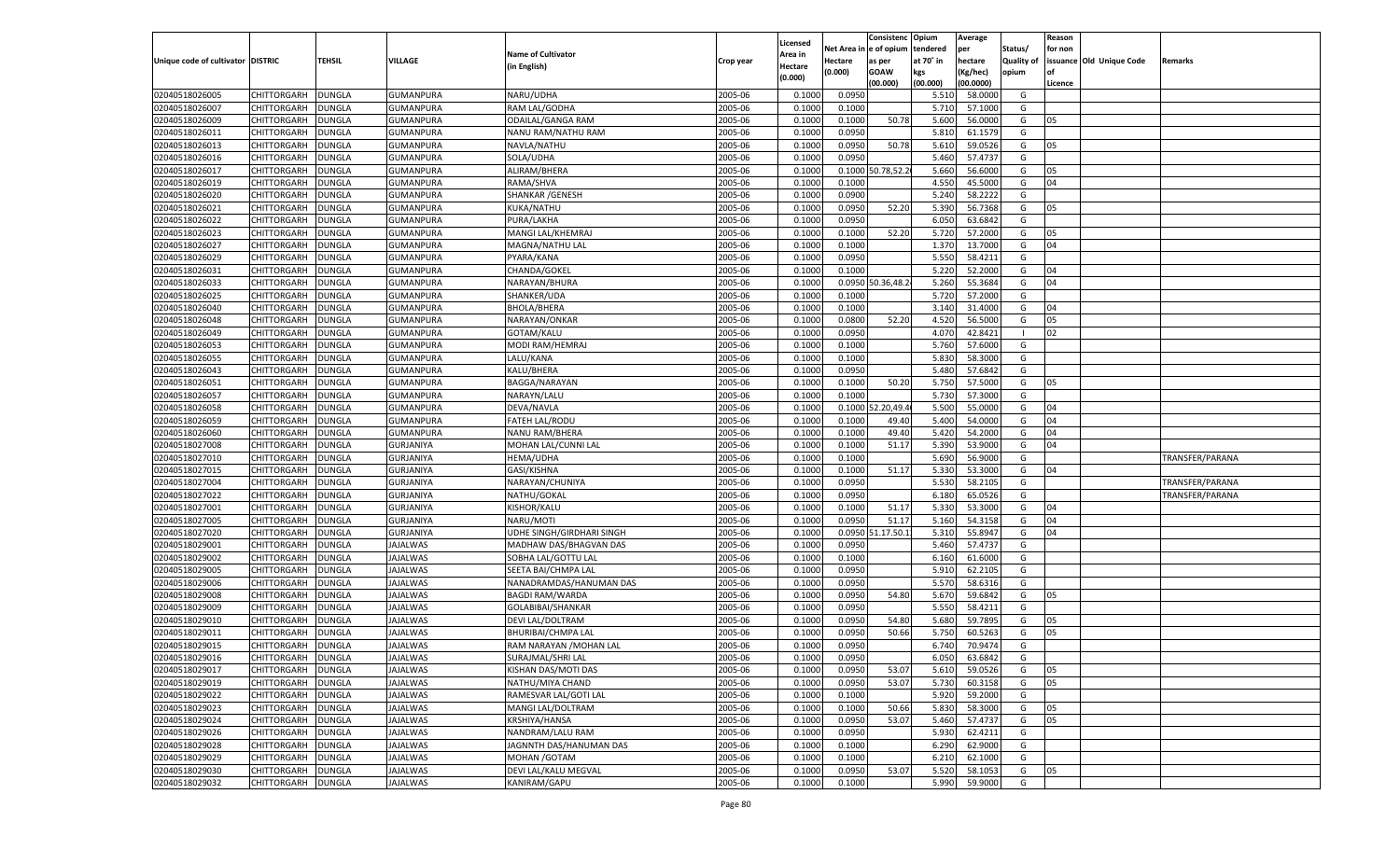| Unique code of cultivator | DISTRIC | TEHSIL | VILLAGE | Name of Cultivator (in English) | Crop year | Licensed Area in Hectare (0.000) | Net Area in Hectare (0.000) | Consistenc e of opium as per GOAW (00.000) | Opium tendered at 70° in kgs (00.000) | Average per hectare (Kg/hec) (00.0000) | Status/ Quality of opium | Reason for non issuance of Licence | Old Unique Code | Remarks |
|---|---|---|---|---|---|---|---|---|---|---|---|---|---|---|
| 02040518026005 | CHITTORGARH | DUNGLA | GUMANPURA | NARU/UDHA | 2005-06 | 0.1000 | 0.0950 | | 5.510 | 58.0000 | G | | | |
| 02040518026007 | CHITTORGARH | DUNGLA | GUMANPURA | RAM LAL/GODHA | 2005-06 | 0.1000 | 0.1000 | | 5.710 | 57.1000 | G | | | |
| 02040518026009 | CHITTORGARH | DUNGLA | GUMANPURA | ODAILAL/GANGA RAM | 2005-06 | 0.1000 | 0.1000 | 50.78 | 5.600 | 56.0000 | G | 05 | | |
| 02040518026011 | CHITTORGARH | DUNGLA | GUMANPURA | NANU RAM/NATHU RAM | 2005-06 | 0.1000 | 0.0950 | | 5.810 | 61.1579 | G | | | |
| 02040518026013 | CHITTORGARH | DUNGLA | GUMANPURA | NAVLA/NATHU | 2005-06 | 0.1000 | 0.0950 | 50.78 | 5.610 | 59.0526 | G | 05 | | |
| 02040518026016 | CHITTORGARH | DUNGLA | GUMANPURA | SOLA/UDHA | 2005-06 | 0.1000 | 0.0950 | | 5.460 | 57.4737 | G | | | |
| 02040518026017 | CHITTORGARH | DUNGLA | GUMANPURA | ALIRAM/BHERA | 2005-06 | 0.1000 | 0.1000 | 50.78,52.2 | 5.660 | 56.6000 | G | 05 | | |
| 02040518026019 | CHITTORGARH | DUNGLA | GUMANPURA | RAMA/SHVA | 2005-06 | 0.1000 | 0.1000 | | 4.550 | 45.5000 | G | 04 | | |
| 02040518026020 | CHITTORGARH | DUNGLA | GUMANPURA | SHANKAR /GENESH | 2005-06 | 0.1000 | 0.0900 | | 5.240 | 58.2222 | G | | | |
| 02040518026021 | CHITTORGARH | DUNGLA | GUMANPURA | KUKA/NATHU | 2005-06 | 0.1000 | 0.0950 | 52.20 | 5.390 | 56.7368 | G | 05 | | |
| 02040518026022 | CHITTORGARH | DUNGLA | GUMANPURA | PURA/LAKHA | 2005-06 | 0.1000 | 0.0950 | | 6.050 | 63.6842 | G | | | |
| 02040518026023 | CHITTORGARH | DUNGLA | GUMANPURA | MANGI LAL/KHEMRAJ | 2005-06 | 0.1000 | 0.1000 | 52.20 | 5.720 | 57.2000 | G | 05 | | |
| 02040518026027 | CHITTORGARH | DUNGLA | GUMANPURA | MAGNA/NATHU LAL | 2005-06 | 0.1000 | 0.1000 | | 1.370 | 13.7000 | G | 04 | | |
| 02040518026029 | CHITTORGARH | DUNGLA | GUMANPURA | PYARA/KANA | 2005-06 | 0.1000 | 0.0950 | | 5.550 | 58.4211 | G | | | |
| 02040518026031 | CHITTORGARH | DUNGLA | GUMANPURA | CHANDA/GOKEL | 2005-06 | 0.1000 | 0.1000 | | 5.220 | 52.2000 | G | 04 | | |
| 02040518026033 | CHITTORGARH | DUNGLA | GUMANPURA | NARAYAN/BHURA | 2005-06 | 0.1000 | 0.0950 | 50.36,48.2 | 5.260 | 55.3684 | G | 04 | | |
| 02040518026025 | CHITTORGARH | DUNGLA | GUMANPURA | SHANKER/UDA | 2005-06 | 0.1000 | 0.1000 | | 5.720 | 57.2000 | G | | | |
| 02040518026040 | CHITTORGARH | DUNGLA | GUMANPURA | BHOLA/BHERA | 2005-06 | 0.1000 | 0.1000 | | 3.140 | 31.4000 | G | 04 | | |
| 02040518026048 | CHITTORGARH | DUNGLA | GUMANPURA | NARAYAN/ONKAR | 2005-06 | 0.1000 | 0.0800 | 52.20 | 4.520 | 56.5000 | G | 05 | | |
| 02040518026049 | CHITTORGARH | DUNGLA | GUMANPURA | GOTAM/KALU | 2005-06 | 0.1000 | 0.0950 | | 4.070 | 42.8421 | I | 02 | | |
| 02040518026053 | CHITTORGARH | DUNGLA | GUMANPURA | MODI RAM/HEMRAJ | 2005-06 | 0.1000 | 0.1000 | | 5.760 | 57.6000 | G | | | |
| 02040518026055 | CHITTORGARH | DUNGLA | GUMANPURA | LALU/KANA | 2005-06 | 0.1000 | 0.1000 | | 5.830 | 58.3000 | G | | | |
| 02040518026043 | CHITTORGARH | DUNGLA | GUMANPURA | KALU/BHERA | 2005-06 | 0.1000 | 0.0950 | | 5.480 | 57.6842 | G | | | |
| 02040518026051 | CHITTORGARH | DUNGLA | GUMANPURA | BAGGA/NARAYAN | 2005-06 | 0.1000 | 0.1000 | 50.20 | 5.750 | 57.5000 | G | 05 | | |
| 02040518026057 | CHITTORGARH | DUNGLA | GUMANPURA | NARAYN/LALU | 2005-06 | 0.1000 | 0.1000 | | 5.730 | 57.3000 | G | | | |
| 02040518026058 | CHITTORGARH | DUNGLA | GUMANPURA | DEVA/NAVLA | 2005-06 | 0.1000 | 0.1000 | 52.20,49.4 | 5.500 | 55.0000 | G | 04 | | |
| 02040518026059 | CHITTORGARH | DUNGLA | GUMANPURA | FATEH LAL/RODU | 2005-06 | 0.1000 | 0.1000 | 49.40 | 5.400 | 54.0000 | G | 04 | | |
| 02040518026060 | CHITTORGARH | DUNGLA | GUMANPURA | NANU RAM/BHERA | 2005-06 | 0.1000 | 0.1000 | 49.40 | 5.420 | 54.2000 | G | 04 | | |
| 02040518027008 | CHITTORGARH | DUNGLA | GURJANIYA | MOHAN LAL/CUNNI LAL | 2005-06 | 0.1000 | 0.1000 | 51.17 | 5.390 | 53.9000 | G | 04 | | |
| 02040518027010 | CHITTORGARH | DUNGLA | GURJANIYA | HEMA/UDHA | 2005-06 | 0.1000 | 0.1000 | | 5.690 | 56.9000 | G | | | TRANSFER/PARANA |
| 02040518027015 | CHITTORGARH | DUNGLA | GURJANIYA | GASI/KISHNA | 2005-06 | 0.1000 | 0.1000 | 51.17 | 5.330 | 53.3000 | G | 04 | | |
| 02040518027004 | CHITTORGARH | DUNGLA | GURJANIYA | NARAYAN/CHUNIYA | 2005-06 | 0.1000 | 0.0950 | | 5.530 | 58.2105 | G | | | TRANSFER/PARANA |
| 02040518027022 | CHITTORGARH | DUNGLA | GURJANIYA | NATHU/GOKAL | 2005-06 | 0.1000 | 0.0950 | | 6.180 | 65.0526 | G | | | TRANSFER/PARANA |
| 02040518027001 | CHITTORGARH | DUNGLA | GURJANIYA | KISHOR/KALU | 2005-06 | 0.1000 | 0.1000 | 51.17 | 5.330 | 53.3000 | G | 04 | | |
| 02040518027005 | CHITTORGARH | DUNGLA | GURJANIYA | NARU/MOTI | 2005-06 | 0.1000 | 0.0950 | 51.17 | 5.160 | 54.3158 | G | 04 | | |
| 02040518027020 | CHITTORGARH | DUNGLA | GURJANIYA | UDHE SINGH/GIRDHARI SINGH | 2005-06 | 0.1000 | 0.0950 | 51.17.50.1 | 5.310 | 55.8947 | G | 04 | | |
| 02040518029001 | CHITTORGARH | DUNGLA | JAJALWAS | MADHAW DAS/BHAGVAN DAS | 2005-06 | 0.1000 | 0.0950 | | 5.460 | 57.4737 | G | | | |
| 02040518029002 | CHITTORGARH | DUNGLA | JAJALWAS | SOBHA LAL/GOTTU LAL | 2005-06 | 0.1000 | 0.1000 | | 6.160 | 61.6000 | G | | | |
| 02040518029005 | CHITTORGARH | DUNGLA | JAJALWAS | SEETA BAI/CHMPA LAL | 2005-06 | 0.1000 | 0.0950 | | 5.910 | 62.2105 | G | | | |
| 02040518029006 | CHITTORGARH | DUNGLA | JAJALWAS | NANADRAMDAS/HANUMAN DAS | 2005-06 | 0.1000 | 0.0950 | | 5.570 | 58.6316 | G | | | |
| 02040518029008 | CHITTORGARH | DUNGLA | JAJALWAS | BAGDI RAM/WARDA | 2005-06 | 0.1000 | 0.0950 | 54.80 | 5.670 | 59.6842 | G | 05 | | |
| 02040518029009 | CHITTORGARH | DUNGLA | JAJALWAS | GOLABIBAI/SHANKAR | 2005-06 | 0.1000 | 0.0950 | | 5.550 | 58.4211 | G | | | |
| 02040518029010 | CHITTORGARH | DUNGLA | JAJALWAS | DEVI LAL/DOLTRAM | 2005-06 | 0.1000 | 0.0950 | 54.80 | 5.680 | 59.7895 | G | 05 | | |
| 02040518029011 | CHITTORGARH | DUNGLA | JAJALWAS | BHURIBAI/CHMPA LAL | 2005-06 | 0.1000 | 0.0950 | 50.66 | 5.750 | 60.5263 | G | 05 | | |
| 02040518029015 | CHITTORGARH | DUNGLA | JAJALWAS | RAM NARAYAN /MOHAN LAL | 2005-06 | 0.1000 | 0.0950 | | 6.740 | 70.9474 | G | | | |
| 02040518029016 | CHITTORGARH | DUNGLA | JAJALWAS | SURAJMAL/SHRI LAL | 2005-06 | 0.1000 | 0.0950 | | 6.050 | 63.6842 | G | | | |
| 02040518029017 | CHITTORGARH | DUNGLA | JAJALWAS | KISHAN DAS/MOTI DAS | 2005-06 | 0.1000 | 0.0950 | 53.07 | 5.610 | 59.0526 | G | 05 | | |
| 02040518029019 | CHITTORGARH | DUNGLA | JAJALWAS | NATHU/MIYA CHAND | 2005-06 | 0.1000 | 0.0950 | 53.07 | 5.730 | 60.3158 | G | 05 | | |
| 02040518029022 | CHITTORGARH | DUNGLA | JAJALWAS | RAMESVAR LAL/GOTI LAL | 2005-06 | 0.1000 | 0.1000 | | 5.920 | 59.2000 | G | | | |
| 02040518029023 | CHITTORGARH | DUNGLA | JAJALWAS | MANGI LAL/DOLTRAM | 2005-06 | 0.1000 | 0.1000 | 50.66 | 5.830 | 58.3000 | G | 05 | | |
| 02040518029024 | CHITTORGARH | DUNGLA | JAJALWAS | KRSHIYA/HANSA | 2005-06 | 0.1000 | 0.0950 | 53.07 | 5.460 | 57.4737 | G | 05 | | |
| 02040518029026 | CHITTORGARH | DUNGLA | JAJALWAS | NANDRAM/LALU RAM | 2005-06 | 0.1000 | 0.0950 | | 5.930 | 62.4211 | G | | | |
| 02040518029028 | CHITTORGARH | DUNGLA | JAJALWAS | JAGNNTH DAS/HANUMAN DAS | 2005-06 | 0.1000 | 0.1000 | | 6.290 | 62.9000 | G | | | |
| 02040518029029 | CHITTORGARH | DUNGLA | JAJALWAS | MOHAN /GOTAM | 2005-06 | 0.1000 | 0.1000 | | 6.210 | 62.1000 | G | | | |
| 02040518029030 | CHITTORGARH | DUNGLA | JAJALWAS | DEVI LAL/KALU MEGVAL | 2005-06 | 0.1000 | 0.0950 | 53.07 | 5.520 | 58.1053 | G | 05 | | |
| 02040518029032 | CHITTORGARH | DUNGLA | JAJALWAS | KANIRAM/GAPU | 2005-06 | 0.1000 | 0.1000 | | 5.990 | 59.9000 | G | | | |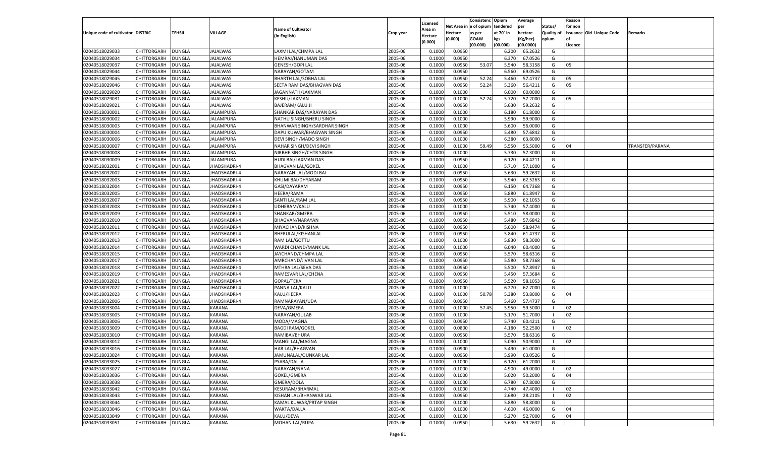| Unique code of cultivator | DISTRIC | TEHSIL | VILLAGE | Name of Cultivator (in English) | Crop year | Licensed Area in Hectare (0.000) | Net Area in Hectare (0.000) | Consistenc e of opium as per GOAW (00.000) | Opium tendered at 70˚ in kgs (00.000) | Average per hectare (Kg/hec) (00.0000) | Status/ Quality of opium | Reason for non issuance of Licence | Old Unique Code | Remarks |
|---|---|---|---|---|---|---|---|---|---|---|---|---|---|---|
| 02040518029033 | CHITTORGARH | DUNGLA | JAJALWAS | LAXMI LAL/CHMPA LAL | 2005-06 | 0.1000 | 0.0950 | | 6.200 | 65.2632 | G | | | |
| 02040518029034 | CHITTORGARH | DUNGLA | JAJALWAS | HEMRAJ/HANUMAN DAS | 2005-06 | 0.1000 | 0.0950 | | 6.370 | 67.0526 | G | | | |
| 02040518029037 | CHITTORGARH | DUNGLA | JAJALWAS | GENESH/GOPI LAL | 2005-06 | 0.1000 | 0.0950 | 53.07 | 5.540 | 58.3158 | G | 05 | | |
| 02040518029044 | CHITTORGARH | DUNGLA | JAJALWAS | NARAYAN/GOTAM | 2005-06 | 0.1000 | 0.0950 | | 6.560 | 69.0526 | G | | | |
| 02040518029045 | CHITTORGARH | DUNGLA | JAJALWAS | BHARTH LAL/SOBHA LAL | 2005-06 | 0.1000 | 0.0950 | 52.24 | 5.460 | 57.4737 | G | 05 | | |
| 02040518029046 | CHITTORGARH | DUNGLA | JAJALWAS | SEETA RAM DAS/BHAGVAN DAS | 2005-06 | 0.1000 | 0.0950 | 52.24 | 5.360 | 56.4211 | G | 05 | | |
| 02040518029020 | CHITTORGARH | DUNGLA | JAJALWAS | JAGANNATH/LAXMAN | 2005-06 | 0.1000 | 0.1000 | | 6.000 | 60.0000 | G | | | |
| 02040518029031 | CHITTORGARH | DUNGLA | JAJALWAS | KESHU/LAXMAN | 2005-06 | 0.1000 | 0.1000 | 52.24 | 5.720 | 57.2000 | G | 05 | | |
| 02040518029021 | CHITTORGARH | DUNGLA | JAJALWAS | BAJERAM/KALU JI | 2005-06 | 0.1000 | 0.0950 | | 5.630 | 59.2632 | G | | | |
| 02040518030001 | CHITTORGARH | DUNGLA | JALAMPURA | SHANKAR DAS/NARAYAN DAS | 2005-06 | 0.1000 | 0.1000 | | 6.180 | 61.8000 | G | | | |
| 02040518030002 | CHITTORGARH | DUNGLA | JALAMPURA | NATHU SINGH/BHERU SINGH | 2005-06 | 0.1000 | 0.1000 | | 5.990 | 59.9000 | G | | | |
| 02040518030003 | CHITTORGARH | DUNGLA | JALAMPURA | BHANWAR SINGH/SARDHAR SINGH | 2005-06 | 0.1000 | 0.1000 | | 5.600 | 56.0000 | G | | | |
| 02040518030004 | CHITTORGARH | DUNGLA | JALAMPURA | DAPU KUWAR/BHAGVAN SINGH | 2005-06 | 0.1000 | 0.0950 | | 5.480 | 57.6842 | G | | | |
| 02040518030006 | CHITTORGARH | DUNGLA | JALAMPURA | DEVI SINGH/MADO SINGH | 2005-06 | 0.1000 | 0.1000 | | 6.380 | 63.8000 | G | | | |
| 02040518030007 | CHITTORGARH | DUNGLA | JALAMPURA | NAHAR SINGH/DEVI SINGH | 2005-06 | 0.1000 | 0.1000 | 59.49 | 5.550 | 55.5000 | G | 04 | | TRANSFER/PARANA |
| 02040518030008 | CHITTORGARH | DUNGLA | JALAMPURA | NIRBHE SINGH/CHTR SINGH | 2005-06 | 0.1000 | 0.1000 | | 5.730 | 57.3000 | G | | | |
| 02040518030009 | CHITTORGARH | DUNGLA | JALAMPURA | HUDI BAI/LAXMAN DAS | 2005-06 | 0.1000 | 0.0950 | | 6.120 | 64.4211 | G | | | |
| 02040518032001 | CHITTORGARH | DUNGLA | JHADSHADRI-4 | BHAGVAN LAL/GOKEL | 2005-06 | 0.1000 | 0.1000 | | 5.710 | 57.1000 | G | | | |
| 02040518032002 | CHITTORGARH | DUNGLA | JHADSHADRI-4 | NARAYAN LAL/MODI BAI | 2005-06 | 0.1000 | 0.0950 | | 5.630 | 59.2632 | G | | | |
| 02040518032003 | CHITTORGARH | DUNGLA | JHADSHADRI-4 | KHUMI BAI/DHYARAM | 2005-06 | 0.1000 | 0.0950 | | 5.940 | 62.5263 | G | | | |
| 02040518032004 | CHITTORGARH | DUNGLA | JHADSHADRI-4 | GASI/DAYARAM | 2005-06 | 0.1000 | 0.0950 | | 6.150 | 64.7368 | G | | | |
| 02040518032005 | CHITTORGARH | DUNGLA | JHADSHADRI-4 | HEERA/RAMA | 2005-06 | 0.1000 | 0.0950 | | 5.880 | 61.8947 | G | | | |
| 02040518032007 | CHITTORGARH | DUNGLA | JHADSHADRI-4 | SANTI LAL/RAM LAL | 2005-06 | 0.1000 | 0.0950 | | 5.900 | 62.1053 | G | | | |
| 02040518032008 | CHITTORGARH | DUNGLA | JHADSHADRI-4 | UDHERAM/KALU | 2005-06 | 0.1000 | 0.1000 | | 5.740 | 57.4000 | G | | | |
| 02040518032009 | CHITTORGARH | DUNGLA | JHADSHADRI-4 | SHANKAR/GMERA | 2005-06 | 0.1000 | 0.0950 | | 5.510 | 58.0000 | G | | | |
| 02040518032010 | CHITTORGARH | DUNGLA | JHADSHADRI-4 | BHAGVAN/NARAYAN | 2005-06 | 0.1000 | 0.0950 | | 5.480 | 57.6842 | G | | | |
| 02040518032011 | CHITTORGARH | DUNGLA | JHADSHADRI-4 | MIYACHAND/KISHNA | 2005-06 | 0.1000 | 0.0950 | | 5.600 | 58.9474 | G | | | |
| 02040518032012 | CHITTORGARH | DUNGLA | JHADSHADRI-4 | BHERULAL/KISHANLAL | 2005-06 | 0.1000 | 0.0950 | | 5.840 | 61.4737 | G | | | |
| 02040518032013 | CHITTORGARH | DUNGLA | JHADSHADRI-4 | RAM LAL/GOTTU | 2005-06 | 0.1000 | 0.1000 | | 5.830 | 58.3000 | G | | | |
| 02040518032014 | CHITTORGARH | DUNGLA | JHADSHADRI-4 | WARDI CHAND/MANK LAL | 2005-06 | 0.1000 | 0.1000 | | 6.040 | 60.4000 | G | | | |
| 02040518032015 | CHITTORGARH | DUNGLA | JHADSHADRI-4 | JAYCHAND/CHMPA LAL | 2005-06 | 0.1000 | 0.0950 | | 5.570 | 58.6316 | G | | | |
| 02040518032017 | CHITTORGARH | DUNGLA | JHADSHADRI-4 | AMRCHAND/JIVAN LAL | 2005-06 | 0.1000 | 0.0950 | | 5.580 | 58.7368 | G | | | |
| 02040518032018 | CHITTORGARH | DUNGLA | JHADSHADRI-4 | MTHRA LAL/SEVA DAS | 2005-06 | 0.1000 | 0.0950 | | 5.500 | 57.8947 | G | | | |
| 02040518032019 | CHITTORGARH | DUNGLA | JHADSHADRI-4 | RAMESVAR LAL/CHENA | 2005-06 | 0.1000 | 0.0950 | | 5.450 | 57.3684 | G | | | |
| 02040518032021 | CHITTORGARH | DUNGLA | JHADSHADRI-4 | GOPAL/TEKA | 2005-06 | 0.1000 | 0.0950 | | 5.520 | 58.1053 | G | | | |
| 02040518032022 | CHITTORGARH | DUNGLA | JHADSHADRI-4 | PANNA LAL/KALU | 2005-06 | 0.1000 | 0.1000 | | 6.270 | 62.7000 | G | | | |
| 02040518032023 | CHITTORGARH | DUNGLA | JHADSHADRI-4 | KALU/HEERA | 2005-06 | 0.1000 | 0.1000 | 50.78 | 5.380 | 53.8000 | G | 04 | | |
| 02040518032006 | CHITTORGARH | DUNGLA | JHADSHADRI-4 | RAMNARAYAN/UDA | 2005-06 | 0.1000 | 0.0950 | | 5.460 | 57.4737 | G | | | |
| 02040518033004 | CHITTORGARH | DUNGLA | KARANA | DEVA/GMERA | 2005-06 | 0.1000 | 0.1000 | 57.45 | 5.950 | 59.5000 | I | 02 | | |
| 02040518033005 | CHITTORGARH | DUNGLA | KARANA | NARAYAN/GULAB | 2005-06 | 0.1000 | 0.1000 | | 5.170 | 51.7000 | I | 02 | | |
| 02040518033006 | CHITTORGARH | DUNGLA | KARANA | MODA/MAGNA | 2005-06 | 0.1000 | 0.0950 | | 5.740 | 60.4211 | G | | | |
| 02040518033009 | CHITTORGARH | DUNGLA | KARANA | BAGDI RAM/GOKEL | 2005-06 | 0.1000 | 0.0800 | | 4.180 | 52.2500 | I | 02 | | |
| 02040518033010 | CHITTORGARH | DUNGLA | KARANA | RAMIBAI/BHURA | 2005-06 | 0.1000 | 0.0950 | | 5.570 | 58.6316 | G | | | |
| 02040518033012 | CHITTORGARH | DUNGLA | KARANA | MANGI LAL/MAGNA | 2005-06 | 0.1000 | 0.1000 | | 5.090 | 50.9000 | I | 02 | | |
| 02040518033016 | CHITTORGARH | DUNGLA | KARANA | HAR LAL/BHAGVAN | 2005-06 | 0.1000 | 0.0900 | | 5.490 | 61.0000 | G | | | |
| 02040518033024 | CHITTORGARH | DUNGLA | KARANA | JAMUNALAL/OUNKAR LAL | 2005-06 | 0.1000 | 0.0950 | | 5.990 | 63.0526 | G | | | |
| 02040518033025 | CHITTORGARH | DUNGLA | KARANA | PYARA/DALLA | 2005-06 | 0.1000 | 0.1000 | | 6.120 | 61.2000 | G | | | |
| 02040518033027 | CHITTORGARH | DUNGLA | KARANA | NARAYAN/NANA | 2005-06 | 0.1000 | 0.1000 | | 4.900 | 49.0000 | I | 02 | | |
| 02040518033036 | CHITTORGARH | DUNGLA | KARANA | GOKEL/GMERA | 2005-06 | 0.1000 | 0.1000 | | 5.020 | 50.2000 | G | 04 | | |
| 02040518033038 | CHITTORGARH | DUNGLA | KARANA | GMERA/DOLA | 2005-06 | 0.1000 | 0.1000 | | 6.780 | 67.8000 | G | | | |
| 02040518033042 | CHITTORGARH | DUNGLA | KARANA | KESURAM/BHARMAL | 2005-06 | 0.1000 | 0.1000 | | 4.740 | 47.4000 | I | 02 | | |
| 02040518033043 | CHITTORGARH | DUNGLA | KARANA | KISHAN LAL/BHANWAR LAL | 2005-06 | 0.1000 | 0.0950 | | 2.680 | 28.2105 | I | 02 | | |
| 02040518033044 | CHITTORGARH | DUNGLA | KARANA | KAMAL KUWAR/PRTAP SINGH | 2005-06 | 0.1000 | 0.1000 | | 5.880 | 58.8000 | G | | | |
| 02040518033046 | CHITTORGARH | DUNGLA | KARANA | WAKTA/DALLA | 2005-06 | 0.1000 | 0.1000 | | 4.600 | 46.0000 | G | 04 | | |
| 02040518033049 | CHITTORGARH | DUNGLA | KARANA | KALU/DEVA | 2005-06 | 0.1000 | 0.1000 | | 5.270 | 52.7000 | G | 04 | | |
| 02040518033051 | CHITTORGARH | DUNGLA | KARANA | MOHAN LAL/RUPA | 2005-06 | 0.1000 | 0.0950 | | 5.630 | 59.2632 | G | | | |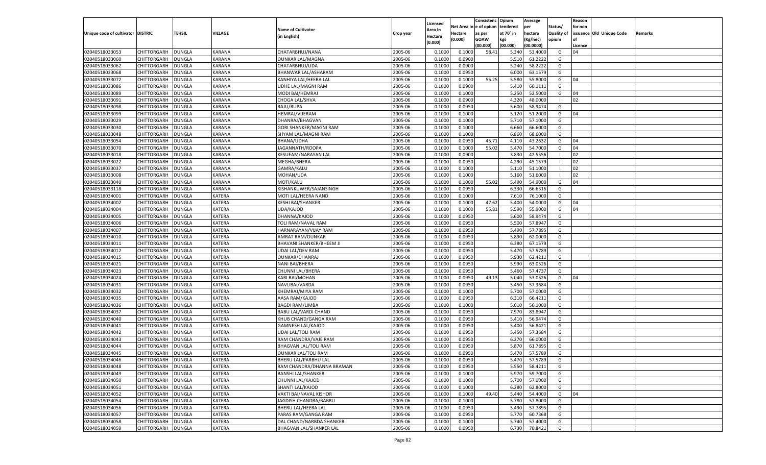| Unique code of cultivator | DISTRIC | TEHSIL | VILLAGE | Name of Cultivator (in English) | Crop year | Licensed Area in Hectare (0.000) | Net Area in Hectare (0.000) | Consistenc e of opium as per GOAW (00.000) | Opium tendered at 70° in kgs (00.000) | Average per hectare (Kg/hec) (00.0000) | Status/ Quality of opium | Reason for non issuance of Licence | Old Unique Code | Remarks |
|---|---|---|---|---|---|---|---|---|---|---|---|---|---|---|
| 02040518033053 | CHITTORGARH | DUNGLA | KARANA | CHATARBHUJ/NANA | 2005-06 | 0.1000 | 0.1000 | 58.41 | 5.340 | 53.4000 | G | 04 | | |
| 02040518033060 | CHITTORGARH | DUNGLA | KARANA | OUNKAR LAL/MAGNA | 2005-06 | 0.1000 | 0.0900 | | 5.510 | 61.2222 | G | | | |
| 02040518033062 | CHITTORGARH | DUNGLA | KARANA | CHATARBHUJ/UDA | 2005-06 | 0.1000 | 0.0900 | | 5.240 | 58.2222 | G | | | |
| 02040518033068 | CHITTORGARH | DUNGLA | KARANA | BHANWAR LAL/ASHARAM | 2005-06 | 0.1000 | 0.0950 | | 6.000 | 63.1579 | G | | | |
| 02040518033072 | CHITTORGARH | DUNGLA | KARANA | KANHIYA LAL/HEERA LAL | 2005-06 | 0.1000 | 0.1000 | 55.25 | 5.580 | 55.8000 | G | 04 | | |
| 02040518033086 | CHITTORGARH | DUNGLA | KARANA | UDHE LAL/MAGNI RAM | 2005-06 | 0.1000 | 0.0900 | | 5.410 | 60.1111 | G | | | |
| 02040518033089 | CHITTORGARH | DUNGLA | KARANA | MODI BAI/HEMRAJ | 2005-06 | 0.1000 | 0.1000 | | 5.250 | 52.5000 | G | 04 | | |
| 02040518033091 | CHITTORGARH | DUNGLA | KARANA | CHOGA LAL/SHVA | 2005-06 | 0.1000 | 0.0900 | | 4.320 | 48.0000 | I | 02 | | |
| 02040518033098 | CHITTORGARH | DUNGLA | KARANA | RAJU/RUPA | 2005-06 | 0.1000 | 0.0950 | | 5.600 | 58.9474 | G | | | |
| 02040518033099 | CHITTORGARH | DUNGLA | KARANA | HEMRAJ/VIJERAM | 2005-06 | 0.1000 | 0.1000 | | 5.120 | 51.2000 | G | 04 | | |
| 02040518033029 | CHITTORGARH | DUNGLA | KARANA | DHANRAJ/BHAGVAN | 2005-06 | 0.1000 | 0.1000 | | 5.710 | 57.1000 | G | | | |
| 02040518033030 | CHITTORGARH | DUNGLA | KARANA | GORI SHANKER/MAGNI RAM | 2005-06 | 0.1000 | 0.1000 | | 6.660 | 66.6000 | G | | | |
| 02040518033048 | CHITTORGARH | DUNGLA | KARANA | SHYAM LAL/MAGNI RAM | 2005-06 | 0.1000 | 0.1000 | | 6.860 | 68.6000 | G | | | |
| 02040518033054 | CHITTORGARH | DUNGLA | KARANA | BHANA/UDHA | 2005-06 | 0.1000 | 0.0950 | 45.71 | 4.110 | 43.2632 | G | 04 | | |
| 02040518033070 | CHITTORGARH | DUNGLA | KARANA | JAGANNATH/ROOPA | 2005-06 | 0.1000 | 0.1000 | 55.02 | 5.470 | 54.7000 | G | 04 | | |
| 02040518033018 | CHITTORGARH | DUNGLA | KARANA | KESUEAM/NARAYAN LAL | 2005-06 | 0.1000 | 0.0900 | | 3.830 | 42.5556 | I | 02 | | |
| 02040518033022 | CHITTORGARH | DUNGLA | KARANA | MEGHA/BHERA | 2005-06 | 0.1000 | 0.0950 | | 4.290 | 45.1579 | I | 02 | | |
| 02040518033037 | CHITTORGARH | DUNGLA | KARANA | GAMRA/KALU | 2005-06 | 0.1000 | 0.1000 | | 5.110 | 51.1000 | I | 02 | | |
| 02040518033008 | CHITTORGARH | DUNGLA | KARANA | MOHAN/UDA | 2005-06 | 0.1000 | 0.1000 | | 5.160 | 51.6000 | I | 02 | | |
| 02040518033040 | CHITTORGARH | DUNGLA | KARANA | MOTI/KALU | 2005-06 | 0.1000 | 0.1000 | 55.02 | 5.490 | 54.9000 | G | 04 | | |
| 02040518033118 | CHITTORGARH | DUNGLA | KARANA | KISHANKUWER/SAJANSINGH | 2005-06 | 0.1000 | 0.0950 | | 6.330 | 66.6316 | G | | | |
| 02040518034001 | CHITTORGARH | DUNGLA | KATERA | MOTI LAL/HEERA NAND | 2005-06 | 0.1000 | 0.1000 | | 7.610 | 76.1000 | G | | | |
| 02040518034002 | CHITTORGARH | DUNGLA | KATERA | KESHI BAI/SHANKER | 2005-06 | 0.1000 | 0.1000 | 47.62 | 5.400 | 54.0000 | G | 04 | | |
| 02040518034004 | CHITTORGARH | DUNGLA | KATERA | UDA/KAJOD | 2005-06 | 0.1000 | 0.1000 | 55.81 | 5.590 | 55.9000 | G | 04 | | |
| 02040518034005 | CHITTORGARH | DUNGLA | KATERA | DHANNA/KAJOD | 2005-06 | 0.1000 | 0.0950 | | 5.600 | 58.9474 | G | | | |
| 02040518034006 | CHITTORGARH | DUNGLA | KATERA | TOLI RAM/NAVAL RAM | 2005-06 | 0.1000 | 0.0950 | | 5.500 | 57.8947 | G | | | |
| 02040518034007 | CHITTORGARH | DUNGLA | KATERA | HARNARAYAN/VIJAY RAM | 2005-06 | 0.1000 | 0.0950 | | 5.490 | 57.7895 | G | | | |
| 02040518034010 | CHITTORGARH | DUNGLA | KATERA | AMRAT RAM/OUNKAR | 2005-06 | 0.1000 | 0.0950 | | 5.890 | 62.0000 | G | | | |
| 02040518034011 | CHITTORGARH | DUNGLA | KATERA | BHAVANI SHANKER/BHEEM JI | 2005-06 | 0.1000 | 0.0950 | | 6.380 | 67.1579 | G | | | |
| 02040518034012 | CHITTORGARH | DUNGLA | KATERA | UDAI LAL/DEV RAM | 2005-06 | 0.1000 | 0.0950 | | 5.470 | 57.5789 | G | | | |
| 02040518034015 | CHITTORGARH | DUNGLA | KATERA | OUNKAR/DHANRAJ | 2005-06 | 0.1000 | 0.0950 | | 5.930 | 62.4211 | G | | | |
| 02040518034021 | CHITTORGARH | DUNGLA | KATERA | NANI BAI/BHERA | 2005-06 | 0.1000 | 0.0950 | | 5.990 | 63.0526 | G | | | |
| 02040518034023 | CHITTORGARH | DUNGLA | KATERA | CHUNNI LAL/BHERA | 2005-06 | 0.1000 | 0.0950 | | 5.460 | 57.4737 | G | | | |
| 02040518034024 | CHITTORGARH | DUNGLA | KATERA | KARI BAI/MOHAN | 2005-06 | 0.1000 | 0.0950 | 49.13 | 5.040 | 53.0526 | G | 04 | | |
| 02040518034031 | CHITTORGARH | DUNGLA | KATERA | NAVLIBAI/VARDA | 2005-06 | 0.1000 | 0.0950 | | 5.450 | 57.3684 | G | | | |
| 02040518034032 | CHITTORGARH | DUNGLA | KATERA | KHEMRAJ/MIYA RAM | 2005-06 | 0.1000 | 0.1000 | | 5.700 | 57.0000 | G | | | |
| 02040518034035 | CHITTORGARH | DUNGLA | KATERA | AASA RAM/KAJOD | 2005-06 | 0.1000 | 0.0950 | | 6.310 | 66.4211 | G | | | |
| 02040518034036 | CHITTORGARH | DUNGLA | KATERA | BAGDI RAM/LIMBA | 2005-06 | 0.1000 | 0.1000 | | 5.610 | 56.1000 | G | | | |
| 02040518034037 | CHITTORGARH | DUNGLA | KATERA | BABU LAL/VARDI CHAND | 2005-06 | 0.1000 | 0.0950 | | 7.970 | 83.8947 | G | | | |
| 02040518034040 | CHITTORGARH | DUNGLA | KATERA | KHUB CHAND/GANGA RAM | 2005-06 | 0.1000 | 0.0950 | | 5.410 | 56.9474 | G | | | |
| 02040518034041 | CHITTORGARH | DUNGLA | KATERA | GAMNESH LAL/KAJOD | 2005-06 | 0.1000 | 0.0950 | | 5.400 | 56.8421 | G | | | |
| 02040518034042 | CHITTORGARH | DUNGLA | KATERA | UDAI LAL/TOLI RAM | 2005-06 | 0.1000 | 0.0950 | | 5.450 | 57.3684 | G | | | |
| 02040518034043 | CHITTORGARH | DUNGLA | KATERA | RAM CHANDRA/VAJE RAM | 2005-06 | 0.1000 | 0.0950 | | 6.270 | 66.0000 | G | | | |
| 02040518034044 | CHITTORGARH | DUNGLA | KATERA | BHAGVAN LAL/TOLI RAM | 2005-06 | 0.1000 | 0.0950 | | 5.870 | 61.7895 | G | | | |
| 02040518034045 | CHITTORGARH | DUNGLA | KATERA | OUNKAR LAL/TOLI RAM | 2005-06 | 0.1000 | 0.0950 | | 5.470 | 57.5789 | G | | | |
| 02040518034046 | CHITTORGARH | DUNGLA | KATERA | BHERU LAL/PARBHU LAL | 2005-06 | 0.1000 | 0.0950 | | 5.470 | 57.5789 | G | | | |
| 02040518034048 | CHITTORGARH | DUNGLA | KATERA | RAM CHANDRA/DHANNA BRAMAN | 2005-06 | 0.1000 | 0.0950 | | 5.550 | 58.4211 | G | | | |
| 02040518034049 | CHITTORGARH | DUNGLA | KATERA | BANSHI LAL/SHANKER | 2005-06 | 0.1000 | 0.1000 | | 5.970 | 59.7000 | G | | | |
| 02040518034050 | CHITTORGARH | DUNGLA | KATERA | CHUNNI LAL/KAJOD | 2005-06 | 0.1000 | 0.1000 | | 5.700 | 57.0000 | G | | | |
| 02040518034051 | CHITTORGARH | DUNGLA | KATERA | SHANTI LAL/KAJOD | 2005-06 | 0.1000 | 0.1000 | | 6.280 | 62.8000 | G | | | |
| 02040518034052 | CHITTORGARH | DUNGLA | KATERA | VAKTI BAI/NAVAL KISHOR | 2005-06 | 0.1000 | 0.1000 | 49.40 | 5.440 | 54.4000 | G | 04 | | |
| 02040518034054 | CHITTORGARH | DUNGLA | KATERA | JAGDISH CHANDRA/BABRU | 2005-06 | 0.1000 | 0.1000 | | 5.780 | 57.8000 | G | | | |
| 02040518034056 | CHITTORGARH | DUNGLA | KATERA | BHERU LAL/HEERA LAL | 2005-06 | 0.1000 | 0.0950 | | 5.490 | 57.7895 | G | | | |
| 02040518034057 | CHITTORGARH | DUNGLA | KATERA | PARAS RAM/GANGA RAM | 2005-06 | 0.1000 | 0.0950 | | 5.770 | 60.7368 | G | | | |
| 02040518034058 | CHITTORGARH | DUNGLA | KATERA | DAL CHAND/NARBDA SHANKER | 2005-06 | 0.1000 | 0.1000 | | 5.740 | 57.4000 | G | | | |
| 02040518034059 | CHITTORGARH | DUNGLA | KATERA | BHAGVAN LAL/SHANKER LAL | 2005-06 | 0.1000 | 0.0950 | | 6.730 | 70.8421 | G | | | |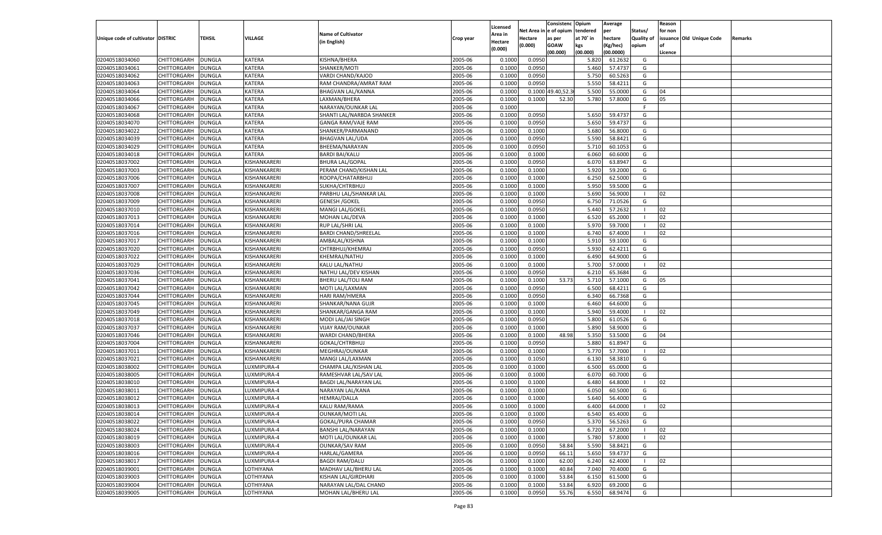| Unique code of cultivator | DISTRIC | TEHSIL | VILLAGE | Name of Cultivator (in English) | Crop year | Licensed Area in Hectare (0.000) | Net Area in Hectare (0.000) | Consistence of opium as per GOAW (00.000) | Opium tendered at 70° in kgs (00.000) | Average per hectare (Kg/hec) (00.0000) | Status/ Quality of opium | Reason for non issuance of Licence | Old Unique Code | Remarks |
|---|---|---|---|---|---|---|---|---|---|---|---|---|---|---|
| 02040518034060 | CHITTORGARH | DUNGLA | KATERA | KISHNA/BHERA | 2005-06 | 0.1000 | 0.0950 | | 5.820 | 61.2632 | G | | | |
| 02040518034061 | CHITTORGARH | DUNGLA | KATERA | SHANKER/MOTI | 2005-06 | 0.1000 | 0.0950 | | 5.460 | 57.4737 | G | | | |
| 02040518034062 | CHITTORGARH | DUNGLA | KATERA | VARDI CHAND/KAJOD | 2005-06 | 0.1000 | 0.0950 | | 5.750 | 60.5263 | G | | | |
| 02040518034063 | CHITTORGARH | DUNGLA | KATERA | RAM CHANDRA/AMRAT RAM | 2005-06 | 0.1000 | 0.0950 | | 5.550 | 58.4211 | G | | | |
| 02040518034064 | CHITTORGARH | DUNGLA | KATERA | BHAGVAN LAL/KANNA | 2005-06 | 0.1000 | 0.1000 | 49.40,52.3 | 5.500 | 55.0000 | G | 04 | | |
| 02040518034066 | CHITTORGARH | DUNGLA | KATERA | LAXMAN/BHERA | 2005-06 | 0.1000 | 0.1000 | 52.30 | 5.780 | 57.8000 | G | 05 | | |
| 02040518034067 | CHITTORGARH | DUNGLA | KATERA | NARAYAN/OUNKAR LAL | 2005-06 | 0.1000 | | | | | F | | | |
| 02040518034068 | CHITTORGARH | DUNGLA | KATERA | SHANTI LAL/NARBDA SHANKER | 2005-06 | 0.1000 | 0.0950 | | 5.650 | 59.4737 | G | | | |
| 02040518034070 | CHITTORGARH | DUNGLA | KATERA | GANGA RAM/VAJE RAM | 2005-06 | 0.1000 | 0.0950 | | 5.650 | 59.4737 | G | | | |
| 02040518034022 | CHITTORGARH | DUNGLA | KATERA | SHANKER/PARMANAND | 2005-06 | 0.1000 | 0.1000 | | 5.680 | 56.8000 | G | | | |
| 02040518034039 | CHITTORGARH | DUNGLA | KATERA | BHAGVAN LAL/UDA | 2005-06 | 0.1000 | 0.0950 | | 5.590 | 58.8421 | G | | | |
| 02040518034029 | CHITTORGARH | DUNGLA | KATERA | BHEEMA/NARAYAN | 2005-06 | 0.1000 | 0.0950 | | 5.710 | 60.1053 | G | | | |
| 02040518034018 | CHITTORGARH | DUNGLA | KATERA | BARDI BAI/KALU | 2005-06 | 0.1000 | 0.1000 | | 6.060 | 60.6000 | G | | | |
| 02040518037002 | CHITTORGARH | DUNGLA | KISHANKARERI | BHURA LAL/GOPAL | 2005-06 | 0.1000 | 0.0950 | | 6.070 | 63.8947 | G | | | |
| 02040518037003 | CHITTORGARH | DUNGLA | KISHANKARERI | PERAM CHAND/KISHAN LAL | 2005-06 | 0.1000 | 0.1000 | | 5.920 | 59.2000 | G | | | |
| 02040518037006 | CHITTORGARH | DUNGLA | KISHANKARERI | ROOPA/CHATARBHUJ | 2005-06 | 0.1000 | 0.1000 | | 6.250 | 62.5000 | G | | | |
| 02040518037007 | CHITTORGARH | DUNGLA | KISHANKARERI | SUKHA/CHTRBHUJ | 2005-06 | 0.1000 | 0.1000 | | 5.950 | 59.5000 | G | | | |
| 02040518037008 | CHITTORGARH | DUNGLA | KISHANKARERI | PARBHU LAL/SHANKAR LAL | 2005-06 | 0.1000 | 0.1000 | | 5.690 | 56.9000 | I | 02 | | |
| 02040518037009 | CHITTORGARH | DUNGLA | KISHANKARERI | GENESH /GOKEL | 2005-06 | 0.1000 | 0.0950 | | 6.750 | 71.0526 | G | | | |
| 02040518037010 | CHITTORGARH | DUNGLA | KISHANKARERI | MANGI LAL/GOKEL | 2005-06 | 0.1000 | 0.0950 | | 5.440 | 57.2632 | I | 02 | | |
| 02040518037013 | CHITTORGARH | DUNGLA | KISHANKARERI | MOHAN LAL/DEVA | 2005-06 | 0.1000 | 0.1000 | | 6.520 | 65.2000 | I | 02 | | |
| 02040518037014 | CHITTORGARH | DUNGLA | KISHANKARERI | RUP LAL/SHRI LAL | 2005-06 | 0.1000 | 0.1000 | | 5.970 | 59.7000 | I | 02 | | |
| 02040518037016 | CHITTORGARH | DUNGLA | KISHANKARERI | BARDI CHAND/SHREELAL | 2005-06 | 0.1000 | 0.1000 | | 6.740 | 67.4000 | I | 02 | | |
| 02040518037017 | CHITTORGARH | DUNGLA | KISHANKARERI | AMBALAL/KISHNA | 2005-06 | 0.1000 | 0.1000 | | 5.910 | 59.1000 | G | | | |
| 02040518037020 | CHITTORGARH | DUNGLA | KISHANKARERI | CHTRBHUJ/KHEMRAJ | 2005-06 | 0.1000 | 0.0950 | | 5.930 | 62.4211 | G | | | |
| 02040518037022 | CHITTORGARH | DUNGLA | KISHANKARERI | KHEMRAJ/NATHU | 2005-06 | 0.1000 | 0.1000 | | 6.490 | 64.9000 | G | | | |
| 02040518037029 | CHITTORGARH | DUNGLA | KISHANKARERI | KALU LAL/NATHU | 2005-06 | 0.1000 | 0.1000 | | 5.700 | 57.0000 | I | 02 | | |
| 02040518037036 | CHITTORGARH | DUNGLA | KISHANKARERI | NATHU LAL/DEV KISHAN | 2005-06 | 0.1000 | 0.0950 | | 6.210 | 65.3684 | G | | | |
| 02040518037041 | CHITTORGARH | DUNGLA | KISHANKARERI | BHERU LAL/TOLI RAM | 2005-06 | 0.1000 | 0.1000 | 53.73 | 5.710 | 57.1000 | G | 05 | | |
| 02040518037042 | CHITTORGARH | DUNGLA | KISHANKARERI | MOTI LAL/LAXMAN | 2005-06 | 0.1000 | 0.0950 | | 6.500 | 68.4211 | G | | | |
| 02040518037044 | CHITTORGARH | DUNGLA | KISHANKARERI | HARI RAM/HMERA | 2005-06 | 0.1000 | 0.0950 | | 6.340 | 66.7368 | G | | | |
| 02040518037045 | CHITTORGARH | DUNGLA | KISHANKARERI | SHANKAR/NANA GUJR | 2005-06 | 0.1000 | 0.1000 | | 6.460 | 64.6000 | G | | | |
| 02040518037049 | CHITTORGARH | DUNGLA | KISHANKARERI | SHANKAR/GANGA RAM | 2005-06 | 0.1000 | 0.1000 | | 5.940 | 59.4000 | I | 02 | | |
| 02040518037018 | CHITTORGARH | DUNGLA | KISHANKARERI | MODI LAL/JAI SINGH | 2005-06 | 0.1000 | 0.0950 | | 5.800 | 61.0526 | G | | | |
| 02040518037037 | CHITTORGARH | DUNGLA | KISHANKARERI | VIJAY RAM/OUNKAR | 2005-06 | 0.1000 | 0.1000 | | 5.890 | 58.9000 | G | | | |
| 02040518037046 | CHITTORGARH | DUNGLA | KISHANKARERI | WARDI CHAND/BHERA | 2005-06 | 0.1000 | 0.1000 | 48.98 | 5.350 | 53.5000 | G | 04 | | |
| 02040518037004 | CHITTORGARH | DUNGLA | KISHANKARERI | GOKAL/CHTRBHUJ | 2005-06 | 0.1000 | 0.0950 | | 5.880 | 61.8947 | G | | | |
| 02040518037011 | CHITTORGARH | DUNGLA | KISHANKARERI | MEGHRAJ/OUNKAR | 2005-06 | 0.1000 | 0.1000 | | 5.770 | 57.7000 | I | 02 | | |
| 02040518037021 | CHITTORGARH | DUNGLA | KISHANKARERI | MANGI LAL/LAXMAN | 2005-06 | 0.1000 | 0.1050 | | 6.130 | 58.3810 | G | | | |
| 02040518038002 | CHITTORGARH | DUNGLA | LUXMIPURA-4 | CHAMPA LAL/KISHAN LAL | 2005-06 | 0.1000 | 0.1000 | | 6.500 | 65.0000 | G | | | |
| 02040518038005 | CHITTORGARH | DUNGLA | LUXMIPURA-4 | RAMESHVAR LAL/SAV LAL | 2005-06 | 0.1000 | 0.1000 | | 6.070 | 60.7000 | G | | | |
| 02040518038010 | CHITTORGARH | DUNGLA | LUXMIPURA-4 | BAGDI LAL/NARAYAN LAL | 2005-06 | 0.1000 | 0.1000 | | 6.480 | 64.8000 | I | 02 | | |
| 02040518038011 | CHITTORGARH | DUNGLA | LUXMIPURA-4 | NARAYAN LAL/KANA | 2005-06 | 0.1000 | 0.1000 | | 6.050 | 60.5000 | G | | | |
| 02040518038012 | CHITTORGARH | DUNGLA | LUXMIPURA-4 | HEMRAJ/DALLA | 2005-06 | 0.1000 | 0.1000 | | 5.640 | 56.4000 | G | | | |
| 02040518038013 | CHITTORGARH | DUNGLA | LUXMIPURA-4 | KALU RAM/RAMA | 2005-06 | 0.1000 | 0.1000 | | 6.400 | 64.0000 | I | 02 | | |
| 02040518038014 | CHITTORGARH | DUNGLA | LUXMIPURA-4 | OUNKAR/MOTI LAL | 2005-06 | 0.1000 | 0.1000 | | 6.540 | 65.4000 | G | | | |
| 02040518038022 | CHITTORGARH | DUNGLA | LUXMIPURA-4 | GOKAL/PURA CHAMAR | 2005-06 | 0.1000 | 0.0950 | | 5.370 | 56.5263 | G | | | |
| 02040518038024 | CHITTORGARH | DUNGLA | LUXMIPURA-4 | BANSHI LAL/NARAYAN | 2005-06 | 0.1000 | 0.1000 | | 6.720 | 67.2000 | I | 02 | | |
| 02040518038019 | CHITTORGARH | DUNGLA | LUXMIPURA-4 | MOTI LAL/OUNKAR LAL | 2005-06 | 0.1000 | 0.1000 | | 5.780 | 57.8000 | I | 02 | | |
| 02040518038003 | CHITTORGARH | DUNGLA | LUXMIPURA-4 | OUNKAR/SAV RAM | 2005-06 | 0.1000 | 0.0950 | 58.84 | 5.590 | 58.8421 | G | | | |
| 02040518038016 | CHITTORGARH | DUNGLA | LUXMIPURA-4 | HARLAL/GAMERA | 2005-06 | 0.1000 | 0.0950 | 66.11 | 5.650 | 59.4737 | G | | | |
| 02040518038017 | CHITTORGARH | DUNGLA | LUXMIPURA-4 | BAGDI RAM/DALU | 2005-06 | 0.1000 | 0.1000 | 62.00 | 6.240 | 62.4000 | I | 02 | | |
| 02040518039001 | CHITTORGARH | DUNGLA | LOTHIYANA | MADHAV LAL/BHERU LAL | 2005-06 | 0.1000 | 0.1000 | 40.84 | 7.040 | 70.4000 | G | | | |
| 02040518039003 | CHITTORGARH | DUNGLA | LOTHIYANA | KISHAN LAL/GIRDHARI | 2005-06 | 0.1000 | 0.1000 | 53.84 | 6.150 | 61.5000 | G | | | |
| 02040518039004 | CHITTORGARH | DUNGLA | LOTHIYANA | NARAYAN LAL/DAL CHAND | 2005-06 | 0.1000 | 0.1000 | 53.84 | 6.920 | 69.2000 | G | | | |
| 02040518039005 | CHITTORGARH | DUNGLA | LOTHIYANA | MOHAN LAL/BHERU LAL | 2005-06 | 0.1000 | 0.0950 | 55.76 | 6.550 | 68.9474 | G | | | |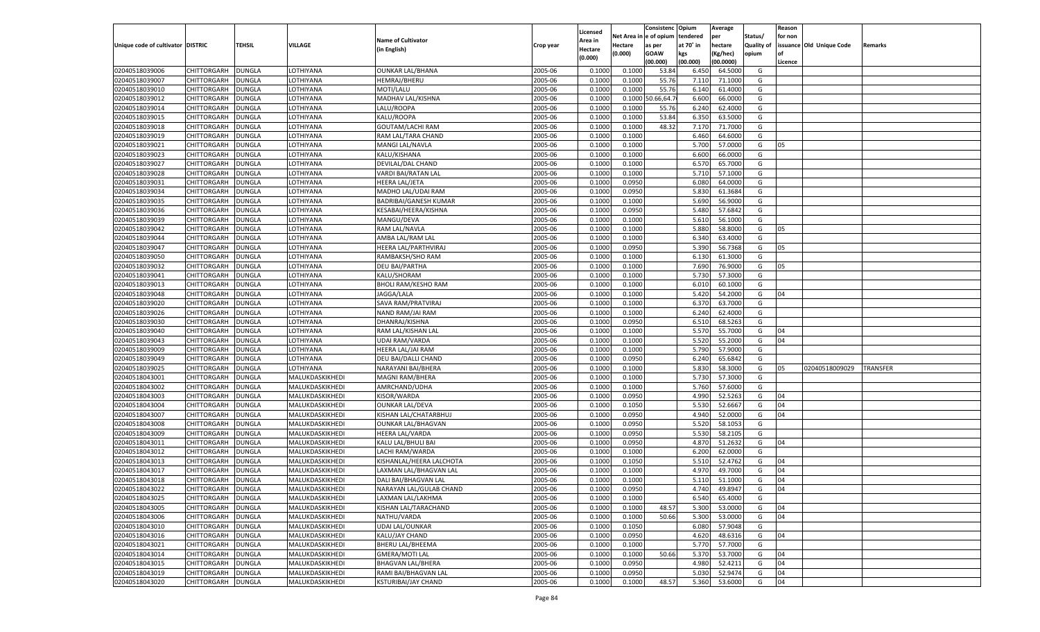| Unique code of cultivator | DISTRIC | TEHSIL | VILLAGE | Name of Cultivator (in English) | Crop year | Licensed Area in Hectare (0.000) | Net Area in Hectare (0.000) | Consistency of opium as per GOAW (00.000) | Opium tendered at 70° in kgs (00.000) | Average per hectare (Kg/hec) (00.0000) | Status/ Quality of opium | Reason for non issuance of Licence | Old Unique Code | Remarks |
|---|---|---|---|---|---|---|---|---|---|---|---|---|---|---|
| 02040518039006 | CHITTORGARH | DUNGLA | LOTHIYANA | OUNKAR LAL/BHANA | 2005-06 | 0.1000 | 0.1000 | 53.84 | 6.450 | 64.5000 | G | | | |
| 02040518039007 | CHITTORGARH | DUNGLA | LOTHIYANA | HEMRAJ/BHERU | 2005-06 | 0.1000 | 0.1000 | 55.76 | 7.110 | 71.1000 | G | | | |
| 02040518039010 | CHITTORGARH | DUNGLA | LOTHIYANA | MOTI/LALU | 2005-06 | 0.1000 | 0.1000 | 55.76 | 6.140 | 61.4000 | G | | | |
| 02040518039012 | CHITTORGARH | DUNGLA | LOTHIYANA | MADHAV LAL/KISHNA | 2005-06 | 0.1000 | 0.1000 | 50.66,64.7 | 6.600 | 66.0000 | G | | | |
| 02040518039014 | CHITTORGARH | DUNGLA | LOTHIYANA | LALU/ROOPA | 2005-06 | 0.1000 | 0.1000 | 55.76 | 6.240 | 62.4000 | G | | | |
| 02040518039015 | CHITTORGARH | DUNGLA | LOTHIYANA | KALU/ROOPA | 2005-06 | 0.1000 | 0.1000 | 53.84 | 6.350 | 63.5000 | G | | | |
| 02040518039018 | CHITTORGARH | DUNGLA | LOTHIYANA | GOUTAM/LACHI RAM | 2005-06 | 0.1000 | 0.1000 | 48.32 | 7.170 | 71.7000 | G | | | |
| 02040518039019 | CHITTORGARH | DUNGLA | LOTHIYANA | RAM LAL/TARA CHAND | 2005-06 | 0.1000 | 0.1000 | | 6.460 | 64.6000 | G | | | |
| 02040518039021 | CHITTORGARH | DUNGLA | LOTHIYANA | MANGI LAL/NAVLA | 2005-06 | 0.1000 | 0.1000 | | 5.700 | 57.0000 | G | 05 | | |
| 02040518039023 | CHITTORGARH | DUNGLA | LOTHIYANA | KALU/KISHANA | 2005-06 | 0.1000 | 0.1000 | | 6.600 | 66.0000 | G | | | |
| 02040518039027 | CHITTORGARH | DUNGLA | LOTHIYANA | DEVILAL/DAL CHAND | 2005-06 | 0.1000 | 0.1000 | | 6.570 | 65.7000 | G | | | |
| 02040518039028 | CHITTORGARH | DUNGLA | LOTHIYANA | VARDI BAI/RATAN LAL | 2005-06 | 0.1000 | 0.1000 | | 5.710 | 57.1000 | G | | | |
| 02040518039031 | CHITTORGARH | DUNGLA | LOTHIYANA | HEERA LAL/JETA | 2005-06 | 0.1000 | 0.0950 | | 6.080 | 64.0000 | G | | | |
| 02040518039034 | CHITTORGARH | DUNGLA | LOTHIYANA | MADHO LAL/UDAI RAM | 2005-06 | 0.1000 | 0.0950 | | 5.830 | 61.3684 | G | | | |
| 02040518039035 | CHITTORGARH | DUNGLA | LOTHIYANA | BADRIBAI/GANESH KUMAR | 2005-06 | 0.1000 | 0.1000 | | 5.690 | 56.9000 | G | | | |
| 02040518039036 | CHITTORGARH | DUNGLA | LOTHIYANA | KESABAI/HEERA/KISHNA | 2005-06 | 0.1000 | 0.0950 | | 5.480 | 57.6842 | G | | | |
| 02040518039039 | CHITTORGARH | DUNGLA | LOTHIYANA | MANGU/DEVA | 2005-06 | 0.1000 | 0.1000 | | 5.610 | 56.1000 | G | | | |
| 02040518039042 | CHITTORGARH | DUNGLA | LOTHIYANA | RAM LAL/NAVLA | 2005-06 | 0.1000 | 0.1000 | | 5.880 | 58.8000 | G | 05 | | |
| 02040518039044 | CHITTORGARH | DUNGLA | LOTHIYANA | AMBA LAL/RAM LAL | 2005-06 | 0.1000 | 0.1000 | | 6.340 | 63.4000 | G | | | |
| 02040518039047 | CHITTORGARH | DUNGLA | LOTHIYANA | HEERA LAL/PARTHVIRAJ | 2005-06 | 0.1000 | 0.0950 | | 5.390 | 56.7368 | G | 05 | | |
| 02040518039050 | CHITTORGARH | DUNGLA | LOTHIYANA | RAMBAKSH/SHO RAM | 2005-06 | 0.1000 | 0.1000 | | 6.130 | 61.3000 | G | | | |
| 02040518039032 | CHITTORGARH | DUNGLA | LOTHIYANA | DEU BAI/PARTHA | 2005-06 | 0.1000 | 0.1000 | | 7.690 | 76.9000 | G | 05 | | |
| 02040518039041 | CHITTORGARH | DUNGLA | LOTHIYANA | KALU/SHORAM | 2005-06 | 0.1000 | 0.1000 | | 5.730 | 57.3000 | G | | | |
| 02040518039013 | CHITTORGARH | DUNGLA | LOTHIYANA | BHOLI RAM/KESHO RAM | 2005-06 | 0.1000 | 0.1000 | | 6.010 | 60.1000 | G | | | |
| 02040518039048 | CHITTORGARH | DUNGLA | LOTHIYANA | JAGGA/LALA | 2005-06 | 0.1000 | 0.1000 | | 5.420 | 54.2000 | G | 04 | | |
| 02040518039020 | CHITTORGARH | DUNGLA | LOTHIYANA | SAVA RAM/PRATVIRAJ | 2005-06 | 0.1000 | 0.1000 | | 6.370 | 63.7000 | G | | | |
| 02040518039026 | CHITTORGARH | DUNGLA | LOTHIYANA | NAND RAM/JAI RAM | 2005-06 | 0.1000 | 0.1000 | | 6.240 | 62.4000 | G | | | |
| 02040518039030 | CHITTORGARH | DUNGLA | LOTHIYANA | DHANRAJ/KISHNA | 2005-06 | 0.1000 | 0.0950 | | 6.510 | 68.5263 | G | | | |
| 02040518039040 | CHITTORGARH | DUNGLA | LOTHIYANA | RAM LAL/KISHAN LAL | 2005-06 | 0.1000 | 0.1000 | | 5.570 | 55.7000 | G | 04 | | |
| 02040518039043 | CHITTORGARH | DUNGLA | LOTHIYANA | UDAI RAM/VARDA | 2005-06 | 0.1000 | 0.1000 | | 5.520 | 55.2000 | G | 04 | | |
| 02040518039009 | CHITTORGARH | DUNGLA | LOTHIYANA | HEERA LAL/JAI RAM | 2005-06 | 0.1000 | 0.1000 | | 5.790 | 57.9000 | G | | | |
| 02040518039049 | CHITTORGARH | DUNGLA | LOTHIYANA | DEU BAI/DALLI CHAND | 2005-06 | 0.1000 | 0.0950 | | 6.240 | 65.6842 | G | | | |
| 02040518039025 | CHITTORGARH | DUNGLA | LOTHIYANA | NARAYANI BAI/BHERA | 2005-06 | 0.1000 | 0.1000 | | 5.830 | 58.3000 | G | 05 | 02040518009029 | TRANSFER |
| 02040518043001 | CHITTORGARH | DUNGLA | MALUKDASKIKHEDI | MAGNI RAM/BHERA | 2005-06 | 0.1000 | 0.1000 | | 5.730 | 57.3000 | G | | | |
| 02040518043002 | CHITTORGARH | DUNGLA | MALUKDASKIKHEDI | AMRCHAND/UDHA | 2005-06 | 0.1000 | 0.1000 | | 5.760 | 57.6000 | G | | | |
| 02040518043003 | CHITTORGARH | DUNGLA | MALUKDASKIKHEDI | KISOR/WARDA | 2005-06 | 0.1000 | 0.0950 | | 4.990 | 52.5263 | G | 04 | | |
| 02040518043004 | CHITTORGARH | DUNGLA | MALUKDASKIKHEDI | OUNKAR LAL/DEVA | 2005-06 | 0.1000 | 0.1050 | | 5.530 | 52.6667 | G | 04 | | |
| 02040518043007 | CHITTORGARH | DUNGLA | MALUKDASKIKHEDI | KISHAN LAL/CHATARBHUJ | 2005-06 | 0.1000 | 0.0950 | | 4.940 | 52.0000 | G | 04 | | |
| 02040518043008 | CHITTORGARH | DUNGLA | MALUKDASKIKHEDI | OUNKAR LAL/BHAGVAN | 2005-06 | 0.1000 | 0.0950 | | 5.520 | 58.1053 | G | | | |
| 02040518043009 | CHITTORGARH | DUNGLA | MALUKDASKIKHEDI | HEERA LAL/VARDA | 2005-06 | 0.1000 | 0.0950 | | 5.530 | 58.2105 | G | | | |
| 02040518043011 | CHITTORGARH | DUNGLA | MALUKDASKIKHEDI | KALU LAL/BHULI BAI | 2005-06 | 0.1000 | 0.0950 | | 4.870 | 51.2632 | G | 04 | | |
| 02040518043012 | CHITTORGARH | DUNGLA | MALUKDASKIKHEDI | LACHI RAM/WARDA | 2005-06 | 0.1000 | 0.1000 | | 6.200 | 62.0000 | G | | | |
| 02040518043013 | CHITTORGARH | DUNGLA | MALUKDASKIKHEDI | KISHANLAL/HEERA LALCHOTA | 2005-06 | 0.1000 | 0.1050 | | 5.510 | 52.4762 | G | 04 | | |
| 02040518043017 | CHITTORGARH | DUNGLA | MALUKDASKIKHEDI | LAXMAN LAL/BHAGVAN LAL | 2005-06 | 0.1000 | 0.1000 | | 4.970 | 49.7000 | G | 04 | | |
| 02040518043018 | CHITTORGARH | DUNGLA | MALUKDASKIKHEDI | DALI BAI/BHAGVAN LAL | 2005-06 | 0.1000 | 0.1000 | | 5.110 | 51.1000 | G | 04 | | |
| 02040518043022 | CHITTORGARH | DUNGLA | MALUKDASKIKHEDI | NARAYAN LAL/GULAB CHAND | 2005-06 | 0.1000 | 0.0950 | | 4.740 | 49.8947 | G | 04 | | |
| 02040518043025 | CHITTORGARH | DUNGLA | MALUKDASKIKHEDI | LAXMAN LAL/LAKHMA | 2005-06 | 0.1000 | 0.1000 | | 6.540 | 65.4000 | G | | | |
| 02040518043005 | CHITTORGARH | DUNGLA | MALUKDASKIKHEDI | KISHAN LAL/TARACHAND | 2005-06 | 0.1000 | 0.1000 | 48.57 | 5.300 | 53.0000 | G | 04 | | |
| 02040518043006 | CHITTORGARH | DUNGLA | MALUKDASKIKHEDI | NATHU/VARDA | 2005-06 | 0.1000 | 0.1000 | 50.66 | 5.300 | 53.0000 | G | 04 | | |
| 02040518043010 | CHITTORGARH | DUNGLA | MALUKDASKIKHEDI | UDAI LAL/OUNKAR | 2005-06 | 0.1000 | 0.1050 | | 6.080 | 57.9048 | G | | | |
| 02040518043016 | CHITTORGARH | DUNGLA | MALUKDASKIKHEDI | KALU/JAY CHAND | 2005-06 | 0.1000 | 0.0950 | | 4.620 | 48.6316 | G | 04 | | |
| 02040518043021 | CHITTORGARH | DUNGLA | MALUKDASKIKHEDI | BHERU LAL/BHEEMA | 2005-06 | 0.1000 | 0.1000 | | 5.770 | 57.7000 | G | | | |
| 02040518043014 | CHITTORGARH | DUNGLA | MALUKDASKIKHEDI | GMERA/MOTI LAL | 2005-06 | 0.1000 | 0.1000 | 50.66 | 5.370 | 53.7000 | G | 04 | | |
| 02040518043015 | CHITTORGARH | DUNGLA | MALUKDASKIKHEDI | BHAGVAN LAL/BHERA | 2005-06 | 0.1000 | 0.0950 | | 4.980 | 52.4211 | G | 04 | | |
| 02040518043019 | CHITTORGARH | DUNGLA | MALUKDASKIKHEDI | RAMI BAI/BHAGVAN LAL | 2005-06 | 0.1000 | 0.0950 | | 5.030 | 52.9474 | G | 04 | | |
| 02040518043020 | CHITTORGARH | DUNGLA | MALUKDASKIKHEDI | KSTURIBAI/JAY CHAND | 2005-06 | 0.1000 | 0.1000 | 48.57 | 5.360 | 53.6000 | G | 04 | | |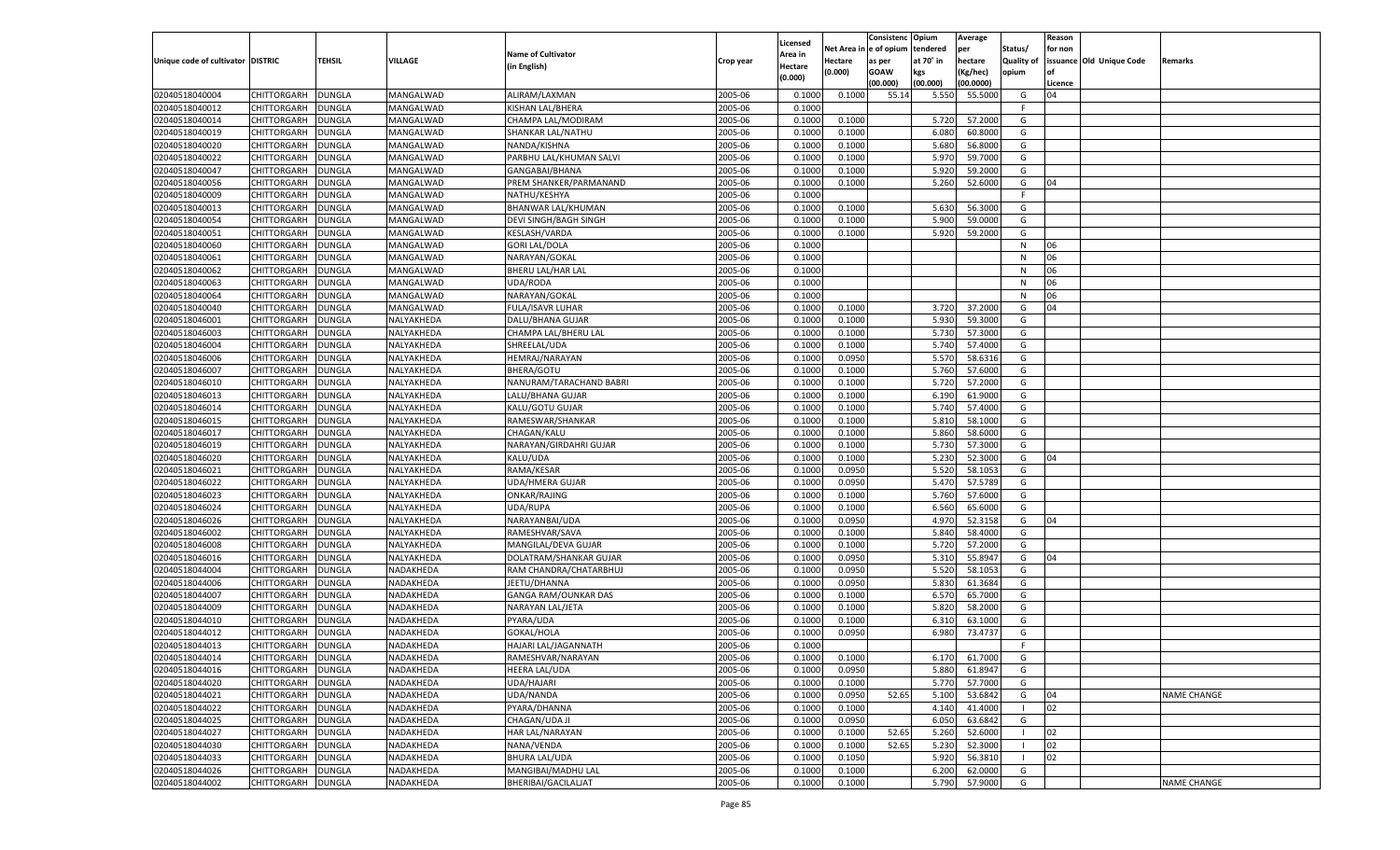| Unique code of cultivator | DISTRIC | TEHSIL | VILLAGE | Name of Cultivator (in English) | Crop year | Licensed Area in Hectare (0.000) | Net Area in Hectare (0.000) | Consistenc e of opium as per GOAW (00.000) | Opium tendered at 70° in kgs (00.000) | Average per hectare (Kg/hec) (00.0000) | Status/ Quality of opium | Reason for non issuance of Licence | Old Unique Code | Remarks |
|---|---|---|---|---|---|---|---|---|---|---|---|---|---|---|
| 02040518040004 | CHITTORGARH | DUNGLA | MANGALWAD | ALIRAM/LAXMAN | 2005-06 | 0.1000 | 0.1000 | 55.14 | 5.550 | 55.5000 | G | 04 | | |
| 02040518040012 | CHITTORGARH | DUNGLA | MANGALWAD | KISHAN LAL/BHERA | 2005-06 | 0.1000 | | | | | F | | | |
| 02040518040014 | CHITTORGARH | DUNGLA | MANGALWAD | CHAMPA LAL/MODIRAM | 2005-06 | 0.1000 | 0.1000 | | 5.720 | 57.2000 | G | | | |
| 02040518040019 | CHITTORGARH | DUNGLA | MANGALWAD | SHANKAR LAL/NATHU | 2005-06 | 0.1000 | 0.1000 | | 6.080 | 60.8000 | G | | | |
| 02040518040020 | CHITTORGARH | DUNGLA | MANGALWAD | NANDA/KISHNA | 2005-06 | 0.1000 | 0.1000 | | 5.680 | 56.8000 | G | | | |
| 02040518040022 | CHITTORGARH | DUNGLA | MANGALWAD | PARBHU LAL/KHUMAN SALVI | 2005-06 | 0.1000 | 0.1000 | | 5.970 | 59.7000 | G | | | |
| 02040518040047 | CHITTORGARH | DUNGLA | MANGALWAD | GANGABAI/BHANA | 2005-06 | 0.1000 | 0.1000 | | 5.920 | 59.2000 | G | | | |
| 02040518040056 | CHITTORGARH | DUNGLA | MANGALWAD | PREM SHANKER/PARMANAND | 2005-06 | 0.1000 | 0.1000 | | 5.260 | 52.6000 | G | 04 | | |
| 02040518040009 | CHITTORGARH | DUNGLA | MANGALWAD | NATHU/KESHYA | 2005-06 | 0.1000 | | | | | F | | | |
| 02040518040013 | CHITTORGARH | DUNGLA | MANGALWAD | BHANWAR LAL/KHUMAN | 2005-06 | 0.1000 | 0.1000 | | 5.630 | 56.3000 | G | | | |
| 02040518040054 | CHITTORGARH | DUNGLA | MANGALWAD | DEVI SINGH/BAGH SINGH | 2005-06 | 0.1000 | 0.1000 | | 5.900 | 59.0000 | G | | | |
| 02040518040051 | CHITTORGARH | DUNGLA | MANGALWAD | KESLASH/VARDA | 2005-06 | 0.1000 | 0.1000 | | 5.920 | 59.2000 | G | | | |
| 02040518040060 | CHITTORGARH | DUNGLA | MANGALWAD | GORI LAL/DOLA | 2005-06 | 0.1000 | | | | | N | 06 | | |
| 02040518040061 | CHITTORGARH | DUNGLA | MANGALWAD | NARAYAN/GOKAL | 2005-06 | 0.1000 | | | | | N | 06 | | |
| 02040518040062 | CHITTORGARH | DUNGLA | MANGALWAD | BHERU LAL/HAR LAL | 2005-06 | 0.1000 | | | | | N | 06 | | |
| 02040518040063 | CHITTORGARH | DUNGLA | MANGALWAD | UDA/RODA | 2005-06 | 0.1000 | | | | | N | 06 | | |
| 02040518040064 | CHITTORGARH | DUNGLA | MANGALWAD | NARAYAN/GOKAL | 2005-06 | 0.1000 | | | | | N | 06 | | |
| 02040518040040 | CHITTORGARH | DUNGLA | MANGALWAD | FULA/ISAVR LUHAR | 2005-06 | 0.1000 | 0.1000 | | 3.720 | 37.2000 | G | 04 | | |
| 02040518046001 | CHITTORGARH | DUNGLA | NALYAKHEDA | DALU/BHANA GUJAR | 2005-06 | 0.1000 | 0.1000 | | 5.930 | 59.3000 | G | | | |
| 02040518046003 | CHITTORGARH | DUNGLA | NALYAKHEDA | CHAMPA LAL/BHERU LAL | 2005-06 | 0.1000 | 0.1000 | | 5.730 | 57.3000 | G | | | |
| 02040518046004 | CHITTORGARH | DUNGLA | NALYAKHEDA | SHREELAL/UDA | 2005-06 | 0.1000 | 0.1000 | | 5.740 | 57.4000 | G | | | |
| 02040518046006 | CHITTORGARH | DUNGLA | NALYAKHEDA | HEMRAJ/NARAYAN | 2005-06 | 0.1000 | 0.0950 | | 5.570 | 58.6316 | G | | | |
| 02040518046007 | CHITTORGARH | DUNGLA | NALYAKHEDA | BHERA/GOTU | 2005-06 | 0.1000 | 0.1000 | | 5.760 | 57.6000 | G | | | |
| 02040518046010 | CHITTORGARH | DUNGLA | NALYAKHEDA | NANURAM/TARACHAND BABRI | 2005-06 | 0.1000 | 0.1000 | | 5.720 | 57.2000 | G | | | |
| 02040518046013 | CHITTORGARH | DUNGLA | NALYAKHEDA | LALU/BHANA GUJAR | 2005-06 | 0.1000 | 0.1000 | | 6.190 | 61.9000 | G | | | |
| 02040518046014 | CHITTORGARH | DUNGLA | NALYAKHEDA | KALU/GOTU GUJAR | 2005-06 | 0.1000 | 0.1000 | | 5.740 | 57.4000 | G | | | |
| 02040518046015 | CHITTORGARH | DUNGLA | NALYAKHEDA | RAMESWAR/SHANKAR | 2005-06 | 0.1000 | 0.1000 | | 5.810 | 58.1000 | G | | | |
| 02040518046017 | CHITTORGARH | DUNGLA | NALYAKHEDA | CHAGAN/KALU | 2005-06 | 0.1000 | 0.1000 | | 5.860 | 58.6000 | G | | | |
| 02040518046019 | CHITTORGARH | DUNGLA | NALYAKHEDA | NARAYAN/GIRDAHRI GUJAR | 2005-06 | 0.1000 | 0.1000 | | 5.730 | 57.3000 | G | | | |
| 02040518046020 | CHITTORGARH | DUNGLA | NALYAKHEDA | KALU/UDA | 2005-06 | 0.1000 | 0.1000 | | 5.230 | 52.3000 | G | 04 | | |
| 02040518046021 | CHITTORGARH | DUNGLA | NALYAKHEDA | RAMA/KESAR | 2005-06 | 0.1000 | 0.0950 | | 5.520 | 58.1053 | G | | | |
| 02040518046022 | CHITTORGARH | DUNGLA | NALYAKHEDA | UDA/HMERA GUJAR | 2005-06 | 0.1000 | 0.0950 | | 5.470 | 57.5789 | G | | | |
| 02040518046023 | CHITTORGARH | DUNGLA | NALYAKHEDA | ONKAR/RAJING | 2005-06 | 0.1000 | 0.1000 | | 5.760 | 57.6000 | G | | | |
| 02040518046024 | CHITTORGARH | DUNGLA | NALYAKHEDA | UDA/RUPA | 2005-06 | 0.1000 | 0.1000 | | 6.560 | 65.6000 | G | | | |
| 02040518046026 | CHITTORGARH | DUNGLA | NALYAKHEDA | NARAYANBAI/UDA | 2005-06 | 0.1000 | 0.0950 | | 4.970 | 52.3158 | G | 04 | | |
| 02040518046002 | CHITTORGARH | DUNGLA | NALYAKHEDA | RAMESHVAR/SAVA | 2005-06 | 0.1000 | 0.1000 | | 5.840 | 58.4000 | G | | | |
| 02040518046008 | CHITTORGARH | DUNGLA | NALYAKHEDA | MANGILAL/DEVA GUJAR | 2005-06 | 0.1000 | 0.1000 | | 5.720 | 57.2000 | G | | | |
| 02040518046016 | CHITTORGARH | DUNGLA | NALYAKHEDA | DOLATRAM/SHANKAR GUJAR | 2005-06 | 0.1000 | 0.0950 | | 5.310 | 55.8947 | G | 04 | | |
| 02040518044004 | CHITTORGARH | DUNGLA | NADAKHEDA | RAM CHANDRA/CHATARBHUJ | 2005-06 | 0.1000 | 0.0950 | | 5.520 | 58.1053 | G | | | |
| 02040518044006 | CHITTORGARH | DUNGLA | NADAKHEDA | JEETU/DHANNA | 2005-06 | 0.1000 | 0.0950 | | 5.830 | 61.3684 | G | | | |
| 02040518044007 | CHITTORGARH | DUNGLA | NADAKHEDA | GANGA RAM/OUNKAR DAS | 2005-06 | 0.1000 | 0.1000 | | 6.570 | 65.7000 | G | | | |
| 02040518044009 | CHITTORGARH | DUNGLA | NADAKHEDA | NARAYAN LAL/JETA | 2005-06 | 0.1000 | 0.1000 | | 5.820 | 58.2000 | G | | | |
| 02040518044010 | CHITTORGARH | DUNGLA | NADAKHEDA | PYARA/UDA | 2005-06 | 0.1000 | 0.1000 | | 6.310 | 63.1000 | G | | | |
| 02040518044012 | CHITTORGARH | DUNGLA | NADAKHEDA | GOKAL/HOLA | 2005-06 | 0.1000 | 0.0950 | | 6.980 | 73.4737 | G | | | |
| 02040518044013 | CHITTORGARH | DUNGLA | NADAKHEDA | HAJARI LAL/JAGANNATH | 2005-06 | 0.1000 | | | | | F | | | |
| 02040518044014 | CHITTORGARH | DUNGLA | NADAKHEDA | RAMESHVAR/NARAYAN | 2005-06 | 0.1000 | 0.1000 | | 6.170 | 61.7000 | G | | | |
| 02040518044016 | CHITTORGARH | DUNGLA | NADAKHEDA | HEERA LAL/UDA | 2005-06 | 0.1000 | 0.0950 | | 5.880 | 61.8947 | G | | | |
| 02040518044020 | CHITTORGARH | DUNGLA | NADAKHEDA | UDA/HAJARI | 2005-06 | 0.1000 | 0.1000 | | 5.770 | 57.7000 | G | | | |
| 02040518044021 | CHITTORGARH | DUNGLA | NADAKHEDA | UDA/NANDA | 2005-06 | 0.1000 | 0.0950 | 52.65 | 5.100 | 53.6842 | G | 04 | | NAME CHANGE |
| 02040518044022 | CHITTORGARH | DUNGLA | NADAKHEDA | PYARA/DHANNA | 2005-06 | 0.1000 | 0.1000 | | 4.140 | 41.4000 | I | 02 | | |
| 02040518044025 | CHITTORGARH | DUNGLA | NADAKHEDA | CHAGAN/UDA JI | 2005-06 | 0.1000 | 0.0950 | | 6.050 | 63.6842 | G | | | |
| 02040518044027 | CHITTORGARH | DUNGLA | NADAKHEDA | HAR LAL/NARAYAN | 2005-06 | 0.1000 | 0.1000 | 52.65 | 5.260 | 52.6000 | I | 02 | | |
| 02040518044030 | CHITTORGARH | DUNGLA | NADAKHEDA | NANA/VENDA | 2005-06 | 0.1000 | 0.1000 | 52.65 | 5.230 | 52.3000 | I | 02 | | |
| 02040518044033 | CHITTORGARH | DUNGLA | NADAKHEDA | BHURA LAL/UDA | 2005-06 | 0.1000 | 0.1050 | | 5.920 | 56.3810 | I | 02 | | |
| 02040518044026 | CHITTORGARH | DUNGLA | NADAKHEDA | MANGIBAI/MADHU LAL | 2005-06 | 0.1000 | 0.1000 | | 6.200 | 62.0000 | G | | | |
| 02040518044002 | CHITTORGARH | DUNGLA | NADAKHEDA | BHERIBAI/GACILALJAT | 2005-06 | 0.1000 | 0.1000 | | 5.790 | 57.9000 | G | | | NAME CHANGE |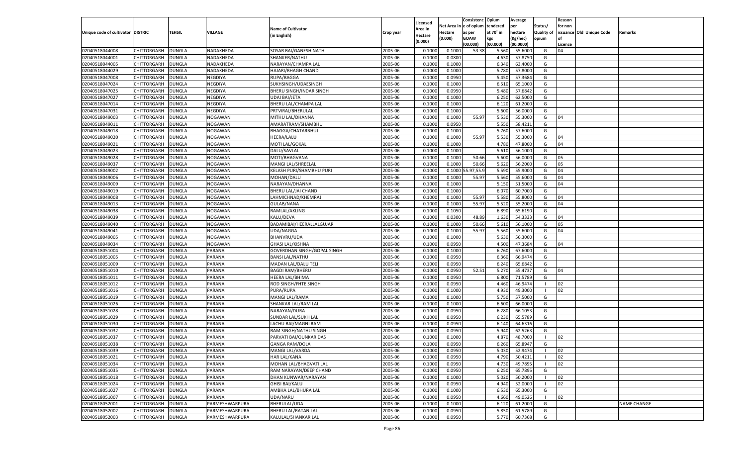| Unique code of cultivator | DISTRIC | TEHSIL | VILLAGE | Name of Cultivator (in English) | Crop year | Licensed Area in Hectare (0.000) | Net Area in Hectare (0.000) | Consistence of opium as per GOAW (00.000) | Opium tendered at 70° in kgs (00.000) | Average per hectare (Kg/hec) (00.0000) | Status/ Quality of opium | Reason for non issuance of Licence | Old Unique Code | Remarks |
|---|---|---|---|---|---|---|---|---|---|---|---|---|---|---|
| 02040518044008 | CHITTORGARH | DUNGLA | NADAKHEDA | SOSAR BAI/GANESH NATH | 2005-06 | 0.1000 | 0.1000 | 53.38 | 5.560 | 55.6000 | G | 04 | | |
| 02040518044001 | CHITTORGARH | DUNGLA | NADAKHEDA | SHANKER/NATHU | 2005-06 | 0.1000 | 0.0800 | | 4.630 | 57.8750 | G | | | |
| 02040518044005 | CHITTORGARH | DUNGLA | NADAKHEDA | NARAYAN/CHAMPA LAL | 2005-06 | 0.1000 | 0.1000 | | 6.340 | 63.4000 | G | | | |
| 02040518044029 | CHITTORGARH | DUNGLA | NADAKHEDA | HAJARI/BHAGH CHAND | 2005-06 | 0.1000 | 0.1000 | | 5.780 | 57.8000 | G | | | |
| 02040518047008 | CHITTORGARH | DUNGLA | NEGDIYA | RUPA/BAGGA | 2005-06 | 0.1000 | 0.0950 | | 5.450 | 57.3684 | G | | | |
| 02040518047024 | CHITTORGARH | DUNGLA | NEGDIYA | SUKHSINGH/UDAESINGH | 2005-06 | 0.1000 | 0.1000 | | 6.510 | 65.1000 | G | | | |
| 02040518047025 | CHITTORGARH | DUNGLA | NEGDIYA | BHERU SINGH/INDAR SINGH | 2005-06 | 0.1000 | 0.0950 | | 5.480 | 57.6842 | G | | | |
| 02040518047027 | CHITTORGARH | DUNGLA | NEGDIYA | UDAI BAI/JETA | 2005-06 | 0.1000 | 0.1000 | | 6.250 | 62.5000 | G | | | |
| 02040518047014 | CHITTORGARH | DUNGLA | NEGDIYA | BHERU LAL/CHAMPA LAL | 2005-06 | 0.1000 | 0.1000 | | 6.120 | 61.2000 | G | | | |
| 02040518047031 | CHITTORGARH | DUNGLA | NEGDIYA | PRTVIRAJ/BHERULAL | 2005-06 | 0.1000 | 0.1000 | | 5.600 | 56.0000 | G | | | |
| 02040518049003 | CHITTORGARH | DUNGLA | NOGAWAN | MITHU LAL/DHANNA | 2005-06 | 0.1000 | 0.1000 | 55.97 | 5.530 | 55.3000 | G | 04 | | |
| 02040518049011 | CHITTORGARH | DUNGLA | NOGAWAN | AMARATRAM/SHAMBHU | 2005-06 | 0.1000 | 0.0950 | | 5.550 | 58.4211 | G | | | |
| 02040518049018 | CHITTORGARH | DUNGLA | NOGAWAN | BHAGGA/CHATARBHUJ | 2005-06 | 0.1000 | 0.1000 | | 5.760 | 57.6000 | G | | | |
| 02040518049020 | CHITTORGARH | DUNGLA | NOGAWAN | HEERA/LALU | 2005-06 | 0.1000 | 0.1000 | 55.97 | 5.530 | 55.3000 | G | 04 | | |
| 02040518049021 | CHITTORGARH | DUNGLA | NOGAWAN | MOTI LAL/GOKAL | 2005-06 | 0.1000 | 0.1000 | | 4.780 | 47.8000 | G | 04 | | |
| 02040518049023 | CHITTORGARH | DUNGLA | NOGAWAN | DALU/SAVLAL | 2005-06 | 0.1000 | 0.1000 | | 5.610 | 56.1000 | G | | | |
| 02040518049028 | CHITTORGARH | DUNGLA | NOGAWAN | MOTI/BHAGVANA | 2005-06 | 0.1000 | 0.1000 | 50.66 | 5.600 | 56.0000 | G | 05 | | |
| 02040518049037 | CHITTORGARH | DUNGLA | NOGAWAN | MANGI LAL/SHREELAL | 2005-06 | 0.1000 | 0.1000 | 50.66 | 5.620 | 56.2000 | G | 05 | | |
| 02040518049002 | CHITTORGARH | DUNGLA | NOGAWAN | KELASH PURI/SHAMBHU PURI | 2005-06 | 0.1000 | 0.1000 | 55.97,55.9 | 5.590 | 55.9000 | G | 04 | | |
| 02040518049006 | CHITTORGARH | DUNGLA | NOGAWAN | MOHAN/DALU | 2005-06 | 0.1000 | 0.1000 | 55.97 | 5.560 | 55.6000 | G | 04 | | |
| 02040518049009 | CHITTORGARH | DUNGLA | NOGAWAN | NARAYAN/DHANNA | 2005-06 | 0.1000 | 0.1000 | | 5.150 | 51.5000 | G | 04 | | |
| 02040518049019 | CHITTORGARH | DUNGLA | NOGAWAN | BHERU LAL/JAI CHAND | 2005-06 | 0.1000 | 0.1000 | | 6.070 | 60.7000 | G | | | |
| 02040518049008 | CHITTORGARH | DUNGLA | NOGAWAN | LAHMICHNAD/KHEMRAJ | 2005-06 | 0.1000 | 0.1000 | 55.97 | 5.580 | 55.8000 | G | 04 | | |
| 02040518049013 | CHITTORGARH | DUNGLA | NOGAWAN | GULAB/NANA | 2005-06 | 0.1000 | 0.1000 | 55.97 | 5.520 | 55.2000 | G | 04 | | |
| 02040518049038 | CHITTORGARH | DUNGLA | NOGAWAN | RAMLAL/AKLING | 2005-06 | 0.1000 | 0.1050 | | 6.890 | 65.6190 | G | | | |
| 02040518049039 | CHITTORGARH | DUNGLA | NOGAWAN | KALU/DEVA | 2005-06 | 0.1000 | 0.0300 | 48.89 | 1.630 | 54.3333 | G | 04 | | |
| 02040518049040 | CHITTORGARH | DUNGLA | NOGAWAN | BADAMIBAI/HEERALLALGUJAR | 2005-06 | 0.1000 | 0.1000 | 50.66 | 5.610 | 56.1000 | G | 05 | | |
| 02040518049041 | CHITTORGARH | DUNGLA | NOGAWAN | UDA/NAGGA | 2005-06 | 0.1000 | 0.1000 | 55.97 | 5.560 | 55.6000 | G | 04 | | |
| 02040518049005 | CHITTORGARH | DUNGLA | NOGAWAN | BHANVRU/UDA | 2005-06 | 0.1000 | 0.1000 | | 5.630 | 56.3000 | G | | | |
| 02040518049034 | CHITTORGARH | DUNGLA | NOGAWAN | GHASI LAL/KISHNA | 2005-06 | 0.1000 | 0.0950 | | 4.500 | 47.3684 | G | 04 | | |
| 02040518051004 | CHITTORGARH | DUNGLA | PARANA | GOVERDHAN SINGH/GOPAL SINGH | 2005-06 | 0.1000 | 0.1000 | | 6.760 | 67.6000 | G | | | |
| 02040518051005 | CHITTORGARH | DUNGLA | PARANA | BANSI LAL/NATHU | 2005-06 | 0.1000 | 0.0950 | | 6.360 | 66.9474 | G | | | |
| 02040518051009 | CHITTORGARH | DUNGLA | PARANA | MADAN LAL/DALU TELI | 2005-06 | 0.1000 | 0.0950 | | 6.240 | 65.6842 | G | | | |
| 02040518051010 | CHITTORGARH | DUNGLA | PARANA | BAGDI RAM/BHERU | 2005-06 | 0.1000 | 0.0950 | 52.51 | 5.270 | 55.4737 | G | 04 | | |
| 02040518051011 | CHITTORGARH | DUNGLA | PARANA | HEERA LAL/BHIMA | 2005-06 | 0.1000 | 0.0950 | | 6.800 | 71.5789 | G | | | |
| 02040518051012 | CHITTORGARH | DUNGLA | PARANA | ROD SINGH/FHTE SINGH | 2005-06 | 0.1000 | 0.0950 | | 4.460 | 46.9474 | I | 02 | | |
| 02040518051016 | CHITTORGARH | DUNGLA | PARANA | PURA/RUPA | 2005-06 | 0.1000 | 0.1000 | | 4.930 | 49.3000 | I | 02 | | |
| 02040518051019 | CHITTORGARH | DUNGLA | PARANA | MANGI LAL/RAMA | 2005-06 | 0.1000 | 0.1000 | | 5.750 | 57.5000 | G | | | |
| 02040518051026 | CHITTORGARH | DUNGLA | PARANA | SHANKAR LAL/RAM LAL | 2005-06 | 0.1000 | 0.1000 | | 6.600 | 66.0000 | G | | | |
| 02040518051028 | CHITTORGARH | DUNGLA | PARANA | NARAYAN/DURA | 2005-06 | 0.1000 | 0.0950 | | 6.280 | 66.1053 | G | | | |
| 02040518051029 | CHITTORGARH | DUNGLA | PARANA | SUNDAR LAL/SUKH LAL | 2005-06 | 0.1000 | 0.0950 | | 6.230 | 65.5789 | G | | | |
| 02040518051030 | CHITTORGARH | DUNGLA | PARANA | LACHU BAI/MAGNI RAM | 2005-06 | 0.1000 | 0.0950 | | 6.140 | 64.6316 | G | | | |
| 02040518051032 | CHITTORGARH | DUNGLA | PARANA | RAM SINGH/NATHU SINGH | 2005-06 | 0.1000 | 0.0950 | | 5.940 | 62.5263 | G | | | |
| 02040518051037 | CHITTORGARH | DUNGLA | PARANA | PARVATI BAI/OUNKAR DAS | 2005-06 | 0.1000 | 0.1000 | | 4.870 | 48.7000 | I | 02 | | |
| 02040518051038 | CHITTORGARH | DUNGLA | PARANA | GANGA RAM/DOLA | 2005-06 | 0.1000 | 0.0950 | | 6.260 | 65.8947 | G | | | |
| 02040518051039 | CHITTORGARH | DUNGLA | PARANA | MANGI LAL/VARDA | 2005-06 | 0.1000 | 0.0950 | | 5.030 | 52.9474 | I | 02 | | |
| 02040518051021 | CHITTORGARH | DUNGLA | PARANA | HAR LAL/KANA | 2005-06 | 0.1000 | 0.0950 | | 4.790 | 50.4211 | I | 02 | | |
| 02040518051034 | CHITTORGARH | DUNGLA | PARANA | MOHAN LAL/BHAGVATI LAL | 2005-06 | 0.1000 | 0.0950 | | 4.730 | 49.7895 | I | 02 | | |
| 02040518051035 | CHITTORGARH | DUNGLA | PARANA | RAM NARAYAN/DEEP CHAND | 2005-06 | 0.1000 | 0.0950 | | 6.250 | 65.7895 | G | | | |
| 02040518051018 | CHITTORGARH | DUNGLA | PARANA | DHAN KUNWAR/NARAYAN | 2005-06 | 0.1000 | 0.1000 | | 5.020 | 50.2000 | I | 02 | | |
| 02040518051024 | CHITTORGARH | DUNGLA | PARANA | GHISI BAI/KALU | 2005-06 | 0.1000 | 0.0950 | | 4.940 | 52.0000 | I | 02 | | |
| 02040518051027 | CHITTORGARH | DUNGLA | PARANA | AMBHA LAL/BHURA LAL | 2005-06 | 0.1000 | 0.1000 | | 6.530 | 65.3000 | G | | | |
| 02040518051007 | CHITTORGARH | DUNGLA | PARANA | UDA/NARU | 2005-06 | 0.1000 | 0.0950 | | 4.660 | 49.0526 | I | 02 | | |
| 02040518052001 | CHITTORGARH | DUNGLA | PARMESHWARPURA | BHERULAL/UDA | 2005-06 | 0.1000 | 0.1000 | | 6.120 | 61.2000 | G | | | NAME CHANGE |
| 02040518052002 | CHITTORGARH | DUNGLA | PARMESHWARPURA | BHERU LAL/RATAN LAL | 2005-06 | 0.1000 | 0.0950 | | 5.850 | 61.5789 | G | | | |
| 02040518052003 | CHITTORGARH | DUNGLA | PARMESHWARPURA | KALULAL/SHANKAR LAL | 2005-06 | 0.1000 | 0.0950 | | 5.770 | 60.7368 | G | | | |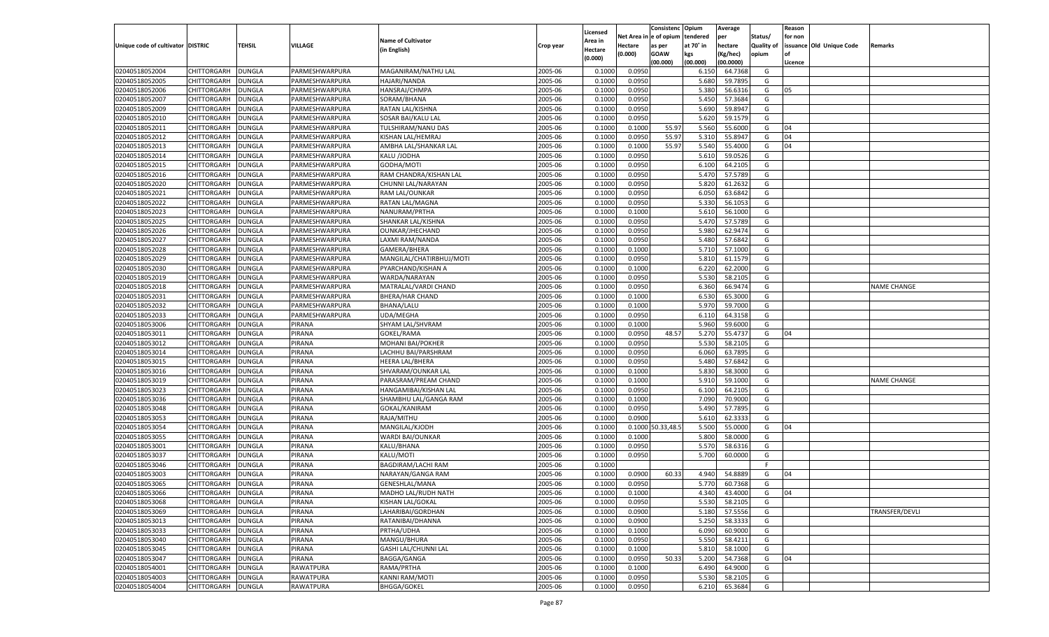| Unique code of cultivator | DISTRIC | TEHSIL | VILLAGE | Name of Cultivator (in English) | Crop year | Licensed Area in Hectare (0.000) | Net Area in Hectare (0.000) | Consistenc e of opium as per GOAW (00.000) | Opium tendered at 70˚ in kgs (00.000) | Average per hectare (Kg/hec) (00.0000) | Status/ Quality of opium | Reason for non issuance of Licence | Old Unique Code | Remarks |
|---|---|---|---|---|---|---|---|---|---|---|---|---|---|---|
| 02040518052004 | CHITTORGARH | DUNGLA | PARMESHWARPURA | MAGANIRAM/NATHU LAL | 2005-06 | 0.1000 | 0.0950 | | 6.150 | 64.7368 | G | | | |
| 02040518052005 | CHITTORGARH | DUNGLA | PARMESHWARPURA | HAJARI/NANDA | 2005-06 | 0.1000 | 0.0950 | | 5.680 | 59.7895 | G | | | |
| 02040518052006 | CHITTORGARH | DUNGLA | PARMESHWARPURA | HANSRAJ/CHMPA | 2005-06 | 0.1000 | 0.0950 | | 5.380 | 56.6316 | G | 05 | | |
| 02040518052007 | CHITTORGARH | DUNGLA | PARMESHWARPURA | SORAM/BHANA | 2005-06 | 0.1000 | 0.0950 | | 5.450 | 57.3684 | G | | | |
| 02040518052009 | CHITTORGARH | DUNGLA | PARMESHWARPURA | RATAN LAL/KISHNA | 2005-06 | 0.1000 | 0.0950 | | 5.690 | 59.8947 | G | | | |
| 02040518052010 | CHITTORGARH | DUNGLA | PARMESHWARPURA | SOSAR BAI/KALU LAL | 2005-06 | 0.1000 | 0.0950 | | 5.620 | 59.1579 | G | | | |
| 02040518052011 | CHITTORGARH | DUNGLA | PARMESHWARPURA | TULSHIRAM/NANU DAS | 2005-06 | 0.1000 | 0.1000 | 55.97 | 5.560 | 55.6000 | G | 04 | | |
| 02040518052012 | CHITTORGARH | DUNGLA | PARMESHWARPURA | KISHAN LAL/HEMRAJ | 2005-06 | 0.1000 | 0.0950 | 55.97 | 5.310 | 55.8947 | G | 04 | | |
| 02040518052013 | CHITTORGARH | DUNGLA | PARMESHWARPURA | AMBHA LAL/SHANKAR LAL | 2005-06 | 0.1000 | 0.1000 | 55.97 | 5.540 | 55.4000 | G | 04 | | |
| 02040518052014 | CHITTORGARH | DUNGLA | PARMESHWARPURA | KALU /JODHA | 2005-06 | 0.1000 | 0.0950 | | 5.610 | 59.0526 | G | | | |
| 02040518052015 | CHITTORGARH | DUNGLA | PARMESHWARPURA | GODHA/MOTI | 2005-06 | 0.1000 | 0.0950 | | 6.100 | 64.2105 | G | | | |
| 02040518052016 | CHITTORGARH | DUNGLA | PARMESHWARPURA | RAM CHANDRA/KISHAN LAL | 2005-06 | 0.1000 | 0.0950 | | 5.470 | 57.5789 | G | | | |
| 02040518052020 | CHITTORGARH | DUNGLA | PARMESHWARPURA | CHUNNI LAL/NARAYAN | 2005-06 | 0.1000 | 0.0950 | | 5.820 | 61.2632 | G | | | |
| 02040518052021 | CHITTORGARH | DUNGLA | PARMESHWARPURA | RAM LAL/OUNKAR | 2005-06 | 0.1000 | 0.0950 | | 6.050 | 63.6842 | G | | | |
| 02040518052022 | CHITTORGARH | DUNGLA | PARMESHWARPURA | RATAN LAL/MAGNA | 2005-06 | 0.1000 | 0.0950 | | 5.330 | 56.1053 | G | | | |
| 02040518052023 | CHITTORGARH | DUNGLA | PARMESHWARPURA | NANURAM/PRTHA | 2005-06 | 0.1000 | 0.1000 | | 5.610 | 56.1000 | G | | | |
| 02040518052025 | CHITTORGARH | DUNGLA | PARMESHWARPURA | SHANKAR LAL/KISHNA | 2005-06 | 0.1000 | 0.0950 | | 5.470 | 57.5789 | G | | | |
| 02040518052026 | CHITTORGARH | DUNGLA | PARMESHWARPURA | OUNKAR/JHECHAND | 2005-06 | 0.1000 | 0.0950 | | 5.980 | 62.9474 | G | | | |
| 02040518052027 | CHITTORGARH | DUNGLA | PARMESHWARPURA | LAXMI RAM/NANDA | 2005-06 | 0.1000 | 0.0950 | | 5.480 | 57.6842 | G | | | |
| 02040518052028 | CHITTORGARH | DUNGLA | PARMESHWARPURA | GAMERA/BHERA | 2005-06 | 0.1000 | 0.1000 | | 5.710 | 57.1000 | G | | | |
| 02040518052029 | CHITTORGARH | DUNGLA | PARMESHWARPURA | MANGILAL/CHATIRBHUJ/MOTI | 2005-06 | 0.1000 | 0.0950 | | 5.810 | 61.1579 | G | | | |
| 02040518052030 | CHITTORGARH | DUNGLA | PARMESHWARPURA | PYARCHAND/KISHAN A | 2005-06 | 0.1000 | 0.1000 | | 6.220 | 62.2000 | G | | | |
| 02040518052019 | CHITTORGARH | DUNGLA | PARMESHWARPURA | WARDA/NARAYAN | 2005-06 | 0.1000 | 0.0950 | | 5.530 | 58.2105 | G | | | |
| 02040518052018 | CHITTORGARH | DUNGLA | PARMESHWARPURA | MATRALAL/VARDI CHAND | 2005-06 | 0.1000 | 0.0950 | | 6.360 | 66.9474 | G | | | NAME CHANGE |
| 02040518052031 | CHITTORGARH | DUNGLA | PARMESHWARPURA | BHERA/HAR CHAND | 2005-06 | 0.1000 | 0.1000 | | 6.530 | 65.3000 | G | | | |
| 02040518052032 | CHITTORGARH | DUNGLA | PARMESHWARPURA | BHANA/LALU | 2005-06 | 0.1000 | 0.1000 | | 5.970 | 59.7000 | G | | | |
| 02040518052033 | CHITTORGARH | DUNGLA | PARMESHWARPURA | UDA/MEGHA | 2005-06 | 0.1000 | 0.0950 | | 6.110 | 64.3158 | G | | | |
| 02040518053006 | CHITTORGARH | DUNGLA | PIRANA | SHYAM LAL/SHVRAM | 2005-06 | 0.1000 | 0.1000 | | 5.960 | 59.6000 | G | | | |
| 02040518053011 | CHITTORGARH | DUNGLA | PIRANA | GOKEL/RAMA | 2005-06 | 0.1000 | 0.0950 | 48.57 | 5.270 | 55.4737 | G | 04 | | |
| 02040518053012 | CHITTORGARH | DUNGLA | PIRANA | MOHANI BAI/POKHER | 2005-06 | 0.1000 | 0.0950 | | 5.530 | 58.2105 | G | | | |
| 02040518053014 | CHITTORGARH | DUNGLA | PIRANA | LACHHU BAI/PARSHRAM | 2005-06 | 0.1000 | 0.0950 | | 6.060 | 63.7895 | G | | | |
| 02040518053015 | CHITTORGARH | DUNGLA | PIRANA | HEERA LAL/BHERA | 2005-06 | 0.1000 | 0.0950 | | 5.480 | 57.6842 | G | | | |
| 02040518053016 | CHITTORGARH | DUNGLA | PIRANA | SHVARAM/OUNKAR LAL | 2005-06 | 0.1000 | 0.1000 | | 5.830 | 58.3000 | G | | | |
| 02040518053019 | CHITTORGARH | DUNGLA | PIRANA | PARASRAM/PREAM CHAND | 2005-06 | 0.1000 | 0.1000 | | 5.910 | 59.1000 | G | | | NAME CHANGE |
| 02040518053023 | CHITTORGARH | DUNGLA | PIRANA | HANGAMIBAI/KISHAN LAL | 2005-06 | 0.1000 | 0.0950 | | 6.100 | 64.2105 | G | | | |
| 02040518053036 | CHITTORGARH | DUNGLA | PIRANA | SHAMBHU LAL/GANGA RAM | 2005-06 | 0.1000 | 0.1000 | | 7.090 | 70.9000 | G | | | |
| 02040518053048 | CHITTORGARH | DUNGLA | PIRANA | GOKAL/KANIRAM | 2005-06 | 0.1000 | 0.0950 | | 5.490 | 57.7895 | G | | | |
| 02040518053053 | CHITTORGARH | DUNGLA | PIRANA | RAJA/MITHU | 2005-06 | 0.1000 | 0.0900 | | 5.610 | 62.3333 | G | | | |
| 02040518053054 | CHITTORGARH | DUNGLA | PIRANA | MANGILAL/KJODH | 2005-06 | 0.1000 | 0.1000 | 50.33,48.5 | 5.500 | 55.0000 | G | 04 | | |
| 02040518053055 | CHITTORGARH | DUNGLA | PIRANA | WARDI BAI/OUNKAR | 2005-06 | 0.1000 | 0.1000 | | 5.800 | 58.0000 | G | | | |
| 02040518053001 | CHITTORGARH | DUNGLA | PIRANA | KALU/BHANA | 2005-06 | 0.1000 | 0.0950 | | 5.570 | 58.6316 | G | | | |
| 02040518053037 | CHITTORGARH | DUNGLA | PIRANA | KALU/MOTI | 2005-06 | 0.1000 | 0.0950 | | 5.700 | 60.0000 | G | | | |
| 02040518053046 | CHITTORGARH | DUNGLA | PIRANA | BAGDIRAM/LACHI RAM | 2005-06 | 0.1000 | | | | | F | | | |
| 02040518053003 | CHITTORGARH | DUNGLA | PIRANA | NARAYAN/GANGA RAM | 2005-06 | 0.1000 | 0.0900 | 60.33 | 4.940 | 54.8889 | G | 04 | | |
| 02040518053065 | CHITTORGARH | DUNGLA | PIRANA | GENESHLAL/MANA | 2005-06 | 0.1000 | 0.0950 | | 5.770 | 60.7368 | G | | | |
| 02040518053066 | CHITTORGARH | DUNGLA | PIRANA | MADHO LAL/RUDH NATH | 2005-06 | 0.1000 | 0.1000 | | 4.340 | 43.4000 | G | 04 | | |
| 02040518053068 | CHITTORGARH | DUNGLA | PIRANA | KISHAN LAL/GOKAL | 2005-06 | 0.1000 | 0.0950 | | 5.530 | 58.2105 | G | | | |
| 02040518053069 | CHITTORGARH | DUNGLA | PIRANA | LAHARIBAI/GORDHAN | 2005-06 | 0.1000 | 0.0900 | | 5.180 | 57.5556 | G | | | TRANSFER/DEVLI |
| 02040518053013 | CHITTORGARH | DUNGLA | PIRANA | RATANIBAI/DHANNA | 2005-06 | 0.1000 | 0.0900 | | 5.250 | 58.3333 | G | | | |
| 02040518053033 | CHITTORGARH | DUNGLA | PIRANA | PRTHA/UDHA | 2005-06 | 0.1000 | 0.1000 | | 6.090 | 60.9000 | G | | | |
| 02040518053040 | CHITTORGARH | DUNGLA | PIRANA | MANGU/BHURA | 2005-06 | 0.1000 | 0.0950 | | 5.550 | 58.4211 | G | | | |
| 02040518053045 | CHITTORGARH | DUNGLA | PIRANA | GASHI LAL/CHUNNI LAL | 2005-06 | 0.1000 | 0.1000 | | 5.810 | 58.1000 | G | | | |
| 02040518053047 | CHITTORGARH | DUNGLA | PIRANA | BAGGA/GANGA | 2005-06 | 0.1000 | 0.0950 | 50.33 | 5.200 | 54.7368 | G | 04 | | |
| 02040518054001 | CHITTORGARH | DUNGLA | RAWATPURA | RAMA/PRTHA | 2005-06 | 0.1000 | 0.1000 | | 6.490 | 64.9000 | G | | | |
| 02040518054003 | CHITTORGARH | DUNGLA | RAWATPURA | KANNI RAM/MOTI | 2005-06 | 0.1000 | 0.0950 | | 5.530 | 58.2105 | G | | | |
| 02040518054004 | CHITTORGARH | DUNGLA | RAWATPURA | BHGGA/GOKEL | 2005-06 | 0.1000 | 0.0950 | | 6.210 | 65.3684 | G | | | |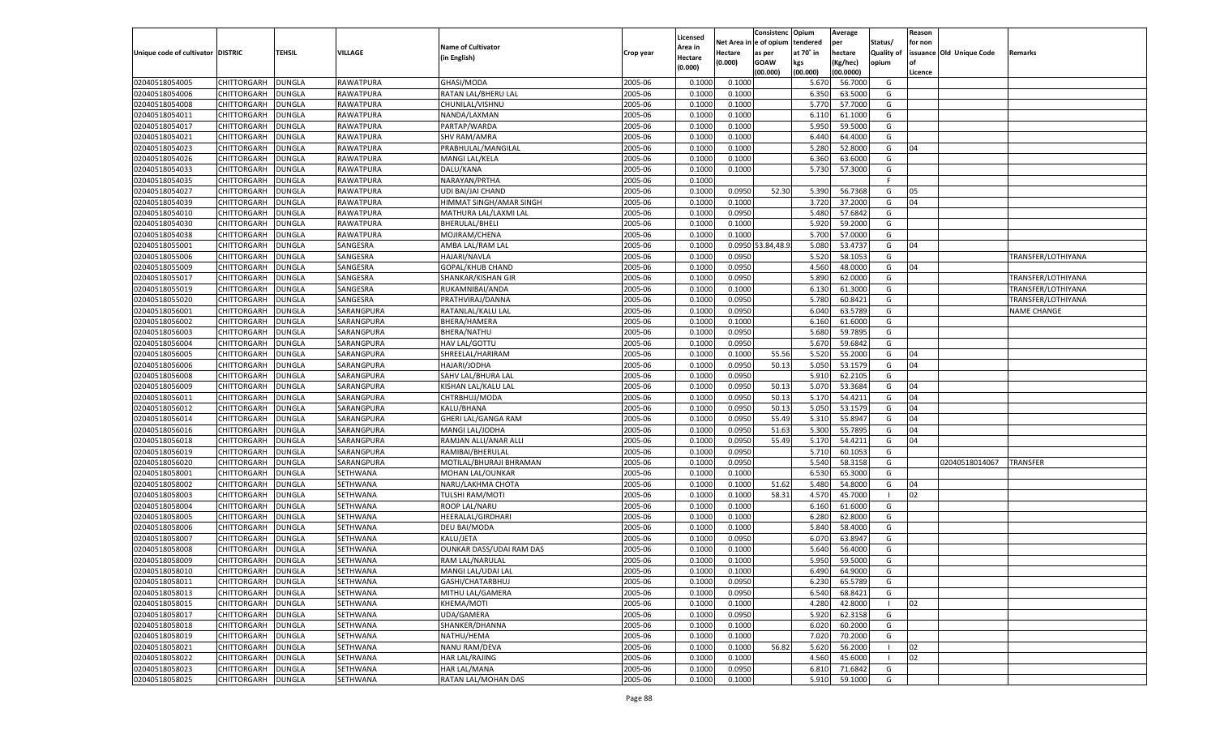| Unique code of cultivator | DISTRIC | TEHSIL | VILLAGE | Name of Cultivator (in English) | Crop year | Licensed Area in Hectare (0.000) | Net Area in Hectare (0.000) | Consistenc e of opium as per GOAW (00.000) | Opium tendered at 70° in kgs (00.000) | Average per hectare (Kg/hec) (00.0000) | Status/ Quality of opium | Reason for non issuance of Licence | Old Unique Code | Remarks |
|---|---|---|---|---|---|---|---|---|---|---|---|---|---|---|
| 02040518054005 | CHITTORGARH | DUNGLA | RAWATPURA | GHASI/MODA | 2005-06 | 0.1000 | 0.1000 | | 5.670 | 56.7000 | G | | | |
| 02040518054006 | CHITTORGARH | DUNGLA | RAWATPURA | RATAN LAL/BHERU LAL | 2005-06 | 0.1000 | 0.1000 | | 6.350 | 63.5000 | G | | | |
| 02040518054008 | CHITTORGARH | DUNGLA | RAWATPURA | CHUNILAL/VISHNU | 2005-06 | 0.1000 | 0.1000 | | 5.770 | 57.7000 | G | | | |
| 02040518054011 | CHITTORGARH | DUNGLA | RAWATPURA | NANDA/LAXMAN | 2005-06 | 0.1000 | 0.1000 | | 6.110 | 61.1000 | G | | | |
| 02040518054017 | CHITTORGARH | DUNGLA | RAWATPURA | PARTAP/WARDA | 2005-06 | 0.1000 | 0.1000 | | 5.950 | 59.5000 | G | | | |
| 02040518054021 | CHITTORGARH | DUNGLA | RAWATPURA | SHV RAM/AMRA | 2005-06 | 0.1000 | 0.1000 | | 6.440 | 64.4000 | G | | | |
| 02040518054023 | CHITTORGARH | DUNGLA | RAWATPURA | PRABHULAL/MANGILAL | 2005-06 | 0.1000 | 0.1000 | | 5.280 | 52.8000 | G | 04 | | |
| 02040518054026 | CHITTORGARH | DUNGLA | RAWATPURA | MANGI LAL/KELA | 2005-06 | 0.1000 | 0.1000 | | 6.360 | 63.6000 | G | | | |
| 02040518054033 | CHITTORGARH | DUNGLA | RAWATPURA | DALU/KANA | 2005-06 | 0.1000 | 0.1000 | | 5.730 | 57.3000 | G | | | |
| 02040518054035 | CHITTORGARH | DUNGLA | RAWATPURA | NARAYAN/PRTHA | 2005-06 | 0.1000 | | | | | F | | | |
| 02040518054027 | CHITTORGARH | DUNGLA | RAWATPURA | UDI BAI/JAI CHAND | 2005-06 | 0.1000 | 0.0950 | 52.30 | 5.390 | 56.7368 | G | 05 | | |
| 02040518054039 | CHITTORGARH | DUNGLA | RAWATPURA | HIMMAT SINGH/AMAR SINGH | 2005-06 | 0.1000 | 0.1000 | | 3.720 | 37.2000 | G | 04 | | |
| 02040518054010 | CHITTORGARH | DUNGLA | RAWATPURA | MATHURA LAL/LAXMI LAL | 2005-06 | 0.1000 | 0.0950 | | 5.480 | 57.6842 | G | | | |
| 02040518054030 | CHITTORGARH | DUNGLA | RAWATPURA | BHERULAL/BHELI | 2005-06 | 0.1000 | 0.1000 | | 5.920 | 59.2000 | G | | | |
| 02040518054038 | CHITTORGARH | DUNGLA | RAWATPURA | MOJIRAM/CHENA | 2005-06 | 0.1000 | 0.1000 | | 5.700 | 57.0000 | G | | | |
| 02040518055001 | CHITTORGARH | DUNGLA | SANGESRA | AMBA LAL/RAM LAL | 2005-06 | 0.1000 | 0.0950 | 53.84,48.9 | 5.080 | 53.4737 | G | 04 | | |
| 02040518055006 | CHITTORGARH | DUNGLA | SANGESRA | HAJARI/NAVLA | 2005-06 | 0.1000 | 0.0950 | | 5.520 | 58.1053 | G | | | TRANSFER/LOTHIYANA |
| 02040518055009 | CHITTORGARH | DUNGLA | SANGESRA | GOPAL/KHUB CHAND | 2005-06 | 0.1000 | 0.0950 | | 4.560 | 48.0000 | G | 04 | | |
| 02040518055017 | CHITTORGARH | DUNGLA | SANGESRA | SHANKAR/KISHAN GIR | 2005-06 | 0.1000 | 0.0950 | | 5.890 | 62.0000 | G | | | TRANSFER/LOTHIYANA |
| 02040518055019 | CHITTORGARH | DUNGLA | SANGESRA | RUKAMNIBAI/ANDA | 2005-06 | 0.1000 | 0.1000 | | 6.130 | 61.3000 | G | | | TRANSFER/LOTHIYANA |
| 02040518055020 | CHITTORGARH | DUNGLA | SANGESRA | PRATHVIRAJ/DANNA | 2005-06 | 0.1000 | 0.0950 | | 5.780 | 60.8421 | G | | | TRANSFER/LOTHIYANA |
| 02040518056001 | CHITTORGARH | DUNGLA | SARANGPURA | RATANLAL/KALU LAL | 2005-06 | 0.1000 | 0.0950 | | 6.040 | 63.5789 | G | | | NAME CHANGE |
| 02040518056002 | CHITTORGARH | DUNGLA | SARANGPURA | BHERA/HAMERA | 2005-06 | 0.1000 | 0.1000 | | 6.160 | 61.6000 | G | | | |
| 02040518056003 | CHITTORGARH | DUNGLA | SARANGPURA | BHERA/NATHU | 2005-06 | 0.1000 | 0.0950 | | 5.680 | 59.7895 | G | | | |
| 02040518056004 | CHITTORGARH | DUNGLA | SARANGPURA | HAV LAL/GOTTU | 2005-06 | 0.1000 | 0.0950 | | 5.670 | 59.6842 | G | | | |
| 02040518056005 | CHITTORGARH | DUNGLA | SARANGPURA | SHREELAL/HARIRAM | 2005-06 | 0.1000 | 0.1000 | 55.56 | 5.520 | 55.2000 | G | 04 | | |
| 02040518056006 | CHITTORGARH | DUNGLA | SARANGPURA | HAJARI/JODHA | 2005-06 | 0.1000 | 0.0950 | 50.13 | 5.050 | 53.1579 | G | 04 | | |
| 02040518056008 | CHITTORGARH | DUNGLA | SARANGPURA | SAHV LAL/BHURA LAL | 2005-06 | 0.1000 | 0.0950 | | 5.910 | 62.2105 | G | | | |
| 02040518056009 | CHITTORGARH | DUNGLA | SARANGPURA | KISHAN LAL/KALU LAL | 2005-06 | 0.1000 | 0.0950 | 50.13 | 5.070 | 53.3684 | G | 04 | | |
| 02040518056011 | CHITTORGARH | DUNGLA | SARANGPURA | CHTRBHUJ/MODA | 2005-06 | 0.1000 | 0.0950 | 50.13 | 5.170 | 54.4211 | G | 04 | | |
| 02040518056012 | CHITTORGARH | DUNGLA | SARANGPURA | KALU/BHANA | 2005-06 | 0.1000 | 0.0950 | 50.13 | 5.050 | 53.1579 | G | 04 | | |
| 02040518056014 | CHITTORGARH | DUNGLA | SARANGPURA | GHERI LAL/GANGA RAM | 2005-06 | 0.1000 | 0.0950 | 55.49 | 5.310 | 55.8947 | G | 04 | | |
| 02040518056016 | CHITTORGARH | DUNGLA | SARANGPURA | MANGI LAL/JODHA | 2005-06 | 0.1000 | 0.0950 | 51.63 | 5.300 | 55.7895 | G | 04 | | |
| 02040518056018 | CHITTORGARH | DUNGLA | SARANGPURA | RAMJAN ALLI/ANAR ALLI | 2005-06 | 0.1000 | 0.0950 | 55.49 | 5.170 | 54.4211 | G | 04 | | |
| 02040518056019 | CHITTORGARH | DUNGLA | SARANGPURA | RAMIBAI/BHERULAL | 2005-06 | 0.1000 | 0.0950 | | 5.710 | 60.1053 | G | | | |
| 02040518056020 | CHITTORGARH | DUNGLA | SARANGPURA | MOTILAL/BHURAJI BHRAMAN | 2005-06 | 0.1000 | 0.0950 | | 5.540 | 58.3158 | G | | 02040518014067 | TRANSFER |
| 02040518058001 | CHITTORGARH | DUNGLA | SETHWANA | MOHAN LAL/OUNKAR | 2005-06 | 0.1000 | 0.1000 | | 6.530 | 65.3000 | G | | | |
| 02040518058002 | CHITTORGARH | DUNGLA | SETHWANA | NARU/LAKHMA CHOTA | 2005-06 | 0.1000 | 0.1000 | 51.62 | 5.480 | 54.8000 | G | 04 | | |
| 02040518058003 | CHITTORGARH | DUNGLA | SETHWANA | TULSHI RAM/MOTI | 2005-06 | 0.1000 | 0.1000 | 58.31 | 4.570 | 45.7000 | I | 02 | | |
| 02040518058004 | CHITTORGARH | DUNGLA | SETHWANA | ROOP LAL/NARU | 2005-06 | 0.1000 | 0.1000 | | 6.160 | 61.6000 | G | | | |
| 02040518058005 | CHITTORGARH | DUNGLA | SETHWANA | HEERALAL/GIRDHARI | 2005-06 | 0.1000 | 0.1000 | | 6.280 | 62.8000 | G | | | |
| 02040518058006 | CHITTORGARH | DUNGLA | SETHWANA | DEU BAI/MODA | 2005-06 | 0.1000 | 0.1000 | | 5.840 | 58.4000 | G | | | |
| 02040518058007 | CHITTORGARH | DUNGLA | SETHWANA | KALU/JETA | 2005-06 | 0.1000 | 0.0950 | | 6.070 | 63.8947 | G | | | |
| 02040518058008 | CHITTORGARH | DUNGLA | SETHWANA | OUNKAR DASS/UDAI RAM DAS | 2005-06 | 0.1000 | 0.1000 | | 5.640 | 56.4000 | G | | | |
| 02040518058009 | CHITTORGARH | DUNGLA | SETHWANA | RAM LAL/NARULAL | 2005-06 | 0.1000 | 0.1000 | | 5.950 | 59.5000 | G | | | |
| 02040518058010 | CHITTORGARH | DUNGLA | SETHWANA | MANGI LAL/UDAI LAL | 2005-06 | 0.1000 | 0.1000 | | 6.490 | 64.9000 | G | | | |
| 02040518058011 | CHITTORGARH | DUNGLA | SETHWANA | GASHI/CHATARBHUJ | 2005-06 | 0.1000 | 0.0950 | | 6.230 | 65.5789 | G | | | |
| 02040518058013 | CHITTORGARH | DUNGLA | SETHWANA | MITHU LAL/GAMERA | 2005-06 | 0.1000 | 0.0950 | | 6.540 | 68.8421 | G | | | |
| 02040518058015 | CHITTORGARH | DUNGLA | SETHWANA | KHEMA/MOTI | 2005-06 | 0.1000 | 0.1000 | | 4.280 | 42.8000 | I | 02 | | |
| 02040518058017 | CHITTORGARH | DUNGLA | SETHWANA | UDA/GAMERA | 2005-06 | 0.1000 | 0.0950 | | 5.920 | 62.3158 | G | | | |
| 02040518058018 | CHITTORGARH | DUNGLA | SETHWANA | SHANKER/DHANNA | 2005-06 | 0.1000 | 0.1000 | | 6.020 | 60.2000 | G | | | |
| 02040518058019 | CHITTORGARH | DUNGLA | SETHWANA | NATHU/HEMA | 2005-06 | 0.1000 | 0.1000 | | 7.020 | 70.2000 | G | | | |
| 02040518058021 | CHITTORGARH | DUNGLA | SETHWANA | NANU RAM/DEVA | 2005-06 | 0.1000 | 0.1000 | 56.82 | 5.620 | 56.2000 | I | 02 | | |
| 02040518058022 | CHITTORGARH | DUNGLA | SETHWANA | HAR LAL/RAJING | 2005-06 | 0.1000 | 0.1000 | | 4.560 | 45.6000 | I | 02 | | |
| 02040518058023 | CHITTORGARH | DUNGLA | SETHWANA | HAR LAL/MANA | 2005-06 | 0.1000 | 0.0950 | | 6.810 | 71.6842 | G | | | |
| 02040518058025 | CHITTORGARH | DUNGLA | SETHWANA | RATAN LAL/MOHAN DAS | 2005-06 | 0.1000 | 0.1000 | | 5.910 | 59.1000 | G | | | |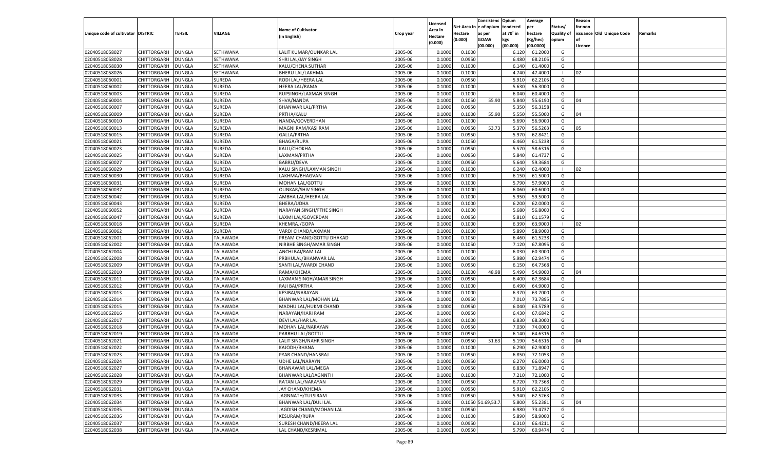| Unique code of cultivator | DISTRIC | TEHSIL | VILLAGE | Name of Cultivator (in English) | Crop year | Licensed Area in Hectare (0.000) | Net Area in Hectare (0.000) | Consistence of opium as per GOAW (00.000) | Opium tendered at 70° in kgs (00.000) | Average per hectare (Kg/hec) (00.0000) | Status/ Quality of opium | Reason for non issuance of Licence | Old Unique Code | Remarks |
|---|---|---|---|---|---|---|---|---|---|---|---|---|---|---|
| 02040518058027 | CHITTORGARH | DUNGLA | SETHWANA | LALIT KUMAR/OUNKAR LAL | 2005-06 | 0.1000 | 0.1000 | | 6.120 | 61.2000 | G | | | |
| 02040518058028 | CHITTORGARH | DUNGLA | SETHWANA | SHRI LAL/JAY SINGH | 2005-06 | 0.1000 | 0.0950 | | 6.480 | 68.2105 | G | | | |
| 02040518058030 | CHITTORGARH | DUNGLA | SETHWANA | KALU/CHENA SUTHAR | 2005-06 | 0.1000 | 0.1000 | | 6.140 | 61.4000 | G | | | |
| 02040518058026 | CHITTORGARH | DUNGLA | SETHWANA | BHERU LAL/LAKHMA | 2005-06 | 0.1000 | 0.1000 | | 4.740 | 47.4000 | I | 02 | | |
| 02040518060001 | CHITTORGARH | DUNGLA | SUREDA | RODI LAL/HEERA LAL | 2005-06 | 0.1000 | 0.0950 | | 5.910 | 62.2105 | G | | | |
| 02040518060002 | CHITTORGARH | DUNGLA | SUREDA | HEERA LAL/RAMA | 2005-06 | 0.1000 | 0.1000 | | 5.630 | 56.3000 | G | | | |
| 02040518060003 | CHITTORGARH | DUNGLA | SUREDA | RUPSINGH/LAXMAN SINGH | 2005-06 | 0.1000 | 0.1000 | | 6.040 | 60.4000 | G | | | |
| 02040518060004 | CHITTORGARH | DUNGLA | SUREDA | SHVA/NANDA | 2005-06 | 0.1000 | 0.1050 | 55.90 | 5.840 | 55.6190 | G | 04 | | |
| 02040518060007 | CHITTORGARH | DUNGLA | SUREDA | BHANWAR LAL/PRTHA | 2005-06 | 0.1000 | 0.0950 | | 5.350 | 56.3158 | G | | | |
| 02040518060009 | CHITTORGARH | DUNGLA | SUREDA | PRTHA/KALU | 2005-06 | 0.1000 | 0.1000 | 55.90 | 5.550 | 55.5000 | G | 04 | | |
| 02040518060010 | CHITTORGARH | DUNGLA | SUREDA | NANDA/GOVERDHAN | 2005-06 | 0.1000 | 0.1000 | | 5.690 | 56.9000 | G | | | |
| 02040518060013 | CHITTORGARH | DUNGLA | SUREDA | MAGNI RAM/KASI RAM | 2005-06 | 0.1000 | 0.0950 | 53.73 | 5.370 | 56.5263 | G | 05 | | |
| 02040518060015 | CHITTORGARH | DUNGLA | SUREDA | GALLA/PRTHA | 2005-06 | 0.1000 | 0.0950 | | 5.970 | 62.8421 | G | | | |
| 02040518060021 | CHITTORGARH | DUNGLA | SUREDA | BHAGA/RUPA | 2005-06 | 0.1000 | 0.1050 | | 6.460 | 61.5238 | G | | | |
| 02040518060023 | CHITTORGARH | DUNGLA | SUREDA | KALU/CHOKHA | 2005-06 | 0.1000 | 0.0950 | | 5.570 | 58.6316 | G | | | |
| 02040518060025 | CHITTORGARH | DUNGLA | SUREDA | LAXMAN/PRTHA | 2005-06 | 0.1000 | 0.0950 | | 5.840 | 61.4737 | G | | | |
| 02040518060027 | CHITTORGARH | DUNGLA | SUREDA | BABRU/DEVA | 2005-06 | 0.1000 | 0.0950 | | 5.640 | 59.3684 | G | | | |
| 02040518060029 | CHITTORGARH | DUNGLA | SUREDA | KALU SINGH/LAXMAN SINGH | 2005-06 | 0.1000 | 0.1000 | | 6.240 | 62.4000 | I | 02 | | |
| 02040518060030 | CHITTORGARH | DUNGLA | SUREDA | LAKHMA/BHAGVAN | 2005-06 | 0.1000 | 0.1000 | | 6.150 | 61.5000 | G | | | |
| 02040518060031 | CHITTORGARH | DUNGLA | SUREDA | MOHAN LAL/GOTTU | 2005-06 | 0.1000 | 0.1000 | | 5.790 | 57.9000 | G | | | |
| 02040518060037 | CHITTORGARH | DUNGLA | SUREDA | OUNKAR/SHIV SINGH | 2005-06 | 0.1000 | 0.1000 | | 6.060 | 60.6000 | G | | | |
| 02040518060042 | CHITTORGARH | DUNGLA | SUREDA | AMBHA LAL/HEERA LAL | 2005-06 | 0.1000 | 0.1000 | | 5.950 | 59.5000 | G | | | |
| 02040518060043 | CHITTORGARH | DUNGLA | SUREDA | BHERA/UDHA | 2005-06 | 0.1000 | 0.1000 | | 6.200 | 62.0000 | G | | | |
| 02040518060052 | CHITTORGARH | DUNGLA | SUREDA | NARAYAN SINGH/FTHE SINGH | 2005-06 | 0.1000 | 0.1000 | | 5.680 | 56.8000 | G | | | |
| 02040518060047 | CHITTORGARH | DUNGLA | SUREDA | LAXMI LAL/GOVERDAN | 2005-06 | 0.1000 | 0.0950 | | 5.810 | 61.1579 | G | | | |
| 02040518060018 | CHITTORGARH | DUNGLA | SUREDA | KHEMRAJ/GOPA | 2005-06 | 0.1000 | 0.1000 | | 6.390 | 63.9000 | I | 02 | | |
| 02040518060062 | CHITTORGARH | DUNGLA | SUREDA | VARDI CHAND/LAXMAN | 2005-06 | 0.1000 | 0.1000 | | 5.890 | 58.9000 | G | | | |
| 02040518062001 | CHITTORGARH | DUNGLA | TALAWADA | PREAM CHAND/GOTTU DHAKAD | 2005-06 | 0.1000 | 0.1050 | | 6.460 | 61.5238 | G | | | |
| 02040518062002 | CHITTORGARH | DUNGLA | TALAWADA | NIRBHE SINGH/AMAR SINGH | 2005-06 | 0.1000 | 0.1050 | | 7.120 | 67.8095 | G | | | |
| 02040518062004 | CHITTORGARH | DUNGLA | TALAWADA | ANCHI BAI/RAM LAL | 2005-06 | 0.1000 | 0.1000 | | 6.030 | 60.3000 | G | | | |
| 02040518062008 | CHITTORGARH | DUNGLA | TALAWADA | PRBHULAL/BHANWAR LAL | 2005-06 | 0.1000 | 0.0950 | | 5.980 | 62.9474 | G | | | |
| 02040518062009 | CHITTORGARH | DUNGLA | TALAWADA | SANTI LAL/WARDI CHAND | 2005-06 | 0.1000 | 0.0950 | | 6.150 | 64.7368 | G | | | |
| 02040518062010 | CHITTORGARH | DUNGLA | TALAWADA | RAMA/KHEMA | 2005-06 | 0.1000 | 0.1000 | 48.98 | 5.490 | 54.9000 | G | 04 | | |
| 02040518062011 | CHITTORGARH | DUNGLA | TALAWADA | LAXMAN SINGH/AMAR SINGH | 2005-06 | 0.1000 | 0.0950 | | 6.400 | 67.3684 | G | | | |
| 02040518062012 | CHITTORGARH | DUNGLA | TALAWADA | RAJI BAI/PRTHA | 2005-06 | 0.1000 | 0.1000 | | 6.490 | 64.9000 | G | | | |
| 02040518062013 | CHITTORGARH | DUNGLA | TALAWADA | KESIBAI/NARAYAN | 2005-06 | 0.1000 | 0.1000 | | 6.370 | 63.7000 | G | | | |
| 02040518062014 | CHITTORGARH | DUNGLA | TALAWADA | BHANWAR LAL/MOHAN LAL | 2005-06 | 0.1000 | 0.0950 | | 7.010 | 73.7895 | G | | | |
| 02040518062015 | CHITTORGARH | DUNGLA | TALAWADA | MADHU LAL/HUKMI CHAND | 2005-06 | 0.1000 | 0.0950 | | 6.040 | 63.5789 | G | | | |
| 02040518062016 | CHITTORGARH | DUNGLA | TALAWADA | NARAYAN/HARI RAM | 2005-06 | 0.1000 | 0.0950 | | 6.430 | 67.6842 | G | | | |
| 02040518062017 | CHITTORGARH | DUNGLA | TALAWADA | DEVI LAL/HAR LAL | 2005-06 | 0.1000 | 0.1000 | | 6.830 | 68.3000 | G | | | |
| 02040518062018 | CHITTORGARH | DUNGLA | TALAWADA | MOHAN LAL/NARAYAN | 2005-06 | 0.1000 | 0.0950 | | 7.030 | 74.0000 | G | | | |
| 02040518062019 | CHITTORGARH | DUNGLA | TALAWADA | PARBHU LAL/GOTTU | 2005-06 | 0.1000 | 0.0950 | | 6.140 | 64.6316 | G | | | |
| 02040518062021 | CHITTORGARH | DUNGLA | TALAWADA | LALIT SINGH/NAHR SINGH | 2005-06 | 0.1000 | 0.0950 | 51.63 | 5.190 | 54.6316 | G | 04 | | |
| 02040518062022 | CHITTORGARH | DUNGLA | TALAWADA | KAJODH/BHANA | 2005-06 | 0.1000 | 0.1000 | | 6.290 | 62.9000 | G | | | |
| 02040518062023 | CHITTORGARH | DUNGLA | TALAWADA | PYAR CHAND/HANSRAJ | 2005-06 | 0.1000 | 0.0950 | | 6.850 | 72.1053 | G | | | |
| 02040518062024 | CHITTORGARH | DUNGLA | TALAWADA | UDHE LAL/NARAYN | 2005-06 | 0.1000 | 0.0950 | | 6.270 | 66.0000 | G | | | |
| 02040518062027 | CHITTORGARH | DUNGLA | TALAWADA | BHANAWAR LAL/MEGA | 2005-06 | 0.1000 | 0.0950 | | 6.830 | 71.8947 | G | | | |
| 02040518062028 | CHITTORGARH | DUNGLA | TALAWADA | BHANWAR LAL/JAGNNTH | 2005-06 | 0.1000 | 0.1000 | | 7.210 | 72.1000 | G | | | |
| 02040518062029 | CHITTORGARH | DUNGLA | TALAWADA | RATAN LAL/NARAYAN | 2005-06 | 0.1000 | 0.0950 | | 6.720 | 70.7368 | G | | | |
| 02040518062031 | CHITTORGARH | DUNGLA | TALAWADA | JAY CHAND/KHEMA | 2005-06 | 0.1000 | 0.0950 | | 5.910 | 62.2105 | G | | | |
| 02040518062033 | CHITTORGARH | DUNGLA | TALAWADA | JAGNNATH/TULSIRAM | 2005-06 | 0.1000 | 0.0950 | | 5.940 | 62.5263 | G | | | |
| 02040518062034 | CHITTORGARH | DUNGLA | TALAWADA | BHANWAR LAL/DULI LAL | 2005-06 | 0.1000 | 0.1050 | 51.69,53.7 | 5.800 | 55.2381 | G | 04 | | |
| 02040518062035 | CHITTORGARH | DUNGLA | TALAWADA | JAGDISH CHAND/MOHAN LAL | 2005-06 | 0.1000 | 0.0950 | | 6.980 | 73.4737 | G | | | |
| 02040518062036 | CHITTORGARH | DUNGLA | TALAWADA | KESURAM/RUPA | 2005-06 | 0.1000 | 0.1000 | | 5.890 | 58.9000 | G | | | |
| 02040518062037 | CHITTORGARH | DUNGLA | TALAWADA | SURESH CHAND/HEERA LAL | 2005-06 | 0.1000 | 0.0950 | | 6.310 | 66.4211 | G | | | |
| 02040518062038 | CHITTORGARH | DUNGLA | TALAWADA | LAL CHAND/KESRIMAL | 2005-06 | 0.1000 | 0.0950 | | 5.790 | 60.9474 | G | | | |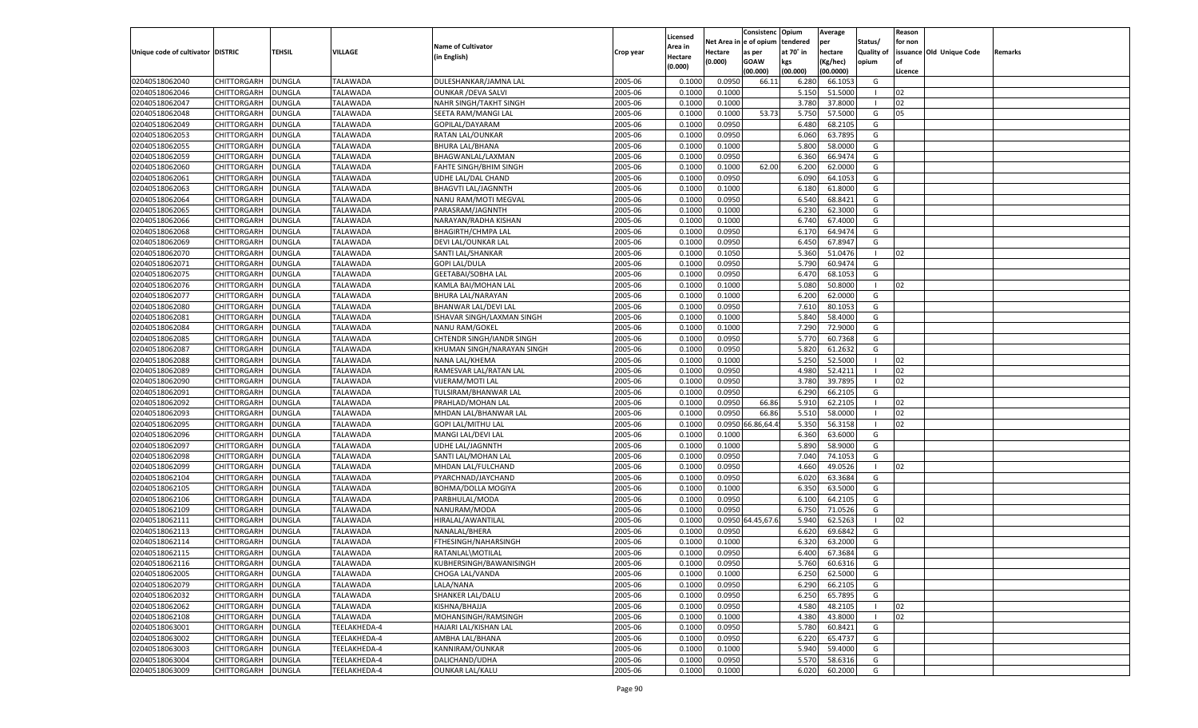| Unique code of cultivator | DISTRIC | TEHSIL | VILLAGE | Name of Cultivator (in English) | Crop year | Licensed Area in Hectare (0.000) | Net Area in Hectare (0.000) | Consistenc e of opium as per GOAW (00.000) | Opium tendered at 70˚ in kgs (00.000) | Average per hectare (Kg/hec) (00.0000) | Status/ Quality of opium | Reason for non issuance of Licence | Old Unique Code | Remarks |
|---|---|---|---|---|---|---|---|---|---|---|---|---|---|---|
| 02040518062040 | CHITTORGARH | DUNGLA | TALAWADA | DULESHANKAR/JAMNA LAL | 2005-06 | 0.1000 | 0.0950 | 66.11 | 6.280 | 66.1053 | G | | | |
| 02040518062046 | CHITTORGARH | DUNGLA | TALAWADA | OUNKAR /DEVA SALVI | 2005-06 | 0.1000 | 0.1000 | | 5.150 | 51.5000 | I | 02 | | |
| 02040518062047 | CHITTORGARH | DUNGLA | TALAWADA | NAHR SINGH/TAKHT SINGH | 2005-06 | 0.1000 | 0.1000 | | 3.780 | 37.8000 | I | 02 | | |
| 02040518062048 | CHITTORGARH | DUNGLA | TALAWADA | SEETA RAM/MANGI LAL | 2005-06 | 0.1000 | 0.1000 | 53.73 | 5.750 | 57.5000 | G | 05 | | |
| 02040518062049 | CHITTORGARH | DUNGLA | TALAWADA | GOPILAL/DAYARAM | 2005-06 | 0.1000 | 0.0950 | | 6.480 | 68.2105 | G | | | |
| 02040518062053 | CHITTORGARH | DUNGLA | TALAWADA | RATAN LAL/OUNKAR | 2005-06 | 0.1000 | 0.0950 | | 6.060 | 63.7895 | G | | | |
| 02040518062055 | CHITTORGARH | DUNGLA | TALAWADA | BHURA LAL/BHANA | 2005-06 | 0.1000 | 0.1000 | | 5.800 | 58.0000 | G | | | |
| 02040518062059 | CHITTORGARH | DUNGLA | TALAWADA | BHAGWANLAL/LAXMAN | 2005-06 | 0.1000 | 0.0950 | | 6.360 | 66.9474 | G | | | |
| 02040518062060 | CHITTORGARH | DUNGLA | TALAWADA | FAHTE SINGH/BHIM SINGH | 2005-06 | 0.1000 | 0.1000 | 62.00 | 6.200 | 62.0000 | G | | | |
| 02040518062061 | CHITTORGARH | DUNGLA | TALAWADA | UDHE LAL/DAL CHAND | 2005-06 | 0.1000 | 0.0950 | | 6.090 | 64.1053 | G | | | |
| 02040518062063 | CHITTORGARH | DUNGLA | TALAWADA | BHAGVTI LAL/JAGNNTH | 2005-06 | 0.1000 | 0.1000 | | 6.180 | 61.8000 | G | | | |
| 02040518062064 | CHITTORGARH | DUNGLA | TALAWADA | NANU RAM/MOTI MEGVAL | 2005-06 | 0.1000 | 0.0950 | | 6.540 | 68.8421 | G | | | |
| 02040518062065 | CHITTORGARH | DUNGLA | TALAWADA | PARASRAM/JAGNNTH | 2005-06 | 0.1000 | 0.1000 | | 6.230 | 62.3000 | G | | | |
| 02040518062066 | CHITTORGARH | DUNGLA | TALAWADA | NARAYAN/RADHA KISHAN | 2005-06 | 0.1000 | 0.1000 | | 6.740 | 67.4000 | G | | | |
| 02040518062068 | CHITTORGARH | DUNGLA | TALAWADA | BHAGIRTH/CHMPA LAL | 2005-06 | 0.1000 | 0.0950 | | 6.170 | 64.9474 | G | | | |
| 02040518062069 | CHITTORGARH | DUNGLA | TALAWADA | DEVI LAL/OUNKAR LAL | 2005-06 | 0.1000 | 0.0950 | | 6.450 | 67.8947 | G | | | |
| 02040518062070 | CHITTORGARH | DUNGLA | TALAWADA | SANTI LAL/SHANKAR | 2005-06 | 0.1000 | 0.1050 | | 5.360 | 51.0476 | I | 02 | | |
| 02040518062071 | CHITTORGARH | DUNGLA | TALAWADA | GOPI LAL/DULA | 2005-06 | 0.1000 | 0.0950 | | 5.790 | 60.9474 | G | | | |
| 02040518062075 | CHITTORGARH | DUNGLA | TALAWADA | GEETABAI/SOBHA LAL | 2005-06 | 0.1000 | 0.0950 | | 6.470 | 68.1053 | G | | | |
| 02040518062076 | CHITTORGARH | DUNGLA | TALAWADA | KAMLA BAI/MOHAN LAL | 2005-06 | 0.1000 | 0.1000 | | 5.080 | 50.8000 | I | 02 | | |
| 02040518062077 | CHITTORGARH | DUNGLA | TALAWADA | BHURA LAL/NARAYAN | 2005-06 | 0.1000 | 0.1000 | | 6.200 | 62.0000 | G | | | |
| 02040518062080 | CHITTORGARH | DUNGLA | TALAWADA | BHANWAR LAL/DEVI LAL | 2005-06 | 0.1000 | 0.0950 | | 7.610 | 80.1053 | G | | | |
| 02040518062081 | CHITTORGARH | DUNGLA | TALAWADA | ISHAVAR SINGH/LAXMAN SINGH | 2005-06 | 0.1000 | 0.1000 | | 5.840 | 58.4000 | G | | | |
| 02040518062084 | CHITTORGARH | DUNGLA | TALAWADA | NANU RAM/GOKEL | 2005-06 | 0.1000 | 0.1000 | | 7.290 | 72.9000 | G | | | |
| 02040518062085 | CHITTORGARH | DUNGLA | TALAWADA | CHTENDR SINGH/IANDR SINGH | 2005-06 | 0.1000 | 0.0950 | | 5.770 | 60.7368 | G | | | |
| 02040518062087 | CHITTORGARH | DUNGLA | TALAWADA | KHUMAN SINGH/NARAYAN SINGH | 2005-06 | 0.1000 | 0.0950 | | 5.820 | 61.2632 | G | | | |
| 02040518062088 | CHITTORGARH | DUNGLA | TALAWADA | NANA LAL/KHEMA | 2005-06 | 0.1000 | 0.1000 | | 5.250 | 52.5000 | I | 02 | | |
| 02040518062089 | CHITTORGARH | DUNGLA | TALAWADA | RAMESVAR LAL/RATAN LAL | 2005-06 | 0.1000 | 0.0950 | | 4.980 | 52.4211 | I | 02 | | |
| 02040518062090 | CHITTORGARH | DUNGLA | TALAWADA | VIJERAM/MOTI LAL | 2005-06 | 0.1000 | 0.0950 | | 3.780 | 39.7895 | I | 02 | | |
| 02040518062091 | CHITTORGARH | DUNGLA | TALAWADA | TULSIRAM/BHANWAR LAL | 2005-06 | 0.1000 | 0.0950 | | 6.290 | 66.2105 | G | | | |
| 02040518062092 | CHITTORGARH | DUNGLA | TALAWADA | PRAHLAD/MOHAN LAL | 2005-06 | 0.1000 | 0.0950 | 66.86 | 5.910 | 62.2105 | I | 02 | | |
| 02040518062093 | CHITTORGARH | DUNGLA | TALAWADA | MHDAN LAL/BHANWAR LAL | 2005-06 | 0.1000 | 0.0950 | 66.86 | 5.510 | 58.0000 | I | 02 | | |
| 02040518062095 | CHITTORGARH | DUNGLA | TALAWADA | GOPI LAL/MITHU LAL | 2005-06 | 0.1000 | 0.0950 | 66.86,64.4 | 5.350 | 56.3158 | I | 02 | | |
| 02040518062096 | CHITTORGARH | DUNGLA | TALAWADA | MANGI LAL/DEVI LAL | 2005-06 | 0.1000 | 0.1000 | | 6.360 | 63.6000 | G | | | |
| 02040518062097 | CHITTORGARH | DUNGLA | TALAWADA | UDHE LAL/JAGNNTH | 2005-06 | 0.1000 | 0.1000 | | 5.890 | 58.9000 | G | | | |
| 02040518062098 | CHITTORGARH | DUNGLA | TALAWADA | SANTI LAL/MOHAN LAL | 2005-06 | 0.1000 | 0.0950 | | 7.040 | 74.1053 | G | | | |
| 02040518062099 | CHITTORGARH | DUNGLA | TALAWADA | MHDAN LAL/FULCHAND | 2005-06 | 0.1000 | 0.0950 | | 4.660 | 49.0526 | I | 02 | | |
| 02040518062104 | CHITTORGARH | DUNGLA | TALAWADA | PYARCHNAD/JAYCHAND | 2005-06 | 0.1000 | 0.0950 | | 6.020 | 63.3684 | G | | | |
| 02040518062105 | CHITTORGARH | DUNGLA | TALAWADA | BOHMA/DOLLA MOGIYA | 2005-06 | 0.1000 | 0.1000 | | 6.350 | 63.5000 | G | | | |
| 02040518062106 | CHITTORGARH | DUNGLA | TALAWADA | PARBHULAL/MODA | 2005-06 | 0.1000 | 0.0950 | | 6.100 | 64.2105 | G | | | |
| 02040518062109 | CHITTORGARH | DUNGLA | TALAWADA | NANURAM/MODA | 2005-06 | 0.1000 | 0.0950 | | 6.750 | 71.0526 | G | | | |
| 02040518062111 | CHITTORGARH | DUNGLA | TALAWADA | HIRALAL/AWANTILAL | 2005-06 | 0.1000 | 0.0950 | 64.45,67.6 | 5.940 | 62.5263 | I | 02 | | |
| 02040518062113 | CHITTORGARH | DUNGLA | TALAWADA | NANALAL/BHERA | 2005-06 | 0.1000 | 0.0950 | | 6.620 | 69.6842 | G | | | |
| 02040518062114 | CHITTORGARH | DUNGLA | TALAWADA | FTHESINGH/NAHARSINGH | 2005-06 | 0.1000 | 0.1000 | | 6.320 | 63.2000 | G | | | |
| 02040518062115 | CHITTORGARH | DUNGLA | TALAWADA | RATANLAL\MOTILAL | 2005-06 | 0.1000 | 0.0950 | | 6.400 | 67.3684 | G | | | |
| 02040518062116 | CHITTORGARH | DUNGLA | TALAWADA | KUBHERSINGH/BAWANISINGH | 2005-06 | 0.1000 | 0.0950 | | 5.760 | 60.6316 | G | | | |
| 02040518062005 | CHITTORGARH | DUNGLA | TALAWADA | CHOGA LAL/VANDA | 2005-06 | 0.1000 | 0.1000 | | 6.250 | 62.5000 | G | | | |
| 02040518062079 | CHITTORGARH | DUNGLA | TALAWADA | LALA/NANA | 2005-06 | 0.1000 | 0.0950 | | 6.290 | 66.2105 | G | | | |
| 02040518062032 | CHITTORGARH | DUNGLA | TALAWADA | SHANKER LAL/DALU | 2005-06 | 0.1000 | 0.0950 | | 6.250 | 65.7895 | G | | | |
| 02040518062062 | CHITTORGARH | DUNGLA | TALAWADA | KISHNA/BHAJJA | 2005-06 | 0.1000 | 0.0950 | | 4.580 | 48.2105 | I | 02 | | |
| 02040518062108 | CHITTORGARH | DUNGLA | TALAWADA | MOHANSINGH/RAMSINGH | 2005-06 | 0.1000 | 0.1000 | | 4.380 | 43.8000 | I | 02 | | |
| 02040518063001 | CHITTORGARH | DUNGLA | TEELAKHEDA-4 | HAJARI LAL/KISHAN LAL | 2005-06 | 0.1000 | 0.0950 | | 5.780 | 60.8421 | G | | | |
| 02040518063002 | CHITTORGARH | DUNGLA | TEELAKHEDA-4 | AMBHA LAL/BHANA | 2005-06 | 0.1000 | 0.0950 | | 6.220 | 65.4737 | G | | | |
| 02040518063003 | CHITTORGARH | DUNGLA | TEELAKHEDA-4 | KANNIRAM/OUNKAR | 2005-06 | 0.1000 | 0.1000 | | 5.940 | 59.4000 | G | | | |
| 02040518063004 | CHITTORGARH | DUNGLA | TEELAKHEDA-4 | DALICHAND/UDHA | 2005-06 | 0.1000 | 0.0950 | | 5.570 | 58.6316 | G | | | |
| 02040518063009 | CHITTORGARH | DUNGLA | TEELAKHEDA-4 | OUNKAR LAL/KALU | 2005-06 | 0.1000 | 0.1000 | | 6.020 | 60.2000 | G | | | |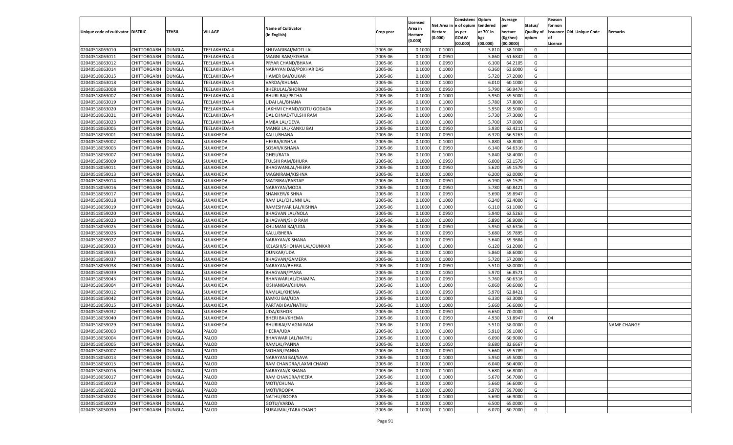| Unique code of cultivator | DISTRIC | TEHSIL | VILLAGE | Name of Cultivator (in English) | Crop year | Licensed Area in Hectare (0.000) | Net Area in Hectare (0.000) | Consistenc e of opium as per GOAW (00.000) | Opium tendered at 70˚ in kgs (00.000) | Average per hectare (Kg/hec) (00.0000) | Status/ Quality of opium | Reason for non issuance of Licence | Old Unique Code | Remarks |
|---|---|---|---|---|---|---|---|---|---|---|---|---|---|---|
| 02040518063010 | CHITTORGARH | DUNGLA | TEELAKHEDA-4 | SHUVAGIBAI/MOTI LAL | 2005-06 | 0.1000 | 0.1000 | | 5.810 | 58.1000 | G | | | |
| 02040518063011 | CHITTORGARH | DUNGLA | TEELAKHEDA-4 | MAGNI RAM/KISHNA | 2005-06 | 0.1000 | 0.0950 | | 5.860 | 61.6842 | G | | | |
| 02040518063012 | CHITTORGARH | DUNGLA | TEELAKHEDA-4 | PRYAR CHAND/BHANA | 2005-06 | 0.1000 | 0.0950 | | 6.100 | 64.2105 | G | | | |
| 02040518063014 | CHITTORGARH | DUNGLA | TEELAKHEDA-4 | NARAYAN DAS/POKHAR DAS | 2005-06 | 0.1000 | 0.1000 | | 6.360 | 63.6000 | G | | | |
| 02040518063015 | CHITTORGARH | DUNGLA | TEELAKHEDA-4 | HAMER BAI/OUKAR | 2005-06 | 0.1000 | 0.1000 | | 5.720 | 57.2000 | G | | | |
| 02040518063018 | CHITTORGARH | DUNGLA | TEELAKHEDA-4 | VARDA/KHUMA | 2005-06 | 0.1000 | 0.1000 | | 6.010 | 60.1000 | G | | | |
| 02040518063008 | CHITTORGARH | DUNGLA | TEELAKHEDA-4 | BHERULAL/SHORAM | 2005-06 | 0.1000 | 0.0950 | | 5.790 | 60.9474 | G | | | |
| 02040518063007 | CHITTORGARH | DUNGLA | TEELAKHEDA-4 | BHURI BAI/PRTHA | 2005-06 | 0.1000 | 0.1000 | | 5.950 | 59.5000 | G | | | |
| 02040518063019 | CHITTORGARH | DUNGLA | TEELAKHEDA-4 | UDAI LAL/BHANA | 2005-06 | 0.1000 | 0.1000 | | 5.780 | 57.8000 | G | | | |
| 02040518063020 | CHITTORGARH | DUNGLA | TEELAKHEDA-4 | LAKHMI CHAND/GOTU GODADA | 2005-06 | 0.1000 | 0.1000 | | 5.950 | 59.5000 | G | | | |
| 02040518063021 | CHITTORGARH | DUNGLA | TEELAKHEDA-4 | DAL CHNAD/TULSHI RAM | 2005-06 | 0.1000 | 0.1000 | | 5.730 | 57.3000 | G | | | |
| 02040518063023 | CHITTORGARH | DUNGLA | TEELAKHEDA-4 | AMBA LAL/DEVA | 2005-06 | 0.1000 | 0.1000 | | 5.700 | 57.0000 | G | | | |
| 02040518063005 | CHITTORGARH | DUNGLA | TEELAKHEDA-4 | MANGI LAL/KANKU BAI | 2005-06 | 0.1000 | 0.0950 | | 5.930 | 62.4211 | G | | | |
| 02040518059001 | CHITTORGARH | DUNGLA | SUJAKHEDA | KALU/BHANA | 2005-06 | 0.1000 | 0.0950 | | 6.320 | 66.5263 | G | | | |
| 02040518059002 | CHITTORGARH | DUNGLA | SUJAKHEDA | HEERA/KISHNA | 2005-06 | 0.1000 | 0.1000 | | 5.880 | 58.8000 | G | | | |
| 02040518059003 | CHITTORGARH | DUNGLA | SUJAKHEDA | SOSAR/KISHANA | 2005-06 | 0.1000 | 0.0950 | | 6.140 | 64.6316 | G | | | |
| 02040518059007 | CHITTORGARH | DUNGLA | SUJAKHEDA | GHISI/RATA | 2005-06 | 0.1000 | 0.1000 | | 5.840 | 58.4000 | G | | | |
| 02040518059009 | CHITTORGARH | DUNGLA | SUJAKHEDA | TULSHI RAM/BHURA | 2005-06 | 0.1000 | 0.0950 | | 6.000 | 63.1579 | G | | | |
| 02040518059011 | CHITTORGARH | DUNGLA | SUJAKHEDA | BHAGWANLAL/HEERA | 2005-06 | 0.1000 | 0.0950 | | 5.620 | 59.1579 | G | | | |
| 02040518059013 | CHITTORGARH | DUNGLA | SUJAKHEDA | MAGNIRAM/KISHNA | 2005-06 | 0.1000 | 0.1000 | | 6.200 | 62.0000 | G | | | |
| 02040518059014 | CHITTORGARH | DUNGLA | SUJAKHEDA | MATRIBAI/PARTAP | 2005-06 | 0.1000 | 0.0950 | | 6.190 | 65.1579 | G | | | |
| 02040518059016 | CHITTORGARH | DUNGLA | SUJAKHEDA | NARAYAN/MODA | 2005-06 | 0.1000 | 0.0950 | | 5.780 | 60.8421 | G | | | |
| 02040518059017 | CHITTORGARH | DUNGLA | SUJAKHEDA | SHANKER/KISHNA | 2005-06 | 0.1000 | 0.0950 | | 5.690 | 59.8947 | G | | | |
| 02040518059018 | CHITTORGARH | DUNGLA | SUJAKHEDA | RAM LAL/CHUNNI LAL | 2005-06 | 0.1000 | 0.1000 | | 6.240 | 62.4000 | G | | | |
| 02040518059019 | CHITTORGARH | DUNGLA | SUJAKHEDA | RAMESHVAR LAL/KISHNA | 2005-06 | 0.1000 | 0.1000 | | 6.110 | 61.1000 | G | | | |
| 02040518059020 | CHITTORGARH | DUNGLA | SUJAKHEDA | BHAGVAN LAL/NOLA | 2005-06 | 0.1000 | 0.0950 | | 5.940 | 62.5263 | G | | | |
| 02040518059023 | CHITTORGARH | DUNGLA | SUJAKHEDA | BHAGVAN/SHO RAM | 2005-06 | 0.1000 | 0.1000 | | 5.890 | 58.9000 | G | | | |
| 02040518059025 | CHITTORGARH | DUNGLA | SUJAKHEDA | KHUMANI BAI/UDA | 2005-06 | 0.1000 | 0.0950 | | 5.950 | 62.6316 | G | | | |
| 02040518059026 | CHITTORGARH | DUNGLA | SUJAKHEDA | KALU/BHERA | 2005-06 | 0.1000 | 0.0950 | | 5.680 | 59.7895 | G | | | |
| 02040518059027 | CHITTORGARH | DUNGLA | SUJAKHEDA | NARAYAN/KISHANA | 2005-06 | 0.1000 | 0.0950 | | 5.640 | 59.3684 | G | | | |
| 02040518059033 | CHITTORGARH | DUNGLA | SUJAKHEDA | KELASHI/SHOHAN LAL/OUNKAR | 2005-06 | 0.1000 | 0.1000 | | 6.120 | 61.2000 | G | | | |
| 02040518059035 | CHITTORGARH | DUNGLA | SUJAKHEDA | OUNKAR/UDA | 2005-06 | 0.1000 | 0.1000 | | 5.860 | 58.6000 | G | | | |
| 02040518059037 | CHITTORGARH | DUNGLA | SUJAKHEDA | BHAGVAN/GAMERA | 2005-06 | 0.1000 | 0.1000 | | 5.720 | 57.2000 | G | | | |
| 02040518059038 | CHITTORGARH | DUNGLA | SUJAKHEDA | NARAYAN/BHERA | 2005-06 | 0.1000 | 0.0950 | | 5.510 | 58.0000 | G | | | |
| 02040518059039 | CHITTORGARH | DUNGLA | SUJAKHEDA | BHAGVAN/PYARA | 2005-06 | 0.1000 | 0.1050 | | 5.970 | 56.8571 | G | | | |
| 02040518059043 | CHITTORGARH | DUNGLA | SUJAKHEDA | BHANWARLAL/CHAMPA | 2005-06 | 0.1000 | 0.0950 | | 5.760 | 60.6316 | G | | | |
| 02040518059004 | CHITTORGARH | DUNGLA | SUJAKHEDA | KISHANIBAI/CHUNA | 2005-06 | 0.1000 | 0.1000 | | 6.060 | 60.6000 | G | | | |
| 02040518059012 | CHITTORGARH | DUNGLA | SUJAKHEDA | RAMLAL/KHEMA | 2005-06 | 0.1000 | 0.0950 | | 5.970 | 62.8421 | G | | | |
| 02040518059042 | CHITTORGARH | DUNGLA | SUJAKHEDA | JAMKU BAI/UDA | 2005-06 | 0.1000 | 0.1000 | | 6.330 | 63.3000 | G | | | |
| 02040518059015 | CHITTORGARH | DUNGLA | SUJAKHEDA | PARTABI BAI/NATHU | 2005-06 | 0.1000 | 0.1000 | | 5.660 | 56.6000 | G | | | |
| 02040518059032 | CHITTORGARH | DUNGLA | SUJAKHEDA | UDA/KISHOR | 2005-06 | 0.1000 | 0.0950 | | 6.650 | 70.0000 | G | | | |
| 02040518059040 | CHITTORGARH | DUNGLA | SUJAKHEDA | BHERI BAI/KHEMA | 2005-06 | 0.1000 | 0.0950 | | 4.930 | 51.8947 | G | 04 | | |
| 02040518059029 | CHITTORGARH | DUNGLA | SUJAKHEDA | BHURIBAI/MAGNI RAM | 2005-06 | 0.1000 | 0.0950 | | 5.510 | 58.0000 | G | | | NAME CHANGE |
| 02040518050003 | CHITTORGARH | DUNGLA | PALOD | HEERA/UDA | 2005-06 | 0.1000 | 0.1000 | | 5.910 | 59.1000 | G | | | |
| 02040518050004 | CHITTORGARH | DUNGLA | PALOD | BHANWAR LAL/NATHU | 2005-06 | 0.1000 | 0.1000 | | 6.090 | 60.9000 | G | | | |
| 02040518050005 | CHITTORGARH | DUNGLA | PALOD | RAMLAL/PANNA | 2005-06 | 0.1000 | 0.1050 | | 8.680 | 82.6667 | G | | | |
| 02040518050007 | CHITTORGARH | DUNGLA | PALOD | MOHAN/PANNA | 2005-06 | 0.1000 | 0.0950 | | 5.660 | 59.5789 | G | | | |
| 02040518050013 | CHITTORGARH | DUNGLA | PALOD | NARAYANI BAI/SAVA | 2005-06 | 0.1000 | 0.1000 | | 5.950 | 59.5000 | G | | | |
| 02040518050015 | CHITTORGARH | DUNGLA | PALOD | RAM CHANDRA/LAXMI CHAND | 2005-06 | 0.1000 | 0.1000 | | 6.040 | 60.4000 | G | | | |
| 02040518050016 | CHITTORGARH | DUNGLA | PALOD | NARAYAN/KISHANA | 2005-06 | 0.1000 | 0.1000 | | 5.680 | 56.8000 | G | | | |
| 02040518050017 | CHITTORGARH | DUNGLA | PALOD | RAM CHANDRA/HEERA | 2005-06 | 0.1000 | 0.1000 | | 5.670 | 56.7000 | G | | | |
| 02040518050019 | CHITTORGARH | DUNGLA | PALOD | MOTI/CHUNA | 2005-06 | 0.1000 | 0.1000 | | 5.660 | 56.6000 | G | | | |
| 02040518050022 | CHITTORGARH | DUNGLA | PALOD | MOTI/ROOPA | 2005-06 | 0.1000 | 0.1000 | | 5.970 | 59.7000 | G | | | |
| 02040518050023 | CHITTORGARH | DUNGLA | PALOD | NATHU/ROOPA | 2005-06 | 0.1000 | 0.1000 | | 5.690 | 56.9000 | G | | | |
| 02040518050029 | CHITTORGARH | DUNGLA | PALOD | GOTU/VARDA | 2005-06 | 0.1000 | 0.1000 | | 6.500 | 65.0000 | G | | | |
| 02040518050030 | CHITTORGARH | DUNGLA | PALOD | SURAJMAL/TARA CHAND | 2005-06 | 0.1000 | 0.1000 | | 6.070 | 60.7000 | G | | | |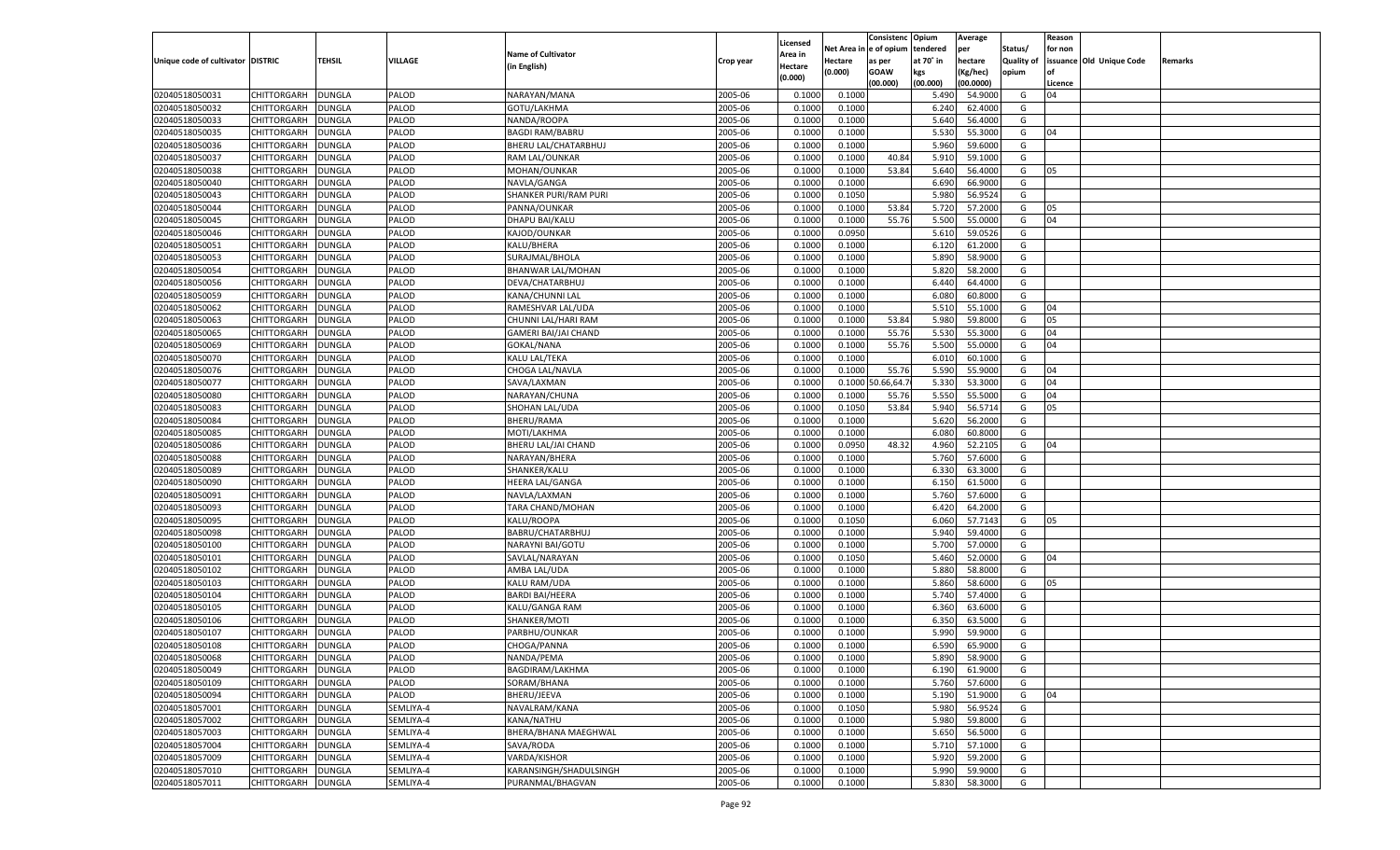| Unique code of cultivator | DISTRIC | TEHSIL | VILLAGE | Name of Cultivator (in English) | Crop year | Licensed Area in Hectare (0.000) | Net Area in Hectare (0.000) | Consistenc e of opium as per GOAW (00.000) | Opium tendered at 70° in kgs (00.000) | Average per hectare (Kg/hec) (00.0000) | Status/ Quality of opium | Reason for non issuance of Licence | Old Unique Code | Remarks |
|---|---|---|---|---|---|---|---|---|---|---|---|---|---|---|
| 02040518050031 | CHITTORGARH | DUNGLA | PALOD | NARAYAN/MANA | 2005-06 | 0.1000 | 0.1000 | | 5.490 | 54.9000 | G | 04 | | |
| 02040518050032 | CHITTORGARH | DUNGLA | PALOD | GOTU/LAKHMA | 2005-06 | 0.1000 | 0.1000 | | 6.240 | 62.4000 | G | | | |
| 02040518050033 | CHITTORGARH | DUNGLA | PALOD | NANDA/ROOPA | 2005-06 | 0.1000 | 0.1000 | | 5.640 | 56.4000 | G | | | |
| 02040518050035 | CHITTORGARH | DUNGLA | PALOD | BAGDI RAM/BABRU | 2005-06 | 0.1000 | 0.1000 | | 5.530 | 55.3000 | G | 04 | | |
| 02040518050036 | CHITTORGARH | DUNGLA | PALOD | BHERU LAL/CHATARBHUJ | 2005-06 | 0.1000 | 0.1000 | | 5.960 | 59.6000 | G | | | |
| 02040518050037 | CHITTORGARH | DUNGLA | PALOD | RAM LAL/OUNKAR | 2005-06 | 0.1000 | 0.1000 | 40.84 | 5.910 | 59.1000 | G | | | |
| 02040518050038 | CHITTORGARH | DUNGLA | PALOD | MOHAN/OUNKAR | 2005-06 | 0.1000 | 0.1000 | 53.84 | 5.640 | 56.4000 | G | 05 | | |
| 02040518050040 | CHITTORGARH | DUNGLA | PALOD | NAVLA/GANGA | 2005-06 | 0.1000 | 0.1000 | | 6.690 | 66.9000 | G | | | |
| 02040518050043 | CHITTORGARH | DUNGLA | PALOD | SHANKER PURI/RAM PURI | 2005-06 | 0.1000 | 0.1050 | | 5.980 | 56.9524 | G | | | |
| 02040518050044 | CHITTORGARH | DUNGLA | PALOD | PANNA/OUNKAR | 2005-06 | 0.1000 | 0.1000 | 53.84 | 5.720 | 57.2000 | G | 05 | | |
| 02040518050045 | CHITTORGARH | DUNGLA | PALOD | DHAPU BAI/KALU | 2005-06 | 0.1000 | 0.1000 | 55.76 | 5.500 | 55.0000 | G | 04 | | |
| 02040518050046 | CHITTORGARH | DUNGLA | PALOD | KAJOD/OUNKAR | 2005-06 | 0.1000 | 0.0950 | | 5.610 | 59.0526 | G | | | |
| 02040518050051 | CHITTORGARH | DUNGLA | PALOD | KALU/BHERA | 2005-06 | 0.1000 | 0.1000 | | 6.120 | 61.2000 | G | | | |
| 02040518050053 | CHITTORGARH | DUNGLA | PALOD | SURAJMAL/BHOLA | 2005-06 | 0.1000 | 0.1000 | | 5.890 | 58.9000 | G | | | |
| 02040518050054 | CHITTORGARH | DUNGLA | PALOD | BHANWAR LAL/MOHAN | 2005-06 | 0.1000 | 0.1000 | | 5.820 | 58.2000 | G | | | |
| 02040518050056 | CHITTORGARH | DUNGLA | PALOD | DEVA/CHATARBHUJ | 2005-06 | 0.1000 | 0.1000 | | 6.440 | 64.4000 | G | | | |
| 02040518050059 | CHITTORGARH | DUNGLA | PALOD | KANA/CHUNNI LAL | 2005-06 | 0.1000 | 0.1000 | | 6.080 | 60.8000 | G | | | |
| 02040518050062 | CHITTORGARH | DUNGLA | PALOD | RAMESHVAR LAL/UDA | 2005-06 | 0.1000 | 0.1000 | | 5.510 | 55.1000 | G | 04 | | |
| 02040518050063 | CHITTORGARH | DUNGLA | PALOD | CHUNNI LAL/HARI RAM | 2005-06 | 0.1000 | 0.1000 | 53.84 | 5.980 | 59.8000 | G | 05 | | |
| 02040518050065 | CHITTORGARH | DUNGLA | PALOD | GAMERI BAI/JAI CHAND | 2005-06 | 0.1000 | 0.1000 | 55.76 | 5.530 | 55.3000 | G | 04 | | |
| 02040518050069 | CHITTORGARH | DUNGLA | PALOD | GOKAL/NANA | 2005-06 | 0.1000 | 0.1000 | 55.76 | 5.500 | 55.0000 | G | 04 | | |
| 02040518050070 | CHITTORGARH | DUNGLA | PALOD | KALU LAL/TEKA | 2005-06 | 0.1000 | 0.1000 | | 6.010 | 60.1000 | G | | | |
| 02040518050076 | CHITTORGARH | DUNGLA | PALOD | CHOGA LAL/NAVLA | 2005-06 | 0.1000 | 0.1000 | 55.76 | 5.590 | 55.9000 | G | 04 | | |
| 02040518050077 | CHITTORGARH | DUNGLA | PALOD | SAVA/LAXMAN | 2005-06 | 0.1000 | 0.1000 | 50.66,64.7 | 5.330 | 53.3000 | G | 04 | | |
| 02040518050080 | CHITTORGARH | DUNGLA | PALOD | NARAYAN/CHUNA | 2005-06 | 0.1000 | 0.1000 | 55.76 | 5.550 | 55.5000 | G | 04 | | |
| 02040518050083 | CHITTORGARH | DUNGLA | PALOD | SHOHAN LAL/UDA | 2005-06 | 0.1000 | 0.1050 | 53.84 | 5.940 | 56.5714 | G | 05 | | |
| 02040518050084 | CHITTORGARH | DUNGLA | PALOD | BHERU/RAMA | 2005-06 | 0.1000 | 0.1000 | | 5.620 | 56.2000 | G | | | |
| 02040518050085 | CHITTORGARH | DUNGLA | PALOD | MOTI/LAKHMA | 2005-06 | 0.1000 | 0.1000 | | 6.080 | 60.8000 | G | | | |
| 02040518050086 | CHITTORGARH | DUNGLA | PALOD | BHERU LAL/JAI CHAND | 2005-06 | 0.1000 | 0.0950 | 48.32 | 4.960 | 52.2105 | G | 04 | | |
| 02040518050088 | CHITTORGARH | DUNGLA | PALOD | NARAYAN/BHERA | 2005-06 | 0.1000 | 0.1000 | | 5.760 | 57.6000 | G | | | |
| 02040518050089 | CHITTORGARH | DUNGLA | PALOD | SHANKER/KALU | 2005-06 | 0.1000 | 0.1000 | | 6.330 | 63.3000 | G | | | |
| 02040518050090 | CHITTORGARH | DUNGLA | PALOD | HEERA LAL/GANGA | 2005-06 | 0.1000 | 0.1000 | | 6.150 | 61.5000 | G | | | |
| 02040518050091 | CHITTORGARH | DUNGLA | PALOD | NAVLA/LAXMAN | 2005-06 | 0.1000 | 0.1000 | | 5.760 | 57.6000 | G | | | |
| 02040518050093 | CHITTORGARH | DUNGLA | PALOD | TARA CHAND/MOHAN | 2005-06 | 0.1000 | 0.1000 | | 6.420 | 64.2000 | G | | | |
| 02040518050095 | CHITTORGARH | DUNGLA | PALOD | KALU/ROOPA | 2005-06 | 0.1000 | 0.1050 | | 6.060 | 57.7143 | G | 05 | | |
| 02040518050098 | CHITTORGARH | DUNGLA | PALOD | BABRU/CHATARBHUJ | 2005-06 | 0.1000 | 0.1000 | | 5.940 | 59.4000 | G | | | |
| 02040518050100 | CHITTORGARH | DUNGLA | PALOD | NARAYNI BAI/GOTU | 2005-06 | 0.1000 | 0.1000 | | 5.700 | 57.0000 | G | | | |
| 02040518050101 | CHITTORGARH | DUNGLA | PALOD | SAVLAL/NARAYAN | 2005-06 | 0.1000 | 0.1050 | | 5.460 | 52.0000 | G | 04 | | |
| 02040518050102 | CHITTORGARH | DUNGLA | PALOD | AMBA LAL/UDA | 2005-06 | 0.1000 | 0.1000 | | 5.880 | 58.8000 | G | | | |
| 02040518050103 | CHITTORGARH | DUNGLA | PALOD | KALU RAM/UDA | 2005-06 | 0.1000 | 0.1000 | | 5.860 | 58.6000 | G | 05 | | |
| 02040518050104 | CHITTORGARH | DUNGLA | PALOD | BARDI BAI/HEERA | 2005-06 | 0.1000 | 0.1000 | | 5.740 | 57.4000 | G | | | |
| 02040518050105 | CHITTORGARH | DUNGLA | PALOD | KALU/GANGA RAM | 2005-06 | 0.1000 | 0.1000 | | 6.360 | 63.6000 | G | | | |
| 02040518050106 | CHITTORGARH | DUNGLA | PALOD | SHANKER/MOTI | 2005-06 | 0.1000 | 0.1000 | | 6.350 | 63.5000 | G | | | |
| 02040518050107 | CHITTORGARH | DUNGLA | PALOD | PARBHU/OUNKAR | 2005-06 | 0.1000 | 0.1000 | | 5.990 | 59.9000 | G | | | |
| 02040518050108 | CHITTORGARH | DUNGLA | PALOD | CHOGA/PANNA | 2005-06 | 0.1000 | 0.1000 | | 6.590 | 65.9000 | G | | | |
| 02040518050068 | CHITTORGARH | DUNGLA | PALOD | NANDA/PEMA | 2005-06 | 0.1000 | 0.1000 | | 5.890 | 58.9000 | G | | | |
| 02040518050049 | CHITTORGARH | DUNGLA | PALOD | BAGDIRAM/LAKHMA | 2005-06 | 0.1000 | 0.1000 | | 6.190 | 61.9000 | G | | | |
| 02040518050109 | CHITTORGARH | DUNGLA | PALOD | SORAM/BHANA | 2005-06 | 0.1000 | 0.1000 | | 5.760 | 57.6000 | G | | | |
| 02040518050094 | CHITTORGARH | DUNGLA | PALOD | BHERU/JEEVA | 2005-06 | 0.1000 | 0.1000 | | 5.190 | 51.9000 | G | 04 | | |
| 02040518057001 | CHITTORGARH | DUNGLA | SEMLIYA-4 | NAVALRAM/KANA | 2005-06 | 0.1000 | 0.1050 | | 5.980 | 56.9524 | G | | | |
| 02040518057002 | CHITTORGARH | DUNGLA | SEMLIYA-4 | KANA/NATHU | 2005-06 | 0.1000 | 0.1000 | | 5.980 | 59.8000 | G | | | |
| 02040518057003 | CHITTORGARH | DUNGLA | SEMLIYA-4 | BHERA/BHANA MAEGHWAL | 2005-06 | 0.1000 | 0.1000 | | 5.650 | 56.5000 | G | | | |
| 02040518057004 | CHITTORGARH | DUNGLA | SEMLIYA-4 | SAVA/RODA | 2005-06 | 0.1000 | 0.1000 | | 5.710 | 57.1000 | G | | | |
| 02040518057009 | CHITTORGARH | DUNGLA | SEMLIYA-4 | VARDA/KISHOR | 2005-06 | 0.1000 | 0.1000 | | 5.920 | 59.2000 | G | | | |
| 02040518057010 | CHITTORGARH | DUNGLA | SEMLIYA-4 | KARANSINGH/SHADULSINGH | 2005-06 | 0.1000 | 0.1000 | | 5.990 | 59.9000 | G | | | |
| 02040518057011 | CHITTORGARH | DUNGLA | SEMLIYA-4 | PURANMAL/BHAGVAN | 2005-06 | 0.1000 | 0.1000 | | 5.830 | 58.3000 | G | | | |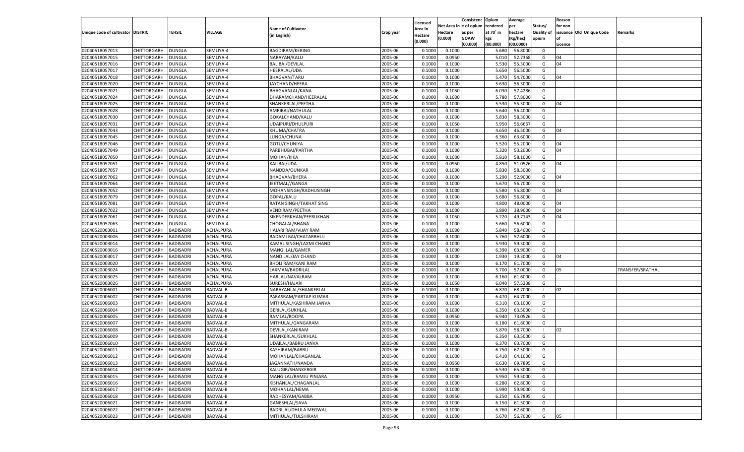| Unique code of cultivator | DISTRIC | TEHSIL | VILLAGE | Name of Cultivator (in English) | Crop year | Licensed Area in Hectare (0.000) | Net Area in Hectare (0.000) | Consistenc e of opium as per GOAW (00.000) | Opium tendered at 70° in kgs (00.000) | Average per hectare (Kg/hec) (00.0000) | Status/ Quality of opium | Reason for non issuance of Licence | Old Unique Code | Remarks |
|---|---|---|---|---|---|---|---|---|---|---|---|---|---|---|
| 02040518057013 | CHITTORGARH | DUNGLA | SEMLIYA-4 | BAGDIRAM/KERING | 2005-06 | 0.1000 | 0.1000 | | 5.680 | 56.8000 | G | | | |
| 02040518057015 | CHITTORGARH | DUNGLA | SEMLIYA-4 | NARAYAN/KALU | 2005-06 | 0.1000 | 0.0950 | | 5.010 | 52.7368 | G | 04 | | |
| 02040518057016 | CHITTORGARH | DUNGLA | SEMLIYA-4 | BALIBAI/DEVILAL | 2005-06 | 0.1000 | 0.1000 | | 5.530 | 55.3000 | G | 04 | | |
| 02040518057017 | CHITTORGARH | DUNGLA | SEMLIYA-4 | HEERALAL/UDA | 2005-06 | 0.1000 | 0.1000 | | 5.650 | 56.5000 | G | | | |
| 02040518057018 | CHITTORGARH | DUNGLA | SEMLIYA-4 | BHAGVAN/TARU | 2005-06 | 0.1000 | 0.1000 | | 5.470 | 54.7000 | G | 04 | | |
| 02040518057020 | CHITTORGARH | DUNGLA | SEMLIYA-4 | JAYCHAND/HEERA | 2005-06 | 0.1000 | 0.1000 | | 5.630 | 56.3000 | G | | | |
| 02040518057021 | CHITTORGARH | DUNGLA | SEMLIYA-4 | BHAGVANLAL/KANA | 2005-06 | 0.1000 | 0.1050 | | 6.030 | 57.4286 | G | | | |
| 02040518057024 | CHITTORGARH | DUNGLA | SEMLIYA-4 | DHARAMCHAND/HEERALAL | 2005-06 | 0.1000 | 0.1000 | | 5.780 | 57.8000 | G | | | |
| 02040518057025 | CHITTORGARH | DUNGLA | SEMLIYA-4 | SHANKERLAL/PEETHA | 2005-06 | 0.1000 | 0.1000 | | 5.530 | 55.3000 | G | 04 | | |
| 02040518057028 | CHITTORGARH | DUNGLA | SEMLIYA-4 | AMRIBAI/NATHULAL | 2005-06 | 0.1000 | 0.1000 | | 5.640 | 56.4000 | G | | | |
| 02040518057030 | CHITTORGARH | DUNGLA | SEMLIYA-4 | GOKALCHAND/KALU | 2005-06 | 0.1000 | 0.1000 | | 5.830 | 58.3000 | G | | | |
| 02040518057031 | CHITTORGARH | DUNGLA | SEMLIYA-4 | UDAIPURI/DHULPURI | 2005-06 | 0.1000 | 0.1050 | | 5.950 | 56.6667 | G | | | |
| 02040518057043 | CHITTORGARH | DUNGLA | SEMLIYA-4 | KHUMA/CHATRA | 2005-06 | 0.1000 | 0.1000 | | 4.650 | 46.5000 | G | 04 | | |
| 02040518057045 | CHITTORGARH | DUNGLA | SEMLIYA-4 | LUNDA/CHUNA | 2005-06 | 0.1000 | 0.1000 | | 6.360 | 63.6000 | G | | | |
| 02040518057046 | CHITTORGARH | DUNGLA | SEMLIYA-4 | GOTU/CHUNIYA | 2005-06 | 0.1000 | 0.1000 | | 5.520 | 55.2000 | G | 04 | | |
| 02040518057049 | CHITTORGARH | DUNGLA | SEMLIYA-4 | PARBHUBAI/PARTHA | 2005-06 | 0.1000 | 0.1000 | | 5.320 | 53.2000 | G | 04 | | |
| 02040518057050 | CHITTORGARH | DUNGLA | SEMLIYA-4 | MOHAN/KIKA | 2005-06 | 0.1000 | 0.1000 | | 5.810 | 58.1000 | G | | | |
| 02040518057051 | CHITTORGARH | DUNGLA | SEMLIYA-4 | KALIBAI/UDA | 2005-06 | 0.1000 | 0.0950 | | 4.850 | 51.0526 | G | 04 | | |
| 02040518057057 | CHITTORGARH | DUNGLA | SEMLIYA-4 | NANDDA/OUNKAR | 2005-06 | 0.1000 | 0.1000 | | 5.830 | 58.3000 | G | | | |
| 02040518057062 | CHITTORGARH | DUNGLA | SEMLIYA-4 | BHAGVAN/BHERA | 2005-06 | 0.1000 | 0.1000 | | 5.290 | 52.9000 | G | 04 | | |
| 02040518057064 | CHITTORGARH | DUNGLA | SEMLIYA-4 | JEETMAL//GANGA | 2005-06 | 0.1000 | 0.1000 | | 5.670 | 56.7000 | G | | | |
| 02040518057052 | CHITTORGARH | DUNGLA | SEMLIYA-4 | MOHANSINGH/RADHUSINGH | 2005-06 | 0.1000 | 0.1000 | | 5.580 | 55.8000 | G | 04 | | |
| 02040518057079 | CHITTORGARH | DUNGLA | SEMLIYA-4 | GOPAL/KALU | 2005-06 | 0.1000 | 0.1000 | | 5.680 | 56.8000 | G | | | |
| 02040518057081 | CHITTORGARH | DUNGLA | SEMLIYA-4 | RATAN SINGH/TAKHAT SING | 2005-06 | 0.1000 | 0.1000 | | 4.800 | 48.0000 | G | 04 | | |
| 02040518057022 | CHITTORGARH | DUNGLA | SEMLIYA-4 | VENDIRAM/PEETHA | 2005-06 | 0.1000 | 0.1000 | | 3.890 | 38.9000 | G | 04 | | |
| 02040518057061 | CHITTORGARH | DUNGLA | SEMLIYA-4 | SIKENDERKHAN/PEERUKHAN | 2005-06 | 0.1000 | 0.1050 | | 5.220 | 49.7143 | G | 04 | | |
| 02040518057063 | CHITTORGARH | DUNGLA | SEMLIYA-4 | CHOGALAL/BHANA | 2005-06 | 0.1000 | 0.1000 | | 5.660 | 56.6000 | G | | | |
| 02040520003001 | CHITTORGARH | BADISADRI | ACHALPURA | HAJARI RAM/VIJAY RAM | 2005-06 | 0.1000 | 0.1000 | | 5.840 | 58.4000 | G | | | |
| 02040520003006 | CHITTORGARH | BADISADRI | ACHALPURA | BADAMI BAI/CHATARBHUJ | 2005-06 | 0.1000 | 0.1000 | | 5.760 | 57.6000 | G | | | |
| 02040520003014 | CHITTORGARH | BADISADRI | ACHALPURA | KAMAL SINGH/LAXMI CHAND | 2005-06 | 0.1000 | 0.1000 | | 5.930 | 59.3000 | G | | | |
| 02040520003016 | CHITTORGARH | BADISADRI | ACHALPURA | MANGI LAL/GAMER | 2005-06 | 0.1000 | 0.1000 | | 6.390 | 63.9000 | G | | | |
| 02040520003017 | CHITTORGARH | BADISADRI | ACHALPURA | NAND LAL/JAY CHAND | 2005-06 | 0.1000 | 0.1000 | | 1.930 | 19.3000 | G | 04 | | |
| 02040520003020 | CHITTORGARH | BADISADRI | ACHALPURA | BHOLI RAM/KANI RAM | 2005-06 | 0.1000 | 0.1000 | | 6.170 | 61.7000 | G | | | |
| 02040520003024 | CHITTORGARH | BADISADRI | ACHALPURA | LAXMAN/BADRILAL | 2005-06 | 0.1000 | 0.1000 | | 5.700 | 57.0000 | G | 05 | | TRANSFER/SRATHAL |
| 02040520003025 | CHITTORGARH | BADISADRI | ACHALPURA | HARLAL/NAVALRAM | 2005-06 | 0.1000 | 0.1000 | | 6.160 | 61.6000 | G | | | |
| 02040520003026 | CHITTORGARH | BADISADRI | ACHALPURA | SURESH/HAJARI | 2005-06 | 0.1000 | 0.1050 | | 6.040 | 57.5238 | G | | | |
| 02040520006001 | CHITTORGARH | BADISADRI | BADVAL-B | NARAYANLAL/SHANKERLAL | 2005-06 | 0.1000 | 0.1000 | | 6.870 | 68.7000 | I | 02 | | |
| 02040520006002 | CHITTORGARH | BADISADRI | BADVAL-B | PARASRAM/PARTAP KUMAR | 2005-06 | 0.1000 | 0.1000 | | 6.470 | 64.7000 | G | | | |
| 02040520006003 | CHITTORGARH | BADISADRI | BADVAL-B | MITHULAL/KASHIRAM JANVA | 2005-06 | 0.1000 | 0.1000 | | 6.310 | 63.1000 | G | | | |
| 02040520006004 | CHITTORGARH | BADISADRI | BADVAL-B | GERILAL/SUKHLAL | 2005-06 | 0.1000 | 0.1000 | | 6.350 | 63.5000 | G | | | |
| 02040520006005 | CHITTORGARH | BADISADRI | BADVAL-B | RAMLAL/ROOPA | 2005-06 | 0.1000 | 0.0950 | | 6.940 | 73.0526 | G | | | |
| 02040520006007 | CHITTORGARH | BADISADRI | BADVAL-B | MITHULAL/GANGARAM | 2005-06 | 0.1000 | 0.1000 | | 6.180 | 61.8000 | G | | | |
| 02040520006008 | CHITTORGARH | BADISADRI | BADVAL-B | DEVILAL/KANIRAM | 2005-06 | 0.1000 | 0.1000 | | 5.870 | 58.7000 | I | 02 | | |
| 02040520006009 | CHITTORGARH | BADISADRI | BADVAL-B | SHANKERLAL/SUKHLAL | 2005-06 | 0.1000 | 0.1000 | | 6.350 | 63.5000 | G | | | |
| 02040520006010 | CHITTORGARH | BADISADRI | BADVAL-B | UDAILAL/BABRU JANVA | 2005-06 | 0.1000 | 0.1000 | | 6.370 | 63.7000 | G | | | |
| 02040520006011 | CHITTORGARH | BADISADRI | BADVAL-B | KASHIRAM/BABRU | 2005-06 | 0.1000 | 0.1000 | | 6.750 | 67.5000 | G | | | |
| 02040520006012 | CHITTORGARH | BADISADRI | BADVAL-B | MOHANLAL/CHAGANLAL | 2005-06 | 0.1000 | 0.1000 | | 6.410 | 64.1000 | G | | | |
| 02040520006013 | CHITTORGARH | BADISADRI | BADVAL-B | JAGANNATH/NANDA | 2005-06 | 0.1000 | 0.0950 | | 6.630 | 69.7895 | G | | | |
| 02040520006014 | CHITTORGARH | BADISADRI | BADVAL-B | KALUGIR/SHANKERGIR | 2005-06 | 0.1000 | 0.1000 | | 6.530 | 65.3000 | G | | | |
| 02040520006015 | CHITTORGARH | BADISADRI | BADVAL-B | MANGILAL/RAMJU PINJARA | 2005-06 | 0.1000 | 0.1000 | | 5.950 | 59.5000 | G | | | |
| 02040520006016 | CHITTORGARH | BADISADRI | BADVAL-B | KISHANLAL/CHAGANLAL | 2005-06 | 0.1000 | 0.1000 | | 6.280 | 62.8000 | G | | | |
| 02040520006017 | CHITTORGARH | BADISADRI | BADVAL-B | MOHANLAL/HEMA | 2005-06 | 0.1000 | 0.1000 | | 5.990 | 59.9000 | G | | | |
| 02040520006018 | CHITTORGARH | BADISADRI | BADVAL-B | RADHESYAM/GABBA | 2005-06 | 0.1000 | 0.0950 | | 6.250 | 65.7895 | G | | | |
| 02040520006021 | CHITTORGARH | BADISADRI | BADVAL-B | GANESHLAL/SAVA | 2005-06 | 0.1000 | 0.1000 | | 6.150 | 61.5000 | G | | | |
| 02040520006022 | CHITTORGARH | BADISADRI | BADVAL-B | BADRILAL/DHULA MEGWAL | 2005-06 | 0.1000 | 0.1000 | | 6.760 | 67.6000 | G | | | |
| 02040520006023 | CHITTORGARH | BADISADRI | BADVAL-B | MITHULAL/TULSHIRAM | 2005-06 | 0.1000 | 0.1000 | | 5.670 | 56.7000 | G | 05 | | |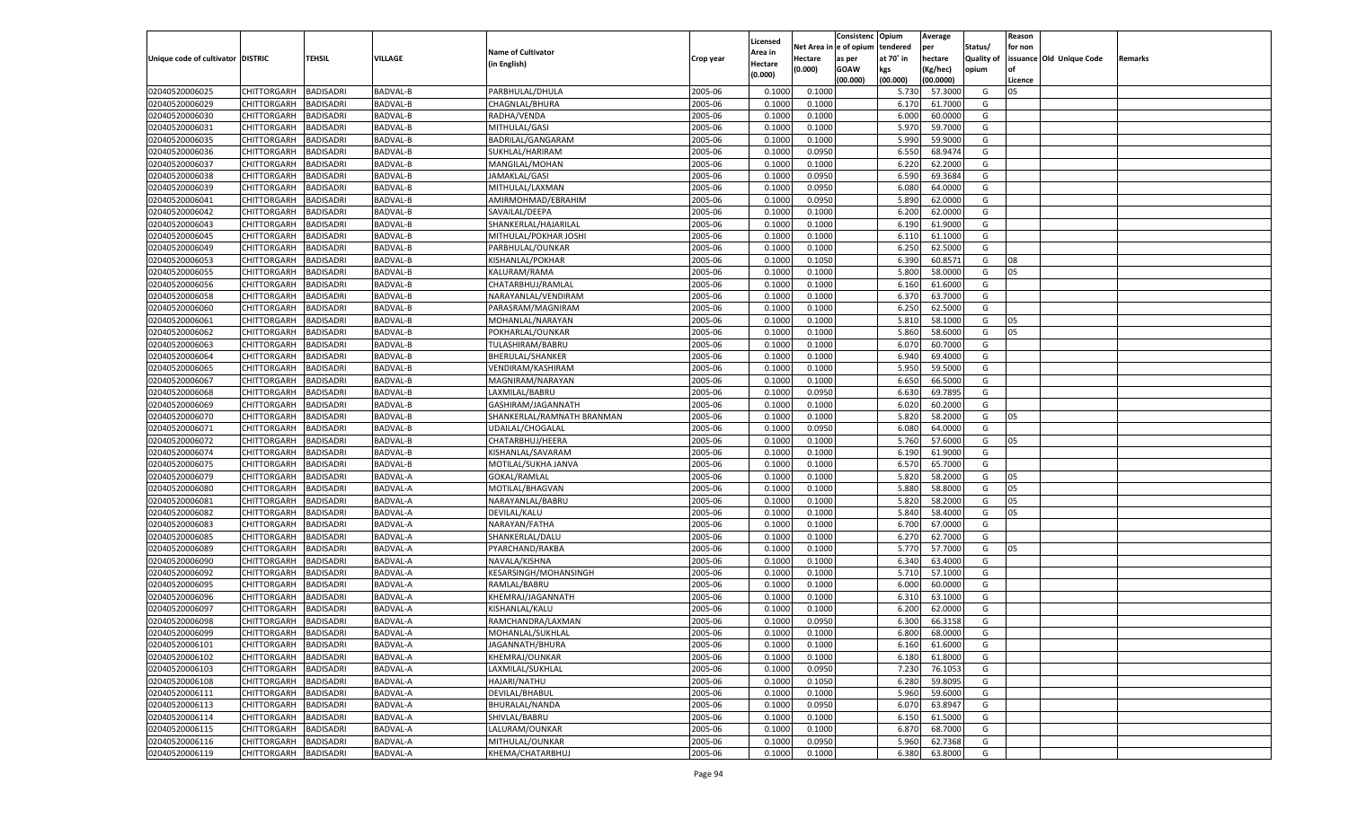| Unique code of cultivator | DISTRIC | TEHSIL | VILLAGE | Name of Cultivator (in English) | Crop year | Licensed Area in Hectare (0.000) | Net Area in Hectare (0.000) | Consistenc e of opium as per GOAW (00.000) | Opium tendered at 70˚ in kgs (00.000) | Average per hectare (Kg/hec) (00.0000) | Status/ Quality of opium | Reason for non issuance of Licence | Old Unique Code | Remarks |
|---|---|---|---|---|---|---|---|---|---|---|---|---|---|---|
| 02040520006025 | CHITTORGARH | BADISADRI | BADVAL-B | PARBHULAL/DHULA | 2005-06 | 0.1000 | 0.1000 | | 5.730 | 57.3000 | G | 05 | | |
| 02040520006029 | CHITTORGARH | BADISADRI | BADVAL-B | CHAGNLAL/BHURA | 2005-06 | 0.1000 | 0.1000 | | 6.170 | 61.7000 | G | | | |
| 02040520006030 | CHITTORGARH | BADISADRI | BADVAL-B | RADHA/VENDA | 2005-06 | 0.1000 | 0.1000 | | 6.000 | 60.0000 | G | | | |
| 02040520006031 | CHITTORGARH | BADISADRI | BADVAL-B | MITHULAL/GASI | 2005-06 | 0.1000 | 0.1000 | | 5.970 | 59.7000 | G | | | |
| 02040520006035 | CHITTORGARH | BADISADRI | BADVAL-B | BADRILAL/GANGARAM | 2005-06 | 0.1000 | 0.1000 | | 5.990 | 59.9000 | G | | | |
| 02040520006036 | CHITTORGARH | BADISADRI | BADVAL-B | SUKHLAL/HARIRAM | 2005-06 | 0.1000 | 0.0950 | | 6.550 | 68.9474 | G | | | |
| 02040520006037 | CHITTORGARH | BADISADRI | BADVAL-B | MANGILAL/MOHAN | 2005-06 | 0.1000 | 0.1000 | | 6.220 | 62.2000 | G | | | |
| 02040520006038 | CHITTORGARH | BADISADRI | BADVAL-B | JAMAKLAL/GASI | 2005-06 | 0.1000 | 0.0950 | | 6.590 | 69.3684 | G | | | |
| 02040520006039 | CHITTORGARH | BADISADRI | BADVAL-B | MITHULAL/LAXMAN | 2005-06 | 0.1000 | 0.0950 | | 6.080 | 64.0000 | G | | | |
| 02040520006041 | CHITTORGARH | BADISADRI | BADVAL-B | AMIRMOHMAD/EBRAHIM | 2005-06 | 0.1000 | 0.0950 | | 5.890 | 62.0000 | G | | | |
| 02040520006042 | CHITTORGARH | BADISADRI | BADVAL-B | SAVAILAL/DEEPA | 2005-06 | 0.1000 | 0.1000 | | 6.200 | 62.0000 | G | | | |
| 02040520006043 | CHITTORGARH | BADISADRI | BADVAL-B | SHANKERLAL/HAJARILAL | 2005-06 | 0.1000 | 0.1000 | | 6.190 | 61.9000 | G | | | |
| 02040520006045 | CHITTORGARH | BADISADRI | BADVAL-B | MITHULAL/POKHAR JOSHI | 2005-06 | 0.1000 | 0.1000 | | 6.110 | 61.1000 | G | | | |
| 02040520006049 | CHITTORGARH | BADISADRI | BADVAL-B | PARBHULAL/OUNKAR | 2005-06 | 0.1000 | 0.1000 | | 6.250 | 62.5000 | G | | | |
| 02040520006053 | CHITTORGARH | BADISADRI | BADVAL-B | KISHANLAL/POKHAR | 2005-06 | 0.1000 | 0.1050 | | 6.390 | 60.8571 | G | 08 | | |
| 02040520006055 | CHITTORGARH | BADISADRI | BADVAL-B | KALURAM/RAMA | 2005-06 | 0.1000 | 0.1000 | | 5.800 | 58.0000 | G | 05 | | |
| 02040520006056 | CHITTORGARH | BADISADRI | BADVAL-B | CHATARBHUJ/RAMLAL | 2005-06 | 0.1000 | 0.1000 | | 6.160 | 61.6000 | G | | | |
| 02040520006058 | CHITTORGARH | BADISADRI | BADVAL-B | NARAYANLAL/VENDIRAM | 2005-06 | 0.1000 | 0.1000 | | 6.370 | 63.7000 | G | | | |
| 02040520006060 | CHITTORGARH | BADISADRI | BADVAL-B | PARASRAM/MAGNIRAM | 2005-06 | 0.1000 | 0.1000 | | 6.250 | 62.5000 | G | | | |
| 02040520006061 | CHITTORGARH | BADISADRI | BADVAL-B | MOHANLAL/NARAYAN | 2005-06 | 0.1000 | 0.1000 | | 5.810 | 58.1000 | G | 05 | | |
| 02040520006062 | CHITTORGARH | BADISADRI | BADVAL-B | POKHARLAL/OUNKAR | 2005-06 | 0.1000 | 0.1000 | | 5.860 | 58.6000 | G | 05 | | |
| 02040520006063 | CHITTORGARH | BADISADRI | BADVAL-B | TULASHIRAM/BABRU | 2005-06 | 0.1000 | 0.1000 | | 6.070 | 60.7000 | G | | | |
| 02040520006064 | CHITTORGARH | BADISADRI | BADVAL-B | BHERULAL/SHANKER | 2005-06 | 0.1000 | 0.1000 | | 6.940 | 69.4000 | G | | | |
| 02040520006065 | CHITTORGARH | BADISADRI | BADVAL-B | VENDIRAM/KASHIRAM | 2005-06 | 0.1000 | 0.1000 | | 5.950 | 59.5000 | G | | | |
| 02040520006067 | CHITTORGARH | BADISADRI | BADVAL-B | MAGNIRAM/NARAYAN | 2005-06 | 0.1000 | 0.1000 | | 6.650 | 66.5000 | G | | | |
| 02040520006068 | CHITTORGARH | BADISADRI | BADVAL-B | LAXMILAL/BABRU | 2005-06 | 0.1000 | 0.0950 | | 6.630 | 69.7895 | G | | | |
| 02040520006069 | CHITTORGARH | BADISADRI | BADVAL-B | GASHIRAM/JAGANNATH | 2005-06 | 0.1000 | 0.1000 | | 6.020 | 60.2000 | G | | | |
| 02040520006070 | CHITTORGARH | BADISADRI | BADVAL-B | SHANKERLAL/RAMNATH BRANMAN | 2005-06 | 0.1000 | 0.1000 | | 5.820 | 58.2000 | G | 05 | | |
| 02040520006071 | CHITTORGARH | BADISADRI | BADVAL-B | UDAILAL/CHOGALAL | 2005-06 | 0.1000 | 0.0950 | | 6.080 | 64.0000 | G | | | |
| 02040520006072 | CHITTORGARH | BADISADRI | BADVAL-B | CHATARBHUJ/HEERA | 2005-06 | 0.1000 | 0.1000 | | 5.760 | 57.6000 | G | 05 | | |
| 02040520006074 | CHITTORGARH | BADISADRI | BADVAL-B | KISHANLAL/SAVARAM | 2005-06 | 0.1000 | 0.1000 | | 6.190 | 61.9000 | G | | | |
| 02040520006075 | CHITTORGARH | BADISADRI | BADVAL-B | MOTILAL/SUKHA JANVA | 2005-06 | 0.1000 | 0.1000 | | 6.570 | 65.7000 | G | | | |
| 02040520006079 | CHITTORGARH | BADISADRI | BADVAL-A | GOKAL/RAMLAL | 2005-06 | 0.1000 | 0.1000 | | 5.820 | 58.2000 | G | 05 | | |
| 02040520006080 | CHITTORGARH | BADISADRI | BADVAL-A | MOTILAL/BHAGVAN | 2005-06 | 0.1000 | 0.1000 | | 5.880 | 58.8000 | G | 05 | | |
| 02040520006081 | CHITTORGARH | BADISADRI | BADVAL-A | NARAYANLAL/BABRU | 2005-06 | 0.1000 | 0.1000 | | 5.820 | 58.2000 | G | 05 | | |
| 02040520006082 | CHITTORGARH | BADISADRI | BADVAL-A | DEVILAL/KALU | 2005-06 | 0.1000 | 0.1000 | | 5.840 | 58.4000 | G | 05 | | |
| 02040520006083 | CHITTORGARH | BADISADRI | BADVAL-A | NARAYAN/FATHA | 2005-06 | 0.1000 | 0.1000 | | 6.700 | 67.0000 | G | | | |
| 02040520006085 | CHITTORGARH | BADISADRI | BADVAL-A | SHANKERLAL/DALU | 2005-06 | 0.1000 | 0.1000 | | 6.270 | 62.7000 | G | | | |
| 02040520006089 | CHITTORGARH | BADISADRI | BADVAL-A | PYARCHAND/RAKBA | 2005-06 | 0.1000 | 0.1000 | | 5.770 | 57.7000 | G | 05 | | |
| 02040520006090 | CHITTORGARH | BADISADRI | BADVAL-A | NAVALA/KISHNA | 2005-06 | 0.1000 | 0.1000 | | 6.340 | 63.4000 | G | | | |
| 02040520006092 | CHITTORGARH | BADISADRI | BADVAL-A | KESARSINGH/MOHANSINGH | 2005-06 | 0.1000 | 0.1000 | | 5.710 | 57.1000 | G | | | |
| 02040520006095 | CHITTORGARH | BADISADRI | BADVAL-A | RAMLAL/BABRU | 2005-06 | 0.1000 | 0.1000 | | 6.000 | 60.0000 | G | | | |
| 02040520006096 | CHITTORGARH | BADISADRI | BADVAL-A | KHEMRAJ/JAGANNATH | 2005-06 | 0.1000 | 0.1000 | | 6.310 | 63.1000 | G | | | |
| 02040520006097 | CHITTORGARH | BADISADRI | BADVAL-A | KISHANLAL/KALU | 2005-06 | 0.1000 | 0.1000 | | 6.200 | 62.0000 | G | | | |
| 02040520006098 | CHITTORGARH | BADISADRI | BADVAL-A | RAMCHANDRA/LAXMAN | 2005-06 | 0.1000 | 0.0950 | | 6.300 | 66.3158 | G | | | |
| 02040520006099 | CHITTORGARH | BADISADRI | BADVAL-A | MOHANLAL/SUKHLAL | 2005-06 | 0.1000 | 0.1000 | | 6.800 | 68.0000 | G | | | |
| 02040520006101 | CHITTORGARH | BADISADRI | BADVAL-A | JAGANNATH/BHURA | 2005-06 | 0.1000 | 0.1000 | | 6.160 | 61.6000 | G | | | |
| 02040520006102 | CHITTORGARH | BADISADRI | BADVAL-A | KHEMRAJ/OUNKAR | 2005-06 | 0.1000 | 0.1000 | | 6.180 | 61.8000 | G | | | |
| 02040520006103 | CHITTORGARH | BADISADRI | BADVAL-A | LAXMILAL/SUKHLAL | 2005-06 | 0.1000 | 0.0950 | | 7.230 | 76.1053 | G | | | |
| 02040520006108 | CHITTORGARH | BADISADRI | BADVAL-A | HAJARI/NATHU | 2005-06 | 0.1000 | 0.1050 | | 6.280 | 59.8095 | G | | | |
| 02040520006111 | CHITTORGARH | BADISADRI | BADVAL-A | DEVILAL/BHABUL | 2005-06 | 0.1000 | 0.1000 | | 5.960 | 59.6000 | G | | | |
| 02040520006113 | CHITTORGARH | BADISADRI | BADVAL-A | BHURALAL/NANDA | 2005-06 | 0.1000 | 0.0950 | | 6.070 | 63.8947 | G | | | |
| 02040520006114 | CHITTORGARH | BADISADRI | BADVAL-A | SHIVLAL/BABRU | 2005-06 | 0.1000 | 0.1000 | | 6.150 | 61.5000 | G | | | |
| 02040520006115 | CHITTORGARH | BADISADRI | BADVAL-A | LALURAM/OUNKAR | 2005-06 | 0.1000 | 0.1000 | | 6.870 | 68.7000 | G | | | |
| 02040520006116 | CHITTORGARH | BADISADRI | BADVAL-A | MITHULAL/OUNKAR | 2005-06 | 0.1000 | 0.0950 | | 5.960 | 62.7368 | G | | | |
| 02040520006119 | CHITTORGARH | BADISADRI | BADVAL-A | KHEMA/CHATARBHUJ | 2005-06 | 0.1000 | 0.1000 | | 6.380 | 63.8000 | G | | | |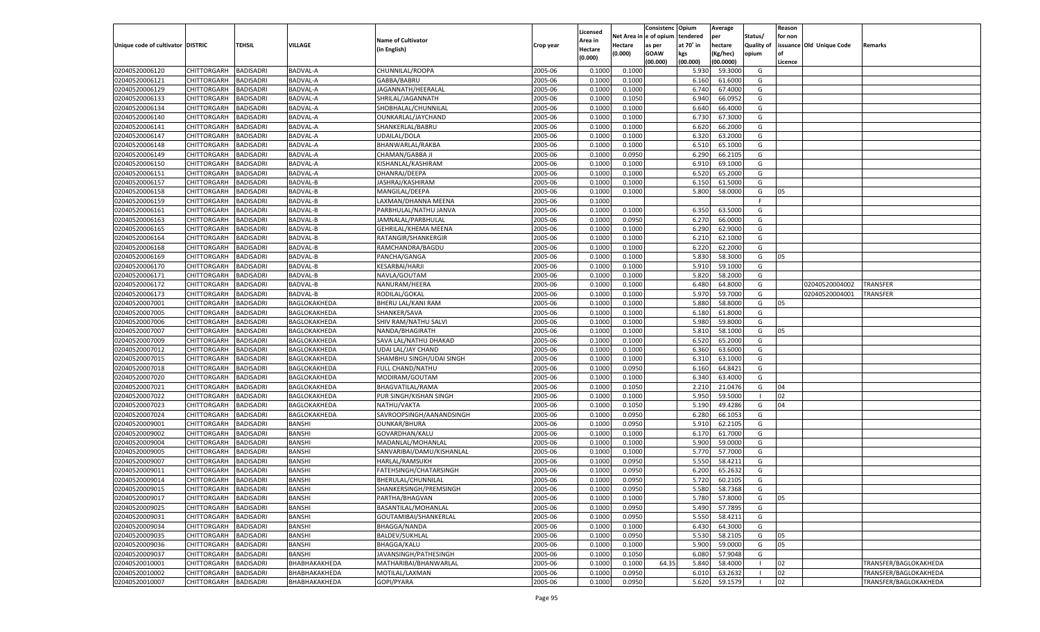| Unique code of cultivator | DISTRIC | TEHSIL | VILLAGE | Name of Cultivator (in English) | Crop year | Licensed Area in Hectare (0.000) | Net Area in Hectare (0.000) | Consistenc e of opium as per GOAW (00.000) | Opium tendered at 70° in kgs (00.000) | Average per hectare (Kg/hec) (00.0000) | Status/ Quality of opium | Reason for non issuance of Licence | Old Unique Code | Remarks |
|---|---|---|---|---|---|---|---|---|---|---|---|---|---|---|
| 02040520006120 | CHITTORGARH | BADISADRI | BADVAL-A | CHUNNILAL/ROOPA | 2005-06 | 0.1000 | 0.1000 | | 5.930 | 59.3000 | G | | | |
| 02040520006121 | CHITTORGARH | BADISADRI | BADVAL-A | GABBA/BABRU | 2005-06 | 0.1000 | 0.1000 | | 6.160 | 61.6000 | G | | | |
| 02040520006129 | CHITTORGARH | BADISADRI | BADVAL-A | JAGANNATH/HEERALAL | 2005-06 | 0.1000 | 0.1000 | | 6.740 | 67.4000 | G | | | |
| 02040520006133 | CHITTORGARH | BADISADRI | BADVAL-A | SHRILAL/JAGANNATH | 2005-06 | 0.1000 | 0.1050 | | 6.940 | 66.0952 | G | | | |
| 02040520006134 | CHITTORGARH | BADISADRI | BADVAL-A | SHOBHALAL/CHUNNILAL | 2005-06 | 0.1000 | 0.1000 | | 6.640 | 66.4000 | G | | | |
| 02040520006140 | CHITTORGARH | BADISADRI | BADVAL-A | OUNKARLAL/JAYCHAND | 2005-06 | 0.1000 | 0.1000 | | 6.730 | 67.3000 | G | | | |
| 02040520006141 | CHITTORGARH | BADISADRI | BADVAL-A | SHANKERLAL/BABRU | 2005-06 | 0.1000 | 0.1000 | | 6.620 | 66.2000 | G | | | |
| 02040520006147 | CHITTORGARH | BADISADRI | BADVAL-A | UDAILAL/DOLA | 2005-06 | 0.1000 | 0.1000 | | 6.320 | 63.2000 | G | | | |
| 02040520006148 | CHITTORGARH | BADISADRI | BADVAL-A | BHANWARLAL/RAKBA | 2005-06 | 0.1000 | 0.1000 | | 6.510 | 65.1000 | G | | | |
| 02040520006149 | CHITTORGARH | BADISADRI | BADVAL-A | CHAMAN/GABBA JI | 2005-06 | 0.1000 | 0.0950 | | 6.290 | 66.2105 | G | | | |
| 02040520006150 | CHITTORGARH | BADISADRI | BADVAL-A | KISHANLAL/KASHIRAM | 2005-06 | 0.1000 | 0.1000 | | 6.910 | 69.1000 | G | | | |
| 02040520006151 | CHITTORGARH | BADISADRI | BADVAL-A | DHANRAJ/DEEPA | 2005-06 | 0.1000 | 0.1000 | | 6.520 | 65.2000 | G | | | |
| 02040520006157 | CHITTORGARH | BADISADRI | BADVAL-B | JASHRAJ/KASHIRAM | 2005-06 | 0.1000 | 0.1000 | | 6.150 | 61.5000 | G | | | |
| 02040520006158 | CHITTORGARH | BADISADRI | BADVAL-B | MANGILAL/DEEPA | 2005-06 | 0.1000 | 0.1000 | | 5.800 | 58.0000 | G | 05 | | |
| 02040520006159 | CHITTORGARH | BADISADRI | BADVAL-B | LAXMAN/DHANNA MEENA | 2005-06 | 0.1000 | | | | | F | | | |
| 02040520006161 | CHITTORGARH | BADISADRI | BADVAL-B | PARBHULAL/NATHU JANVA | 2005-06 | 0.1000 | 0.1000 | | 6.350 | 63.5000 | G | | | |
| 02040520006163 | CHITTORGARH | BADISADRI | BADVAL-B | JAMNALAL/PARBHULAL | 2005-06 | 0.1000 | 0.0950 | | 6.270 | 66.0000 | G | | | |
| 02040520006165 | CHITTORGARH | BADISADRI | BADVAL-B | GEHRILAL/KHEMA MEENA | 2005-06 | 0.1000 | 0.1000 | | 6.290 | 62.9000 | G | | | |
| 02040520006164 | CHITTORGARH | BADISADRI | BADVAL-B | RATANGIR/SHANKERGIR | 2005-06 | 0.1000 | 0.1000 | | 6.210 | 62.1000 | G | | | |
| 02040520006168 | CHITTORGARH | BADISADRI | BADVAL-B | RAMCHANDRA/BAGDU | 2005-06 | 0.1000 | 0.1000 | | 6.220 | 62.2000 | G | | | |
| 02040520006169 | CHITTORGARH | BADISADRI | BADVAL-B | PANCHA/GANGA | 2005-06 | 0.1000 | 0.1000 | | 5.830 | 58.3000 | G | 05 | | |
| 02040520006170 | CHITTORGARH | BADISADRI | BADVAL-B | KESARBAI/HARJI | 2005-06 | 0.1000 | 0.1000 | | 5.910 | 59.1000 | G | | | |
| 02040520006171 | CHITTORGARH | BADISADRI | BADVAL-B | NAVLA/GOUTAM | 2005-06 | 0.1000 | 0.1000 | | 5.820 | 58.2000 | G | | | |
| 02040520006172 | CHITTORGARH | BADISADRI | BADVAL-B | NANURAM/HEERA | 2005-06 | 0.1000 | 0.1000 | | 6.480 | 64.8000 | G | | 02040520004002 | TRANSFER |
| 02040520006173 | CHITTORGARH | BADISADRI | BADVAL-B | RODILAL/GOKAL | 2005-06 | 0.1000 | 0.1000 | | 5.970 | 59.7000 | G | | 02040520004001 | TRANSFER |
| 02040520007001 | CHITTORGARH | BADISADRI | BAGLOKAKHEDA | BHERU LAL/KANI RAM | 2005-06 | 0.1000 | 0.1000 | | 5.880 | 58.8000 | G | 05 | | |
| 02040520007005 | CHITTORGARH | BADISADRI | BAGLOKAKHEDA | SHANKER/SAVA | 2005-06 | 0.1000 | 0.1000 | | 6.180 | 61.8000 | G | | | |
| 02040520007006 | CHITTORGARH | BADISADRI | BAGLOKAKHEDA | SHIV RAM/NATHU SALVI | 2005-06 | 0.1000 | 0.1000 | | 5.980 | 59.8000 | G | | | |
| 02040520007007 | CHITTORGARH | BADISADRI | BAGLOKAKHEDA | NANDA/BHAGIRATH | 2005-06 | 0.1000 | 0.1000 | | 5.810 | 58.1000 | G | 05 | | |
| 02040520007009 | CHITTORGARH | BADISADRI | BAGLOKAKHEDA | SAVA LAL/NATHU DHAKAD | 2005-06 | 0.1000 | 0.1000 | | 6.520 | 65.2000 | G | | | |
| 02040520007012 | CHITTORGARH | BADISADRI | BAGLOKAKHEDA | UDAI LAL/JAY CHAND | 2005-06 | 0.1000 | 0.1000 | | 6.360 | 63.6000 | G | | | |
| 02040520007015 | CHITTORGARH | BADISADRI | BAGLOKAKHEDA | SHAMBHU SINGH/UDAI SINGH | 2005-06 | 0.1000 | 0.1000 | | 6.310 | 63.1000 | G | | | |
| 02040520007018 | CHITTORGARH | BADISADRI | BAGLOKAKHEDA | FULL CHAND/NATHU | 2005-06 | 0.1000 | 0.0950 | | 6.160 | 64.8421 | G | | | |
| 02040520007020 | CHITTORGARH | BADISADRI | BAGLOKAKHEDA | MODIRAM/GOUTAM | 2005-06 | 0.1000 | 0.1000 | | 6.340 | 63.4000 | G | | | |
| 02040520007021 | CHITTORGARH | BADISADRI | BAGLOKAKHEDA | BHAGVATILAL/RAMA | 2005-06 | 0.1000 | 0.1050 | | 2.210 | 21.0476 | G | 04 | | |
| 02040520007022 | CHITTORGARH | BADISADRI | BAGLOKAKHEDA | PUR SINGH/KISHAN SINGH | 2005-06 | 0.1000 | 0.1000 | | 5.950 | 59.5000 | I | 02 | | |
| 02040520007023 | CHITTORGARH | BADISADRI | BAGLOKAKHEDA | NATHU/VAKTA | 2005-06 | 0.1000 | 0.1050 | | 5.190 | 49.4286 | G | 04 | | |
| 02040520007024 | CHITTORGARH | BADISADRI | BAGLOKAKHEDA | SAVROOPSINGH/AANANDSINGH | 2005-06 | 0.1000 | 0.0950 | | 6.280 | 66.1053 | G | | | |
| 02040520009001 | CHITTORGARH | BADISADRI | BANSHI | OUNKAR/BHURA | 2005-06 | 0.1000 | 0.0950 | | 5.910 | 62.2105 | G | | | |
| 02040520009002 | CHITTORGARH | BADISADRI | BANSHI | GOVARDHAN/KALU | 2005-06 | 0.1000 | 0.1000 | | 6.170 | 61.7000 | G | | | |
| 02040520009004 | CHITTORGARH | BADISADRI | BANSHI | MADANLAL/MOHANLAL | 2005-06 | 0.1000 | 0.1000 | | 5.900 | 59.0000 | G | | | |
| 02040520009005 | CHITTORGARH | BADISADRI | BANSHI | SANVARIBAI/DAMU/KISHANLAL | 2005-06 | 0.1000 | 0.1000 | | 5.770 | 57.7000 | G | | | |
| 02040520009007 | CHITTORGARH | BADISADRI | BANSHI | HARLAL/RAMSUKH | 2005-06 | 0.1000 | 0.0950 | | 5.550 | 58.4211 | G | | | |
| 02040520009011 | CHITTORGARH | BADISADRI | BANSHI | FATEHSINGH/CHATARSINGH | 2005-06 | 0.1000 | 0.0950 | | 6.200 | 65.2632 | G | | | |
| 02040520009014 | CHITTORGARH | BADISADRI | BANSHI | BHERULAL/CHUNNILAL | 2005-06 | 0.1000 | 0.0950 | | 5.720 | 60.2105 | G | | | |
| 02040520009015 | CHITTORGARH | BADISADRI | BANSHI | SHANKERSINGH/PREMSINGH | 2005-06 | 0.1000 | 0.0950 | | 5.580 | 58.7368 | G | | | |
| 02040520009017 | CHITTORGARH | BADISADRI | BANSHI | PARTHA/BHAGVAN | 2005-06 | 0.1000 | 0.1000 | | 5.780 | 57.8000 | G | 05 | | |
| 02040520009025 | CHITTORGARH | BADISADRI | BANSHI | BASANTILAL/MOHANLAL | 2005-06 | 0.1000 | 0.0950 | | 5.490 | 57.7895 | G | | | |
| 02040520009031 | CHITTORGARH | BADISADRI | BANSHI | GOUTAMIBAI/SHANKERLAL | 2005-06 | 0.1000 | 0.0950 | | 5.550 | 58.4211 | G | | | |
| 02040520009034 | CHITTORGARH | BADISADRI | BANSHI | BHAGGA/NANDA | 2005-06 | 0.1000 | 0.1000 | | 6.430 | 64.3000 | G | | | |
| 02040520009035 | CHITTORGARH | BADISADRI | BANSHI | BALDEV/SUKHLAL | 2005-06 | 0.1000 | 0.0950 | | 5.530 | 58.2105 | G | 05 | | |
| 02040520009036 | CHITTORGARH | BADISADRI | BANSHI | BHAGGA/KALU | 2005-06 | 0.1000 | 0.1000 | | 5.900 | 59.0000 | G | 05 | | |
| 02040520009037 | CHITTORGARH | BADISADRI | BANSHI | JAVANSINGH/PATHESINGH | 2005-06 | 0.1000 | 0.1050 | | 6.080 | 57.9048 | G | | | |
| 02040520010001 | CHITTORGARH | BADISADRI | BHABHAKAKHEDA | MATHARIBAI/BHANWARLAL | 2005-06 | 0.1000 | 0.1000 | 64.35 | 5.840 | 58.4000 | I | 02 | | TRANSFER/BAGLOKAKHEDA |
| 02040520010002 | CHITTORGARH | BADISADRI | BHABHAKAKHEDA | MOTILAL/LAXMAN | 2005-06 | 0.1000 | 0.0950 | | 6.010 | 63.2632 | I | 02 | | TRANSFER/BAGLOKAKHEDA |
| 02040520010007 | CHITTORGARH | BADISADRI | BHABHAKAKHEDA | GOPI/PYARA | 2005-06 | 0.1000 | 0.0950 | | 5.620 | 59.1579 | I | 02 | | TRANSFER/BAGLOKAKHEDA |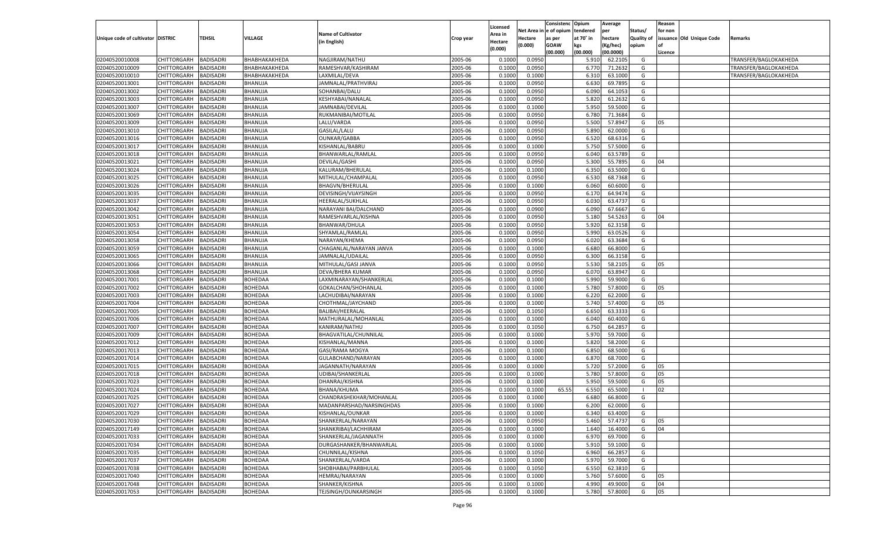| Unique code of cultivator | DISTRIC | TEHSIL | VILLAGE | Name of Cultivator (in English) | Crop year | Licensed Area in Hectare (0.000) | Net Area in Hectare (0.000) | Consistenc e of opium as per GOAW (00.000) | Opium tendered at 70° in kgs (00.000) | Average per hectare (Kg/hec) (00.0000) | Status/ Quality of opium | Reason for non issuance of Licence | Old Unique Code | Remarks |
|---|---|---|---|---|---|---|---|---|---|---|---|---|---|---|
| 02040520010008 | CHITTORGARH | BADISADRI | BHABHAKAKHEDA | NAGJIRAM/NATHU | 2005-06 | 0.1000 | 0.0950 | | 5.910 | 62.2105 | G | | | TRANSFER/BAGLOKAKHEDA |
| 02040520010009 | CHITTORGARH | BADISADRI | BHABHAKAKHEDA | RAMESHVAR/KASHIRAM | 2005-06 | 0.1000 | 0.0950 | | 6.770 | 71.2632 | G | | | TRANSFER/BAGLOKAKHEDA |
| 02040520010010 | CHITTORGARH | BADISADRI | BHABHAKAKHEDA | LAXMILAL/DEVA | 2005-06 | 0.1000 | 0.1000 | | 6.310 | 63.1000 | G | | | TRANSFER/BAGLOKAKHEDA |
| 02040520013001 | CHITTORGARH | BADISADRI | BHANUJA | JAMNALAL/PRATHVIRAJ | 2005-06 | 0.1000 | 0.0950 | | 6.630 | 69.7895 | G | | | |
| 02040520013002 | CHITTORGARH | BADISADRI | BHANUJA | SOHANBAI/DALU | 2005-06 | 0.1000 | 0.0950 | | 6.090 | 64.1053 | G | | | |
| 02040520013003 | CHITTORGARH | BADISADRI | BHANUJA | KESHYABAI/NANALAL | 2005-06 | 0.1000 | 0.0950 | | 5.820 | 61.2632 | G | | | |
| 02040520013007 | CHITTORGARH | BADISADRI | BHANUJA | JAMNABAI/DEVILAL | 2005-06 | 0.1000 | 0.1000 | | 5.950 | 59.5000 | G | | | |
| 02040520013069 | CHITTORGARH | BADISADRI | BHANUJA | RUKMANIBAI/MOTILAL | 2005-06 | 0.1000 | 0.0950 | | 6.780 | 71.3684 | G | | | |
| 02040520013009 | CHITTORGARH | BADISADRI | BHANUJA | LALU/VARDA | 2005-06 | 0.1000 | 0.0950 | | 5.500 | 57.8947 | G | 05 | | |
| 02040520013010 | CHITTORGARH | BADISADRI | BHANUJA | GASILAL/LALU | 2005-06 | 0.1000 | 0.0950 | | 5.890 | 62.0000 | G | | | |
| 02040520013016 | CHITTORGARH | BADISADRI | BHANUJA | OUNKAR/GABBA | 2005-06 | 0.1000 | 0.0950 | | 6.520 | 68.6316 | G | | | |
| 02040520013017 | CHITTORGARH | BADISADRI | BHANUJA | KISHANLAL/BABRU | 2005-06 | 0.1000 | 0.1000 | | 5.750 | 57.5000 | G | | | |
| 02040520013018 | CHITTORGARH | BADISADRI | BHANUJA | BHANWARLAL/RAMLAL | 2005-06 | 0.1000 | 0.0950 | | 6.040 | 63.5789 | G | | | |
| 02040520013021 | CHITTORGARH | BADISADRI | BHANUJA | DEVILAL/GASHI | 2005-06 | 0.1000 | 0.0950 | | 5.300 | 55.7895 | G | 04 | | |
| 02040520013024 | CHITTORGARH | BADISADRI | BHANUJA | KALURAM/BHERULAL | 2005-06 | 0.1000 | 0.1000 | | 6.350 | 63.5000 | G | | | |
| 02040520013025 | CHITTORGARH | BADISADRI | BHANUJA | MITHULAL/CHAMPALAL | 2005-06 | 0.1000 | 0.0950 | | 6.530 | 68.7368 | G | | | |
| 02040520013026 | CHITTORGARH | BADISADRI | BHANUJA | BHAGVN/BHERULAL | 2005-06 | 0.1000 | 0.1000 | | 6.060 | 60.6000 | G | | | |
| 02040520013035 | CHITTORGARH | BADISADRI | BHANUJA | DEVISINGH/VIJAYSINGH | 2005-06 | 0.1000 | 0.0950 | | 6.170 | 64.9474 | G | | | |
| 02040520013037 | CHITTORGARH | BADISADRI | BHANUJA | HEERALAL/SUKHLAL | 2005-06 | 0.1000 | 0.0950 | | 6.030 | 63.4737 | G | | | |
| 02040520013042 | CHITTORGARH | BADISADRI | BHANUJA | NARAYANI BAI/DALCHAND | 2005-06 | 0.1000 | 0.0900 | | 6.090 | 67.6667 | G | | | |
| 02040520013051 | CHITTORGARH | BADISADRI | BHANUJA | RAMESHVARLAL/KISHNA | 2005-06 | 0.1000 | 0.0950 | | 5.180 | 54.5263 | G | 04 | | |
| 02040520013053 | CHITTORGARH | BADISADRI | BHANUJA | BHANWAR/DHULA | 2005-06 | 0.1000 | 0.0950 | | 5.920 | 62.3158 | G | | | |
| 02040520013054 | CHITTORGARH | BADISADRI | BHANUJA | SHYAMLAL/RAMLAL | 2005-06 | 0.1000 | 0.0950 | | 5.990 | 63.0526 | G | | | |
| 02040520013058 | CHITTORGARH | BADISADRI | BHANUJA | NARAYAN/KHEMA | 2005-06 | 0.1000 | 0.0950 | | 6.020 | 63.3684 | G | | | |
| 02040520013059 | CHITTORGARH | BADISADRI | BHANUJA | CHAGANLAL/NARAYAN JANVA | 2005-06 | 0.1000 | 0.1000 | | 6.680 | 66.8000 | G | | | |
| 02040520013065 | CHITTORGARH | BADISADRI | BHANUJA | JAMNALAL/UDAILAL | 2005-06 | 0.1000 | 0.0950 | | 6.300 | 66.3158 | G | | | |
| 02040520013066 | CHITTORGARH | BADISADRI | BHANUJA | MITHULAL/GASI JANVA | 2005-06 | 0.1000 | 0.0950 | | 5.530 | 58.2105 | G | 05 | | |
| 02040520013068 | CHITTORGARH | BADISADRI | BHANUJA | DEVA/BHERA KUMAR | 2005-06 | 0.1000 | 0.0950 | | 6.070 | 63.8947 | G | | | |
| 02040520017001 | CHITTORGARH | BADISADRI | BOHEDAA | LAXMINARAYAN/SHANKERLAL | 2005-06 | 0.1000 | 0.1000 | | 5.990 | 59.9000 | G | | | |
| 02040520017002 | CHITTORGARH | BADISADRI | BOHEDAA | GOKALCHAN/SHOHANLAL | 2005-06 | 0.1000 | 0.1000 | | 5.780 | 57.8000 | G | 05 | | |
| 02040520017003 | CHITTORGARH | BADISADRI | BOHEDAA | LACHUDIBAI/NARAYAN | 2005-06 | 0.1000 | 0.1000 | | 6.220 | 62.2000 | G | | | |
| 02040520017004 | CHITTORGARH | BADISADRI | BOHEDAA | CHOTHMAL/JAYCHAND | 2005-06 | 0.1000 | 0.1000 | | 5.740 | 57.4000 | G | 05 | | |
| 02040520017005 | CHITTORGARH | BADISADRI | BOHEDAA | BALIBAI/HEERALAL | 2005-06 | 0.1000 | 0.1050 | | 6.650 | 63.3333 | G | | | |
| 02040520017006 | CHITTORGARH | BADISADRI | BOHEDAA | MATHURALAL/MOHANLAL | 2005-06 | 0.1000 | 0.1000 | | 6.040 | 60.4000 | G | | | |
| 02040520017007 | CHITTORGARH | BADISADRI | BOHEDAA | KANIRAM/NATHU | 2005-06 | 0.1000 | 0.1050 | | 6.750 | 64.2857 | G | | | |
| 02040520017009 | CHITTORGARH | BADISADRI | BOHEDAA | BHAGVATILAL/CHUNNILAL | 2005-06 | 0.1000 | 0.1000 | | 5.970 | 59.7000 | G | | | |
| 02040520017012 | CHITTORGARH | BADISADRI | BOHEDAA | KISHANLAL/MANNA | 2005-06 | 0.1000 | 0.1000 | | 5.820 | 58.2000 | G | | | |
| 02040520017013 | CHITTORGARH | BADISADRI | BOHEDAA | GASI/RAMA MOGYA | 2005-06 | 0.1000 | 0.1000 | | 6.850 | 68.5000 | G | | | |
| 02040520017014 | CHITTORGARH | BADISADRI | BOHEDAA | GULABCHAND/NARAYAN | 2005-06 | 0.1000 | 0.1000 | | 6.870 | 68.7000 | G | | | |
| 02040520017015 | CHITTORGARH | BADISADRI | BOHEDAA | JAGANNATH/NARAYAN | 2005-06 | 0.1000 | 0.1000 | | 5.720 | 57.2000 | G | 05 | | |
| 02040520017018 | CHITTORGARH | BADISADRI | BOHEDAA | UDIBAI/SHANKERLAL | 2005-06 | 0.1000 | 0.1000 | | 5.780 | 57.8000 | G | 05 | | |
| 02040520017023 | CHITTORGARH | BADISADRI | BOHEDAA | DHANRAJ/KISHNA | 2005-06 | 0.1000 | 0.1000 | | 5.950 | 59.5000 | G | 05 | | |
| 02040520017024 | CHITTORGARH | BADISADRI | BOHEDAA | BHANA/KHUMA | 2005-06 | 0.1000 | 0.1000 | 65.55 | 6.550 | 65.5000 | I | 02 | | |
| 02040520017025 | CHITTORGARH | BADISADRI | BOHEDAA | CHANDRASHEKHAR/MOHANLAL | 2005-06 | 0.1000 | 0.1000 | | 6.680 | 66.8000 | G | | | |
| 02040520017027 | CHITTORGARH | BADISADRI | BOHEDAA | MADANPARSHAD/NARSINGHDAS | 2005-06 | 0.1000 | 0.1000 | | 6.200 | 62.0000 | G | | | |
| 02040520017029 | CHITTORGARH | BADISADRI | BOHEDAA | KISHANLAL/OUNKAR | 2005-06 | 0.1000 | 0.1000 | | 6.340 | 63.4000 | G | | | |
| 02040520017030 | CHITTORGARH | BADISADRI | BOHEDAA | SHANKERLAL/NARAYAN | 2005-06 | 0.1000 | 0.0950 | | 5.460 | 57.4737 | G | 05 | | |
| 02040520017149 | CHITTORGARH | BADISADRI | BOHEDAA | SHANKRIBAI/LACHHIRAM | 2005-06 | 0.1000 | 0.1000 | | 1.640 | 16.4000 | G | 04 | | |
| 02040520017033 | CHITTORGARH | BADISADRI | BOHEDAA | SHANKERLAL/JAGANNATH | 2005-06 | 0.1000 | 0.1000 | | 6.970 | 69.7000 | G | | | |
| 02040520017034 | CHITTORGARH | BADISADRI | BOHEDAA | DURGASHANKER/BHANWARLAL | 2005-06 | 0.1000 | 0.1000 | | 5.910 | 59.1000 | G | | | |
| 02040520017035 | CHITTORGARH | BADISADRI | BOHEDAA | CHUNNILAL/KISHNA | 2005-06 | 0.1000 | 0.1050 | | 6.960 | 66.2857 | G | | | |
| 02040520017037 | CHITTORGARH | BADISADRI | BOHEDAA | SHANKERLAL/VARDA | 2005-06 | 0.1000 | 0.1000 | | 5.970 | 59.7000 | G | | | |
| 02040520017038 | CHITTORGARH | BADISADRI | BOHEDAA | SHOBHABAI/PARBHULAL | 2005-06 | 0.1000 | 0.1050 | | 6.550 | 62.3810 | G | | | |
| 02040520017040 | CHITTORGARH | BADISADRI | BOHEDAA | HEMRAJ/NARAYAN | 2005-06 | 0.1000 | 0.1000 | | 5.760 | 57.6000 | G | 05 | | |
| 02040520017048 | CHITTORGARH | BADISADRI | BOHEDAA | SHANKER/KISHNA | 2005-06 | 0.1000 | 0.1000 | | 4.990 | 49.9000 | G | 04 | | |
| 02040520017053 | CHITTORGARH | BADISADRI | BOHEDAA | TEJSINGH/OUNKARSINGH | 2005-06 | 0.1000 | 0.1000 | | 5.780 | 57.8000 | G | 05 | | |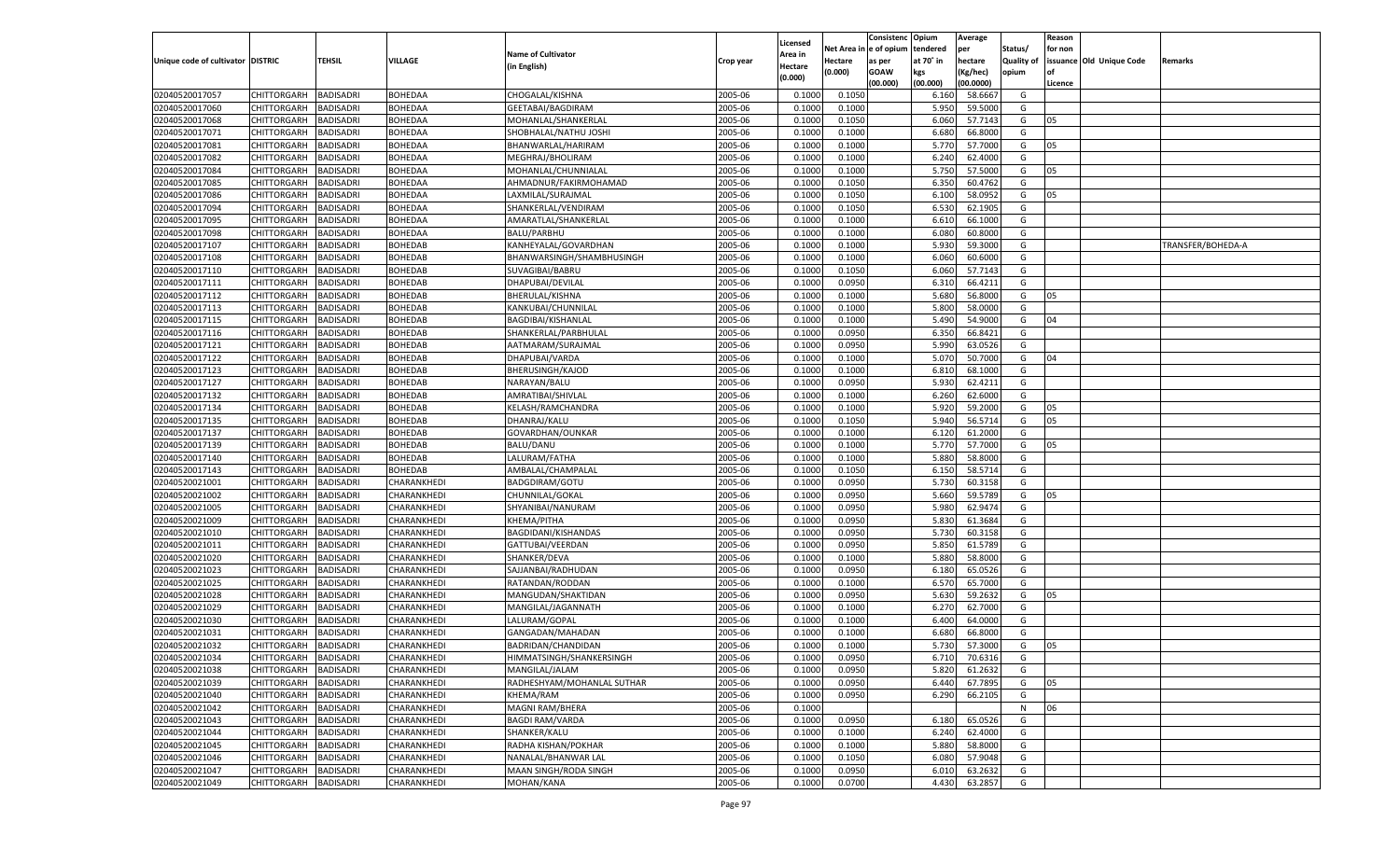| Unique code of cultivator | DISTRIC | TEHSIL | VILLAGE | Name of Cultivator (in English) | Crop year | Licensed Area in Hectare (0.000) | Net Area in Hectare (0.000) | Consistence of opium as per GOAW (00.000) | Opium tendered at 70° in kgs (00.000) | Average per hectare (Kg/hec) (00.0000) | Status/ Quality of opium | Reason for non issuance of Licence | Old Unique Code | Remarks |
|---|---|---|---|---|---|---|---|---|---|---|---|---|---|---|
| 02040520017057 | CHITTORGARH | BADISADRI | BOHEDAA | CHOGALAL/KISHNA | 2005-06 | 0.1000 | 0.1050 | | 6.160 | 58.6667 | G | | | |
| 02040520017060 | CHITTORGARH | BADISADRI | BOHEDAA | GEETABAI/BAGDIRAM | 2005-06 | 0.1000 | 0.1000 | | 5.950 | 59.5000 | G | | | |
| 02040520017068 | CHITTORGARH | BADISADRI | BOHEDAA | MOHANLAL/SHANKERLAL | 2005-06 | 0.1000 | 0.1050 | | 6.060 | 57.7143 | G | 05 | | |
| 02040520017071 | CHITTORGARH | BADISADRI | BOHEDAA | SHOBHALAL/NATHU JOSHI | 2005-06 | 0.1000 | 0.1000 | | 6.680 | 66.8000 | G | | | |
| 02040520017081 | CHITTORGARH | BADISADRI | BOHEDAA | BHANWARLAL/HARIRAM | 2005-06 | 0.1000 | 0.1000 | | 5.770 | 57.7000 | G | 05 | | |
| 02040520017082 | CHITTORGARH | BADISADRI | BOHEDAA | MEGHRAJ/BHOLIRAM | 2005-06 | 0.1000 | 0.1000 | | 6.240 | 62.4000 | G | | | |
| 02040520017084 | CHITTORGARH | BADISADRI | BOHEDAA | MOHANLAL/CHUNNIALAL | 2005-06 | 0.1000 | 0.1000 | | 5.750 | 57.5000 | G | 05 | | |
| 02040520017085 | CHITTORGARH | BADISADRI | BOHEDAA | AHMADNUR/FAKIRMOHAMAD | 2005-06 | 0.1000 | 0.1050 | | 6.350 | 60.4762 | G | | | |
| 02040520017086 | CHITTORGARH | BADISADRI | BOHEDAA | LAXMILAL/SURAJMAL | 2005-06 | 0.1000 | 0.1050 | | 6.100 | 58.0952 | G | 05 | | |
| 02040520017094 | CHITTORGARH | BADISADRI | BOHEDAA | SHANKERLAL/VENDIRAM | 2005-06 | 0.1000 | 0.1050 | | 6.530 | 62.1905 | G | | | |
| 02040520017095 | CHITTORGARH | BADISADRI | BOHEDAA | AMARATLAL/SHANKERLAL | 2005-06 | 0.1000 | 0.1000 | | 6.610 | 66.1000 | G | | | |
| 02040520017098 | CHITTORGARH | BADISADRI | BOHEDAA | BALU/PARBHU | 2005-06 | 0.1000 | 0.1000 | | 6.080 | 60.8000 | G | | | |
| 02040520017107 | CHITTORGARH | BADISADRI | BOHEDAB | KANHEYALAL/GOVARDHAN | 2005-06 | 0.1000 | 0.1000 | | 5.930 | 59.3000 | G | | | TRANSFER/BOHEDA-A |
| 02040520017108 | CHITTORGARH | BADISADRI | BOHEDAB | BHANWARSINGH/SHAMBHUSINGH | 2005-06 | 0.1000 | 0.1000 | | 6.060 | 60.6000 | G | | | |
| 02040520017110 | CHITTORGARH | BADISADRI | BOHEDAB | SUVAGIBAI/BABRU | 2005-06 | 0.1000 | 0.1050 | | 6.060 | 57.7143 | G | | | |
| 02040520017111 | CHITTORGARH | BADISADRI | BOHEDAB | DHAPUBAI/DEVILAL | 2005-06 | 0.1000 | 0.0950 | | 6.310 | 66.4211 | G | | | |
| 02040520017112 | CHITTORGARH | BADISADRI | BOHEDAB | BHERULAL/KISHNA | 2005-06 | 0.1000 | 0.1000 | | 5.680 | 56.8000 | G | 05 | | |
| 02040520017113 | CHITTORGARH | BADISADRI | BOHEDAB | KANKUBAI/CHUNNILAL | 2005-06 | 0.1000 | 0.1000 | | 5.800 | 58.0000 | G | | | |
| 02040520017115 | CHITTORGARH | BADISADRI | BOHEDAB | BAGDIBAI/KISHANLAL | 2005-06 | 0.1000 | 0.1000 | | 5.490 | 54.9000 | G | 04 | | |
| 02040520017116 | CHITTORGARH | BADISADRI | BOHEDAB | SHANKERLAL/PARBHULAL | 2005-06 | 0.1000 | 0.0950 | | 6.350 | 66.8421 | G | | | |
| 02040520017121 | CHITTORGARH | BADISADRI | BOHEDAB | AATMARAM/SURAJMAL | 2005-06 | 0.1000 | 0.0950 | | 5.990 | 63.0526 | G | | | |
| 02040520017122 | CHITTORGARH | BADISADRI | BOHEDAB | DHAPUBAI/VARDA | 2005-06 | 0.1000 | 0.1000 | | 5.070 | 50.7000 | G | 04 | | |
| 02040520017123 | CHITTORGARH | BADISADRI | BOHEDAB | BHERUSINGH/KAJOD | 2005-06 | 0.1000 | 0.1000 | | 6.810 | 68.1000 | G | | | |
| 02040520017127 | CHITTORGARH | BADISADRI | BOHEDAB | NARAYAN/BALU | 2005-06 | 0.1000 | 0.0950 | | 5.930 | 62.4211 | G | | | |
| 02040520017132 | CHITTORGARH | BADISADRI | BOHEDAB | AMRATIBAI/SHIVLAL | 2005-06 | 0.1000 | 0.1000 | | 6.260 | 62.6000 | G | | | |
| 02040520017134 | CHITTORGARH | BADISADRI | BOHEDAB | KELASH/RAMCHANDRA | 2005-06 | 0.1000 | 0.1000 | | 5.920 | 59.2000 | G | 05 | | |
| 02040520017135 | CHITTORGARH | BADISADRI | BOHEDAB | DHANRAJ/KALU | 2005-06 | 0.1000 | 0.1050 | | 5.940 | 56.5714 | G | 05 | | |
| 02040520017137 | CHITTORGARH | BADISADRI | BOHEDAB | GOVARDHAN/OUNKAR | 2005-06 | 0.1000 | 0.1000 | | 6.120 | 61.2000 | G | | | |
| 02040520017139 | CHITTORGARH | BADISADRI | BOHEDAB | BALU/DANU | 2005-06 | 0.1000 | 0.1000 | | 5.770 | 57.7000 | G | 05 | | |
| 02040520017140 | CHITTORGARH | BADISADRI | BOHEDAB | LALURAM/FATHA | 2005-06 | 0.1000 | 0.1000 | | 5.880 | 58.8000 | G | | | |
| 02040520017143 | CHITTORGARH | BADISADRI | BOHEDAB | AMBALAL/CHAMPALAL | 2005-06 | 0.1000 | 0.1050 | | 6.150 | 58.5714 | G | | | |
| 02040520021001 | CHITTORGARH | BADISADRI | CHARANKHEDI | BADGDIRAM/GOTU | 2005-06 | 0.1000 | 0.0950 | | 5.730 | 60.3158 | G | | | |
| 02040520021002 | CHITTORGARH | BADISADRI | CHARANKHEDI | CHUNNILAL/GOKAL | 2005-06 | 0.1000 | 0.0950 | | 5.660 | 59.5789 | G | 05 | | |
| 02040520021005 | CHITTORGARH | BADISADRI | CHARANKHEDI | SHYANIBAI/NANURAM | 2005-06 | 0.1000 | 0.0950 | | 5.980 | 62.9474 | G | | | |
| 02040520021009 | CHITTORGARH | BADISADRI | CHARANKHEDI | KHEMA/PITHA | 2005-06 | 0.1000 | 0.0950 | | 5.830 | 61.3684 | G | | | |
| 02040520021010 | CHITTORGARH | BADISADRI | CHARANKHEDI | BAGDIDANI/KISHANDAS | 2005-06 | 0.1000 | 0.0950 | | 5.730 | 60.3158 | G | | | |
| 02040520021011 | CHITTORGARH | BADISADRI | CHARANKHEDI | GATTUBAI/VEERDAN | 2005-06 | 0.1000 | 0.0950 | | 5.850 | 61.5789 | G | | | |
| 02040520021020 | CHITTORGARH | BADISADRI | CHARANKHEDI | SHANKER/DEVA | 2005-06 | 0.1000 | 0.1000 | | 5.880 | 58.8000 | G | | | |
| 02040520021023 | CHITTORGARH | BADISADRI | CHARANKHEDI | SAJJANBAI/RADHUDAN | 2005-06 | 0.1000 | 0.0950 | | 6.180 | 65.0526 | G | | | |
| 02040520021025 | CHITTORGARH | BADISADRI | CHARANKHEDI | RATANDAN/RODDAN | 2005-06 | 0.1000 | 0.1000 | | 6.570 | 65.7000 | G | | | |
| 02040520021028 | CHITTORGARH | BADISADRI | CHARANKHEDI | MANGUDAN/SHAKTIDAN | 2005-06 | 0.1000 | 0.0950 | | 5.630 | 59.2632 | G | 05 | | |
| 02040520021029 | CHITTORGARH | BADISADRI | CHARANKHEDI | MANGILAL/JAGANNATH | 2005-06 | 0.1000 | 0.1000 | | 6.270 | 62.7000 | G | | | |
| 02040520021030 | CHITTORGARH | BADISADRI | CHARANKHEDI | LALURAM/GOPAL | 2005-06 | 0.1000 | 0.1000 | | 6.400 | 64.0000 | G | | | |
| 02040520021031 | CHITTORGARH | BADISADRI | CHARANKHEDI | GANGADAN/MAHADAN | 2005-06 | 0.1000 | 0.1000 | | 6.680 | 66.8000 | G | | | |
| 02040520021032 | CHITTORGARH | BADISADRI | CHARANKHEDI | BADRIDAN/CHANDIDAN | 2005-06 | 0.1000 | 0.1000 | | 5.730 | 57.3000 | G | 05 | | |
| 02040520021034 | CHITTORGARH | BADISADRI | CHARANKHEDI | HIMMATSINGH/SHANKERSINGH | 2005-06 | 0.1000 | 0.0950 | | 6.710 | 70.6316 | G | | | |
| 02040520021038 | CHITTORGARH | BADISADRI | CHARANKHEDI | MANGILAL/JALAM | 2005-06 | 0.1000 | 0.0950 | | 5.820 | 61.2632 | G | | | |
| 02040520021039 | CHITTORGARH | BADISADRI | CHARANKHEDI | RADHESHYAM/MOHANLAL SUTHAR | 2005-06 | 0.1000 | 0.0950 | | 6.440 | 67.7895 | G | 05 | | |
| 02040520021040 | CHITTORGARH | BADISADRI | CHARANKHEDI | KHEMA/RAM | 2005-06 | 0.1000 | 0.0950 | | 6.290 | 66.2105 | G | | | |
| 02040520021042 | CHITTORGARH | BADISADRI | CHARANKHEDI | MAGNI RAM/BHERA | 2005-06 | 0.1000 | | | | | N | 06 | | |
| 02040520021043 | CHITTORGARH | BADISADRI | CHARANKHEDI | BAGDI RAM/VARDA | 2005-06 | 0.1000 | 0.0950 | | 6.180 | 65.0526 | G | | | |
| 02040520021044 | CHITTORGARH | BADISADRI | CHARANKHEDI | SHANKER/KALU | 2005-06 | 0.1000 | 0.1000 | | 6.240 | 62.4000 | G | | | |
| 02040520021045 | CHITTORGARH | BADISADRI | CHARANKHEDI | RADHA KISHAN/POKHAR | 2005-06 | 0.1000 | 0.1000 | | 5.880 | 58.8000 | G | | | |
| 02040520021046 | CHITTORGARH | BADISADRI | CHARANKHEDI | NANALAL/BHANWAR LAL | 2005-06 | 0.1000 | 0.1050 | | 6.080 | 57.9048 | G | | | |
| 02040520021047 | CHITTORGARH | BADISADRI | CHARANKHEDI | MAAN SINGH/RODA SINGH | 2005-06 | 0.1000 | 0.0950 | | 6.010 | 63.2632 | G | | | |
| 02040520021049 | CHITTORGARH | BADISADRI | CHARANKHEDI | MOHAN/KANA | 2005-06 | 0.1000 | 0.0700 | | 4.430 | 63.2857 | G | | | |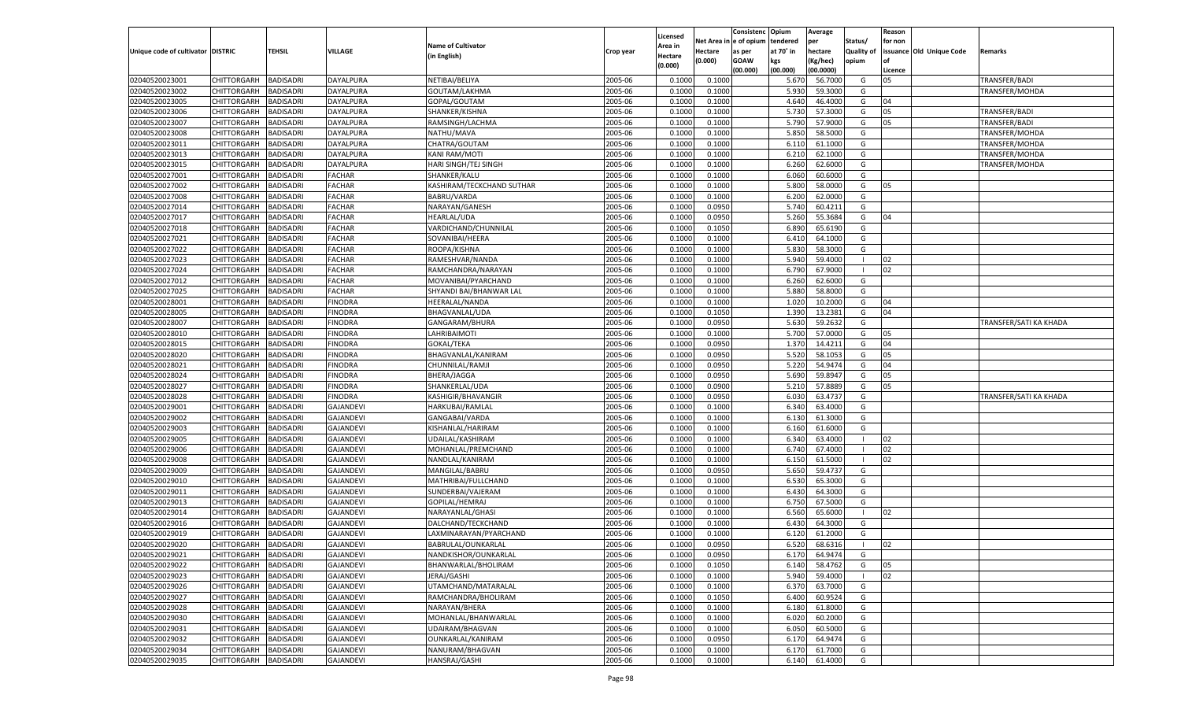| Unique code of cultivator | DISTRIC | TEHSIL | VILLAGE | Name of Cultivator (in English) | Crop year | Licensed Area in Hectare (0.000) | Net Area in Hectare (0.000) | Consistenc e of opium as per GOAW (00.000) | Opium tendered at 70° in kgs (00.000) | Average per hectare (Kg/hec) (00.0000) | Status/ Quality of opium | Reason for non issuance of Licence | Old Unique Code | Remarks |
|---|---|---|---|---|---|---|---|---|---|---|---|---|---|---|
| 02040520023001 | CHITTORGARH | BADISADRI | DAYALPURA | NETIBAI/BELIYA | 2005-06 | 0.1000 | 0.1000 | | 5.670 | 56.7000 | G | 05 | | TRANSFER/BADI |
| 02040520023002 | CHITTORGARH | BADISADRI | DAYALPURA | GOUTAM/LAKHMA | 2005-06 | 0.1000 | 0.1000 | | 5.930 | 59.3000 | G | | | TRANSFER/MOHDA |
| 02040520023005 | CHITTORGARH | BADISADRI | DAYALPURA | GOPAL/GOUTAM | 2005-06 | 0.1000 | 0.1000 | | 4.640 | 46.4000 | G | 04 | | |
| 02040520023006 | CHITTORGARH | BADISADRI | DAYALPURA | SHANKER/KISHNA | 2005-06 | 0.1000 | 0.1000 | | 5.730 | 57.3000 | G | 05 | | TRANSFER/BADI |
| 02040520023007 | CHITTORGARH | BADISADRI | DAYALPURA | RAMSINGH/LACHMA | 2005-06 | 0.1000 | 0.1000 | | 5.790 | 57.9000 | G | 05 | | TRANSFER/BADI |
| 02040520023008 | CHITTORGARH | BADISADRI | DAYALPURA | NATHU/MAVA | 2005-06 | 0.1000 | 0.1000 | | 5.850 | 58.5000 | G | | | TRANSFER/MOHDA |
| 02040520023011 | CHITTORGARH | BADISADRI | DAYALPURA | CHATRA/GOUTAM | 2005-06 | 0.1000 | 0.1000 | | 6.110 | 61.1000 | G | | | TRANSFER/MOHDA |
| 02040520023013 | CHITTORGARH | BADISADRI | DAYALPURA | KANI RAM/MOTI | 2005-06 | 0.1000 | 0.1000 | | 6.210 | 62.1000 | G | | | TRANSFER/MOHDA |
| 02040520023015 | CHITTORGARH | BADISADRI | DAYALPURA | HARI SINGH/TEJ SINGH | 2005-06 | 0.1000 | 0.1000 | | 6.260 | 62.6000 | G | | | TRANSFER/MOHDA |
| 02040520027001 | CHITTORGARH | BADISADRI | FACHAR | SHANKER/KALU | 2005-06 | 0.1000 | 0.1000 | | 6.060 | 60.6000 | G | | | |
| 02040520027002 | CHITTORGARH | BADISADRI | FACHAR | KASHIRAM/TECKCHAND SUTHAR | 2005-06 | 0.1000 | 0.1000 | | 5.800 | 58.0000 | G | 05 | | |
| 02040520027008 | CHITTORGARH | BADISADRI | FACHAR | BABRU/VARDA | 2005-06 | 0.1000 | 0.1000 | | 6.200 | 62.0000 | G | | | |
| 02040520027014 | CHITTORGARH | BADISADRI | FACHAR | NARAYAN/GANESH | 2005-06 | 0.1000 | 0.0950 | | 5.740 | 60.4211 | G | | | |
| 02040520027017 | CHITTORGARH | BADISADRI | FACHAR | HEARLAL/UDA | 2005-06 | 0.1000 | 0.0950 | | 5.260 | 55.3684 | G | 04 | | |
| 02040520027018 | CHITTORGARH | BADISADRI | FACHAR | VARDICHAND/CHUNNILAL | 2005-06 | 0.1000 | 0.1050 | | 6.890 | 65.6190 | G | | | |
| 02040520027021 | CHITTORGARH | BADISADRI | FACHAR | SOVANIBAI/HEERA | 2005-06 | 0.1000 | 0.1000 | | 6.410 | 64.1000 | G | | | |
| 02040520027022 | CHITTORGARH | BADISADRI | FACHAR | ROOPA/KISHNA | 2005-06 | 0.1000 | 0.1000 | | 5.830 | 58.3000 | G | | | |
| 02040520027023 | CHITTORGARH | BADISADRI | FACHAR | RAMESHVAR/NANDA | 2005-06 | 0.1000 | 0.1000 | | 5.940 | 59.4000 | I | 02 | | |
| 02040520027024 | CHITTORGARH | BADISADRI | FACHAR | RAMCHANDRA/NARAYAN | 2005-06 | 0.1000 | 0.1000 | | 6.790 | 67.9000 | I | 02 | | |
| 02040520027012 | CHITTORGARH | BADISADRI | FACHAR | MOVANIBAI/PYARCHAND | 2005-06 | 0.1000 | 0.1000 | | 6.260 | 62.6000 | G | | | |
| 02040520027025 | CHITTORGARH | BADISADRI | FACHAR | SHYANDI BAI/BHANWAR LAL | 2005-06 | 0.1000 | 0.1000 | | 5.880 | 58.8000 | G | | | |
| 02040520028001 | CHITTORGARH | BADISADRI | FINODRA | HEERALAL/NANDA | 2005-06 | 0.1000 | 0.1000 | | 1.020 | 10.2000 | G | 04 | | |
| 02040520028005 | CHITTORGARH | BADISADRI | FINODRA | BHAGVANLAL/UDA | 2005-06 | 0.1000 | 0.1050 | | 1.390 | 13.2381 | G | 04 | | |
| 02040520028007 | CHITTORGARH | BADISADRI | FINODRA | GANGARAM/BHURA | 2005-06 | 0.1000 | 0.0950 | | 5.630 | 59.2632 | G | | | TRANSFER/SATI KA KHADA |
| 02040520028010 | CHITTORGARH | BADISADRI | FINODRA | LAHRIBAIMOTI | 2005-06 | 0.1000 | 0.1000 | | 5.700 | 57.0000 | G | 05 | | |
| 02040520028015 | CHITTORGARH | BADISADRI | FINODRA | GOKAL/TEKA | 2005-06 | 0.1000 | 0.0950 | | 1.370 | 14.4211 | G | 04 | | |
| 02040520028020 | CHITTORGARH | BADISADRI | FINODRA | BHAGVANLAL/KANIRAM | 2005-06 | 0.1000 | 0.0950 | | 5.520 | 58.1053 | G | 05 | | |
| 02040520028021 | CHITTORGARH | BADISADRI | FINODRA | CHUNNILAL/RAMJI | 2005-06 | 0.1000 | 0.0950 | | 5.220 | 54.9474 | G | 04 | | |
| 02040520028024 | CHITTORGARH | BADISADRI | FINODRA | BHERA/JAGGA | 2005-06 | 0.1000 | 0.0950 | | 5.690 | 59.8947 | G | 05 | | |
| 02040520028027 | CHITTORGARH | BADISADRI | FINODRA | SHANKERLAL/UDA | 2005-06 | 0.1000 | 0.0900 | | 5.210 | 57.8889 | G | 05 | | |
| 02040520028028 | CHITTORGARH | BADISADRI | FINODRA | KASHIGIR/BHAVANGIR | 2005-06 | 0.1000 | 0.0950 | | 6.030 | 63.4737 | G | | | TRANSFER/SATI KA KHADA |
| 02040520029001 | CHITTORGARH | BADISADRI | GAJANDEVI | HARKUBAI/RAMLAL | 2005-06 | 0.1000 | 0.1000 | | 6.340 | 63.4000 | G | | | |
| 02040520029002 | CHITTORGARH | BADISADRI | GAJANDEVI | GANGABAI/VARDA | 2005-06 | 0.1000 | 0.1000 | | 6.130 | 61.3000 | G | | | |
| 02040520029003 | CHITTORGARH | BADISADRI | GAJANDEVI | KISHANLAL/HARIRAM | 2005-06 | 0.1000 | 0.1000 | | 6.160 | 61.6000 | G | | | |
| 02040520029005 | CHITTORGARH | BADISADRI | GAJANDEVI | UDAILAL/KASHIRAM | 2005-06 | 0.1000 | 0.1000 | | 6.340 | 63.4000 | I | 02 | | |
| 02040520029006 | CHITTORGARH | BADISADRI | GAJANDEVI | MOHANLAL/PREMCHAND | 2005-06 | 0.1000 | 0.1000 | | 6.740 | 67.4000 | I | 02 | | |
| 02040520029008 | CHITTORGARH | BADISADRI | GAJANDEVI | NANDLAL/KANIRAM | 2005-06 | 0.1000 | 0.1000 | | 6.150 | 61.5000 | I | 02 | | |
| 02040520029009 | CHITTORGARH | BADISADRI | GAJANDEVI | MANGILAL/BABRU | 2005-06 | 0.1000 | 0.0950 | | 5.650 | 59.4737 | G | | | |
| 02040520029010 | CHITTORGARH | BADISADRI | GAJANDEVI | MATHRIBAI/FULLCHAND | 2005-06 | 0.1000 | 0.1000 | | 6.530 | 65.3000 | G | | | |
| 02040520029011 | CHITTORGARH | BADISADRI | GAJANDEVI | SUNDERBAI/VAJERAM | 2005-06 | 0.1000 | 0.1000 | | 6.430 | 64.3000 | G | | | |
| 02040520029013 | CHITTORGARH | BADISADRI | GAJANDEVI | GOPILAL/HEMRAJ | 2005-06 | 0.1000 | 0.1000 | | 6.750 | 67.5000 | G | | | |
| 02040520029014 | CHITTORGARH | BADISADRI | GAJANDEVI | NARAYANLAL/GHASI | 2005-06 | 0.1000 | 0.1000 | | 6.560 | 65.6000 | I | 02 | | |
| 02040520029016 | CHITTORGARH | BADISADRI | GAJANDEVI | DALCHAND/TECKCHAND | 2005-06 | 0.1000 | 0.1000 | | 6.430 | 64.3000 | G | | | |
| 02040520029019 | CHITTORGARH | BADISADRI | GAJANDEVI | LAXMINARAYAN/PYARCHAND | 2005-06 | 0.1000 | 0.1000 | | 6.120 | 61.2000 | G | | | |
| 02040520029020 | CHITTORGARH | BADISADRI | GAJANDEVI | BABRULAL/OUNKARLAL | 2005-06 | 0.1000 | 0.0950 | | 6.520 | 68.6316 | I | 02 | | |
| 02040520029021 | CHITTORGARH | BADISADRI | GAJANDEVI | NANDKISHOR/OUNKARLAL | 2005-06 | 0.1000 | 0.0950 | | 6.170 | 64.9474 | G | | | |
| 02040520029022 | CHITTORGARH | BADISADRI | GAJANDEVI | BHANWARLAL/BHOLIRAM | 2005-06 | 0.1000 | 0.1050 | | 6.140 | 58.4762 | G | 05 | | |
| 02040520029023 | CHITTORGARH | BADISADRI | GAJANDEVI | JERAJ/GASHI | 2005-06 | 0.1000 | 0.1000 | | 5.940 | 59.4000 | I | 02 | | |
| 02040520029026 | CHITTORGARH | BADISADRI | GAJANDEVI | UTAMCHAND/MATARALAL | 2005-06 | 0.1000 | 0.1000 | | 6.370 | 63.7000 | G | | | |
| 02040520029027 | CHITTORGARH | BADISADRI | GAJANDEVI | RAMCHANDRA/BHOLIRAM | 2005-06 | 0.1000 | 0.1050 | | 6.400 | 60.9524 | G | | | |
| 02040520029028 | CHITTORGARH | BADISADRI | GAJANDEVI | NARAYAN/BHERA | 2005-06 | 0.1000 | 0.1000 | | 6.180 | 61.8000 | G | | | |
| 02040520029030 | CHITTORGARH | BADISADRI | GAJANDEVI | MOHANLAL/BHANWARLAL | 2005-06 | 0.1000 | 0.1000 | | 6.020 | 60.2000 | G | | | |
| 02040520029031 | CHITTORGARH | BADISADRI | GAJANDEVI | UDAIRAM/BHAGVAN | 2005-06 | 0.1000 | 0.1000 | | 6.050 | 60.5000 | G | | | |
| 02040520029032 | CHITTORGARH | BADISADRI | GAJANDEVI | OUNKARLAL/KANIRAM | 2005-06 | 0.1000 | 0.0950 | | 6.170 | 64.9474 | G | | | |
| 02040520029034 | CHITTORGARH | BADISADRI | GAJANDEVI | NANURAM/BHAGVAN | 2005-06 | 0.1000 | 0.1000 | | 6.170 | 61.7000 | G | | | |
| 02040520029035 | CHITTORGARH | BADISADRI | GAJANDEVI | HANSRAJ/GASHI | 2005-06 | 0.1000 | 0.1000 | | 6.140 | 61.4000 | G | | | |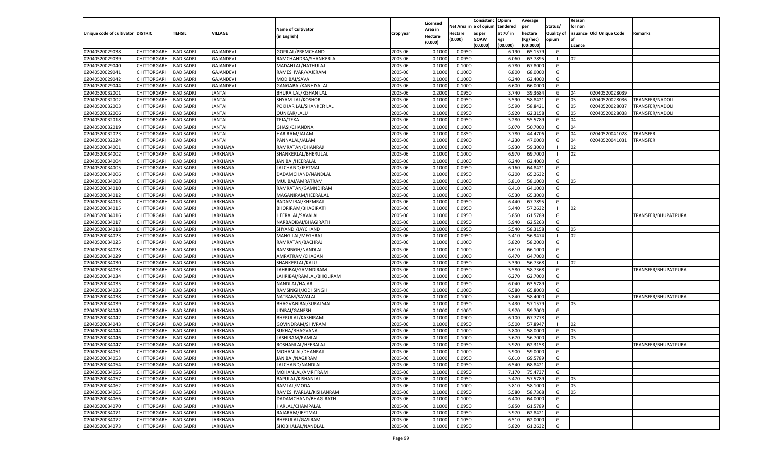| Unique code of cultivator | DISTRIC | TEHSIL | VILLAGE | Name of Cultivator (in English) | Crop year | Licensed Area in Hectare (0.000) | Net Area in Hectare (0.000) | Consistenc e of opium as per GOAW (00.000) | Opium tendered at 70° in kgs (00.000) | Average per hectare (Kg/hec) (00.0000) | Status/ Quality of opium | Reason for non issuance of Licence | Old Unique Code | Remarks |
|---|---|---|---|---|---|---|---|---|---|---|---|---|---|---|
| 02040520029038 | CHITTORGARH | BADISADRI | GAJANDEVI | GOPILAL/PREMCHAND | 2005-06 | 0.1000 | 0.0950 | | 6.190 | 65.1579 | G | | | |
| 02040520029039 | CHITTORGARH | BADISADRI | GAJANDEVI | RAMCHANDRA/SHANKERLAL | 2005-06 | 0.1000 | 0.0950 | | 6.060 | 63.7895 | I | 02 | | |
| 02040520029040 | CHITTORGARH | BADISADRI | GAJANDEVI | MADANLAL/NATHULAL | 2005-06 | 0.1000 | 0.1000 | | 6.780 | 67.8000 | G | | | |
| 02040520029041 | CHITTORGARH | BADISADRI | GAJANDEVI | RAMESHVAR/VAJERAM | 2005-06 | 0.1000 | 0.1000 | | 6.800 | 68.0000 | G | | | |
| 02040520029042 | CHITTORGARH | BADISADRI | GAJANDEVI | MODIBAI/SAVA | 2005-06 | 0.1000 | 0.1000 | | 6.240 | 62.4000 | G | | | |
| 02040520029044 | CHITTORGARH | BADISADRI | GAJANDEVI | GANGABAI/KANHIYALAL | 2005-06 | 0.1000 | 0.1000 | | 6.600 | 66.0000 | G | | | |
| 02040520032001 | CHITTORGARH | BADISADRI | JANTAI | BHURA LAL/KISHAN LAL | 2005-06 | 0.2000 | 0.0950 | | 3.740 | 39.3684 | G | 04 | 02040520028039 | |
| 02040520032002 | CHITTORGARH | BADISADRI | JANTAI | SHYAM LAL/KOSHOR | 2005-06 | 0.1000 | 0.0950 | | 5.590 | 58.8421 | G | 05 | 02040520028036 | TRANSFER/NADOLI |
| 02040520032003 | CHITTORGARH | BADISADRI | JANTAI | POKHAR LAL/SHANKER LAL | 2005-06 | 0.1000 | 0.0950 | | 5.590 | 58.8421 | G | 05 | 02040520028037 | TRANSFER/NADOLI |
| 02040520032006 | CHITTORGARH | BADISADRI | JANTAI | OUNKAR/LALU | 2005-06 | 0.1000 | 0.0950 | | 5.920 | 62.3158 | G | 05 | 02040520028038 | TRANSFER/NADOLI |
| 02040520032018 | CHITTORGARH | BADISADRI | JANTAI | TEJA/TEKA | 2005-06 | 0.1000 | 0.0950 | | 5.280 | 55.5789 | G | 04 | | |
| 02040520032019 | CHITTORGARH | BADISADRI | JANTAI | GHASI/CHANDNA | 2005-06 | 0.1000 | 0.1000 | | 5.070 | 50.7000 | G | 04 | | |
| 02040520032023 | CHITTORGARH | BADISADRI | JANTAI | HARIRAM/JALAM | 2005-06 | 0.1000 | 0.0850 | | 3.780 | 44.4706 | G | 04 | 02040520041028 | TRANSFER |
| 02040520032024 | CHITTORGARH | BADISADRI | JANTAI | PANNALAL/JALAM | 2005-06 | 0.1000 | 0.0900 | | 4.230 | 47.0000 | G | 04 | 02040520041031 | TRANSFER |
| 02040520034001 | CHITTORGARH | BADISADRI | JARKHANA | RAMRATAN/DHANRAJ | 2005-06 | 0.1000 | 0.1000 | | 5.930 | 59.3000 | I | 02 | | |
| 02040520034002 | CHITTORGARH | BADISADRI | JARKHANA | SHANKERLAL/BHERULAL | 2005-06 | 0.1000 | 0.1000 | | 6.970 | 69.7000 | I | 02 | | |
| 02040520034004 | CHITTORGARH | BADISADRI | JARKHANA | JANIBAI/HEERALAL | 2005-06 | 0.1000 | 0.1000 | | 6.240 | 62.4000 | G | | | |
| 02040520034005 | CHITTORGARH | BADISADRI | JARKHANA | LALCHAND/JEETMAL | 2005-06 | 0.1000 | 0.0950 | | 6.160 | 64.8421 | G | | | |
| 02040520034006 | CHITTORGARH | BADISADRI | JARKHANA | DADAMCHAND/NANDLAL | 2005-06 | 0.1000 | 0.0950 | | 6.200 | 65.2632 | G | | | |
| 02040520034008 | CHITTORGARH | BADISADRI | JARKHANA | MULIBAI/AMRATRAM | 2005-06 | 0.1000 | 0.1000 | | 5.810 | 58.1000 | G | 05 | | |
| 02040520034010 | CHITTORGARH | BADISADRI | JARKHANA | RAMRATAN/GAMNDIRAM | 2005-06 | 0.1000 | 0.1000 | | 6.410 | 64.1000 | G | | | |
| 02040520034012 | CHITTORGARH | BADISADRI | JARKHANA | MAGANIRAM/HEERALAL | 2005-06 | 0.1000 | 0.1000 | | 6.530 | 65.3000 | G | | | |
| 02040520034013 | CHITTORGARH | BADISADRI | JARKHANA | BADAMIBAI/KHEMRAJ | 2005-06 | 0.1000 | 0.0950 | | 6.440 | 67.7895 | G | | | |
| 02040520034015 | CHITTORGARH | BADISADRI | JARKHANA | BHORIRAM/BHAGIRATH | 2005-06 | 0.1000 | 0.0950 | | 5.440 | 57.2632 | I | 02 | | |
| 02040520034016 | CHITTORGARH | BADISADRI | JARKHANA | HEERALAL/SAVALAL | 2005-06 | 0.1000 | 0.0950 | | 5.850 | 61.5789 | G | | | TRANSFER/BHUPATPURA |
| 02040520034017 | CHITTORGARH | BADISADRI | JARKHANA | NARBADIBAI/BHAGIRATH | 2005-06 | 0.1000 | 0.0950 | | 5.940 | 62.5263 | G | | | |
| 02040520034018 | CHITTORGARH | BADISADRI | JARKHANA | SHYANDI/JAYCHAND | 2005-06 | 0.1000 | 0.0950 | | 5.540 | 58.3158 | G | 05 | | |
| 02040520034023 | CHITTORGARH | BADISADRI | JARKHANA | MANGILAL/MEGHRAJ | 2005-06 | 0.1000 | 0.0950 | | 5.410 | 56.9474 | I | 02 | | |
| 02040520034025 | CHITTORGARH | BADISADRI | JARKHANA | RAMRATAN/BACHRAJ | 2005-06 | 0.1000 | 0.1000 | | 5.820 | 58.2000 | G | | | |
| 02040520034028 | CHITTORGARH | BADISADRI | JARKHANA | RAMSINGH/NANDLAL | 2005-06 | 0.1000 | 0.1000 | | 6.610 | 66.1000 | G | | | |
| 02040520034029 | CHITTORGARH | BADISADRI | JARKHANA | AMRATRAM/CHAGAN | 2005-06 | 0.1000 | 0.1000 | | 6.470 | 64.7000 | G | | | |
| 02040520034030 | CHITTORGARH | BADISADRI | JARKHANA | SHANKERLAL/KALU | 2005-06 | 0.1000 | 0.0950 | | 5.390 | 56.7368 | I | 02 | | |
| 02040520034033 | CHITTORGARH | BADISADRI | JARKHANA | LAHRIBAI/GAMNDIRAM | 2005-06 | 0.1000 | 0.0950 | | 5.580 | 58.7368 | G | | | TRANSFER/BHUPATPURA |
| 02040520034034 | CHITTORGARH | BADISADRI | JARKHANA | LAHRIBAI/RAMLAL/BHOLIRAM | 2005-06 | 0.1000 | 0.1000 | | 6.270 | 62.7000 | G | | | |
| 02040520034035 | CHITTORGARH | BADISADRI | JARKHANA | NANDLAL/HAJARI | 2005-06 | 0.1000 | 0.0950 | | 6.040 | 63.5789 | G | | | |
| 02040520034036 | CHITTORGARH | BADISADRI | JARKHANA | RAMSINGH/JODHSINGH | 2005-06 | 0.1000 | 0.1000 | | 6.580 | 65.8000 | G | | | |
| 02040520034038 | CHITTORGARH | BADISADRI | JARKHANA | NATRAM/SAVALAL | 2005-06 | 0.1000 | 0.1000 | | 5.840 | 58.4000 | G | | | TRANSFER/BHUPATPURA |
| 02040520034039 | CHITTORGARH | BADISADRI | JARKHANA | BHAGVANIBAI/SURAJMAL | 2005-06 | 0.1000 | 0.0950 | | 5.430 | 57.1579 | G | 05 | | |
| 02040520034040 | CHITTORGARH | BADISADRI | JARKHANA | UDIBAI/GANESH | 2005-06 | 0.1000 | 0.1000 | | 5.970 | 59.7000 | G | | | |
| 02040520034042 | CHITTORGARH | BADISADRI | JARKHANA | BHERULAL/KASHIRAM | 2005-06 | 0.1000 | 0.0900 | | 6.100 | 67.7778 | G | | | |
| 02040520034043 | CHITTORGARH | BADISADRI | JARKHANA | GOVINDRAM/SHIVRAM | 2005-06 | 0.1000 | 0.0950 | | 5.500 | 57.8947 | I | 02 | | |
| 02040520034044 | CHITTORGARH | BADISADRI | JARKHANA | SUKHA/BHAGVANA | 2005-06 | 0.1000 | 0.1000 | | 5.800 | 58.0000 | G | 05 | | |
| 02040520034046 | CHITTORGARH | BADISADRI | JARKHANA | LASHIRAM/RAMLAL | 2005-06 | 0.1000 | 0.1000 | | 5.670 | 56.7000 | G | 05 | | |
| 02040520034047 | CHITTORGARH | BADISADRI | JARKHANA | ROSHANLAL/HEERALAL | 2005-06 | 0.1000 | 0.0950 | | 5.920 | 62.3158 | G | | | TRANSFER/BHUPATPURA |
| 02040520034051 | CHITTORGARH | BADISADRI | JARKHANA | MOHANLAL/DHANRAJ | 2005-06 | 0.1000 | 0.1000 | | 5.900 | 59.0000 | G | | | |
| 02040520034053 | CHITTORGARH | BADISADRI | JARKHANA | JANIBAI/NAGJIRAM | 2005-06 | 0.1000 | 0.0950 | | 6.610 | 69.5789 | G | | | |
| 02040520034054 | CHITTORGARH | BADISADRI | JARKHANA | LALCHAND/NANDLAL | 2005-06 | 0.1000 | 0.0950 | | 6.540 | 68.8421 | G | | | |
| 02040520034056 | CHITTORGARH | BADISADRI | JARKHANA | MOHANLAL/AMRITRAM | 2005-06 | 0.1000 | 0.0950 | | 7.170 | 75.4737 | G | | | |
| 02040520034057 | CHITTORGARH | BADISADRI | JARKHANA | BAPULAL/KISHANLAL | 2005-06 | 0.1000 | 0.0950 | | 5.470 | 57.5789 | G | 05 | | |
| 02040520034062 | CHITTORGARH | BADISADRI | JARKHANA | RAMLAL/MODA | 2005-06 | 0.1000 | 0.1000 | | 5.810 | 58.1000 | G | 05 | | |
| 02040520034065 | CHITTORGARH | BADISADRI | JARKHANA | RAMESHVARLAL/KISHANRAM | 2005-06 | 0.1000 | 0.0950 | | 5.580 | 58.7368 | G | 05 | | |
| 02040520034066 | CHITTORGARH | BADISADRI | JARKHANA | DADAMCHAND/BHAGIRATH | 2005-06 | 0.1000 | 0.1000 | | 6.400 | 64.0000 | G | | | |
| 02040520034070 | CHITTORGARH | BADISADRI | JARKHANA | HARLAL/CHAMPALAL | 2005-06 | 0.1000 | 0.0950 | | 5.850 | 61.5789 | G | | | |
| 02040520034071 | CHITTORGARH | BADISADRI | JARKHANA | RAJARAM/JEETMAL | 2005-06 | 0.1000 | 0.0950 | | 5.970 | 62.8421 | G | | | |
| 02040520034072 | CHITTORGARH | BADISADRI | JARKHANA | BHERULAL/GASIRAM | 2005-06 | 0.1000 | 0.1050 | | 6.510 | 62.0000 | G | | | |
| 02040520034073 | CHITTORGARH | BADISADRI | JARKHANA | SHOBHALAL/NANDLAL | 2005-06 | 0.1000 | 0.0950 | | 5.820 | 61.2632 | G | | | |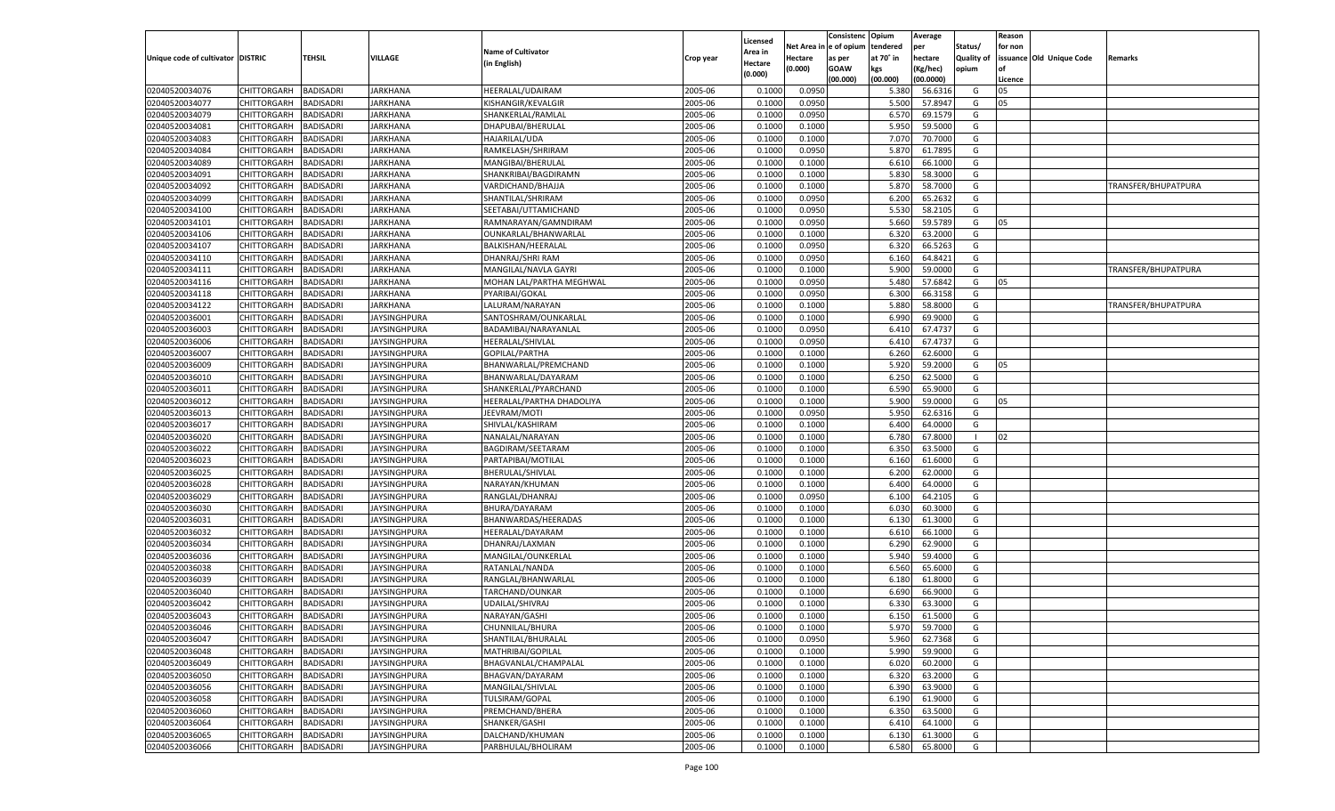| Unique code of cultivator | DISTRIC | TEHSIL | VILLAGE | Name of Cultivator (in English) | Crop year | Licensed Area in Hectare (0.000) | Net Area in Hectare (0.000) | Consistenc e of opium as per GOAW (00.000) | Opium tendered at 70° in kgs (00.000) | Average per hectare (Kg/hec) (00.0000) | Status/ Quality of opium | Reason for non issuance of Licence | Old Unique Code | Remarks |
|---|---|---|---|---|---|---|---|---|---|---|---|---|---|---|
| 02040520034076 | CHITTORGARH | BADISADRI | JARKHANA | HEERALAL/UDAIRAM | 2005-06 | 0.1000 | 0.0950 | | 5.380 | 56.6316 | G | 05 | | |
| 02040520034077 | CHITTORGARH | BADISADRI | JARKHANA | KISHANGIR/KEVALGIR | 2005-06 | 0.1000 | 0.0950 | | 5.500 | 57.8947 | G | 05 | | |
| 02040520034079 | CHITTORGARH | BADISADRI | JARKHANA | SHANKERLAL/RAMLAL | 2005-06 | 0.1000 | 0.0950 | | 6.570 | 69.1579 | G | | | |
| 02040520034081 | CHITTORGARH | BADISADRI | JARKHANA | DHAPUBAI/BHERULAL | 2005-06 | 0.1000 | 0.1000 | | 5.950 | 59.5000 | G | | | |
| 02040520034083 | CHITTORGARH | BADISADRI | JARKHANA | HAJARILAL/UDA | 2005-06 | 0.1000 | 0.1000 | | 7.070 | 70.7000 | G | | | |
| 02040520034084 | CHITTORGARH | BADISADRI | JARKHANA | RAMKELASH/SHRIRAM | 2005-06 | 0.1000 | 0.0950 | | 5.870 | 61.7895 | G | | | |
| 02040520034089 | CHITTORGARH | BADISADRI | JARKHANA | MANGIBAI/BHERULAL | 2005-06 | 0.1000 | 0.1000 | | 6.610 | 66.1000 | G | | | |
| 02040520034091 | CHITTORGARH | BADISADRI | JARKHANA | SHANKRIBAI/BAGDIRAMN | 2005-06 | 0.1000 | 0.1000 | | 5.830 | 58.3000 | G | | | |
| 02040520034092 | CHITTORGARH | BADISADRI | JARKHANA | VARDICHAND/BHAJJA | 2005-06 | 0.1000 | 0.1000 | | 5.870 | 58.7000 | G | | | TRANSFER/BHUPATPURA |
| 02040520034099 | CHITTORGARH | BADISADRI | JARKHANA | SHANTILAL/SHRIRAM | 2005-06 | 0.1000 | 0.0950 | | 6.200 | 65.2632 | G | | | |
| 02040520034100 | CHITTORGARH | BADISADRI | JARKHANA | SEETABAI/UTTAMICHAND | 2005-06 | 0.1000 | 0.0950 | | 5.530 | 58.2105 | G | | | |
| 02040520034101 | CHITTORGARH | BADISADRI | JARKHANA | RAMNARAYAN/GAMNDIRAM | 2005-06 | 0.1000 | 0.0950 | | 5.660 | 59.5789 | G | 05 | | |
| 02040520034106 | CHITTORGARH | BADISADRI | JARKHANA | OUNKARLAL/BHANWARLAL | 2005-06 | 0.1000 | 0.1000 | | 6.320 | 63.2000 | G | | | |
| 02040520034107 | CHITTORGARH | BADISADRI | JARKHANA | BALKISHAN/HEERALAL | 2005-06 | 0.1000 | 0.0950 | | 6.320 | 66.5263 | G | | | |
| 02040520034110 | CHITTORGARH | BADISADRI | JARKHANA | DHANRAJ/SHRI RAM | 2005-06 | 0.1000 | 0.0950 | | 6.160 | 64.8421 | G | | | |
| 02040520034111 | CHITTORGARH | BADISADRI | JARKHANA | MANGILAL/NAVLA GAYRI | 2005-06 | 0.1000 | 0.1000 | | 5.900 | 59.0000 | G | | | TRANSFER/BHUPATPURA |
| 02040520034116 | CHITTORGARH | BADISADRI | JARKHANA | MOHAN LAL/PARTHA MEGHWAL | 2005-06 | 0.1000 | 0.0950 | | 5.480 | 57.6842 | G | 05 | | |
| 02040520034118 | CHITTORGARH | BADISADRI | JARKHANA | PYARIBAI/GOKAL | 2005-06 | 0.1000 | 0.0950 | | 6.300 | 66.3158 | G | | | |
| 02040520034122 | CHITTORGARH | BADISADRI | JARKHANA | LALURAM/NARAYAN | 2005-06 | 0.1000 | 0.1000 | | 5.880 | 58.8000 | G | | | TRANSFER/BHUPATPURA |
| 02040520036001 | CHITTORGARH | BADISADRI | JAYSINGHPURA | SANTOSHRAM/OUNKARLAL | 2005-06 | 0.1000 | 0.1000 | | 6.990 | 69.9000 | G | | | |
| 02040520036003 | CHITTORGARH | BADISADRI | JAYSINGHPURA | BADAMIBAI/NARAYANLAL | 2005-06 | 0.1000 | 0.0950 | | 6.410 | 67.4737 | G | | | |
| 02040520036006 | CHITTORGARH | BADISADRI | JAYSINGHPURA | HEERALAL/SHIVLAL | 2005-06 | 0.1000 | 0.0950 | | 6.410 | 67.4737 | G | | | |
| 02040520036007 | CHITTORGARH | BADISADRI | JAYSINGHPURA | GOPILAL/PARTHA | 2005-06 | 0.1000 | 0.1000 | | 6.260 | 62.6000 | G | | | |
| 02040520036009 | CHITTORGARH | BADISADRI | JAYSINGHPURA | BHANWARLAL/PREMCHAND | 2005-06 | 0.1000 | 0.1000 | | 5.920 | 59.2000 | G | 05 | | |
| 02040520036010 | CHITTORGARH | BADISADRI | JAYSINGHPURA | BHANWARLAL/DAYARAM | 2005-06 | 0.1000 | 0.1000 | | 6.250 | 62.5000 | G | | | |
| 02040520036011 | CHITTORGARH | BADISADRI | JAYSINGHPURA | SHANKERLAL/PYARCHAND | 2005-06 | 0.1000 | 0.1000 | | 6.590 | 65.9000 | G | | | |
| 02040520036012 | CHITTORGARH | BADISADRI | JAYSINGHPURA | HEERALAL/PARTHA DHADOLIYA | 2005-06 | 0.1000 | 0.1000 | | 5.900 | 59.0000 | G | 05 | | |
| 02040520036013 | CHITTORGARH | BADISADRI | JAYSINGHPURA | JEEVRAM/MOTI | 2005-06 | 0.1000 | 0.0950 | | 5.950 | 62.6316 | G | | | |
| 02040520036017 | CHITTORGARH | BADISADRI | JAYSINGHPURA | SHIVLAL/KASHIRAM | 2005-06 | 0.1000 | 0.1000 | | 6.400 | 64.0000 | G | | | |
| 02040520036020 | CHITTORGARH | BADISADRI | JAYSINGHPURA | NANALAL/NARAYAN | 2005-06 | 0.1000 | 0.1000 | | 6.780 | 67.8000 | I | 02 | | |
| 02040520036022 | CHITTORGARH | BADISADRI | JAYSINGHPURA | BAGDIRAM/SEETARAM | 2005-06 | 0.1000 | 0.1000 | | 6.350 | 63.5000 | G | | | |
| 02040520036023 | CHITTORGARH | BADISADRI | JAYSINGHPURA | PARTAPIBAI/MOTILAL | 2005-06 | 0.1000 | 0.1000 | | 6.160 | 61.6000 | G | | | |
| 02040520036025 | CHITTORGARH | BADISADRI | JAYSINGHPURA | BHERULAL/SHIVLAL | 2005-06 | 0.1000 | 0.1000 | | 6.200 | 62.0000 | G | | | |
| 02040520036028 | CHITTORGARH | BADISADRI | JAYSINGHPURA | NARAYAN/KHUMAN | 2005-06 | 0.1000 | 0.1000 | | 6.400 | 64.0000 | G | | | |
| 02040520036029 | CHITTORGARH | BADISADRI | JAYSINGHPURA | RANGLAL/DHANRAJ | 2005-06 | 0.1000 | 0.0950 | | 6.100 | 64.2105 | G | | | |
| 02040520036030 | CHITTORGARH | BADISADRI | JAYSINGHPURA | BHURA/DAYARAM | 2005-06 | 0.1000 | 0.1000 | | 6.030 | 60.3000 | G | | | |
| 02040520036031 | CHITTORGARH | BADISADRI | JAYSINGHPURA | BHANWARDAS/HEERADAS | 2005-06 | 0.1000 | 0.1000 | | 6.130 | 61.3000 | G | | | |
| 02040520036032 | CHITTORGARH | BADISADRI | JAYSINGHPURA | HEERALAL/DAYARAM | 2005-06 | 0.1000 | 0.1000 | | 6.610 | 66.1000 | G | | | |
| 02040520036034 | CHITTORGARH | BADISADRI | JAYSINGHPURA | DHANRAJ/LAXMAN | 2005-06 | 0.1000 | 0.1000 | | 6.290 | 62.9000 | G | | | |
| 02040520036036 | CHITTORGARH | BADISADRI | JAYSINGHPURA | MANGILAL/OUNKERLAL | 2005-06 | 0.1000 | 0.1000 | | 5.940 | 59.4000 | G | | | |
| 02040520036038 | CHITTORGARH | BADISADRI | JAYSINGHPURA | RATANLAL/NANDA | 2005-06 | 0.1000 | 0.1000 | | 6.560 | 65.6000 | G | | | |
| 02040520036039 | CHITTORGARH | BADISADRI | JAYSINGHPURA | RANGLAL/BHANWARLAL | 2005-06 | 0.1000 | 0.1000 | | 6.180 | 61.8000 | G | | | |
| 02040520036040 | CHITTORGARH | BADISADRI | JAYSINGHPURA | TARCHAND/OUNKAR | 2005-06 | 0.1000 | 0.1000 | | 6.690 | 66.9000 | G | | | |
| 02040520036042 | CHITTORGARH | BADISADRI | JAYSINGHPURA | UDAILAL/SHIVRAJ | 2005-06 | 0.1000 | 0.1000 | | 6.330 | 63.3000 | G | | | |
| 02040520036043 | CHITTORGARH | BADISADRI | JAYSINGHPURA | NARAYAN/GASHI | 2005-06 | 0.1000 | 0.1000 | | 6.150 | 61.5000 | G | | | |
| 02040520036046 | CHITTORGARH | BADISADRI | JAYSINGHPURA | CHUNNILAL/BHURA | 2005-06 | 0.1000 | 0.1000 | | 5.970 | 59.7000 | G | | | |
| 02040520036047 | CHITTORGARH | BADISADRI | JAYSINGHPURA | SHANTILAL/BHURALAL | 2005-06 | 0.1000 | 0.0950 | | 5.960 | 62.7368 | G | | | |
| 02040520036048 | CHITTORGARH | BADISADRI | JAYSINGHPURA | MATHRIBAI/GOPILAL | 2005-06 | 0.1000 | 0.1000 | | 5.990 | 59.9000 | G | | | |
| 02040520036049 | CHITTORGARH | BADISADRI | JAYSINGHPURA | BHAGVANLAL/CHAMPALAL | 2005-06 | 0.1000 | 0.1000 | | 6.020 | 60.2000 | G | | | |
| 02040520036050 | CHITTORGARH | BADISADRI | JAYSINGHPURA | BHAGVAN/DAYARAM | 2005-06 | 0.1000 | 0.1000 | | 6.320 | 63.2000 | G | | | |
| 02040520036056 | CHITTORGARH | BADISADRI | JAYSINGHPURA | MANGILAL/SHIVLAL | 2005-06 | 0.1000 | 0.1000 | | 6.390 | 63.9000 | G | | | |
| 02040520036058 | CHITTORGARH | BADISADRI | JAYSINGHPURA | TULSIRAM/GOPAL | 2005-06 | 0.1000 | 0.1000 | | 6.190 | 61.9000 | G | | | |
| 02040520036060 | CHITTORGARH | BADISADRI | JAYSINGHPURA | PREMCHAND/BHERA | 2005-06 | 0.1000 | 0.1000 | | 6.350 | 63.5000 | G | | | |
| 02040520036064 | CHITTORGARH | BADISADRI | JAYSINGHPURA | SHANKER/GASHI | 2005-06 | 0.1000 | 0.1000 | | 6.410 | 64.1000 | G | | | |
| 02040520036065 | CHITTORGARH | BADISADRI | JAYSINGHPURA | DALCHAND/KHUMAN | 2005-06 | 0.1000 | 0.1000 | | 6.130 | 61.3000 | G | | | |
| 02040520036066 | CHITTORGARH | BADISADRI | JAYSINGHPURA | PARBHULAL/BHOLIRAM | 2005-06 | 0.1000 | 0.1000 | | 6.580 | 65.8000 | G | | | |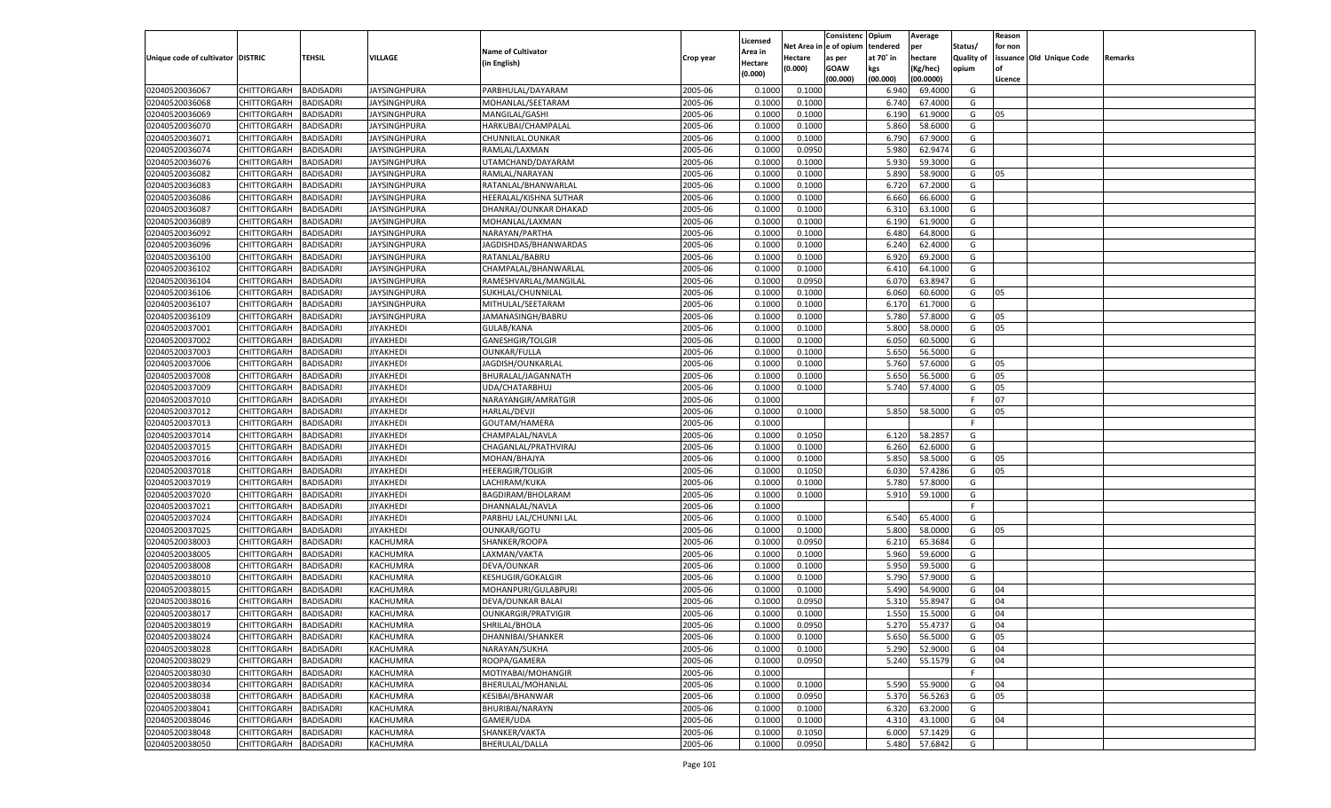| Unique code of cultivator | DISTRIC | TEHSIL | VILLAGE | Name of Cultivator (in English) | Crop year | Licensed Area in Hectare (0.000) | Net Area in Hectare (0.000) | Consistenc e of opium as per GOAW (00.000) | Opium tendered at 70˚ in kgs (00.000) | Average per hectare (Kg/hec) (00.0000) | Status/ Quality of opium | Reason for non issuance of Licence | Old Unique Code | Remarks |
|---|---|---|---|---|---|---|---|---|---|---|---|---|---|---|
| 02040520036067 | CHITTORGARH | BADISADRI | JAYSINGHPURA | PARBHULAL/DAYARAM | 2005-06 | 0.1000 | 0.1000 | | 6.940 | 69.4000 | G | | | |
| 02040520036068 | CHITTORGARH | BADISADRI | JAYSINGHPURA | MOHANLAL/SEETARAM | 2005-06 | 0.1000 | 0.1000 | | 6.740 | 67.4000 | G | | | |
| 02040520036069 | CHITTORGARH | BADISADRI | JAYSINGHPURA | MANGILAL/GASHI | 2005-06 | 0.1000 | 0.1000 | | 6.190 | 61.9000 | G | 05 | | |
| 02040520036070 | CHITTORGARH | BADISADRI | JAYSINGHPURA | HARKUBAI/CHAMPALAL | 2005-06 | 0.1000 | 0.1000 | | 5.860 | 58.6000 | G | | | |
| 02040520036071 | CHITTORGARH | BADISADRI | JAYSINGHPURA | CHUNNILAL.OUNKAR | 2005-06 | 0.1000 | 0.1000 | | 6.790 | 67.9000 | G | | | |
| 02040520036074 | CHITTORGARH | BADISADRI | JAYSINGHPURA | RAMLAL/LAXMAN | 2005-06 | 0.1000 | 0.0950 | | 5.980 | 62.9474 | G | | | |
| 02040520036076 | CHITTORGARH | BADISADRI | JAYSINGHPURA | UTAMCHAND/DAYARAM | 2005-06 | 0.1000 | 0.1000 | | 5.930 | 59.3000 | G | | | |
| 02040520036082 | CHITTORGARH | BADISADRI | JAYSINGHPURA | RAMLAL/NARAYAN | 2005-06 | 0.1000 | 0.1000 | | 5.890 | 58.9000 | G | 05 | | |
| 02040520036083 | CHITTORGARH | BADISADRI | JAYSINGHPURA | RATANLAL/BHANWARLAL | 2005-06 | 0.1000 | 0.1000 | | 6.720 | 67.2000 | G | | | |
| 02040520036086 | CHITTORGARH | BADISADRI | JAYSINGHPURA | HEERALAL/KISHNA SUTHAR | 2005-06 | 0.1000 | 0.1000 | | 6.660 | 66.6000 | G | | | |
| 02040520036087 | CHITTORGARH | BADISADRI | JAYSINGHPURA | DHANRAJ/OUNKAR DHAKAD | 2005-06 | 0.1000 | 0.1000 | | 6.310 | 63.1000 | G | | | |
| 02040520036089 | CHITTORGARH | BADISADRI | JAYSINGHPURA | MOHANLAL/LAXMAN | 2005-06 | 0.1000 | 0.1000 | | 6.190 | 61.9000 | G | | | |
| 02040520036092 | CHITTORGARH | BADISADRI | JAYSINGHPURA | NARAYAN/PARTHA | 2005-06 | 0.1000 | 0.1000 | | 6.480 | 64.8000 | G | | | |
| 02040520036096 | CHITTORGARH | BADISADRI | JAYSINGHPURA | JAGDISHDAS/BHANWARDAS | 2005-06 | 0.1000 | 0.1000 | | 6.240 | 62.4000 | G | | | |
| 02040520036100 | CHITTORGARH | BADISADRI | JAYSINGHPURA | RATANLAL/BABRU | 2005-06 | 0.1000 | 0.1000 | | 6.920 | 69.2000 | G | | | |
| 02040520036102 | CHITTORGARH | BADISADRI | JAYSINGHPURA | CHAMPALAL/BHANWARLAL | 2005-06 | 0.1000 | 0.1000 | | 6.410 | 64.1000 | G | | | |
| 02040520036104 | CHITTORGARH | BADISADRI | JAYSINGHPURA | RAMESHVARLAL/MANGILAL | 2005-06 | 0.1000 | 0.0950 | | 6.070 | 63.8947 | G | | | |
| 02040520036106 | CHITTORGARH | BADISADRI | JAYSINGHPURA | SUKHLAL/CHUNNILAL | 2005-06 | 0.1000 | 0.1000 | | 6.060 | 60.6000 | G | 05 | | |
| 02040520036107 | CHITTORGARH | BADISADRI | JAYSINGHPURA | MITHULAL/SEETARAM | 2005-06 | 0.1000 | 0.1000 | | 6.170 | 61.7000 | G | | | |
| 02040520036109 | CHITTORGARH | BADISADRI | JAYSINGHPURA | JAMANASINGH/BABRU | 2005-06 | 0.1000 | 0.1000 | | 5.780 | 57.8000 | G | 05 | | |
| 02040520037001 | CHITTORGARH | BADISADRI | JIYAKHEDI | GULAB/KANA | 2005-06 | 0.1000 | 0.1000 | | 5.800 | 58.0000 | G | 05 | | |
| 02040520037002 | CHITTORGARH | BADISADRI | JIYAKHEDI | GANESHGIR/TOLGIR | 2005-06 | 0.1000 | 0.1000 | | 6.050 | 60.5000 | G | | | |
| 02040520037003 | CHITTORGARH | BADISADRI | JIYAKHEDI | OUNKAR/FULLA | 2005-06 | 0.1000 | 0.1000 | | 5.650 | 56.5000 | G | | | |
| 02040520037006 | CHITTORGARH | BADISADRI | JIYAKHEDI | JAGDISH/OUNKARLAL | 2005-06 | 0.1000 | 0.1000 | | 5.760 | 57.6000 | G | 05 | | |
| 02040520037008 | CHITTORGARH | BADISADRI | JIYAKHEDI | BHURALAL/JAGANNATH | 2005-06 | 0.1000 | 0.1000 | | 5.650 | 56.5000 | G | 05 | | |
| 02040520037009 | CHITTORGARH | BADISADRI | JIYAKHEDI | UDA/CHATARBHUJ | 2005-06 | 0.1000 | 0.1000 | | 5.740 | 57.4000 | G | 05 | | |
| 02040520037010 | CHITTORGARH | BADISADRI | JIYAKHEDI | NARAYANGIR/AMRATGIR | 2005-06 | 0.1000 | | | | | F | 07 | | |
| 02040520037012 | CHITTORGARH | BADISADRI | JIYAKHEDI | HARLAL/DEVJI | 2005-06 | 0.1000 | 0.1000 | | 5.850 | 58.5000 | G | 05 | | |
| 02040520037013 | CHITTORGARH | BADISADRI | JIYAKHEDI | GOUTAM/HAMERA | 2005-06 | 0.1000 | | | | | F | | | |
| 02040520037014 | CHITTORGARH | BADISADRI | JIYAKHEDI | CHAMPALAL/NAVLA | 2005-06 | 0.1000 | 0.1050 | | 6.120 | 58.2857 | G | | | |
| 02040520037015 | CHITTORGARH | BADISADRI | JIYAKHEDI | CHAGANLAL/PRATHVIRAJ | 2005-06 | 0.1000 | 0.1000 | | 6.260 | 62.6000 | G | | | |
| 02040520037016 | CHITTORGARH | BADISADRI | JIYAKHEDI | MOHAN/BHAJYA | 2005-06 | 0.1000 | 0.1000 | | 5.850 | 58.5000 | G | 05 | | |
| 02040520037018 | CHITTORGARH | BADISADRI | JIYAKHEDI | HEERAGIR/TOLIGIR | 2005-06 | 0.1000 | 0.1050 | | 6.030 | 57.4286 | G | 05 | | |
| 02040520037019 | CHITTORGARH | BADISADRI | JIYAKHEDI | LACHIRAM/KUKA | 2005-06 | 0.1000 | 0.1000 | | 5.780 | 57.8000 | G | | | |
| 02040520037020 | CHITTORGARH | BADISADRI | JIYAKHEDI | BAGDIRAM/BHOLARAM | 2005-06 | 0.1000 | 0.1000 | | 5.910 | 59.1000 | G | | | |
| 02040520037021 | CHITTORGARH | BADISADRI | JIYAKHEDI | DHANNALAL/NAVLA | 2005-06 | 0.1000 | | | | | F | | | |
| 02040520037024 | CHITTORGARH | BADISADRI | JIYAKHEDI | PARBHU LAL/CHUNNI LAL | 2005-06 | 0.1000 | 0.1000 | | 6.540 | 65.4000 | G | | | |
| 02040520037025 | CHITTORGARH | BADISADRI | JIYAKHEDI | OUNKAR/GOTU | 2005-06 | 0.1000 | 0.1000 | | 5.800 | 58.0000 | G | 05 | | |
| 02040520038003 | CHITTORGARH | BADISADRI | KACHUMRA | SHANKER/ROOPA | 2005-06 | 0.1000 | 0.0950 | | 6.210 | 65.3684 | G | | | |
| 02040520038005 | CHITTORGARH | BADISADRI | KACHUMRA | LAXMAN/VAKTA | 2005-06 | 0.1000 | 0.1000 | | 5.960 | 59.6000 | G | | | |
| 02040520038008 | CHITTORGARH | BADISADRI | KACHUMRA | DEVA/OUNKAR | 2005-06 | 0.1000 | 0.1000 | | 5.950 | 59.5000 | G | | | |
| 02040520038010 | CHITTORGARH | BADISADRI | KACHUMRA | KESHUGIR/GOKALGIR | 2005-06 | 0.1000 | 0.1000 | | 5.790 | 57.9000 | G | | | |
| 02040520038015 | CHITTORGARH | BADISADRI | KACHUMRA | MOHANPURI/GULABPURI | 2005-06 | 0.1000 | 0.1000 | | 5.490 | 54.9000 | G | 04 | | |
| 02040520038016 | CHITTORGARH | BADISADRI | KACHUMRA | DEVA/OUNKAR BALAI | 2005-06 | 0.1000 | 0.0950 | | 5.310 | 55.8947 | G | 04 | | |
| 02040520038017 | CHITTORGARH | BADISADRI | KACHUMRA | OUNKARGIR/PRATVIGIR | 2005-06 | 0.1000 | 0.1000 | | 1.550 | 15.5000 | G | 04 | | |
| 02040520038019 | CHITTORGARH | BADISADRI | KACHUMRA | SHRILAL/BHOLA | 2005-06 | 0.1000 | 0.0950 | | 5.270 | 55.4737 | G | 04 | | |
| 02040520038024 | CHITTORGARH | BADISADRI | KACHUMRA | DHANNIBAI/SHANKER | 2005-06 | 0.1000 | 0.1000 | | 5.650 | 56.5000 | G | 05 | | |
| 02040520038028 | CHITTORGARH | BADISADRI | KACHUMRA | NARAYAN/SUKHA | 2005-06 | 0.1000 | 0.1000 | | 5.290 | 52.9000 | G | 04 | | |
| 02040520038029 | CHITTORGARH | BADISADRI | KACHUMRA | ROOPA/GAMERA | 2005-06 | 0.1000 | 0.0950 | | 5.240 | 55.1579 | G | 04 | | |
| 02040520038030 | CHITTORGARH | BADISADRI | KACHUMRA | MOTIYABAI/MOHANGIR | 2005-06 | 0.1000 | | | | | F | | | |
| 02040520038034 | CHITTORGARH | BADISADRI | KACHUMRA | BHERULAL/MOHANLAL | 2005-06 | 0.1000 | 0.1000 | | 5.590 | 55.9000 | G | 04 | | |
| 02040520038038 | CHITTORGARH | BADISADRI | KACHUMRA | KESIBAI/BHANWAR | 2005-06 | 0.1000 | 0.0950 | | 5.370 | 56.5263 | G | 05 | | |
| 02040520038041 | CHITTORGARH | BADISADRI | KACHUMRA | BHURIBAI/NARAYN | 2005-06 | 0.1000 | 0.1000 | | 6.320 | 63.2000 | G | | | |
| 02040520038046 | CHITTORGARH | BADISADRI | KACHUMRA | GAMER/UDA | 2005-06 | 0.1000 | 0.1000 | | 4.310 | 43.1000 | G | 04 | | |
| 02040520038048 | CHITTORGARH | BADISADRI | KACHUMRA | SHANKER/VAKTA | 2005-06 | 0.1000 | 0.1050 | | 6.000 | 57.1429 | G | | | |
| 02040520038050 | CHITTORGARH | BADISADRI | KACHUMRA | BHERULAL/DALLA | 2005-06 | 0.1000 | 0.0950 | | 5.480 | 57.6842 | G | | | |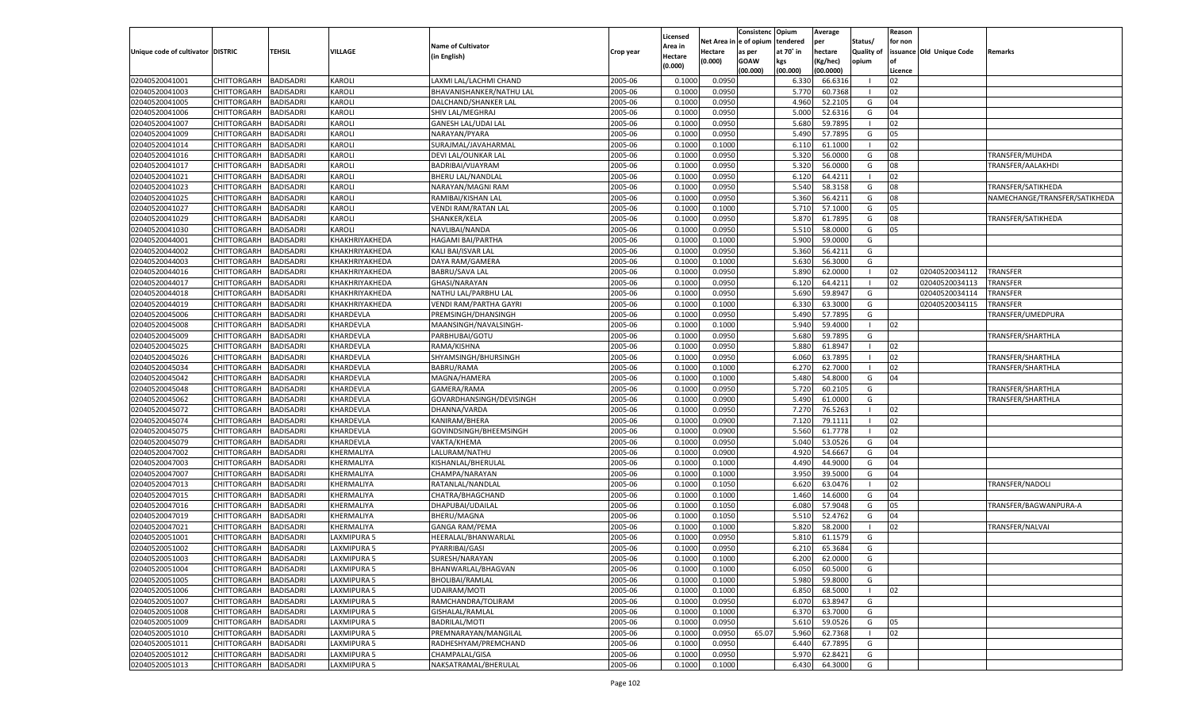| Unique code of cultivator | DISTRIC | TEHSIL | VILLAGE | Name of Cultivator (in English) | Crop year | Licensed Area in Hectare (0.000) | Net Area in Hectare (0.000) | Consistenc e of opium as per GOAW (00.000) | Opium tendered at 70° in kgs (00.000) | Average per hectare (Kg/hec) (00.0000) | Status/ Quality of opium | Reason for non issuance of Licence | Old Unique Code | Remarks |
|---|---|---|---|---|---|---|---|---|---|---|---|---|---|---|
| 02040520041001 | CHITTORGARH | BADISADRI | KAROLI | LAXMI LAL/LACHMI CHAND | 2005-06 | 0.1000 | 0.0950 | | 6.330 | 66.6316 | I | 02 | | |
| 02040520041003 | CHITTORGARH | BADISADRI | KAROLI | BHAVANISHANKER/NATHU LAL | 2005-06 | 0.1000 | 0.0950 | | 5.770 | 60.7368 | I | 02 | | |
| 02040520041005 | CHITTORGARH | BADISADRI | KAROLI | DALCHAND/SHANKER LAL | 2005-06 | 0.1000 | 0.0950 | | 4.960 | 52.2105 | G | 04 | | |
| 02040520041006 | CHITTORGARH | BADISADRI | KAROLI | SHIV LAL/MEGHRAJ | 2005-06 | 0.1000 | 0.0950 | | 5.000 | 52.6316 | G | 04 | | |
| 02040520041007 | CHITTORGARH | BADISADRI | KAROLI | GANESH LAL/UDAI LAL | 2005-06 | 0.1000 | 0.0950 | | 5.680 | 59.7895 | I | 02 | | |
| 02040520041009 | CHITTORGARH | BADISADRI | KAROLI | NARAYAN/PYARA | 2005-06 | 0.1000 | 0.0950 | | 5.490 | 57.7895 | G | 05 | | |
| 02040520041014 | CHITTORGARH | BADISADRI | KAROLI | SURAJMAL/JAVAHARMAL | 2005-06 | 0.1000 | 0.1000 | | 6.110 | 61.1000 | I | 02 | | |
| 02040520041016 | CHITTORGARH | BADISADRI | KAROLI | DEVI LAL/OUNKAR LAL | 2005-06 | 0.1000 | 0.0950 | | 5.320 | 56.0000 | G | 08 | | TRANSFER/MUHDA |
| 02040520041017 | CHITTORGARH | BADISADRI | KAROLI | BADRIBAI/VIJAYRAM | 2005-06 | 0.1000 | 0.0950 | | 5.320 | 56.0000 | G | 08 | | TRANSFER/AALAKHDI |
| 02040520041021 | CHITTORGARH | BADISADRI | KAROLI | BHERU LAL/NANDLAL | 2005-06 | 0.1000 | 0.0950 | | 6.120 | 64.4211 | I | 02 | | |
| 02040520041023 | CHITTORGARH | BADISADRI | KAROLI | NARAYAN/MAGNI RAM | 2005-06 | 0.1000 | 0.0950 | | 5.540 | 58.3158 | G | 08 | | TRANSFER/SATIKHEDA |
| 02040520041025 | CHITTORGARH | BADISADRI | KAROLI | RAMIBAI/KISHAN LAL | 2005-06 | 0.1000 | 0.0950 | | 5.360 | 56.4211 | G | 08 | | NAMECHANGE/TRANSFER/SATIKHEDA |
| 02040520041027 | CHITTORGARH | BADISADRI | KAROLI | VENDI RAM/RATAN LAL | 2005-06 | 0.1000 | 0.1000 | | 5.710 | 57.1000 | G | 05 | | |
| 02040520041029 | CHITTORGARH | BADISADRI | KAROLI | SHANKER/KELA | 2005-06 | 0.1000 | 0.0950 | | 5.870 | 61.7895 | G | 08 | | TRANSFER/SATIKHEDA |
| 02040520041030 | CHITTORGARH | BADISADRI | KAROLI | NAVLIBAI/NANDA | 2005-06 | 0.1000 | 0.0950 | | 5.510 | 58.0000 | G | 05 | | |
| 02040520044001 | CHITTORGARH | BADISADRI | KHAKHRIYAKHEDA | HAGAMI BAI/PARTHA | 2005-06 | 0.1000 | 0.1000 | | 5.900 | 59.0000 | G | | | |
| 02040520044002 | CHITTORGARH | BADISADRI | KHAKHRIYAKHEDA | KALI BAI/ISVAR LAL | 2005-06 | 0.1000 | 0.0950 | | 5.360 | 56.4211 | G | | | |
| 02040520044003 | CHITTORGARH | BADISADRI | KHAKHRIYAKHEDA | DAYA RAM/GAMERA | 2005-06 | 0.1000 | 0.1000 | | 5.630 | 56.3000 | G | | | |
| 02040520044016 | CHITTORGARH | BADISADRI | KHAKHRIYAKHEDA | BABRU/SAVA LAL | 2005-06 | 0.1000 | 0.0950 | | 5.890 | 62.0000 | I | 02 | 02040520034112 | TRANSFER |
| 02040520044017 | CHITTORGARH | BADISADRI | KHAKHRIYAKHEDA | GHASI/NARAYAN | 2005-06 | 0.1000 | 0.0950 | | 6.120 | 64.4211 | I | 02 | 02040520034113 | TRANSFER |
| 02040520044018 | CHITTORGARH | BADISADRI | KHAKHRIYAKHEDA | NATHU LAL/PARBHU LAL | 2005-06 | 0.1000 | 0.0950 | | 5.690 | 59.8947 | G | | 02040520034114 | TRANSFER |
| 02040520044019 | CHITTORGARH | BADISADRI | KHAKHRIYAKHEDA | VENDI RAM/PARTHA GAYRI | 2005-06 | 0.1000 | 0.1000 | | 6.330 | 63.3000 | G | | 02040520034115 | TRANSFER |
| 02040520045006 | CHITTORGARH | BADISADRI | KHARDEVLA | PREMSINGH/DHANSINGH | 2005-06 | 0.1000 | 0.0950 | | 5.490 | 57.7895 | G | | | TRANSFER/UMEDPURA |
| 02040520045008 | CHITTORGARH | BADISADRI | KHARDEVLA | MAANSINGH/NAVALSINGH- | 2005-06 | 0.1000 | 0.1000 | | 5.940 | 59.4000 | I | 02 | | |
| 02040520045009 | CHITTORGARH | BADISADRI | KHARDEVLA | PARBHUBAI/GOTU | 2005-06 | 0.1000 | 0.0950 | | 5.680 | 59.7895 | G | | | TRANSFER/SHARTHLA |
| 02040520045025 | CHITTORGARH | BADISADRI | KHARDEVLA | RAMA/KISHNA | 2005-06 | 0.1000 | 0.0950 | | 5.880 | 61.8947 | I | 02 | | |
| 02040520045026 | CHITTORGARH | BADISADRI | KHARDEVLA | SHYAMSINGH/BHURSINGH | 2005-06 | 0.1000 | 0.0950 | | 6.060 | 63.7895 | I | 02 | | TRANSFER/SHARTHLA |
| 02040520045034 | CHITTORGARH | BADISADRI | KHARDEVLA | BABRU/RAMA | 2005-06 | 0.1000 | 0.1000 | | 6.270 | 62.7000 | I | 02 | | TRANSFER/SHARTHLA |
| 02040520045042 | CHITTORGARH | BADISADRI | KHARDEVLA | MAGNA/HAMERA | 2005-06 | 0.1000 | 0.1000 | | 5.480 | 54.8000 | G | 04 | | |
| 02040520045048 | CHITTORGARH | BADISADRI | KHARDEVLA | GAMERA/RAMA | 2005-06 | 0.1000 | 0.0950 | | 5.720 | 60.2105 | G | | | TRANSFER/SHARTHLA |
| 02040520045062 | CHITTORGARH | BADISADRI | KHARDEVLA | GOVARDHANSINGH/DEVISINGH | 2005-06 | 0.1000 | 0.0900 | | 5.490 | 61.0000 | G | | | TRANSFER/SHARTHLA |
| 02040520045072 | CHITTORGARH | BADISADRI | KHARDEVLA | DHANNA/VARDA | 2005-06 | 0.1000 | 0.0950 | | 7.270 | 76.5263 | I | 02 | | |
| 02040520045074 | CHITTORGARH | BADISADRI | KHARDEVLA | KANIRAM/BHERA | 2005-06 | 0.1000 | 0.0900 | | 7.120 | 79.1111 | I | 02 | | |
| 02040520045075 | CHITTORGARH | BADISADRI | KHARDEVLA | GOVINDSINGH/BHEEMSINGH | 2005-06 | 0.1000 | 0.0900 | | 5.560 | 61.7778 | I | 02 | | |
| 02040520045079 | CHITTORGARH | BADISADRI | KHARDEVLA | VAKTA/KHEMA | 2005-06 | 0.1000 | 0.0950 | | 5.040 | 53.0526 | G | 04 | | |
| 02040520047002 | CHITTORGARH | BADISADRI | KHERMALIYA | LALURAM/NATHU | 2005-06 | 0.1000 | 0.0900 | | 4.920 | 54.6667 | G | 04 | | |
| 02040520047003 | CHITTORGARH | BADISADRI | KHERMALIYA | KISHANLAL/BHERULAL | 2005-06 | 0.1000 | 0.1000 | | 4.490 | 44.9000 | G | 04 | | |
| 02040520047007 | CHITTORGARH | BADISADRI | KHERMALIYA | CHAMPA/NARAYAN | 2005-06 | 0.1000 | 0.1000 | | 3.950 | 39.5000 | G | 04 | | |
| 02040520047013 | CHITTORGARH | BADISADRI | KHERMALIYA | RATANLAL/NANDLAL | 2005-06 | 0.1000 | 0.1050 | | 6.620 | 63.0476 | I | 02 | | TRANSFER/NADOLI |
| 02040520047015 | CHITTORGARH | BADISADRI | KHERMALIYA | CHATRA/BHAGCHAND | 2005-06 | 0.1000 | 0.1000 | | 1.460 | 14.6000 | G | 04 | | |
| 02040520047016 | CHITTORGARH | BADISADRI | KHERMALIYA | DHAPUBAI/UDAILAL | 2005-06 | 0.1000 | 0.1050 | | 6.080 | 57.9048 | G | 05 | | TRANSFER/BAGWANPURA-A |
| 02040520047019 | CHITTORGARH | BADISADRI | KHERMALIYA | BHERU/MAGNA | 2005-06 | 0.1000 | 0.1050 | | 5.510 | 52.4762 | G | 04 | | |
| 02040520047021 | CHITTORGARH | BADISADRI | KHERMALIYA | GANGA RAM/PEMA | 2005-06 | 0.1000 | 0.1000 | | 5.820 | 58.2000 | I | 02 | | TRANSFER/NALVAI |
| 02040520051001 | CHITTORGARH | BADISADRI | LAXMIPURA 5 | HEERALAL/BHANWARLAL | 2005-06 | 0.1000 | 0.0950 | | 5.810 | 61.1579 | G | | | |
| 02040520051002 | CHITTORGARH | BADISADRI | LAXMIPURA 5 | PYARRIBAI/GASI | 2005-06 | 0.1000 | 0.0950 | | 6.210 | 65.3684 | G | | | |
| 02040520051003 | CHITTORGARH | BADISADRI | LAXMIPURA 5 | SURESH/NARAYAN | 2005-06 | 0.1000 | 0.1000 | | 6.200 | 62.0000 | G | | | |
| 02040520051004 | CHITTORGARH | BADISADRI | LAXMIPURA 5 | BHANWARLAL/BHAGVAN | 2005-06 | 0.1000 | 0.1000 | | 6.050 | 60.5000 | G | | | |
| 02040520051005 | CHITTORGARH | BADISADRI | LAXMIPURA 5 | BHOLIBAI/RAMLAL | 2005-06 | 0.1000 | 0.1000 | | 5.980 | 59.8000 | G | | | |
| 02040520051006 | CHITTORGARH | BADISADRI | LAXMIPURA 5 | UDAIRAM/MOTI | 2005-06 | 0.1000 | 0.1000 | | 6.850 | 68.5000 | I | 02 | | |
| 02040520051007 | CHITTORGARH | BADISADRI | LAXMIPURA 5 | RAMCHANDRA/TOLIRAM | 2005-06 | 0.1000 | 0.0950 | | 6.070 | 63.8947 | G | | | |
| 02040520051008 | CHITTORGARH | BADISADRI | LAXMIPURA 5 | GISHALAL/RAMLAL | 2005-06 | 0.1000 | 0.1000 | | 6.370 | 63.7000 | G | | | |
| 02040520051009 | CHITTORGARH | BADISADRI | LAXMIPURA 5 | BADRILAL/MOTI | 2005-06 | 0.1000 | 0.0950 | | 5.610 | 59.0526 | G | 05 | | |
| 02040520051010 | CHITTORGARH | BADISADRI | LAXMIPURA 5 | PREMNARAYAN/MANGILAL | 2005-06 | 0.1000 | 0.0950 | 65.07 | 5.960 | 62.7368 | I | 02 | | |
| 02040520051011 | CHITTORGARH | BADISADRI | LAXMIPURA 5 | RADHESHYAM/PREMCHAND | 2005-06 | 0.1000 | 0.0950 | | 6.440 | 67.7895 | G | | | |
| 02040520051012 | CHITTORGARH | BADISADRI | LAXMIPURA 5 | CHAMPALAL/GISA | 2005-06 | 0.1000 | 0.0950 | | 5.970 | 62.8421 | G | | | |
| 02040520051013 | CHITTORGARH | BADISADRI | LAXMIPURA 5 | NAKSATRAMAL/BHERULAL | 2005-06 | 0.1000 | 0.1000 | | 6.430 | 64.3000 | G | | | |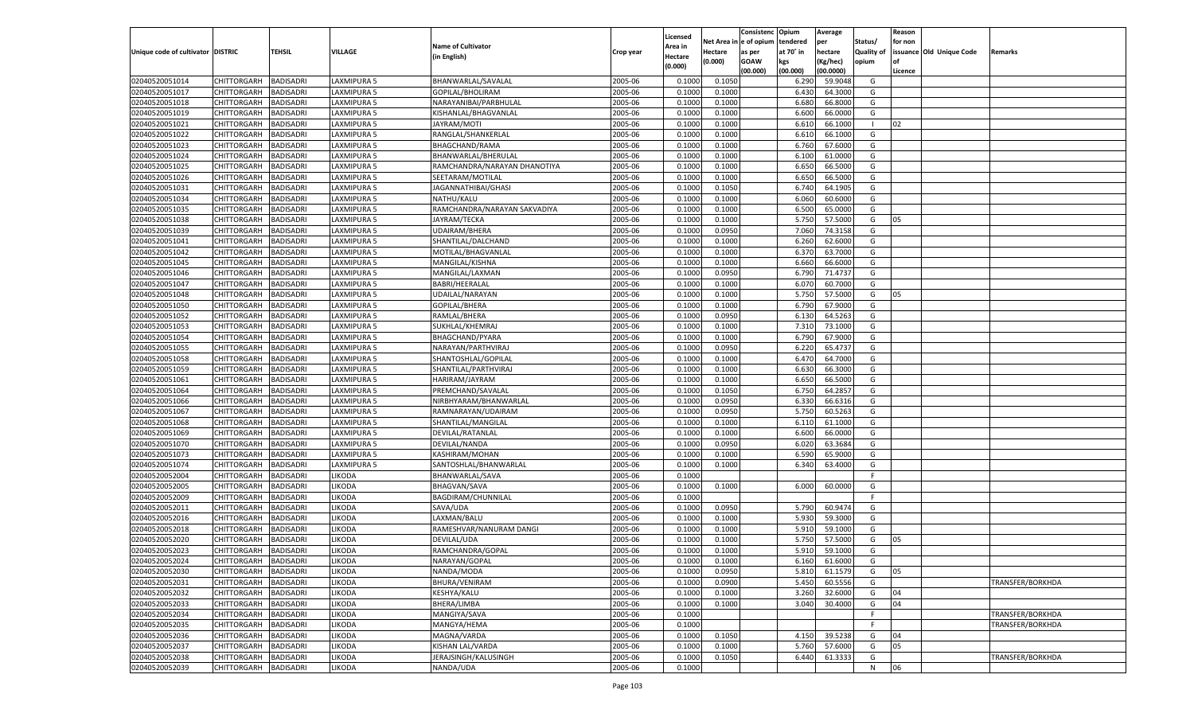| Unique code of cultivator | DISTRIC | TEHSIL | VILLAGE | Name of Cultivator (in English) | Crop year | Licensed Area in Hectare (0.000) | Net Area in Hectare (0.000) | Consistenc e of opium as per GOAW (00.000) | Opium tendered at 70˚ in kgs (00.000) | Average per hectare (Kg/hec) (00.0000) | Status/ Quality of opium | Reason for non issuance of Licence | Old Unique Code | Remarks |
|---|---|---|---|---|---|---|---|---|---|---|---|---|---|---|
| 02040520051014 | CHITTORGARH | BADISADRI | LAXMIPURA 5 | BHANWARLAL/SAVALAL | 2005-06 | 0.1000 | 0.1050 | | 6.290 | 59.9048 | G | | | |
| 02040520051017 | CHITTORGARH | BADISADRI | LAXMIPURA 5 | GOPILAL/BHOLIRAM | 2005-06 | 0.1000 | 0.1000 | | 6.430 | 64.3000 | G | | | |
| 02040520051018 | CHITTORGARH | BADISADRI | LAXMIPURA 5 | NARAYANIBAI/PARBHULAL | 2005-06 | 0.1000 | 0.1000 | | 6.680 | 66.8000 | G | | | |
| 02040520051019 | CHITTORGARH | BADISADRI | LAXMIPURA 5 | KISHANLAL/BHAGVANLAL | 2005-06 | 0.1000 | 0.1000 | | 6.600 | 66.0000 | G | | | |
| 02040520051021 | CHITTORGARH | BADISADRI | LAXMIPURA 5 | JAYRAM/MOTI | 2005-06 | 0.1000 | 0.1000 | | 6.610 | 66.1000 | I | 02 | | |
| 02040520051022 | CHITTORGARH | BADISADRI | LAXMIPURA 5 | RANGLAL/SHANKERLAL | 2005-06 | 0.1000 | 0.1000 | | 6.610 | 66.1000 | G | | | |
| 02040520051023 | CHITTORGARH | BADISADRI | LAXMIPURA 5 | BHAGCHAND/RAMA | 2005-06 | 0.1000 | 0.1000 | | 6.760 | 67.6000 | G | | | |
| 02040520051024 | CHITTORGARH | BADISADRI | LAXMIPURA 5 | BHANWARLAL/BHERULAL | 2005-06 | 0.1000 | 0.1000 | | 6.100 | 61.0000 | G | | | |
| 02040520051025 | CHITTORGARH | BADISADRI | LAXMIPURA 5 | RAMCHANDRA/NARAYAN DHANOTIYA | 2005-06 | 0.1000 | 0.1000 | | 6.650 | 66.5000 | G | | | |
| 02040520051026 | CHITTORGARH | BADISADRI | LAXMIPURA 5 | SEETARAM/MOTILAL | 2005-06 | 0.1000 | 0.1000 | | 6.650 | 66.5000 | G | | | |
| 02040520051031 | CHITTORGARH | BADISADRI | LAXMIPURA 5 | JAGANNATHIBAI/GHASI | 2005-06 | 0.1000 | 0.1050 | | 6.740 | 64.1905 | G | | | |
| 02040520051034 | CHITTORGARH | BADISADRI | LAXMIPURA 5 | NATHU/KALU | 2005-06 | 0.1000 | 0.1000 | | 6.060 | 60.6000 | G | | | |
| 02040520051035 | CHITTORGARH | BADISADRI | LAXMIPURA 5 | RAMCHANDRA/NARAYAN SAKVADIYA | 2005-06 | 0.1000 | 0.1000 | | 6.500 | 65.0000 | G | | | |
| 02040520051038 | CHITTORGARH | BADISADRI | LAXMIPURA 5 | JAYRAM/TECKA | 2005-06 | 0.1000 | 0.1000 | | 5.750 | 57.5000 | G | 05 | | |
| 02040520051039 | CHITTORGARH | BADISADRI | LAXMIPURA 5 | UDAIRAM/BHERA | 2005-06 | 0.1000 | 0.0950 | | 7.060 | 74.3158 | G | | | |
| 02040520051041 | CHITTORGARH | BADISADRI | LAXMIPURA 5 | SHANTILAL/DALCHAND | 2005-06 | 0.1000 | 0.1000 | | 6.260 | 62.6000 | G | | | |
| 02040520051042 | CHITTORGARH | BADISADRI | LAXMIPURA 5 | MOTILAL/BHAGVANLAL | 2005-06 | 0.1000 | 0.1000 | | 6.370 | 63.7000 | G | | | |
| 02040520051045 | CHITTORGARH | BADISADRI | LAXMIPURA 5 | MANGILAL/KISHNA | 2005-06 | 0.1000 | 0.1000 | | 6.660 | 66.6000 | G | | | |
| 02040520051046 | CHITTORGARH | BADISADRI | LAXMIPURA 5 | MANGILAL/LAXMAN | 2005-06 | 0.1000 | 0.0950 | | 6.790 | 71.4737 | G | | | |
| 02040520051047 | CHITTORGARH | BADISADRI | LAXMIPURA 5 | BABRI/HEERALAL | 2005-06 | 0.1000 | 0.1000 | | 6.070 | 60.7000 | G | | | |
| 02040520051048 | CHITTORGARH | BADISADRI | LAXMIPURA 5 | UDAILAL/NARAYAN | 2005-06 | 0.1000 | 0.1000 | | 5.750 | 57.5000 | G | 05 | | |
| 02040520051050 | CHITTORGARH | BADISADRI | LAXMIPURA 5 | GOPILAL/BHERA | 2005-06 | 0.1000 | 0.1000 | | 6.790 | 67.9000 | G | | | |
| 02040520051052 | CHITTORGARH | BADISADRI | LAXMIPURA 5 | RAMLAL/BHERA | 2005-06 | 0.1000 | 0.0950 | | 6.130 | 64.5263 | G | | | |
| 02040520051053 | CHITTORGARH | BADISADRI | LAXMIPURA 5 | SUKHLAL/KHEMRAJ | 2005-06 | 0.1000 | 0.1000 | | 7.310 | 73.1000 | G | | | |
| 02040520051054 | CHITTORGARH | BADISADRI | LAXMIPURA 5 | BHAGCHAND/PYARA | 2005-06 | 0.1000 | 0.1000 | | 6.790 | 67.9000 | G | | | |
| 02040520051055 | CHITTORGARH | BADISADRI | LAXMIPURA 5 | NARAYAN/PARTHVIRAJ | 2005-06 | 0.1000 | 0.0950 | | 6.220 | 65.4737 | G | | | |
| 02040520051058 | CHITTORGARH | BADISADRI | LAXMIPURA 5 | SHANTOSHLAL/GOPILAL | 2005-06 | 0.1000 | 0.1000 | | 6.470 | 64.7000 | G | | | |
| 02040520051059 | CHITTORGARH | BADISADRI | LAXMIPURA 5 | SHANTILAL/PARTHVIRAJ | 2005-06 | 0.1000 | 0.1000 | | 6.630 | 66.3000 | G | | | |
| 02040520051061 | CHITTORGARH | BADISADRI | LAXMIPURA 5 | HARIRAM/JAYRAM | 2005-06 | 0.1000 | 0.1000 | | 6.650 | 66.5000 | G | | | |
| 02040520051064 | CHITTORGARH | BADISADRI | LAXMIPURA 5 | PREMCHAND/SAVALAL | 2005-06 | 0.1000 | 0.1050 | | 6.750 | 64.2857 | G | | | |
| 02040520051066 | CHITTORGARH | BADISADRI | LAXMIPURA 5 | NIRBHYARAM/BHANWARLAL | 2005-06 | 0.1000 | 0.0950 | | 6.330 | 66.6316 | G | | | |
| 02040520051067 | CHITTORGARH | BADISADRI | LAXMIPURA 5 | RAMNARAYAN/UDAIRAM | 2005-06 | 0.1000 | 0.0950 | | 5.750 | 60.5263 | G | | | |
| 02040520051068 | CHITTORGARH | BADISADRI | LAXMIPURA 5 | SHANTILAL/MANGILAL | 2005-06 | 0.1000 | 0.1000 | | 6.110 | 61.1000 | G | | | |
| 02040520051069 | CHITTORGARH | BADISADRI | LAXMIPURA 5 | DEVILAL/RATANLAL | 2005-06 | 0.1000 | 0.1000 | | 6.600 | 66.0000 | G | | | |
| 02040520051070 | CHITTORGARH | BADISADRI | LAXMIPURA 5 | DEVILAL/NANDA | 2005-06 | 0.1000 | 0.0950 | | 6.020 | 63.3684 | G | | | |
| 02040520051073 | CHITTORGARH | BADISADRI | LAXMIPURA 5 | KASHIRAM/MOHAN | 2005-06 | 0.1000 | 0.1000 | | 6.590 | 65.9000 | G | | | |
| 02040520051074 | CHITTORGARH | BADISADRI | LAXMIPURA 5 | SANTOSHLAL/BHANWARLAL | 2005-06 | 0.1000 | 0.1000 | | 6.340 | 63.4000 | G | | | |
| 02040520052004 | CHITTORGARH | BADISADRI | LIKODA | BHANWARLAL/SAVA | 2005-06 | 0.1000 | | | | | F | | | |
| 02040520052005 | CHITTORGARH | BADISADRI | LIKODA | BHAGVAN/SAVA | 2005-06 | 0.1000 | 0.1000 | | 6.000 | 60.0000 | G | | | |
| 02040520052009 | CHITTORGARH | BADISADRI | LIKODA | BAGDIRAM/CHUNNILAL | 2005-06 | 0.1000 | | | | | F | | | |
| 02040520052011 | CHITTORGARH | BADISADRI | LIKODA | SAVA/UDA | 2005-06 | 0.1000 | 0.0950 | | 5.790 | 60.9474 | G | | | |
| 02040520052016 | CHITTORGARH | BADISADRI | LIKODA | LAXMAN/BALU | 2005-06 | 0.1000 | 0.1000 | | 5.930 | 59.3000 | G | | | |
| 02040520052018 | CHITTORGARH | BADISADRI | LIKODA | RAMESHVAR/NANURAM DANGI | 2005-06 | 0.1000 | 0.1000 | | 5.910 | 59.1000 | G | | | |
| 02040520052020 | CHITTORGARH | BADISADRI | LIKODA | DEVILAL/UDA | 2005-06 | 0.1000 | 0.1000 | | 5.750 | 57.5000 | G | 05 | | |
| 02040520052023 | CHITTORGARH | BADISADRI | LIKODA | RAMCHANDRA/GOPAL | 2005-06 | 0.1000 | 0.1000 | | 5.910 | 59.1000 | G | | | |
| 02040520052024 | CHITTORGARH | BADISADRI | LIKODA | NARAYAN/GOPAL | 2005-06 | 0.1000 | 0.1000 | | 6.160 | 61.6000 | G | | | |
| 02040520052030 | CHITTORGARH | BADISADRI | LIKODA | NANDA/MODA | 2005-06 | 0.1000 | 0.0950 | | 5.810 | 61.1579 | G | 05 | | |
| 02040520052031 | CHITTORGARH | BADISADRI | LIKODA | BHURA/VENIRAM | 2005-06 | 0.1000 | 0.0900 | | 5.450 | 60.5556 | G | | | TRANSFER/BORKHDA |
| 02040520052032 | CHITTORGARH | BADISADRI | LIKODA | KESHYA/KALU | 2005-06 | 0.1000 | 0.1000 | | 3.260 | 32.6000 | G | 04 | | |
| 02040520052033 | CHITTORGARH | BADISADRI | LIKODA | BHERA/LIMBA | 2005-06 | 0.1000 | 0.1000 | | 3.040 | 30.4000 | G | 04 | | |
| 02040520052034 | CHITTORGARH | BADISADRI | LIKODA | MANGIYA/SAVA | 2005-06 | 0.1000 | | | | | F | | | TRANSFER/BORKHDA |
| 02040520052035 | CHITTORGARH | BADISADRI | LIKODA | MANGYA/HEMA | 2005-06 | 0.1000 | | | | | F | | | TRANSFER/BORKHDA |
| 02040520052036 | CHITTORGARH | BADISADRI | LIKODA | MAGNA/VARDA | 2005-06 | 0.1000 | 0.1050 | | 4.150 | 39.5238 | G | 04 | | |
| 02040520052037 | CHITTORGARH | BADISADRI | LIKODA | KISHAN LAL/VARDA | 2005-06 | 0.1000 | 0.1000 | | 5.760 | 57.6000 | G | 05 | | |
| 02040520052038 | CHITTORGARH | BADISADRI | LIKODA | JERAJSINGH/KALUSINGH | 2005-06 | 0.1000 | 0.1050 | | 6.440 | 61.3333 | G | | | TRANSFER/BORKHDA |
| 02040520052039 | CHITTORGARH | BADISADRI | LIKODA | NANDA/UDA | 2005-06 | 0.1000 | | | | | N | 06 | | |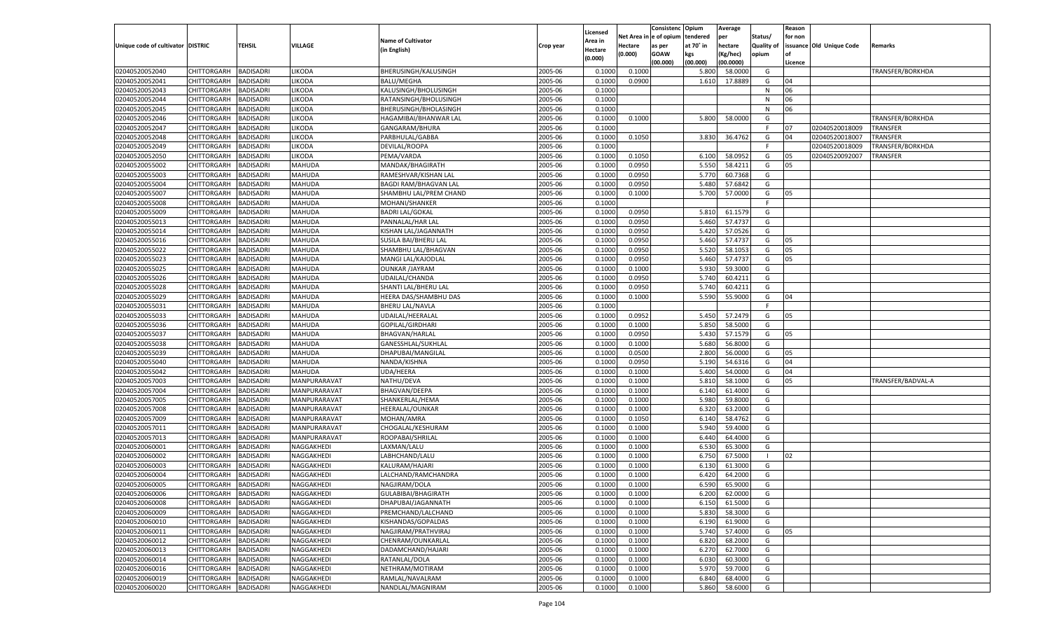| Unique code of cultivator | DISTRIC | TEHSIL | VILLAGE | Name of Cultivator (in English) | Crop year | Licensed Area in Hectare (0.000) | Net Area in Hectare (0.000) | Consistenc e of opium as per GOAW (00.000) | Opium tendered at 70° in kgs (00.000) | Average per hectare (Kg/hec) (00.0000) | Status/ Quality of opium | Reason for non issuance of Licence | Old Unique Code | Remarks |
|---|---|---|---|---|---|---|---|---|---|---|---|---|---|---|
| 02040520052040 | CHITTORGARH | BADISADRI | LIKODA | BHERUSINGH/KALUSINGH | 2005-06 | 0.1000 | 0.1000 | | 5.800 | 58.0000 | G | | | TRANSFER/BORKHDA |
| 02040520052041 | CHITTORGARH | BADISADRI | LIKODA | BALU/MEGHA | 2005-06 | 0.1000 | 0.0900 | | 1.610 | 17.8889 | G | 04 | | |
| 02040520052043 | CHITTORGARH | BADISADRI | LIKODA | KALUSINGH/BHOLUSINGH | 2005-06 | 0.1000 | | | | | N | 06 | | |
| 02040520052044 | CHITTORGARH | BADISADRI | LIKODA | RATANSINGH/BHOLUSINGH | 2005-06 | 0.1000 | | | | | N | 06 | | |
| 02040520052045 | CHITTORGARH | BADISADRI | LIKODA | BHERUSINGH/BHOLASINGH | 2005-06 | 0.1000 | | | | | N | 06 | | |
| 02040520052046 | CHITTORGARH | BADISADRI | LIKODA | HAGAMIBAI/BHANWAR LAL | 2005-06 | 0.1000 | 0.1000 | | 5.800 | 58.0000 | G | | | TRANSFER/BORKHDA |
| 02040520052047 | CHITTORGARH | BADISADRI | LIKODA | GANGARAM/BHURA | 2005-06 | 0.1000 | | | | | F | 07 | 02040520018009 | TRANSFER |
| 02040520052048 | CHITTORGARH | BADISADRI | LIKODA | PARBHULAL/GABBA | 2005-06 | 0.1000 | 0.1050 | | 3.830 | 36.4762 | G | 04 | 02040520018007 | TRANSFER |
| 02040520052049 | CHITTORGARH | BADISADRI | LIKODA | DEVILAL/ROOPA | 2005-06 | 0.1000 | | | | | F | | 02040520018009 | TRANSFER/BORKHDA |
| 02040520052050 | CHITTORGARH | BADISADRI | LIKODA | PEMA/VARDA | 2005-06 | 0.1000 | 0.1050 | | 6.100 | 58.0952 | G | 05 | 02040520092007 | TRANSFER |
| 02040520055002 | CHITTORGARH | BADISADRI | MAHUDA | MANDAK/BHAGIRATH | 2005-06 | 0.1000 | 0.0950 | | 5.550 | 58.4211 | G | 05 | | |
| 02040520055003 | CHITTORGARH | BADISADRI | MAHUDA | RAMESHVAR/KISHAN LAL | 2005-06 | 0.1000 | 0.0950 | | 5.770 | 60.7368 | G | | | |
| 02040520055004 | CHITTORGARH | BADISADRI | MAHUDA | BAGDI RAM/BHAGVAN LAL | 2005-06 | 0.1000 | 0.0950 | | 5.480 | 57.6842 | G | | | |
| 02040520055007 | CHITTORGARH | BADISADRI | MAHUDA | SHAMBHU LAL/PREM CHAND | 2005-06 | 0.1000 | 0.1000 | | 5.700 | 57.0000 | G | 05 | | |
| 02040520055008 | CHITTORGARH | BADISADRI | MAHUDA | MOHANI/SHANKER | 2005-06 | 0.1000 | | | | | F | | | |
| 02040520055009 | CHITTORGARH | BADISADRI | MAHUDA | BADRI LAL/GOKAL | 2005-06 | 0.1000 | 0.0950 | | 5.810 | 61.1579 | G | | | |
| 02040520055013 | CHITTORGARH | BADISADRI | MAHUDA | PANNALAL/HAR LAL | 2005-06 | 0.1000 | 0.0950 | | 5.460 | 57.4737 | G | | | |
| 02040520055014 | CHITTORGARH | BADISADRI | MAHUDA | KISHAN LAL/JAGANNATH | 2005-06 | 0.1000 | 0.0950 | | 5.420 | 57.0526 | G | | | |
| 02040520055016 | CHITTORGARH | BADISADRI | MAHUDA | SUSILA BAI/BHERU LAL | 2005-06 | 0.1000 | 0.0950 | | 5.460 | 57.4737 | G | 05 | | |
| 02040520055022 | CHITTORGARH | BADISADRI | MAHUDA | SHAMBHU LAL/BHAGVAN | 2005-06 | 0.1000 | 0.0950 | | 5.520 | 58.1053 | G | 05 | | |
| 02040520055023 | CHITTORGARH | BADISADRI | MAHUDA | MANGI LAL/KAJODLAL | 2005-06 | 0.1000 | 0.0950 | | 5.460 | 57.4737 | G | 05 | | |
| 02040520055025 | CHITTORGARH | BADISADRI | MAHUDA | OUNKAR /JAYRAM | 2005-06 | 0.1000 | 0.1000 | | 5.930 | 59.3000 | G | | | |
| 02040520055026 | CHITTORGARH | BADISADRI | MAHUDA | UDAILAL/CHANDA | 2005-06 | 0.1000 | 0.0950 | | 5.740 | 60.4211 | G | | | |
| 02040520055028 | CHITTORGARH | BADISADRI | MAHUDA | SHANTI LAL/BHERU LAL | 2005-06 | 0.1000 | 0.0950 | | 5.740 | 60.4211 | G | | | |
| 02040520055029 | CHITTORGARH | BADISADRI | MAHUDA | HEERA DAS/SHAMBHU DAS | 2005-06 | 0.1000 | 0.1000 | | 5.590 | 55.9000 | G | 04 | | |
| 02040520055031 | CHITTORGARH | BADISADRI | MAHUDA | BHERU LAL/NAVLA | 2005-06 | 0.1000 | | | | | F | | | |
| 02040520055033 | CHITTORGARH | BADISADRI | MAHUDA | UDAILAL/HEERALAL | 2005-06 | 0.1000 | 0.0952 | | 5.450 | 57.2479 | G | 05 | | |
| 02040520055036 | CHITTORGARH | BADISADRI | MAHUDA | GOPILAL/GIRDHARI | 2005-06 | 0.1000 | 0.1000 | | 5.850 | 58.5000 | G | | | |
| 02040520055037 | CHITTORGARH | BADISADRI | MAHUDA | BHAGVAN/HARLAL | 2005-06 | 0.1000 | 0.0950 | | 5.430 | 57.1579 | G | 05 | | |
| 02040520055038 | CHITTORGARH | BADISADRI | MAHUDA | GANESSHLAL/SUKHLAL | 2005-06 | 0.1000 | 0.1000 | | 5.680 | 56.8000 | G | | | |
| 02040520055039 | CHITTORGARH | BADISADRI | MAHUDA | DHAPUBAI/MANGILAL | 2005-06 | 0.1000 | 0.0500 | | 2.800 | 56.0000 | G | 05 | | |
| 02040520055040 | CHITTORGARH | BADISADRI | MAHUDA | NANDA/KISHNA | 2005-06 | 0.1000 | 0.0950 | | 5.190 | 54.6316 | G | 04 | | |
| 02040520055042 | CHITTORGARH | BADISADRI | MAHUDA | UDA/HEERA | 2005-06 | 0.1000 | 0.1000 | | 5.400 | 54.0000 | G | 04 | | |
| 02040520057003 | CHITTORGARH | BADISADRI | MANPURARAVAT | NATHU/DEVA | 2005-06 | 0.1000 | 0.1000 | | 5.810 | 58.1000 | G | 05 | | TRANSFER/BADVAL-A |
| 02040520057004 | CHITTORGARH | BADISADRI | MANPURARAVAT | BHAGVAN/DEEPA | 2005-06 | 0.1000 | 0.1000 | | 6.140 | 61.4000 | G | | | |
| 02040520057005 | CHITTORGARH | BADISADRI | MANPURARAVAT | SHANKERLAL/HEMA | 2005-06 | 0.1000 | 0.1000 | | 5.980 | 59.8000 | G | | | |
| 02040520057008 | CHITTORGARH | BADISADRI | MANPURARAVAT | HEERALAL/OUNKAR | 2005-06 | 0.1000 | 0.1000 | | 6.320 | 63.2000 | G | | | |
| 02040520057009 | CHITTORGARH | BADISADRI | MANPURARAVAT | MOHAN/AMRA | 2005-06 | 0.1000 | 0.1050 | | 6.140 | 58.4762 | G | | | |
| 02040520057011 | CHITTORGARH | BADISADRI | MANPURARAVAT | CHOGALAL/KESHURAM | 2005-06 | 0.1000 | 0.1000 | | 5.940 | 59.4000 | G | | | |
| 02040520057013 | CHITTORGARH | BADISADRI | MANPURARAVAT | ROOPABAI/SHRILAL | 2005-06 | 0.1000 | 0.1000 | | 6.440 | 64.4000 | G | | | |
| 02040520060001 | CHITTORGARH | BADISADRI | NAGGAKHEDI | LAXMAN/LALU | 2005-06 | 0.1000 | 0.1000 | | 6.530 | 65.3000 | G | | | |
| 02040520060002 | CHITTORGARH | BADISADRI | NAGGAKHEDI | LABHCHAND/LALU | 2005-06 | 0.1000 | 0.1000 | | 6.750 | 67.5000 | I | 02 | | |
| 02040520060003 | CHITTORGARH | BADISADRI | NAGGAKHEDI | KALURAM/HAJARI | 2005-06 | 0.1000 | 0.1000 | | 6.130 | 61.3000 | G | | | |
| 02040520060004 | CHITTORGARH | BADISADRI | NAGGAKHEDI | LALCHAND/RAMCHANDRA | 2005-06 | 0.1000 | 0.1000 | | 6.420 | 64.2000 | G | | | |
| 02040520060005 | CHITTORGARH | BADISADRI | NAGGAKHEDI | NAGJIRAM/DOLA | 2005-06 | 0.1000 | 0.1000 | | 6.590 | 65.9000 | G | | | |
| 02040520060006 | CHITTORGARH | BADISADRI | NAGGAKHEDI | GULABIBAI/BHAGIRATH | 2005-06 | 0.1000 | 0.1000 | | 6.200 | 62.0000 | G | | | |
| 02040520060008 | CHITTORGARH | BADISADRI | NAGGAKHEDI | DHAPUBAI/JAGANNATH | 2005-06 | 0.1000 | 0.1000 | | 6.150 | 61.5000 | G | | | |
| 02040520060009 | CHITTORGARH | BADISADRI | NAGGAKHEDI | PREMCHAND/LALCHAND | 2005-06 | 0.1000 | 0.1000 | | 5.830 | 58.3000 | G | | | |
| 02040520060010 | CHITTORGARH | BADISADRI | NAGGAKHEDI | KISHANDAS/GOPALDAS | 2005-06 | 0.1000 | 0.1000 | | 6.190 | 61.9000 | G | | | |
| 02040520060011 | CHITTORGARH | BADISADRI | NAGGAKHEDI | NAGJIRAM/PRATHVIRAJ | 2005-06 | 0.1000 | 0.1000 | | 5.740 | 57.4000 | G | 05 | | |
| 02040520060012 | CHITTORGARH | BADISADRI | NAGGAKHEDI | CHENRAM/OUNKARLAL | 2005-06 | 0.1000 | 0.1000 | | 6.820 | 68.2000 | G | | | |
| 02040520060013 | CHITTORGARH | BADISADRI | NAGGAKHEDI | DADAMCHAND/HAJARI | 2005-06 | 0.1000 | 0.1000 | | 6.270 | 62.7000 | G | | | |
| 02040520060014 | CHITTORGARH | BADISADRI | NAGGAKHEDI | RATANLAL/DOLA | 2005-06 | 0.1000 | 0.1000 | | 6.030 | 60.3000 | G | | | |
| 02040520060016 | CHITTORGARH | BADISADRI | NAGGAKHEDI | NETHRAM/MOTIRAM | 2005-06 | 0.1000 | 0.1000 | | 5.970 | 59.7000 | G | | | |
| 02040520060019 | CHITTORGARH | BADISADRI | NAGGAKHEDI | RAMLAL/NAVALRAM | 2005-06 | 0.1000 | 0.1000 | | 6.840 | 68.4000 | G | | | |
| 02040520060020 | CHITTORGARH | BADISADRI | NAGGAKHEDI | NANDLAL/MAGNIRAM | 2005-06 | 0.1000 | 0.1000 | | 5.860 | 58.6000 | G | | | |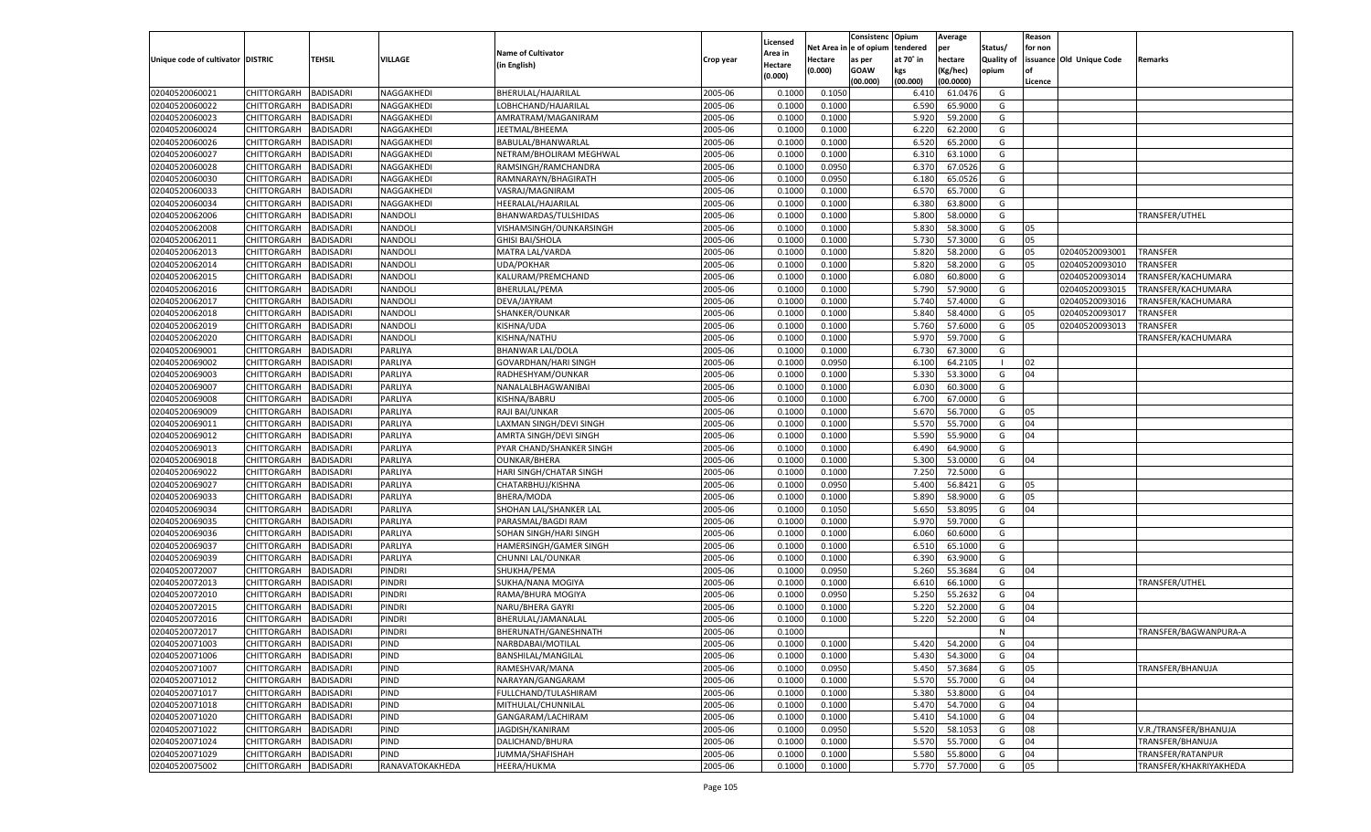| Unique code of cultivator | DISTRIC | TEHSIL | VILLAGE | Name of Cultivator (in English) | Crop year | Licensed Area in Hectare (0.000) | Net Area in Hectare (0.000) | Consistenc e of opium as per GOAW (00.000) | Opium tendered at 70° in kgs (00.000) | Average per hectare (Kg/hec) (00.0000) | Status/ Quality of opium | Reason for non issuance of Licence | Old Unique Code | Remarks |
|---|---|---|---|---|---|---|---|---|---|---|---|---|---|---|
| 02040520060021 | CHITTORGARH | BADISADRI | NAGGAKHEDI | BHERULAL/HAJARILAL | 2005-06 | 0.1000 | 0.1050 | | 6.410 | 61.0476 | G | | | |
| 02040520060022 | CHITTORGARH | BADISADRI | NAGGAKHEDI | LOBHCHAND/HAJARILAL | 2005-06 | 0.1000 | 0.1000 | | 6.590 | 65.9000 | G | | | |
| 02040520060023 | CHITTORGARH | BADISADRI | NAGGAKHEDI | AMRATRAM/MAGANIRAM | 2005-06 | 0.1000 | 0.1000 | | 5.920 | 59.2000 | G | | | |
| 02040520060024 | CHITTORGARH | BADISADRI | NAGGAKHEDI | JEETMAL/BHEEMA | 2005-06 | 0.1000 | 0.1000 | | 6.220 | 62.2000 | G | | | |
| 02040520060026 | CHITTORGARH | BADISADRI | NAGGAKHEDI | BABULAL/BHANWARLAL | 2005-06 | 0.1000 | 0.1000 | | 6.520 | 65.2000 | G | | | |
| 02040520060027 | CHITTORGARH | BADISADRI | NAGGAKHEDI | NETRAM/BHOLIRAM MEGHWAL | 2005-06 | 0.1000 | 0.1000 | | 6.310 | 63.1000 | G | | | |
| 02040520060028 | CHITTORGARH | BADISADRI | NAGGAKHEDI | RAMSINGH/RAMCHANDRA | 2005-06 | 0.1000 | 0.0950 | | 6.370 | 67.0526 | G | | | |
| 02040520060030 | CHITTORGARH | BADISADRI | NAGGAKHEDI | RAMNARAYN/BHAGIRATH | 2005-06 | 0.1000 | 0.0950 | | 6.180 | 65.0526 | G | | | |
| 02040520060033 | CHITTORGARH | BADISADRI | NAGGAKHEDI | VASRAJ/MAGNIRAM | 2005-06 | 0.1000 | 0.1000 | | 6.570 | 65.7000 | G | | | |
| 02040520060034 | CHITTORGARH | BADISADRI | NAGGAKHEDI | HEERALAL/HAJARILAL | 2005-06 | 0.1000 | 0.1000 | | 6.380 | 63.8000 | G | | | |
| 02040520062006 | CHITTORGARH | BADISADRI | NANDOLI | BHANWARDAS/TULSHIDAS | 2005-06 | 0.1000 | 0.1000 | | 5.800 | 58.0000 | G | | | TRANSFER/UTHEL |
| 02040520062008 | CHITTORGARH | BADISADRI | NANDOLI | VISHAMSINGH/OUNKARSINGH | 2005-06 | 0.1000 | 0.1000 | | 5.830 | 58.3000 | G | 05 | | |
| 02040520062011 | CHITTORGARH | BADISADRI | NANDOLI | GHISI BAI/SHOLA | 2005-06 | 0.1000 | 0.1000 | | 5.730 | 57.3000 | G | 05 | | |
| 02040520062013 | CHITTORGARH | BADISADRI | NANDOLI | MATRA LAL/VARDA | 2005-06 | 0.1000 | 0.1000 | | 5.820 | 58.2000 | G | 05 | 02040520093001 | TRANSFER |
| 02040520062014 | CHITTORGARH | BADISADRI | NANDOLI | UDA/POKHAR | 2005-06 | 0.1000 | 0.1000 | | 5.820 | 58.2000 | G | 05 | 02040520093010 | TRANSFER |
| 02040520062015 | CHITTORGARH | BADISADRI | NANDOLI | KALURAM/PREMCHAND | 2005-06 | 0.1000 | 0.1000 | | 6.080 | 60.8000 | G | | 02040520093014 | TRANSFER/KACHUMARA |
| 02040520062016 | CHITTORGARH | BADISADRI | NANDOLI | BHERULAL/PEMA | 2005-06 | 0.1000 | 0.1000 | | 5.790 | 57.9000 | G | | 02040520093015 | TRANSFER/KACHUMARA |
| 02040520062017 | CHITTORGARH | BADISADRI | NANDOLI | DEVA/JAYRAM | 2005-06 | 0.1000 | 0.1000 | | 5.740 | 57.4000 | G | | 02040520093016 | TRANSFER/KACHUMARA |
| 02040520062018 | CHITTORGARH | BADISADRI | NANDOLI | SHANKER/OUNKAR | 2005-06 | 0.1000 | 0.1000 | | 5.840 | 58.4000 | G | 05 | 02040520093017 | TRANSFER |
| 02040520062019 | CHITTORGARH | BADISADRI | NANDOLI | KISHNA/UDA | 2005-06 | 0.1000 | 0.1000 | | 5.760 | 57.6000 | G | 05 | 02040520093013 | TRANSFER |
| 02040520062020 | CHITTORGARH | BADISADRI | NANDOLI | KISHNA/NATHU | 2005-06 | 0.1000 | 0.1000 | | 5.970 | 59.7000 | G | | | TRANSFER/KACHUMARA |
| 02040520069001 | CHITTORGARH | BADISADRI | PARLIYA | BHANWAR LAL/DOLA | 2005-06 | 0.1000 | 0.1000 | | 6.730 | 67.3000 | G | | | |
| 02040520069002 | CHITTORGARH | BADISADRI | PARLIYA | GOVARDHAN/HARI SINGH | 2005-06 | 0.1000 | 0.0950 | | 6.100 | 64.2105 | I | 02 | | |
| 02040520069003 | CHITTORGARH | BADISADRI | PARLIYA | RADHESHYAM/OUNKAR | 2005-06 | 0.1000 | 0.1000 | | 5.330 | 53.3000 | G | 04 | | |
| 02040520069007 | CHITTORGARH | BADISADRI | PARLIYA | NANALALBHAGWANIBAI | 2005-06 | 0.1000 | 0.1000 | | 6.030 | 60.3000 | G | | | |
| 02040520069008 | CHITTORGARH | BADISADRI | PARLIYA | KISHNA/BABRU | 2005-06 | 0.1000 | 0.1000 | | 6.700 | 67.0000 | G | | | |
| 02040520069009 | CHITTORGARH | BADISADRI | PARLIYA | RAJI BAI/UNKAR | 2005-06 | 0.1000 | 0.1000 | | 5.670 | 56.7000 | G | 05 | | |
| 02040520069011 | CHITTORGARH | BADISADRI | PARLIYA | LAXMAN SINGH/DEVI SINGH | 2005-06 | 0.1000 | 0.1000 | | 5.570 | 55.7000 | G | 04 | | |
| 02040520069012 | CHITTORGARH | BADISADRI | PARLIYA | AMRTA SINGH/DEVI SINGH | 2005-06 | 0.1000 | 0.1000 | | 5.590 | 55.9000 | G | 04 | | |
| 02040520069013 | CHITTORGARH | BADISADRI | PARLIYA | PYAR CHAND/SHANKER SINGH | 2005-06 | 0.1000 | 0.1000 | | 6.490 | 64.9000 | G | | | |
| 02040520069018 | CHITTORGARH | BADISADRI | PARLIYA | OUNKAR/BHERA | 2005-06 | 0.1000 | 0.1000 | | 5.300 | 53.0000 | G | 04 | | |
| 02040520069022 | CHITTORGARH | BADISADRI | PARLIYA | HARI SINGH/CHATAR SINGH | 2005-06 | 0.1000 | 0.1000 | | 7.250 | 72.5000 | G | | | |
| 02040520069027 | CHITTORGARH | BADISADRI | PARLIYA | CHATARBHUJ/KISHNA | 2005-06 | 0.1000 | 0.0950 | | 5.400 | 56.8421 | G | 05 | | |
| 02040520069033 | CHITTORGARH | BADISADRI | PARLIYA | BHERA/MODA | 2005-06 | 0.1000 | 0.1000 | | 5.890 | 58.9000 | G | 05 | | |
| 02040520069034 | CHITTORGARH | BADISADRI | PARLIYA | SHOHAN LAL/SHANKER LAL | 2005-06 | 0.1000 | 0.1050 | | 5.650 | 53.8095 | G | 04 | | |
| 02040520069035 | CHITTORGARH | BADISADRI | PARLIYA | PARASMAL/BAGDI RAM | 2005-06 | 0.1000 | 0.1000 | | 5.970 | 59.7000 | G | | | |
| 02040520069036 | CHITTORGARH | BADISADRI | PARLIYA | SOHAN SINGH/HARI SINGH | 2005-06 | 0.1000 | 0.1000 | | 6.060 | 60.6000 | G | | | |
| 02040520069037 | CHITTORGARH | BADISADRI | PARLIYA | HAMERSINGH/GAMER SINGH | 2005-06 | 0.1000 | 0.1000 | | 6.510 | 65.1000 | G | | | |
| 02040520069039 | CHITTORGARH | BADISADRI | PARLIYA | CHUNNI LAL/OUNKAR | 2005-06 | 0.1000 | 0.1000 | | 6.390 | 63.9000 | G | | | |
| 02040520072007 | CHITTORGARH | BADISADRI | PINDRI | SHUKHA/PEMA | 2005-06 | 0.1000 | 0.0950 | | 5.260 | 55.3684 | G | 04 | | |
| 02040520072013 | CHITTORGARH | BADISADRI | PINDRI | SUKHA/NANA MOGIYA | 2005-06 | 0.1000 | 0.1000 | | 6.610 | 66.1000 | G | | | TRANSFER/UTHEL |
| 02040520072010 | CHITTORGARH | BADISADRI | PINDRI | RAMA/BHURA MOGIYA | 2005-06 | 0.1000 | 0.0950 | | 5.250 | 55.2632 | G | 04 | | |
| 02040520072015 | CHITTORGARH | BADISADRI | PINDRI | NARU/BHERA GAYRI | 2005-06 | 0.1000 | 0.1000 | | 5.220 | 52.2000 | G | 04 | | |
| 02040520072016 | CHITTORGARH | BADISADRI | PINDRI | BHERULAL/JAMANALAL | 2005-06 | 0.1000 | 0.1000 | | 5.220 | 52.2000 | G | 04 | | |
| 02040520072017 | CHITTORGARH | BADISADRI | PINDRI | BHERUNATH/GANESHNATH | 2005-06 | 0.1000 | | | | | N | | | TRANSFER/BAGWANPURA-A |
| 02040520071003 | CHITTORGARH | BADISADRI | PIND | NARBDABAI/MOTILAL | 2005-06 | 0.1000 | 0.1000 | | 5.420 | 54.2000 | G | 04 | | |
| 02040520071006 | CHITTORGARH | BADISADRI | PIND | BANSHILAL/MANGILAL | 2005-06 | 0.1000 | 0.1000 | | 5.430 | 54.3000 | G | 04 | | |
| 02040520071007 | CHITTORGARH | BADISADRI | PIND | RAMESHVAR/MANA | 2005-06 | 0.1000 | 0.0950 | | 5.450 | 57.3684 | G | 05 | | TRANSFER/BHANUJA |
| 02040520071012 | CHITTORGARH | BADISADRI | PIND | NARAYAN/GANGARAM | 2005-06 | 0.1000 | 0.1000 | | 5.570 | 55.7000 | G | 04 | | |
| 02040520071017 | CHITTORGARH | BADISADRI | PIND | FULLCHAND/TULASHIRAM | 2005-06 | 0.1000 | 0.1000 | | 5.380 | 53.8000 | G | 04 | | |
| 02040520071018 | CHITTORGARH | BADISADRI | PIND | MITHULAL/CHUNNILAL | 2005-06 | 0.1000 | 0.1000 | | 5.470 | 54.7000 | G | 04 | | |
| 02040520071020 | CHITTORGARH | BADISADRI | PIND | GANGARAM/LACHIRAM | 2005-06 | 0.1000 | 0.1000 | | 5.410 | 54.1000 | G | 04 | | |
| 02040520071022 | CHITTORGARH | BADISADRI | PIND | JAGDISH/KANIRAM | 2005-06 | 0.1000 | 0.0950 | | 5.520 | 58.1053 | G | 08 | | V.R./TRANSFER/BHANUJA |
| 02040520071024 | CHITTORGARH | BADISADRI | PIND | DALICHAND/BHURA | 2005-06 | 0.1000 | 0.1000 | | 5.570 | 55.7000 | G | 04 | | TRANSFER/BHANUJA |
| 02040520071029 | CHITTORGARH | BADISADRI | PIND | JUMMA/SHAFISHAH | 2005-06 | 0.1000 | 0.1000 | | 5.580 | 55.8000 | G | 04 | | TRANSFER/RATANPUR |
| 02040520075002 | CHITTORGARH | BADISADRI | RANAVATOKAKHEDA | HEERA/HUKMA | 2005-06 | 0.1000 | 0.1000 | | 5.770 | 57.7000 | G | 05 | | TRANSFER/KHAKRIYAKHEDA |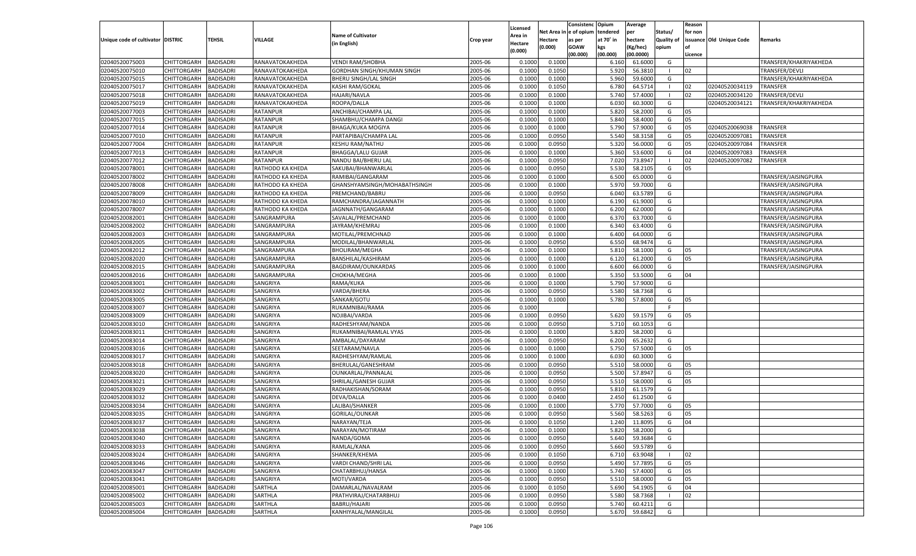| Unique code of cultivator | DISTRIC | TEHSIL | VILLAGE | Name of Cultivator (in English) | Crop year | Licensed Area in Hectare (0.000) | Net Area in Hectare (0.000) | Consistenc e of opium as per GOAW (00.000) | Opium tendered at 70° in kgs (00.000) | Average per hectare (Kg/hec) (00.0000) | Status/ Quality of opium | Reason for non issuance of Licence | Old Unique Code | Remarks |
|---|---|---|---|---|---|---|---|---|---|---|---|---|---|---|
| 02040520075003 | CHITTORGARH | BADISADRI | RANAVATOKAKHEDA | VENDI RAM/SHOBHA | 2005-06 | 0.1000 | 0.1000 | | 6.160 | 61.6000 | G | | | TRANSFER/KHAKRIYAKHEDA |
| 02040520075010 | CHITTORGARH | BADISADRI | RANAVATOKAKHEDA | GORDHAN SINGH/KHUMAN SINGH | 2005-06 | 0.1000 | 0.1050 | | 5.920 | 56.3810 | I | 02 | | TRANSFER/DEVLI |
| 02040520075015 | CHITTORGARH | BADISADRI | RANAVATOKAKHEDA | BHERU SINGH/LAL SINGH | 2005-06 | 0.1000 | 0.1000 | | 5.960 | 59.6000 | G | | | TRANSFER/KHAKRIYAKHEDA |
| 02040520075017 | CHITTORGARH | BADISADRI | RANAVATOKAKHEDA | KASHI RAM/GOKAL | 2005-06 | 0.1000 | 0.1050 | | 6.780 | 64.5714 | I | 02 | 02040520034119 | TRANSFER |
| 02040520075018 | CHITTORGARH | BADISADRI | RANAVATOKAKHEDA | HAJARI/NAVLA | 2005-06 | 0.1000 | 0.1000 | | 5.740 | 57.4000 | I | 02 | 02040520034120 | TRANSFER/DEVLI |
| 02040520075019 | CHITTORGARH | BADISADRI | RANAVATOKAKHEDA | ROOPA/DALLA | 2005-06 | 0.1000 | 0.1000 | | 6.030 | 60.3000 | G | | 02040520034121 | TRANSFER/KHAKRIYAKHEDA |
| 02040520077003 | CHITTORGARH | BADISADRI | RATANPUR | ANCHIBAI/CHAMPA LAL | 2005-06 | 0.1000 | 0.1000 | | 5.820 | 58.2000 | G | 05 | | |
| 02040520077015 | CHITTORGARH | BADISADRI | RATANPUR | SHAMBHU/CHAMPA DANGI | 2005-06 | 0.1000 | 0.1000 | | 5.840 | 58.4000 | G | 05 | | |
| 02040520077014 | CHITTORGARH | BADISADRI | RATANPUR | BHAGA/KUKA MOGIYA | 2005-06 | 0.1000 | 0.1000 | | 5.790 | 57.9000 | G | 05 | 02040520069038 | TRANSFER |
| 02040520077010 | CHITTORGARH | BADISADRI | RATANPUR | PARTAPIBAI/CHAMPA LAL | 2005-06 | 0.1000 | 0.0950 | | 5.540 | 58.3158 | G | 05 | 02040520097081 | TRANSFER |
| 02040520077004 | CHITTORGARH | BADISADRI | RATANPUR | KESHU RAM/NATHU | 2005-06 | 0.1000 | 0.0950 | | 5.320 | 56.0000 | G | 05 | 02040520097084 | TRANSFER |
| 02040520077013 | CHITTORGARH | BADISADRI | RATANPUR | BHAGGA/LALU GUJAR | 2005-06 | 0.1000 | 0.1000 | | 5.360 | 53.6000 | G | 04 | 02040520097083 | TRANSFER |
| 02040520077012 | CHITTORGARH | BADISADRI | RATANPUR | NANDU BAI/BHERU LAL | 2005-06 | 0.1000 | 0.0950 | | 7.020 | 73.8947 | I | 02 | 02040520097082 | TRANSFER |
| 02040520078001 | CHITTORGARH | BADISADRI | RATHODO KA KHEDA | SAKUBAI/BHANWARLAL | 2005-06 | 0.1000 | 0.0950 | | 5.530 | 58.2105 | G | 05 | | |
| 02040520078002 | CHITTORGARH | BADISADRI | RATHODO KA KHEDA | RAMIBAI/GANGARAM | 2005-06 | 0.1000 | 0.1000 | | 6.500 | 65.0000 | G | | | TRANSFER/JAISINGPURA |
| 02040520078008 | CHITTORGARH | BADISADRI | RATHODO KA KHEDA | GHANSHYAMSINGH/MOHABATHSINGH | 2005-06 | 0.1000 | 0.1000 | | 5.970 | 59.7000 | G | | | TRANSFER/JAISINGPURA |
| 02040520078009 | CHITTORGARH | BADISADRI | RATHODO KA KHEDA | PREMCHAND/BABRU | 2005-06 | 0.1000 | 0.0950 | | 6.040 | 63.5789 | G | | | TRANSFER/JAISINGPURA |
| 02040520078010 | CHITTORGARH | BADISADRI | RATHODO KA KHEDA | RAMCHANDRA/JAGANNATH | 2005-06 | 0.1000 | 0.1000 | | 6.190 | 61.9000 | G | | | TRANSFER/JAISINGPURA |
| 02040520078007 | CHITTORGARH | BADISADRI | RATHODO KA KHEDA | JAGNNATH/GANGARAM | 2005-06 | 0.1000 | 0.1000 | | 6.200 | 62.0000 | G | | | TRANSFER/JAISINGPURA |
| 02040520082001 | CHITTORGARH | BADISADRI | SANGRAMPURA | SAVALAL/PREMCHAND | 2005-06 | 0.1000 | 0.1000 | | 6.370 | 63.7000 | G | | | TRANSFER/JAISINGPURA |
| 02040520082002 | CHITTORGARH | BADISADRI | SANGRAMPURA | JAYRAM/KHEMRAJ | 2005-06 | 0.1000 | 0.1000 | | 6.340 | 63.4000 | G | | | TRANSFER/JAISINGPURA |
| 02040520082003 | CHITTORGARH | BADISADRI | SANGRAMPURA | MOTILAL/PREMCHNAD | 2005-06 | 0.1000 | 0.1000 | | 6.400 | 64.0000 | G | | | TRANSFER/JAISINGPURA |
| 02040520082005 | CHITTORGARH | BADISADRI | SANGRAMPURA | MODILAL/BHANWARLAL | 2005-06 | 0.1000 | 0.0950 | | 6.550 | 68.9474 | G | | | TRANSFER/JAISINGPURA |
| 02040520082012 | CHITTORGARH | BADISADRI | SANGRAMPURA | BHOLIRAM/MEGHA | 2005-06 | 0.1000 | 0.1000 | | 5.810 | 58.1000 | G | 05 | | TRANSFER/JAISINGPURA |
| 02040520082020 | CHITTORGARH | BADISADRI | SANGRAMPURA | BANSHILAL/KASHIRAM | 2005-06 | 0.1000 | 0.1000 | | 6.120 | 61.2000 | G | 05 | | TRANSFER/JAISINGPURA |
| 02040520082015 | CHITTORGARH | BADISADRI | SANGRAMPURA | BAGDIRAM/OUNKARDAS | 2005-06 | 0.1000 | 0.1000 | | 6.600 | 66.0000 | G | | | TRANSFER/JAISINGPURA |
| 02040520082016 | CHITTORGARH | BADISADRI | SANGRAMPURA | CHOKHA/MEGHA | 2005-06 | 0.1000 | 0.1000 | | 5.350 | 53.5000 | G | 04 | | |
| 02040520083001 | CHITTORGARH | BADISADRI | SANGRIYA | RAMA/KUKA | 2005-06 | 0.1000 | 0.1000 | | 5.790 | 57.9000 | G | | | |
| 02040520083002 | CHITTORGARH | BADISADRI | SANGRIYA | VARDA/BHERA | 2005-06 | 0.1000 | 0.0950 | | 5.580 | 58.7368 | G | | | |
| 02040520083005 | CHITTORGARH | BADISADRI | SANGRIYA | SANKAR/GOTU | 2005-06 | 0.1000 | 0.1000 | | 5.780 | 57.8000 | G | 05 | | |
| 02040520083007 | CHITTORGARH | BADISADRI | SANGRIYA | RUKAMNIBAI/RAMA | 2005-06 | 0.1000 | | | | | F | | | |
| 02040520083009 | CHITTORGARH | BADISADRI | SANGRIYA | NOJIBAI/VARDA | 2005-06 | 0.1000 | 0.0950 | | 5.620 | 59.1579 | G | 05 | | |
| 02040520083010 | CHITTORGARH | BADISADRI | SANGRIYA | RADHESHYAM/NANDA | 2005-06 | 0.1000 | 0.0950 | | 5.710 | 60.1053 | G | | | |
| 02040520083011 | CHITTORGARH | BADISADRI | SANGRIYA | RUKAMNIBAI/RAMLAL VYAS | 2005-06 | 0.1000 | 0.1000 | | 5.820 | 58.2000 | G | | | |
| 02040520083014 | CHITTORGARH | BADISADRI | SANGRIYA | AMBALAL/DAYARAM | 2005-06 | 0.1000 | 0.0950 | | 6.200 | 65.2632 | G | | | |
| 02040520083016 | CHITTORGARH | BADISADRI | SANGRIYA | SEETARAM/NAVLA | 2005-06 | 0.1000 | 0.1000 | | 5.750 | 57.5000 | G | 05 | | |
| 02040520083017 | CHITTORGARH | BADISADRI | SANGRIYA | RADHESHYAM/RAMLAL | 2005-06 | 0.1000 | 0.1000 | | 6.030 | 60.3000 | G | | | |
| 02040520083018 | CHITTORGARH | BADISADRI | SANGRIYA | BHERULAL/GANESHRAM | 2005-06 | 0.1000 | 0.0950 | | 5.510 | 58.0000 | G | 05 | | |
| 02040520083020 | CHITTORGARH | BADISADRI | SANGRIYA | OUNKARLAL/PANNALAL | 2005-06 | 0.1000 | 0.0950 | | 5.500 | 57.8947 | G | 05 | | |
| 02040520083021 | CHITTORGARH | BADISADRI | SANGRIYA | SHRILAL/GANESH GUJAR | 2005-06 | 0.1000 | 0.0950 | | 5.510 | 58.0000 | G | 05 | | |
| 02040520083029 | CHITTORGARH | BADISADRI | SANGRIYA | RADHAKISHAN/SORAM | 2005-06 | 0.1000 | 0.0950 | | 5.810 | 61.1579 | G | | | |
| 02040520083032 | CHITTORGARH | BADISADRI | SANGRIYA | DEVA/DALLA | 2005-06 | 0.1000 | 0.0400 | | 2.450 | 61.2500 | G | | | |
| 02040520083034 | CHITTORGARH | BADISADRI | SANGRIYA | LALIBAI/SHANKER | 2005-06 | 0.1000 | 0.1000 | | 5.770 | 57.7000 | G | 05 | | |
| 02040520083035 | CHITTORGARH | BADISADRI | SANGRIYA | GORILAL/OUNKAR | 2005-06 | 0.1000 | 0.0950 | | 5.560 | 58.5263 | G | 05 | | |
| 02040520083037 | CHITTORGARH | BADISADRI | SANGRIYA | NARAYAN/TEJA | 2005-06 | 0.1000 | 0.1050 | | 1.240 | 11.8095 | G | 04 | | |
| 02040520083038 | CHITTORGARH | BADISADRI | SANGRIYA | NARAYAN/MOTIRAM | 2005-06 | 0.1000 | 0.1000 | | 5.820 | 58.2000 | G | | | |
| 02040520083040 | CHITTORGARH | BADISADRI | SANGRIYA | NANDA/GOMA | 2005-06 | 0.1000 | 0.0950 | | 5.640 | 59.3684 | G | | | |
| 02040520083033 | CHITTORGARH | BADISADRI | SANGRIYA | RAMLAL/KANA | 2005-06 | 0.1000 | 0.0950 | | 5.660 | 59.5789 | G | | | |
| 02040520083024 | CHITTORGARH | BADISADRI | SANGRIYA | SHANKER/KHEMA | 2005-06 | 0.1000 | 0.1050 | | 6.710 | 63.9048 | I | 02 | | |
| 02040520083046 | CHITTORGARH | BADISADRI | SANGRIYA | VARDI CHAND/SHRI LAL | 2005-06 | 0.1000 | 0.0950 | | 5.490 | 57.7895 | G | 05 | | |
| 02040520083047 | CHITTORGARH | BADISADRI | SANGRIYA | CHATARBHUJ/HANSA | 2005-06 | 0.1000 | 0.1000 | | 5.740 | 57.4000 | G | 05 | | |
| 02040520083041 | CHITTORGARH | BADISADRI | SANGRIYA | MOTI/VARDA | 2005-06 | 0.1000 | 0.0950 | | 5.510 | 58.0000 | G | 05 | | |
| 02040520085001 | CHITTORGARH | BADISADRI | SARTHLA | DAMARLAL/NAVALRAM | 2005-06 | 0.1000 | 0.1050 | | 5.690 | 54.1905 | G | 04 | | |
| 02040520085002 | CHITTORGARH | BADISADRI | SARTHLA | PRATHVIRAJ/CHATARBHUJ | 2005-06 | 0.1000 | 0.0950 | | 5.580 | 58.7368 | I | 02 | | |
| 02040520085003 | CHITTORGARH | BADISADRI | SARTHLA | BABRU/HAJARI | 2005-06 | 0.1000 | 0.0950 | | 5.740 | 60.4211 | G | | | |
| 02040520085004 | CHITTORGARH | BADISADRI | SARTHLA | KANHIYALAL/MANGILAL | 2005-06 | 0.1000 | 0.0950 | | 5.670 | 59.6842 | G | | | |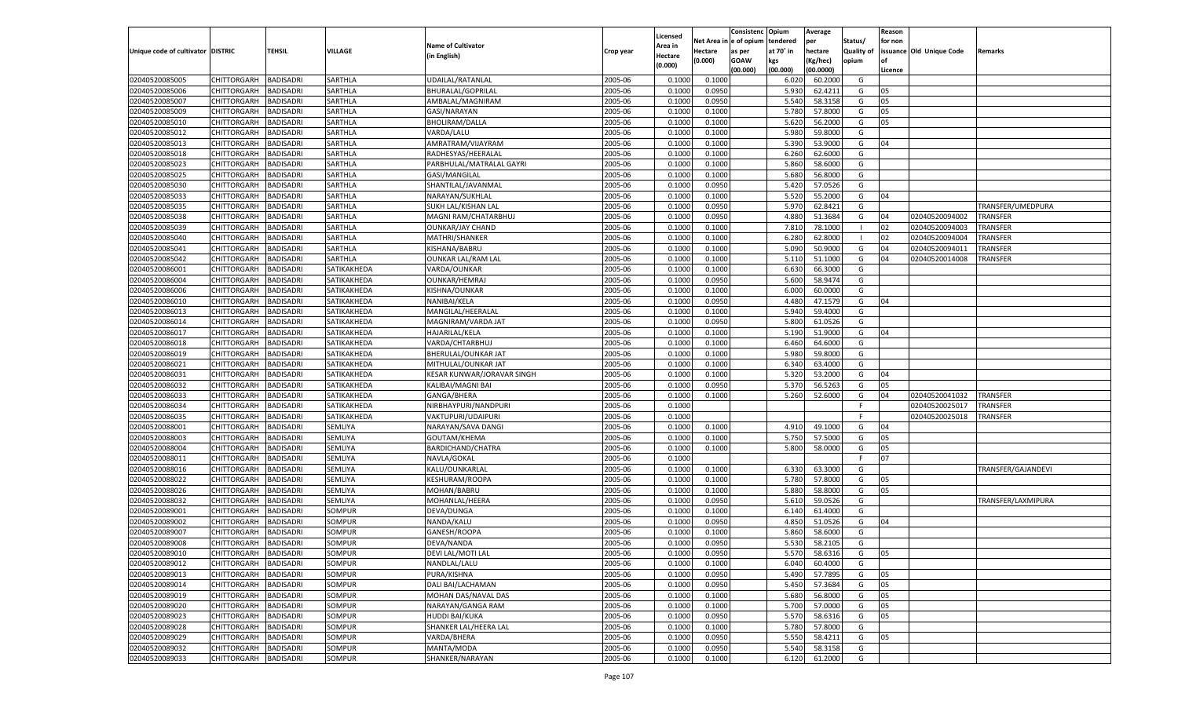| Unique code of cultivator | DISTRIC | TEHSIL | VILLAGE | Name of Cultivator (in English) | Crop year | Licensed Area in Hectare (0.000) | Net Area in Hectare (0.000) | Consistenc e of opium as per GOAW (00.000) | Opium tendered at 70° in kgs (00.000) | Average per hectare (Kg/hec) (00.0000) | Status/ Quality of opium | Reason for non issuance of Licence | Old Unique Code | Remarks |
|---|---|---|---|---|---|---|---|---|---|---|---|---|---|---|
| 02040520085005 | CHITTORGARH | BADISADRI | SARTHLA | UDAILAL/RATANLAL | 2005-06 | 0.1000 | 0.1000 | | 6.020 | 60.2000 | G | | | |
| 02040520085006 | CHITTORGARH | BADISADRI | SARTHLA | BHURALAL/GOPRILAL | 2005-06 | 0.1000 | 0.0950 | | 5.930 | 62.4211 | G | 05 | | |
| 02040520085007 | CHITTORGARH | BADISADRI | SARTHLA | AMBALAL/MAGNIRAM | 2005-06 | 0.1000 | 0.0950 | | 5.540 | 58.3158 | G | 05 | | |
| 02040520085009 | CHITTORGARH | BADISADRI | SARTHLA | GASI/NARAYAN | 2005-06 | 0.1000 | 0.1000 | | 5.780 | 57.8000 | G | 05 | | |
| 02040520085010 | CHITTORGARH | BADISADRI | SARTHLA | BHOLIRAM/DALLA | 2005-06 | 0.1000 | 0.1000 | | 5.620 | 56.2000 | G | 05 | | |
| 02040520085012 | CHITTORGARH | BADISADRI | SARTHLA | VARDA/LALU | 2005-06 | 0.1000 | 0.1000 | | 5.980 | 59.8000 | G | | | |
| 02040520085013 | CHITTORGARH | BADISADRI | SARTHLA | AMRATRAM/VIJAYRAM | 2005-06 | 0.1000 | 0.1000 | | 5.390 | 53.9000 | G | 04 | | |
| 02040520085018 | CHITTORGARH | BADISADRI | SARTHLA | RADHESYAS/HEERALAL | 2005-06 | 0.1000 | 0.1000 | | 6.260 | 62.6000 | G | | | |
| 02040520085023 | CHITTORGARH | BADISADRI | SARTHLA | PARBHULAL/MATRALAL GAYRI | 2005-06 | 0.1000 | 0.1000 | | 5.860 | 58.6000 | G | | | |
| 02040520085025 | CHITTORGARH | BADISADRI | SARTHLA | GASI/MANGILAL | 2005-06 | 0.1000 | 0.1000 | | 5.680 | 56.8000 | G | | | |
| 02040520085030 | CHITTORGARH | BADISADRI | SARTHLA | SHANTILAL/JAVANMAL | 2005-06 | 0.1000 | 0.0950 | | 5.420 | 57.0526 | G | | | |
| 02040520085033 | CHITTORGARH | BADISADRI | SARTHLA | NARAYAN/SUKHLAL | 2005-06 | 0.1000 | 0.1000 | | 5.520 | 55.2000 | G | 04 | | |
| 02040520085035 | CHITTORGARH | BADISADRI | SARTHLA | SUKH LAL/KISHAN LAL | 2005-06 | 0.1000 | 0.0950 | | 5.970 | 62.8421 | G | | | TRANSFER/UMEDPURA |
| 02040520085038 | CHITTORGARH | BADISADRI | SARTHLA | MAGNI RAM/CHATARBHUJ | 2005-06 | 0.1000 | 0.0950 | | 4.880 | 51.3684 | G | 04 | 02040520094002 | TRANSFER |
| 02040520085039 | CHITTORGARH | BADISADRI | SARTHLA | OUNKAR/JAY CHAND | 2005-06 | 0.1000 | 0.1000 | | 7.810 | 78.1000 | I | 02 | 02040520094003 | TRANSFER |
| 02040520085040 | CHITTORGARH | BADISADRI | SARTHLA | MATHRI/SHANKER | 2005-06 | 0.1000 | 0.1000 | | 6.280 | 62.8000 | I | 02 | 02040520094004 | TRANSFER |
| 02040520085041 | CHITTORGARH | BADISADRI | SARTHLA | KISHANA/BABRU | 2005-06 | 0.1000 | 0.1000 | | 5.090 | 50.9000 | G | 04 | 02040520094011 | TRANSFER |
| 02040520085042 | CHITTORGARH | BADISADRI | SARTHLA | OUNKAR LAL/RAM LAL | 2005-06 | 0.1000 | 0.1000 | | 5.110 | 51.1000 | G | 04 | 02040520014008 | TRANSFER |
| 02040520086001 | CHITTORGARH | BADISADRI | SATIKAKHEDA | VARDA/OUNKAR | 2005-06 | 0.1000 | 0.1000 | | 6.630 | 66.3000 | G | | | |
| 02040520086004 | CHITTORGARH | BADISADRI | SATIKAKHEDA | OUNKAR/HEMRAJ | 2005-06 | 0.1000 | 0.0950 | | 5.600 | 58.9474 | G | | | |
| 02040520086006 | CHITTORGARH | BADISADRI | SATIKAKHEDA | KISHNA/OUNKAR | 2005-06 | 0.1000 | 0.1000 | | 6.000 | 60.0000 | G | | | |
| 02040520086010 | CHITTORGARH | BADISADRI | SATIKAKHEDA | NANIBAI/KELA | 2005-06 | 0.1000 | 0.0950 | | 4.480 | 47.1579 | G | 04 | | |
| 02040520086013 | CHITTORGARH | BADISADRI | SATIKAKHEDA | MANGILAL/HEERALAL | 2005-06 | 0.1000 | 0.1000 | | 5.940 | 59.4000 | G | | | |
| 02040520086014 | CHITTORGARH | BADISADRI | SATIKAKHEDA | MAGNIRAM/VARDA JAT | 2005-06 | 0.1000 | 0.0950 | | 5.800 | 61.0526 | G | | | |
| 02040520086017 | CHITTORGARH | BADISADRI | SATIKAKHEDA | HAJARILAL/KELA | 2005-06 | 0.1000 | 0.1000 | | 5.190 | 51.9000 | G | 04 | | |
| 02040520086018 | CHITTORGARH | BADISADRI | SATIKAKHEDA | VARDA/CHTARBHUJ | 2005-06 | 0.1000 | 0.1000 | | 6.460 | 64.6000 | G | | | |
| 02040520086019 | CHITTORGARH | BADISADRI | SATIKAKHEDA | BHERULAL/OUNKAR JAT | 2005-06 | 0.1000 | 0.1000 | | 5.980 | 59.8000 | G | | | |
| 02040520086021 | CHITTORGARH | BADISADRI | SATIKAKHEDA | MITHULAL/OUNKAR JAT | 2005-06 | 0.1000 | 0.1000 | | 6.340 | 63.4000 | G | | | |
| 02040520086031 | CHITTORGARH | BADISADRI | SATIKAKHEDA | KESAR KUNWAR/JORAVAR SINGH | 2005-06 | 0.1000 | 0.1000 | | 5.320 | 53.2000 | G | 04 | | |
| 02040520086032 | CHITTORGARH | BADISADRI | SATIKAKHEDA | KALIBAI/MAGNI BAI | 2005-06 | 0.1000 | 0.0950 | | 5.370 | 56.5263 | G | 05 | | |
| 02040520086033 | CHITTORGARH | BADISADRI | SATIKAKHEDA | GANGA/BHERA | 2005-06 | 0.1000 | 0.1000 | | 5.260 | 52.6000 | G | 04 | 02040520041032 | TRANSFER |
| 02040520086034 | CHITTORGARH | BADISADRI | SATIKAKHEDA | NIRBHAYPURI/NANDPURI | 2005-06 | 0.1000 | | | | | F | | 02040520025017 | TRANSFER |
| 02040520086035 | CHITTORGARH | BADISADRI | SATIKAKHEDA | VAKTUPURI/UDAIPURI | 2005-06 | 0.1000 | | | | | F | | 02040520025018 | TRANSFER |
| 02040520088001 | CHITTORGARH | BADISADRI | SEMLIYA | NARAYAN/SAVA DANGI | 2005-06 | 0.1000 | 0.1000 | | 4.910 | 49.1000 | G | 04 | | |
| 02040520088003 | CHITTORGARH | BADISADRI | SEMLIYA | GOUTAM/KHEMA | 2005-06 | 0.1000 | 0.1000 | | 5.750 | 57.5000 | G | 05 | | |
| 02040520088004 | CHITTORGARH | BADISADRI | SEMLIYA | BARDICHAND/CHATRA | 2005-06 | 0.1000 | 0.1000 | | 5.800 | 58.0000 | G | 05 | | |
| 02040520088011 | CHITTORGARH | BADISADRI | SEMLIYA | NAVLA/GOKAL | 2005-06 | 0.1000 | | | | | F | 07 | | |
| 02040520088016 | CHITTORGARH | BADISADRI | SEMLIYA | KALU/OUNKARLAL | 2005-06 | 0.1000 | 0.1000 | | 6.330 | 63.3000 | G | | | TRANSFER/GAJANDEVI |
| 02040520088022 | CHITTORGARH | BADISADRI | SEMLIYA | KESHURAM/ROOPA | 2005-06 | 0.1000 | 0.1000 | | 5.780 | 57.8000 | G | 05 | | |
| 02040520088026 | CHITTORGARH | BADISADRI | SEMLIYA | MOHAN/BABRU | 2005-06 | 0.1000 | 0.1000 | | 5.880 | 58.8000 | G | 05 | | |
| 02040520088032 | CHITTORGARH | BADISADRI | SEMLIYA | MOHANLAL/HEERA | 2005-06 | 0.1000 | 0.0950 | | 5.610 | 59.0526 | G | | | TRANSFER/LAXMIPURA |
| 02040520089001 | CHITTORGARH | BADISADRI | SOMPUR | DEVA/DUNGA | 2005-06 | 0.1000 | 0.1000 | | 6.140 | 61.4000 | G | | | |
| 02040520089002 | CHITTORGARH | BADISADRI | SOMPUR | NANDA/KALU | 2005-06 | 0.1000 | 0.0950 | | 4.850 | 51.0526 | G | 04 | | |
| 02040520089007 | CHITTORGARH | BADISADRI | SOMPUR | GANESH/ROOPA | 2005-06 | 0.1000 | 0.1000 | | 5.860 | 58.6000 | G | | | |
| 02040520089008 | CHITTORGARH | BADISADRI | SOMPUR | DEVA/NANDA | 2005-06 | 0.1000 | 0.0950 | | 5.530 | 58.2105 | G | | | |
| 02040520089010 | CHITTORGARH | BADISADRI | SOMPUR | DEVI LAL/MOTI LAL | 2005-06 | 0.1000 | 0.0950 | | 5.570 | 58.6316 | G | 05 | | |
| 02040520089012 | CHITTORGARH | BADISADRI | SOMPUR | NANDLAL/LALU | 2005-06 | 0.1000 | 0.1000 | | 6.040 | 60.4000 | G | | | |
| 02040520089013 | CHITTORGARH | BADISADRI | SOMPUR | PURA/KISHNA | 2005-06 | 0.1000 | 0.0950 | | 5.490 | 57.7895 | G | 05 | | |
| 02040520089014 | CHITTORGARH | BADISADRI | SOMPUR | DALI BAI/LACHAMAN | 2005-06 | 0.1000 | 0.0950 | | 5.450 | 57.3684 | G | 05 | | |
| 02040520089019 | CHITTORGARH | BADISADRI | SOMPUR | MOHAN DAS/NAVAL DAS | 2005-06 | 0.1000 | 0.1000 | | 5.680 | 56.8000 | G | 05 | | |
| 02040520089020 | CHITTORGARH | BADISADRI | SOMPUR | NARAYAN/GANGA RAM | 2005-06 | 0.1000 | 0.1000 | | 5.700 | 57.0000 | G | 05 | | |
| 02040520089023 | CHITTORGARH | BADISADRI | SOMPUR | HUDDI BAI/KUKA | 2005-06 | 0.1000 | 0.0950 | | 5.570 | 58.6316 | G | 05 | | |
| 02040520089028 | CHITTORGARH | BADISADRI | SOMPUR | SHANKER LAL/HEERA LAL | 2005-06 | 0.1000 | 0.1000 | | 5.780 | 57.8000 | G | | | |
| 02040520089029 | CHITTORGARH | BADISADRI | SOMPUR | VARDA/BHERA | 2005-06 | 0.1000 | 0.0950 | | 5.550 | 58.4211 | G | 05 | | |
| 02040520089032 | CHITTORGARH | BADISADRI | SOMPUR | MANTA/MODA | 2005-06 | 0.1000 | 0.0950 | | 5.540 | 58.3158 | G | | | |
| 02040520089033 | CHITTORGARH | BADISADRI | SOMPUR | SHANKER/NARAYAN | 2005-06 | 0.1000 | 0.1000 | | 6.120 | 61.2000 | G | | | |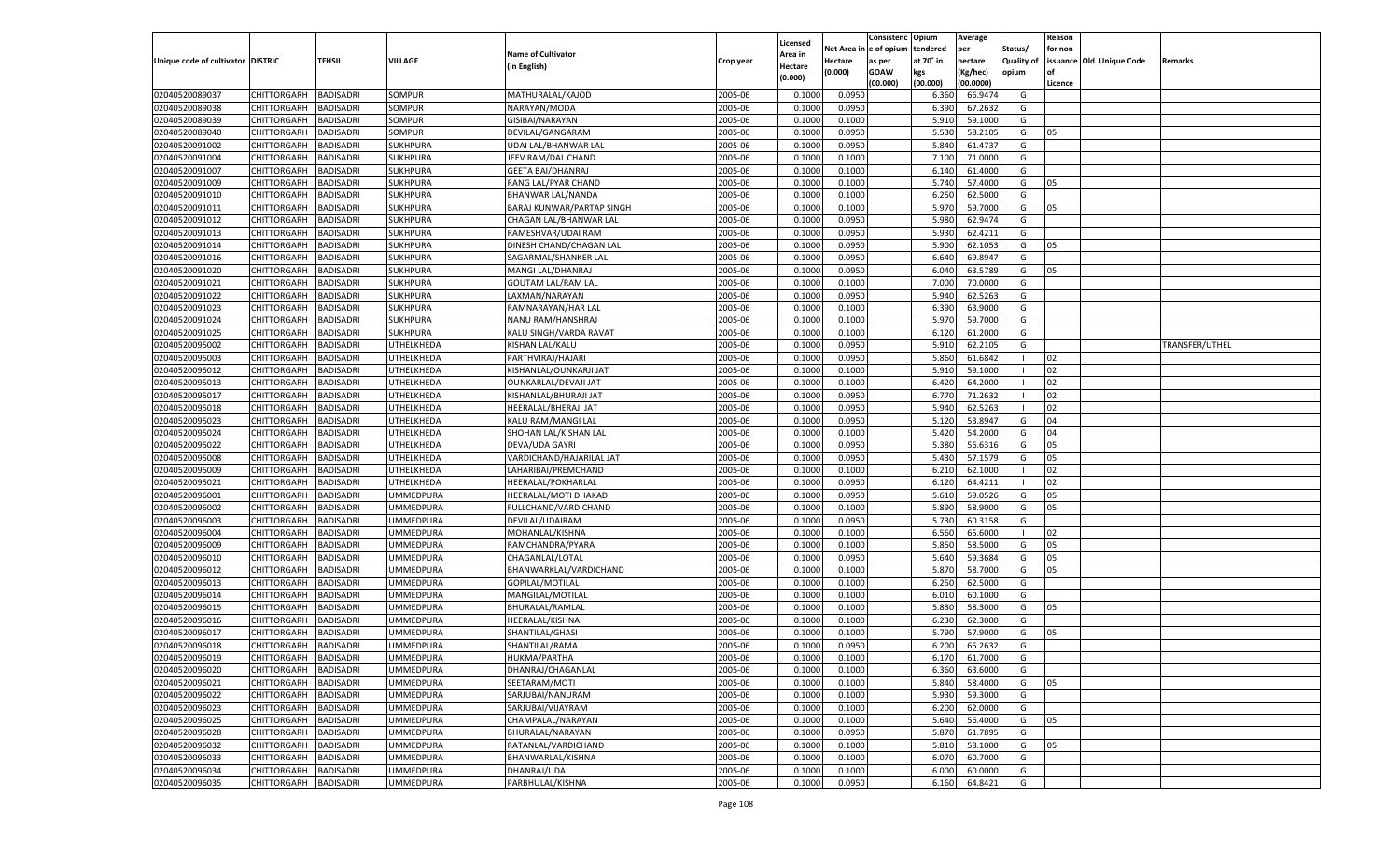| Unique code of cultivator | DISTRIC | TEHSIL | VILLAGE | Name of Cultivator (in English) | Crop year | Licensed Area in Hectare (0.000) | Net Area in Hectare (0.000) | Consistenc e of opium as per GOAW (00.000) | Opium tendered at 70˚ in kgs (00.000) | Average per hectare (Kg/hec) (00.0000) | Status/ Quality of opium | Reason for non issuance of Licence | Old Unique Code | Remarks |
|---|---|---|---|---|---|---|---|---|---|---|---|---|---|---|
| 02040520089037 | CHITTORGARH | BADISADRI | SOMPUR | MATHURALAL/KAJOD | 2005-06 | 0.1000 | 0.0950 | | 6.360 | 66.9474 | G | | | |
| 02040520089038 | CHITTORGARH | BADISADRI | SOMPUR | NARAYAN/MODA | 2005-06 | 0.1000 | 0.0950 | | 6.390 | 67.2632 | G | | | |
| 02040520089039 | CHITTORGARH | BADISADRI | SOMPUR | GISIBAI/NARAYAN | 2005-06 | 0.1000 | 0.1000 | | 5.910 | 59.1000 | G | | | |
| 02040520089040 | CHITTORGARH | BADISADRI | SOMPUR | DEVILAL/GANGARAM | 2005-06 | 0.1000 | 0.0950 | | 5.530 | 58.2105 | G | 05 | | |
| 02040520091002 | CHITTORGARH | BADISADRI | SUKHPURA | UDAI LAL/BHANWAR LAL | 2005-06 | 0.1000 | 0.0950 | | 5.840 | 61.4737 | G | | | |
| 02040520091004 | CHITTORGARH | BADISADRI | SUKHPURA | JEEV RAM/DAL CHAND | 2005-06 | 0.1000 | 0.1000 | | 7.100 | 71.0000 | G | | | |
| 02040520091007 | CHITTORGARH | BADISADRI | SUKHPURA | GEETA BAI/DHANRAJ | 2005-06 | 0.1000 | 0.1000 | | 6.140 | 61.4000 | G | | | |
| 02040520091009 | CHITTORGARH | BADISADRI | SUKHPURA | RANG LAL/PYAR CHAND | 2005-06 | 0.1000 | 0.1000 | | 5.740 | 57.4000 | G | 05 | | |
| 02040520091010 | CHITTORGARH | BADISADRI | SUKHPURA | BHANWAR LAL/NANDA | 2005-06 | 0.1000 | 0.1000 | | 6.250 | 62.5000 | G | | | |
| 02040520091011 | CHITTORGARH | BADISADRI | SUKHPURA | BARAJ KUNWAR/PARTAP SINGH | 2005-06 | 0.1000 | 0.1000 | | 5.970 | 59.7000 | G | 05 | | |
| 02040520091012 | CHITTORGARH | BADISADRI | SUKHPURA | CHAGAN LAL/BHANWAR LAL | 2005-06 | 0.1000 | 0.0950 | | 5.980 | 62.9474 | G | | | |
| 02040520091013 | CHITTORGARH | BADISADRI | SUKHPURA | RAMESHVAR/UDAI RAM | 2005-06 | 0.1000 | 0.0950 | | 5.930 | 62.4211 | G | | | |
| 02040520091014 | CHITTORGARH | BADISADRI | SUKHPURA | DINESH CHAND/CHAGAN LAL | 2005-06 | 0.1000 | 0.0950 | | 5.900 | 62.1053 | G | 05 | | |
| 02040520091016 | CHITTORGARH | BADISADRI | SUKHPURA | SAGARMAL/SHANKER LAL | 2005-06 | 0.1000 | 0.0950 | | 6.640 | 69.8947 | G | | | |
| 02040520091020 | CHITTORGARH | BADISADRI | SUKHPURA | MANGI LAL/DHANRAJ | 2005-06 | 0.1000 | 0.0950 | | 6.040 | 63.5789 | G | 05 | | |
| 02040520091021 | CHITTORGARH | BADISADRI | SUKHPURA | GOUTAM LAL/RAM LAL | 2005-06 | 0.1000 | 0.1000 | | 7.000 | 70.0000 | G | | | |
| 02040520091022 | CHITTORGARH | BADISADRI | SUKHPURA | LAXMAN/NARAYAN | 2005-06 | 0.1000 | 0.0950 | | 5.940 | 62.5263 | G | | | |
| 02040520091023 | CHITTORGARH | BADISADRI | SUKHPURA | RAMNARAYAN/HAR LAL | 2005-06 | 0.1000 | 0.1000 | | 6.390 | 63.9000 | G | | | |
| 02040520091024 | CHITTORGARH | BADISADRI | SUKHPURA | NANU RAM/HANSHRAJ | 2005-06 | 0.1000 | 0.1000 | | 5.970 | 59.7000 | G | | | |
| 02040520091025 | CHITTORGARH | BADISADRI | SUKHPURA | KALU SINGH/VARDA RAVAT | 2005-06 | 0.1000 | 0.1000 | | 6.120 | 61.2000 | G | | | |
| 02040520095002 | CHITTORGARH | BADISADRI | UTHELKHEDA | KISHAN LAL/KALU | 2005-06 | 0.1000 | 0.0950 | | 5.910 | 62.2105 | G | | | TRANSFER/UTHEL |
| 02040520095003 | CHITTORGARH | BADISADRI | UTHELKHEDA | PARTHVIRAJ/HAJARI | 2005-06 | 0.1000 | 0.0950 | | 5.860 | 61.6842 | I | 02 | | |
| 02040520095012 | CHITTORGARH | BADISADRI | UTHELKHEDA | KISHANLAL/OUNKARJI JAT | 2005-06 | 0.1000 | 0.1000 | | 5.910 | 59.1000 | I | 02 | | |
| 02040520095013 | CHITTORGARH | BADISADRI | UTHELKHEDA | OUNKARLAL/DEVAJI JAT | 2005-06 | 0.1000 | 0.1000 | | 6.420 | 64.2000 | I | 02 | | |
| 02040520095017 | CHITTORGARH | BADISADRI | UTHELKHEDA | KISHANLAL/BHURAJI JAT | 2005-06 | 0.1000 | 0.0950 | | 6.770 | 71.2632 | I | 02 | | |
| 02040520095018 | CHITTORGARH | BADISADRI | UTHELKHEDA | HEERALAL/BHERAJI JAT | 2005-06 | 0.1000 | 0.0950 | | 5.940 | 62.5263 | I | 02 | | |
| 02040520095023 | CHITTORGARH | BADISADRI | UTHELKHEDA | KALU RAM/MANGI LAL | 2005-06 | 0.1000 | 0.0950 | | 5.120 | 53.8947 | G | 04 | | |
| 02040520095024 | CHITTORGARH | BADISADRI | UTHELKHEDA | SHOHAN LAL/KISHAN LAL | 2005-06 | 0.1000 | 0.1000 | | 5.420 | 54.2000 | G | 04 | | |
| 02040520095022 | CHITTORGARH | BADISADRI | UTHELKHEDA | DEVA/UDA GAYRI | 2005-06 | 0.1000 | 0.0950 | | 5.380 | 56.6316 | G | 05 | | |
| 02040520095008 | CHITTORGARH | BADISADRI | UTHELKHEDA | VARDICHAND/HAJARILAL JAT | 2005-06 | 0.1000 | 0.0950 | | 5.430 | 57.1579 | G | 05 | | |
| 02040520095009 | CHITTORGARH | BADISADRI | UTHELKHEDA | LAHARIBAI/PREMCHAND | 2005-06 | 0.1000 | 0.1000 | | 6.210 | 62.1000 | I | 02 | | |
| 02040520095021 | CHITTORGARH | BADISADRI | UTHELKHEDA | HEERALAL/POKHARLAL | 2005-06 | 0.1000 | 0.0950 | | 6.120 | 64.4211 | I | 02 | | |
| 02040520096001 | CHITTORGARH | BADISADRI | UMMEDPURA | HEERALAL/MOTI DHAKAD | 2005-06 | 0.1000 | 0.0950 | | 5.610 | 59.0526 | G | 05 | | |
| 02040520096002 | CHITTORGARH | BADISADRI | UMMEDPURA | FULLCHAND/VARDICHAND | 2005-06 | 0.1000 | 0.1000 | | 5.890 | 58.9000 | G | 05 | | |
| 02040520096003 | CHITTORGARH | BADISADRI | UMMEDPURA | DEVILAL/UDAIRAM | 2005-06 | 0.1000 | 0.0950 | | 5.730 | 60.3158 | G | | | |
| 02040520096004 | CHITTORGARH | BADISADRI | UMMEDPURA | MOHANLAL/KISHNA | 2005-06 | 0.1000 | 0.1000 | | 6.560 | 65.6000 | I | 02 | | |
| 02040520096009 | CHITTORGARH | BADISADRI | UMMEDPURA | RAMCHANDRA/PYARA | 2005-06 | 0.1000 | 0.1000 | | 5.850 | 58.5000 | G | 05 | | |
| 02040520096010 | CHITTORGARH | BADISADRI | UMMEDPURA | CHAGANLAL/LOTAL | 2005-06 | 0.1000 | 0.0950 | | 5.640 | 59.3684 | G | 05 | | |
| 02040520096012 | CHITTORGARH | BADISADRI | UMMEDPURA | BHANWARKLAL/VARDICHAND | 2005-06 | 0.1000 | 0.1000 | | 5.870 | 58.7000 | G | 05 | | |
| 02040520096013 | CHITTORGARH | BADISADRI | UMMEDPURA | GOPILAL/MOTILAL | 2005-06 | 0.1000 | 0.1000 | | 6.250 | 62.5000 | G | | | |
| 02040520096014 | CHITTORGARH | BADISADRI | UMMEDPURA | MANGILAL/MOTILAL | 2005-06 | 0.1000 | 0.1000 | | 6.010 | 60.1000 | G | | | |
| 02040520096015 | CHITTORGARH | BADISADRI | UMMEDPURA | BHURALAL/RAMLAL | 2005-06 | 0.1000 | 0.1000 | | 5.830 | 58.3000 | G | 05 | | |
| 02040520096016 | CHITTORGARH | BADISADRI | UMMEDPURA | HEERALAL/KISHNA | 2005-06 | 0.1000 | 0.1000 | | 6.230 | 62.3000 | G | | | |
| 02040520096017 | CHITTORGARH | BADISADRI | UMMEDPURA | SHANTILAL/GHASI | 2005-06 | 0.1000 | 0.1000 | | 5.790 | 57.9000 | G | 05 | | |
| 02040520096018 | CHITTORGARH | BADISADRI | UMMEDPURA | SHANTILAL/RAMA | 2005-06 | 0.1000 | 0.0950 | | 6.200 | 65.2632 | G | | | |
| 02040520096019 | CHITTORGARH | BADISADRI | UMMEDPURA | HUKMA/PARTHA | 2005-06 | 0.1000 | 0.1000 | | 6.170 | 61.7000 | G | | | |
| 02040520096020 | CHITTORGARH | BADISADRI | UMMEDPURA | DHANRAJ/CHAGANLAL | 2005-06 | 0.1000 | 0.1000 | | 6.360 | 63.6000 | G | | | |
| 02040520096021 | CHITTORGARH | BADISADRI | UMMEDPURA | SEETARAM/MOTI | 2005-06 | 0.1000 | 0.1000 | | 5.840 | 58.4000 | G | 05 | | |
| 02040520096022 | CHITTORGARH | BADISADRI | UMMEDPURA | SARJUBAI/NANURAM | 2005-06 | 0.1000 | 0.1000 | | 5.930 | 59.3000 | G | | | |
| 02040520096023 | CHITTORGARH | BADISADRI | UMMEDPURA | SARJUBAI/VIJAYRAM | 2005-06 | 0.1000 | 0.1000 | | 6.200 | 62.0000 | G | | | |
| 02040520096025 | CHITTORGARH | BADISADRI | UMMEDPURA | CHAMPALAL/NARAYAN | 2005-06 | 0.1000 | 0.1000 | | 5.640 | 56.4000 | G | 05 | | |
| 02040520096028 | CHITTORGARH | BADISADRI | UMMEDPURA | BHURALAL/NARAYAN | 2005-06 | 0.1000 | 0.0950 | | 5.870 | 61.7895 | G | | | |
| 02040520096032 | CHITTORGARH | BADISADRI | UMMEDPURA | RATANLAL/VARDICHAND | 2005-06 | 0.1000 | 0.1000 | | 5.810 | 58.1000 | G | 05 | | |
| 02040520096033 | CHITTORGARH | BADISADRI | UMMEDPURA | BHANWARLAL/KISHNA | 2005-06 | 0.1000 | 0.1000 | | 6.070 | 60.7000 | G | | | |
| 02040520096034 | CHITTORGARH | BADISADRI | UMMEDPURA | DHANRAJ/UDA | 2005-06 | 0.1000 | 0.1000 | | 6.000 | 60.0000 | G | | | |
| 02040520096035 | CHITTORGARH | BADISADRI | UMMEDPURA | PARBHULAL/KISHNA | 2005-06 | 0.1000 | 0.0950 | | 6.160 | 64.8421 | G | | | |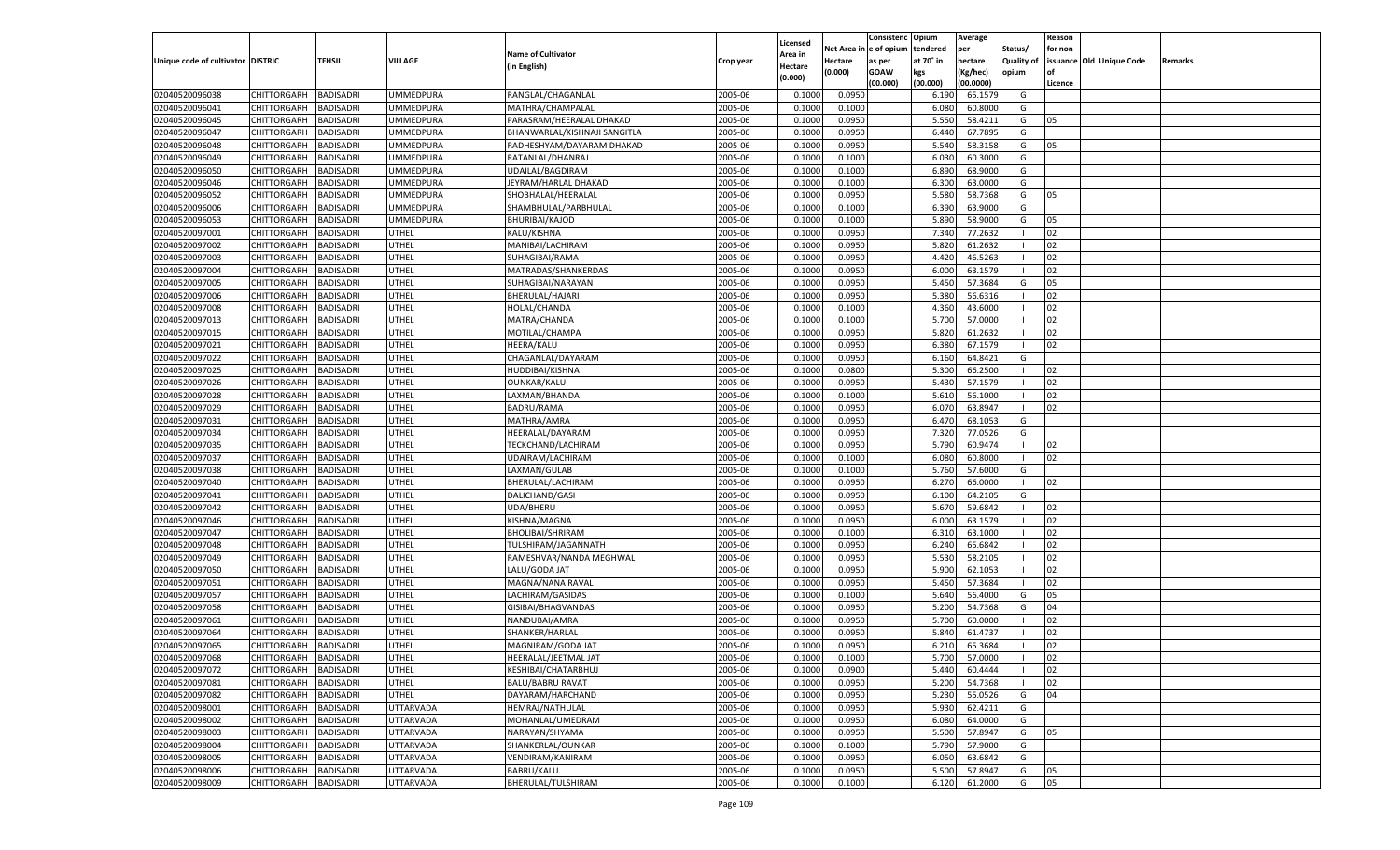| Unique code of cultivator | DISTRIC | TEHSIL | VILLAGE | Name of Cultivator (in English) | Crop year | Licensed Area in Hectare (0.000) | Net Area in Hectare (0.000) | Consistenc e of opium as per GOAW (00.000) | Opium tendered at 70° in kgs (00.000) | Average per hectare (Kg/hec) (00.0000) | Status/ Quality of opium | Reason for non issuance of Licence | Old Unique Code | Remarks |
|---|---|---|---|---|---|---|---|---|---|---|---|---|---|---|
| 02040520096038 | CHITTORGARH | BADISADRI | UMMEDPURA | RANGLAL/CHAGANLAL | 2005-06 | 0.1000 | 0.0950 | | 6.190 | 65.1579 | G | | | |
| 02040520096041 | CHITTORGARH | BADISADRI | UMMEDPURA | MATHRA/CHAMPALAL | 2005-06 | 0.1000 | 0.1000 | | 6.080 | 60.8000 | G | | | |
| 02040520096045 | CHITTORGARH | BADISADRI | UMMEDPURA | PARASRAM/HEERALAL DHAKAD | 2005-06 | 0.1000 | 0.0950 | | 5.550 | 58.4211 | G | 05 | | |
| 02040520096047 | CHITTORGARH | BADISADRI | UMMEDPURA | BHANWARLAL/KISHNAJI SANGITLA | 2005-06 | 0.1000 | 0.0950 | | 6.440 | 67.7895 | G | | | |
| 02040520096048 | CHITTORGARH | BADISADRI | UMMEDPURA | RADHESHYAM/DAYARAM DHAKAD | 2005-06 | 0.1000 | 0.0950 | | 5.540 | 58.3158 | G | 05 | | |
| 02040520096049 | CHITTORGARH | BADISADRI | UMMEDPURA | RATANLAL/DHANRAJ | 2005-06 | 0.1000 | 0.1000 | | 6.030 | 60.3000 | G | | | |
| 02040520096050 | CHITTORGARH | BADISADRI | UMMEDPURA | UDAILAL/BAGDIRAM | 2005-06 | 0.1000 | 0.1000 | | 6.890 | 68.9000 | G | | | |
| 02040520096046 | CHITTORGARH | BADISADRI | UMMEDPURA | JEYRAM/HARLAL DHAKAD | 2005-06 | 0.1000 | 0.1000 | | 6.300 | 63.0000 | G | | | |
| 02040520096052 | CHITTORGARH | BADISADRI | UMMEDPURA | SHOBHALAL/HEERALAL | 2005-06 | 0.1000 | 0.0950 | | 5.580 | 58.7368 | G | 05 | | |
| 02040520096006 | CHITTORGARH | BADISADRI | UMMEDPURA | SHAMBHULAL/PARBHULAL | 2005-06 | 0.1000 | 0.1000 | | 6.390 | 63.9000 | G | | | |
| 02040520096053 | CHITTORGARH | BADISADRI | UMMEDPURA | BHURIBAI/KAJOD | 2005-06 | 0.1000 | 0.1000 | | 5.890 | 58.9000 | G | 05 | | |
| 02040520097001 | CHITTORGARH | BADISADRI | UTHEL | KALU/KISHNA | 2005-06 | 0.1000 | 0.0950 | | 7.340 | 77.2632 | I | 02 | | |
| 02040520097002 | CHITTORGARH | BADISADRI | UTHEL | MANIBAI/LACHIRAM | 2005-06 | 0.1000 | 0.0950 | | 5.820 | 61.2632 | I | 02 | | |
| 02040520097003 | CHITTORGARH | BADISADRI | UTHEL | SUHAGIBAI/RAMA | 2005-06 | 0.1000 | 0.0950 | | 4.420 | 46.5263 | I | 02 | | |
| 02040520097004 | CHITTORGARH | BADISADRI | UTHEL | MATRADAS/SHANKERDAS | 2005-06 | 0.1000 | 0.0950 | | 6.000 | 63.1579 | I | 02 | | |
| 02040520097005 | CHITTORGARH | BADISADRI | UTHEL | SUHAGIBAI/NARAYAN | 2005-06 | 0.1000 | 0.0950 | | 5.450 | 57.3684 | G | 05 | | |
| 02040520097006 | CHITTORGARH | BADISADRI | UTHEL | BHERULAL/HAJARI | 2005-06 | 0.1000 | 0.0950 | | 5.380 | 56.6316 | I | 02 | | |
| 02040520097008 | CHITTORGARH | BADISADRI | UTHEL | HOLAL/CHANDA | 2005-06 | 0.1000 | 0.1000 | | 4.360 | 43.6000 | I | 02 | | |
| 02040520097013 | CHITTORGARH | BADISADRI | UTHEL | MATRA/CHANDA | 2005-06 | 0.1000 | 0.1000 | | 5.700 | 57.0000 | I | 02 | | |
| 02040520097015 | CHITTORGARH | BADISADRI | UTHEL | MOTILAL/CHAMPA | 2005-06 | 0.1000 | 0.0950 | | 5.820 | 61.2632 | I | 02 | | |
| 02040520097021 | CHITTORGARH | BADISADRI | UTHEL | HEERA/KALU | 2005-06 | 0.1000 | 0.0950 | | 6.380 | 67.1579 | I | 02 | | |
| 02040520097022 | CHITTORGARH | BADISADRI | UTHEL | CHAGANLAL/DAYARAM | 2005-06 | 0.1000 | 0.0950 | | 6.160 | 64.8421 | G | | | |
| 02040520097025 | CHITTORGARH | BADISADRI | UTHEL | HUDDIBAI/KISHNA | 2005-06 | 0.1000 | 0.0800 | | 5.300 | 66.2500 | I | 02 | | |
| 02040520097026 | CHITTORGARH | BADISADRI | UTHEL | OUNKAR/KALU | 2005-06 | 0.1000 | 0.0950 | | 5.430 | 57.1579 | I | 02 | | |
| 02040520097028 | CHITTORGARH | BADISADRI | UTHEL | LAXMAN/BHANDA | 2005-06 | 0.1000 | 0.1000 | | 5.610 | 56.1000 | I | 02 | | |
| 02040520097029 | CHITTORGARH | BADISADRI | UTHEL | BADRU/RAMA | 2005-06 | 0.1000 | 0.0950 | | 6.070 | 63.8947 | I | 02 | | |
| 02040520097031 | CHITTORGARH | BADISADRI | UTHEL | MATHRA/AMRA | 2005-06 | 0.1000 | 0.0950 | | 6.470 | 68.1053 | G | | | |
| 02040520097034 | CHITTORGARH | BADISADRI | UTHEL | HEERALAL/DAYARAM | 2005-06 | 0.1000 | 0.0950 | | 7.320 | 77.0526 | G | | | |
| 02040520097035 | CHITTORGARH | BADISADRI | UTHEL | TECKCHAND/LACHIRAM | 2005-06 | 0.1000 | 0.0950 | | 5.790 | 60.9474 | I | 02 | | |
| 02040520097037 | CHITTORGARH | BADISADRI | UTHEL | UDAIRAM/LACHIRAM | 2005-06 | 0.1000 | 0.1000 | | 6.080 | 60.8000 | I | 02 | | |
| 02040520097038 | CHITTORGARH | BADISADRI | UTHEL | LAXMAN/GULAB | 2005-06 | 0.1000 | 0.1000 | | 5.760 | 57.6000 | G | | | |
| 02040520097040 | CHITTORGARH | BADISADRI | UTHEL | BHERULAL/LACHIRAM | 2005-06 | 0.1000 | 0.0950 | | 6.270 | 66.0000 | I | 02 | | |
| 02040520097041 | CHITTORGARH | BADISADRI | UTHEL | DALICHAND/GASI | 2005-06 | 0.1000 | 0.0950 | | 6.100 | 64.2105 | G | | | |
| 02040520097042 | CHITTORGARH | BADISADRI | UTHEL | UDA/BHERU | 2005-06 | 0.1000 | 0.0950 | | 5.670 | 59.6842 | I | 02 | | |
| 02040520097046 | CHITTORGARH | BADISADRI | UTHEL | KISHNA/MAGNA | 2005-06 | 0.1000 | 0.0950 | | 6.000 | 63.1579 | I | 02 | | |
| 02040520097047 | CHITTORGARH | BADISADRI | UTHEL | BHOLIBAI/SHRIRAM | 2005-06 | 0.1000 | 0.1000 | | 6.310 | 63.1000 | I | 02 | | |
| 02040520097048 | CHITTORGARH | BADISADRI | UTHEL | TULSHIRAM/JAGANNATH | 2005-06 | 0.1000 | 0.0950 | | 6.240 | 65.6842 | I | 02 | | |
| 02040520097049 | CHITTORGARH | BADISADRI | UTHEL | RAMESHVAR/NANDA MEGHWAL | 2005-06 | 0.1000 | 0.0950 | | 5.530 | 58.2105 | I | 02 | | |
| 02040520097050 | CHITTORGARH | BADISADRI | UTHEL | LALU/GODA JAT | 2005-06 | 0.1000 | 0.0950 | | 5.900 | 62.1053 | I | 02 | | |
| 02040520097051 | CHITTORGARH | BADISADRI | UTHEL | MAGNA/NANA RAVAL | 2005-06 | 0.1000 | 0.0950 | | 5.450 | 57.3684 | I | 02 | | |
| 02040520097057 | CHITTORGARH | BADISADRI | UTHEL | LACHIRAM/GASIDAS | 2005-06 | 0.1000 | 0.1000 | | 5.640 | 56.4000 | G | 05 | | |
| 02040520097058 | CHITTORGARH | BADISADRI | UTHEL | GISIBAI/BHAGVANDAS | 2005-06 | 0.1000 | 0.0950 | | 5.200 | 54.7368 | G | 04 | | |
| 02040520097061 | CHITTORGARH | BADISADRI | UTHEL | NANDUBAI/AMRA | 2005-06 | 0.1000 | 0.0950 | | 5.700 | 60.0000 | I | 02 | | |
| 02040520097064 | CHITTORGARH | BADISADRI | UTHEL | SHANKER/HARLAL | 2005-06 | 0.1000 | 0.0950 | | 5.840 | 61.4737 | I | 02 | | |
| 02040520097065 | CHITTORGARH | BADISADRI | UTHEL | MAGNIRAM/GODA JAT | 2005-06 | 0.1000 | 0.0950 | | 6.210 | 65.3684 | I | 02 | | |
| 02040520097068 | CHITTORGARH | BADISADRI | UTHEL | HEERALAL/JEETMAL JAT | 2005-06 | 0.1000 | 0.1000 | | 5.700 | 57.0000 | I | 02 | | |
| 02040520097072 | CHITTORGARH | BADISADRI | UTHEL | KESHIBAI/CHATARBHUJ | 2005-06 | 0.1000 | 0.0900 | | 5.440 | 60.4444 | I | 02 | | |
| 02040520097081 | CHITTORGARH | BADISADRI | UTHEL | BALU/BABRU RAVAT | 2005-06 | 0.1000 | 0.0950 | | 5.200 | 54.7368 | I | 02 | | |
| 02040520097082 | CHITTORGARH | BADISADRI | UTHEL | DAYARAM/HARCHAND | 2005-06 | 0.1000 | 0.0950 | | 5.230 | 55.0526 | G | 04 | | |
| 02040520098001 | CHITTORGARH | BADISADRI | UTTARVADA | HEMRAJ/NATHULAL | 2005-06 | 0.1000 | 0.0950 | | 5.930 | 62.4211 | G | | | |
| 02040520098002 | CHITTORGARH | BADISADRI | UTTARVADA | MOHANLAL/UMEDRAM | 2005-06 | 0.1000 | 0.0950 | | 6.080 | 64.0000 | G | | | |
| 02040520098003 | CHITTORGARH | BADISADRI | UTTARVADA | NARAYAN/SHYAMA | 2005-06 | 0.1000 | 0.0950 | | 5.500 | 57.8947 | G | 05 | | |
| 02040520098004 | CHITTORGARH | BADISADRI | UTTARVADA | SHANKERLAL/OUNKAR | 2005-06 | 0.1000 | 0.1000 | | 5.790 | 57.9000 | G | | | |
| 02040520098005 | CHITTORGARH | BADISADRI | UTTARVADA | VENDIRAM/KANIRAM | 2005-06 | 0.1000 | 0.0950 | | 6.050 | 63.6842 | G | | | |
| 02040520098006 | CHITTORGARH | BADISADRI | UTTARVADA | BABRU/KALU | 2005-06 | 0.1000 | 0.0950 | | 5.500 | 57.8947 | G | 05 | | |
| 02040520098009 | CHITTORGARH | BADISADRI | UTTARVADA | BHERULAL/TULSHIRAM | 2005-06 | 0.1000 | 0.1000 | | 6.120 | 61.2000 | G | 05 | | |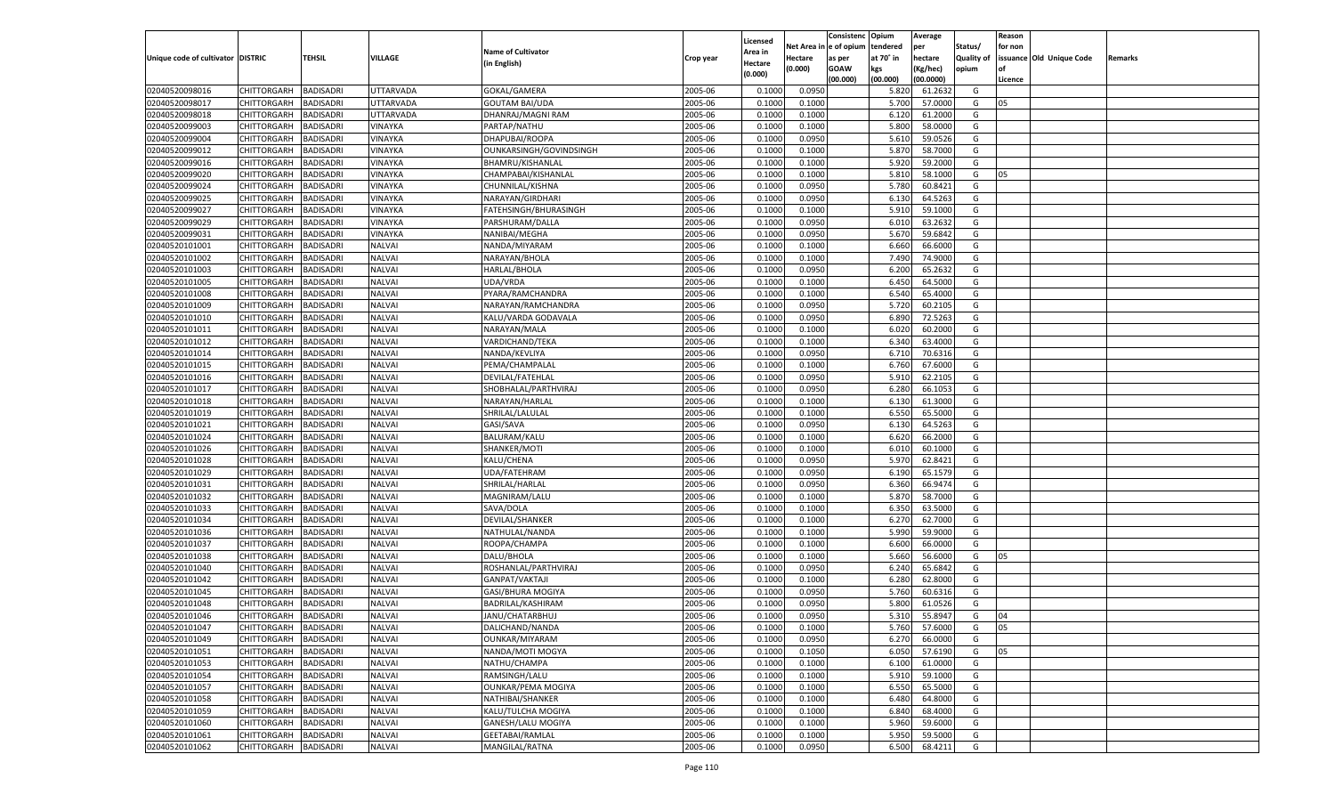| Unique code of cultivator | DISTRIC | TEHSIL | VILLAGE | Name of Cultivator (in English) | Crop year | Licensed Area in Hectare (0.000) | Net Area in Hectare (0.000) | Consistenc e of opium as per GOAW (00.000) | Opium tendered at 70° in kgs (00.000) | Average per hectare (Kg/hec) (00.0000) | Status/ Quality of opium | Reason for non issuance of Licence | Old Unique Code | Remarks |
|---|---|---|---|---|---|---|---|---|---|---|---|---|---|---|
| 02040520098016 | CHITTORGARH | BADISADRI | UTTARVADA | GOKAL/GAMERA | 2005-06 | 0.1000 | 0.0950 | | 5.820 | 61.2632 | G | | | |
| 02040520098017 | CHITTORGARH | BADISADRI | UTTARVADA | GOUTAM BAI/UDA | 2005-06 | 0.1000 | 0.1000 | | 5.700 | 57.0000 | G | 05 | | |
| 02040520098018 | CHITTORGARH | BADISADRI | UTTARVADA | DHANRAJ/MAGNI RAM | 2005-06 | 0.1000 | 0.1000 | | 6.120 | 61.2000 | G | | | |
| 02040520099003 | CHITTORGARH | BADISADRI | VINAYKA | PARTAP/NATHU | 2005-06 | 0.1000 | 0.1000 | | 5.800 | 58.0000 | G | | | |
| 02040520099004 | CHITTORGARH | BADISADRI | VINAYKA | DHAPUBAI/ROOPA | 2005-06 | 0.1000 | 0.0950 | | 5.610 | 59.0526 | G | | | |
| 02040520099012 | CHITTORGARH | BADISADRI | VINAYKA | OUNKARSINGH/GOVINDSINGH | 2005-06 | 0.1000 | 0.1000 | | 5.870 | 58.7000 | G | | | |
| 02040520099016 | CHITTORGARH | BADISADRI | VINAYKA | BHAMRU/KISHANLAL | 2005-06 | 0.1000 | 0.1000 | | 5.920 | 59.2000 | G | | | |
| 02040520099020 | CHITTORGARH | BADISADRI | VINAYKA | CHAMPABAI/KISHANLAL | 2005-06 | 0.1000 | 0.1000 | | 5.810 | 58.1000 | G | 05 | | |
| 02040520099024 | CHITTORGARH | BADISADRI | VINAYKA | CHUNNILAL/KISHNA | 2005-06 | 0.1000 | 0.0950 | | 5.780 | 60.8421 | G | | | |
| 02040520099025 | CHITTORGARH | BADISADRI | VINAYKA | NARAYAN/GIRDHARI | 2005-06 | 0.1000 | 0.0950 | | 6.130 | 64.5263 | G | | | |
| 02040520099027 | CHITTORGARH | BADISADRI | VINAYKA | FATEHSINGH/BHURASINGH | 2005-06 | 0.1000 | 0.1000 | | 5.910 | 59.1000 | G | | | |
| 02040520099029 | CHITTORGARH | BADISADRI | VINAYKA | PARSHURAM/DALLA | 2005-06 | 0.1000 | 0.0950 | | 6.010 | 63.2632 | G | | | |
| 02040520099031 | CHITTORGARH | BADISADRI | VINAYKA | NANIBAI/MEGHA | 2005-06 | 0.1000 | 0.0950 | | 5.670 | 59.6842 | G | | | |
| 02040520101001 | CHITTORGARH | BADISADRI | NALVAI | NANDA/MIYARAM | 2005-06 | 0.1000 | 0.1000 | | 6.660 | 66.6000 | G | | | |
| 02040520101002 | CHITTORGARH | BADISADRI | NALVAI | NARAYAN/BHOLA | 2005-06 | 0.1000 | 0.1000 | | 7.490 | 74.9000 | G | | | |
| 02040520101003 | CHITTORGARH | BADISADRI | NALVAI | HARLAL/BHOLA | 2005-06 | 0.1000 | 0.0950 | | 6.200 | 65.2632 | G | | | |
| 02040520101005 | CHITTORGARH | BADISADRI | NALVAI | UDA/VRDA | 2005-06 | 0.1000 | 0.1000 | | 6.450 | 64.5000 | G | | | |
| 02040520101008 | CHITTORGARH | BADISADRI | NALVAI | PYARA/RAMCHANDRA | 2005-06 | 0.1000 | 0.1000 | | 6.540 | 65.4000 | G | | | |
| 02040520101009 | CHITTORGARH | BADISADRI | NALVAI | NARAYAN/RAMCHANDRA | 2005-06 | 0.1000 | 0.0950 | | 5.720 | 60.2105 | G | | | |
| 02040520101010 | CHITTORGARH | BADISADRI | NALVAI | KALU/VARDA GODAVALA | 2005-06 | 0.1000 | 0.0950 | | 6.890 | 72.5263 | G | | | |
| 02040520101011 | CHITTORGARH | BADISADRI | NALVAI | NARAYAN/MALA | 2005-06 | 0.1000 | 0.1000 | | 6.020 | 60.2000 | G | | | |
| 02040520101012 | CHITTORGARH | BADISADRI | NALVAI | VARDICHAND/TEKA | 2005-06 | 0.1000 | 0.1000 | | 6.340 | 63.4000 | G | | | |
| 02040520101014 | CHITTORGARH | BADISADRI | NALVAI | NANDA/KEVLIYA | 2005-06 | 0.1000 | 0.0950 | | 6.710 | 70.6316 | G | | | |
| 02040520101015 | CHITTORGARH | BADISADRI | NALVAI | PEMA/CHAMPALAL | 2005-06 | 0.1000 | 0.1000 | | 6.760 | 67.6000 | G | | | |
| 02040520101016 | CHITTORGARH | BADISADRI | NALVAI | DEVILAL/FATEHLAL | 2005-06 | 0.1000 | 0.0950 | | 5.910 | 62.2105 | G | | | |
| 02040520101017 | CHITTORGARH | BADISADRI | NALVAI | SHOBHALAL/PARTHVIRAJ | 2005-06 | 0.1000 | 0.0950 | | 6.280 | 66.1053 | G | | | |
| 02040520101018 | CHITTORGARH | BADISADRI | NALVAI | NARAYAN/HARLAL | 2005-06 | 0.1000 | 0.1000 | | 6.130 | 61.3000 | G | | | |
| 02040520101019 | CHITTORGARH | BADISADRI | NALVAI | SHRILAL/LALULAL | 2005-06 | 0.1000 | 0.1000 | | 6.550 | 65.5000 | G | | | |
| 02040520101021 | CHITTORGARH | BADISADRI | NALVAI | GASI/SAVA | 2005-06 | 0.1000 | 0.0950 | | 6.130 | 64.5263 | G | | | |
| 02040520101024 | CHITTORGARH | BADISADRI | NALVAI | BALURAM/KALU | 2005-06 | 0.1000 | 0.1000 | | 6.620 | 66.2000 | G | | | |
| 02040520101026 | CHITTORGARH | BADISADRI | NALVAI | SHANKER/MOTI | 2005-06 | 0.1000 | 0.1000 | | 6.010 | 60.1000 | G | | | |
| 02040520101028 | CHITTORGARH | BADISADRI | NALVAI | KALU/CHENA | 2005-06 | 0.1000 | 0.0950 | | 5.970 | 62.8421 | G | | | |
| 02040520101029 | CHITTORGARH | BADISADRI | NALVAI | UDA/FATEHRAM | 2005-06 | 0.1000 | 0.0950 | | 6.190 | 65.1579 | G | | | |
| 02040520101031 | CHITTORGARH | BADISADRI | NALVAI | SHRILAL/HARLAL | 2005-06 | 0.1000 | 0.0950 | | 6.360 | 66.9474 | G | | | |
| 02040520101032 | CHITTORGARH | BADISADRI | NALVAI | MAGNIRAM/LALU | 2005-06 | 0.1000 | 0.1000 | | 5.870 | 58.7000 | G | | | |
| 02040520101033 | CHITTORGARH | BADISADRI | NALVAI | SAVA/DOLA | 2005-06 | 0.1000 | 0.1000 | | 6.350 | 63.5000 | G | | | |
| 02040520101034 | CHITTORGARH | BADISADRI | NALVAI | DEVILAL/SHANKER | 2005-06 | 0.1000 | 0.1000 | | 6.270 | 62.7000 | G | | | |
| 02040520101036 | CHITTORGARH | BADISADRI | NALVAI | NATHULAL/NANDA | 2005-06 | 0.1000 | 0.1000 | | 5.990 | 59.9000 | G | | | |
| 02040520101037 | CHITTORGARH | BADISADRI | NALVAI | ROOPA/CHAMPA | 2005-06 | 0.1000 | 0.1000 | | 6.600 | 66.0000 | G | | | |
| 02040520101038 | CHITTORGARH | BADISADRI | NALVAI | DALU/BHOLA | 2005-06 | 0.1000 | 0.1000 | | 5.660 | 56.6000 | G | 05 | | |
| 02040520101040 | CHITTORGARH | BADISADRI | NALVAI | ROSHANLAL/PARTHVIRAJ | 2005-06 | 0.1000 | 0.0950 | | 6.240 | 65.6842 | G | | | |
| 02040520101042 | CHITTORGARH | BADISADRI | NALVAI | GANPAT/VAKTAJI | 2005-06 | 0.1000 | 0.1000 | | 6.280 | 62.8000 | G | | | |
| 02040520101045 | CHITTORGARH | BADISADRI | NALVAI | GASI/BHURA MOGIYA | 2005-06 | 0.1000 | 0.0950 | | 5.760 | 60.6316 | G | | | |
| 02040520101048 | CHITTORGARH | BADISADRI | NALVAI | BADRILAL/KASHIRAM | 2005-06 | 0.1000 | 0.0950 | | 5.800 | 61.0526 | G | | | |
| 02040520101046 | CHITTORGARH | BADISADRI | NALVAI | JANU/CHATARBHUJ | 2005-06 | 0.1000 | 0.0950 | | 5.310 | 55.8947 | G | 04 | | |
| 02040520101047 | CHITTORGARH | BADISADRI | NALVAI | DALICHAND/NANDA | 2005-06 | 0.1000 | 0.1000 | | 5.760 | 57.6000 | G | 05 | | |
| 02040520101049 | CHITTORGARH | BADISADRI | NALVAI | OUNKAR/MIYARAM | 2005-06 | 0.1000 | 0.0950 | | 6.270 | 66.0000 | G | | | |
| 02040520101051 | CHITTORGARH | BADISADRI | NALVAI | NANDA/MOTI MOGYA | 2005-06 | 0.1000 | 0.1050 | | 6.050 | 57.6190 | G | 05 | | |
| 02040520101053 | CHITTORGARH | BADISADRI | NALVAI | NATHU/CHAMPA | 2005-06 | 0.1000 | 0.1000 | | 6.100 | 61.0000 | G | | | |
| 02040520101054 | CHITTORGARH | BADISADRI | NALVAI | RAMSINGH/LALU | 2005-06 | 0.1000 | 0.1000 | | 5.910 | 59.1000 | G | | | |
| 02040520101057 | CHITTORGARH | BADISADRI | NALVAI | OUNKAR/PEMA MOGIYA | 2005-06 | 0.1000 | 0.1000 | | 6.550 | 65.5000 | G | | | |
| 02040520101058 | CHITTORGARH | BADISADRI | NALVAI | NATHIBAI/SHANKER | 2005-06 | 0.1000 | 0.1000 | | 6.480 | 64.8000 | G | | | |
| 02040520101059 | CHITTORGARH | BADISADRI | NALVAI | KALU/TULCHA MOGIYA | 2005-06 | 0.1000 | 0.1000 | | 6.840 | 68.4000 | G | | | |
| 02040520101060 | CHITTORGARH | BADISADRI | NALVAI | GANESH/LALU MOGIYA | 2005-06 | 0.1000 | 0.1000 | | 5.960 | 59.6000 | G | | | |
| 02040520101061 | CHITTORGARH | BADISADRI | NALVAI | GEETABAI/RAMLAL | 2005-06 | 0.1000 | 0.1000 | | 5.950 | 59.5000 | G | | | |
| 02040520101062 | CHITTORGARH | BADISADRI | NALVAI | MANGILAL/RATNA | 2005-06 | 0.1000 | 0.0950 | | 6.500 | 68.4211 | G | | | |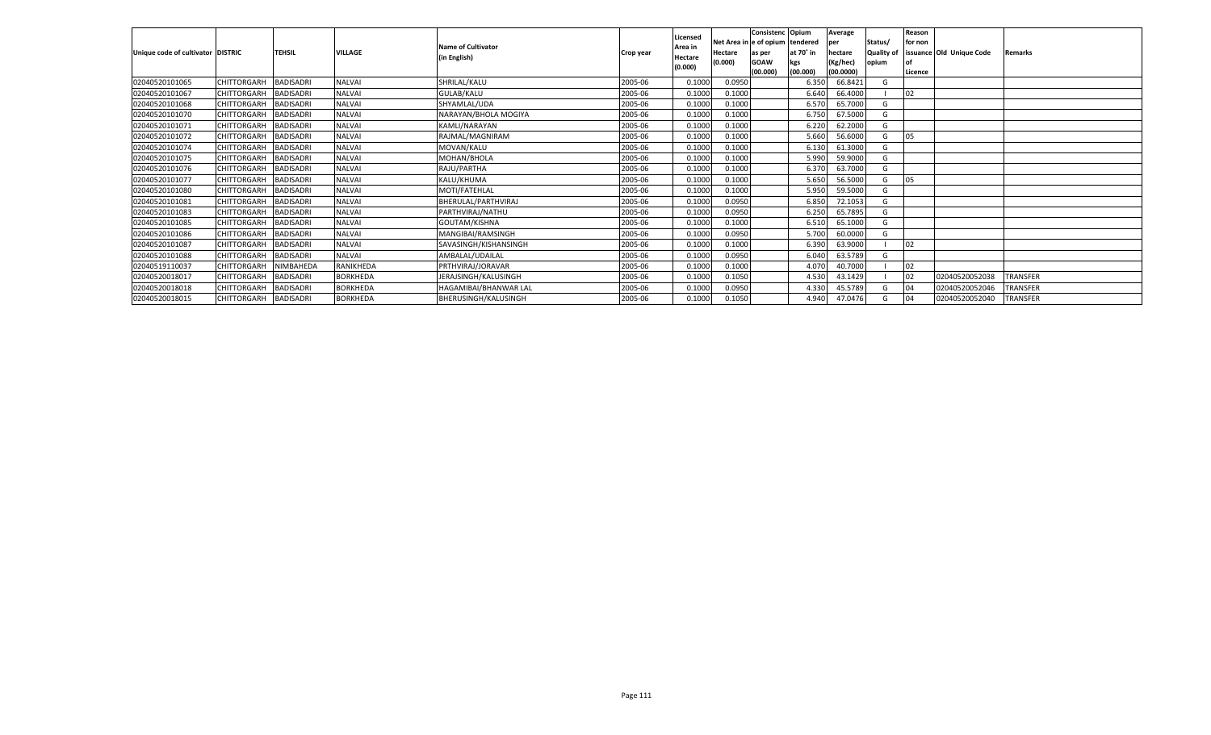| Unique code of cultivator | DISTRIC | TEHSIL | VILLAGE | Name of Cultivator (in English) | Crop year | Licensed Area in Hectare (0.000) | Net Area in Hectare (0.000) | Consistence of opium as per GOAW (00.000) | Opium tendered at 70˚ in kgs (00.000) | Average per hectare (Kg/hec) (00.0000) | Status/ Quality of opium | Reason for non issuance of Licence | Old Unique Code | Remarks |
|---|---|---|---|---|---|---|---|---|---|---|---|---|---|---|
| 02040520101065 | CHITTORGARH | BADISADRI | NALVAI | SHRILAL/KALU | 2005-06 | 0.1000 | 0.0950 | | 6.350 | 66.8421 | G | | | |
| 02040520101067 | CHITTORGARH | BADISADRI | NALVAI | GULAB/KALU | 2005-06 | 0.1000 | 0.1000 | | 6.640 | 66.4000 | I | 02 | | |
| 02040520101068 | CHITTORGARH | BADISADRI | NALVAI | SHYAMLAL/UDA | 2005-06 | 0.1000 | 0.1000 | | 6.570 | 65.7000 | G | | | |
| 02040520101070 | CHITTORGARH | BADISADRI | NALVAI | NARAYAN/BHOLA MOGIYA | 2005-06 | 0.1000 | 0.1000 | | 6.750 | 67.5000 | G | | | |
| 02040520101071 | CHITTORGARH | BADISADRI | NALVAI | KAMLI/NARAYAN | 2005-06 | 0.1000 | 0.1000 | | 6.220 | 62.2000 | G | | | |
| 02040520101072 | CHITTORGARH | BADISADRI | NALVAI | RAJMAL/MAGNIRAM | 2005-06 | 0.1000 | 0.1000 | | 5.660 | 56.6000 | G | 05 | | |
| 02040520101074 | CHITTORGARH | BADISADRI | NALVAI | MOVAN/KALU | 2005-06 | 0.1000 | 0.1000 | | 6.130 | 61.3000 | G | | | |
| 02040520101075 | CHITTORGARH | BADISADRI | NALVAI | MOHAN/BHOLA | 2005-06 | 0.1000 | 0.1000 | | 5.990 | 59.9000 | G | | | |
| 02040520101076 | CHITTORGARH | BADISADRI | NALVAI | RAJU/PARTHA | 2005-06 | 0.1000 | 0.1000 | | 6.370 | 63.7000 | G | | | |
| 02040520101077 | CHITTORGARH | BADISADRI | NALVAI | KALU/KHUMA | 2005-06 | 0.1000 | 0.1000 | | 5.650 | 56.5000 | G | 05 | | |
| 02040520101080 | CHITTORGARH | BADISADRI | NALVAI | MOTI/FATEHLAL | 2005-06 | 0.1000 | 0.1000 | | 5.950 | 59.5000 | G | | | |
| 02040520101081 | CHITTORGARH | BADISADRI | NALVAI | BHERULAL/PARTHVIRAJ | 2005-06 | 0.1000 | 0.0950 | | 6.850 | 72.1053 | G | | | |
| 02040520101083 | CHITTORGARH | BADISADRI | NALVAI | PARTHVIRAJ/NATHU | 2005-06 | 0.1000 | 0.0950 | | 6.250 | 65.7895 | G | | | |
| 02040520101085 | CHITTORGARH | BADISADRI | NALVAI | GOUTAM/KISHNA | 2005-06 | 0.1000 | 0.1000 | | 6.510 | 65.1000 | G | | | |
| 02040520101086 | CHITTORGARH | BADISADRI | NALVAI | MANGIBAI/RAMSINGH | 2005-06 | 0.1000 | 0.0950 | | 5.700 | 60.0000 | G | | | |
| 02040520101087 | CHITTORGARH | BADISADRI | NALVAI | SAVASINGH/KISHANSINGH | 2005-06 | 0.1000 | 0.1000 | | 6.390 | 63.9000 | I | 02 | | |
| 02040520101088 | CHITTORGARH | BADISADRI | NALVAI | AMBALAL/UDAILAL | 2005-06 | 0.1000 | 0.0950 | | 6.040 | 63.5789 | G | | | |
| 02040519110037 | CHITTORGARH | NIMBAHEDA | RANIKHEDA | PRTHVIRAJ/JORAVAR | 2005-06 | 0.1000 | 0.1000 | | 4.070 | 40.7000 | I | 02 | | |
| 02040520018017 | CHITTORGARH | BADISADRI | BORKHEDA | JERAJSINGH/KALUSINGH | 2005-06 | 0.1000 | 0.1050 | | 4.530 | 43.1429 | I | 02 | 02040520052038 | TRANSFER |
| 02040520018018 | CHITTORGARH | BADISADRI | BORKHEDA | HAGAMIBAI/BHANWAR LAL | 2005-06 | 0.1000 | 0.0950 | | 4.330 | 45.5789 | G | 04 | 02040520052046 | TRANSFER |
| 02040520018015 | CHITTORGARH | BADISADRI | BORKHEDA | BHERUSINGH/KALUSINGH | 2005-06 | 0.1000 | 0.1050 | | 4.940 | 47.0476 | G | 04 | 02040520052040 | TRANSFER |